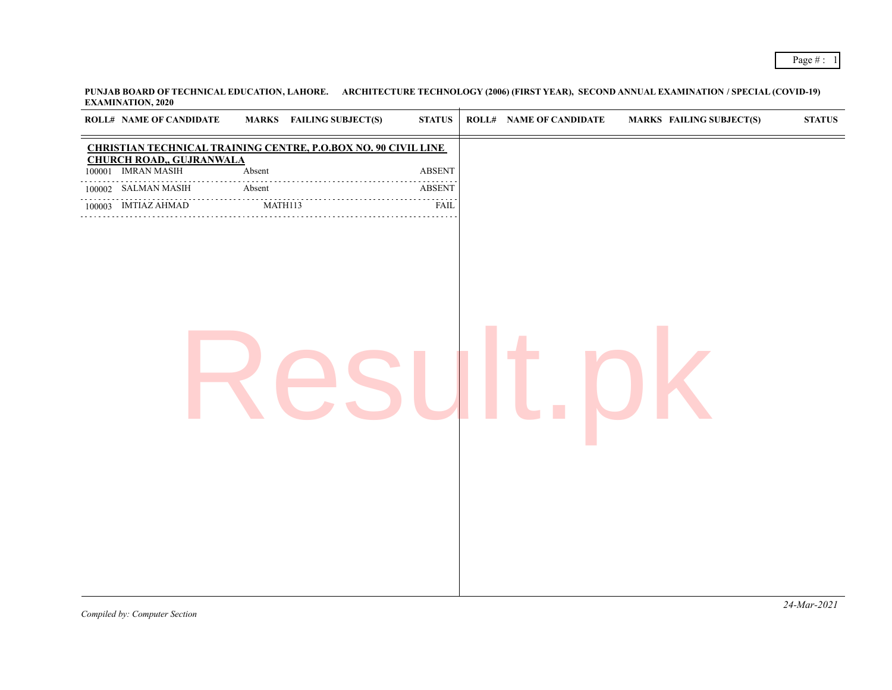**PUNJAB BOARD OF TECHNICAL EDUCATION, LAHORE. ARCHITECTURE TECHNOLOGY (2006) (FIRST YEAR), SECOND ANNUAL EXAMINATION / SPECIAL (COVID-19) EXAMINATION, 2020**

| ROLL# | NAME OF CANDIDATE | MARKS | FAILING SUBJECT(S) | STATUS |
|---|---|---|---|---|
| **CHRISTIAN TECHNICAL TRAINING CENTRE, P.O.BOX NO. 90 CIVIL LINE CHURCH ROAD,, GUJRANWALA** | | | | |
| 100001 | IMRAN MASIH | Absent | | ABSENT |
| 100002 | SALMAN MASIH | Absent | | ABSENT |
| 100003 | IMTIAZ AHMAD | | MATH113 | FAIL |

*Compiled by: Computer Section*

*24-Mar-2021*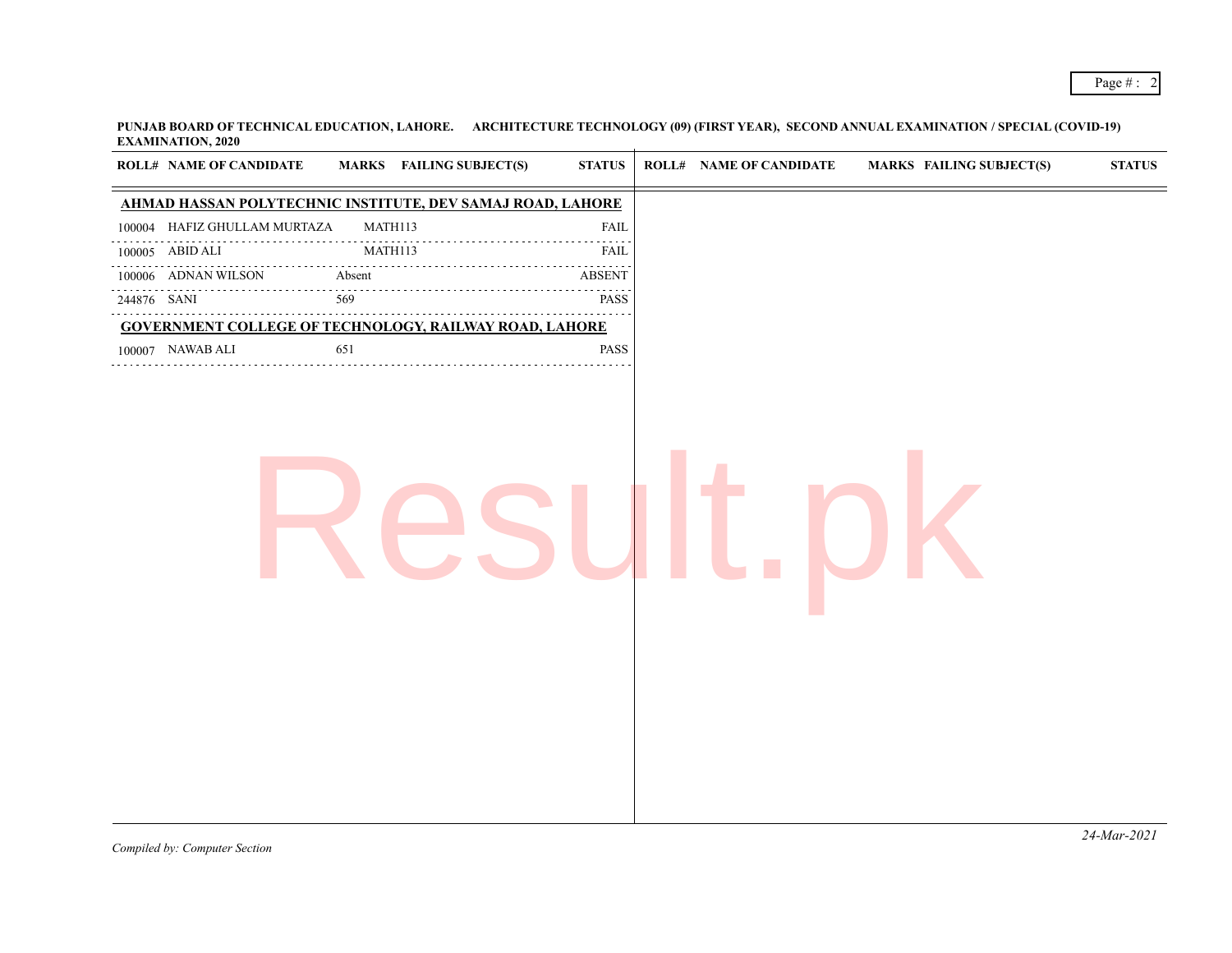**PUNJAB BOARD OF TECHNICAL EDUCATION, LAHORE. ARCHITECTURE TECHNOLOGY (09) (FIRST YEAR), SECOND ANNUAL EXAMINATION / SPECIAL (COVID-19) EXAMINATION, 2020**

| ROLL# | NAME OF CANDIDATE | MARKS | FAILING SUBJECT(S) | STATUS |
|---|---|---|---|---|
| **AHMAD HASSAN POLYTECHNIC INSTITUTE, DEV SAMAJ ROAD, LAHORE** | | | | |
| 100004 | HAFIZ GHULLAM MURTAZA | | MATH113 | FAIL |
| 100005 | ABID ALI | | MATH113 | FAIL |
| 100006 | ADNAN WILSON | Absent | | ABSENT |
| 244876 | SANI | 569 | | PASS |
| **GOVERNMENT COLLEGE OF TECHNOLOGY, RAILWAY ROAD, LAHORE** | | | | |
| 100007 | NAWAB ALI | 651 | | PASS |

*Compiled by: Computer Section*

*24-Mar-2021*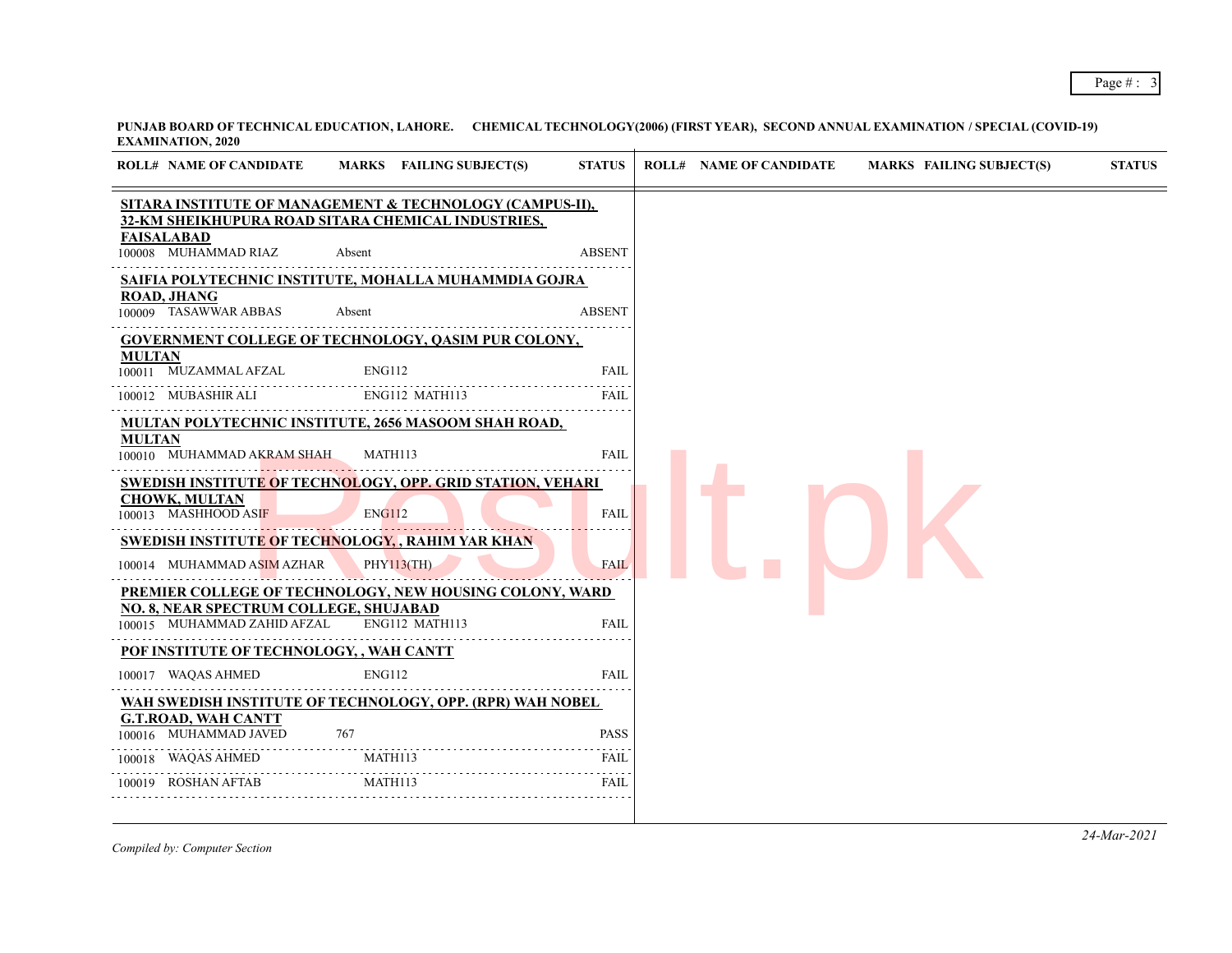**PUNJAB BOARD OF TECHNICAL EDUCATION, LAHORE. CHEMICAL TECHNOLOGY(2006) (FIRST YEAR), SECOND ANNUAL EXAMINATION / SPECIAL (COVID-19) EXAMINATION, 2020**

| ROLL# | NAME OF CANDIDATE | MARKS | FAILING SUBJECT(S) | STATUS |
|---|---|---|---|---|
| **SITARA INSTITUTE OF MANAGEMENT & TECHNOLOGY (CAMPUS-II), 32-KM SHEIKHUPURA ROAD SITARA CHEMICAL INDUSTRIES, FAISALABAD** | | | | |
| 100008 | MUHAMMAD RIAZ | Absent | | ABSENT |
| **SAIFIA POLYTECHNIC INSTITUTE, MOHALLA MUHAMMDIA GOJRA ROAD, JHANG** | | | | |
| 100009 | TASAWWAR ABBAS | Absent | | ABSENT |
| **GOVERNMENT COLLEGE OF TECHNOLOGY, QASIM PUR COLONY, MULTAN** | | | | |
| 100011 | MUZAMMAL AFZAL | | ENG112 | FAIL |
| 100012 | MUBASHIR ALI | | ENG112 MATH113 | FAIL |
| **MULTAN POLYTECHNIC INSTITUTE, 2656 MASOOM SHAH ROAD, MULTAN** | | | | |
| 100010 | MUHAMMAD AKRAM SHAH | | MATH113 | FAIL |
| **SWEDISH INSTITUTE OF TECHNOLOGY, OPP. GRID STATION, VEHARI CHOWK, MULTAN** | | | | |
| 100013 | MASHHOOD ASIF | | ENG112 | FAIL |
| **SWEDISH INSTITUTE OF TECHNOLOGY, , RAHIM YAR KHAN** | | | | |
| 100014 | MUHAMMAD ASIM AZHAR | | PHY113(TH) | FAIL |
| **PREMIER COLLEGE OF TECHNOLOGY, NEW HOUSING COLONY, WARD NO. 8, NEAR SPECTRUM COLLEGE, SHUJABAD** | | | | |
| 100015 | MUHAMMAD ZAHID AFZAL | | ENG112 MATH113 | FAIL |
| **POF INSTITUTE OF TECHNOLOGY, , WAH CANTT** | | | | |
| 100017 | WAQAS AHMED | | ENG112 | FAIL |
| **WAH SWEDISH INSTITUTE OF TECHNOLOGY, OPP. (RPR) WAH NOBEL G.T.ROAD, WAH CANTT** | | | | |
| 100016 | MUHAMMAD JAVED | 767 | | PASS |
| 100018 | WAQAS AHMED | | MATH113 | FAIL |
| 100019 | ROSHAN AFTAB | | MATH113 | FAIL |

*Compiled by: Computer Section*

*24-Mar-2021*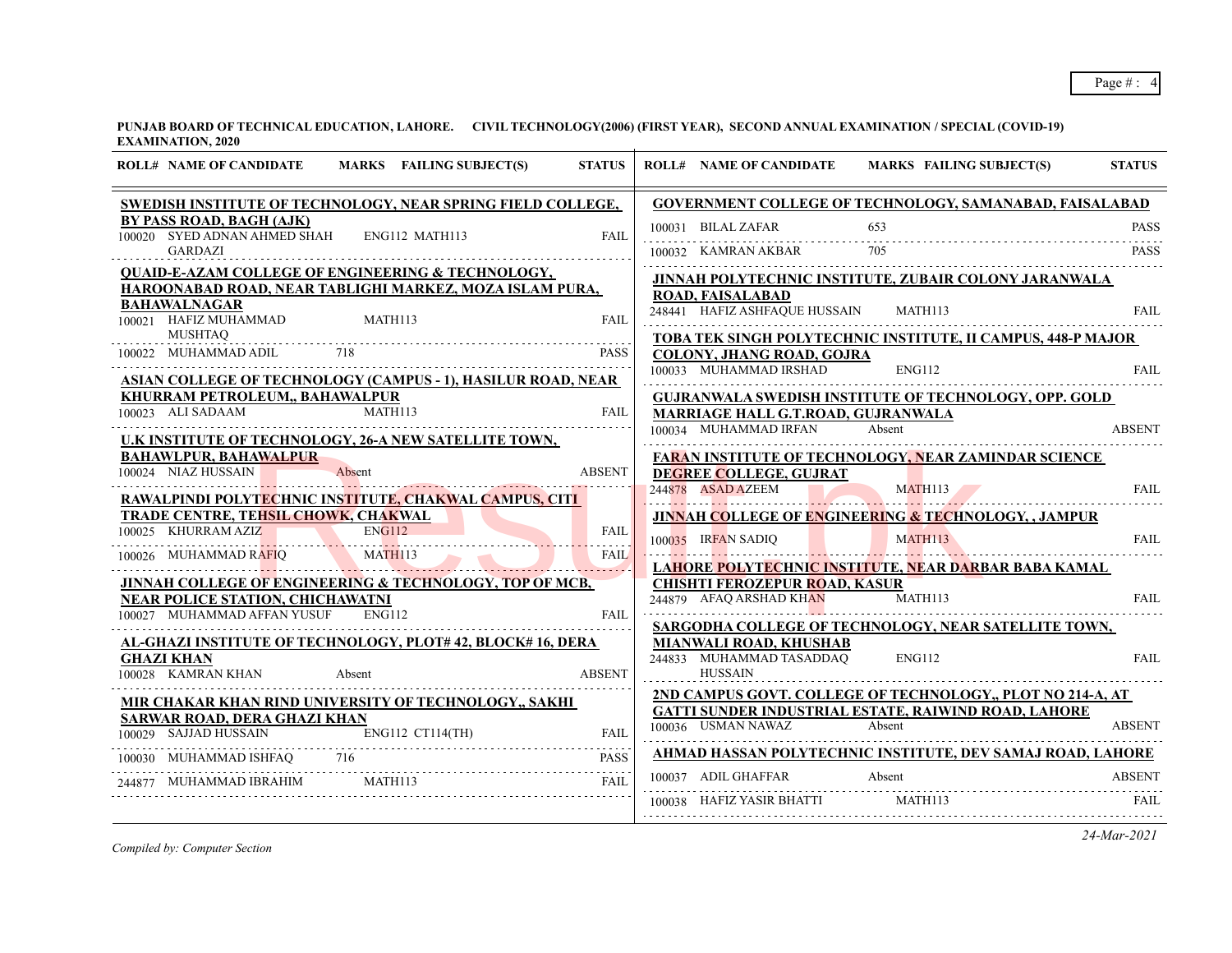**PUNJAB BOARD OF TECHNICAL EDUCATION, LAHORE. CIVIL TECHNOLOGY(2006) (FIRST YEAR), SECOND ANNUAL EXAMINATION / SPECIAL (COVID-19) EXAMINATION, 2020**

| ROLL# | NAME OF CANDIDATE | MARKS | FAILING SUBJECT(S) | STATUS |
|---|---|---|---|---|
| **SWEDISH INSTITUTE OF TECHNOLOGY, NEAR SPRING FIELD COLLEGE, BY PASS ROAD, BAGH (AJK)** | | | | |
| 100020 | SYED ADNAN AHMED SHAH GARDAZI | | ENG112 MATH113 | FAIL |
| **QUAID-E-AZAM COLLEGE OF ENGINEERING & TECHNOLOGY, HAROONABAD ROAD, NEAR TABLIGHI MARKEZ, MOZA ISLAM PURA, BAHAWALNAGAR** | | | | |
| 100021 | HAFIZ MUHAMMAD MUSHTAQ | | MATH113 | FAIL |
| 100022 | MUHAMMAD ADIL | 718 | | PASS |
| **ASIAN COLLEGE OF TECHNOLOGY (CAMPUS - 1), HASILUR ROAD, NEAR KHURRAM PETROLEUM,, BAHAWALPUR** | | | | |
| 100023 | ALI SADAAM | | MATH113 | FAIL |
| **U.K INSTITUTE OF TECHNOLOGY, 26-A NEW SATELLITE TOWN, BAHAWLPUR, BAHAWALPUR** | | | | |
| 100024 | NIAZ HUSSAIN | Absent | | ABSENT |
| **RAWALPINDI POLYTECHNIC INSTITUTE, CHAKWAL CAMPUS, CITI TRADE CENTRE, TEHSIL CHOWK, CHAKWAL** | | | | |
| 100025 | KHURRAM AZIZ | | ENG112 | FAIL |
| 100026 | MUHAMMAD RAFIQ | | MATH113 | FAIL |
| **JINNAH COLLEGE OF ENGINEERING & TECHNOLOGY, TOP OF MCB, NEAR POLICE STATION, CHICHAWATNI** | | | | |
| 100027 | MUHAMMAD AFFAN YUSUF | | ENG112 | FAIL |
| **AL-GHAZI INSTITUTE OF TECHNOLOGY, PLOT# 42, BLOCK# 16, DERA GHAZI KHAN** | | | | |
| 100028 | KAMRAN KHAN | Absent | | ABSENT |
| **MIR CHAKAR KHAN RIND UNIVERSITY OF TECHNOLOGY,, SAKHI SARWAR ROAD, DERA GHAZI KHAN** | | | | |
| 100029 | SAJJAD HUSSAIN | | ENG112 CT114(TH) | FAIL |
| 100030 | MUHAMMAD ISHFAQ | 716 | | PASS |
| 244877 | MUHAMMAD IBRAHIM | | MATH113 | FAIL |
| **GOVERNMENT COLLEGE OF TECHNOLOGY, SAMANABAD, FAISALABAD** | | | | |
| 100031 | BILAL ZAFAR | 653 | | PASS |
| 100032 | KAMRAN AKBAR | 705 | | PASS |
| **JINNAH POLYTECHNIC INSTITUTE, ZUBAIR COLONY JARANWALA ROAD, FAISALABAD** | | | | |
| 248441 | HAFIZ ASHFAQUE HUSSAIN | | MATH113 | FAIL |
| **TOBA TEK SINGH POLYTECHNIC INSTITUTE, II CAMPUS, 448-P MAJOR COLONY, JHANG ROAD, GOJRA** | | | | |
| 100033 | MUHAMMAD IRSHAD | | ENG112 | FAIL |
| **GUJRANWALA SWEDISH INSTITUTE OF TECHNOLOGY, OPP. GOLD MARRIAGE HALL G.T.ROAD, GUJRANWALA** | | | | |
| 100034 | MUHAMMAD IRFAN | Absent | | ABSENT |
| **FARAN INSTITUTE OF TECHNOLOGY, NEAR ZAMINDAR SCIENCE DEGREE COLLEGE, GUJRAT** | | | | |
| 244878 | ASAD AZEEM | | MATH113 | FAIL |
| **JINNAH COLLEGE OF ENGINEERING & TECHNOLOGY, , JAMPUR** | | | | |
| 100035 | IRFAN SADIQ | | MATH113 | FAIL |
| **LAHORE POLYTECHNIC INSTITUTE, NEAR DARBAR BABA KAMAL CHISHTI FEROZEPUR ROAD, KASUR** | | | | |
| 244879 | AFAQ ARSHAD KHAN | | MATH113 | FAIL |
| **SARGODHA COLLEGE OF TECHNOLOGY, NEAR SATELLITE TOWN, MIANWALI ROAD, KHUSHAB** | | | | |
| 244833 | MUHAMMAD TASADDAQ HUSSAIN | | ENG112 | FAIL |
| **2ND CAMPUS GOVT. COLLEGE OF TECHNOLOGY,, PLOT NO 214-A, AT GATTI SUNDER INDUSTRIAL ESTATE, RAIWIND ROAD, LAHORE** | | | | |
| 100036 | USMAN NAWAZ | Absent | | ABSENT |
| **AHMAD HASSAN POLYTECHNIC INSTITUTE, DEV SAMAJ ROAD, LAHORE** | | | | |
| 100037 | ADIL GHAFFAR | Absent | | ABSENT |
| 100038 | HAFIZ YASIR BHATTI | | MATH113 | FAIL |

*Compiled by: Computer Section*

*24-Mar-2021*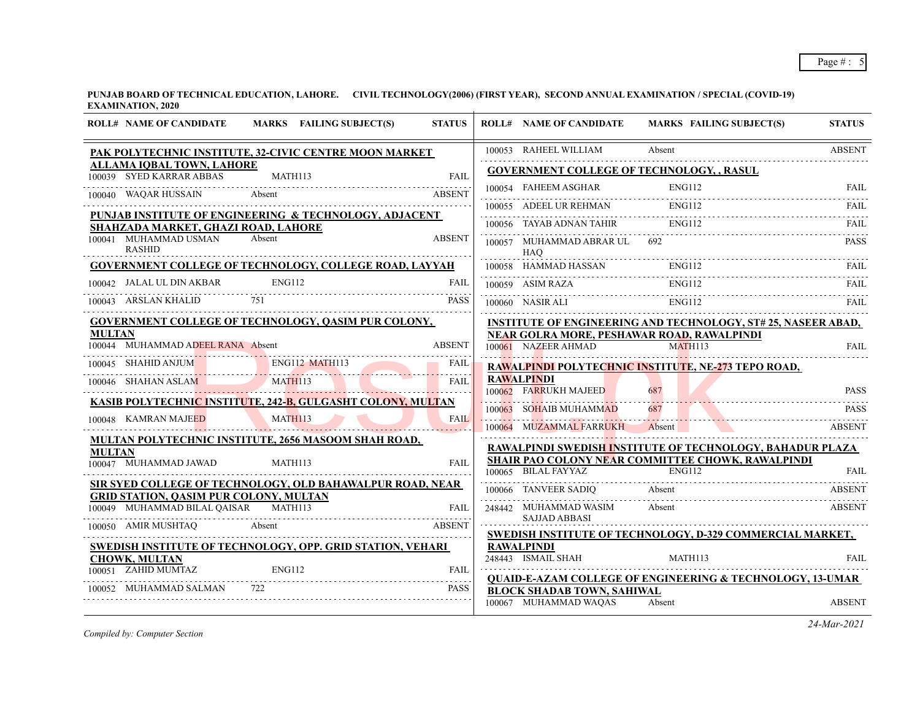**PUNJAB BOARD OF TECHNICAL EDUCATION, LAHORE. CIVIL TECHNOLOGY(2006) (FIRST YEAR), SECOND ANNUAL EXAMINATION / SPECIAL (COVID-19) EXAMINATION, 2020**

| ROLL# | NAME OF CANDIDATE | MARKS | FAILING SUBJECT(S) | STATUS |
|---|---|---|---|---|
| **PAK POLYTECHNIC INSTITUTE, 32-CIVIC CENTRE MOON MARKET ALLAMA IQBAL TOWN, LAHORE** | | | | |
| 100039 | SYED KARRAR ABBAS | | MATH113 | FAIL |
| 100040 | WAQAR HUSSAIN | Absent | | ABSENT |
| **PUNJAB INSTITUTE OF ENGINEERING & TECHNOLOGY, ADJACENT SHAHZADA MARKET, GHAZI ROAD, LAHORE** | | | | |
| 100041 | MUHAMMAD USMAN RASHID | Absent | | ABSENT |
| **GOVERNMENT COLLEGE OF TECHNOLOGY, COLLEGE ROAD, LAYYAH** | | | | |
| 100042 | JALAL UL DIN AKBAR | | ENG112 | FAIL |
| 100043 | ARSLAN KHALID | 751 | | PASS |
| **GOVERNMENT COLLEGE OF TECHNOLOGY, QASIM PUR COLONY, MULTAN** | | | | |
| 100044 | MUHAMMAD ADEEL RANA | Absent | | ABSENT |
| 100045 | SHAHID ANJUM | | ENG112 MATH113 | FAIL |
| 100046 | SHAHAN ASLAM | | MATH113 | FAIL |
| **KASIB POLYTECHNIC INSTITUTE, 242-B, GULGASHT COLONY, MULTAN** | | | | |
| 100048 | KAMRAN MAJEED | | MATH113 | FAIL |
| **MULTAN POLYTECHNIC INSTITUTE, 2656 MASOOM SHAH ROAD, MULTAN** | | | | |
| 100047 | MUHAMMAD JAWAD | | MATH113 | FAIL |
| **SIR SYED COLLEGE OF TECHNOLOGY, OLD BAHAWALPUR ROAD, NEAR GRID STATION, QASIM PUR COLONY, MULTAN** | | | | |
| 100049 | MUHAMMAD BILAL QAISAR | | MATH113 | FAIL |
| 100050 | AMIR MUSHTAQ | Absent | | ABSENT |
| **SWEDISH INSTITUTE OF TECHNOLOGY, OPP. GRID STATION, VEHARI CHOWK, MULTAN** | | | | |
| 100051 | ZAHID MUMTAZ | | ENG112 | FAIL |
| 100052 | MUHAMMAD SALMAN | 722 | | PASS |
| 100053 | RAHEEL WILLIAM | Absent | | ABSENT |
| **GOVERNMENT COLLEGE OF TECHNOLOGY, , RASUL** | | | | |
| 100054 | FAHEEM ASGHAR | | ENG112 | FAIL |
| 100055 | ADEEL UR REHMAN | | ENG112 | FAIL |
| 100056 | TAYAB ADNAN TAHIR | | ENG112 | FAIL |
| 100057 | MUHAMMAD ABRAR UL HAQ | 692 | | PASS |
| 100058 | HAMMAD HASSAN | | ENG112 | FAIL |
| 100059 | ASIM RAZA | | ENG112 | FAIL |
| 100060 | NASIR ALI | | ENG112 | FAIL |
| **INSTITUTE OF ENGINEERING AND TECHNOLOGY, ST# 25, NASEER ABAD, NEAR GOLRA MORE, PESHAWAR ROAD, RAWALPINDI** | | | | |
| 100061 | NAZEER AHMAD | | MATH113 | FAIL |
| **RAWALPINDI POLYTECHNIC INSTITUTE, NE-273 TEPO ROAD, RAWALPINDI** | | | | |
| 100062 | FARRUKH MAJEED | 687 | | PASS |
| 100063 | SOHAIB MUHAMMAD | 687 | | PASS |
| 100064 | MUZAMMAL FARRUKH | Absent | | ABSENT |
| **RAWALPINDI SWEDISH INSTITUTE OF TECHNOLOGY, BAHADUR PLAZA SHAIR PAO COLONY NEAR COMMITTEE CHOWK, RAWALPINDI** | | | | |
| 100065 | BILAL FAYYAZ | | ENG112 | FAIL |
| 100066 | TANVEER SADIQ | Absent | | ABSENT |
| 248442 | MUHAMMAD WASIM SAJJAD ABBASI | Absent | | ABSENT |
| **SWEDISH INSTITUTE OF TECHNOLOGY, D-329 COMMERCIAL MARKET, RAWALPINDI** | | | | |
| 248443 | ISMAIL SHAH | | MATH113 | FAIL |
| **QUAID-E-AZAM COLLEGE OF ENGINEERING & TECHNOLOGY, 13-UMAR BLOCK SHADAB TOWN, SAHIWAL** | | | | |
| 100067 | MUHAMMAD WAQAS | Absent | | ABSENT |

*Compiled by: Computer Section*

*24-Mar-2021*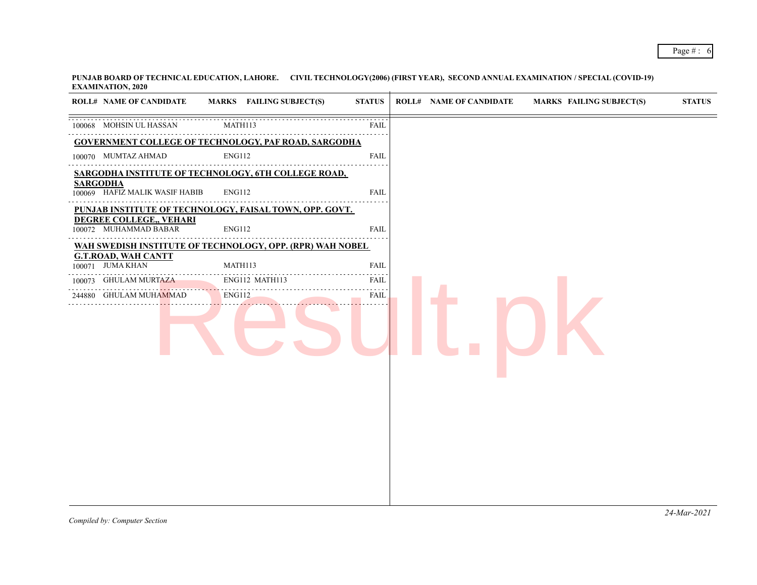**PUNJAB BOARD OF TECHNICAL EDUCATION, LAHORE. CIVIL TECHNOLOGY(2006) (FIRST YEAR), SECOND ANNUAL EXAMINATION / SPECIAL (COVID-19) EXAMINATION, 2020**

| ROLL# | NAME OF CANDIDATE | MARKS | FAILING SUBJECT(S) | STATUS |
|---|---|---|---|---|
| 100068 | MOHSIN UL HASSAN | | MATH113 | FAIL |
| **GOVERNMENT COLLEGE OF TECHNOLOGY, PAF ROAD, SARGODHA** | | | | |
| 100070 | MUMTAZ AHMAD | | ENG112 | FAIL |
| **SARGODHA INSTITUTE OF TECHNOLOGY, 6TH COLLEGE ROAD, SARGODHA** | | | | |
| 100069 | HAFIZ MALIK WASIF HABIB | | ENG112 | FAIL |
| **PUNJAB INSTITUTE OF TECHNOLOGY, FAISAL TOWN, OPP. GOVT. DEGREE COLLEGE,, VEHARI** | | | | |
| 100072 | MUHAMMAD BABAR | | ENG112 | FAIL |
| **WAH SWEDISH INSTITUTE OF TECHNOLOGY, OPP. (RPR) WAH NOBEL G.T.ROAD, WAH CANTT** | | | | |
| 100071 | JUMA KHAN | | MATH113 | FAIL |
| 100073 | GHULAM MURTAZA | | ENG112 MATH113 | FAIL |
| 244880 | GHULAM MUHAMMAD | | ENG112 | FAIL |

*Compiled by: Computer Section*

*24-Mar-2021*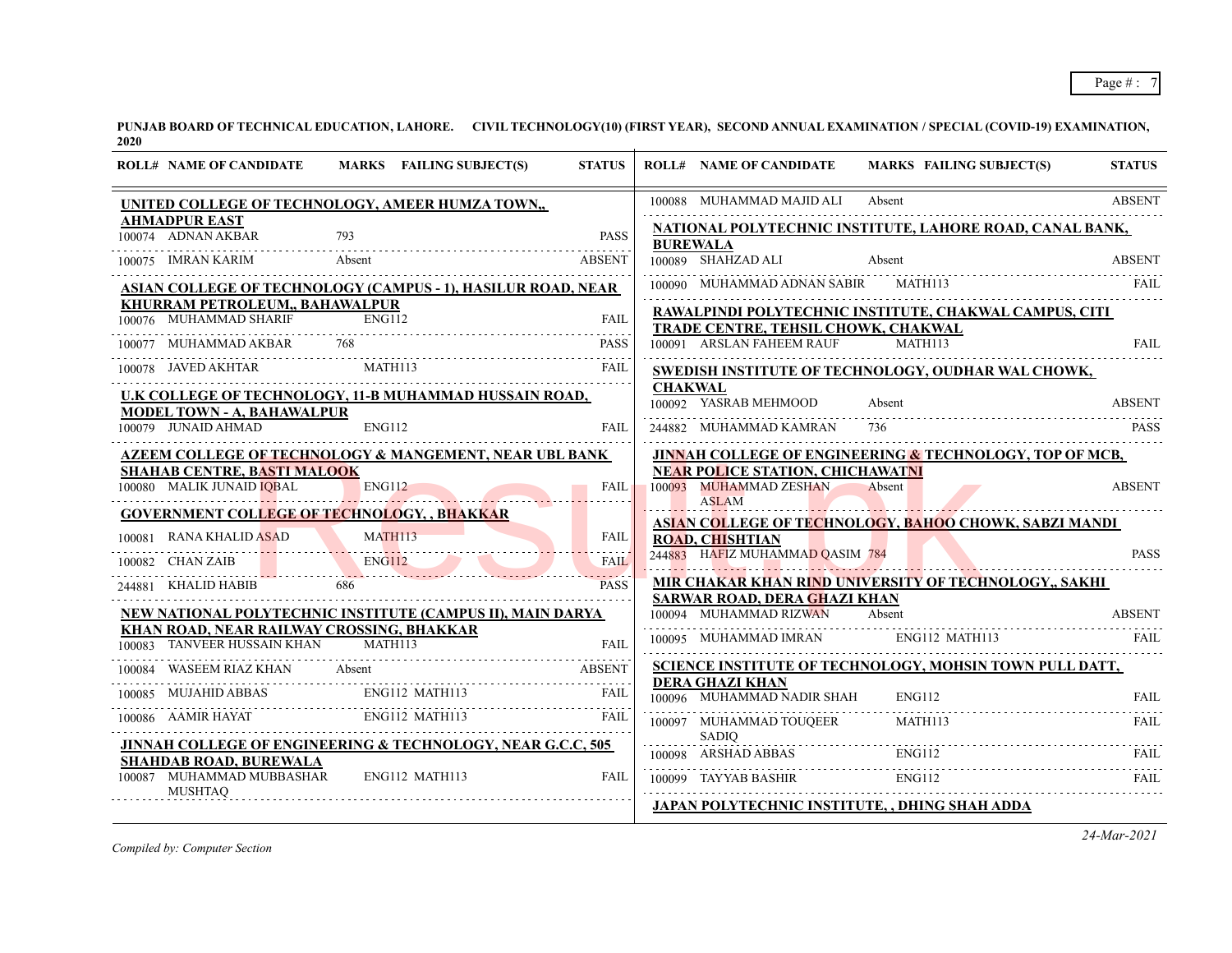**PUNJAB BOARD OF TECHNICAL EDUCATION, LAHORE. CIVIL TECHNOLOGY(10) (FIRST YEAR), SECOND ANNUAL EXAMINATION / SPECIAL (COVID-19) EXAMINATION, 2020**

| ROLL# | NAME OF CANDIDATE | MARKS | FAILING SUBJECT(S) | STATUS |
|---|---|---|---|---|
| | **UNITED COLLEGE OF TECHNOLOGY, AMEER HUMZA TOWN,, AHMADPUR EAST** | | | |
| 100074 | ADNAN AKBAR | 793 | | PASS |
| 100075 | IMRAN KARIM | Absent | | ABSENT |
| | **ASIAN COLLEGE OF TECHNOLOGY (CAMPUS - 1), HASILUR ROAD, NEAR KHURRAM PETROLEUM,, BAHAWALPUR** | | | |
| 100076 | MUHAMMAD SHARIF | | ENG112 | FAIL |
| 100077 | MUHAMMAD AKBAR | 768 | | PASS |
| 100078 | JAVED AKHTAR | | MATH113 | FAIL |
| | **U.K COLLEGE OF TECHNOLOGY, 11-B MUHAMMAD HUSSAIN ROAD, MODEL TOWN - A, BAHAWALPUR** | | | |
| 100079 | JUNAID AHMAD | | ENG112 | FAIL |
| | **AZEEM COLLEGE OF TECHNOLOGY & MANGEMENT, NEAR UBL BANK SHAHAB CENTRE, BASTI MALOOK** | | | |
| 100080 | MALIK JUNAID IQBAL | | ENG112 | FAIL |
| | **GOVERNMENT COLLEGE OF TECHNOLOGY, , BHAKKAR** | | | |
| 100081 | RANA KHALID ASAD | | MATH113 | FAIL |
| 100082 | CHAN ZAIB | | ENG112 | FAIL |
| 244881 | KHALID HABIB | 686 | | PASS |
| | **NEW NATIONAL POLYTECHNIC INSTITUTE (CAMPUS II), MAIN DARYA KHAN ROAD, NEAR RAILWAY CROSSING, BHAKKAR** | | | |
| 100083 | TANVEER HUSSAIN KHAN | | MATH113 | FAIL |
| 100084 | WASEEM RIAZ KHAN | Absent | | ABSENT |
| 100085 | MUJAHID ABBAS | | ENG112 MATH113 | FAIL |
| 100086 | AAMIR HAYAT | | ENG112 MATH113 | FAIL |
| | **JINNAH COLLEGE OF ENGINEERING & TECHNOLOGY, NEAR G.C.C, 505 SHAHDAB ROAD, BUREWALA** | | | |
| 100087 | MUHAMMAD MUBBASHAR MUSHTAQ | | ENG112 MATH113 | FAIL |
| 100088 | MUHAMMAD MAJID ALI | Absent | | ABSENT |
| | **NATIONAL POLYTECHNIC INSTITUTE, LAHORE ROAD, CANAL BANK, BUREWALA** | | | |
| 100089 | SHAHZAD ALI | Absent | | ABSENT |
| 100090 | MUHAMMAD ADNAN SABIR | | MATH113 | FAIL |
| | **RAWALPINDI POLYTECHNIC INSTITUTE, CHAKWAL CAMPUS, CITI TRADE CENTRE, TEHSIL CHOWK, CHAKWAL** | | | |
| 100091 | ARSLAN FAHEEM RAUF | | MATH113 | FAIL |
| | **SWEDISH INSTITUTE OF TECHNOLOGY, OUDHAR WAL CHOWK, CHAKWAL** | | | |
| 100092 | YASRAB MEHMOOD | Absent | | ABSENT |
| 244882 | MUHAMMAD KAMRAN | 736 | | PASS |
| | **JINNAH COLLEGE OF ENGINEERING & TECHNOLOGY, TOP OF MCB, NEAR POLICE STATION, CHICHAWATNI** | | | |
| 100093 | MUHAMMAD ZESHAN ASLAM | Absent | | ABSENT |
| | **ASIAN COLLEGE OF TECHNOLOGY, BAHOO CHOWK, SABZI MANDI ROAD, CHISHTIAN** | | | |
| 244883 | HAFIZ MUHAMMAD QASIM | 784 | | PASS |
| | **MIR CHAKAR KHAN RIND UNIVERSITY OF TECHNOLOGY,, SAKHI SARWAR ROAD, DERA GHAZI KHAN** | | | |
| 100094 | MUHAMMAD RIZWAN | Absent | | ABSENT |
| 100095 | MUHAMMAD IMRAN | | ENG112 MATH113 | FAIL |
| | **SCIENCE INSTITUTE OF TECHNOLOGY, MOHSIN TOWN PULL DATT, DERA GHAZI KHAN** | | | |
| 100096 | MUHAMMAD NADIR SHAH | | ENG112 | FAIL |
| 100097 | MUHAMMAD TOUQEER SADIQ | | MATH113 | FAIL |
| 100098 | ARSHAD ABBAS | | ENG112 | FAIL |
| 100099 | TAYYAB BASHIR | | ENG112 | FAIL |
| | **JAPAN POLYTECHNIC INSTITUTE, , DHING SHAH ADDA** | | | |

*Compiled by: Computer Section*

24-Mar-2021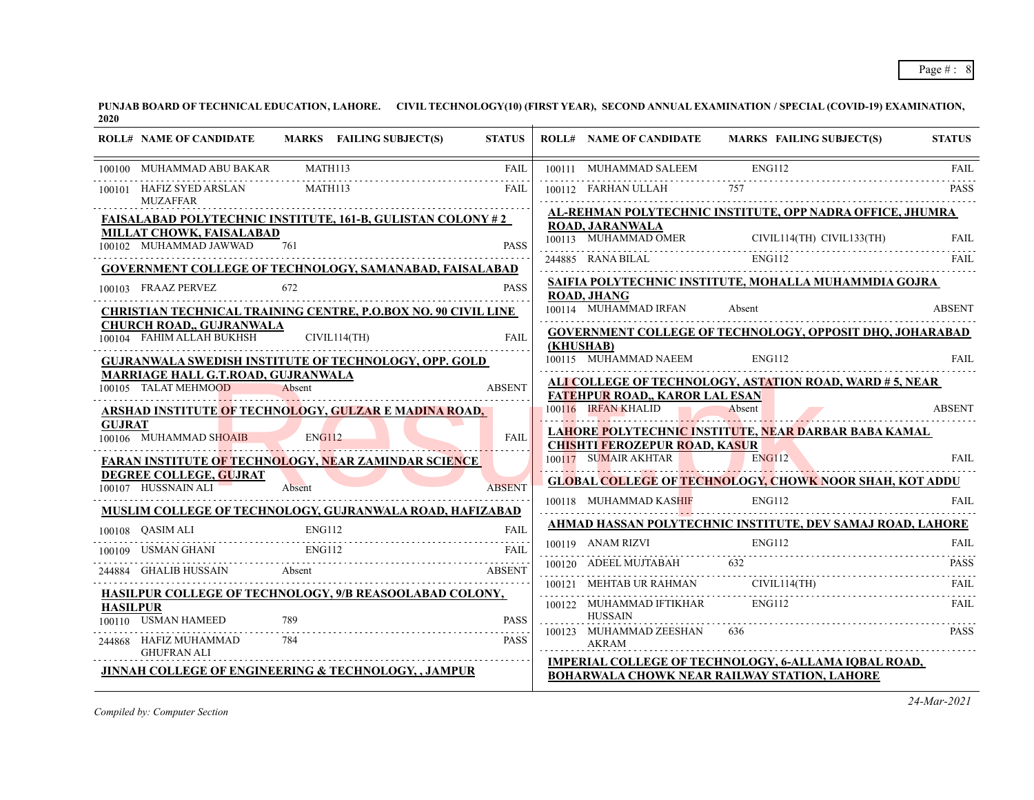**PUNJAB BOARD OF TECHNICAL EDUCATION, LAHORE. CIVIL TECHNOLOGY(10) (FIRST YEAR), SECOND ANNUAL EXAMINATION / SPECIAL (COVID-19) EXAMINATION, 2020**

| ROLL# | NAME OF CANDIDATE | MARKS | FAILING SUBJECT(S) | STATUS |
|---|---|---|---|---|
| 100100 | MUHAMMAD ABU BAKAR | | MATH113 | FAIL |
| 100101 | HAFIZ SYED ARSLAN MUZAFFAR | | MATH113 | FAIL |

**FAISALABAD POLYTECHNIC INSTITUTE, 161-B, GULISTAN COLONY # 2 MILLAT CHOWK, FAISALABAD**

| ROLL# | NAME OF CANDIDATE | MARKS | FAILING SUBJECT(S) | STATUS |
|---|---|---|---|---|
| 100102 | MUHAMMAD JAWWAD | 761 | | PASS |

**GOVERNMENT COLLEGE OF TECHNOLOGY, SAMANABAD, FAISALABAD**

| ROLL# | NAME OF CANDIDATE | MARKS | FAILING SUBJECT(S) | STATUS |
|---|---|---|---|---|
| 100103 | FRAAZ PERVEZ | 672 | | PASS |

**CHRISTIAN TECHNICAL TRAINING CENTRE, P.O.BOX NO. 90 CIVIL LINE CHURCH ROAD,, GUJRANWALA**

| ROLL# | NAME OF CANDIDATE | MARKS | FAILING SUBJECT(S) | STATUS |
|---|---|---|---|---|
| 100104 | FAHIM ALLAH BUKHSH | | CIVIL114(TH) | FAIL |

**GUJRANWALA SWEDISH INSTITUTE OF TECHNOLOGY, OPP. GOLD MARRIAGE HALL G.T.ROAD, GUJRANWALA**

| ROLL# | NAME OF CANDIDATE | MARKS | FAILING SUBJECT(S) | STATUS |
|---|---|---|---|---|
| 100105 | TALAT MEHMOOD | Absent | | ABSENT |

**ARSHAD INSTITUTE OF TECHNOLOGY, GULZAR E MADINA ROAD, GUJRAT**

| ROLL# | NAME OF CANDIDATE | MARKS | FAILING SUBJECT(S) | STATUS |
|---|---|---|---|---|
| 100106 | MUHAMMAD SHOAIB | | ENG112 | FAIL |

**FARAN INSTITUTE OF TECHNOLOGY, NEAR ZAMINDAR SCIENCE DEGREE COLLEGE, GUJRAT**

| ROLL# | NAME OF CANDIDATE | MARKS | FAILING SUBJECT(S) | STATUS |
|---|---|---|---|---|
| 100107 | HUSSNAIN ALI | Absent | | ABSENT |

**MUSLIM COLLEGE OF TECHNOLOGY, GUJRANWALA ROAD, HAFIZABAD**

| ROLL# | NAME OF CANDIDATE | MARKS | FAILING SUBJECT(S) | STATUS |
|---|---|---|---|---|
| 100108 | QASIM ALI | | ENG112 | FAIL |
| 100109 | USMAN GHANI | | ENG112 | FAIL |
| 244884 | GHALIB HUSSAIN | Absent | | ABSENT |

**HASILPUR COLLEGE OF TECHNOLOGY, 9/B REASOOLABAD COLONY, HASILPUR**

| ROLL# | NAME OF CANDIDATE | MARKS | FAILING SUBJECT(S) | STATUS |
|---|---|---|---|---|
| 100110 | USMAN HAMEED | 789 | | PASS |
| 244868 | HAFIZ MUHAMMAD GHUFRAN ALI | 784 | | PASS |

**JINNAH COLLEGE OF ENGINEERING & TECHNOLOGY, , JAMPUR**

| ROLL# | NAME OF CANDIDATE | MARKS | FAILING SUBJECT(S) | STATUS |
|---|---|---|---|---|
| 100111 | MUHAMMAD SALEEM | | ENG112 | FAIL |
| 100112 | FARHAN ULLAH | 757 | | PASS |

**AL-REHMAN POLYTECHNIC INSTITUTE, OPP NADRA OFFICE, JHUMRA ROAD, JARANWALA**

| ROLL# | NAME OF CANDIDATE | MARKS | FAILING SUBJECT(S) | STATUS |
|---|---|---|---|---|
| 100113 | MUHAMMAD OMER | | CIVIL114(TH) CIVIL133(TH) | FAIL |
| 244885 | RANA BILAL | | ENG112 | FAIL |

**SAIFIA POLYTECHNIC INSTITUTE, MOHALLA MUHAMMDIA GOJRA ROAD, JHANG**

| ROLL# | NAME OF CANDIDATE | MARKS | FAILING SUBJECT(S) | STATUS |
|---|---|---|---|---|
| 100114 | MUHAMMAD IRFAN | Absent | | ABSENT |

**GOVERNMENT COLLEGE OF TECHNOLOGY, OPPOSIT DHQ, JOHARABAD (KHUSHAB)**

| ROLL# | NAME OF CANDIDATE | MARKS | FAILING SUBJECT(S) | STATUS |
|---|---|---|---|---|
| 100115 | MUHAMMAD NAEEM | | ENG112 | FAIL |

**ALI COLLEGE OF TECHNOLOGY, ASTATION ROAD, WARD # 5, NEAR FATEHPUR ROAD,, KAROR LAL ESAN**

| ROLL# | NAME OF CANDIDATE | MARKS | FAILING SUBJECT(S) | STATUS |
|---|---|---|---|---|
| 100116 | IRFAN KHALID | Absent | | ABSENT |

**LAHORE POLYTECHNIC INSTITUTE, NEAR DARBAR BABA KAMAL CHISHTI FEROZEPUR ROAD, KASUR**

| ROLL# | NAME OF CANDIDATE | MARKS | FAILING SUBJECT(S) | STATUS |
|---|---|---|---|---|
| 100117 | SUMAIR AKHTAR | | ENG112 | FAIL |

**GLOBAL COLLEGE OF TECHNOLOGY, CHOWK NOOR SHAH, KOT ADDU**

| ROLL# | NAME OF CANDIDATE | MARKS | FAILING SUBJECT(S) | STATUS |
|---|---|---|---|---|
| 100118 | MUHAMMAD KASHIF | | ENG112 | FAIL |

**AHMAD HASSAN POLYTECHNIC INSTITUTE, DEV SAMAJ ROAD, LAHORE**

| ROLL# | NAME OF CANDIDATE | MARKS | FAILING SUBJECT(S) | STATUS |
|---|---|---|---|---|
| 100119 | ANAM RIZVI | | ENG112 | FAIL |
| 100120 | ADEEL MUJTABAH | 632 | | PASS |
| 100121 | MEHTAB UR RAHMAN | | CIVIL114(TH) | FAIL |
| 100122 | MUHAMMAD IFTIKHAR HUSSAIN | | ENG112 | FAIL |
| 100123 | MUHAMMAD ZEESHAN AKRAM | 636 | | PASS |

**IMPERIAL COLLEGE OF TECHNOLOGY, 6-ALLAMA IQBAL ROAD, BOHARWALA CHOWK NEAR RAILWAY STATION, LAHORE**

*Compiled by: Computer Section*

*24-Mar-2021*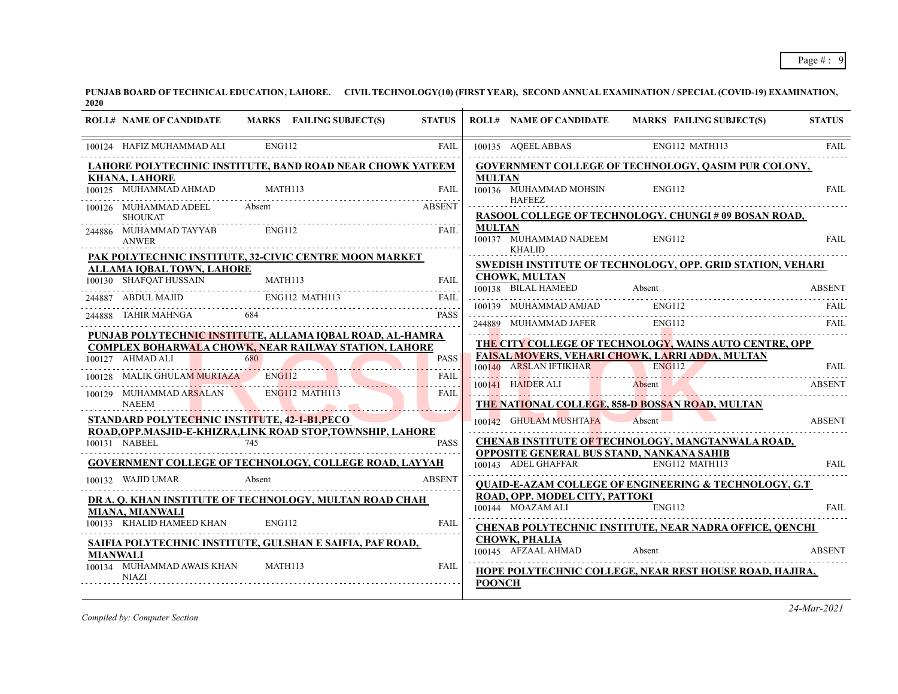**PUNJAB BOARD OF TECHNICAL EDUCATION, LAHORE. CIVIL TECHNOLOGY(10) (FIRST YEAR), SECOND ANNUAL EXAMINATION / SPECIAL (COVID-19) EXAMINATION, 2020**

| ROLL# | NAME OF CANDIDATE | MARKS | FAILING SUBJECT(S) | STATUS |
|---|---|---|---|---|
| 100124 | HAFIZ MUHAMMAD ALI | | ENG112 | FAIL |

**LAHORE POLYTECHNIC INSTITUTE, BAND ROAD NEAR CHOWK YATEEM KHANA, LAHORE**

| ROLL# | NAME OF CANDIDATE | MARKS | FAILING SUBJECT(S) | STATUS |
|---|---|---|---|---|
| 100125 | MUHAMMAD AHMAD | | MATH113 | FAIL |
| 100126 | MUHAMMAD ADEEL SHOUKAT | Absent | | ABSENT |
| 244886 | MUHAMMAD TAYYAB ANWER | | ENG112 | FAIL |

**PAK POLYTECHNIC INSTITUTE, 32-CIVIC CENTRE MOON MARKET ALLAMA IQBAL TOWN, LAHORE**

| ROLL# | NAME OF CANDIDATE | MARKS | FAILING SUBJECT(S) | STATUS |
|---|---|---|---|---|
| 100130 | SHAFQAT HUSSAIN | | MATH113 | FAIL |
| 244887 | ABDUL MAJID | | ENG112 MATH113 | FAIL |
| 244888 | TAHIR MAHNGA | 684 | | PASS |

**PUNJAB POLYTECHNIC INSTITUTE, ALLAMA IQBAL ROAD, AL-HAMRA COMPLEX BOHARWALA CHOWK, NEAR RAILWAY STATION, LAHORE**

| ROLL# | NAME OF CANDIDATE | MARKS | FAILING SUBJECT(S) | STATUS |
|---|---|---|---|---|
| 100127 | AHMAD ALI | 680 | | PASS |
| 100128 | MALIK GHULAM MURTAZA | | ENG112 | FAIL |
| 100129 | MUHAMMAD ARSALAN NAEEM | | ENG112 MATH113 | FAIL |

**STANDARD POLYTECHNIC INSTITUTE, 42-1-B1,PECO ROAD,OPP.MASJID-E-KHIZRA,LINK ROAD STOP,TOWNSHIP, LAHORE**

| ROLL# | NAME OF CANDIDATE | MARKS | FAILING SUBJECT(S) | STATUS |
|---|---|---|---|---|
| 100131 | NABEEL | 745 | | PASS |

**GOVERNMENT COLLEGE OF TECHNOLOGY, COLLEGE ROAD, LAYYAH**

| ROLL# | NAME OF CANDIDATE | MARKS | FAILING SUBJECT(S) | STATUS |
|---|---|---|---|---|
| 100132 | WAJID UMAR | Absent | | ABSENT |

**DR A. Q. KHAN INSTITUTE OF TECHNOLOGY, MULTAN ROAD CHAH MIANA, MIANWALI**

| ROLL# | NAME OF CANDIDATE | MARKS | FAILING SUBJECT(S) | STATUS |
|---|---|---|---|---|
| 100133 | KHALID HAMEED KHAN | | ENG112 | FAIL |

**SAIFIA POLYTECHNIC INSTITUTE, GULSHAN E SAIFIA, PAF ROAD, MIANWALI**

| ROLL# | NAME OF CANDIDATE | MARKS | FAILING SUBJECT(S) | STATUS |
|---|---|---|---|---|
| 100134 | MUHAMMAD AWAIS KHAN NIAZI | | MATH113 | FAIL |
| 100135 | AQEEL ABBAS | | ENG112 MATH113 | FAIL |

**GOVERNMENT COLLEGE OF TECHNOLOGY, QASIM PUR COLONY, MULTAN**

| ROLL# | NAME OF CANDIDATE | MARKS | FAILING SUBJECT(S) | STATUS |
|---|---|---|---|---|
| 100136 | MUHAMMAD MOHSIN HAFEEZ | | ENG112 | FAIL |

**RASOOL COLLEGE OF TECHNOLOGY, CHUNGI # 09 BOSAN ROAD, MULTAN**

| ROLL# | NAME OF CANDIDATE | MARKS | FAILING SUBJECT(S) | STATUS |
|---|---|---|---|---|
| 100137 | MUHAMMAD NADEEM KHALID | | ENG112 | FAIL |

**SWEDISH INSTITUTE OF TECHNOLOGY, OPP. GRID STATION, VEHARI CHOWK, MULTAN**

| ROLL# | NAME OF CANDIDATE | MARKS | FAILING SUBJECT(S) | STATUS |
|---|---|---|---|---|
| 100138 | BILAL HAMEED | Absent | | ABSENT |
| 100139 | MUHAMMAD AMJAD | | ENG112 | FAIL |
| 244889 | MUHAMMAD JAFER | | ENG112 | FAIL |

**THE CITY COLLEGE OF TECHNOLOGY, WAINS AUTO CENTRE, OPP FAISAL MOVERS, VEHARI CHOWK, LARRI ADDA, MULTAN**

| ROLL# | NAME OF CANDIDATE | MARKS | FAILING SUBJECT(S) | STATUS |
|---|---|---|---|---|
| 100140 | ARSLAN IFTIKHAR | | ENG112 | FAIL |
| 100141 | HAIDER ALI | Absent | | ABSENT |

**THE NATIONAL COLLEGE, 858-D BOSSAN ROAD, MULTAN**

| ROLL# | NAME OF CANDIDATE | MARKS | FAILING SUBJECT(S) | STATUS |
|---|---|---|---|---|
| 100142 | GHULAM MUSHTAFA | Absent | | ABSENT |

**CHENAB INSTITUTE OF TECHNOLOGY, MANGTANWALA ROAD, OPPOSITE GENERAL BUS STAND, NANKANA SAHIB**

| ROLL# | NAME OF CANDIDATE | MARKS | FAILING SUBJECT(S) | STATUS |
|---|---|---|---|---|
| 100143 | ADEL GHAFFAR | | ENG112 MATH113 | FAIL |

**QUAID-E-AZAM COLLEGE OF ENGINEERING & TECHNOLOGY, G.T ROAD, OPP. MODEL CITY, PATTOKI**

| ROLL# | NAME OF CANDIDATE | MARKS | FAILING SUBJECT(S) | STATUS |
|---|---|---|---|---|
| 100144 | MOAZAM ALI | | ENG112 | FAIL |

**CHENAB POLYTECHNIC INSTITUTE, NEAR NADRA OFFICE, QENCHI CHOWK, PHALIA**

| ROLL# | NAME OF CANDIDATE | MARKS | FAILING SUBJECT(S) | STATUS |
|---|---|---|---|---|
| 100145 | AFZAAL AHMAD | Absent | | ABSENT |

**HOPE POLYTECHNIC COLLEGE, NEAR REST HOUSE ROAD, HAJIRA, POONCH**

*Compiled by: Computer Section*

24-Mar-2021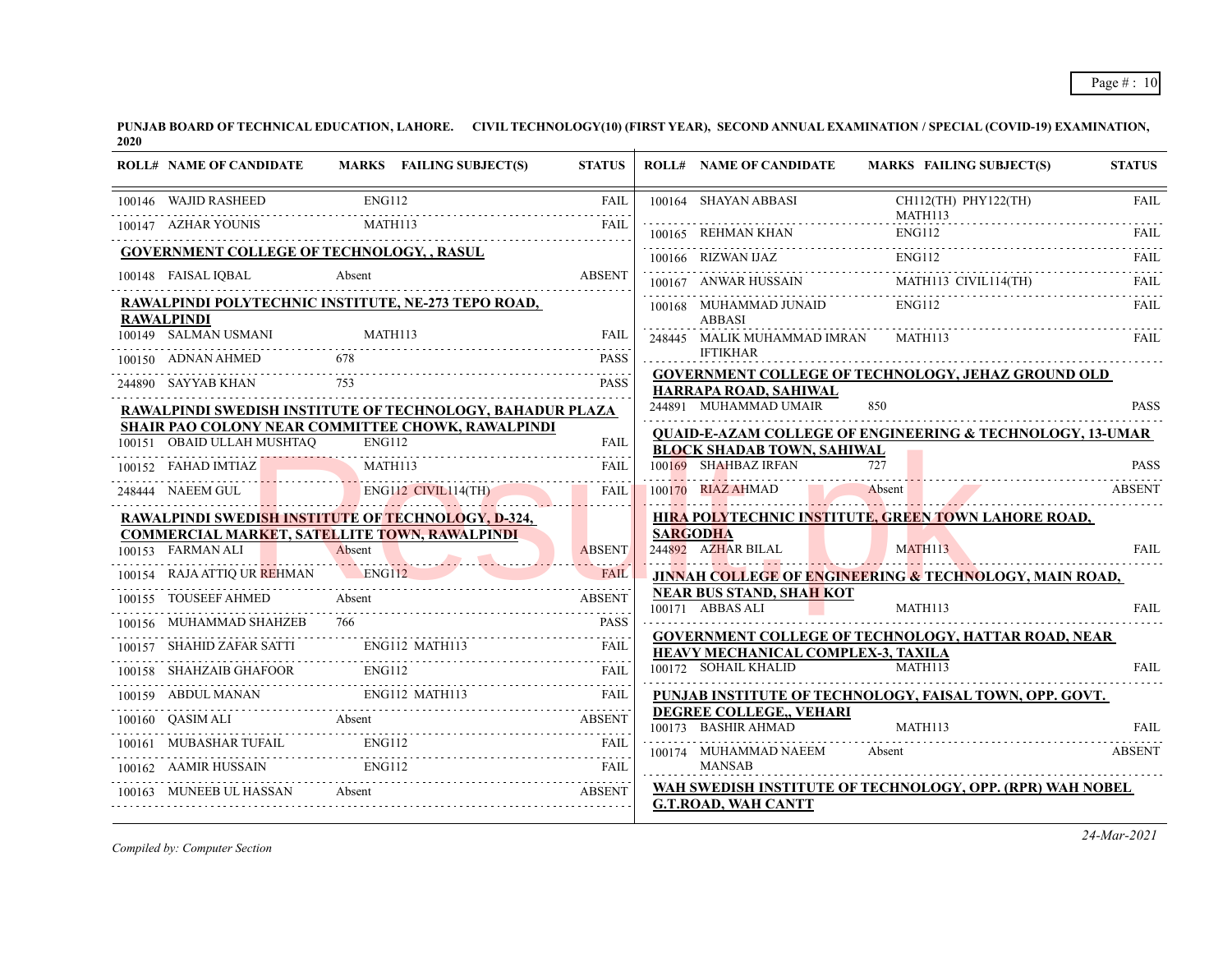**PUNJAB BOARD OF TECHNICAL EDUCATION, LAHORE. CIVIL TECHNOLOGY(10) (FIRST YEAR), SECOND ANNUAL EXAMINATION / SPECIAL (COVID-19) EXAMINATION, 2020**

| ROLL# | NAME OF CANDIDATE | MARKS | FAILING SUBJECT(S) | STATUS |
|---|---|---|---|---|
| 100146 | WAJID RASHEED | | ENG112 | FAIL |
| 100147 | AZHAR YOUNIS | | MATH113 | FAIL |
| **GOVERNMENT COLLEGE OF TECHNOLOGY, , RASUL** | | | | |
| 100148 | FAISAL IQBAL | Absent | | ABSENT |
| **RAWALPINDI POLYTECHNIC INSTITUTE, NE-273 TEPO ROAD, RAWALPINDI** | | | | |
| 100149 | SALMAN USMANI | | MATH113 | FAIL |
| 100150 | ADNAN AHMED | 678 | | PASS |
| 244890 | SAYYAB KHAN | 753 | | PASS |
| **RAWALPINDI SWEDISH INSTITUTE OF TECHNOLOGY, BAHADUR PLAZA SHAIR PAO COLONY NEAR COMMITTEE CHOWK, RAWALPINDI** | | | | |
| 100151 | OBAID ULLAH MUSHTAQ | | ENG112 | FAIL |
| 100152 | FAHAD IMTIAZ | | MATH113 | FAIL |
| 248444 | NAEEM GUL | | ENG112 CIVIL114(TH) | FAIL |
| **RAWALPINDI SWEDISH INSTITUTE OF TECHNOLOGY, D-324, COMMERCIAL MARKET, SATELLITE TOWN, RAWALPINDI** | | | | |
| 100153 | FARMAN ALI | Absent | | ABSENT |
| 100154 | RAJA ATTIQ UR REHMAN | | ENG112 | FAIL |
| 100155 | TOUSEEF AHMED | Absent | | ABSENT |
| 100156 | MUHAMMAD SHAHZEB | 766 | | PASS |
| 100157 | SHAHID ZAFAR SATTI | | ENG112 MATH113 | FAIL |
| 100158 | SHAHZAIB GHAFOOR | | ENG112 | FAIL |
| 100159 | ABDUL MANAN | | ENG112 MATH113 | FAIL |
| 100160 | QASIM ALI | Absent | | ABSENT |
| 100161 | MUBASHAR TUFAIL | | ENG112 | FAIL |
| 100162 | AAMIR HUSSAIN | | ENG112 | FAIL |
| 100163 | MUNEEB UL HASSAN | Absent | | ABSENT |
| 100164 | SHAYAN ABBASI | | CH112(TH) PHY122(TH) MATH113 | FAIL |
| 100165 | REHMAN KHAN | | ENG112 | FAIL |
| 100166 | RIZWAN IJAZ | | ENG112 | FAIL |
| 100167 | ANWAR HUSSAIN | | MATH113 CIVIL114(TH) | FAIL |
| 100168 | MUHAMMAD JUNAID ABBASI | | ENG112 | FAIL |
| 248445 | MALIK MUHAMMAD IMRAN IFTIKHAR | | MATH113 | FAIL |
| **GOVERNMENT COLLEGE OF TECHNOLOGY, JEHAZ GROUND OLD HARRAPA ROAD, SAHIWAL** | | | | |
| 244891 | MUHAMMAD UMAIR | 850 | | PASS |
| **QUAID-E-AZAM COLLEGE OF ENGINEERING & TECHNOLOGY, 13-UMAR BLOCK SHADAB TOWN, SAHIWAL** | | | | |
| 100169 | SHAHBAZ IRFAN | 727 | | PASS |
| 100170 | RIAZ AHMAD | Absent | | ABSENT |
| **HIRA POLYTECHNIC INSTITUTE, GREEN TOWN LAHORE ROAD, SARGODHA** | | | | |
| 244892 | AZHAR BILAL | | MATH113 | FAIL |
| **JINNAH COLLEGE OF ENGINEERING & TECHNOLOGY, MAIN ROAD, NEAR BUS STAND, SHAH KOT** | | | | |
| 100171 | ABBAS ALI | | MATH113 | FAIL |
| **GOVERNMENT COLLEGE OF TECHNOLOGY, HATTAR ROAD, NEAR HEAVY MECHANICAL COMPLEX-3, TAXILA** | | | | |
| 100172 | SOHAIL KHALID | | MATH113 | FAIL |
| **PUNJAB INSTITUTE OF TECHNOLOGY, FAISAL TOWN, OPP. GOVT. DEGREE COLLEGE,, VEHARI** | | | | |
| 100173 | BASHIR AHMAD | | MATH113 | FAIL |
| 100174 | MUHAMMAD NAEEM MANSAB | Absent | | ABSENT |
| **WAH SWEDISH INSTITUTE OF TECHNOLOGY, OPP. (RPR) WAH NOBEL G.T.ROAD, WAH CANTT** | | | | |

*Compiled by: Computer Section*

*24-Mar-2021*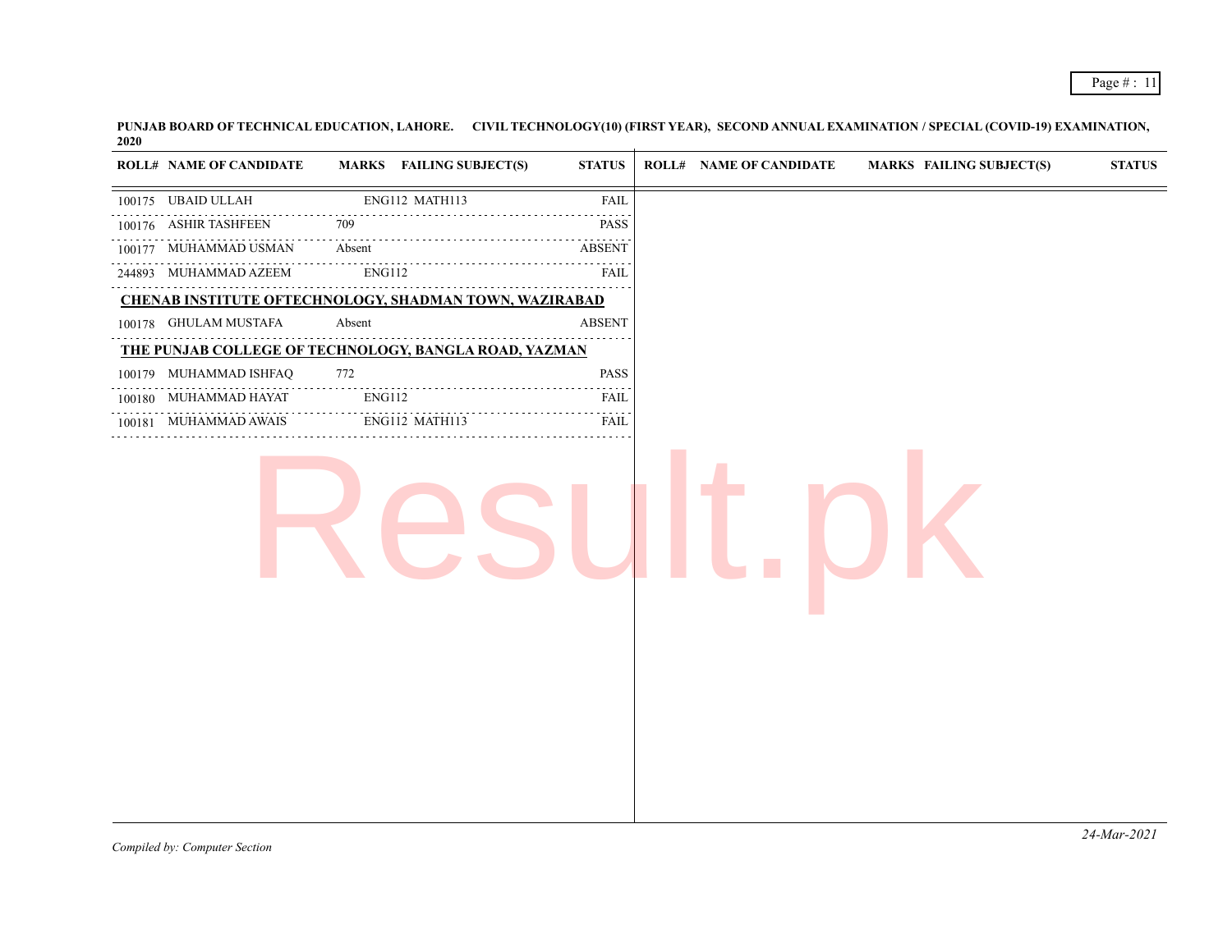**PUNJAB BOARD OF TECHNICAL EDUCATION, LAHORE. CIVIL TECHNOLOGY(10) (FIRST YEAR), SECOND ANNUAL EXAMINATION / SPECIAL (COVID-19) EXAMINATION, 2020**

| ROLL# | NAME OF CANDIDATE | MARKS | FAILING SUBJECT(S) | STATUS |
|---|---|---|---|---|
| 100175 | UBAID ULLAH | | ENG112 MATH113 | FAIL |
| 100176 | ASHIR TASHFEEN | 709 | | PASS |
| 100177 | MUHAMMAD USMAN | Absent | | ABSENT |
| 244893 | MUHAMMAD AZEEM | | ENG112 | FAIL |

**CHENAB INSTITUTE OFTECHNOLOGY, SHADMAN TOWN, WAZIRABAD**

| ROLL# | NAME OF CANDIDATE | MARKS | FAILING SUBJECT(S) | STATUS |
|---|---|---|---|---|
| 100178 | GHULAM MUSTAFA | Absent | | ABSENT |

**THE PUNJAB COLLEGE OF TECHNOLOGY, BANGLA ROAD, YAZMAN**

| ROLL# | NAME OF CANDIDATE | MARKS | FAILING SUBJECT(S) | STATUS |
|---|---|---|---|---|
| 100179 | MUHAMMAD ISHFAQ | 772 | | PASS |
| 100180 | MUHAMMAD HAYAT | | ENG112 | FAIL |
| 100181 | MUHAMMAD AWAIS | | ENG112 MATH113 | FAIL |

*Compiled by: Computer Section*

*24-Mar-2021*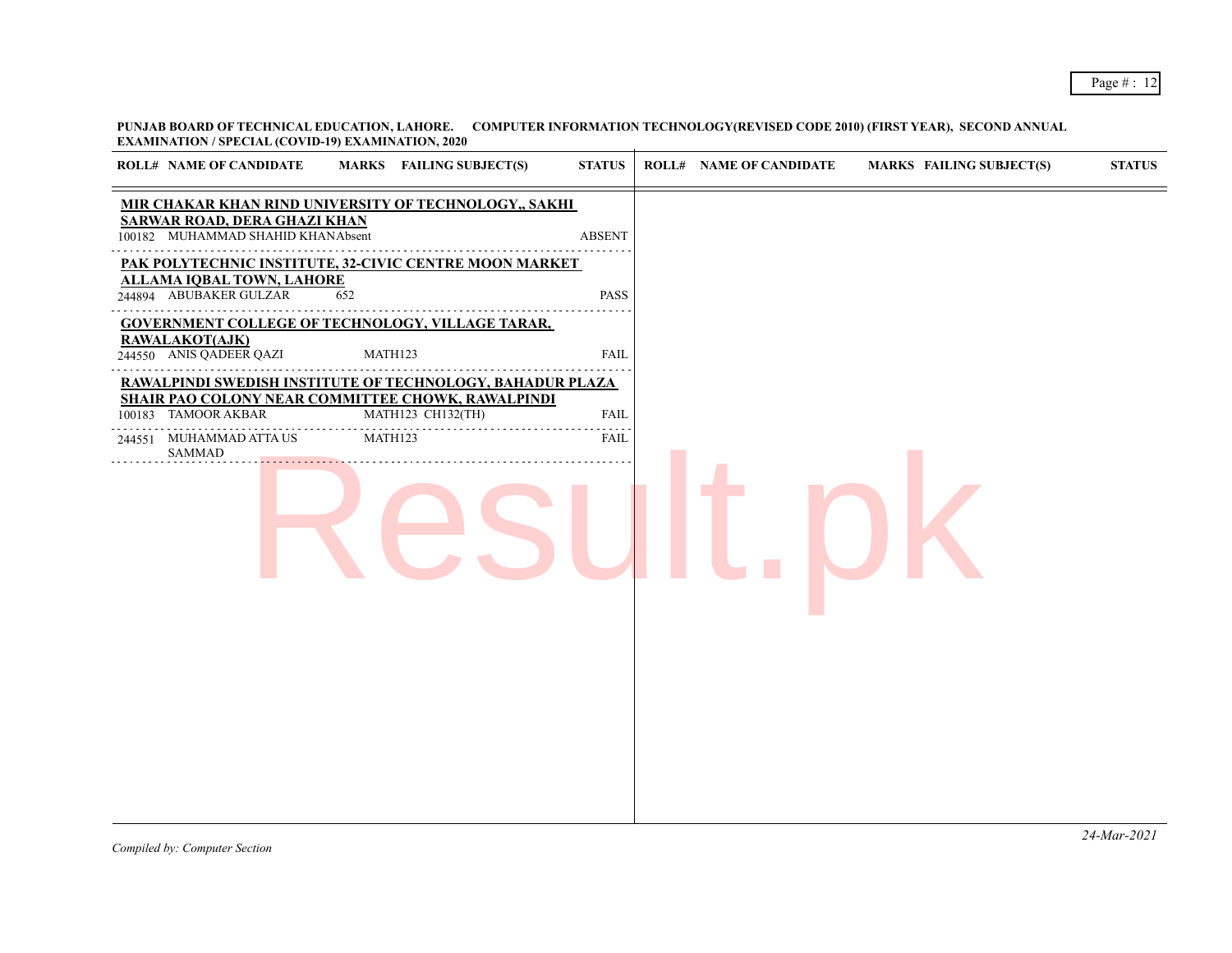**PUNJAB BOARD OF TECHNICAL EDUCATION, LAHORE. COMPUTER INFORMATION TECHNOLOGY(REVISED CODE 2010) (FIRST YEAR), SECOND ANNUAL EXAMINATION / SPECIAL (COVID-19) EXAMINATION, 2020**

| ROLL# | NAME OF CANDIDATE | MARKS | FAILING SUBJECT(S) | STATUS |
|---|---|---|---|---|
| **MIR CHAKAR KHAN RIND UNIVERSITY OF TECHNOLOGY,, SAKHI SARWAR ROAD, DERA GHAZI KHAN** | | | | |
| 100182 | MUHAMMAD SHAHID KHAN | Absent | | ABSENT |
| **PAK POLYTECHNIC INSTITUTE, 32-CIVIC CENTRE MOON MARKET ALLAMA IQBAL TOWN, LAHORE** | | | | |
| 244894 | ABUBAKER GULZAR | 652 | | PASS |
| **GOVERNMENT COLLEGE OF TECHNOLOGY, VILLAGE TARAR, RAWALAKOT(AJK)** | | | | |
| 244550 | ANIS QADEER QAZI | | MATH123 | FAIL |
| **RAWALPINDI SWEDISH INSTITUTE OF TECHNOLOGY, BAHADUR PLAZA SHAIR PAO COLONY NEAR COMMITTEE CHOWK, RAWALPINDI** | | | | |
| 100183 | TAMOOR AKBAR | | MATH123 CH132(TH) | FAIL |
| 244551 | MUHAMMAD ATTA US SAMMAD | | MATH123 | FAIL |

*Compiled by: Computer Section*

*24-Mar-2021*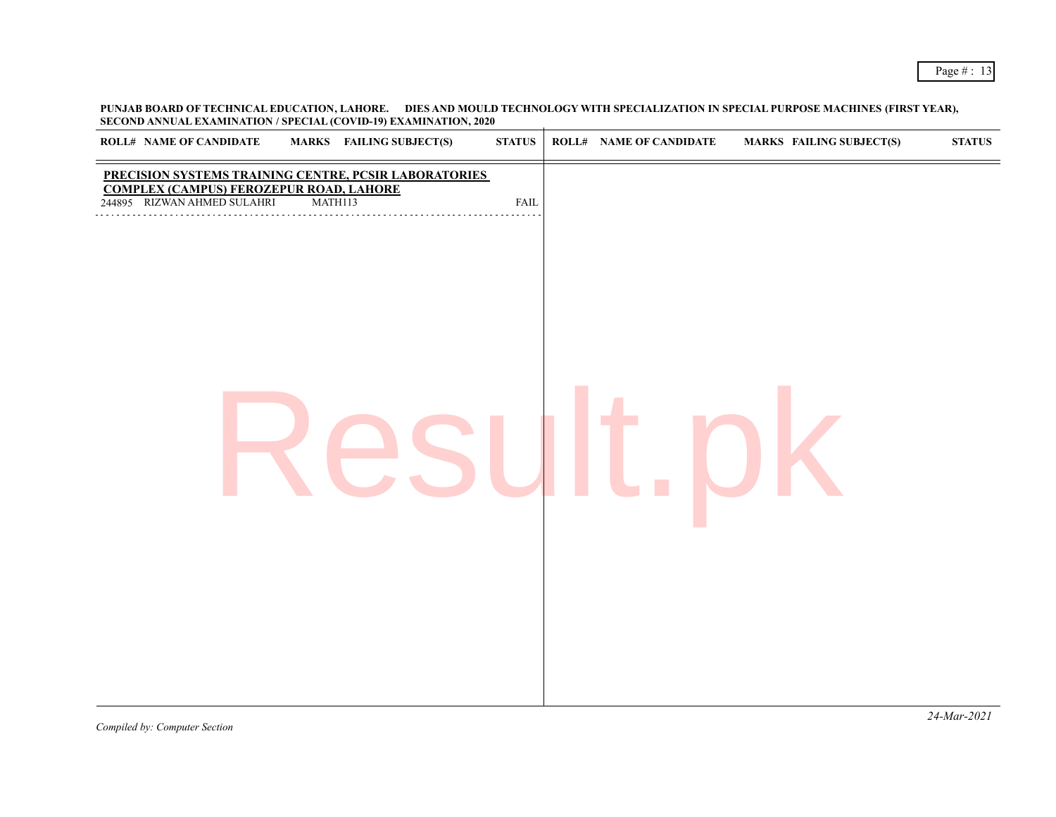**PUNJAB BOARD OF TECHNICAL EDUCATION, LAHORE. DIES AND MOULD TECHNOLOGY WITH SPECIALIZATION IN SPECIAL PURPOSE MACHINES (FIRST YEAR), SECOND ANNUAL EXAMINATION / SPECIAL (COVID-19) EXAMINATION, 2020**

| ROLL# | NAME OF CANDIDATE | MARKS | FAILING SUBJECT(S) | STATUS |
|---|---|---|---|---|
| **PRECISION SYSTEMS TRAINING CENTRE, PCSIR LABORATORIES COMPLEX (CAMPUS) FEROZEPUR ROAD, LAHORE** | | | | |
| 244895 | RIZWAN AHMED SULAHRI | | MATH113 | FAIL |

*Compiled by: Computer Section*

*24-Mar-2021*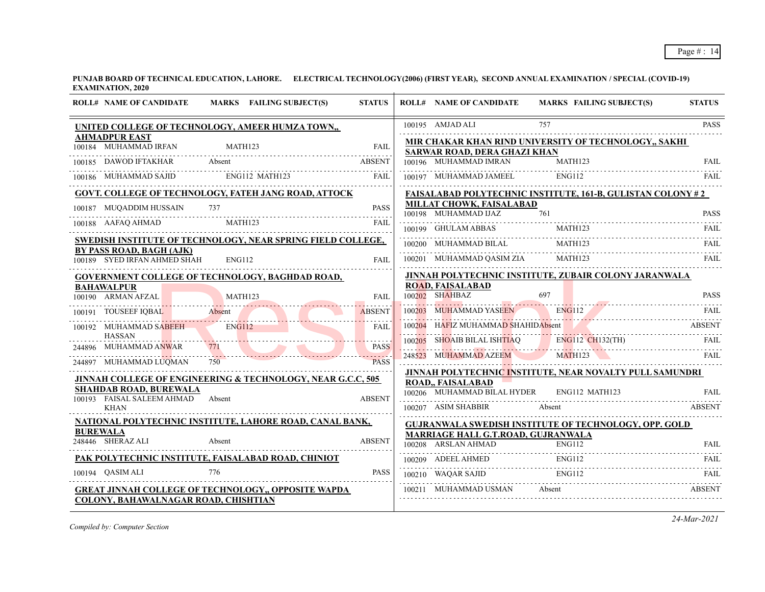**PUNJAB BOARD OF TECHNICAL EDUCATION, LAHORE. ELECTRICAL TECHNOLOGY(2006) (FIRST YEAR), SECOND ANNUAL EXAMINATION / SPECIAL (COVID-19) EXAMINATION, 2020**

| ROLL# | NAME OF CANDIDATE | MARKS | FAILING SUBJECT(S) | STATUS |
|---|---|---|---|---|
| **UNITED COLLEGE OF TECHNOLOGY, AMEER HUMZA TOWN,, AHMADPUR EAST** | | | | |
| 100184 | MUHAMMAD IRFAN | | MATH123 | FAIL |
| 100185 | DAWOD IFTAKHAR | Absent | | ABSENT |
| 100186 | MUHAMMAD SAJID | | ENG112 MATH123 | FAIL |
| **GOVT. COLLEGE OF TECHNOLOGY, FATEH JANG ROAD, ATTOCK** | | | | |
| 100187 | MUQADDIM HUSSAIN | 737 | | PASS |
| 100188 | AAFAQ AHMAD | | MATH123 | FAIL |
| **SWEDISH INSTITUTE OF TECHNOLOGY, NEAR SPRING FIELD COLLEGE, BY PASS ROAD, BAGH (AJK)** | | | | |
| 100189 | SYED IRFAN AHMED SHAH | | ENG112 | FAIL |
| **GOVERNMENT COLLEGE OF TECHNOLOGY, BAGHDAD ROAD, BAHAWALPUR** | | | | |
| 100190 | ARMAN AFZAL | | MATH123 | FAIL |
| 100191 | TOUSEEF IQBAL | Absent | | ABSENT |
| 100192 | MUHAMMAD SABEEH HASSAN | | ENG112 | FAIL |
| 244896 | MUHAMMAD ANWAR | 771 | | PASS |
| 244897 | MUHAMMAD LUQMAN | 750 | | PASS |
| **JINNAH COLLEGE OF ENGINEERING & TECHNOLOGY, NEAR G.C.C, 505 SHAHDAB ROAD, BUREWALA** | | | | |
| 100193 | FAISAL SALEEM AHMAD KHAN | Absent | | ABSENT |
| **NATIONAL POLYTECHNIC INSTITUTE, LAHORE ROAD, CANAL BANK, BUREWALA** | | | | |
| 248446 | SHERAZ ALI | Absent | | ABSENT |
| **PAK POLYTECHNIC INSTITUTE, FAISALABAD ROAD, CHINIOT** | | | | |
| 100194 | QASIM ALI | 776 | | PASS |
| **GREAT JINNAH COLLEGE OF TECHNOLOGY,, OPPOSITE WAPDA COLONY, BAHAWALNAGAR ROAD, CHISHTIAN** | | | | |
| 100195 | AMJAD ALI | 757 | | PASS |
| **MIR CHAKAR KHAN RIND UNIVERSITY OF TECHNOLOGY,, SAKHI SARWAR ROAD, DERA GHAZI KHAN** | | | | |
| 100196 | MUHAMMAD IMRAN | | MATH123 | FAIL |
| 100197 | MUHAMMAD JAMEEL | | ENG112 | FAIL |
| **FAISALABAD POLYTECHNIC INSTITUTE, 161-B, GULISTAN COLONY # 2 MILLAT CHOWK, FAISALABAD** | | | | |
| 100198 | MUHAMMAD IJAZ | 761 | | PASS |
| 100199 | GHULAM ABBAS | | MATH123 | FAIL |
| 100200 | MUHAMMAD BILAL | | MATH123 | FAIL |
| 100201 | MUHAMMAD QASIM ZIA | | MATH123 | FAIL |
| **JINNAH POLYTECHNIC INSTITUTE, ZUBAIR COLONY JARANWALA ROAD, FAISALABAD** | | | | |
| 100202 | SHAHBAZ | 697 | | PASS |
| 100203 | MUHAMMAD YASEEN | | ENG112 | FAIL |
| 100204 | HAFIZ MUHAMMAD SHAHID | Absent | | ABSENT |
| 100205 | SHOAIB BILAL ISHTIAQ | | ENG112 CH132(TH) | FAIL |
| 248523 | MUHAMMAD AZEEM | | MATH123 | FAIL |
| **JINNAH POLYTECHNIC INSTITUTE, NEAR NOVALTY PULL SAMUNDRI ROAD,, FAISALABAD** | | | | |
| 100206 | MUHAMMAD BILAL HYDER | | ENG112 MATH123 | FAIL |
| 100207 | ASIM SHABBIR | Absent | | ABSENT |
| **GUJRANWALA SWEDISH INSTITUTE OF TECHNOLOGY, OPP. GOLD MARRIAGE HALL G.T.ROAD, GUJRANWALA** | | | | |
| 100208 | ARSLAN AHMAD | | ENG112 | FAIL |
| 100209 | ADEEL AHMED | | ENG112 | FAIL |
| 100210 | WAQAR SAJID | | ENG112 | FAIL |
| 100211 | MUHAMMAD USMAN | Absent | | ABSENT |

*Compiled by: Computer Section*

*24-Mar-2021*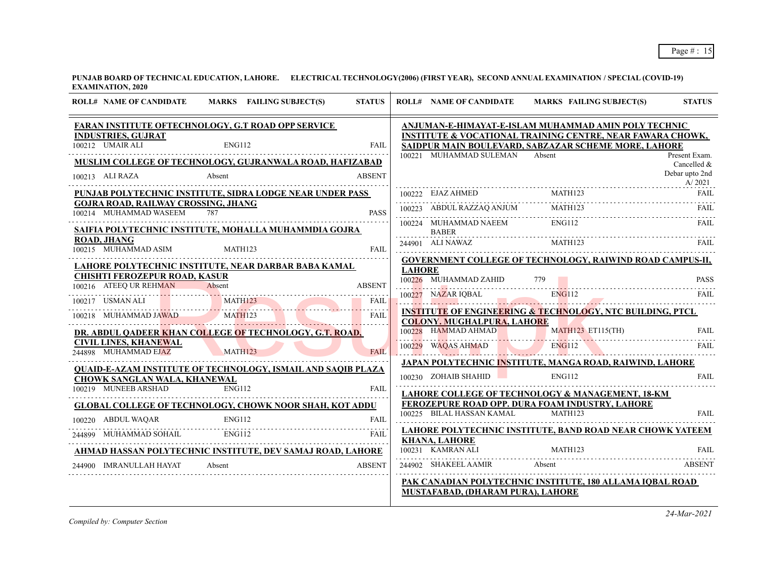**PUNJAB BOARD OF TECHNICAL EDUCATION, LAHORE. ELECTRICAL TECHNOLOGY(2006) (FIRST YEAR), SECOND ANNUAL EXAMINATION / SPECIAL (COVID-19) EXAMINATION, 2020**

| ROLL# | NAME OF CANDIDATE | MARKS | FAILING SUBJECT(S) | STATUS |
|---|---|---|---|---|
| **FARAN INSTITUTE OFTECHNOLOGY, G.T ROAD OPP SERVICE INDUSTRIES, GUJRAT** | | | | |
| 100212 | UMAIR ALI | | ENG112 | FAIL |
| **MUSLIM COLLEGE OF TECHNOLOGY, GUJRANWALA ROAD, HAFIZABAD** | | | | |
| 100213 | ALI RAZA | Absent | | ABSENT |
| **PUNJAB POLYTECHNIC INSTITUTE, SIDRA LODGE NEAR UNDER PASS GOJRA ROAD, RAILWAY CROSSING, JHANG** | | | | |
| 100214 | MUHAMMAD WASEEM | 787 | | PASS |
| **SAIFIA POLYTECHNIC INSTITUTE, MOHALLA MUHAMMDIA GOJRA ROAD, JHANG** | | | | |
| 100215 | MUHAMMAD ASIM | | MATH123 | FAIL |
| **LAHORE POLYTECHNIC INSTITUTE, NEAR DARBAR BABA KAMAL CHISHTI FEROZEPUR ROAD, KASUR** | | | | |
| 100216 | ATEEQ UR REHMAN | Absent | | ABSENT |
| 100217 | USMAN ALI | | MATH123 | FAIL |
| 100218 | MUHAMMAD JAWAD | | MATH123 | FAIL |
| **DR. ABDUL QADEER KHAN COLLEGE OF TECHNOLOGY, G.T. ROAD, CIVIL LINES, KHANEWAL** | | | | |
| 244898 | MUHAMMAD EJAZ | | MATH123 | FAIL |
| **QUAID-E-AZAM INSTITUTE OF TECHNOLOGY, ISMAIL AND SAQIB PLAZA CHOWK SANGLAN WALA, KHANEWAL** | | | | |
| 100219 | MUNEEB ARSHAD | | ENG112 | FAIL |
| **GLOBAL COLLEGE OF TECHNOLOGY, CHOWK NOOR SHAH, KOT ADDU** | | | | |
| 100220 | ABDUL WAQAR | | ENG112 | FAIL |
| 244899 | MUHAMMAD SOHAIL | | ENG112 | FAIL |
| **AHMAD HASSAN POLYTECHNIC INSTITUTE, DEV SAMAJ ROAD, LAHORE** | | | | |
| 244900 | IMRANULLAH HAYAT | Absent | | ABSENT |
| **ANJUMAN-E-HIMAYAT-E-ISLAM MUHAMMAD AMIN POLY TECHNIC INSTITUTE & VOCATIONAL TRAINING CENTRE, NEAR FAWARA CHOWK, SAIDPUR MAIN BOULEVARD, SABZAZAR SCHEME MORE, LAHORE** | | | | |
| 100221 | MUHAMMAD SULEMAN | Absent | | Present Exam. Cancelled & Debar upto 2nd A/ 2021 |
| 100222 | EJAZ AHMED | | MATH123 | FAIL |
| 100223 | ABDUL RAZZAQ ANJUM | | MATH123 | FAIL |
| 100224 | MUHAMMAD NAEEM BABER | | ENG112 | FAIL |
| 244901 | ALI NAWAZ | | MATH123 | FAIL |
| **GOVERNMENT COLLEGE OF TECHNOLOGY, RAIWIND ROAD CAMPUS-II, LAHORE** | | | | |
| 100226 | MUHAMMAD ZAHID | 779 | | PASS |
| 100227 | NAZAR IQBAL | | ENG112 | FAIL |
| **INSTITUTE OF ENGINEERING & TECHNOLOGY, NTC BUILDING, PTCL COLONY. MUGHALPURA, LAHORE** | | | | |
| 100228 | HAMMAD AHMAD | | MATH123 ET115(TH) | FAIL |
| 100229 | WAQAS AHMAD | | ENG112 | FAIL |
| **JAPAN POLYTECHNIC INSTITUTE, MANGA ROAD, RAIWIND, LAHORE** | | | | |
| 100230 | ZOHAIB SHAHID | | ENG112 | FAIL |
| **LAHORE COLLEGE OF TECHNOLOGY & MANAGEMENT, 18-KM FEROZEPURE ROAD OPP. DURA FOAM INDUSTRY, LAHORE** | | | | |
| 100225 | BILAL HASSAN KAMAL | | MATH123 | FAIL |
| **LAHORE POLYTECHNIC INSTITUTE, BAND ROAD NEAR CHOWK YATEEM KHANA, LAHORE** | | | | |
| 100231 | KAMRAN ALI | | MATH123 | FAIL |
| 244902 | SHAKEEL AAMIR | Absent | | ABSENT |
| **PAK CANADIAN POLYTECHNIC INSTITUTE, 180 ALLAMA IQBAL ROAD MUSTAFABAD, (DHARAM PURA), LAHORE** | | | | |

*Compiled by: Computer Section*

*24-Mar-2021*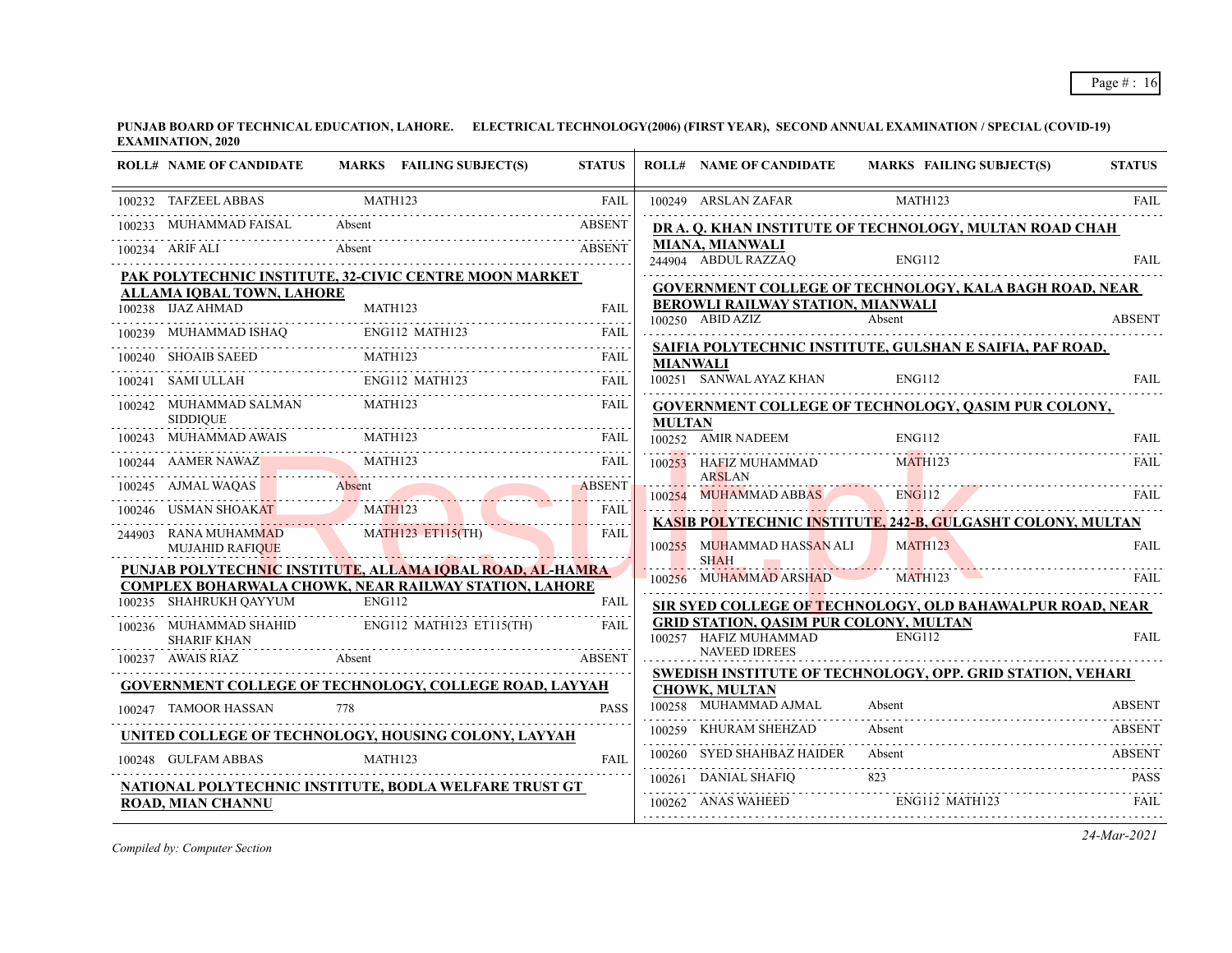**PUNJAB BOARD OF TECHNICAL EDUCATION, LAHORE. ELECTRICAL TECHNOLOGY(2006) (FIRST YEAR), SECOND ANNUAL EXAMINATION / SPECIAL (COVID-19) EXAMINATION, 2020**

| ROLL# | NAME OF CANDIDATE | MARKS | FAILING SUBJECT(S) | STATUS |
|---|---|---|---|---|
| 100232 | TAFZEEL ABBAS | | MATH123 | FAIL |
| 100233 | MUHAMMAD FAISAL | Absent | | ABSENT |
| 100234 | ARIF ALI | Absent | | ABSENT |

**PAK POLYTECHNIC INSTITUTE, 32-CIVIC CENTRE MOON MARKET ALLAMA IQBAL TOWN, LAHORE**

| ROLL# | NAME OF CANDIDATE | MARKS | FAILING SUBJECT(S) | STATUS |
|---|---|---|---|---|
| 100238 | IJAZ AHMAD | | MATH123 | FAIL |
| 100239 | MUHAMMAD ISHAQ | | ENG112 MATH123 | FAIL |
| 100240 | SHOAIB SAEED | | MATH123 | FAIL |
| 100241 | SAMI ULLAH | | ENG112 MATH123 | FAIL |
| 100242 | MUHAMMAD SALMAN SIDDIQUE | | MATH123 | FAIL |
| 100243 | MUHAMMAD AWAIS | | MATH123 | FAIL |
| 100244 | AAMER NAWAZ | | MATH123 | FAIL |
| 100245 | AJMAL WAQAS | Absent | | ABSENT |
| 100246 | USMAN SHOAKAT | | MATH123 | FAIL |
| 244903 | RANA MUHAMMAD MUJAHID RAFIQUE | | MATH123 ET115(TH) | FAIL |

**PUNJAB POLYTECHNIC INSTITUTE, ALLAMA IQBAL ROAD, AL-HAMRA COMPLEX BOHARWALA CHOWK, NEAR RAILWAY STATION, LAHORE**

| ROLL# | NAME OF CANDIDATE | MARKS | FAILING SUBJECT(S) | STATUS |
|---|---|---|---|---|
| 100235 | SHAHRUKH QAYYUM | | ENG112 | FAIL |
| 100236 | MUHAMMAD SHAHID SHARIF KHAN | | ENG112 MATH123 ET115(TH) | FAIL |
| 100237 | AWAIS RIAZ | Absent | | ABSENT |

**GOVERNMENT COLLEGE OF TECHNOLOGY, COLLEGE ROAD, LAYYAH**

| ROLL# | NAME OF CANDIDATE | MARKS | FAILING SUBJECT(S) | STATUS |
|---|---|---|---|---|
| 100247 | TAMOOR HASSAN | 778 | | PASS |

**UNITED COLLEGE OF TECHNOLOGY, HOUSING COLONY, LAYYAH**

| ROLL# | NAME OF CANDIDATE | MARKS | FAILING SUBJECT(S) | STATUS |
|---|---|---|---|---|
| 100248 | GULFAM ABBAS | | MATH123 | FAIL |

**NATIONAL POLYTECHNIC INSTITUTE, BODLA WELFARE TRUST GT ROAD, MIAN CHANNU**

| ROLL# | NAME OF CANDIDATE | MARKS | FAILING SUBJECT(S) | STATUS |
|---|---|---|---|---|
| 100249 | ARSLAN ZAFAR | | MATH123 | FAIL |

**DR A. Q. KHAN INSTITUTE OF TECHNOLOGY, MULTAN ROAD CHAH MIANA, MIANWALI**

| ROLL# | NAME OF CANDIDATE | MARKS | FAILING SUBJECT(S) | STATUS |
|---|---|---|---|---|
| 244904 | ABDUL RAZZAQ | | ENG112 | FAIL |

**GOVERNMENT COLLEGE OF TECHNOLOGY, KALA BAGH ROAD, NEAR BEROWLI RAILWAY STATION, MIANWALI**

| ROLL# | NAME OF CANDIDATE | MARKS | FAILING SUBJECT(S) | STATUS |
|---|---|---|---|---|
| 100250 | ABID AZIZ | Absent | | ABSENT |

**SAIFIA POLYTECHNIC INSTITUTE, GULSHAN E SAIFIA, PAF ROAD, MIANWALI**

| ROLL# | NAME OF CANDIDATE | MARKS | FAILING SUBJECT(S) | STATUS |
|---|---|---|---|---|
| 100251 | SANWAL AYAZ KHAN | | ENG112 | FAIL |

**GOVERNMENT COLLEGE OF TECHNOLOGY, QASIM PUR COLONY, MULTAN**

| ROLL# | NAME OF CANDIDATE | MARKS | FAILING SUBJECT(S) | STATUS |
|---|---|---|---|---|
| 100252 | AMIR NADEEM | | ENG112 | FAIL |
| 100253 | HAFIZ MUHAMMAD ARSLAN | | MATH123 | FAIL |
| 100254 | MUHAMMAD ABBAS | | ENG112 | FAIL |

**KASIB POLYTECHNIC INSTITUTE, 242-B, GULGASHT COLONY, MULTAN**

| ROLL# | NAME OF CANDIDATE | MARKS | FAILING SUBJECT(S) | STATUS |
|---|---|---|---|---|
| 100255 | MUHAMMAD HASSAN ALI SHAH | | MATH123 | FAIL |
| 100256 | MUHAMMAD ARSHAD | | MATH123 | FAIL |

**SIR SYED COLLEGE OF TECHNOLOGY, OLD BAHAWALPUR ROAD, NEAR GRID STATION, QASIM PUR COLONY, MULTAN**

| ROLL# | NAME OF CANDIDATE | MARKS | FAILING SUBJECT(S) | STATUS |
|---|---|---|---|---|
| 100257 | HAFIZ MUHAMMAD NAVEED IDREES | | ENG112 | FAIL |

**SWEDISH INSTITUTE OF TECHNOLOGY, OPP. GRID STATION, VEHARI CHOWK, MULTAN**

| ROLL# | NAME OF CANDIDATE | MARKS | FAILING SUBJECT(S) | STATUS |
|---|---|---|---|---|
| 100258 | MUHAMMAD AJMAL | Absent | | ABSENT |
| 100259 | KHURAM SHEHZAD | Absent | | ABSENT |
| 100260 | SYED SHAHBAZ HAIDER | Absent | | ABSENT |
| 100261 | DANIAL SHAFIQ | 823 | | PASS |
| 100262 | ANAS WAHEED | | ENG112 MATH123 | FAIL |

*Compiled by: Computer Section*

*24-Mar-2021*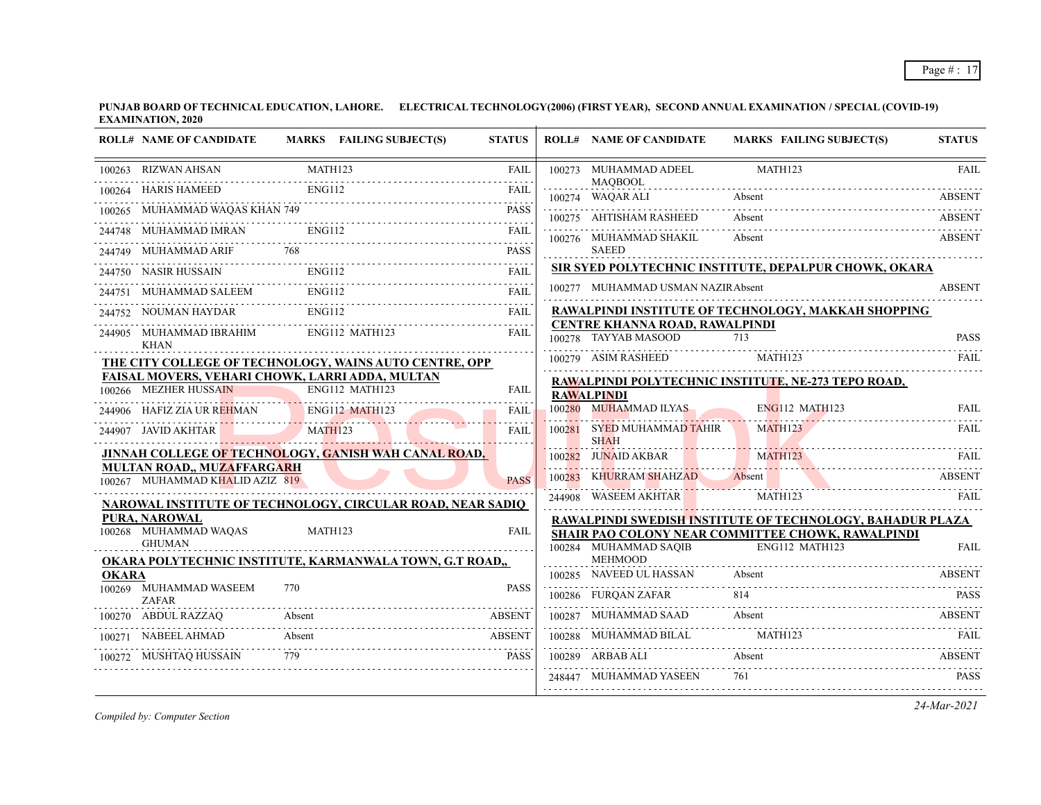**PUNJAB BOARD OF TECHNICAL EDUCATION, LAHORE. ELECTRICAL TECHNOLOGY(2006) (FIRST YEAR), SECOND ANNUAL EXAMINATION / SPECIAL (COVID-19) EXAMINATION, 2020**

| ROLL# | NAME OF CANDIDATE | MARKS | FAILING SUBJECT(S) | STATUS |
|---|---|---|---|---|
| 100263 | RIZWAN AHSAN | | MATH123 | FAIL |
| 100264 | HARIS HAMEED | | ENG112 | FAIL |
| 100265 | MUHAMMAD WAQAS KHAN | 749 | | PASS |
| 244748 | MUHAMMAD IMRAN | | ENG112 | FAIL |
| 244749 | MUHAMMAD ARIF | 768 | | PASS |
| 244750 | NASIR HUSSAIN | | ENG112 | FAIL |
| 244751 | MUHAMMAD SALEEM | | ENG112 | FAIL |
| 244752 | NOUMAN HAYDAR | | ENG112 | FAIL |
| 244905 | MUHAMMAD IBRAHIM KHAN | | ENG112 MATH123 | FAIL |

**THE CITY COLLEGE OF TECHNOLOGY, WAINS AUTO CENTRE, OPP FAISAL MOVERS, VEHARI CHOWK, LARRI ADDA, MULTAN**

| ROLL# | NAME OF CANDIDATE | MARKS | FAILING SUBJECT(S) | STATUS |
|---|---|---|---|---|
| 100266 | MEZHER HUSSAIN | | ENG112 MATH123 | FAIL |
| 244906 | HAFIZ ZIA UR REHMAN | | ENG112 MATH123 | FAIL |
| 244907 | JAVID AKHTAR | | MATH123 | FAIL |

**JINNAH COLLEGE OF TECHNOLOGY, GANISH WAH CANAL ROAD, MULTAN ROAD,, MUZAFFARGARH**

| ROLL# | NAME OF CANDIDATE | MARKS | FAILING SUBJECT(S) | STATUS |
|---|---|---|---|---|
| 100267 | MUHAMMAD KHALID AZIZ | 819 | | PASS |

**NAROWAL INSTITUTE OF TECHNOLOGY, CIRCULAR ROAD, NEAR SADIQ PURA, NAROWAL**

| ROLL# | NAME OF CANDIDATE | MARKS | FAILING SUBJECT(S) | STATUS |
|---|---|---|---|---|
| 100268 | MUHAMMAD WAQAS GHUMAN | | MATH123 | FAIL |

**OKARA POLYTECHNIC INSTITUTE, KARMANWALA TOWN, G.T ROAD,, OKARA**

| ROLL# | NAME OF CANDIDATE | MARKS | FAILING SUBJECT(S) | STATUS |
|---|---|---|---|---|
| 100269 | MUHAMMAD WASEEM ZAFAR | 770 | | PASS |
| 100270 | ABDUL RAZZAQ | Absent | | ABSENT |
| 100271 | NABEEL AHMAD | Absent | | ABSENT |
| 100272 | MUSHTAQ HUSSAIN | 779 | | PASS |
| 100273 | MUHAMMAD ADEEL MAQBOOL | | MATH123 | FAIL |
| 100274 | WAQAR ALI | Absent | | ABSENT |
| 100275 | AHTISHAM RASHEED | Absent | | ABSENT |
| 100276 | MUHAMMAD SHAKIL SAEED | Absent | | ABSENT |

**SIR SYED POLYTECHNIC INSTITUTE, DEPALPUR CHOWK, OKARA**

| ROLL# | NAME OF CANDIDATE | MARKS | FAILING SUBJECT(S) | STATUS |
|---|---|---|---|---|
| 100277 | MUHAMMAD USMAN NAZIR | Absent | | ABSENT |

**RAWALPINDI INSTITUTE OF TECHNOLOGY, MAKKAH SHOPPING CENTRE KHANNA ROAD, RAWALPINDI**

| ROLL# | NAME OF CANDIDATE | MARKS | FAILING SUBJECT(S) | STATUS |
|---|---|---|---|---|
| 100278 | TAYYAB MASOOD | 713 | | PASS |
| 100279 | ASIM RASHEED | | MATH123 | FAIL |

**RAWALPINDI POLYTECHNIC INSTITUTE, NE-273 TEPO ROAD, RAWALPINDI**

| ROLL# | NAME OF CANDIDATE | MARKS | FAILING SUBJECT(S) | STATUS |
|---|---|---|---|---|
| 100280 | MUHAMMAD ILYAS | | ENG112 MATH123 | FAIL |
| 100281 | SYED MUHAMMAD TAHIR SHAH | | MATH123 | FAIL |
| 100282 | JUNAID AKBAR | | MATH123 | FAIL |
| 100283 | KHURRAM SHAHZAD | Absent | | ABSENT |
| 244908 | WASEEM AKHTAR | | MATH123 | FAIL |

**RAWALPINDI SWEDISH INSTITUTE OF TECHNOLOGY, BAHADUR PLAZA SHAIR PAO COLONY NEAR COMMITTEE CHOWK, RAWALPINDI**

| ROLL# | NAME OF CANDIDATE | MARKS | FAILING SUBJECT(S) | STATUS |
|---|---|---|---|---|
| 100284 | MUHAMMAD SAQIB MEHMOOD | | ENG112 MATH123 | FAIL |
| 100285 | NAVEED UL HASSAN | Absent | | ABSENT |
| 100286 | FURQAN ZAFAR | 814 | | PASS |
| 100287 | MUHAMMAD SAAD | Absent | | ABSENT |
| 100288 | MUHAMMAD BILAL | | MATH123 | FAIL |
| 100289 | ARBAB ALI | Absent | | ABSENT |
| 248447 | MUHAMMAD YASEEN | 761 | | PASS |

*Compiled by: Computer Section*

*24-Mar-2021*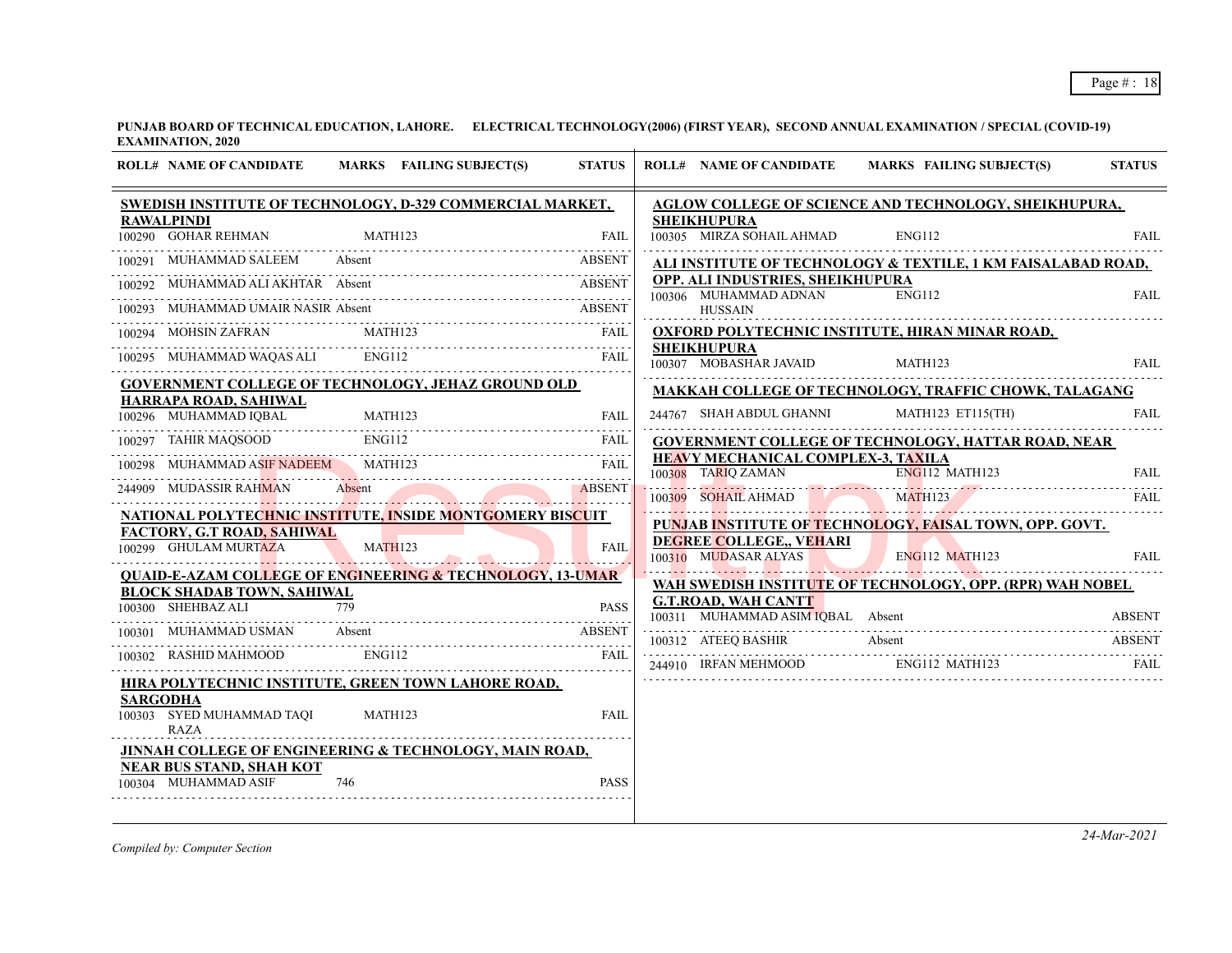**PUNJAB BOARD OF TECHNICAL EDUCATION, LAHORE. ELECTRICAL TECHNOLOGY(2006) (FIRST YEAR), SECOND ANNUAL EXAMINATION / SPECIAL (COVID-19) EXAMINATION, 2020**

| ROLL# | NAME OF CANDIDATE | MARKS | FAILING SUBJECT(S) | STATUS |
|---|---|---|---|---|
| **SWEDISH INSTITUTE OF TECHNOLOGY, D-329 COMMERCIAL MARKET, RAWALPINDI** | | | | |
| 100290 | GOHAR REHMAN | | MATH123 | FAIL |
| 100291 | MUHAMMAD SALEEM | Absent | | ABSENT |
| 100292 | MUHAMMAD ALI AKHTAR | Absent | | ABSENT |
| 100293 | MUHAMMAD UMAIR NASIR | Absent | | ABSENT |
| 100294 | MOHSIN ZAFRAN | | MATH123 | FAIL |
| 100295 | MUHAMMAD WAQAS ALI | | ENG112 | FAIL |
| **GOVERNMENT COLLEGE OF TECHNOLOGY, JEHAZ GROUND OLD HARRAPA ROAD, SAHIWAL** | | | | |
| 100296 | MUHAMMAD IQBAL | | MATH123 | FAIL |
| 100297 | TAHIR MAQSOOD | | ENG112 | FAIL |
| 100298 | MUHAMMAD ASIF NADEEM | | MATH123 | FAIL |
| 244909 | MUDASSIR RAHMAN | Absent | | ABSENT |
| **NATIONAL POLYTECHNIC INSTITUTE, INSIDE MONTGOMERY BISCUIT FACTORY, G.T ROAD, SAHIWAL** | | | | |
| 100299 | GHULAM MURTAZA | | MATH123 | FAIL |
| **QUAID-E-AZAM COLLEGE OF ENGINEERING & TECHNOLOGY, 13-UMAR BLOCK SHADAB TOWN, SAHIWAL** | | | | |
| 100300 | SHEHBAZ ALI | 779 | | PASS |
| 100301 | MUHAMMAD USMAN | Absent | | ABSENT |
| 100302 | RASHID MAHMOOD | | ENG112 | FAIL |
| **HIRA POLYTECHNIC INSTITUTE, GREEN TOWN LAHORE ROAD, SARGODHA** | | | | |
| 100303 | SYED MUHAMMAD TAQI RAZA | | MATH123 | FAIL |
| **JINNAH COLLEGE OF ENGINEERING & TECHNOLOGY, MAIN ROAD, NEAR BUS STAND, SHAH KOT** | | | | |
| 100304 | MUHAMMAD ASIF | 746 | | PASS |
| **AGLOW COLLEGE OF SCIENCE AND TECHNOLOGY, SHEIKHUPURA, SHEIKHUPURA** | | | | |
| 100305 | MIRZA SOHAIL AHMAD | | ENG112 | FAIL |
| **ALI INSTITUTE OF TECHNOLOGY & TEXTILE, 1 KM FAISALABAD ROAD, OPP. ALI INDUSTRIES, SHEIKHUPURA** | | | | |
| 100306 | MUHAMMAD ADNAN HUSSAIN | | ENG112 | FAIL |
| **OXFORD POLYTECHNIC INSTITUTE, HIRAN MINAR ROAD, SHEIKHUPURA** | | | | |
| 100307 | MOBASHAR JAVAID | | MATH123 | FAIL |
| **MAKKAH COLLEGE OF TECHNOLOGY, TRAFFIC CHOWK, TALAGANG** | | | | |
| 244767 | SHAH ABDUL GHANNI | | MATH123 ET115(TH) | FAIL |
| **GOVERNMENT COLLEGE OF TECHNOLOGY, HATTAR ROAD, NEAR HEAVY MECHANICAL COMPLEX-3, TAXILA** | | | | |
| 100308 | TARIQ ZAMAN | | ENG112 MATH123 | FAIL |
| 100309 | SOHAIL AHMAD | | MATH123 | FAIL |
| **PUNJAB INSTITUTE OF TECHNOLOGY, FAISAL TOWN, OPP. GOVT. DEGREE COLLEGE,, VEHARI** | | | | |
| 100310 | MUDASAR ALYAS | | ENG112 MATH123 | FAIL |
| **WAH SWEDISH INSTITUTE OF TECHNOLOGY, OPP. (RPR) WAH NOBEL G.T.ROAD, WAH CANTT** | | | | |
| 100311 | MUHAMMAD ASIM IQBAL | Absent | | ABSENT |
| 100312 | ATEEQ BASHIR | Absent | | ABSENT |
| 244910 | IRFAN MEHMOOD | | ENG112 MATH123 | FAIL |

*Compiled by: Computer Section*

*24-Mar-2021*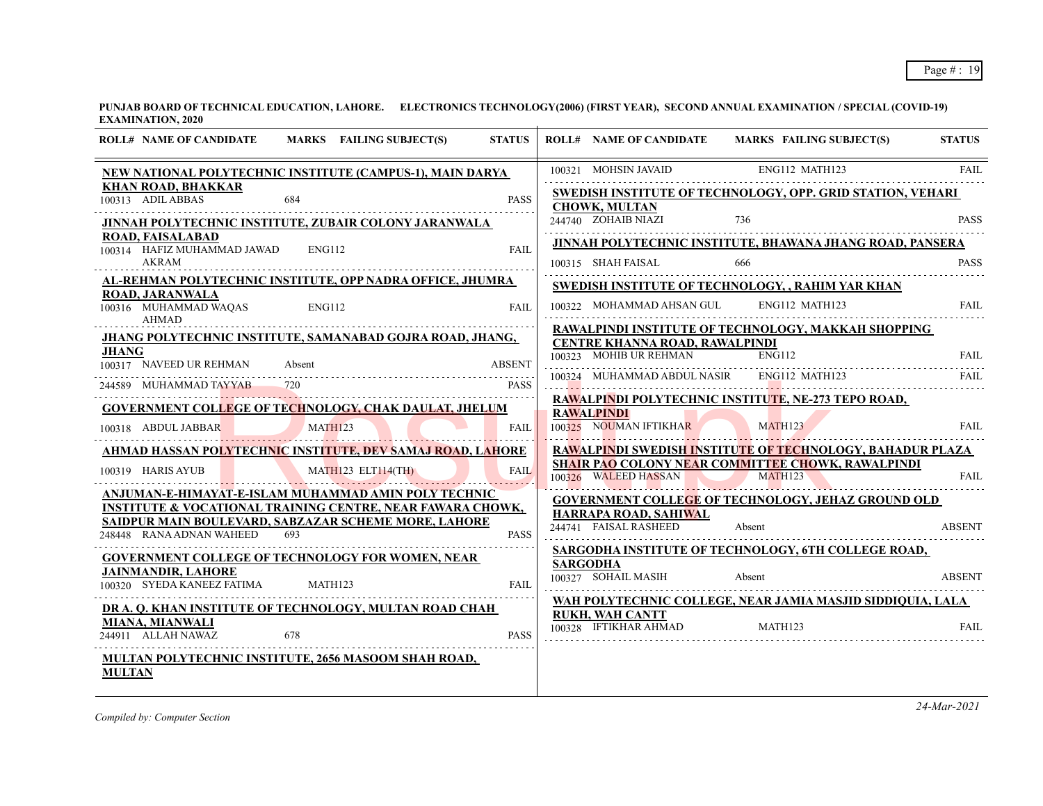**PUNJAB BOARD OF TECHNICAL EDUCATION, LAHORE. ELECTRONICS TECHNOLOGY(2006) (FIRST YEAR), SECOND ANNUAL EXAMINATION / SPECIAL (COVID-19) EXAMINATION, 2020**

| ROLL# | NAME OF CANDIDATE | MARKS | FAILING SUBJECT(S) | STATUS |
|---|---|---|---|---|
| **NEW NATIONAL POLYTECHNIC INSTITUTE (CAMPUS-1), MAIN DARYA KHAN ROAD, BHAKKAR** | | | | |
| 100313 | ADIL ABBAS | 684 | | PASS |
| **JINNAH POLYTECHNIC INSTITUTE, ZUBAIR COLONY JARANWALA ROAD, FAISALABAD** | | | | |
| 100314 | HAFIZ MUHAMMAD JAWAD AKRAM | | ENG112 | FAIL |
| **AL-REHMAN POLYTECHNIC INSTITUTE, OPP NADRA OFFICE, JHUMRA ROAD, JARANWALA** | | | | |
| 100316 | MUHAMMAD WAQAS AHMAD | | ENG112 | FAIL |
| **JHANG POLYTECHNIC INSTITUTE, SAMANABAD GOJRA ROAD, JHANG, JHANG** | | | | |
| 100317 | NAVEED UR REHMAN | Absent | | ABSENT |
| 244589 | MUHAMMAD TAYYAB | 720 | | PASS |
| **GOVERNMENT COLLEGE OF TECHNOLOGY, CHAK DAULAT, JHELUM** | | | | |
| 100318 | ABDUL JABBAR | | MATH123 | FAIL |
| **AHMAD HASSAN POLYTECHNIC INSTITUTE, DEV SAMAJ ROAD, LAHORE** | | | | |
| 100319 | HARIS AYUB | | MATH123 ELT114(TH) | FAIL |
| **ANJUMAN-E-HIMAYAT-E-ISLAM MUHAMMAD AMIN POLYTECHNIC INSTITUTE & VOCATIONAL TRAINING CENTRE, NEAR FAWARA CHOWK, SAIDPUR MAIN BOULEVARD, SABZAZAR SCHEME MORE, LAHORE** | | | | |
| 248448 | RANA ADNAN WAHEED | 693 | | PASS |
| **GOVERNMENT COLLEGE OF TECHNOLOGY FOR WOMEN, NEAR JAINMANDIR, LAHORE** | | | | |
| 100320 | SYEDA KANEEZ FATIMA | | MATH123 | FAIL |
| **DR A. Q. KHAN INSTITUTE OF TECHNOLOGY, MULTAN ROAD CHAH MIANA, MIANWALI** | | | | |
| 244911 | ALLAH NAWAZ | 678 | | PASS |
| **MULTAN POLYTECHNIC INSTITUTE, 2656 MASOOM SHAH ROAD, MULTAN** | | | | |
| 100321 | MOHSIN JAVAID | | ENG112 MATH123 | FAIL |
| **SWEDISH INSTITUTE OF TECHNOLOGY, OPP. GRID STATION, VEHARI CHOWK, MULTAN** | | | | |
| 244740 | ZOHAIB NIAZI | 736 | | PASS |
| **JINNAH POLYTECHNIC INSTITUTE, BHAWANA JHANG ROAD, PANSERA** | | | | |
| 100315 | SHAH FAISAL | 666 | | PASS |
| **SWEDISH INSTITUTE OF TECHNOLOGY, , RAHIM YAR KHAN** | | | | |
| 100322 | MOHAMMAD AHSAN GUL | | ENG112 MATH123 | FAIL |
| **RAWALPINDI INSTITUTE OF TECHNOLOGY, MAKKAH SHOPPING CENTRE KHANNA ROAD, RAWALPINDI** | | | | |
| 100323 | MOHIB UR REHMAN | | ENG112 | FAIL |
| 100324 | MUHAMMAD ABDUL NASIR | | ENG112 MATH123 | FAIL |
| **RAWALPINDI POLYTECHNIC INSTITUTE, NE-273 TEPO ROAD, RAWALPINDI** | | | | |
| 100325 | NOUMAN IFTIKHAR | | MATH123 | FAIL |
| **RAWALPINDI SWEDISH INSTITUTE OF TECHNOLOGY, BAHADUR PLAZA SHAIR PAO COLONY NEAR COMMITTEE CHOWK, RAWALPINDI** | | | | |
| 100326 | WALEED HASSAN | | MATH123 | FAIL |
| **GOVERNMENT COLLEGE OF TECHNOLOGY, JEHAZ GROUND OLD HARRAPA ROAD, SAHIWAL** | | | | |
| 244741 | FAISAL RASHEED | Absent | | ABSENT |
| **SARGODHA INSTITUTE OF TECHNOLOGY, 6TH COLLEGE ROAD, SARGODHA** | | | | |
| 100327 | SOHAIL MASIH | Absent | | ABSENT |
| **WAH POLYTECHNIC COLLEGE, NEAR JAMIA MASJID SIDDIQUIA, LALA RUKH, WAH CANTT** | | | | |
| 100328 | IFTIKHAR AHMAD | | MATH123 | FAIL |

*Compiled by: Computer Section*

*24-Mar-2021*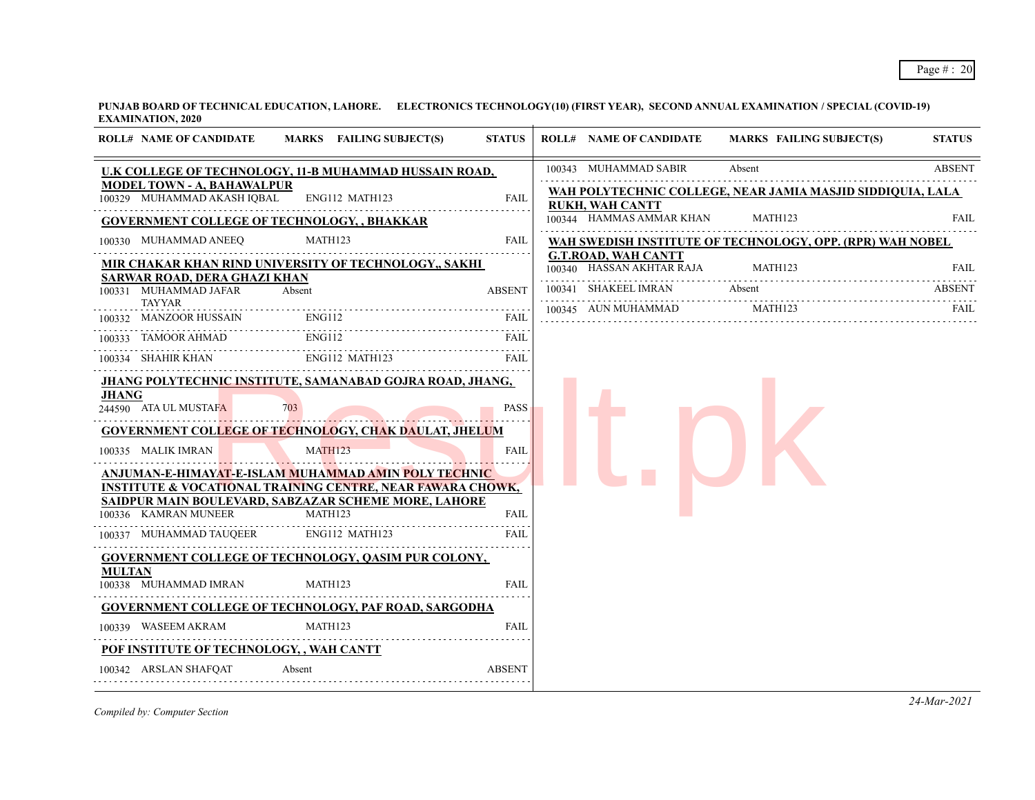**PUNJAB BOARD OF TECHNICAL EDUCATION, LAHORE. ELECTRONICS TECHNOLOGY(10) (FIRST YEAR), SECOND ANNUAL EXAMINATION / SPECIAL (COVID-19) EXAMINATION, 2020**

| ROLL# | NAME OF CANDIDATE | MARKS | FAILING SUBJECT(S) | STATUS |
|---|---|---|---|---|
| **U.K COLLEGE OF TECHNOLOGY, 11-B MUHAMMAD HUSSAIN ROAD, MODEL TOWN - A, BAHAWALPUR** | | | | |
| 100329 | MUHAMMAD AKASH IQBAL | | ENG112 MATH123 | FAIL |
| **GOVERNMENT COLLEGE OF TECHNOLOGY, , BHAKKAR** | | | | |
| 100330 | MUHAMMAD ANEEQ | | MATH123 | FAIL |
| **MIR CHAKAR KHAN RIND UNIVERSITY OF TECHNOLOGY,, SAKHI SARWAR ROAD, DERA GHAZI KHAN** | | | | |
| 100331 | MUHAMMAD JAFAR TAYYAR | Absent | | ABSENT |
| 100332 | MANZOOR HUSSAIN | | ENG112 | FAIL |
| 100333 | TAMOOR AHMAD | | ENG112 | FAIL |
| 100334 | SHAHIR KHAN | | ENG112 MATH123 | FAIL |
| **JHANG POLYTECHNIC INSTITUTE, SAMANABAD GOJRA ROAD, JHANG, JHANG** | | | | |
| 244590 | ATA UL MUSTAFA | 703 | | PASS |
| **GOVERNMENT COLLEGE OF TECHNOLOGY, CHAK DAULAT, JHELUM** | | | | |
| 100335 | MALIK IMRAN | | MATH123 | FAIL |
| **ANJUMAN-E-HIMAYAT-E-ISLAM MUHAMMAD AMIN POLY TECHNIC INSTITUTE & VOCATIONAL TRAINING CENTRE, NEAR FAWARA CHOWK, SAIDPUR MAIN BOULEVARD, SABZAZAR SCHEME MORE, LAHORE** | | | | |
| 100336 | KAMRAN MUNEER | | MATH123 | FAIL |
| 100337 | MUHAMMAD TAUQEER | | ENG112 MATH123 | FAIL |
| **GOVERNMENT COLLEGE OF TECHNOLOGY, QASIM PUR COLONY, MULTAN** | | | | |
| 100338 | MUHAMMAD IMRAN | | MATH123 | FAIL |
| **GOVERNMENT COLLEGE OF TECHNOLOGY, PAF ROAD, SARGODHA** | | | | |
| 100339 | WASEEM AKRAM | | MATH123 | FAIL |
| **POF INSTITUTE OF TECHNOLOGY, , WAH CANTT** | | | | |
| 100342 | ARSLAN SHAFQAT | Absent | | ABSENT |
| 100343 | MUHAMMAD SABIR | Absent | | ABSENT |
| **WAH POLYTECHNIC COLLEGE, NEAR JAMIA MASJID SIDDIQUIA, LALA RUKH, WAH CANTT** | | | | |
| 100344 | HAMMAS AMMAR KHAN | | MATH123 | FAIL |
| **WAH SWEDISH INSTITUTE OF TECHNOLOGY, OPP. (RPR) WAH NOBEL G.T.ROAD, WAH CANTT** | | | | |
| 100340 | HASSAN AKHTAR RAJA | | MATH123 | FAIL |
| 100341 | SHAKEEL IMRAN | Absent | | ABSENT |
| 100345 | AUN MUHAMMAD | | MATH123 | FAIL |

*Compiled by: Computer Section*

*24-Mar-2021*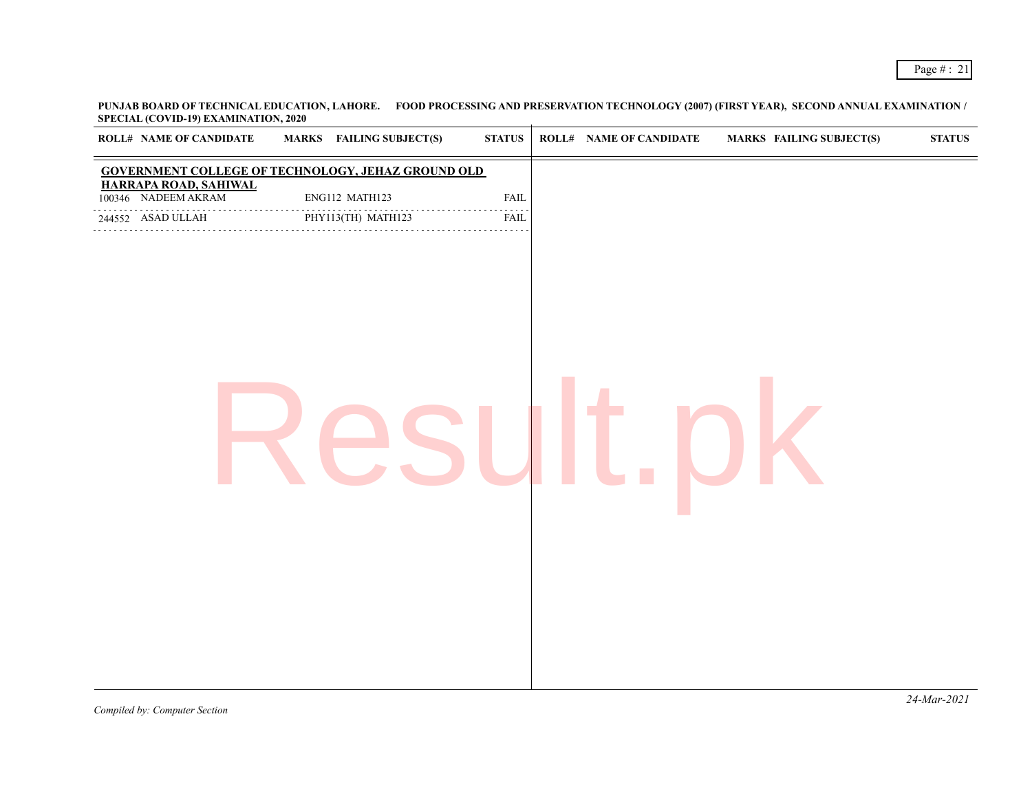**PUNJAB BOARD OF TECHNICAL EDUCATION, LAHORE. FOOD PROCESSING AND PRESERVATION TECHNOLOGY (2007) (FIRST YEAR), SECOND ANNUAL EXAMINATION / SPECIAL (COVID-19) EXAMINATION, 2020**

| ROLL# | NAME OF CANDIDATE | MARKS | FAILING SUBJECT(S) | STATUS |
|---|---|---|---|---|
| **GOVERNMENT COLLEGE OF TECHNOLOGY, JEHAZ GROUND OLD HARRAPA ROAD, SAHIWAL** | | | | |
| 100346 | NADEEM AKRAM | | ENG112 MATH123 | FAIL |
| 244552 | ASAD ULLAH | | PHY113(TH) MATH123 | FAIL |

*Compiled by: Computer Section*

*24-Mar-2021*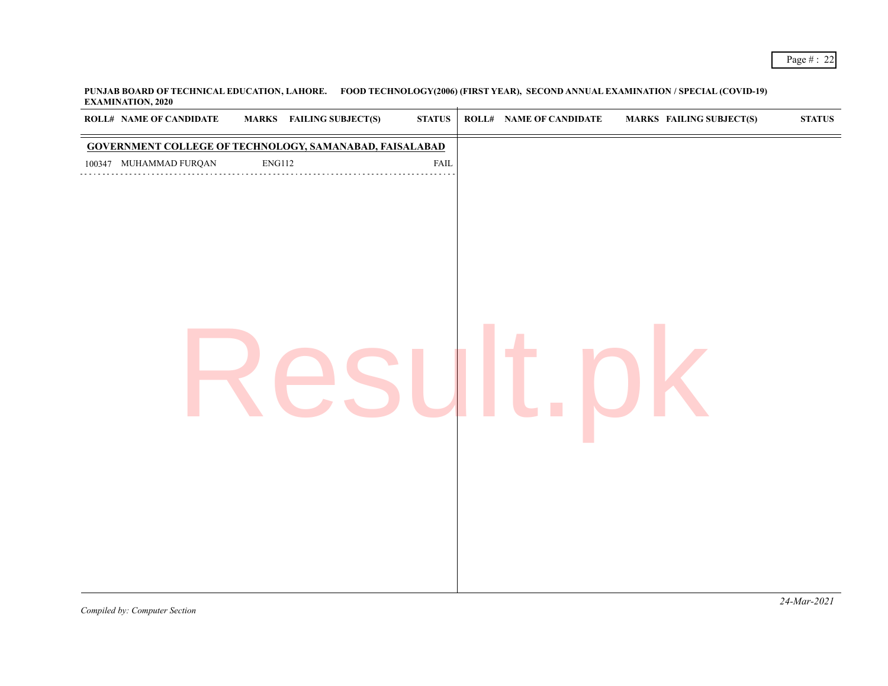**PUNJAB BOARD OF TECHNICAL EDUCATION, LAHORE. FOOD TECHNOLOGY(2006) (FIRST YEAR), SECOND ANNUAL EXAMINATION / SPECIAL (COVID-19) EXAMINATION, 2020**

| ROLL# | NAME OF CANDIDATE | MARKS | FAILING SUBJECT(S) | STATUS |
|---|---|---|---|---|
| **GOVERNMENT COLLEGE OF TECHNOLOGY, SAMANABAD, FAISALABAD** | | | | |
| 100347 | MUHAMMAD FURQAN | | ENG112 | FAIL |

*Compiled by: Computer Section*

*24-Mar-2021*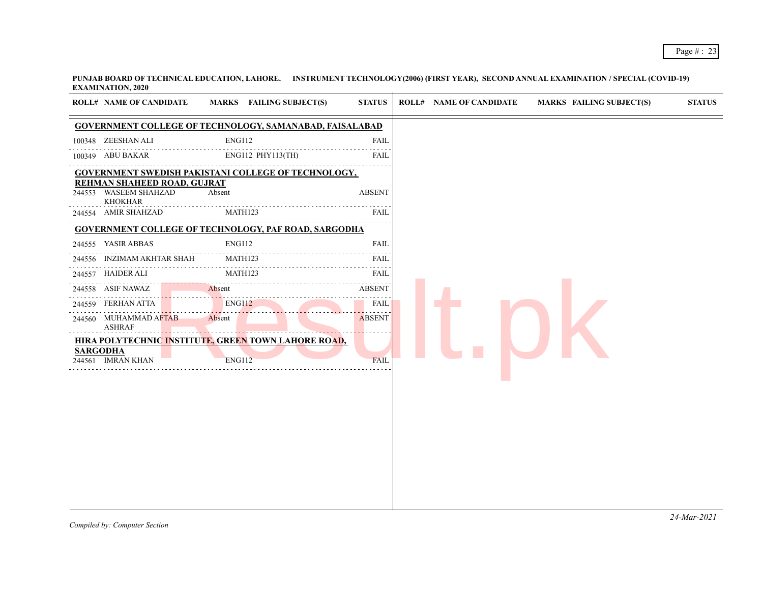**PUNJAB BOARD OF TECHNICAL EDUCATION, LAHORE. INSTRUMENT TECHNOLOGY(2006) (FIRST YEAR), SECOND ANNUAL EXAMINATION / SPECIAL (COVID-19) EXAMINATION, 2020**

| ROLL# | NAME OF CANDIDATE | MARKS | FAILING SUBJECT(S) | STATUS |
|---|---|---|---|---|
| **GOVERNMENT COLLEGE OF TECHNOLOGY, SAMANABAD, FAISALABAD** | | | | |
| 100348 | ZEESHAN ALI | | ENG112 | FAIL |
| 100349 | ABU BAKAR | | ENG112 PHY113(TH) | FAIL |
| **GOVERNMENT SWEDISH PAKISTANI COLLEGE OF TECHNOLOGY, REHMAN SHAHEED ROAD, GUJRAT** | | | | |
| 244553 | WASEEM SHAHZAD KHOKHAR | Absent | | ABSENT |
| 244554 | AMIR SHAHZAD | | MATH123 | FAIL |
| **GOVERNMENT COLLEGE OF TECHNOLOGY, PAF ROAD, SARGODHA** | | | | |
| 244555 | YASIR ABBAS | | ENG112 | FAIL |
| 244556 | INZIMAM AKHTAR SHAH | | MATH123 | FAIL |
| 244557 | HAIDER ALI | | MATH123 | FAIL |
| 244558 | ASIF NAWAZ | Absent | | ABSENT |
| 244559 | FERHAN ATTA | | ENG112 | FAIL |
| 244560 | MUHAMMAD AFTAB ASHRAF | Absent | | ABSENT |
| **HIRA POLYTECHNIC INSTITUTE, GREEN TOWN LAHORE ROAD, SARGODHA** | | | | |
| 244561 | IMRAN KHAN | | ENG112 | FAIL |

*Compiled by: Computer Section*

*24-Mar-2021*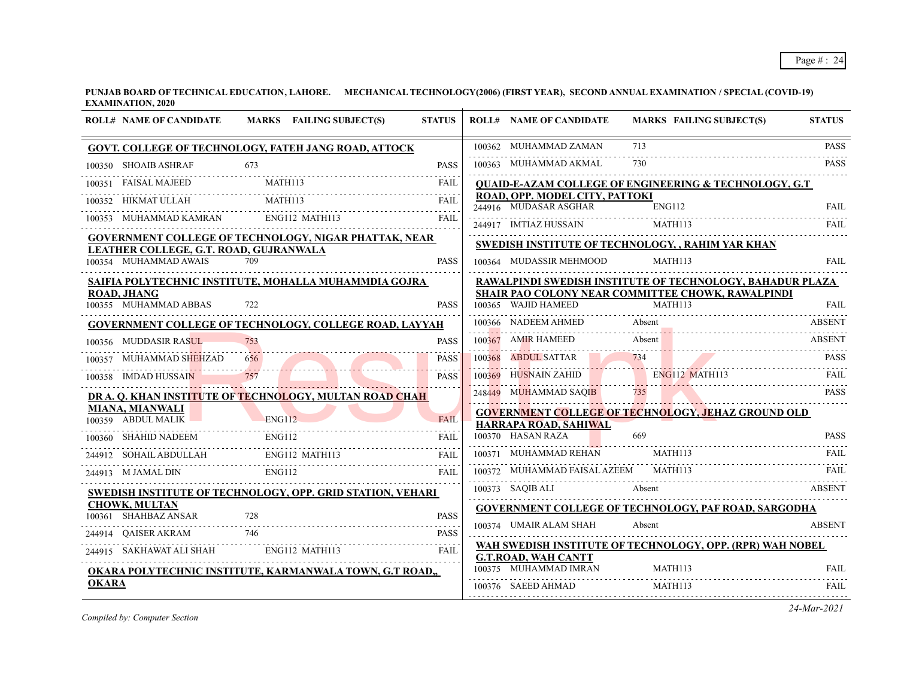**PUNJAB BOARD OF TECHNICAL EDUCATION, LAHORE. MECHANICAL TECHNOLOGY(2006) (FIRST YEAR), SECOND ANNUAL EXAMINATION / SPECIAL (COVID-19) EXAMINATION, 2020**

| ROLL# | NAME OF CANDIDATE | MARKS | FAILING SUBJECT(S) | STATUS |
|---|---|---|---|---|
| **GOVT. COLLEGE OF TECHNOLOGY, FATEH JANG ROAD, ATTOCK** | | | | |
| 100350 | SHOAIB ASHRAF | 673 | | PASS |
| 100351 | FAISAL MAJEED | | MATH113 | FAIL |
| 100352 | HIKMAT ULLAH | | MATH113 | FAIL |
| 100353 | MUHAMMAD KAMRAN | | ENG112 MATH113 | FAIL |
| **GOVERNMENT COLLEGE OF TECHNOLOGY, NIGAR PHATTAK, NEAR LEATHER COLLEGE, G.T. ROAD, GUJRANWALA** | | | | |
| 100354 | MUHAMMAD AWAIS | 709 | | PASS |
| **SAIFIA POLYTECHNIC INSTITUTE, MOHALLA MUHAMMDIA GOJRA ROAD, JHANG** | | | | |
| 100355 | MUHAMMAD ABBAS | 722 | | PASS |
| **GOVERNMENT COLLEGE OF TECHNOLOGY, COLLEGE ROAD, LAYYAH** | | | | |
| 100356 | MUDDASIR RASUL | 753 | | PASS |
| 100357 | MUHAMMAD SHEHZAD | 656 | | PASS |
| 100358 | IMDAD HUSSAIN | 757 | | PASS |
| **DR A. Q. KHAN INSTITUTE OF TECHNOLOGY, MULTAN ROAD CHAH MIANA, MIANWALI** | | | | |
| 100359 | ABDUL MALIK | | ENG112 | FAIL |
| 100360 | SHAHID NADEEM | | ENG112 | FAIL |
| 244912 | SOHAIL ABDULLAH | | ENG112 MATH113 | FAIL |
| 244913 | M JAMAL DIN | | ENG112 | FAIL |
| **SWEDISH INSTITUTE OF TECHNOLOGY, OPP. GRID STATION, VEHARI CHOWK, MULTAN** | | | | |
| 100361 | SHAHBAZ ANSAR | 728 | | PASS |
| 244914 | QAISER AKRAM | 746 | | PASS |
| 244915 | SAKHAWAT ALI SHAH | | ENG112 MATH113 | FAIL |
| **OKARA POLYTECHNIC INSTITUTE, KARMANWALA TOWN, G.T ROAD,, OKARA** | | | | |
| 100362 | MUHAMMAD ZAMAN | 713 | | PASS |
| 100363 | MUHAMMAD AKMAL | 730 | | PASS |
| **QUAID-E-AZAM COLLEGE OF ENGINEERING & TECHNOLOGY, G.T ROAD, OPP. MODEL CITY, PATTOKI** | | | | |
| 244916 | MUDASAR ASGHAR | | ENG112 | FAIL |
| 244917 | IMTIAZ HUSSAIN | | MATH113 | FAIL |
| **SWEDISH INSTITUTE OF TECHNOLOGY, , RAHIM YAR KHAN** | | | | |
| 100364 | MUDASSIR MEHMOOD | | MATH113 | FAIL |
| **RAWALPINDI SWEDISH INSTITUTE OF TECHNOLOGY, BAHADUR PLAZA SHAIR PAO COLONY NEAR COMMITTEE CHOWK, RAWALPINDI** | | | | |
| 100365 | WAJID HAMEED | | MATH113 | FAIL |
| 100366 | NADEEM AHMED | Absent | | ABSENT |
| 100367 | AMIR HAMEED | Absent | | ABSENT |
| 100368 | ABDUL SATTAR | 734 | | PASS |
| 100369 | HUSNAIN ZAHID | | ENG112 MATH113 | FAIL |
| 248449 | MUHAMMAD SAQIB | 735 | | PASS |
| **GOVERNMENT COLLEGE OF TECHNOLOGY, JEHAZ GROUND OLD HARRAPA ROAD, SAHIWAL** | | | | |
| 100370 | HASAN RAZA | 669 | | PASS |
| 100371 | MUHAMMAD REHAN | | MATH113 | FAIL |
| 100372 | MUHAMMAD FAISAL AZEEM | | MATH113 | FAIL |
| 100373 | SAQIB ALI | Absent | | ABSENT |
| **GOVERNMENT COLLEGE OF TECHNOLOGY, PAF ROAD, SARGODHA** | | | | |
| 100374 | UMAIR ALAM SHAH | Absent | | ABSENT |
| **WAH SWEDISH INSTITUTE OF TECHNOLOGY, OPP. (RPR) WAH NOBEL G.T.ROAD, WAH CANTT** | | | | |
| 100375 | MUHAMMAD IMRAN | | MATH113 | FAIL |
| 100376 | SAEED AHMAD | | MATH113 | FAIL |

*Compiled by: Computer Section*

*24-Mar-2021*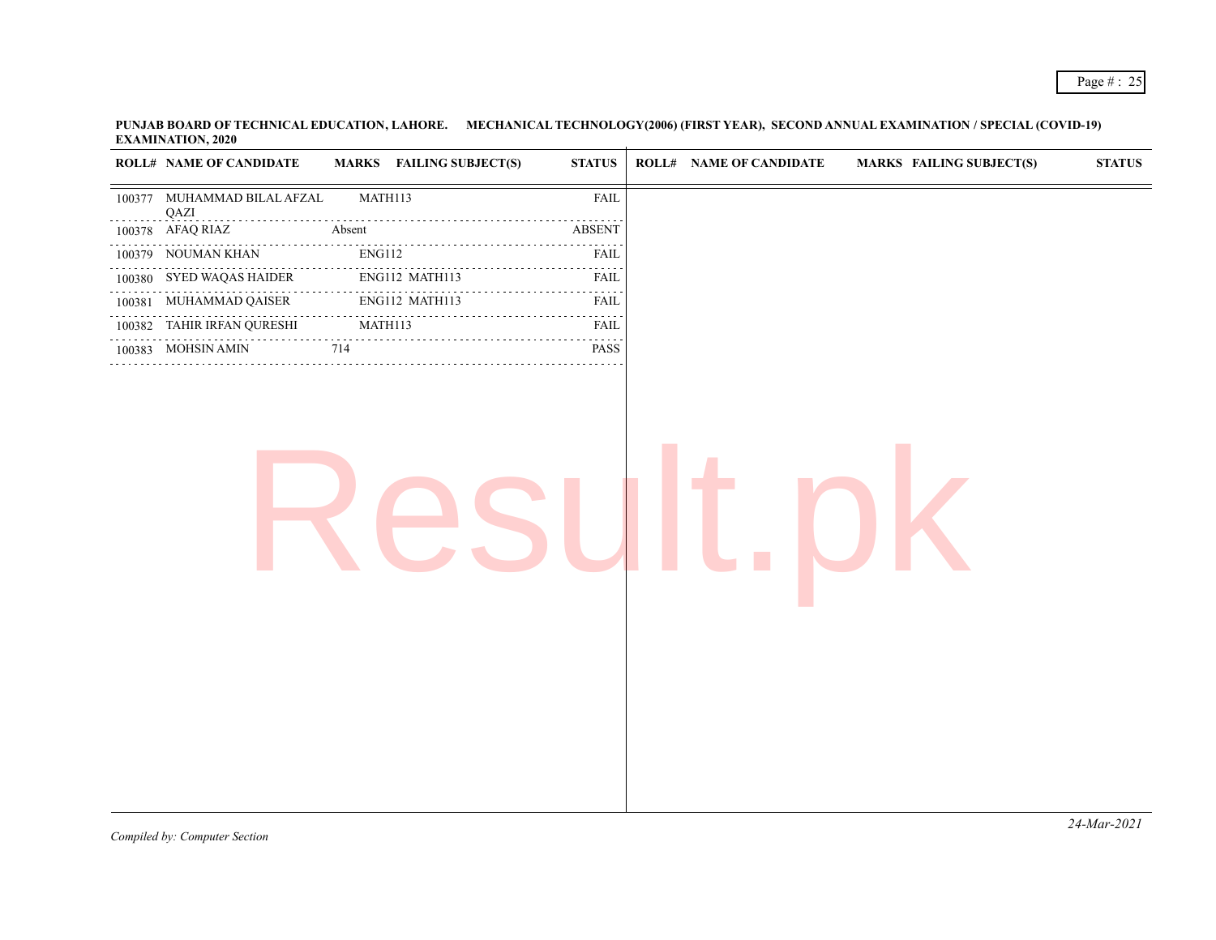**PUNJAB BOARD OF TECHNICAL EDUCATION, LAHORE. MECHANICAL TECHNOLOGY(2006) (FIRST YEAR), SECOND ANNUAL EXAMINATION / SPECIAL (COVID-19) EXAMINATION, 2020**

| ROLL# | NAME OF CANDIDATE | MARKS | FAILING SUBJECT(S) | STATUS |
|---|---|---|---|---|
| 100377 | MUHAMMAD BILAL AFZAL QAZI | | MATH113 | FAIL |
| 100378 | AFAQ RIAZ | Absent | | ABSENT |
| 100379 | NOUMAN KHAN | | ENG112 | FAIL |
| 100380 | SYED WAQAS HAIDER | | ENG112 MATH113 | FAIL |
| 100381 | MUHAMMAD QAISER | | ENG112 MATH113 | FAIL |
| 100382 | TAHIR IRFAN QURESHI | | MATH113 | FAIL |
| 100383 | MOHSIN AMIN | 714 | | PASS |

*Compiled by: Computer Section*

*24-Mar-2021*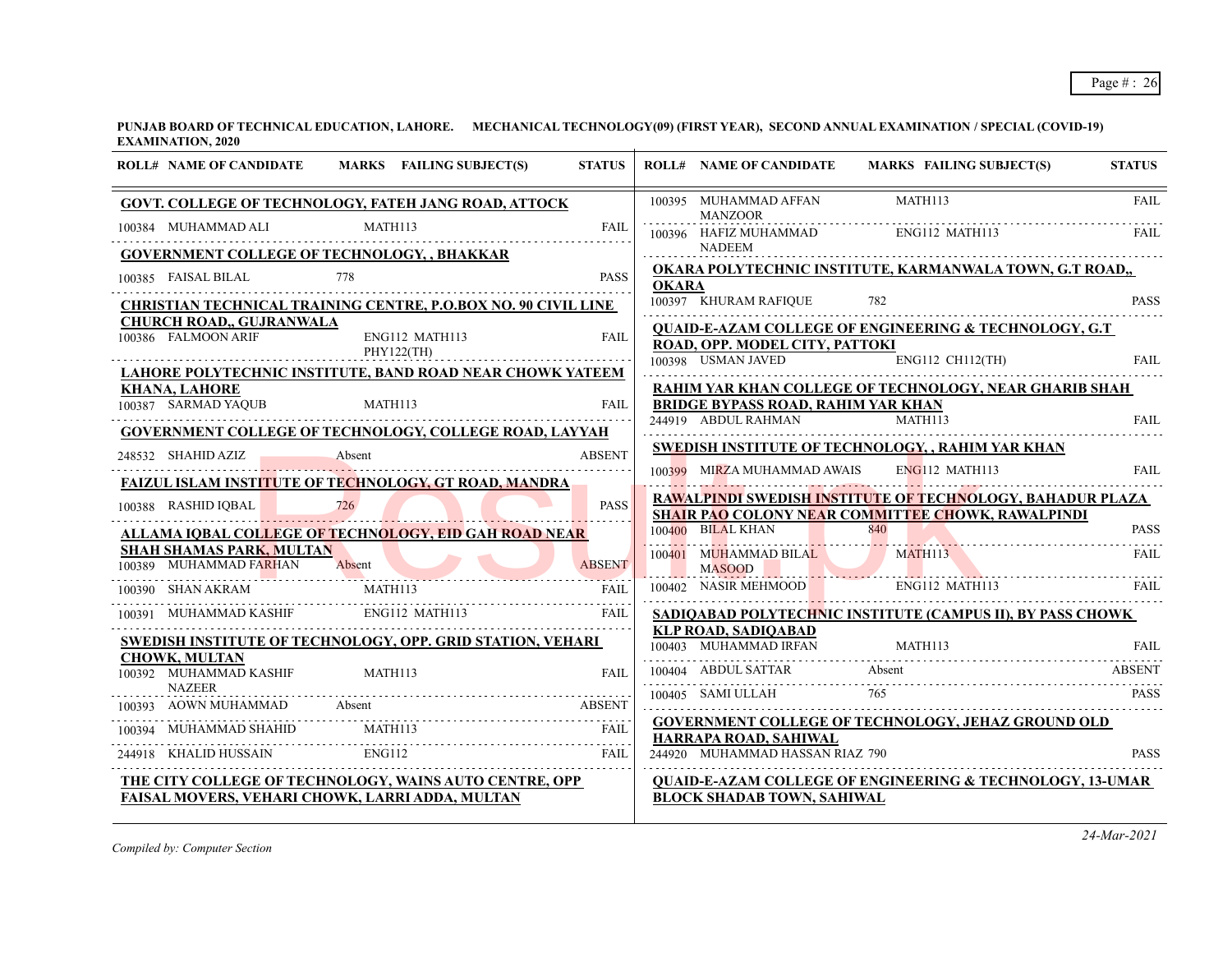**PUNJAB BOARD OF TECHNICAL EDUCATION, LAHORE. MECHANICAL TECHNOLOGY(09) (FIRST YEAR), SECOND ANNUAL EXAMINATION / SPECIAL (COVID-19) EXAMINATION, 2020**

| ROLL# | NAME OF CANDIDATE | MARKS | FAILING SUBJECT(S) | STATUS |
|---|---|---|---|---|
| **GOVT. COLLEGE OF TECHNOLOGY, FATEH JANG ROAD, ATTOCK** | | | | |
| 100384 | MUHAMMAD ALI | | MATH113 | FAIL |
| **GOVERNMENT COLLEGE OF TECHNOLOGY, , BHAKKAR** | | | | |
| 100385 | FAISAL BILAL | 778 | | PASS |
| **CHRISTIAN TECHNICAL TRAINING CENTRE, P.O.BOX NO. 90 CIVIL LINE CHURCH ROAD,, GUJRANWALA** | | | | |
| 100386 | FALMOON ARIF | | ENG112 MATH113 PHY122(TH) | FAIL |
| **LAHORE POLYTECHNIC INSTITUTE, BAND ROAD NEAR CHOWK YATEEM KHANA, LAHORE** | | | | |
| 100387 | SARMAD YAQUB | | MATH113 | FAIL |
| **GOVERNMENT COLLEGE OF TECHNOLOGY, COLLEGE ROAD, LAYYAH** | | | | |
| 248532 | SHAHID AZIZ | Absent | | ABSENT |
| **FAIZUL ISLAM INSTITUTE OF TECHNOLOGY, GT ROAD, MANDRA** | | | | |
| 100388 | RASHID IQBAL | 726 | | PASS |
| **ALLAMA IQBAL COLLEGE OF TECHNOLOGY, EID GAH ROAD NEAR SHAH SHAMAS PARK, MULTAN** | | | | |
| 100389 | MUHAMMAD FARHAN | Absent | | ABSENT |
| 100390 | SHAN AKRAM | | MATH113 | FAIL |
| 100391 | MUHAMMAD KASHIF | | ENG112 MATH113 | FAIL |
| **SWEDISH INSTITUTE OF TECHNOLOGY, OPP. GRID STATION, VEHARI CHOWK, MULTAN** | | | | |
| 100392 | MUHAMMAD KASHIF NAZEER | | MATH113 | FAIL |
| 100393 | AOWN MUHAMMAD | Absent | | ABSENT |
| 100394 | MUHAMMAD SHAHID | | MATH113 | FAIL |
| 244918 | KHALID HUSSAIN | | ENG112 | FAIL |
| **THE CITY COLLEGE OF TECHNOLOGY, WAINS AUTO CENTRE, OPP FAISAL MOVERS, VEHARI CHOWK, LARRI ADDA, MULTAN** | | | | |
| 100395 | MUHAMMAD AFFAN MANZOOR | | MATH113 | FAIL |
| 100396 | HAFIZ MUHAMMAD NADEEM | | ENG112 MATH113 | FAIL |
| **OKARA POLYTECHNIC INSTITUTE, KARMANWALA TOWN, G.T ROAD,, OKARA** | | | | |
| 100397 | KHURAM RAFIQUE | 782 | | PASS |
| **QUAID-E-AZAM COLLEGE OF ENGINEERING & TECHNOLOGY, G.T ROAD, OPP. MODEL CITY, PATTOKI** | | | | |
| 100398 | USMAN JAVED | | ENG112 CH112(TH) | FAIL |
| **RAHIM YAR KHAN COLLEGE OF TECHNOLOGY, NEAR GHARIB SHAH BRIDGE BYPASS ROAD, RAHIM YAR KHAN** | | | | |
| 244919 | ABDUL RAHMAN | | MATH113 | FAIL |
| **SWEDISH INSTITUTE OF TECHNOLOGY, , RAHIM YAR KHAN** | | | | |
| 100399 | MIRZA MUHAMMAD AWAIS | | ENG112 MATH113 | FAIL |
| **RAWALPINDI SWEDISH INSTITUTE OF TECHNOLOGY, BAHADUR PLAZA SHAIR PAO COLONY NEAR COMMITTEE CHOWK, RAWALPINDI** | | | | |
| 100400 | BILAL KHAN | 840 | | PASS |
| 100401 | MUHAMMAD BILAL MASOOD | | MATH113 | FAIL |
| 100402 | NASIR MEHMOOD | | ENG112 MATH113 | FAIL |
| **SADIQABAD POLYTECHNIC INSTITUTE (CAMPUS II), BY PASS CHOWK KLP ROAD, SADIQABAD** | | | | |
| 100403 | MUHAMMAD IRFAN | | MATH113 | FAIL |
| 100404 | ABDUL SATTAR | Absent | | ABSENT |
| 100405 | SAMI ULLAH | 765 | | PASS |
| **GOVERNMENT COLLEGE OF TECHNOLOGY, JEHAZ GROUND OLD HARRAPA ROAD, SAHIWAL** | | | | |
| 244920 | MUHAMMAD HASSAN RIAZ | 790 | | PASS |
| **QUAID-E-AZAM COLLEGE OF ENGINEERING & TECHNOLOGY, 13-UMAR BLOCK SHADAB TOWN, SAHIWAL** | | | | |

*Compiled by: Computer Section*

*24-Mar-2021*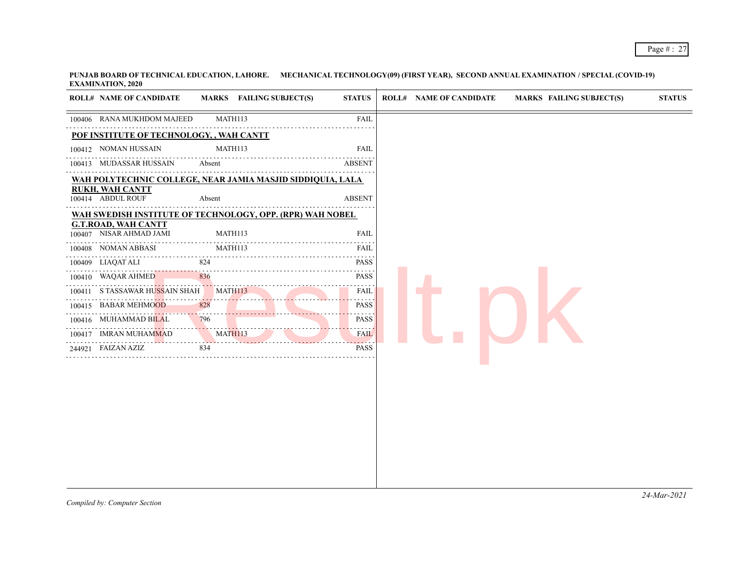**PUNJAB BOARD OF TECHNICAL EDUCATION, LAHORE. MECHANICAL TECHNOLOGY(09) (FIRST YEAR), SECOND ANNUAL EXAMINATION / SPECIAL (COVID-19) EXAMINATION, 2020**

| ROLL# | NAME OF CANDIDATE | MARKS | FAILING SUBJECT(S) | STATUS |
|---|---|---|---|---|
| 100406 | RANA MUKHDOM MAJEED | | MATH113 | FAIL |
| **POF INSTITUTE OF TECHNOLOGY, , WAH CANTT** | | | | |
| 100412 | NOMAN HUSSAIN | | MATH113 | FAIL |
| 100413 | MUDASSAR HUSSAIN | Absent | | ABSENT |
| **WAH POLYTECHNIC COLLEGE, NEAR JAMIA MASJID SIDDIQUIA, LALA RUKH, WAH CANTT** | | | | |
| 100414 | ABDUL ROUF | Absent | | ABSENT |
| **WAH SWEDISH INSTITUTE OF TECHNOLOGY, OPP. (RPR) WAH NOBEL G.T.ROAD, WAH CANTT** | | | | |
| 100407 | NISAR AHMAD JAMI | | MATH113 | FAIL |
| 100408 | NOMAN ABBASI | | MATH113 | FAIL |
| 100409 | LIAQAT ALI | 824 | | PASS |
| 100410 | WAQAR AHMED | 836 | | PASS |
| 100411 | S TASSAWAR HUSSAIN SHAH | | MATH113 | FAIL |
| 100415 | BABAR MEHMOOD | 828 | | PASS |
| 100416 | MUHAMMAD BILAL | 796 | | PASS |
| 100417 | IMRAN MUHAMMAD | | MATH113 | FAIL |
| 244921 | FAIZAN AZIZ | 834 | | PASS |

*Compiled by: Computer Section*

*24-Mar-2021*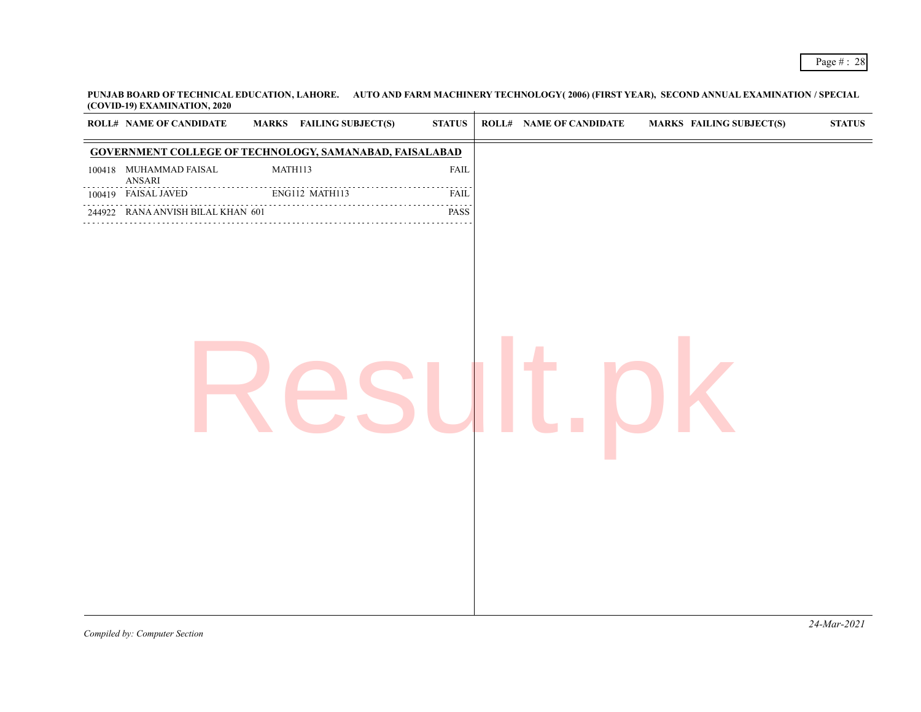**PUNJAB BOARD OF TECHNICAL EDUCATION, LAHORE. AUTO AND FARM MACHINERY TECHNOLOGY( 2006) (FIRST YEAR), SECOND ANNUAL EXAMINATION / SPECIAL (COVID-19) EXAMINATION, 2020**

## GOVERNMENT COLLEGE OF TECHNOLOGY, SAMANABAD, FAISALABAD

| ROLL# | NAME OF CANDIDATE | MARKS | FAILING SUBJECT(S) | STATUS |
|---|---|---|---|---|
| 100418 | MUHAMMAD FAISAL ANSARI | | MATH113 | FAIL |
| 100419 | FAISAL JAVED | | ENG112 MATH113 | FAIL |
| 244922 | RANA ANVISH BILAL KHAN | 601 | | PASS |

*Compiled by: Computer Section*

*24-Mar-2021*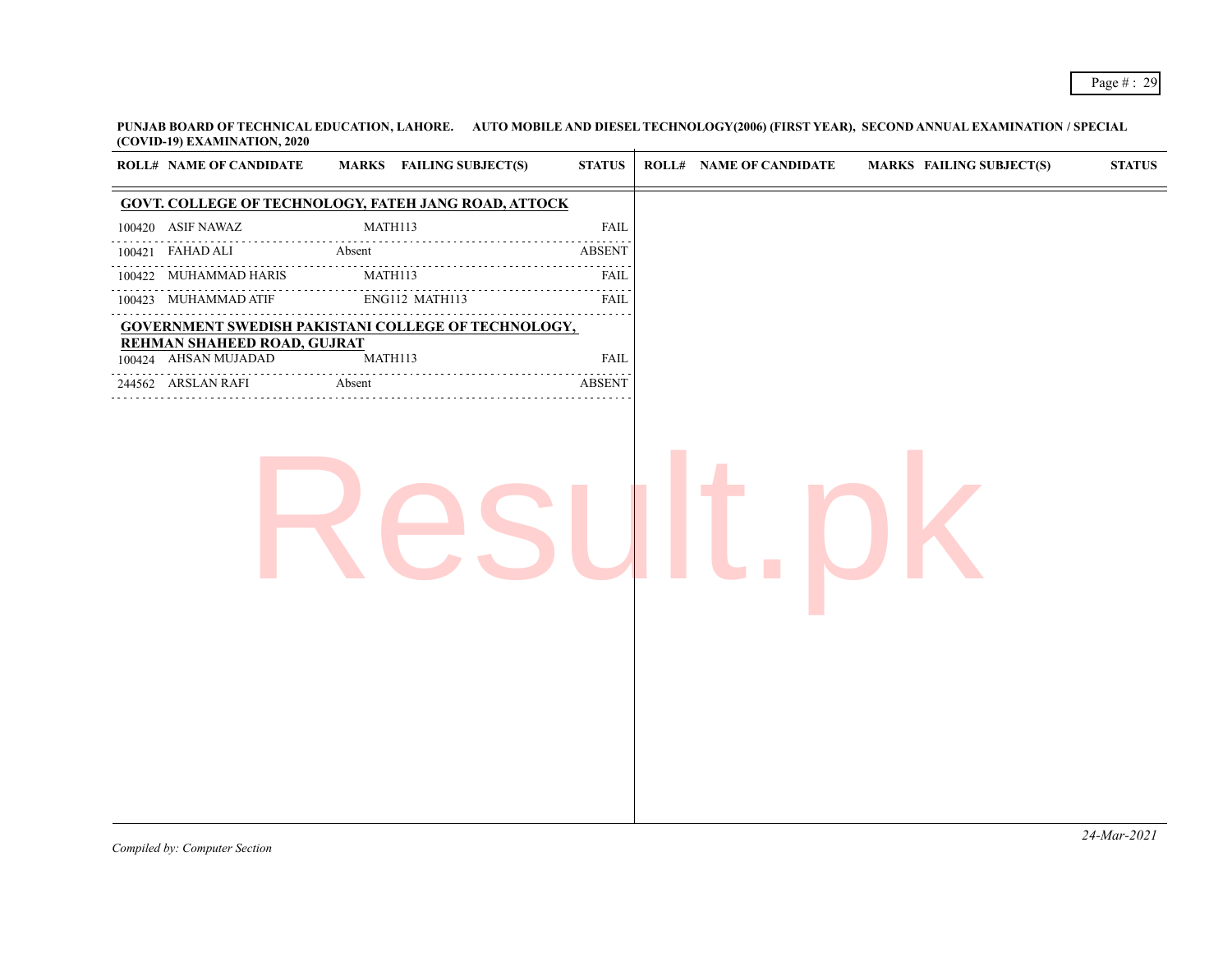**PUNJAB BOARD OF TECHNICAL EDUCATION, LAHORE. AUTO MOBILE AND DIESEL TECHNOLOGY(2006) (FIRST YEAR), SECOND ANNUAL EXAMINATION / SPECIAL (COVID-19) EXAMINATION, 2020**

| ROLL# | NAME OF CANDIDATE | MARKS | FAILING SUBJECT(S) | STATUS |
|---|---|---|---|---|
| **GOVT. COLLEGE OF TECHNOLOGY, FATEH JANG ROAD, ATTOCK** | | | | |
| 100420 | ASIF NAWAZ | | MATH113 | FAIL |
| 100421 | FAHAD ALI | Absent | | ABSENT |
| 100422 | MUHAMMAD HARIS | | MATH113 | FAIL |
| 100423 | MUHAMMAD ATIF | | ENG112 MATH113 | FAIL |
| **GOVERNMENT SWEDISH PAKISTANI COLLEGE OF TECHNOLOGY, REHMAN SHAHEED ROAD, GUJRAT** | | | | |
| 100424 | AHSAN MUJADAD | | MATH113 | FAIL |
| 244562 | ARSLAN RAFI | Absent | | ABSENT |

*Compiled by: Computer Section*

*24-Mar-2021*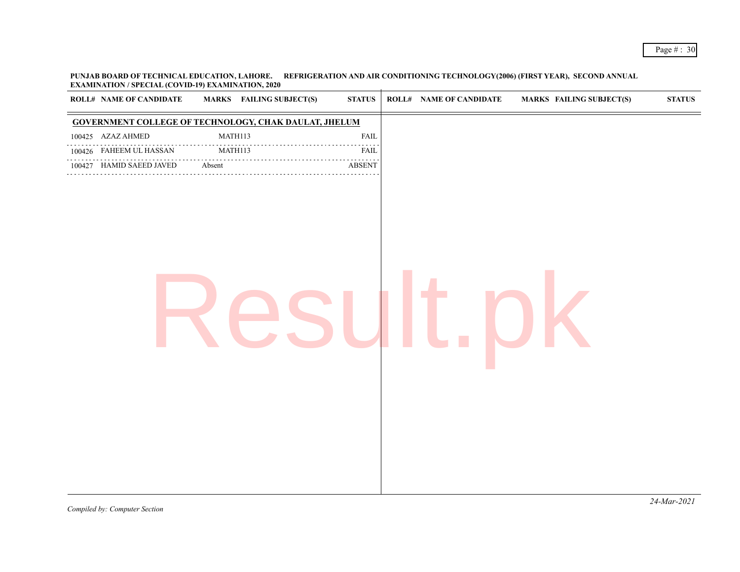**PUNJAB BOARD OF TECHNICAL EDUCATION, LAHORE. REFRIGERATION AND AIR CONDITIONING TECHNOLOGY(2006) (FIRST YEAR), SECOND ANNUAL EXAMINATION / SPECIAL (COVID-19) EXAMINATION, 2020**

| ROLL# | NAME OF CANDIDATE | MARKS | FAILING SUBJECT(S) | STATUS |
|---|---|---|---|---|
| **GOVERNMENT COLLEGE OF TECHNOLOGY, CHAK DAULAT, JHELUM** | | | | |
| 100425 | AZAZ AHMED | | MATH113 | FAIL |
| 100426 | FAHEEM UL HASSAN | | MATH113 | FAIL |
| 100427 | HAMID SAEED JAVED | Absent | | ABSENT |

*Compiled by: Computer Section*

*24-Mar-2021*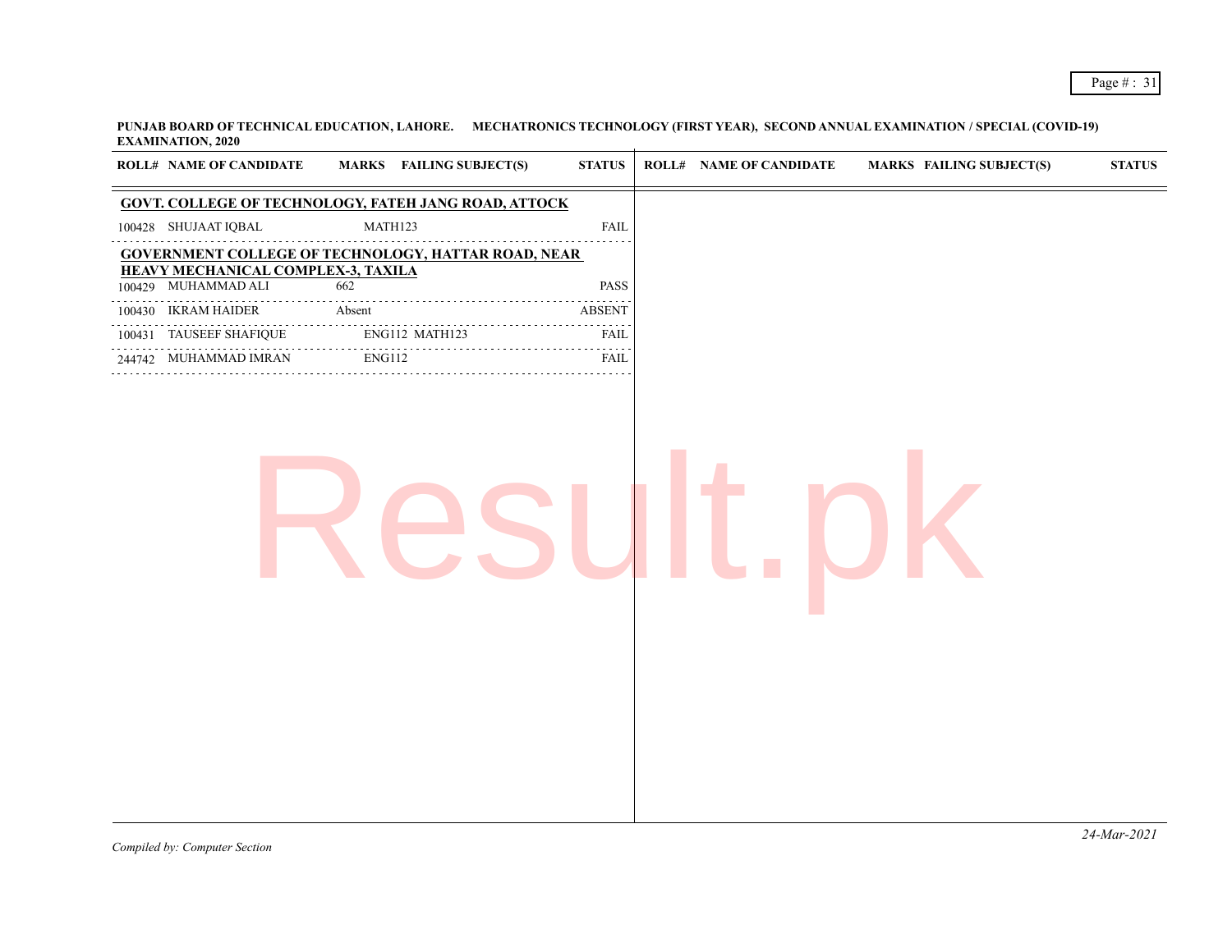**PUNJAB BOARD OF TECHNICAL EDUCATION, LAHORE. MECHATRONICS TECHNOLOGY (FIRST YEAR), SECOND ANNUAL EXAMINATION / SPECIAL (COVID-19) EXAMINATION, 2020**

| ROLL# | NAME OF CANDIDATE | MARKS | FAILING SUBJECT(S) | STATUS |
|---|---|---|---|---|
| **GOVT. COLLEGE OF TECHNOLOGY, FATEH JANG ROAD, ATTOCK** | | | | |
| 100428 | SHUJAAT IQBAL | | MATH123 | FAIL |
| **GOVERNMENT COLLEGE OF TECHNOLOGY, HATTAR ROAD, NEAR HEAVY MECHANICAL COMPLEX-3, TAXILA** | | | | |
| 100429 | MUHAMMAD ALI | 662 | | PASS |
| 100430 | IKRAM HAIDER | Absent | | ABSENT |
| 100431 | TAUSEEF SHAFIQUE | | ENG112 MATH123 | FAIL |
| 244742 | MUHAMMAD IMRAN | | ENG112 | FAIL |

*Compiled by: Computer Section*

*24-Mar-2021*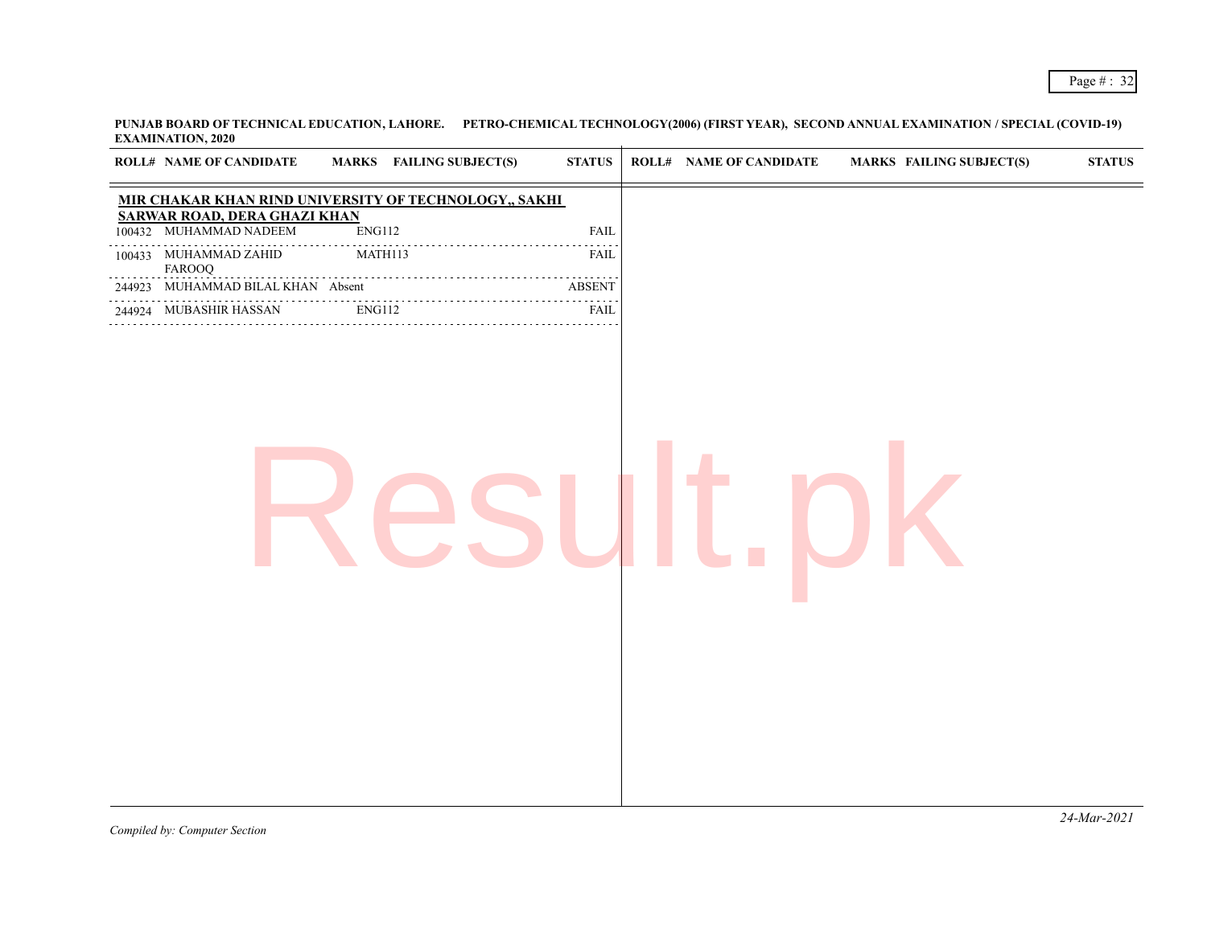**PUNJAB BOARD OF TECHNICAL EDUCATION, LAHORE. PETRO-CHEMICAL TECHNOLOGY(2006) (FIRST YEAR), SECOND ANNUAL EXAMINATION / SPECIAL (COVID-19) EXAMINATION, 2020**

**MIR CHAKAR KHAN RIND UNIVERSITY OF TECHNOLOGY,, SAKHI SARWAR ROAD, DERA GHAZI KHAN**

| ROLL# | NAME OF CANDIDATE | MARKS | FAILING SUBJECT(S) | STATUS |
|---|---|---|---|---|
| 100432 | MUHAMMAD NADEEM | | ENG112 | FAIL |
| 100433 | MUHAMMAD ZAHID FAROOQ | | MATH113 | FAIL |
| 244923 | MUHAMMAD BILAL KHAN | Absent | | ABSENT |
| 244924 | MUBASHIR HASSAN | | ENG112 | FAIL |

*Compiled by: Computer Section*

*24-Mar-2021*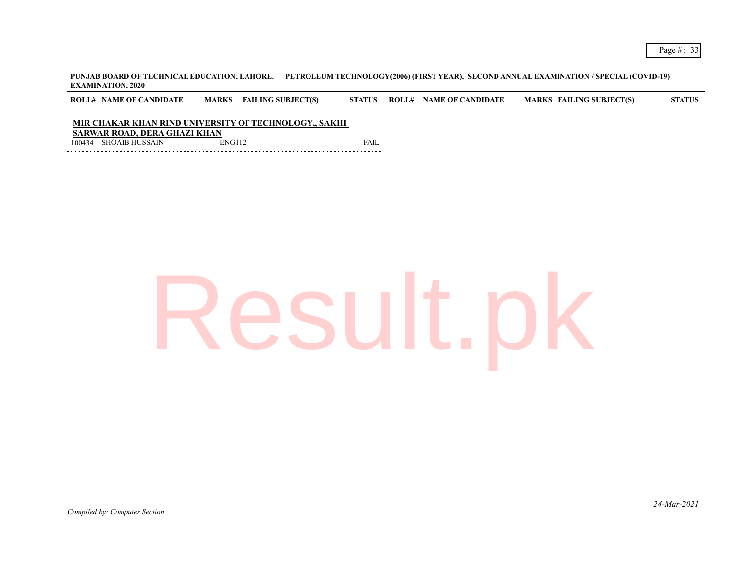**PUNJAB BOARD OF TECHNICAL EDUCATION, LAHORE. PETROLEUM TECHNOLOGY(2006) (FIRST YEAR), SECOND ANNUAL EXAMINATION / SPECIAL (COVID-19) EXAMINATION, 2020**

| ROLL# | NAME OF CANDIDATE | MARKS | FAILING SUBJECT(S) | STATUS |
|---|---|---|---|---|
| | **MIR CHAKAR KHAN RIND UNIVERSITY OF TECHNOLOGY,, SAKHI SARWAR ROAD, DERA GHAZI KHAN** | | | |
| 100434 | SHOAIB HUSSAIN | | ENG112 | FAIL |

*Compiled by: Computer Section*

*24-Mar-2021*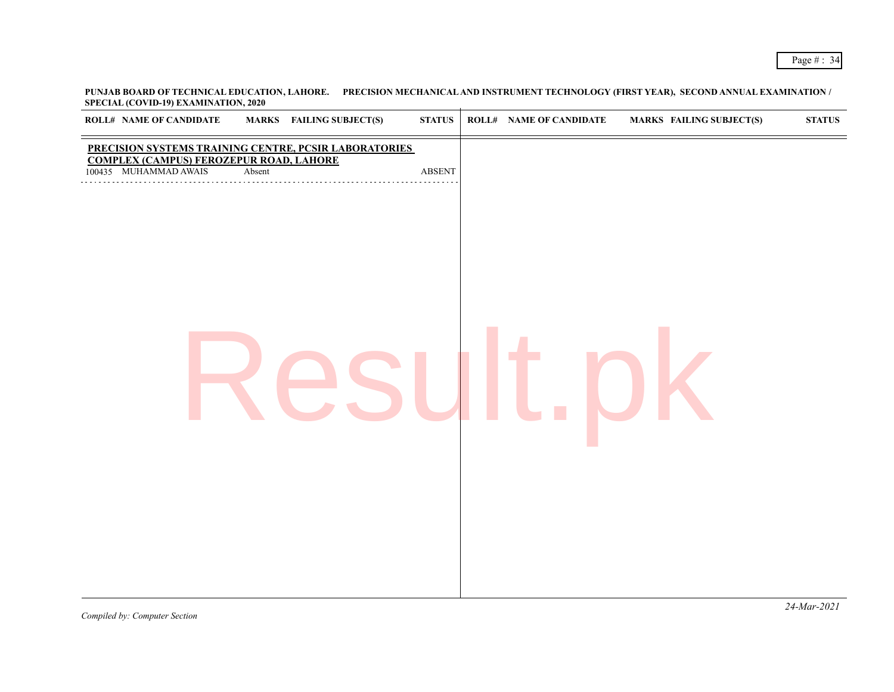**PUNJAB BOARD OF TECHNICAL EDUCATION, LAHORE. PRECISION MECHANICAL AND INSTRUMENT TECHNOLOGY (FIRST YEAR), SECOND ANNUAL EXAMINATION / SPECIAL (COVID-19) EXAMINATION, 2020**

| ROLL# | NAME OF CANDIDATE | MARKS | FAILING SUBJECT(S) | STATUS |
|---|---|---|---|---|
| **PRECISION SYSTEMS TRAINING CENTRE, PCSIR LABORATORIES COMPLEX (CAMPUS) FEROZEPUR ROAD, LAHORE** | | | | |
| 100435 | MUHAMMAD AWAIS | Absent | | ABSENT |

24-Mar-2021

*Compiled by: Computer Section*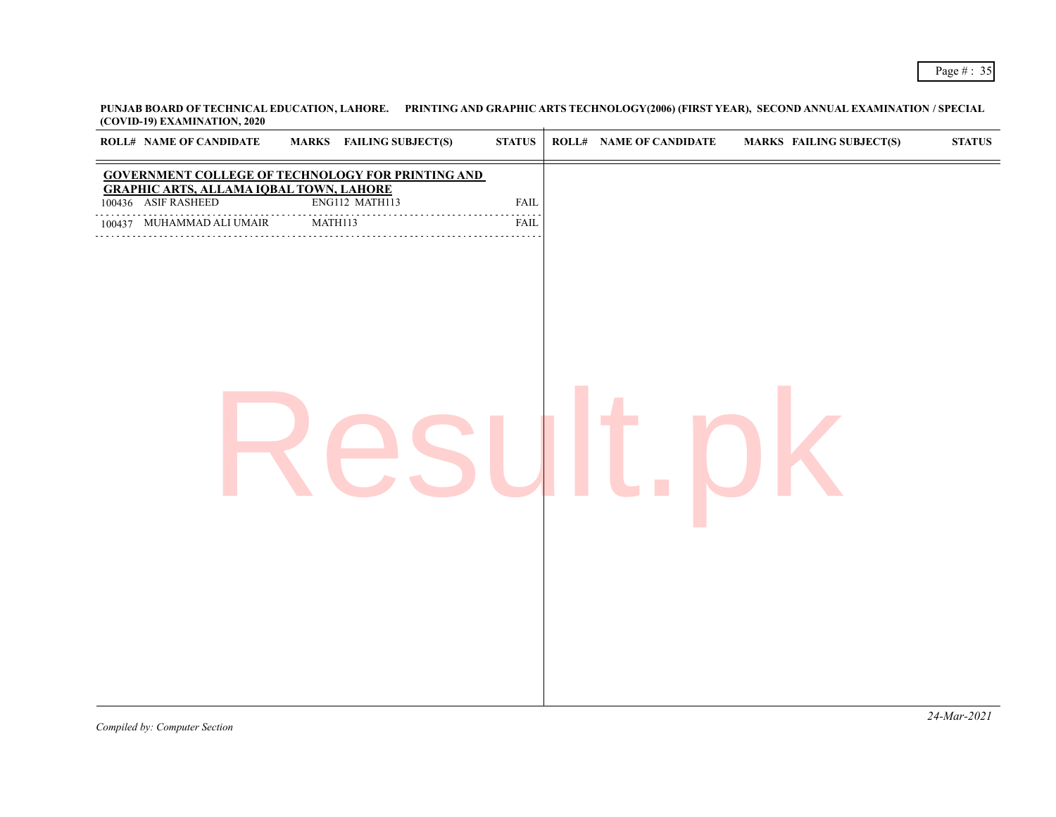**PUNJAB BOARD OF TECHNICAL EDUCATION, LAHORE. PRINTING AND GRAPHIC ARTS TECHNOLOGY(2006) (FIRST YEAR), SECOND ANNUAL EXAMINATION / SPECIAL (COVID-19) EXAMINATION, 2020**

| ROLL# | NAME OF CANDIDATE | MARKS | FAILING SUBJECT(S) | STATUS |
|---|---|---|---|---|
| **GOVERNMENT COLLEGE OF TECHNOLOGY FOR PRINTING AND GRAPHIC ARTS, ALLAMA IQBAL TOWN, LAHORE** | | | | |
| 100436 | ASIF RASHEED | | ENG112 MATH113 | FAIL |
| 100437 | MUHAMMAD ALI UMAIR | | MATH113 | FAIL |

*Compiled by: Computer Section*

*24-Mar-2021*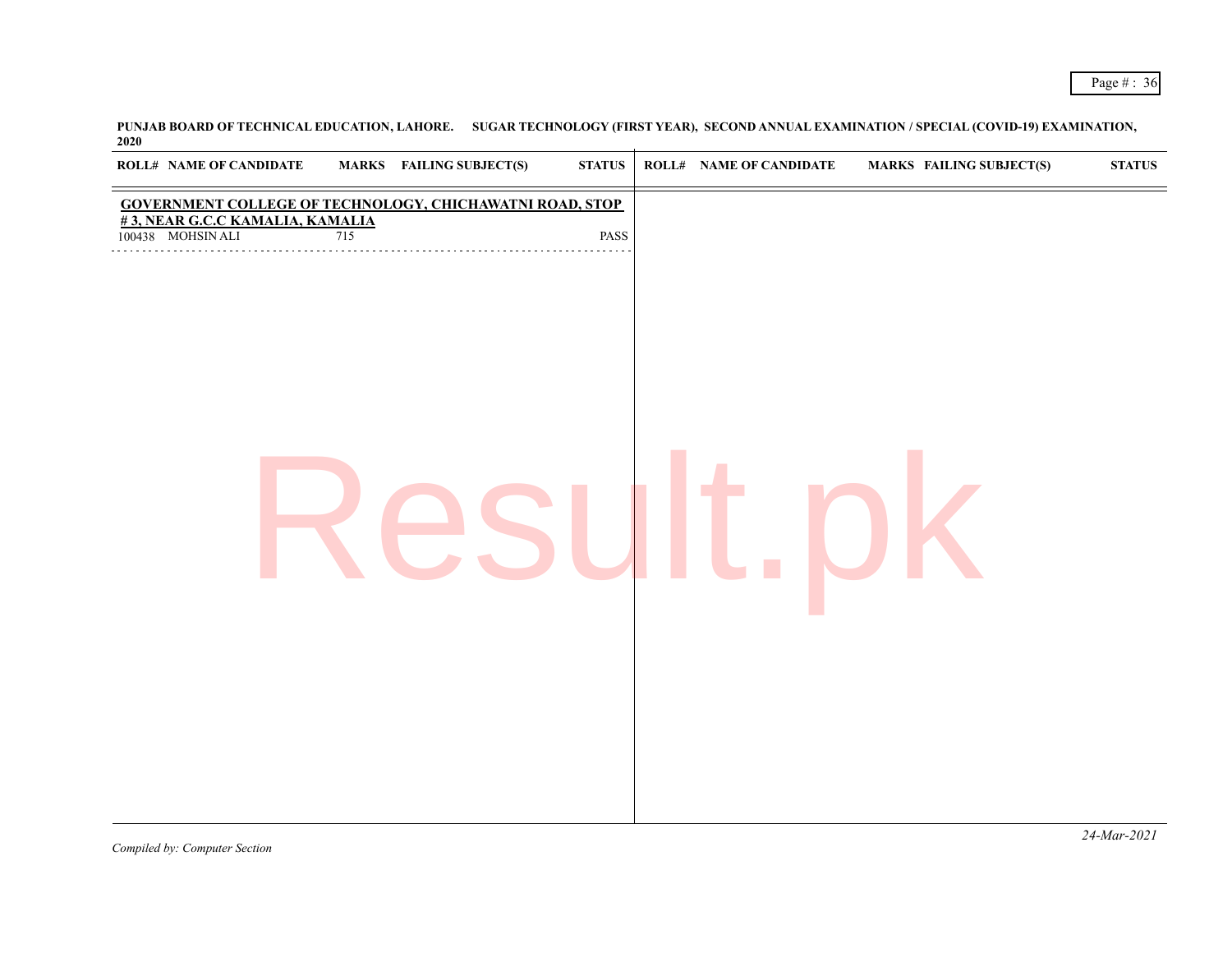**PUNJAB BOARD OF TECHNICAL EDUCATION, LAHORE. SUGAR TECHNOLOGY (FIRST YEAR), SECOND ANNUAL EXAMINATION / SPECIAL (COVID-19) EXAMINATION, 2020**

| ROLL# | NAME OF CANDIDATE | MARKS | FAILING SUBJECT(S) | STATUS |
|---|---|---|---|---|
| **GOVERNMENT COLLEGE OF TECHNOLOGY, CHICHAWATNI ROAD, STOP # 3, NEAR G.C.C KAMALIA, KAMALIA** | | | | |
| 100438 | MOHSIN ALI | 715 | | PASS |

*Compiled by: Computer Section*

*24-Mar-2021*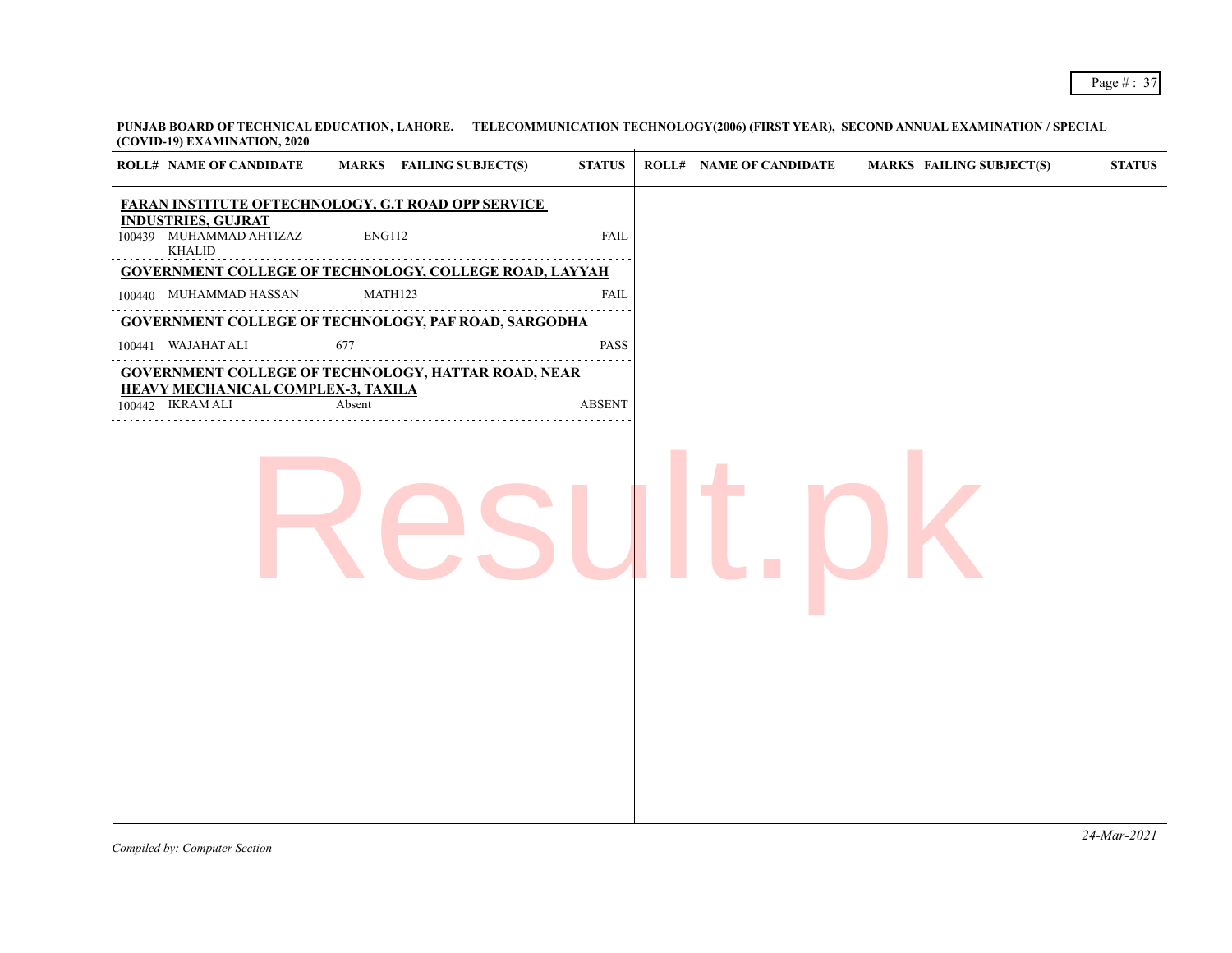**PUNJAB BOARD OF TECHNICAL EDUCATION, LAHORE. TELECOMMUNICATION TECHNOLOGY(2006) (FIRST YEAR), SECOND ANNUAL EXAMINATION / SPECIAL (COVID-19) EXAMINATION, 2020**

| ROLL# | NAME OF CANDIDATE | MARKS | FAILING SUBJECT(S) | STATUS |
|---|---|---|---|---|
| **FARAN INSTITUTE OFTECHNOLOGY, G.T ROAD OPP SERVICE INDUSTRIES, GUJRAT** | | | | |
| 100439 | MUHAMMAD AHTIZAZ KHALID | | ENG112 | FAIL |
| **GOVERNMENT COLLEGE OF TECHNOLOGY, COLLEGE ROAD, LAYYAH** | | | | |
| 100440 | MUHAMMAD HASSAN | | MATH123 | FAIL |
| **GOVERNMENT COLLEGE OF TECHNOLOGY, PAF ROAD, SARGODHA** | | | | |
| 100441 | WAJAHAT ALI | 677 | | PASS |
| **GOVERNMENT COLLEGE OF TECHNOLOGY, HATTAR ROAD, NEAR HEAVY MECHANICAL COMPLEX-3, TAXILA** | | | | |
| 100442 | IKRAM ALI | Absent | | ABSENT |

*Compiled by: Computer Section*

*24-Mar-2021*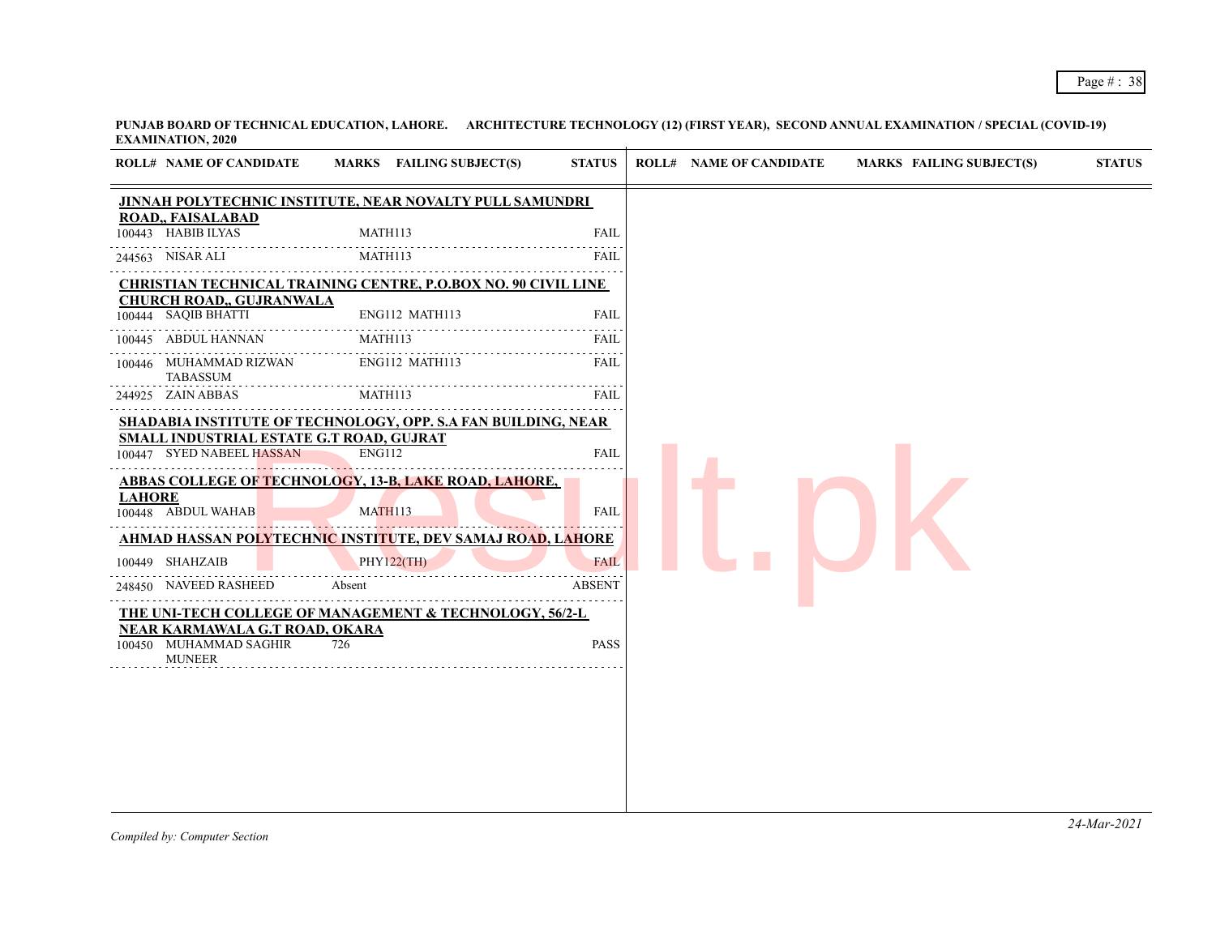**PUNJAB BOARD OF TECHNICAL EDUCATION, LAHORE. ARCHITECTURE TECHNOLOGY (12) (FIRST YEAR), SECOND ANNUAL EXAMINATION / SPECIAL (COVID-19) EXAMINATION, 2020**

| ROLL# | NAME OF CANDIDATE | MARKS | FAILING SUBJECT(S) | STATUS |
|---|---|---|---|---|
| **JINNAH POLYTECHNIC INSTITUTE, NEAR NOVALTY PULL SAMUNDRI ROAD,, FAISALABAD** | | | | |
| 100443 | HABIB ILYAS | | MATH113 | FAIL |
| 244563 | NISAR ALI | | MATH113 | FAIL |
| **CHRISTIAN TECHNICAL TRAINING CENTRE, P.O.BOX NO. 90 CIVIL LINE CHURCH ROAD,, GUJRANWALA** | | | | |
| 100444 | SAQIB BHATTI | | ENG112 MATH113 | FAIL |
| 100445 | ABDUL HANNAN | | MATH113 | FAIL |
| 100446 | MUHAMMAD RIZWAN TABASSUM | | ENG112 MATH113 | FAIL |
| 244925 | ZAIN ABBAS | | MATH113 | FAIL |
| **SHADABIA INSTITUTE OF TECHNOLOGY, OPP. S.A FAN BUILDING, NEAR SMALL INDUSTRIAL ESTATE G.T ROAD, GUJRAT** | | | | |
| 100447 | SYED NABEEL HASSAN | | ENG112 | FAIL |
| **ABBAS COLLEGE OF TECHNOLOGY, 13-B, LAKE ROAD, LAHORE, LAHORE** | | | | |
| 100448 | ABDUL WAHAB | | MATH113 | FAIL |
| **AHMAD HASSAN POLYTECHNIC INSTITUTE, DEV SAMAJ ROAD, LAHORE** | | | | |
| 100449 | SHAHZAIB | | PHY122(TH) | FAIL |
| 248450 | NAVEED RASHEED | Absent | | ABSENT |
| **THE UNI-TECH COLLEGE OF MANAGEMENT & TECHNOLOGY, 56/2-L NEAR KARMAWALA G.T ROAD, OKARA** | | | | |
| 100450 | MUHAMMAD SAGHIR MUNEER | 726 | | PASS |

*Compiled by: Computer Section*

*24-Mar-2021*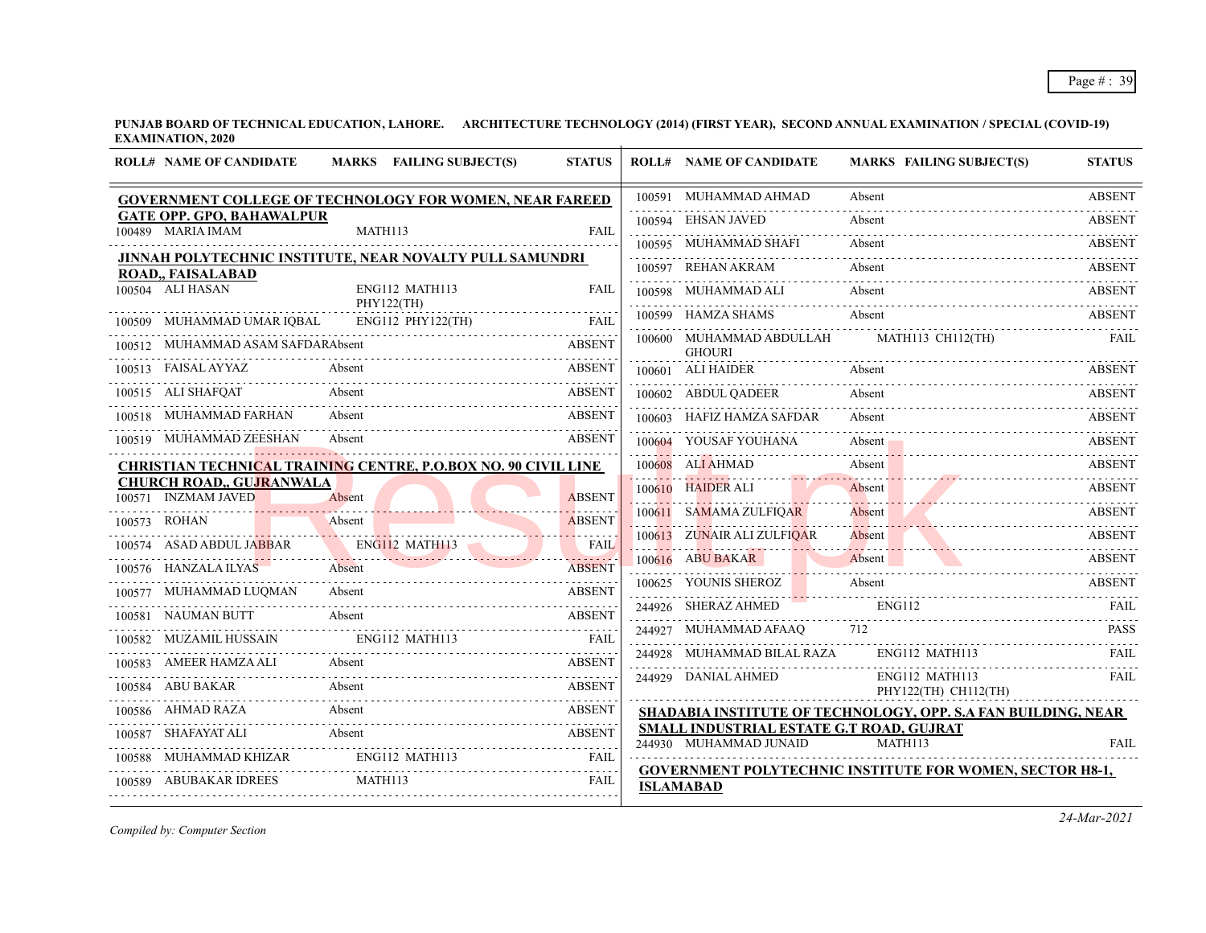**PUNJAB BOARD OF TECHNICAL EDUCATION, LAHORE. ARCHITECTURE TECHNOLOGY (2014) (FIRST YEAR), SECOND ANNUAL EXAMINATION / SPECIAL (COVID-19) EXAMINATION, 2020**

| ROLL# | NAME OF CANDIDATE | MARKS | FAILING SUBJECT(S) | STATUS |
|---|---|---|---|---|
| **GOVERNMENT COLLEGE OF TECHNOLOGY FOR WOMEN, NEAR FAREED GATE OPP. GPO, BAHAWALPUR** | | | | |
| 100489 | MARIA IMAM | | MATH113 | FAIL |
| **JINNAH POLYTECHNIC INSTITUTE, NEAR NOVALTY PULL SAMUNDRI ROAD,, FAISALABAD** | | | | |
| 100504 | ALI HASAN | | ENG112 MATH113 PHY122(TH) | FAIL |
| 100509 | MUHAMMAD UMAR IQBAL | | ENG112 PHY122(TH) | FAIL |
| 100512 | MUHAMMAD ASAM SAFDAR | Absent | | ABSENT |
| 100513 | FAISAL AYYAZ | Absent | | ABSENT |
| 100515 | ALI SHAFQAT | Absent | | ABSENT |
| 100518 | MUHAMMAD FARHAN | Absent | | ABSENT |
| 100519 | MUHAMMAD ZEESHAN | Absent | | ABSENT |
| **CHRISTIAN TECHNICAL TRAINING CENTRE, P.O.BOX NO. 90 CIVIL LINE CHURCH ROAD,, GUJRANWALA** | | | | |
| 100571 | INZMAM JAVED | Absent | | ABSENT |
| 100573 | ROHAN | Absent | | ABSENT |
| 100574 | ASAD ABDUL JABBAR | | ENG112 MATH113 | FAIL |
| 100576 | HANZALA ILYAS | Absent | | ABSENT |
| 100577 | MUHAMMAD LUQMAN | Absent | | ABSENT |
| 100581 | NAUMAN BUTT | Absent | | ABSENT |
| 100582 | MUZAMIL HUSSAIN | | ENG112 MATH113 | FAIL |
| 100583 | AMEER HAMZA ALI | Absent | | ABSENT |
| 100584 | ABU BAKAR | Absent | | ABSENT |
| 100586 | AHMAD RAZA | Absent | | ABSENT |
| 100587 | SHAFAYAT ALI | Absent | | ABSENT |
| 100588 | MUHAMMAD KHIZAR | | ENG112 MATH113 | FAIL |
| 100589 | ABUBAKAR IDREES | | MATH113 | FAIL |
| 100591 | MUHAMMAD AHMAD | Absent | | ABSENT |
| 100594 | EHSAN JAVED | Absent | | ABSENT |
| 100595 | MUHAMMAD SHAFI | Absent | | ABSENT |
| 100597 | REHAN AKRAM | Absent | | ABSENT |
| 100598 | MUHAMMAD ALI | Absent | | ABSENT |
| 100599 | HAMZA SHAMS | Absent | | ABSENT |
| 100600 | MUHAMMAD ABDULLAH GHOURI | | MATH113 CH112(TH) | FAIL |
| 100601 | ALI HAIDER | Absent | | ABSENT |
| 100602 | ABDUL QADEER | Absent | | ABSENT |
| 100603 | HAFIZ HAMZA SAFDAR | Absent | | ABSENT |
| 100604 | YOUSAF YOUHANA | Absent | | ABSENT |
| 100608 | ALI AHMAD | Absent | | ABSENT |
| 100610 | HAIDER ALI | Absent | | ABSENT |
| 100611 | SAMAMA ZULFIQAR | Absent | | ABSENT |
| 100613 | ZUNAIR ALI ZULFIQAR | Absent | | ABSENT |
| 100616 | ABU BAKAR | Absent | | ABSENT |
| 100625 | YOUNIS SHEROZ | Absent | | ABSENT |
| 244926 | SHERAZ AHMED | | ENG112 | FAIL |
| 244927 | MUHAMMAD AFAAQ | 712 | | PASS |
| 244928 | MUHAMMAD BILAL RAZA | | ENG112 MATH113 | FAIL |
| 244929 | DANIAL AHMED | | ENG112 MATH113 PHY122(TH) CH112(TH) | FAIL |
| **SHADABIA INSTITUTE OF TECHNOLOGY, OPP. S.A FAN BUILDING, NEAR SMALL INDUSTRIAL ESTATE G.T ROAD, GUJRAT** | | | | |
| 244930 | MUHAMMAD JUNAID | | MATH113 | FAIL |
| **GOVERNMENT POLYTECHNIC INSTITUTE FOR WOMEN, SECTOR H8-1, ISLAMABAD** | | | | |

*Compiled by: Computer Section*

24-Mar-2021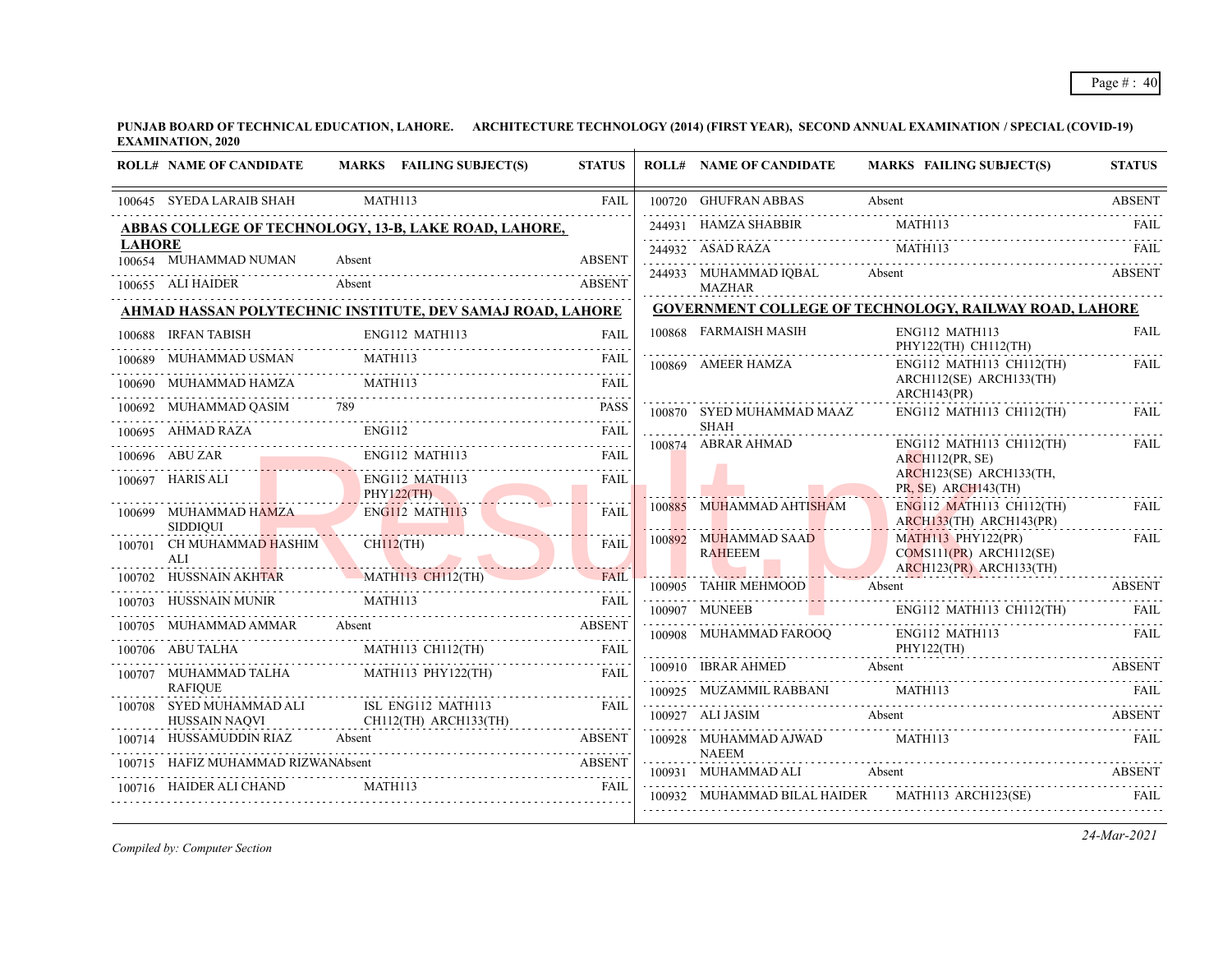**PUNJAB BOARD OF TECHNICAL EDUCATION, LAHORE. ARCHITECTURE TECHNOLOGY (2014) (FIRST YEAR), SECOND ANNUAL EXAMINATION / SPECIAL (COVID-19) EXAMINATION, 2020**

| ROLL# | NAME OF CANDIDATE | MARKS | FAILING SUBJECT(S) | STATUS |
|---|---|---|---|---|
| 100645 | SYEDA LARAIB SHAH | | MATH113 | FAIL |

**ABBAS COLLEGE OF TECHNOLOGY, 13-B, LAKE ROAD, LAHORE, LAHORE**

| ROLL# | NAME OF CANDIDATE | MARKS | FAILING SUBJECT(S) | STATUS |
|---|---|---|---|---|
| 100654 | MUHAMMAD NUMAN | Absent | | ABSENT |
| 100655 | ALI HAIDER | Absent | | ABSENT |

**AHMAD HASSAN POLYTECHNIC INSTITUTE, DEV SAMAJ ROAD, LAHORE**

| ROLL# | NAME OF CANDIDATE | MARKS | FAILING SUBJECT(S) | STATUS |
|---|---|---|---|---|
| 100688 | IRFAN TABISH | | ENG112 MATH113 | FAIL |
| 100689 | MUHAMMAD USMAN | | MATH113 | FAIL |
| 100690 | MUHAMMAD HAMZA | | MATH113 | FAIL |
| 100692 | MUHAMMAD QASIM | 789 | | PASS |
| 100695 | AHMAD RAZA | | ENG112 | FAIL |
| 100696 | ABU ZAR | | ENG112 MATH113 | FAIL |
| 100697 | HARIS ALI | | ENG112 MATH113 PHY122(TH) | FAIL |
| 100699 | MUHAMMAD HAMZA SIDDIQUI | | ENG112 MATH113 | FAIL |
| 100701 | CH MUHAMMAD HASHIM ALI | | CH112(TH) | FAIL |
| 100702 | HUSSNAIN AKHTAR | | MATH113 CH112(TH) | FAIL |
| 100703 | HUSSNAIN MUNIR | | MATH113 | FAIL |
| 100705 | MUHAMMAD AMMAR | Absent | | ABSENT |
| 100706 | ABU TALHA | | MATH113 CH112(TH) | FAIL |
| 100707 | MUHAMMAD TALHA RAFIQUE | | MATH113 PHY122(TH) | FAIL |
| 100708 | SYED MUHAMMAD ALI HUSSAIN NAQVI | | ISL ENG112 MATH113 CH112(TH) ARCH133(TH) | FAIL |
| 100714 | HUSSAMUDDIN RIAZ | Absent | | ABSENT |
| 100715 | HAFIZ MUHAMMAD RIZWAN | Absent | | ABSENT |
| 100716 | HAIDER ALI CHAND | | MATH113 | FAIL |
| 100720 | GHUFRAN ABBAS | Absent | | ABSENT |
| 244931 | HAMZA SHABBIR | | MATH113 | FAIL |
| 244932 | ASAD RAZA | | MATH113 | FAIL |
| 244933 | MUHAMMAD IQBAL MAZHAR | Absent | | ABSENT |

**GOVERNMENT COLLEGE OF TECHNOLOGY, RAILWAY ROAD, LAHORE**

| ROLL# | NAME OF CANDIDATE | MARKS | FAILING SUBJECT(S) | STATUS |
|---|---|---|---|---|
| 100868 | FARMAISH MASIH | | ENG112 MATH113 PHY122(TH) CH112(TH) | FAIL |
| 100869 | AMEER HAMZA | | ENG112 MATH113 CH112(TH) ARCH112(SE) ARCH133(TH) ARCH143(PR) | FAIL |
| 100870 | SYED MUHAMMAD MAAZ SHAH | | ENG112 MATH113 CH112(TH) | FAIL |
| 100874 | ABRAR AHMAD | | ENG112 MATH113 CH112(TH) ARCH112(PR, SE) ARCH123(SE) ARCH133(TH, PR, SE) ARCH143(TH) | FAIL |
| 100885 | MUHAMMAD AHTISHAM | | ENG112 MATH113 CH112(TH) ARCH133(TH) ARCH143(PR) | FAIL |
| 100892 | MUHAMMAD SAAD RAHEEEM | | MATH113 PHY122(PR) COMS111(PR) ARCH112(SE) ARCH123(PR) ARCH133(TH) | FAIL |
| 100905 | TAHIR MEHMOOD | Absent | | ABSENT |
| 100907 | MUNEEB | | ENG112 MATH113 CH112(TH) | FAIL |
| 100908 | MUHAMMAD FAROOQ | | ENG112 MATH113 PHY122(TH) | FAIL |
| 100910 | IBRAR AHMED | Absent | | ABSENT |
| 100925 | MUZAMMIL RABBANI | | MATH113 | FAIL |
| 100927 | ALI JASIM | Absent | | ABSENT |
| 100928 | MUHAMMAD AJWAD NAEEM | | MATH113 | FAIL |
| 100931 | MUHAMMAD ALI | Absent | | ABSENT |
| 100932 | MUHAMMAD BILAL HAIDER | | MATH113 ARCH123(SE) | FAIL |

*Compiled by: Computer Section*

*24-Mar-2021*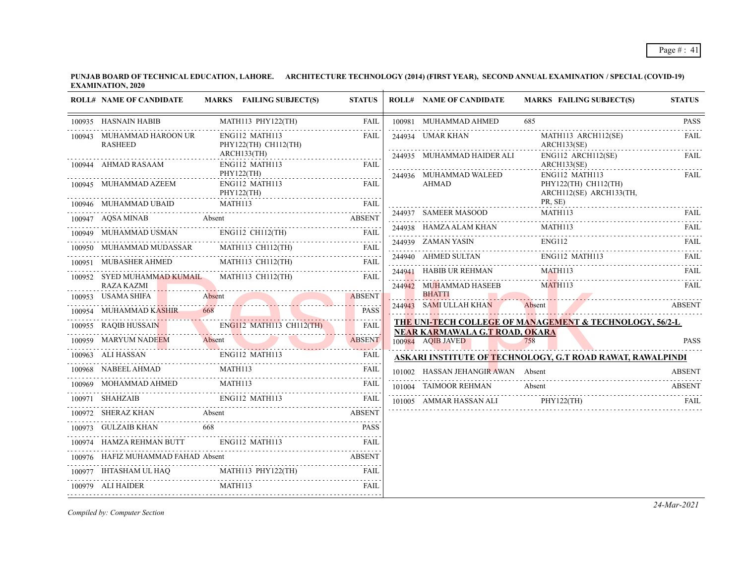**PUNJAB BOARD OF TECHNICAL EDUCATION, LAHORE. ARCHITECTURE TECHNOLOGY (2014) (FIRST YEAR), SECOND ANNUAL EXAMINATION / SPECIAL (COVID-19) EXAMINATION, 2020**

| ROLL# | NAME OF CANDIDATE | MARKS | FAILING SUBJECT(S) | STATUS |
|---|---|---|---|---|
| 100935 | HASNAIN HABIB | | MATH113 PHY122(TH) | FAIL |
| 100943 | MUHAMMAD HAROON UR RASHEED | | ENG112 MATH113 PHY122(TH) CH112(TH) ARCH133(TH) | FAIL |
| 100944 | AHMAD RASAAM | | ENG112 MATH113 PHY122(TH) | FAIL |
| 100945 | MUHAMMAD AZEEM | | ENG112 MATH113 PHY122(TH) | FAIL |
| 100946 | MUHAMMAD UBAID | | MATH113 | FAIL |
| 100947 | AQSA MINAB | Absent | | ABSENT |
| 100949 | MUHAMMAD USMAN | | ENG112 CH112(TH) | FAIL |
| 100950 | MUHAMMAD MUDASSAR | | MATH113 CH112(TH) | FAIL |
| 100951 | MUBASHER AHMED | | MATH113 CH112(TH) | FAIL |
| 100952 | SYED MUHAMMAD KUMAIL RAZA KAZMI | | MATH113 CH112(TH) | FAIL |
| 100953 | USAMA SHIFA | Absent | | ABSENT |
| 100954 | MUHAMMAD KASHIR | 668 | | PASS |
| 100955 | RAQIB HUSSAIN | | ENG112 MATH113 CH112(TH) | FAIL |
| 100959 | MARYUM NADEEM | Absent | | ABSENT |
| 100963 | ALI HASSAN | | ENG112 MATH113 | FAIL |
| 100968 | NABEEL AHMAD | | MATH113 | FAIL |
| 100969 | MOHAMMAD AHMED | | MATH113 | FAIL |
| 100971 | SHAHZAIB | | ENG112 MATH113 | FAIL |
| 100972 | SHERAZ KHAN | Absent | | ABSENT |
| 100973 | GULZAIB KHAN | 668 | | PASS |
| 100974 | HAMZA REHMAN BUTT | | ENG112 MATH113 | FAIL |
| 100976 | HAFIZ MUHAMMAD FAHAD | Absent | | ABSENT |
| 100977 | IHTASHAM UL HAQ | | MATH113 PHY122(TH) | FAIL |
| 100979 | ALI HAIDER | | MATH113 | FAIL |
| 100981 | MUHAMMAD AHMED | 685 | | PASS |
| 244934 | UMAR KHAN | | MATH113 ARCH112(SE) ARCH133(SE) | FAIL |
| 244935 | MUHAMMAD HAIDER ALI | | ENG112 ARCH112(SE) ARCH133(SE) | FAIL |
| 244936 | MUHAMMAD WALEED AHMAD | | ENG112 MATH113 PHY122(TH) CH112(TH) ARCH112(SE) ARCH133(TH, PR, SE) | FAIL |
| 244937 | SAMEER MASOOD | | MATH113 | FAIL |
| 244938 | HAMZA ALAM KHAN | | MATH113 | FAIL |
| 244939 | ZAMAN YASIN | | ENG112 | FAIL |
| 244940 | AHMED SULTAN | | ENG112 MATH113 | FAIL |
| 244941 | HABIB UR REHMAN | | MATH113 | FAIL |
| 244942 | MUHAMMAD HASEEB BHATTI | | MATH113 | FAIL |
| 244943 | SAMI ULLAH KHAN | Absent | | ABSENT |

**THE UNI-TECH COLLEGE OF MANAGEMENT & TECHNOLOGY, 56/2-L NEAR KARMAWALA G.T ROAD, OKARA**

| ROLL# | NAME OF CANDIDATE | MARKS | FAILING SUBJECT(S) | STATUS |
|---|---|---|---|---|
| 100984 | AQIB JAVED | 758 | | PASS |

**ASKARI INSTITUTE OF TECHNOLOGY, G.T ROAD RAWAT, RAWALPINDI**

| ROLL# | NAME OF CANDIDATE | MARKS | FAILING SUBJECT(S) | STATUS |
|---|---|---|---|---|
| 101002 | HASSAN JEHANGIR AWAN | Absent | | ABSENT |
| 101004 | TAIMOOR REHMAN | Absent | | ABSENT |
| 101005 | AMMAR HASSAN ALI | | PHY122(TH) | FAIL |

*Compiled by: Computer Section*

*24-Mar-2021*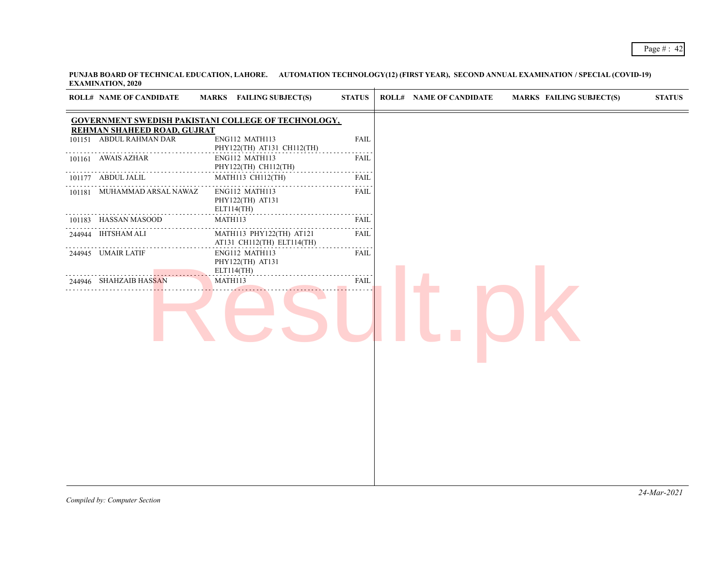**PUNJAB BOARD OF TECHNICAL EDUCATION, LAHORE. AUTOMATION TECHNOLOGY(12) (FIRST YEAR), SECOND ANNUAL EXAMINATION / SPECIAL (COVID-19) EXAMINATION, 2020**

| ROLL# | NAME OF CANDIDATE | MARKS | FAILING SUBJECT(S) | STATUS |
|---|---|---|---|---|
| **GOVERNMENT SWEDISH PAKISTANI COLLEGE OF TECHNOLOGY, REHMAN SHAHEED ROAD, GUJRAT** | | | | |
| 101151 | ABDUL RAHMAN DAR | | ENG112 MATH113 PHY122(TH) AT131 CH112(TH) | FAIL |
| 101161 | AWAIS AZHAR | | ENG112 MATH113 PHY122(TH) CH112(TH) | FAIL |
| 101177 | ABDUL JALIL | | MATH113 CH112(TH) | FAIL |
| 101181 | MUHAMMAD ARSAL NAWAZ | | ENG112 MATH113 PHY122(TH) AT131 ELT114(TH) | FAIL |
| 101183 | HASSAN MASOOD | | MATH113 | FAIL |
| 244944 | IHTSHAM ALI | | MATH113 PHY122(TH) AT121 AT131 CH112(TH) ELT114(TH) | FAIL |
| 244945 | UMAIR LATIF | | ENG112 MATH113 PHY122(TH) AT131 ELT114(TH) | FAIL |
| 244946 | SHAHZAIB HASSAN | | MATH113 | FAIL |

*Compiled by: Computer Section*

*24-Mar-2021*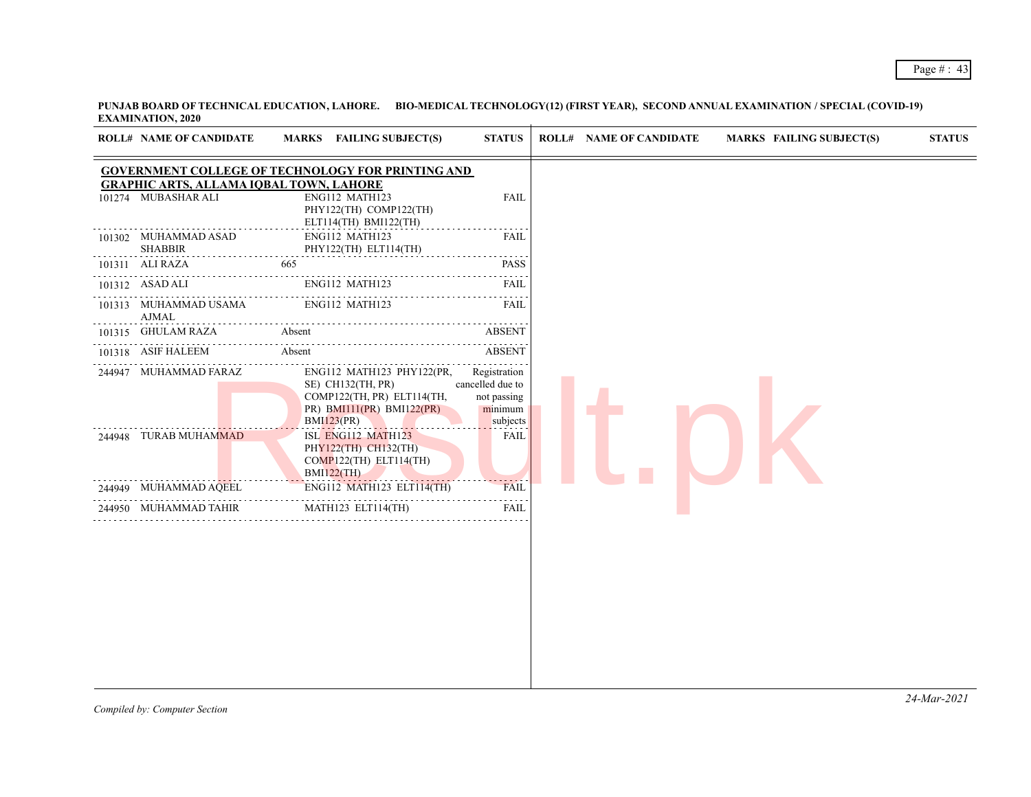**PUNJAB BOARD OF TECHNICAL EDUCATION, LAHORE. BIO-MEDICAL TECHNOLOGY(12) (FIRST YEAR), SECOND ANNUAL EXAMINATION / SPECIAL (COVID-19) EXAMINATION, 2020**

| ROLL# | NAME OF CANDIDATE | MARKS | FAILING SUBJECT(S) | STATUS |
|---|---|---|---|---|
| **GOVERNMENT COLLEGE OF TECHNOLOGY FOR PRINTING AND GRAPHIC ARTS, ALLAMA IQBAL TOWN, LAHORE** | | | | |
| 101274 | MUBASHAR ALI | | ENG112 MATH123 PHY122(TH) COMP122(TH) ELT114(TH) BMI122(TH) | FAIL |
| 101302 | MUHAMMAD ASAD SHABBIR | | ENG112 MATH123 PHY122(TH) ELT114(TH) | FAIL |
| 101311 | ALI RAZA | 665 | | PASS |
| 101312 | ASAD ALI | | ENG112 MATH123 | FAIL |
| 101313 | MUHAMMAD USAMA AJMAL | | ENG112 MATH123 | FAIL |
| 101315 | GHULAM RAZA | Absent | | ABSENT |
| 101318 | ASIF HALEEM | Absent | | ABSENT |
| 244947 | MUHAMMAD FARAZ | | ENG112 MATH123 PHY122(PR, SE) CH132(TH, PR) COMP122(TH, PR) ELT114(TH, PR) BMI111(PR) BMI122(PR) BMI123(PR) | Registration cancelled due to not passing minimum subjects |
| 244948 | TURAB MUHAMMAD | | ISL ENG112 MATH123 PHY122(TH) CH132(TH) COMP122(TH) ELT114(TH) BMI122(TH) | FAIL |
| 244949 | MUHAMMAD AQEEL | | ENG112 MATH123 ELT114(TH) | FAIL |
| 244950 | MUHAMMAD TAHIR | | MATH123 ELT114(TH) | FAIL |

*Compiled by: Computer Section*

*24-Mar-2021*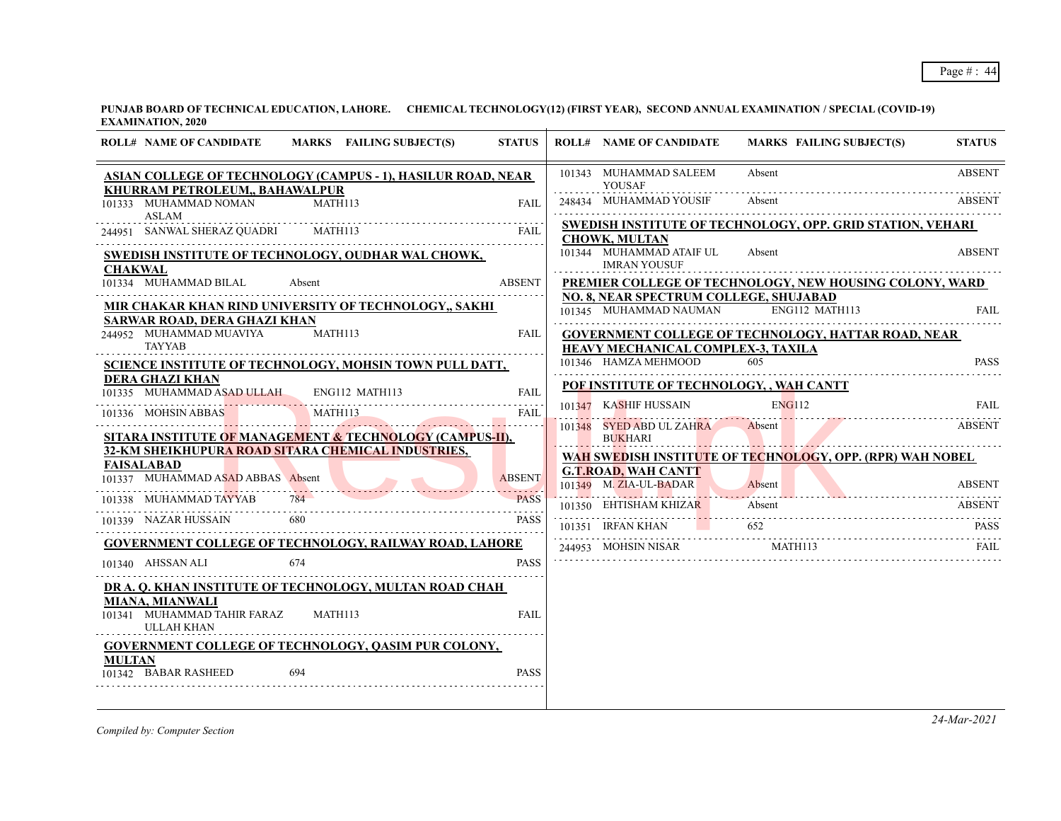**PUNJAB BOARD OF TECHNICAL EDUCATION, LAHORE. CHEMICAL TECHNOLOGY(12) (FIRST YEAR), SECOND ANNUAL EXAMINATION / SPECIAL (COVID-19) EXAMINATION, 2020**

| ROLL# | NAME OF CANDIDATE | MARKS | FAILING SUBJECT(S) | STATUS |
|---|---|---|---|---|
| **ASIAN COLLEGE OF TECHNOLOGY (CAMPUS - 1), HASILUR ROAD, NEAR KHURRAM PETROLEUM,, BAHAWALPUR** | | | | |
| 101333 | MUHAMMAD NOMAN ASLAM | | MATH113 | FAIL |
| 244951 | SANWAL SHERAZ QUADRI | | MATH113 | FAIL |
| **SWEDISH INSTITUTE OF TECHNOLOGY, OUDHAR WAL CHOWK, CHAKWAL** | | | | |
| 101334 | MUHAMMAD BILAL | Absent | | ABSENT |
| **MIR CHAKAR KHAN RIND UNIVERSITY OF TECHNOLOGY,, SAKHI SARWAR ROAD, DERA GHAZI KHAN** | | | | |
| 244952 | MUHAMMAD MUAVIYA TAYYAB | | MATH113 | FAIL |
| **SCIENCE INSTITUTE OF TECHNOLOGY, MOHSIN TOWN PULL DATT, DERA GHAZI KHAN** | | | | |
| 101335 | MUHAMMAD ASAD ULLAH | | ENG112 MATH113 | FAIL |
| 101336 | MOHSIN ABBAS | | MATH113 | FAIL |
| **SITARA INSTITUTE OF MANAGEMENT & TECHNOLOGY (CAMPUS-II), 32-KM SHEIKHUPURA ROAD SITARA CHEMICAL INDUSTRIES, FAISALABAD** | | | | |
| 101337 | MUHAMMAD ASAD ABBAS | Absent | | ABSENT |
| 101338 | MUHAMMAD TAYYAB | 784 | | PASS |
| 101339 | NAZAR HUSSAIN | 680 | | PASS |
| **GOVERNMENT COLLEGE OF TECHNOLOGY, RAILWAY ROAD, LAHORE** | | | | |
| 101340 | AHSSAN ALI | 674 | | PASS |
| **DR A. Q. KHAN INSTITUTE OF TECHNOLOGY, MULTAN ROAD CHAH MIANA, MIANWALI** | | | | |
| 101341 | MUHAMMAD TAHIR FARAZ ULLAH KHAN | | MATH113 | FAIL |
| **GOVERNMENT COLLEGE OF TECHNOLOGY, QASIM PUR COLONY, MULTAN** | | | | |
| 101342 | BABAR RASHEED | 694 | | PASS |
| 101343 | MUHAMMAD SALEEM YOUSAF | Absent | | ABSENT |
| 248434 | MUHAMMAD YOUSIF | Absent | | ABSENT |
| **SWEDISH INSTITUTE OF TECHNOLOGY, OPP. GRID STATION, VEHARI CHOWK, MULTAN** | | | | |
| 101344 | MUHAMMAD ATAIF UL IMRAN YOUSUF | Absent | | ABSENT |
| **PREMIER COLLEGE OF TECHNOLOGY, NEW HOUSING COLONY, WARD NO. 8, NEAR SPECTRUM COLLEGE, SHUJABAD** | | | | |
| 101345 | MUHAMMAD NAUMAN | | ENG112 MATH113 | FAIL |
| **GOVERNMENT COLLEGE OF TECHNOLOGY, HATTAR ROAD, NEAR HEAVY MECHANICAL COMPLEX-3, TAXILA** | | | | |
| 101346 | HAMZA MEHMOOD | 605 | | PASS |
| **POF INSTITUTE OF TECHNOLOGY, , WAH CANTT** | | | | |
| 101347 | KASHIF HUSSAIN | | ENG112 | FAIL |
| 101348 | SYED ABD UL ZAHRA BUKHARI | Absent | | ABSENT |
| **WAH SWEDISH INSTITUTE OF TECHNOLOGY, OPP. (RPR) WAH NOBEL G.T.ROAD, WAH CANTT** | | | | |
| 101349 | M. ZIA-UL-BADAR | Absent | | ABSENT |
| 101350 | EHTISHAM KHIZAR | Absent | | ABSENT |
| 101351 | IRFAN KHAN | 652 | | PASS |
| 244953 | MOHSIN NISAR | | MATH113 | FAIL |

Compiled by: Computer Section

24-Mar-2021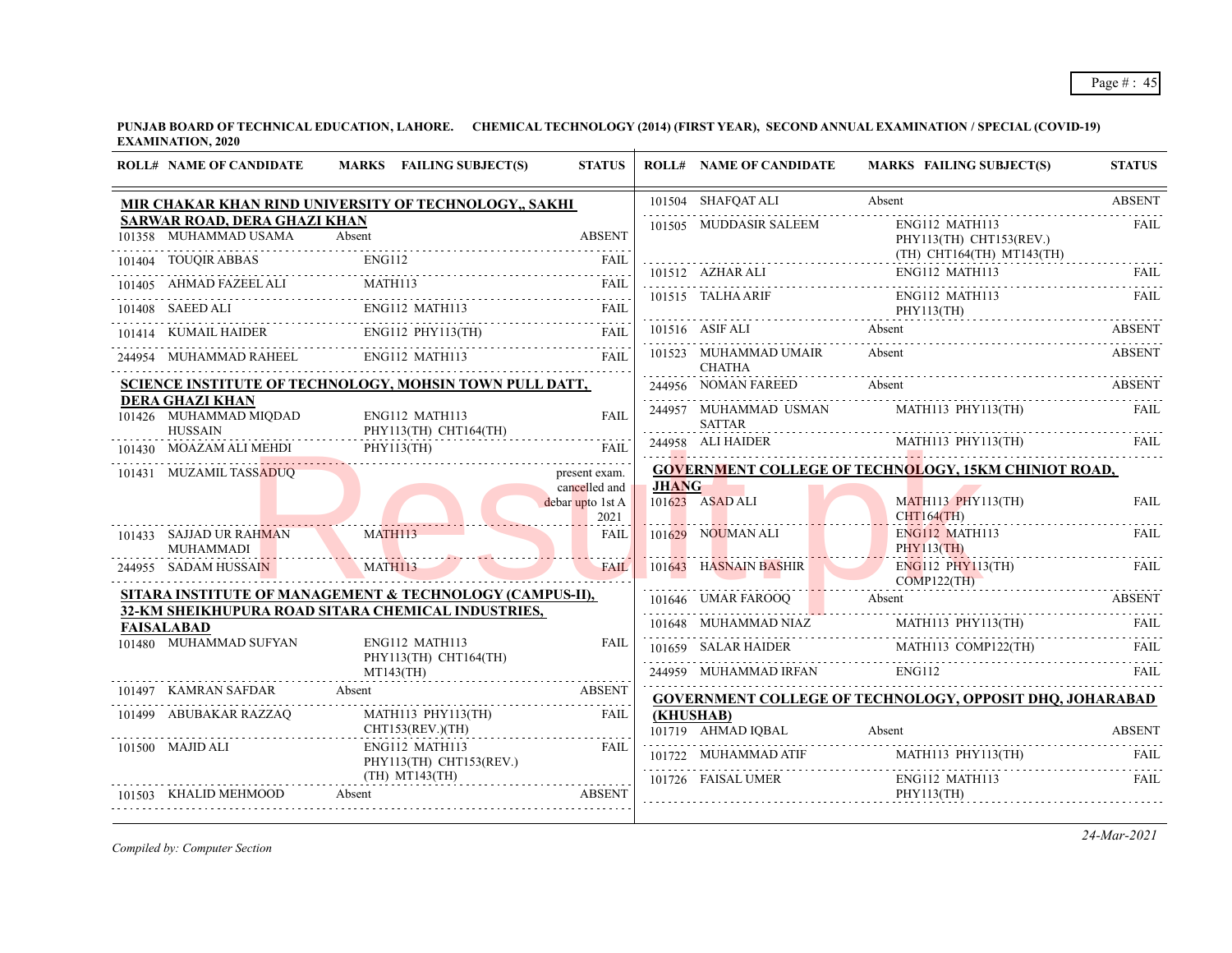**PUNJAB BOARD OF TECHNICAL EDUCATION, LAHORE. CHEMICAL TECHNOLOGY (2014) (FIRST YEAR), SECOND ANNUAL EXAMINATION / SPECIAL (COVID-19) EXAMINATION, 2020**

| ROLL# | NAME OF CANDIDATE | MARKS | FAILING SUBJECT(S) | STATUS |
|---|---|---|---|---|
| **MIR CHAKAR KHAN RIND UNIVERSITY OF TECHNOLOGY,, SAKHI SARWAR ROAD, DERA GHAZI KHAN** | | | | |
| 101358 | MUHAMMAD USAMA | Absent | | ABSENT |
| 101404 | TOUQIR ABBAS | | ENG112 | FAIL |
| 101405 | AHMAD FAZEEL ALI | | MATH113 | FAIL |
| 101408 | SAEED ALI | | ENG112 MATH113 | FAIL |
| 101414 | KUMAIL HAIDER | | ENG112 PHY113(TH) | FAIL |
| 244954 | MUHAMMAD RAHEEL | | ENG112 MATH113 | FAIL |
| **SCIENCE INSTITUTE OF TECHNOLOGY, MOHSIN TOWN PULL DATT, DERA GHAZI KHAN** | | | | |
| 101426 | MUHAMMAD MIQDAD HUSSAIN | | ENG112 MATH113 PHY113(TH) CHT164(TH) | FAIL |
| 101430 | MOAZAM ALI MEHDI | | PHY113(TH) | FAIL |
| 101431 | MUZAMIL TASSADUQ | | | present exam. cancelled and debar upto 1st A 2021 |
| 101433 | SAJJAD UR RAHMAN MUHAMMADI | | MATH113 | FAIL |
| 244955 | SADAM HUSSAIN | | MATH113 | FAIL |
| **SITARA INSTITUTE OF MANAGEMENT & TECHNOLOGY (CAMPUS-II), 32-KM SHEIKHUPURA ROAD SITARA CHEMICAL INDUSTRIES, FAISALABAD** | | | | |
| 101480 | MUHAMMAD SUFYAN | | ENG112 MATH113 PHY113(TH) CHT164(TH) MT143(TH) | FAIL |
| 101497 | KAMRAN SAFDAR | Absent | | ABSENT |
| 101499 | ABUBAKAR RAZZAQ | | MATH113 PHY113(TH) CHT153(REV.)(TH) | FAIL |
| 101500 | MAJID ALI | | ENG112 MATH113 PHY113(TH) CHT153(REV.)(TH) MT143(TH) | FAIL |
| 101503 | KHALID MEHMOOD | Absent | | ABSENT |
| 101504 | SHAFQAT ALI | Absent | | ABSENT |
| 101505 | MUDDASIR SALEEM | | ENG112 MATH113 PHY113(TH) CHT153(REV.)(TH) CHT164(TH) MT143(TH) | FAIL |
| 101512 | AZHAR ALI | | ENG112 MATH113 | FAIL |
| 101515 | TALHA ARIF | | ENG112 MATH113 PHY113(TH) | FAIL |
| 101516 | ASIF ALI | Absent | | ABSENT |
| 101523 | MUHAMMAD UMAIR CHATHA | Absent | | ABSENT |
| 244956 | NOMAN FAREED | Absent | | ABSENT |
| 244957 | MUHAMMAD USMAN SATTAR | | MATH113 PHY113(TH) | FAIL |
| 244958 | ALI HAIDER | | MATH113 PHY113(TH) | FAIL |
| **GOVERNMENT COLLEGE OF TECHNOLOGY, 15KM CHINIOT ROAD, JHANG** | | | | |
| 101623 | ASAD ALI | | MATH113 PHY113(TH) CHT164(TH) | FAIL |
| 101629 | NOUMAN ALI | | ENG112 MATH113 PHY113(TH) | FAIL |
| 101643 | HASNAIN BASHIR | | ENG112 PHY113(TH) COMP122(TH) | FAIL |
| 101646 | UMAR FAROOQ | Absent | | ABSENT |
| 101648 | MUHAMMAD NIAZ | | MATH113 PHY113(TH) | FAIL |
| 101659 | SALAR HAIDER | | MATH113 COMP122(TH) | FAIL |
| 244959 | MUHAMMAD IRFAN | | ENG112 | FAIL |
| **GOVERNMENT COLLEGE OF TECHNOLOGY, OPPOSIT DHQ, JOHARABAD (KHUSHAB)** | | | | |
| 101719 | AHMAD IQBAL | Absent | | ABSENT |
| 101722 | MUHAMMAD ATIF | | MATH113 PHY113(TH) | FAIL |
| 101726 | FAISAL UMER | | ENG112 MATH113 PHY113(TH) | FAIL |

*Compiled by: Computer Section*

24-Mar-2021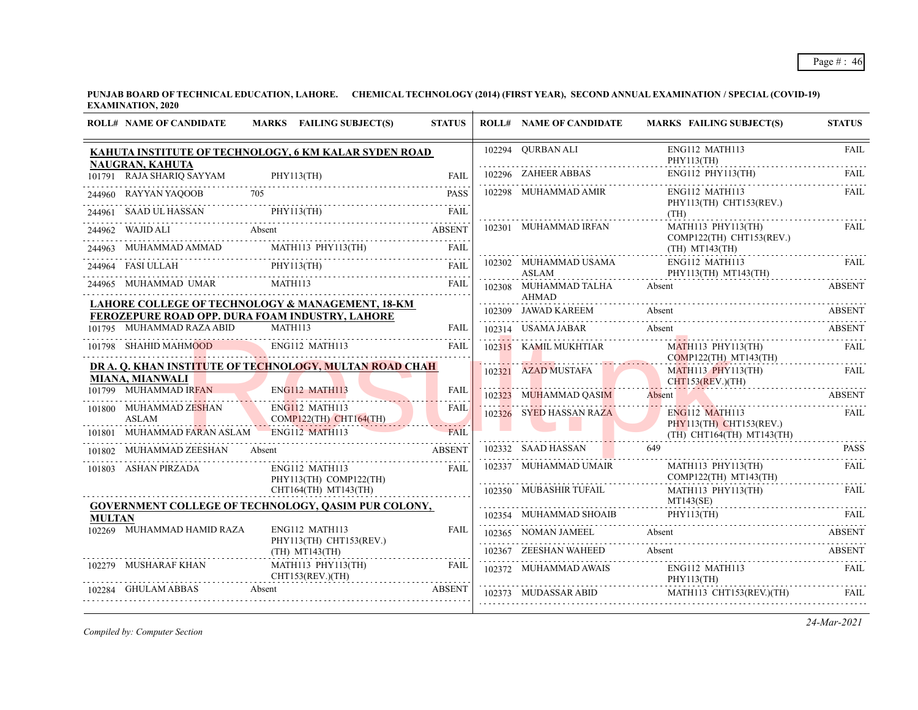**PUNJAB BOARD OF TECHNICAL EDUCATION, LAHORE. CHEMICAL TECHNOLOGY (2014) (FIRST YEAR), SECOND ANNUAL EXAMINATION / SPECIAL (COVID-19) EXAMINATION, 2020**

| ROLL# | NAME OF CANDIDATE | MARKS | FAILING SUBJECT(S) | STATUS |
|---|---|---|---|---|
| **KAHUTA INSTITUTE OF TECHNOLOGY, 6 KM KALAR SYDEN ROAD NAUGRAN, KAHUTA** | | | | |
| 101791 | RAJA SHARIQ SAYYAM | | PHY113(TH) | FAIL |
| 244960 | RAYYAN YAQOOB | 705 | | PASS |
| 244961 | SAAD UL HASSAN | | PHY113(TH) | FAIL |
| 244962 | WAJID ALI | Absent | | ABSENT |
| 244963 | MUHAMMAD AMMAD | | MATH113 PHY113(TH) | FAIL |
| 244964 | FASI ULLAH | | PHY113(TH) | FAIL |
| 244965 | MUHAMMAD UMAR | | MATH113 | FAIL |
| **LAHORE COLLEGE OF TECHNOLOGY & MANAGEMENT, 18-KM FEROZEPURE ROAD OPP. DURA FOAM INDUSTRY, LAHORE** | | | | |
| 101795 | MUHAMMAD RAZA ABID | | MATH113 | FAIL |
| 101798 | SHAHID MAHMOOD | | ENG112 MATH113 | FAIL |
| **DR A. Q. KHAN INSTITUTE OF TECHNOLOGY, MULTAN ROAD CHAH MIANA, MIANWALI** | | | | |
| 101799 | MUHAMMAD IRFAN | | ENG112 MATH113 | FAIL |
| 101800 | MUHAMMAD ZESHAN ASLAM | | ENG112 MATH113 COMP122(TH) CHT164(TH) | FAIL |
| 101801 | MUHAMMAD FARAN ASLAM | | ENG112 MATH113 | FAIL |
| 101802 | MUHAMMAD ZEESHAN | Absent | | ABSENT |
| 101803 | ASHAN PIRZADA | | ENG112 MATH113 PHY113(TH) COMP122(TH) CHT164(TH) MT143(TH) | FAIL |
| **GOVERNMENT COLLEGE OF TECHNOLOGY, QASIM PUR COLONY, MULTAN** | | | | |
| 102269 | MUHAMMAD HAMID RAZA | | ENG112 MATH113 PHY113(TH) CHT153(REV.)(TH) MT143(TH) | FAIL |
| 102279 | MUSHARAF KHAN | | MATH113 PHY113(TH) CHT153(REV.)(TH) | FAIL |
| 102284 | GHULAM ABBAS | Absent | | ABSENT |
| 102294 | QURBAN ALI | | ENG112 MATH113 PHY113(TH) | FAIL |
| 102296 | ZAHEER ABBAS | | ENG112 PHY113(TH) | FAIL |
| 102298 | MUHAMMAD AMIR | | ENG112 MATH113 PHY113(TH) CHT153(REV.)(TH) | FAIL |
| 102301 | MUHAMMAD IRFAN | | MATH113 PHY113(TH) COMP122(TH) CHT153(REV.)(TH) MT143(TH) | FAIL |
| 102302 | MUHAMMAD USAMA ASLAM | | ENG112 MATH113 PHY113(TH) MT143(TH) | FAIL |
| 102308 | MUHAMMAD TALHA AHMAD | Absent | | ABSENT |
| 102309 | JAWAD KAREEM | Absent | | ABSENT |
| 102314 | USAMA JABAR | Absent | | ABSENT |
| 102315 | KAMIL MUKHTIAR | | MATH113 PHY113(TH) COMP122(TH) MT143(TH) | FAIL |
| 102321 | AZAD MUSTAFA | | MATH113 PHY113(TH) CHT153(REV.)(TH) | FAIL |
| 102323 | MUHAMMAD QASIM | Absent | | ABSENT |
| 102326 | SYED HASSAN RAZA | | ENG112 MATH113 PHY113(TH) CHT153(REV.)(TH) CHT164(TH) MT143(TH) | FAIL |
| 102332 | SAAD HASSAN | 649 | | PASS |
| 102337 | MUHAMMAD UMAIR | | MATH113 PHY113(TH) COMP122(TH) MT143(TH) | FAIL |
| 102350 | MUBASHIR TUFAIL | | MATH113 PHY113(TH) MT143(SE) | FAIL |
| 102354 | MUHAMMAD SHOAIB | | PHY113(TH) | FAIL |
| 102365 | NOMAN JAMEEL | Absent | | ABSENT |
| 102367 | ZEESHAN WAHEED | Absent | | ABSENT |
| 102372 | MUHAMMAD AWAIS | | ENG112 MATH113 PHY113(TH) | FAIL |
| 102373 | MUDASSAR ABID | | MATH113 CHT153(REV.)(TH) | FAIL |

*Compiled by: Computer Section*

*24-Mar-2021*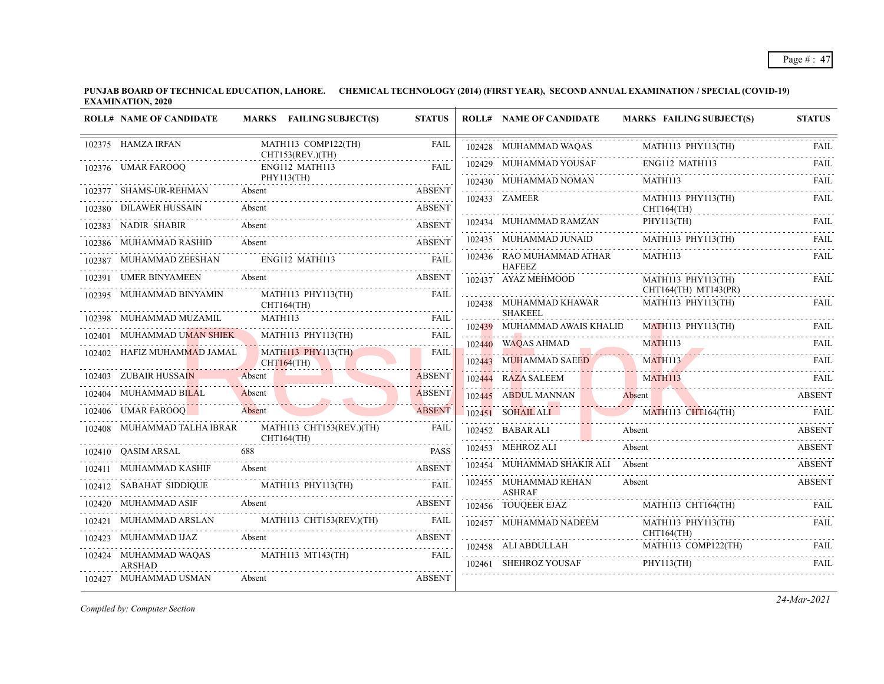**PUNJAB BOARD OF TECHNICAL EDUCATION, LAHORE. CHEMICAL TECHNOLOGY (2014) (FIRST YEAR), SECOND ANNUAL EXAMINATION / SPECIAL (COVID-19) EXAMINATION, 2020**

| ROLL# | NAME OF CANDIDATE | MARKS | FAILING SUBJECT(S) | STATUS |
|---|---|---|---|---|
| 102375 | HAMZA IRFAN | | MATH113 COMP122(TH) CHT153(REV.)(TH) | FAIL |
| 102376 | UMAR FAROOQ | | ENG112 MATH113 PHY113(TH) | FAIL |
| 102377 | SHAMS-UR-REHMAN | Absent | | ABSENT |
| 102380 | DILAWER HUSSAIN | Absent | | ABSENT |
| 102383 | NADIR SHABIR | Absent | | ABSENT |
| 102386 | MUHAMMAD RASHID | Absent | | ABSENT |
| 102387 | MUHAMMAD ZEESHAN | | ENG112 MATH113 | FAIL |
| 102391 | UMER BINYAMEEN | Absent | | ABSENT |
| 102395 | MUHAMMAD BINYAMIN | | MATH113 PHY113(TH) CHT164(TH) | FAIL |
| 102398 | MUHAMMAD MUZAMIL | | MATH113 | FAIL |
| 102401 | MUHAMMAD UMAN SHIEK | | MATH113 PHY113(TH) | FAIL |
| 102402 | HAFIZ MUHAMMAD JAMAL | | MATH113 PHY113(TH) CHT164(TH) | FAIL |
| 102403 | ZUBAIR HUSSAIN | Absent | | ABSENT |
| 102404 | MUHAMMAD BILAL | Absent | | ABSENT |
| 102406 | UMAR FAROOQ | Absent | | ABSENT |
| 102408 | MUHAMMAD TALHA IBRAR | | MATH113 CHT153(REV.)(TH) CHT164(TH) | FAIL |
| 102410 | QASIM ARSAL | 688 | | PASS |
| 102411 | MUHAMMAD KASHIF | Absent | | ABSENT |
| 102412 | SABAHAT SIDDIQUE | | MATH113 PHY113(TH) | FAIL |
| 102420 | MUHAMMAD ASIF | Absent | | ABSENT |
| 102421 | MUHAMMAD ARSLAN | | MATH113 CHT153(REV.)(TH) | FAIL |
| 102423 | MUHAMMAD IJAZ | Absent | | ABSENT |
| 102424 | MUHAMMAD WAQAS ARSHAD | | MATH113 MT143(TH) | FAIL |
| 102427 | MUHAMMAD USMAN | Absent | | ABSENT |
| 102428 | MUHAMMAD WAQAS | | MATH113 PHY113(TH) | FAIL |
| 102429 | MUHAMMAD YOUSAF | | ENG112 MATH113 | FAIL |
| 102430 | MUHAMMAD NOMAN | | MATH113 | FAIL |
| 102433 | ZAMEER | | MATH113 PHY113(TH) CHT164(TH) | FAIL |
| 102434 | MUHAMMAD RAMZAN | | PHY113(TH) | FAIL |
| 102435 | MUHAMMAD JUNAID | | MATH113 PHY113(TH) | FAIL |
| 102436 | RAO MUHAMMAD ATHAR HAFEEZ | | MATH113 | FAIL |
| 102437 | AYAZ MEHMOOD | | MATH113 PHY113(TH) CHT164(TH) MT143(PR) | FAIL |
| 102438 | MUHAMMAD KHAWAR SHAKEEL | | MATH113 PHY113(TH) | FAIL |
| 102439 | MUHAMMAD AWAIS KHALID | | MATH113 PHY113(TH) | FAIL |
| 102440 | WAQAS AHMAD | | MATH113 | FAIL |
| 102443 | MUHAMMAD SAEED | | MATH113 | FAIL |
| 102444 | RAZA SALEEM | | MATH113 | FAIL |
| 102445 | ABDUL MANNAN | Absent | | ABSENT |
| 102451 | SOHAIL ALI | | MATH113 CHT164(TH) | FAIL |
| 102452 | BABAR ALI | Absent | | ABSENT |
| 102453 | MEHROZ ALI | Absent | | ABSENT |
| 102454 | MUHAMMAD SHAKIR ALI | Absent | | ABSENT |
| 102455 | MUHAMMAD REHAN ASHRAF | Absent | | ABSENT |
| 102456 | TOUQEER EJAZ | | MATH113 CHT164(TH) | FAIL |
| 102457 | MUHAMMAD NADEEM | | MATH113 PHY113(TH) CHT164(TH) | FAIL |
| 102458 | ALI ABDULLAH | | MATH113 COMP122(TH) | FAIL |
| 102461 | SHEHROZ YOUSAF | | PHY113(TH) | FAIL |

*Compiled by: Computer Section*

*24-Mar-2021*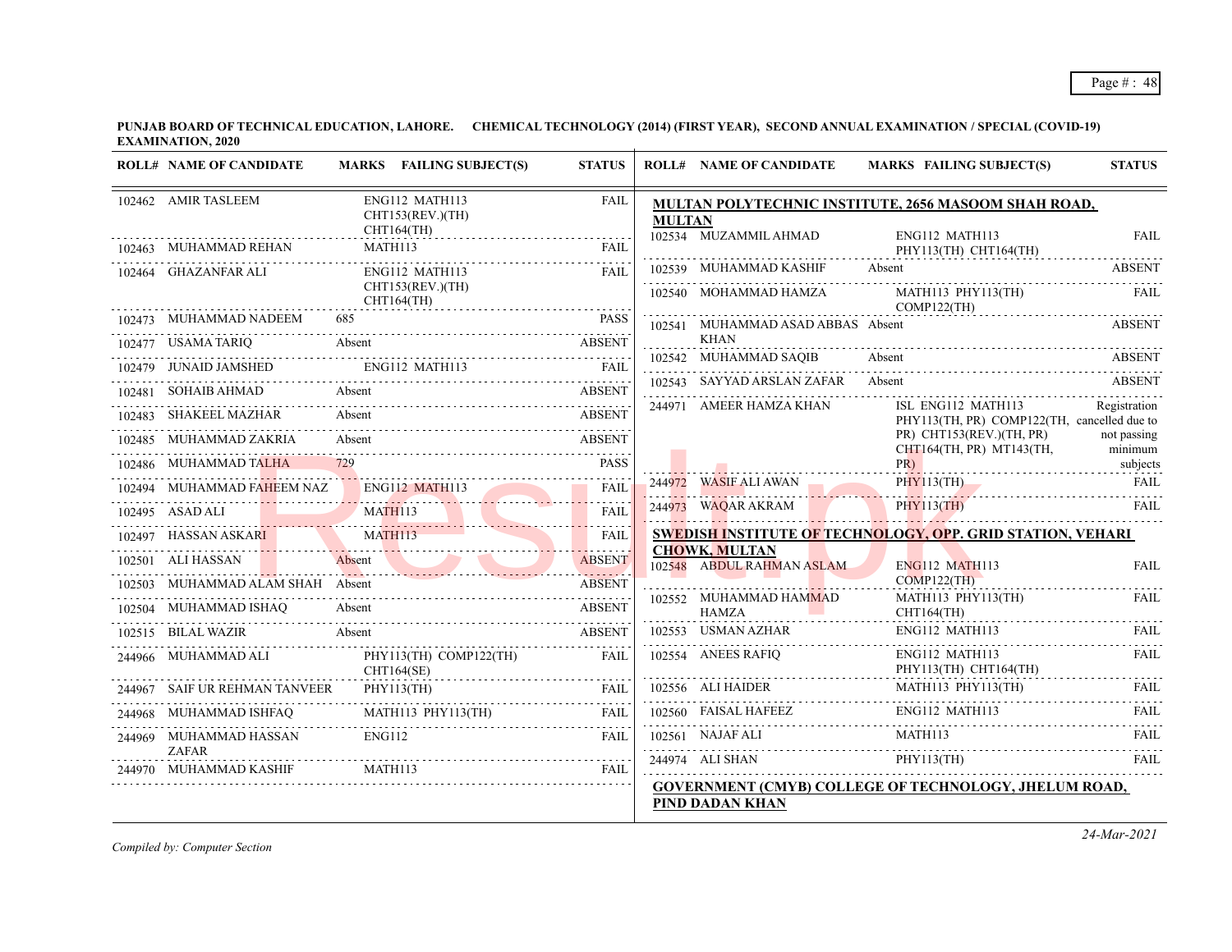**PUNJAB BOARD OF TECHNICAL EDUCATION, LAHORE. CHEMICAL TECHNOLOGY (2014) (FIRST YEAR), SECOND ANNUAL EXAMINATION / SPECIAL (COVID-19) EXAMINATION, 2020**

| ROLL# | NAME OF CANDIDATE | MARKS | FAILING SUBJECT(S) | STATUS |
|---|---|---|---|---|
| 102462 | AMIR TASLEEM | | ENG112 MATH113 CHT153(REV.)(TH) CHT164(TH) | FAIL |
| 102463 | MUHAMMAD REHAN | | MATH113 | FAIL |
| 102464 | GHAZANFAR ALI | | ENG112 MATH113 CHT153(REV.)(TH) CHT164(TH) | FAIL |
| 102473 | MUHAMMAD NADEEM | 685 | | PASS |
| 102477 | USAMA TARIQ | Absent | | ABSENT |
| 102479 | JUNAID JAMSHED | | ENG112 MATH113 | FAIL |
| 102481 | SOHAIB AHMAD | Absent | | ABSENT |
| 102483 | SHAKEEL MAZHAR | Absent | | ABSENT |
| 102485 | MUHAMMAD ZAKRIA | Absent | | ABSENT |
| 102486 | MUHAMMAD TALHA | 729 | | PASS |
| 102494 | MUHAMMAD FAHEEM NAZ | | ENG112 MATH113 | FAIL |
| 102495 | ASAD ALI | | MATH113 | FAIL |
| 102497 | HASSAN ASKARI | | MATH113 | FAIL |
| 102501 | ALI HASSAN | Absent | | ABSENT |
| 102503 | MUHAMMAD ALAM SHAH | Absent | | ABSENT |
| 102504 | MUHAMMAD ISHAQ | Absent | | ABSENT |
| 102515 | BILAL WAZIR | Absent | | ABSENT |
| 244966 | MUHAMMAD ALI | | PHY113(TH) COMP122(TH) CHT164(SE) | FAIL |
| 244967 | SAIF UR REHMAN TANVEER | | PHY113(TH) | FAIL |
| 244968 | MUHAMMAD ISHFAQ | | MATH113 PHY113(TH) | FAIL |
| 244969 | MUHAMMAD HASSAN ZAFAR | | ENG112 | FAIL |
| 244970 | MUHAMMAD KASHIF | | MATH113 | FAIL |

**MULTAN POLYTECHNIC INSTITUTE, 2656 MASOOM SHAH ROAD, MULTAN**

| ROLL# | NAME OF CANDIDATE | MARKS | FAILING SUBJECT(S) | STATUS |
|---|---|---|---|---|
| 102534 | MUZAMMIL AHMAD | | ENG112 MATH113 PHY113(TH) CHT164(TH) | FAIL |
| 102539 | MUHAMMAD KASHIF | Absent | | ABSENT |
| 102540 | MOHAMMAD HAMZA | | MATH113 PHY113(TH) COMP122(TH) | FAIL |
| 102541 | MUHAMMAD ASAD ABBAS KHAN | Absent | | ABSENT |
| 102542 | MUHAMMAD SAQIB | Absent | | ABSENT |
| 102543 | SAYYAD ARSLAN ZAFAR | Absent | | ABSENT |
| 244971 | AMEER HAMZA KHAN | | ISL ENG112 MATH113 PHY113(TH, PR) COMP122(TH, PR) CHT153(REV.)(TH, PR) CHT164(TH, PR) MT143(TH, PR) | Registration cancelled due to not passing minimum subjects |
| 244972 | WASIF ALI AWAN | | PHY113(TH) | FAIL |
| 244973 | WAQAR AKRAM | | PHY113(TH) | FAIL |

**SWEDISH INSTITUTE OF TECHNOLOGY, OPP. GRID STATION, VEHARI CHOWK, MULTAN**

| ROLL# | NAME OF CANDIDATE | MARKS | FAILING SUBJECT(S) | STATUS |
|---|---|---|---|---|
| 102548 | ABDUL RAHMAN ASLAM | | ENG112 MATH113 COMP122(TH) | FAIL |
| 102552 | MUHAMMAD HAMMAD HAMZA | | MATH113 PHY113(TH) CHT164(TH) | FAIL |
| 102553 | USMAN AZHAR | | ENG112 MATH113 | FAIL |
| 102554 | ANEES RAFIQ | | ENG112 MATH113 PHY113(TH) CHT164(TH) | FAIL |
| 102556 | ALI HAIDER | | MATH113 PHY113(TH) | FAIL |
| 102560 | FAISAL HAFEEZ | | ENG112 MATH113 | FAIL |
| 102561 | NAJAF ALI | | MATH113 | FAIL |
| 244974 | ALI SHAN | | PHY113(TH) | FAIL |

**GOVERNMENT (CMYB) COLLEGE OF TECHNOLOGY, JHELUM ROAD, PIND DADAN KHAN**

*Compiled by: Computer Section*

*24-Mar-2021*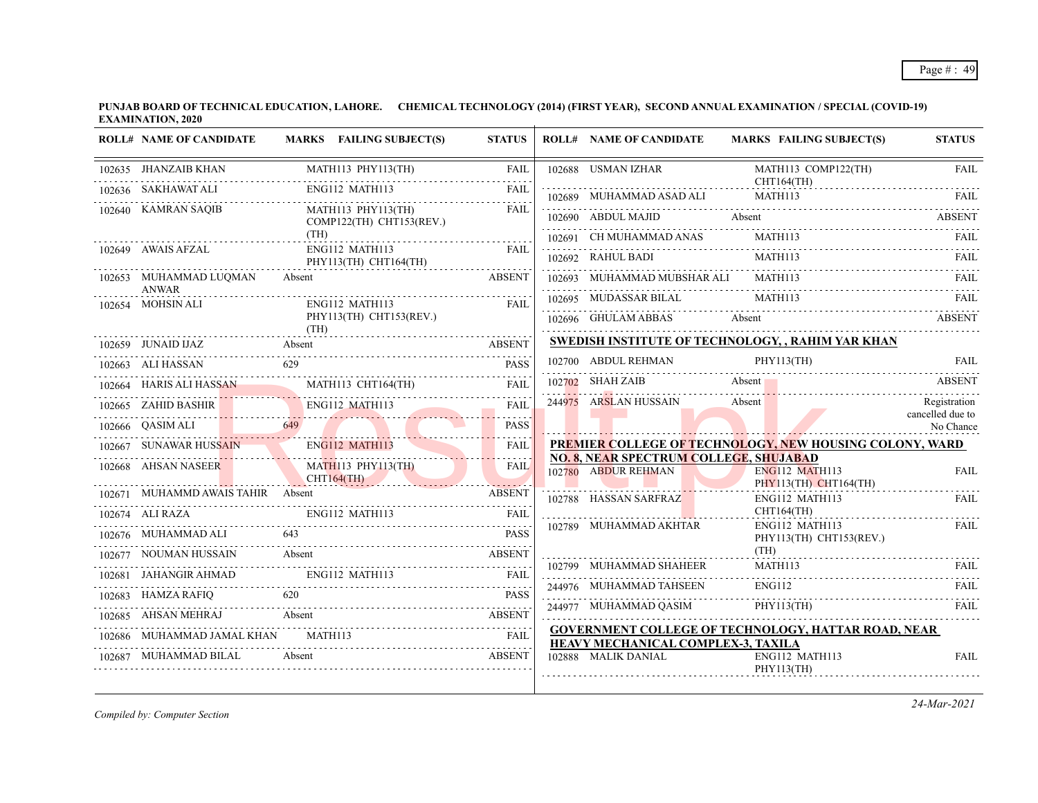**PUNJAB BOARD OF TECHNICAL EDUCATION, LAHORE. CHEMICAL TECHNOLOGY (2014) (FIRST YEAR), SECOND ANNUAL EXAMINATION / SPECIAL (COVID-19) EXAMINATION, 2020**

| ROLL# | NAME OF CANDIDATE | MARKS | FAILING SUBJECT(S) | STATUS |
|---|---|---|---|---|
| 102635 | JHANZAIB KHAN | | MATH113 PHY113(TH) | FAIL |
| 102636 | SAKHAWAT ALI | | ENG112 MATH113 | FAIL |
| 102640 | KAMRAN SAQIB | | MATH113 PHY113(TH) COMP122(TH) CHT153(REV.)(TH) | FAIL |
| 102649 | AWAIS AFZAL | | ENG112 MATH113 PHY113(TH) CHT164(TH) | FAIL |
| 102653 | MUHAMMAD LUQMAN ANWAR | Absent | | ABSENT |
| 102654 | MOHSIN ALI | | ENG112 MATH113 PHY113(TH) CHT153(REV.)(TH) | FAIL |
| 102659 | JUNAID IJAZ | Absent | | ABSENT |
| 102663 | ALI HASSAN | 629 | | PASS |
| 102664 | HARIS ALI HASSAN | | MATH113 CHT164(TH) | FAIL |
| 102665 | ZAHID BASHIR | | ENG112 MATH113 | FAIL |
| 102666 | QASIM ALI | 649 | | PASS |
| 102667 | SUNAWAR HUSSAIN | | ENG112 MATH113 | FAIL |
| 102668 | AHSAN NASEER | | MATH113 PHY113(TH) CHT164(TH) | FAIL |
| 102671 | MUHAMMD AWAIS TAHIR | Absent | | ABSENT |
| 102674 | ALI RAZA | | ENG112 MATH113 | FAIL |
| 102676 | MUHAMMAD ALI | 643 | | PASS |
| 102677 | NOUMAN HUSSAIN | Absent | | ABSENT |
| 102681 | JAHANGIR AHMAD | | ENG112 MATH113 | FAIL |
| 102683 | HAMZA RAFIQ | 620 | | PASS |
| 102685 | AHSEN MEHRAJ | Absent | | ABSENT |
| 102686 | MUHAMMAD JAMAL KHAN | | MATH113 | FAIL |
| 102687 | MUHAMMAD BILAL | Absent | | ABSENT |
| 102688 | USMAN IZHAR | | MATH113 COMP122(TH) CHT164(TH) | FAIL |
| 102689 | MUHAMMAD ASAD ALI | | MATH113 | FAIL |
| 102690 | ABDUL MAJID | Absent | | ABSENT |
| 102691 | CH MUHAMMAD ANAS | | MATH113 | FAIL |
| 102692 | RAHUL BADI | | MATH113 | FAIL |
| 102693 | MUHAMMAD MUBSHAR ALI | | MATH113 | FAIL |
| 102695 | MUDASSAR BILAL | | MATH113 | FAIL |
| 102696 | GHULAM ABBAS | Absent | | ABSENT |

**SWEDISH INSTITUTE OF TECHNOLOGY, , RAHIM YAR KHAN**

| ROLL# | NAME OF CANDIDATE | MARKS | FAILING SUBJECT(S) | STATUS |
|---|---|---|---|---|
| 102700 | ABDUL REHMAN | | PHY113(TH) | FAIL |
| 102702 | SHAH ZAIB | Absent | | ABSENT |
| 244975 | ARSLAN HUSSAIN | Absent | | Registration cancelled due to No Chance |

**PREMIER COLLEGE OF TECHNOLOGY, NEW HOUSING COLONY, WARD NO. 8, NEAR SPECTRUM COLLEGE, SHUJABAD**

| ROLL# | NAME OF CANDIDATE | MARKS | FAILING SUBJECT(S) | STATUS |
|---|---|---|---|---|
| 102780 | ABDUR REHMAN | | ENG112 MATH113 PHY113(TH) CHT164(TH) | FAIL |
| 102788 | HASSAN SARFRAZ | | ENG112 MATH113 CHT164(TH) | FAIL |
| 102789 | MUHAMMAD AKHTAR | | ENG112 MATH113 PHY113(TH) CHT153(REV.)(TH) | FAIL |
| 102799 | MUHAMMAD SHAHEER | | MATH113 | FAIL |
| 244976 | MUHAMMAD TAHSEEN | | ENG112 | FAIL |
| 244977 | MUHAMMAD QASIM | | PHY113(TH) | FAIL |

**GOVERNMENT COLLEGE OF TECHNOLOGY, HATTAR ROAD, NEAR HEAVY MECHANICAL COMPLEX-3, TAXILA**

| ROLL# | NAME OF CANDIDATE | MARKS | FAILING SUBJECT(S) | STATUS |
|---|---|---|---|---|
| 102888 | MALIK DANIAL | | ENG112 MATH113 PHY113(TH) | FAIL |

*Compiled by: Computer Section*

*24-Mar-2021*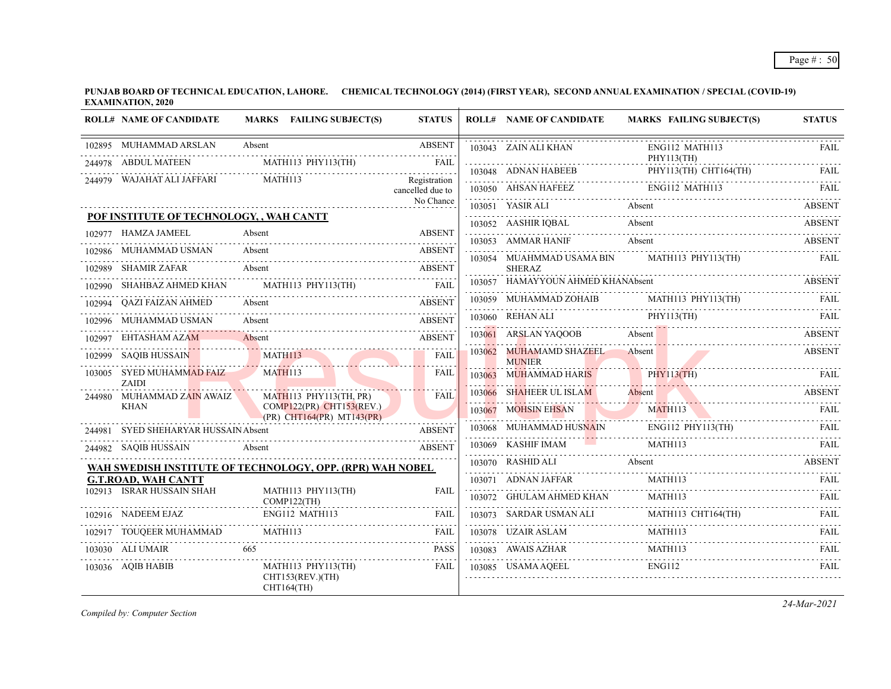**PUNJAB BOARD OF TECHNICAL EDUCATION, LAHORE. CHEMICAL TECHNOLOGY (2014) (FIRST YEAR), SECOND ANNUAL EXAMINATION / SPECIAL (COVID-19) EXAMINATION, 2020**

| ROLL# | NAME OF CANDIDATE | MARKS | FAILING SUBJECT(S) | STATUS |
|---|---|---|---|---|
| 102895 | MUHAMMAD ARSLAN | Absent | | ABSENT |
| 244978 | ABDUL MATEEN | | MATH113 PHY113(TH) | FAIL |
| 244979 | WAJAHAT ALI JAFFARI | | MATH113 | Registration cancelled due to No Chance |

**POF INSTITUTE OF TECHNOLOGY, , WAH CANTT**

| ROLL# | NAME OF CANDIDATE | MARKS | FAILING SUBJECT(S) | STATUS |
|---|---|---|---|---|
| 102977 | HAMZA JAMEEL | Absent | | ABSENT |
| 102986 | MUHAMMAD USMAN | Absent | | ABSENT |
| 102989 | SHAMIR ZAFAR | Absent | | ABSENT |
| 102990 | SHAHBAZ AHMED KHAN | | MATH113 PHY113(TH) | FAIL |
| 102994 | QAZI FAIZAN AHMED | Absent | | ABSENT |
| 102996 | MUHAMMAD USMAN | Absent | | ABSENT |
| 102997 | EHTASHAM AZAM | Absent | | ABSENT |
| 102999 | SAQIB HUSSAIN | | MATH113 | FAIL |
| 103005 | SYED MUHAMMAD FAIZ ZAIDI | | MATH113 | FAIL |
| 244980 | MUHAMMAD ZAIN AWAIZ KHAN | | MATH113 PHY113(TH, PR) COMP122(PR) CHT153(REV.)(PR) CHT164(PR) MT143(PR) | FAIL |
| 244981 | SYED SHEHARYAR HUSSAIN | Absent | | ABSENT |
| 244982 | SAQIB HUSSAIN | Absent | | ABSENT |

**WAH SWEDISH INSTITUTE OF TECHNOLOGY, OPP. (RPR) WAH NOBEL G.T.ROAD, WAH CANTT**

| ROLL# | NAME OF CANDIDATE | MARKS | FAILING SUBJECT(S) | STATUS |
|---|---|---|---|---|
| 102913 | ISRAR HUSSAIN SHAH | | MATH113 PHY113(TH) COMP122(TH) | FAIL |
| 102916 | NADEEM EJAZ | | ENG112 MATH113 | FAIL |
| 102917 | TOUQEER MUHAMMAD | | MATH113 | FAIL |
| 103030 | ALI UMAIR | 665 | | PASS |
| 103036 | AQIB HABIB | | MATH113 PHY113(TH) CHT153(REV.)(TH) CHT164(TH) | FAIL |
| 103043 | ZAIN ALI KHAN | | ENG112 MATH113 PHY113(TH) | FAIL |
| 103048 | ADNAN HABEEB | | PHY113(TH) CHT164(TH) | FAIL |
| 103050 | AHSAN HAFEEZ | | ENG112 MATH113 | FAIL |
| 103051 | YASIR ALI | Absent | | ABSENT |
| 103052 | AASHIR IQBAL | Absent | | ABSENT |
| 103053 | AMMAR HANIF | Absent | | ABSENT |
| 103054 | MUAHMMAD USAMA BIN SHERAZ | | MATH113 PHY113(TH) | FAIL |
| 103057 | HAMAYYOUN AHMED KHAN | Absent | | ABSENT |
| 103059 | MUHAMMAD ZOHAIB | | MATH113 PHY113(TH) | FAIL |
| 103060 | REHAN ALI | | PHY113(TH) | FAIL |
| 103061 | ARSLAN YAQOOB | Absent | | ABSENT |
| 103062 | MUHAMAMD SHAZEEL MUNIER | Absent | | ABSENT |
| 103063 | MUHAMMAD HARIS | | PHY113(TH) | FAIL |
| 103066 | SHAHEER UL ISLAM | Absent | | ABSENT |
| 103067 | MOHSIN EHSAN | | MATH113 | FAIL |
| 103068 | MUHAMMAD HUSNAIN | | ENG112 PHY113(TH) | FAIL |
| 103069 | KASHIF IMAM | | MATH113 | FAIL |
| 103070 | RASHID ALI | Absent | | ABSENT |
| 103071 | ADNAN JAFFAR | | MATH113 | FAIL |
| 103072 | GHULAM AHMED KHAN | | MATH113 | FAIL |
| 103073 | SARDAR USMAN ALI | | MATH113 CHT164(TH) | FAIL |
| 103078 | UZAIR ASLAM | | MATH113 | FAIL |
| 103083 | AWAIS AZHAR | | MATH113 | FAIL |
| 103085 | USAMA AQEEL | | ENG112 | FAIL |

*Compiled by: Computer Section*

*24-Mar-2021*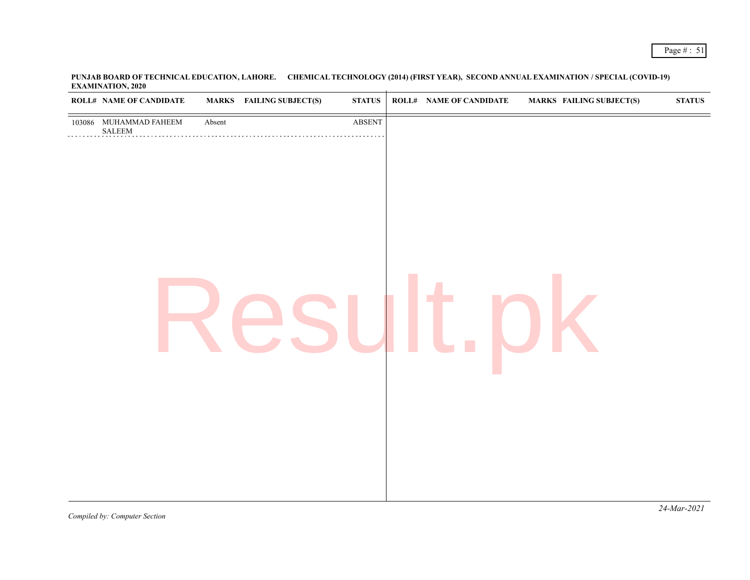**PUNJAB BOARD OF TECHNICAL EDUCATION, LAHORE. CHEMICAL TECHNOLOGY (2014) (FIRST YEAR), SECOND ANNUAL EXAMINATION / SPECIAL (COVID-19) EXAMINATION, 2020**

| ROLL# | NAME OF CANDIDATE | MARKS | FAILING SUBJECT(S) | STATUS |
|---|---|---|---|---|
| 103086 | MUHAMMAD FAHEEM SALEEM | Absent | | ABSENT |

*Compiled by: Computer Section*

*24-Mar-2021*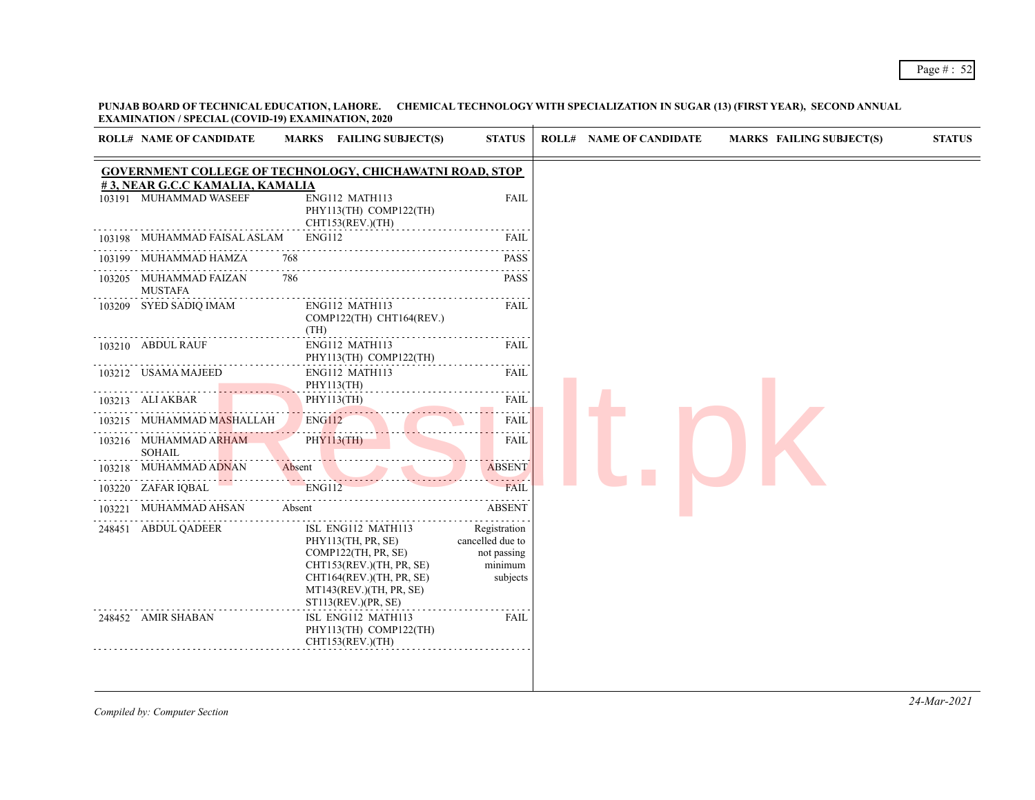**PUNJAB BOARD OF TECHNICAL EDUCATION, LAHORE. CHEMICAL TECHNOLOGY WITH SPECIALIZATION IN SUGAR (13) (FIRST YEAR), SECOND ANNUAL EXAMINATION / SPECIAL (COVID-19) EXAMINATION, 2020**

**GOVERNMENT COLLEGE OF TECHNOLOGY, CHICHAWATNI ROAD, STOP # 3, NEAR G.C.C KAMALIA, KAMALIA**

| ROLL# | NAME OF CANDIDATE | MARKS | FAILING SUBJECT(S) | STATUS |
|---|---|---|---|---|
| 103191 | MUHAMMAD WASEEF | | ENG112 MATH113 PHY113(TH) COMP122(TH) CHT153(REV.)(TH) | FAIL |
| 103198 | MUHAMMAD FAISAL ASLAM | | ENG112 | FAIL |
| 103199 | MUHAMMAD HAMZA | 768 | | PASS |
| 103205 | MUHAMMAD FAIZAN MUSTAFA | 786 | | PASS |
| 103209 | SYED SADIQ IMAM | | ENG112 MATH113 COMP122(TH) CHT164(REV.)(TH) | FAIL |
| 103210 | ABDUL RAUF | | ENG112 MATH113 PHY113(TH) COMP122(TH) | FAIL |
| 103212 | USAMA MAJEED | | ENG112 MATH113 PHY113(TH) | FAIL |
| 103213 | ALI AKBAR | | PHY113(TH) | FAIL |
| 103215 | MUHAMMAD MASHALLAH | | ENG112 | FAIL |
| 103216 | MUHAMMAD ARHAM SOHAIL | | PHY113(TH) | FAIL |
| 103218 | MUHAMMAD ADNAN | Absent | | ABSENT |
| 103220 | ZAFAR IQBAL | | ENG112 | FAIL |
| 103221 | MUHAMMAD AHSAN | Absent | | ABSENT |
| 248451 | ABDUL QADEER | | ISL ENG112 MATH113 PHY113(TH, PR, SE) COMP122(TH, PR, SE) CHT153(REV.)(TH, PR, SE) CHT164(REV.)(TH, PR, SE) MT143(REV.)(TH, PR, SE) ST113(REV.)(PR, SE) | Registration cancelled due to not passing minimum subjects |
| 248452 | AMIR SHABAN | | ISL ENG112 MATH113 PHY113(TH) COMP122(TH) CHT153(REV.)(TH) | FAIL |

*Compiled by: Computer Section*

*24-Mar-2021*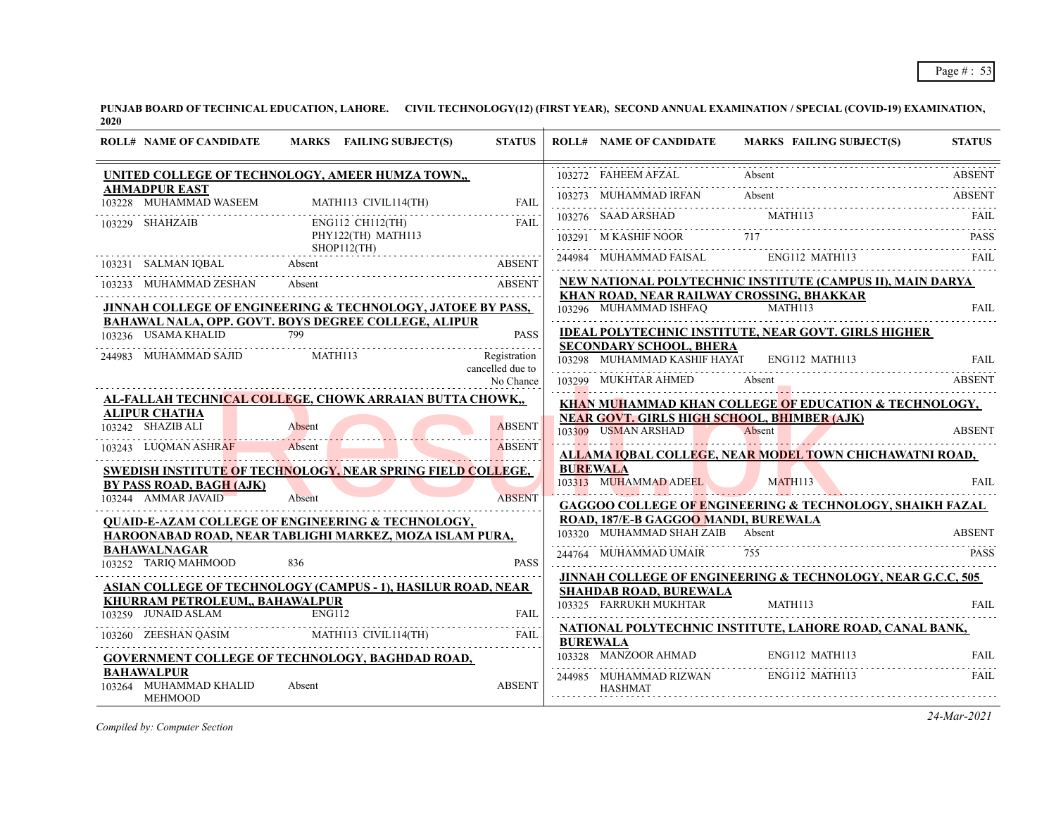**PUNJAB BOARD OF TECHNICAL EDUCATION, LAHORE. CIVIL TECHNOLOGY(12) (FIRST YEAR), SECOND ANNUAL EXAMINATION / SPECIAL (COVID-19) EXAMINATION, 2020**

| ROLL# | NAME OF CANDIDATE | MARKS | FAILING SUBJECT(S) | STATUS |
|---|---|---|---|---|
| **UNITED COLLEGE OF TECHNOLOGY, AMEER HUMZA TOWN,, AHMADPUR EAST** | | | | |
| 103228 | MUHAMMAD WASEEM | | MATH113 CIVIL114(TH) | FAIL |
| 103229 | SHAHZAIB | | ENG112 CH112(TH) PHY122(TH) MATH113 SHOP112(TH) | FAIL |
| 103231 | SALMAN IQBAL | Absent | | ABSENT |
| 103233 | MUHAMMAD ZESHAN | Absent | | ABSENT |
| **JINNAH COLLEGE OF ENGINEERING & TECHNOLOGY, JATOEE BY PASS, BAHAWAL NALA, OPP. GOVT. BOYS DEGREE COLLEGE, ALIPUR** | | | | |
| 103236 | USAMA KHALID | 799 | | PASS |
| 244983 | MUHAMMAD SAJID | | MATH113 | Registration cancelled due to No Chance |
| **AL-FALLAH TECHNICAL COLLEGE, CHOWK ARRAIAN BUTTA CHOWK,, ALIPUR CHATHA** | | | | |
| 103242 | SHAZIB ALI | Absent | | ABSENT |
| 103243 | LUQMAN ASHRAF | Absent | | ABSENT |
| **SWEDISH INSTITUTE OF TECHNOLOGY, NEAR SPRING FIELD COLLEGE, BY PASS ROAD, BAGH (AJK)** | | | | |
| 103244 | AMMAR JAVAID | Absent | | ABSENT |
| **QUAID-E-AZAM COLLEGE OF ENGINEERING & TECHNOLOGY, HAROONABAD ROAD, NEAR TABLIGHI MARKEZ, MOZA ISLAM PURA, BAHAWALNAGAR** | | | | |
| 103252 | TARIQ MAHMOOD | 836 | | PASS |
| **ASIAN COLLEGE OF TECHNOLOGY (CAMPUS - 1), HASILUR ROAD, NEAR KHURRAM PETROLEUM,, BAHAWALPUR** | | | | |
| 103259 | JUNAID ASLAM | | ENG112 | FAIL |
| 103260 | ZEESHAN QASIM | | MATH113 CIVIL114(TH) | FAIL |
| **GOVERNMENT COLLEGE OF TECHNOLOGY, BAGHDAD ROAD, BAHAWALPUR** | | | | |
| 103264 | MUHAMMAD KHALID MEHMOOD | Absent | | ABSENT |
| 103272 | FAHEEM AFZAL | Absent | | ABSENT |
| 103273 | MUHAMMAD IRFAN | Absent | | ABSENT |
| 103276 | SAAD ARSHAD | | MATH113 | FAIL |
| 103291 | M KASHIF NOOR | 717 | | PASS |
| 244984 | MUHAMMAD FAISAL | | ENG112 MATH113 | FAIL |
| **NEW NATIONAL POLYTECHNIC INSTITUTE (CAMPUS II), MAIN DARYA KHAN ROAD, NEAR RAILWAY CROSSING, BHAKKAR** | | | | |
| 103296 | MUHAMMAD ISHFAQ | | MATH113 | FAIL |
| **IDEAL POLYTECHNIC INSTITUTE, NEAR GOVT. GIRLS HIGHER SECONDARY SCHOOL, BHERA** | | | | |
| 103298 | MUHAMMAD KASHIF HAYAT | | ENG112 MATH113 | FAIL |
| 103299 | MUKHTAR AHMED | Absent | | ABSENT |
| **KHAN MUHAMMAD KHAN COLLEGE OF EDUCATION & TECHNOLOGY, NEAR GOVT. GIRLS HIGH SCHOOL, BHIMBER (AJK)** | | | | |
| 103309 | USMAN ARSHAD | Absent | | ABSENT |
| **ALLAMA IQBAL COLLEGE, NEAR MODEL TOWN CHICHAWATNI ROAD, BUREWALA** | | | | |
| 103313 | MUHAMMAD ADEEL | | MATH113 | FAIL |
| **GAGGOO COLLEGE OF ENGINEERING & TECHNOLOGY, SHAIKH FAZAL ROAD, 187/E-B GAGGOO MANDI, BUREWALA** | | | | |
| 103320 | MUHAMMAD SHAH ZAIB | Absent | | ABSENT |
| 244764 | MUHAMMAD UMAIR | 755 | | PASS |
| **JINNAH COLLEGE OF ENGINEERING & TECHNOLOGY, NEAR G.C.C, 505 SHAHDAB ROAD, BUREWALA** | | | | |
| 103325 | FARRUKH MUKHTAR | | MATH113 | FAIL |
| **NATIONAL POLYTECHNIC INSTITUTE, LAHORE ROAD, CANAL BANK, BUREWALA** | | | | |
| 103328 | MANZOOR AHMAD | | ENG112 MATH113 | FAIL |
| 244985 | MUHAMMAD RIZWAN HASHMAT | | ENG112 MATH113 | FAIL |

*Compiled by: Computer Section*

*24-Mar-2021*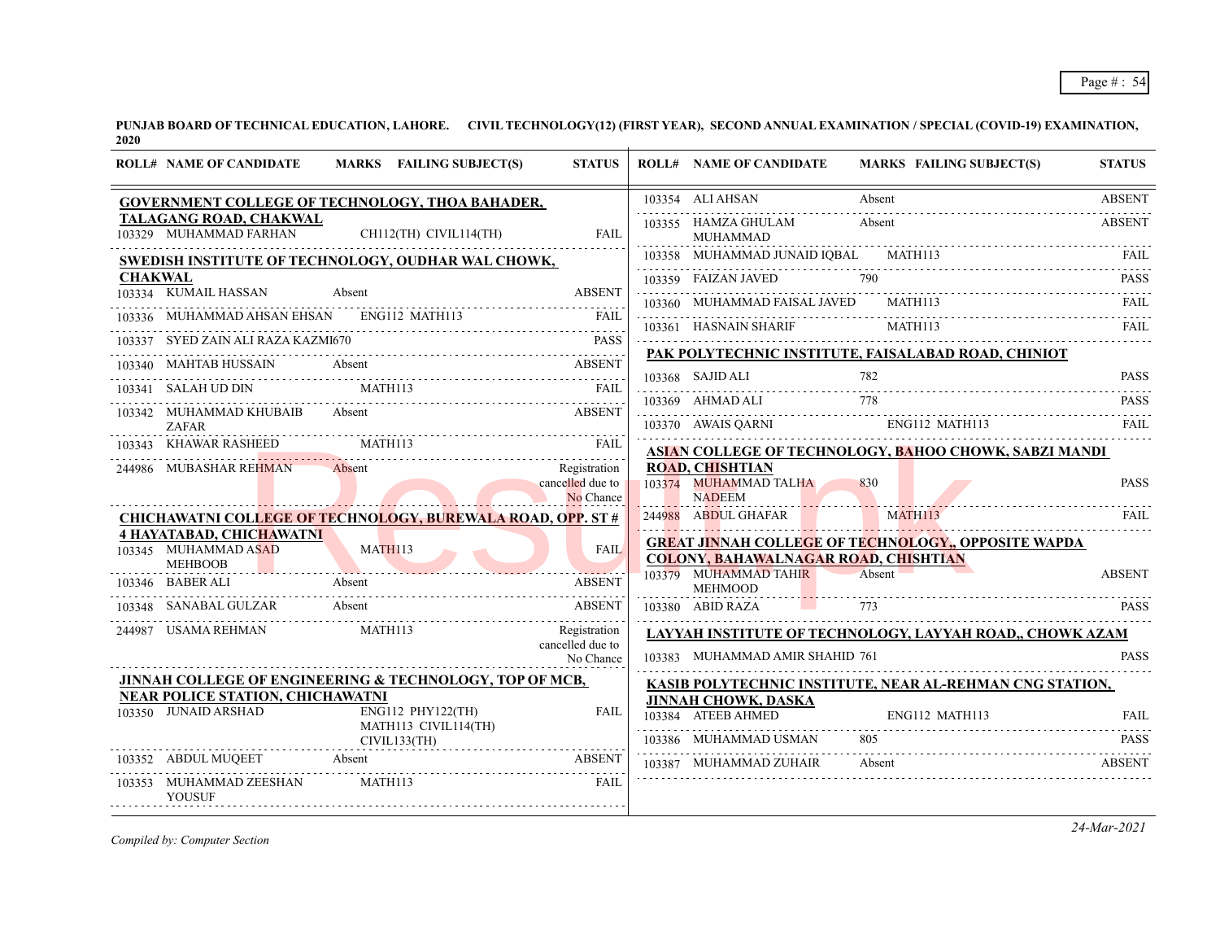**PUNJAB BOARD OF TECHNICAL EDUCATION, LAHORE. CIVIL TECHNOLOGY(12) (FIRST YEAR), SECOND ANNUAL EXAMINATION / SPECIAL (COVID-19) EXAMINATION, 2020**

| ROLL# | NAME OF CANDIDATE | MARKS | FAILING SUBJECT(S) | STATUS |
|---|---|---|---|---|
| **GOVERNMENT COLLEGE OF TECHNOLOGY, THOA BAHADER, TALAGANG ROAD, CHAKWAL** | | | | |
| 103329 | MUHAMMAD FARHAN | | CH112(TH) CIVIL114(TH) | FAIL |
| **SWEDISH INSTITUTE OF TECHNOLOGY, OUDHAR WAL CHOWK, CHAKWAL** | | | | |
| 103334 | KUMAIL HASSAN | Absent | | ABSENT |
| 103336 | MUHAMMAD AHSAN EHSAN | | ENG112 MATH113 | FAIL |
| 103337 | SYED ZAIN ALI RAZA KAZMI | 670 | | PASS |
| 103340 | MAHTAB HUSSAIN | Absent | | ABSENT |
| 103341 | SALAH UD DIN | | MATH113 | FAIL |
| 103342 | MUHAMMAD KHUBAIB ZAFAR | Absent | | ABSENT |
| 103343 | KHAWAR RASHEED | | MATH113 | FAIL |
| 244986 | MUBASHAR REHMAN | Absent | | Registration cancelled due to No Chance |
| **CHICHAWATNI COLLEGE OF TECHNOLOGY, BUREWALA ROAD, OPP. ST # 4 HAYATABAD, CHICHAWATNI** | | | | |
| 103345 | MUHAMMAD ASAD MEHBOOB | | MATH113 | FAIL |
| 103346 | BABER ALI | Absent | | ABSENT |
| 103348 | SANABAL GULZAR | Absent | | ABSENT |
| 244987 | USAMA REHMAN | | MATH113 | Registration cancelled due to No Chance |
| **JINNAH COLLEGE OF ENGINEERING & TECHNOLOGY, TOP OF MCB, NEAR POLICE STATION, CHICHAWATNI** | | | | |
| 103350 | JUNAID ARSHAD | | ENG112 PHY122(TH) MATH113 CIVIL114(TH) CIVIL133(TH) | FAIL |
| 103352 | ABDUL MUQEET | Absent | | ABSENT |
| 103353 | MUHAMMAD ZEESHAN YOUSUF | | MATH113 | FAIL |
| 103354 | ALI AHSAN | Absent | | ABSENT |
| 103355 | HAMZA GHULAM MUHAMMAD | Absent | | ABSENT |
| 103358 | MUHAMMAD JUNAID IQBAL | | MATH113 | FAIL |
| 103359 | FAIZAN JAVED | 790 | | PASS |
| 103360 | MUHAMMAD FAISAL JAVED | | MATH113 | FAIL |
| 103361 | HASNAIN SHARIF | | MATH113 | FAIL |
| **PAK POLYTECHNIC INSTITUTE, FAISALABAD ROAD, CHINIOT** | | | | |
| 103368 | SAJID ALI | 782 | | PASS |
| 103369 | AHMAD ALI | 778 | | PASS |
| 103370 | AWAIS QARNI | | ENG112 MATH113 | FAIL |
| **ASIAN COLLEGE OF TECHNOLOGY, BAHOO CHOWK, SABZI MANDI ROAD, CHISHTIAN** | | | | |
| 103374 | MUHAMMAD TALHA NADEEM | 830 | | PASS |
| 244988 | ABDUL GHAFAR | | MATH113 | FAIL |
| **GREAT JINNAH COLLEGE OF TECHNOLOGY,, OPPOSITE WAPDA COLONY, BAHAWALNAGAR ROAD, CHISHTIAN** | | | | |
| 103379 | MUHAMMAD TAHIR MEHMOOD | Absent | | ABSENT |
| 103380 | ABID RAZA | 773 | | PASS |
| **LAYYAH INSTITUTE OF TECHNOLOGY, LAYYAH ROAD,, CHOWK AZAM** | | | | |
| 103383 | MUHAMMAD AMIR SHAHID | 761 | | PASS |
| **KASIB POLYTECHNIC INSTITUTE, NEAR AL-REHMAN CNG STATION, JINNAH CHOWK, DASKA** | | | | |
| 103384 | ATEEB AHMED | | ENG112 MATH113 | FAIL |
| 103386 | MUHAMMAD USMAN | 805 | | PASS |
| 103387 | MUHAMMAD ZUHAIR | Absent | | ABSENT |

*Compiled by: Computer Section*

*24-Mar-2021*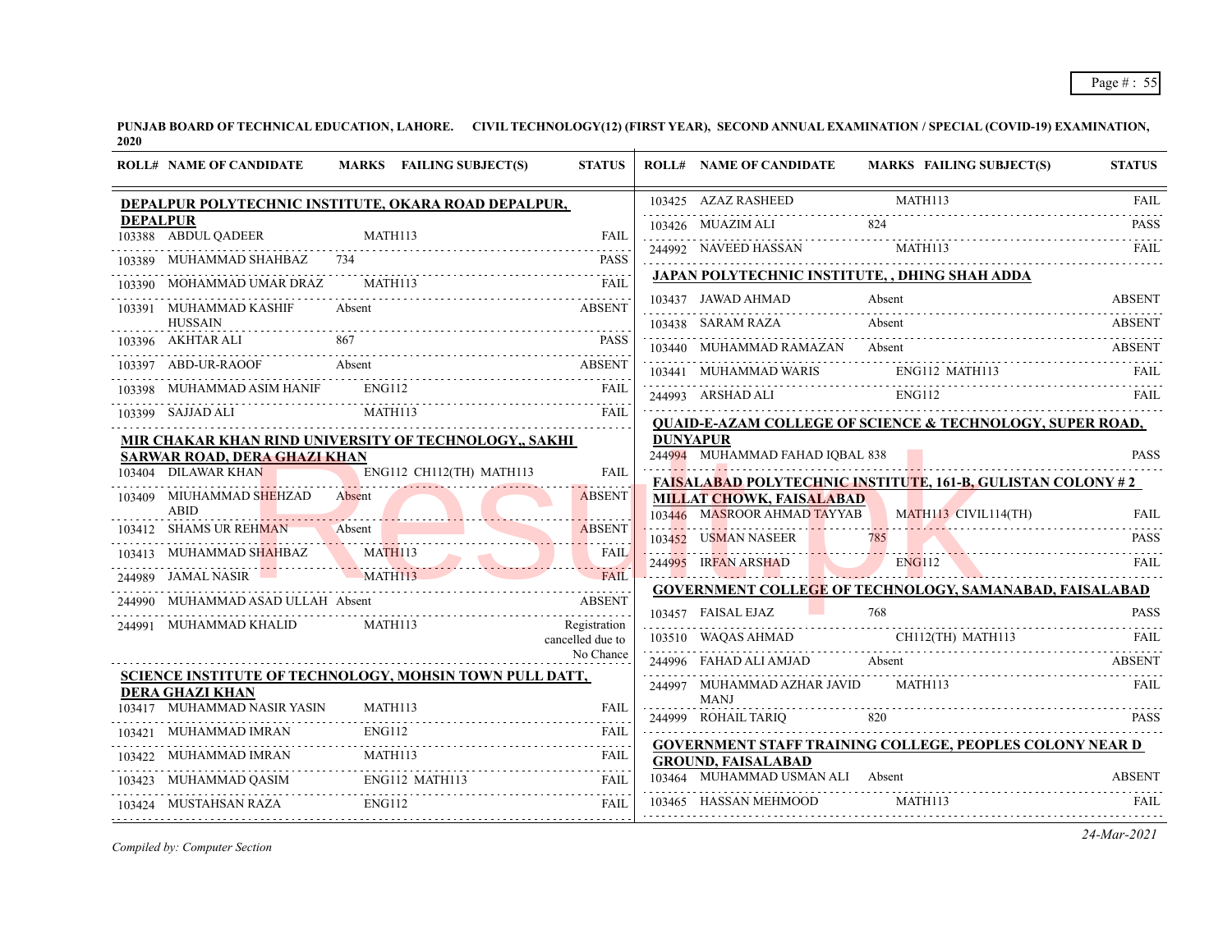**PUNJAB BOARD OF TECHNICAL EDUCATION, LAHORE. CIVIL TECHNOLOGY(12) (FIRST YEAR), SECOND ANNUAL EXAMINATION / SPECIAL (COVID-19) EXAMINATION, 2020**

| ROLL# | NAME OF CANDIDATE | MARKS | FAILING SUBJECT(S) | STATUS |
|---|---|---|---|---|
| **DEPALPUR POLYTECHNIC INSTITUTE, OKARA ROAD DEPALPUR, DEPALPUR** | | | | |
| 103388 | ABDUL QADEER | | MATH113 | FAIL |
| 103389 | MUHAMMAD SHAHBAZ | 734 | | PASS |
| 103390 | MOHAMMAD UMAR DRAZ | | MATH113 | FAIL |
| 103391 | MUHAMMAD KASHIF HUSSAIN | Absent | | ABSENT |
| 103396 | AKHTAR ALI | 867 | | PASS |
| 103397 | ABD-UR-RAOOF | Absent | | ABSENT |
| 103398 | MUHAMMAD ASIM HANIF | | ENG112 | FAIL |
| 103399 | SAJJAD ALI | | MATH113 | FAIL |
| **MIR CHAKAR KHAN RIND UNIVERSITY OF TECHNOLOGY,, SAKHI SARWAR ROAD, DERA GHAZI KHAN** | | | | |
| 103404 | DILAWAR KHAN | | ENG112 CH112(TH) MATH113 | FAIL |
| 103409 | MIUHAMMAD SHEHZAD ABID | Absent | | ABSENT |
| 103412 | SHAMS UR REHMAN | Absent | | ABSENT |
| 103413 | MUHAMMAD SHAHBAZ | | MATH113 | FAIL |
| 244989 | JAMAL NASIR | | MATH113 | FAIL |
| 244990 | MUHAMMAD ASAD ULLAH | Absent | | ABSENT |
| 244991 | MUHAMMAD KHALID | | MATH113 | Registration cancelled due to No Chance |
| **SCIENCE INSTITUTE OF TECHNOLOGY, MOHSIN TOWN PULL DATT, DERA GHAZI KHAN** | | | | |
| 103417 | MUHAMMAD NASIR YASIN | | MATH113 | FAIL |
| 103421 | MUHAMMAD IMRAN | | ENG112 | FAIL |
| 103422 | MUHAMMAD IMRAN | | MATH113 | FAIL |
| 103423 | MUHAMMAD QASIM | | ENG112 MATH113 | FAIL |
| 103424 | MUSTAHSAN RAZA | | ENG112 | FAIL |
| 103425 | AZAZ RASHEED | | MATH113 | FAIL |
| 103426 | MUAZIM ALI | 824 | | PASS |
| 244992 | NAVEED HASSAN | | MATH113 | FAIL |
| **JAPAN POLYTECHNIC INSTITUTE, , DHING SHAH ADDA** | | | | |
| 103437 | JAWAD AHMAD | Absent | | ABSENT |
| 103438 | SARAM RAZA | Absent | | ABSENT |
| 103440 | MUHAMMAD RAMAZAN | Absent | | ABSENT |
| 103441 | MUHAMMAD WARIS | | ENG112 MATH113 | FAIL |
| 244993 | ARSHAD ALI | | ENG112 | FAIL |
| **QUAID-E-AZAM COLLEGE OF SCIENCE & TECHNOLOGY, SUPER ROAD, DUNYAPUR** | | | | |
| 244994 | MUHAMMAD FAHAD IQBAL | 838 | | PASS |
| **FAISALABAD POLYTECHNIC INSTITUTE, 161-B, GULISTAN COLONY # 2 MILLAT CHOWK, FAISALABAD** | | | | |
| 103446 | MASROOR AHMAD TAYYAB | | MATH113 CIVIL114(TH) | FAIL |
| 103452 | USMAN NASEER | 785 | | PASS |
| 244995 | IRFAN ARSHAD | | ENG112 | FAIL |
| **GOVERNMENT COLLEGE OF TECHNOLOGY, SAMANABAD, FAISALABAD** | | | | |
| 103457 | FAISAL EJAZ | 768 | | PASS |
| 103510 | WAQAS AHMAD | | CH112(TH) MATH113 | FAIL |
| 244996 | FAHAD ALI AMJAD | Absent | | ABSENT |
| 244997 | MUHAMMAD AZHAR JAVID MANJ | | MATH113 | FAIL |
| 244999 | ROHAIL TARIQ | 820 | | PASS |
| **GOVERNMENT STAFF TRAINING COLLEGE, PEOPLES COLONY NEAR D GROUND, FAISALABAD** | | | | |
| 103464 | MUHAMMAD USMAN ALI | Absent | | ABSENT |
| 103465 | HASSAN MEHMOOD | | MATH113 | FAIL |

*Compiled by: Computer Section*

*24-Mar-2021*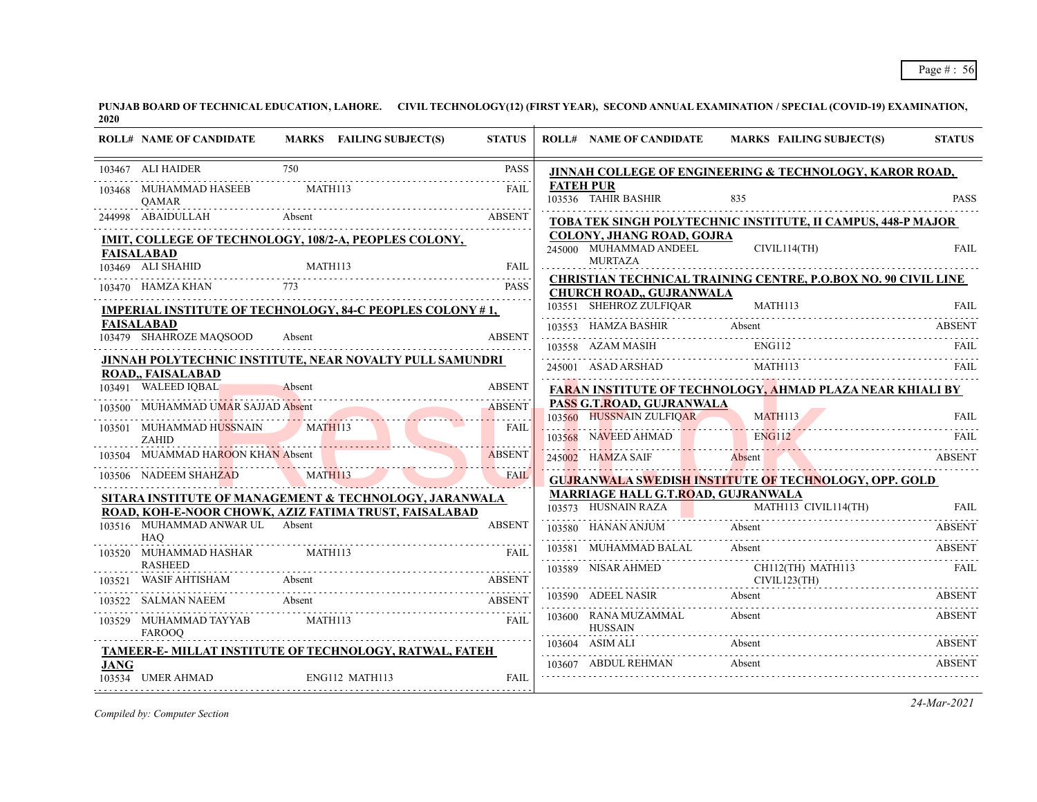**PUNJAB BOARD OF TECHNICAL EDUCATION, LAHORE. CIVIL TECHNOLOGY(12) (FIRST YEAR), SECOND ANNUAL EXAMINATION / SPECIAL (COVID-19) EXAMINATION, 2020**

| ROLL# | NAME OF CANDIDATE | MARKS | FAILING SUBJECT(S) | STATUS |
|---|---|---|---|---|
| 103467 | ALI HAIDER | 750 | | PASS |
| 103468 | MUHAMMAD HASEEB QAMAR | | MATH113 | FAIL |
| 244998 | ABAIDULLAH | Absent | | ABSENT |

**IMIT, COLLEGE OF TECHNOLOGY, 108/2-A, PEOPLES COLONY, FAISALABAD**

| ROLL# | NAME OF CANDIDATE | MARKS | FAILING SUBJECT(S) | STATUS |
|---|---|---|---|---|
| 103469 | ALI SHAHID | | MATH113 | FAIL |
| 103470 | HAMZA KHAN | 773 | | PASS |

**IMPERIAL INSTITUTE OF TECHNOLOGY, 84-C PEOPLES COLONY # 1, FAISALABAD**

| ROLL# | NAME OF CANDIDATE | MARKS | FAILING SUBJECT(S) | STATUS |
|---|---|---|---|---|
| 103479 | SHAHROZE MAQSOOD | Absent | | ABSENT |

**JINNAH POLYTECHNIC INSTITUTE, NEAR NOVALTY PULL SAMUNDRI ROAD,, FAISALABAD**

| ROLL# | NAME OF CANDIDATE | MARKS | FAILING SUBJECT(S) | STATUS |
|---|---|---|---|---|
| 103491 | WALEED IQBAL | Absent | | ABSENT |
| 103500 | MUHAMMAD UMAR SAJJAD | Absent | | ABSENT |
| 103501 | MUHAMMAD HUSSNAIN ZAHID | | MATH113 | FAIL |
| 103504 | MUAMMAD HAROON KHAN | Absent | | ABSENT |
| 103506 | NADEEM SHAHZAD | | MATH113 | FAIL |

**SITARA INSTITUTE OF MANAGEMENT & TECHNOLOGY, JARANWALA ROAD, KOH-E-NOOR CHOWK, AZIZ FATIMA TRUST, FAISALABAD**

| ROLL# | NAME OF CANDIDATE | MARKS | FAILING SUBJECT(S) | STATUS |
|---|---|---|---|---|
| 103516 | MUHAMMAD ANWAR UL HAQ | Absent | | ABSENT |
| 103520 | MUHAMMAD HASHAR RASHEED | | MATH113 | FAIL |
| 103521 | WASIF AHTISHAM | Absent | | ABSENT |
| 103522 | SALMAN NAEEM | Absent | | ABSENT |
| 103529 | MUHAMMAD TAYYAB FAROOQ | | MATH113 | FAIL |

**TAMEER-E- MILLAT INSTITUTE OF TECHNOLOGY, RATWAL, FATEH JANG**

| ROLL# | NAME OF CANDIDATE | MARKS | FAILING SUBJECT(S) | STATUS |
|---|---|---|---|---|
| 103534 | UMER AHMAD | | ENG112 MATH113 | FAIL |

**JINNAH COLLEGE OF ENGINEERING & TECHNOLOGY, KAROR ROAD, FATEH PUR**

| ROLL# | NAME OF CANDIDATE | MARKS | FAILING SUBJECT(S) | STATUS |
|---|---|---|---|---|
| 103536 | TAHIR BASHIR | 835 | | PASS |

**TOBA TEK SINGH POLYTECHNIC INSTITUTE, II CAMPUS, 448-P MAJOR COLONY, JHANG ROAD, GOJRA**

| ROLL# | NAME OF CANDIDATE | MARKS | FAILING SUBJECT(S) | STATUS |
|---|---|---|---|---|
| 245000 | MUHAMMAD ANDEEL MURTAZA | | CIVIL114(TH) | FAIL |

**CHRISTIAN TECHNICAL TRAINING CENTRE, P.O.BOX NO. 90 CIVIL LINE CHURCH ROAD,, GUJRANWALA**

| ROLL# | NAME OF CANDIDATE | MARKS | FAILING SUBJECT(S) | STATUS |
|---|---|---|---|---|
| 103551 | SHEHROZ ZULFIQAR | | MATH113 | FAIL |
| 103553 | HAMZA BASHIR | Absent | | ABSENT |
| 103558 | AZAM MASIH | | ENG112 | FAIL |
| 245001 | ASAD ARSHAD | | MATH113 | FAIL |

**FARAN INSTITUTE OF TECHNOLOGY, AHMAD PLAZA NEAR KHIALI BY PASS G.T.ROAD, GUJRANWALA**

| ROLL# | NAME OF CANDIDATE | MARKS | FAILING SUBJECT(S) | STATUS |
|---|---|---|---|---|
| 103560 | HUSSNAIN ZULFIQAR | | MATH113 | FAIL |
| 103568 | NAVEED AHMAD | | ENG112 | FAIL |
| 245002 | HAMZA SAIF | Absent | | ABSENT |

**GUJRANWALA SWEDISH INSTITUTE OF TECHNOLOGY, OPP. GOLD MARRIAGE HALL G.T.ROAD, GUJRANWALA**

| ROLL# | NAME OF CANDIDATE | MARKS | FAILING SUBJECT(S) | STATUS |
|---|---|---|---|---|
| 103573 | HUSNAIN RAZA | | MATH113 CIVIL114(TH) | FAIL |
| 103580 | HANAN ANJUM | Absent | | ABSENT |
| 103581 | MUHAMMAD BALAL | Absent | | ABSENT |
| 103589 | NISAR AHMED | | CH112(TH) MATH113 CIVIL123(TH) | FAIL |
| 103590 | ADEEL NASIR | Absent | | ABSENT |
| 103600 | RANA MUZAMMAL HUSSAIN | Absent | | ABSENT |
| 103604 | ASIM ALI | Absent | | ABSENT |
| 103607 | ABDUL REHMAN | Absent | | ABSENT |

*Compiled by: Computer Section*

*24-Mar-2021*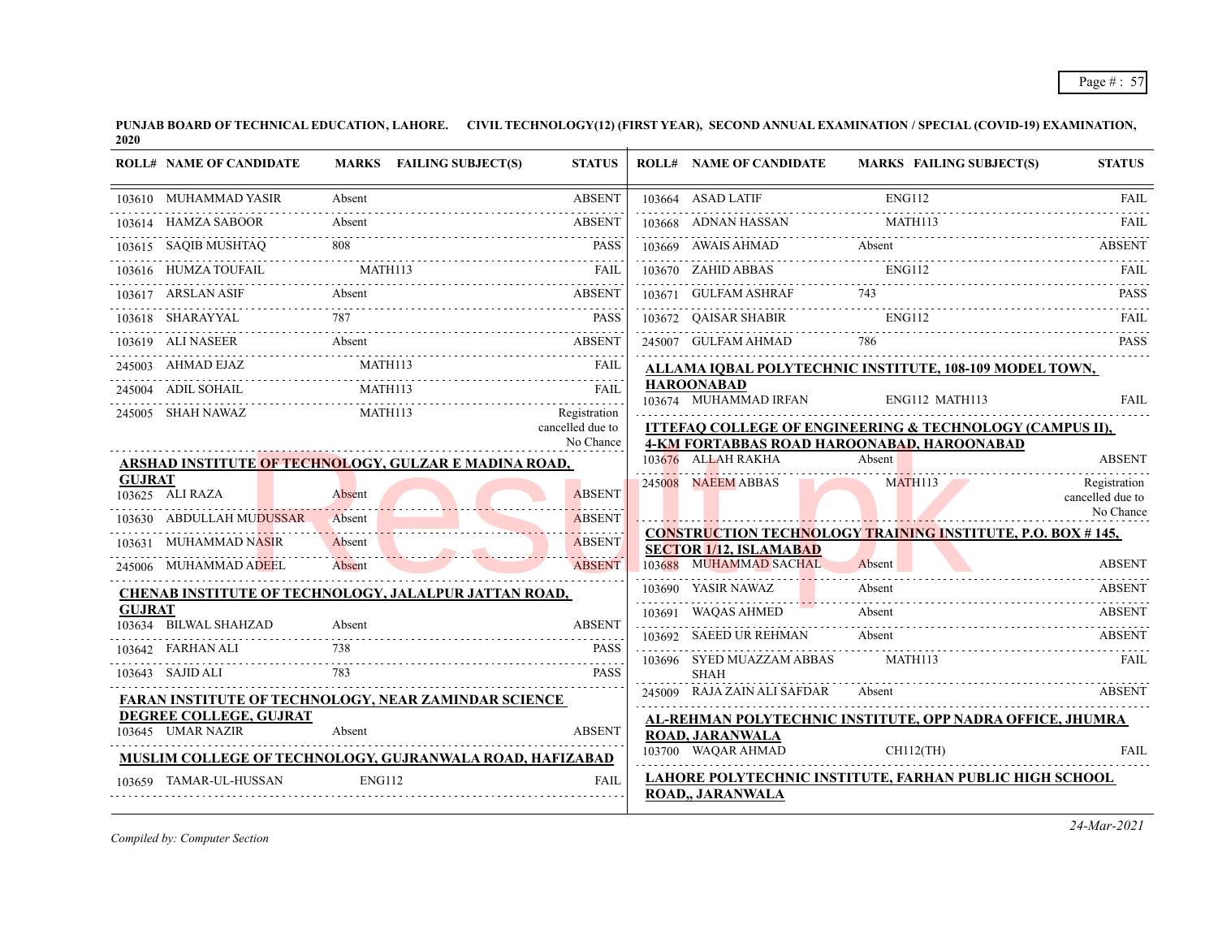**PUNJAB BOARD OF TECHNICAL EDUCATION, LAHORE. CIVIL TECHNOLOGY(12) (FIRST YEAR), SECOND ANNUAL EXAMINATION / SPECIAL (COVID-19) EXAMINATION, 2020**

| ROLL# | NAME OF CANDIDATE | MARKS | FAILING SUBJECT(S) | STATUS |
|---|---|---|---|---|
| 103610 | MUHAMMAD YASIR | Absent | | ABSENT |
| 103614 | HAMZA SABOOR | Absent | | ABSENT |
| 103615 | SAQIB MUSHTAQ | 808 | | PASS |
| 103616 | HUMZA TOUFAIL | | MATH113 | FAIL |
| 103617 | ARSLAN ASIF | Absent | | ABSENT |
| 103618 | SHARAYYAL | 787 | | PASS |
| 103619 | ALI NASEER | Absent | | ABSENT |
| 245003 | AHMAD EJAZ | | MATH113 | FAIL |
| 245004 | ADIL SOHAIL | | MATH113 | FAIL |
| 245005 | SHAH NAWAZ | | MATH113 | Registration cancelled due to No Chance |

**ARSHAD INSTITUTE OF TECHNOLOGY, GULZAR E MADINA ROAD, GUJRAT**

| ROLL# | NAME OF CANDIDATE | MARKS | FAILING SUBJECT(S) | STATUS |
|---|---|---|---|---|
| 103625 | ALI RAZA | Absent | | ABSENT |
| 103630 | ABDULLAH MUDUSSAR | Absent | | ABSENT |
| 103631 | MUHAMMAD NASIR | Absent | | ABSENT |
| 245006 | MUHAMMAD ADEEL | Absent | | ABSENT |

**CHENAB INSTITUTE OF TECHNOLOGY, JALALPUR JATTAN ROAD, GUJRAT**

| ROLL# | NAME OF CANDIDATE | MARKS | FAILING SUBJECT(S) | STATUS |
|---|---|---|---|---|
| 103634 | BILWAL SHAHZAD | Absent | | ABSENT |
| 103642 | FARHAN ALI | 738 | | PASS |
| 103643 | SAJID ALI | 783 | | PASS |

**FARAN INSTITUTE OF TECHNOLOGY, NEAR ZAMINDAR SCIENCE DEGREE COLLEGE, GUJRAT**

| ROLL# | NAME OF CANDIDATE | MARKS | FAILING SUBJECT(S) | STATUS |
|---|---|---|---|---|
| 103645 | UMAR NAZIR | Absent | | ABSENT |

**MUSLIM COLLEGE OF TECHNOLOGY, GUJRANWALA ROAD, HAFIZABAD**

| ROLL# | NAME OF CANDIDATE | MARKS | FAILING SUBJECT(S) | STATUS |
|---|---|---|---|---|
| 103659 | TAMAR-UL-HUSSAN | | ENG112 | FAIL |
| 103664 | ASAD LATIF | | ENG112 | FAIL |
| 103668 | ADNAN HASSAN | | MATH113 | FAIL |
| 103669 | AWAIS AHMAD | Absent | | ABSENT |
| 103670 | ZAHID ABBAS | | ENG112 | FAIL |
| 103671 | GULFAM ASHRAF | 743 | | PASS |
| 103672 | QAISAR SHABIR | | ENG112 | FAIL |
| 245007 | GULFAM AHMAD | 786 | | PASS |

**ALLAMA IQBAL POLYTECHNIC INSTITUTE, 108-109 MODEL TOWN, HAROONABAD**

| ROLL# | NAME OF CANDIDATE | MARKS | FAILING SUBJECT(S) | STATUS |
|---|---|---|---|---|
| 103674 | MUHAMMAD IRFAN | | ENG112 MATH113 | FAIL |

**ITTEFAQ COLLEGE OF ENGINEERING & TECHNOLOGY (CAMPUS II), 4-KM FORTABBAS ROAD HAROONABAD, HAROONABAD**

| ROLL# | NAME OF CANDIDATE | MARKS | FAILING SUBJECT(S) | STATUS |
|---|---|---|---|---|
| 103676 | ALLAH RAKHA | Absent | | ABSENT |
| 245008 | NAEEM ABBAS | | MATH113 | Registration cancelled due to No Chance |

**CONSTRUCTION TECHNOLOGY TRAINING INSTITUTE, P.O. BOX # 145, SECTOR 1/12, ISLAMABAD**

| ROLL# | NAME OF CANDIDATE | MARKS | FAILING SUBJECT(S) | STATUS |
|---|---|---|---|---|
| 103688 | MUHAMMAD SACHAL | Absent | | ABSENT |
| 103690 | YASIR NAWAZ | Absent | | ABSENT |
| 103691 | WAQAS AHMED | Absent | | ABSENT |
| 103692 | SAEED UR REHMAN | Absent | | ABSENT |
| 103696 | SYED MUAZZAM ABBAS SHAH | | MATH113 | FAIL |
| 245009 | RAJA ZAIN ALI SAFDAR | Absent | | ABSENT |

**AL-REHMAN POLYTECHNIC INSTITUTE, OPP NADRA OFFICE, JHUMRA ROAD, JARANWALA**

| ROLL# | NAME OF CANDIDATE | MARKS | FAILING SUBJECT(S) | STATUS |
|---|---|---|---|---|
| 103700 | WAQAR AHMAD | | CH112(TH) | FAIL |

**LAHORE POLYTECHNIC INSTITUTE, FARHAN PUBLIC HIGH SCHOOL ROAD,, JARANWALA**

*Compiled by: Computer Section*

*24-Mar-2021*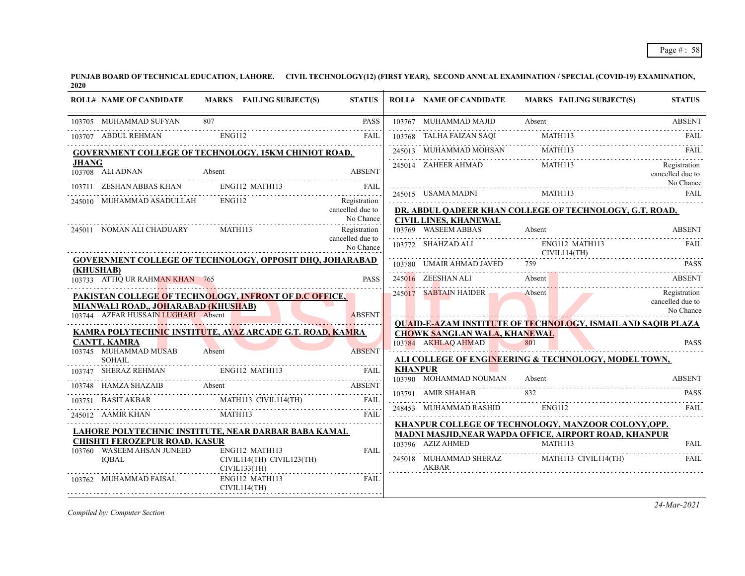**PUNJAB BOARD OF TECHNICAL EDUCATION, LAHORE. CIVIL TECHNOLOGY(12) (FIRST YEAR), SECOND ANNUAL EXAMINATION / SPECIAL (COVID-19) EXAMINATION, 2020**

| ROLL# | NAME OF CANDIDATE | MARKS | FAILING SUBJECT(S) | STATUS |
|---|---|---|---|---|
| 103705 | MUHAMMAD SUFYAN | 807 | | PASS |
| 103707 | ABDUL REHMAN | | ENG112 | FAIL |

**GOVERNMENT COLLEGE OF TECHNOLOGY, 15KM CHINIOT ROAD, JHANG**

| ROLL# | NAME OF CANDIDATE | MARKS | FAILING SUBJECT(S) | STATUS |
|---|---|---|---|---|
| 103708 | ALI ADNAN | Absent | | ABSENT |
| 103711 | ZESHAN ABBAS KHAN | | ENG112 MATH113 | FAIL |
| 245010 | MUHAMMAD ASADULLAH | | ENG112 | Registration cancelled due to No Chance |
| 245011 | NOMAN ALI CHADUARY | | MATH113 | Registration cancelled due to No Chance |

**GOVERNMENT COLLEGE OF TECHNOLOGY, OPPOSIT DHQ, JOHARABAD (KHUSHAB)**

| ROLL# | NAME OF CANDIDATE | MARKS | FAILING SUBJECT(S) | STATUS |
|---|---|---|---|---|
| 103733 | ATTIQ UR RAHMAN KHAN | 765 | | PASS |

**PAKISTAN COLLEGE OF TECHNOLOGY, INFRONT OF D.C OFFICE, MIANWALI ROAD,, JOHARABAD (KHUSHAB)**

| ROLL# | NAME OF CANDIDATE | MARKS | FAILING SUBJECT(S) | STATUS |
|---|---|---|---|---|
| 103744 | AZFAR HUSSAIN LUGHARI | Absent | | ABSENT |

**KAMRA POLYTECHNIC INSTITUTE, AYAZ ARCADE G.T. ROAD, KAMRA CANTT, KAMRA**

| ROLL# | NAME OF CANDIDATE | MARKS | FAILING SUBJECT(S) | STATUS |
|---|---|---|---|---|
| 103745 | MUHAMMAD MUSAB SOHAIL | Absent | | ABSENT |
| 103747 | SHERAZ REHMAN | | ENG112 MATH113 | FAIL |
| 103748 | HAMZA SHAZAIB | Absent | | ABSENT |
| 103751 | BASIT AKBAR | | MATH113 CIVIL114(TH) | FAIL |
| 245012 | AAMIR KHAN | | MATH113 | FAIL |

**LAHORE POLYTECHNIC INSTITUTE, NEAR DARBAR BABA KAMAL CHISHTI FEROZEPUR ROAD, KASUR**

| ROLL# | NAME OF CANDIDATE | MARKS | FAILING SUBJECT(S) | STATUS |
|---|---|---|---|---|
| 103760 | WASEEM AHSAN JUNEED IQBAL | | ENG112 MATH113 CIVIL114(TH) CIVIL123(TH) CIVIL133(TH) | FAIL |
| 103762 | MUHAMMAD FAISAL | | ENG112 MATH113 CIVIL114(TH) | FAIL |
| 103767 | MUHAMMAD MAJID | Absent | | ABSENT |
| 103768 | TALHA FAIZAN SAQI | | MATH113 | FAIL |
| 245013 | MUHAMMAD MOHSAN | | MATH113 | FAIL |
| 245014 | ZAHEER AHMAD | | MATH113 | Registration cancelled due to No Chance |
| 245015 | USAMA MADNI | | MATH113 | FAIL |

**DR. ABDUL QADEER KHAN COLLEGE OF TECHNOLOGY, G.T. ROAD, CIVIL LINES, KHANEWAL**

| ROLL# | NAME OF CANDIDATE | MARKS | FAILING SUBJECT(S) | STATUS |
|---|---|---|---|---|
| 103769 | WASEEM ABBAS | Absent | | ABSENT |
| 103772 | SHAHZAD ALI | | ENG112 MATH113 CIVIL114(TH) | FAIL |
| 103780 | UMAIR AHMAD JAVED | 759 | | PASS |
| 245016 | ZEESHAN ALI | Absent | | ABSENT |
| 245017 | SABTAIN HAIDER | Absent | | Registration cancelled due to No Chance |

**QUAID-E-AZAM INSTITUTE OF TECHNOLOGY, ISMAIL AND SAQIB PLAZA CHOWK SANGLAN WALA, KHANEWAL**

| ROLL# | NAME OF CANDIDATE | MARKS | FAILING SUBJECT(S) | STATUS |
|---|---|---|---|---|
| 103784 | AKHLAQ AHMAD | 801 | | PASS |

**ALI COLLEGE OF ENGINEERING & TECHNOLOGY, MODEL TOWN, KHANPUR**

| ROLL# | NAME OF CANDIDATE | MARKS | FAILING SUBJECT(S) | STATUS |
|---|---|---|---|---|
| 103790 | MOHAMMAD NOUMAN | Absent | | ABSENT |
| 103791 | AMIR SHAHAB | 832 | | PASS |
| 248453 | MUHAMMAD RASHID | | ENG112 | FAIL |

**KHANPUR COLLEGE OF TECHNOLOGY, MANZOOR COLONY,OPP. MADNI MASJID,NEAR WAPDA OFFICE, AIRPORT ROAD, KHANPUR**

| ROLL# | NAME OF CANDIDATE | MARKS | FAILING SUBJECT(S) | STATUS |
|---|---|---|---|---|
| 103796 | AZIZ AHMED | | MATH113 | FAIL |
| 245018 | MUHAMMAD SHERAZ AKBAR | | MATH113 CIVIL114(TH) | FAIL |

*Compiled by: Computer Section*

*24-Mar-2021*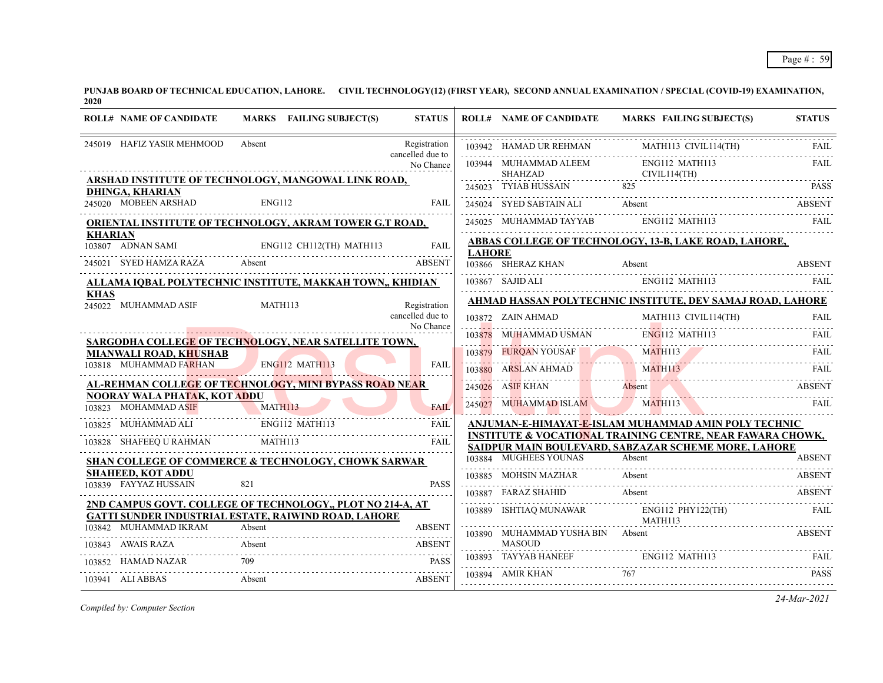**PUNJAB BOARD OF TECHNICAL EDUCATION, LAHORE. CIVIL TECHNOLOGY(12) (FIRST YEAR), SECOND ANNUAL EXAMINATION / SPECIAL (COVID-19) EXAMINATION, 2020**

| ROLL# | NAME OF CANDIDATE | MARKS | FAILING SUBJECT(S) | STATUS |
|---|---|---|---|---|
| 245019 | HAFIZ YASIR MEHMOOD | Absent | | Registration cancelled due to No Chance |

**ARSHAD INSTITUTE OF TECHNOLOGY, MANGOWAL LINK ROAD, DHINGA, KHARIAN**

| ROLL# | NAME OF CANDIDATE | MARKS | FAILING SUBJECT(S) | STATUS |
|---|---|---|---|---|
| 245020 | MOBEEN ARSHAD | | ENG112 | FAIL |

**ORIENTAL INSTITUTE OF TECHNOLOGY, AKRAM TOWER G.T ROAD, KHARIAN**

| ROLL# | NAME OF CANDIDATE | MARKS | FAILING SUBJECT(S) | STATUS |
|---|---|---|---|---|
| 103807 | ADNAN SAMI | | ENG112 CH112(TH) MATH113 | FAIL |
| 245021 | SYED HAMZA RAZA | Absent | | ABSENT |

**ALLAMA IQBAL POLYTECHNIC INSTITUTE, MAKKAH TOWN,, KHIDIAN KHAS**

| ROLL# | NAME OF CANDIDATE | MARKS | FAILING SUBJECT(S) | STATUS |
|---|---|---|---|---|
| 245022 | MUHAMMAD ASIF | | MATH113 | Registration cancelled due to No Chance |

**SARGODHA COLLEGE OF TECHNOLOGY, NEAR SATELLITE TOWN, MIANWALI ROAD, KHUSHAB**

| ROLL# | NAME OF CANDIDATE | MARKS | FAILING SUBJECT(S) | STATUS |
|---|---|---|---|---|
| 103818 | MUHAMMAD FARHAN | | ENG112 MATH113 | FAIL |

**AL-REHMAN COLLEGE OF TECHNOLOGY, MINI BYPASS ROAD NEAR NOORAY WALA PHATAK, KOT ADDU**

| ROLL# | NAME OF CANDIDATE | MARKS | FAILING SUBJECT(S) | STATUS |
|---|---|---|---|---|
| 103823 | MOHAMMAD ASIF | | MATH113 | FAIL |
| 103825 | MUHAMMAD ALI | | ENG112 MATH113 | FAIL |
| 103828 | SHAFEEQ U RAHMAN | | MATH113 | FAIL |

**SHAN COLLEGE OF COMMERCE & TECHNOLOGY, CHOWK SARWAR SHAHEED, KOT ADDU**

| ROLL# | NAME OF CANDIDATE | MARKS | FAILING SUBJECT(S) | STATUS |
|---|---|---|---|---|
| 103839 | FAYYAZ HUSSAIN | 821 | | PASS |

**2ND CAMPUS GOVT. COLLEGE OF TECHNOLOGY,, PLOT NO 214-A, AT GATTI SUNDER INDUSTRIAL ESTATE, RAIWIND ROAD, LAHORE**

| ROLL# | NAME OF CANDIDATE | MARKS | FAILING SUBJECT(S) | STATUS |
|---|---|---|---|---|
| 103842 | MUHAMMAD IKRAM | Absent | | ABSENT |
| 103843 | AWAIS RAZA | Absent | | ABSENT |
| 103852 | HAMAD NAZAR | 709 | | PASS |
| 103941 | ALI ABBAS | Absent | | ABSENT |
| 103942 | HAMAD UR REHMAN | | MATH113 CIVIL114(TH) | FAIL |
| 103944 | MUHAMMAD ALEEM SHAHZAD | | ENG112 MATH113 CIVIL114(TH) | FAIL |
| 245023 | TYIAB HUSSAIN | 825 | | PASS |
| 245024 | SYED SABTAIN ALI | Absent | | ABSENT |
| 245025 | MUHAMMAD TAYYAB | | ENG112 MATH113 | FAIL |

**ABBAS COLLEGE OF TECHNOLOGY, 13-B, LAKE ROAD, LAHORE, LAHORE**

| ROLL# | NAME OF CANDIDATE | MARKS | FAILING SUBJECT(S) | STATUS |
|---|---|---|---|---|
| 103866 | SHERAZ KHAN | Absent | | ABSENT |
| 103867 | SAJID ALI | | ENG112 MATH113 | FAIL |

**AHMAD HASSAN POLYTECHNIC INSTITUTE, DEV SAMAJ ROAD, LAHORE**

| ROLL# | NAME OF CANDIDATE | MARKS | FAILING SUBJECT(S) | STATUS |
|---|---|---|---|---|
| 103872 | ZAIN AHMAD | | MATH113 CIVIL114(TH) | FAIL |
| 103878 | MUHAMMAD USMAN | | ENG112 MATH113 | FAIL |
| 103879 | FURQAN YOUSAF | | MATH113 | FAIL |
| 103880 | ARSLAN AHMAD | | MATH113 | FAIL |
| 245026 | ASIF KHAN | Absent | | ABSENT |
| 245027 | MUHAMMAD ISLAM | | MATH113 | FAIL |

**ANJUMAN-E-HIMAYAT-E-ISLAM MUHAMMAD AMIN POLY TECHNIC INSTITUTE & VOCATIONAL TRAINING CENTRE, NEAR FAWARA CHOWK, SAIDPUR MAIN BOULEVARD, SABZAZAR SCHEME MORE, LAHORE**

| ROLL# | NAME OF CANDIDATE | MARKS | FAILING SUBJECT(S) | STATUS |
|---|---|---|---|---|
| 103884 | MUGHEES YOUNAS | Absent | | ABSENT |
| 103885 | MOHSIN MAZHAR | Absent | | ABSENT |
| 103887 | FARAZ SHAHID | Absent | | ABSENT |
| 103889 | ISHTIAQ MUNAWAR | | ENG112 PHY122(TH) MATH113 | FAIL |
| 103890 | MUHAMMAD YUSHA BIN MASOUD | Absent | | ABSENT |
| 103893 | TAYYAB HANEEF | | ENG112 MATH113 | FAIL |
| 103894 | AMIR KHAN | 767 | | PASS |

*Compiled by: Computer Section*

*24-Mar-2021*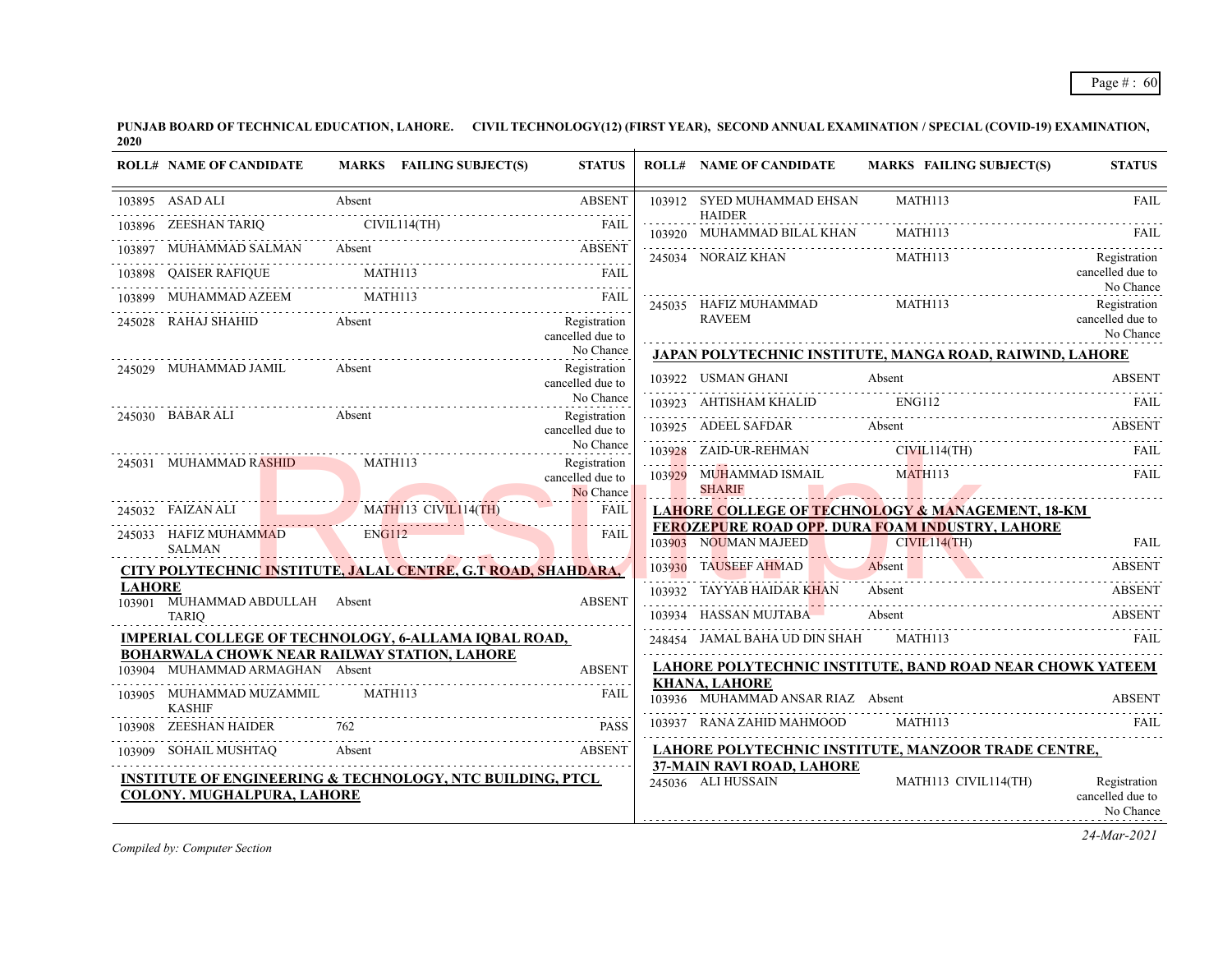**PUNJAB BOARD OF TECHNICAL EDUCATION, LAHORE. CIVIL TECHNOLOGY(12) (FIRST YEAR), SECOND ANNUAL EXAMINATION / SPECIAL (COVID-19) EXAMINATION, 2020**

| ROLL# | NAME OF CANDIDATE | MARKS | FAILING SUBJECT(S) | STATUS |
|---|---|---|---|---|
| 103895 | ASAD ALI | Absent | | ABSENT |
| 103896 | ZEESHAN TARIQ | | CIVIL114(TH) | FAIL |
| 103897 | MUHAMMAD SALMAN | Absent | | ABSENT |
| 103898 | QAISER RAFIQUE | | MATH113 | FAIL |
| 103899 | MUHAMMAD AZEEM | | MATH113 | FAIL |
| 245028 | RAHAJ SHAHID | Absent | | Registration cancelled due to No Chance |
| 245029 | MUHAMMAD JAMIL | Absent | | Registration cancelled due to No Chance |
| 245030 | BABAR ALI | Absent | | Registration cancelled due to No Chance |
| 245031 | MUHAMMAD RASHID | | MATH113 | Registration cancelled due to No Chance |
| 245032 | FAIZAN ALI | | MATH113 CIVIL114(TH) | FAIL |
| 245033 | HAFIZ MUHAMMAD SALMAN | | ENG112 | FAIL |

**CITY POLYTECHNIC INSTITUTE, JALAL CENTRE, G.T ROAD, SHAHDARA, LAHORE**

| ROLL# | NAME OF CANDIDATE | MARKS | FAILING SUBJECT(S) | STATUS |
|---|---|---|---|---|
| 103901 | MUHAMMAD ABDULLAH TARIQ | Absent | | ABSENT |

**IMPERIAL COLLEGE OF TECHNOLOGY, 6-ALLAMA IQBAL ROAD, BOHARWALA CHOWK NEAR RAILWAY STATION, LAHORE**

| ROLL# | NAME OF CANDIDATE | MARKS | FAILING SUBJECT(S) | STATUS |
|---|---|---|---|---|
| 103904 | MUHAMMAD ARMAGHAN | Absent | | ABSENT |
| 103905 | MUHAMMAD MUZAMMIL KASHIF | | MATH113 | FAIL |
| 103908 | ZEESHAN HAIDER | 762 | | PASS |
| 103909 | SOHAIL MUSHTAQ | Absent | | ABSENT |

**INSTITUTE OF ENGINEERING & TECHNOLOGY, NTC BUILDING, PTCL COLONY. MUGHALPURA, LAHORE**

| ROLL# | NAME OF CANDIDATE | MARKS | FAILING SUBJECT(S) | STATUS |
|---|---|---|---|---|
| 103912 | SYED MUHAMMAD EHSAN HAIDER | | MATH113 | FAIL |
| 103920 | MUHAMMAD BILAL KHAN | | MATH113 | FAIL |
| 245034 | NORAIZ KHAN | | MATH113 | Registration cancelled due to No Chance |
| 245035 | HAFIZ MUHAMMAD RAVEEM | | MATH113 | Registration cancelled due to No Chance |

**JAPAN POLYTECHNIC INSTITUTE, MANGA ROAD, RAIWIND, LAHORE**

| ROLL# | NAME OF CANDIDATE | MARKS | FAILING SUBJECT(S) | STATUS |
|---|---|---|---|---|
| 103922 | USMAN GHANI | Absent | | ABSENT |
| 103923 | AHTISHAM KHALID | | ENG112 | FAIL |
| 103925 | ADEEL SAFDAR | Absent | | ABSENT |
| 103928 | ZAID-UR-REHMAN | | CIVIL114(TH) | FAIL |
| 103929 | MUHAMMAD ISMAIL SHARIF | | MATH113 | FAIL |

**LAHORE COLLEGE OF TECHNOLOGY & MANAGEMENT, 18-KM FEROZEPURE ROAD OPP. DURA FOAM INDUSTRY, LAHORE**

| ROLL# | NAME OF CANDIDATE | MARKS | FAILING SUBJECT(S) | STATUS |
|---|---|---|---|---|
| 103903 | NOUMAN MAJEED | | CIVIL114(TH) | FAIL |
| 103930 | TAUSEEF AHMAD | Absent | | ABSENT |
| 103932 | TAYYAB HAIDAR KHAN | Absent | | ABSENT |
| 103934 | HASSAN MUJTABA | Absent | | ABSENT |
| 248454 | JAMAL BAHA UD DIN SHAH | | MATH113 | FAIL |

**LAHORE POLYTECHNIC INSTITUTE, BAND ROAD NEAR CHOWK YATEEM KHANA, LAHORE**

| ROLL# | NAME OF CANDIDATE | MARKS | FAILING SUBJECT(S) | STATUS |
|---|---|---|---|---|
| 103936 | MUHAMMAD ANSAR RIAZ | Absent | | ABSENT |
| 103937 | RANA ZAHID MAHMOOD | | MATH113 | FAIL |

**LAHORE POLYTECHNIC INSTITUTE, MANZOOR TRADE CENTRE, 37-MAIN RAVI ROAD, LAHORE**

| ROLL# | NAME OF CANDIDATE | MARKS | FAILING SUBJECT(S) | STATUS |
|---|---|---|---|---|
| 245036 | ALI HUSSAIN | | MATH113 CIVIL114(TH) | Registration cancelled due to No Chance |

*Compiled by: Computer Section*

*24-Mar-2021*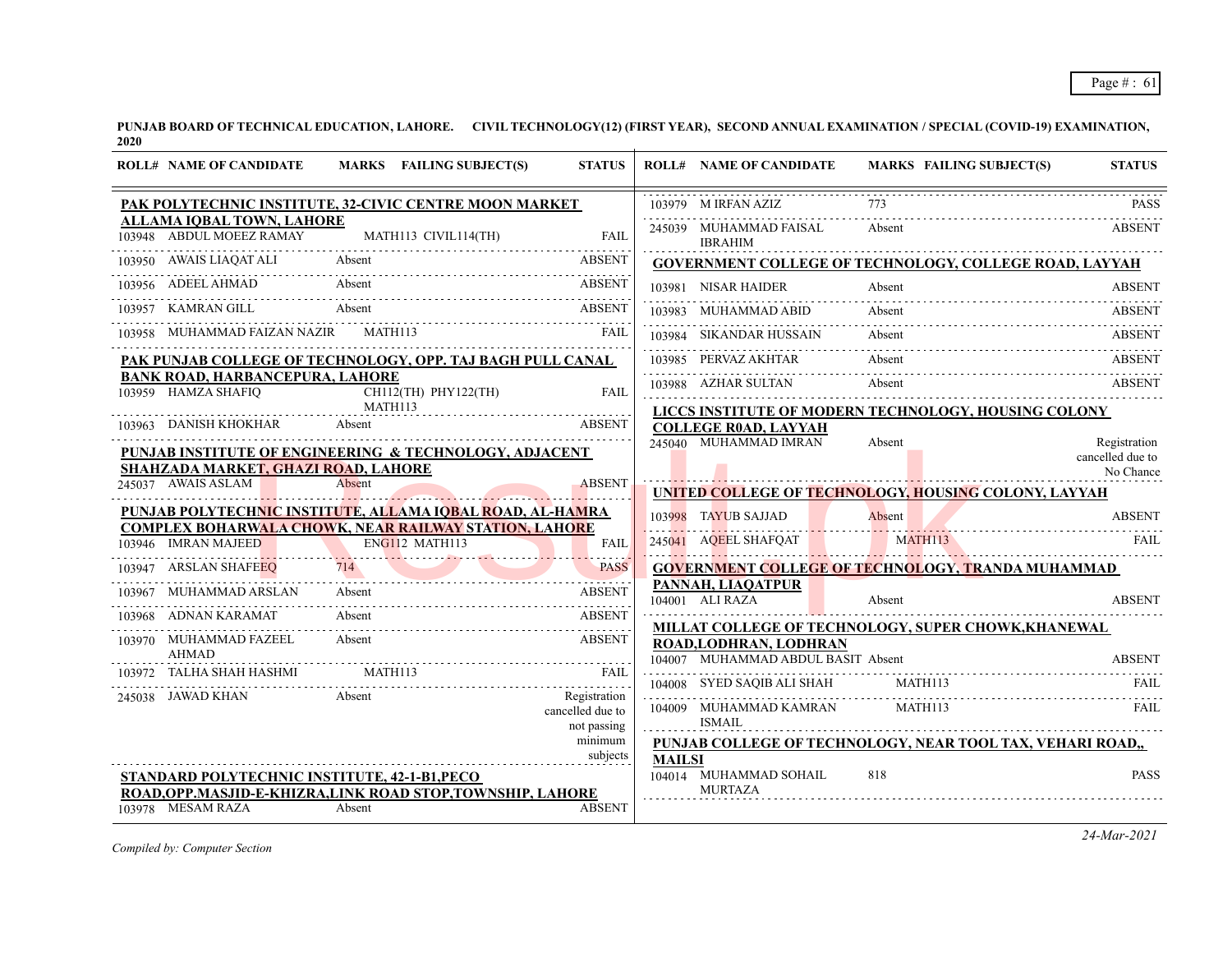**PUNJAB BOARD OF TECHNICAL EDUCATION, LAHORE. CIVIL TECHNOLOGY(12) (FIRST YEAR), SECOND ANNUAL EXAMINATION / SPECIAL (COVID-19) EXAMINATION, 2020**

| ROLL# | NAME OF CANDIDATE | MARKS | FAILING SUBJECT(S) | STATUS |
|---|---|---|---|---|
| **PAK POLYTECHNIC INSTITUTE, 32-CIVIC CENTRE MOON MARKET ALLAMA IQBAL TOWN, LAHORE** | | | | |
| 103948 | ABDUL MOEEZ RAMAY | | MATH113 CIVIL114(TH) | FAIL |
| 103950 | AWAIS LIAQAT ALI | Absent | | ABSENT |
| 103956 | ADEEL AHMAD | Absent | | ABSENT |
| 103957 | KAMRAN GILL | Absent | | ABSENT |
| 103958 | MUHAMMAD FAIZAN NAZIR | | MATH113 | FAIL |
| **PAK PUNJAB COLLEGE OF TECHNOLOGY, OPP. TAJ BAGH PULL CANAL BANK ROAD, HARBANCEPURA, LAHORE** | | | | |
| 103959 | HAMZA SHAFIQ | | CH112(TH) PHY122(TH) MATH113 | FAIL |
| 103963 | DANISH KHOKHAR | Absent | | ABSENT |
| **PUNJAB INSTITUTE OF ENGINEERING & TECHNOLOGY, ADJACENT SHAHZADA MARKET, GHAZI ROAD, LAHORE** | | | | |
| 245037 | AWAIS ASLAM | Absent | | ABSENT |
| **PUNJAB POLYTECHNIC INSTITUTE, ALLAMA IQBAL ROAD, AL-HAMRA COMPLEX BOHARWALA CHOWK, NEAR RAILWAY STATION, LAHORE** | | | | |
| 103946 | IMRAN MAJEED | | ENG112 MATH113 | FAIL |
| 103947 | ARSLAN SHAFEEQ | 714 | | PASS |
| 103967 | MUHAMMAD ARSLAN | Absent | | ABSENT |
| 103968 | ADNAN KARAMAT | Absent | | ABSENT |
| 103970 | MUHAMMAD FAZEEL AHMAD | Absent | | ABSENT |
| 103972 | TALHA SHAH HASHMI | | MATH113 | FAIL |
| 245038 | JAWAD KHAN | Absent | | Registration cancelled due to not passing minimum subjects |
| **STANDARD POLYTECHNIC INSTITUTE, 42-1-B1,PECO ROAD,OPP.MASJID-E-KHIZRA,LINK ROAD STOP,TOWNSHIP, LAHORE** | | | | |
| 103978 | MESAM RAZA | Absent | | ABSENT |
| 103979 | M IRFAN AZIZ | 773 | | PASS |
| 245039 | MUHAMMAD FAISAL IBRAHIM | Absent | | ABSENT |
| **GOVERNMENT COLLEGE OF TECHNOLOGY, COLLEGE ROAD, LAYYAH** | | | | |
| 103981 | NISAR HAIDER | Absent | | ABSENT |
| 103983 | MUHAMMAD ABID | Absent | | ABSENT |
| 103984 | SIKANDAR HUSSAIN | Absent | | ABSENT |
| 103985 | PERVAZ AKHTAR | Absent | | ABSENT |
| 103988 | AZHAR SULTAN | Absent | | ABSENT |
| **LICCS INSTITUTE OF MODERN TECHNOLOGY, HOUSING COLONY COLLEGE R0AD, LAYYAH** | | | | |
| 245040 | MUHAMMAD IMRAN | Absent | | Registration cancelled due to No Chance |
| **UNITED COLLEGE OF TECHNOLOGY, HOUSING COLONY, LAYYAH** | | | | |
| 103998 | TAYUB SAJJAD | Absent | | ABSENT |
| 245041 | AQEEL SHAFQAT | | MATH113 | FAIL |
| **GOVERNMENT COLLEGE OF TECHNOLOGY, TRANDA MUHAMMAD PANNAH, LIAQATPUR** | | | | |
| 104001 | ALI RAZA | Absent | | ABSENT |
| **MILLAT COLLEGE OF TECHNOLOGY, SUPER CHOWK,KHANEWAL ROAD,LODHRAN, LODHRAN** | | | | |
| 104007 | MUHAMMAD ABDUL BASIT | Absent | | ABSENT |
| 104008 | SYED SAQIB ALI SHAH | | MATH113 | FAIL |
| 104009 | MUHAMMAD KAMRAN ISMAIL | | MATH113 | FAIL |
| **PUNJAB COLLEGE OF TECHNOLOGY, NEAR TOOL TAX, VEHARI ROAD,, MAILSI** | | | | |
| 104014 | MUHAMMAD SOHAIL MURTAZA | 818 | | PASS |

*Compiled by: Computer Section*

24-Mar-2021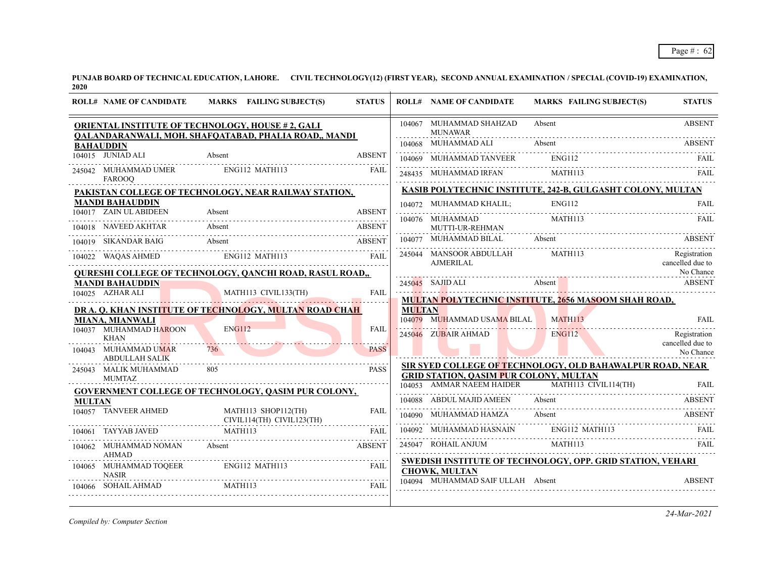**PUNJAB BOARD OF TECHNICAL EDUCATION, LAHORE. CIVIL TECHNOLOGY(12) (FIRST YEAR), SECOND ANNUAL EXAMINATION / SPECIAL (COVID-19) EXAMINATION, 2020**

| ROLL# | NAME OF CANDIDATE | MARKS | FAILING SUBJECT(S) | STATUS |
|---|---|---|---|---|
| **ORIENTAL INSTITUTE OF TECHNOLOGY, HOUSE # 2, GALI QALANDARANWALI, MOH. SHAFQATABAD, PHALIA ROAD,, MANDI BAHAUDDIN** | | | | |
| 104015 | JUNIAD ALI | Absent | | ABSENT |
| 245042 | MUHAMMAD UMER FAROOQ | | ENG112 MATH113 | FAIL |
| **PAKISTAN COLLEGE OF TECHNOLOGY, NEAR RAILWAY STATION, MANDI BAHAUDDIN** | | | | |
| 104017 | ZAIN UL ABIDEEN | Absent | | ABSENT |
| 104018 | NAVEED AKHTAR | Absent | | ABSENT |
| 104019 | SIKANDAR BAIG | Absent | | ABSENT |
| 104022 | WAQAS AHMED | | ENG112 MATH113 | FAIL |
| **QURESHI COLLEGE OF TECHNOLOGY, QANCHI ROAD, RASUL ROAD,, MANDI BAHAUDDIN** | | | | |
| 104025 | AZHAR ALI | | MATH113 CIVIL133(TH) | FAIL |
| **DR A. Q. KHAN INSTITUTE OF TECHNOLOGY, MULTAN ROAD CHAH MIANA, MIANWALI** | | | | |
| 104037 | MUHAMMAD HAROON KHAN | | ENG112 | FAIL |
| 104043 | MUHAMMAD UMAR ABDULLAH SALIK | 736 | | PASS |
| 245043 | MALIK MUHAMMAD MUMTAZ | 805 | | PASS |
| **GOVERNMENT COLLEGE OF TECHNOLOGY, QASIM PUR COLONY, MULTAN** | | | | |
| 104057 | TANVEER AHMED | | MATH113 SHOP112(TH) CIVIL114(TH) CIVIL123(TH) | FAIL |
| 104061 | TAYYAB JAVED | | MATH113 | FAIL |
| 104062 | MUHAMMAD NOMAN AHMAD | Absent | | ABSENT |
| 104065 | MUHAMMAD TOQEER NASIR | | ENG112 MATH113 | FAIL |
| 104066 | SOHAIL AHMAD | | MATH113 | FAIL |
| 104067 | MUHAMMAD SHAHZAD MUNAWAR | Absent | | ABSENT |
| 104068 | MUHAMMAD ALI | Absent | | ABSENT |
| 104069 | MUHAMMAD TANVEER | | ENG112 | FAIL |
| 248435 | MUHAMMAD IRFAN | | MATH113 | FAIL |
| **KASIB POLYTECHNIC INSTITUTE, 242-B, GULGASHT COLONY, MULTAN** | | | | |
| 104072 | MUHAMMAD KHALIL; | | ENG112 | FAIL |
| 104076 | MUHAMMAD MUTTI-UR-REHMAN | | MATH113 | FAIL |
| 104077 | MUHAMMAD BILAL | Absent | | ABSENT |
| 245044 | MANSOOR ABDULLAH AJMERILAL | | MATH113 | Registration cancelled due to No Chance |
| 245045 | SAJID ALI | Absent | | ABSENT |
| **MULTAN POLYTECHNIC INSTITUTE, 2656 MASOOM SHAH ROAD, MULTAN** | | | | |
| 104079 | MUHAMMAD USAMA BILAL | | MATH113 | FAIL |
| 245046 | ZUBAIR AHMAD | | ENG112 | Registration cancelled due to No Chance |
| **SIR SYED COLLEGE OF TECHNOLOGY, OLD BAHAWALPUR ROAD, NEAR GRID STATION, QASIM PUR COLONY, MULTAN** | | | | |
| 104053 | AMMAR NAEEM HAIDER | | MATH113 CIVIL114(TH) | FAIL |
| 104088 | ABDUL MAJID AMEEN | Absent | | ABSENT |
| 104090 | MUHAMMAD HAMZA | Absent | | ABSENT |
| 104092 | MUHAMMAD HASNAIN | | ENG112 MATH113 | FAIL |
| 245047 | ROHAIL ANJUM | | MATH113 | FAIL |
| **SWEDISH INSTITUTE OF TECHNOLOGY, OPP. GRID STATION, VEHARI CHOWK, MULTAN** | | | | |
| 104094 | MUHAMMAD SAIF ULLAH | Absent | | ABSENT |

*Compiled by: Computer Section*

*24-Mar-2021*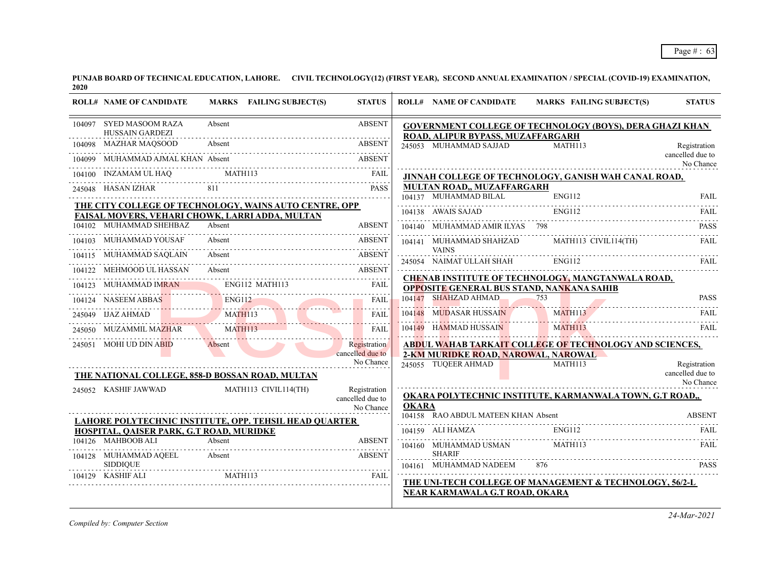**PUNJAB BOARD OF TECHNICAL EDUCATION, LAHORE. CIVIL TECHNOLOGY(12) (FIRST YEAR), SECOND ANNUAL EXAMINATION / SPECIAL (COVID-19) EXAMINATION, 2020**

| ROLL# | NAME OF CANDIDATE | MARKS | FAILING SUBJECT(S) | STATUS |
|---|---|---|---|---|
| 104097 | SYED MASOOM RAZA HUSSAIN GARDEZI | Absent | | ABSENT |
| 104098 | MAZHAR MAQSOOD | Absent | | ABSENT |
| 104099 | MUHAMMAD AJMAL KHAN | Absent | | ABSENT |
| 104100 | INZAMAM UL HAQ | | MATH113 | FAIL |
| 245048 | HASAN IZHAR | 811 | | PASS |

**THE CITY COLLEGE OF TECHNOLOGY, WAINS AUTO CENTRE, OPP FAISAL MOVERS, VEHARI CHOWK, LARRI ADDA, MULTAN**

| ROLL# | NAME OF CANDIDATE | MARKS | FAILING SUBJECT(S) | STATUS |
|---|---|---|---|---|
| 104102 | MUHAMMAD SHEHBAZ | Absent | | ABSENT |
| 104103 | MUHAMMAD YOUSAF | Absent | | ABSENT |
| 104115 | MUHAMMAD SAQLAIN | Absent | | ABSENT |
| 104122 | MEHMOOD UL HASSAN | Absent | | ABSENT |
| 104123 | MUHAMMAD IMRAN | | ENG112 MATH113 | FAIL |
| 104124 | NASEEM ABBAS | | ENG112 | FAIL |
| 245049 | IJAZ AHMAD | | MATH113 | FAIL |
| 245050 | MUZAMMIL MAZHAR | | MATH113 | FAIL |
| 245051 | MOHI UD DIN ABID | Absent | | Registration cancelled due to No Chance |

**THE NATIONAL COLLEGE, 858-D BOSSAN ROAD, MULTAN**

| ROLL# | NAME OF CANDIDATE | MARKS | FAILING SUBJECT(S) | STATUS |
|---|---|---|---|---|
| 245052 | KASHIF JAWWAD | | MATH113 CIVIL114(TH) | Registration cancelled due to No Chance |

**LAHORE POLYTECHNIC INSTITUTE, OPP. TEHSIL HEAD QUARTER HOSPITAL, QAISER PARK, G.T ROAD, MURIDKE**

| ROLL# | NAME OF CANDIDATE | MARKS | FAILING SUBJECT(S) | STATUS |
|---|---|---|---|---|
| 104126 | MAHBOOB ALI | Absent | | ABSENT |
| 104128 | MUHAMMAD AQEEL SIDDIQUE | Absent | | ABSENT |
| 104129 | KASHIF ALI | | MATH113 | FAIL |

**GOVERNMENT COLLEGE OF TECHNOLOGY (BOYS), DERA GHAZI KHAN ROAD, ALIPUR BYPASS, MUZAFFARGARH**

| ROLL# | NAME OF CANDIDATE | MARKS | FAILING SUBJECT(S) | STATUS |
|---|---|---|---|---|
| 245053 | MUHAMMAD SAJJAD | | MATH113 | Registration cancelled due to No Chance |

**JINNAH COLLEGE OF TECHNOLOGY, GANISH WAH CANAL ROAD, MULTAN ROAD,, MUZAFFARGARH**

| ROLL# | NAME OF CANDIDATE | MARKS | FAILING SUBJECT(S) | STATUS |
|---|---|---|---|---|
| 104137 | MUHAMMAD BILAL | | ENG112 | FAIL |
| 104138 | AWAIS SAJAD | | ENG112 | FAIL |
| 104140 | MUHAMMAD AMIR ILYAS | 798 | | PASS |
| 104141 | MUHAMMAD SHAHZAD VAINS | | MATH113 CIVIL114(TH) | FAIL |
| 245054 | NAIMAT ULLAH SHAH | | ENG112 | FAIL |

**CHENAB INSTITUTE OF TECHNOLOGY, MANGTANWALA ROAD, OPPOSITE GENERAL BUS STAND, NANKANA SAHIB**

| ROLL# | NAME OF CANDIDATE | MARKS | FAILING SUBJECT(S) | STATUS |
|---|---|---|---|---|
| 104147 | SHAHZAD AHMAD | 753 | | PASS |
| 104148 | MUDASAR HUSSAIN | | MATH113 | FAIL |
| 104149 | HAMMAD HUSSAIN | | MATH113 | FAIL |

**ABDUL WAHAB TARKAIT COLLEGE OF TECHNOLOGY AND SCIENCES, 2-KM MURIDKE ROAD, NAROWAL, NAROWAL**

| ROLL# | NAME OF CANDIDATE | MARKS | FAILING SUBJECT(S) | STATUS |
|---|---|---|---|---|
| 245055 | TUQEER AHMAD | | MATH113 | Registration cancelled due to No Chance |

**OKARA POLYTECHNIC INSTITUTE, KARMANWALA TOWN, G.T ROAD,, OKARA**

| ROLL# | NAME OF CANDIDATE | MARKS | FAILING SUBJECT(S) | STATUS |
|---|---|---|---|---|
| 104158 | RAO ABDUL MATEEN KHAN | Absent | | ABSENT |
| 104159 | ALI HAMZA | | ENG112 | FAIL |
| 104160 | MUHAMMAD USMAN SHARIF | | MATH113 | FAIL |
| 104161 | MUHAMMAD NADEEM | 876 | | PASS |

**THE UNI-TECH COLLEGE OF MANAGEMENT & TECHNOLOGY, 56/2-L NEAR KARMAWALA G.T ROAD, OKARA**

*Compiled by: Computer Section*

*24-Mar-2021*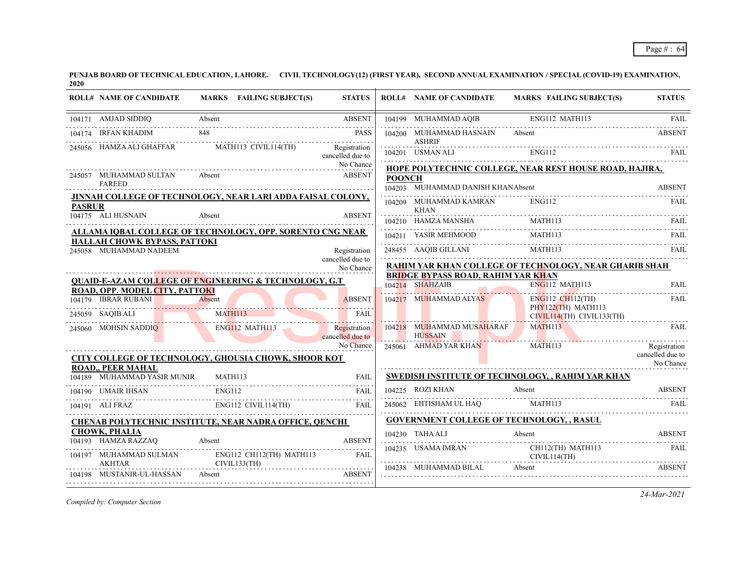**PUNJAB BOARD OF TECHNICAL EDUCATION, LAHORE. CIVIL TECHNOLOGY(12) (FIRST YEAR), SECOND ANNUAL EXAMINATION / SPECIAL (COVID-19) EXAMINATION, 2020**

| ROLL# | NAME OF CANDIDATE | MARKS | FAILING SUBJECT(S) | STATUS |
|---|---|---|---|---|
| 104171 | AMJAD SIDDIQ | Absent | | ABSENT |
| 104174 | IRFAN KHADIM | 848 | | PASS |
| 245056 | HAMZA ALI GHAFFAR | | MATH113 CIVIL114(TH) | Registration cancelled due to No Chance |
| 245057 | MUHAMMAD SULTAN FAREED | Absent | | ABSENT |

**JINNAH COLLEGE OF TECHNOLOGY, NEAR LARI ADDA FAISAL COLONY, PASRUR**

| ROLL# | NAME OF CANDIDATE | MARKS | FAILING SUBJECT(S) | STATUS |
|---|---|---|---|---|
| 104175 | ALI HUSNAIN | Absent | | ABSENT |

**ALLAMA IQBAL COLLEGE OF TECHNOLOGY, OPP. SORENTO CNG NEAR HALLAH CHOWK BYPASS, PATTOKI**

| ROLL# | NAME OF CANDIDATE | MARKS | FAILING SUBJECT(S) | STATUS |
|---|---|---|---|---|
| 245058 | MUHAMMAD NADEEM | | | Registration cancelled due to No Chance |

**QUAID-E-AZAM COLLEGE OF ENGINEERING & TECHNOLOGY, G.T ROAD, OPP. MODEL CITY, PATTOKI**

| ROLL# | NAME OF CANDIDATE | MARKS | FAILING SUBJECT(S) | STATUS |
|---|---|---|---|---|
| 104179 | IBRAR RUBANI | Absent | | ABSENT |
| 245059 | SAQIB ALI | | MATH113 | FAIL |
| 245060 | MOHSIN SADDIQ | | ENG112 MATH113 | Registration cancelled due to No Chance |

**CITY COLLEGE OF TECHNOLOGY, GHOUSIA CHOWK, SHOOR KOT ROAD,, PEER MAHAL**

| ROLL# | NAME OF CANDIDATE | MARKS | FAILING SUBJECT(S) | STATUS |
|---|---|---|---|---|
| 104189 | MUHAMMAD YASIR MUNIR | | MATH113 | FAIL |
| 104190 | UMAIR IHSAN | | ENG112 | FAIL |
| 104191 | ALI FRAZ | | ENG112 CIVIL114(TH) | FAIL |

**CHENAB POLYTECHNIC INSTITUTE, NEAR NADRA OFFICE, QENCHI CHOWK, PHALIA**

| ROLL# | NAME OF CANDIDATE | MARKS | FAILING SUBJECT(S) | STATUS |
|---|---|---|---|---|
| 104193 | HAMZA RAZZAQ | Absent | | ABSENT |
| 104197 | MUHAMMAD SULMAN AKHTAR | | ENG112 CH112(TH) MATH113 CIVIL133(TH) | FAIL |
| 104198 | MUSTANIR-UL-HASSAN | Absent | | ABSENT |
| 104199 | MUHAMMAD AQIB | | ENG112 MATH113 | FAIL |
| 104200 | MUHAMMAD HASNAIN ASHRIF | Absent | | ABSENT |
| 104201 | USMAN ALI | | ENG112 | FAIL |

**HOPE POLYTECHNIC COLLEGE, NEAR REST HOUSE ROAD, HAJIRA, POONCH**

| ROLL# | NAME OF CANDIDATE | MARKS | FAILING SUBJECT(S) | STATUS |
|---|---|---|---|---|
| 104203 | MUHAMMAD DANISH KHAN | Absent | | ABSENT |
| 104209 | MUHAMMAD KAMRAN KHAN | | ENG112 | FAIL |
| 104210 | HAMZA MANSHA | | MATH113 | FAIL |
| 104211 | YASIR MEHMOOD | | MATH113 | FAIL |
| 248455 | AAQIB GILLANI | | MATH113 | FAIL |

**RAHIM YAR KHAN COLLEGE OF TECHNOLOGY, NEAR GHARIB SHAH BRIDGE BYPASS ROAD, RAHIM YAR KHAN**

| ROLL# | NAME OF CANDIDATE | MARKS | FAILING SUBJECT(S) | STATUS |
|---|---|---|---|---|
| 104214 | SHAHZAIB | | ENG112 MATH113 | FAIL |
| 104217 | MUHAMMAD ALYAS | | ENG112 CH112(TH) PHY122(TH) MATH113 CIVIL114(TH) CIVIL133(TH) | FAIL |
| 104218 | MUHAMMAD MUSAHARAF HUSSAIN | | MATH113 | FAIL |
| 245061 | AHMAD YAR KHAN | | MATH113 | Registration cancelled due to No Chance |

**SWEDISH INSTITUTE OF TECHNOLOGY, , RAHIM YAR KHAN**

| ROLL# | NAME OF CANDIDATE | MARKS | FAILING SUBJECT(S) | STATUS |
|---|---|---|---|---|
| 104225 | ROZI KHAN | Absent | | ABSENT |
| 245062 | EHTISHAM UL HAQ | | MATH113 | FAIL |

**GOVERNMENT COLLEGE OF TECHNOLOGY, , RASUL**

| ROLL# | NAME OF CANDIDATE | MARKS | FAILING SUBJECT(S) | STATUS |
|---|---|---|---|---|
| 104230 | TAHA ALI | Absent | | ABSENT |
| 104235 | USAMA IMRAN | | CH112(TH) MATH113 CIVIL114(TH) | FAIL |
| 104238 | MUHAMMAD BILAL | Absent | | ABSENT |

*Compiled by: Computer Section*

*24-Mar-2021*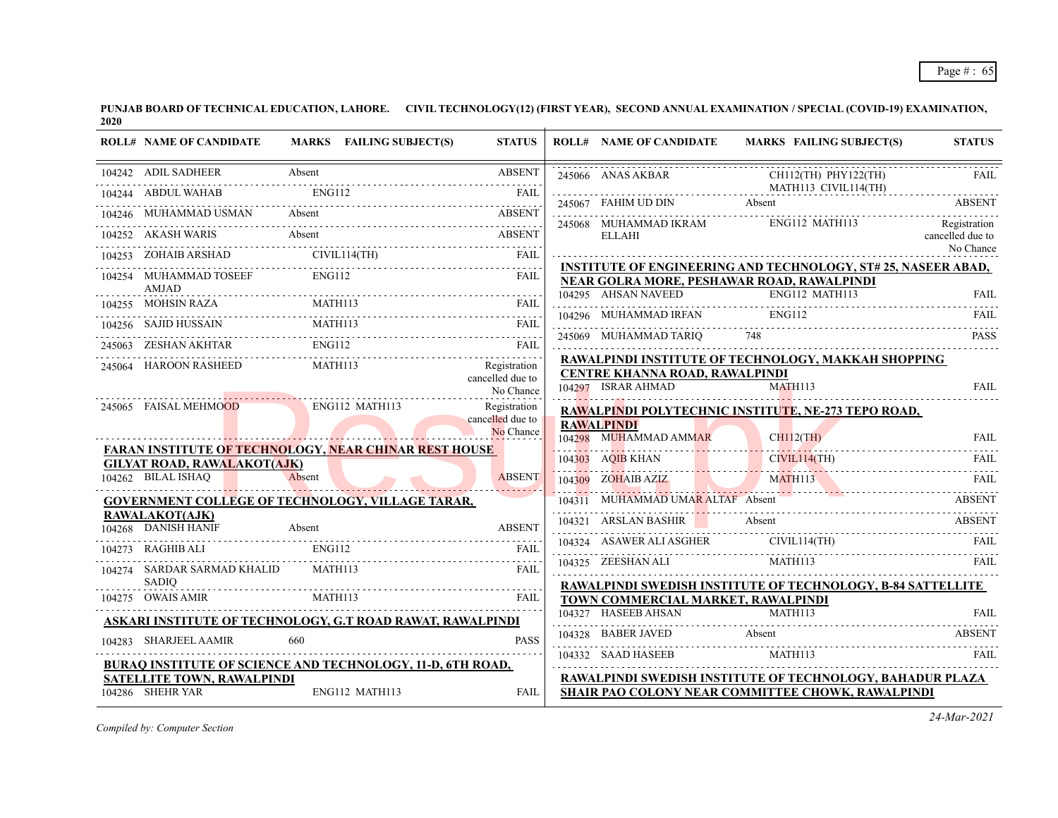**PUNJAB BOARD OF TECHNICAL EDUCATION, LAHORE. CIVIL TECHNOLOGY(12) (FIRST YEAR), SECOND ANNUAL EXAMINATION / SPECIAL (COVID-19) EXAMINATION, 2020**

| ROLL# | NAME OF CANDIDATE | MARKS | FAILING SUBJECT(S) | STATUS |
|---|---|---|---|---|
| 104242 | ADIL SADHEER | Absent | | ABSENT |
| 104244 | ABDUL WAHAB | | ENG112 | FAIL |
| 104246 | MUHAMMAD USMAN | Absent | | ABSENT |
| 104252 | AKASH WARIS | Absent | | ABSENT |
| 104253 | ZOHAIB ARSHAD | | CIVIL114(TH) | FAIL |
| 104254 | MUHAMMAD TOSEEF AMJAD | | ENG112 | FAIL |
| 104255 | MOHSIN RAZA | | MATH113 | FAIL |
| 104256 | SAJID HUSSAIN | | MATH113 | FAIL |
| 245063 | ZESHAN AKHTAR | | ENG112 | FAIL |
| 245064 | HAROON RASHEED | | MATH113 | Registration cancelled due to No Chance |
| 245065 | FAISAL MEHMOOD | | ENG112 MATH113 | Registration cancelled due to No Chance |

**FARAN INSTITUTE OF TECHNOLOGY, NEAR CHINAR REST HOUSE GILYAT ROAD, RAWALAKOT(AJK)**

| ROLL# | NAME OF CANDIDATE | MARKS | FAILING SUBJECT(S) | STATUS |
|---|---|---|---|---|
| 104262 | BILAL ISHAQ | Absent | | ABSENT |

**GOVERNMENT COLLEGE OF TECHNOLOGY, VILLAGE TARAR, RAWALAKOT(AJK)**

| ROLL# | NAME OF CANDIDATE | MARKS | FAILING SUBJECT(S) | STATUS |
|---|---|---|---|---|
| 104268 | DANISH HANIF | Absent | | ABSENT |
| 104273 | RAGHIB ALI | | ENG112 | FAIL |
| 104274 | SARDAR SARMAD KHALID SADIQ | | MATH113 | FAIL |
| 104275 | OWAIS AMIR | | MATH113 | FAIL |

**ASKARI INSTITUTE OF TECHNOLOGY, G.T ROAD RAWAT, RAWALPINDI**

| ROLL# | NAME OF CANDIDATE | MARKS | FAILING SUBJECT(S) | STATUS |
|---|---|---|---|---|
| 104283 | SHARJEEL AAMIR | 660 | | PASS |

**BURAQ INSTITUTE OF SCIENCE AND TECHNOLOGY, 11-D, 6TH ROAD, SATELLITE TOWN, RAWALPINDI**

| ROLL# | NAME OF CANDIDATE | MARKS | FAILING SUBJECT(S) | STATUS |
|---|---|---|---|---|
| 104286 | SHEHR YAR | | ENG112 MATH113 | FAIL |
| 245066 | ANAS AKBAR | | CH112(TH) PHY122(TH) MATH113 CIVIL114(TH) | FAIL |
| 245067 | FAHIM UD DIN | Absent | | ABSENT |
| 245068 | MUHAMMAD IKRAM ELLAHI | | ENG112 MATH113 | Registration cancelled due to No Chance |

**INSTITUTE OF ENGINEERING AND TECHNOLOGY, ST# 25, NASEER ABAD, NEAR GOLRA MORE, PESHAWAR ROAD, RAWALPINDI**

| ROLL# | NAME OF CANDIDATE | MARKS | FAILING SUBJECT(S) | STATUS |
|---|---|---|---|---|
| 104295 | AHSAN NAVEED | | ENG112 MATH113 | FAIL |
| 104296 | MUHAMMAD IRFAN | | ENG112 | FAIL |
| 245069 | MUHAMMAD TARIQ | 748 | | PASS |

**RAWALPINDI INSTITUTE OF TECHNOLOGY, MAKKAH SHOPPING CENTRE KHANNA ROAD, RAWALPINDI**

| ROLL# | NAME OF CANDIDATE | MARKS | FAILING SUBJECT(S) | STATUS |
|---|---|---|---|---|
| 104297 | ISRAR AHMAD | | MATH113 | FAIL |

**RAWALPINDI POLYTECHNIC INSTITUTE, NE-273 TEPO ROAD, RAWALPINDI**

| ROLL# | NAME OF CANDIDATE | MARKS | FAILING SUBJECT(S) | STATUS |
|---|---|---|---|---|
| 104298 | MUHAMMAD AMMAR | | CH112(TH) | FAIL |
| 104303 | AQIB KHAN | | CIVIL114(TH) | FAIL |
| 104309 | ZOHAIB AZIZ | | MATH113 | FAIL |
| 104311 | MUHAMMAD UMAR ALTAF | Absent | | ABSENT |
| 104321 | ARSLAN BASHIR | Absent | | ABSENT |
| 104324 | ASAWER ALI ASGHER | | CIVIL114(TH) | FAIL |
| 104325 | ZEESHAN ALI | | MATH113 | FAIL |

**RAWALPINDI SWEDISH INSTITUTE OF TECHNOLOGY, B-84 SATTELLITE TOWN COMMERCIAL MARKET, RAWALPINDI**

| ROLL# | NAME OF CANDIDATE | MARKS | FAILING SUBJECT(S) | STATUS |
|---|---|---|---|---|
| 104327 | HASEEB AHSAN | | MATH113 | FAIL |
| 104328 | BABER JAVED | Absent | | ABSENT |
| 104332 | SAAD HASEEB | | MATH113 | FAIL |

**RAWALPINDI SWEDISH INSTITUTE OF TECHNOLOGY, BAHADUR PLAZA SHAIR PAO COLONY NEAR COMMITTEE CHOWK, RAWALPINDI**

*Compiled by: Computer Section*

*24-Mar-2021*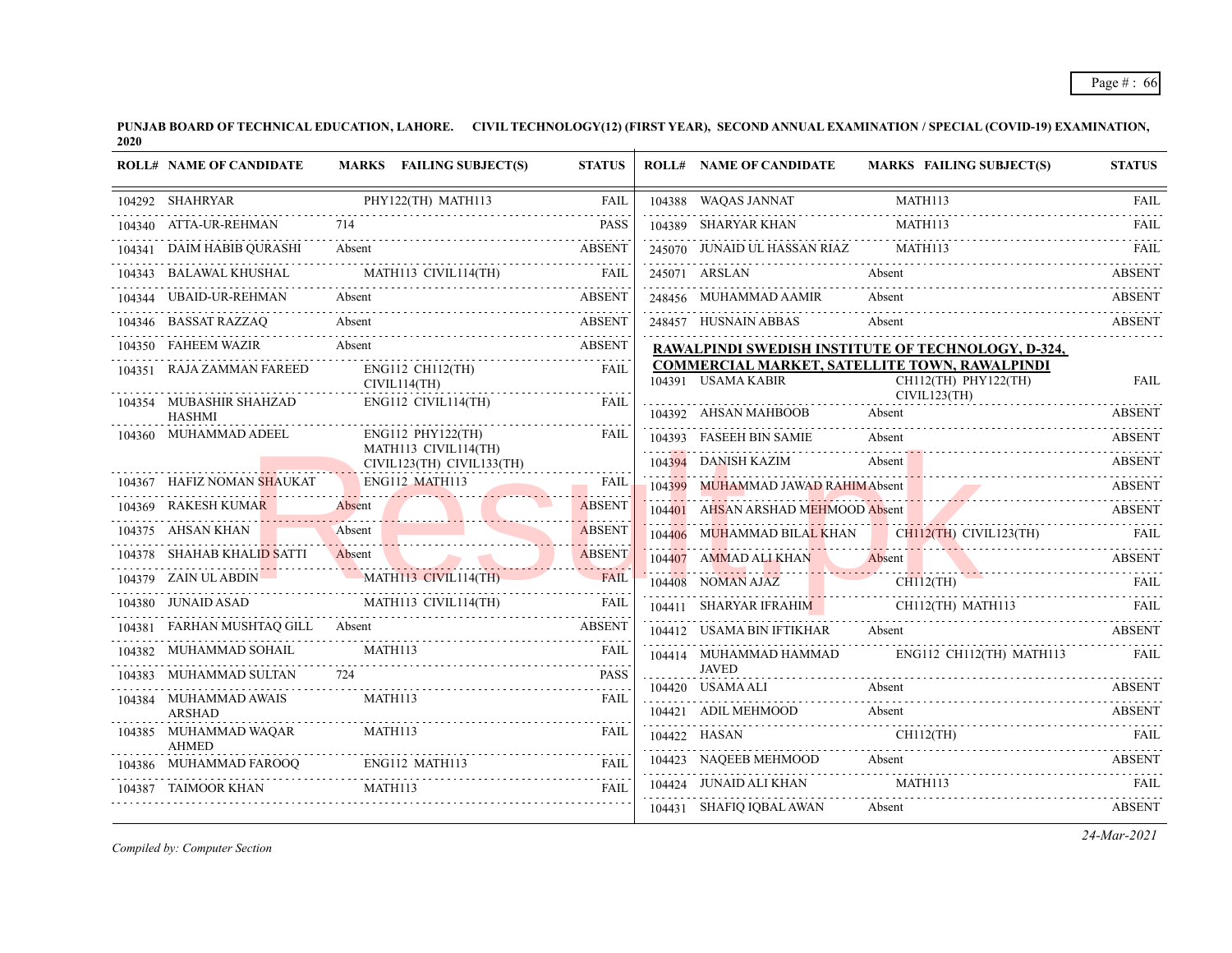**PUNJAB BOARD OF TECHNICAL EDUCATION, LAHORE. CIVIL TECHNOLOGY(12) (FIRST YEAR), SECOND ANNUAL EXAMINATION / SPECIAL (COVID-19) EXAMINATION, 2020**

| ROLL# | NAME OF CANDIDATE | MARKS | FAILING SUBJECT(S) | STATUS |
|---|---|---|---|---|
| 104292 | SHAHRYAR | | PHY122(TH) MATH113 | FAIL |
| 104340 | ATTA-UR-REHMAN | 714 | | PASS |
| 104341 | DAIM HABIB QURASHI | Absent | | ABSENT |
| 104343 | BALAWAL KHUSHAL | | MATH113 CIVIL114(TH) | FAIL |
| 104344 | UBAID-UR-REHMAN | Absent | | ABSENT |
| 104346 | BASSAT RAZZAQ | Absent | | ABSENT |
| 104350 | FAHEEM WAZIR | Absent | | ABSENT |
| 104351 | RAJA ZAMMAN FAREED | | ENG112 CH112(TH) CIVIL114(TH) | FAIL |
| 104354 | MUBASHIR SHAHZAD HASHMI | | ENG112 CIVIL114(TH) | FAIL |
| 104360 | MUHAMMAD ADEEL | | ENG112 PHY122(TH) MATH113 CIVIL114(TH) CIVIL123(TH) CIVIL133(TH) | FAIL |
| 104367 | HAFIZ NOMAN SHAUKAT | | ENG112 MATH113 | FAIL |
| 104369 | RAKESH KUMAR | Absent | | ABSENT |
| 104375 | AHSAN KHAN | Absent | | ABSENT |
| 104378 | SHAHAB KHALID SATTI | Absent | | ABSENT |
| 104379 | ZAIN UL ABDIN | | MATH113 CIVIL114(TH) | FAIL |
| 104380 | JUNAID ASAD | | MATH113 CIVIL114(TH) | FAIL |
| 104381 | FARHAN MUSHTAQ GILL | Absent | | ABSENT |
| 104382 | MUHAMMAD SOHAIL | | MATH113 | FAIL |
| 104383 | MUHAMMAD SULTAN | 724 | | PASS |
| 104384 | MUHAMMAD AWAIS ARSHAD | | MATH113 | FAIL |
| 104385 | MUHAMMAD WAQAR AHMED | | MATH113 | FAIL |
| 104386 | MUHAMMAD FAROOQ | | ENG112 MATH113 | FAIL |
| 104387 | TAIMOOR KHAN | | MATH113 | FAIL |
| 104388 | WAQAS JANNAT | | MATH113 | FAIL |
| 104389 | SHARYAR KHAN | | MATH113 | FAIL |
| 245070 | JUNAID UL HASSAN RIAZ | | MATH113 | FAIL |
| 245071 | ARSLAN | Absent | | ABSENT |
| 248456 | MUHAMMAD AAMIR | Absent | | ABSENT |
| 248457 | HUSNAIN ABBAS | Absent | | ABSENT |

**RAWALPINDI SWEDISH INSTITUTE OF TECHNOLOGY, D-324, COMMERCIAL MARKET, SATELLITE TOWN, RAWALPINDI**

| ROLL# | NAME OF CANDIDATE | MARKS | FAILING SUBJECT(S) | STATUS |
|---|---|---|---|---|
| 104391 | USAMA KABIR | | CH112(TH) PHY122(TH) CIVIL123(TH) | FAIL |
| 104392 | AHSAN MAHBOOB | Absent | | ABSENT |
| 104393 | FASEEH BIN SAMIE | Absent | | ABSENT |
| 104394 | DANISH KAZIM | Absent | | ABSENT |
| 104399 | MUHAMMAD JAWAD RAHIM | Absent | | ABSENT |
| 104401 | AHSAN ARSHAD MEHMOOD | Absent | | ABSENT |
| 104406 | MUHAMMAD BILAL KHAN | | CH112(TH) CIVIL123(TH) | FAIL |
| 104407 | AMMAD ALI KHAN | Absent | | ABSENT |
| 104408 | NOMAN AJAZ | | CH112(TH) | FAIL |
| 104411 | SHARYAR IFRAHIM | | CH112(TH) MATH113 | FAIL |
| 104412 | USAMA BIN IFTIKHAR | Absent | | ABSENT |
| 104414 | MUHAMMAD HAMMAD JAVED | | ENG112 CH112(TH) MATH113 | FAIL |
| 104420 | USAMA ALI | Absent | | ABSENT |
| 104421 | ADIL MEHMOOD | Absent | | ABSENT |
| 104422 | HASAN | | CH112(TH) | FAIL |
| 104423 | NAQEEB MEHMOOD | Absent | | ABSENT |
| 104424 | JUNAID ALI KHAN | | MATH113 | FAIL |
| 104431 | SHAFIQ IQBAL AWAN | Absent | | ABSENT |

*Compiled by: Computer Section*

*24-Mar-2021*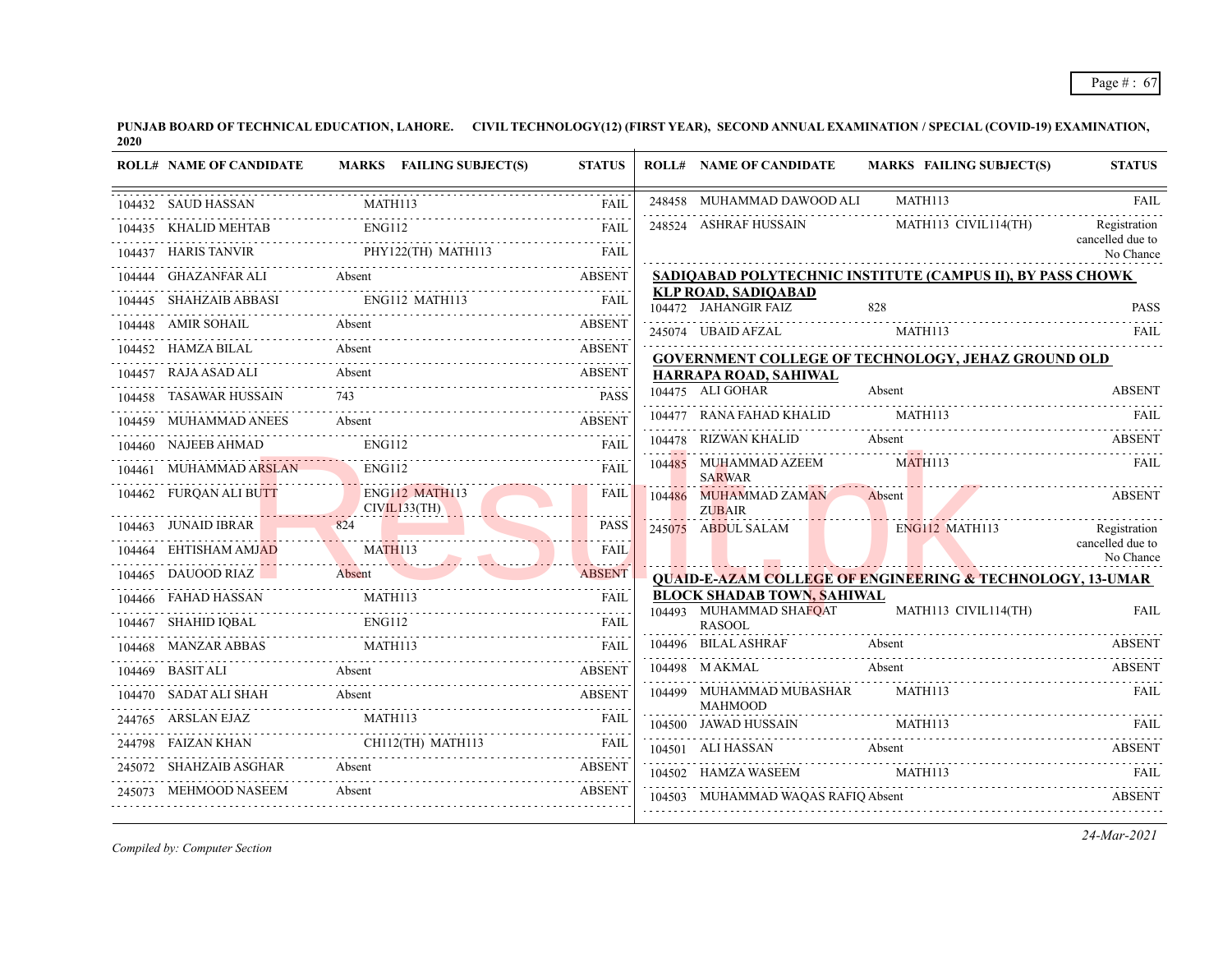**PUNJAB BOARD OF TECHNICAL EDUCATION, LAHORE. CIVIL TECHNOLOGY(12) (FIRST YEAR), SECOND ANNUAL EXAMINATION / SPECIAL (COVID-19) EXAMINATION, 2020**

| ROLL# | NAME OF CANDIDATE | MARKS | FAILING SUBJECT(S) | STATUS |
|---|---|---|---|---|
| 104432 | SAUD HASSAN | | MATH113 | FAIL |
| 104435 | KHALID MEHTAB | | ENG112 | FAIL |
| 104437 | HARIS TANVIR | | PHY122(TH) MATH113 | FAIL |
| 104444 | GHAZANFAR ALI | Absent | | ABSENT |
| 104445 | SHAHZAIB ABBASI | | ENG112 MATH113 | FAIL |
| 104448 | AMIR SOHAIL | Absent | | ABSENT |
| 104452 | HAMZA BILAL | Absent | | ABSENT |
| 104457 | RAJA ASAD ALI | Absent | | ABSENT |
| 104458 | TASAWAR HUSSAIN | 743 | | PASS |
| 104459 | MUHAMMAD ANEES | Absent | | ABSENT |
| 104460 | NAJEEB AHMAD | | ENG112 | FAIL |
| 104461 | MUHAMMAD ARSLAN | | ENG112 | FAIL |
| 104462 | FURQAN ALI BUTT | | ENG112 MATH113 CIVIL133(TH) | FAIL |
| 104463 | JUNAID IBRAR | 824 | | PASS |
| 104464 | EHTISHAM AMJAD | | MATH113 | FAIL |
| 104465 | DAUOOD RIAZ | Absent | | ABSENT |
| 104466 | FAHAD HASSAN | | MATH113 | FAIL |
| 104467 | SHAHID IQBAL | | ENG112 | FAIL |
| 104468 | MANZAR ABBAS | | MATH113 | FAIL |
| 104469 | BASIT ALI | Absent | | ABSENT |
| 104470 | SADAT ALI SHAH | Absent | | ABSENT |
| 244765 | ARSLAN EJAZ | | MATH113 | FAIL |
| 244798 | FAIZAN KHAN | | CH112(TH) MATH113 | FAIL |
| 245072 | SHAHZAIB ASGHAR | Absent | | ABSENT |
| 245073 | MEHMOOD NASEEM | Absent | | ABSENT |
| 248458 | MUHAMMAD DAWOOD ALI | | MATH113 | FAIL |
| 248524 | ASHRAF HUSSAIN | | MATH113 CIVIL114(TH) | Registration cancelled due to No Chance |

**SADIQABAD POLYTECHNIC INSTITUTE (CAMPUS II), BY PASS CHOWK KLP ROAD, SADIQABAD**

| ROLL# | NAME OF CANDIDATE | MARKS | FAILING SUBJECT(S) | STATUS |
|---|---|---|---|---|
| 104472 | JAHANGIR FAIZ | 828 | | PASS |
| 245074 | UBAID AFZAL | | MATH113 | FAIL |

**GOVERNMENT COLLEGE OF TECHNOLOGY, JEHAZ GROUND OLD HARRAPA ROAD, SAHIWAL**

| ROLL# | NAME OF CANDIDATE | MARKS | FAILING SUBJECT(S) | STATUS |
|---|---|---|---|---|
| 104475 | ALI GOHAR | Absent | | ABSENT |
| 104477 | RANA FAHAD KHALID | | MATH113 | FAIL |
| 104478 | RIZWAN KHALID | Absent | | ABSENT |
| 104485 | MUHAMMAD AZEEM SARWAR | | MATH113 | FAIL |
| 104486 | MUHAMMAD ZAMAN ZUBAIR | Absent | | ABSENT |
| 245075 | ABDUL SALAM | | ENG112 MATH113 | Registration cancelled due to No Chance |

**QUAID-E-AZAM COLLEGE OF ENGINEERING & TECHNOLOGY, 13-UMAR BLOCK SHADAB TOWN, SAHIWAL**

| ROLL# | NAME OF CANDIDATE | MARKS | FAILING SUBJECT(S) | STATUS |
|---|---|---|---|---|
| 104493 | MUHAMMAD SHAFQAT RASOOL | | MATH113 CIVIL114(TH) | FAIL |
| 104496 | BILAL ASHRAF | Absent | | ABSENT |
| 104498 | M AKMAL | Absent | | ABSENT |
| 104499 | MUHAMMAD MUBASHAR MAHMOOD | | MATH113 | FAIL |
| 104500 | JAWAD HUSSAIN | | MATH113 | FAIL |
| 104501 | ALI HASSAN | Absent | | ABSENT |
| 104502 | HAMZA WASEEM | | MATH113 | FAIL |
| 104503 | MUHAMMAD WAQAS RAFIQ | Absent | | ABSENT |

*Compiled by: Computer Section*

24-Mar-2021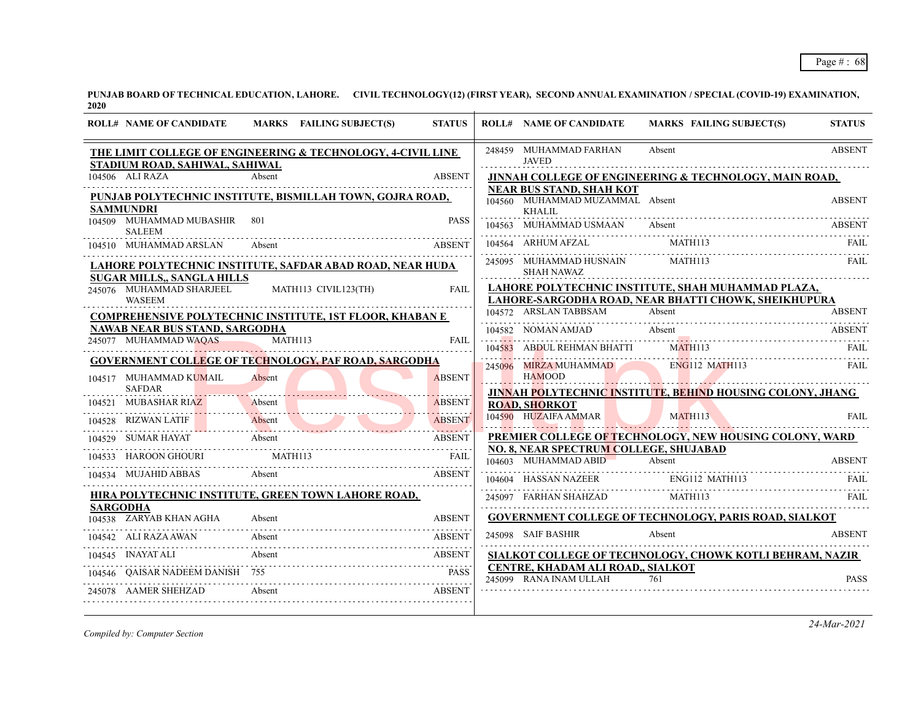**PUNJAB BOARD OF TECHNICAL EDUCATION, LAHORE. CIVIL TECHNOLOGY(12) (FIRST YEAR), SECOND ANNUAL EXAMINATION / SPECIAL (COVID-19) EXAMINATION, 2020**

| ROLL# | NAME OF CANDIDATE | MARKS | FAILING SUBJECT(S) | STATUS |
|---|---|---|---|---|
| **THE LIMIT COLLEGE OF ENGINEERING & TECHNOLOGY, 4-CIVIL LINE STADIUM ROAD, SAHIWAL, SAHIWAL** | | | | |
| 104506 | ALI RAZA | Absent | | ABSENT |
| **PUNJAB POLYTECHNIC INSTITUTE, BISMILLAH TOWN, GOJRA ROAD, SAMMUNDRI** | | | | |
| 104509 | MUHAMMAD MUBASHIR SALEEM | 801 | | PASS |
| 104510 | MUHAMMAD ARSLAN | Absent | | ABSENT |
| **LAHORE POLYTECHNIC INSTITUTE, SAFDAR ABAD ROAD, NEAR HUDA SUGAR MILLS,, SANGLA HILLS** | | | | |
| 245076 | MUHAMMAD SHARJEEL WASEEM | | MATH113 CIVIL123(TH) | FAIL |
| **COMPREHENSIVE POLYTECHNIC INSTITUTE, 1ST FLOOR, KHABAN E NAWAB NEAR BUS STAND, SARGODHA** | | | | |
| 245077 | MUHAMMAD WAQAS | | MATH113 | FAIL |
| **GOVERNMENT COLLEGE OF TECHNOLOGY, PAF ROAD, SARGODHA** | | | | |
| 104517 | MUHAMMAD KUMAIL SAFDAR | Absent | | ABSENT |
| 104521 | MUBASHAR RIAZ | Absent | | ABSENT |
| 104528 | RIZWAN LATIF | Absent | | ABSENT |
| 104529 | SUMAR HAYAT | Absent | | ABSENT |
| 104533 | HAROON GHOURI | | MATH113 | FAIL |
| 104534 | MUJAHID ABBAS | Absent | | ABSENT |
| **HIRA POLYTECHNIC INSTITUTE, GREEN TOWN LAHORE ROAD, SARGODHA** | | | | |
| 104538 | ZARYAB KHAN AGHA | Absent | | ABSENT |
| 104542 | ALI RAZA AWAN | Absent | | ABSENT |
| 104545 | INAYAT ALI | Absent | | ABSENT |
| 104546 | QAISAR NADEEM DANISH | 755 | | PASS |
| 245078 | AAMER SHEHZAD | Absent | | ABSENT |
| 248459 | MUHAMMAD FARHAN JAVED | Absent | | ABSENT |
| **JINNAH COLLEGE OF ENGINEERING & TECHNOLOGY, MAIN ROAD, NEAR BUS STAND, SHAH KOT** | | | | |
| 104560 | MUHAMMAD MUZAMMAL KHALIL | Absent | | ABSENT |
| 104563 | MUHAMMAD USMAAN | Absent | | ABSENT |
| 104564 | ARHUM AFZAL | | MATH113 | FAIL |
| 245095 | MUHAMMAD HUSNAIN SHAH NAWAZ | | MATH113 | FAIL |
| **LAHORE POLYTECHNIC INSTITUTE, SHAH MUHAMMAD PLAZA, LAHORE-SARGODHA ROAD, NEAR BHATTI CHOWK, SHEIKHUPURA** | | | | |
| 104572 | ARSLAN TABBSAM | Absent | | ABSENT |
| 104582 | NOMAN AMJAD | Absent | | ABSENT |
| 104583 | ABDUL REHMAN BHATTI | | MATH113 | FAIL |
| 245096 | MIRZA MUHAMMAD HAMOOD | | ENG112 MATH113 | FAIL |
| **JINNAH POLYTECHNIC INSTITUTE, BEHIND HOUSING COLONY, JHANG ROAD, SHORKOT** | | | | |
| 104590 | HUZAIFA AMMAR | | MATH113 | FAIL |
| **PREMIER COLLEGE OF TECHNOLOGY, NEW HOUSING COLONY, WARD NO. 8, NEAR SPECTRUM COLLEGE, SHUJABAD** | | | | |
| 104603 | MUHAMMAD ABID | Absent | | ABSENT |
| 104604 | HASSAN NAZEER | | ENG112 MATH113 | FAIL |
| 245097 | FARHAN SHAHZAD | | MATH113 | FAIL |
| **GOVERNMENT COLLEGE OF TECHNOLOGY, PARIS ROAD, SIALKOT** | | | | |
| 245098 | SAIF BASHIR | Absent | | ABSENT |
| **SIALKOT COLLEGE OF TECHNOLOGY, CHOWK KOTLI BEHRAM, NAZIR CENTRE, KHADAM ALI ROAD,, SIALKOT** | | | | |
| 245099 | RANA INAM ULLAH | 761 | | PASS |

*Compiled by: Computer Section*

*24-Mar-2021*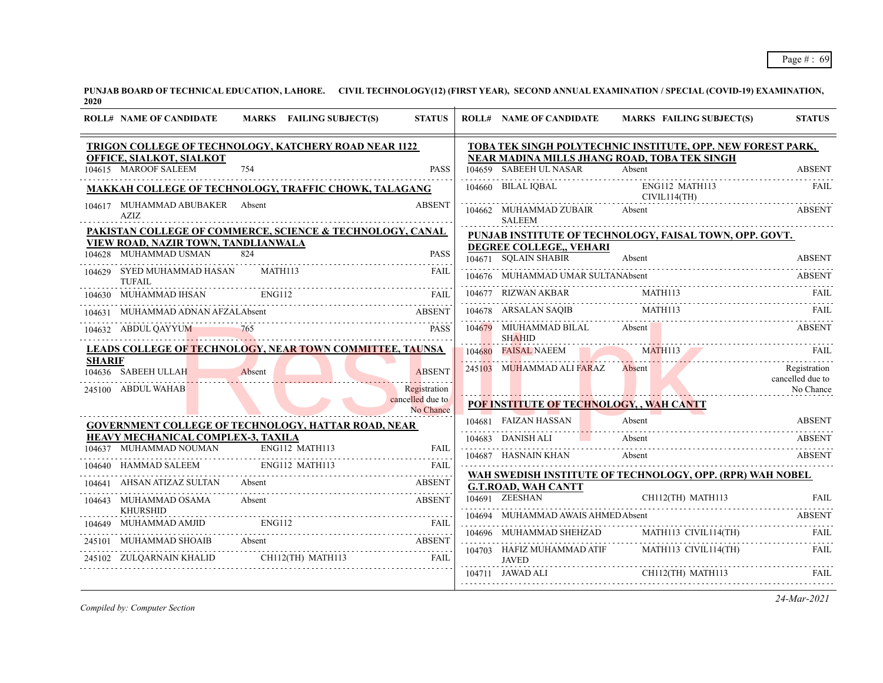**PUNJAB BOARD OF TECHNICAL EDUCATION, LAHORE. CIVIL TECHNOLOGY(12) (FIRST YEAR), SECOND ANNUAL EXAMINATION / SPECIAL (COVID-19) EXAMINATION, 2020**

| ROLL# | NAME OF CANDIDATE | MARKS | FAILING SUBJECT(S) | STATUS |
|---|---|---|---|---|
| **TRIGON COLLEGE OF TECHNOLOGY, KATCHERY ROAD NEAR 1122 OFFICE, SIALKOT, SIALKOT** | | | | |
| 104615 | MAROOF SALEEM | 754 | | PASS |
| **MAKKAH COLLEGE OF TECHNOLOGY, TRAFFIC CHOWK, TALAGANG** | | | | |
| 104617 | MUHAMMAD ABUBAKER AZIZ | Absent | | ABSENT |
| **PAKISTAN COLLEGE OF COMMERCE, SCIENCE & TECHNOLOGY, CANAL VIEW ROAD, NAZIR TOWN, TANDLIANWALA** | | | | |
| 104628 | MUHAMMAD USMAN | 824 | | PASS |
| 104629 | SYED MUHAMMAD HASAN TUFAIL | | MATH113 | FAIL |
| 104630 | MUHAMMAD IHSAN | | ENG112 | FAIL |
| 104631 | MUHAMMAD ADNAN AFZAL | Absent | | ABSENT |
| 104632 | ABDUL QAYYUM | 765 | | PASS |
| **LEADS COLLEGE OF TECHNOLOGY, NEAR TOWN COMMITTEE, TAUNSA SHARIF** | | | | |
| 104636 | SABEEH ULLAH | Absent | | ABSENT |
| 245100 | ABDUL WAHAB | | | Registration cancelled due to No Chance |
| **GOVERNMENT COLLEGE OF TECHNOLOGY, HATTAR ROAD, NEAR HEAVY MECHANICAL COMPLEX-3, TAXILA** | | | | |
| 104637 | MUHAMMAD NOUMAN | | ENG112 MATH113 | FAIL |
| 104640 | HAMMAD SALEEM | | ENG112 MATH113 | FAIL |
| 104641 | AHSAN ATIZAZ SULTAN | Absent | | ABSENT |
| 104643 | MUHAMMAD OSAMA KHURSHID | Absent | | ABSENT |
| 104649 | MUHAMMAD AMJID | | ENG112 | FAIL |
| 245101 | MUHAMMAD SHOAIB | Absent | | ABSENT |
| 245102 | ZULQARNAIN KHALID | | CH112(TH) MATH113 | FAIL |
| **TOBA TEK SINGH POLYTECHNIC INSTITUTE, OPP. NEW FOREST PARK, NEAR MADINA MILLS JHANG ROAD, TOBA TEK SINGH** | | | | |
| 104659 | SABEEH UL NASAR | Absent | | ABSENT |
| 104660 | BILAL IQBAL | | ENG112 MATH113 CIVIL114(TH) | FAIL |
| 104662 | MUHAMMAD ZUBAIR SALEEM | Absent | | ABSENT |
| **PUNJAB INSTITUTE OF TECHNOLOGY, FAISAL TOWN, OPP. GOVT. DEGREE COLLEGE,, VEHARI** | | | | |
| 104671 | SQLAIN SHABIR | Absent | | ABSENT |
| 104676 | MUHAMMAD UMAR SULTANA | Absent | | ABSENT |
| 104677 | RIZWAN AKBAR | | MATH113 | FAIL |
| 104678 | ARSALAN SAQIB | | MATH113 | FAIL |
| 104679 | MIUHAMMAD BILAL SHAHID | Absent | | ABSENT |
| 104680 | FAISAL NAEEM | | MATH113 | FAIL |
| 245103 | MUHAMMAD ALI FARAZ | Absent | | Registration cancelled due to No Chance |
| **POF INSTITUTE OF TECHNOLOGY, , WAH CANTT** | | | | |
| 104681 | FAIZAN HASSAN | Absent | | ABSENT |
| 104683 | DANISH ALI | Absent | | ABSENT |
| 104687 | HASNAIN KHAN | Absent | | ABSENT |
| **WAH SWEDISH INSTITUTE OF TECHNOLOGY, OPP. (RPR) WAH NOBEL G.T.ROAD, WAH CANTT** | | | | |
| 104691 | ZEESHAN | | CH112(TH) MATH113 | FAIL |
| 104694 | MUHAMMAD AWAIS AHMED | Absent | | ABSENT |
| 104696 | MUHAMMAD SHEHZAD | | MATH113 CIVIL114(TH) | FAIL |
| 104703 | HAFIZ MUHAMMAD ATIF JAVED | | MATH113 CIVIL114(TH) | FAIL |
| 104711 | JAWAD ALI | | CH112(TH) MATH113 | FAIL |

*Compiled by: Computer Section*

*24-Mar-2021*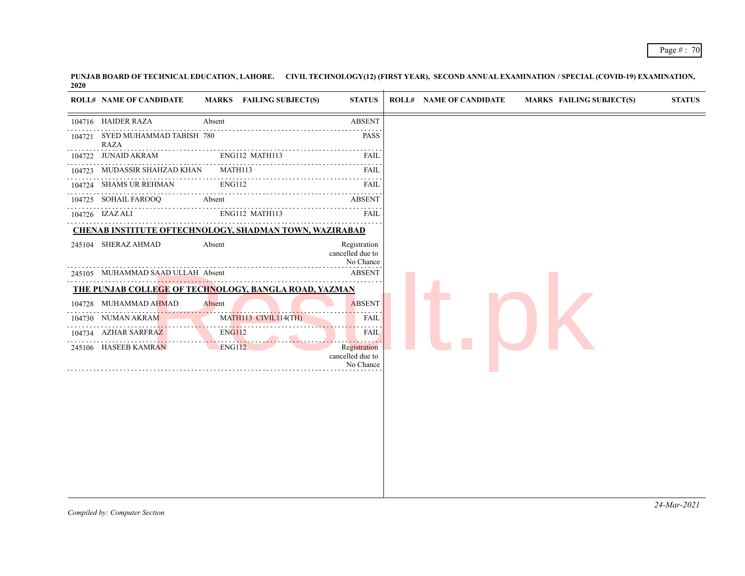**PUNJAB BOARD OF TECHNICAL EDUCATION, LAHORE. CIVIL TECHNOLOGY(12) (FIRST YEAR), SECOND ANNUAL EXAMINATION / SPECIAL (COVID-19) EXAMINATION, 2020**

| ROLL# | NAME OF CANDIDATE | MARKS | FAILING SUBJECT(S) | STATUS |
|---|---|---|---|---|
| 104716 | HAIDER RAZA | Absent | | ABSENT |
| 104721 | SYED MUHAMMAD TABISH RAZA | 780 | | PASS |
| 104722 | JUNAID AKRAM | | ENG112 MATH113 | FAIL |
| 104723 | MUDASSIR SHAHZAD KHAN | | MATH113 | FAIL |
| 104724 | SHAMS UR REHMAN | | ENG112 | FAIL |
| 104725 | SOHAIL FAROOQ | Absent | | ABSENT |
| 104726 | IZAZ ALI | | ENG112 MATH113 | FAIL |
| **CHENAB INSTITUTE OFTECHNOLOGY, SHADMAN TOWN, WAZIRABAD** | | | | |
| 245104 | SHERAZ AHMAD | Absent | | Registration cancelled due to No Chance |
| 245105 | MUHAMMAD SAAD ULLAH | Absent | | ABSENT |
| **THE PUNJAB COLLEGE OF TECHNOLOGY, BANGLA ROAD, YAZMAN** | | | | |
| 104728 | MUHAMMAD AHMAD | Absent | | ABSENT |
| 104730 | NUMAN AKRAM | | MATH113 CIVIL114(TH) | FAIL |
| 104734 | AZHAR SARFRAZ | | ENG112 | FAIL |
| 245106 | HASEEB KAMRAN | | ENG112 | Registration cancelled due to No Chance |

*Compiled by: Computer Section*

*24-Mar-2021*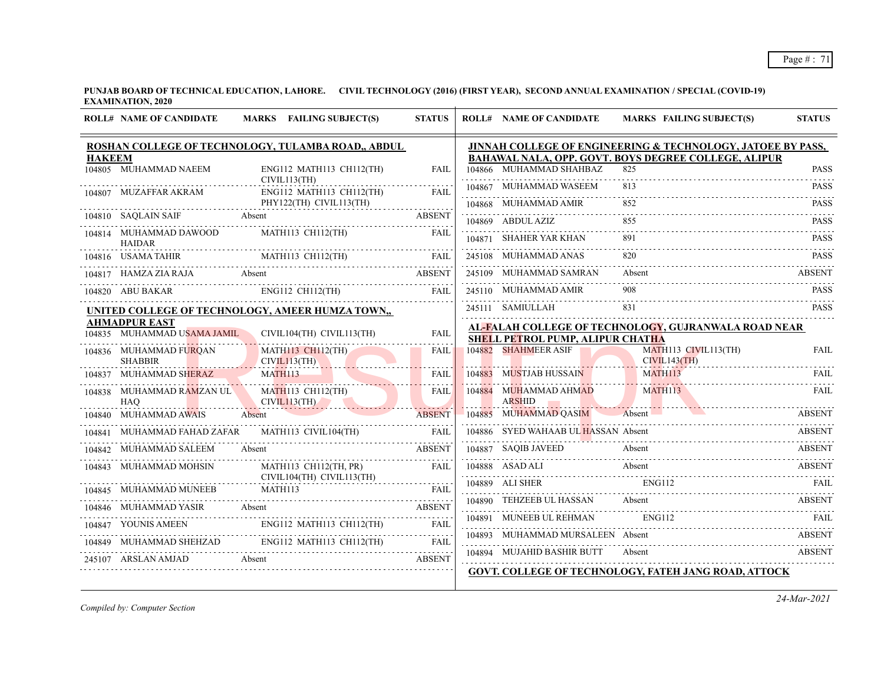**PUNJAB BOARD OF TECHNICAL EDUCATION, LAHORE. CIVIL TECHNOLOGY (2016) (FIRST YEAR), SECOND ANNUAL EXAMINATION / SPECIAL (COVID-19) EXAMINATION, 2020**

### ROSHAN COLLEGE OF TECHNOLOGY, TULAMBA ROAD,, ABDUL HAKEEM

| ROLL# | NAME OF CANDIDATE | MARKS | FAILING SUBJECT(S) | STATUS |
|---|---|---|---|---|
| 104805 | MUHAMMAD NAEEM | | ENG112 MATH113 CH112(TH) CIVIL113(TH) | FAIL |
| 104807 | MUZAFFAR AKRAM | | ENG112 MATH113 CH112(TH) PHY122(TH) CIVIL113(TH) | FAIL |
| 104810 | SAQLAIN SAIF | Absent | | ABSENT |
| 104814 | MUHAMMAD DAWOOD HAIDAR | | MATH113 CH112(TH) | FAIL |
| 104816 | USAMA TAHIR | | MATH113 CH112(TH) | FAIL |
| 104817 | HAMZA ZIA RAJA | Absent | | ABSENT |
| 104820 | ABU BAKAR | | ENG112 CH112(TH) | FAIL |

### UNITED COLLEGE OF TECHNOLOGY, AMEER HUMZA TOWN,, AHMADPUR EAST

| ROLL# | NAME OF CANDIDATE | MARKS | FAILING SUBJECT(S) | STATUS |
|---|---|---|---|---|
| 104835 | MUHAMMAD USAMA JAMIL | | CIVIL104(TH) CIVIL113(TH) | FAIL |
| 104836 | MUHAMMAD FURQAN SHABBIR | | MATH113 CH112(TH) CIVIL113(TH) | FAIL |
| 104837 | MUHAMMAD SHERAZ | | MATH113 | FAIL |
| 104838 | MUHAMMAD RAMZAN UL HAQ | | MATH113 CH112(TH) CIVIL113(TH) | FAIL |
| 104840 | MUHAMMAD AWAIS | Absent | | ABSENT |
| 104841 | MUHAMMAD FAHAD ZAFAR | | MATH113 CIVIL104(TH) | FAIL |
| 104842 | MUHAMMAD SALEEM | Absent | | ABSENT |
| 104843 | MUHAMMAD MOHSIN | | MATH113 CH112(TH, PR) CIVIL104(TH) CIVIL113(TH) | FAIL |
| 104845 | MUHAMMAD MUNEEB | | MATH113 | FAIL |
| 104846 | MUHAMMAD YASIR | Absent | | ABSENT |
| 104847 | YOUNIS AMEEN | | ENG112 MATH113 CH112(TH) | FAIL |
| 104849 | MUHAMMAD SHEHZAD | | ENG112 MATH113 CH112(TH) | FAIL |
| 245107 | ARSLAN AMJAD | Absent | | ABSENT |

### JINNAH COLLEGE OF ENGINEERING & TECHNOLOGY, JATOEE BY PASS, BAHAWAL NALA, OPP. GOVT. BOYS DEGREE COLLEGE, ALIPUR

| ROLL# | NAME OF CANDIDATE | MARKS | FAILING SUBJECT(S) | STATUS |
|---|---|---|---|---|
| 104866 | MUHAMMAD SHAHBAZ | 825 | | PASS |
| 104867 | MUHAMMAD WASEEM | 813 | | PASS |
| 104868 | MUHAMMAD AMIR | 852 | | PASS |
| 104869 | ABDUL AZIZ | 855 | | PASS |
| 104871 | SHAHER YAR KHAN | 891 | | PASS |
| 245108 | MUHAMMAD ANAS | 820 | | PASS |
| 245109 | MUHAMMAD SAMRAN | Absent | | ABSENT |
| 245110 | MUHAMMAD AMIR | 908 | | PASS |
| 245111 | SAMIULLAH | 831 | | PASS |

### AL-FALAH COLLEGE OF TECHNOLOGY, GUJRANWALA ROAD NEAR SHELL PETROL PUMP, ALIPUR CHATHA

| ROLL# | NAME OF CANDIDATE | MARKS | FAILING SUBJECT(S) | STATUS |
|---|---|---|---|---|
| 104882 | SHAHMEER ASIF | | MATH113 CIVIL113(TH) CIVIL143(TH) | FAIL |
| 104883 | MUSTJAB HUSSAIN | | MATH113 | FAIL |
| 104884 | MUHAMMAD AHMAD ARSHID | | MATH113 | FAIL |
| 104885 | MUHAMMAD QASIM | Absent | | ABSENT |
| 104886 | SYED WAHAAB UL HASSAN | Absent | | ABSENT |
| 104887 | SAQIB JAVEED | Absent | | ABSENT |
| 104888 | ASAD ALI | Absent | | ABSENT |
| 104889 | ALI SHER | | ENG112 | FAIL |
| 104890 | TEHZEEB UL HASSAN | Absent | | ABSENT |
| 104891 | MUNEEB UL REHMAN | | ENG112 | FAIL |
| 104893 | MUHAMMAD MURSALEEN | Absent | | ABSENT |
| 104894 | MUJAHID BASHIR BUTT | Absent | | ABSENT |

### GOVT. COLLEGE OF TECHNOLOGY, FATEH JANG ROAD, ATTOCK

*Compiled by: Computer Section*

*24-Mar-2021*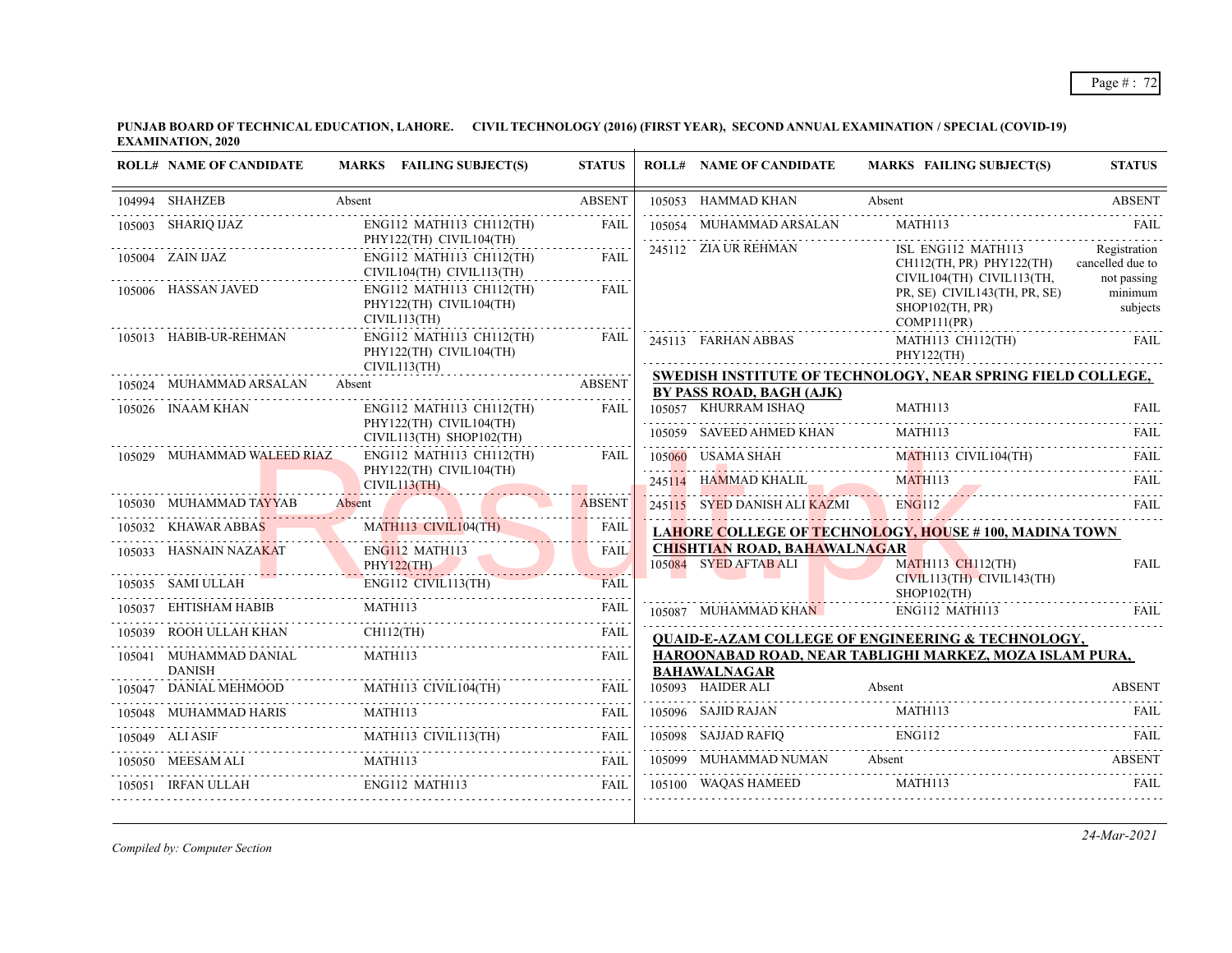**PUNJAB BOARD OF TECHNICAL EDUCATION, LAHORE. CIVIL TECHNOLOGY (2016) (FIRST YEAR), SECOND ANNUAL EXAMINATION / SPECIAL (COVID-19) EXAMINATION, 2020**

| ROLL# | NAME OF CANDIDATE | MARKS | FAILING SUBJECT(S) | STATUS |
|---|---|---|---|---|
| 104994 | SHAHZEB | Absent | | ABSENT |
| 105003 | SHARIQ IJAZ | | ENG112 MATH113 CH112(TH) PHY122(TH) CIVIL104(TH) | FAIL |
| 105004 | ZAIN IJAZ | | ENG112 MATH113 CH112(TH) CIVIL104(TH) CIVIL113(TH) | FAIL |
| 105006 | HASSAN JAVED | | ENG112 MATH113 CH112(TH) PHY122(TH) CIVIL104(TH) CIVIL113(TH) | FAIL |
| 105013 | HABIB-UR-REHMAN | | ENG112 MATH113 CH112(TH) PHY122(TH) CIVIL104(TH) CIVIL113(TH) | FAIL |
| 105024 | MUHAMMAD ARSALAN | Absent | | ABSENT |
| 105026 | INAAM KHAN | | ENG112 MATH113 CH112(TH) PHY122(TH) CIVIL104(TH) CIVIL113(TH) SHOP102(TH) | FAIL |
| 105029 | MUHAMMAD WALEED RIAZ | | ENG112 MATH113 CH112(TH) PHY122(TH) CIVIL104(TH) CIVIL113(TH) | FAIL |
| 105030 | MUHAMMAD TAYYAB | Absent | | ABSENT |
| 105032 | KHAWAR ABBAS | | MATH113 CIVIL104(TH) | FAIL |
| 105033 | HASNAIN NAZAKAT | | ENG112 MATH113 PHY122(TH) | FAIL |
| 105035 | SAMI ULLAH | | ENG112 CIVIL113(TH) | FAIL |
| 105037 | EHTISHAM HABIB | | MATH113 | FAIL |
| 105039 | ROOH ULLAH KHAN | | CH112(TH) | FAIL |
| 105041 | MUHAMMAD DANIAL DANISH | | MATH113 | FAIL |
| 105047 | DANIAL MEHMOOD | | MATH113 CIVIL104(TH) | FAIL |
| 105048 | MUHAMMAD HARIS | | MATH113 | FAIL |
| 105049 | ALI ASIF | | MATH113 CIVIL113(TH) | FAIL |
| 105050 | MEESAM ALI | | MATH113 | FAIL |
| 105051 | IRFAN ULLAH | | ENG112 MATH113 | FAIL |
| 105053 | HAMMAD KHAN | Absent | | ABSENT |
| 105054 | MUHAMMAD ARSALAN | | MATH113 | FAIL |
| 245112 | ZIA UR REHMAN | | ISL ENG112 MATH113 CH112(TH, PR) PHY122(TH) CIVIL104(TH) CIVIL113(TH, PR, SE) CIVIL143(TH, PR, SE) SHOP102(TH, PR) COMP111(PR) | Registration cancelled due to not passing minimum subjects |
| 245113 | FARHAN ABBAS | | MATH113 CH112(TH) PHY122(TH) | FAIL |

**SWEDISH INSTITUTE OF TECHNOLOGY, NEAR SPRING FIELD COLLEGE, BY PASS ROAD, BAGH (AJK)**

| ROLL# | NAME OF CANDIDATE | MARKS | FAILING SUBJECT(S) | STATUS |
|---|---|---|---|---|
| 105057 | KHURRAM ISHAQ | | MATH113 | FAIL |
| 105059 | SAVEED AHMED KHAN | | MATH113 | FAIL |
| 105060 | USAMA SHAH | | MATH113 CIVIL104(TH) | FAIL |
| 245114 | HAMMAD KHALIL | | MATH113 | FAIL |
| 245115 | SYED DANISH ALI KAZMI | | ENG112 | FAIL |

**LAHORE COLLEGE OF TECHNOLOGY, HOUSE # 100, MADINA TOWN CHISHTIAN ROAD, BAHAWALNAGAR**

| ROLL# | NAME OF CANDIDATE | MARKS | FAILING SUBJECT(S) | STATUS |
|---|---|---|---|---|
| 105084 | SYED AFTAB ALI | | MATH113 CH112(TH) CIVIL113(TH) CIVIL143(TH) SHOP102(TH) | FAIL |
| 105087 | MUHAMMAD KHAN | | ENG112 MATH113 | FAIL |

**QUAID-E-AZAM COLLEGE OF ENGINEERING & TECHNOLOGY, HAROONABAD ROAD, NEAR TABLIGHI MARKEZ, MOZA ISLAM PURA, BAHAWALNAGAR**

| ROLL# | NAME OF CANDIDATE | MARKS | FAILING SUBJECT(S) | STATUS |
|---|---|---|---|---|
| 105093 | HAIDER ALI | Absent | | ABSENT |
| 105096 | SAJID RAJAN | | MATH113 | FAIL |
| 105098 | SAJJAD RAFIQ | | ENG112 | FAIL |
| 105099 | MUHAMMAD NUMAN | Absent | | ABSENT |
| 105100 | WAQAS HAMEED | | MATH113 | FAIL |

*Compiled by: Computer Section*

*24-Mar-2021*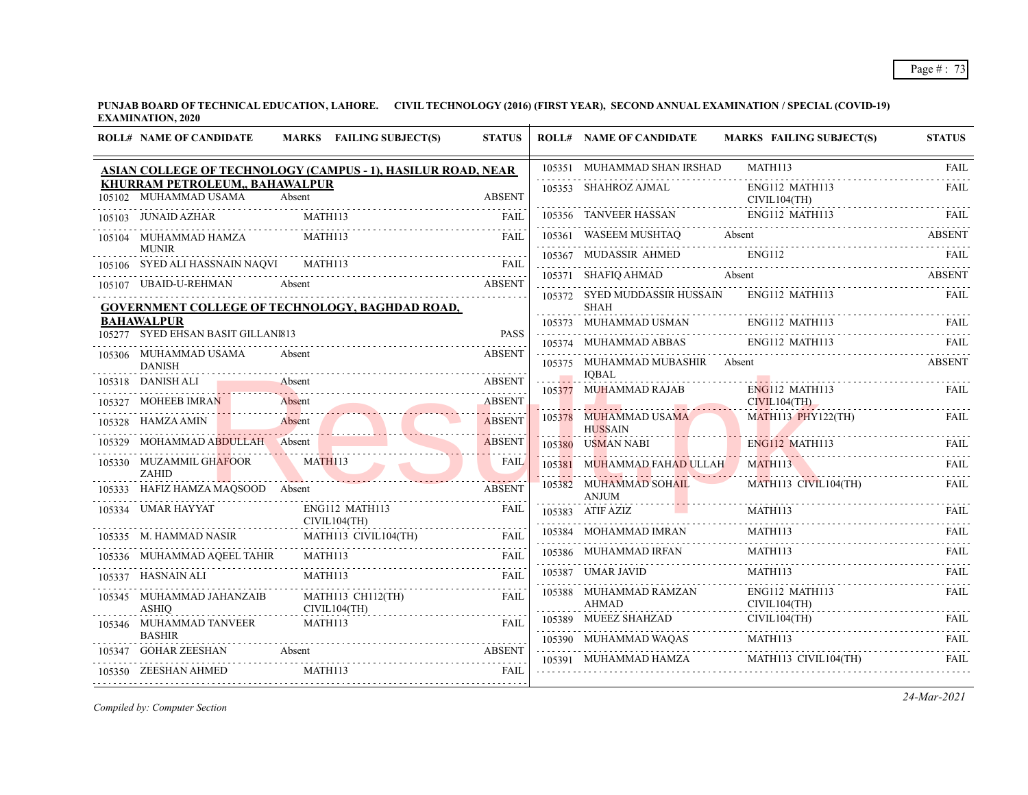**PUNJAB BOARD OF TECHNICAL EDUCATION, LAHORE. CIVIL TECHNOLOGY (2016) (FIRST YEAR), SECOND ANNUAL EXAMINATION / SPECIAL (COVID-19) EXAMINATION, 2020**

| ROLL# | NAME OF CANDIDATE | MARKS | FAILING SUBJECT(S) | STATUS |
|---|---|---|---|---|
| **ASIAN COLLEGE OF TECHNOLOGY (CAMPUS - 1), HASILUR ROAD, NEAR KHURRAM PETROLEUM,, BAHAWALPUR** | | | | |
| 105102 | MUHAMMAD USAMA | Absent | | ABSENT |
| 105103 | JUNAID AZHAR | | MATH113 | FAIL |
| 105104 | MUHAMMAD HAMZA MUNIR | | MATH113 | FAIL |
| 105106 | SYED ALI HASSNAIN NAQVI | | MATH113 | FAIL |
| 105107 | UBAID-U-REHMAN | Absent | | ABSENT |
| **GOVERNMENT COLLEGE OF TECHNOLOGY, BAGHDAD ROAD, BAHAWALPUR** | | | | |
| 105277 | SYED EHSAN BASIT GILLANI | 813 | | PASS |
| 105306 | MUHAMMAD USAMA DANISH | Absent | | ABSENT |
| 105318 | DANISH ALI | Absent | | ABSENT |
| 105327 | MOHEEB IMRAN | Absent | | ABSENT |
| 105328 | HAMZA AMIN | Absent | | ABSENT |
| 105329 | MOHAMMAD ABDULLAH | Absent | | ABSENT |
| 105330 | MUZAMMIL GHAFOOR ZAHID | | MATH113 | FAIL |
| 105333 | HAFIZ HAMZA MAQSOOD | Absent | | ABSENT |
| 105334 | UMAR HAYYAT | | ENG112 MATH113 CIVIL104(TH) | FAIL |
| 105335 | M. HAMMAD NASIR | | MATH113 CIVIL104(TH) | FAIL |
| 105336 | MUHAMMAD AQEEL TAHIR | | MATH113 | FAIL |
| 105337 | HASNAIN ALI | | MATH113 | FAIL |
| 105345 | MUHAMMAD JAHANZAIB ASHIQ | | MATH113 CH112(TH) CIVIL104(TH) | FAIL |
| 105346 | MUHAMMAD TANVEER BASHIR | | MATH113 | FAIL |
| 105347 | GOHAR ZEESHAN | Absent | | ABSENT |
| 105350 | ZEESHAN AHMED | | MATH113 | FAIL |
| 105351 | MUHAMMAD SHAN IRSHAD | | MATH113 | FAIL |
| 105353 | SHAHROZ AJMAL | | ENG112 MATH113 CIVIL104(TH) | FAIL |
| 105356 | TANVEER HASSAN | | ENG112 MATH113 | FAIL |
| 105361 | WASEEM MUSHTAQ | Absent | | ABSENT |
| 105367 | MUDASSIR AHMED | | ENG112 | FAIL |
| 105371 | SHAFIQ AHMAD | Absent | | ABSENT |
| 105372 | SYED MUDDASSIR HUSSAIN SHAH | | ENG112 MATH113 | FAIL |
| 105373 | MUHAMMAD USMAN | | ENG112 MATH113 | FAIL |
| 105374 | MUHAMMAD ABBAS | | ENG112 MATH113 | FAIL |
| 105375 | MUHAMMAD MUBASHIR IQBAL | Absent | | ABSENT |
| 105377 | MUHAMMAD RAJAB | | ENG112 MATH113 CIVIL104(TH) | FAIL |
| 105378 | MUHAMMAD USAMA HUSSAIN | | MATH113 PHY122(TH) | FAIL |
| 105380 | USMAN NABI | | ENG112 MATH113 | FAIL |
| 105381 | MUHAMMAD FAHAD ULLAH | | MATH113 | FAIL |
| 105382 | MUHAMMAD SOHAIL ANJUM | | MATH113 CIVIL104(TH) | FAIL |
| 105383 | ATIF AZIZ | | MATH113 | FAIL |
| 105384 | MOHAMMAD IMRAN | | MATH113 | FAIL |
| 105386 | MUHAMMAD IRFAN | | MATH113 | FAIL |
| 105387 | UMAR JAVID | | MATH113 | FAIL |
| 105388 | MUHAMMAD RAMZAN AHMAD | | ENG112 MATH113 CIVIL104(TH) | FAIL |
| 105389 | MUEEZ SHAHZAD | | CIVIL104(TH) | FAIL |
| 105390 | MUHAMMAD WAQAS | | MATH113 | FAIL |
| 105391 | MUHAMMAD HAMZA | | MATH113 CIVIL104(TH) | FAIL |

*Compiled by: Computer Section*

*24-Mar-2021*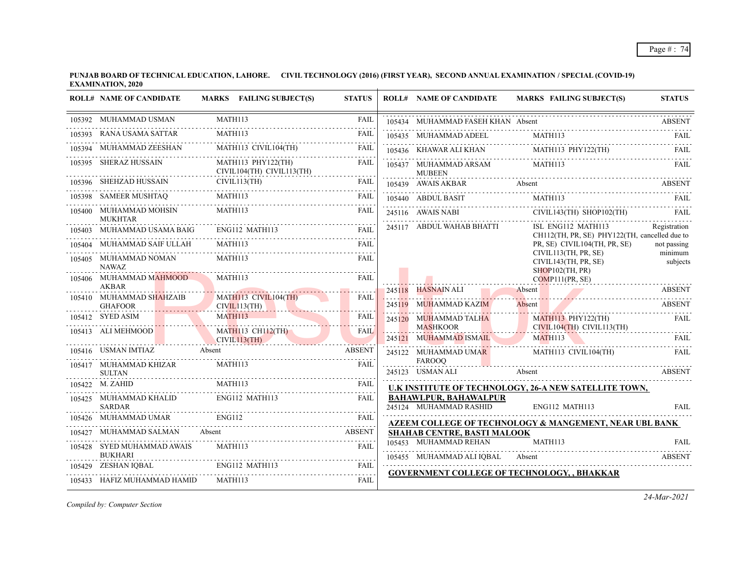**PUNJAB BOARD OF TECHNICAL EDUCATION, LAHORE. CIVIL TECHNOLOGY (2016) (FIRST YEAR), SECOND ANNUAL EXAMINATION / SPECIAL (COVID-19) EXAMINATION, 2020**

| ROLL# | NAME OF CANDIDATE | MARKS | FAILING SUBJECT(S) | STATUS |
|---|---|---|---|---|
| 105392 | MUHAMMAD USMAN | | MATH113 | FAIL |
| 105393 | RANA USAMA SATTAR | | MATH113 | FAIL |
| 105394 | MUHAMMAD ZEESHAN | | MATH113 CIVIL104(TH) | FAIL |
| 105395 | SHERAZ HUSSAIN | | MATH113 PHY122(TH) CIVIL104(TH) CIVIL113(TH) | FAIL |
| 105396 | SHEHZAD HUSSAIN | | CIVIL113(TH) | FAIL |
| 105398 | SAMEER MUSHTAQ | | MATH113 | FAIL |
| 105400 | MUHAMMAD MOHSIN MUKHTAR | | MATH113 | FAIL |
| 105403 | MUHAMMAD USAMA BAIG | | ENG112 MATH113 | FAIL |
| 105404 | MUHAMMAD SAIF ULLAH | | MATH113 | FAIL |
| 105405 | MUHAMMAD NOMAN NAWAZ | | MATH113 | FAIL |
| 105406 | MUHAMMAD MAHMOOD AKBAR | | MATH113 | FAIL |
| 105410 | MUHAMMAD SHAHZAIB GHAFOOR | | MATH113 CIVIL104(TH) CIVIL113(TH) | FAIL |
| 105412 | SYED ASIM | | MATH113 | FAIL |
| 105413 | ALI MEHMOOD | | MATH113 CH112(TH) CIVIL113(TH) | FAIL |
| 105416 | USMAN IMTIAZ | Absent | | ABSENT |
| 105417 | MUHAMMAD KHIZAR SULTAN | | MATH113 | FAIL |
| 105422 | M. ZAHID | | MATH113 | FAIL |
| 105425 | MUHAMMAD KHALID SARDAR | | ENG112 MATH113 | FAIL |
| 105426 | MUHAMMAD UMAR | | ENG112 | FAIL |
| 105427 | MUHAMMAD SALMAN | Absent | | ABSENT |
| 105428 | SYED MUHAMMAD AWAIS BUKHARI | | MATH113 | FAIL |
| 105429 | ZESHAN IQBAL | | ENG112 MATH113 | FAIL |
| 105433 | HAFIZ MUHAMMAD HAMID | | MATH113 | FAIL |
| 105434 | MUHAMMAD FASEH KHAN | Absent | | ABSENT |
| 105435 | MUHAMMAD ADEEL | | MATH113 | FAIL |
| 105436 | KHAWAR ALI KHAN | | MATH113 PHY122(TH) | FAIL |
| 105437 | MUHAMMAD ARSAM MUBEEN | | MATH113 | FAIL |
| 105439 | AWAIS AKBAR | Absent | | ABSENT |
| 105440 | ABDUL BASIT | | MATH113 | FAIL |
| 245116 | AWAIS NABI | | CIVIL143(TH) SHOP102(TH) | FAIL |
| 245117 | ABDUL WAHAB BHATTI | | ISL ENG112 MATH113 CH112(TH, PR, SE) PHY122(TH, PR, SE) CIVIL104(TH, PR, SE) CIVIL113(TH, PR, SE) CIVIL143(TH, PR, SE) SHOP102(TH, PR) COMP111(PR, SE) | Registration cancelled due to not passing minimum subjects |
| 245118 | HASNAIN ALI | Absent | | ABSENT |
| 245119 | MUHAMMAD KAZIM | Absent | | ABSENT |
| 245120 | MUHAMMAD TALHA MASHKOOR | | MATH113 PHY122(TH) CIVIL104(TH) CIVIL113(TH) | FAIL |
| 245121 | MUHAMMAD ISMAIL | | MATH113 | FAIL |
| 245122 | MUHAMMAD UMAR FAROOQ | | MATH113 CIVIL104(TH) | FAIL |
| 245123 | USMAN ALI | Absent | | ABSENT |

**U.K INSTITUTE OF TECHNOLOGY, 26-A NEW SATELLITE TOWN, BAHAWLPUR, BAHAWALPUR**

| ROLL# | NAME OF CANDIDATE | MARKS | FAILING SUBJECT(S) | STATUS |
|---|---|---|---|---|
| 245124 | MUHAMMAD RASHID | | ENG112 MATH113 | FAIL |

**AZEEM COLLEGE OF TECHNOLOGY & MANGEMENT, NEAR UBL BANK SHAHAB CENTRE, BASTI MALOOK**

| ROLL# | NAME OF CANDIDATE | MARKS | FAILING SUBJECT(S) | STATUS |
|---|---|---|---|---|
| 105453 | MUHAMMAD REHAN | | MATH113 | FAIL |
| 105455 | MUHAMMAD ALI IQBAL | Absent | | ABSENT |

**GOVERNMENT COLLEGE OF TECHNOLOGY, , BHAKKAR**

*Compiled by: Computer Section*

*24-Mar-2021*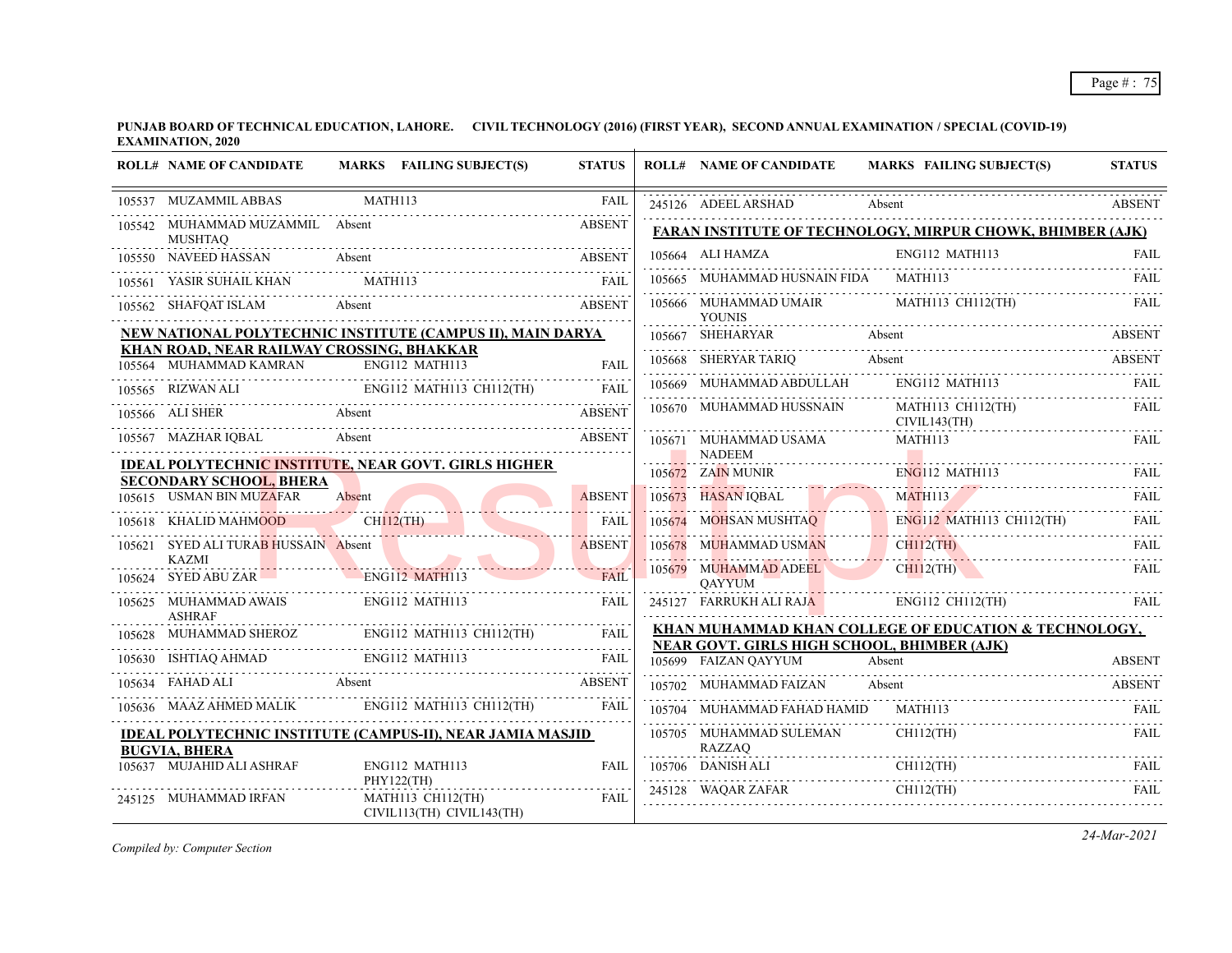**PUNJAB BOARD OF TECHNICAL EDUCATION, LAHORE. CIVIL TECHNOLOGY (2016) (FIRST YEAR), SECOND ANNUAL EXAMINATION / SPECIAL (COVID-19) EXAMINATION, 2020**

| ROLL# | NAME OF CANDIDATE | MARKS | FAILING SUBJECT(S) | STATUS |
|---|---|---|---|---|
| 105537 | MUZAMMIL ABBAS | | MATH113 | FAIL |
| 105542 | MUHAMMAD MUZAMMIL MUSHTAQ | Absent | | ABSENT |
| 105550 | NAVEED HASSAN | Absent | | ABSENT |
| 105561 | YASIR SUHAIL KHAN | | MATH113 | FAIL |
| 105562 | SHAFQAT ISLAM | Absent | | ABSENT |

**NEW NATIONAL POLYTECHNIC INSTITUTE (CAMPUS II), MAIN DARYA KHAN ROAD, NEAR RAILWAY CROSSING, BHAKKAR**

| ROLL# | NAME OF CANDIDATE | MARKS | FAILING SUBJECT(S) | STATUS |
|---|---|---|---|---|
| 105564 | MUHAMMAD KAMRAN | | ENG112 MATH113 | FAIL |
| 105565 | RIZWAN ALI | | ENG112 MATH113 CH112(TH) | FAIL |
| 105566 | ALI SHER | Absent | | ABSENT |
| 105567 | MAZHAR IQBAL | Absent | | ABSENT |

**IDEAL POLYTECHNIC INSTITUTE, NEAR GOVT. GIRLS HIGHER SECONDARY SCHOOL, BHERA**

| ROLL# | NAME OF CANDIDATE | MARKS | FAILING SUBJECT(S) | STATUS |
|---|---|---|---|---|
| 105615 | USMAN BIN MUZAFAR | Absent | | ABSENT |
| 105618 | KHALID MAHMOOD | | CH112(TH) | FAIL |
| 105621 | SYED ALI TURAB HUSSAIN KAZMI | Absent | | ABSENT |
| 105624 | SYED ABU ZAR | | ENG112 MATH113 | FAIL |
| 105625 | MUHAMMAD AWAIS ASHRAF | | ENG112 MATH113 | FAIL |
| 105628 | MUHAMMAD SHEROZ | | ENG112 MATH113 CH112(TH) | FAIL |
| 105630 | ISHTIAQ AHMAD | | ENG112 MATH113 | FAIL |
| 105634 | FAHAD ALI | Absent | | ABSENT |
| 105636 | MAAZ AHMED MALIK | | ENG112 MATH113 CH112(TH) | FAIL |

**IDEAL POLYTECHNIC INSTITUTE (CAMPUS-II), NEAR JAMIA MASJID BUGVIA, BHERA**

| ROLL# | NAME OF CANDIDATE | MARKS | FAILING SUBJECT(S) | STATUS |
|---|---|---|---|---|
| 105637 | MUJAHID ALI ASHRAF | | ENG112 MATH113 PHY122(TH) | FAIL |
| 245125 | MUHAMMAD IRFAN | | MATH113 CH112(TH) CIVIL113(TH) CIVIL143(TH) | FAIL |
| 245126 | ADEEL ARSHAD | Absent | | ABSENT |

**FARAN INSTITUTE OF TECHNOLOGY, MIRPUR CHOWK, BHIMBER (AJK)**

| ROLL# | NAME OF CANDIDATE | MARKS | FAILING SUBJECT(S) | STATUS |
|---|---|---|---|---|
| 105664 | ALI HAMZA | | ENG112 MATH113 | FAIL |
| 105665 | MUHAMMAD HUSNAIN FIDA | | MATH113 | FAIL |
| 105666 | MUHAMMAD UMAIR YOUNIS | | MATH113 CH112(TH) | FAIL |
| 105667 | SHEHARYAR | Absent | | ABSENT |
| 105668 | SHERYAR TARIQ | Absent | | ABSENT |
| 105669 | MUHAMMAD ABDULLAH | | ENG112 MATH113 | FAIL |
| 105670 | MUHAMMAD HUSSNAIN | | MATH113 CH112(TH) CIVIL143(TH) | FAIL |
| 105671 | MUHAMMAD USAMA NADEEM | | MATH113 | FAIL |
| 105672 | ZAIN MUNIR | | ENG112 MATH113 | FAIL |
| 105673 | HASAN IQBAL | | MATH113 | FAIL |
| 105674 | MOHSAN MUSHTAQ | | ENG112 MATH113 CH112(TH) | FAIL |
| 105678 | MUHAMMAD USMAN | | CH112(TH) | FAIL |
| 105679 | MUHAMMAD ADEEL QAYYUM | | CH112(TH) | FAIL |
| 245127 | FARRUKH ALI RAJA | | ENG112 CH112(TH) | FAIL |

**KHAN MUHAMMAD KHAN COLLEGE OF EDUCATION & TECHNOLOGY, NEAR GOVT. GIRLS HIGH SCHOOL, BHIMBER (AJK)**

| ROLL# | NAME OF CANDIDATE | MARKS | FAILING SUBJECT(S) | STATUS |
|---|---|---|---|---|
| 105699 | FAIZAN QAYYUM | Absent | | ABSENT |
| 105702 | MUHAMMAD FAIZAN | Absent | | ABSENT |
| 105704 | MUHAMMAD FAHAD HAMID | | MATH113 | FAIL |
| 105705 | MUHAMMAD SULEMAN RAZZAQ | | CH112(TH) | FAIL |
| 105706 | DANISH ALI | | CH112(TH) | FAIL |
| 245128 | WAQAR ZAFAR | | CH112(TH) | FAIL |

*Compiled by: Computer Section*

*24-Mar-2021*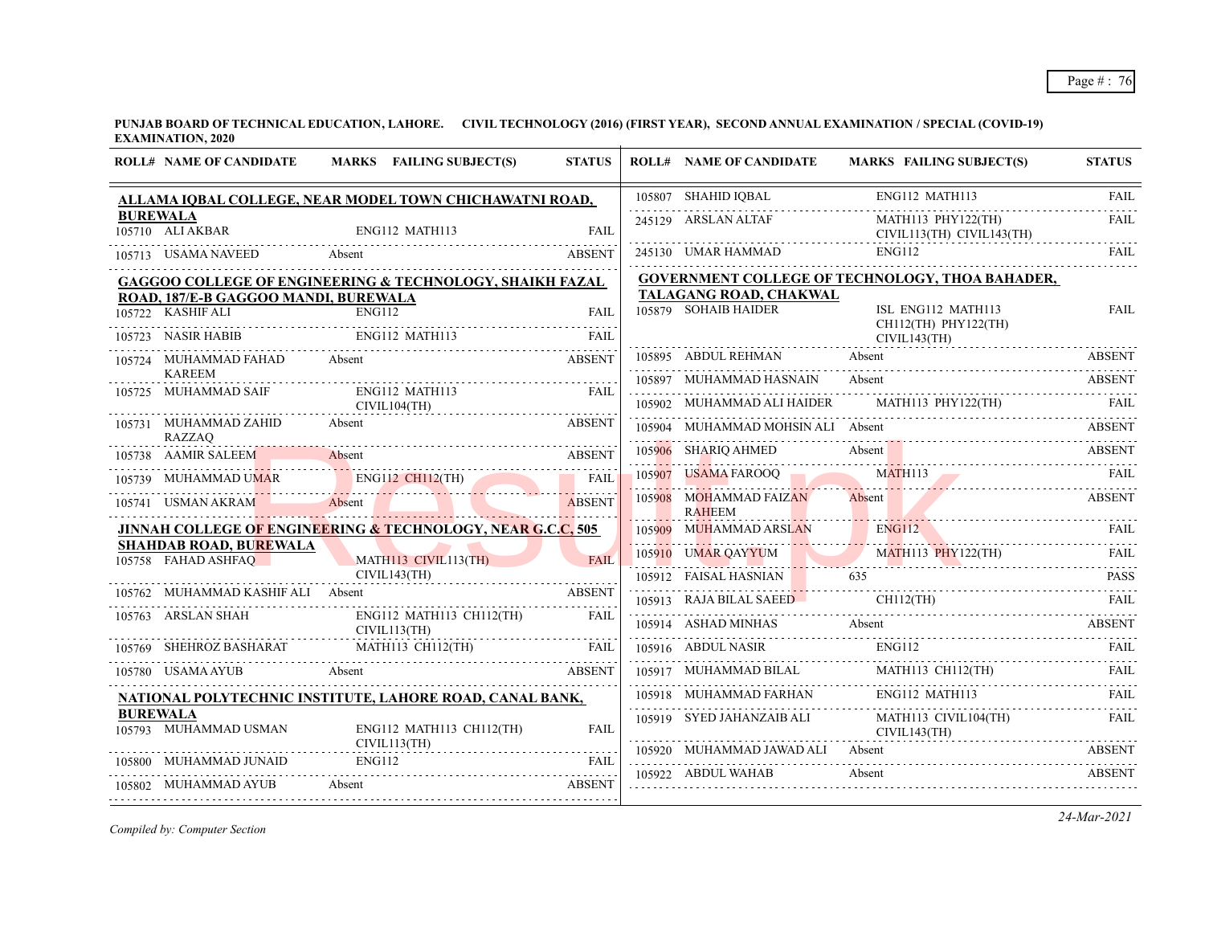**PUNJAB BOARD OF TECHNICAL EDUCATION, LAHORE. CIVIL TECHNOLOGY (2016) (FIRST YEAR), SECOND ANNUAL EXAMINATION / SPECIAL (COVID-19) EXAMINATION, 2020**

| ROLL# | NAME OF CANDIDATE | MARKS | FAILING SUBJECT(S) | STATUS |
|---|---|---|---|---|
| **ALLAMA IQBAL COLLEGE, NEAR MODEL TOWN CHICHAWATNI ROAD, BUREWALA** | | | | |
| 105710 | ALI AKBAR | | ENG112 MATH113 | FAIL |
| 105713 | USAMA NAVEED | Absent | | ABSENT |
| **GAGGOO COLLEGE OF ENGINEERING & TECHNOLOGY, SHAIKH FAZAL ROAD, 187/E-B GAGGOO MANDI, BUREWALA** | | | | |
| 105722 | KASHIF ALI | | ENG112 | FAIL |
| 105723 | NASIR HABIB | | ENG112 MATH113 | FAIL |
| 105724 | MUHAMMAD FAHAD KAREEM | Absent | | ABSENT |
| 105725 | MUHAMMAD SAIF | | ENG112 MATH113 CIVIL104(TH) | FAIL |
| 105731 | MUHAMMAD ZAHID RAZZAQ | Absent | | ABSENT |
| 105738 | AAMIR SALEEM | Absent | | ABSENT |
| 105739 | MUHAMMAD UMAR | | ENG112 CH112(TH) | FAIL |
| 105741 | USMAN AKRAM | Absent | | ABSENT |
| **JINNAH COLLEGE OF ENGINEERING & TECHNOLOGY, NEAR G.C.C, 505 SHAHDAB ROAD, BUREWALA** | | | | |
| 105758 | FAHAD ASHFAQ | | MATH113 CIVIL113(TH) CIVIL143(TH) | FAIL |
| 105762 | MUHAMMAD KASHIF ALI | Absent | | ABSENT |
| 105763 | ARSLAN SHAH | | ENG112 MATH113 CH112(TH) CIVIL113(TH) | FAIL |
| 105769 | SHEHROZ BASHARAT | | MATH113 CH112(TH) | FAIL |
| 105780 | USAMA AYUB | Absent | | ABSENT |
| **NATIONAL POLYTECHNIC INSTITUTE, LAHORE ROAD, CANAL BANK, BUREWALA** | | | | |
| 105793 | MUHAMMAD USMAN | | ENG112 MATH113 CH112(TH) CIVIL113(TH) | FAIL |
| 105800 | MUHAMMAD JUNAID | | ENG112 | FAIL |
| 105802 | MUHAMMAD AYUB | Absent | | ABSENT |
| 105807 | SHAHID IQBAL | | ENG112 MATH113 | FAIL |
| 245129 | ARSLAN ALTAF | | MATH113 PHY122(TH) CIVIL113(TH) CIVIL143(TH) | FAIL |
| 245130 | UMAR HAMMAD | | ENG112 | FAIL |
| **GOVERNMENT COLLEGE OF TECHNOLOGY, THOA BAHADER, TALAGANG ROAD, CHAKWAL** | | | | |
| 105879 | SOHAIB HAIDER | | ISL ENG112 MATH113 CH112(TH) PHY122(TH) CIVIL143(TH) | FAIL |
| 105895 | ABDUL REHMAN | Absent | | ABSENT |
| 105897 | MUHAMMAD HASNAIN | Absent | | ABSENT |
| 105902 | MUHAMMAD ALI HAIDER | | MATH113 PHY122(TH) | FAIL |
| 105904 | MUHAMMAD MOHSIN ALI | Absent | | ABSENT |
| 105906 | SHARIQ AHMED | Absent | | ABSENT |
| 105907 | USAMA FAROOQ | | MATH113 | FAIL |
| 105908 | MOHAMMAD FAIZAN RAHEEM | Absent | | ABSENT |
| 105909 | MUHAMMAD ARSLAN | | ENG112 | FAIL |
| 105910 | UMAR QAYYUM | | MATH113 PHY122(TH) | FAIL |
| 105912 | FAISAL HASNIAN | 635 | | PASS |
| 105913 | RAJA BILAL SAEED | | CH112(TH) | FAIL |
| 105914 | ASHAD MINHAS | Absent | | ABSENT |
| 105916 | ABDUL NASIR | | ENG112 | FAIL |
| 105917 | MUHAMMAD BILAL | | MATH113 CH112(TH) | FAIL |
| 105918 | MUHAMMAD FARHAN | | ENG112 MATH113 | FAIL |
| 105919 | SYED JAHANZAIB ALI | | MATH113 CIVIL104(TH) CIVIL143(TH) | FAIL |
| 105920 | MUHAMMAD JAWAD ALI | Absent | | ABSENT |
| 105922 | ABDUL WAHAB | Absent | | ABSENT |

*Compiled by: Computer Section*

24-Mar-2021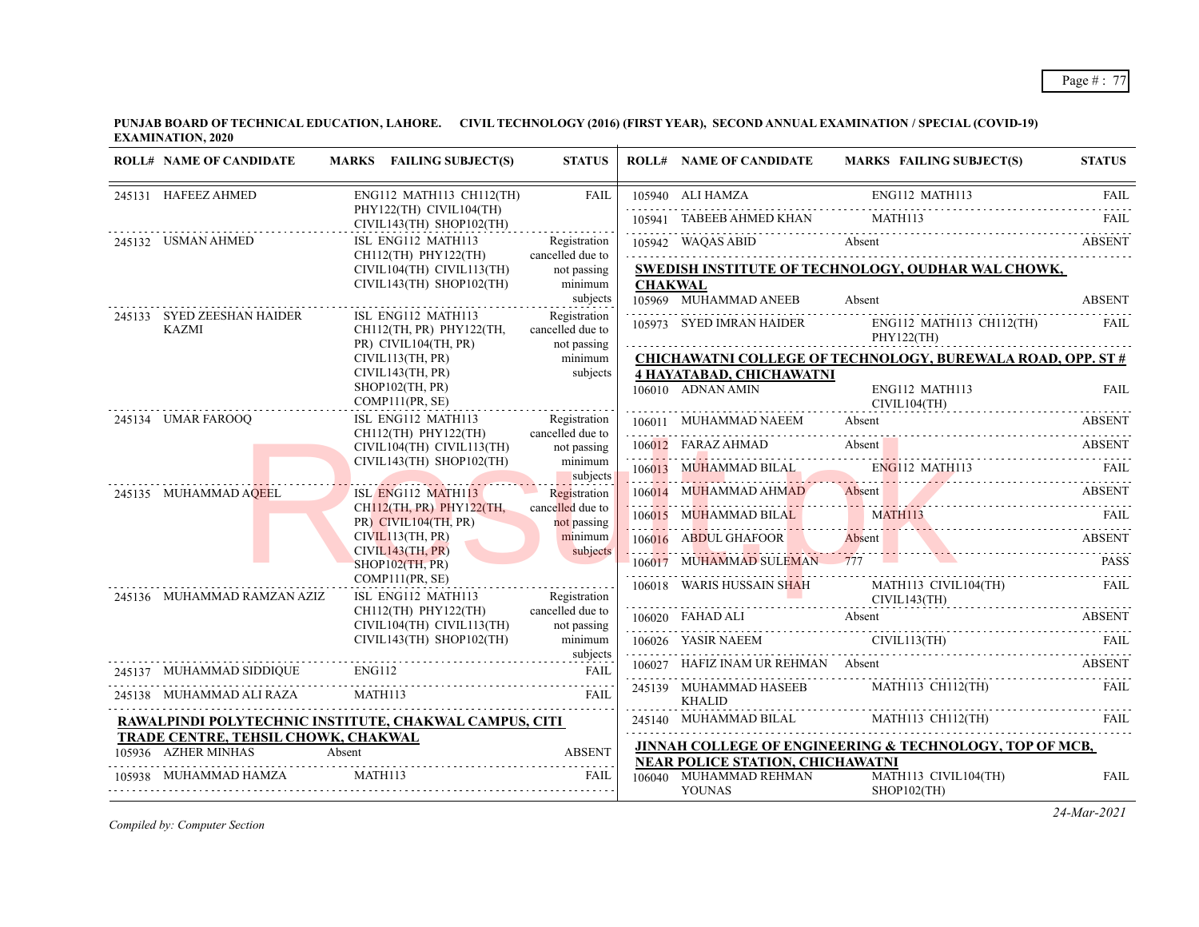**PUNJAB BOARD OF TECHNICAL EDUCATION, LAHORE. CIVIL TECHNOLOGY (2016) (FIRST YEAR), SECOND ANNUAL EXAMINATION / SPECIAL (COVID-19) EXAMINATION, 2020**

| ROLL# | NAME OF CANDIDATE | MARKS | FAILING SUBJECT(S) | STATUS |
|---|---|---|---|---|
| 245131 | HAFEEZ AHMED | | ENG112 MATH113 CH112(TH) PHY122(TH) CIVIL104(TH) CIVIL143(TH) SHOP102(TH) | FAIL |
| 245132 | USMAN AHMED | | ISL ENG112 MATH113 CH112(TH) PHY122(TH) CIVIL104(TH) CIVIL113(TH) CIVIL143(TH) SHOP102(TH) | Registration cancelled due to not passing minimum subjects |
| 245133 | SYED ZEESHAN HAIDER KAZMI | | ISL ENG112 MATH113 CH112(TH, PR) PHY122(TH, PR) CIVIL104(TH, PR) CIVIL113(TH, PR) CIVIL143(TH, PR) SHOP102(TH, PR) COMP111(PR, SE) | Registration cancelled due to not passing minimum subjects |
| 245134 | UMAR FAROOQ | | ISL ENG112 MATH113 CH112(TH) PHY122(TH) CIVIL104(TH) CIVIL113(TH) CIVIL143(TH) SHOP102(TH) | Registration cancelled due to not passing minimum subjects |
| 245135 | MUHAMMAD AQEEL | | ISL ENG112 MATH113 CH112(TH, PR) PHY122(TH, PR) CIVIL104(TH, PR) CIVIL113(TH, PR) CIVIL143(TH, PR) SHOP102(TH, PR) COMP111(PR, SE) | Registration cancelled due to not passing minimum subjects |
| 245136 | MUHAMMAD RAMZAN AZIZ | | ISL ENG112 MATH113 CH112(TH) PHY122(TH) CIVIL104(TH) CIVIL113(TH) CIVIL143(TH) SHOP102(TH) | Registration cancelled due to not passing minimum subjects |
| 245137 | MUHAMMAD SIDDIQUE | | ENG112 | FAIL |
| 245138 | MUHAMMAD ALI RAZA | | MATH113 | FAIL |

**RAWALPINDI POLYTECHNIC INSTITUTE, CHAKWAL CAMPUS, CITI TRADE CENTRE, TEHSIL CHOWK, CHAKWAL**

| ROLL# | NAME OF CANDIDATE | MARKS | FAILING SUBJECT(S) | STATUS |
|---|---|---|---|---|
| 105936 | AZHER MINHAS | Absent | | ABSENT |
| 105938 | MUHAMMAD HAMZA | | MATH113 | FAIL |
| 105940 | ALI HAMZA | | ENG112 MATH113 | FAIL |
| 105941 | TABEEB AHMED KHAN | | MATH113 | FAIL |
| 105942 | WAQAS ABID | Absent | | ABSENT |

**SWEDISH INSTITUTE OF TECHNOLOGY, OUDHAR WAL CHOWK, CHAKWAL**

| ROLL# | NAME OF CANDIDATE | MARKS | FAILING SUBJECT(S) | STATUS |
|---|---|---|---|---|
| 105969 | MUHAMMAD ANEEB | Absent | | ABSENT |
| 105973 | SYED IMRAN HAIDER | | ENG112 MATH113 CH112(TH) PHY122(TH) | FAIL |

**CHICHAWATNI COLLEGE OF TECHNOLOGY, BUREWALA ROAD, OPP. ST # 4 HAYATABAD, CHICHAWATNI**

| ROLL# | NAME OF CANDIDATE | MARKS | FAILING SUBJECT(S) | STATUS |
|---|---|---|---|---|
| 106010 | ADNAN AMIN | | ENG112 MATH113 CIVIL104(TH) | FAIL |
| 106011 | MUHAMMAD NAEEM | Absent | | ABSENT |
| 106012 | FARAZ AHMAD | Absent | | ABSENT |
| 106013 | MUHAMMAD BILAL | | ENG112 MATH113 | FAIL |
| 106014 | MUHAMMAD AHMAD | Absent | | ABSENT |
| 106015 | MUHAMMAD BILAL | | MATH113 | FAIL |
| 106016 | ABDUL GHAFOOR | Absent | | ABSENT |
| 106017 | MUHAMMAD SULEMAN | 777 | | PASS |
| 106018 | WARIS HUSSAIN SHAH | | MATH113 CIVIL104(TH) CIVIL143(TH) | FAIL |
| 106020 | FAHAD ALI | Absent | | ABSENT |
| 106026 | YASIR NAEEM | | CIVIL113(TH) | FAIL |
| 106027 | HAFIZ INAM UR REHMAN | Absent | | ABSENT |
| 245139 | MUHAMMAD HASEEB KHALID | | MATH113 CH112(TH) | FAIL |
| 245140 | MUHAMMAD BILAL | | MATH113 CH112(TH) | FAIL |

**JINNAH COLLEGE OF ENGINEERING & TECHNOLOGY, TOP OF MCB, NEAR POLICE STATION, CHICHAWATNI**

| ROLL# | NAME OF CANDIDATE | MARKS | FAILING SUBJECT(S) | STATUS |
|---|---|---|---|---|
| 106040 | MUHAMMAD REHMAN YOUNAS | | MATH113 CIVIL104(TH) SHOP102(TH) | FAIL |

*Compiled by: Computer Section*

*24-Mar-2021*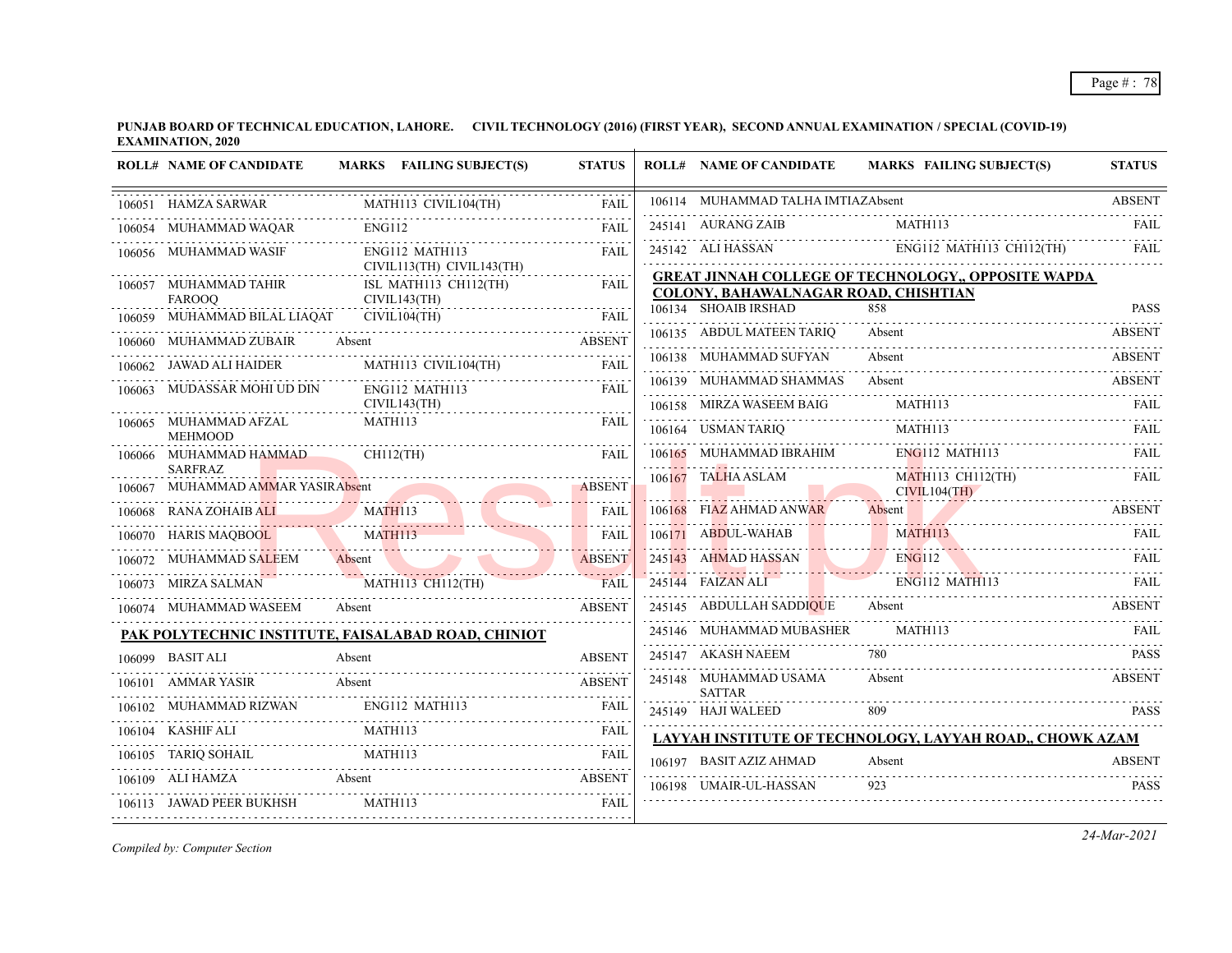**PUNJAB BOARD OF TECHNICAL EDUCATION, LAHORE. CIVIL TECHNOLOGY (2016) (FIRST YEAR), SECOND ANNUAL EXAMINATION / SPECIAL (COVID-19) EXAMINATION, 2020**

| ROLL# | NAME OF CANDIDATE | MARKS | FAILING SUBJECT(S) | STATUS |
|---|---|---|---|---|
| 106051 | HAMZA SARWAR | | MATH113 CIVIL104(TH) | FAIL |
| 106054 | MUHAMMAD WAQAR | | ENG112 | FAIL |
| 106056 | MUHAMMAD WASIF | | ENG112 MATH113 CIVIL113(TH) CIVIL143(TH) | FAIL |
| 106057 | MUHAMMAD TAHIR FAROOQ | | ISL MATH113 CH112(TH) CIVIL143(TH) | FAIL |
| 106059 | MUHAMMAD BILAL LIAQAT | | CIVIL104(TH) | FAIL |
| 106060 | MUHAMMAD ZUBAIR | Absent | | ABSENT |
| 106062 | JAWAD ALI HAIDER | | MATH113 CIVIL104(TH) | FAIL |
| 106063 | MUDASSAR MOHI UD DIN | | ENG112 MATH113 CIVIL143(TH) | FAIL |
| 106065 | MUHAMMAD AFZAL MEHMOOD | | MATH113 | FAIL |
| 106066 | MUHAMMAD HAMMAD SARFRAZ | | CH112(TH) | FAIL |
| 106067 | MUHAMMAD AMMAR YASIR | Absent | | ABSENT |
| 106068 | RANA ZOHAIB ALI | | MATH113 | FAIL |
| 106070 | HARIS MAQBOOL | | MATH113 | FAIL |
| 106072 | MUHAMMAD SALEEM | Absent | | ABSENT |
| 106073 | MIRZA SALMAN | | MATH113 CH112(TH) | FAIL |
| 106074 | MUHAMMAD WASEEM | Absent | | ABSENT |

**PAK POLYTECHNIC INSTITUTE, FAISALABAD ROAD, CHINIOT**

| ROLL# | NAME OF CANDIDATE | MARKS | FAILING SUBJECT(S) | STATUS |
|---|---|---|---|---|
| 106099 | BASIT ALI | Absent | | ABSENT |
| 106101 | AMMAR YASIR | Absent | | ABSENT |
| 106102 | MUHAMMAD RIZWAN | | ENG112 MATH113 | FAIL |
| 106104 | KASHIF ALI | | MATH113 | FAIL |
| 106105 | TARIQ SOHAIL | | MATH113 | FAIL |
| 106109 | ALI HAMZA | Absent | | ABSENT |
| 106113 | JAWAD PEER BUKHSH | | MATH113 | FAIL |
| 106114 | MUHAMMAD TALHA IMTIAZ | Absent | | ABSENT |
| 245141 | AURANG ZAIB | | MATH113 | FAIL |
| 245142 | ALI HASSAN | | ENG112 MATH113 CH112(TH) | FAIL |

**GREAT JINNAH COLLEGE OF TECHNOLOGY,, OPPOSITE WAPDA COLONY, BAHAWALNAGAR ROAD, CHISHTIAN**

| ROLL# | NAME OF CANDIDATE | MARKS | FAILING SUBJECT(S) | STATUS |
|---|---|---|---|---|
| 106134 | SHOAIB IRSHAD | 858 | | PASS |
| 106135 | ABDUL MATEEN TARIQ | Absent | | ABSENT |
| 106138 | MUHAMMAD SUFYAN | Absent | | ABSENT |
| 106139 | MUHAMMAD SHAMMAS | Absent | | ABSENT |
| 106158 | MIRZA WASEEM BAIG | | MATH113 | FAIL |
| 106164 | USMAN TARIQ | | MATH113 | FAIL |
| 106165 | MUHAMMAD IBRAHIM | | ENG112 MATH113 | FAIL |
| 106167 | TALHA ASLAM | | MATH113 CH112(TH) CIVIL104(TH) | FAIL |
| 106168 | FIAZ AHMAD ANWAR | Absent | | ABSENT |
| 106171 | ABDUL-WAHAB | | MATH113 | FAIL |
| 245143 | AHMAD HASSAN | | ENG112 | FAIL |
| 245144 | FAIZAN ALI | | ENG112 MATH113 | FAIL |
| 245145 | ABDULLAH SADDIQUE | Absent | | ABSENT |
| 245146 | MUHAMMAD MUBASHER | | MATH113 | FAIL |
| 245147 | AKASH NAEEM | 780 | | PASS |
| 245148 | MUHAMMAD USAMA SATTAR | Absent | | ABSENT |
| 245149 | HAJI WALEED | 809 | | PASS |

**LAYYAH INSTITUTE OF TECHNOLOGY, LAYYAH ROAD,, CHOWK AZAM**

| ROLL# | NAME OF CANDIDATE | MARKS | FAILING SUBJECT(S) | STATUS |
|---|---|---|---|---|
| 106197 | BASIT AZIZ AHMAD | Absent | | ABSENT |
| 106198 | UMAIR-UL-HASSAN | 923 | | PASS |

*Compiled by: Computer Section*

*24-Mar-2021*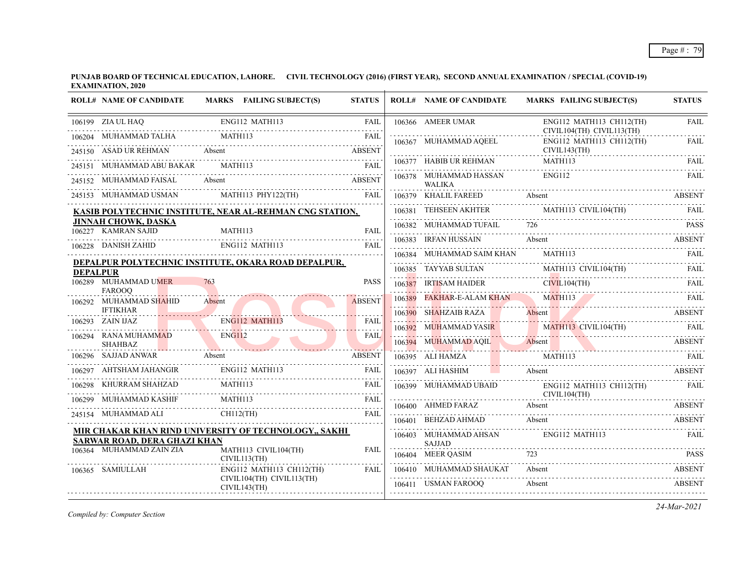**PUNJAB BOARD OF TECHNICAL EDUCATION, LAHORE. CIVIL TECHNOLOGY (2016) (FIRST YEAR), SECOND ANNUAL EXAMINATION / SPECIAL (COVID-19) EXAMINATION, 2020**

| ROLL# | NAME OF CANDIDATE | MARKS | FAILING SUBJECT(S) | STATUS |
|---|---|---|---|---|
| 106199 | ZIA UL HAQ | | ENG112 MATH113 | FAIL |
| 106204 | MUHAMMAD TALHA | | MATH113 | FAIL |
| 245150 | ASAD UR REHMAN | Absent | | ABSENT |
| 245151 | MUHAMMAD ABU BAKAR | | MATH113 | FAIL |
| 245152 | MUHAMMAD FAISAL | Absent | | ABSENT |
| 245153 | MUHAMMAD USMAN | | MATH113 PHY122(TH) | FAIL |

**KASIB POLYTECHNIC INSTITUTE, NEAR AL-REHMAN CNG STATION, JINNAH CHOWK, DASKA**

| ROLL# | NAME OF CANDIDATE | MARKS | FAILING SUBJECT(S) | STATUS |
|---|---|---|---|---|
| 106227 | KAMRAN SAJID | | MATH113 | FAIL |
| 106228 | DANISH ZAHID | | ENG112 MATH113 | FAIL |

**DEPALPUR POLYTECHNIC INSTITUTE, OKARA ROAD DEPALPUR, DEPALPUR**

| ROLL# | NAME OF CANDIDATE | MARKS | FAILING SUBJECT(S) | STATUS |
|---|---|---|---|---|
| 106289 | MUHAMMAD UMER FAROOQ | 763 | | PASS |
| 106292 | MUHAMMAD SHAHID IFTIKHAR | Absent | | ABSENT |
| 106293 | ZAIN IJAZ | | ENG112 MATH113 | FAIL |
| 106294 | RANA MUHAMMAD SHAHBAZ | | ENG112 | FAIL |
| 106296 | SAJJAD ANWAR | Absent | | ABSENT |
| 106297 | AHTSHAM JAHANGIR | | ENG112 MATH113 | FAIL |
| 106298 | KHURRAM SHAHZAD | | MATH113 | FAIL |
| 106299 | MUHAMMAD KASHIF | | MATH113 | FAIL |
| 245154 | MUHAMMAD ALI | | CH112(TH) | FAIL |

**MIR CHAKAR KHAN RIND UNIVERSITY OF TECHNOLOGY,, SAKHI SARWAR ROAD, DERA GHAZI KHAN**

| ROLL# | NAME OF CANDIDATE | MARKS | FAILING SUBJECT(S) | STATUS |
|---|---|---|---|---|
| 106364 | MUHAMMAD ZAIN ZIA | | MATH113 CIVIL104(TH) CIVIL113(TH) | FAIL |
| 106365 | SAMIULLAH | | ENG112 MATH113 CH112(TH) CIVIL104(TH) CIVIL113(TH) CIVIL143(TH) | FAIL |
| 106366 | AMEER UMAR | | ENG112 MATH113 CH112(TH) CIVIL104(TH) CIVIL113(TH) | FAIL |
| 106367 | MUHAMMAD AQEEL | | ENG112 MATH113 CH112(TH) CIVIL143(TH) | FAIL |
| 106377 | HABIB UR REHMAN | | MATH113 | FAIL |
| 106378 | MUHAMMAD HASSAN WALIKA | | ENG112 | FAIL |
| 106379 | KHALIL FAREED | Absent | | ABSENT |
| 106381 | TEHSEEN AKHTER | | MATH113 CIVIL104(TH) | FAIL |
| 106382 | MUHAMMAD TUFAIL | 726 | | PASS |
| 106383 | IRFAN HUSSAIN | Absent | | ABSENT |
| 106384 | MUHAMMAD SAIM KHAN | | MATH113 | FAIL |
| 106385 | TAYYAB SULTAN | | MATH113 CIVIL104(TH) | FAIL |
| 106387 | IRTISAM HAIDER | | CIVIL104(TH) | FAIL |
| 106389 | FAKHAR-E-ALAM KHAN | | MATH113 | FAIL |
| 106390 | SHAHZAIB RAZA | Absent | | ABSENT |
| 106392 | MUHAMMAD YASIR | | MATH113 CIVIL104(TH) | FAIL |
| 106394 | MUHAMMAD AQIL | Absent | | ABSENT |
| 106395 | ALI HAMZA | | MATH113 | FAIL |
| 106397 | ALI HASHIM | Absent | | ABSENT |
| 106399 | MUHAMMAD UBAID | | ENG112 MATH113 CH112(TH) CIVIL104(TH) | FAIL |
| 106400 | AHMED FARAZ | Absent | | ABSENT |
| 106401 | BEHZAD AHMAD | Absent | | ABSENT |
| 106403 | MUHAMMAD AHSAN SAJJAD | | ENG112 MATH113 | FAIL |
| 106404 | MEER QASIM | 723 | | PASS |
| 106410 | MUHAMMAD SHAUKAT | Absent | | ABSENT |
| 106411 | USMAN FAROOQ | Absent | | ABSENT |

*Compiled by: Computer Section*

*24-Mar-2021*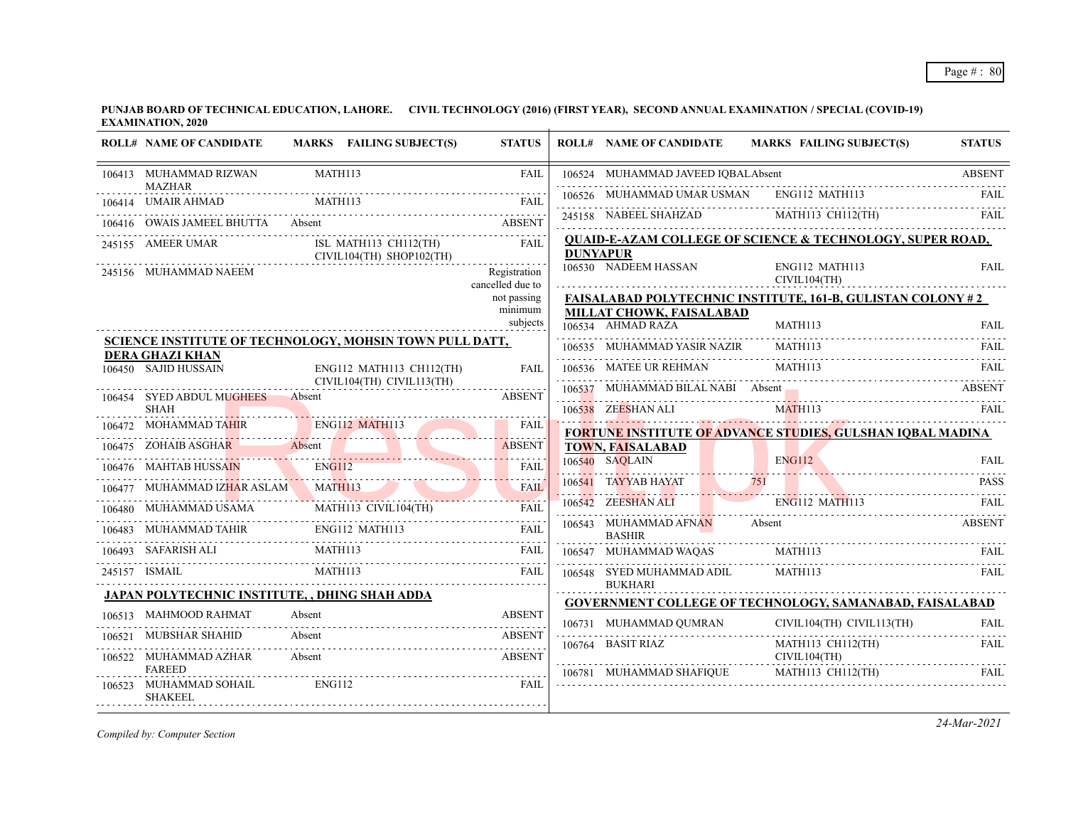**PUNJAB BOARD OF TECHNICAL EDUCATION, LAHORE. CIVIL TECHNOLOGY (2016) (FIRST YEAR), SECOND ANNUAL EXAMINATION / SPECIAL (COVID-19) EXAMINATION, 2020**

| ROLL# | NAME OF CANDIDATE | MARKS | FAILING SUBJECT(S) | STATUS |
|---|---|---|---|---|
| 106413 | MUHAMMAD RIZWAN MAZHAR | | MATH113 | FAIL |
| 106414 | UMAIR AHMAD | | MATH113 | FAIL |
| 106416 | OWAIS JAMEEL BHUTTA | Absent | | ABSENT |
| 245155 | AMEER UMAR | | ISL MATH113 CH112(TH) CIVIL104(TH) SHOP102(TH) | FAIL |
| 245156 | MUHAMMAD NAEEM | | | Registration cancelled due to not passing minimum subjects |

**SCIENCE INSTITUTE OF TECHNOLOGY, MOHSIN TOWN PULL DATT, DERA GHAZI KHAN**

| ROLL# | NAME OF CANDIDATE | MARKS | FAILING SUBJECT(S) | STATUS |
|---|---|---|---|---|
| 106450 | SAJID HUSSAIN | | ENG112 MATH113 CH112(TH) CIVIL104(TH) CIVIL113(TH) | FAIL |
| 106454 | SYED ABDUL MUGHEES SHAH | Absent | | ABSENT |
| 106472 | MOHAMMAD TAHIR | | ENG112 MATH113 | FAIL |
| 106475 | ZOHAIB ASGHAR | Absent | | ABSENT |
| 106476 | MAHTAB HUSSAIN | | ENG112 | FAIL |
| 106477 | MUHAMMAD IZHAR ASLAM | | MATH113 | FAIL |
| 106480 | MUHAMMAD USAMA | | MATH113 CIVIL104(TH) | FAIL |
| 106483 | MUHAMMAD TAHIR | | ENG112 MATH113 | FAIL |
| 106493 | SAFARISH ALI | | MATH113 | FAIL |
| 245157 | ISMAIL | | MATH113 | FAIL |

**JAPAN POLYTECHNIC INSTITUTE, , DHING SHAH ADDA**

| ROLL# | NAME OF CANDIDATE | MARKS | FAILING SUBJECT(S) | STATUS |
|---|---|---|---|---|
| 106513 | MAHMOOD RAHMAT | Absent | | ABSENT |
| 106521 | MUBSHAR SHAHID | Absent | | ABSENT |
| 106522 | MUHAMMAD AZHAR FAREED | Absent | | ABSENT |
| 106523 | MUHAMMAD SOHAIL SHAKEEL | | ENG112 | FAIL |
| 106524 | MUHAMMAD JAVEED IQBAL | Absent | | ABSENT |
| 106526 | MUHAMMAD UMAR USMAN | | ENG112 MATH113 | FAIL |
| 245158 | NABEEL SHAHZAD | | MATH113 CH112(TH) | FAIL |

**QUAID-E-AZAM COLLEGE OF SCIENCE & TECHNOLOGY, SUPER ROAD, DUNYAPUR**

| ROLL# | NAME OF CANDIDATE | MARKS | FAILING SUBJECT(S) | STATUS |
|---|---|---|---|---|
| 106530 | NADEEM HASSAN | | ENG112 MATH113 CIVIL104(TH) | FAIL |

**FAISALABAD POLYTECHNIC INSTITUTE, 161-B, GULISTAN COLONY # 2 MILLAT CHOWK, FAISALABAD**

| ROLL# | NAME OF CANDIDATE | MARKS | FAILING SUBJECT(S) | STATUS |
|---|---|---|---|---|
| 106534 | AHMAD RAZA | | MATH113 | FAIL |
| 106535 | MUHAMMAD YASIR NAZIR | | MATH113 | FAIL |
| 106536 | MATEE UR REHMAN | | MATH113 | FAIL |
| 106537 | MUHAMMAD BILAL NABI | Absent | | ABSENT |
| 106538 | ZEESHAN ALI | | MATH113 | FAIL |

**FORTUNE INSTITUTE OF ADVANCE STUDIES, GULSHAN IQBAL MADINA TOWN, FAISALABAD**

| ROLL# | NAME OF CANDIDATE | MARKS | FAILING SUBJECT(S) | STATUS |
|---|---|---|---|---|
| 106540 | SAQLAIN | | ENG112 | FAIL |
| 106541 | TAYYAB HAYAT | 751 | | PASS |
| 106542 | ZEESHAN ALI | | ENG112 MATH113 | FAIL |
| 106543 | MUHAMMAD AFNAN BASHIR | Absent | | ABSENT |
| 106547 | MUHAMMAD WAQAS | | MATH113 | FAIL |
| 106548 | SYED MUHAMMAD ADIL BUKHARI | | MATH113 | FAIL |

**GOVERNMENT COLLEGE OF TECHNOLOGY, SAMANABAD, FAISALABAD**

| ROLL# | NAME OF CANDIDATE | MARKS | FAILING SUBJECT(S) | STATUS |
|---|---|---|---|---|
| 106731 | MUHAMMAD QUMRAN | | CIVIL104(TH) CIVIL113(TH) | FAIL |
| 106764 | BASIT RIAZ | | MATH113 CH112(TH) CIVIL104(TH) | FAIL |
| 106781 | MUHAMMAD SHAFIQUE | | MATH113 CH112(TH) | FAIL |

*Compiled by: Computer Section*

*24-Mar-2021*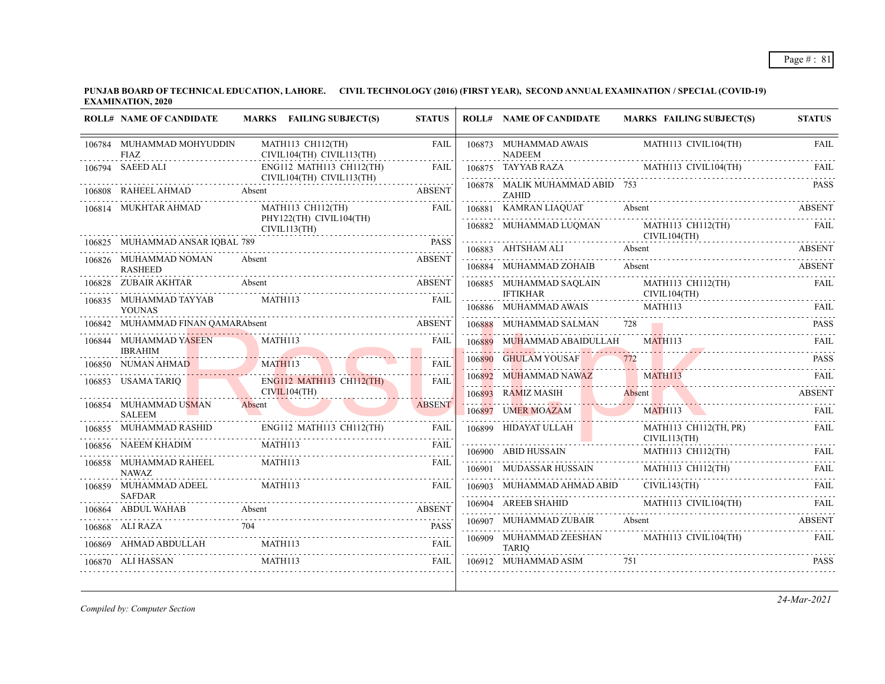**PUNJAB BOARD OF TECHNICAL EDUCATION, LAHORE. CIVIL TECHNOLOGY (2016) (FIRST YEAR), SECOND ANNUAL EXAMINATION / SPECIAL (COVID-19) EXAMINATION, 2020**

| ROLL# | NAME OF CANDIDATE | MARKS | FAILING SUBJECT(S) | STATUS |
|---|---|---|---|---|
| 106784 | MUHAMMAD MOHYUDDIN FIAZ | | MATH113 CH112(TH) CIVIL104(TH) CIVIL113(TH) | FAIL |
| 106794 | SAEED ALI | | ENG112 MATH113 CH112(TH) CIVIL104(TH) CIVIL113(TH) | FAIL |
| 106808 | RAHEEL AHMAD | Absent | | ABSENT |
| 106814 | MUKHTAR AHMAD | | MATH113 CH112(TH) PHY122(TH) CIVIL104(TH) CIVIL113(TH) | FAIL |
| 106825 | MUHAMMAD ANSAR IQBAL | 789 | | PASS |
| 106826 | MUHAMMAD NOMAN RASHEED | Absent | | ABSENT |
| 106828 | ZUBAIR AKHTAR | Absent | | ABSENT |
| 106835 | MUHAMMAD TAYYAB YOUNAS | | MATH113 | FAIL |
| 106842 | MUHAMMAD FINAN QAMAR | Absent | | ABSENT |
| 106844 | MUHAMMAD YASEEN IBRAHIM | | MATH113 | FAIL |
| 106850 | NUMAN AHMAD | | MATH113 | FAIL |
| 106853 | USAMA TARIQ | | ENG112 MATH113 CH112(TH) CIVIL104(TH) | FAIL |
| 106854 | MUHAMMAD USMAN SALEEM | Absent | | ABSENT |
| 106855 | MUHAMMAD RASHID | | ENG112 MATH113 CH112(TH) | FAIL |
| 106856 | NAEEM KHADIM | | MATH113 | FAIL |
| 106858 | MUHAMMAD RAHEEL NAWAZ | | MATH113 | FAIL |
| 106859 | MUHAMMAD ADEEL SAFDAR | | MATH113 | FAIL |
| 106864 | ABDUL WAHAB | Absent | | ABSENT |
| 106868 | ALI RAZA | 704 | | PASS |
| 106869 | AHMAD ABDULLAH | | MATH113 | FAIL |
| 106870 | ALI HASSAN | | MATH113 | FAIL |
| 106873 | MUHAMMAD AWAIS NADEEM | | MATH113 CIVIL104(TH) | FAIL |
| 106875 | TAYYAB RAZA | | MATH113 CIVIL104(TH) | FAIL |
| 106878 | MALIK MUHAMMAD ABID ZAHID | 753 | | PASS |
| 106881 | KAMRAN LIAQUAT | Absent | | ABSENT |
| 106882 | MUHAMMAD LUQMAN | | MATH113 CH112(TH) CIVIL104(TH) | FAIL |
| 106883 | AHTSHAM ALI | Absent | | ABSENT |
| 106884 | MUHAMMAD ZOHAIB | Absent | | ABSENT |
| 106885 | MUHAMMAD SAQLAIN IFTIKHAR | | MATH113 CH112(TH) CIVIL104(TH) | FAIL |
| 106886 | MUHAMMAD AWAIS | | MATH113 | FAIL |
| 106888 | MUHAMMAD SALMAN | 728 | | PASS |
| 106889 | MUHAMMAD ABAIDULLAH | | MATH113 | FAIL |
| 106890 | GHULAM YOUSAF | 772 | | PASS |
| 106892 | MUHAMMAD NAWAZ | | MATH113 | FAIL |
| 106893 | RAMIZ MASIH | Absent | | ABSENT |
| 106897 | UMER MOAZAM | | MATH113 | FAIL |
| 106899 | HIDAYAT ULLAH | | MATH113 CH112(TH, PR) CIVIL113(TH) | FAIL |
| 106900 | ABID HUSSAIN | | MATH113 CH112(TH) | FAIL |
| 106901 | MUDASSAR HUSSAIN | | MATH113 CH112(TH) | FAIL |
| 106903 | MUHAMMAD AHMAD ABID | | CIVIL143(TH) | FAIL |
| 106904 | AREEB SHAHID | | MATH113 CIVIL104(TH) | FAIL |
| 106907 | MUHAMMAD ZUBAIR | Absent | | ABSENT |
| 106909 | MUHAMMAD ZEESHAN TARIQ | | MATH113 CIVIL104(TH) | FAIL |
| 106912 | MUHAMMAD ASIM | 751 | | PASS |

*Compiled by: Computer Section*

*24-Mar-2021*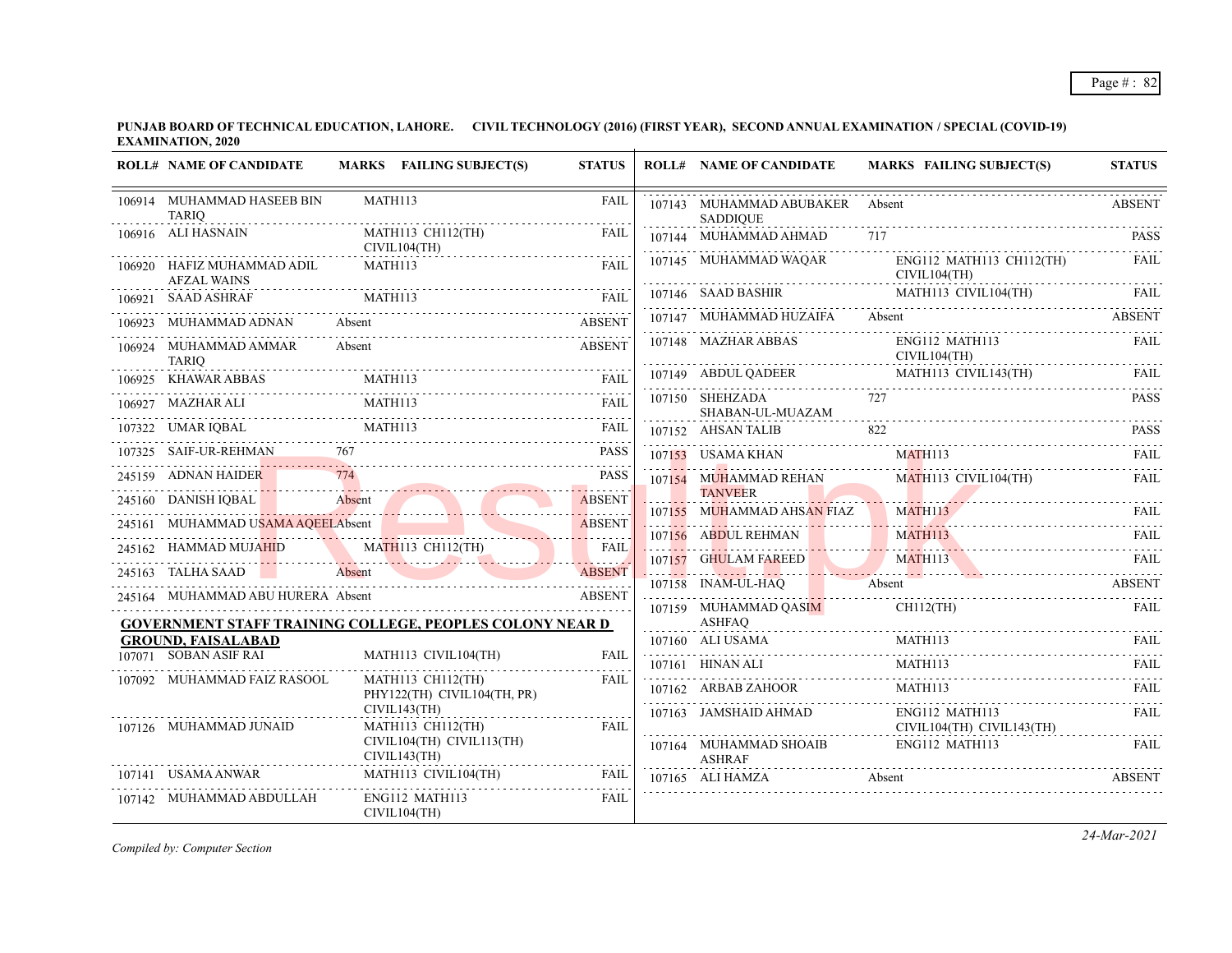**PUNJAB BOARD OF TECHNICAL EDUCATION, LAHORE. CIVIL TECHNOLOGY (2016) (FIRST YEAR), SECOND ANNUAL EXAMINATION / SPECIAL (COVID-19) EXAMINATION, 2020**

| ROLL# | NAME OF CANDIDATE | MARKS | FAILING SUBJECT(S) | STATUS |
|---|---|---|---|---|
| 106914 | MUHAMMAD HASEEB BIN TARIQ | | MATH113 | FAIL |
| 106916 | ALI HASNAIN | | MATH113 CH112(TH) CIVIL104(TH) | FAIL |
| 106920 | HAFIZ MUHAMMAD ADIL AFZAL WAINS | | MATH113 | FAIL |
| 106921 | SAAD ASHRAF | | MATH113 | FAIL |
| 106923 | MUHAMMAD ADNAN | Absent | | ABSENT |
| 106924 | MUHAMMAD AMMAR TARIQ | Absent | | ABSENT |
| 106925 | KHAWAR ABBAS | | MATH113 | FAIL |
| 106927 | MAZHAR ALI | | MATH113 | FAIL |
| 107322 | UMAR IQBAL | | MATH113 | FAIL |
| 107325 | SAIF-UR-REHMAN | 767 | | PASS |
| 245159 | ADNAN HAIDER | 774 | | PASS |
| 245160 | DANISH IQBAL | Absent | | ABSENT |
| 245161 | MUHAMMAD USAMA AQEEL | Absent | | ABSENT |
| 245162 | HAMMAD MUJAHID | | MATH113 CH112(TH) | FAIL |
| 245163 | TALHA SAAD | Absent | | ABSENT |
| 245164 | MUHAMMAD ABU HURERA | Absent | | ABSENT |

**GOVERNMENT STAFF TRAINING COLLEGE, PEOPLES COLONY NEAR D GROUND, FAISALABAD**

| ROLL# | NAME OF CANDIDATE | MARKS | FAILING SUBJECT(S) | STATUS |
|---|---|---|---|---|
| 107071 | SOBAN ASIF RAI | | MATH113 CIVIL104(TH) | FAIL |
| 107092 | MUHAMMAD FAIZ RASOOL | | MATH113 CH112(TH) PHY122(TH) CIVIL104(TH, PR) CIVIL143(TH) | FAIL |
| 107126 | MUHAMMAD JUNAID | | MATH113 CH112(TH) CIVIL104(TH) CIVIL113(TH) CIVIL143(TH) | FAIL |
| 107141 | USAMA ANWAR | | MATH113 CIVIL104(TH) | FAIL |
| 107142 | MUHAMMAD ABDULLAH | | ENG112 MATH113 CIVIL104(TH) | FAIL |
| 107143 | MUHAMMAD ABUBAKER SADDIQUE | Absent | | ABSENT |
| 107144 | MUHAMMAD AHMAD | 717 | | PASS |
| 107145 | MUHAMMAD WAQAR | | ENG112 MATH113 CH112(TH) CIVIL104(TH) | FAIL |
| 107146 | SAAD BASHIR | | MATH113 CIVIL104(TH) | FAIL |
| 107147 | MUHAMMAD HUZAIFA | Absent | | ABSENT |
| 107148 | MAZHAR ABBAS | | ENG112 MATH113 CIVIL104(TH) | FAIL |
| 107149 | ABDUL QADEER | | MATH113 CIVIL143(TH) | FAIL |
| 107150 | SHEHZADA SHABAN-UL-MUAZAM | 727 | | PASS |
| 107152 | AHSAN TALIB | 822 | | PASS |
| 107153 | USAMA KHAN | | MATH113 | FAIL |
| 107154 | MUHAMMAD REHAN TANVEER | | MATH113 CIVIL104(TH) | FAIL |
| 107155 | MUHAMMAD AHSAN FIAZ | | MATH113 | FAIL |
| 107156 | ABDUL REHMAN | | MATH113 | FAIL |
| 107157 | GHULAM FAREED | | MATH113 | FAIL |
| 107158 | INAM-UL-HAQ | Absent | | ABSENT |
| 107159 | MUHAMMAD QASIM ASHFAQ | | CH112(TH) | FAIL |
| 107160 | ALI USAMA | | MATH113 | FAIL |
| 107161 | HINAN ALI | | MATH113 | FAIL |
| 107162 | ARBAB ZAHOOR | | MATH113 | FAIL |
| 107163 | JAMSHAID AHMAD | | ENG112 MATH113 CIVIL104(TH) CIVIL143(TH) | FAIL |
| 107164 | MUHAMMAD SHOAIB ASHRAF | | ENG112 MATH113 | FAIL |
| 107165 | ALI HAMZA | Absent | | ABSENT |

*Compiled by: Computer Section*

*24-Mar-2021*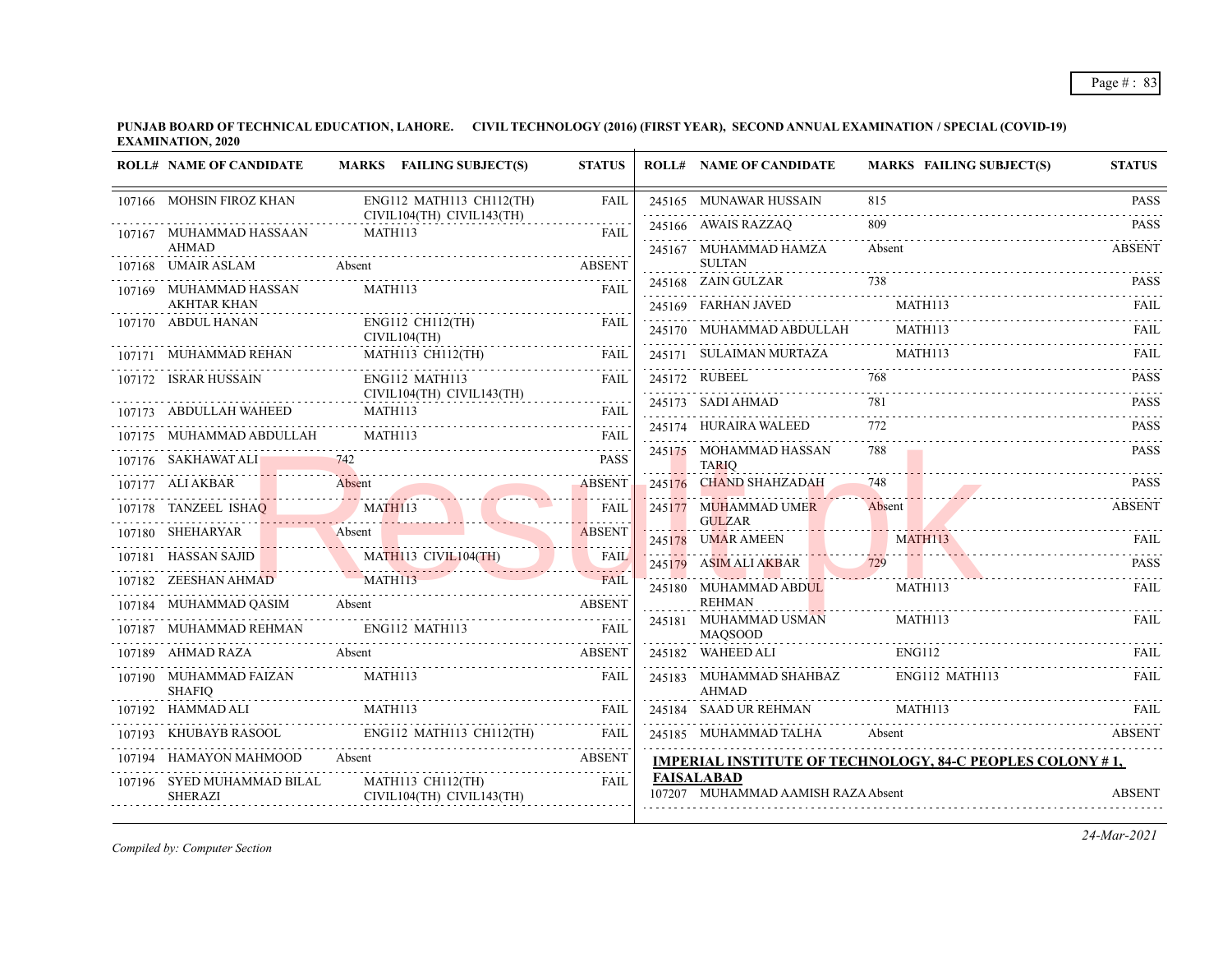**PUNJAB BOARD OF TECHNICAL EDUCATION, LAHORE. CIVIL TECHNOLOGY (2016) (FIRST YEAR), SECOND ANNUAL EXAMINATION / SPECIAL (COVID-19) EXAMINATION, 2020**

| ROLL# | NAME OF CANDIDATE | MARKS | FAILING SUBJECT(S) | STATUS |
|---|---|---|---|---|
| 107166 | MOHSIN FIROZ KHAN | | ENG112 MATH113 CH112(TH) CIVIL104(TH) CIVIL143(TH) | FAIL |
| 107167 | MUHAMMAD HASSAAN AHMAD | | MATH113 | FAIL |
| 107168 | UMAIR ASLAM | Absent | | ABSENT |
| 107169 | MUHAMMAD HASSAN AKHTAR KHAN | | MATH113 | FAIL |
| 107170 | ABDUL HANAN | | ENG112 CH112(TH) CIVIL104(TH) | FAIL |
| 107171 | MUHAMMAD REHAN | | MATH113 CH112(TH) | FAIL |
| 107172 | ISRAR HUSSAIN | | ENG112 MATH113 CIVIL104(TH) CIVIL143(TH) | FAIL |
| 107173 | ABDULLAH WAHEED | | MATH113 | FAIL |
| 107175 | MUHAMMAD ABDULLAH | | MATH113 | FAIL |
| 107176 | SAKHAWAT ALI | 742 | | PASS |
| 107177 | ALI AKBAR | Absent | | ABSENT |
| 107178 | TANZEEL ISHAQ | | MATH113 | FAIL |
| 107180 | SHEHARYAR | Absent | | ABSENT |
| 107181 | HASSAN SAJID | | MATH113 CIVIL104(TH) | FAIL |
| 107182 | ZEESHAN AHMAD | | MATH113 | FAIL |
| 107184 | MUHAMMAD QASIM | Absent | | ABSENT |
| 107187 | MUHAMMAD REHMAN | | ENG112 MATH113 | FAIL |
| 107189 | AHMAD RAZA | Absent | | ABSENT |
| 107190 | MUHAMMAD FAIZAN SHAFIQ | | MATH113 | FAIL |
| 107192 | HAMMAD ALI | | MATH113 | FAIL |
| 107193 | KHUBAYB RASOOL | | ENG112 MATH113 CH112(TH) | FAIL |
| 107194 | HAMAYON MAHMOOD | Absent | | ABSENT |
| 107196 | SYED MUHAMMAD BILAL SHERAZI | | MATH113 CH112(TH) CIVIL104(TH) CIVIL143(TH) | FAIL |
| 245165 | MUNAWAR HUSSAIN | 815 | | PASS |
| 245166 | AWAIS RAZZAQ | 809 | | PASS |
| 245167 | MUHAMMAD HAMZA SULTAN | Absent | | ABSENT |
| 245168 | ZAIN GULZAR | 738 | | PASS |
| 245169 | FARHAN JAVED | | MATH113 | FAIL |
| 245170 | MUHAMMAD ABDULLAH | | MATH113 | FAIL |
| 245171 | SULAIMAN MURTAZA | | MATH113 | FAIL |
| 245172 | RUBEEL | 768 | | PASS |
| 245173 | SADI AHMAD | 781 | | PASS |
| 245174 | HURAIRA WALEED | 772 | | PASS |
| 245175 | MOHAMMAD HASSAN TARIQ | 788 | | PASS |
| 245176 | CHAND SHAHZADAH | 748 | | PASS |
| 245177 | MUHAMMAD UMER GULZAR | Absent | | ABSENT |
| 245178 | UMAR AMEEN | | MATH113 | FAIL |
| 245179 | ASIM ALI AKBAR | 729 | | PASS |
| 245180 | MUHAMMAD ABDUL REHMAN | | MATH113 | FAIL |
| 245181 | MUHAMMAD USMAN MAQSOOD | | MATH113 | FAIL |
| 245182 | WAHEED ALI | | ENG112 | FAIL |
| 245183 | MUHAMMAD SHAHBAZ AHMAD | | ENG112 MATH113 | FAIL |
| 245184 | SAAD UR REHMAN | | MATH113 | FAIL |
| 245185 | MUHAMMAD TALHA | Absent | | ABSENT |

**IMPERIAL INSTITUTE OF TECHNOLOGY, 84-C PEOPLES COLONY # 1, FAISALABAD**

| ROLL# | NAME OF CANDIDATE | MARKS | FAILING SUBJECT(S) | STATUS |
|---|---|---|---|---|
| 107207 | MUHAMMAD AAMISH RAZA | Absent | | ABSENT |

*Compiled by: Computer Section*

24-Mar-2021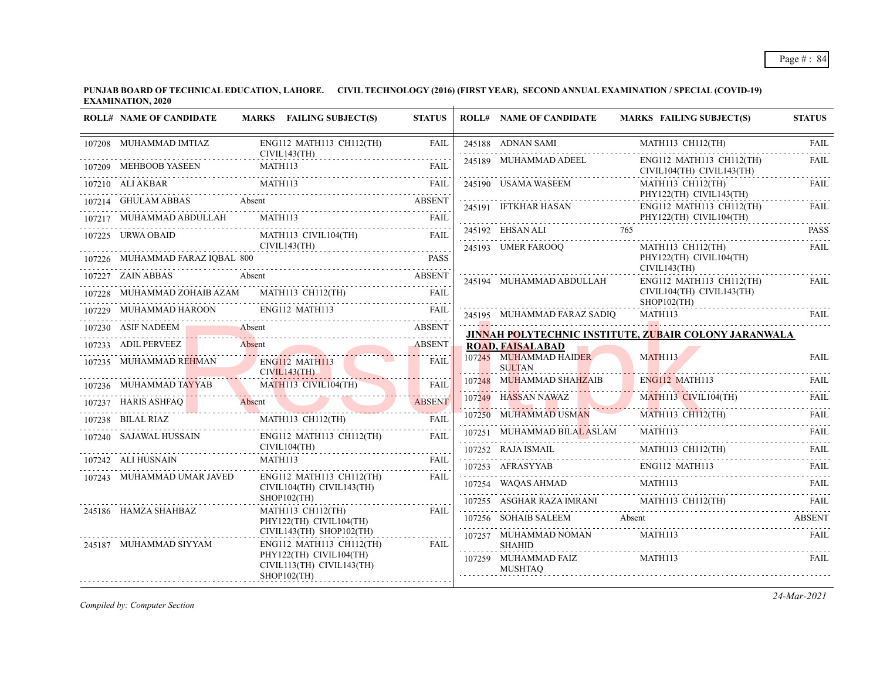**PUNJAB BOARD OF TECHNICAL EDUCATION, LAHORE. CIVIL TECHNOLOGY (2016) (FIRST YEAR), SECOND ANNUAL EXAMINATION / SPECIAL (COVID-19) EXAMINATION, 2020**

| ROLL# | NAME OF CANDIDATE | MARKS | FAILING SUBJECT(S) | STATUS |
|---|---|---|---|---|
| 107208 | MUHAMMAD IMTIAZ | | ENG112 MATH113 CH112(TH) CIVIL143(TH) | FAIL |
| 107209 | MEHBOOB YASEEN | | MATH113 | FAIL |
| 107210 | ALI AKBAR | | MATH113 | FAIL |
| 107214 | GHULAM ABBAS | Absent | | ABSENT |
| 107217 | MUHAMMAD ABDULLAH | | MATH113 | FAIL |
| 107225 | URWA OBAID | | MATH113 CIVIL104(TH) CIVIL143(TH) | FAIL |
| 107226 | MUHAMMAD FARAZ IQBAL | 800 | | PASS |
| 107227 | ZAIN ABBAS | Absent | | ABSENT |
| 107228 | MUHAMMAD ZOHAIB AZAM | | MATH113 CH112(TH) | FAIL |
| 107229 | MUHAMMAD HAROON | | ENG112 MATH113 | FAIL |
| 107230 | ASIF NADEEM | Absent | | ABSENT |
| 107233 | ADIL PERVEEZ | Absent | | ABSENT |
| 107235 | MUHAMMAD REHMAN | | ENG112 MATH113 CIVIL143(TH) | FAIL |
| 107236 | MUHAMMAD TAYYAB | | MATH113 CIVIL104(TH) | FAIL |
| 107237 | HARIS ASHFAQ | Absent | | ABSENT |
| 107238 | BILAL RIAZ | | MATH113 CH112(TH) | FAIL |
| 107240 | SAJAWAL HUSSAIN | | ENG112 MATH113 CH112(TH) CIVIL104(TH) | FAIL |
| 107242 | ALI HUSNAIN | | MATH113 | FAIL |
| 107243 | MUHAMMAD UMAR JAVED | | ENG112 MATH113 CH112(TH) CIVIL104(TH) CIVIL143(TH) SHOP102(TH) | FAIL |
| 245186 | HAMZA SHAHBAZ | | MATH113 CH112(TH) PHY122(TH) CIVIL104(TH) CIVIL143(TH) SHOP102(TH) | FAIL |
| 245187 | MUHAMMAD SIYYAM | | ENG112 MATH113 CH112(TH) PHY122(TH) CIVIL104(TH) CIVIL113(TH) CIVIL143(TH) SHOP102(TH) | FAIL |
| 245188 | ADNAN SAMI | | MATH113 CH112(TH) | FAIL |
| 245189 | MUHAMMAD ADEEL | | ENG112 MATH113 CH112(TH) CIVIL104(TH) CIVIL143(TH) | FAIL |
| 245190 | USAMA WASEEM | | MATH113 CH112(TH) PHY122(TH) CIVIL143(TH) | FAIL |
| 245191 | IFTKHAR HASAN | | ENG112 MATH113 CH112(TH) PHY122(TH) CIVIL104(TH) | FAIL |
| 245192 | EHSAN ALI | 765 | | PASS |
| 245193 | UMER FAROOQ | | MATH113 CH112(TH) PHY122(TH) CIVIL104(TH) CIVIL143(TH) | FAIL |
| 245194 | MUHAMMAD ABDULLAH | | ENG112 MATH113 CH112(TH) CIVIL104(TH) CIVIL143(TH) SHOP102(TH) | FAIL |
| 245195 | MUHAMMAD FARAZ SADIQ | | MATH113 | FAIL |

**JINNAH POLYTECHNIC INSTITUTE, ZUBAIR COLONY JARANWALA ROAD, FAISALABAD**

| ROLL# | NAME OF CANDIDATE | MARKS | FAILING SUBJECT(S) | STATUS |
|---|---|---|---|---|
| 107245 | MUHAMMAD HAIDER SULTAN | | MATH113 | FAIL |
| 107248 | MUHAMMAD SHAHZAIB | | ENG112 MATH113 | FAIL |
| 107249 | HASSAN NAWAZ | | MATH113 CIVIL104(TH) | FAIL |
| 107250 | MUHAMMAD USMAN | | MATH113 CH112(TH) | FAIL |
| 107251 | MUHAMMAD BILAL ASLAM | | MATH113 | FAIL |
| 107252 | RAJA ISMAIL | | MATH113 CH112(TH) | FAIL |
| 107253 | AFRASYYAB | | ENG112 MATH113 | FAIL |
| 107254 | WAQAS AHMAD | | MATH113 | FAIL |
| 107255 | ASGHAR RAZA IMRANI | | MATH113 CH112(TH) | FAIL |
| 107256 | SOHAIB SALEEM | Absent | | ABSENT |
| 107257 | MUHAMMAD NOMAN SHAHID | | MATH113 | FAIL |
| 107259 | MUHAMMAD FAIZ MUSHTAQ | | MATH113 | FAIL |

*Compiled by: Computer Section*

*24-Mar-2021*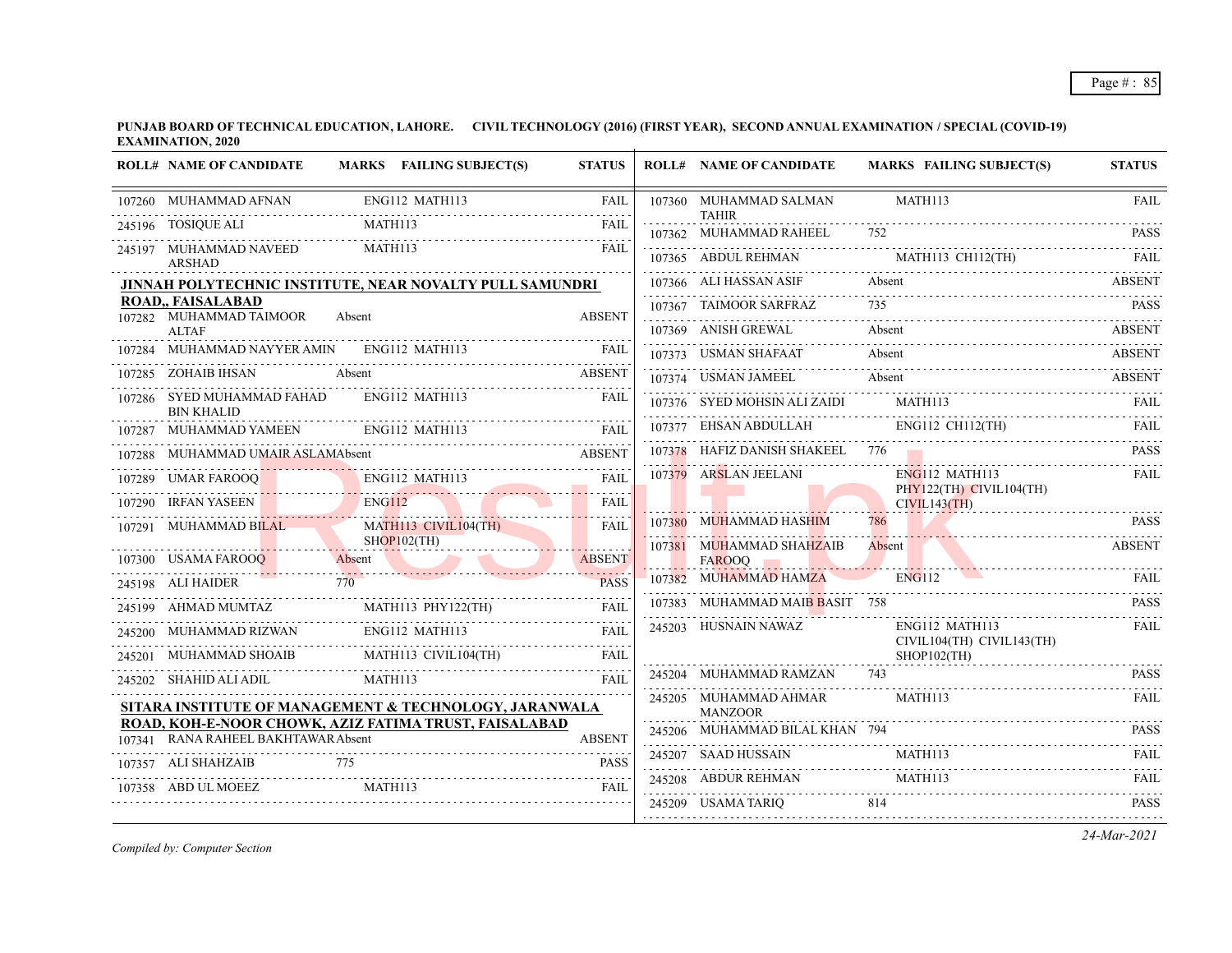**PUNJAB BOARD OF TECHNICAL EDUCATION, LAHORE. CIVIL TECHNOLOGY (2016) (FIRST YEAR), SECOND ANNUAL EXAMINATION / SPECIAL (COVID-19) EXAMINATION, 2020**

| ROLL# | NAME OF CANDIDATE | MARKS | FAILING SUBJECT(S) | STATUS |
|---|---|---|---|---|
| 107260 | MUHAMMAD AFNAN | | ENG112 MATH113 | FAIL |
| 245196 | TOSIQUE ALI | | MATH113 | FAIL |
| 245197 | MUHAMMAD NAVEED ARSHAD | | MATH113 | FAIL |

**JINNAH POLYTECHNIC INSTITUTE, NEAR NOVALTY PULL SAMUNDRI ROAD,, FAISALABAD**

| ROLL# | NAME OF CANDIDATE | MARKS | FAILING SUBJECT(S) | STATUS |
|---|---|---|---|---|
| 107282 | MUHAMMAD TAIMOOR ALTAF | Absent | | ABSENT |
| 107284 | MUHAMMAD NAYYER AMIN | | ENG112 MATH113 | FAIL |
| 107285 | ZOHAIB IHSAN | Absent | | ABSENT |
| 107286 | SYED MUHAMMAD FAHAD BIN KHALID | | ENG112 MATH113 | FAIL |
| 107287 | MUHAMMAD YAMEEN | | ENG112 MATH113 | FAIL |
| 107288 | MUHAMMAD UMAIR ASLAM | Absent | | ABSENT |
| 107289 | UMAR FAROOQ | | ENG112 MATH113 | FAIL |
| 107290 | IRFAN YASEEN | | ENG112 | FAIL |
| 107291 | MUHAMMAD BILAL | | MATH113 CIVIL104(TH) SHOP102(TH) | FAIL |
| 107300 | USAMA FAROOQ | Absent | | ABSENT |
| 245198 | ALI HAIDER | 770 | | PASS |
| 245199 | AHMAD MUMTAZ | | MATH113 PHY122(TH) | FAIL |
| 245200 | MUHAMMAD RIZWAN | | ENG112 MATH113 | FAIL |
| 245201 | MUHAMMAD SHOAIB | | MATH113 CIVIL104(TH) | FAIL |
| 245202 | SHAHID ALI ADIL | | MATH113 | FAIL |

**SITARA INSTITUTE OF MANAGEMENT & TECHNOLOGY, JARANWALA ROAD, KOH-E-NOOR CHOWK, AZIZ FATIMA TRUST, FAISALABAD**

| ROLL# | NAME OF CANDIDATE | MARKS | FAILING SUBJECT(S) | STATUS |
|---|---|---|---|---|
| 107341 | RANA RAHEEL BAKHTAWAR | Absent | | ABSENT |
| 107357 | ALI SHAHZAIB | 775 | | PASS |
| 107358 | ABD UL MOEEZ | | MATH113 | FAIL |
| 107360 | MUHAMMAD SALMAN TAHIR | | MATH113 | FAIL |
| 107362 | MUHAMMAD RAHEEL | 752 | | PASS |
| 107365 | ABDUL REHMAN | | MATH113 CH112(TH) | FAIL |
| 107366 | ALI HASSAN ASIF | Absent | | ABSENT |
| 107367 | TAIMOOR SARFRAZ | 735 | | PASS |
| 107369 | ANISH GREWAL | Absent | | ABSENT |
| 107373 | USMAN SHAFAAT | Absent | | ABSENT |
| 107374 | USMAN JAMEEL | Absent | | ABSENT |
| 107376 | SYED MOHSIN ALI ZAIDI | | MATH113 | FAIL |
| 107377 | EHSAN ABDULLAH | | ENG112 CH112(TH) | FAIL |
| 107378 | HAFIZ DANISH SHAKEEL | 776 | | PASS |
| 107379 | ARSLAN JEELANI | | ENG112 MATH113 PHY122(TH) CIVIL104(TH) CIVIL143(TH) | FAIL |
| 107380 | MUHAMMAD HASHIM | 786 | | PASS |
| 107381 | MUHAMMAD SHAHZAIB FAROOQ | Absent | | ABSENT |
| 107382 | MUHAMMAD HAMZA | | ENG112 | FAIL |
| 107383 | MUHAMMAD MAIB BASIT | 758 | | PASS |
| 245203 | HUSNAIN NAWAZ | | ENG112 MATH113 CIVIL104(TH) CIVIL143(TH) SHOP102(TH) | FAIL |
| 245204 | MUHAMMAD RAMZAN | 743 | | PASS |
| 245205 | MUHAMMAD AHMAR MANZOOR | | MATH113 | FAIL |
| 245206 | MUHAMMAD BILAL KHAN | 794 | | PASS |
| 245207 | SAAD HUSSAIN | | MATH113 | FAIL |
| 245208 | ABDUR REHMAN | | MATH113 | FAIL |
| 245209 | USAMA TARIQ | 814 | | PASS |

*Compiled by: Computer Section*

*24-Mar-2021*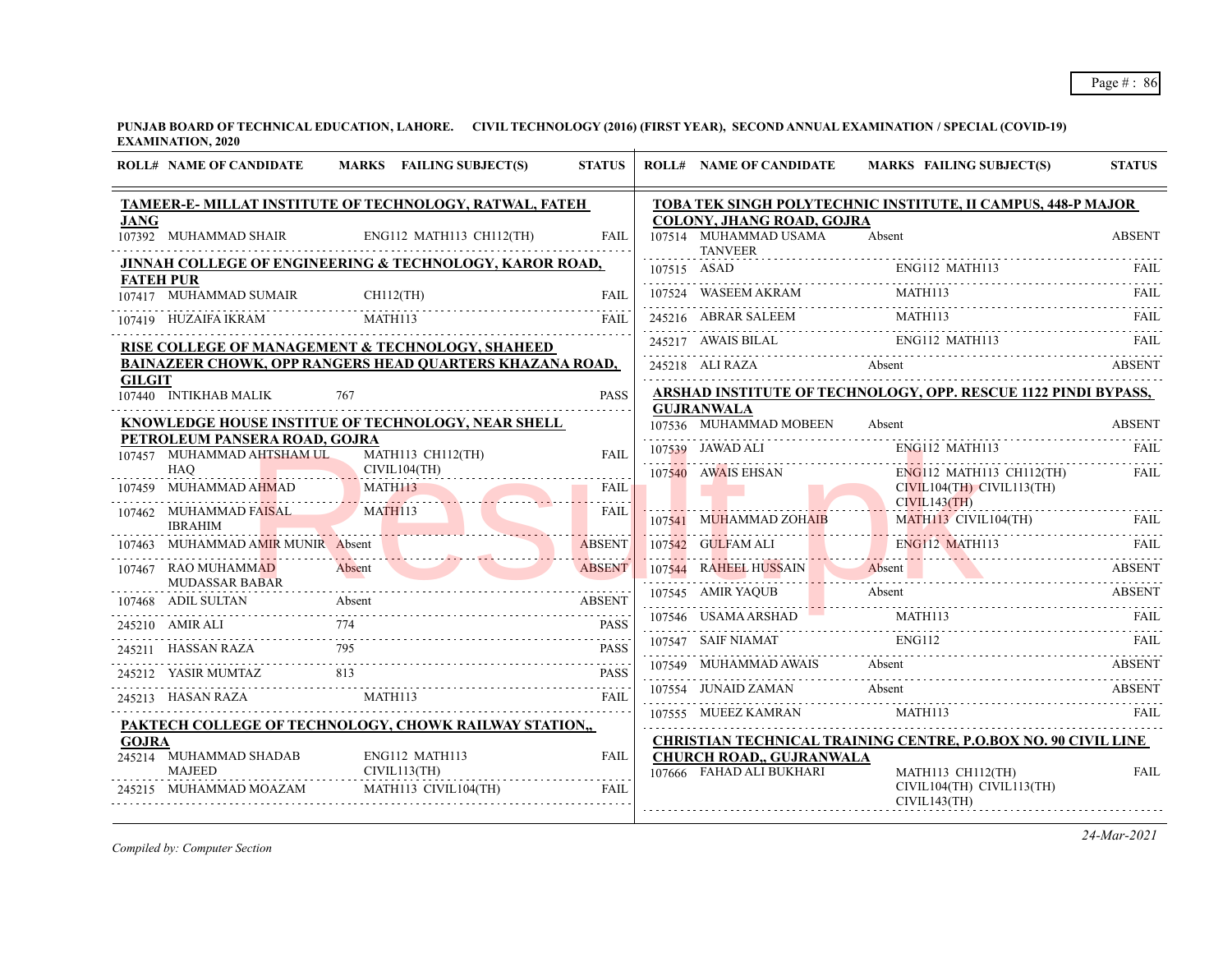**PUNJAB BOARD OF TECHNICAL EDUCATION, LAHORE. CIVIL TECHNOLOGY (2016) (FIRST YEAR), SECOND ANNUAL EXAMINATION / SPECIAL (COVID-19) EXAMINATION, 2020**

| ROLL# | NAME OF CANDIDATE | MARKS | FAILING SUBJECT(S) | STATUS |
|---|---|---|---|---|
| **TAMEER-E- MILLAT INSTITUTE OF TECHNOLOGY, RATWAL, FATEH JANG** | | | | |
| 107392 | MUHAMMAD SHAIR | | ENG112 MATH113 CH112(TH) | FAIL |
| **JINNAH COLLEGE OF ENGINEERING & TECHNOLOGY, KAROR ROAD, FATEH PUR** | | | | |
| 107417 | MUHAMMAD SUMAIR | | CH112(TH) | FAIL |
| 107419 | HUZAIFA IKRAM | | MATH113 | FAIL |
| **RISE COLLEGE OF MANAGEMENT & TECHNOLOGY, SHAHEED BAINAZEER CHOWK, OPP RANGERS HEAD QUARTERS KHAZANA ROAD, GILGIT** | | | | |
| 107440 | INTIKHAB MALIK | 767 | | PASS |
| **KNOWLEDGE HOUSE INSTITUE OF TECHNOLOGY, NEAR SHELL PETROLEUM PANSERA ROAD, GOJRA** | | | | |
| 107457 | MUHAMMAD AHTSHAM UL HAQ | | MATH113 CH112(TH) CIVIL104(TH) | FAIL |
| 107459 | MUHAMMAD AHMAD | | MATH113 | FAIL |
| 107462 | MUHAMMAD FAISAL IBRAHIM | | MATH113 | FAIL |
| 107463 | MUHAMMAD AMIR MUNIR | Absent | | ABSENT |
| 107467 | RAO MUHAMMAD MUDASSAR BABAR | Absent | | ABSENT |
| 107468 | ADIL SULTAN | Absent | | ABSENT |
| 245210 | AMIR ALI | 774 | | PASS |
| 245211 | HASSAN RAZA | 795 | | PASS |
| 245212 | YASIR MUMTAZ | 813 | | PASS |
| 245213 | HASAN RAZA | | MATH113 | FAIL |
| **PAKTECH COLLEGE OF TECHNOLOGY, CHOWK RAILWAY STATION,, GOJRA** | | | | |
| 245214 | MUHAMMAD SHADAB MAJEED | | ENG112 MATH113 CIVIL113(TH) | FAIL |
| 245215 | MUHAMMAD MOAZAM | | MATH113 CIVIL104(TH) | FAIL |
| **TOBA TEK SINGH POLYTECHNIC INSTITUTE, II CAMPUS, 448-P MAJOR COLONY, JHANG ROAD, GOJRA** | | | | |
| 107514 | MUHAMMAD USAMA TANVEER | Absent | | ABSENT |
| 107515 | ASAD | | ENG112 MATH113 | FAIL |
| 107524 | WASEEM AKRAM | | MATH113 | FAIL |
| 245216 | ABRAR SALEEM | | MATH113 | FAIL |
| 245217 | AWAIS BILAL | | ENG112 MATH113 | FAIL |
| 245218 | ALI RAZA | Absent | | ABSENT |
| **ARSHAD INSTITUTE OF TECHNOLOGY, OPP. RESCUE 1122 PINDI BYPASS, GUJRANWALA** | | | | |
| 107536 | MUHAMMAD MOBEEN | Absent | | ABSENT |
| 107539 | JAWAD ALI | | ENG112 MATH113 | FAIL |
| 107540 | AWAIS EHSAN | | ENG112 MATH113 CH112(TH) CIVIL104(TH) CIVIL113(TH) CIVIL143(TH) | FAIL |
| 107541 | MUHAMMAD ZOHAIB | | MATH113 CIVIL104(TH) | FAIL |
| 107542 | GULFAM ALI | | ENG112 MATH113 | FAIL |
| 107544 | RAHEEL HUSSAIN | Absent | | ABSENT |
| 107545 | AMIR YAQUB | Absent | | ABSENT |
| 107546 | USAMA ARSHAD | | MATH113 | FAIL |
| 107547 | SAIF NIAMAT | | ENG112 | FAIL |
| 107549 | MUHAMMAD AWAIS | Absent | | ABSENT |
| 107554 | JUNAID ZAMAN | Absent | | ABSENT |
| 107555 | MUEEZ KAMRAN | | MATH113 | FAIL |
| **CHRISTIAN TECHNICAL TRAINING CENTRE, P.O.BOX NO. 90 CIVIL LINE CHURCH ROAD,, GUJRANWALA** | | | | |
| 107666 | FAHAD ALI BUKHARI | | MATH113 CH112(TH) CIVIL104(TH) CIVIL113(TH) CIVIL143(TH) | FAIL |

*Compiled by: Computer Section*

24-Mar-2021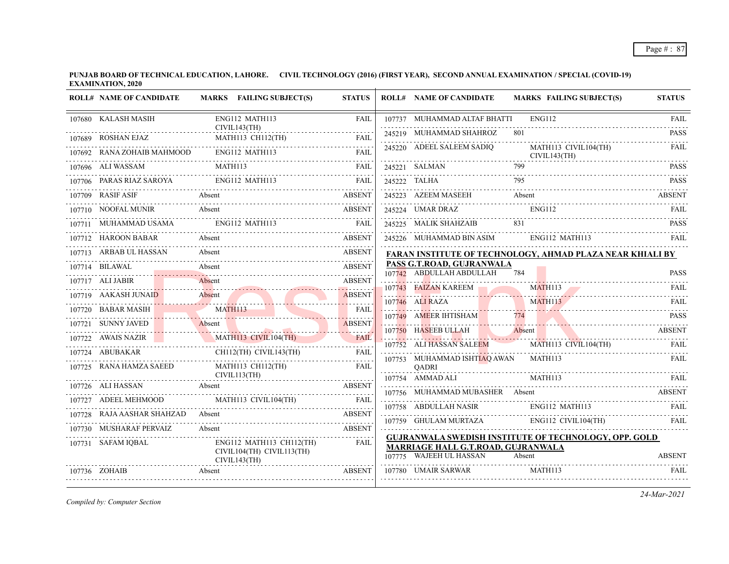**PUNJAB BOARD OF TECHNICAL EDUCATION, LAHORE. CIVIL TECHNOLOGY (2016) (FIRST YEAR), SECOND ANNUAL EXAMINATION / SPECIAL (COVID-19) EXAMINATION, 2020**

| ROLL# | NAME OF CANDIDATE | MARKS | FAILING SUBJECT(S) | STATUS |
|---|---|---|---|---|
| 107680 | KALASH MASIH | | ENG112 MATH113 CIVIL143(TH) | FAIL |
| 107689 | ROSHAN EJAZ | | MATH113 CH112(TH) | FAIL |
| 107692 | RANA ZOHAIB MAHMOOD | | ENG112 MATH113 | FAIL |
| 107696 | ALI WASSAM | | MATH113 | FAIL |
| 107706 | PARAS RIAZ SAROYA | | ENG112 MATH113 | FAIL |
| 107709 | RASIF ASIF | Absent | | ABSENT |
| 107710 | NOOFAL MUNIR | Absent | | ABSENT |
| 107711 | MUHAMMAD USAMA | | ENG112 MATH113 | FAIL |
| 107712 | HAROON BABAR | Absent | | ABSENT |
| 107713 | ARBAB UL HASSAN | Absent | | ABSENT |
| 107714 | BILAWAL | Absent | | ABSENT |
| 107717 | ALI JABIR | Absent | | ABSENT |
| 107719 | AAKASH JUNAID | Absent | | ABSENT |
| 107720 | BABAR MASIH | | MATH113 | FAIL |
| 107721 | SUNNY JAVED | Absent | | ABSENT |
| 107722 | AWAIS NAZIR | | MATH113 CIVIL104(TH) | FAIL |
| 107724 | ABUBAKAR | | CH112(TH) CIVIL143(TH) | FAIL |
| 107725 | RANA HAMZA SAEED | | MATH113 CH112(TH) CIVIL113(TH) | FAIL |
| 107726 | ALI HASSAN | Absent | | ABSENT |
| 107727 | ADEEL MEHMOOD | | MATH113 CIVIL104(TH) | FAIL |
| 107728 | RAJA AASHAR SHAHZAD | Absent | | ABSENT |
| 107730 | MUSHARAF PERVAIZ | Absent | | ABSENT |
| 107731 | SAFAM IQBAL | | ENG112 MATH113 CH112(TH) CIVIL104(TH) CIVIL113(TH) CIVIL143(TH) | FAIL |
| 107736 | ZOHAIB | Absent | | ABSENT |
| 107737 | MUHAMMAD ALTAF BHATTI | | ENG112 | FAIL |
| 245219 | MUHAMMAD SHAHROZ | 801 | | PASS |
| 245220 | ADEEL SALEEM SADIQ | | MATH113 CIVIL104(TH) CIVIL143(TH) | FAIL |
| 245221 | SALMAN | 799 | | PASS |
| 245222 | TALHA | 795 | | PASS |
| 245223 | AZEEM MASEEH | Absent | | ABSENT |
| 245224 | UMAR DRAZ | | ENG112 | FAIL |
| 245225 | MALIK SHAHZAIB | 831 | | PASS |
| 245226 | MUHAMMAD BIN ASIM | | ENG112 MATH113 | FAIL |

**FARAN INSTITUTE OF TECHNOLOGY, AHMAD PLAZA NEAR KHIALI BY PASS G.T.ROAD, GUJRANWALA**

| ROLL# | NAME OF CANDIDATE | MARKS | FAILING SUBJECT(S) | STATUS |
|---|---|---|---|---|
| 107742 | ABDULLAH ABDULLAH | 784 | | PASS |
| 107743 | FAIZAN KAREEM | | MATH113 | FAIL |
| 107746 | ALI RAZA | | MATH113 | FAIL |
| 107749 | AMEER IHTISHAM | 774 | | PASS |
| 107750 | HASEEB ULLAH | Absent | | ABSENT |
| 107752 | ALI HASSAN SALEEM | | MATH113 CIVIL104(TH) | FAIL |
| 107753 | MUHAMMAD ISHTIAQ AWAN QADRI | | MATH113 | FAIL |
| 107754 | AMMAD ALI | | MATH113 | FAIL |
| 107756 | MUHAMMAD MUBASHER | Absent | | ABSENT |
| 107758 | ABDULLAH NASIR | | ENG112 MATH113 | FAIL |
| 107759 | GHULAM MURTAZA | | ENG112 CIVIL104(TH) | FAIL |

**GUJRANWALA SWEDISH INSTITUTE OF TECHNOLOGY, OPP. GOLD MARRIAGE HALL G.T.ROAD, GUJRANWALA**

| ROLL# | NAME OF CANDIDATE | MARKS | FAILING SUBJECT(S) | STATUS |
|---|---|---|---|---|
| 107775 | WAJEEH UL HASSAN | Absent | | ABSENT |
| 107780 | UMAIR SARWAR | | MATH113 | FAIL |

*Compiled by: Computer Section*

*24-Mar-2021*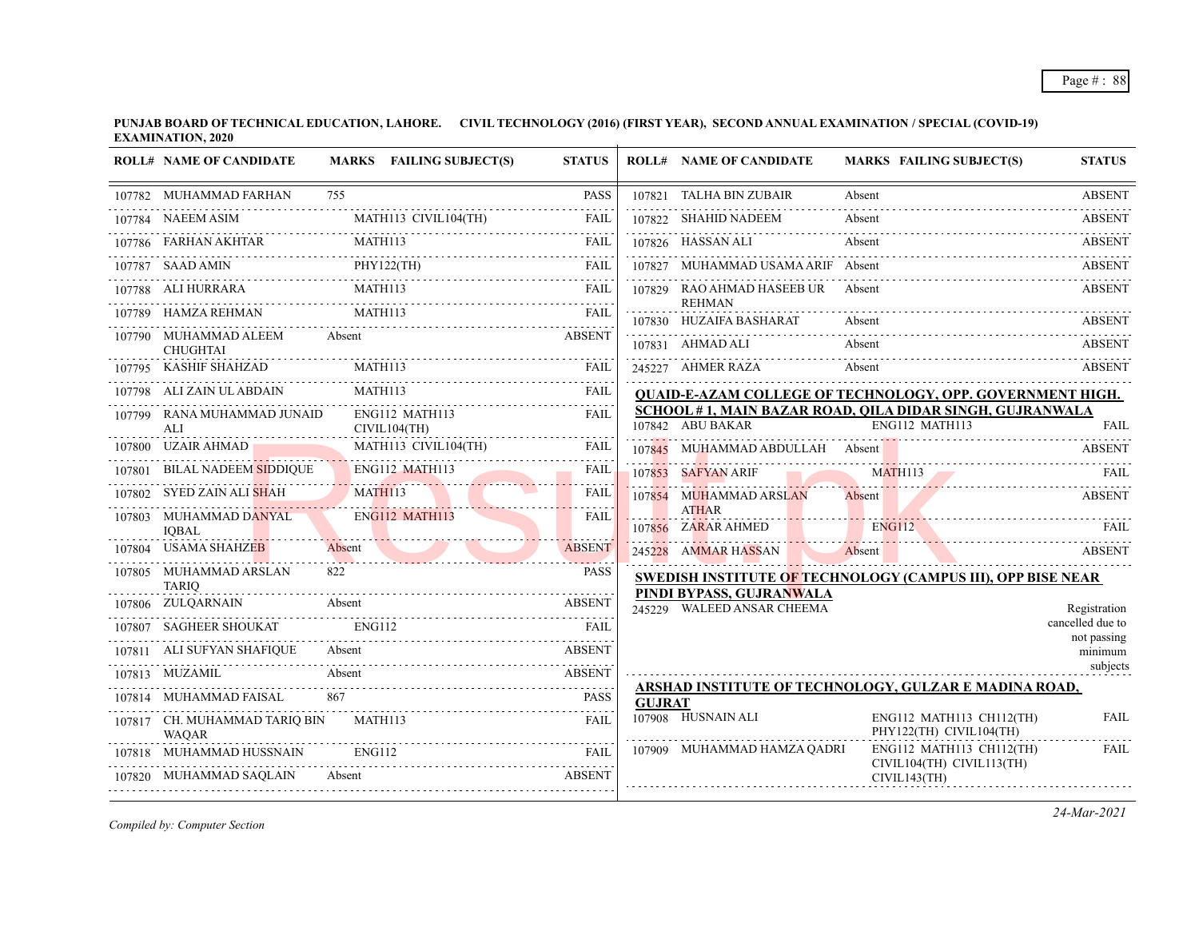**PUNJAB BOARD OF TECHNICAL EDUCATION, LAHORE. CIVIL TECHNOLOGY (2016) (FIRST YEAR), SECOND ANNUAL EXAMINATION / SPECIAL (COVID-19) EXAMINATION, 2020**

| ROLL# | NAME OF CANDIDATE | MARKS | FAILING SUBJECT(S) | STATUS |
|---|---|---|---|---|
| 107782 | MUHAMMAD FARHAN | 755 | | PASS |
| 107784 | NAEEM ASIM | | MATH113 CIVIL104(TH) | FAIL |
| 107786 | FARHAN AKHTAR | | MATH113 | FAIL |
| 107787 | SAAD AMIN | | PHY122(TH) | FAIL |
| 107788 | ALI HURRARA | | MATH113 | FAIL |
| 107789 | HAMZA REHMAN | | MATH113 | FAIL |
| 107790 | MUHAMMAD ALEEM CHUGHTAI | Absent | | ABSENT |
| 107795 | KASHIF SHAHZAD | | MATH113 | FAIL |
| 107798 | ALI ZAIN UL ABDAIN | | MATH113 | FAIL |
| 107799 | RANA MUHAMMAD JUNAID ALI | | ENG112 MATH113 CIVIL104(TH) | FAIL |
| 107800 | UZAIR AHMAD | | MATH113 CIVIL104(TH) | FAIL |
| 107801 | BILAL NADEEM SIDDIQUE | | ENG112 MATH113 | FAIL |
| 107802 | SYED ZAIN ALI SHAH | | MATH113 | FAIL |
| 107803 | MUHAMMAD DANYAL IQBAL | | ENG112 MATH113 | FAIL |
| 107804 | USAMA SHAHZEB | Absent | | ABSENT |
| 107805 | MUHAMMAD ARSLAN TARIQ | 822 | | PASS |
| 107806 | ZULQARNAIN | Absent | | ABSENT |
| 107807 | SAGHEER SHOUKAT | | ENG112 | FAIL |
| 107811 | ALI SUFYAN SHAFIQUE | Absent | | ABSENT |
| 107813 | MUZAMIL | Absent | | ABSENT |
| 107814 | MUHAMMAD FAISAL | 867 | | PASS |
| 107817 | CH. MUHAMMAD TARIQ BIN WAQAR | | MATH113 | FAIL |
| 107818 | MUHAMMAD HUSSNAIN | | ENG112 | FAIL |
| 107820 | MUHAMMAD SAQLAIN | Absent | | ABSENT |
| 107821 | TALHA BIN ZUBAIR | Absent | | ABSENT |
| 107822 | SHAHID NADEEM | Absent | | ABSENT |
| 107826 | HASSAN ALI | Absent | | ABSENT |
| 107827 | MUHAMMAD USAMA ARIF | Absent | | ABSENT |
| 107829 | RAO AHMAD HASEEB UR REHMAN | Absent | | ABSENT |
| 107830 | HUZAIFA BASHARAT | Absent | | ABSENT |
| 107831 | AHMAD ALI | Absent | | ABSENT |
| 245227 | AHMER RAZA | Absent | | ABSENT |

**QUAID-E-AZAM COLLEGE OF TECHNOLOGY, OPP. GOVERNMENT HIGH. SCHOOL # 1, MAIN BAZAR ROAD, QILA DIDAR SINGH, GUJRANWALA**

| ROLL# | NAME OF CANDIDATE | MARKS | FAILING SUBJECT(S) | STATUS |
|---|---|---|---|---|
| 107842 | ABU BAKAR | | ENG112 MATH113 | FAIL |
| 107845 | MUHAMMAD ABDULLAH | Absent | | ABSENT |
| 107853 | SAFYAN ARIF | | MATH113 | FAIL |
| 107854 | MUHAMMAD ARSLAN ATHAR | Absent | | ABSENT |
| 107856 | ZARAR AHMED | | ENG112 | FAIL |
| 245228 | AMMAR HASSAN | Absent | | ABSENT |

**SWEDISH INSTITUTE OF TECHNOLOGY (CAMPUS III), OPP BISE NEAR PINDI BYPASS, GUJRANWALA**

| ROLL# | NAME OF CANDIDATE | MARKS | FAILING SUBJECT(S) | STATUS |
|---|---|---|---|---|
| 245229 | WALEED ANSAR CHEEMA | | | Registration cancelled due to not passing minimum subjects |

**ARSHAD INSTITUTE OF TECHNOLOGY, GULZAR E MADINA ROAD, GUJRAT**

| ROLL# | NAME OF CANDIDATE | MARKS | FAILING SUBJECT(S) | STATUS |
|---|---|---|---|---|
| 107908 | HUSNAIN ALI | | ENG112 MATH113 CH112(TH) PHY122(TH) CIVIL104(TH) | FAIL |
| 107909 | MUHAMMAD HAMZA QADRI | | ENG112 MATH113 CH112(TH) CIVIL104(TH) CIVIL113(TH) CIVIL143(TH) | FAIL |

*Compiled by: Computer Section*

*24-Mar-2021*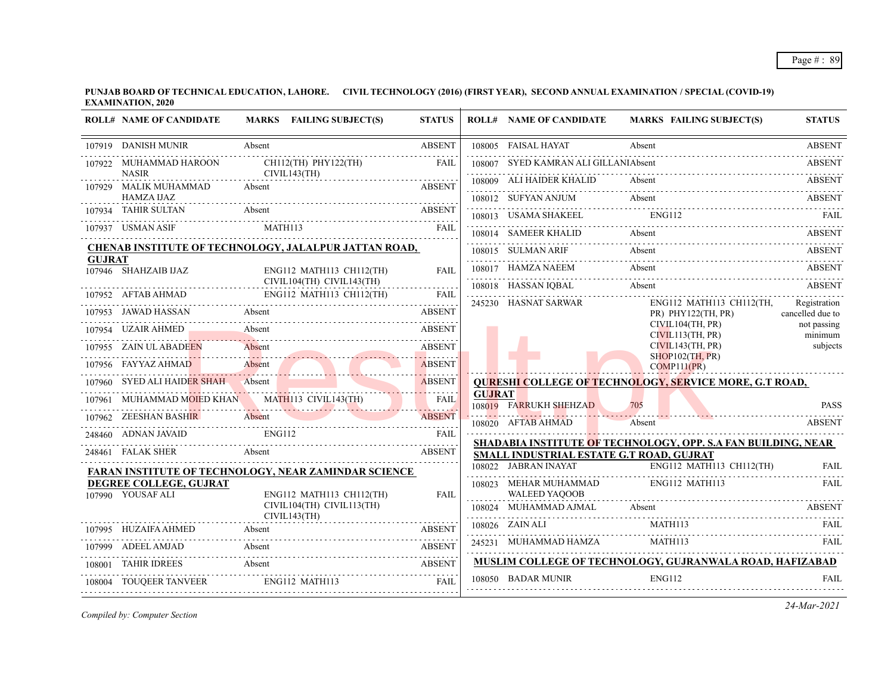**PUNJAB BOARD OF TECHNICAL EDUCATION, LAHORE. CIVIL TECHNOLOGY (2016) (FIRST YEAR), SECOND ANNUAL EXAMINATION / SPECIAL (COVID-19) EXAMINATION, 2020**

| ROLL# | NAME OF CANDIDATE | MARKS | FAILING SUBJECT(S) | STATUS |
|---|---|---|---|---|
| 107919 | DANISH MUNIR | Absent | | ABSENT |
| 107922 | MUHAMMAD HAROON NASIR | | CH112(TH) PHY122(TH) CIVIL143(TH) | FAIL |
| 107929 | MALIK MUHAMMAD HAMZA IJAZ | Absent | | ABSENT |
| 107934 | TAHIR SULTAN | Absent | | ABSENT |
| 107937 | USMAN ASIF | | MATH113 | FAIL |

**CHENAB INSTITUTE OF TECHNOLOGY, JALALPUR JATTAN ROAD, GUJRAT**

| ROLL# | NAME OF CANDIDATE | MARKS | FAILING SUBJECT(S) | STATUS |
|---|---|---|---|---|
| 107946 | SHAHZAIB IJAZ | | ENG112 MATH113 CH112(TH) CIVIL104(TH) CIVIL143(TH) | FAIL |
| 107952 | AFTAB AHMAD | | ENG112 MATH113 CH112(TH) | FAIL |
| 107953 | JAWAD HASSAN | Absent | | ABSENT |
| 107954 | UZAIR AHMED | Absent | | ABSENT |
| 107955 | ZAIN UL ABADEEN | Absent | | ABSENT |
| 107956 | FAYYAZ AHMAD | Absent | | ABSENT |
| 107960 | SYED ALI HAIDER SHAH | Absent | | ABSENT |
| 107961 | MUHAMMAD MOIED KHAN | | MATH113 CIVIL143(TH) | FAIL |
| 107962 | ZEESHAN BASHIR | Absent | | ABSENT |
| 248460 | ADNAN JAVAID | | ENG112 | FAIL |
| 248461 | FALAK SHER | Absent | | ABSENT |

**FARAN INSTITUTE OF TECHNOLOGY, NEAR ZAMINDAR SCIENCE DEGREE COLLEGE, GUJRAT**

| ROLL# | NAME OF CANDIDATE | MARKS | FAILING SUBJECT(S) | STATUS |
|---|---|---|---|---|
| 107990 | YOUSAF ALI | | ENG112 MATH113 CH112(TH) CIVIL104(TH) CIVIL113(TH) CIVIL143(TH) | FAIL |
| 107995 | HUZAIFA AHMED | Absent | | ABSENT |
| 107999 | ADEEL AMJAD | Absent | | ABSENT |
| 108001 | TAHIR IDREES | Absent | | ABSENT |
| 108004 | TOUQEER TANVEER | | ENG112 MATH113 | FAIL |
| 108005 | FAISAL HAYAT | Absent | | ABSENT |
| 108007 | SYED KAMRAN ALI GILLANI | Absent | | ABSENT |
| 108009 | ALI HAIDER KHALID | Absent | | ABSENT |
| 108012 | SUFYAN ANJUM | Absent | | ABSENT |
| 108013 | USAMA SHAKEEL | | ENG112 | FAIL |
| 108014 | SAMEER KHALID | Absent | | ABSENT |
| 108015 | SULMAN ARIF | Absent | | ABSENT |
| 108017 | HAMZA NAEEM | Absent | | ABSENT |
| 108018 | HASSAN IQBAL | Absent | | ABSENT |
| 245230 | HASNAT SARWAR | | ENG112 MATH113 CH112(TH, PR) PHY122(TH, PR) CIVIL104(TH, PR) CIVIL113(TH, PR) CIVIL143(TH, PR) SHOP102(TH, PR) COMP111(PR) | Registration cancelled due to not passing minimum subjects |

**QURESHI COLLEGE OF TECHNOLOGY, SERVICE MORE, G.T ROAD, GUJRAT**

| ROLL# | NAME OF CANDIDATE | MARKS | FAILING SUBJECT(S) | STATUS |
|---|---|---|---|---|
| 108019 | FARRUKH SHEHZAD | 705 | | PASS |
| 108020 | AFTAB AHMAD | Absent | | ABSENT |

**SHADABIA INSTITUTE OF TECHNOLOGY, OPP. S.A FAN BUILDING, NEAR SMALL INDUSTRIAL ESTATE G.T ROAD, GUJRAT**

| ROLL# | NAME OF CANDIDATE | MARKS | FAILING SUBJECT(S) | STATUS |
|---|---|---|---|---|
| 108022 | JABRAN INAYAT | | ENG112 MATH113 CH112(TH) | FAIL |
| 108023 | MEHAR MUHAMMAD WALEED YAQOOB | | ENG112 MATH113 | FAIL |
| 108024 | MUHAMMAD AJMAL | Absent | | ABSENT |
| 108026 | ZAIN ALI | | MATH113 | FAIL |
| 245231 | MUHAMMAD HAMZA | | MATH113 | FAIL |

**MUSLIM COLLEGE OF TECHNOLOGY, GUJRANWALA ROAD, HAFIZABAD**

| ROLL# | NAME OF CANDIDATE | MARKS | FAILING SUBJECT(S) | STATUS |
|---|---|---|---|---|
| 108050 | BADAR MUNIR | | ENG112 | FAIL |

*Compiled by: Computer Section*

*24-Mar-2021*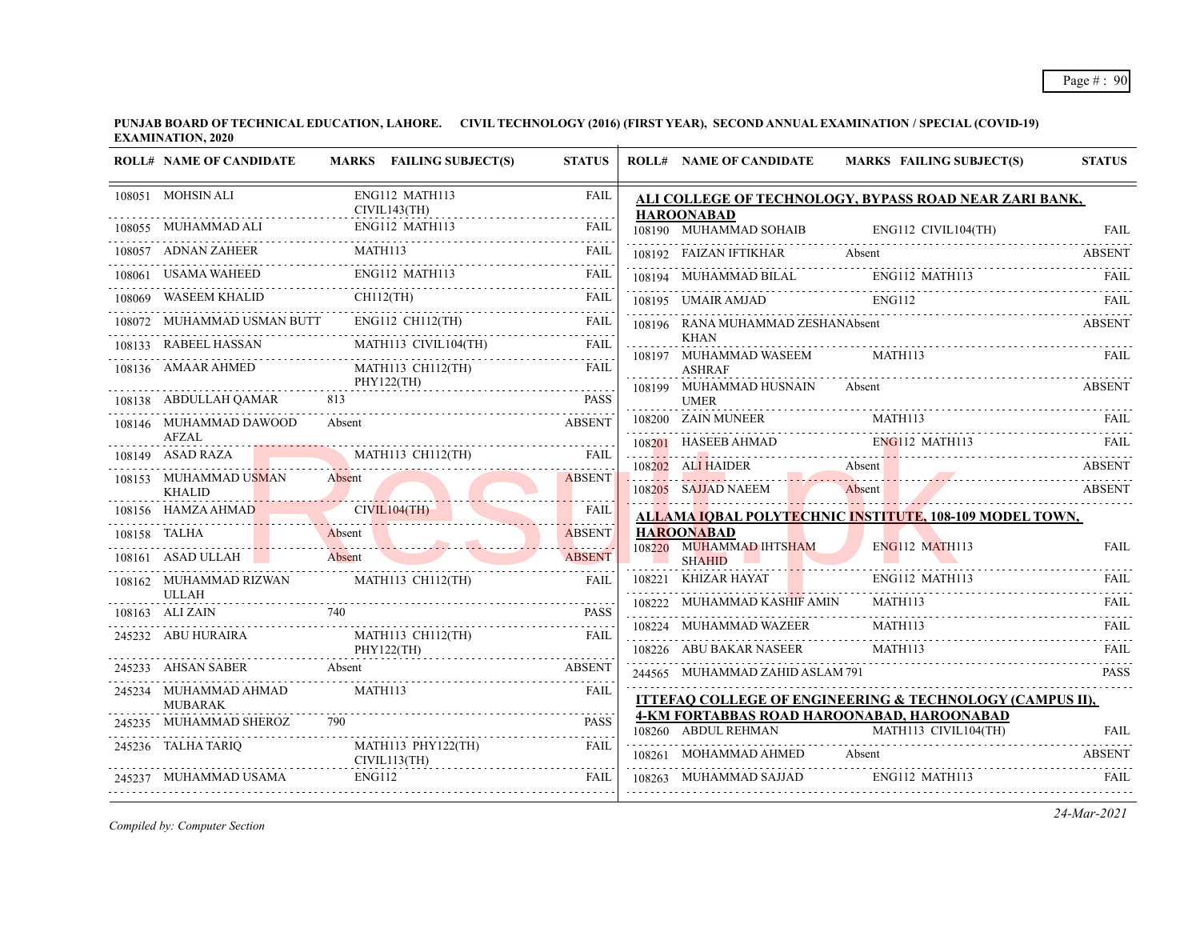**PUNJAB BOARD OF TECHNICAL EDUCATION, LAHORE. CIVIL TECHNOLOGY (2016) (FIRST YEAR), SECOND ANNUAL EXAMINATION / SPECIAL (COVID-19) EXAMINATION, 2020**

| ROLL# | NAME OF CANDIDATE | MARKS | FAILING SUBJECT(S) | STATUS |
|---|---|---|---|---|
| 108051 | MOHSIN ALI | | ENG112 MATH113 CIVIL143(TH) | FAIL |
| 108055 | MUHAMMAD ALI | | ENG112 MATH113 | FAIL |
| 108057 | ADNAN ZAHEER | | MATH113 | FAIL |
| 108061 | USAMA WAHEED | | ENG112 MATH113 | FAIL |
| 108069 | WASEEM KHALID | | CH112(TH) | FAIL |
| 108072 | MUHAMMAD USMAN BUTT | | ENG112 CH112(TH) | FAIL |
| 108133 | RABEEL HASSAN | | MATH113 CIVIL104(TH) | FAIL |
| 108136 | AMAAR AHMED | | MATH113 CH112(TH) PHY122(TH) | FAIL |
| 108138 | ABDULLAH QAMAR | 813 | | PASS |
| 108146 | MUHAMMAD DAWOOD AFZAL | Absent | | ABSENT |
| 108149 | ASAD RAZA | | MATH113 CH112(TH) | FAIL |
| 108153 | MUHAMMAD USMAN KHALID | Absent | | ABSENT |
| 108156 | HAMZA AHMAD | | CIVIL104(TH) | FAIL |
| 108158 | TALHA | Absent | | ABSENT |
| 108161 | ASAD ULLAH | Absent | | ABSENT |
| 108162 | MUHAMMAD RIZWAN ULLAH | | MATH113 CH112(TH) | FAIL |
| 108163 | ALI ZAIN | 740 | | PASS |
| 245232 | ABU HURAIRA | | MATH113 CH112(TH) PHY122(TH) | FAIL |
| 245233 | AHSAN SABER | Absent | | ABSENT |
| 245234 | MUHAMMAD AHMAD MUBARAK | | MATH113 | FAIL |
| 245235 | MUHAMMAD SHEROZ | 790 | | PASS |
| 245236 | TALHA TARIQ | | MATH113 PHY122(TH) CIVIL113(TH) | FAIL |
| 245237 | MUHAMMAD USAMA | | ENG112 | FAIL |

**ALI COLLEGE OF TECHNOLOGY, BYPASS ROAD NEAR ZARI BANK, HAROONABAD**

| ROLL# | NAME OF CANDIDATE | MARKS | FAILING SUBJECT(S) | STATUS |
|---|---|---|---|---|
| 108190 | MUHAMMAD SOHAIB | | ENG112 CIVIL104(TH) | FAIL |
| 108192 | FAIZAN IFTIKHAR | Absent | | ABSENT |
| 108194 | MUHAMMAD BILAL | | ENG112 MATH113 | FAIL |
| 108195 | UMAIR AMJAD | | ENG112 | FAIL |
| 108196 | RANA MUHAMMAD ZESHAN KHAN | Absent | | ABSENT |
| 108197 | MUHAMMAD WASEEM ASHRAF | | MATH113 | FAIL |
| 108199 | MUHAMMAD HUSNAIN UMER | Absent | | ABSENT |
| 108200 | ZAIN MUNEER | | MATH113 | FAIL |
| 108201 | HASEEB AHMAD | | ENG112 MATH113 | FAIL |
| 108202 | ALI HAIDER | Absent | | ABSENT |
| 108205 | SAJJAD NAEEM | Absent | | ABSENT |

**ALLAMA IQBAL POLYTECHNIC INSTITUTE, 108-109 MODEL TOWN, HAROONABAD**

| ROLL# | NAME OF CANDIDATE | MARKS | FAILING SUBJECT(S) | STATUS |
|---|---|---|---|---|
| 108220 | MUHAMMAD IHTSHAM SHAHID | | ENG112 MATH113 | FAIL |
| 108221 | KHIZAR HAYAT | | ENG112 MATH113 | FAIL |
| 108222 | MUHAMMAD KASHIF AMIN | | MATH113 | FAIL |
| 108224 | MUHAMMAD WAZEER | | MATH113 | FAIL |
| 108226 | ABU BAKAR NASEER | | MATH113 | FAIL |
| 244565 | MUHAMMAD ZAHID ASLAM | 791 | | PASS |

**ITTEFAQ COLLEGE OF ENGINEERING & TECHNOLOGY (CAMPUS II), 4-KM FORTABBAS ROAD HAROONABAD, HAROONABAD**

| ROLL# | NAME OF CANDIDATE | MARKS | FAILING SUBJECT(S) | STATUS |
|---|---|---|---|---|
| 108260 | ABDUL REHMAN | | MATH113 CIVIL104(TH) | FAIL |
| 108261 | MOHAMMAD AHMED | Absent | | ABSENT |
| 108263 | MUHAMMAD SAJJAD | | ENG112 MATH113 | FAIL |

*Compiled by: Computer Section*

*24-Mar-2021*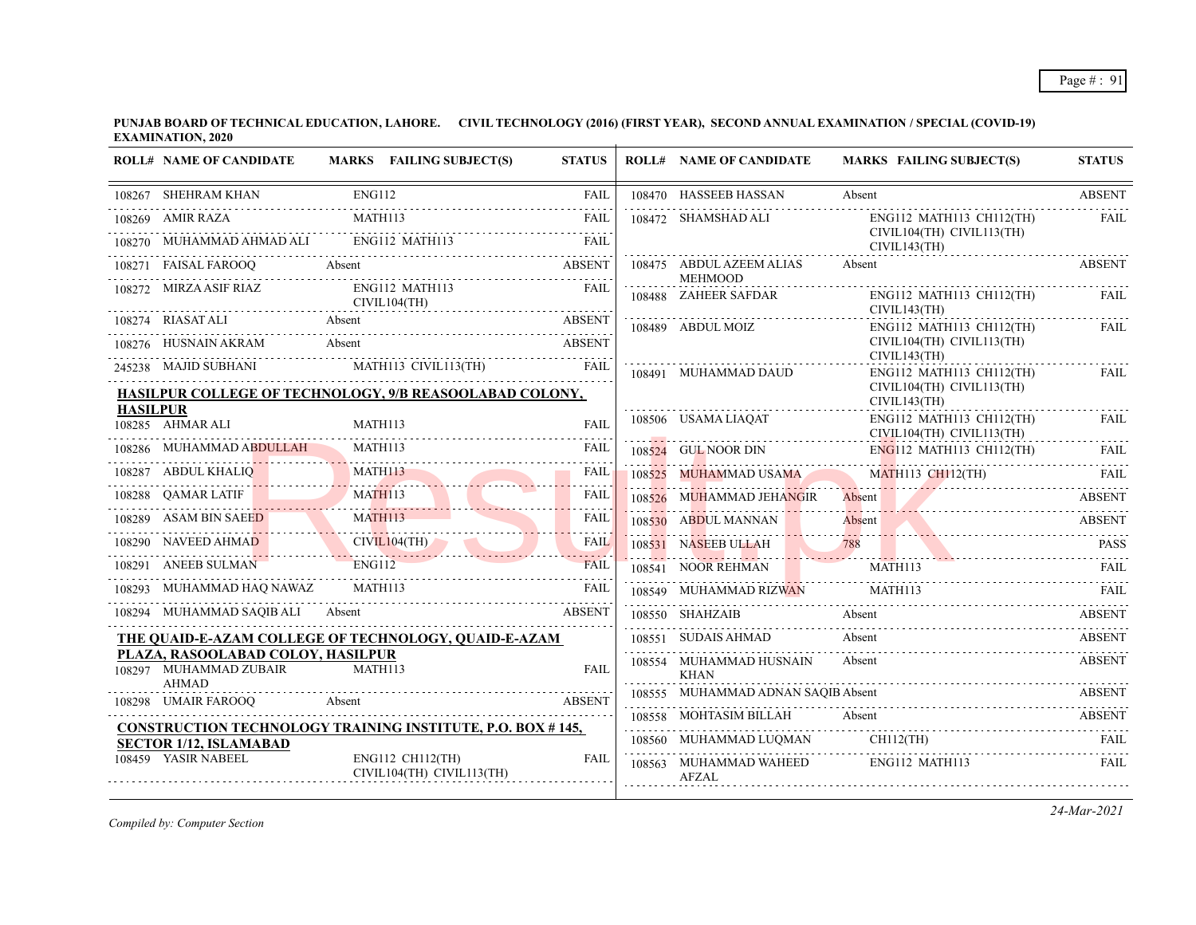**PUNJAB BOARD OF TECHNICAL EDUCATION, LAHORE. CIVIL TECHNOLOGY (2016) (FIRST YEAR), SECOND ANNUAL EXAMINATION / SPECIAL (COVID-19) EXAMINATION, 2020**

| ROLL# | NAME OF CANDIDATE | MARKS | FAILING SUBJECT(S) | STATUS |
|---|---|---|---|---|
| 108267 | SHEHRAM KHAN | | ENG112 | FAIL |
| 108269 | AMIR RAZA | | MATH113 | FAIL |
| 108270 | MUHAMMAD AHMAD ALI | | ENG112 MATH113 | FAIL |
| 108271 | FAISAL FAROOQ | Absent | | ABSENT |
| 108272 | MIRZA ASIF RIAZ | | ENG112 MATH113 CIVIL104(TH) | FAIL |
| 108274 | RIASAT ALI | Absent | | ABSENT |
| 108276 | HUSNAIN AKRAM | Absent | | ABSENT |
| 245238 | MAJID SUBHANI | | MATH113 CIVIL113(TH) | FAIL |

**HASILPUR COLLEGE OF TECHNOLOGY, 9/B REASOOLABAD COLONY, HASILPUR**

| ROLL# | NAME OF CANDIDATE | MARKS | FAILING SUBJECT(S) | STATUS |
|---|---|---|---|---|
| 108285 | AHMAR ALI | | MATH113 | FAIL |
| 108286 | MUHAMMAD ABDULLAH | | MATH113 | FAIL |
| 108287 | ABDUL KHALIQ | | MATH113 | FAIL |
| 108288 | QAMAR LATIF | | MATH113 | FAIL |
| 108289 | ASAM BIN SAEED | | MATH113 | FAIL |
| 108290 | NAVEED AHMAD | | CIVIL104(TH) | FAIL |
| 108291 | ANEEB SULMAN | | ENG112 | FAIL |
| 108293 | MUHAMMAD HAQ NAWAZ | | MATH113 | FAIL |
| 108294 | MUHAMMAD SAQIB ALI | Absent | | ABSENT |

**THE QUAID-E-AZAM COLLEGE OF TECHNOLOGY, QUAID-E-AZAM PLAZA, RASOOLABAD COLOY, HASILPUR**

| ROLL# | NAME OF CANDIDATE | MARKS | FAILING SUBJECT(S) | STATUS |
|---|---|---|---|---|
| 108297 | MUHAMMAD ZUBAIR AHMAD | | MATH113 | FAIL |
| 108298 | UMAIR FAROOQ | Absent | | ABSENT |

**CONSTRUCTION TECHNOLOGY TRAINING INSTITUTE, P.O. BOX # 145, SECTOR 1/12, ISLAMABAD**

| ROLL# | NAME OF CANDIDATE | MARKS | FAILING SUBJECT(S) | STATUS |
|---|---|---|---|---|
| 108459 | YASIR NABEEL | | ENG112 CH112(TH) CIVIL104(TH) CIVIL113(TH) | FAIL |
| 108470 | HASSEEB HASSAN | Absent | | ABSENT |
| 108472 | SHAMSHAD ALI | | ENG112 MATH113 CH112(TH) CIVIL104(TH) CIVIL113(TH) CIVIL143(TH) | FAIL |
| 108475 | ABDUL AZEEM ALIAS MEHMOOD | Absent | | ABSENT |
| 108488 | ZAHEER SAFDAR | | ENG112 MATH113 CH112(TH) CIVIL143(TH) | FAIL |
| 108489 | ABDUL MOIZ | | ENG112 MATH113 CH112(TH) CIVIL104(TH) CIVIL113(TH) CIVIL143(TH) | FAIL |
| 108491 | MUHAMMAD DAUD | | ENG112 MATH113 CH112(TH) CIVIL104(TH) CIVIL113(TH) CIVIL143(TH) | FAIL |
| 108506 | USAMA LIAQAT | | ENG112 MATH113 CH112(TH) CIVIL104(TH) CIVIL113(TH) | FAIL |
| 108524 | GUL NOOR DIN | | ENG112 MATH113 CH112(TH) | FAIL |
| 108525 | MUHAMMAD USAMA | | MATH113 CH112(TH) | FAIL |
| 108526 | MUHAMMAD JEHANGIR | Absent | | ABSENT |
| 108530 | ABDUL MANNAN | Absent | | ABSENT |
| 108531 | NASEEB ULLAH | 788 | | PASS |
| 108541 | NOOR REHMAN | | MATH113 | FAIL |
| 108549 | MUHAMMAD RIZWAN | | MATH113 | FAIL |
| 108550 | SHAHZAIB | Absent | | ABSENT |
| 108551 | SUDAIS AHMAD | Absent | | ABSENT |
| 108554 | MUHAMMAD HUSNAIN KHAN | Absent | | ABSENT |
| 108555 | MUHAMMAD ADNAN SAQIB | Absent | | ABSENT |
| 108558 | MOHTASIM BILLAH | Absent | | ABSENT |
| 108560 | MUHAMMAD LUQMAN | | CH112(TH) | FAIL |
| 108563 | MUHAMMAD WAHEED AFZAL | | ENG112 MATH113 | FAIL |

*Compiled by: Computer Section*

*24-Mar-2021*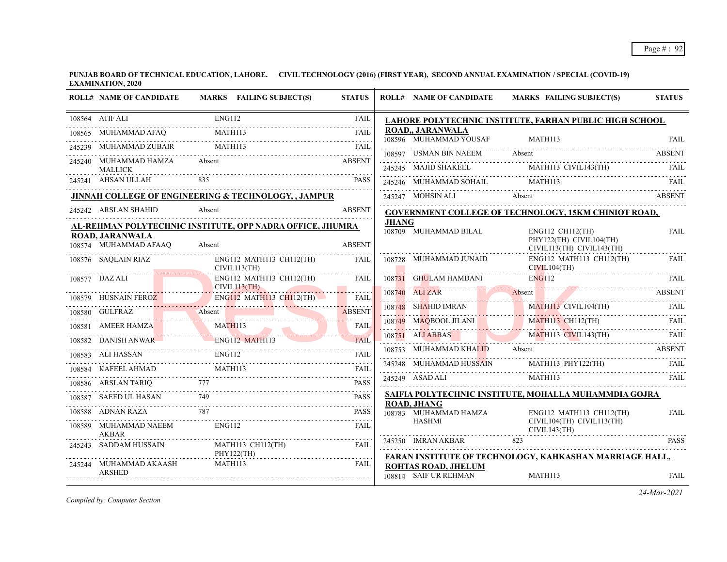**PUNJAB BOARD OF TECHNICAL EDUCATION, LAHORE. CIVIL TECHNOLOGY (2016) (FIRST YEAR), SECOND ANNUAL EXAMINATION / SPECIAL (COVID-19) EXAMINATION, 2020**

| ROLL# | NAME OF CANDIDATE | MARKS | FAILING SUBJECT(S) | STATUS |
|---|---|---|---|---|
| 108564 | ATIF ALI | | ENG112 | FAIL |
| 108565 | MUHAMMAD AFAQ | | MATH113 | FAIL |
| 245239 | MUHAMMAD ZUBAIR | | MATH113 | FAIL |
| 245240 | MUHAMMAD HAMZA MALLICK | Absent | | ABSENT |
| 245241 | AHSAN ULLAH | 835 | | PASS |

**JINNAH COLLEGE OF ENGINEERING & TECHNOLOGY, , JAMPUR**

| ROLL# | NAME OF CANDIDATE | MARKS | FAILING SUBJECT(S) | STATUS |
|---|---|---|---|---|
| 245242 | ARSLAN SHAHID | Absent | | ABSENT |

**AL-REHMAN POLYTECHNIC INSTITUTE, OPP NADRA OFFICE, JHUMRA ROAD, JARANWALA**

| ROLL# | NAME OF CANDIDATE | MARKS | FAILING SUBJECT(S) | STATUS |
|---|---|---|---|---|
| 108574 | MUHAMMAD AFAAQ | Absent | | ABSENT |
| 108576 | SAQLAIN RIAZ | | ENG112 MATH113 CH112(TH) CIVIL113(TH) | FAIL |
| 108577 | IJAZ ALI | | ENG112 MATH113 CH112(TH) CIVIL113(TH) | FAIL |
| 108579 | HUSNAIN FEROZ | | ENG112 MATH113 CH112(TH) | FAIL |
| 108580 | GULFRAZ | Absent | | ABSENT |
| 108581 | AMEER HAMZA | | MATH113 | FAIL |
| 108582 | DANISH ANWAR | | ENG112 MATH113 | FAIL |
| 108583 | ALI HASSAN | | ENG112 | FAIL |
| 108584 | KAFEEL AHMAD | | MATH113 | FAIL |
| 108586 | ARSLAN TARIQ | 777 | | PASS |
| 108587 | SAEED UL HASAN | 749 | | PASS |
| 108588 | ADNAN RAZA | 787 | | PASS |
| 108589 | MUHAMMAD NAEEM AKBAR | | ENG112 | FAIL |
| 245243 | SADDAM HUSSAIN | | MATH113 CH112(TH) PHY122(TH) | FAIL |
| 245244 | MUHAMMAD AKAASH ARSHED | | MATH113 | FAIL |

**LAHORE POLYTECHNIC INSTITUTE, FARHAN PUBLIC HIGH SCHOOL ROAD,, JARANWALA**

| ROLL# | NAME OF CANDIDATE | MARKS | FAILING SUBJECT(S) | STATUS |
|---|---|---|---|---|
| 108596 | MUHAMMAD YOUSAF | | MATH113 | FAIL |
| 108597 | USMAN BIN NAEEM | Absent | | ABSENT |
| 245245 | MAJID SHAKEEL | | MATH113 CIVIL143(TH) | FAIL |
| 245246 | MUHAMMAD SOHAIL | | MATH113 | FAIL |
| 245247 | MOHSIN ALI | Absent | | ABSENT |

**GOVERNMENT COLLEGE OF TECHNOLOGY, 15KM CHINIOT ROAD, JHANG**

| ROLL# | NAME OF CANDIDATE | MARKS | FAILING SUBJECT(S) | STATUS |
|---|---|---|---|---|
| 108709 | MUHAMMAD BILAL | | ENG112 CH112(TH) PHY122(TH) CIVIL104(TH) CIVIL113(TH) CIVIL143(TH) | FAIL |
| 108728 | MUHAMMAD JUNAID | | ENG112 MATH113 CH112(TH) CIVIL104(TH) | FAIL |
| 108731 | GHULAM HAMDANI | | ENG112 | FAIL |
| 108740 | ALI ZAR | Absent | | ABSENT |
| 108748 | SHAHID IMRAN | | MATH113 CIVIL104(TH) | FAIL |
| 108749 | MAQBOOL JILANI | | MATH113 CH112(TH) | FAIL |
| 108751 | ALI ABBAS | | MATH113 CIVIL143(TH) | FAIL |
| 108753 | MUHAMMAD KHALID | Absent | | ABSENT |
| 245248 | MUHAMMAD HUSSAIN | | MATH113 PHY122(TH) | FAIL |
| 245249 | ASAD ALI | | MATH113 | FAIL |

**SAIFIA POLYTECHNIC INSTITUTE, MOHALLA MUHAMMDIA GOJRA ROAD, JHANG**

| ROLL# | NAME OF CANDIDATE | MARKS | FAILING SUBJECT(S) | STATUS |
|---|---|---|---|---|
| 108783 | MUHAMMAD HAMZA HASHMI | | ENG112 MATH113 CH112(TH) CIVIL104(TH) CIVIL113(TH) CIVIL143(TH) | FAIL |
| 245250 | IMRAN AKBAR | 823 | | PASS |

**FARAN INSTITUTE OF TECHNOLOGY, KAHKASHAN MARRIAGE HALL, ROHTAS ROAD, JHELUM**

| ROLL# | NAME OF CANDIDATE | MARKS | FAILING SUBJECT(S) | STATUS |
|---|---|---|---|---|
| 108814 | SAIF UR REHMAN | | MATH113 | FAIL |

*Compiled by: Computer Section*

*24-Mar-2021*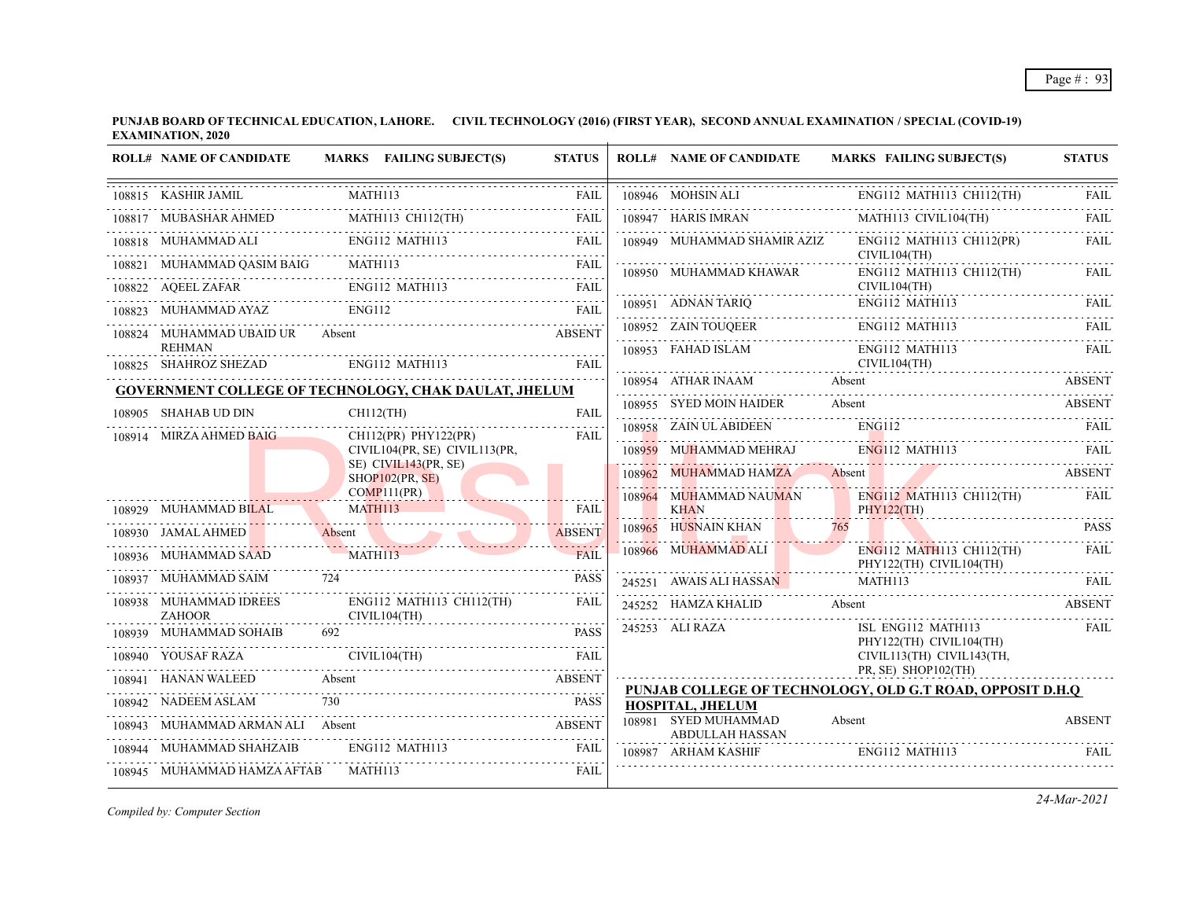**PUNJAB BOARD OF TECHNICAL EDUCATION, LAHORE. CIVIL TECHNOLOGY (2016) (FIRST YEAR), SECOND ANNUAL EXAMINATION / SPECIAL (COVID-19) EXAMINATION, 2020**

| ROLL# | NAME OF CANDIDATE | MARKS | FAILING SUBJECT(S) | STATUS |
|---|---|---|---|---|
| 108815 | KASHIR JAMIL | | MATH113 | FAIL |
| 108817 | MUBASHAR AHMED | | MATH113 CH112(TH) | FAIL |
| 108818 | MUHAMMAD ALI | | ENG112 MATH113 | FAIL |
| 108821 | MUHAMMAD QASIM BAIG | | MATH113 | FAIL |
| 108822 | AQEEL ZAFAR | | ENG112 MATH113 | FAIL |
| 108823 | MUHAMMAD AYAZ | | ENG112 | FAIL |
| 108824 | MUHAMMAD UBAID UR REHMAN | Absent | | ABSENT |
| 108825 | SHAHROZ SHEZAD | | ENG112 MATH113 | FAIL |

**GOVERNMENT COLLEGE OF TECHNOLOGY, CHAK DAULAT, JHELUM**

| ROLL# | NAME OF CANDIDATE | MARKS | FAILING SUBJECT(S) | STATUS |
|---|---|---|---|---|
| 108905 | SHAHAB UD DIN | | CH112(TH) | FAIL |
| 108914 | MIRZA AHMED BAIG | | CH112(PR) PHY122(PR) CIVIL104(PR, SE) CIVIL113(PR, SE) CIVIL143(PR, SE) SHOP102(PR, SE) COMP111(PR) | FAIL |
| 108929 | MUHAMMAD BILAL | | MATH113 | FAIL |
| 108930 | JAMAL AHMED | Absent | | ABSENT |
| 108936 | MUHAMMAD SAAD | | MATH113 | FAIL |
| 108937 | MUHAMMAD SAIM | 724 | | PASS |
| 108938 | MUHAMMAD IDREES ZAHOOR | | ENG112 MATH113 CH112(TH) CIVIL104(TH) | FAIL |
| 108939 | MUHAMMAD SOHAIB | 692 | | PASS |
| 108940 | YOUSAF RAZA | | CIVIL104(TH) | FAIL |
| 108941 | HANAN WALEED | Absent | | ABSENT |
| 108942 | NADEEM ASLAM | 730 | | PASS |
| 108943 | MUHAMMAD ARMAN ALI | Absent | | ABSENT |
| 108944 | MUHAMMAD SHAHZAIB | | ENG112 MATH113 | FAIL |
| 108945 | MUHAMMAD HAMZA AFTAB | | MATH113 | FAIL |
| 108946 | MOHSIN ALI | | ENG112 MATH113 CH112(TH) | FAIL |
| 108947 | HARIS IMRAN | | MATH113 CIVIL104(TH) | FAIL |
| 108949 | MUHAMMAD SHAMIR AZIZ | | ENG112 MATH113 CH112(PR) CIVIL104(TH) | FAIL |
| 108950 | MUHAMMAD KHAWAR | | ENG112 MATH113 CH112(TH) CIVIL104(TH) | FAIL |
| 108951 | ADNAN TARIQ | | ENG112 MATH113 | FAIL |
| 108952 | ZAIN TOUQEER | | ENG112 MATH113 | FAIL |
| 108953 | FAHAD ISLAM | | ENG112 MATH113 CIVIL104(TH) | FAIL |
| 108954 | ATHAR INAAM | Absent | | ABSENT |
| 108955 | SYED MOIN HAIDER | Absent | | ABSENT |
| 108958 | ZAIN UL ABIDEEN | | ENG112 | FAIL |
| 108959 | MUHAMMAD MEHRAJ | | ENG112 MATH113 | FAIL |
| 108962 | MUHAMMAD HAMZA | Absent | | ABSENT |
| 108964 | MUHAMMAD NAUMAN KHAN | | ENG112 MATH113 CH112(TH) PHY122(TH) | FAIL |
| 108965 | HUSNAIN KHAN | 765 | | PASS |
| 108966 | MUHAMMAD ALI | | ENG112 MATH113 CH112(TH) PHY122(TH) CIVIL104(TH) | FAIL |
| 245251 | AWAIS ALI HASSAN | | MATH113 | FAIL |
| 245252 | HAMZA KHALID | Absent | | ABSENT |
| 245253 | ALI RAZA | | ISL ENG112 MATH113 PHY122(TH) CIVIL104(TH) CIVIL113(TH) CIVIL143(TH, PR, SE) SHOP102(TH) | FAIL |

**PUNJAB COLLEGE OF TECHNOLOGY, OLD G.T ROAD, OPPOSIT D.H.Q HOSPITAL, JHELUM**

| ROLL# | NAME OF CANDIDATE | MARKS | FAILING SUBJECT(S) | STATUS |
|---|---|---|---|---|
| 108981 | SYED MUHAMMAD ABDULLAH HASSAN | Absent | | ABSENT |
| 108987 | ARHAM KASHIF | | ENG112 MATH113 | FAIL |

*Compiled by: Computer Section*

*24-Mar-2021*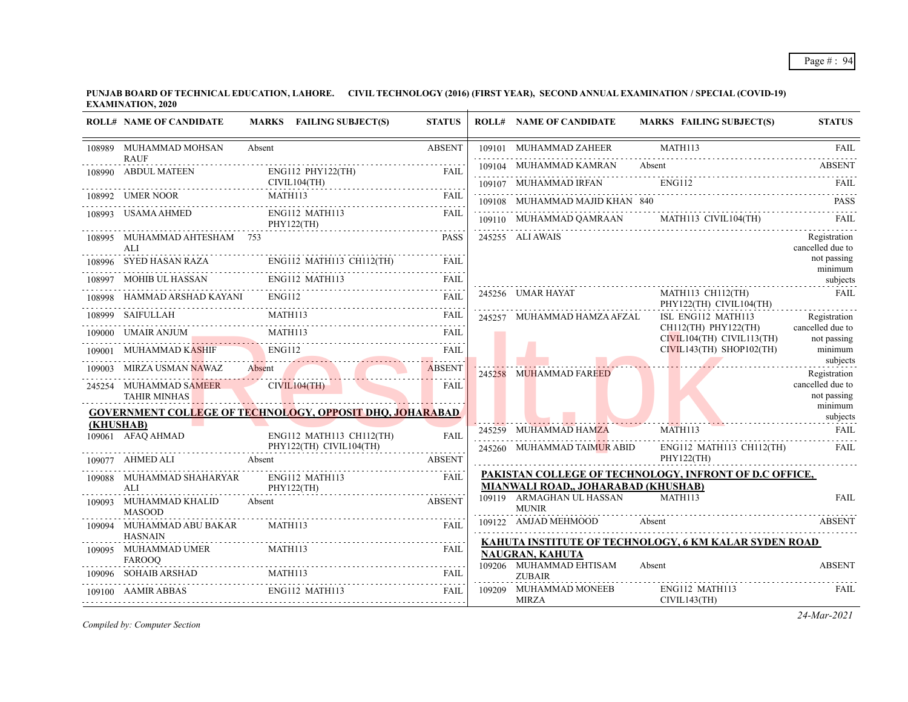**PUNJAB BOARD OF TECHNICAL EDUCATION, LAHORE. CIVIL TECHNOLOGY (2016) (FIRST YEAR), SECOND ANNUAL EXAMINATION / SPECIAL (COVID-19) EXAMINATION, 2020**

| ROLL# | NAME OF CANDIDATE | MARKS | FAILING SUBJECT(S) | STATUS |
|---|---|---|---|---|
| 108989 | MUHAMMAD MOHSAN RAUF | Absent | | ABSENT |
| 108990 | ABDUL MATEEN | | ENG112 PHY122(TH) CIVIL104(TH) | FAIL |
| 108992 | UMER NOOR | | MATH113 | FAIL |
| 108993 | USAMA AHMED | | ENG112 MATH113 PHY122(TH) | FAIL |
| 108995 | MUHAMMAD AHTESHAM ALI | 753 | | PASS |
| 108996 | SYED HASAN RAZA | | ENG112 MATH113 CH112(TH) | FAIL |
| 108997 | MOHIB UL HASSAN | | ENG112 MATH113 | FAIL |
| 108998 | HAMMAD ARSHAD KAYANI | | ENG112 | FAIL |
| 108999 | SAIFULLAH | | MATH113 | FAIL |
| 109000 | UMAIR ANJUM | | MATH113 | FAIL |
| 109001 | MUHAMMAD KASHIF | | ENG112 | FAIL |
| 109003 | MIRZA USMAN NAWAZ | Absent | | ABSENT |
| 245254 | MUHAMMAD SAMEER TAHIR MINHAS | | CIVIL104(TH) | FAIL |

**GOVERNMENT COLLEGE OF TECHNOLOGY, OPPOSIT DHQ, JOHARABAD (KHUSHAB)**

| ROLL# | NAME OF CANDIDATE | MARKS | FAILING SUBJECT(S) | STATUS |
|---|---|---|---|---|
| 109061 | AFAQ AHMAD | | ENG112 MATH113 CH112(TH) PHY122(TH) CIVIL104(TH) | FAIL |
| 109077 | AHMED ALI | Absent | | ABSENT |
| 109088 | MUHAMMAD SHAHARYAR ALI | | ENG112 MATH113 PHY122(TH) | FAIL |
| 109093 | MUHAMMAD KHALID MASOOD | Absent | | ABSENT |
| 109094 | MUHAMMAD ABU BAKAR HASNAIN | | MATH113 | FAIL |
| 109095 | MUHAMMAD UMER FAROOQ | | MATH113 | FAIL |
| 109096 | SOHAIB ARSHAD | | MATH113 | FAIL |
| 109100 | AAMIR ABBAS | | ENG112 MATH113 | FAIL |
| 109101 | MUHAMMAD ZAHEER | | MATH113 | FAIL |
| 109104 | MUHAMMAD KAMRAN | Absent | | ABSENT |
| 109107 | MUHAMMAD IRFAN | | ENG112 | FAIL |
| 109108 | MUHAMMAD MAJID KHAN | 840 | | PASS |
| 109110 | MUHAMMAD QAMRAAN | | MATH113 CIVIL104(TH) | FAIL |
| 245255 | ALI AWAIS | | | Registration cancelled due to not passing minimum subjects |
| 245256 | UMAR HAYAT | | MATH113 CH112(TH) PHY122(TH) CIVIL104(TH) | FAIL |
| 245257 | MUHAMMAD HAMZA AFZAL | | ISL ENG112 MATH113 CH112(TH) PHY122(TH) CIVIL104(TH) CIVIL113(TH) CIVIL143(TH) SHOP102(TH) | Registration cancelled due to not passing minimum subjects |
| 245258 | MUHAMMAD FAREED | | | Registration cancelled due to not passing minimum subjects |
| 245259 | MUHAMMAD HAMZA | | MATH113 | FAIL |
| 245260 | MUHAMMAD TAIMUR ABID | | ENG112 MATH113 CH112(TH) PHY122(TH) | FAIL |

**PAKISTAN COLLEGE OF TECHNOLOGY, INFRONT OF D.C OFFICE, MIANWALI ROAD,, JOHARABAD (KHUSHAB)**

| ROLL# | NAME OF CANDIDATE | MARKS | FAILING SUBJECT(S) | STATUS |
|---|---|---|---|---|
| 109119 | ARMAGHAN UL HASSAN MUNIR | | MATH113 | FAIL |
| 109122 | AMJAD MEHMOOD | Absent | | ABSENT |

**KAHUTA INSTITUTE OF TECHNOLOGY, 6 KM KALAR SYDEN ROAD NAUGRAN, KAHUTA**

| ROLL# | NAME OF CANDIDATE | MARKS | FAILING SUBJECT(S) | STATUS |
|---|---|---|---|---|
| 109206 | MUHAMMAD EHTISAM ZUBAIR | Absent | | ABSENT |
| 109209 | MUHAMMAD MONEEB MIRZA | | ENG112 MATH113 CIVIL143(TH) | FAIL |

*Compiled by: Computer Section*

*24-Mar-2021*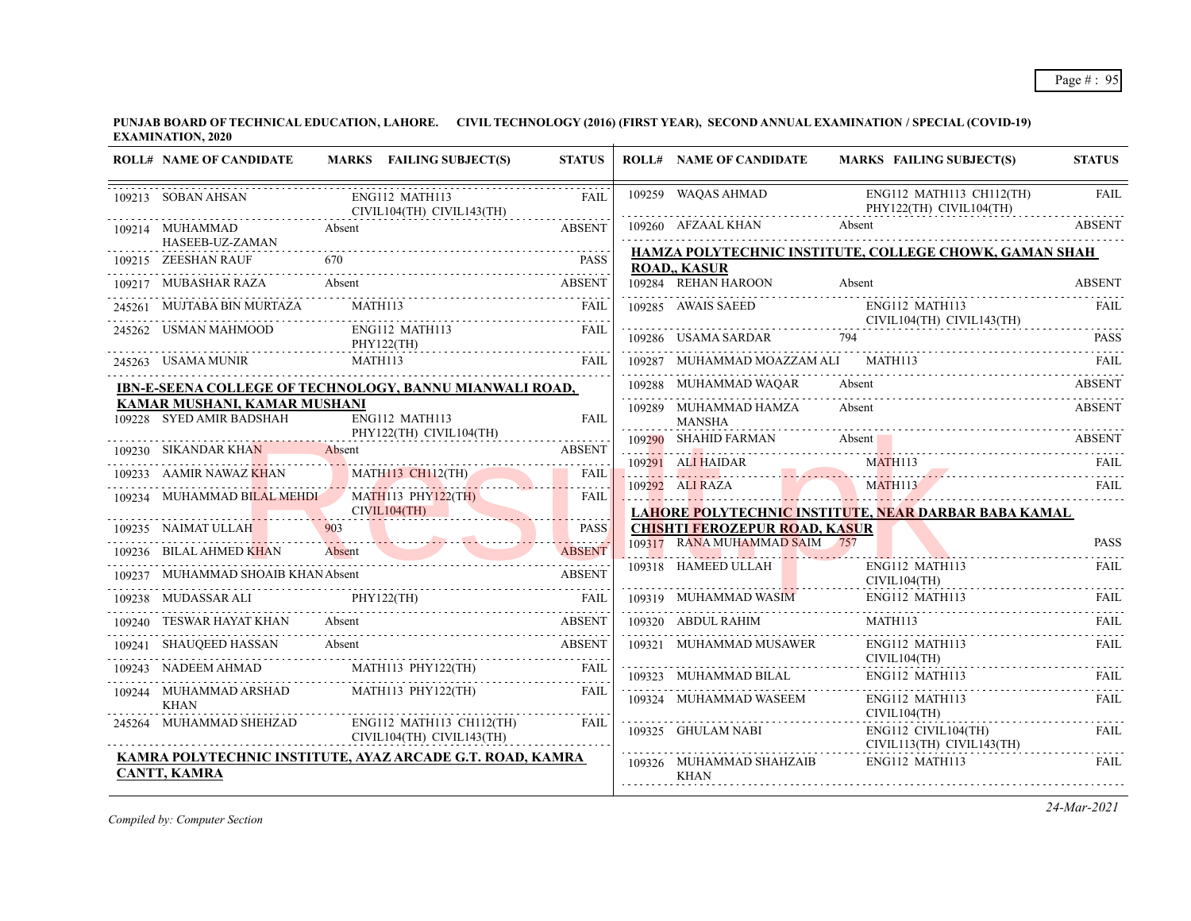**PUNJAB BOARD OF TECHNICAL EDUCATION, LAHORE. CIVIL TECHNOLOGY (2016) (FIRST YEAR), SECOND ANNUAL EXAMINATION / SPECIAL (COVID-19) EXAMINATION, 2020**

| ROLL# | NAME OF CANDIDATE | MARKS | FAILING SUBJECT(S) | STATUS |
|---|---|---|---|---|
| 109213 | SOBAN AHSAN | | ENG112 MATH113 CIVIL104(TH) CIVIL143(TH) | FAIL |
| 109214 | MUHAMMAD HASEEB-UZ-ZAMAN | Absent | | ABSENT |
| 109215 | ZEESHAN RAUF | 670 | | PASS |
| 109217 | MUBASHAR RAZA | Absent | | ABSENT |
| 245261 | MUJTABA BIN MURTAZA | | MATH113 | FAIL |
| 245262 | USMAN MAHMOOD | | ENG112 MATH113 PHY122(TH) | FAIL |
| 245263 | USAMA MUNIR | | MATH113 | FAIL |

**IBN-E-SEENA COLLEGE OF TECHNOLOGY, BANNU MIANWALI ROAD, KAMAR MUSHANI, KAMAR MUSHANI**

| ROLL# | NAME OF CANDIDATE | MARKS | FAILING SUBJECT(S) | STATUS |
|---|---|---|---|---|
| 109228 | SYED AMIR BADSHAH | | ENG112 MATH113 PHY122(TH) CIVIL104(TH) | FAIL |
| 109230 | SIKANDAR KHAN | Absent | | ABSENT |
| 109233 | AAMIR NAWAZ KHAN | | MATH113 CH112(TH) | FAIL |
| 109234 | MUHAMMAD BILAL MEHDI | | MATH113 PHY122(TH) CIVIL104(TH) | FAIL |
| 109235 | NAIMAT ULLAH | 903 | | PASS |
| 109236 | BILAL AHMED KHAN | Absent | | ABSENT |
| 109237 | MUHAMMAD SHOAIB KHAN | Absent | | ABSENT |
| 109238 | MUDASSAR ALI | | PHY122(TH) | FAIL |
| 109240 | TESWAR HAYAT KHAN | Absent | | ABSENT |
| 109241 | SHAUQEED HASSAN | Absent | | ABSENT |
| 109243 | NADEEM AHMAD | | MATH113 PHY122(TH) | FAIL |
| 109244 | MUHAMMAD ARSHAD KHAN | | MATH113 PHY122(TH) | FAIL |
| 245264 | MUHAMMAD SHEHZAD | | ENG112 MATH113 CH112(TH) CIVIL104(TH) CIVIL143(TH) | FAIL |

**KAMRA POLYTECHNIC INSTITUTE, AYAZ ARCADE G.T. ROAD, KAMRA CANTT, KAMRA**

| ROLL# | NAME OF CANDIDATE | MARKS | FAILING SUBJECT(S) | STATUS |
|---|---|---|---|---|
| 109259 | WAQAS AHMAD | | ENG112 MATH113 CH112(TH) PHY122(TH) CIVIL104(TH) | FAIL |
| 109260 | AFZAAL KHAN | Absent | | ABSENT |

**HAMZA POLYTECHNIC INSTITUTE, COLLEGE CHOWK, GAMAN SHAH ROAD,, KASUR**

| ROLL# | NAME OF CANDIDATE | MARKS | FAILING SUBJECT(S) | STATUS |
|---|---|---|---|---|
| 109284 | REHAN HAROON | Absent | | ABSENT |
| 109285 | AWAIS SAEED | | ENG112 MATH113 CIVIL104(TH) CIVIL143(TH) | FAIL |
| 109286 | USAMA SARDAR | 794 | | PASS |
| 109287 | MUHAMMAD MOAZZAM ALI | | MATH113 | FAIL |
| 109288 | MUHAMMAD WAQAR | Absent | | ABSENT |
| 109289 | MUHAMMAD HAMZA MANSHA | Absent | | ABSENT |
| 109290 | SHAHID FARMAN | Absent | | ABSENT |
| 109291 | ALI HAIDAR | | MATH113 | FAIL |
| 109292 | ALI RAZA | | MATH113 | FAIL |

**LAHORE POLYTECHNIC INSTITUTE, NEAR DARBAR BABA KAMAL CHISHTI FEROZEPUR ROAD, KASUR**

| ROLL# | NAME OF CANDIDATE | MARKS | FAILING SUBJECT(S) | STATUS |
|---|---|---|---|---|
| 109317 | RANA MUHAMMAD SAIM | 757 | | PASS |
| 109318 | HAMEED ULLAH | | ENG112 MATH113 CIVIL104(TH) | FAIL |
| 109319 | MUHAMMAD WASIM | | ENG112 MATH113 | FAIL |
| 109320 | ABDUL RAHIM | | MATH113 | FAIL |
| 109321 | MUHAMMAD MUSAWER | | ENG112 MATH113 CIVIL104(TH) | FAIL |
| 109323 | MUHAMMAD BILAL | | ENG112 MATH113 | FAIL |
| 109324 | MUHAMMAD WASEEM | | ENG112 MATH113 CIVIL104(TH) | FAIL |
| 109325 | GHULAM NABI | | ENG112 CIVIL104(TH) CIVIL113(TH) CIVIL143(TH) | FAIL |
| 109326 | MUHAMMAD SHAHZAIB KHAN | | ENG112 MATH113 | FAIL |

*Compiled by: Computer Section*

*24-Mar-2021*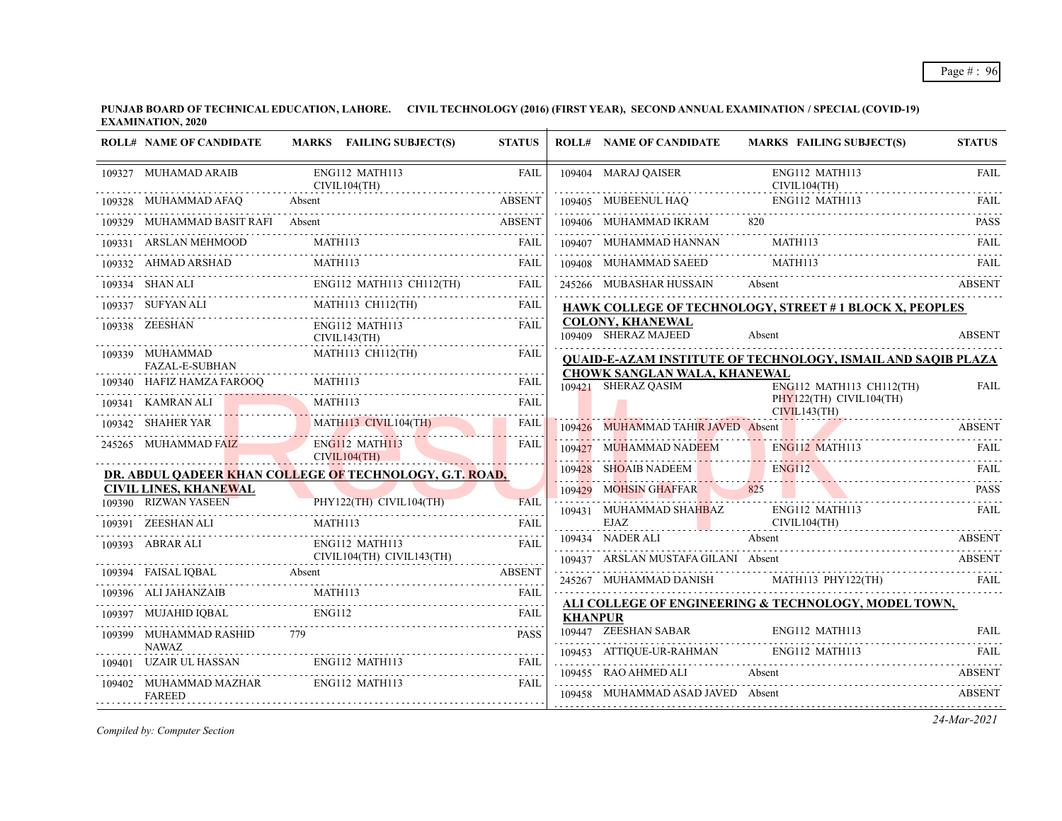**PUNJAB BOARD OF TECHNICAL EDUCATION, LAHORE. CIVIL TECHNOLOGY (2016) (FIRST YEAR), SECOND ANNUAL EXAMINATION / SPECIAL (COVID-19) EXAMINATION, 2020**

| ROLL# | NAME OF CANDIDATE | MARKS | FAILING SUBJECT(S) | STATUS |
|---|---|---|---|---|
| 109327 | MUHAMAD ARAIB | | ENG112 MATH113 CIVIL104(TH) | FAIL |
| 109328 | MUHAMMAD AFAQ | Absent | | ABSENT |
| 109329 | MUHAMMAD BASIT RAFI | Absent | | ABSENT |
| 109331 | ARSLAN MEHMOOD | | MATH113 | FAIL |
| 109332 | AHMAD ARSHAD | | MATH113 | FAIL |
| 109334 | SHAN ALI | | ENG112 MATH113 CH112(TH) | FAIL |
| 109337 | SUFYAN ALI | | MATH113 CH112(TH) | FAIL |
| 109338 | ZEESHAN | | ENG112 MATH113 CIVIL143(TH) | FAIL |
| 109339 | MUHAMMAD FAZAL-E-SUBHAN | | MATH113 CH112(TH) | FAIL |
| 109340 | HAFIZ HAMZA FAROOQ | | MATH113 | FAIL |
| 109341 | KAMRAN ALI | | MATH113 | FAIL |
| 109342 | SHAHER YAR | | MATH113 CIVIL104(TH) | FAIL |
| 245265 | MUHAMMAD FAIZ | | ENG112 MATH113 CIVIL104(TH) | FAIL |

**DR. ABDUL QADEER KHAN COLLEGE OF TECHNOLOGY, G.T. ROAD, CIVIL LINES, KHANEWAL**

| ROLL# | NAME OF CANDIDATE | MARKS | FAILING SUBJECT(S) | STATUS |
|---|---|---|---|---|
| 109390 | RIZWAN YASEEN | | PHY122(TH) CIVIL104(TH) | FAIL |
| 109391 | ZEESHAN ALI | | MATH113 | FAIL |
| 109393 | ABRAR ALI | | ENG112 MATH113 CIVIL104(TH) CIVIL143(TH) | FAIL |
| 109394 | FAISAL IQBAL | Absent | | ABSENT |
| 109396 | ALI JAHANZAIB | | MATH113 | FAIL |
| 109397 | MUJAHID IQBAL | | ENG112 | FAIL |
| 109399 | MUHAMMAD RASHID NAWAZ | 779 | | PASS |
| 109401 | UZAIR UL HASSAN | | ENG112 MATH113 | FAIL |
| 109402 | MUHAMMAD MAZHAR FAREED | | ENG112 MATH113 | FAIL |
| 109404 | MARAJ QAISER | | ENG112 MATH113 CIVIL104(TH) | FAIL |
| 109405 | MUBEENUL HAQ | | ENG112 MATH113 | FAIL |
| 109406 | MUHAMMAD IKRAM | 820 | | PASS |
| 109407 | MUHAMMAD HANNAN | | MATH113 | FAIL |
| 109408 | MUHAMMAD SAEED | | MATH113 | FAIL |
| 245266 | MUBASHAR HUSSAIN | Absent | | ABSENT |

**HAWK COLLEGE OF TECHNOLOGY, STREET # 1 BLOCK X, PEOPLES COLONY, KHANEWAL**

| ROLL# | NAME OF CANDIDATE | MARKS | FAILING SUBJECT(S) | STATUS |
|---|---|---|---|---|
| 109409 | SHERAZ MAJEED | Absent | | ABSENT |

**QUAID-E-AZAM INSTITUTE OF TECHNOLOGY, ISMAIL AND SAQIB PLAZA CHOWK SANGLAN WALA, KHANEWAL**

| ROLL# | NAME OF CANDIDATE | MARKS | FAILING SUBJECT(S) | STATUS |
|---|---|---|---|---|
| 109421 | SHERAZ QASIM | | ENG112 MATH113 CH112(TH) PHY122(TH) CIVIL104(TH) CIVIL143(TH) | FAIL |
| 109426 | MUHAMMAD TAHIR JAVED | Absent | | ABSENT |
| 109427 | MUHAMMAD NADEEM | | ENG112 MATH113 | FAIL |
| 109428 | SHOAIB NADEEM | | ENG112 | FAIL |
| 109429 | MOHSIN GHAFFAR | 825 | | PASS |
| 109431 | MUHAMMAD SHAHBAZ EJAZ | | ENG112 MATH113 CIVIL104(TH) | FAIL |
| 109434 | NADER ALI | Absent | | ABSENT |
| 109437 | ARSLAN MUSTAFA GILANI | Absent | | ABSENT |
| 245267 | MUHAMMAD DANISH | | MATH113 PHY122(TH) | FAIL |

**ALI COLLEGE OF ENGINEERING & TECHNOLOGY, MODEL TOWN, KHANPUR**

| ROLL# | NAME OF CANDIDATE | MARKS | FAILING SUBJECT(S) | STATUS |
|---|---|---|---|---|
| 109447 | ZEESHAN SABAR | | ENG112 MATH113 | FAIL |
| 109453 | ATTIQUE-UR-RAHMAN | | ENG112 MATH113 | FAIL |
| 109455 | RAO AHMED ALI | Absent | | ABSENT |
| 109458 | MUHAMMAD ASAD JAVED | Absent | | ABSENT |

*Compiled by: Computer Section*

*24-Mar-2021*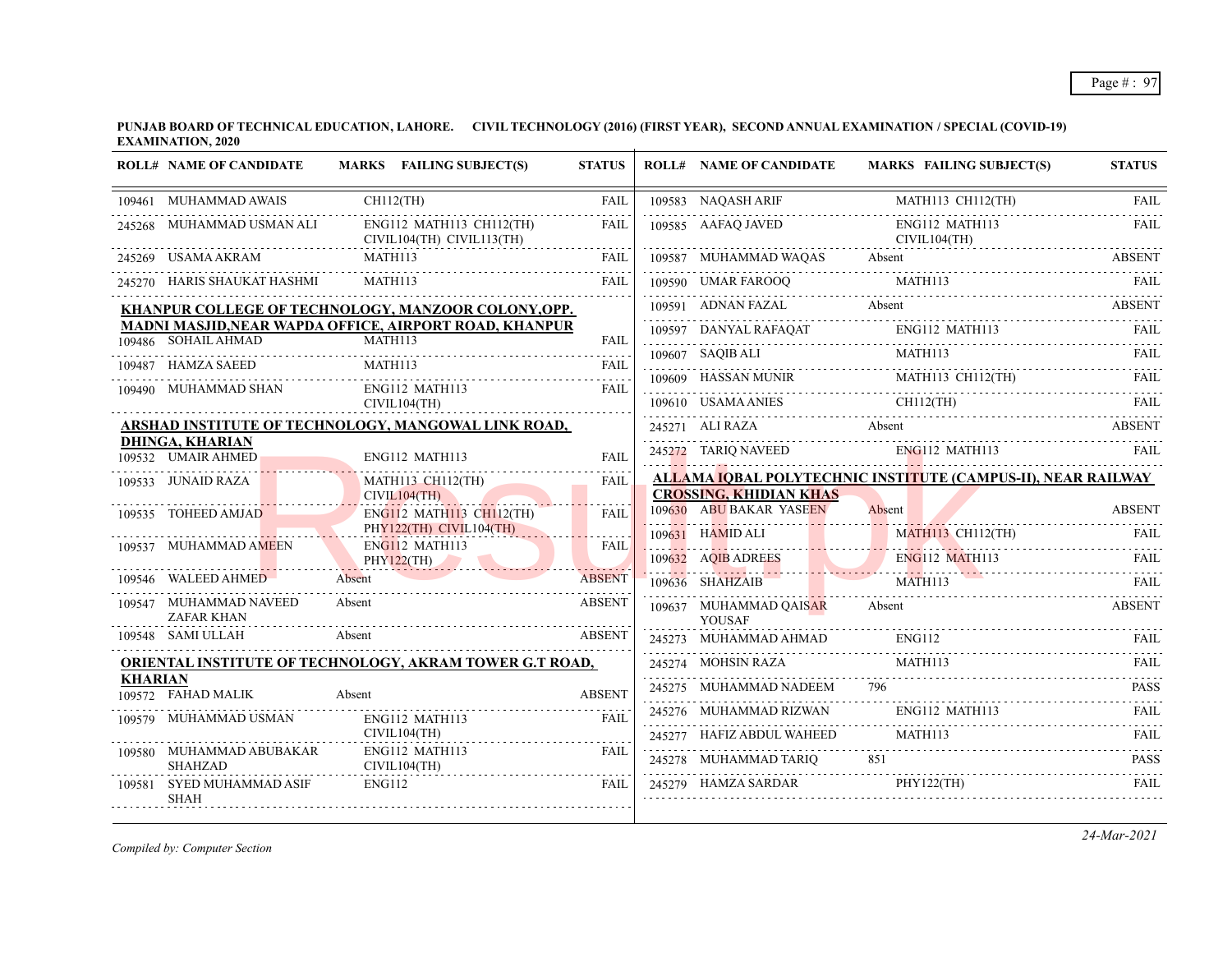**PUNJAB BOARD OF TECHNICAL EDUCATION, LAHORE. CIVIL TECHNOLOGY (2016) (FIRST YEAR), SECOND ANNUAL EXAMINATION / SPECIAL (COVID-19) EXAMINATION, 2020**

| ROLL# | NAME OF CANDIDATE | MARKS | FAILING SUBJECT(S) | STATUS |
|---|---|---|---|---|
| 109461 | MUHAMMAD AWAIS | | CH112(TH) | FAIL |
| 245268 | MUHAMMAD USMAN ALI | | ENG112 MATH113 CH112(TH) CIVIL104(TH) CIVIL113(TH) | FAIL |
| 245269 | USAMA AKRAM | | MATH113 | FAIL |
| 245270 | HARIS SHAUKAT HASHMI | | MATH113 | FAIL |

**KHANPUR COLLEGE OF TECHNOLOGY, MANZOOR COLONY,OPP. MADNI MASJID,NEAR WAPDA OFFICE, AIRPORT ROAD, KHANPUR**

| ROLL# | NAME OF CANDIDATE | MARKS | FAILING SUBJECT(S) | STATUS |
|---|---|---|---|---|
| 109486 | SOHAIL AHMAD | | MATH113 | FAIL |
| 109487 | HAMZA SAEED | | MATH113 | FAIL |
| 109490 | MUHAMMAD SHAN | | ENG112 MATH113 CIVIL104(TH) | FAIL |

**ARSHAD INSTITUTE OF TECHNOLOGY, MANGOWAL LINK ROAD, DHINGA, KHARIAN**

| ROLL# | NAME OF CANDIDATE | MARKS | FAILING SUBJECT(S) | STATUS |
|---|---|---|---|---|
| 109532 | UMAIR AHMED | | ENG112 MATH113 | FAIL |
| 109533 | JUNAID RAZA | | MATH113 CH112(TH) CIVIL104(TH) | FAIL |
| 109535 | TOHEED AMJAD | | ENG112 MATH113 CH112(TH) PHY122(TH) CIVIL104(TH) | FAIL |
| 109537 | MUHAMMAD AMEEN | | ENG112 MATH113 PHY122(TH) | FAIL |
| 109546 | WALEED AHMED | Absent | | ABSENT |
| 109547 | MUHAMMAD NAVEED ZAFAR KHAN | Absent | | ABSENT |
| 109548 | SAMI ULLAH | Absent | | ABSENT |

**ORIENTAL INSTITUTE OF TECHNOLOGY, AKRAM TOWER G.T ROAD, KHARIAN**

| ROLL# | NAME OF CANDIDATE | MARKS | FAILING SUBJECT(S) | STATUS |
|---|---|---|---|---|
| 109572 | FAHAD MALIK | Absent | | ABSENT |
| 109579 | MUHAMMAD USMAN | | ENG112 MATH113 CIVIL104(TH) | FAIL |
| 109580 | MUHAMMAD ABUBAKAR SHAHZAD | | ENG112 MATH113 CIVIL104(TH) | FAIL |
| 109581 | SYED MUHAMMAD ASIF SHAH | | ENG112 | FAIL |
| 109583 | NAQASH ARIF | | MATH113 CH112(TH) | FAIL |
| 109585 | AAFAQ JAVED | | ENG112 MATH113 CIVIL104(TH) | FAIL |
| 109587 | MUHAMMAD WAQAS | Absent | | ABSENT |
| 109590 | UMAR FAROOQ | | MATH113 | FAIL |
| 109591 | ADNAN FAZAL | Absent | | ABSENT |
| 109597 | DANYAL RAFAQAT | | ENG112 MATH113 | FAIL |
| 109607 | SAQIB ALI | | MATH113 | FAIL |
| 109609 | HASSAN MUNIR | | MATH113 CH112(TH) | FAIL |
| 109610 | USAMA ANIES | | CH112(TH) | FAIL |
| 245271 | ALI RAZA | Absent | | ABSENT |
| 245272 | TARIQ NAVEED | | ENG112 MATH113 | FAIL |

**ALLAMA IQBAL POLYTECHNIC INSTITUTE (CAMPUS-II), NEAR RAILWAY CROSSING, KHIDIAN KHAS**

| ROLL# | NAME OF CANDIDATE | MARKS | FAILING SUBJECT(S) | STATUS |
|---|---|---|---|---|
| 109630 | ABU BAKAR YASEEN | Absent | | ABSENT |
| 109631 | HAMID ALI | | MATH113 CH112(TH) | FAIL |
| 109632 | AQIB ADREES | | ENG112 MATH113 | FAIL |
| 109636 | SHAHZAIB | | MATH113 | FAIL |
| 109637 | MUHAMMAD QAISAR YOUSAF | Absent | | ABSENT |
| 245273 | MUHAMMAD AHMAD | | ENG112 | FAIL |
| 245274 | MOHSIN RAZA | | MATH113 | FAIL |
| 245275 | MUHAMMAD NADEEM | 796 | | PASS |
| 245276 | MUHAMMAD RIZWAN | | ENG112 MATH113 | FAIL |
| 245277 | HAFIZ ABDUL WAHEED | | MATH113 | FAIL |
| 245278 | MUHAMMAD TARIQ | 851 | | PASS |
| 245279 | HAMZA SARDAR | | PHY122(TH) | FAIL |

*Compiled by: Computer Section*

*24-Mar-2021*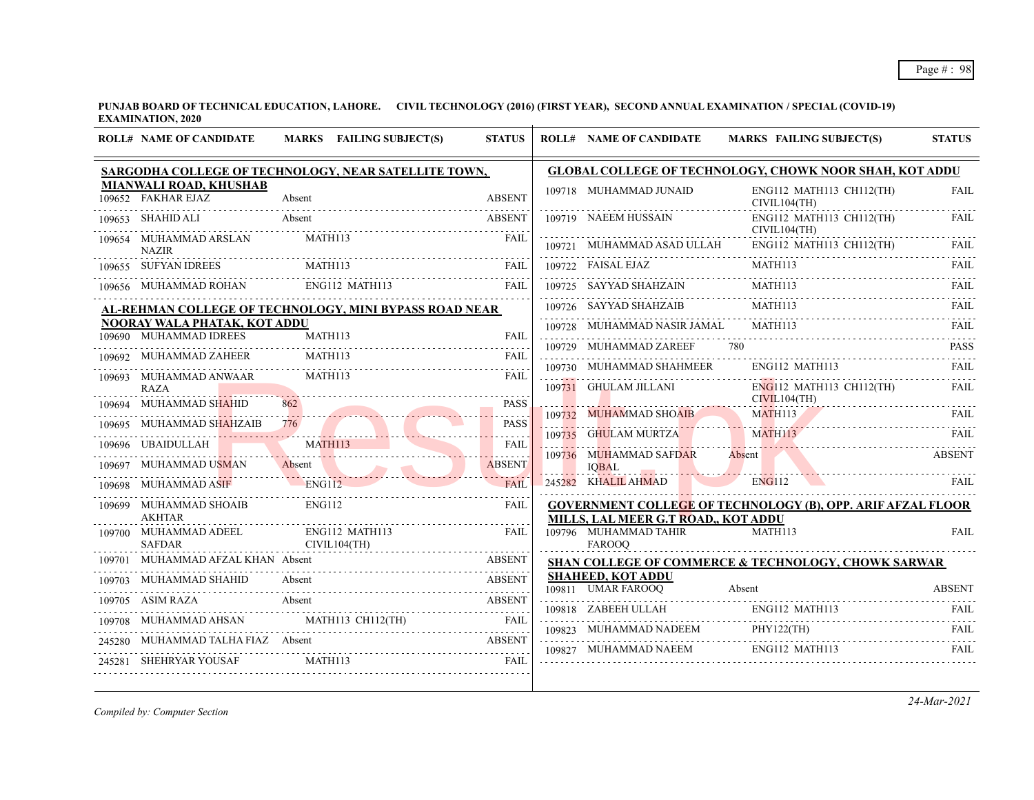**PUNJAB BOARD OF TECHNICAL EDUCATION, LAHORE. CIVIL TECHNOLOGY (2016) (FIRST YEAR), SECOND ANNUAL EXAMINATION / SPECIAL (COVID-19) EXAMINATION, 2020**

| ROLL# | NAME OF CANDIDATE | MARKS | FAILING SUBJECT(S) | STATUS |
|---|---|---|---|---|
| **SARGODHA COLLEGE OF TECHNOLOGY, NEAR SATELLITE TOWN, MIANWALI ROAD, KHUSHAB** | | | | |
| 109652 | FAKHAR EJAZ | Absent | | ABSENT |
| 109653 | SHAHID ALI | Absent | | ABSENT |
| 109654 | MUHAMMAD ARSLAN NAZIR | | MATH113 | FAIL |
| 109655 | SUFYAN IDREES | | MATH113 | FAIL |
| 109656 | MUHAMMAD ROHAN | | ENG112 MATH113 | FAIL |
| **AL-REHMAN COLLEGE OF TECHNOLOGY, MINI BYPASS ROAD NEAR NOORAY WALA PHATAK, KOT ADDU** | | | | |
| 109690 | MUHAMMAD IDREES | | MATH113 | FAIL |
| 109692 | MUHAMMAD ZAHEER | | MATH113 | FAIL |
| 109693 | MUHAMMAD ANWAAR RAZA | | MATH113 | FAIL |
| 109694 | MUHAMMAD SHAHID | 862 | | PASS |
| 109695 | MUHAMMAD SHAHZAIB | 776 | | PASS |
| 109696 | UBAIDULLAH | | MATH113 | FAIL |
| 109697 | MUHAMMAD USMAN | Absent | | ABSENT |
| 109698 | MUHAMMAD ASIF | | ENG112 | FAIL |
| 109699 | MUHAMMAD SHOAIB AKHTAR | | ENG112 | FAIL |
| 109700 | MUHAMMAD ADEEL SAFDAR | | ENG112 MATH113 CIVIL104(TH) | FAIL |
| 109701 | MUHAMMAD AFZAL KHAN | Absent | | ABSENT |
| 109703 | MUHAMMAD SHAHID | Absent | | ABSENT |
| 109705 | ASIM RAZA | Absent | | ABSENT |
| 109708 | MUHAMMAD AHSAN | | MATH113 CH112(TH) | FAIL |
| 245280 | MUHAMMAD TALHA FIAZ | Absent | | ABSENT |
| 245281 | SHEHRYAR YOUSAF | | MATH113 | FAIL |
| **GLOBAL COLLEGE OF TECHNOLOGY, CHOWK NOOR SHAH, KOT ADDU** | | | | |
| 109718 | MUHAMMAD JUNAID | | ENG112 MATH113 CH112(TH) CIVIL104(TH) | FAIL |
| 109719 | NAEEM HUSSAIN | | ENG112 MATH113 CH112(TH) CIVIL104(TH) | FAIL |
| 109721 | MUHAMMAD ASAD ULLAH | | ENG112 MATH113 CH112(TH) | FAIL |
| 109722 | FAISAL EJAZ | | MATH113 | FAIL |
| 109725 | SAYYAD SHAHZAIN | | MATH113 | FAIL |
| 109726 | SAYYAD SHAHZAIB | | MATH113 | FAIL |
| 109728 | MUHAMMAD NASIR JAMAL | | MATH113 | FAIL |
| 109729 | MUHAMMAD ZAREEF | 780 | | PASS |
| 109730 | MUHAMMAD SHAHMEER | | ENG112 MATH113 | FAIL |
| 109731 | GHULAM JILLANI | | ENG112 MATH113 CH112(TH) CIVIL104(TH) | FAIL |
| 109732 | MUHAMMAD SHOAIB | | MATH113 | FAIL |
| 109735 | GHULAM MURTZA | | MATH113 | FAIL |
| 109736 | MUHAMMAD SAFDAR IQBAL | Absent | | ABSENT |
| 245282 | KHALIL AHMAD | | ENG112 | FAIL |
| **GOVERNMENT COLLEGE OF TECHNOLOGY (B), OPP. ARIF AFZAL FLOOR MILLS, LAL MEER G.T ROAD,, KOT ADDU** | | | | |
| 109796 | MUHAMMAD TAHIR FAROOQ | | MATH113 | FAIL |
| **SHAN COLLEGE OF COMMERCE & TECHNOLOGY, CHOWK SARWAR SHAHEED, KOT ADDU** | | | | |
| 109811 | UMAR FAROOQ | Absent | | ABSENT |
| 109818 | ZABEEH ULLAH | | ENG112 MATH113 | FAIL |
| 109823 | MUHAMMAD NADEEM | | PHY122(TH) | FAIL |
| 109827 | MUHAMMAD NAEEM | | ENG112 MATH113 | FAIL |

*Compiled by: Computer Section*

*24-Mar-2021*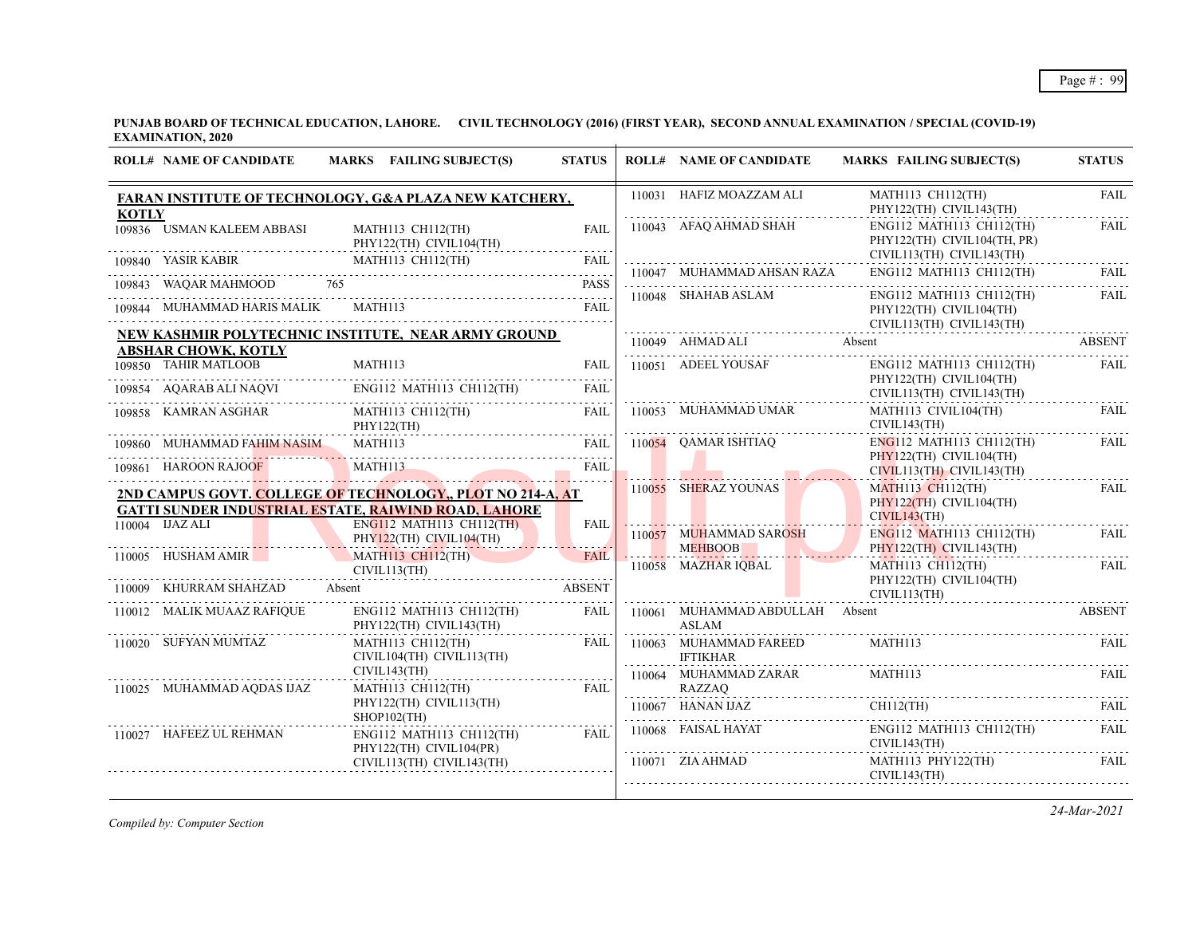**PUNJAB BOARD OF TECHNICAL EDUCATION, LAHORE. CIVIL TECHNOLOGY (2016) (FIRST YEAR), SECOND ANNUAL EXAMINATION / SPECIAL (COVID-19) EXAMINATION, 2020**

| ROLL# | NAME OF CANDIDATE | MARKS | FAILING SUBJECT(S) | STATUS |
|---|---|---|---|---|
| **FARAN INSTITUTE OF TECHNOLOGY, G&A PLAZA NEW KATCHERY, KOTLY** | | | | |
| 109836 | USMAN KALEEM ABBASI | | MATH113 CH112(TH) PHY122(TH) CIVIL104(TH) | FAIL |
| 109840 | YASIR KABIR | | MATH113 CH112(TH) | FAIL |
| 109843 | WAQAR MAHMOOD | 765 | | PASS |
| 109844 | MUHAMMAD HARIS MALIK | | MATH113 | FAIL |
| **NEW KASHMIR POLYTECHNIC INSTITUTE, NEAR ARMY GROUND ABSHAR CHOWK, KOTLY** | | | | |
| 109850 | TAHIR MATLOOB | | MATH113 | FAIL |
| 109854 | AQARAB ALI NAQVI | | ENG112 MATH113 CH112(TH) | FAIL |
| 109858 | KAMRAN ASGHAR | | MATH113 CH112(TH) PHY122(TH) | FAIL |
| 109860 | MUHAMMAD FAHIM NASIM | | MATH113 | FAIL |
| 109861 | HAROON RAJOOF | | MATH113 | FAIL |
| **2ND CAMPUS GOVT. COLLEGE OF TECHNOLOGY,, PLOT NO 214-A, AT GATTI SUNDER INDUSTRIAL ESTATE, RAIWIND ROAD, LAHORE** | | | | |
| 110004 | IJAZ ALI | | ENG112 MATH113 CH112(TH) PHY122(TH) CIVIL104(TH) | FAIL |
| 110005 | HUSHAM AMIR | | MATH113 CH112(TH) CIVIL113(TH) | FAIL |
| 110009 | KHURRAM SHAHZAD | Absent | | ABSENT |
| 110012 | MALIK MUAAZ RAFIQUE | | ENG112 MATH113 CH112(TH) PHY122(TH) CIVIL143(TH) | FAIL |
| 110020 | SUFYAN MUMTAZ | | MATH113 CH112(TH) CIVIL104(TH) CIVIL113(TH) CIVIL143(TH) | FAIL |
| 110025 | MUHAMMAD AQDAS IJAZ | | MATH113 CH112(TH) PHY122(TH) CIVIL113(TH) SHOP102(TH) | FAIL |
| 110027 | HAFEEZ UL REHMAN | | ENG112 MATH113 CH112(TH) PHY122(TH) CIVIL104(PR) CIVIL113(TH) CIVIL143(TH) | FAIL |
| 110031 | HAFIZ MOAZZAM ALI | | MATH113 CH112(TH) PHY122(TH) CIVIL143(TH) | FAIL |
| 110043 | AFAQ AHMAD SHAH | | ENG112 MATH113 CH112(TH) PHY122(TH) CIVIL104(TH, PR) CIVIL113(TH) CIVIL143(TH) | FAIL |
| 110047 | MUHAMMAD AHSAN RAZA | | ENG112 MATH113 CH112(TH) | FAIL |
| 110048 | SHAHAB ASLAM | | ENG112 MATH113 CH112(TH) PHY122(TH) CIVIL104(TH) CIVIL113(TH) CIVIL143(TH) | FAIL |
| 110049 | AHMAD ALI | Absent | | ABSENT |
| 110051 | ADEEL YOUSAF | | ENG112 MATH113 CH112(TH) PHY122(TH) CIVIL104(TH) CIVIL113(TH) CIVIL143(TH) | FAIL |
| 110053 | MUHAMMAD UMAR | | MATH113 CIVIL104(TH) CIVIL143(TH) | FAIL |
| 110054 | QAMAR ISHTIAQ | | ENG112 MATH113 CH112(TH) PHY122(TH) CIVIL104(TH) CIVIL113(TH) CIVIL143(TH) | FAIL |
| 110055 | SHERAZ YOUNAS | | MATH113 CH112(TH) PHY122(TH) CIVIL104(TH) CIVIL143(TH) | FAIL |
| 110057 | MUHAMMAD SAROSH MEHBOOB | | ENG112 MATH113 CH112(TH) PHY122(TH) CIVIL143(TH) | FAIL |
| 110058 | MAZHAR IQBAL | | MATH113 CH112(TH) PHY122(TH) CIVIL104(TH) CIVIL113(TH) | FAIL |
| 110061 | MUHAMMAD ABDULLAH ASLAM | Absent | | ABSENT |
| 110063 | MUHAMMAD FAREED IFTIKHAR | | MATH113 | FAIL |
| 110064 | MUHAMMAD ZARAR RAZZAQ | | MATH113 | FAIL |
| 110067 | HANAN IJAZ | | CH112(TH) | FAIL |
| 110068 | FAISAL HAYAT | | ENG112 MATH113 CH112(TH) CIVIL143(TH) | FAIL |
| 110071 | ZIA AHMAD | | MATH113 PHY122(TH) CIVIL143(TH) | FAIL |

*Compiled by: Computer Section*

*24-Mar-2021*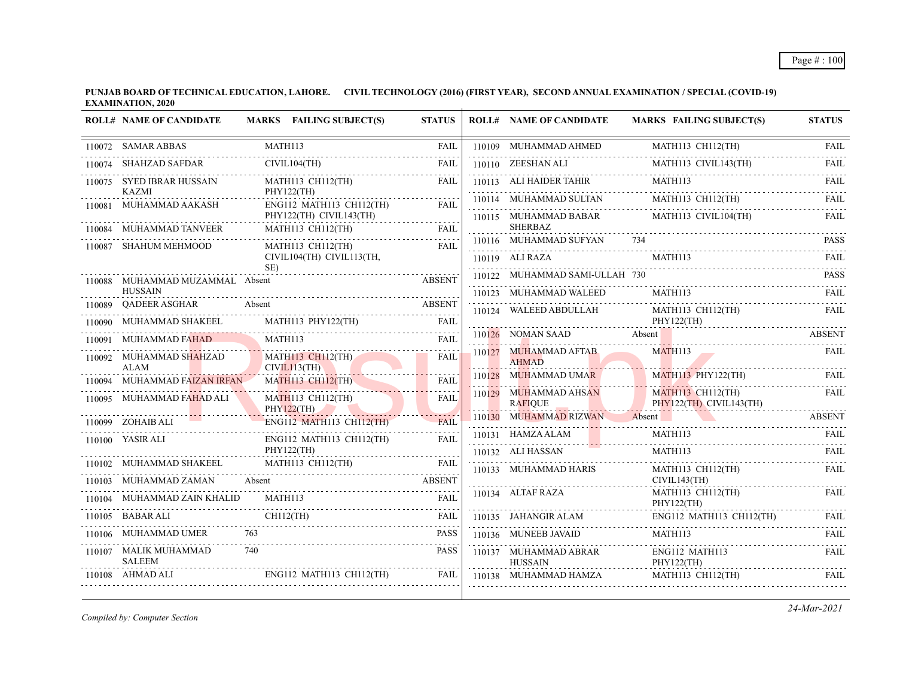**PUNJAB BOARD OF TECHNICAL EDUCATION, LAHORE. CIVIL TECHNOLOGY (2016) (FIRST YEAR), SECOND ANNUAL EXAMINATION / SPECIAL (COVID-19) EXAMINATION, 2020**

| ROLL# | NAME OF CANDIDATE | MARKS | FAILING SUBJECT(S) | STATUS |
|---|---|---|---|---|
| 110072 | SAMAR ABBAS | | MATH113 | FAIL |
| 110074 | SHAHZAD SAFDAR | | CIVIL104(TH) | FAIL |
| 110075 | SYED IBRAR HUSSAIN KAZMI | | MATH113 CH112(TH) PHY122(TH) | FAIL |
| 110081 | MUHAMMAD AAKASH | | ENG112 MATH113 CH112(TH) PHY122(TH) CIVIL143(TH) | FAIL |
| 110084 | MUHAMMAD TANVEER | | MATH113 CH112(TH) | FAIL |
| 110087 | SHAHUM MEHMOOD | | MATH113 CH112(TH) CIVIL104(TH) CIVIL113(TH, SE) | FAIL |
| 110088 | MUHAMMAD MUZAMMAL HUSSAIN | Absent | | ABSENT |
| 110089 | QADEER ASGHAR | Absent | | ABSENT |
| 110090 | MUHAMMAD SHAKEEL | | MATH113 PHY122(TH) | FAIL |
| 110091 | MUHAMMAD FAHAD | | MATH113 | FAIL |
| 110092 | MUHAMMAD SHAHZAD ALAM | | MATH113 CH112(TH) CIVIL113(TH) | FAIL |
| 110094 | MUHAMMAD FAIZAN IRFAN | | MATH113 CH112(TH) | FAIL |
| 110095 | MUHAMMAD FAHAD ALI | | MATH113 CH112(TH) PHY122(TH) | FAIL |
| 110099 | ZOHAIB ALI | | ENG112 MATH113 CH112(TH) | FAIL |
| 110100 | YASIR ALI | | ENG112 MATH113 CH112(TH) PHY122(TH) | FAIL |
| 110102 | MUHAMMAD SHAKEEL | | MATH113 CH112(TH) | FAIL |
| 110103 | MUHAMMAD ZAMAN | Absent | | ABSENT |
| 110104 | MUHAMMAD ZAIN KHALID | | MATH113 | FAIL |
| 110105 | BABAR ALI | | CH112(TH) | FAIL |
| 110106 | MUHAMMAD UMER | 763 | | PASS |
| 110107 | MALIK MUHAMMAD SALEEM | 740 | | PASS |
| 110108 | AHMAD ALI | | ENG112 MATH113 CH112(TH) | FAIL |
| 110109 | MUHAMMAD AHMED | | MATH113 CH112(TH) | FAIL |
| 110110 | ZEESHAN ALI | | MATH113 CIVIL143(TH) | FAIL |
| 110113 | ALI HAIDER TAHIR | | MATH113 | FAIL |
| 110114 | MUHAMMAD SULTAN | | MATH113 CH112(TH) | FAIL |
| 110115 | MUHAMMAD BABAR SHERBAZ | | MATH113 CIVIL104(TH) | FAIL |
| 110116 | MUHAMMAD SUFYAN | 734 | | PASS |
| 110119 | ALI RAZA | | MATH113 | FAIL |
| 110122 | MUHAMMAD SAMI-ULLAH | 730 | | PASS |
| 110123 | MUHAMMAD WALEED | | MATH113 | FAIL |
| 110124 | WALEED ABDULLAH | | MATH113 CH112(TH) PHY122(TH) | FAIL |
| 110126 | NOMAN SAAD | Absent | | ABSENT |
| 110127 | MUHAMMAD AFTAB AHMAD | | MATH113 | FAIL |
| 110128 | MUHAMMAD UMAR | | MATH113 PHY122(TH) | FAIL |
| 110129 | MUHAMMAD AHSAN RAFIQUE | | MATH113 CH112(TH) PHY122(TH) CIVIL143(TH) | FAIL |
| 110130 | MUHAMMAD RIZWAN | Absent | | ABSENT |
| 110131 | HAMZA ALAM | | MATH113 | FAIL |
| 110132 | ALI HASSAN | | MATH113 | FAIL |
| 110133 | MUHAMMAD HARIS | | MATH113 CH112(TH) CIVIL143(TH) | FAIL |
| 110134 | ALTAF RAZA | | MATH113 CH112(TH) PHY122(TH) | FAIL |
| 110135 | JAHANGIR ALAM | | ENG112 MATH113 CH112(TH) | FAIL |
| 110136 | MUNEEB JAVAID | | MATH113 | FAIL |
| 110137 | MUHAMMAD ABRAR HUSSAIN | | ENG112 MATH113 PHY122(TH) | FAIL |
| 110138 | MUHAMMAD HAMZA | | MATH113 CH112(TH) | FAIL |

*Compiled by: Computer Section*

*24-Mar-2021*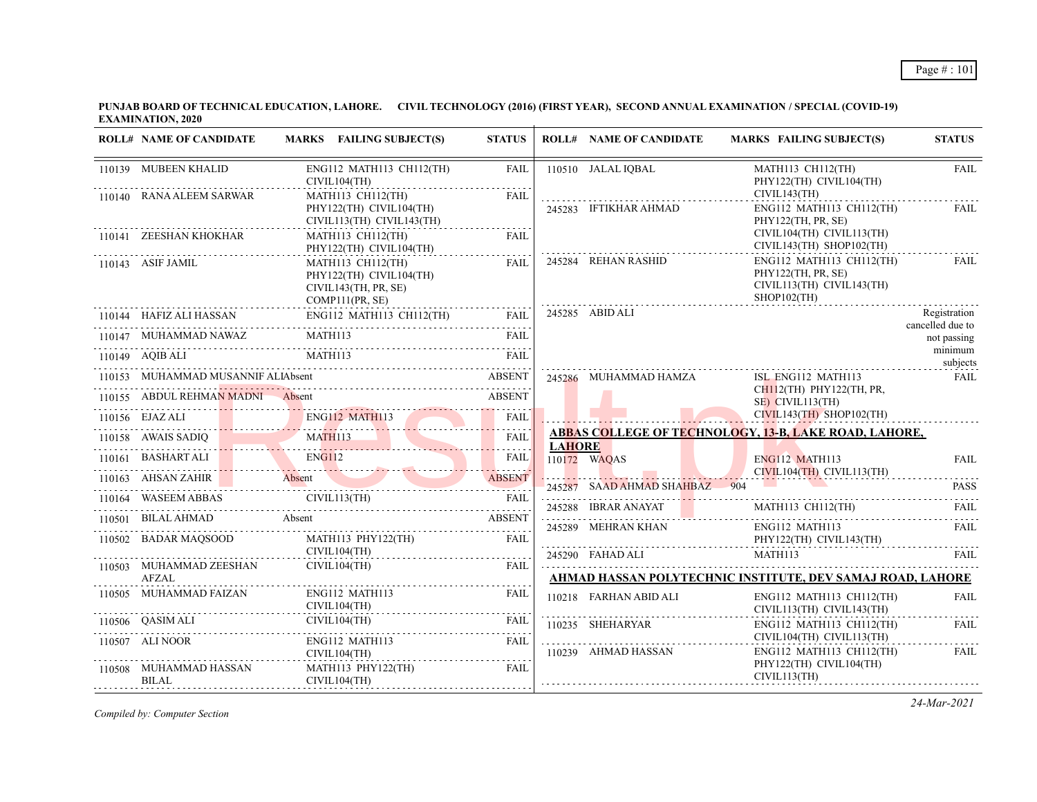**PUNJAB BOARD OF TECHNICAL EDUCATION, LAHORE. CIVIL TECHNOLOGY (2016) (FIRST YEAR), SECOND ANNUAL EXAMINATION / SPECIAL (COVID-19) EXAMINATION, 2020**

| ROLL# | NAME OF CANDIDATE | MARKS | FAILING SUBJECT(S) | STATUS |
|---|---|---|---|---|
| 110139 | MUBEEN KHALID | | ENG112 MATH113 CH112(TH) CIVIL104(TH) | FAIL |
| 110140 | RANA ALEEM SARWAR | | MATH113 CH112(TH) PHY122(TH) CIVIL104(TH) CIVIL113(TH) CIVIL143(TH) | FAIL |
| 110141 | ZEESHAN KHOKHAR | | MATH113 CH112(TH) PHY122(TH) CIVIL104(TH) | FAIL |
| 110143 | ASIF JAMIL | | MATH113 CH112(TH) PHY122(TH) CIVIL104(TH) CIVIL143(TH, PR, SE) COMP111(PR, SE) | FAIL |
| 110144 | HAFIZ ALI HASSAN | | ENG112 MATH113 CH112(TH) | FAIL |
| 110147 | MUHAMMAD NAWAZ | | MATH113 | FAIL |
| 110149 | AQIB ALI | | MATH113 | FAIL |
| 110153 | MUHAMMAD MUSANNIF ALI | Absent | | ABSENT |
| 110155 | ABDUL REHMAN MADNI | Absent | | ABSENT |
| 110156 | EJAZ ALI | | ENG112 MATH113 | FAIL |
| 110158 | AWAIS SADIQ | | MATH113 | FAIL |
| 110161 | BASHART ALI | | ENG112 | FAIL |
| 110163 | AHSAN ZAHIR | Absent | | ABSENT |
| 110164 | WASEEM ABBAS | | CIVIL113(TH) | FAIL |
| 110501 | BILAL AHMAD | Absent | | ABSENT |
| 110502 | BADAR MAQSOOD | | MATH113 PHY122(TH) CIVIL104(TH) | FAIL |
| 110503 | MUHAMMAD ZEESHAN AFZAL | | CIVIL104(TH) | FAIL |
| 110505 | MUHAMMAD FAIZAN | | ENG112 MATH113 CIVIL104(TH) | FAIL |
| 110506 | QASIM ALI | | CIVIL104(TH) | FAIL |
| 110507 | ALI NOOR | | ENG112 MATH113 CIVIL104(TH) | FAIL |
| 110508 | MUHAMMAD HASSAN BILAL | | MATH113 PHY122(TH) CIVIL104(TH) | FAIL |
| 110510 | JALAL IQBAL | | MATH113 CH112(TH) PHY122(TH) CIVIL104(TH) CIVIL143(TH) | FAIL |
| 245283 | IFTIKHAR AHMAD | | ENG112 MATH113 CH112(TH) PHY122(TH, PR, SE) CIVIL104(TH) CIVIL113(TH) CIVIL143(TH) SHOP102(TH) | FAIL |
| 245284 | REHAN RASHID | | ENG112 MATH113 CH112(TH) PHY122(TH, PR, SE) CIVIL113(TH) CIVIL143(TH) SHOP102(TH) | FAIL |
| 245285 | ABID ALI | | | Registration cancelled due to not passing minimum subjects |
| 245286 | MUHAMMAD HAMZA | | ISL ENG112 MATH113 CH112(TH) PHY122(TH, PR, SE) CIVIL113(TH) CIVIL143(TH) SHOP102(TH) | FAIL |

**ABBAS COLLEGE OF TECHNOLOGY, 13-B, LAKE ROAD, LAHORE, LAHORE**

| ROLL# | NAME OF CANDIDATE | MARKS | FAILING SUBJECT(S) | STATUS |
|---|---|---|---|---|
| 110172 | WAQAS | | ENG112 MATH113 CIVIL104(TH) CIVIL113(TH) | FAIL |
| 245287 | SAAD AHMAD SHAHBAZ | 904 | | PASS |
| 245288 | IBRAR ANAYAT | | MATH113 CH112(TH) | FAIL |
| 245289 | MEHRAN KHAN | | ENG112 MATH113 PHY122(TH) CIVIL143(TH) | FAIL |
| 245290 | FAHAD ALI | | MATH113 | FAIL |

**AHMAD HASSAN POLYTECHNIC INSTITUTE, DEV SAMAJ ROAD, LAHORE**

| ROLL# | NAME OF CANDIDATE | MARKS | FAILING SUBJECT(S) | STATUS |
|---|---|---|---|---|
| 110218 | FARHAN ABID ALI | | ENG112 MATH113 CH112(TH) CIVIL113(TH) CIVIL143(TH) | FAIL |
| 110235 | SHEHARYAR | | ENG112 MATH113 CH112(TH) CIVIL104(TH) CIVIL113(TH) | FAIL |
| 110239 | AHMAD HASSAN | | ENG112 MATH113 CH112(TH) PHY122(TH) CIVIL104(TH) CIVIL113(TH) | FAIL |

*Compiled by: Computer Section*

*24-Mar-2021*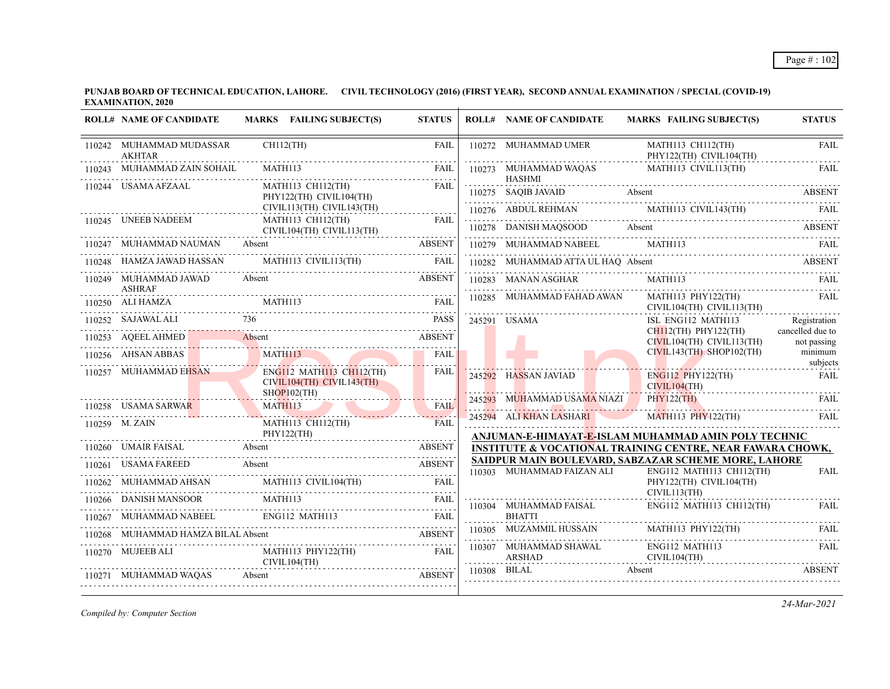**PUNJAB BOARD OF TECHNICAL EDUCATION, LAHORE. CIVIL TECHNOLOGY (2016) (FIRST YEAR), SECOND ANNUAL EXAMINATION / SPECIAL (COVID-19) EXAMINATION, 2020**

| ROLL# | NAME OF CANDIDATE | MARKS | FAILING SUBJECT(S) | STATUS |
|---|---|---|---|---|
| 110242 | MUHAMMAD MUDASSAR AKHTAR | | CH112(TH) | FAIL |
| 110243 | MUHAMMAD ZAIN SOHAIL | | MATH113 | FAIL |
| 110244 | USAMA AFZAAL | | MATH113 CH112(TH) PHY122(TH) CIVIL104(TH) CIVIL113(TH) CIVIL143(TH) | FAIL |
| 110245 | UNEEB NADEEM | | MATH113 CH112(TH) CIVIL104(TH) CIVIL113(TH) | FAIL |
| 110247 | MUHAMMAD NAUMAN | Absent | | ABSENT |
| 110248 | HAMZA JAWAD HASSAN | | MATH113 CIVIL113(TH) | FAIL |
| 110249 | MUHAMMAD JAWAD ASHRAF | Absent | | ABSENT |
| 110250 | ALI HAMZA | | MATH113 | FAIL |
| 110252 | SAJAWAL ALI | 736 | | PASS |
| 110253 | AQEEL AHMED | Absent | | ABSENT |
| 110256 | AHSAN ABBAS | | MATH113 | FAIL |
| 110257 | MUHAMMAD EHSAN | | ENG112 MATH113 CH112(TH) CIVIL104(TH) CIVIL143(TH) SHOP102(TH) | FAIL |
| 110258 | USAMA SARWAR | | MATH113 | FAIL |
| 110259 | M. ZAIN | | MATH113 CH112(TH) PHY122(TH) | FAIL |
| 110260 | UMAIR FAISAL | Absent | | ABSENT |
| 110261 | USAMA FAREED | Absent | | ABSENT |
| 110262 | MUHAMMAD AHSAN | | MATH113 CIVIL104(TH) | FAIL |
| 110266 | DANISH MANSOOR | | MATH113 | FAIL |
| 110267 | MUHAMMAD NABEEL | | ENG112 MATH113 | FAIL |
| 110268 | MUHAMMAD HAMZA BILAL | Absent | | ABSENT |
| 110270 | MUJEEB ALI | | MATH113 PHY122(TH) CIVIL104(TH) | FAIL |
| 110271 | MUHAMMAD WAQAS | Absent | | ABSENT |
| 110272 | MUHAMMAD UMER | | MATH113 CH112(TH) PHY122(TH) CIVIL104(TH) | FAIL |
| 110273 | MUHAMMAD WAQAS HASHMI | | MATH113 CIVIL113(TH) | FAIL |
| 110275 | SAQIB JAVAID | Absent | | ABSENT |
| 110276 | ABDUL REHMAN | | MATH113 CIVIL143(TH) | FAIL |
| 110278 | DANISH MAQSOOD | Absent | | ABSENT |
| 110279 | MUHAMMAD NABEEL | | MATH113 | FAIL |
| 110282 | MUHAMMAD ATTA UL HAQ | Absent | | ABSENT |
| 110283 | MANAN ASGHAR | | MATH113 | FAIL |
| 110285 | MUHAMMAD FAHAD AWAN | | MATH113 PHY122(TH) CIVIL104(TH) CIVIL113(TH) | FAIL |
| 245291 | USAMA | | ISL ENG112 MATH113 CH112(TH) PHY122(TH) CIVIL104(TH) CIVIL113(TH) CIVIL143(TH) SHOP102(TH) | Registration cancelled due to not passing minimum subjects |
| 245292 | HASSAN JAVIAD | | ENG112 PHY122(TH) CIVIL104(TH) | FAIL |
| 245293 | MUHAMMAD USAMA NIAZI | | PHY122(TH) | FAIL |
| 245294 | ALI KHAN LASHARI | | MATH113 PHY122(TH) | FAIL |

**ANJUMAN-E-HIMAYAT-E-ISLAM MUHAMMAD AMIN POLY TECHNIC INSTITUTE & VOCATIONAL TRAINING CENTRE, NEAR FAWARA CHOWK, SAIDPUR MAIN BOULEVARD, SABZAZAR SCHEME MORE, LAHORE**

| ROLL# | NAME OF CANDIDATE | MARKS | FAILING SUBJECT(S) | STATUS |
|---|---|---|---|---|
| 110303 | MUHAMMAD FAIZAN ALI | | ENG112 MATH113 CH112(TH) PHY122(TH) CIVIL104(TH) CIVIL113(TH) | FAIL |
| 110304 | MUHAMMAD FAISAL BHATTI | | ENG112 MATH113 CH112(TH) | FAIL |
| 110305 | MUZAMMIL HUSSAIN | | MATH113 PHY122(TH) | FAIL |
| 110307 | MUHAMMAD SHAWAL ARSHAD | | ENG112 MATH113 CIVIL104(TH) | FAIL |
| 110308 | BILAL | Absent | | ABSENT |

*Compiled by: Computer Section*

*24-Mar-2021*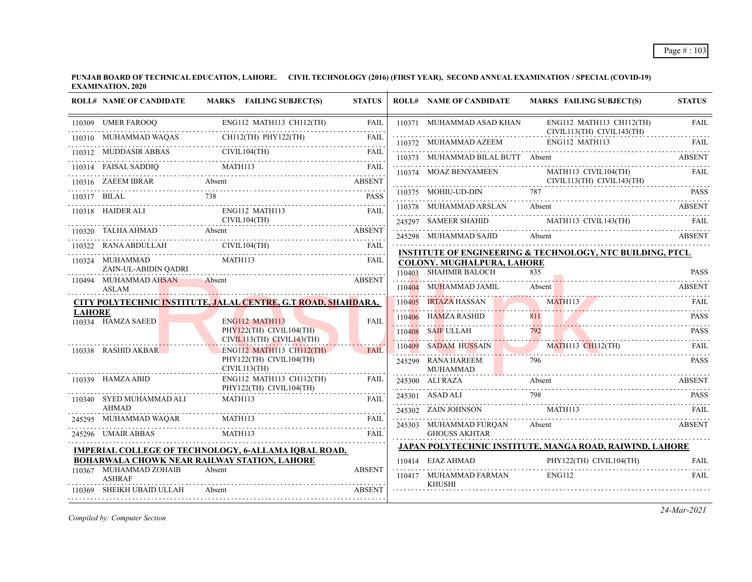**PUNJAB BOARD OF TECHNICAL EDUCATION, LAHORE. CIVIL TECHNOLOGY (2016) (FIRST YEAR), SECOND ANNUAL EXAMINATION / SPECIAL (COVID-19) EXAMINATION, 2020**

| ROLL# | NAME OF CANDIDATE | MARKS | FAILING SUBJECT(S) | STATUS |
|---|---|---|---|---|
| 110309 | UMER FAROOQ | | ENG112 MATH113 CH112(TH) | FAIL |
| 110310 | MUHAMMAD WAQAS | | CH112(TH) PHY122(TH) | FAIL |
| 110312 | MUDDASIR ABBAS | | CIVIL104(TH) | FAIL |
| 110314 | FAISAL SADDIQ | | MATH113 | FAIL |
| 110316 | ZAEEM IBRAR | Absent | | ABSENT |
| 110317 | BILAL | 738 | | PASS |
| 110318 | HAIDER ALI | | ENG112 MATH113 CIVIL104(TH) | FAIL |
| 110320 | TALHA AHMAD | Absent | | ABSENT |
| 110322 | RANA ABDULLAH | | CIVIL104(TH) | FAIL |
| 110324 | MUHAMMAD ZAIN-UL-ABIDIN QADRI | | MATH113 | FAIL |
| 110494 | MUHAMMAD AHSAN ASLAM | Absent | | ABSENT |

**CITY POLYTECHNIC INSTITUTE, JALAL CENTRE, G.T ROAD, SHAHDARA, LAHORE**

| ROLL# | NAME OF CANDIDATE | MARKS | FAILING SUBJECT(S) | STATUS |
|---|---|---|---|---|
| 110334 | HAMZA SAEED | | ENG112 MATH113 PHY122(TH) CIVIL104(TH) CIVIL113(TH) CIVIL143(TH) | FAIL |
| 110338 | RASHID AKBAR | | ENG112 MATH113 CH112(TH) PHY122(TH) CIVIL104(TH) CIVIL113(TH) | FAIL |
| 110339 | HAMZA ABID | | ENG112 MATH113 CH112(TH) PHY122(TH) CIVIL104(TH) | FAIL |
| 110340 | SYED MUHAMMAD ALI AHMAD | | MATH113 | FAIL |
| 245295 | MUHAMMAD WAQAR | | MATH113 | FAIL |
| 245296 | UMAIR ABBAS | | MATH113 | FAIL |

**IMPERIAL COLLEGE OF TECHNOLOGY, 6-ALLAMA IQBAL ROAD, BOHARWALA CHOWK NEAR RAILWAY STATION, LAHORE**

| ROLL# | NAME OF CANDIDATE | MARKS | FAILING SUBJECT(S) | STATUS |
|---|---|---|---|---|
| 110367 | MUHAMMAD ZOHAIB ASHRAF | Absent | | ABSENT |
| 110369 | SHEIKH UBAID ULLAH | Absent | | ABSENT |
| 110371 | MUHAMMAD ASAD KHAN | | ENG112 MATH113 CH112(TH) CIVIL113(TH) CIVIL143(TH) | FAIL |
| 110372 | MUHAMMAD AZEEM | | ENG112 MATH113 | FAIL |
| 110373 | MUHAMMAD BILAL BUTT | Absent | | ABSENT |
| 110374 | MOAZ BENYAMEEN | | MATH113 CIVIL104(TH) CIVIL113(TH) CIVIL143(TH) | FAIL |
| 110375 | MOHIU-UD-DIN | 787 | | PASS |
| 110378 | MUHAMMAD ARSLAN | Absent | | ABSENT |
| 245297 | SAMEER SHAHID | | MATH113 CIVIL143(TH) | FAIL |
| 245298 | MUHAMMAD SAJID | Absent | | ABSENT |

**INSTITUTE OF ENGINEERING & TECHNOLOGY, NTC BUILDING, PTCL COLONY. MUGHALPURA, LAHORE**

| ROLL# | NAME OF CANDIDATE | MARKS | FAILING SUBJECT(S) | STATUS |
|---|---|---|---|---|
| 110403 | SHAHMIR BALOCH | 835 | | PASS |
| 110404 | MUHAMMAD JAMIL | Absent | | ABSENT |
| 110405 | IRTAZA HASSAN | | MATH113 | FAIL |
| 110406 | HAMZA RASHID | 811 | | PASS |
| 110408 | SAIF ULLAH | 792 | | PASS |
| 110409 | SADAM HUSSAIN | | MATH113 CH112(TH) | FAIL |
| 245299 | RANA HAREEM MUHAMMAD | 796 | | PASS |
| 245300 | ALI RAZA | Absent | | ABSENT |
| 245301 | ASAD ALI | 798 | | PASS |
| 245302 | ZAIN JOHNSON | | MATH113 | FAIL |
| 245303 | MUHAMMAD FURQAN GHOUSS AKHTAR | Absent | | ABSENT |

**JAPAN POLYTECHNIC INSTITUTE, MANGA ROAD, RAIWIND, LAHORE**

| ROLL# | NAME OF CANDIDATE | MARKS | FAILING SUBJECT(S) | STATUS |
|---|---|---|---|---|
| 110414 | EJAZ AHMAD | | PHY122(TH) CIVIL104(TH) | FAIL |
| 110417 | MUHAMMAD FARMAN KHUSHI | | ENG112 | FAIL |

*Compiled by: Computer Section*

*24-Mar-2021*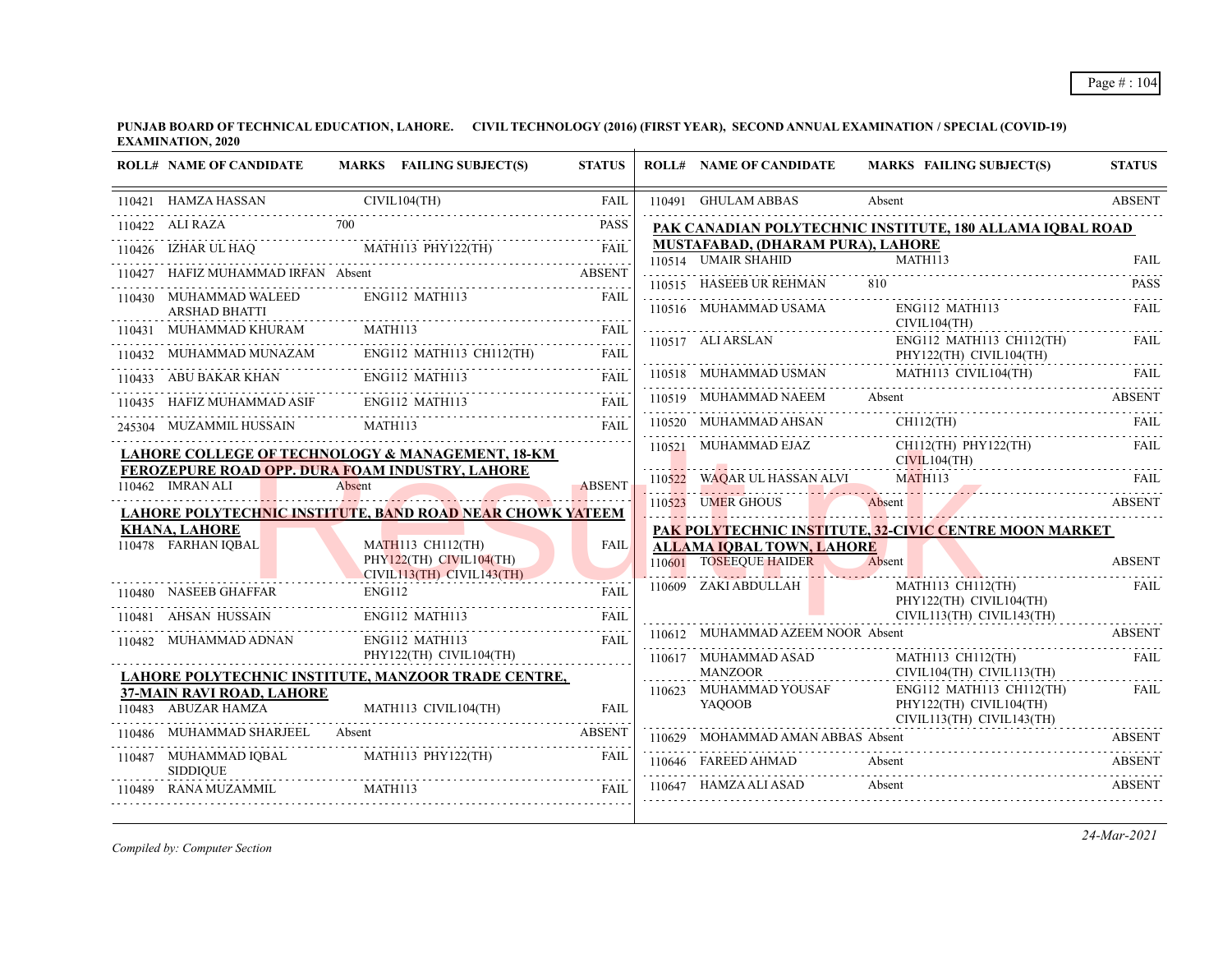**PUNJAB BOARD OF TECHNICAL EDUCATION, LAHORE. CIVIL TECHNOLOGY (2016) (FIRST YEAR), SECOND ANNUAL EXAMINATION / SPECIAL (COVID-19) EXAMINATION, 2020**

| ROLL# | NAME OF CANDIDATE | MARKS | FAILING SUBJECT(S) | STATUS |
|---|---|---|---|---|
| 110421 | HAMZA HASSAN | | CIVIL104(TH) | FAIL |
| 110422 | ALI RAZA | 700 | | PASS |
| 110426 | IZHAR UL HAQ | | MATH113 PHY122(TH) | FAIL |
| 110427 | HAFIZ MUHAMMAD IRFAN | Absent | | ABSENT |
| 110430 | MUHAMMAD WALEED ARSHAD BHATTI | | ENG112 MATH113 | FAIL |
| 110431 | MUHAMMAD KHURAM | | MATH113 | FAIL |
| 110432 | MUHAMMAD MUNAZAM | | ENG112 MATH113 CH112(TH) | FAIL |
| 110433 | ABU BAKAR KHAN | | ENG112 MATH113 | FAIL |
| 110435 | HAFIZ MUHAMMAD ASIF | | ENG112 MATH113 | FAIL |
| 245304 | MUZAMMIL HUSSAIN | | MATH113 | FAIL |

**LAHORE COLLEGE OF TECHNOLOGY & MANAGEMENT, 18-KM FEROZEPURE ROAD OPP. DURA FOAM INDUSTRY, LAHORE**

| ROLL# | NAME OF CANDIDATE | MARKS | FAILING SUBJECT(S) | STATUS |
|---|---|---|---|---|
| 110462 | IMRAN ALI | Absent | | ABSENT |

**LAHORE POLYTECHNIC INSTITUTE, BAND ROAD NEAR CHOWK YATEEM KHANA, LAHORE**

| ROLL# | NAME OF CANDIDATE | MARKS | FAILING SUBJECT(S) | STATUS |
|---|---|---|---|---|
| 110478 | FARHAN IQBAL | | MATH113 CH112(TH) PHY122(TH) CIVIL104(TH) CIVIL113(TH) CIVIL143(TH) | FAIL |
| 110480 | NASEEB GHAFFAR | | ENG112 | FAIL |
| 110481 | AHSAN HUSSAIN | | ENG112 MATH113 | FAIL |
| 110482 | MUHAMMAD ADNAN | | ENG112 MATH113 PHY122(TH) CIVIL104(TH) | FAIL |

**LAHORE POLYTECHNIC INSTITUTE, MANZOOR TRADE CENTRE, 37-MAIN RAVI ROAD, LAHORE**

| ROLL# | NAME OF CANDIDATE | MARKS | FAILING SUBJECT(S) | STATUS |
|---|---|---|---|---|
| 110483 | ABUZAR HAMZA | | MATH113 CIVIL104(TH) | FAIL |
| 110486 | MUHAMMAD SHARJEEL | Absent | | ABSENT |
| 110487 | MUHAMMAD IQBAL SIDDIQUE | | MATH113 PHY122(TH) | FAIL |
| 110489 | RANA MUZAMMIL | | MATH113 | FAIL |
| 110491 | GHULAM ABBAS | Absent | | ABSENT |

**PAK CANADIAN POLYTECHNIC INSTITUTE, 180 ALLAMA IQBAL ROAD MUSTAFABAD, (DHARAM PURA), LAHORE**

| ROLL# | NAME OF CANDIDATE | MARKS | FAILING SUBJECT(S) | STATUS |
|---|---|---|---|---|
| 110514 | UMAIR SHAHID | | MATH113 | FAIL |
| 110515 | HASEEB UR REHMAN | 810 | | PASS |
| 110516 | MUHAMMAD USAMA | | ENG112 MATH113 CIVIL104(TH) | FAIL |
| 110517 | ALI ARSLAN | | ENG112 MATH113 CH112(TH) PHY122(TH) CIVIL104(TH) | FAIL |
| 110518 | MUHAMMAD USMAN | | MATH113 CIVIL104(TH) | FAIL |
| 110519 | MUHAMMAD NAEEM | Absent | | ABSENT |
| 110520 | MUHAMMAD AHSAN | | CH112(TH) | FAIL |
| 110521 | MUHAMMAD EJAZ | | CH112(TH) PHY122(TH) CIVIL104(TH) | FAIL |
| 110522 | WAQAR UL HASSAN ALVI | | MATH113 | FAIL |
| 110523 | UMER GHOUS | Absent | | ABSENT |

**PAK POLYTECHNIC INSTITUTE, 32-CIVIC CENTRE MOON MARKET ALLAMA IQBAL TOWN, LAHORE**

| ROLL# | NAME OF CANDIDATE | MARKS | FAILING SUBJECT(S) | STATUS |
|---|---|---|---|---|
| 110601 | TOSEEQUE HAIDER | Absent | | ABSENT |
| 110609 | ZAKI ABDULLAH | | MATH113 CH112(TH) PHY122(TH) CIVIL104(TH) CIVIL113(TH) CIVIL143(TH) | FAIL |
| 110612 | MUHAMMAD AZEEM NOOR | Absent | | ABSENT |
| 110617 | MUHAMMAD ASAD MANZOOR | | MATH113 CH112(TH) CIVIL104(TH) CIVIL113(TH) | FAIL |
| 110623 | MUHAMMAD YOUSAF YAQOOB | | ENG112 MATH113 CH112(TH) PHY122(TH) CIVIL104(TH) CIVIL113(TH) CIVIL143(TH) | FAIL |
| 110629 | MOHAMMAD AMAN ABBAS | Absent | | ABSENT |
| 110646 | FAREED AHMAD | Absent | | ABSENT |
| 110647 | HAMZA ALI ASAD | Absent | | ABSENT |

*Compiled by: Computer Section*

*24-Mar-2021*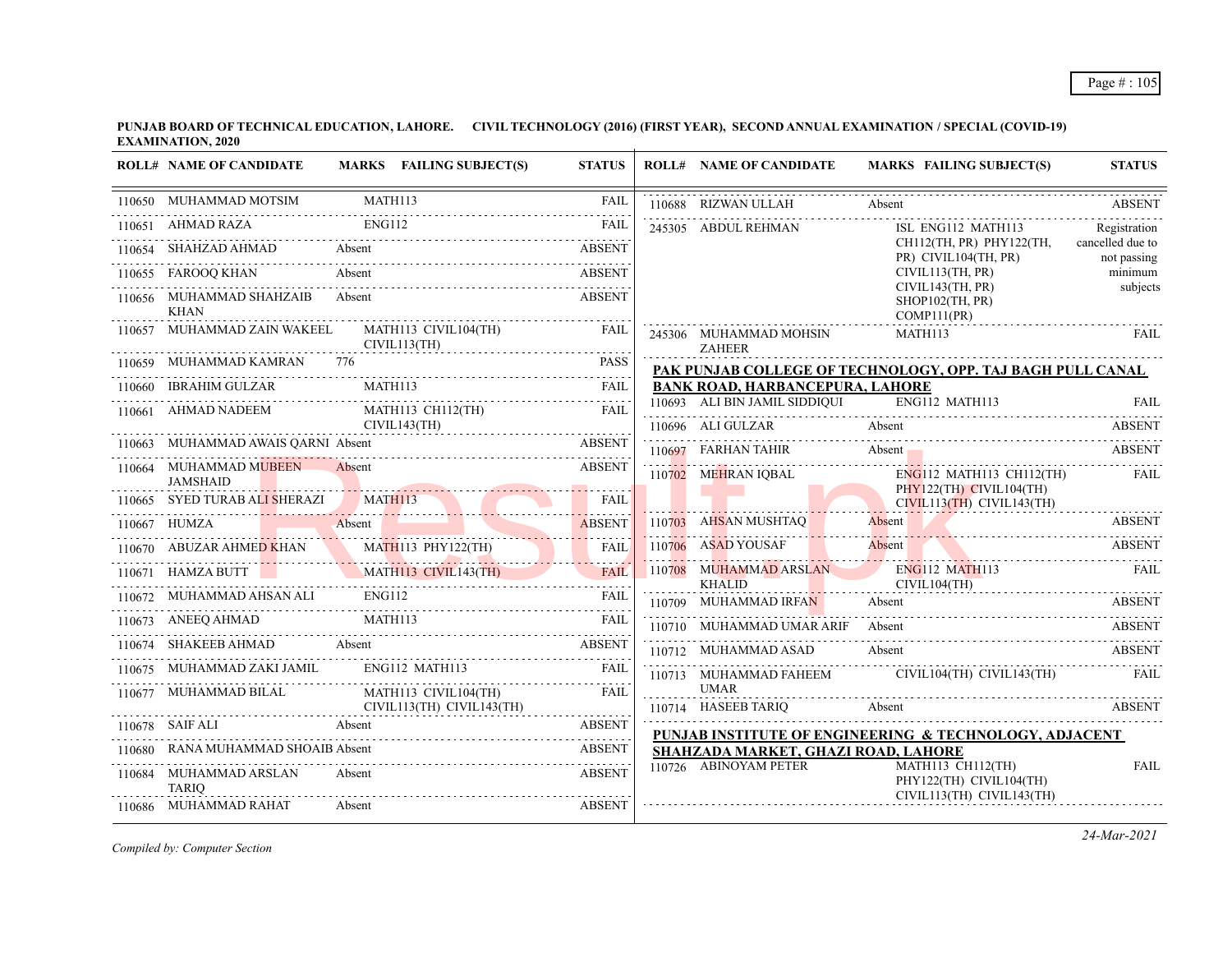**PUNJAB BOARD OF TECHNICAL EDUCATION, LAHORE. CIVIL TECHNOLOGY (2016) (FIRST YEAR), SECOND ANNUAL EXAMINATION / SPECIAL (COVID-19) EXAMINATION, 2020**

| ROLL# | NAME OF CANDIDATE | MARKS | FAILING SUBJECT(S) | STATUS |
|---|---|---|---|---|
| 110650 | MUHAMMAD MOTSIM | | MATH113 | FAIL |
| 110651 | AHMAD RAZA | | ENG112 | FAIL |
| 110654 | SHAHZAD AHMAD | Absent | | ABSENT |
| 110655 | FAROOQ KHAN | Absent | | ABSENT |
| 110656 | MUHAMMAD SHAHZAIB KHAN | Absent | | ABSENT |
| 110657 | MUHAMMAD ZAIN WAKEEL | | MATH113 CIVIL104(TH) CIVIL113(TH) | FAIL |
| 110659 | MUHAMMAD KAMRAN | 776 | | PASS |
| 110660 | IBRAHIM GULZAR | | MATH113 | FAIL |
| 110661 | AHMAD NADEEM | | MATH113 CH112(TH) CIVIL143(TH) | FAIL |
| 110663 | MUHAMMAD AWAIS QARNI | Absent | | ABSENT |
| 110664 | MUHAMMAD MUBEEN JAMSHAID | Absent | | ABSENT |
| 110665 | SYED TURAB ALI SHERAZI | | MATH113 | FAIL |
| 110667 | HUMZA | Absent | | ABSENT |
| 110670 | ABUZAR AHMED KHAN | | MATH113 PHY122(TH) | FAIL |
| 110671 | HAMZA BUTT | | MATH113 CIVIL143(TH) | FAIL |
| 110672 | MUHAMMAD AHSAN ALI | | ENG112 | FAIL |
| 110673 | ANEEQ AHMAD | | MATH113 | FAIL |
| 110674 | SHAKEEB AHMAD | Absent | | ABSENT |
| 110675 | MUHAMMAD ZAKI JAMIL | | ENG112 MATH113 | FAIL |
| 110677 | MUHAMMAD BILAL | | MATH113 CIVIL104(TH) CIVIL113(TH) CIVIL143(TH) | FAIL |
| 110678 | SAIF ALI | Absent | | ABSENT |
| 110680 | RANA MUHAMMAD SHOAIB | Absent | | ABSENT |
| 110684 | MUHAMMAD ARSLAN TARIQ | Absent | | ABSENT |
| 110686 | MUHAMMAD RAHAT | Absent | | ABSENT |
| 110688 | RIZWAN ULLAH | Absent | | ABSENT |
| 245305 | ABDUL REHMAN | | ISL ENG112 MATH113 CH112(TH, PR) PHY122(TH, PR) CIVIL104(TH, PR) CIVIL113(TH, PR) CIVIL143(TH, PR) SHOP102(TH, PR) COMP111(PR) | Registration cancelled due to not passing minimum subjects |
| 245306 | MUHAMMAD MOHSIN ZAHEER | | MATH113 | FAIL |

**PAK PUNJAB COLLEGE OF TECHNOLOGY, OPP. TAJ BAGH PULL CANAL BANK ROAD, HARBANCEPURA, LAHORE**

| ROLL# | NAME OF CANDIDATE | MARKS | FAILING SUBJECT(S) | STATUS |
|---|---|---|---|---|
| 110693 | ALI BIN JAMIL SIDDIQUI | | ENG112 MATH113 | FAIL |
| 110696 | ALI GULZAR | Absent | | ABSENT |
| 110697 | FARHAN TAHIR | Absent | | ABSENT |
| 110702 | MEHRAN IQBAL | | ENG112 MATH113 CH112(TH) PHY122(TH) CIVIL104(TH) CIVIL113(TH) CIVIL143(TH) | FAIL |
| 110703 | AHSAN MUSHTAQ | Absent | | ABSENT |
| 110706 | ASAD YOUSAF | Absent | | ABSENT |
| 110708 | MUHAMMAD ARSLAN KHALID | | ENG112 MATH113 CIVIL104(TH) | FAIL |
| 110709 | MUHAMMAD IRFAN | Absent | | ABSENT |
| 110710 | MUHAMMAD UMAR ARIF | Absent | | ABSENT |
| 110712 | MUHAMMAD ASAD | Absent | | ABSENT |
| 110713 | MUHAMMAD FAHEEM UMAR | | CIVIL104(TH) CIVIL143(TH) | FAIL |
| 110714 | HASEEB TARIQ | Absent | | ABSENT |

**PUNJAB INSTITUTE OF ENGINEERING & TECHNOLOGY, ADJACENT SHAHZADA MARKET, GHAZI ROAD, LAHORE**

| ROLL# | NAME OF CANDIDATE | MARKS | FAILING SUBJECT(S) | STATUS |
|---|---|---|---|---|
| 110726 | ABINOYAM PETER | | MATH113 CH112(TH) PHY122(TH) CIVIL104(TH) CIVIL113(TH) CIVIL143(TH) | FAIL |

*Compiled by: Computer Section*

*24-Mar-2021*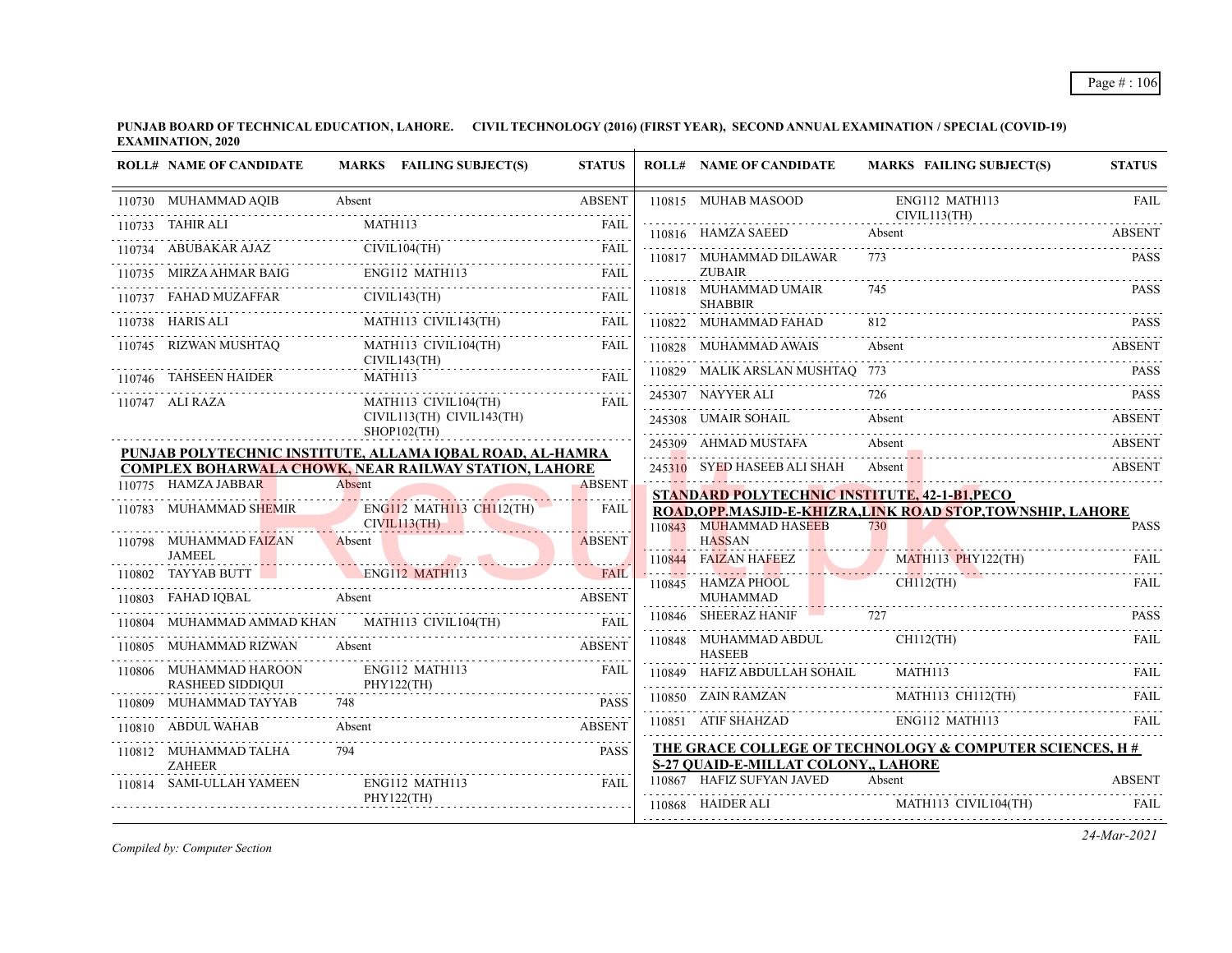**PUNJAB BOARD OF TECHNICAL EDUCATION, LAHORE. CIVIL TECHNOLOGY (2016) (FIRST YEAR), SECOND ANNUAL EXAMINATION / SPECIAL (COVID-19) EXAMINATION, 2020**

| ROLL# | NAME OF CANDIDATE | MARKS | FAILING SUBJECT(S) | STATUS |
|---|---|---|---|---|
| 110730 | MUHAMMAD AQIB | Absent | | ABSENT |
| 110733 | TAHIR ALI | | MATH113 | FAIL |
| 110734 | ABUBAKAR AJAZ | | CIVIL104(TH) | FAIL |
| 110735 | MIRZA AHMAR BAIG | | ENG112 MATH113 | FAIL |
| 110737 | FAHAD MUZAFFAR | | CIVIL143(TH) | FAIL |
| 110738 | HARIS ALI | | MATH113 CIVIL143(TH) | FAIL |
| 110745 | RIZWAN MUSHTAQ | | MATH113 CIVIL104(TH) CIVIL143(TH) | FAIL |
| 110746 | TAHSEEN HAIDER | | MATH113 | FAIL |
| 110747 | ALI RAZA | | MATH113 CIVIL104(TH) CIVIL113(TH) CIVIL143(TH) SHOP102(TH) | FAIL |

**PUNJAB POLYTECHNIC INSTITUTE, ALLAMA IQBAL ROAD, AL-HAMRA COMPLEX BOHARWALA CHOWK, NEAR RAILWAY STATION, LAHORE**

| ROLL# | NAME OF CANDIDATE | MARKS | FAILING SUBJECT(S) | STATUS |
|---|---|---|---|---|
| 110775 | HAMZA JABBAR | Absent | | ABSENT |
| 110783 | MUHAMMAD SHEMIR | | ENG112 MATH113 CH112(TH) CIVIL113(TH) | FAIL |
| 110798 | MUHAMMAD FAIZAN JAMEEL | Absent | | ABSENT |
| 110802 | TAYYAB BUTT | | ENG112 MATH113 | FAIL |
| 110803 | FAHAD IQBAL | Absent | | ABSENT |
| 110804 | MUHAMMAD AMMAD KHAN | | MATH113 CIVIL104(TH) | FAIL |
| 110805 | MUHAMMAD RIZWAN | Absent | | ABSENT |
| 110806 | MUHAMMAD HAROON RASHEED SIDDIQUI | | ENG112 MATH113 PHY122(TH) | FAIL |
| 110809 | MUHAMMAD TAYYAB | 748 | | PASS |
| 110810 | ABDUL WAHAB | Absent | | ABSENT |
| 110812 | MUHAMMAD TALHA ZAHEER | 794 | | PASS |
| 110814 | SAMI-ULLAH YAMEEN | | ENG112 MATH113 PHY122(TH) | FAIL |
| 110815 | MUHAB MASOOD | | ENG112 MATH113 CIVIL113(TH) | FAIL |
| 110816 | HAMZA SAEED | Absent | | ABSENT |
| 110817 | MUHAMMAD DILAWAR ZUBAIR | 773 | | PASS |
| 110818 | MUHAMMAD UMAIR SHABBIR | 745 | | PASS |
| 110822 | MUHAMMAD FAHAD | 812 | | PASS |
| 110828 | MUHAMMAD AWAIS | Absent | | ABSENT |
| 110829 | MALIK ARSLAN MUSHTAQ | 773 | | PASS |
| 245307 | NAYYER ALI | 726 | | PASS |
| 245308 | UMAIR SOHAIL | Absent | | ABSENT |
| 245309 | AHMAD MUSTAFA | Absent | | ABSENT |
| 245310 | SYED HASEEB ALI SHAH | Absent | | ABSENT |

**STANDARD POLYTECHNIC INSTITUTE, 42-1-B1,PECO ROAD,OPP.MASJID-E-KHIZRA,LINK ROAD STOP,TOWNSHIP, LAHORE**

| ROLL# | NAME OF CANDIDATE | MARKS | FAILING SUBJECT(S) | STATUS |
|---|---|---|---|---|
| 110843 | MUHAMMAD HASEEB HASSAN | 730 | | PASS |
| 110844 | FAIZAN HAFEEZ | | MATH113 PHY122(TH) | FAIL |
| 110845 | HAMZA PHOOL MUHAMMAD | | CH112(TH) | FAIL |
| 110846 | SHEERAZ HANIF | 727 | | PASS |
| 110848 | MUHAMMAD ABDUL HASEEB | | CH112(TH) | FAIL |
| 110849 | HAFIZ ABDULLAH SOHAIL | | MATH113 | FAIL |
| 110850 | ZAIN RAMZAN | | MATH113 CH112(TH) | FAIL |
| 110851 | ATIF SHAHZAD | | ENG112 MATH113 | FAIL |

**THE GRACE COLLEGE OF TECHNOLOGY & COMPUTER SCIENCES, H # S-27 QUAID-E-MILLAT COLONY,, LAHORE**

| ROLL# | NAME OF CANDIDATE | MARKS | FAILING SUBJECT(S) | STATUS |
|---|---|---|---|---|
| 110867 | HAFIZ SUFYAN JAVED | Absent | | ABSENT |
| 110868 | HAIDER ALI | | MATH113 CIVIL104(TH) | FAIL |

*Compiled by: Computer Section*

*24-Mar-2021*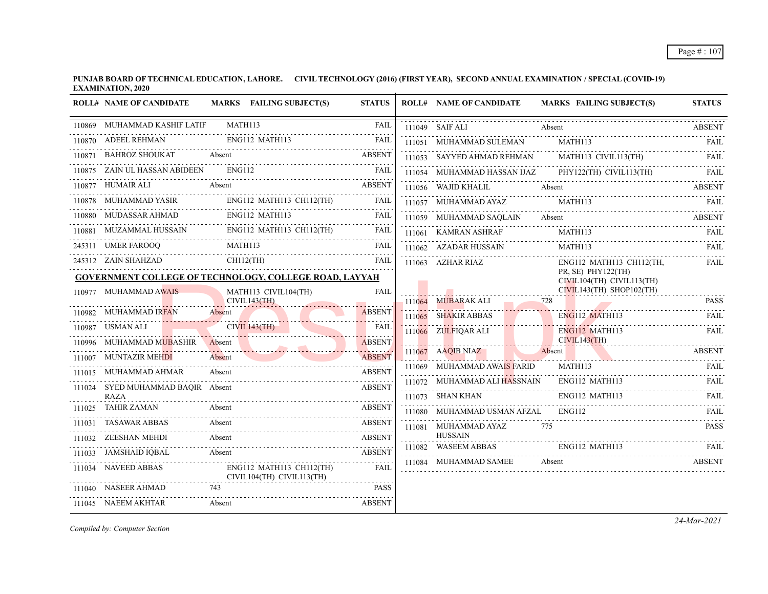**PUNJAB BOARD OF TECHNICAL EDUCATION, LAHORE. CIVIL TECHNOLOGY (2016) (FIRST YEAR), SECOND ANNUAL EXAMINATION / SPECIAL (COVID-19) EXAMINATION, 2020**

| ROLL# | NAME OF CANDIDATE | MARKS | FAILING SUBJECT(S) | STATUS |
|---|---|---|---|---|
| 110869 | MUHAMMAD KASHIF LATIF | | MATH113 | FAIL |
| 110870 | ADEEL REHMAN | | ENG112 MATH113 | FAIL |
| 110871 | BAHROZ SHOUKAT | Absent | | ABSENT |
| 110875 | ZAIN UL HASSAN ABIDEEN | | ENG112 | FAIL |
| 110877 | HUMAIR ALI | Absent | | ABSENT |
| 110878 | MUHAMMAD YASIR | | ENG112 MATH113 CH112(TH) | FAIL |
| 110880 | MUDASSAR AHMAD | | ENG112 MATH113 | FAIL |
| 110881 | MUZAMMAL HUSSAIN | | ENG112 MATH113 CH112(TH) | FAIL |
| 245311 | UMER FAROOQ | | MATH113 | FAIL |
| 245312 | ZAIN SHAHZAD | | CH112(TH) | FAIL |

**GOVERNMENT COLLEGE OF TECHNOLOGY, COLLEGE ROAD, LAYYAH**

| ROLL# | NAME OF CANDIDATE | MARKS | FAILING SUBJECT(S) | STATUS |
|---|---|---|---|---|
| 110977 | MUHAMMAD AWAIS | | MATH113 CIVIL104(TH) CIVIL143(TH) | FAIL |
| 110982 | MUHAMMAD IRFAN | Absent | | ABSENT |
| 110987 | USMAN ALI | | CIVIL143(TH) | FAIL |
| 110996 | MUHAMMAD MUBASHIR | Absent | | ABSENT |
| 111007 | MUNTAZIR MEHDI | Absent | | ABSENT |
| 111015 | MUHAMMAD AHMAR | Absent | | ABSENT |
| 111024 | SYED MUHAMMAD BAQIR RAZA | Absent | | ABSENT |
| 111025 | TAHIR ZAMAN | Absent | | ABSENT |
| 111031 | TASAWAR ABBAS | Absent | | ABSENT |
| 111032 | ZEESHAN MEHDI | Absent | | ABSENT |
| 111033 | JAMSHAID IQBAL | Absent | | ABSENT |
| 111034 | NAVEED ABBAS | | ENG112 MATH113 CH112(TH) CIVIL104(TH) CIVIL113(TH) | FAIL |
| 111040 | NASEER AHMAD | 743 | | PASS |
| 111045 | NAEEM AKHTAR | Absent | | ABSENT |
| 111049 | SAIF ALI | Absent | | ABSENT |
| 111051 | MUHAMMAD SULEMAN | | MATH113 | FAIL |
| 111053 | SAYYED AHMAD REHMAN | | MATH113 CIVIL113(TH) | FAIL |
| 111054 | MUHAMMAD HASSAN IJAZ | | PHY122(TH) CIVIL113(TH) | FAIL |
| 111056 | WAJID KHALIL | Absent | | ABSENT |
| 111057 | MUHAMMAD AYAZ | | MATH113 | FAIL |
| 111059 | MUHAMMAD SAQLAIN | Absent | | ABSENT |
| 111061 | KAMRAN ASHRAF | | MATH113 | FAIL |
| 111062 | AZADAR HUSSAIN | | MATH113 | FAIL |
| 111063 | AZHAR RIAZ | | ENG112 MATH113 CH112(TH, PR, SE) PHY122(TH) CIVIL104(TH) CIVIL113(TH) CIVIL143(TH) SHOP102(TH) | FAIL |
| 111064 | MUBARAK ALI | 728 | | PASS |
| 111065 | SHAKIR ABBAS | | ENG112 MATH113 | FAIL |
| 111066 | ZULFIQAR ALI | | ENG112 MATH113 CIVIL143(TH) | FAIL |
| 111067 | AAQIB NIAZ | Absent | | ABSENT |
| 111069 | MUHAMMAD AWAIS FARID | | MATH113 | FAIL |
| 111072 | MUHAMMAD ALI HASSNAIN | | ENG112 MATH113 | FAIL |
| 111073 | SHAN KHAN | | ENG112 MATH113 | FAIL |
| 111080 | MUHAMMAD USMAN AFZAL | | ENG112 | FAIL |
| 111081 | MUHAMMAD AYAZ HUSSAIN | 775 | | PASS |
| 111082 | WASEEM ABBAS | | ENG112 MATH113 | FAIL |
| 111084 | MUHAMMAD SAMEE | Absent | | ABSENT |

*Compiled by: Computer Section*

*24-Mar-2021*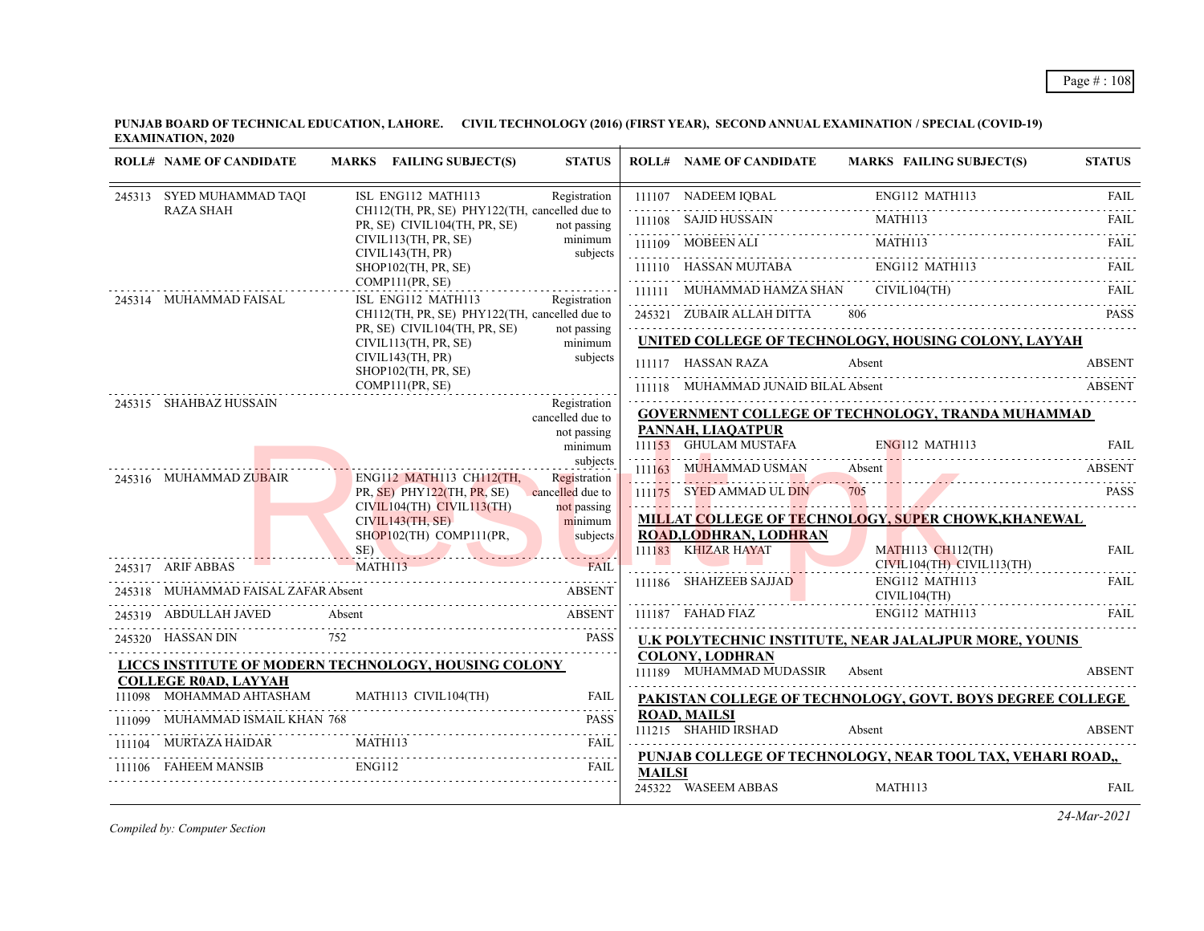**PUNJAB BOARD OF TECHNICAL EDUCATION, LAHORE. CIVIL TECHNOLOGY (2016) (FIRST YEAR), SECOND ANNUAL EXAMINATION / SPECIAL (COVID-19) EXAMINATION, 2020**

| ROLL# | NAME OF CANDIDATE | MARKS | FAILING SUBJECT(S) | STATUS |
|---|---|---|---|---|
| 245313 | SYED MUHAMMAD TAQI RAZA SHAH | | ISL ENG112 MATH113 CH112(TH, PR, SE) PHY122(TH, PR, SE) CIVIL104(TH, PR, SE) CIVIL113(TH, PR, SE) CIVIL143(TH, PR) SHOP102(TH, PR, SE) COMP111(PR, SE) | Registration cancelled due to not passing minimum subjects |
| 245314 | MUHAMMAD FAISAL | | ISL ENG112 MATH113 CH112(TH, PR, SE) PHY122(TH, PR, SE) CIVIL104(TH, PR, SE) CIVIL113(TH, PR, SE) CIVIL143(TH, PR) SHOP102(TH, PR, SE) COMP111(PR, SE) | Registration cancelled due to not passing minimum subjects |
| 245315 | SHAHBAZ HUSSAIN | | | Registration cancelled due to not passing minimum subjects |
| 245316 | MUHAMMAD ZUBAIR | | ENG112 MATH113 CH112(TH, PR, SE) PHY122(TH, PR, SE) CIVIL104(TH) CIVIL113(TH) CIVIL143(TH, SE) SHOP102(TH) COMP111(PR, SE) | Registration cancelled due to not passing minimum subjects |
| 245317 | ARIF ABBAS | | MATH113 | FAIL |
| 245318 | MUHAMMAD FAISAL ZAFAR | Absent | | ABSENT |
| 245319 | ABDULLAH JAVED | Absent | | ABSENT |
| 245320 | HASSAN DIN | 752 | | PASS |

**LICCS INSTITUTE OF MODERN TECHNOLOGY, HOUSING COLONY COLLEGE R0AD, LAYYAH**

| ROLL# | NAME OF CANDIDATE | MARKS | FAILING SUBJECT(S) | STATUS |
|---|---|---|---|---|
| 111098 | MOHAMMAD AHTASHAM | | MATH113 CIVIL104(TH) | FAIL |
| 111099 | MUHAMMAD ISMAIL KHAN | 768 | | PASS |
| 111104 | MURTAZA HAIDAR | | MATH113 | FAIL |
| 111106 | FAHEEM MANSIB | | ENG112 | FAIL |
| 111107 | NADEEM IQBAL | | ENG112 MATH113 | FAIL |
| 111108 | SAJID HUSSAIN | | MATH113 | FAIL |
| 111109 | MOBEEN ALI | | MATH113 | FAIL |
| 111110 | HASSAN MUJTABA | | ENG112 MATH113 | FAIL |
| 111111 | MUHAMMAD HAMZA SHAN | | CIVIL104(TH) | FAIL |
| 245321 | ZUBAIR ALLAH DITTA | 806 | | PASS |

**UNITED COLLEGE OF TECHNOLOGY, HOUSING COLONY, LAYYAH**

| ROLL# | NAME OF CANDIDATE | MARKS | FAILING SUBJECT(S) | STATUS |
|---|---|---|---|---|
| 111117 | HASSAN RAZA | Absent | | ABSENT |
| 111118 | MUHAMMAD JUNAID BILAL | Absent | | ABSENT |

**GOVERNMENT COLLEGE OF TECHNOLOGY, TRANDA MUHAMMAD PANNAH, LIAQATPUR**

| ROLL# | NAME OF CANDIDATE | MARKS | FAILING SUBJECT(S) | STATUS |
|---|---|---|---|---|
| 111153 | GHULAM MUSTAFA | | ENG112 MATH113 | FAIL |
| 111163 | MUHAMMAD USMAN | Absent | | ABSENT |
| 111175 | SYED AMMAD UL DIN | 705 | | PASS |

**MILLAT COLLEGE OF TECHNOLOGY, SUPER CHOWK,KHANEWAL ROAD,LODHRAN, LODHRAN**

| ROLL# | NAME OF CANDIDATE | MARKS | FAILING SUBJECT(S) | STATUS |
|---|---|---|---|---|
| 111183 | KHIZAR HAYAT | | MATH113 CH112(TH) CIVIL104(TH) CIVIL113(TH) | FAIL |
| 111186 | SHAHZEEB SAJJAD | | ENG112 MATH113 CIVIL104(TH) | FAIL |
| 111187 | FAHAD FIAZ | | ENG112 MATH113 | FAIL |

**U.K POLYTECHNIC INSTITUTE, NEAR JALALJPUR MORE, YOUNIS COLONY, LODHRAN**

| ROLL# | NAME OF CANDIDATE | MARKS | FAILING SUBJECT(S) | STATUS |
|---|---|---|---|---|
| 111189 | MUHAMMAD MUDASSIR | Absent | | ABSENT |

**PAKISTAN COLLEGE OF TECHNOLOGY, GOVT. BOYS DEGREE COLLEGE ROAD, MAILSI**

| ROLL# | NAME OF CANDIDATE | MARKS | FAILING SUBJECT(S) | STATUS |
|---|---|---|---|---|
| 111215 | SHAHID IRSHAD | Absent | | ABSENT |

**PUNJAB COLLEGE OF TECHNOLOGY, NEAR TOOL TAX, VEHARI ROAD,, MAILSI**

| ROLL# | NAME OF CANDIDATE | MARKS | FAILING SUBJECT(S) | STATUS |
|---|---|---|---|---|
| 245322 | WASEEM ABBAS | | MATH113 | FAIL |

*Compiled by: Computer Section*

*24-Mar-2021*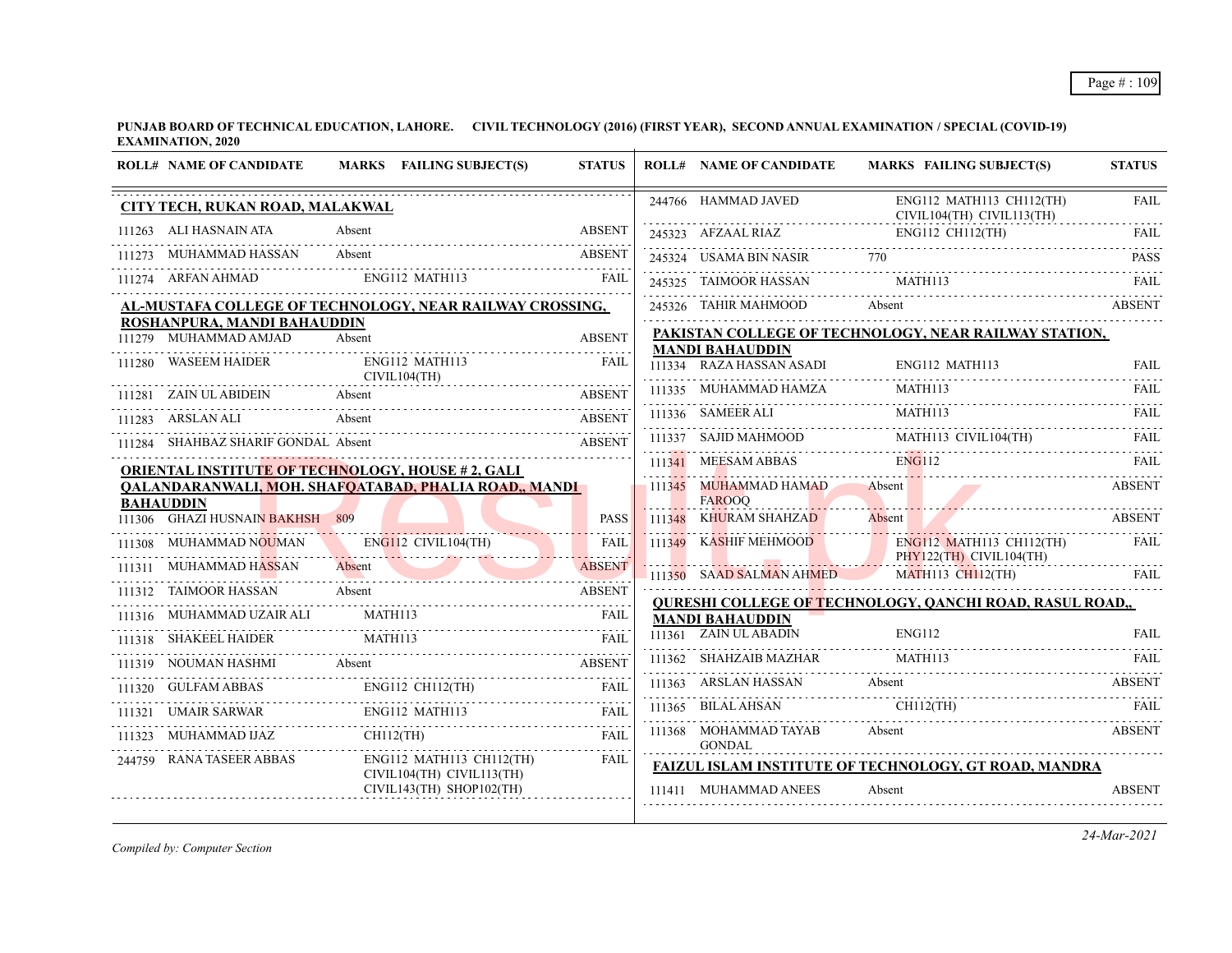**PUNJAB BOARD OF TECHNICAL EDUCATION, LAHORE. CIVIL TECHNOLOGY (2016) (FIRST YEAR), SECOND ANNUAL EXAMINATION / SPECIAL (COVID-19) EXAMINATION, 2020**

| ROLL# | NAME OF CANDIDATE | MARKS | FAILING SUBJECT(S) | STATUS |
|---|---|---|---|---|
| **CITY TECH, RUKAN ROAD, MALAKWAL** | | | | |
| 111263 | ALI HASNAIN ATA | Absent | | ABSENT |
| 111273 | MUHAMMAD HASSAN | Absent | | ABSENT |
| 111274 | ARFAN AHMAD | | ENG112 MATH113 | FAIL |
| **AL-MUSTAFA COLLEGE OF TECHNOLOGY, NEAR RAILWAY CROSSING, ROSHANPURA, MANDI BAHAUDDIN** | | | | |
| 111279 | MUHAMMAD AMJAD | Absent | | ABSENT |
| 111280 | WASEEM HAIDER | | ENG112 MATH113 CIVIL104(TH) | FAIL |
| 111281 | ZAIN UL ABIDEIN | Absent | | ABSENT |
| 111283 | ARSLAN ALI | Absent | | ABSENT |
| 111284 | SHAHBAZ SHARIF GONDAL | Absent | | ABSENT |
| **ORIENTAL INSTITUTE OF TECHNOLOGY, HOUSE # 2, GALI QALANDARANWALI, MOH. SHAFQATABAD, PHALIA ROAD,, MANDI BAHAUDDIN** | | | | |
| 111306 | GHAZI HUSNAIN BAKHSH | 809 | | PASS |
| 111308 | MUHAMMAD NOUMAN | | ENG112 CIVIL104(TH) | FAIL |
| 111311 | MUHAMMAD HASSAN | Absent | | ABSENT |
| 111312 | TAIMOOR HASSAN | Absent | | ABSENT |
| 111316 | MUHAMMAD UZAIR ALI | | MATH113 | FAIL |
| 111318 | SHAKEEL HAIDER | | MATH113 | FAIL |
| 111319 | NOUMAN HASHMI | Absent | | ABSENT |
| 111320 | GULFAM ABBAS | | ENG112 CH112(TH) | FAIL |
| 111321 | UMAIR SARWAR | | ENG112 MATH113 | FAIL |
| 111323 | MUHAMMAD IJAZ | | CH112(TH) | FAIL |
| 244759 | RANA TASEER ABBAS | | ENG112 MATH113 CH112(TH) CIVIL104(TH) CIVIL113(TH) CIVIL143(TH) SHOP102(TH) | FAIL |
| 244766 | HAMMAD JAVED | | ENG112 MATH113 CH112(TH) CIVIL104(TH) CIVIL113(TH) | FAIL |
| 245323 | AFZAAL RIAZ | | ENG112 CH112(TH) | FAIL |
| 245324 | USAMA BIN NASIR | 770 | | PASS |
| 245325 | TAIMOOR HASSAN | | MATH113 | FAIL |
| 245326 | TAHIR MAHMOOD | Absent | | ABSENT |
| **PAKISTAN COLLEGE OF TECHNOLOGY, NEAR RAILWAY STATION, MANDI BAHAUDDIN** | | | | |
| 111334 | RAZA HASSAN ASADI | | ENG112 MATH113 | FAIL |
| 111335 | MUHAMMAD HAMZA | | MATH113 | FAIL |
| 111336 | SAMEER ALI | | MATH113 | FAIL |
| 111337 | SAJID MAHMOOD | | MATH113 CIVIL104(TH) | FAIL |
| 111341 | MEESAM ABBAS | | ENG112 | FAIL |
| 111345 | MUHAMMAD HAMAD FAROOQ | Absent | | ABSENT |
| 111348 | KHURAM SHAHZAD | Absent | | ABSENT |
| 111349 | KASHIF MEHMOOD | | ENG112 MATH113 CH112(TH) PHY122(TH) CIVIL104(TH) | FAIL |
| 111350 | SAAD SALMAN AHMED | | MATH113 CH112(TH) | FAIL |
| **QURESHI COLLEGE OF TECHNOLOGY, QANCHI ROAD, RASUL ROAD,, MANDI BAHAUDDIN** | | | | |
| 111361 | ZAIN UL ABADIN | | ENG112 | FAIL |
| 111362 | SHAHZAIB MAZHAR | | MATH113 | FAIL |
| 111363 | ARSLAN HASSAN | Absent | | ABSENT |
| 111365 | BILAL AHSAN | | CH112(TH) | FAIL |
| 111368 | MOHAMMAD TAYAB GONDAL | Absent | | ABSENT |
| **FAIZUL ISLAM INSTITUTE OF TECHNOLOGY, GT ROAD, MANDRA** | | | | |
| 111411 | MUHAMMAD ANEES | Absent | | ABSENT |

*Compiled by: Computer Section*

*24-Mar-2021*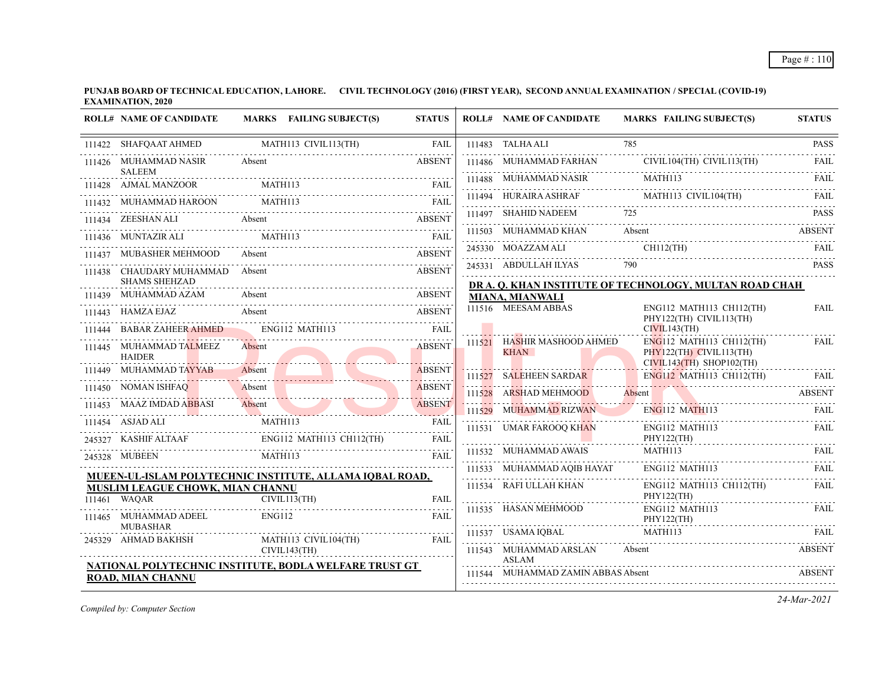**PUNJAB BOARD OF TECHNICAL EDUCATION, LAHORE. CIVIL TECHNOLOGY (2016) (FIRST YEAR), SECOND ANNUAL EXAMINATION / SPECIAL (COVID-19) EXAMINATION, 2020**

| ROLL# | NAME OF CANDIDATE | MARKS | FAILING SUBJECT(S) | STATUS |
|---|---|---|---|---|
| 111422 | SHAFQAAT AHMED | | MATH113 CIVIL113(TH) | FAIL |
| 111426 | MUHAMMAD NASIR SALEEM | Absent | | ABSENT |
| 111428 | AJMAL MANZOOR | | MATH113 | FAIL |
| 111432 | MUHAMMAD HAROON | | MATH113 | FAIL |
| 111434 | ZEESHAN ALI | Absent | | ABSENT |
| 111436 | MUNTAZIR ALI | | MATH113 | FAIL |
| 111437 | MUBASHER MEHMOOD | Absent | | ABSENT |
| 111438 | CHAUDARY MUHAMMAD SHAMS SHEHZAD | Absent | | ABSENT |
| 111439 | MUHAMMAD AZAM | Absent | | ABSENT |
| 111443 | HAMZA EJAZ | Absent | | ABSENT |
| 111444 | BABAR ZAHEER AHMED | | ENG112 MATH113 | FAIL |
| 111445 | MUHAMMAD TALMEEZ HAIDER | Absent | | ABSENT |
| 111449 | MUHAMMAD TAYYAB | Absent | | ABSENT |
| 111450 | NOMAN ISHFAQ | Absent | | ABSENT |
| 111453 | MAAZ IMDAD ABBASI | Absent | | ABSENT |
| 111454 | ASJAD ALI | | MATH113 | FAIL |
| 245327 | KASHIF ALTAAF | | ENG112 MATH113 CH112(TH) | FAIL |
| 245328 | MUBEEN | | MATH113 | FAIL |

**MUEEN-UL-ISLAM POLYTECHNIC INSTITUTE, ALLAMA IQBAL ROAD, MUSLIM LEAGUE CHOWK, MIAN CHANNU**

| ROLL# | NAME OF CANDIDATE | MARKS | FAILING SUBJECT(S) | STATUS |
|---|---|---|---|---|
| 111461 | WAQAR | | CIVIL113(TH) | FAIL |
| 111465 | MUHAMMAD ADEEL MUBASHAR | | ENG112 | FAIL |
| 245329 | AHMAD BAKHSH | | MATH113 CIVIL104(TH) CIVIL143(TH) | FAIL |

**NATIONAL POLYTECHNIC INSTITUTE, BODLA WELFARE TRUST GT ROAD, MIAN CHANNU**

| ROLL# | NAME OF CANDIDATE | MARKS | FAILING SUBJECT(S) | STATUS |
|---|---|---|---|---|
| 111483 | TALHA ALI | 785 | | PASS |
| 111486 | MUHAMMAD FARHAN | | CIVIL104(TH) CIVIL113(TH) | FAIL |
| 111488 | MUHAMMAD NASIR | | MATH113 | FAIL |
| 111494 | HURAIRA ASHRAF | | MATH113 CIVIL104(TH) | FAIL |
| 111497 | SHAHID NADEEM | 725 | | PASS |
| 111503 | MUHAMMAD KHAN | Absent | | ABSENT |
| 245330 | MOAZZAM ALI | | CH112(TH) | FAIL |
| 245331 | ABDULLAH ILYAS | 790 | | PASS |

**DR A. Q. KHAN INSTITUTE OF TECHNOLOGY, MULTAN ROAD CHAH MIANA, MIANWALI**

| ROLL# | NAME OF CANDIDATE | MARKS | FAILING SUBJECT(S) | STATUS |
|---|---|---|---|---|
| 111516 | MEESAM ABBAS | | ENG112 MATH113 CH112(TH) PHY122(TH) CIVIL113(TH) CIVIL143(TH) | FAIL |
| 111521 | HASHIR MASHOOD AHMED KHAN | | ENG112 MATH113 CH112(TH) PHY122(TH) CIVIL113(TH) CIVIL143(TH) SHOP102(TH) | FAIL |
| 111527 | SALEHEEN SARDAR | | ENG112 MATH113 CH112(TH) | FAIL |
| 111528 | ARSHAD MEHMOOD | Absent | | ABSENT |
| 111529 | MUHAMMAD RIZWAN | | ENG112 MATH113 | FAIL |
| 111531 | UMAR FAROOQ KHAN | | ENG112 MATH113 PHY122(TH) | FAIL |
| 111532 | MUHAMMAD AWAIS | | MATH113 | FAIL |
| 111533 | MUHAMMAD AQIB HAYAT | | ENG112 MATH113 | FAIL |
| 111534 | RAFI ULLAH KHAN | | ENG112 MATH113 CH112(TH) PHY122(TH) | FAIL |
| 111535 | HASAN MEHMOOD | | ENG112 MATH113 PHY122(TH) | FAIL |
| 111537 | USAMA IQBAL | | MATH113 | FAIL |
| 111543 | MUHAMMAD ARSLAN ASLAM | Absent | | ABSENT |
| 111544 | MUHAMMAD ZAMIN ABBAS | Absent | | ABSENT |

*Compiled by: Computer Section*

*24-Mar-2021*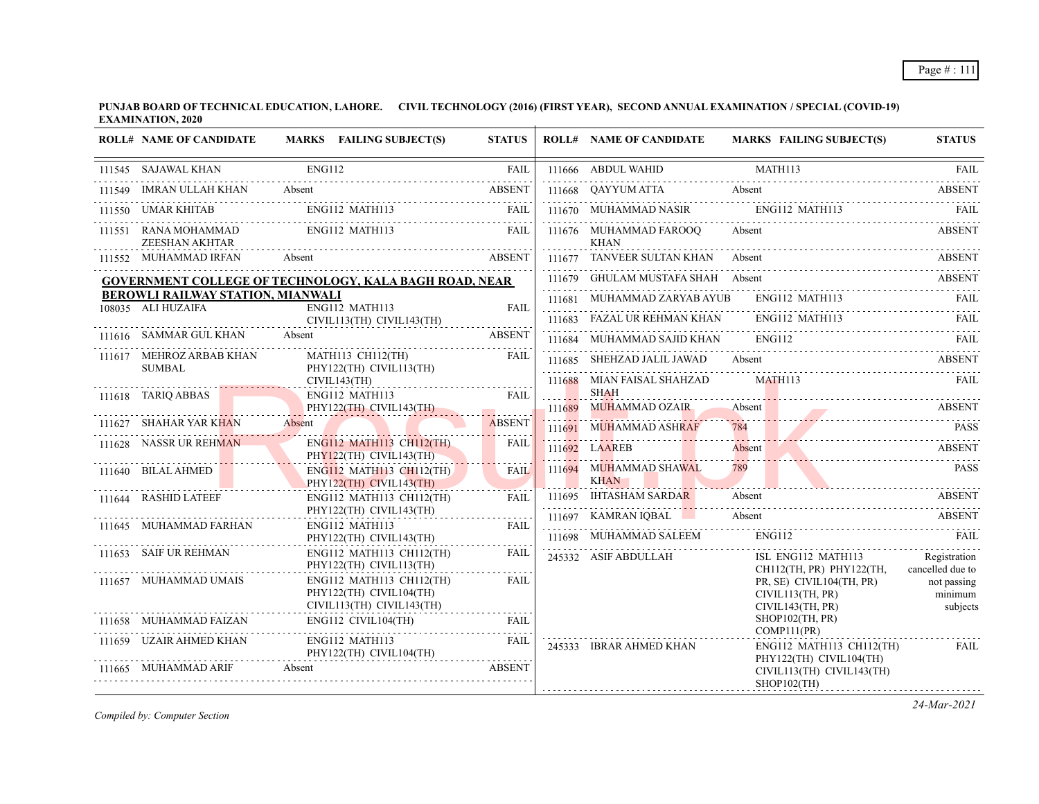**PUNJAB BOARD OF TECHNICAL EDUCATION, LAHORE. CIVIL TECHNOLOGY (2016) (FIRST YEAR), SECOND ANNUAL EXAMINATION / SPECIAL (COVID-19) EXAMINATION, 2020**

| ROLL# | NAME OF CANDIDATE | MARKS | FAILING SUBJECT(S) | STATUS |
|---|---|---|---|---|
| 111545 | SAJAWAL KHAN | | ENG112 | FAIL |
| 111549 | IMRAN ULLAH KHAN | Absent | | ABSENT |
| 111550 | UMAR KHITAB | | ENG112 MATH113 | FAIL |
| 111551 | RANA MOHAMMAD ZEESHAN AKHTAR | | ENG112 MATH113 | FAIL |
| 111552 | MUHAMMAD IRFAN | Absent | | ABSENT |

**GOVERNMENT COLLEGE OF TECHNOLOGY, KALA BAGH ROAD, NEAR BEROWLI RAILWAY STATION, MIANWALI**

| ROLL# | NAME OF CANDIDATE | MARKS | FAILING SUBJECT(S) | STATUS |
|---|---|---|---|---|
| 108035 | ALI HUZAIFA | | ENG112 MATH113 CIVIL113(TH) CIVIL143(TH) | FAIL |
| 111616 | SAMMAR GUL KHAN | Absent | | ABSENT |
| 111617 | MEHROZ ARBAB KHAN SUMBAL | | MATH113 CH112(TH) PHY122(TH) CIVIL113(TH) CIVIL143(TH) | FAIL |
| 111618 | TARIQ ABBAS | | ENG112 MATH113 PHY122(TH) CIVIL143(TH) | FAIL |
| 111627 | SHAHAR YAR KHAN | Absent | | ABSENT |
| 111628 | NASSR UR REHMAN | | ENG112 MATH113 CH112(TH) PHY122(TH) CIVIL143(TH) | FAIL |
| 111640 | BILAL AHMED | | ENG112 MATH113 CH112(TH) PHY122(TH) CIVIL143(TH) | FAIL |
| 111644 | RASHID LATEEF | | ENG112 MATH113 CH112(TH) PHY122(TH) CIVIL143(TH) | FAIL |
| 111645 | MUHAMMAD FARHAN | | ENG112 MATH113 PHY122(TH) CIVIL143(TH) | FAIL |
| 111653 | SAIF UR REHMAN | | ENG112 MATH113 CH112(TH) PHY122(TH) CIVIL113(TH) | FAIL |
| 111657 | MUHAMMAD UMAIS | | ENG112 MATH113 CH112(TH) PHY122(TH) CIVIL104(TH) CIVIL113(TH) CIVIL143(TH) | FAIL |
| 111658 | MUHAMMAD FAIZAN | | ENG112 CIVIL104(TH) | FAIL |
| 111659 | UZAIR AHMED KHAN | | ENG112 MATH113 PHY122(TH) CIVIL104(TH) | FAIL |
| 111665 | MUHAMMAD ARIF | Absent | | ABSENT |
| 111666 | ABDUL WAHID | | MATH113 | FAIL |
| 111668 | QAYYUM ATTA | Absent | | ABSENT |
| 111670 | MUHAMMAD NASIR | | ENG112 MATH113 | FAIL |
| 111676 | MUHAMMAD FAROOQ KHAN | Absent | | ABSENT |
| 111677 | TANVEER SULTAN KHAN | Absent | | ABSENT |
| 111679 | GHULAM MUSTAFA SHAH | Absent | | ABSENT |
| 111681 | MUHAMMAD ZARYAB AYUB | | ENG112 MATH113 | FAIL |
| 111683 | FAZAL UR REHMAN KHAN | | ENG112 MATH113 | FAIL |
| 111684 | MUHAMMAD SAJID KHAN | | ENG112 | FAIL |
| 111685 | SHEHZAD JALIL JAWAD | Absent | | ABSENT |
| 111688 | MIAN FAISAL SHAHZAD SHAH | | MATH113 | FAIL |
| 111689 | MUHAMMAD OZAIR | Absent | | ABSENT |
| 111691 | MUHAMMAD ASHRAF | 784 | | PASS |
| 111692 | LAAREB | Absent | | ABSENT |
| 111694 | MUHAMMAD SHAWAL KHAN | 789 | | PASS |
| 111695 | IHTASHAM SARDAR | Absent | | ABSENT |
| 111697 | KAMRAN IQBAL | Absent | | ABSENT |
| 111698 | MUHAMMAD SALEEM | | ENG112 | FAIL |
| 245332 | ASIF ABDULLAH | | ISL ENG112 MATH113 CH112(TH, PR) PHY122(TH, PR, SE) CIVIL104(TH, PR) CIVIL113(TH, PR) CIVIL143(TH, PR) SHOP102(TH, PR) COMP111(PR) | Registration cancelled due to not passing minimum subjects |
| 245333 | IBRAR AHMED KHAN | | ENG112 MATH113 CH112(TH) PHY122(TH) CIVIL104(TH) CIVIL113(TH) CIVIL143(TH) SHOP102(TH) | FAIL |

*Compiled by: Computer Section*

*24-Mar-2021*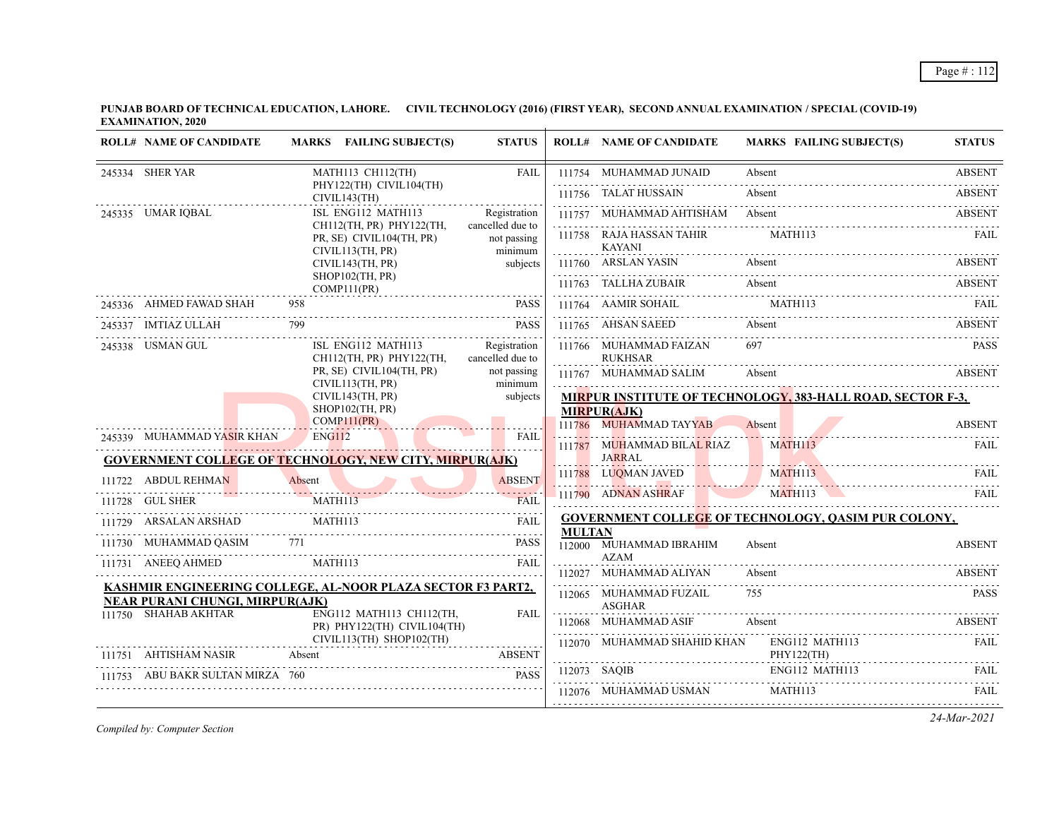**PUNJAB BOARD OF TECHNICAL EDUCATION, LAHORE. CIVIL TECHNOLOGY (2016) (FIRST YEAR), SECOND ANNUAL EXAMINATION / SPECIAL (COVID-19) EXAMINATION, 2020**

| ROLL# | NAME OF CANDIDATE | MARKS | FAILING SUBJECT(S) | STATUS |
|---|---|---|---|---|
| 245334 | SHER YAR | | MATH113 CH112(TH) PHY122(TH) CIVIL104(TH) CIVIL143(TH) | FAIL |
| 245335 | UMAR IQBAL | | ISL ENG112 MATH113 CH112(TH, PR) PHY122(TH, PR, SE) CIVIL104(TH, PR) CIVIL113(TH, PR) CIVIL143(TH, PR) SHOP102(TH, PR) COMP111(PR) | Registration cancelled due to not passing minimum subjects |
| 245336 | AHMED FAWAD SHAH | 958 | | PASS |
| 245337 | IMTIAZ ULLAH | 799 | | PASS |
| 245338 | USMAN GUL | | ISL ENG112 MATH113 CH112(TH, PR) PHY122(TH, PR, SE) CIVIL104(TH, PR) CIVIL113(TH, PR) CIVIL143(TH, PR) SHOP102(TH, PR) COMP111(PR) | Registration cancelled due to not passing minimum subjects |
| 245339 | MUHAMMAD YASIR KHAN | | ENG112 | FAIL |

**GOVERNMENT COLLEGE OF TECHNOLOGY, NEW CITY, MIRPUR(AJK)**

| ROLL# | NAME OF CANDIDATE | MARKS | FAILING SUBJECT(S) | STATUS |
|---|---|---|---|---|
| 111722 | ABDUL REHMAN | Absent | | ABSENT |
| 111728 | GUL SHER | | MATH113 | FAIL |
| 111729 | ARSALAN ARSHAD | | MATH113 | FAIL |
| 111730 | MUHAMMAD QASIM | 771 | | PASS |
| 111731 | ANEEQ AHMED | | MATH113 | FAIL |

**KASHMIR ENGINEERING COLLEGE, AL-NOOR PLAZA SECTOR F3 PART2, NEAR PURANI CHUNGI, MIRPUR(AJK)**

| ROLL# | NAME OF CANDIDATE | MARKS | FAILING SUBJECT(S) | STATUS |
|---|---|---|---|---|
| 111750 | SHAHAB AKHTAR | | ENG112 MATH113 CH112(TH, PR) PHY122(TH) CIVIL104(TH) CIVIL113(TH) SHOP102(TH) | FAIL |
| 111751 | AHTISHAM NASIR | Absent | | ABSENT |
| 111753 | ABU BAKR SULTAN MIRZA | 760 | | PASS |
| 111754 | MUHAMMAD JUNAID | Absent | | ABSENT |
| 111756 | TALAT HUSSAIN | Absent | | ABSENT |
| 111757 | MUHAMMAD AHTISHAM | Absent | | ABSENT |
| 111758 | RAJA HASSAN TAHIR KAYANI | | MATH113 | FAIL |
| 111760 | ARSLAN YASIN | Absent | | ABSENT |
| 111763 | TALLHA ZUBAIR | Absent | | ABSENT |
| 111764 | AAMIR SOHAIL | | MATH113 | FAIL |
| 111765 | AHSAN SAEED | Absent | | ABSENT |
| 111766 | MUHAMMAD FAIZAN RUKHSAR | 697 | | PASS |
| 111767 | MUHAMMAD SALIM | Absent | | ABSENT |

**MIRPUR INSTITUTE OF TECHNOLOGY, 383-HALL ROAD, SECTOR F-3, MIRPUR(AJK)**

| ROLL# | NAME OF CANDIDATE | MARKS | FAILING SUBJECT(S) | STATUS |
|---|---|---|---|---|
| 111786 | MUHAMMAD TAYYAB | Absent | | ABSENT |
| 111787 | MUHAMMAD BILAL RIAZ JARRAL | | MATH113 | FAIL |
| 111788 | LUQMAN JAVED | | MATH113 | FAIL |
| 111790 | ADNAN ASHRAF | | MATH113 | FAIL |

**GOVERNMENT COLLEGE OF TECHNOLOGY, QASIM PUR COLONY, MULTAN**

| ROLL# | NAME OF CANDIDATE | MARKS | FAILING SUBJECT(S) | STATUS |
|---|---|---|---|---|
| 112000 | MUHAMMAD IBRAHIM AZAM | Absent | | ABSENT |
| 112027 | MUHAMMAD ALIYAN | Absent | | ABSENT |
| 112065 | MUHAMMAD FUZAIL ASGHAR | 755 | | PASS |
| 112068 | MUHAMMAD ASIF | Absent | | ABSENT |
| 112070 | MUHAMMAD SHAHID KHAN | | ENG112 MATH113 PHY122(TH) | FAIL |
| 112073 | SAQIB | | ENG112 MATH113 | FAIL |
| 112076 | MUHAMMAD USMAN | | MATH113 | FAIL |

*Compiled by: Computer Section*

*24-Mar-2021*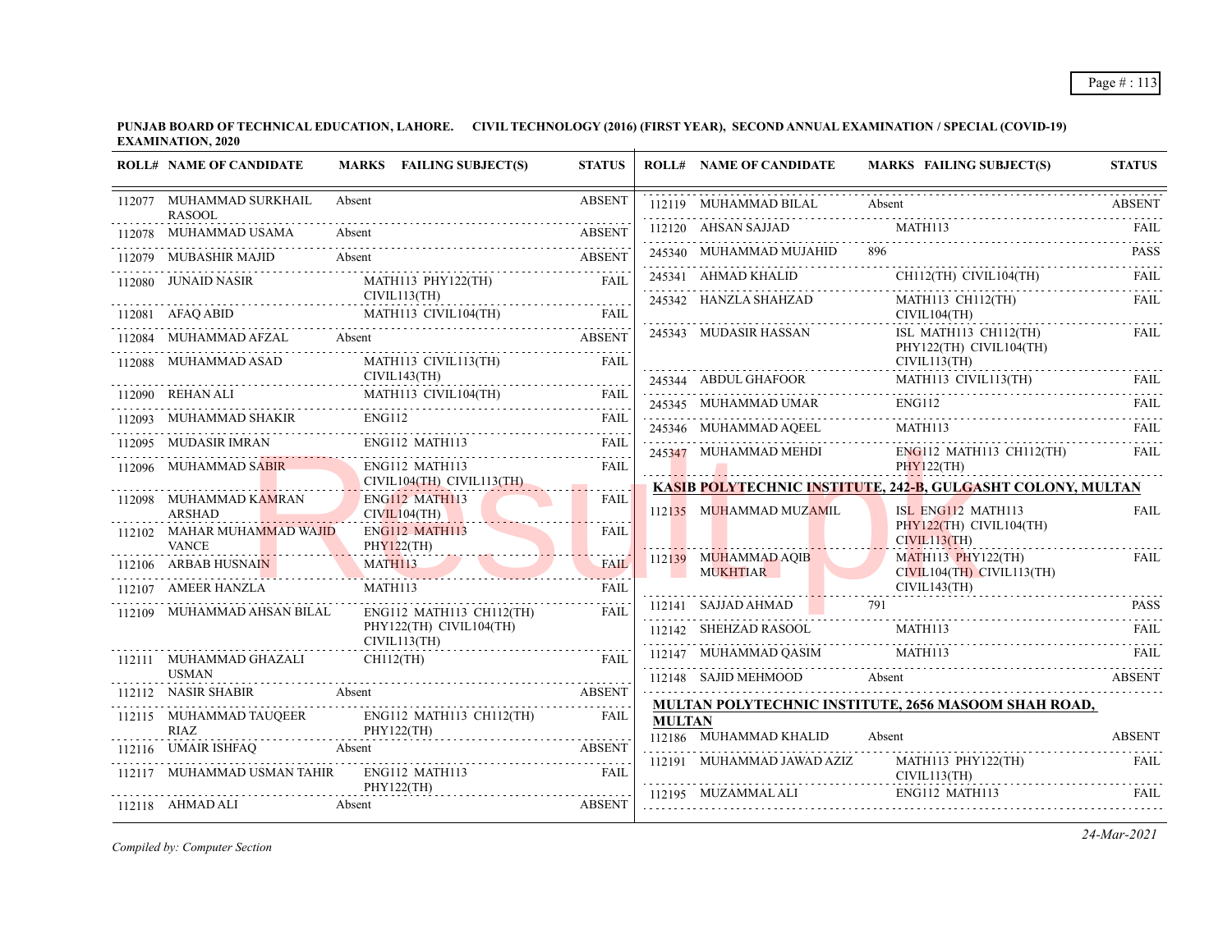**PUNJAB BOARD OF TECHNICAL EDUCATION, LAHORE. CIVIL TECHNOLOGY (2016) (FIRST YEAR), SECOND ANNUAL EXAMINATION / SPECIAL (COVID-19) EXAMINATION, 2020**

| ROLL# | NAME OF CANDIDATE | MARKS | FAILING SUBJECT(S) | STATUS |
|---|---|---|---|---|
| 112077 | MUHAMMAD SURKHAIL RASOOL | Absent | | ABSENT |
| 112078 | MUHAMMAD USAMA | Absent | | ABSENT |
| 112079 | MUBASHIR MAJID | Absent | | ABSENT |
| 112080 | JUNAID NASIR | | MATH113 PHY122(TH) CIVIL113(TH) | FAIL |
| 112081 | AFAQ ABID | | MATH113 CIVIL104(TH) | FAIL |
| 112084 | MUHAMMAD AFZAL | Absent | | ABSENT |
| 112088 | MUHAMMAD ASAD | | MATH113 CIVIL113(TH) CIVIL143(TH) | FAIL |
| 112090 | REHAN ALI | | MATH113 CIVIL104(TH) | FAIL |
| 112093 | MUHAMMAD SHAKIR | | ENG112 | FAIL |
| 112095 | MUDASIR IMRAN | | ENG112 MATH113 | FAIL |
| 112096 | MUHAMMAD SABIR | | ENG112 MATH113 CIVIL104(TH) CIVIL113(TH) | FAIL |
| 112098 | MUHAMMAD KAMRAN ARSHAD | | ENG112 MATH113 CIVIL104(TH) | FAIL |
| 112102 | MAHAR MUHAMMAD WAJID VANCE | | ENG112 MATH113 PHY122(TH) | FAIL |
| 112106 | ARBAB HUSNAIN | | MATH113 | FAIL |
| 112107 | AMEER HANZLA | | MATH113 | FAIL |
| 112109 | MUHAMMAD AHSAN BILAL | | ENG112 MATH113 CH112(TH) PHY122(TH) CIVIL104(TH) CIVIL113(TH) | FAIL |
| 112111 | MUHAMMAD GHAZALI USMAN | | CH112(TH) | FAIL |
| 112112 | NASIR SHABIR | Absent | | ABSENT |
| 112115 | MUHAMMAD TAUQEER RIAZ | | ENG112 MATH113 CH112(TH) PHY122(TH) | FAIL |
| 112116 | UMAIR ISHFAQ | Absent | | ABSENT |
| 112117 | MUHAMMAD USMAN TAHIR | | ENG112 MATH113 PHY122(TH) | FAIL |
| 112118 | AHMAD ALI | Absent | | ABSENT |
| 112119 | MUHAMMAD BILAL | Absent | | ABSENT |
| 112120 | AHSAN SAJJAD | | MATH113 | FAIL |
| 245340 | MUHAMMAD MUJAHID | 896 | | PASS |
| 245341 | AHMAD KHALID | | CH112(TH) CIVIL104(TH) | FAIL |
| 245342 | HANZLA SHAHZAD | | MATH113 CH112(TH) CIVIL104(TH) | FAIL |
| 245343 | MUDASIR HASSAN | | ISL MATH113 CH112(TH) PHY122(TH) CIVIL104(TH) CIVIL113(TH) | FAIL |
| 245344 | ABDUL GHAFOOR | | MATH113 CIVIL113(TH) | FAIL |
| 245345 | MUHAMMAD UMAR | | ENG112 | FAIL |
| 245346 | MUHAMMAD AQEEL | | MATH113 | FAIL |
| 245347 | MUHAMMAD MEHDI | | ENG112 MATH113 CH112(TH) PHY122(TH) | FAIL |

**KASIB POLYTECHNIC INSTITUTE, 242-B, GULGASHT COLONY, MULTAN**

| ROLL# | NAME OF CANDIDATE | MARKS | FAILING SUBJECT(S) | STATUS |
|---|---|---|---|---|
| 112135 | MUHAMMAD MUZAMIL | | ISL ENG112 MATH113 PHY122(TH) CIVIL104(TH) CIVIL113(TH) | FAIL |
| 112139 | MUHAMMAD AQIB MUKHTIAR | | MATH113 PHY122(TH) CIVIL104(TH) CIVIL113(TH) CIVIL143(TH) | FAIL |
| 112141 | SAJJAD AHMAD | 791 | | PASS |
| 112142 | SHEHZAD RASOOL | | MATH113 | FAIL |
| 112147 | MUHAMMAD QASIM | | MATH113 | FAIL |
| 112148 | SAJID MEHMOOD | Absent | | ABSENT |

**MULTAN POLYTECHNIC INSTITUTE, 2656 MASOOM SHAH ROAD, MULTAN**

| ROLL# | NAME OF CANDIDATE | MARKS | FAILING SUBJECT(S) | STATUS |
|---|---|---|---|---|
| 112186 | MUHAMMAD KHALID | Absent | | ABSENT |
| 112191 | MUHAMMAD JAWAD AZIZ | | MATH113 PHY122(TH) CIVIL113(TH) | FAIL |
| 112195 | MUZAMMAL ALI | | ENG112 MATH113 | FAIL |

*Compiled by: Computer Section*

*24-Mar-2021*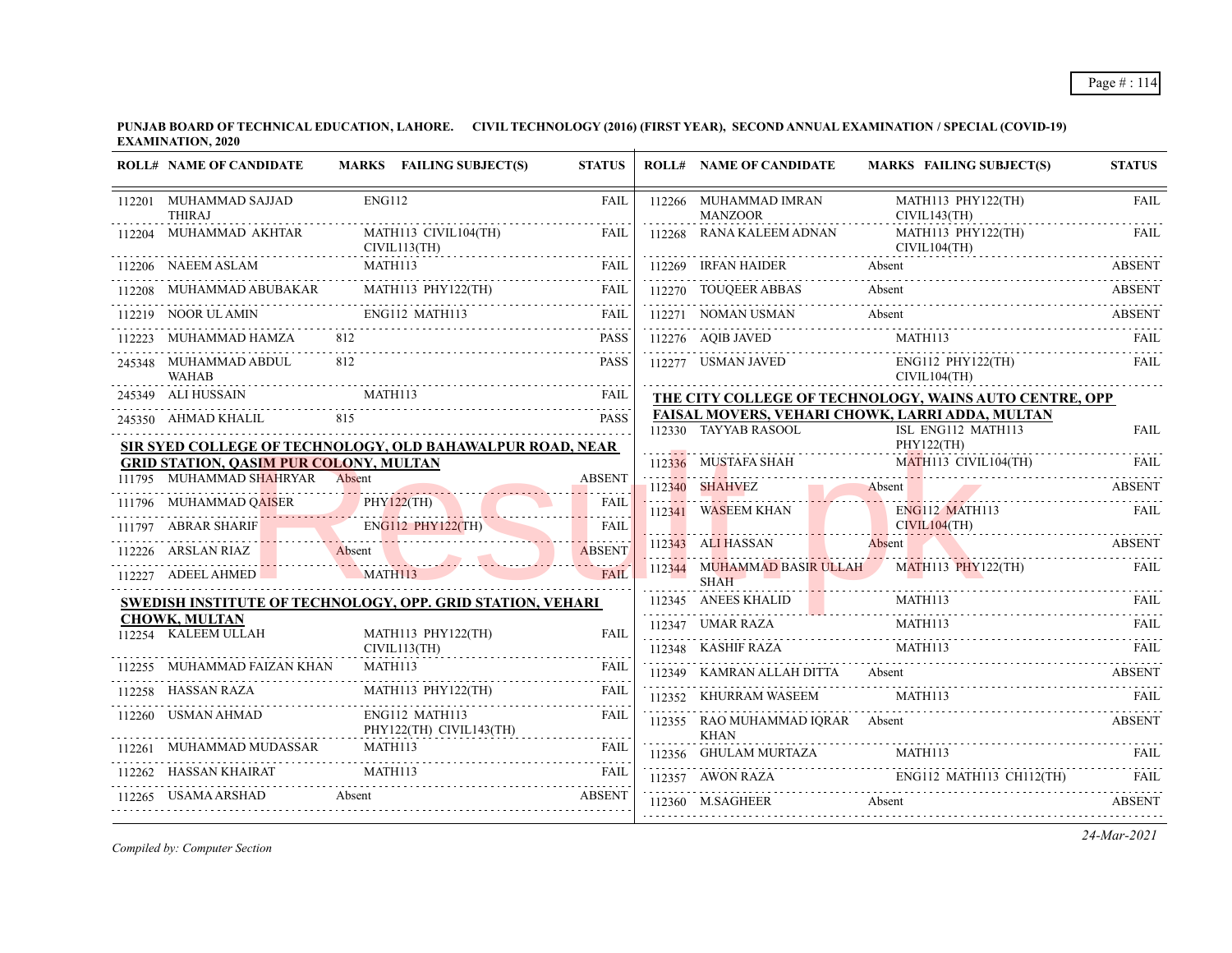**PUNJAB BOARD OF TECHNICAL EDUCATION, LAHORE. CIVIL TECHNOLOGY (2016) (FIRST YEAR), SECOND ANNUAL EXAMINATION / SPECIAL (COVID-19) EXAMINATION, 2020**

| ROLL# | NAME OF CANDIDATE | MARKS | FAILING SUBJECT(S) | STATUS |
|---|---|---|---|---|
| 112201 | MUHAMMAD SAJJAD THIRAJ | | ENG112 | FAIL |
| 112204 | MUHAMMAD AKHTAR | | MATH113 CIVIL104(TH) CIVIL113(TH) | FAIL |
| 112206 | NAEEM ASLAM | | MATH113 | FAIL |
| 112208 | MUHAMMAD ABUBAKAR | | MATH113 PHY122(TH) | FAIL |
| 112219 | NOOR UL AMIN | | ENG112 MATH113 | FAIL |
| 112223 | MUHAMMAD HAMZA | 812 | | PASS |
| 245348 | MUHAMMAD ABDUL WAHAB | 812 | | PASS |
| 245349 | ALI HUSSAIN | | MATH113 | FAIL |
| 245350 | AHMAD KHALIL | 815 | | PASS |

**SIR SYED COLLEGE OF TECHNOLOGY, OLD BAHAWALPUR ROAD, NEAR GRID STATION, QASIM PUR COLONY, MULTAN**

| ROLL# | NAME OF CANDIDATE | MARKS | FAILING SUBJECT(S) | STATUS |
|---|---|---|---|---|
| 111795 | MUHAMMAD SHAHRYAR | Absent | | ABSENT |
| 111796 | MUHAMMAD QAISER | | PHY122(TH) | FAIL |
| 111797 | ABRAR SHARIF | | ENG112 PHY122(TH) | FAIL |
| 112226 | ARSLAN RIAZ | Absent | | ABSENT |
| 112227 | ADEEL AHMED | | MATH113 | FAIL |

**SWEDISH INSTITUTE OF TECHNOLOGY, OPP. GRID STATION, VEHARI CHOWK, MULTAN**

| ROLL# | NAME OF CANDIDATE | MARKS | FAILING SUBJECT(S) | STATUS |
|---|---|---|---|---|
| 112254 | KALEEM ULLAH | | MATH113 PHY122(TH) CIVIL113(TH) | FAIL |
| 112255 | MUHAMMAD FAIZAN KHAN | | MATH113 | FAIL |
| 112258 | HASSAN RAZA | | MATH113 PHY122(TH) | FAIL |
| 112260 | USMAN AHMAD | | ENG112 MATH113 PHY122(TH) CIVIL143(TH) | FAIL |
| 112261 | MUHAMMAD MUDASSAR | | MATH113 | FAIL |
| 112262 | HASSAN KHAIRAT | | MATH113 | FAIL |
| 112265 | USAMA ARSHAD | Absent | | ABSENT |
| 112266 | MUHAMMAD IMRAN MANZOOR | | MATH113 PHY122(TH) CIVIL143(TH) | FAIL |
| 112268 | RANA KALEEM ADNAN | | MATH113 PHY122(TH) CIVIL104(TH) | FAIL |
| 112269 | IRFAN HAIDER | Absent | | ABSENT |
| 112270 | TOUQEER ABBAS | Absent | | ABSENT |
| 112271 | NOMAN USMAN | Absent | | ABSENT |
| 112276 | AQIB JAVED | | MATH113 | FAIL |
| 112277 | USMAN JAVED | | ENG112 PHY122(TH) CIVIL104(TH) | FAIL |

**THE CITY COLLEGE OF TECHNOLOGY, WAINS AUTO CENTRE, OPP FAISAL MOVERS, VEHARI CHOWK, LARRI ADDA, MULTAN**

| ROLL# | NAME OF CANDIDATE | MARKS | FAILING SUBJECT(S) | STATUS |
|---|---|---|---|---|
| 112330 | TAYYAB RASOOL | | ISL ENG112 MATH113 PHY122(TH) | FAIL |
| 112336 | MUSTAFA SHAH | | MATH113 CIVIL104(TH) | FAIL |
| 112340 | SHAHVEZ | Absent | | ABSENT |
| 112341 | WASEEM KHAN | | ENG112 MATH113 CIVIL104(TH) | FAIL |
| 112343 | ALI HASSAN | Absent | | ABSENT |
| 112344 | MUHAMMAD BASIR ULLAH SHAH | | MATH113 PHY122(TH) | FAIL |
| 112345 | ANEES KHALID | | MATH113 | FAIL |
| 112347 | UMAR RAZA | | MATH113 | FAIL |
| 112348 | KASHIF RAZA | | MATH113 | FAIL |
| 112349 | KAMRAN ALLAH DITTA | Absent | | ABSENT |
| 112352 | KHURRAM WASEEM | | MATH113 | FAIL |
| 112355 | RAO MUHAMMAD IQRAR KHAN | Absent | | ABSENT |
| 112356 | GHULAM MURTAZA | | MATH113 | FAIL |
| 112357 | AWON RAZA | | ENG112 MATH113 CH112(TH) | FAIL |
| 112360 | M.SAGHEER | Absent | | ABSENT |

*Compiled by: Computer Section*

*24-Mar-2021*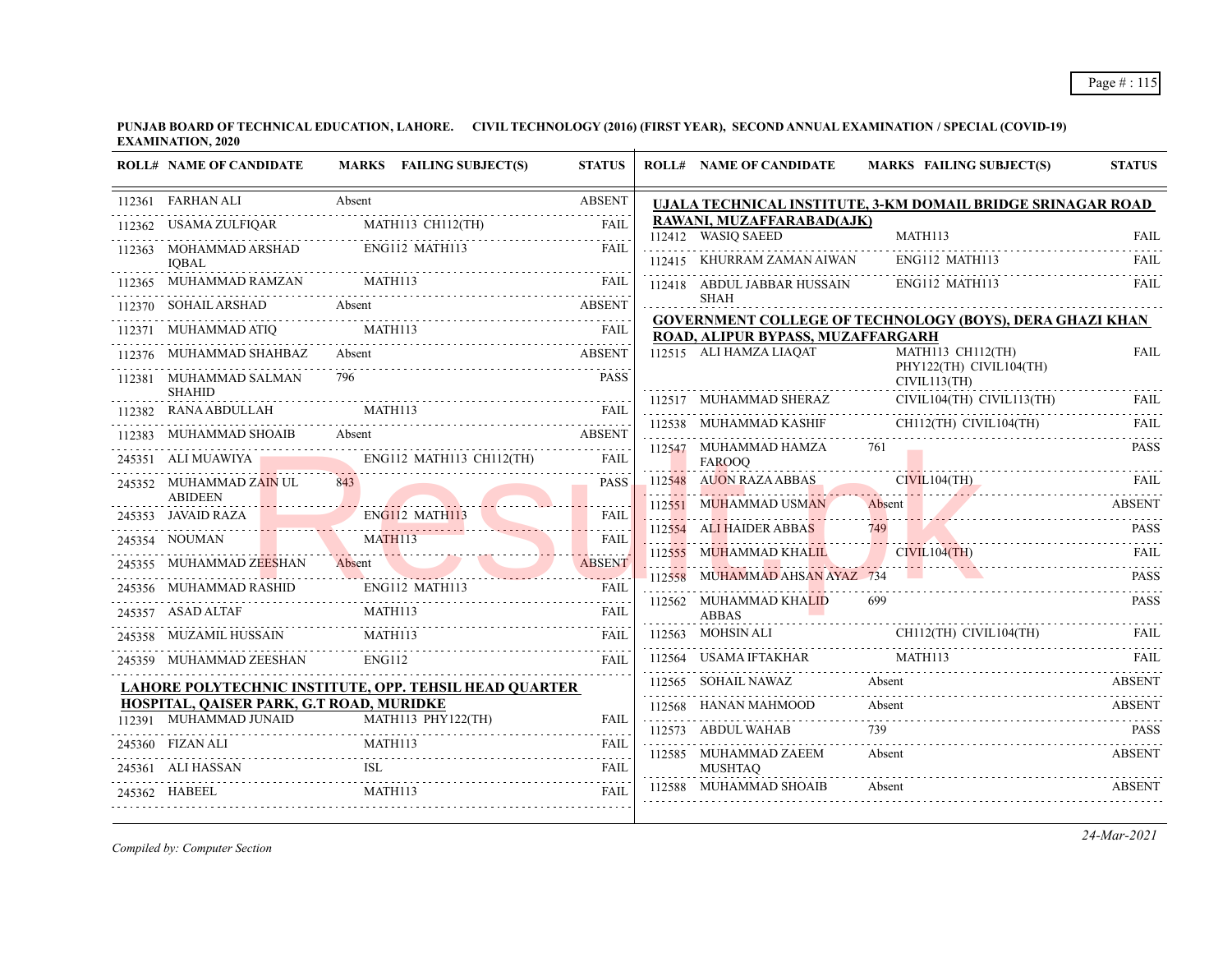**PUNJAB BOARD OF TECHNICAL EDUCATION, LAHORE. CIVIL TECHNOLOGY (2016) (FIRST YEAR), SECOND ANNUAL EXAMINATION / SPECIAL (COVID-19) EXAMINATION, 2020**

| ROLL# | NAME OF CANDIDATE | MARKS | FAILING SUBJECT(S) | STATUS |
|---|---|---|---|---|
| 112361 | FARHAN ALI | Absent | | ABSENT |
| 112362 | USAMA ZULFIQAR | | MATH113 CH112(TH) | FAIL |
| 112363 | MOHAMMAD ARSHAD IQBAL | | ENG112 MATH113 | FAIL |
| 112365 | MUHAMMAD RAMZAN | | MATH113 | FAIL |
| 112370 | SOHAIL ARSHAD | Absent | | ABSENT |
| 112371 | MUHAMMAD ATIQ | | MATH113 | FAIL |
| 112376 | MUHAMMAD SHAHBAZ | Absent | | ABSENT |
| 112381 | MUHAMMAD SALMAN SHAHID | 796 | | PASS |
| 112382 | RANA ABDULLAH | | MATH113 | FAIL |
| 112383 | MUHAMMAD SHOAIB | Absent | | ABSENT |
| 245351 | ALI MUAWIYA | | ENG112 MATH113 CH112(TH) | FAIL |
| 245352 | MUHAMMAD ZAIN UL ABIDEEN | 843 | | PASS |
| 245353 | JAVAID RAZA | | ENG112 MATH113 | FAIL |
| 245354 | NOUMAN | | MATH113 | FAIL |
| 245355 | MUHAMMAD ZEESHAN | Absent | | ABSENT |
| 245356 | MUHAMMAD RASHID | | ENG112 MATH113 | FAIL |
| 245357 | ASAD ALTAF | | MATH113 | FAIL |
| 245358 | MUZAMIL HUSSAIN | | MATH113 | FAIL |
| 245359 | MUHAMMAD ZEESHAN | | ENG112 | FAIL |

**LAHORE POLYTECHNIC INSTITUTE, OPP. TEHSIL HEAD QUARTER HOSPITAL, QAISER PARK, G.T ROAD, MURIDKE**

| ROLL# | NAME OF CANDIDATE | MARKS | FAILING SUBJECT(S) | STATUS |
|---|---|---|---|---|
| 112391 | MUHAMMAD JUNAID | | MATH113 PHY122(TH) | FAIL |
| 245360 | FIZAN ALI | | MATH113 | FAIL |
| 245361 | ALI HASSAN | | ISL | FAIL |
| 245362 | HABEEL | | MATH113 | FAIL |

**UJALA TECHNICAL INSTITUTE, 3-KM DOMAIL BRIDGE SRINAGAR ROAD RAWANI, MUZAFFARABAD(AJK)**

| ROLL# | NAME OF CANDIDATE | MARKS | FAILING SUBJECT(S) | STATUS |
|---|---|---|---|---|
| 112412 | WASIQ SAEED | | MATH113 | FAIL |
| 112415 | KHURRAM ZAMAN AIWAN | | ENG112 MATH113 | FAIL |
| 112418 | ABDUL JABBAR HUSSAIN SHAH | | ENG112 MATH113 | FAIL |

**GOVERNMENT COLLEGE OF TECHNOLOGY (BOYS), DERA GHAZI KHAN ROAD, ALIPUR BYPASS, MUZAFFARGARH**

| ROLL# | NAME OF CANDIDATE | MARKS | FAILING SUBJECT(S) | STATUS |
|---|---|---|---|---|
| 112515 | ALI HAMZA LIAQAT | | MATH113 CH112(TH) PHY122(TH) CIVIL104(TH) CIVIL113(TH) | FAIL |
| 112517 | MUHAMMAD SHERAZ | | CIVIL104(TH) CIVIL113(TH) | FAIL |
| 112538 | MUHAMMAD KASHIF | | CH112(TH) CIVIL104(TH) | FAIL |
| 112547 | MUHAMMAD HAMZA FAROOQ | 761 | | PASS |
| 112548 | AUON RAZA ABBAS | | CIVIL104(TH) | FAIL |
| 112551 | MUHAMMAD USMAN | Absent | | ABSENT |
| 112554 | ALI HAIDER ABBAS | 749 | | PASS |
| 112555 | MUHAMMAD KHALIL | | CIVIL104(TH) | FAIL |
| 112558 | MUHAMMAD AHSAN AYAZ | 734 | | PASS |
| 112562 | MUHAMMAD KHALID ABBAS | 699 | | PASS |
| 112563 | MOHSIN ALI | | CH112(TH) CIVIL104(TH) | FAIL |
| 112564 | USAMA IFTAKHAR | | MATH113 | FAIL |
| 112565 | SOHAIL NAWAZ | Absent | | ABSENT |
| 112568 | HANAN MAHMOOD | Absent | | ABSENT |
| 112573 | ABDUL WAHAB | 739 | | PASS |
| 112585 | MUHAMMAD ZAEEM MUSHTAQ | Absent | | ABSENT |
| 112588 | MUHAMMAD SHOAIB | Absent | | ABSENT |

*Compiled by: Computer Section*

*24-Mar-2021*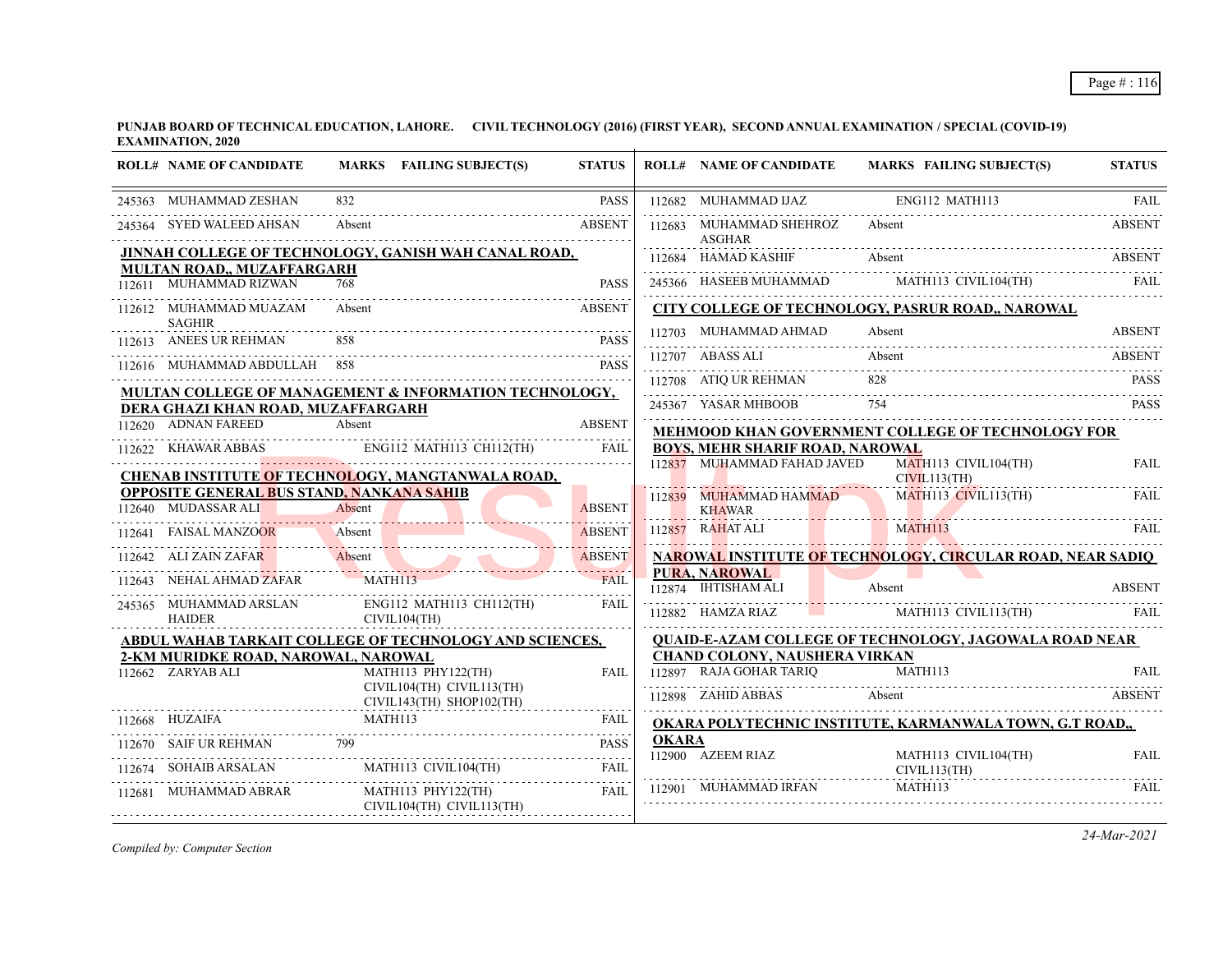**PUNJAB BOARD OF TECHNICAL EDUCATION, LAHORE. CIVIL TECHNOLOGY (2016) (FIRST YEAR), SECOND ANNUAL EXAMINATION / SPECIAL (COVID-19) EXAMINATION, 2020**

| ROLL# | NAME OF CANDIDATE | MARKS | FAILING SUBJECT(S) | STATUS |
|---|---|---|---|---|
| 245363 | MUHAMMAD ZESHAN | 832 | | PASS |
| 245364 | SYED WALEED AHSAN | Absent | | ABSENT |
| **JINNAH COLLEGE OF TECHNOLOGY, GANISH WAH CANAL ROAD, MULTAN ROAD,, MUZAFFARGARH** | | | | |
| 112611 | MUHAMMAD RIZWAN | 768 | | PASS |
| 112612 | MUHAMMAD MUAZAM SAGHIR | Absent | | ABSENT |
| 112613 | ANEES UR REHMAN | 858 | | PASS |
| 112616 | MUHAMMAD ABDULLAH | 858 | | PASS |
| **MULTAN COLLEGE OF MANAGEMENT & INFORMATION TECHNOLOGY, DERA GHAZI KHAN ROAD, MUZAFFARGARH** | | | | |
| 112620 | ADNAN FAREED | Absent | | ABSENT |
| 112622 | KHAWAR ABBAS | | ENG112 MATH113 CH112(TH) | FAIL |
| **CHENAB INSTITUTE OF TECHNOLOGY, MANGTANWALA ROAD, OPPOSITE GENERAL BUS STAND, NANKANA SAHIB** | | | | |
| 112640 | MUDASSAR ALI | Absent | | ABSENT |
| 112641 | FAISAL MANZOOR | Absent | | ABSENT |
| 112642 | ALI ZAIN ZAFAR | Absent | | ABSENT |
| 112643 | NEHAL AHMAD ZAFAR | | MATH113 | FAIL |
| 245365 | MUHAMMAD ARSLAN HAIDER | | ENG112 MATH113 CH112(TH) CIVIL104(TH) | FAIL |
| **ABDUL WAHAB TARKAIT COLLEGE OF TECHNOLOGY AND SCIENCES, 2-KM MURIDKE ROAD, NAROWAL, NAROWAL** | | | | |
| 112662 | ZARYAB ALI | | MATH113 PHY122(TH) CIVIL104(TH) CIVIL113(TH) CIVIL143(TH) SHOP102(TH) | FAIL |
| 112668 | HUZAIFA | | MATH113 | FAIL |
| 112670 | SAIF UR REHMAN | 799 | | PASS |
| 112674 | SOHAIB ARSALAN | | MATH113 CIVIL104(TH) | FAIL |
| 112681 | MUHAMMAD ABRAR | | MATH113 PHY122(TH) CIVIL104(TH) CIVIL113(TH) | FAIL |
| 112682 | MUHAMMAD IJAZ | | ENG112 MATH113 | FAIL |
| 112683 | MUHAMMAD SHEHROZ ASGHAR | Absent | | ABSENT |
| 112684 | HAMAD KASHIF | Absent | | ABSENT |
| 245366 | HASEEB MUHAMMAD | | MATH113 CIVIL104(TH) | FAIL |
| **CITY COLLEGE OF TECHNOLOGY, PASRUR ROAD,, NAROWAL** | | | | |
| 112703 | MUHAMMAD AHMAD | Absent | | ABSENT |
| 112707 | ABASS ALI | Absent | | ABSENT |
| 112708 | ATIQ UR REHMAN | 828 | | PASS |
| 245367 | YASAR MHBOOB | 754 | | PASS |
| **MEHMOOD KHAN GOVERNMENT COLLEGE OF TECHNOLOGY FOR BOYS, MEHR SHARIF ROAD, NAROWAL** | | | | |
| 112837 | MUHAMMAD FAHAD JAVED | | MATH113 CIVIL104(TH) CIVIL113(TH) | FAIL |
| 112839 | MUHAMMAD HAMMAD KHAWAR | | MATH113 CIVIL113(TH) | FAIL |
| 112857 | RAHAT ALI | | MATH113 | FAIL |
| **NAROWAL INSTITUTE OF TECHNOLOGY, CIRCULAR ROAD, NEAR SADIQ PURA, NAROWAL** | | | | |
| 112874 | IHTISHAM ALI | Absent | | ABSENT |
| 112882 | HAMZA RIAZ | | MATH113 CIVIL113(TH) | FAIL |
| **QUAID-E-AZAM COLLEGE OF TECHNOLOGY, JAGOWALA ROAD NEAR CHAND COLONY, NAUSHERA VIRKAN** | | | | |
| 112897 | RAJA GOHAR TARIQ | | MATH113 | FAIL |
| 112898 | ZAHID ABBAS | Absent | | ABSENT |
| **OKARA POLYTECHNIC INSTITUTE, KARMANWALA TOWN, G.T ROAD,, OKARA** | | | | |
| 112900 | AZEEM RIAZ | | MATH113 CIVIL104(TH) CIVIL113(TH) | FAIL |
| 112901 | MUHAMMAD IRFAN | | MATH113 | FAIL |

*Compiled by: Computer Section*

*24-Mar-2021*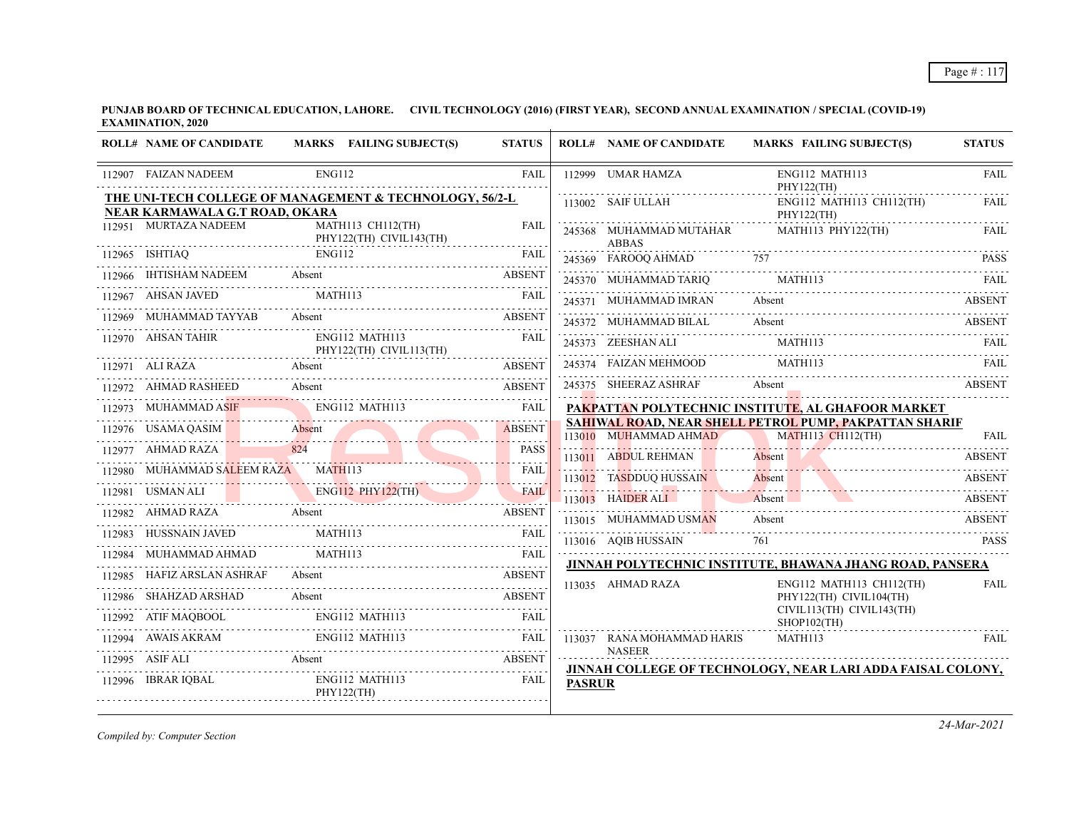PUNJAB BOARD OF TECHNICAL EDUCATION, LAHORE. CIVIL TECHNOLOGY (2016) (FIRST YEAR), SECOND ANNUAL EXAMINATION / SPECIAL (COVID-19) EXAMINATION, 2020

| ROLL# | NAME OF CANDIDATE | MARKS | FAILING SUBJECT(S) | STATUS |
|---|---|---|---|---|
| 112907 | FAIZAN NADEEM | | ENG112 | FAIL |

**THE UNI-TECH COLLEGE OF MANAGEMENT & TECHNOLOGY, 56/2-L NEAR KARMAWALA G.T ROAD, OKARA**

| ROLL# | NAME OF CANDIDATE | MARKS | FAILING SUBJECT(S) | STATUS |
|---|---|---|---|---|
| 112951 | MURTAZA NADEEM | | MATH113 CH112(TH) PHY122(TH) CIVIL143(TH) | FAIL |
| 112965 | ISHTIAQ | | ENG112 | FAIL |
| 112966 | IHTISHAM NADEEM | Absent | | ABSENT |
| 112967 | AHSAN JAVED | | MATH113 | FAIL |
| 112969 | MUHAMMAD TAYYAB | Absent | | ABSENT |
| 112970 | AHSAN TAHIR | | ENG112 MATH113 PHY122(TH) CIVIL113(TH) | FAIL |
| 112971 | ALI RAZA | Absent | | ABSENT |
| 112972 | AHMAD RASHEED | Absent | | ABSENT |
| 112973 | MUHAMMAD ASIF | | ENG112 MATH113 | FAIL |
| 112976 | USAMA QASIM | Absent | | ABSENT |
| 112977 | AHMAD RAZA | 824 | | PASS |
| 112980 | MUHAMMAD SALEEM RAZA | | MATH113 | FAIL |
| 112981 | USMAN ALI | | ENG112 PHY122(TH) | FAIL |
| 112982 | AHMAD RAZA | Absent | | ABSENT |
| 112983 | HUSSNAIN JAVED | | MATH113 | FAIL |
| 112984 | MUHAMMAD AHMAD | | MATH113 | FAIL |
| 112985 | HAFIZ ARSLAN ASHRAF | Absent | | ABSENT |
| 112986 | SHAHZAD ARSHAD | Absent | | ABSENT |
| 112992 | ATIF MAQBOOL | | ENG112 MATH113 | FAIL |
| 112994 | AWAIS AKRAM | | ENG112 MATH113 | FAIL |
| 112995 | ASIF ALI | Absent | | ABSENT |
| 112996 | IBRAR IQBAL | | ENG112 MATH113 PHY122(TH) | FAIL |
| 112999 | UMAR HAMZA | | ENG112 MATH113 PHY122(TH) | FAIL |
| 113002 | SAIF ULLAH | | ENG112 MATH113 CH112(TH) PHY122(TH) | FAIL |
| 245368 | MUHAMMAD MUTAHAR ABBAS | | MATH113 PHY122(TH) | FAIL |
| 245369 | FAROOQ AHMAD | 757 | | PASS |
| 245370 | MUHAMMAD TARIQ | | MATH113 | FAIL |
| 245371 | MUHAMMAD IMRAN | Absent | | ABSENT |
| 245372 | MUHAMMAD BILAL | Absent | | ABSENT |
| 245373 | ZEESHAN ALI | | MATH113 | FAIL |
| 245374 | FAIZAN MEHMOOD | | MATH113 | FAIL |
| 245375 | SHEERAZ ASHRAF | Absent | | ABSENT |

**PAKPATTAN POLYTECHNIC INSTITUTE, AL GHAFOOR MARKET SAHIWAL ROAD, NEAR SHELL PETROL PUMP, PAKPATTAN SHARIF**

| ROLL# | NAME OF CANDIDATE | MARKS | FAILING SUBJECT(S) | STATUS |
|---|---|---|---|---|
| 113010 | MUHAMMAD AHMAD | | MATH113 CH112(TH) | FAIL |
| 113011 | ABDUL REHMAN | Absent | | ABSENT |
| 113012 | TASDDUQ HUSSAIN | Absent | | ABSENT |
| 113013 | HAIDER ALI | Absent | | ABSENT |
| 113015 | MUHAMMAD USMAN | Absent | | ABSENT |
| 113016 | AQIB HUSSAIN | 761 | | PASS |

**JINNAH POLYTECHNIC INSTITUTE, BHAWANA JHANG ROAD, PANSERA**

| ROLL# | NAME OF CANDIDATE | MARKS | FAILING SUBJECT(S) | STATUS |
|---|---|---|---|---|
| 113035 | AHMAD RAZA | | ENG112 MATH113 CH112(TH) PHY122(TH) CIVIL104(TH) CIVIL113(TH) CIVIL143(TH) SHOP102(TH) | FAIL |
| 113037 | RANA MOHAMMAD HARIS NASEER | | MATH113 | FAIL |

**JINNAH COLLEGE OF TECHNOLOGY, NEAR LARI ADDA FAISAL COLONY, PASRUR**

*Compiled by: Computer Section*

*24-Mar-2021*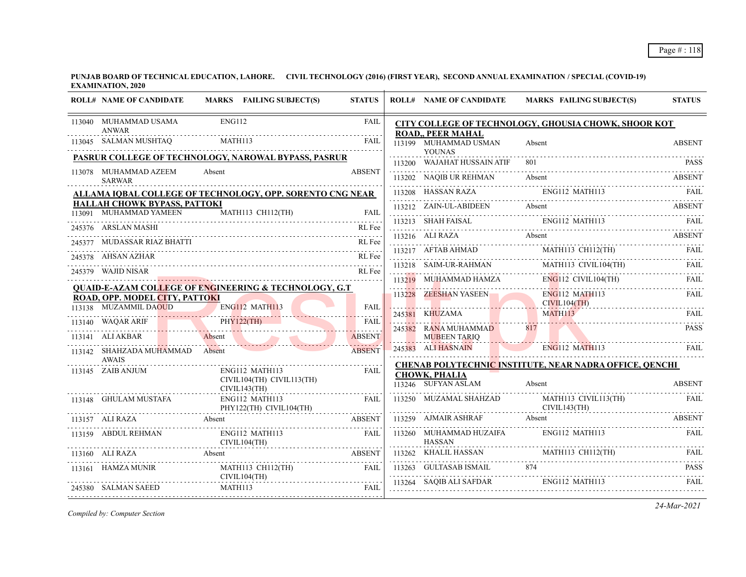**PUNJAB BOARD OF TECHNICAL EDUCATION, LAHORE. CIVIL TECHNOLOGY (2016) (FIRST YEAR), SECOND ANNUAL EXAMINATION / SPECIAL (COVID-19) EXAMINATION, 2020**

| ROLL# | NAME OF CANDIDATE | MARKS | FAILING SUBJECT(S) | STATUS |
|---|---|---|---|---|
| 113040 | MUHAMMAD USAMA ANWAR | | ENG112 | FAIL |
| 113045 | SALMAN MUSHTAQ | | MATH113 | FAIL |

**PASRUR COLLEGE OF TECHNOLOGY, NAROWAL BYPASS, PASRUR**

| ROLL# | NAME OF CANDIDATE | MARKS | FAILING SUBJECT(S) | STATUS |
|---|---|---|---|---|
| 113078 | MUHAMMAD AZEEM SARWAR | Absent | | ABSENT |

**ALLAMA IQBAL COLLEGE OF TECHNOLOGY, OPP. SORENTO CNG NEAR HALLAH CHOWK BYPASS, PATTOKI**

| ROLL# | NAME OF CANDIDATE | MARKS | FAILING SUBJECT(S) | STATUS |
|---|---|---|---|---|
| 113091 | MUHAMMAD YAMEEN | | MATH113 CH112(TH) | FAIL |
| 245376 | ARSLAN MASHI | | | RL Fee |
| 245377 | MUDASSAR RIAZ BHATTI | | | RL Fee |
| 245378 | AHSAN AZHAR | | | RL Fee |
| 245379 | WAJID NISAR | | | RL Fee |

**QUAID-E-AZAM COLLEGE OF ENGINEERING & TECHNOLOGY, G.T ROAD, OPP. MODEL CITY, PATTOKI**

| ROLL# | NAME OF CANDIDATE | MARKS | FAILING SUBJECT(S) | STATUS |
|---|---|---|---|---|
| 113138 | MUZAMMIL DAOUD | | ENG112 MATH113 | FAIL |
| 113140 | WAQAR ARIF | | PHY122(TH) | FAIL |
| 113141 | ALI AKBAR | Absent | | ABSENT |
| 113142 | SHAHZADA MUHAMMAD AWAIS | Absent | | ABSENT |
| 113145 | ZAIB ANJUM | | ENG112 MATH113 CIVIL104(TH) CIVIL113(TH) CIVIL143(TH) | FAIL |
| 113148 | GHULAM MUSTAFA | | ENG112 MATH113 PHY122(TH) CIVIL104(TH) | FAIL |
| 113157 | ALI RAZA | Absent | | ABSENT |
| 113159 | ABDUL REHMAN | | ENG112 MATH113 CIVIL104(TH) | FAIL |
| 113160 | ALI RAZA | Absent | | ABSENT |
| 113161 | HAMZA MUNIR | | MATH113 CH112(TH) CIVIL104(TH) | FAIL |
| 245380 | SALMAN SAEED | | MATH113 | FAIL |

**CITY COLLEGE OF TECHNOLOGY, GHOUSIA CHOWK, SHOOR KOT ROAD,, PEER MAHAL**

| ROLL# | NAME OF CANDIDATE | MARKS | FAILING SUBJECT(S) | STATUS |
|---|---|---|---|---|
| 113199 | MUHAMMAD USMAN YOUNAS | Absent | | ABSENT |
| 113200 | WAJAHAT HUSSAIN ATIF | 801 | | PASS |
| 113202 | NAQIB UR REHMAN | Absent | | ABSENT |
| 113208 | HASSAN RAZA | | ENG112 MATH113 | FAIL |
| 113212 | ZAIN-UL-ABIDEEN | Absent | | ABSENT |
| 113213 | SHAH FAISAL | | ENG112 MATH113 | FAIL |
| 113216 | ALI RAZA | Absent | | ABSENT |
| 113217 | AFTAB AHMAD | | MATH113 CH112(TH) | FAIL |
| 113218 | SAIM-UR-RAHMAN | | MATH113 CIVIL104(TH) | FAIL |
| 113219 | MUHAMMAD HAMZA | | ENG112 CIVIL104(TH) | FAIL |
| 113228 | ZEESHAN YASEEN | | ENG112 MATH113 CIVIL104(TH) | FAIL |
| 245381 | KHUZAMA | | MATH113 | FAIL |
| 245382 | RANA MUHAMMAD MUBEEN TARIQ | 817 | | PASS |
| 245383 | ALI HASNAIN | | ENG112 MATH113 | FAIL |

**CHENAB POLYTECHNIC INSTITUTE, NEAR NADRA OFFICE, QENCHI CHOWK, PHALIA**

| ROLL# | NAME OF CANDIDATE | MARKS | FAILING SUBJECT(S) | STATUS |
|---|---|---|---|---|
| 113246 | SUFYAN ASLAM | Absent | | ABSENT |
| 113250 | MUZAMAL SHAHZAD | | MATH113 CIVIL113(TH) CIVIL143(TH) | FAIL |
| 113259 | AJMAIR ASHRAF | Absent | | ABSENT |
| 113260 | MUHAMMAD HUZAIFA HASSAN | | ENG112 MATH113 | FAIL |
| 113262 | KHALIL HASSAN | | MATH113 CH112(TH) | FAIL |
| 113263 | GULTASAB ISMAIL | 874 | | PASS |
| 113264 | SAQIB ALI SAFDAR | | ENG112 MATH113 | FAIL |

*Compiled by: Computer Section*

*24-Mar-2021*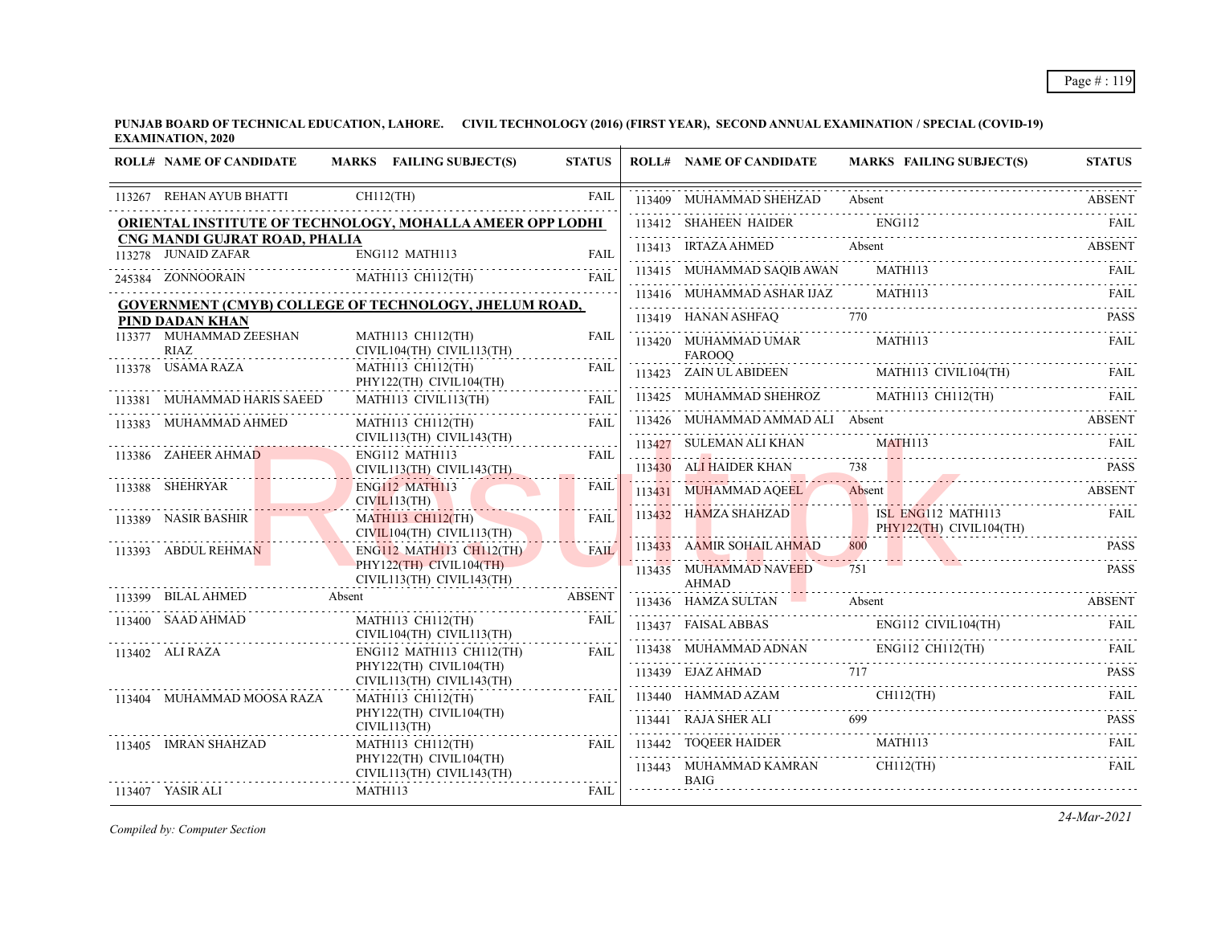**PUNJAB BOARD OF TECHNICAL EDUCATION, LAHORE. CIVIL TECHNOLOGY (2016) (FIRST YEAR), SECOND ANNUAL EXAMINATION / SPECIAL (COVID-19) EXAMINATION, 2020**

| ROLL# | NAME OF CANDIDATE | MARKS | FAILING SUBJECT(S) | STATUS |
|---|---|---|---|---|
| 113267 | REHAN AYUB BHATTI | | CH112(TH) | FAIL |
| **ORIENTAL INSTITUTE OF TECHNOLOGY, MOHALLA AMEER OPP LODHI CNG MANDI GUJRAT ROAD, PHALIA** | | | | |
| 113278 | JUNAID ZAFAR | | ENG112 MATH113 | FAIL |
| 245384 | ZONNOORAIN | | MATH113 CH112(TH) | FAIL |
| **GOVERNMENT (CMYB) COLLEGE OF TECHNOLOGY, JHELUM ROAD, PIND DADAN KHAN** | | | | |
| 113377 | MUHAMMAD ZEESHAN RIAZ | | MATH113 CH112(TH) CIVIL104(TH) CIVIL113(TH) | FAIL |
| 113378 | USAMA RAZA | | MATH113 CH112(TH) PHY122(TH) CIVIL104(TH) | FAIL |
| 113381 | MUHAMMAD HARIS SAEED | | MATH113 CIVIL113(TH) | FAIL |
| 113383 | MUHAMMAD AHMED | | MATH113 CH112(TH) CIVIL113(TH) CIVIL143(TH) | FAIL |
| 113386 | ZAHEER AHMAD | | ENG112 MATH113 CIVIL113(TH) CIVIL143(TH) | FAIL |
| 113388 | SHEHRYAR | | ENG112 MATH113 CIVIL113(TH) | FAIL |
| 113389 | NASIR BASHIR | | MATH113 CH112(TH) CIVIL104(TH) CIVIL113(TH) | FAIL |
| 113393 | ABDUL REHMAN | | ENG112 MATH113 CH112(TH) PHY122(TH) CIVIL104(TH) CIVIL113(TH) CIVIL143(TH) | FAIL |
| 113399 | BILAL AHMED | Absent | | ABSENT |
| 113400 | SAAD AHMAD | | MATH113 CH112(TH) CIVIL104(TH) CIVIL113(TH) | FAIL |
| 113402 | ALI RAZA | | ENG112 MATH113 CH112(TH) PHY122(TH) CIVIL104(TH) CIVIL113(TH) CIVIL143(TH) | FAIL |
| 113404 | MUHAMMAD MOOSA RAZA | | MATH113 CH112(TH) PHY122(TH) CIVIL104(TH) CIVIL113(TH) | FAIL |
| 113405 | IMRAN SHAHZAD | | MATH113 CH112(TH) PHY122(TH) CIVIL104(TH) CIVIL113(TH) CIVIL143(TH) | FAIL |
| 113407 | YASIR ALI | | MATH113 | FAIL |
| 113409 | MUHAMMAD SHEHZAD | Absent | | ABSENT |
| 113412 | SHAHEEN HAIDER | | ENG112 | FAIL |
| 113413 | IRTAZA AHMED | Absent | | ABSENT |
| 113415 | MUHAMMAD SAQIB AWAN | | MATH113 | FAIL |
| 113416 | MUHAMMAD ASHAR IJAZ | | MATH113 | FAIL |
| 113419 | HANAN ASHFAQ | 770 | | PASS |
| 113420 | MUHAMMAD UMAR FAROOQ | | MATH113 | FAIL |
| 113423 | ZAIN UL ABIDEEN | | MATH113 CIVIL104(TH) | FAIL |
| 113425 | MUHAMMAD SHEHROZ | | MATH113 CH112(TH) | FAIL |
| 113426 | MUHAMMAD AMMAD ALI | Absent | | ABSENT |
| 113427 | SULEMAN ALI KHAN | | MATH113 | FAIL |
| 113430 | ALI HAIDER KHAN | 738 | | PASS |
| 113431 | MUHAMMAD AQEEL | Absent | | ABSENT |
| 113432 | HAMZA SHAHZAD | | ISL ENG112 MATH113 PHY122(TH) CIVIL104(TH) | FAIL |
| 113433 | AAMIR SOHAIL AHMAD | 800 | | PASS |
| 113435 | MUHAMMAD NAVEED AHMAD | 751 | | PASS |
| 113436 | HAMZA SULTAN | Absent | | ABSENT |
| 113437 | FAISAL ABBAS | | ENG112 CIVIL104(TH) | FAIL |
| 113438 | MUHAMMAD ADNAN | | ENG112 CH112(TH) | FAIL |
| 113439 | EJAZ AHMAD | 717 | | PASS |
| 113440 | HAMMAD AZAM | | CH112(TH) | FAIL |
| 113441 | RAJA SHER ALI | 699 | | PASS |
| 113442 | TOQEER HAIDER | | MATH113 | FAIL |
| 113443 | MUHAMMAD KAMRAN BAIG | | CH112(TH) | FAIL |

*Compiled by: Computer Section*

*24-Mar-2021*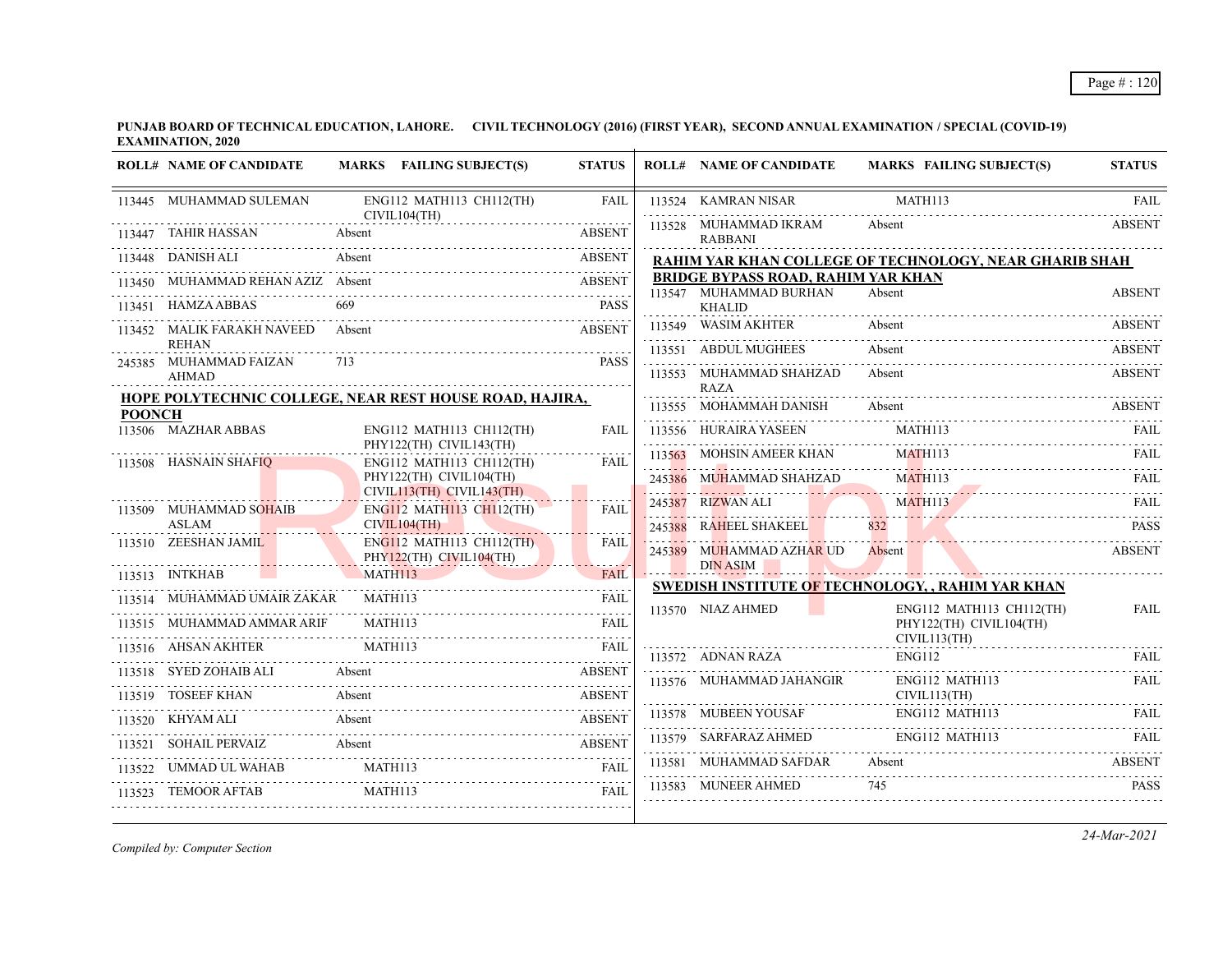**PUNJAB BOARD OF TECHNICAL EDUCATION, LAHORE. CIVIL TECHNOLOGY (2016) (FIRST YEAR), SECOND ANNUAL EXAMINATION / SPECIAL (COVID-19) EXAMINATION, 2020**

| ROLL# | NAME OF CANDIDATE | MARKS | FAILING SUBJECT(S) | STATUS |
|---|---|---|---|---|
| 113445 | MUHAMMAD SULEMAN | | ENG112 MATH113 CH112(TH) CIVIL104(TH) | FAIL |
| 113447 | TAHIR HASSAN | Absent | | ABSENT |
| 113448 | DANISH ALI | Absent | | ABSENT |
| 113450 | MUHAMMAD REHAN AZIZ | Absent | | ABSENT |
| 113451 | HAMZA ABBAS | 669 | | PASS |
| 113452 | MALIK FARAKH NAVEED REHAN | Absent | | ABSENT |
| 245385 | MUHAMMAD FAIZAN AHMAD | 713 | | PASS |

**HOPE POLYTECHNIC COLLEGE, NEAR REST HOUSE ROAD, HAJIRA, POONCH**

| ROLL# | NAME OF CANDIDATE | MARKS | FAILING SUBJECT(S) | STATUS |
|---|---|---|---|---|
| 113506 | MAZHAR ABBAS | | ENG112 MATH113 CH112(TH) PHY122(TH) CIVIL143(TH) | FAIL |
| 113508 | HASNAIN SHAFIQ | | ENG112 MATH113 CH112(TH) PHY122(TH) CIVIL104(TH) CIVIL113(TH) CIVIL143(TH) | FAIL |
| 113509 | MUHAMMAD SOHAIB ASLAM | | ENG112 MATH113 CH112(TH) CIVIL104(TH) | FAIL |
| 113510 | ZEESHAN JAMIL | | ENG112 MATH113 CH112(TH) PHY122(TH) CIVIL104(TH) | FAIL |
| 113513 | INTKHAB | | MATH113 | FAIL |
| 113514 | MUHAMMAD UMAIR ZAKAR | | MATH113 | FAIL |
| 113515 | MUHAMMAD AMMAR ARIF | | MATH113 | FAIL |
| 113516 | AHSAN AKHTER | | MATH113 | FAIL |
| 113518 | SYED ZOHAIB ALI | Absent | | ABSENT |
| 113519 | TOSEEF KHAN | Absent | | ABSENT |
| 113520 | KHYAM ALI | Absent | | ABSENT |
| 113521 | SOHAIL PERVAIZ | Absent | | ABSENT |
| 113522 | UMMAD UL WAHAB | | MATH113 | FAIL |
| 113523 | TEMOOR AFTAB | | MATH113 | FAIL |
| 113524 | KAMRAN NISAR | | MATH113 | FAIL |
| 113528 | MUHAMMAD IKRAM RABBANI | Absent | | ABSENT |

**RAHIM YAR KHAN COLLEGE OF TECHNOLOGY, NEAR GHARIB SHAH BRIDGE BYPASS ROAD, RAHIM YAR KHAN**

| ROLL# | NAME OF CANDIDATE | MARKS | FAILING SUBJECT(S) | STATUS |
|---|---|---|---|---|
| 113547 | MUHAMMAD BURHAN KHALID | Absent | | ABSENT |
| 113549 | WASIM AKHTER | Absent | | ABSENT |
| 113551 | ABDUL MUGHEES | Absent | | ABSENT |
| 113553 | MUHAMMAD SHAHZAD RAZA | Absent | | ABSENT |
| 113555 | MOHAMMAH DANISH | Absent | | ABSENT |
| 113556 | HURAIRA YASEEN | | MATH113 | FAIL |
| 113563 | MOHSIN AMEER KHAN | | MATH113 | FAIL |
| 245386 | MUHAMMAD SHAHZAD | | MATH113 | FAIL |
| 245387 | RIZWAN ALI | | MATH113 | FAIL |
| 245388 | RAHEEL SHAKEEL | 832 | | PASS |
| 245389 | MUHAMMAD AZHAR UD DIN ASIM | Absent | | ABSENT |

**SWEDISH INSTITUTE OF TECHNOLOGY, , RAHIM YAR KHAN**

| ROLL# | NAME OF CANDIDATE | MARKS | FAILING SUBJECT(S) | STATUS |
|---|---|---|---|---|
| 113570 | NIAZ AHMED | | ENG112 MATH113 CH112(TH) PHY122(TH) CIVIL104(TH) CIVIL113(TH) | FAIL |
| 113572 | ADNAN RAZA | | ENG112 | FAIL |
| 113576 | MUHAMMAD JAHANGIR | | ENG112 MATH113 CIVIL113(TH) | FAIL |
| 113578 | MUBEEN YOUSAF | | ENG112 MATH113 | FAIL |
| 113579 | SARFARAZ AHMED | | ENG112 MATH113 | FAIL |
| 113581 | MUHAMMAD SAFDAR | Absent | | ABSENT |
| 113583 | MUNEER AHMED | 745 | | PASS |

*Compiled by: Computer Section*

*24-Mar-2021*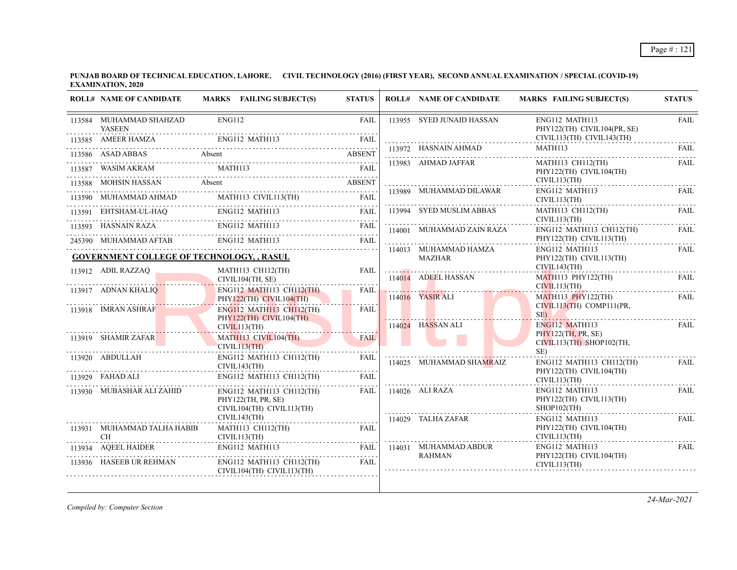**PUNJAB BOARD OF TECHNICAL EDUCATION, LAHORE. CIVIL TECHNOLOGY (2016) (FIRST YEAR), SECOND ANNUAL EXAMINATION / SPECIAL (COVID-19) EXAMINATION, 2020**

| ROLL# | NAME OF CANDIDATE | MARKS | FAILING SUBJECT(S) | STATUS |
|---|---|---|---|---|
| 113584 | MUHAMMAD SHAHZAD YASEEN | | ENG112 | FAIL |
| 113585 | AMEER HAMZA | | ENG112 MATH113 | FAIL |
| 113586 | ASAD ABBAS | Absent | | ABSENT |
| 113587 | WASIM AKRAM | | MATH113 | FAIL |
| 113588 | MOHSIN HASSAN | Absent | | ABSENT |
| 113590 | MUHAMMAD AHMAD | | MATH113 CIVIL113(TH) | FAIL |
| 113591 | EHTSHAM-UL-HAQ | | ENG112 MATH113 | FAIL |
| 113593 | HASNAIN RAZA | | ENG112 MATH113 | FAIL |
| 245390 | MUHAMMAD AFTAB | | ENG112 MATH113 | FAIL |

## GOVERNMENT COLLEGE OF TECHNOLOGY, , RASUL

| ROLL# | NAME OF CANDIDATE | MARKS | FAILING SUBJECT(S) | STATUS |
|---|---|---|---|---|
| 113912 | ADIL RAZZAQ | | MATH113 CH112(TH) CIVIL104(TH, SE) | FAIL |
| 113917 | ADNAN KHALIQ | | ENG112 MATH113 CH112(TH) PHY122(TH) CIVIL104(TH) | FAIL |
| 113918 | IMRAN ASHRAF | | ENG112 MATH113 CH112(TH) PHY122(TH) CIVIL104(TH) CIVIL113(TH) | FAIL |
| 113919 | SHAMIR ZAFAR | | MATH113 CIVIL104(TH) CIVIL113(TH) | FAIL |
| 113920 | ABDULLAH | | ENG112 MATH113 CH112(TH) CIVIL143(TH) | FAIL |
| 113929 | FAHAD ALI | | ENG112 MATH113 CH112(TH) | FAIL |
| 113930 | MUBASHAR ALI ZAHID | | ENG112 MATH113 CH112(TH) PHY122(TH, PR, SE) CIVIL104(TH) CIVIL113(TH) CIVIL143(TH) | FAIL |
| 113931 | MUHAMMAD TALHA HABIB CH | | MATH113 CH112(TH) CIVIL113(TH) | FAIL |
| 113934 | AQEEL HAIDER | | ENG112 MATH113 | FAIL |
| 113936 | HASEEB UR REHMAN | | ENG112 MATH113 CH112(TH) CIVIL104(TH) CIVIL113(TH) | FAIL |
| 113955 | SYED JUNAID HASSAN | | ENG112 MATH113 PHY122(TH) CIVIL104(PR, SE) CIVIL113(TH) CIVIL143(TH) | FAIL |
| 113972 | HASNAIN AHMAD | | MATH113 | FAIL |
| 113983 | AHMAD JAFFAR | | MATH113 CH112(TH) PHY122(TH) CIVIL104(TH) CIVIL113(TH) | FAIL |
| 113989 | MUHAMMAD DILAWAR | | ENG112 MATH113 CIVIL113(TH) | FAIL |
| 113994 | SYED MUSLIM ABBAS | | MATH113 CH112(TH) CIVIL113(TH) | FAIL |
| 114001 | MUHAMMAD ZAIN RAZA | | ENG112 MATH113 CH112(TH) PHY122(TH) CIVIL113(TH) | FAIL |
| 114013 | MUHAMMAD HAMZA MAZHAR | | ENG112 MATH113 PHY122(TH) CIVIL113(TH) CIVIL143(TH) | FAIL |
| 114014 | ADEEL HASSAN | | MATH113 PHY122(TH) CIVIL113(TH) | FAIL |
| 114016 | YASIR ALI | | MATH113 PHY122(TH) CIVIL113(TH) COMP111(PR, SE) | FAIL |
| 114024 | HASSAN ALI | | ENG112 MATH113 PHY122(TH, PR, SE) CIVIL113(TH) SHOP102(TH, SE) | FAIL |
| 114025 | MUHAMMAD SHAMRAIZ | | ENG112 MATH113 CH112(TH) PHY122(TH) CIVIL104(TH) CIVIL113(TH) | FAIL |
| 114026 | ALI RAZA | | ENG112 MATH113 PHY122(TH) CIVIL113(TH) SHOP102(TH) | FAIL |
| 114029 | TALHA ZAFAR | | ENG112 MATH113 PHY122(TH) CIVIL104(TH) CIVIL113(TH) | FAIL |
| 114031 | MUHAMMAD ABDUR RAHMAN | | ENG112 MATH113 PHY122(TH) CIVIL104(TH) CIVIL113(TH) | FAIL |

*Compiled by: Computer Section*

*24-Mar-2021*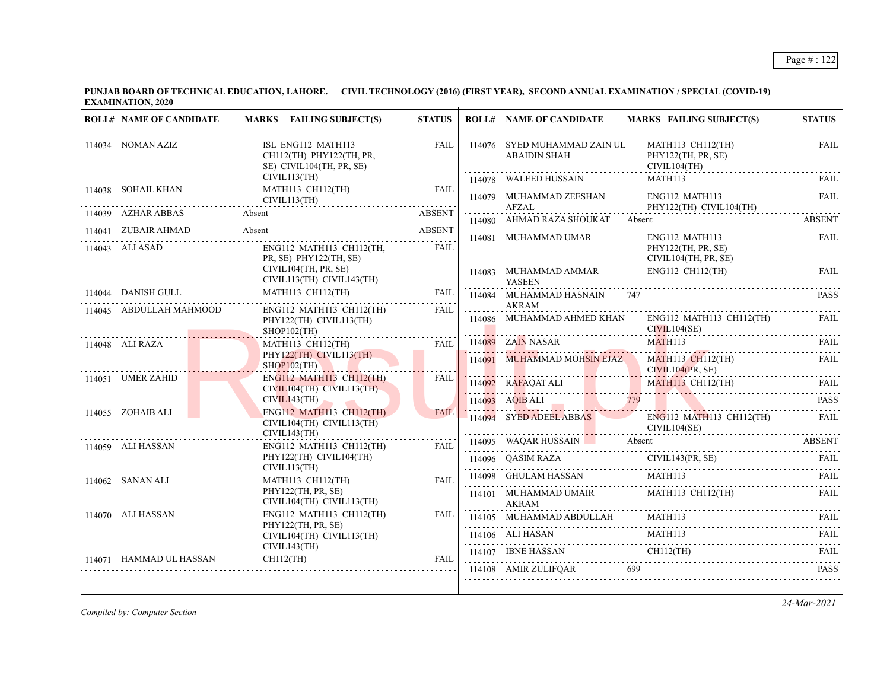**PUNJAB BOARD OF TECHNICAL EDUCATION, LAHORE. CIVIL TECHNOLOGY (2016) (FIRST YEAR), SECOND ANNUAL EXAMINATION / SPECIAL (COVID-19) EXAMINATION, 2020**

| ROLL# | NAME OF CANDIDATE | MARKS | FAILING SUBJECT(S) | STATUS |
|---|---|---|---|---|
| 114034 | NOMAN AZIZ | | ISL ENG112 MATH113 CH112(TH) PHY122(TH, PR, SE) CIVIL104(TH, PR, SE) CIVIL113(TH) | FAIL |
| 114038 | SOHAIL KHAN | | MATH113 CH112(TH) CIVIL113(TH) | FAIL |
| 114039 | AZHAR ABBAS | Absent | | ABSENT |
| 114041 | ZUBAIR AHMAD | Absent | | ABSENT |
| 114043 | ALI ASAD | | ENG112 MATH113 CH112(TH, PR, SE) PHY122(TH, SE) CIVIL104(TH, PR, SE) CIVIL113(TH) CIVIL143(TH) | FAIL |
| 114044 | DANISH GULL | | MATH113 CH112(TH) | FAIL |
| 114045 | ABDULLAH MAHMOOD | | ENG112 MATH113 CH112(TH) PHY122(TH) CIVIL113(TH) SHOP102(TH) | FAIL |
| 114048 | ALI RAZA | | MATH113 CH112(TH) PHY122(TH) CIVIL113(TH) SHOP102(TH) | FAIL |
| 114051 | UMER ZAHID | | ENG112 MATH113 CH112(TH) CIVIL104(TH) CIVIL113(TH) CIVIL143(TH) | FAIL |
| 114055 | ZOHAIB ALI | | ENG112 MATH113 CH112(TH) CIVIL104(TH) CIVIL113(TH) CIVIL143(TH) | FAIL |
| 114059 | ALI HASSAN | | ENG112 MATH113 CH112(TH) PHY122(TH) CIVIL104(TH) CIVIL113(TH) | FAIL |
| 114062 | SANAN ALI | | MATH113 CH112(TH) PHY122(TH, PR, SE) CIVIL104(TH) CIVIL113(TH) | FAIL |
| 114070 | ALI HASSAN | | ENG112 MATH113 CH112(TH) PHY122(TH, PR, SE) CIVIL104(TH) CIVIL113(TH) CIVIL143(TH) | FAIL |
| 114071 | HAMMAD UL HASSAN | | CH112(TH) | FAIL |
| 114076 | SYED MUHAMMAD ZAIN UL ABAIDIN SHAH | | MATH113 CH112(TH) PHY122(TH, PR, SE) CIVIL104(TH) | FAIL |
| 114078 | WALEED HUSSAIN | | MATH113 | FAIL |
| 114079 | MUHAMMAD ZEESHAN AFZAL | | ENG112 MATH113 PHY122(TH) CIVIL104(TH) | FAIL |
| 114080 | AHMAD RAZA SHOUKAT | Absent | | ABSENT |
| 114081 | MUHAMMAD UMAR | | ENG112 MATH113 PHY122(TH, PR, SE) CIVIL104(TH, PR, SE) | FAIL |
| 114083 | MUHAMMAD AMMAR YASEEN | | ENG112 CH112(TH) | FAIL |
| 114084 | MUHAMMAD HASNAIN AKRAM | 747 | | PASS |
| 114086 | MUHAMMAD AHMED KHAN | | ENG112 MATH113 CH112(TH) CIVIL104(SE) | FAIL |
| 114089 | ZAIN NASAR | | MATH113 | FAIL |
| 114091 | MUHAMMAD MOHSIN EJAZ | | MATH113 CH112(TH) CIVIL104(PR, SE) | FAIL |
| 114092 | RAFAQAT ALI | | MATH113 CH112(TH) | FAIL |
| 114093 | AQIB ALI | 779 | | PASS |
| 114094 | SYED ADEEL ABBAS | | ENG112 MATH113 CH112(TH) CIVIL104(SE) | FAIL |
| 114095 | WAQAR HUSSAIN | Absent | | ABSENT |
| 114096 | QASIM RAZA | | CIVIL143(PR, SE) | FAIL |
| 114098 | GHULAM HASSAN | | MATH113 | FAIL |
| 114101 | MUHAMMAD UMAIR AKRAM | | MATH113 CH112(TH) | FAIL |
| 114105 | MUHAMMAD ABDULLAH | | MATH113 | FAIL |
| 114106 | ALI HASAN | | MATH113 | FAIL |
| 114107 | IBNE HASSAN | | CH112(TH) | FAIL |
| 114108 | AMIR ZULIFQAR | 699 | | PASS |

*Compiled by: Computer Section*

*24-Mar-2021*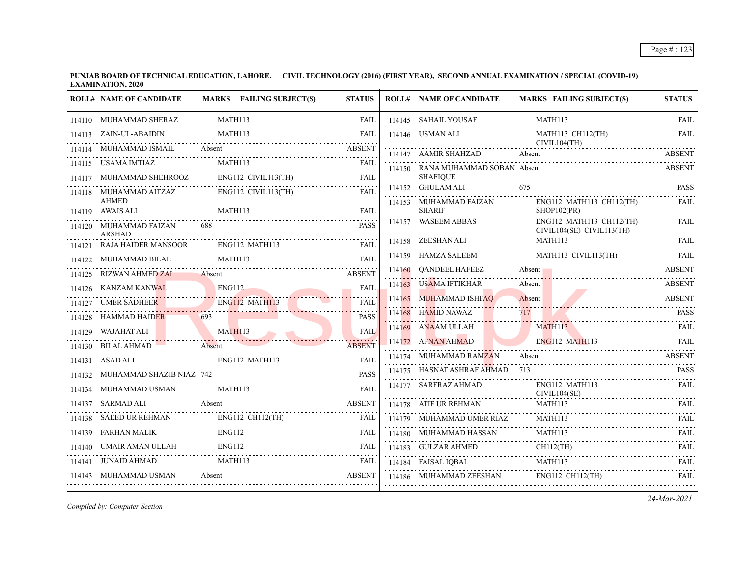**PUNJAB BOARD OF TECHNICAL EDUCATION, LAHORE. CIVIL TECHNOLOGY (2016) (FIRST YEAR), SECOND ANNUAL EXAMINATION / SPECIAL (COVID-19) EXAMINATION, 2020**

| ROLL# | NAME OF CANDIDATE | MARKS | FAILING SUBJECT(S) | STATUS |
|---|---|---|---|---|
| 114110 | MUHAMMAD SHERAZ | | MATH113 | FAIL |
| 114113 | ZAIN-UL-ABAIDIN | | MATH113 | FAIL |
| 114114 | MUHAMMAD ISMAIL | Absent | | ABSENT |
| 114115 | USAMA IMTIAZ | | MATH113 | FAIL |
| 114117 | MUHAMMAD SHEHROOZ | | ENG112 CIVIL113(TH) | FAIL |
| 114118 | MUHAMMAD AITZAZ AHMED | | ENG112 CIVIL113(TH) | FAIL |
| 114119 | AWAIS ALI | | MATH113 | FAIL |
| 114120 | MUHAMMAD FAIZAN ARSHAD | 688 | | PASS |
| 114121 | RAJA HAIDER MANSOOR | | ENG112 MATH113 | FAIL |
| 114122 | MUHAMMAD BILAL | | MATH113 | FAIL |
| 114125 | RIZWAN AHMED ZAI | Absent | | ABSENT |
| 114126 | KANZAM KANWAL | | ENG112 | FAIL |
| 114127 | UMER SADHEER | | ENG112 MATH113 | FAIL |
| 114128 | HAMMAD HAIDER | 693 | | PASS |
| 114129 | WAJAHAT ALI | | MATH113 | FAIL |
| 114130 | BILAL AHMAD | Absent | | ABSENT |
| 114131 | ASAD ALI | | ENG112 MATH113 | FAIL |
| 114132 | MUHAMMAD SHAZIB NIAZ | 742 | | PASS |
| 114134 | MUHAMMAD USMAN | | MATH113 | FAIL |
| 114137 | SARMAD ALI | Absent | | ABSENT |
| 114138 | SAEED UR REHMAN | | ENG112 CH112(TH) | FAIL |
| 114139 | FARHAN MALIK | | ENG112 | FAIL |
| 114140 | UMAIR AMAN ULLAH | | ENG112 | FAIL |
| 114141 | JUNAID AHMAD | | MATH113 | FAIL |
| 114143 | MUHAMMAD USMAN | Absent | | ABSENT |
| 114145 | SAHAIL YOUSAF | | MATH113 | FAIL |
| 114146 | USMAN ALI | | MATH113 CH112(TH) CIVIL104(TH) | FAIL |
| 114147 | AAMIR SHAHZAD | Absent | | ABSENT |
| 114150 | RANA MUHAMMAD SOBAN SHAFIQUE | Absent | | ABSENT |
| 114152 | GHULAM ALI | 675 | | PASS |
| 114153 | MUHAMMAD FAIZAN SHARIF | | ENG112 MATH113 CH112(TH) SHOP102(PR) | FAIL |
| 114157 | WASEEM ABBAS | | ENG112 MATH113 CH112(TH) CIVIL104(SE) CIVIL113(TH) | FAIL |
| 114158 | ZEESHAN ALI | | MATH113 | FAIL |
| 114159 | HAMZA SALEEM | | MATH113 CIVIL113(TH) | FAIL |
| 114160 | QANDEEL HAFEEZ | Absent | | ABSENT |
| 114163 | USAMA IFTIKHAR | Absent | | ABSENT |
| 114165 | MUHAMMAD ISHFAQ | Absent | | ABSENT |
| 114168 | HAMID NAWAZ | 717 | | PASS |
| 114169 | ANAAM ULLAH | | MATH113 | FAIL |
| 114172 | AFNAN AHMAD | | ENG112 MATH113 | FAIL |
| 114174 | MUHAMMAD RAMZAN | Absent | | ABSENT |
| 114175 | HASNAT ASHRAF AHMAD | 713 | | PASS |
| 114177 | SARFRAZ AHMAD | | ENG112 MATH113 CIVIL104(SE) | FAIL |
| 114178 | ATIF UR REHMAN | | MATH113 | FAIL |
| 114179 | MUHAMMAD UMER RIAZ | | MATH113 | FAIL |
| 114180 | MUHAMMAD HASSAN | | MATH113 | FAIL |
| 114183 | GULZAR AHMED | | CH112(TH) | FAIL |
| 114184 | FAISAL IQBAL | | MATH113 | FAIL |
| 114186 | MUHAMMAD ZEESHAN | | ENG112 CH112(TH) | FAIL |

*Compiled by: Computer Section*

*24-Mar-2021*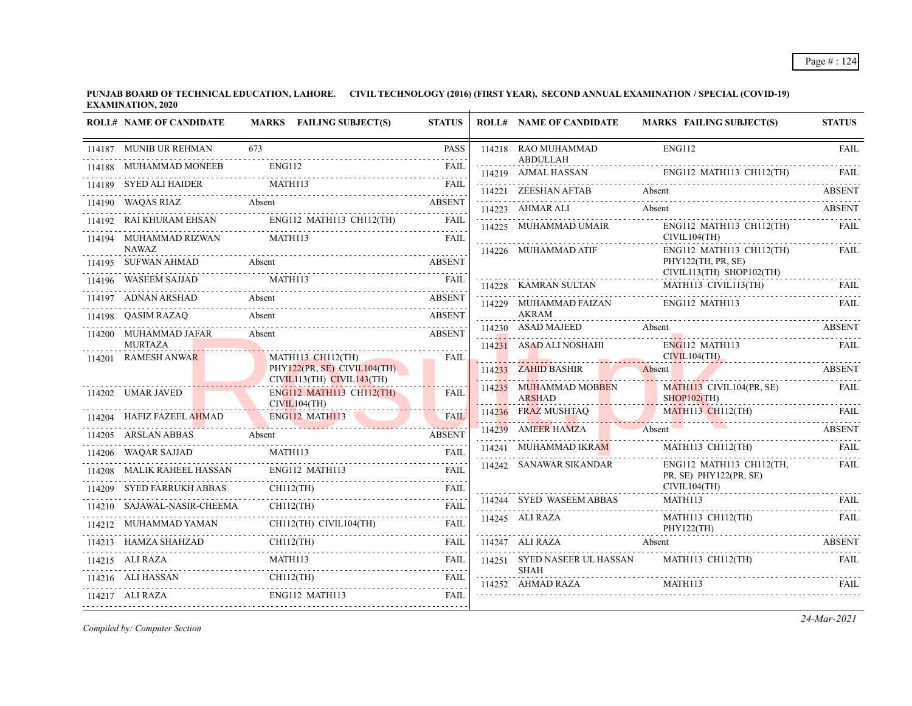**PUNJAB BOARD OF TECHNICAL EDUCATION, LAHORE. CIVIL TECHNOLOGY (2016) (FIRST YEAR), SECOND ANNUAL EXAMINATION / SPECIAL (COVID-19) EXAMINATION, 2020**

| ROLL# | NAME OF CANDIDATE | MARKS FAILING SUBJECT(S) | STATUS |
|---|---|---|---|
| 114187 | MUNIB UR REHMAN | 673 | PASS |
| 114188 | MUHAMMAD MONEEB | ENG112 | FAIL |
| 114189 | SYED ALI HAIDER | MATH113 | FAIL |
| 114190 | WAQAS RIAZ | Absent | ABSENT |
| 114192 | RAI KHURAM EHSAN | ENG112 MATH113 CH112(TH) | FAIL |
| 114194 | MUHAMMAD RIZWAN NAWAZ | MATH113 | FAIL |
| 114195 | SUFWAN AHMAD | Absent | ABSENT |
| 114196 | WASEEM SAJJAD | MATH113 | FAIL |
| 114197 | ADNAN ARSHAD | Absent | ABSENT |
| 114198 | QASIM RAZAQ | Absent | ABSENT |
| 114200 | MUHAMMAD JAFAR MURTAZA | Absent | ABSENT |
| 114201 | RAMESH ANWAR | MATH113 CH112(TH) PHY122(PR, SE) CIVIL104(TH) CIVIL113(TH) CIVIL143(TH) | FAIL |
| 114202 | UMAR JAVED | ENG112 MATH113 CH112(TH) CIVIL104(TH) | FAIL |
| 114204 | HAFIZ FAZEEL AHMAD | ENG112 MATH113 | FAIL |
| 114205 | ARSLAN ABBAS | Absent | ABSENT |
| 114206 | WAQAR SAJJAD | MATH113 | FAIL |
| 114208 | MALIK RAHEEL HASSAN | ENG112 MATH113 | FAIL |
| 114209 | SYED FARRUKH ABBAS | CH112(TH) | FAIL |
| 114210 | SAJAWAL-NASIR-CHEEMA | CH112(TH) | FAIL |
| 114212 | MUHAMMAD YAMAN | CH112(TH) CIVIL104(TH) | FAIL |
| 114213 | HAMZA SHAHZAD | CH112(TH) | FAIL |
| 114215 | ALI RAZA | MATH113 | FAIL |
| 114216 | ALI HASSAN | CH112(TH) | FAIL |
| 114217 | ALI RAZA | ENG112 MATH113 | FAIL |
| 114218 | RAO MUHAMMAD ABDULLAH | ENG112 | FAIL |
| 114219 | AJMAL HASSAN | ENG112 MATH113 CH112(TH) | FAIL |
| 114221 | ZEESHAN AFTAB | Absent | ABSENT |
| 114223 | AHMAR ALI | Absent | ABSENT |
| 114225 | MUHAMMAD UMAIR | ENG112 MATH113 CH112(TH) CIVIL104(TH) | FAIL |
| 114226 | MUHAMMAD ATIF | ENG112 MATH113 CH112(TH) PHY122(TH, PR, SE) CIVIL113(TH) SHOP102(TH) | FAIL |
| 114228 | KAMRAN SULTAN | MATH113 CIVIL113(TH) | FAIL |
| 114229 | MUHAMMAD FAIZAN AKRAM | ENG112 MATH113 | FAIL |
| 114230 | ASAD MAJEED | Absent | ABSENT |
| 114231 | ASAD ALI NOSHAHI | ENG112 MATH113 CIVIL104(TH) | FAIL |
| 114233 | ZAHID BASHIR | Absent | ABSENT |
| 114235 | MUHAMMAD MOBBEN ARSHAD | MATH113 CIVIL104(PR, SE) SHOP102(TH) | FAIL |
| 114236 | FRAZ MUSHTAQ | MATH113 CH112(TH) | FAIL |
| 114239 | AMEER HAMZA | Absent | ABSENT |
| 114241 | MUHAMMAD IKRAM | MATH113 CH112(TH) | FAIL |
| 114242 | SANAWAR SIKANDAR | ENG112 MATH113 CH112(TH, PR, SE) PHY122(PR, SE) CIVIL104(TH) | FAIL |
| 114244 | SYED WASEEM ABBAS | MATH113 | FAIL |
| 114245 | ALI RAZA | MATH113 CH112(TH) PHY122(TH) | FAIL |
| 114247 | ALI RAZA | Absent | ABSENT |
| 114251 | SYED NASEER UL HASSAN SHAH | MATH113 CH112(TH) | FAIL |
| 114252 | AHMAD RAZA | MATH113 | FAIL |

*Compiled by: Computer Section*

*24-Mar-2021*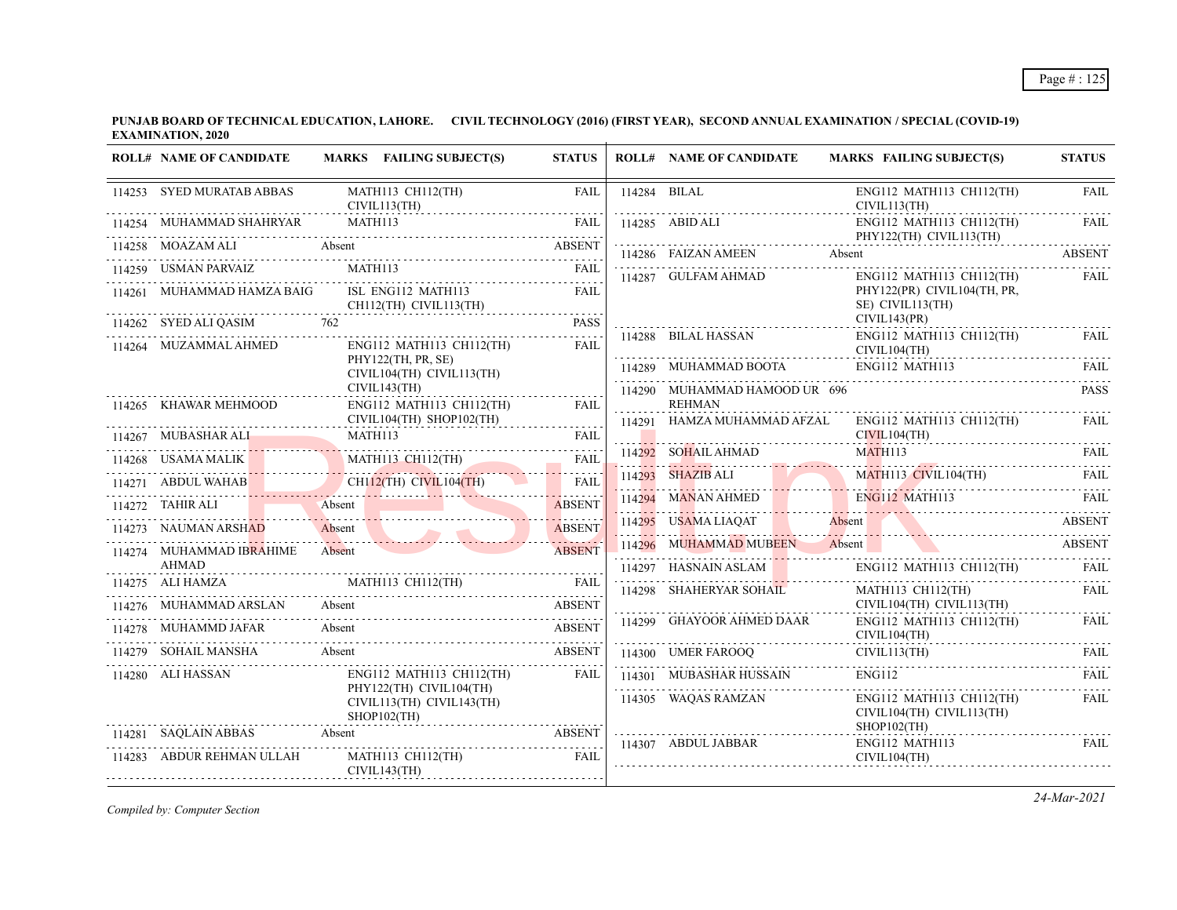**PUNJAB BOARD OF TECHNICAL EDUCATION, LAHORE. CIVIL TECHNOLOGY (2016) (FIRST YEAR), SECOND ANNUAL EXAMINATION / SPECIAL (COVID-19) EXAMINATION, 2020**

| ROLL# | NAME OF CANDIDATE | MARKS | FAILING SUBJECT(S) | STATUS |
|---|---|---|---|---|
| 114253 | SYED MURATAB ABBAS | | MATH113 CH112(TH) CIVIL113(TH) | FAIL |
| 114254 | MUHAMMAD SHAHRYAR | | MATH113 | FAIL |
| 114258 | MOAZAM ALI | Absent | | ABSENT |
| 114259 | USMAN PARVAIZ | | MATH113 | FAIL |
| 114261 | MUHAMMAD HAMZA BAIG | | ISL ENG112 MATH113 CH112(TH) CIVIL113(TH) | FAIL |
| 114262 | SYED ALI QASIM | 762 | | PASS |
| 114264 | MUZAMMAL AHMED | | ENG112 MATH113 CH112(TH) PHY122(TH, PR, SE) CIVIL104(TH) CIVIL113(TH) CIVIL143(TH) | FAIL |
| 114265 | KHAWAR MEHMOOD | | ENG112 MATH113 CH112(TH) CIVIL104(TH) SHOP102(TH) | FAIL |
| 114267 | MUBASHAR ALI | | MATH113 | FAIL |
| 114268 | USAMA MALIK | | MATH113 CH112(TH) | FAIL |
| 114271 | ABDUL WAHAB | | CH112(TH) CIVIL104(TH) | FAIL |
| 114272 | TAHIR ALI | Absent | | ABSENT |
| 114273 | NAUMAN ARSHAD | Absent | | ABSENT |
| 114274 | MUHAMMAD IBRAHIME AHMAD | Absent | | ABSENT |
| 114275 | ALI HAMZA | | MATH113 CH112(TH) | FAIL |
| 114276 | MUHAMMAD ARSLAN | Absent | | ABSENT |
| 114278 | MUHAMMD JAFAR | Absent | | ABSENT |
| 114279 | SOHAIL MANSHA | Absent | | ABSENT |
| 114280 | ALI HASSAN | | ENG112 MATH113 CH112(TH) PHY122(TH) CIVIL104(TH) CIVIL113(TH) CIVIL143(TH) SHOP102(TH) | FAIL |
| 114281 | SAQLAIN ABBAS | Absent | | ABSENT |
| 114283 | ABDUR REHMAN ULLAH | | MATH113 CH112(TH) CIVIL143(TH) | FAIL |
| 114284 | BILAL | | ENG112 MATH113 CH112(TH) CIVIL113(TH) | FAIL |
| 114285 | ABID ALI | | ENG112 MATH113 CH112(TH) PHY122(TH) CIVIL113(TH) | FAIL |
| 114286 | FAIZAN AMEEN | Absent | | ABSENT |
| 114287 | GULFAM AHMAD | | ENG112 MATH113 CH112(TH) PHY122(PR) CIVIL104(TH, PR, SE) CIVIL113(TH) CIVIL143(PR) | FAIL |
| 114288 | BILAL HASSAN | | ENG112 MATH113 CH112(TH) CIVIL104(TH) | FAIL |
| 114289 | MUHAMMAD BOOTA | | ENG112 MATH113 | FAIL |
| 114290 | MUHAMMAD HAMOOD UR REHMAN | 696 | | PASS |
| 114291 | HAMZA MUHAMMAD AFZAL | | ENG112 MATH113 CH112(TH) CIVIL104(TH) | FAIL |
| 114292 | SOHAIL AHMAD | | MATH113 | FAIL |
| 114293 | SHAZIB ALI | | MATH113 CIVIL104(TH) | FAIL |
| 114294 | MANAN AHMED | | ENG112 MATH113 | FAIL |
| 114295 | USAMA LIAQAT | Absent | | ABSENT |
| 114296 | MUHAMMAD MUBEEN | Absent | | ABSENT |
| 114297 | HASNAIN ASLAM | | ENG112 MATH113 CH112(TH) | FAIL |
| 114298 | SHAHERYAR SOHAIL | | MATH113 CH112(TH) CIVIL104(TH) CIVIL113(TH) | FAIL |
| 114299 | GHAYOOR AHMED DAAR | | ENG112 MATH113 CH112(TH) CIVIL104(TH) | FAIL |
| 114300 | UMER FAROOQ | | CIVIL113(TH) | FAIL |
| 114301 | MUBASHAR HUSSAIN | | ENG112 | FAIL |
| 114305 | WAQAS RAMZAN | | ENG112 MATH113 CH112(TH) CIVIL104(TH) CIVIL113(TH) SHOP102(TH) | FAIL |
| 114307 | ABDUL JABBAR | | ENG112 MATH113 CIVIL104(TH) | FAIL |

*Compiled by: Computer Section*

*24-Mar-2021*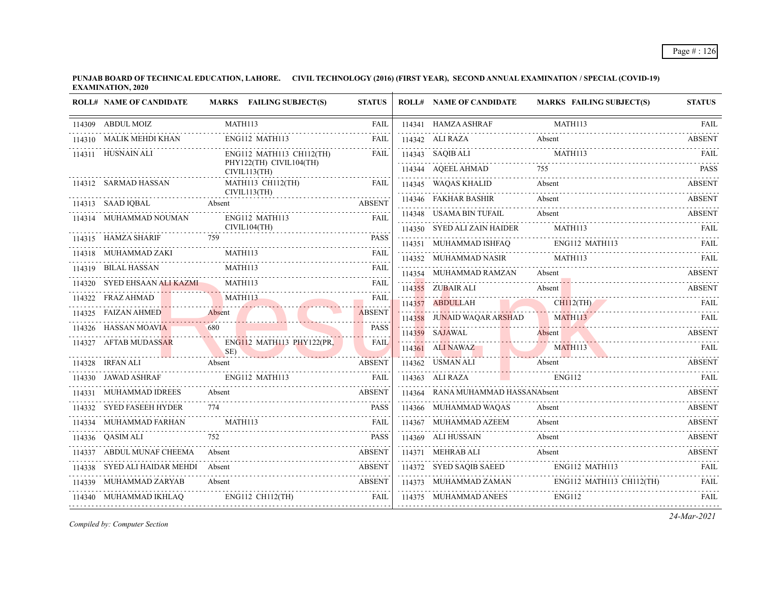**PUNJAB BOARD OF TECHNICAL EDUCATION, LAHORE. CIVIL TECHNOLOGY (2016) (FIRST YEAR), SECOND ANNUAL EXAMINATION / SPECIAL (COVID-19) EXAMINATION, 2020**

| ROLL# | NAME OF CANDIDATE | MARKS | FAILING SUBJECT(S) | STATUS |
|---|---|---|---|---|
| 114309 | ABDUL MOIZ | | MATH113 | FAIL |
| 114310 | MALIK MEHDI KHAN | | ENG112 MATH113 | FAIL |
| 114311 | HUSNAIN ALI | | ENG112 MATH113 CH112(TH) PHY122(TH) CIVIL104(TH) CIVIL113(TH) | FAIL |
| 114312 | SARMAD HASSAN | | MATH113 CH112(TH) CIVIL113(TH) | FAIL |
| 114313 | SAAD IQBAL | Absent | | ABSENT |
| 114314 | MUHAMMAD NOUMAN | | ENG112 MATH113 CIVIL104(TH) | FAIL |
| 114315 | HAMZA SHARIF | 759 | | PASS |
| 114318 | MUHAMMAD ZAKI | | MATH113 | FAIL |
| 114319 | BILAL HASSAN | | MATH113 | FAIL |
| 114320 | SYED EHSAAN ALI KAZMI | | MATH113 | FAIL |
| 114322 | FRAZ AHMAD | | MATH113 | FAIL |
| 114325 | FAIZAN AHMED | Absent | | ABSENT |
| 114326 | HASSAN MOAVIA | 680 | | PASS |
| 114327 | AFTAB MUDASSAR | | ENG112 MATH113 PHY122(PR, SE) | FAIL |
| 114328 | IRFAN ALI | Absent | | ABSENT |
| 114330 | JAWAD ASHRAF | | ENG112 MATH113 | FAIL |
| 114331 | MUHAMMAD IDREES | Absent | | ABSENT |
| 114332 | SYED FASEEH HYDER | 774 | | PASS |
| 114334 | MUHAMMAD FARHAN | | MATH113 | FAIL |
| 114336 | QASIM ALI | 752 | | PASS |
| 114337 | ABDUL MUNAF CHEEMA | Absent | | ABSENT |
| 114338 | SYED ALI HAIDAR MEHDI | Absent | | ABSENT |
| 114339 | MUHAMMAD ZARYAB | Absent | | ABSENT |
| 114340 | MUHAMMAD IKHLAQ | | ENG112 CH112(TH) | FAIL |
| 114341 | HAMZA ASHRAF | | MATH113 | FAIL |
| 114342 | ALI RAZA | Absent | | ABSENT |
| 114343 | SAQIB ALI | | MATH113 | FAIL |
| 114344 | AQEEL AHMAD | 755 | | PASS |
| 114345 | WAQAS KHALID | Absent | | ABSENT |
| 114346 | FAKHAR BASHIR | Absent | | ABSENT |
| 114348 | USAMA BIN TUFAIL | Absent | | ABSENT |
| 114350 | SYED ALI ZAIN HAIDER | | MATH113 | FAIL |
| 114351 | MUHAMMAD ISHFAQ | | ENG112 MATH113 | FAIL |
| 114352 | MUHAMMAD NASIR | | MATH113 | FAIL |
| 114354 | MUHAMMAD RAMZAN | Absent | | ABSENT |
| 114355 | ZUBAIR ALI | Absent | | ABSENT |
| 114357 | ABDULLAH | | CH112(TH) | FAIL |
| 114358 | JUNAID WAQAR ARSHAD | | MATH113 | FAIL |
| 114359 | SAJAWAL | Absent | | ABSENT |
| 114361 | ALI NAWAZ | | MATH113 | FAIL |
| 114362 | USMAN ALI | Absent | | ABSENT |
| 114363 | ALI RAZA | | ENG112 | FAIL |
| 114364 | RANA MUHAMMAD HASSAN | Absent | | ABSENT |
| 114366 | MUHAMMAD WAQAS | Absent | | ABSENT |
| 114367 | MUHAMMAD AZEEM | Absent | | ABSENT |
| 114369 | ALI HUSSAIN | Absent | | ABSENT |
| 114371 | MEHRAB ALI | Absent | | ABSENT |
| 114372 | SYED SAQIB SAEED | | ENG112 MATH113 | FAIL |
| 114373 | MUHAMMAD ZAMAN | | ENG112 MATH113 CH112(TH) | FAIL |
| 114375 | MUHAMMAD ANEES | | ENG112 | FAIL |

*Compiled by: Computer Section*

*24-Mar-2021*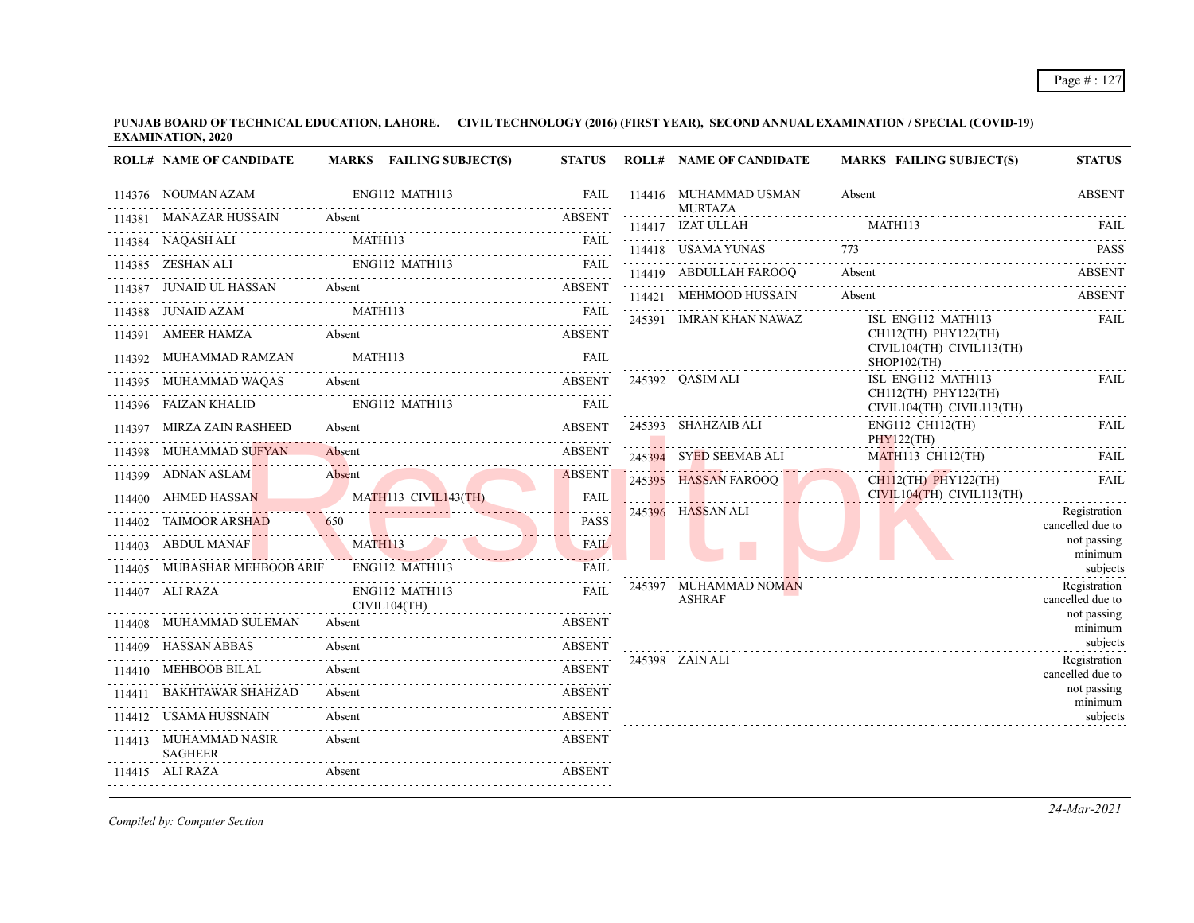**PUNJAB BOARD OF TECHNICAL EDUCATION, LAHORE. CIVIL TECHNOLOGY (2016) (FIRST YEAR), SECOND ANNUAL EXAMINATION / SPECIAL (COVID-19) EXAMINATION, 2020**

| ROLL# | NAME OF CANDIDATE | MARKS | FAILING SUBJECT(S) | STATUS |
|---|---|---|---|---|
| 114376 | NOUMAN AZAM | | ENG112 MATH113 | FAIL |
| 114381 | MANAZAR HUSSAIN | Absent | | ABSENT |
| 114384 | NAQASH ALI | | MATH113 | FAIL |
| 114385 | ZESHAN ALI | | ENG112 MATH113 | FAIL |
| 114387 | JUNAID UL HASSAN | Absent | | ABSENT |
| 114388 | JUNAID AZAM | | MATH113 | FAIL |
| 114391 | AMEER HAMZA | Absent | | ABSENT |
| 114392 | MUHAMMAD RAMZAN | | MATH113 | FAIL |
| 114395 | MUHAMMAD WAQAS | Absent | | ABSENT |
| 114396 | FAIZAN KHALID | | ENG112 MATH113 | FAIL |
| 114397 | MIRZA ZAIN RASHEED | Absent | | ABSENT |
| 114398 | MUHAMMAD SUFYAN | Absent | | ABSENT |
| 114399 | ADNAN ASLAM | Absent | | ABSENT |
| 114400 | AHMED HASSAN | | MATH113 CIVIL143(TH) | FAIL |
| 114402 | TAIMOOR ARSHAD | 650 | | PASS |
| 114403 | ABDUL MANAF | | MATH113 | FAIL |
| 114405 | MUBASHAR MEHBOOB ARIF | | ENG112 MATH113 | FAIL |
| 114407 | ALI RAZA | | ENG112 MATH113 CIVIL104(TH) | FAIL |
| 114408 | MUHAMMAD SULEMAN | Absent | | ABSENT |
| 114409 | HASSAN ABBAS | Absent | | ABSENT |
| 114410 | MEHBOOB BILAL | Absent | | ABSENT |
| 114411 | BAKHTAWAR SHAHZAD | Absent | | ABSENT |
| 114412 | USAMA HUSSNAIN | Absent | | ABSENT |
| 114413 | MUHAMMAD NASIR SAGHEER | Absent | | ABSENT |
| 114415 | ALI RAZA | Absent | | ABSENT |
| 114416 | MUHAMMAD USMAN MURTAZA | Absent | | ABSENT |
| 114417 | IZAT ULLAH | | MATH113 | FAIL |
| 114418 | USAMA YUNAS | 773 | | PASS |
| 114419 | ABDULLAH FAROOQ | Absent | | ABSENT |
| 114421 | MEHMOOD HUSSAIN | Absent | | ABSENT |
| 245391 | IMRAN KHAN NAWAZ | | ISL ENG112 MATH113 CH112(TH) PHY122(TH) CIVIL104(TH) CIVIL113(TH) SHOP102(TH) | FAIL |
| 245392 | QASIM ALI | | ISL ENG112 MATH113 CH112(TH) PHY122(TH) CIVIL104(TH) CIVIL113(TH) | FAIL |
| 245393 | SHAHZAIB ALI | | ENG112 CH112(TH) PHY122(TH) | FAIL |
| 245394 | SYED SEEMAB ALI | | MATH113 CH112(TH) | FAIL |
| 245395 | HASSAN FAROOQ | | CH112(TH) PHY122(TH) CIVIL104(TH) CIVIL113(TH) | FAIL |
| 245396 | HASSAN ALI | | | Registration cancelled due to not passing minimum subjects |
| 245397 | MUHAMMAD NOMAN ASHRAF | | | Registration cancelled due to not passing minimum subjects |
| 245398 | ZAIN ALI | | | Registration cancelled due to not passing minimum subjects |

*Compiled by: Computer Section*

*24-Mar-2021*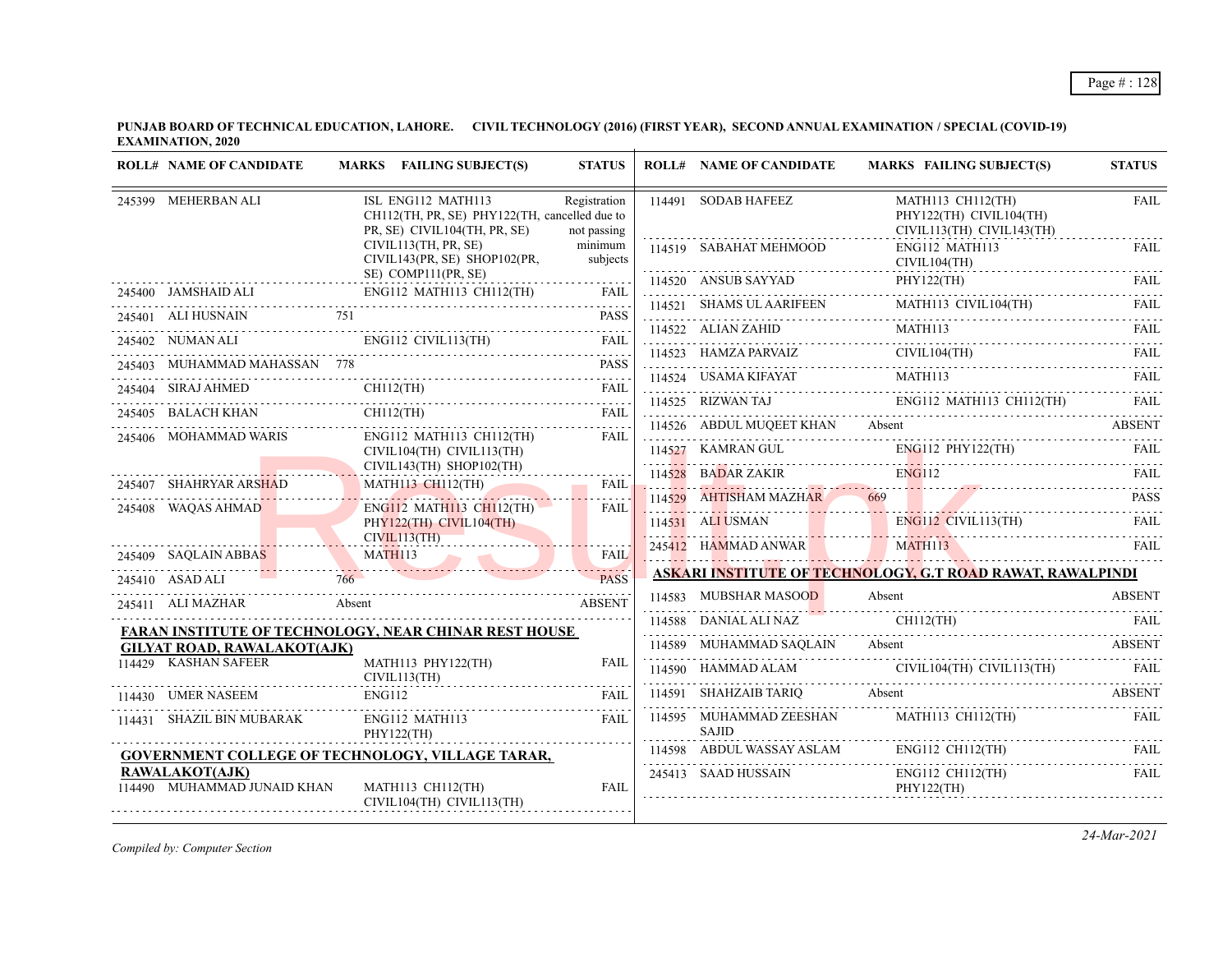**PUNJAB BOARD OF TECHNICAL EDUCATION, LAHORE. CIVIL TECHNOLOGY (2016) (FIRST YEAR), SECOND ANNUAL EXAMINATION / SPECIAL (COVID-19) EXAMINATION, 2020**

| ROLL# | NAME OF CANDIDATE | MARKS | FAILING SUBJECT(S) | STATUS |
|---|---|---|---|---|
| 245399 | MEHERBAN ALI | | ISL ENG112 MATH113 CH112(TH, PR, SE) PHY122(TH, cancelled due to PR, SE) CIVIL104(TH, PR, SE) CIVIL113(TH, PR, SE) CIVIL143(PR, SE) SHOP102(PR, SE) COMP111(PR, SE) | Registration cancelled due to not passing minimum subjects |
| 245400 | JAMSHAID ALI | | ENG112 MATH113 CH112(TH) | FAIL |
| 245401 | ALI HUSNAIN | 751 | | PASS |
| 245402 | NUMAN ALI | | ENG112 CIVIL113(TH) | FAIL |
| 245403 | MUHAMMAD MAHASSAN | 778 | | PASS |
| 245404 | SIRAJ AHMED | | CH112(TH) | FAIL |
| 245405 | BALACH KHAN | | CH112(TH) | FAIL |
| 245406 | MOHAMMAD WARIS | | ENG112 MATH113 CH112(TH) CIVIL104(TH) CIVIL113(TH) CIVIL143(TH) SHOP102(TH) | FAIL |
| 245407 | SHAHRYAR ARSHAD | | MATH113 CH112(TH) | FAIL |
| 245408 | WAQAS AHMAD | | ENG112 MATH113 CH112(TH) PHY122(TH) CIVIL104(TH) CIVIL113(TH) | FAIL |
| 245409 | SAQLAIN ABBAS | | MATH113 | FAIL |
| 245410 | ASAD ALI | 766 | | PASS |
| 245411 | ALI MAZHAR | Absent | | ABSENT |

**FARAN INSTITUTE OF TECHNOLOGY, NEAR CHINAR REST HOUSE GILYAT ROAD, RAWALAKOT(AJK)**

| ROLL# | NAME OF CANDIDATE | MARKS | FAILING SUBJECT(S) | STATUS |
|---|---|---|---|---|
| 114429 | KASHAN SAFEER | | MATH113 PHY122(TH) CIVIL113(TH) | FAIL |
| 114430 | UMER NASEEM | | ENG112 | FAIL |
| 114431 | SHAZIL BIN MUBARAK | | ENG112 MATH113 PHY122(TH) | FAIL |

**GOVERNMENT COLLEGE OF TECHNOLOGY, VILLAGE TARAR, RAWALAKOT(AJK)**

| ROLL# | NAME OF CANDIDATE | MARKS | FAILING SUBJECT(S) | STATUS |
|---|---|---|---|---|
| 114490 | MUHAMMAD JUNAID KHAN | | MATH113 CH112(TH) CIVIL104(TH) CIVIL113(TH) | FAIL |
| 114491 | SODAB HAFEEZ | | MATH113 CH112(TH) PHY122(TH) CIVIL104(TH) CIVIL113(TH) CIVIL143(TH) | FAIL |
| 114519 | SABAHAT MEHMOOD | | ENG112 MATH113 CIVIL104(TH) | FAIL |
| 114520 | ANSUB SAYYAD | | PHY122(TH) | FAIL |
| 114521 | SHAMS UL AARIFEEN | | MATH113 CIVIL104(TH) | FAIL |
| 114522 | ALIAN ZAHID | | MATH113 | FAIL |
| 114523 | HAMZA PARVAIZ | | CIVIL104(TH) | FAIL |
| 114524 | USAMA KIFAYAT | | MATH113 | FAIL |
| 114525 | RIZWAN TAJ | | ENG112 MATH113 CH112(TH) | FAIL |
| 114526 | ABDUL MUQEET KHAN | Absent | | ABSENT |
| 114527 | KAMRAN GUL | | ENG112 PHY122(TH) | FAIL |
| 114528 | BADAR ZAKIR | | ENG112 | FAIL |
| 114529 | AHTISHAM MAZHAR | 669 | | PASS |
| 114531 | ALI USMAN | | ENG112 CIVIL113(TH) | FAIL |
| 245412 | HAMMAD ANWAR | | MATH113 | FAIL |

**ASKARI INSTITUTE OF TECHNOLOGY, G.T ROAD RAWAT, RAWALPINDI**

| ROLL# | NAME OF CANDIDATE | MARKS | FAILING SUBJECT(S) | STATUS |
|---|---|---|---|---|
| 114583 | MUBSHAR MASOOD | Absent | | ABSENT |
| 114588 | DANIAL ALI NAZ | | CH112(TH) | FAIL |
| 114589 | MUHAMMAD SAQLAIN | Absent | | ABSENT |
| 114590 | HAMMAD ALAM | | CIVIL104(TH) CIVIL113(TH) | FAIL |
| 114591 | SHAHZAIB TARIQ | Absent | | ABSENT |
| 114595 | MUHAMMAD ZEESHAN SAJID | | MATH113 CH112(TH) | FAIL |
| 114598 | ABDUL WASSAY ASLAM | | ENG112 CH112(TH) | FAIL |
| 245413 | SAAD HUSSAIN | | ENG112 CH112(TH) PHY122(TH) | FAIL |

*Compiled by: Computer Section*

*24-Mar-2021*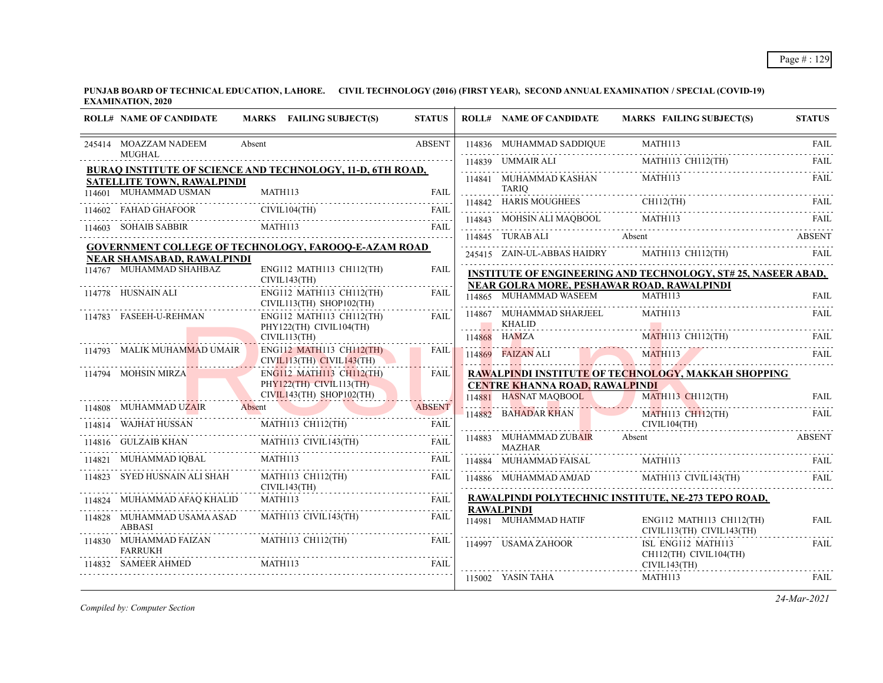**PUNJAB BOARD OF TECHNICAL EDUCATION, LAHORE. CIVIL TECHNOLOGY (2016) (FIRST YEAR), SECOND ANNUAL EXAMINATION / SPECIAL (COVID-19) EXAMINATION, 2020**

| ROLL# | NAME OF CANDIDATE | MARKS | FAILING SUBJECT(S) | STATUS |
|---|---|---|---|---|
| 245414 | MOAZZAM NADEEM MUGHAL | Absent | | ABSENT |

**BURAQ INSTITUTE OF SCIENCE AND TECHNOLOGY, 11-D, 6TH ROAD, SATELLITE TOWN, RAWALPINDI**

| ROLL# | NAME OF CANDIDATE | MARKS | FAILING SUBJECT(S) | STATUS |
|---|---|---|---|---|
| 114601 | MUHAMMAD USMAN | | MATH113 | FAIL |
| 114602 | FAHAD GHAFOOR | | CIVIL104(TH) | FAIL |
| 114603 | SOHAIB SABBIR | | MATH113 | FAIL |

**GOVERNMENT COLLEGE OF TECHNOLOGY, FAROOQ-E-AZAM ROAD NEAR SHAMSABAD, RAWALPINDI**

| ROLL# | NAME OF CANDIDATE | MARKS | FAILING SUBJECT(S) | STATUS |
|---|---|---|---|---|
| 114767 | MUHAMMAD SHAHBAZ | | ENG112 MATH113 CH112(TH) CIVIL143(TH) | FAIL |
| 114778 | HUSNAIN ALI | | ENG112 MATH113 CH112(TH) CIVIL113(TH) SHOP102(TH) | FAIL |
| 114783 | FASEEH-U-REHMAN | | ENG112 MATH113 CH112(TH) PHY122(TH) CIVIL104(TH) CIVIL113(TH) | FAIL |
| 114793 | MALIK MUHAMMAD UMAIR | | ENG112 MATH113 CH112(TH) CIVIL113(TH) CIVIL143(TH) | FAIL |
| 114794 | MOHSIN MIRZA | | ENG112 MATH113 CH112(TH) PHY122(TH) CIVIL113(TH) CIVIL143(TH) SHOP102(TH) | FAIL |
| 114808 | MUHAMMAD UZAIR | Absent | | ABSENT |
| 114814 | WAJHAT HUSSAN | | MATH113 CH112(TH) | FAIL |
| 114816 | GULZAIB KHAN | | MATH113 CIVIL143(TH) | FAIL |
| 114821 | MUHAMMAD IQBAL | | MATH113 | FAIL |
| 114823 | SYED HUSNAIN ALI SHAH | | MATH113 CH112(TH) CIVIL143(TH) | FAIL |
| 114824 | MUHAMMAD AFAQ KHALID | | MATH113 | FAIL |
| 114828 | MUHAMMAD USAMA ASAD ABBASI | | MATH113 CIVIL143(TH) | FAIL |
| 114830 | MUHAMMAD FAIZAN FARRUKH | | MATH113 CH112(TH) | FAIL |
| 114832 | SAMEER AHMED | | MATH113 | FAIL |
| 114836 | MUHAMMAD SADDIQUE | | MATH113 | FAIL |
| 114839 | UMMAIR ALI | | MATH113 CH112(TH) | FAIL |
| 114841 | MUHAMMAD KASHAN TARIQ | | MATH113 | FAIL |
| 114842 | HARIS MOUGHEES | | CH112(TH) | FAIL |
| 114843 | MOHSIN ALI MAQBOOL | | MATH113 | FAIL |
| 114845 | TURAB ALI | Absent | | ABSENT |
| 245415 | ZAIN-UL-ABBAS HAIDRY | | MATH113 CH112(TH) | FAIL |

**INSTITUTE OF ENGINEERING AND TECHNOLOGY, ST# 25, NASEER ABAD, NEAR GOLRA MORE, PESHAWAR ROAD, RAWALPINDI**

| ROLL# | NAME OF CANDIDATE | MARKS | FAILING SUBJECT(S) | STATUS |
|---|---|---|---|---|
| 114865 | MUHAMMAD WASEEM | | MATH113 | FAIL |
| 114867 | MUHAMMAD SHARJEEL KHALID | | MATH113 | FAIL |
| 114868 | HAMZA | | MATH113 CH112(TH) | FAIL |
| 114869 | FAIZAN ALI | | MATH113 | FAIL |

**RAWALPINDI INSTITUTE OF TECHNOLOGY, MAKKAH SHOPPING CENTRE KHANNA ROAD, RAWALPINDI**

| ROLL# | NAME OF CANDIDATE | MARKS | FAILING SUBJECT(S) | STATUS |
|---|---|---|---|---|
| 114881 | HASNAT MAQBOOL | | MATH113 CH112(TH) | FAIL |
| 114882 | BAHADAR KHAN | | MATH113 CH112(TH) CIVIL104(TH) | FAIL |
| 114883 | MUHAMMAD ZUBAIR MAZHAR | Absent | | ABSENT |
| 114884 | MUHAMMAD FAISAL | | MATH113 | FAIL |
| 114886 | MUHAMMAD AMJAD | | MATH113 CIVIL143(TH) | FAIL |

**RAWALPINDI POLYTECHNIC INSTITUTE, NE-273 TEPO ROAD, RAWALPINDI**

| ROLL# | NAME OF CANDIDATE | MARKS | FAILING SUBJECT(S) | STATUS |
|---|---|---|---|---|
| 114981 | MUHAMMAD HATIF | | ENG112 MATH113 CH112(TH) CIVIL113(TH) CIVIL143(TH) | FAIL |
| 114997 | USAMA ZAHOOR | | ISL ENG112 MATH113 CH112(TH) CIVIL104(TH) CIVIL143(TH) | FAIL |
| 115002 | YASIN TAHA | | MATH113 | FAIL |

*Compiled by: Computer Section*

*24-Mar-2021*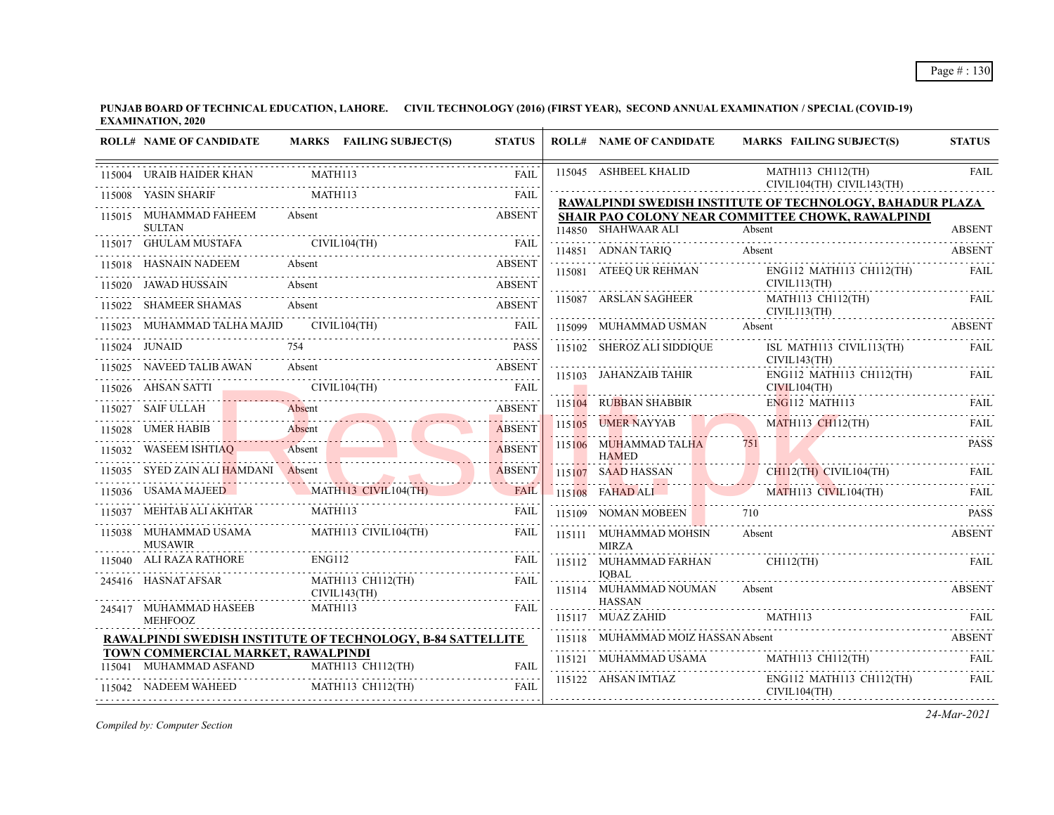**PUNJAB BOARD OF TECHNICAL EDUCATION, LAHORE. CIVIL TECHNOLOGY (2016) (FIRST YEAR), SECOND ANNUAL EXAMINATION / SPECIAL (COVID-19) EXAMINATION, 2020**

| ROLL# | NAME OF CANDIDATE | MARKS | FAILING SUBJECT(S) | STATUS |
|---|---|---|---|---|
| 115004 | URAIB HAIDER KHAN | | MATH113 | FAIL |
| 115008 | YASIN SHARIF | | MATH113 | FAIL |
| 115015 | MUHAMMAD FAHEEM SULTAN | Absent | | ABSENT |
| 115017 | GHULAM MUSTAFA | | CIVIL104(TH) | FAIL |
| 115018 | HASNAIN NADEEM | Absent | | ABSENT |
| 115020 | JAWAD HUSSAIN | Absent | | ABSENT |
| 115022 | SHAMEER SHAMAS | Absent | | ABSENT |
| 115023 | MUHAMMAD TALHA MAJID | | CIVIL104(TH) | FAIL |
| 115024 | JUNAID | 754 | | PASS |
| 115025 | NAVEED TALIB AWAN | Absent | | ABSENT |
| 115026 | AHSAN SATTI | | CIVIL104(TH) | FAIL |
| 115027 | SAIF ULLAH | Absent | | ABSENT |
| 115028 | UMER HABIB | Absent | | ABSENT |
| 115032 | WASEEM ISHTIAQ | Absent | | ABSENT |
| 115035 | SYED ZAIN ALI HAMDANI | Absent | | ABSENT |
| 115036 | USAMA MAJEED | | MATH113 CIVIL104(TH) | FAIL |
| 115037 | MEHTAB ALI AKHTAR | | MATH113 | FAIL |
| 115038 | MUHAMMAD USAMA MUSAWIR | | MATH113 CIVIL104(TH) | FAIL |
| 115040 | ALI RAZA RATHORE | | ENG112 | FAIL |
| 245416 | HASNAT AFSAR | | MATH113 CH112(TH) CIVIL143(TH) | FAIL |
| 245417 | MUHAMMAD HASEEB MEHFOOZ | | MATH113 | FAIL |

**RAWALPINDI SWEDISH INSTITUTE OF TECHNOLOGY, B-84 SATTELLITE TOWN COMMERCIAL MARKET, RAWALPINDI**

| ROLL# | NAME OF CANDIDATE | MARKS | FAILING SUBJECT(S) | STATUS |
|---|---|---|---|---|
| 115041 | MUHAMMAD ASFAND | | MATH113 CH112(TH) | FAIL |
| 115042 | NADEEM WAHEED | | MATH113 CH112(TH) | FAIL |
| 115045 | ASHBEEL KHALID | | MATH113 CH112(TH) CIVIL104(TH) CIVIL143(TH) | FAIL |

**RAWALPINDI SWEDISH INSTITUTE OF TECHNOLOGY, BAHADUR PLAZA SHAIR PAO COLONY NEAR COMMITTEE CHOWK, RAWALPINDI**

| ROLL# | NAME OF CANDIDATE | MARKS | FAILING SUBJECT(S) | STATUS |
|---|---|---|---|---|
| 114850 | SHAHWAAR ALI | Absent | | ABSENT |
| 114851 | ADNAN TARIQ | Absent | | ABSENT |
| 115081 | ATEEQ UR REHMAN | | ENG112 MATH113 CH112(TH) CIVIL113(TH) | FAIL |
| 115087 | ARSLAN SAGHEER | | MATH113 CH112(TH) CIVIL113(TH) | FAIL |
| 115099 | MUHAMMAD USMAN | Absent | | ABSENT |
| 115102 | SHEROZ ALI SIDDIQUE | | ISL MATH113 CIVIL113(TH) CIVIL143(TH) | FAIL |
| 115103 | JAHANZAIB TAHIR | | ENG112 MATH113 CH112(TH) CIVIL104(TH) | FAIL |
| 115104 | RUBBAN SHABBIR | | ENG112 MATH113 | FAIL |
| 115105 | UMER NAYYAB | | MATH113 CH112(TH) | FAIL |
| 115106 | MUHAMMAD TALHA HAMED | 751 | | PASS |
| 115107 | SAAD HASSAN | | CH112(TH) CIVIL104(TH) | FAIL |
| 115108 | FAHAD ALI | | MATH113 CIVIL104(TH) | FAIL |
| 115109 | NOMAN MOBEEN | 710 | | PASS |
| 115111 | MUHAMMAD MOHSIN MIRZA | Absent | | ABSENT |
| 115112 | MUHAMMAD FARHAN IQBAL | | CH112(TH) | FAIL |
| 115114 | MUHAMMAD NOUMAN HASSAN | Absent | | ABSENT |
| 115117 | MUAZ ZAHID | | MATH113 | FAIL |
| 115118 | MUHAMMAD MOIZ HASSAN | Absent | | ABSENT |
| 115121 | MUHAMMAD USAMA | | MATH113 CH112(TH) | FAIL |
| 115122 | AHSAN IMTIAZ | | ENG112 MATH113 CH112(TH) CIVIL104(TH) | FAIL |

*Compiled by: Computer Section*

*24-Mar-2021*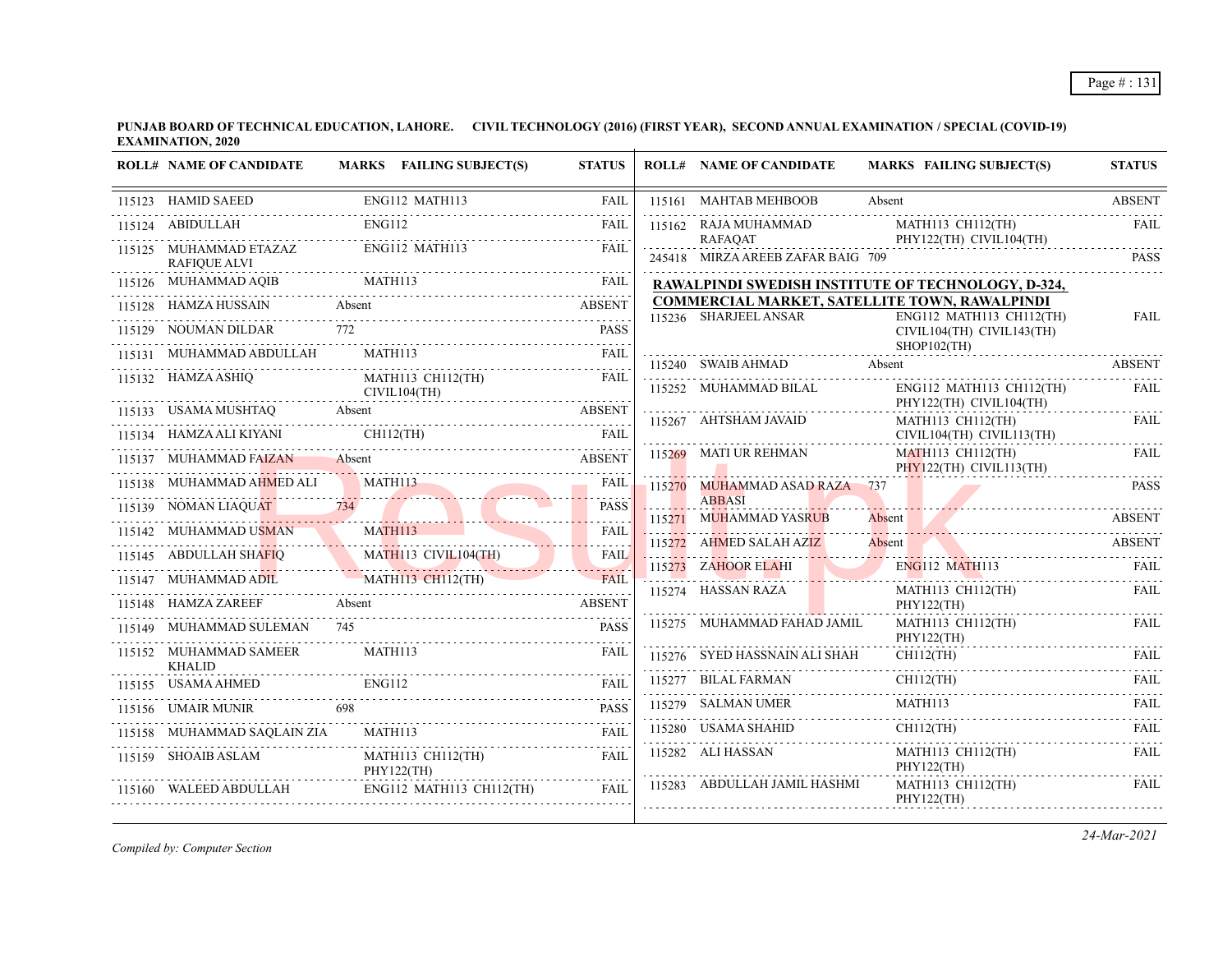**PUNJAB BOARD OF TECHNICAL EDUCATION, LAHORE. CIVIL TECHNOLOGY (2016) (FIRST YEAR), SECOND ANNUAL EXAMINATION / SPECIAL (COVID-19) EXAMINATION, 2020**

| ROLL# | NAME OF CANDIDATE | MARKS | FAILING SUBJECT(S) | STATUS |
|---|---|---|---|---|
| 115123 | HAMID SAEED | | ENG112 MATH113 | FAIL |
| 115124 | ABIDULLAH | | ENG112 | FAIL |
| 115125 | MUHAMMAD ETAZAZ RAFIQUE ALVI | | ENG112 MATH113 | FAIL |
| 115126 | MUHAMMAD AQIB | | MATH113 | FAIL |
| 115128 | HAMZA HUSSAIN | Absent | | ABSENT |
| 115129 | NOUMAN DILDAR | 772 | | PASS |
| 115131 | MUHAMMAD ABDULLAH | | MATH113 | FAIL |
| 115132 | HAMZA ASHIQ | | MATH113 CH112(TH) CIVIL104(TH) | FAIL |
| 115133 | USAMA MUSHTAQ | Absent | | ABSENT |
| 115134 | HAMZA ALI KIYANI | | CH112(TH) | FAIL |
| 115137 | MUHAMMAD FAIZAN | Absent | | ABSENT |
| 115138 | MUHAMMAD AHMED ALI | | MATH113 | FAIL |
| 115139 | NOMAN LIAQUAT | 734 | | PASS |
| 115142 | MUHAMMAD USMAN | | MATH113 | FAIL |
| 115145 | ABDULLAH SHAFIQ | | MATH113 CIVIL104(TH) | FAIL |
| 115147 | MUHAMMAD ADIL | | MATH113 CH112(TH) | FAIL |
| 115148 | HAMZA ZAREEF | Absent | | ABSENT |
| 115149 | MUHAMMAD SULEMAN | 745 | | PASS |
| 115152 | MUHAMMAD SAMEER KHALID | | MATH113 | FAIL |
| 115155 | USAMA AHMED | | ENG112 | FAIL |
| 115156 | UMAIR MUNIR | 698 | | PASS |
| 115158 | MUHAMMAD SAQLAIN ZIA | | MATH113 | FAIL |
| 115159 | SHOAIB ASLAM | | MATH113 CH112(TH) PHY122(TH) | FAIL |
| 115160 | WALEED ABDULLAH | | ENG112 MATH113 CH112(TH) | FAIL |
| 115161 | MAHTAB MEHBOOB | Absent | | ABSENT |
| 115162 | RAJA MUHAMMAD RAFAQAT | | MATH113 CH112(TH) PHY122(TH) CIVIL104(TH) | FAIL |
| 245418 | MIRZA AREEB ZAFAR BAIG | 709 | | PASS |

**RAWALPINDI SWEDISH INSTITUTE OF TECHNOLOGY, D-324, COMMERCIAL MARKET, SATELLITE TOWN, RAWALPINDI**

| ROLL# | NAME OF CANDIDATE | MARKS | FAILING SUBJECT(S) | STATUS |
|---|---|---|---|---|
| 115236 | SHARJEEL ANSAR | | ENG112 MATH113 CH112(TH) CIVIL104(TH) CIVIL143(TH) SHOP102(TH) | FAIL |
| 115240 | SWAIB AHMAD | Absent | | ABSENT |
| 115252 | MUHAMMAD BILAL | | ENG112 MATH113 CH112(TH) PHY122(TH) CIVIL104(TH) | FAIL |
| 115267 | AHTSHAM JAVAID | | MATH113 CH112(TH) CIVIL104(TH) CIVIL113(TH) | FAIL |
| 115269 | MATI UR REHMAN | | MATH113 CH112(TH) PHY122(TH) CIVIL113(TH) | FAIL |
| 115270 | MUHAMMAD ASAD RAZA ABBASI | 737 | | PASS |
| 115271 | MUHAMMAD YASRUB | Absent | | ABSENT |
| 115272 | AHMED SALAH AZIZ | Absent | | ABSENT |
| 115273 | ZAHOOR ELAHI | | ENG112 MATH113 | FAIL |
| 115274 | HASSAN RAZA | | MATH113 CH112(TH) PHY122(TH) | FAIL |
| 115275 | MUHAMMAD FAHAD JAMIL | | MATH113 CH112(TH) PHY122(TH) | FAIL |
| 115276 | SYED HASSNAIN ALI SHAH | | CH112(TH) | FAIL |
| 115277 | BILAL FARMAN | | CH112(TH) | FAIL |
| 115279 | SALMAN UMER | | MATH113 | FAIL |
| 115280 | USAMA SHAHID | | CH112(TH) | FAIL |
| 115282 | ALI HASSAN | | MATH113 CH112(TH) PHY122(TH) | FAIL |
| 115283 | ABDULLAH JAMIL HASHMI | | MATH113 CH112(TH) PHY122(TH) | FAIL |

*Compiled by: Computer Section*

*24-Mar-2021*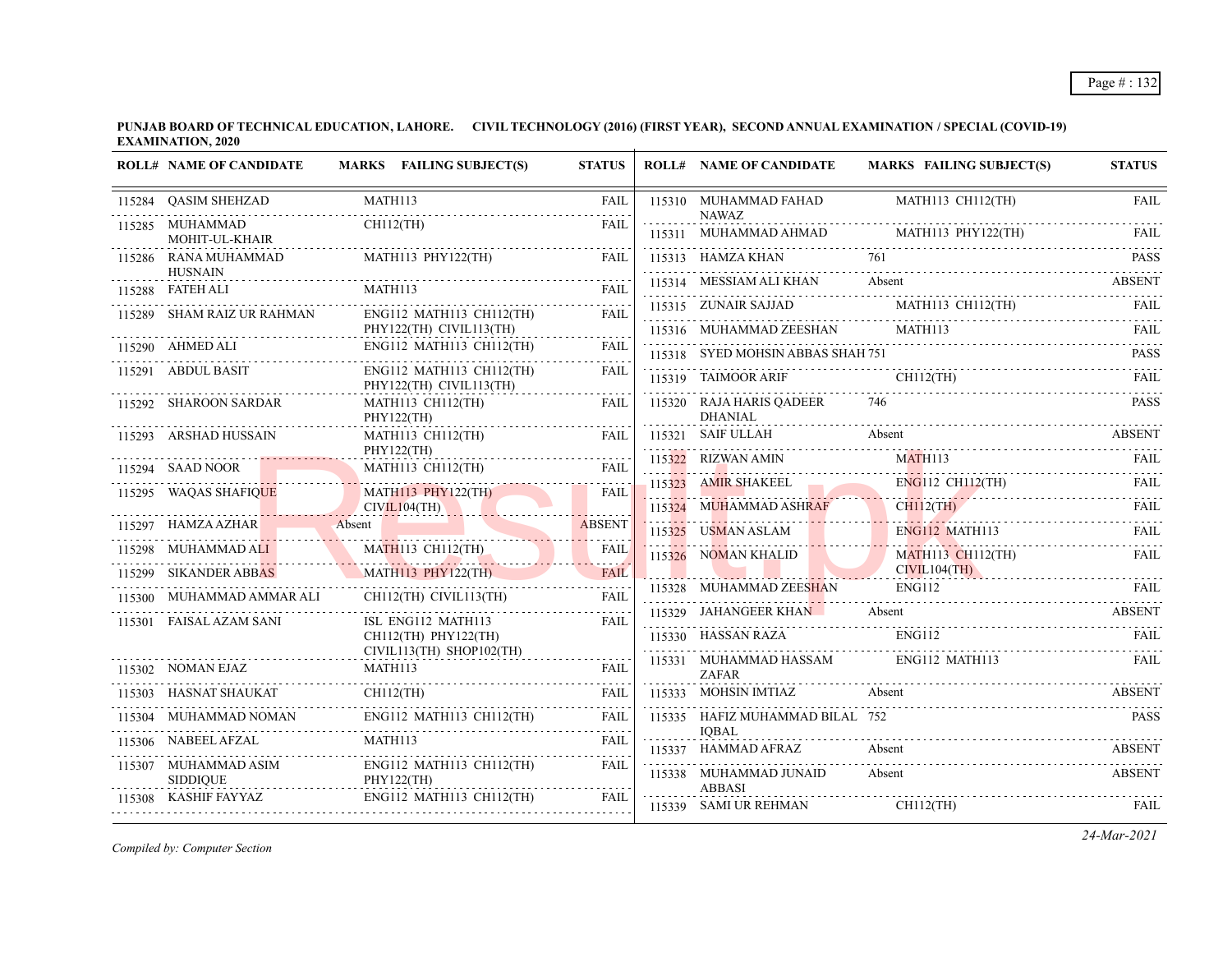**PUNJAB BOARD OF TECHNICAL EDUCATION, LAHORE. CIVIL TECHNOLOGY (2016) (FIRST YEAR), SECOND ANNUAL EXAMINATION / SPECIAL (COVID-19) EXAMINATION, 2020**

| ROLL# | NAME OF CANDIDATE | MARKS | FAILING SUBJECT(S) | STATUS |
|---|---|---|---|---|
| 115284 | QASIM SHEHZAD | | MATH113 | FAIL |
| 115285 | MUHAMMAD MOHIT-UL-KHAIR | | CH112(TH) | FAIL |
| 115286 | RANA MUHAMMAD HUSNAIN | | MATH113 PHY122(TH) | FAIL |
| 115288 | FATEH ALI | | MATH113 | FAIL |
| 115289 | SHAM RAIZ UR RAHMAN | | ENG112 MATH113 CH112(TH) PHY122(TH) CIVIL113(TH) | FAIL |
| 115290 | AHMED ALI | | ENG112 MATH113 CH112(TH) | FAIL |
| 115291 | ABDUL BASIT | | ENG112 MATH113 CH112(TH) PHY122(TH) CIVIL113(TH) | FAIL |
| 115292 | SHAROON SARDAR | | MATH113 CH112(TH) PHY122(TH) | FAIL |
| 115293 | ARSHAD HUSSAIN | | MATH113 CH112(TH) PHY122(TH) | FAIL |
| 115294 | SAAD NOOR | | MATH113 CH112(TH) | FAIL |
| 115295 | WAQAS SHAFIQUE | | MATH113 PHY122(TH) CIVIL104(TH) | FAIL |
| 115297 | HAMZA AZHAR | Absent | | ABSENT |
| 115298 | MUHAMMAD ALI | | MATH113 CH112(TH) | FAIL |
| 115299 | SIKANDER ABBAS | | MATH113 PHY122(TH) | FAIL |
| 115300 | MUHAMMAD AMMAR ALI | | CH112(TH) CIVIL113(TH) | FAIL |
| 115301 | FAISAL AZAM SANI | | ISL ENG112 MATH113 CH112(TH) PHY122(TH) CIVIL113(TH) SHOP102(TH) | FAIL |
| 115302 | NOMAN EJAZ | | MATH113 | FAIL |
| 115303 | HASNAT SHAUKAT | | CH112(TH) | FAIL |
| 115304 | MUHAMMAD NOMAN | | ENG112 MATH113 CH112(TH) | FAIL |
| 115306 | NABEEL AFZAL | | MATH113 | FAIL |
| 115307 | MUHAMMAD ASIM SIDDIQUE | | ENG112 MATH113 CH112(TH) PHY122(TH) | FAIL |
| 115308 | KASHIF FAYYAZ | | ENG112 MATH113 CH112(TH) | FAIL |
| 115310 | MUHAMMAD FAHAD NAWAZ | | MATH113 CH112(TH) | FAIL |
| 115311 | MUHAMMAD AHMAD | | MATH113 PHY122(TH) | FAIL |
| 115313 | HAMZA KHAN | 761 | | PASS |
| 115314 | MESSIAM ALI KHAN | Absent | | ABSENT |
| 115315 | ZUNAIR SAJJAD | | MATH113 CH112(TH) | FAIL |
| 115316 | MUHAMMAD ZEESHAN | | MATH113 | FAIL |
| 115318 | SYED MOHSIN ABBAS SHAH | 751 | | PASS |
| 115319 | TAIMOOR ARIF | | CH112(TH) | FAIL |
| 115320 | RAJA HARIS QADEER DHANIAL | 746 | | PASS |
| 115321 | SAIF ULLAH | Absent | | ABSENT |
| 115322 | RIZWAN AMIN | | MATH113 | FAIL |
| 115323 | AMIR SHAKEEL | | ENG112 CH112(TH) | FAIL |
| 115324 | MUHAMMAD ASHRAF | | CH112(TH) | FAIL |
| 115325 | USMAN ASLAM | | ENG112 MATH113 | FAIL |
| 115326 | NOMAN KHALID | | MATH113 CH112(TH) CIVIL104(TH) | FAIL |
| 115328 | MUHAMMAD ZEESHAN | | ENG112 | FAIL |
| 115329 | JAHANGEER KHAN | Absent | | ABSENT |
| 115330 | HASSAN RAZA | | ENG112 | FAIL |
| 115331 | MUHAMMAD HASSAM ZAFAR | | ENG112 MATH113 | FAIL |
| 115333 | MOHSIN IMTIAZ | Absent | | ABSENT |
| 115335 | HAFIZ MUHAMMAD BILAL IQBAL | 752 | | PASS |
| 115337 | HAMMAD AFRAZ | Absent | | ABSENT |
| 115338 | MUHAMMAD JUNAID ABBASI | Absent | | ABSENT |
| 115339 | SAMI UR REHMAN | | CH112(TH) | FAIL |

*Compiled by: Computer Section*

*24-Mar-2021*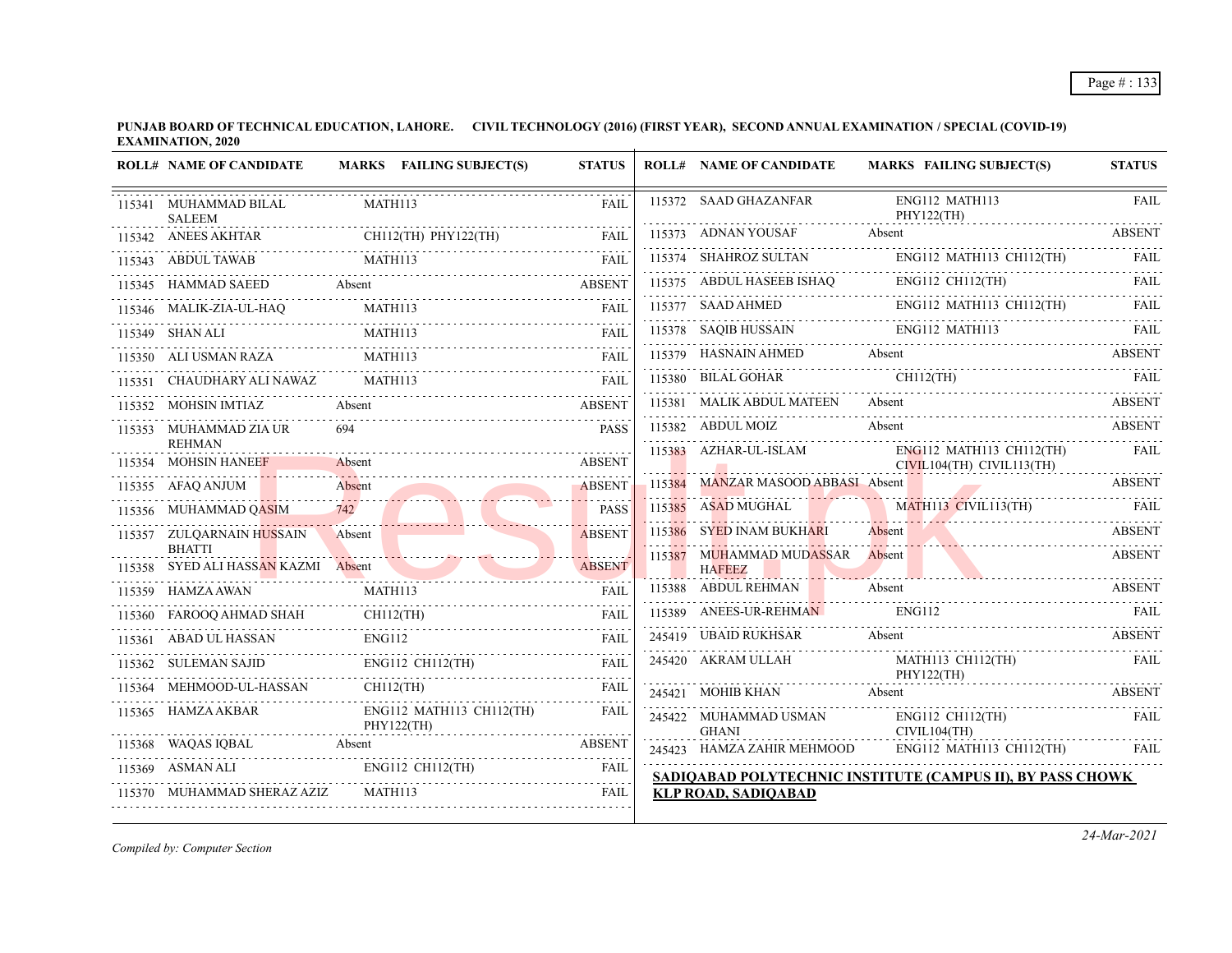**PUNJAB BOARD OF TECHNICAL EDUCATION, LAHORE. CIVIL TECHNOLOGY (2016) (FIRST YEAR), SECOND ANNUAL EXAMINATION / SPECIAL (COVID-19) EXAMINATION, 2020**

| ROLL# | NAME OF CANDIDATE | MARKS | FAILING SUBJECT(S) | STATUS |
|---|---|---|---|---|
| 115341 | MUHAMMAD BILAL SALEEM | | MATH113 | FAIL |
| 115342 | ANEES AKHTAR | | CH112(TH) PHY122(TH) | FAIL |
| 115343 | ABDUL TAWAB | | MATH113 | FAIL |
| 115345 | HAMMAD SAEED | Absent | | ABSENT |
| 115346 | MALIK-ZIA-UL-HAQ | | MATH113 | FAIL |
| 115349 | SHAN ALI | | MATH113 | FAIL |
| 115350 | ALI USMAN RAZA | | MATH113 | FAIL |
| 115351 | CHAUDHARY ALI NAWAZ | | MATH113 | FAIL |
| 115352 | MOHSIN IMTIAZ | Absent | | ABSENT |
| 115353 | MUHAMMAD ZIA UR REHMAN | 694 | | PASS |
| 115354 | MOHSIN HANEEF | Absent | | ABSENT |
| 115355 | AFAQ ANJUM | Absent | | ABSENT |
| 115356 | MUHAMMAD QASIM | 742 | | PASS |
| 115357 | ZULQARNAIN HUSSAIN BHATTI | Absent | | ABSENT |
| 115358 | SYED ALI HASSAN KAZMI | Absent | | ABSENT |
| 115359 | HAMZA AWAN | | MATH113 | FAIL |
| 115360 | FAROOQ AHMAD SHAH | | CH112(TH) | FAIL |
| 115361 | ABAD UL HASSAN | | ENG112 | FAIL |
| 115362 | SULEMAN SAJID | | ENG112 CH112(TH) | FAIL |
| 115364 | MEHMOOD-UL-HASSAN | | CH112(TH) | FAIL |
| 115365 | HAMZA AKBAR | | ENG112 MATH113 CH112(TH) PHY122(TH) | FAIL |
| 115368 | WAQAS IQBAL | Absent | | ABSENT |
| 115369 | ASMAN ALI | | ENG112 CH112(TH) | FAIL |
| 115370 | MUHAMMAD SHERAZ AZIZ | | MATH113 | FAIL |
| 115372 | SAAD GHAZANFAR | | ENG112 MATH113 PHY122(TH) | FAIL |
| 115373 | ADNAN YOUSAF | Absent | | ABSENT |
| 115374 | SHAHROZ SULTAN | | ENG112 MATH113 CH112(TH) | FAIL |
| 115375 | ABDUL HASEEB ISHAQ | | ENG112 CH112(TH) | FAIL |
| 115377 | SAAD AHMED | | ENG112 MATH113 CH112(TH) | FAIL |
| 115378 | SAQIB HUSSAIN | | ENG112 MATH113 | FAIL |
| 115379 | HASNAIN AHMED | Absent | | ABSENT |
| 115380 | BILAL GOHAR | | CH112(TH) | FAIL |
| 115381 | MALIK ABDUL MATEEN | Absent | | ABSENT |
| 115382 | ABDUL MOIZ | Absent | | ABSENT |
| 115383 | AZHAR-UL-ISLAM | | ENG112 MATH113 CH112(TH) CIVIL104(TH) CIVIL113(TH) | FAIL |
| 115384 | MANZAR MASOOD ABBASI | Absent | | ABSENT |
| 115385 | ASAD MUGHAL | | MATH113 CIVIL113(TH) | FAIL |
| 115386 | SYED INAM BUKHARI | Absent | | ABSENT |
| 115387 | MUHAMMAD MUDASSAR HAFEEZ | Absent | | ABSENT |
| 115388 | ABDUL REHMAN | Absent | | ABSENT |
| 115389 | ANEES-UR-REHMAN | | ENG112 | FAIL |
| 245419 | UBAID RUKHSAR | Absent | | ABSENT |
| 245420 | AKRAM ULLAH | | MATH113 CH112(TH) PHY122(TH) | FAIL |
| 245421 | MOHIB KHAN | Absent | | ABSENT |
| 245422 | MUHAMMAD USMAN GHANI | | ENG112 CH112(TH) CIVIL104(TH) | FAIL |
| 245423 | HAMZA ZAHIR MEHMOOD | | ENG112 MATH113 CH112(TH) | FAIL |

**SADIQABAD POLYTECHNIC INSTITUTE (CAMPUS II), BY PASS CHOWK KLP ROAD, SADIQABAD**

*Compiled by: Computer Section*

24-Mar-2021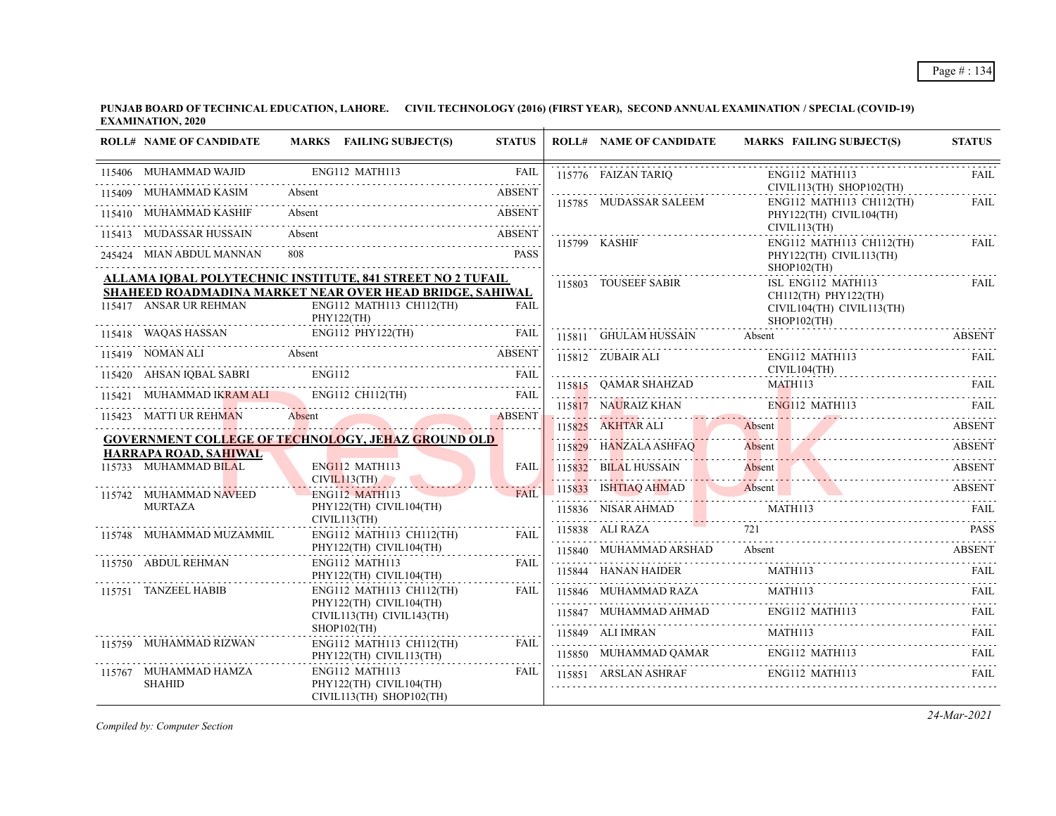**PUNJAB BOARD OF TECHNICAL EDUCATION, LAHORE. CIVIL TECHNOLOGY (2016) (FIRST YEAR), SECOND ANNUAL EXAMINATION / SPECIAL (COVID-19) EXAMINATION, 2020**

| ROLL# | NAME OF CANDIDATE | MARKS | FAILING SUBJECT(S) | STATUS |
|---|---|---|---|---|
| 115406 | MUHAMMAD WAJID | | ENG112 MATH113 | FAIL |
| 115409 | MUHAMMAD KASIM | Absent | | ABSENT |
| 115410 | MUHAMMAD KASHIF | Absent | | ABSENT |
| 115413 | MUDASSAR HUSSAIN | Absent | | ABSENT |
| 245424 | MIAN ABDUL MANNAN | 808 | | PASS |

**ALLAMA IQBAL POLYTECHNIC INSTITUTE, 841 STREET NO 2 TUFAIL SHAHEED ROADMADINA MARKET NEAR OVER HEAD BRIDGE, SAHIWAL**

| ROLL# | NAME OF CANDIDATE | MARKS | FAILING SUBJECT(S) | STATUS |
|---|---|---|---|---|
| 115417 | ANSAR UR REHMAN | | ENG112 MATH113 CH112(TH) PHY122(TH) | FAIL |
| 115418 | WAQAS HASSAN | | ENG112 PHY122(TH) | FAIL |
| 115419 | NOMAN ALI | Absent | | ABSENT |
| 115420 | AHSAN IQBAL SABRI | | ENG112 | FAIL |
| 115421 | MUHAMMAD IKRAM ALI | | ENG112 CH112(TH) | FAIL |
| 115423 | MATTI UR REHMAN | Absent | | ABSENT |

**GOVERNMENT COLLEGE OF TECHNOLOGY, JEHAZ GROUND OLD HARRAPA ROAD, SAHIWAL**

| ROLL# | NAME OF CANDIDATE | MARKS | FAILING SUBJECT(S) | STATUS |
|---|---|---|---|---|
| 115733 | MUHAMMAD BILAL | | ENG112 MATH113 CIVIL113(TH) | FAIL |
| 115742 | MUHAMMAD NAVEED MURTAZA | | ENG112 MATH113 PHY122(TH) CIVIL104(TH) CIVIL113(TH) | FAIL |
| 115748 | MUHAMMAD MUZAMMIL | | ENG112 MATH113 CH112(TH) PHY122(TH) CIVIL104(TH) | FAIL |
| 115750 | ABDUL REHMAN | | ENG112 MATH113 PHY122(TH) CIVIL104(TH) | FAIL |
| 115751 | TANZEEL HABIB | | ENG112 MATH113 CH112(TH) PHY122(TH) CIVIL104(TH) CIVIL113(TH) CIVIL143(TH) SHOP102(TH) | FAIL |
| 115759 | MUHAMMAD RIZWAN | | ENG112 MATH113 CH112(TH) PHY122(TH) CIVIL113(TH) | FAIL |
| 115767 | MUHAMMAD HAMZA SHAHID | | ENG112 MATH113 PHY122(TH) CIVIL104(TH) CIVIL113(TH) SHOP102(TH) | FAIL |
| 115776 | FAIZAN TARIQ | | ENG112 MATH113 CIVIL113(TH) SHOP102(TH) | FAIL |
| 115785 | MUDASSAR SALEEM | | ENG112 MATH113 CH112(TH) PHY122(TH) CIVIL104(TH) CIVIL113(TH) | FAIL |
| 115799 | KASHIF | | ENG112 MATH113 CH112(TH) PHY122(TH) CIVIL113(TH) SHOP102(TH) | FAIL |
| 115803 | TOUSEEF SABIR | | ISL ENG112 MATH113 CH112(TH) PHY122(TH) CIVIL104(TH) CIVIL113(TH) SHOP102(TH) | FAIL |
| 115811 | GHULAM HUSSAIN | Absent | | ABSENT |
| 115812 | ZUBAIR ALI | | ENG112 MATH113 CIVIL104(TH) | FAIL |
| 115815 | QAMAR SHAHZAD | | MATH113 | FAIL |
| 115817 | NAURAIZ KHAN | | ENG112 MATH113 | FAIL |
| 115825 | AKHTAR ALI | Absent | | ABSENT |
| 115829 | HANZALA ASHFAQ | Absent | | ABSENT |
| 115832 | BILAL HUSSAIN | Absent | | ABSENT |
| 115833 | ISHTIAQ AHMAD | Absent | | ABSENT |
| 115836 | NISAR AHMAD | | MATH113 | FAIL |
| 115838 | ALI RAZA | 721 | | PASS |
| 115840 | MUHAMMAD ARSHAD | Absent | | ABSENT |
| 115844 | HANAN HAIDER | | MATH113 | FAIL |
| 115846 | MUHAMMAD RAZA | | MATH113 | FAIL |
| 115847 | MUHAMMAD AHMAD | | ENG112 MATH113 | FAIL |
| 115849 | ALI IMRAN | | MATH113 | FAIL |
| 115850 | MUHAMMAD QAMAR | | ENG112 MATH113 | FAIL |
| 115851 | ARSLAN ASHRAF | | ENG112 MATH113 | FAIL |

*Compiled by: Computer Section*

*24-Mar-2021*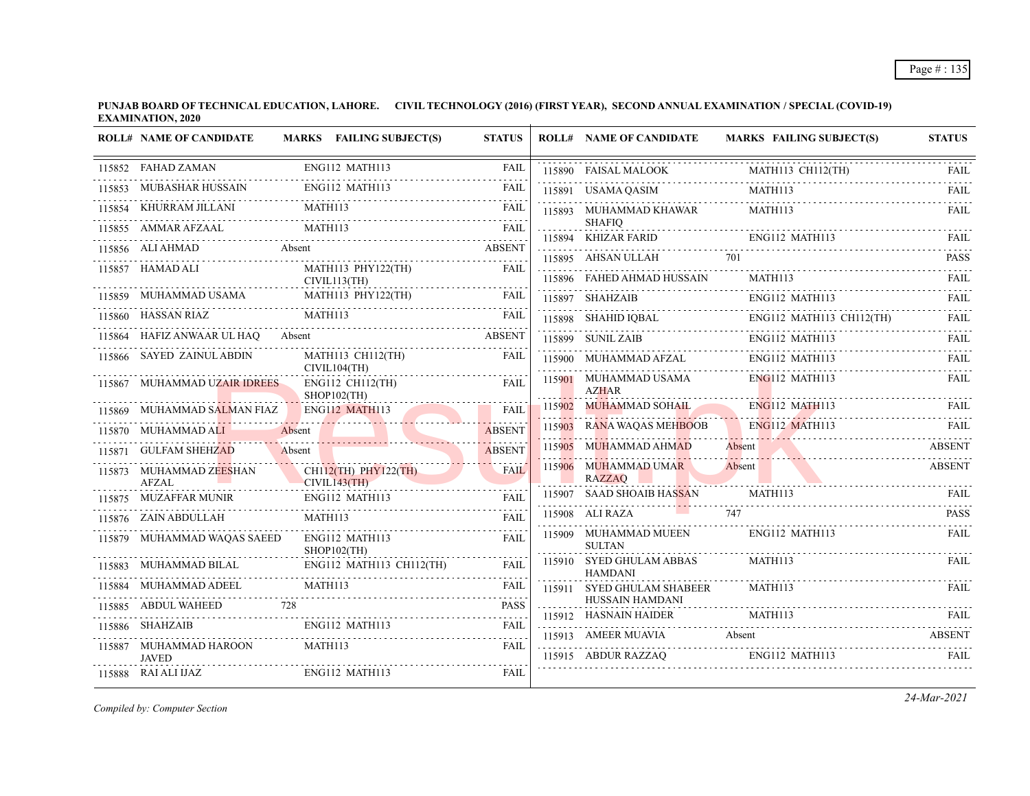**PUNJAB BOARD OF TECHNICAL EDUCATION, LAHORE. CIVIL TECHNOLOGY (2016) (FIRST YEAR), SECOND ANNUAL EXAMINATION / SPECIAL (COVID-19) EXAMINATION, 2020**

| ROLL# | NAME OF CANDIDATE | MARKS | FAILING SUBJECT(S) | STATUS |
|---|---|---|---|---|
| 115852 | FAHAD ZAMAN | | ENG112 MATH113 | FAIL |
| 115853 | MUBASHAR HUSSAIN | | ENG112 MATH113 | FAIL |
| 115854 | KHURRAM JILLANI | | MATH113 | FAIL |
| 115855 | AMMAR AFZAAL | | MATH113 | FAIL |
| 115856 | ALI AHMAD | Absent | | ABSENT |
| 115857 | HAMAD ALI | | MATH113 PHY122(TH) CIVIL113(TH) | FAIL |
| 115859 | MUHAMMAD USAMA | | MATH113 PHY122(TH) | FAIL |
| 115860 | HASSAN RIAZ | | MATH113 | FAIL |
| 115864 | HAFIZ ANWAAR UL HAQ | Absent | | ABSENT |
| 115866 | SAYED ZAINUL ABDIN | | MATH113 CH112(TH) CIVIL104(TH) | FAIL |
| 115867 | MUHAMMAD UZAIR IDREES | | ENG112 CH112(TH) SHOP102(TH) | FAIL |
| 115869 | MUHAMMAD SALMAN FIAZ | | ENG112 MATH113 | FAIL |
| 115870 | MUHAMMAD ALI | Absent | | ABSENT |
| 115871 | GULFAM SHEHZAD | Absent | | ABSENT |
| 115873 | MUHAMMAD ZEESHAN AFZAL | | CH112(TH) PHY122(TH) CIVIL143(TH) | FAIL |
| 115875 | MUZAFFAR MUNIR | | ENG112 MATH113 | FAIL |
| 115876 | ZAIN ABDULLAH | | MATH113 | FAIL |
| 115879 | MUHAMMAD WAQAS SAEED | | ENG112 MATH113 SHOP102(TH) | FAIL |
| 115883 | MUHAMMAD BILAL | | ENG112 MATH113 CH112(TH) | FAIL |
| 115884 | MUHAMMAD ADEEL | | MATH113 | FAIL |
| 115885 | ABDUL WAHEED | 728 | | PASS |
| 115886 | SHAHZAIB | | ENG112 MATH113 | FAIL |
| 115887 | MUHAMMAD HAROON JAVED | | MATH113 | FAIL |
| 115888 | RAI ALI IJAZ | | ENG112 MATH113 | FAIL |
| 115890 | FAISAL MALOOK | | MATH113 CH112(TH) | FAIL |
| 115891 | USAMA QASIM | | MATH113 | FAIL |
| 115893 | MUHAMMAD KHAWAR SHAFIQ | | MATH113 | FAIL |
| 115894 | KHIZAR FARID | | ENG112 MATH113 | FAIL |
| 115895 | AHSAN ULLAH | 701 | | PASS |
| 115896 | FAHED AHMAD HUSSAIN | | MATH113 | FAIL |
| 115897 | SHAHZAIB | | ENG112 MATH113 | FAIL |
| 115898 | SHAHID IQBAL | | ENG112 MATH113 CH112(TH) | FAIL |
| 115899 | SUNIL ZAIB | | ENG112 MATH113 | FAIL |
| 115900 | MUHAMMAD AFZAL | | ENG112 MATH113 | FAIL |
| 115901 | MUHAMMAD USAMA AZHAR | | ENG112 MATH113 | FAIL |
| 115902 | MUHAMMAD SOHAIL | | ENG112 MATH113 | FAIL |
| 115903 | RANA WAQAS MEHBOOB | | ENG112 MATH113 | FAIL |
| 115905 | MUHAMMAD AHMAD | Absent | | ABSENT |
| 115906 | MUHAMMAD UMAR RAZZAQ | Absent | | ABSENT |
| 115907 | SAAD SHOAIB HASSAN | | MATH113 | FAIL |
| 115908 | ALI RAZA | 747 | | PASS |
| 115909 | MUHAMMAD MUEEN SULTAN | | ENG112 MATH113 | FAIL |
| 115910 | SYED GHULAM ABBAS HAMDANI | | MATH113 | FAIL |
| 115911 | SYED GHULAM SHABEER HUSSAIN HAMDANI | | MATH113 | FAIL |
| 115912 | HASNAIN HAIDER | | MATH113 | FAIL |
| 115913 | AMEER MUAVIA | Absent | | ABSENT |
| 115915 | ABDUR RAZZAQ | | ENG112 MATH113 | FAIL |

*Compiled by: Computer Section*

*24-Mar-2021*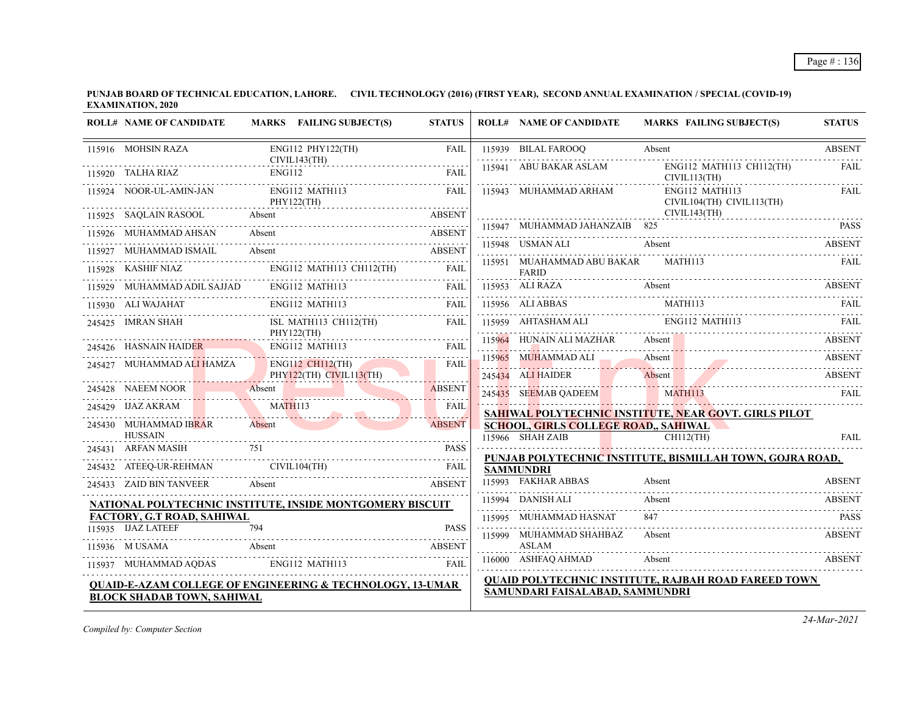**PUNJAB BOARD OF TECHNICAL EDUCATION, LAHORE. CIVIL TECHNOLOGY (2016) (FIRST YEAR), SECOND ANNUAL EXAMINATION / SPECIAL (COVID-19) EXAMINATION, 2020**

| ROLL# | NAME OF CANDIDATE | MARKS | FAILING SUBJECT(S) | STATUS |
|---|---|---|---|---|
| 115916 | MOHSIN RAZA | | ENG112 PHY122(TH) CIVIL143(TH) | FAIL |
| 115920 | TALHA RIAZ | | ENG112 | FAIL |
| 115924 | NOOR-UL-AMIN-JAN | | ENG112 MATH113 PHY122(TH) | FAIL |
| 115925 | SAQLAIN RASOOL | Absent | | ABSENT |
| 115926 | MUHAMMAD AHSAN | Absent | | ABSENT |
| 115927 | MUHAMMAD ISMAIL | Absent | | ABSENT |
| 115928 | KASHIF NIAZ | | ENG112 MATH113 CH112(TH) | FAIL |
| 115929 | MUHAMMAD ADIL SAJJAD | | ENG112 MATH113 | FAIL |
| 115930 | ALI WAJAHAT | | ENG112 MATH113 | FAIL |
| 245425 | IMRAN SHAH | | ISL MATH113 CH112(TH) PHY122(TH) | FAIL |
| 245426 | HASNAIN HAIDER | | ENG112 MATH113 | FAIL |
| 245427 | MUHAMMAD ALI HAMZA | | ENG112 CH112(TH) PHY122(TH) CIVIL113(TH) | FAIL |
| 245428 | NAEEM NOOR | Absent | | ABSENT |
| 245429 | IJAZ AKRAM | | MATH113 | FAIL |
| 245430 | MUHAMMAD IBRAR HUSSAIN | Absent | | ABSENT |
| 245431 | ARFAN MASIH | 751 | | PASS |
| 245432 | ATEEQ-UR-REHMAN | | CIVIL104(TH) | FAIL |
| 245433 | ZAID BIN TANVEER | Absent | | ABSENT |

**NATIONAL POLYTECHNIC INSTITUTE, INSIDE MONTGOMERY BISCUIT FACTORY, G.T ROAD, SAHIWAL**

| ROLL# | NAME OF CANDIDATE | MARKS | FAILING SUBJECT(S) | STATUS |
|---|---|---|---|---|
| 115935 | IJAZ LATEEF | 794 | | PASS |
| 115936 | M USAMA | Absent | | ABSENT |
| 115937 | MUHAMMAD AQDAS | | ENG112 MATH113 | FAIL |

**QUAID-E-AZAM COLLEGE OF ENGINEERING & TECHNOLOGY, 13-UMAR BLOCK SHADAB TOWN, SAHIWAL**

| ROLL# | NAME OF CANDIDATE | MARKS | FAILING SUBJECT(S) | STATUS |
|---|---|---|---|---|
| 115939 | BILAL FAROOQ | Absent | | ABSENT |
| 115941 | ABU BAKAR ASLAM | | ENG112 MATH113 CH112(TH) CIVIL113(TH) | FAIL |
| 115943 | MUHAMMAD ARHAM | | ENG112 MATH113 CIVIL104(TH) CIVIL113(TH) CIVIL143(TH) | FAIL |
| 115947 | MUHAMMAD JAHANZAIB | 825 | | PASS |
| 115948 | USMAN ALI | Absent | | ABSENT |
| 115951 | MUAHAMMAD ABU BAKAR FARID | | MATH113 | FAIL |
| 115953 | ALI RAZA | Absent | | ABSENT |
| 115956 | ALI ABBAS | | MATH113 | FAIL |
| 115959 | AHTASHAM ALI | | ENG112 MATH113 | FAIL |
| 115964 | HUNAIN ALI MAZHAR | Absent | | ABSENT |
| 115965 | MUHAMMAD ALI | Absent | | ABSENT |
| 245434 | ALI HAIDER | Absent | | ABSENT |
| 245435 | SEEMAB QADEEM | | MATH113 | FAIL |

**SAHIWAL POLYTECHNIC INSTITUTE, NEAR GOVT. GIRLS PILOT SCHOOL, GIRLS COLLEGE ROAD,, SAHIWAL**

| ROLL# | NAME OF CANDIDATE | MARKS | FAILING SUBJECT(S) | STATUS |
|---|---|---|---|---|
| 115966 | SHAH ZAIB | | CH112(TH) | FAIL |

**PUNJAB POLYTECHNIC INSTITUTE, BISMILLAH TOWN, GOJRA ROAD, SAMMUNDRI**

| ROLL# | NAME OF CANDIDATE | MARKS | FAILING SUBJECT(S) | STATUS |
|---|---|---|---|---|
| 115993 | FAKHAR ABBAS | Absent | | ABSENT |
| 115994 | DANISH ALI | Absent | | ABSENT |
| 115995 | MUHAMMAD HASNAT | 847 | | PASS |
| 115999 | MUHAMMAD SHAHBAZ ASLAM | Absent | | ABSENT |
| 116000 | ASHFAQ AHMAD | Absent | | ABSENT |

**QUAID POLYTECHNIC INSTITUTE, RAJBAH ROAD FAREED TOWN SAMUNDARI FAISALABAD, SAMMUNDRI**

*Compiled by: Computer Section*

24-Mar-2021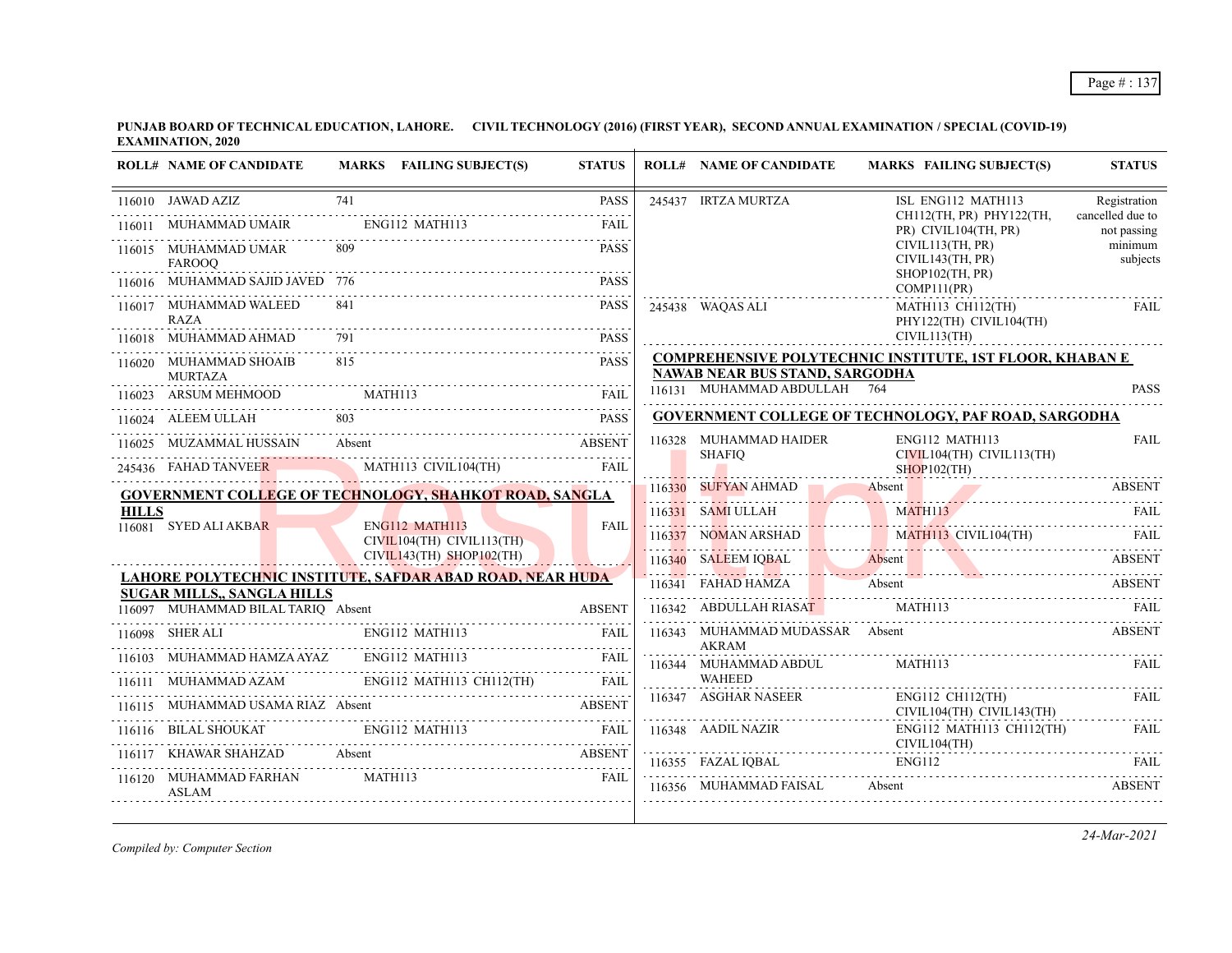**PUNJAB BOARD OF TECHNICAL EDUCATION, LAHORE. CIVIL TECHNOLOGY (2016) (FIRST YEAR), SECOND ANNUAL EXAMINATION / SPECIAL (COVID-19) EXAMINATION, 2020**

| ROLL# | NAME OF CANDIDATE | MARKS | FAILING SUBJECT(S) | STATUS |
|---|---|---|---|---|
| 116010 | JAWAD AZIZ | 741 | | PASS |
| 116011 | MUHAMMAD UMAIR | | ENG112 MATH113 | FAIL |
| 116015 | MUHAMMAD UMAR FAROOQ | 809 | | PASS |
| 116016 | MUHAMMAD SAJID JAVED | 776 | | PASS |
| 116017 | MUHAMMAD WALEED RAZA | 841 | | PASS |
| 116018 | MUHAMMAD AHMAD | 791 | | PASS |
| 116020 | MUHAMMAD SHOAIB MURTAZA | 815 | | PASS |
| 116023 | ARSUM MEHMOOD | | MATH113 | FAIL |
| 116024 | ALEEM ULLAH | 803 | | PASS |
| 116025 | MUZAMMAL HUSSAIN | Absent | | ABSENT |
| 245436 | FAHAD TANVEER | | MATH113 CIVIL104(TH) | FAIL |

**GOVERNMENT COLLEGE OF TECHNOLOGY, SHAHKOT ROAD, SANGLA HILLS**

| ROLL# | NAME OF CANDIDATE | MARKS | FAILING SUBJECT(S) | STATUS |
|---|---|---|---|---|
| 116081 | SYED ALI AKBAR | | ENG112 MATH113 CIVIL104(TH) CIVIL113(TH) CIVIL143(TH) SHOP102(TH) | FAIL |

**LAHORE POLYTECHNIC INSTITUTE, SAFDAR ABAD ROAD, NEAR HUDA SUGAR MILLS,, SANGLA HILLS**

| ROLL# | NAME OF CANDIDATE | MARKS | FAILING SUBJECT(S) | STATUS |
|---|---|---|---|---|
| 116097 | MUHAMMAD BILAL TARIQ | Absent | | ABSENT |
| 116098 | SHER ALI | | ENG112 MATH113 | FAIL |
| 116103 | MUHAMMAD HAMZA AYAZ | | ENG112 MATH113 | FAIL |
| 116111 | MUHAMMAD AZAM | | ENG112 MATH113 CH112(TH) | FAIL |
| 116115 | MUHAMMAD USAMA RIAZ | Absent | | ABSENT |
| 116116 | BILAL SHOUKAT | | ENG112 MATH113 | FAIL |
| 116117 | KHAWAR SHAHZAD | Absent | | ABSENT |
| 116120 | MUHAMMAD FARHAN ASLAM | | MATH113 | FAIL |
| 245437 | IRTZA MURTZA | | ISL ENG112 MATH113 CH112(TH, PR) PHY122(TH, PR) CIVIL104(TH, PR) CIVIL113(TH, PR) CIVIL143(TH, PR) SHOP102(TH, PR) COMP111(PR) | Registration cancelled due to not passing minimum subjects |
| 245438 | WAQAS ALI | | MATH113 CH112(TH) PHY122(TH) CIVIL104(TH) CIVIL113(TH) | FAIL |

**COMPREHENSIVE POLYTECHNIC INSTITUTE, 1ST FLOOR, KHABAN E NAWAB NEAR BUS STAND, SARGODHA**

| ROLL# | NAME OF CANDIDATE | MARKS | FAILING SUBJECT(S) | STATUS |
|---|---|---|---|---|
| 116131 | MUHAMMAD ABDULLAH | 764 | | PASS |

**GOVERNMENT COLLEGE OF TECHNOLOGY, PAF ROAD, SARGODHA**

| ROLL# | NAME OF CANDIDATE | MARKS | FAILING SUBJECT(S) | STATUS |
|---|---|---|---|---|
| 116328 | MUHAMMAD HAIDER SHAFIQ | | ENG112 MATH113 CIVIL104(TH) CIVIL113(TH) SHOP102(TH) | FAIL |
| 116330 | SUFYAN AHMAD | Absent | | ABSENT |
| 116331 | SAMI ULLAH | | MATH113 | FAIL |
| 116337 | NOMAN ARSHAD | | MATH113 CIVIL104(TH) | FAIL |
| 116340 | SALEEM IQBAL | Absent | | ABSENT |
| 116341 | FAHAD HAMZA | Absent | | ABSENT |
| 116342 | ABDULLAH RIASAT | | MATH113 | FAIL |
| 116343 | MUHAMMAD MUDASSAR AKRAM | Absent | | ABSENT |
| 116344 | MUHAMMAD ABDUL WAHEED | | MATH113 | FAIL |
| 116347 | ASGHAR NASEER | | ENG112 CH112(TH) CIVIL104(TH) CIVIL143(TH) | FAIL |
| 116348 | AADIL NAZIR | | ENG112 MATH113 CH112(TH) CIVIL104(TH) | FAIL |
| 116355 | FAZAL IQBAL | | ENG112 | FAIL |
| 116356 | MUHAMMAD FAISAL | Absent | | ABSENT |

*Compiled by: Computer Section*

*24-Mar-2021*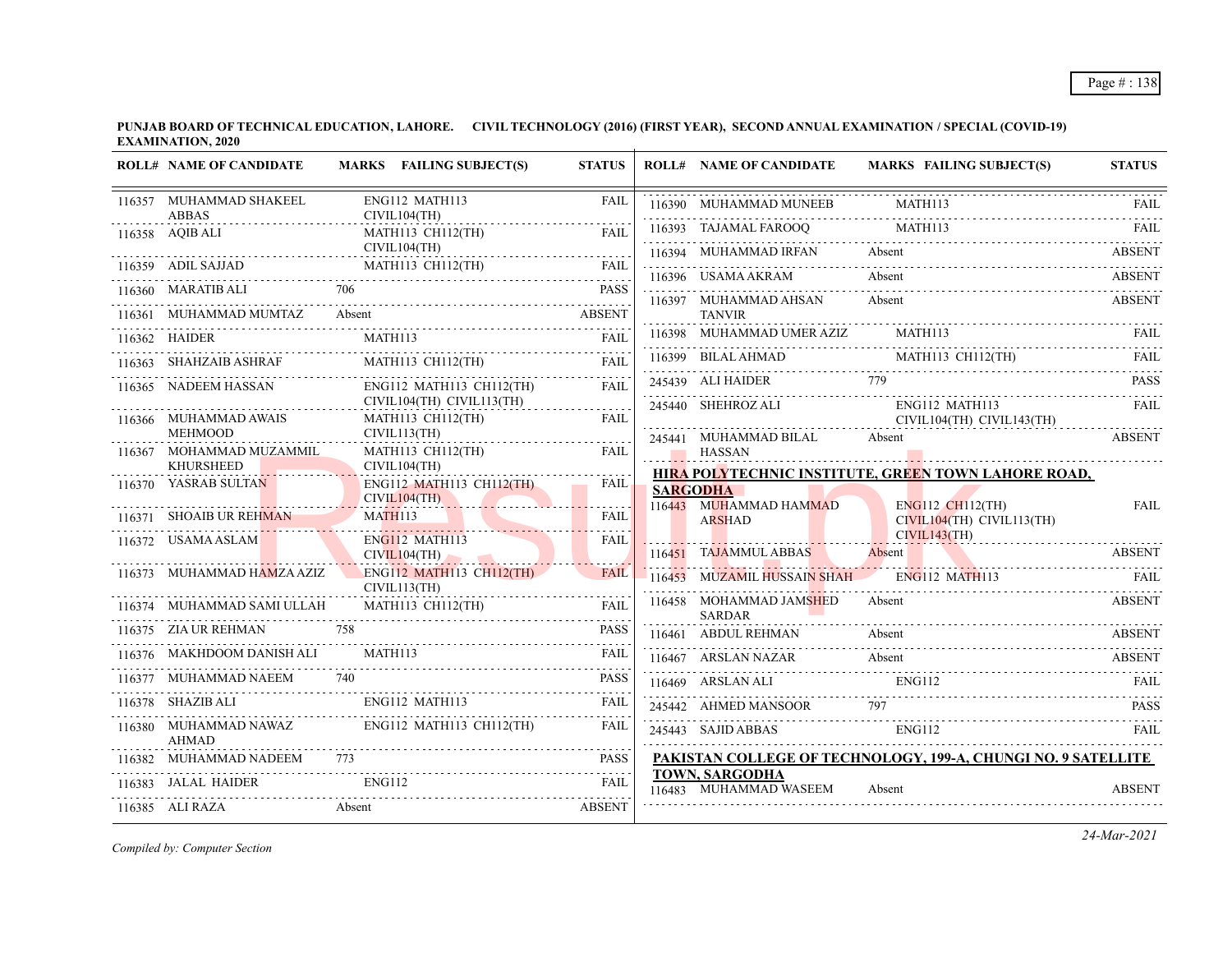**PUNJAB BOARD OF TECHNICAL EDUCATION, LAHORE. CIVIL TECHNOLOGY (2016) (FIRST YEAR), SECOND ANNUAL EXAMINATION / SPECIAL (COVID-19) EXAMINATION, 2020**

| ROLL# | NAME OF CANDIDATE | MARKS | FAILING SUBJECT(S) | STATUS |
|---|---|---|---|---|
| 116357 | MUHAMMAD SHAKEEL ABBAS | | ENG112 MATH113 CIVIL104(TH) | FAIL |
| 116358 | AQIB ALI | | MATH113 CH112(TH) CIVIL104(TH) | FAIL |
| 116359 | ADIL SAJJAD | | MATH113 CH112(TH) | FAIL |
| 116360 | MARATIB ALI | 706 | | PASS |
| 116361 | MUHAMMAD MUMTAZ | Absent | | ABSENT |
| 116362 | HAIDER | | MATH113 | FAIL |
| 116363 | SHAHZAIB ASHRAF | | MATH113 CH112(TH) | FAIL |
| 116365 | NADEEM HASSAN | | ENG112 MATH113 CH112(TH) CIVIL104(TH) CIVIL113(TH) | FAIL |
| 116366 | MUHAMMAD AWAIS MEHMOOD | | MATH113 CH112(TH) CIVIL113(TH) | FAIL |
| 116367 | MOHAMMAD MUZAMMIL KHURSHEED | | MATH113 CH112(TH) CIVIL104(TH) | FAIL |
| 116370 | YASRAB SULTAN | | ENG112 MATH113 CH112(TH) CIVIL104(TH) | FAIL |
| 116371 | SHOAIB UR REHMAN | | MATH113 | FAIL |
| 116372 | USAMA ASLAM | | ENG112 MATH113 CIVIL104(TH) | FAIL |
| 116373 | MUHAMMAD HAMZA AZIZ | | ENG112 MATH113 CH112(TH) CIVIL113(TH) | FAIL |
| 116374 | MUHAMMAD SAMI ULLAH | | MATH113 CH112(TH) | FAIL |
| 116375 | ZIA UR REHMAN | 758 | | PASS |
| 116376 | MAKHDOOM DANISH ALI | | MATH113 | FAIL |
| 116377 | MUHAMMAD NAEEM | 740 | | PASS |
| 116378 | SHAZIB ALI | | ENG112 MATH113 | FAIL |
| 116380 | MUHAMMAD NAWAZ AHMAD | | ENG112 MATH113 CH112(TH) | FAIL |
| 116382 | MUHAMMAD NADEEM | 773 | | PASS |
| 116383 | JALAL HAIDER | | ENG112 | FAIL |
| 116385 | ALI RAZA | Absent | | ABSENT |
| 116390 | MUHAMMAD MUNEEB | | MATH113 | FAIL |
| 116393 | TAJAMAL FAROOQ | | MATH113 | FAIL |
| 116394 | MUHAMMAD IRFAN | Absent | | ABSENT |
| 116396 | USAMA AKRAM | Absent | | ABSENT |
| 116397 | MUHAMMAD AHSAN TANVIR | Absent | | ABSENT |
| 116398 | MUHAMMAD UMER AZIZ | | MATH113 | FAIL |
| 116399 | BILAL AHMAD | | MATH113 CH112(TH) | FAIL |
| 245439 | ALI HAIDER | 779 | | PASS |
| 245440 | SHEHROZ ALI | | ENG112 MATH113 CIVIL104(TH) CIVIL143(TH) | FAIL |
| 245441 | MUHAMMAD BILAL HASSAN | Absent | | ABSENT |

**HIRA POLYTECHNIC INSTITUTE, GREEN TOWN LAHORE ROAD, SARGODHA**

| ROLL# | NAME OF CANDIDATE | MARKS | FAILING SUBJECT(S) | STATUS |
|---|---|---|---|---|
| 116443 | MUHAMMAD HAMMAD ARSHAD | | ENG112 CH112(TH) CIVIL104(TH) CIVIL113(TH) CIVIL143(TH) | FAIL |
| 116451 | TAJAMMUL ABBAS | Absent | | ABSENT |
| 116453 | MUZAMIL HUSSAIN SHAH | | ENG112 MATH113 | FAIL |
| 116458 | MOHAMMAD JAMSHED SARDAR | Absent | | ABSENT |
| 116461 | ABDUL REHMAN | Absent | | ABSENT |
| 116467 | ARSLAN NAZAR | Absent | | ABSENT |
| 116469 | ARSLAN ALI | | ENG112 | FAIL |
| 245442 | AHMED MANSOOR | 797 | | PASS |
| 245443 | SAJID ABBAS | | ENG112 | FAIL |

**PAKISTAN COLLEGE OF TECHNOLOGY, 199-A, CHUNGI NO. 9 SATELLITE TOWN, SARGODHA**

| ROLL# | NAME OF CANDIDATE | MARKS | FAILING SUBJECT(S) | STATUS |
|---|---|---|---|---|
| 116483 | MUHAMMAD WASEEM | Absent | | ABSENT |

*Compiled by: Computer Section*

24-Mar-2021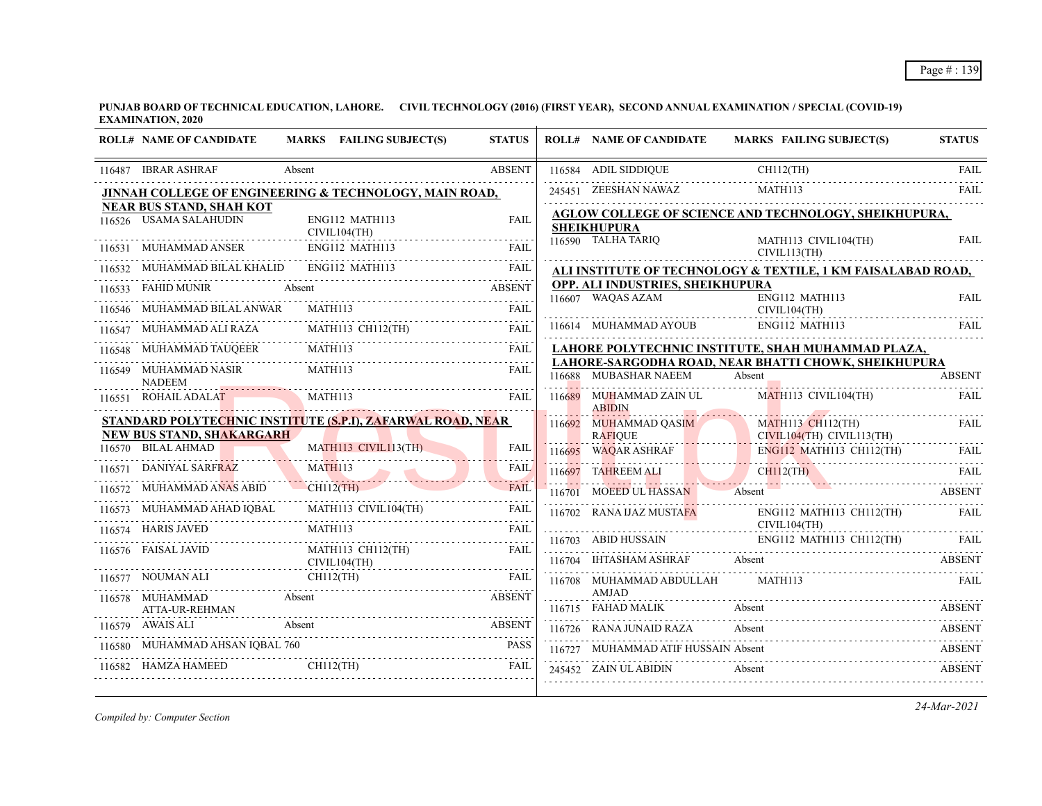**PUNJAB BOARD OF TECHNICAL EDUCATION, LAHORE. CIVIL TECHNOLOGY (2016) (FIRST YEAR), SECOND ANNUAL EXAMINATION / SPECIAL (COVID-19) EXAMINATION, 2020**

| ROLL# | NAME OF CANDIDATE | MARKS | FAILING SUBJECT(S) | STATUS |
|---|---|---|---|---|
| 116487 | IBRAR ASHRAF | Absent | | ABSENT |

**JINNAH COLLEGE OF ENGINEERING & TECHNOLOGY, MAIN ROAD, NEAR BUS STAND, SHAH KOT**

| ROLL# | NAME OF CANDIDATE | MARKS | FAILING SUBJECT(S) | STATUS |
|---|---|---|---|---|
| 116526 | USAMA SALAHUDIN | | ENG112 MATH113 CIVIL104(TH) | FAIL |
| 116531 | MUHAMMAD ANSER | | ENG112 MATH113 | FAIL |
| 116532 | MUHAMMAD BILAL KHALID | | ENG112 MATH113 | FAIL |
| 116533 | FAHID MUNIR | Absent | | ABSENT |
| 116546 | MUHAMMAD BILAL ANWAR | | MATH113 | FAIL |
| 116547 | MUHAMMAD ALI RAZA | | MATH113 CH112(TH) | FAIL |
| 116548 | MUHAMMAD TAUQEER | | MATH113 | FAIL |
| 116549 | MUHAMMAD NASIR NADEEM | | MATH113 | FAIL |
| 116551 | ROHAIL ADALAT | | MATH113 | FAIL |

**STANDARD POLYTECHNIC INSTITUTE (S.P.I), ZAFARWAL ROAD, NEAR NEW BUS STAND, SHAKARGARH**

| ROLL# | NAME OF CANDIDATE | MARKS | FAILING SUBJECT(S) | STATUS |
|---|---|---|---|---|
| 116570 | BILAL AHMAD | | MATH113 CIVIL113(TH) | FAIL |
| 116571 | DANIYAL SARFRAZ | | MATH113 | FAIL |
| 116572 | MUHAMMAD ANAS ABID | | CH112(TH) | FAIL |
| 116573 | MUHAMMAD AHAD IQBAL | | MATH113 CIVIL104(TH) | FAIL |
| 116574 | HARIS JAVED | | MATH113 | FAIL |
| 116576 | FAISAL JAVID | | MATH113 CH112(TH) CIVIL104(TH) | FAIL |
| 116577 | NOUMAN ALI | | CH112(TH) | FAIL |
| 116578 | MUHAMMAD ATTA-UR-REHMAN | Absent | | ABSENT |
| 116579 | AWAIS ALI | Absent | | ABSENT |
| 116580 | MUHAMMAD AHSAN IQBAL | 760 | | PASS |
| 116582 | HAMZA HAMEED | | CH112(TH) | FAIL |
| 116584 | ADIL SIDDIQUE | | CH112(TH) | FAIL |
| 245451 | ZEESHAN NAWAZ | | MATH113 | FAIL |

**AGLOW COLLEGE OF SCIENCE AND TECHNOLOGY, SHEIKHUPURA, SHEIKHUPURA**

| ROLL# | NAME OF CANDIDATE | MARKS | FAILING SUBJECT(S) | STATUS |
|---|---|---|---|---|
| 116590 | TALHA TARIQ | | MATH113 CIVIL104(TH) CIVIL113(TH) | FAIL |

**ALI INSTITUTE OF TECHNOLOGY & TEXTILE, 1 KM FAISALABAD ROAD, OPP. ALI INDUSTRIES, SHEIKHUPURA**

| ROLL# | NAME OF CANDIDATE | MARKS | FAILING SUBJECT(S) | STATUS |
|---|---|---|---|---|
| 116607 | WAQAS AZAM | | ENG112 MATH113 CIVIL104(TH) | FAIL |
| 116614 | MUHAMMAD AYOUB | | ENG112 MATH113 | FAIL |

**LAHORE POLYTECHNIC INSTITUTE, SHAH MUHAMMAD PLAZA, LAHORE-SARGODHA ROAD, NEAR BHATTI CHOWK, SHEIKHUPURA**

| ROLL# | NAME OF CANDIDATE | MARKS | FAILING SUBJECT(S) | STATUS |
|---|---|---|---|---|
| 116688 | MUBASHAR NAEEM | Absent | | ABSENT |
| 116689 | MUHAMMAD ZAIN UL ABIDIN | | MATH113 CIVIL104(TH) | FAIL |
| 116692 | MUHAMMAD QASIM RAFIQUE | | MATH113 CH112(TH) CIVIL104(TH) CIVIL113(TH) | FAIL |
| 116695 | WAQAR ASHRAF | | ENG112 MATH113 CH112(TH) | FAIL |
| 116697 | TAHREEM ALI | | CH112(TH) | FAIL |
| 116701 | MOEED UL HASSAN | Absent | | ABSENT |
| 116702 | RANA IJAZ MUSTAFA | | ENG112 MATH113 CH112(TH) CIVIL104(TH) | FAIL |
| 116703 | ABID HUSSAIN | | ENG112 MATH113 CH112(TH) | FAIL |
| 116704 | IHTASHAM ASHRAF | Absent | | ABSENT |
| 116708 | MUHAMMAD ABDULLAH AMJAD | | MATH113 | FAIL |
| 116715 | FAHAD MALIK | Absent | | ABSENT |
| 116726 | RANA JUNAID RAZA | Absent | | ABSENT |
| 116727 | MUHAMMAD ATIF HUSSAIN | Absent | | ABSENT |
| 245452 | ZAIN UL ABIDIN | Absent | | ABSENT |

*Compiled by: Computer Section*

24-Mar-2021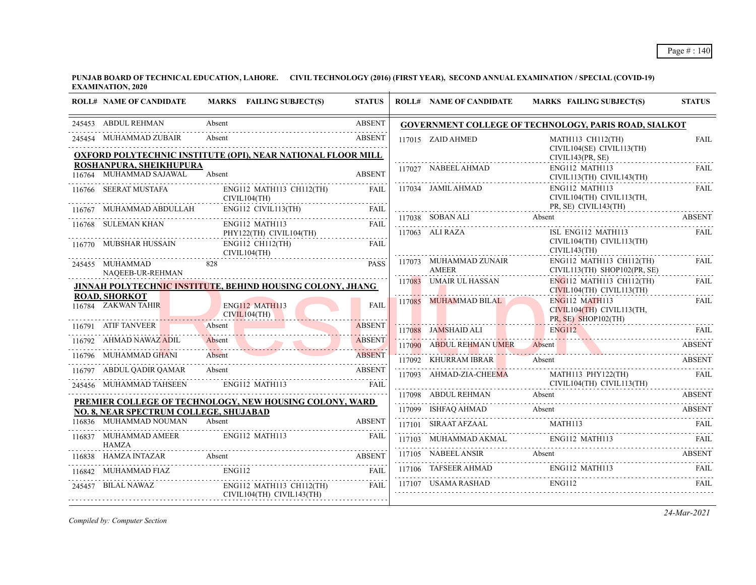**PUNJAB BOARD OF TECHNICAL EDUCATION, LAHORE. CIVIL TECHNOLOGY (2016) (FIRST YEAR), SECOND ANNUAL EXAMINATION / SPECIAL (COVID-19) EXAMINATION, 2020**

| ROLL# | NAME OF CANDIDATE | MARKS | FAILING SUBJECT(S) | STATUS |
|---|---|---|---|---|
| 245453 | ABDUL REHMAN | Absent | | ABSENT |
| 245454 | MUHAMMAD ZUBAIR | Absent | | ABSENT |

**OXFORD POLYTECHNIC INSTITUTE (OPI), NEAR NATIONAL FLOOR MILL ROSHANPURA, SHEIKHUPURA**

| ROLL# | NAME OF CANDIDATE | MARKS | FAILING SUBJECT(S) | STATUS |
|---|---|---|---|---|
| 116764 | MUHAMMAD SAJAWAL | Absent | | ABSENT |
| 116766 | SEERAT MUSTAFA | | ENG112 MATH113 CH112(TH) CIVIL104(TH) | FAIL |
| 116767 | MUHAMMAD ABDULLAH | | ENG112 CIVIL113(TH) | FAIL |
| 116768 | SULEMAN KHAN | | ENG112 MATH113 PHY122(TH) CIVIL104(TH) | FAIL |
| 116770 | MUBSHAR HUSSAIN | | ENG112 CH112(TH) CIVIL104(TH) | FAIL |
| 245455 | MUHAMMAD NAQEEB-UR-REHMAN | 828 | | PASS |

**JINNAH POLYTECHNIC INSTITUTE, BEHIND HOUSING COLONY, JHANG ROAD, SHORKOT**

| ROLL# | NAME OF CANDIDATE | MARKS | FAILING SUBJECT(S) | STATUS |
|---|---|---|---|---|
| 116784 | ZAKWAN TAHIR | | ENG112 MATH113 CIVIL104(TH) | FAIL |
| 116791 | ATIF TANVEER | Absent | | ABSENT |
| 116792 | AHMAD NAWAZ ADIL | Absent | | ABSENT |
| 116796 | MUHAMMAD GHANI | Absent | | ABSENT |
| 116797 | ABDUL QADIR QAMAR | Absent | | ABSENT |
| 245456 | MUHAMMAD TAHSEEN | | ENG112 MATH113 | FAIL |

**PREMIER COLLEGE OF TECHNOLOGY, NEW HOUSING COLONY, WARD NO. 8, NEAR SPECTRUM COLLEGE, SHUJABAD**

| ROLL# | NAME OF CANDIDATE | MARKS | FAILING SUBJECT(S) | STATUS |
|---|---|---|---|---|
| 116836 | MUHAMMAD NOUMAN | Absent | | ABSENT |
| 116837 | MUHAMMAD AMEER HAMZA | | ENG112 MATH113 | FAIL |
| 116838 | HAMZA INTAZAR | Absent | | ABSENT |
| 116842 | MUHAMMAD FIAZ | | ENG112 | FAIL |
| 245457 | BILAL NAWAZ | | ENG112 MATH113 CH112(TH) CIVIL104(TH) CIVIL143(TH) | FAIL |

**GOVERNMENT COLLEGE OF TECHNOLOGY, PARIS ROAD, SIALKOT**

| ROLL# | NAME OF CANDIDATE | MARKS | FAILING SUBJECT(S) | STATUS |
|---|---|---|---|---|
| 117015 | ZAID AHMED | | MATH113 CH112(TH) CIVIL104(SE) CIVIL113(TH) CIVIL143(PR, SE) | FAIL |
| 117027 | NABEEL AHMAD | | ENG112 MATH113 CIVIL113(TH) CIVIL143(TH) | FAIL |
| 117034 | JAMIL AHMAD | | ENG112 MATH113 CIVIL104(TH) CIVIL113(TH, PR, SE) CIVIL143(TH) | FAIL |
| 117038 | SOBAN ALI | Absent | | ABSENT |
| 117063 | ALI RAZA | | ISL ENG112 MATH113 CIVIL104(TH) CIVIL113(TH) CIVIL143(TH) | FAIL |
| 117073 | MUHAMMAD ZUNAIR AMEER | | ENG112 MATH113 CH112(TH) CIVIL113(TH) SHOP102(PR, SE) | FAIL |
| 117083 | UMAIR UL HASSAN | | ENG112 MATH113 CH112(TH) CIVIL104(TH) CIVIL113(TH) | FAIL |
| 117085 | MUHAMMAD BILAL | | ENG112 MATH113 CIVIL104(TH) CIVIL113(TH, PR, SE) SHOP102(TH) | FAIL |
| 117088 | JAMSHAID ALI | | ENG112 | FAIL |
| 117090 | ABDUL REHMAN UMER | Absent | | ABSENT |
| 117092 | KHURRAM IBRAR | Absent | | ABSENT |
| 117093 | AHMAD-ZIA-CHEEMA | | MATH113 PHY122(TH) CIVIL104(TH) CIVIL113(TH) | FAIL |
| 117098 | ABDUL REHMAN | Absent | | ABSENT |
| 117099 | ISHFAQ AHMAD | Absent | | ABSENT |
| 117101 | SIRAAT AFZAAL | | MATH113 | FAIL |
| 117103 | MUHAMMAD AKMAL | | ENG112 MATH113 | FAIL |
| 117105 | NABEEL ANSIR | Absent | | ABSENT |
| 117106 | TAFSEER AHMAD | | ENG112 MATH113 | FAIL |
| 117107 | USAMA RASHAD | | ENG112 | FAIL |

*Compiled by: Computer Section*

*24-Mar-2021*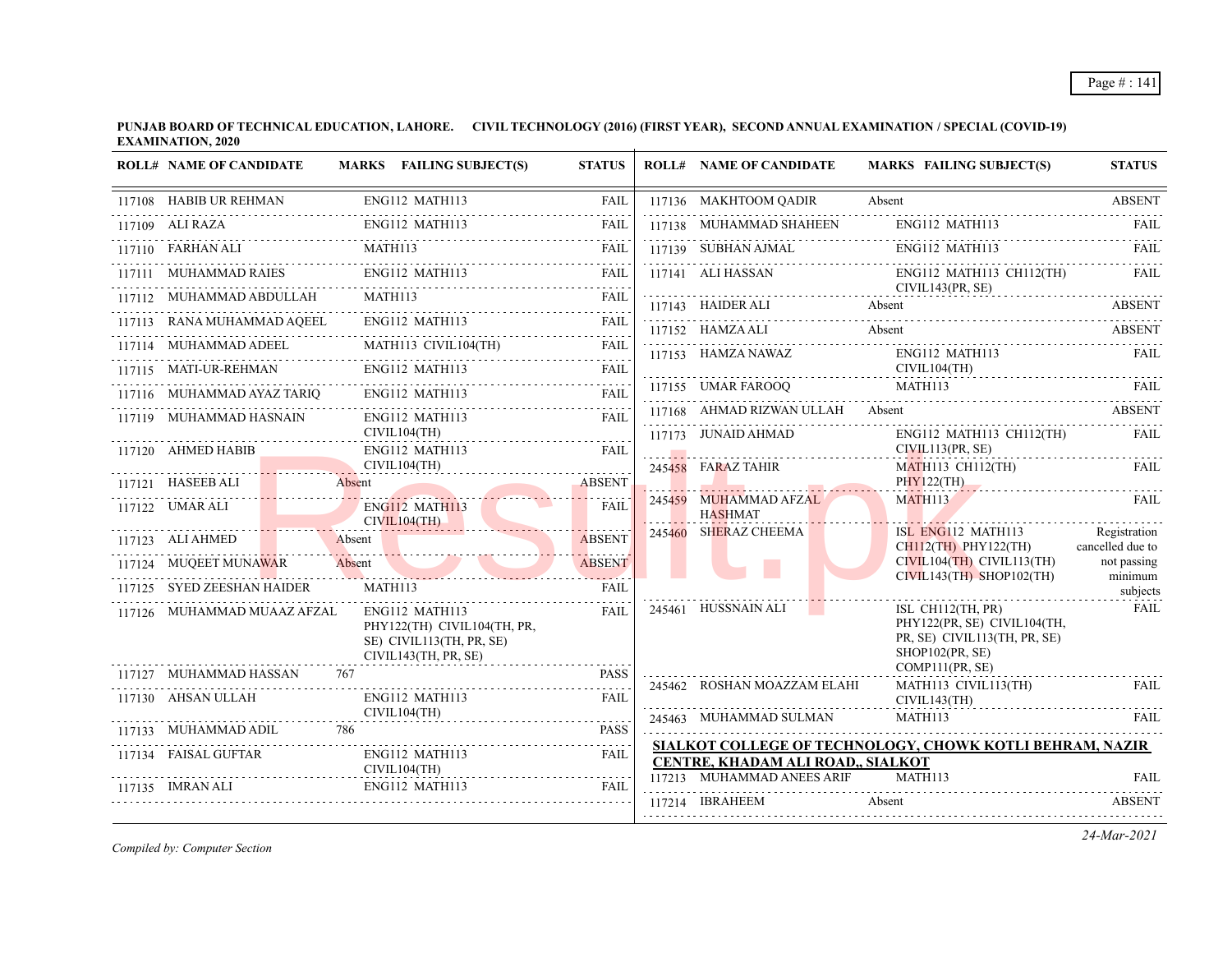**PUNJAB BOARD OF TECHNICAL EDUCATION, LAHORE. CIVIL TECHNOLOGY (2016) (FIRST YEAR), SECOND ANNUAL EXAMINATION / SPECIAL (COVID-19) EXAMINATION, 2020**

| ROLL# | NAME OF CANDIDATE | MARKS | FAILING SUBJECT(S) | STATUS |
|---|---|---|---|---|
| 117108 | HABIB UR REHMAN | | ENG112 MATH113 | FAIL |
| 117109 | ALI RAZA | | ENG112 MATH113 | FAIL |
| 117110 | FARHAN ALI | | MATH113 | FAIL |
| 117111 | MUHAMMAD RAIES | | ENG112 MATH113 | FAIL |
| 117112 | MUHAMMAD ABDULLAH | | MATH113 | FAIL |
| 117113 | RANA MUHAMMAD AQEEL | | ENG112 MATH113 | FAIL |
| 117114 | MUHAMMAD ADEEL | | MATH113 CIVIL104(TH) | FAIL |
| 117115 | MATI-UR-REHMAN | | ENG112 MATH113 | FAIL |
| 117116 | MUHAMMAD AYAZ TARIQ | | ENG112 MATH113 | FAIL |
| 117119 | MUHAMMAD HASNAIN | | ENG112 MATH113 CIVIL104(TH) | FAIL |
| 117120 | AHMED HABIB | | ENG112 MATH113 CIVIL104(TH) | FAIL |
| 117121 | HASEEB ALI | Absent | | ABSENT |
| 117122 | UMAR ALI | | ENG112 MATH113 CIVIL104(TH) | FAIL |
| 117123 | ALI AHMED | Absent | | ABSENT |
| 117124 | MUQEET MUNAWAR | Absent | | ABSENT |
| 117125 | SYED ZEESHAN HAIDER | | MATH113 | FAIL |
| 117126 | MUHAMMAD MUAAZ AFZAL | | ENG112 MATH113 PHY122(TH) CIVIL104(TH, PR, SE) CIVIL113(TH, PR, SE) CIVIL143(TH, PR, SE) | FAIL |
| 117127 | MUHAMMAD HASSAN | 767 | | PASS |
| 117130 | AHSAN ULLAH | | ENG112 MATH113 CIVIL104(TH) | FAIL |
| 117133 | MUHAMMAD ADIL | 786 | | PASS |
| 117134 | FAISAL GUFTAR | | ENG112 MATH113 CIVIL104(TH) | FAIL |
| 117135 | IMRAN ALI | | ENG112 MATH113 | FAIL |
| 117136 | MAKHTOOM QADIR | Absent | | ABSENT |
| 117138 | MUHAMMAD SHAHEEN | | ENG112 MATH113 | FAIL |
| 117139 | SUBHAN AJMAL | | ENG112 MATH113 | FAIL |
| 117141 | ALI HASSAN | | ENG112 MATH113 CH112(TH) CIVIL143(PR, SE) | FAIL |
| 117143 | HAIDER ALI | Absent | | ABSENT |
| 117152 | HAMZA ALI | Absent | | ABSENT |
| 117153 | HAMZA NAWAZ | | ENG112 MATH113 CIVIL104(TH) | FAIL |
| 117155 | UMAR FAROOQ | | MATH113 | FAIL |
| 117168 | AHMAD RIZWAN ULLAH | Absent | | ABSENT |
| 117173 | JUNAID AHMAD | | ENG112 MATH113 CH112(TH) CIVIL113(PR, SE) | FAIL |
| 245458 | FARAZ TAHIR | | MATH113 CH112(TH) PHY122(TH) | FAIL |
| 245459 | MUHAMMAD AFZAL HASHMAT | | MATH113 | FAIL |
| 245460 | SHERAZ CHEEMA | | ISL ENG112 MATH113 CH112(TH) PHY122(TH) CIVIL104(TH) CIVIL113(TH) CIVIL143(TH) SHOP102(TH) | Registration cancelled due to not passing minimum subjects |
| 245461 | HUSSNAIN ALI | | ISL CH112(TH, PR) PHY122(PR, SE) CIVIL104(TH, PR, SE) CIVIL113(TH, PR, SE) SHOP102(PR, SE) COMP111(PR, SE) | FAIL |
| 245462 | ROSHAN MOAZZAM ELAHI | | MATH113 CIVIL113(TH) CIVIL143(TH) | FAIL |
| 245463 | MUHAMMAD SULMAN | | MATH113 | FAIL |

**SIALKOT COLLEGE OF TECHNOLOGY, CHOWK KOTLI BEHRAM, NAZIR CENTRE, KHADAM ALI ROAD,, SIALKOT**

| ROLL# | NAME OF CANDIDATE | MARKS | FAILING SUBJECT(S) | STATUS |
|---|---|---|---|---|
| 117213 | MUHAMMAD ANEES ARIF | | MATH113 | FAIL |
| 117214 | IBRAHEEM | Absent | | ABSENT |

*Compiled by: Computer Section*

*24-Mar-2021*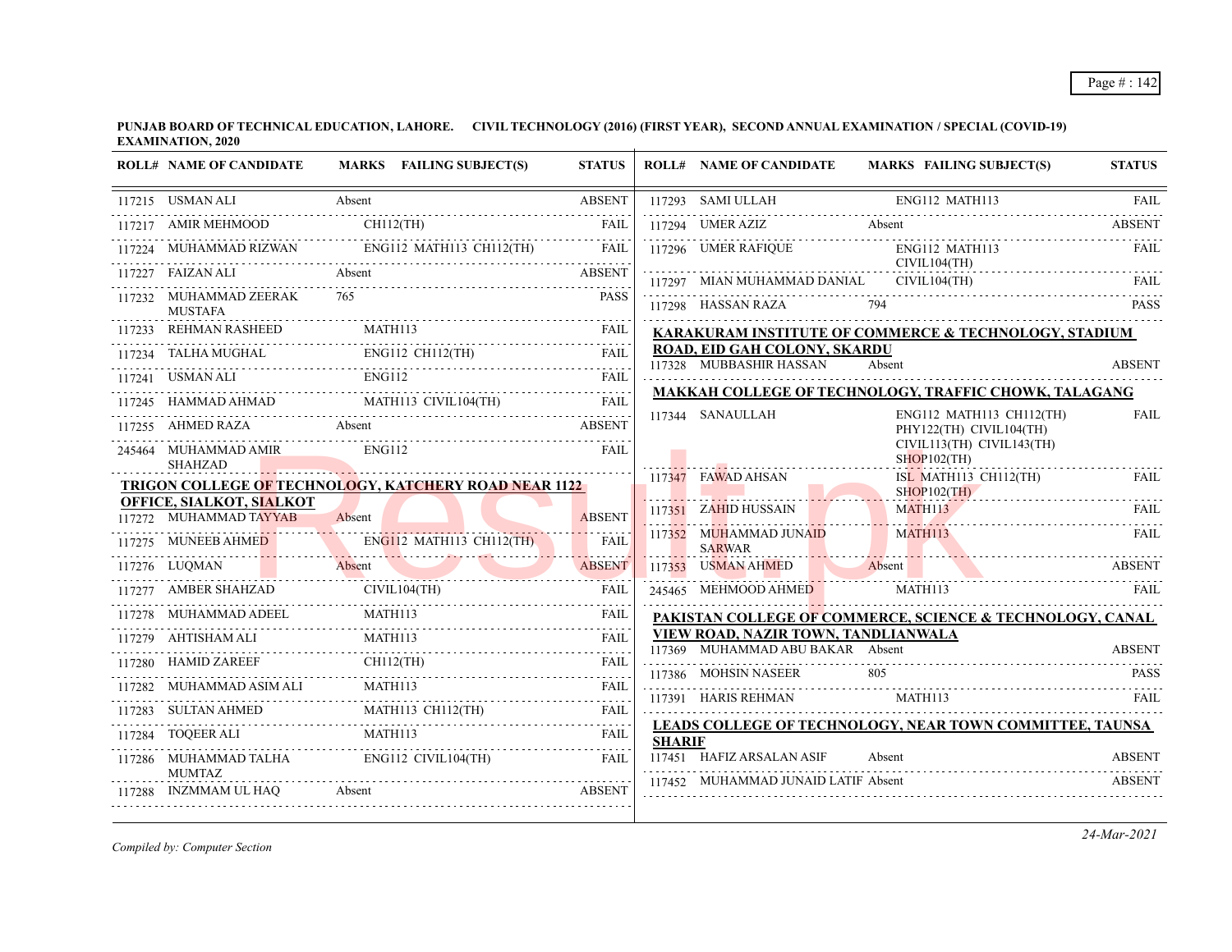**PUNJAB BOARD OF TECHNICAL EDUCATION, LAHORE. CIVIL TECHNOLOGY (2016) (FIRST YEAR), SECOND ANNUAL EXAMINATION / SPECIAL (COVID-19) EXAMINATION, 2020**

| ROLL# | NAME OF CANDIDATE | MARKS | FAILING SUBJECT(S) | STATUS |
|---|---|---|---|---|
| 117215 | USMAN ALI | Absent | | ABSENT |
| 117217 | AMIR MEHMOOD | | CH112(TH) | FAIL |
| 117224 | MUHAMMAD RIZWAN | | ENG112 MATH113 CH112(TH) | FAIL |
| 117227 | FAIZAN ALI | Absent | | ABSENT |
| 117232 | MUHAMMAD ZEERAK MUSTAFA | 765 | | PASS |
| 117233 | REHMAN RASHEED | | MATH113 | FAIL |
| 117234 | TALHA MUGHAL | | ENG112 CH112(TH) | FAIL |
| 117241 | USMAN ALI | | ENG112 | FAIL |
| 117245 | HAMMAD AHMAD | | MATH113 CIVIL104(TH) | FAIL |
| 117255 | AHMED RAZA | Absent | | ABSENT |
| 245464 | MUHAMMAD AMIR SHAHZAD | | ENG112 | FAIL |

**TRIGON COLLEGE OF TECHNOLOGY, KATCHERY ROAD NEAR 1122 OFFICE, SIALKOT, SIALKOT**

| ROLL# | NAME OF CANDIDATE | MARKS | FAILING SUBJECT(S) | STATUS |
|---|---|---|---|---|
| 117272 | MUHAMMAD TAYYAB | Absent | | ABSENT |
| 117275 | MUNEEB AHMED | | ENG112 MATH113 CH112(TH) | FAIL |
| 117276 | LUQMAN | Absent | | ABSENT |
| 117277 | AMBER SHAHZAD | | CIVIL104(TH) | FAIL |
| 117278 | MUHAMMAD ADEEL | | MATH113 | FAIL |
| 117279 | AHTISHAM ALI | | MATH113 | FAIL |
| 117280 | HAMID ZAREEF | | CH112(TH) | FAIL |
| 117282 | MUHAMMAD ASIM ALI | | MATH113 | FAIL |
| 117283 | SULTAN AHMED | | MATH113 CH112(TH) | FAIL |
| 117284 | TOQEER ALI | | MATH113 | FAIL |
| 117286 | MUHAMMAD TALHA MUMTAZ | | ENG112 CIVIL104(TH) | FAIL |
| 117288 | INZMAMM UL HAQ | Absent | | ABSENT |
| 117293 | SAMI ULLAH | | ENG112 MATH113 | FAIL |
| 117294 | UMER AZIZ | Absent | | ABSENT |
| 117296 | UMER RAFIQUE | | ENG112 MATH113 CIVIL104(TH) | FAIL |
| 117297 | MIAN MUHAMMAD DANIAL | | CIVIL104(TH) | FAIL |
| 117298 | HASSAN RAZA | 794 | | PASS |

**KARAKURAM INSTITUTE OF COMMERCE & TECHNOLOGY, STADIUM ROAD, EID GAH COLONY, SKARDU**

| ROLL# | NAME OF CANDIDATE | MARKS | FAILING SUBJECT(S) | STATUS |
|---|---|---|---|---|
| 117328 | MUBBASHIR HASSAN | Absent | | ABSENT |

**MAKKAH COLLEGE OF TECHNOLOGY, TRAFFIC CHOWK, TALAGANG**

| ROLL# | NAME OF CANDIDATE | MARKS | FAILING SUBJECT(S) | STATUS |
|---|---|---|---|---|
| 117344 | SANAULLAH | | ENG112 MATH113 CH112(TH) PHY122(TH) CIVIL104(TH) CIVIL113(TH) CIVIL143(TH) SHOP102(TH) | FAIL |
| 117347 | FAWAD AHSAN | | ISL MATH113 CH112(TH) SHOP102(TH) | FAIL |
| 117351 | ZAHID HUSSAIN | | MATH113 | FAIL |
| 117352 | MUHAMMAD JUNAID SARWAR | | MATH113 | FAIL |
| 117353 | USMAN AHMED | Absent | | ABSENT |
| 245465 | MEHMOOD AHMED | | MATH113 | FAIL |

**PAKISTAN COLLEGE OF COMMERCE, SCIENCE & TECHNOLOGY, CANAL VIEW ROAD, NAZIR TOWN, TANDLIANWALA**

| ROLL# | NAME OF CANDIDATE | MARKS | FAILING SUBJECT(S) | STATUS |
|---|---|---|---|---|
| 117369 | MUHAMMAD ABU BAKAR | Absent | | ABSENT |
| 117386 | MOHSIN NASEER | 805 | | PASS |
| 117391 | HARIS REHMAN | | MATH113 | FAIL |

**LEADS COLLEGE OF TECHNOLOGY, NEAR TOWN COMMITTEE, TAUNSA SHARIF**

| ROLL# | NAME OF CANDIDATE | MARKS | FAILING SUBJECT(S) | STATUS |
|---|---|---|---|---|
| 117451 | HAFIZ ARSALAN ASIF | Absent | | ABSENT |
| 117452 | MUHAMMAD JUNAID LATIF | Absent | | ABSENT |

*Compiled by: Computer Section*

*24-Mar-2021*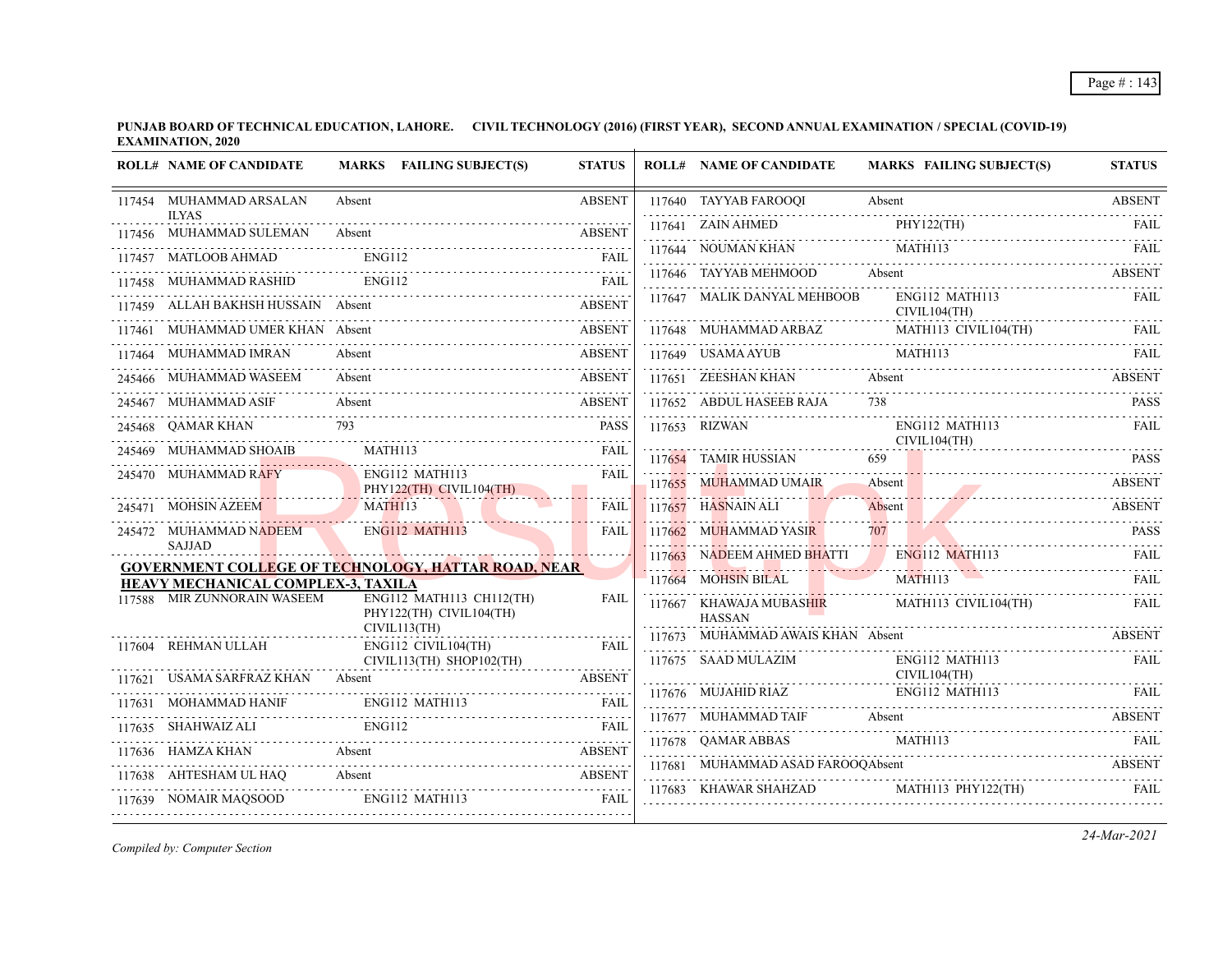**PUNJAB BOARD OF TECHNICAL EDUCATION, LAHORE. CIVIL TECHNOLOGY (2016) (FIRST YEAR), SECOND ANNUAL EXAMINATION / SPECIAL (COVID-19) EXAMINATION, 2020**

| ROLL# | NAME OF CANDIDATE | MARKS | FAILING SUBJECT(S) | STATUS |
|---|---|---|---|---|
| 117454 | MUHAMMAD ARSALAN ILYAS | Absent | | ABSENT |
| 117456 | MUHAMMAD SULEMAN | Absent | | ABSENT |
| 117457 | MATLOOB AHMAD | | ENG112 | FAIL |
| 117458 | MUHAMMAD RASHID | | ENG112 | FAIL |
| 117459 | ALLAH BAKHSH HUSSAIN | Absent | | ABSENT |
| 117461 | MUHAMMAD UMER KHAN | Absent | | ABSENT |
| 117464 | MUHAMMAD IMRAN | Absent | | ABSENT |
| 245466 | MUHAMMAD WASEEM | Absent | | ABSENT |
| 245467 | MUHAMMAD ASIF | Absent | | ABSENT |
| 245468 | QAMAR KHAN | 793 | | PASS |
| 245469 | MUHAMMAD SHOAIB | | MATH113 | FAIL |
| 245470 | MUHAMMAD RAFY | | ENG112 MATH113 PHY122(TH) CIVIL104(TH) | FAIL |
| 245471 | MOHSIN AZEEM | | MATH113 | FAIL |
| 245472 | MUHAMMAD NADEEM SAJJAD | | ENG112 MATH113 | FAIL |

**GOVERNMENT COLLEGE OF TECHNOLOGY, HATTAR ROAD, NEAR HEAVY MECHANICAL COMPLEX-3, TAXILA**

| ROLL# | NAME OF CANDIDATE | MARKS | FAILING SUBJECT(S) | STATUS |
|---|---|---|---|---|
| 117588 | MIR ZUNNORAIN WASEEM | | ENG112 MATH113 CH112(TH) PHY122(TH) CIVIL104(TH) CIVIL113(TH) | FAIL |
| 117604 | REHMAN ULLAH | | ENG112 CIVIL104(TH) CIVIL113(TH) SHOP102(TH) | FAIL |
| 117621 | USAMA SARFRAZ KHAN | Absent | | ABSENT |
| 117631 | MOHAMMAD HANIF | | ENG112 MATH113 | FAIL |
| 117635 | SHAHWAIZ ALI | | ENG112 | FAIL |
| 117636 | HAMZA KHAN | Absent | | ABSENT |
| 117638 | AHTESHAM UL HAQ | Absent | | ABSENT |
| 117639 | NOMAIR MAQSOOD | | ENG112 MATH113 | FAIL |
| 117640 | TAYYAB FAROOQI | Absent | | ABSENT |
| 117641 | ZAIN AHMED | | PHY122(TH) | FAIL |
| 117644 | NOUMAN KHAN | | MATH113 | FAIL |
| 117646 | TAYYAB MEHMOOD | Absent | | ABSENT |
| 117647 | MALIK DANYAL MEHBOOB | | ENG112 MATH113 CIVIL104(TH) | FAIL |
| 117648 | MUHAMMAD ARBAZ | | MATH113 CIVIL104(TH) | FAIL |
| 117649 | USAMA AYUB | | MATH113 | FAIL |
| 117651 | ZEESHAN KHAN | Absent | | ABSENT |
| 117652 | ABDUL HASEEB RAJA | 738 | | PASS |
| 117653 | RIZWAN | | ENG112 MATH113 CIVIL104(TH) | FAIL |
| 117654 | TAMIR HUSSIAN | 659 | | PASS |
| 117655 | MUHAMMAD UMAIR | Absent | | ABSENT |
| 117657 | HASNAIN ALI | Absent | | ABSENT |
| 117662 | MUHAMMAD YASIR | 707 | | PASS |
| 117663 | NADEEM AHMED BHATTI | | ENG112 MATH113 | FAIL |
| 117664 | MOHSIN BILAL | | MATH113 | FAIL |
| 117667 | KHAWAJA MUBASHIR HASSAN | | MATH113 CIVIL104(TH) | FAIL |
| 117673 | MUHAMMAD AWAIS KHAN | Absent | | ABSENT |
| 117675 | SAAD MULAZIM | | ENG112 MATH113 CIVIL104(TH) | FAIL |
| 117676 | MUJAHID RIAZ | | ENG112 MATH113 | FAIL |
| 117677 | MUHAMMAD TAIF | Absent | | ABSENT |
| 117678 | QAMAR ABBAS | | MATH113 | FAIL |
| 117681 | MUHAMMAD ASAD FAROOQ | Absent | | ABSENT |
| 117683 | KHAWAR SHAHZAD | | MATH113 PHY122(TH) | FAIL |

*Compiled by: Computer Section*

*24-Mar-2021*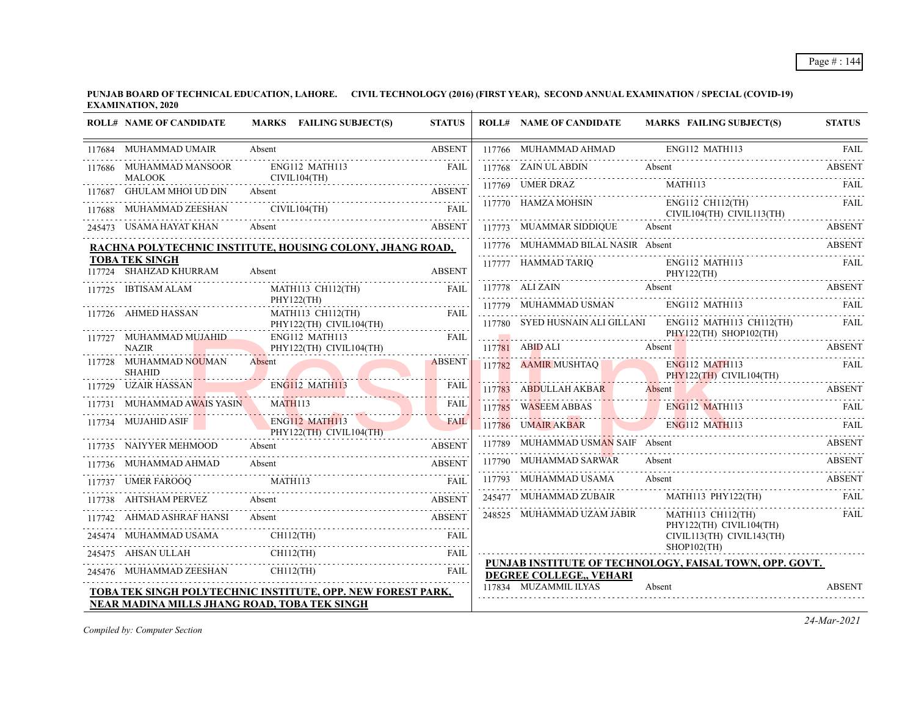**PUNJAB BOARD OF TECHNICAL EDUCATION, LAHORE. CIVIL TECHNOLOGY (2016) (FIRST YEAR), SECOND ANNUAL EXAMINATION / SPECIAL (COVID-19) EXAMINATION, 2020**

| ROLL# | NAME OF CANDIDATE | MARKS | FAILING SUBJECT(S) | STATUS |
|---|---|---|---|---|
| 117684 | MUHAMMAD UMAIR | Absent | | ABSENT |
| 117686 | MUHAMMAD MANSOOR MALOOK | | ENG112 MATH113 CIVIL104(TH) | FAIL |
| 117687 | GHULAM MHOI UD DIN | Absent | | ABSENT |
| 117688 | MUHAMMAD ZEESHAN | | CIVIL104(TH) | FAIL |
| 245473 | USAMA HAYAT KHAN | Absent | | ABSENT |

**RACHNA POLYTECHNIC INSTITUTE, HOUSING COLONY, JHANG ROAD, TOBA TEK SINGH**

| ROLL# | NAME OF CANDIDATE | MARKS | FAILING SUBJECT(S) | STATUS |
|---|---|---|---|---|
| 117724 | SHAHZAD KHURRAM | Absent | | ABSENT |
| 117725 | IBTISAM ALAM | | MATH113 CH112(TH) PHY122(TH) | FAIL |
| 117726 | AHMED HASSAN | | MATH113 CH112(TH) PHY122(TH) CIVIL104(TH) | FAIL |
| 117727 | MUHAMMAD MUJAHID NAZIR | | ENG112 MATH113 PHY122(TH) CIVIL104(TH) | FAIL |
| 117728 | MUHAMMAD NOUMAN SHAHID | Absent | | ABSENT |
| 117729 | UZAIR HASSAN | | ENG112 MATH113 | FAIL |
| 117731 | MUHAMMAD AWAIS YASIN | | MATH113 | FAIL |
| 117734 | MUJAHID ASIF | | ENG112 MATH113 PHY122(TH) CIVIL104(TH) | FAIL |
| 117735 | NAIYYER MEHMOOD | Absent | | ABSENT |
| 117736 | MUHAMMAD AHMAD | Absent | | ABSENT |
| 117737 | UMER FAROOQ | | MATH113 | FAIL |
| 117738 | AHTSHAM PERVEZ | Absent | | ABSENT |
| 117742 | AHMAD ASHRAF HANSI | Absent | | ABSENT |
| 245474 | MUHAMMAD USAMA | | CH112(TH) | FAIL |
| 245475 | AHSAN ULLAH | | CH112(TH) | FAIL |
| 245476 | MUHAMMAD ZEESHAN | | CH112(TH) | FAIL |

**TOBA TEK SINGH POLYTECHNIC INSTITUTE, OPP. NEW FOREST PARK, NEAR MADINA MILLS JHANG ROAD, TOBA TEK SINGH**

| ROLL# | NAME OF CANDIDATE | MARKS | FAILING SUBJECT(S) | STATUS |
|---|---|---|---|---|
| 117766 | MUHAMMAD AHMAD | | ENG112 MATH113 | FAIL |
| 117768 | ZAIN UL ABDIN | Absent | | ABSENT |
| 117769 | UMER DRAZ | | MATH113 | FAIL |
| 117770 | HAMZA MOHSIN | | ENG112 CH112(TH) CIVIL104(TH) CIVIL113(TH) | FAIL |
| 117773 | MUAMMAR SIDDIQUE | Absent | | ABSENT |
| 117776 | MUHAMMAD BILAL NASIR | Absent | | ABSENT |
| 117777 | HAMMAD TARIQ | | ENG112 MATH113 PHY122(TH) | FAIL |
| 117778 | ALI ZAIN | Absent | | ABSENT |
| 117779 | MUHAMMAD USMAN | | ENG112 MATH113 | FAIL |
| 117780 | SYED HUSNAIN ALI GILLANI | | ENG112 MATH113 CH112(TH) PHY122(TH) SHOP102(TH) | FAIL |
| 117781 | ABID ALI | Absent | | ABSENT |
| 117782 | AAMIR MUSHTAQ | | ENG112 MATH113 PHY122(TH) CIVIL104(TH) | FAIL |
| 117783 | ABDULLAH AKBAR | Absent | | ABSENT |
| 117785 | WASEEM ABBAS | | ENG112 MATH113 | FAIL |
| 117786 | UMAIR AKBAR | | ENG112 MATH113 | FAIL |
| 117789 | MUHAMMAD USMAN SAIF | Absent | | ABSENT |
| 117790 | MUHAMMAD SARWAR | Absent | | ABSENT |
| 117793 | MUHAMMAD USAMA | Absent | | ABSENT |
| 245477 | MUHAMMAD ZUBAIR | | MATH113 PHY122(TH) | FAIL |
| 248525 | MUHAMMAD UZAM JABIR | | MATH113 CH112(TH) PHY122(TH) CIVIL104(TH) CIVIL113(TH) CIVIL143(TH) SHOP102(TH) | FAIL |

**PUNJAB INSTITUTE OF TECHNOLOGY, FAISAL TOWN, OPP. GOVT. DEGREE COLLEGE,, VEHARI**

| ROLL# | NAME OF CANDIDATE | MARKS | FAILING SUBJECT(S) | STATUS |
|---|---|---|---|---|
| 117834 | MUZAMMIL ILYAS | Absent | | ABSENT |

*Compiled by: Computer Section*

*24-Mar-2021*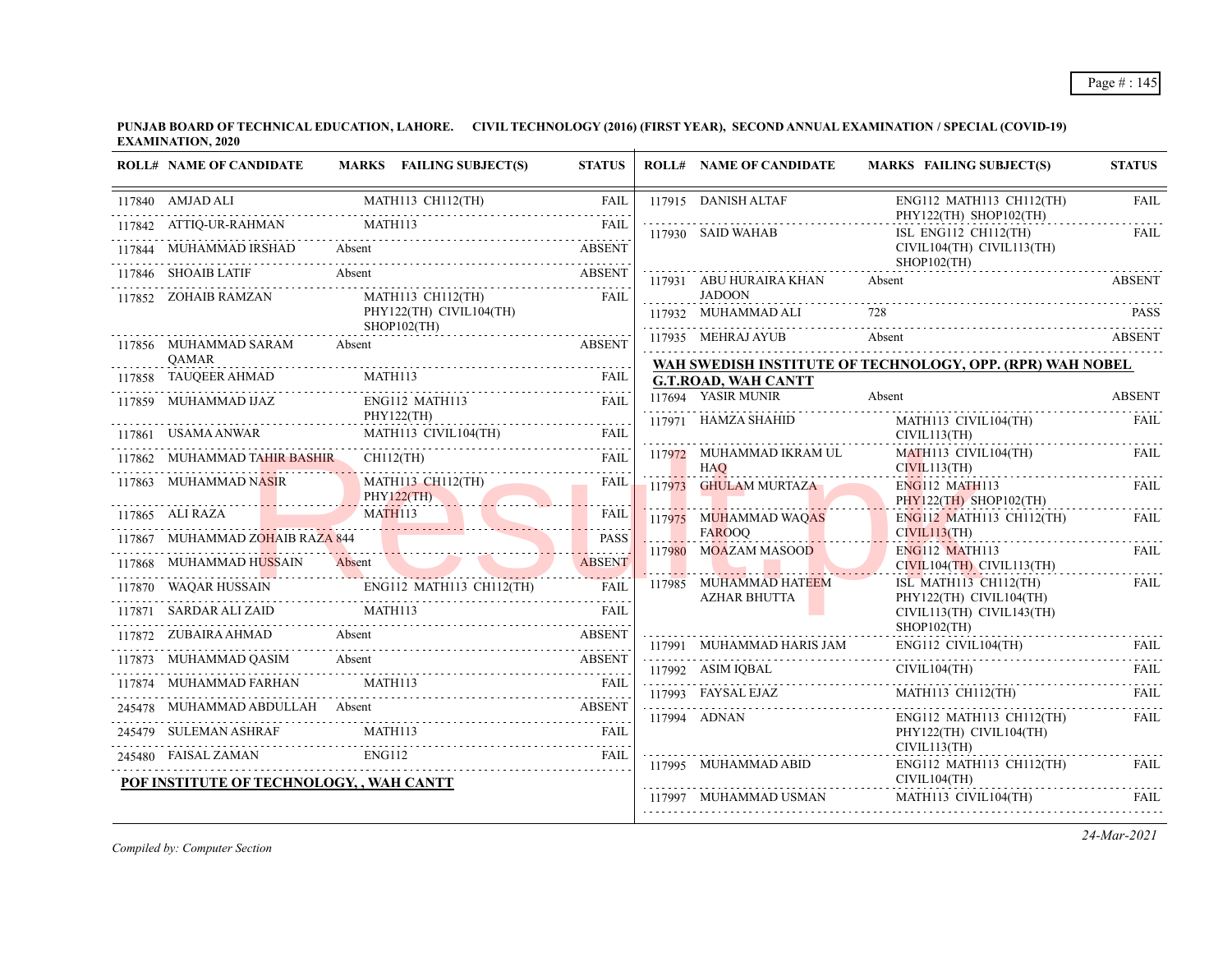**PUNJAB BOARD OF TECHNICAL EDUCATION, LAHORE. CIVIL TECHNOLOGY (2016) (FIRST YEAR), SECOND ANNUAL EXAMINATION / SPECIAL (COVID-19) EXAMINATION, 2020**

| ROLL# | NAME OF CANDIDATE | MARKS | FAILING SUBJECT(S) | STATUS |
|---|---|---|---|---|
| 117840 | AMJAD ALI | | MATH113 CH112(TH) | FAIL |
| 117842 | ATTIQ-UR-RAHMAN | | MATH113 | FAIL |
| 117844 | MUHAMMAD IRSHAD | Absent | | ABSENT |
| 117846 | SHOAIB LATIF | Absent | | ABSENT |
| 117852 | ZOHAIB RAMZAN | | MATH113 CH112(TH) PHY122(TH) CIVIL104(TH) SHOP102(TH) | FAIL |
| 117856 | MUHAMMAD SARAM QAMAR | Absent | | ABSENT |
| 117858 | TAUQEER AHMAD | | MATH113 | FAIL |
| 117859 | MUHAMMAD IJAZ | | ENG112 MATH113 PHY122(TH) | FAIL |
| 117861 | USAMA ANWAR | | MATH113 CIVIL104(TH) | FAIL |
| 117862 | MUHAMMAD TAHIR BASHIR | | CH112(TH) | FAIL |
| 117863 | MUHAMMAD NASIR | | MATH113 CH112(TH) PHY122(TH) | FAIL |
| 117865 | ALI RAZA | | MATH113 | FAIL |
| 117867 | MUHAMMAD ZOHAIB RAZA | 844 | | PASS |
| 117868 | MUHAMMAD HUSSAIN | Absent | | ABSENT |
| 117870 | WAQAR HUSSAIN | | ENG112 MATH113 CH112(TH) | FAIL |
| 117871 | SARDAR ALI ZAID | | MATH113 | FAIL |
| 117872 | ZUBAIRA AHMAD | Absent | | ABSENT |
| 117873 | MUHAMMAD QASIM | Absent | | ABSENT |
| 117874 | MUHAMMAD FARHAN | | MATH113 | FAIL |
| 245478 | MUHAMMAD ABDULLAH | Absent | | ABSENT |
| 245479 | SULEMAN ASHRAF | | MATH113 | FAIL |
| 245480 | FAISAL ZAMAN | | ENG112 | FAIL |

**POF INSTITUTE OF TECHNOLOGY, , WAH CANTT**

| ROLL# | NAME OF CANDIDATE | MARKS | FAILING SUBJECT(S) | STATUS |
|---|---|---|---|---|
| 117915 | DANISH ALTAF | | ENG112 MATH113 CH112(TH) PHY122(TH) SHOP102(TH) | FAIL |
| 117930 | SAID WAHAB | | ISL ENG112 CH112(TH) CIVIL104(TH) CIVIL113(TH) SHOP102(TH) | FAIL |
| 117931 | ABU HURAIRA KHAN JADOON | Absent | | ABSENT |
| 117932 | MUHAMMAD ALI | 728 | | PASS |
| 117935 | MEHRAJ AYUB | Absent | | ABSENT |

**WAH SWEDISH INSTITUTE OF TECHNOLOGY, OPP. (RPR) WAH NOBEL G.T.ROAD, WAH CANTT**

| ROLL# | NAME OF CANDIDATE | MARKS | FAILING SUBJECT(S) | STATUS |
|---|---|---|---|---|
| 117694 | YASIR MUNIR | Absent | | ABSENT |
| 117971 | HAMZA SHAHID | | MATH113 CIVIL104(TH) CIVIL113(TH) | FAIL |
| 117972 | MUHAMMAD IKRAM UL HAQ | | MATH113 CIVIL104(TH) CIVIL113(TH) | FAIL |
| 117973 | GHULAM MURTAZA | | ENG112 MATH113 PHY122(TH) SHOP102(TH) | FAIL |
| 117975 | MUHAMMAD WAQAS FAROOQ | | ENG112 MATH113 CH112(TH) CIVIL113(TH) | FAIL |
| 117980 | MOAZAM MASOOD | | ENG112 MATH113 CIVIL104(TH) CIVIL113(TH) | FAIL |
| 117985 | MUHAMMAD HATEEM AZHAR BHUTTA | | ISL MATH113 CH112(TH) PHY122(TH) CIVIL104(TH) CIVIL113(TH) CIVIL143(TH) SHOP102(TH) | FAIL |
| 117991 | MUHAMMAD HARIS JAM | | ENG112 CIVIL104(TH) | FAIL |
| 117992 | ASIM IQBAL | | CIVIL104(TH) | FAIL |
| 117993 | FAYSAL EJAZ | | MATH113 CH112(TH) | FAIL |
| 117994 | ADNAN | | ENG112 MATH113 CH112(TH) PHY122(TH) CIVIL104(TH) CIVIL113(TH) | FAIL |
| 117995 | MUHAMMAD ABID | | ENG112 MATH113 CH112(TH) CIVIL104(TH) | FAIL |
| 117997 | MUHAMMAD USMAN | | MATH113 CIVIL104(TH) | FAIL |

*Compiled by: Computer Section*

*24-Mar-2021*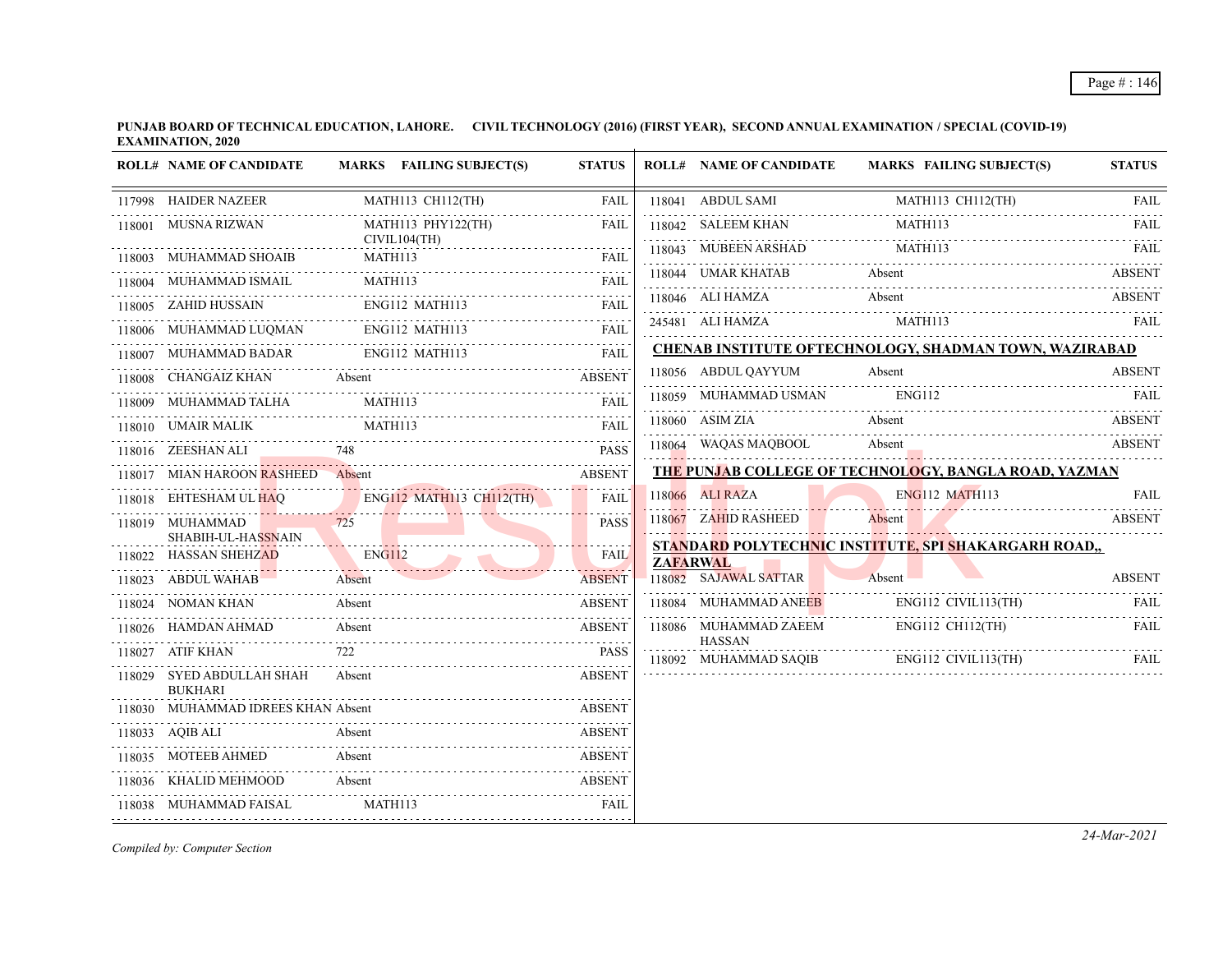**PUNJAB BOARD OF TECHNICAL EDUCATION, LAHORE. CIVIL TECHNOLOGY (2016) (FIRST YEAR), SECOND ANNUAL EXAMINATION / SPECIAL (COVID-19) EXAMINATION, 2020**

| ROLL# | NAME OF CANDIDATE | MARKS | FAILING SUBJECT(S) | STATUS |
|---|---|---|---|---|
| 117998 | HAIDER NAZEER | | MATH113 CH112(TH) | FAIL |
| 118001 | MUSNA RIZWAN | | MATH113 PHY122(TH) CIVIL104(TH) | FAIL |
| 118003 | MUHAMMAD SHOAIB | | MATH113 | FAIL |
| 118004 | MUHAMMAD ISMAIL | | MATH113 | FAIL |
| 118005 | ZAHID HUSSAIN | | ENG112 MATH113 | FAIL |
| 118006 | MUHAMMAD LUQMAN | | ENG112 MATH113 | FAIL |
| 118007 | MUHAMMAD BADAR | | ENG112 MATH113 | FAIL |
| 118008 | CHANGAIZ KHAN | Absent | | ABSENT |
| 118009 | MUHAMMAD TALHA | | MATH113 | FAIL |
| 118010 | UMAIR MALIK | | MATH113 | FAIL |
| 118016 | ZEESHAN ALI | 748 | | PASS |
| 118017 | MIAN HAROON RASHEED | Absent | | ABSENT |
| 118018 | EHTESHAM UL HAQ | | ENG112 MATH113 CH112(TH) | FAIL |
| 118019 | MUHAMMAD SHABIH-UL-HASSNAIN | 725 | | PASS |
| 118022 | HASSAN SHEHZAD | | ENG112 | FAIL |
| 118023 | ABDUL WAHAB | Absent | | ABSENT |
| 118024 | NOMAN KHAN | Absent | | ABSENT |
| 118026 | HAMDAN AHMAD | Absent | | ABSENT |
| 118027 | ATIF KHAN | 722 | | PASS |
| 118029 | SYED ABDULLAH SHAH BUKHARI | Absent | | ABSENT |
| 118030 | MUHAMMAD IDREES KHAN | Absent | | ABSENT |
| 118033 | AQIB ALI | Absent | | ABSENT |
| 118035 | MOTEEB AHMED | Absent | | ABSENT |
| 118036 | KHALID MEHMOOD | Absent | | ABSENT |
| 118038 | MUHAMMAD FAISAL | | MATH113 | FAIL |
| 118041 | ABDUL SAMI | | MATH113 CH112(TH) | FAIL |
| 118042 | SALEEM KHAN | | MATH113 | FAIL |
| 118043 | MUBEEN ARSHAD | | MATH113 | FAIL |
| 118044 | UMAR KHATAB | Absent | | ABSENT |
| 118046 | ALI HAMZA | Absent | | ABSENT |
| 245481 | ALI HAMZA | | MATH113 | FAIL |

**CHENAB INSTITUTE OFTECHNOLOGY, SHADMAN TOWN, WAZIRABAD**

| ROLL# | NAME OF CANDIDATE | MARKS | FAILING SUBJECT(S) | STATUS |
|---|---|---|---|---|
| 118056 | ABDUL QAYYUM | Absent | | ABSENT |
| 118059 | MUHAMMAD USMAN | | ENG112 | FAIL |
| 118060 | ASIM ZIA | Absent | | ABSENT |
| 118064 | WAQAS MAQBOOL | Absent | | ABSENT |

**THE PUNJAB COLLEGE OF TECHNOLOGY, BANGLA ROAD, YAZMAN**

| ROLL# | NAME OF CANDIDATE | MARKS | FAILING SUBJECT(S) | STATUS |
|---|---|---|---|---|
| 118066 | ALI RAZA | | ENG112 MATH113 | FAIL |
| 118067 | ZAHID RASHEED | Absent | | ABSENT |

**STANDARD POLYTECHNIC INSTITUTE, SPI SHAKARGARH ROAD,, ZAFARWAL**

| ROLL# | NAME OF CANDIDATE | MARKS | FAILING SUBJECT(S) | STATUS |
|---|---|---|---|---|
| 118082 | SAJAWAL SATTAR | Absent | | ABSENT |
| 118084 | MUHAMMAD ANEEB | | ENG112 CIVIL113(TH) | FAIL |
| 118086 | MUHAMMAD ZAEEM HASSAN | | ENG112 CH112(TH) | FAIL |
| 118092 | MUHAMMAD SAQIB | | ENG112 CIVIL113(TH) | FAIL |

*Compiled by: Computer Section*

*24-Mar-2021*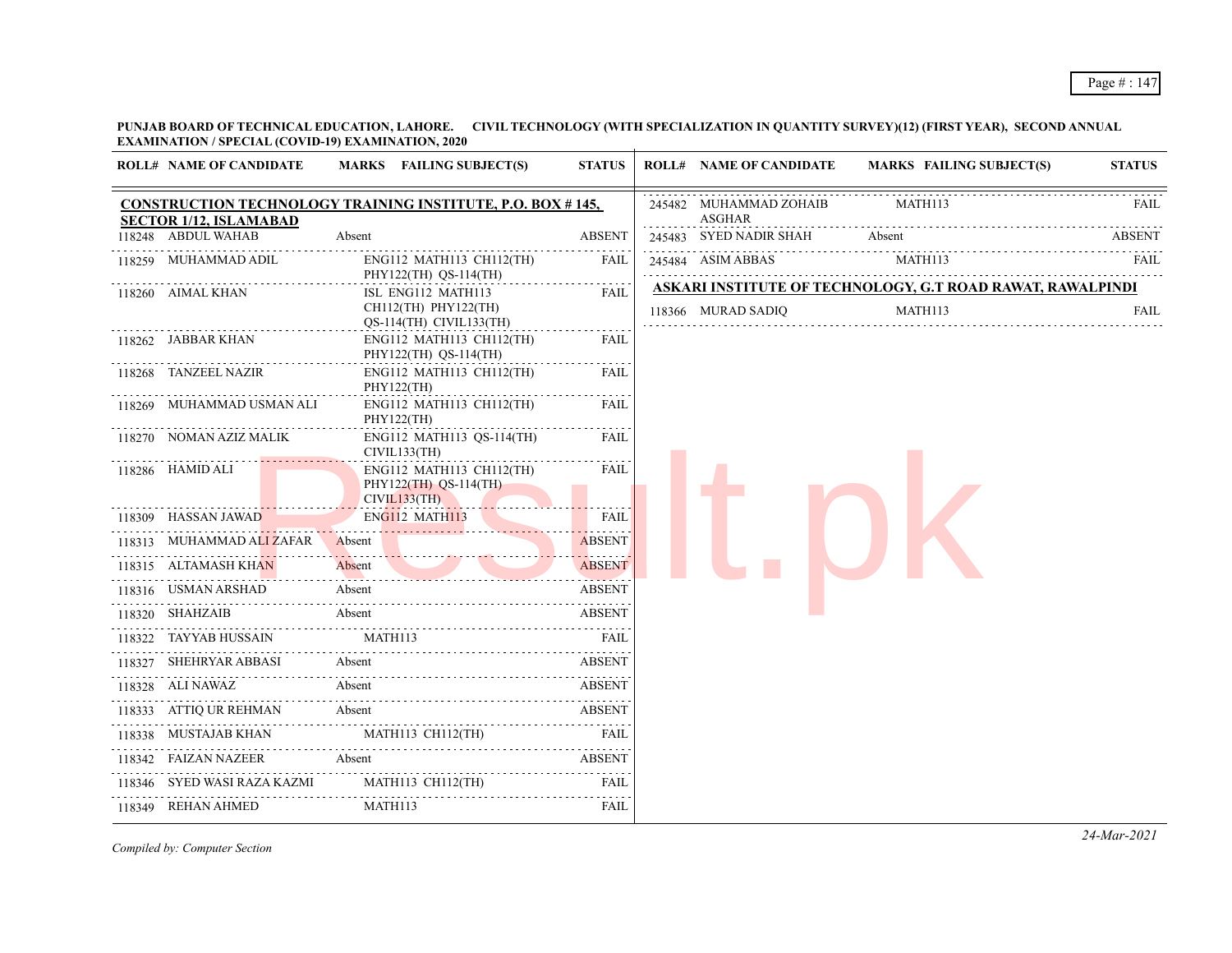PUNJAB BOARD OF TECHNICAL EDUCATION, LAHORE. CIVIL TECHNOLOGY (WITH SPECIALIZATION IN QUANTITY SURVEY)(12) (FIRST YEAR), SECOND ANNUAL EXAMINATION / SPECIAL (COVID-19) EXAMINATION, 2020

**CONSTRUCTION TECHNOLOGY TRAINING INSTITUTE, P.O. BOX # 145, SECTOR 1/12, ISLAMABAD**

| ROLL# | NAME OF CANDIDATE | MARKS | FAILING SUBJECT(S) | STATUS |
|---|---|---|---|---|
| 118248 | ABDUL WAHAB | Absent | | ABSENT |
| 118259 | MUHAMMAD ADIL | | ENG112 MATH113 CH112(TH) PHY122(TH) QS-114(TH) | FAIL |
| 118260 | AIMAL KHAN | | ISL ENG112 MATH113 CH112(TH) PHY122(TH) QS-114(TH) CIVIL133(TH) | FAIL |
| 118262 | JABBAR KHAN | | ENG112 MATH113 CH112(TH) PHY122(TH) QS-114(TH) | FAIL |
| 118268 | TANZEEL NAZIR | | ENG112 MATH113 CH112(TH) PHY122(TH) | FAIL |
| 118269 | MUHAMMAD USMAN ALI | | ENG112 MATH113 CH112(TH) PHY122(TH) | FAIL |
| 118270 | NOMAN AZIZ MALIK | | ENG112 MATH113 QS-114(TH) CIVIL133(TH) | FAIL |
| 118286 | HAMID ALI | | ENG112 MATH113 CH112(TH) PHY122(TH) QS-114(TH) CIVIL133(TH) | FAIL |
| 118309 | HASSAN JAWAD | | ENG112 MATH113 | FAIL |
| 118313 | MUHAMMAD ALI ZAFAR | Absent | | ABSENT |
| 118315 | ALTAMASH KHAN | Absent | | ABSENT |
| 118316 | USMAN ARSHAD | Absent | | ABSENT |
| 118320 | SHAHZAIB | Absent | | ABSENT |
| 118322 | TAYYAB HUSSAIN | | MATH113 | FAIL |
| 118327 | SHEHRYAR ABBASI | Absent | | ABSENT |
| 118328 | ALI NAWAZ | Absent | | ABSENT |
| 118333 | ATTIQ UR REHMAN | Absent | | ABSENT |
| 118338 | MUSTAJAB KHAN | | MATH113 CH112(TH) | FAIL |
| 118342 | FAIZAN NAZEER | Absent | | ABSENT |
| 118346 | SYED WASI RAZA KAZMI | | MATH113 CH112(TH) | FAIL |
| 118349 | REHAN AHMED | | MATH113 | FAIL |
| 245482 | MUHAMMAD ZOHAIB ASGHAR | | MATH113 | FAIL |
| 245483 | SYED NADIR SHAH | Absent | | ABSENT |
| 245484 | ASIM ABBAS | | MATH113 | FAIL |

**ASKARI INSTITUTE OF TECHNOLOGY, G.T ROAD RAWAT, RAWALPINDI**

| ROLL# | NAME OF CANDIDATE | MARKS | FAILING SUBJECT(S) | STATUS |
|---|---|---|---|---|
| 118366 | MURAD SADIQ | | MATH113 | FAIL |

*Compiled by: Computer Section*

*24-Mar-2021*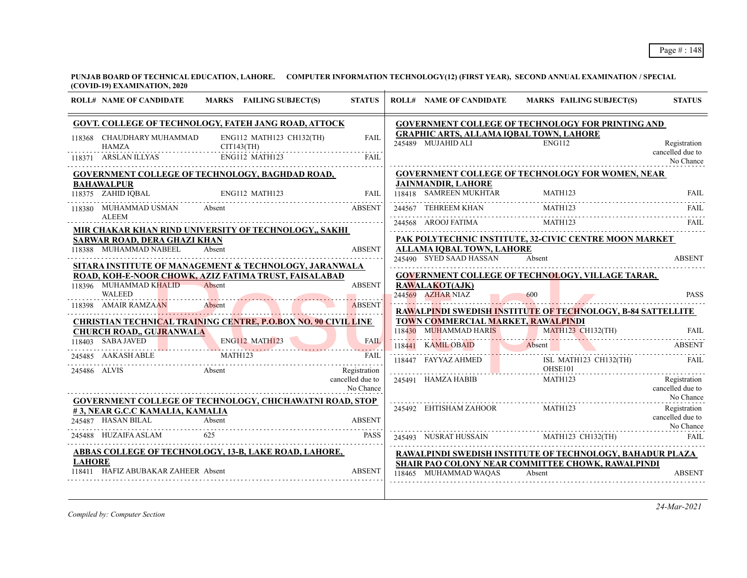**PUNJAB BOARD OF TECHNICAL EDUCATION, LAHORE. COMPUTER INFORMATION TECHNOLOGY(12) (FIRST YEAR), SECOND ANNUAL EXAMINATION / SPECIAL (COVID-19) EXAMINATION, 2020**

| ROLL# | NAME OF CANDIDATE | MARKS | FAILING SUBJECT(S) | STATUS |
|---|---|---|---|---|
| **GOVT. COLLEGE OF TECHNOLOGY, FATEH JANG ROAD, ATTOCK** | | | | |
| 118368 | CHAUDHARY MUHAMMAD HAMZA | | ENG112 MATH123 CH132(TH) CIT143(TH) | FAIL |
| 118371 | ARSLAN ILLYAS | | ENG112 MATH123 | FAIL |
| **GOVERNMENT COLLEGE OF TECHNOLOGY, BAGHDAD ROAD, BAHAWALPUR** | | | | |
| 118375 | ZAHID IQBAL | | ENG112 MATH123 | FAIL |
| 118380 | MUHAMMAD USMAN ALEEM | Absent | | ABSENT |
| **MIR CHAKAR KHAN RIND UNIVERSITY OF TECHNOLOGY,, SAKHI SARWAR ROAD, DERA GHAZI KHAN** | | | | |
| 118388 | MUHAMMAD NABEEL | Absent | | ABSENT |
| **SITARA INSTITUTE OF MANAGEMENT & TECHNOLOGY, JARANWALA ROAD, KOH-E-NOOR CHOWK, AZIZ FATIMA TRUST, FAISALABAD** | | | | |
| 118396 | MUHAMMAD KHALID WALEED | Absent | | ABSENT |
| 118398 | AMAIR RAMZAAN | Absent | | ABSENT |
| **CHRISTIAN TECHNICAL TRAINING CENTRE, P.O.BOX NO. 90 CIVIL LINE CHURCH ROAD,, GUJRANWALA** | | | | |
| 118403 | SABA JAVED | | ENG112 MATH123 | FAIL |
| 245485 | AAKASH ABLE | | MATH123 | FAIL |
| 245486 | ALVIS | Absent | | Registration cancelled due to No Chance |
| **GOVERNMENT COLLEGE OF TECHNOLOGY, CHICHAWATNI ROAD, STOP # 3, NEAR G.C.C KAMALIA, KAMALIA** | | | | |
| 245487 | HASAN BILAL | Absent | | ABSENT |
| 245488 | HUZAIFA ASLAM | 625 | | PASS |
| **ABBAS COLLEGE OF TECHNOLOGY, 13-B, LAKE ROAD, LAHORE, LAHORE** | | | | |
| 118411 | HAFIZ ABUBAKAR ZAHEER | Absent | | ABSENT |
| **GOVERNMENT COLLEGE OF TECHNOLOGY FOR PRINTING AND GRAPHIC ARTS, ALLAMA IQBAL TOWN, LAHORE** | | | | |
| 245489 | MUJAHID ALI | | ENG112 | Registration cancelled due to No Chance |
| **GOVERNMENT COLLEGE OF TECHNOLOGY FOR WOMEN, NEAR JAINMANDIR, LAHORE** | | | | |
| 118418 | SAMREEN MUKHTAR | | MATH123 | FAIL |
| 244567 | TEHREEM KHAN | | MATH123 | FAIL |
| 244568 | AROOJ FATIMA | | MATH123 | FAIL |
| **PAK POLYTECHNIC INSTITUTE, 32-CIVIC CENTRE MOON MARKET ALLAMA IQBAL TOWN, LAHORE** | | | | |
| 245490 | SYED SAAD HASSAN | Absent | | ABSENT |
| **GOVERNMENT COLLEGE OF TECHNOLOGY, VILLAGE TARAR, RAWALAKOT(AJK)** | | | | |
| 244569 | AZHAR NIAZ | 600 | | PASS |
| **RAWALPINDI SWEDISH INSTITUTE OF TECHNOLOGY, B-84 SATTELLITE TOWN COMMERCIAL MARKET, RAWALPINDI** | | | | |
| 118430 | MUHAMMAD HARIS | | MATH123 CH132(TH) | FAIL |
| 118441 | KAMIL OBAID | Absent | | ABSENT |
| 118447 | FAYYAZ AHMED | | ISL MATH123 CH132(TH) OHSE101 | FAIL |
| 245491 | HAMZA HABIB | | MATH123 | Registration cancelled due to No Chance |
| 245492 | EHTISHAM ZAHOOR | | MATH123 | Registration cancelled due to No Chance |
| 245493 | NUSRAT HUSSAIN | | MATH123 CH132(TH) | FAIL |
| **RAWALPINDI SWEDISH INSTITUTE OF TECHNOLOGY, BAHADUR PLAZA SHAIR PAO COLONY NEAR COMMITTEE CHOWK, RAWALPINDI** | | | | |
| 118465 | MUHAMMAD WAQAS | Absent | | ABSENT |

*Compiled by: Computer Section*

*24-Mar-2021*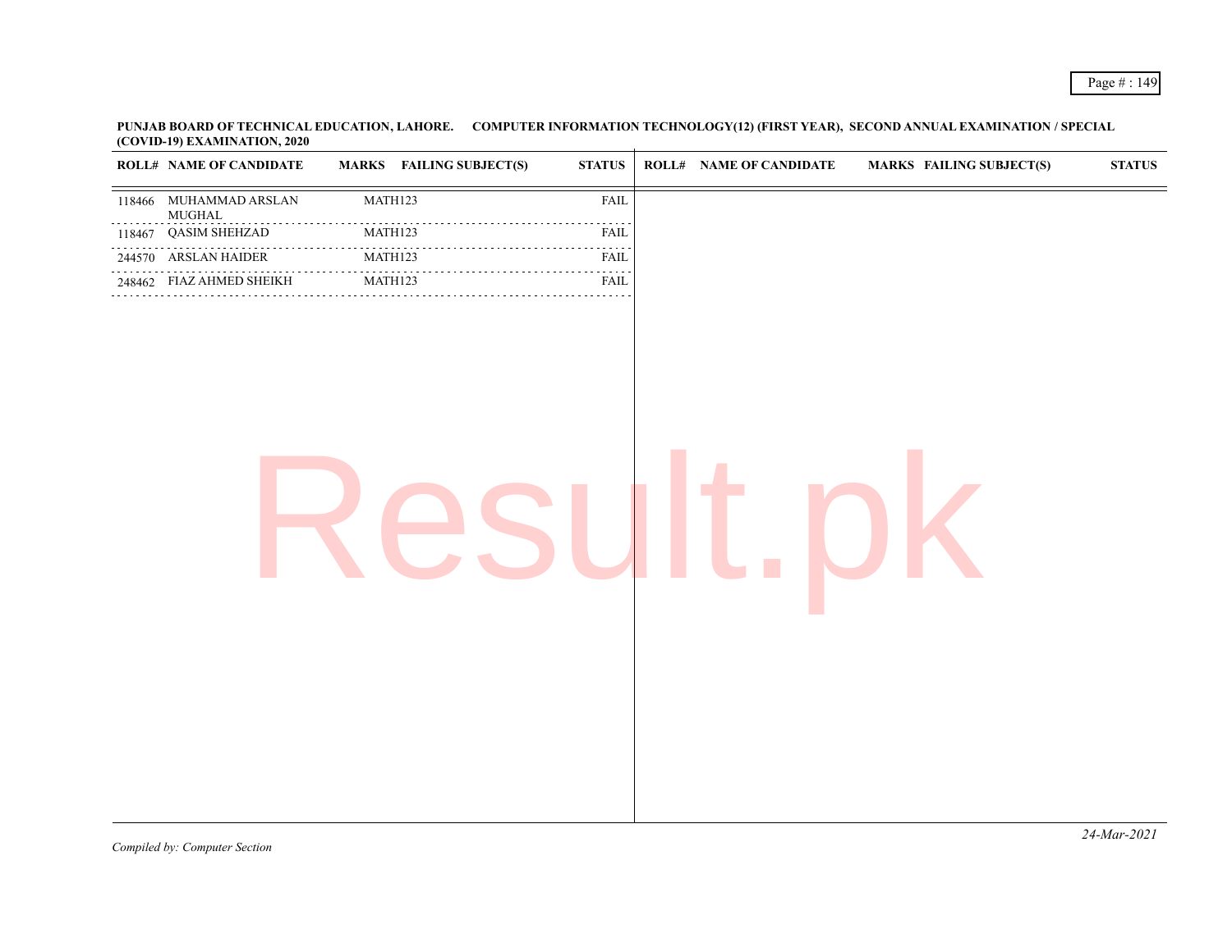**PUNJAB BOARD OF TECHNICAL EDUCATION, LAHORE. COMPUTER INFORMATION TECHNOLOGY(12) (FIRST YEAR), SECOND ANNUAL EXAMINATION / SPECIAL (COVID-19) EXAMINATION, 2020**

| ROLL# | NAME OF CANDIDATE | MARKS | FAILING SUBJECT(S) | STATUS |
|---|---|---|---|---|
| 118466 | MUHAMMAD ARSLAN MUGHAL | | MATH123 | FAIL |
| 118467 | QASIM SHEHZAD | | MATH123 | FAIL |
| 244570 | ARSLAN HAIDER | | MATH123 | FAIL |
| 248462 | FIAZ AHMED SHEIKH | | MATH123 | FAIL |

*Compiled by: Computer Section*

*24-Mar-2021*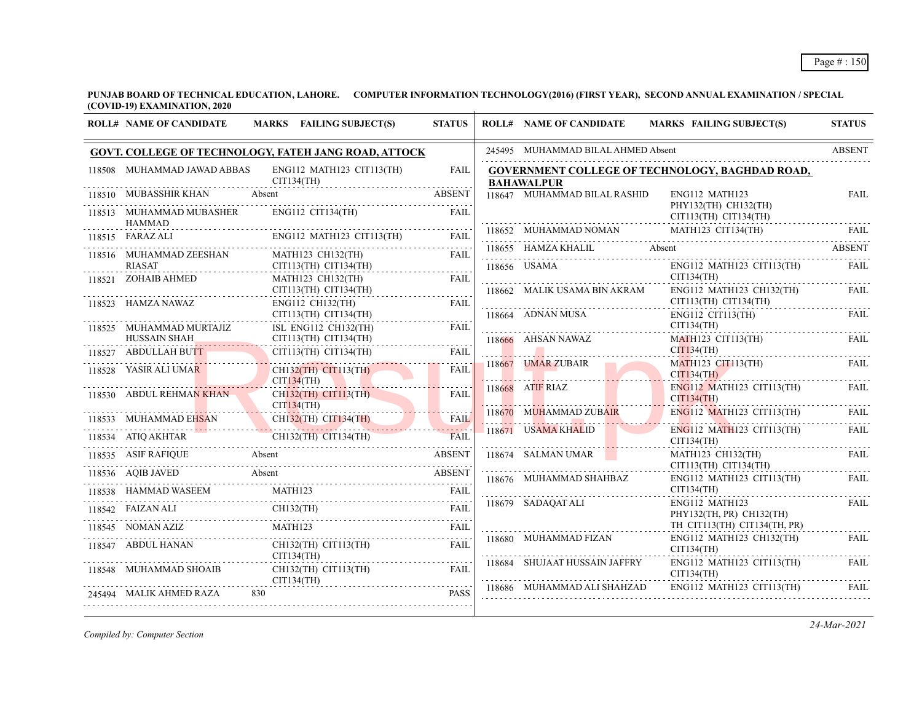**PUNJAB BOARD OF TECHNICAL EDUCATION, LAHORE. COMPUTER INFORMATION TECHNOLOGY(2016) (FIRST YEAR), SECOND ANNUAL EXAMINATION / SPECIAL (COVID-19) EXAMINATION, 2020**

| ROLL# | NAME OF CANDIDATE | MARKS | FAILING SUBJECT(S) | STATUS |
|---|---|---|---|---|
| **GOVT. COLLEGE OF TECHNOLOGY, FATEH JANG ROAD, ATTOCK** | | | | |
| 118508 | MUHAMMAD JAWAD ABBAS | | ENG112 MATH123 CIT113(TH) CIT134(TH) | FAIL |
| 118510 | MUBASSHIR KHAN | Absent | | ABSENT |
| 118513 | MUHAMMAD MUBASHER HAMMAD | | ENG112 CIT134(TH) | FAIL |
| 118515 | FARAZ ALI | | ENG112 MATH123 CIT113(TH) | FAIL |
| 118516 | MUHAMMAD ZEESHAN RIASAT | | MATH123 CH132(TH) CIT113(TH) CIT134(TH) | FAIL |
| 118521 | ZOHAIB AHMED | | MATH123 CH132(TH) CIT113(TH) CIT134(TH) | FAIL |
| 118523 | HAMZA NAWAZ | | ENG112 CH132(TH) CIT113(TH) CIT134(TH) | FAIL |
| 118525 | MUHAMMAD MURTAJIZ HUSSAIN SHAH | | ISL ENG112 CH132(TH) CIT113(TH) CIT134(TH) | FAIL |
| 118527 | ABDULLAH BUTT | | CIT113(TH) CIT134(TH) | FAIL |
| 118528 | YASIR ALI UMAR | | CH132(TH) CIT113(TH) CIT134(TH) | FAIL |
| 118530 | ABDUL REHMAN KHAN | | CH132(TH) CIT113(TH) CIT134(TH) | FAIL |
| 118533 | MUHAMMAD EHSAN | | CH132(TH) CIT134(TH) | FAIL |
| 118534 | ATIQ AKHTAR | | CH132(TH) CIT134(TH) | FAIL |
| 118535 | ASIF RAFIQUE | Absent | | ABSENT |
| 118536 | AQIB JAVED | Absent | | ABSENT |
| 118538 | HAMMAD WASEEM | | MATH123 | FAIL |
| 118542 | FAIZAN ALI | | CH132(TH) | FAIL |
| 118545 | NOMAN AZIZ | | MATH123 | FAIL |
| 118547 | ABDUL HANAN | | CH132(TH) CIT113(TH) CIT134(TH) | FAIL |
| 118548 | MUHAMMAD SHOAIB | | CH132(TH) CIT113(TH) CIT134(TH) | FAIL |
| 245494 | MALIK AHMED RAZA | 830 | | PASS |
| 245495 | MUHAMMAD BILAL AHMED | Absent | | ABSENT |
| **GOVERNMENT COLLEGE OF TECHNOLOGY, BAGHDAD ROAD, BAHAWALPUR** | | | | |
| 118647 | MUHAMMAD BILAL RASHID | | ENG112 MATH123 PHY132(TH) CH132(TH) CIT113(TH) CIT134(TH) | FAIL |
| 118652 | MUHAMMAD NOMAN | | MATH123 CIT134(TH) | FAIL |
| 118655 | HAMZA KHALIL | Absent | | ABSENT |
| 118656 | USAMA | | ENG112 MATH123 CIT113(TH) CIT134(TH) | FAIL |
| 118662 | MALIK USAMA BIN AKRAM | | ENG112 MATH123 CH132(TH) CIT113(TH) CIT134(TH) | FAIL |
| 118664 | ADNAN MUSA | | ENG112 CIT113(TH) CIT134(TH) | FAIL |
| 118666 | AHSAN NAWAZ | | MATH123 CIT113(TH) CIT134(TH) | FAIL |
| 118667 | UMAR ZUBAIR | | MATH123 CIT113(TH) CIT134(TH) | FAIL |
| 118668 | ATIF RIAZ | | ENG112 MATH123 CIT113(TH) CIT134(TH) | FAIL |
| 118670 | MUHAMMAD ZUBAIR | | ENG112 MATH123 CIT113(TH) | FAIL |
| 118671 | USAMA KHALID | | ENG112 MATH123 CIT113(TH) CIT134(TH) | FAIL |
| 118674 | SALMAN UMAR | | MATH123 CH132(TH) CIT113(TH) CIT134(TH) | FAIL |
| 118676 | MUHAMMAD SHAHBAZ | | ENG112 MATH123 CIT113(TH) CIT134(TH) | FAIL |
| 118679 | SADAQAT ALI | | ENG112 MATH123 PHY132(TH, PR) CH132(TH) TH CIT113(TH) CIT134(TH, PR) | FAIL |
| 118680 | MUHAMMAD FIZAN | | ENG112 MATH123 CH132(TH) CIT134(TH) | FAIL |
| 118684 | SHUJAAT HUSSAIN JAFFRY | | ENG112 MATH123 CIT113(TH) CIT134(TH) | FAIL |
| 118686 | MUHAMMAD ALI SHAHZAD | | ENG112 MATH123 CIT113(TH) | FAIL |

*Compiled by: Computer Section*

24-Mar-2021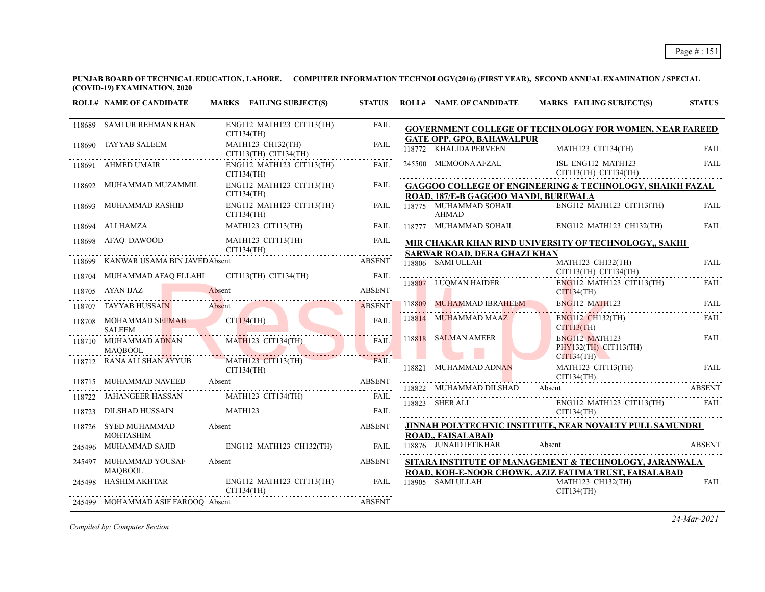**PUNJAB BOARD OF TECHNICAL EDUCATION, LAHORE. COMPUTER INFORMATION TECHNOLOGY(2016) (FIRST YEAR), SECOND ANNUAL EXAMINATION / SPECIAL (COVID-19) EXAMINATION, 2020**

| ROLL# | NAME OF CANDIDATE | MARKS | FAILING SUBJECT(S) | STATUS |
|---|---|---|---|---|
| 118689 | SAMI UR REHMAN KHAN | | ENG112 MATH123 CIT113(TH) CIT134(TH) | FAIL |
| 118690 | TAYYAB SALEEM | | MATH123 CH132(TH) CIT113(TH) CIT134(TH) | FAIL |
| 118691 | AHMED UMAIR | | ENG112 MATH123 CIT113(TH) CIT134(TH) | FAIL |
| 118692 | MUHAMMAD MUZAMMIL | | ENG112 MATH123 CIT113(TH) CIT134(TH) | FAIL |
| 118693 | MUHAMMAD RASHID | | ENG112 MATH123 CIT113(TH) CIT134(TH) | FAIL |
| 118694 | ALI HAMZA | | MATH123 CIT113(TH) | FAIL |
| 118698 | AFAQ DAWOOD | | MATH123 CIT113(TH) CIT134(TH) | FAIL |
| 118699 | KANWAR USAMA BIN JAVED | Absent | | ABSENT |
| 118704 | MUHAMMAD AFAQ ELLAHI | | CIT113(TH) CIT134(TH) | FAIL |
| 118705 | AYAN IJAZ | Absent | | ABSENT |
| 118707 | TAYYAB HUSSAIN | Absent | | ABSENT |
| 118708 | MOHAMMAD SEEMAB SALEEM | | CIT134(TH) | FAIL |
| 118710 | MUHAMMAD ADNAN MAQBOOL | | MATH123 CIT134(TH) | FAIL |
| 118712 | RANA ALI SHAN AYYUB | | MATH123 CIT113(TH) CIT134(TH) | FAIL |
| 118715 | MUHAMMAD NAVEED | Absent | | ABSENT |
| 118722 | JAHANGEER HASSAN | | MATH123 CIT134(TH) | FAIL |
| 118723 | DILSHAD HUSSAIN | | MATH123 | FAIL |
| 118726 | SYED MUHAMMAD MOHTASHIM | Absent | | ABSENT |
| 245496 | MUHAMMAD SAJID | | ENG112 MATH123 CH132(TH) | FAIL |
| 245497 | MUHAMMAD YOUSAF MAQBOOL | Absent | | ABSENT |
| 245498 | HASHIM AKHTAR | | ENG112 MATH123 CIT113(TH) CIT134(TH) | FAIL |
| 245499 | MOHAMMAD ASIF FAROOQ | Absent | | ABSENT |

**GOVERNMENT COLLEGE OF TECHNOLOGY FOR WOMEN, NEAR FAREED GATE OPP. GPO, BAHAWALPUR**

| ROLL# | NAME OF CANDIDATE | MARKS | FAILING SUBJECT(S) | STATUS |
|---|---|---|---|---|
| 118772 | KHALIDA PERVEEN | | MATH123 CIT134(TH) | FAIL |
| 245500 | MEMOONA AFZAL | | ISL ENG112 MATH123 CIT113(TH) CIT134(TH) | FAIL |

**GAGGOO COLLEGE OF ENGINEERING & TECHNOLOGY, SHAIKH FAZAL ROAD, 187/E-B GAGGOO MANDI, BUREWALA**

| ROLL# | NAME OF CANDIDATE | MARKS | FAILING SUBJECT(S) | STATUS |
|---|---|---|---|---|
| 118775 | MUHAMMAD SOHAIL AHMAD | | ENG112 MATH123 CIT113(TH) | FAIL |
| 118777 | MUHAMMAD SOHAIL | | ENG112 MATH123 CH132(TH) | FAIL |

**MIR CHAKAR KHAN RIND UNIVERSITY OF TECHNOLOGY,, SAKHI SARWAR ROAD, DERA GHAZI KHAN**

| ROLL# | NAME OF CANDIDATE | MARKS | FAILING SUBJECT(S) | STATUS |
|---|---|---|---|---|
| 118806 | SAMI ULLAH | | MATH123 CH132(TH) CIT113(TH) CIT134(TH) | FAIL |
| 118807 | LUQMAN HAIDER | | ENG112 MATH123 CIT113(TH) CIT134(TH) | FAIL |
| 118809 | MUHAMMAD IBRAHEEM | | ENG112 MATH123 | FAIL |
| 118814 | MUHAMMAD MAAZ | | ENG112 CH132(TH) CIT113(TH) | FAIL |
| 118818 | SALMAN AMEER | | ENG112 MATH123 PHY132(TH) CIT113(TH) CIT134(TH) | FAIL |
| 118821 | MUHAMMAD ADNAN | | MATH123 CIT113(TH) CIT134(TH) | FAIL |
| 118822 | MUHAMMAD DILSHAD | Absent | | ABSENT |
| 118823 | SHER ALI | | ENG112 MATH123 CIT113(TH) CIT134(TH) | FAIL |

**JINNAH POLYTECHNIC INSTITUTE, NEAR NOVALTY PULL SAMUNDRI ROAD,, FAISALABAD**

| ROLL# | NAME OF CANDIDATE | MARKS | FAILING SUBJECT(S) | STATUS |
|---|---|---|---|---|
| 118876 | JUNAID IFTIKHAR | Absent | | ABSENT |

**SITARA INSTITUTE OF MANAGEMENT & TECHNOLOGY, JARANWALA ROAD, KOH-E-NOOR CHOWK, AZIZ FATIMA TRUST, FAISALABAD**

| ROLL# | NAME OF CANDIDATE | MARKS | FAILING SUBJECT(S) | STATUS |
|---|---|---|---|---|
| 118905 | SAMI ULLAH | | MATH123 CH132(TH) CIT134(TH) | FAIL |

*Compiled by: Computer Section*

*24-Mar-2021*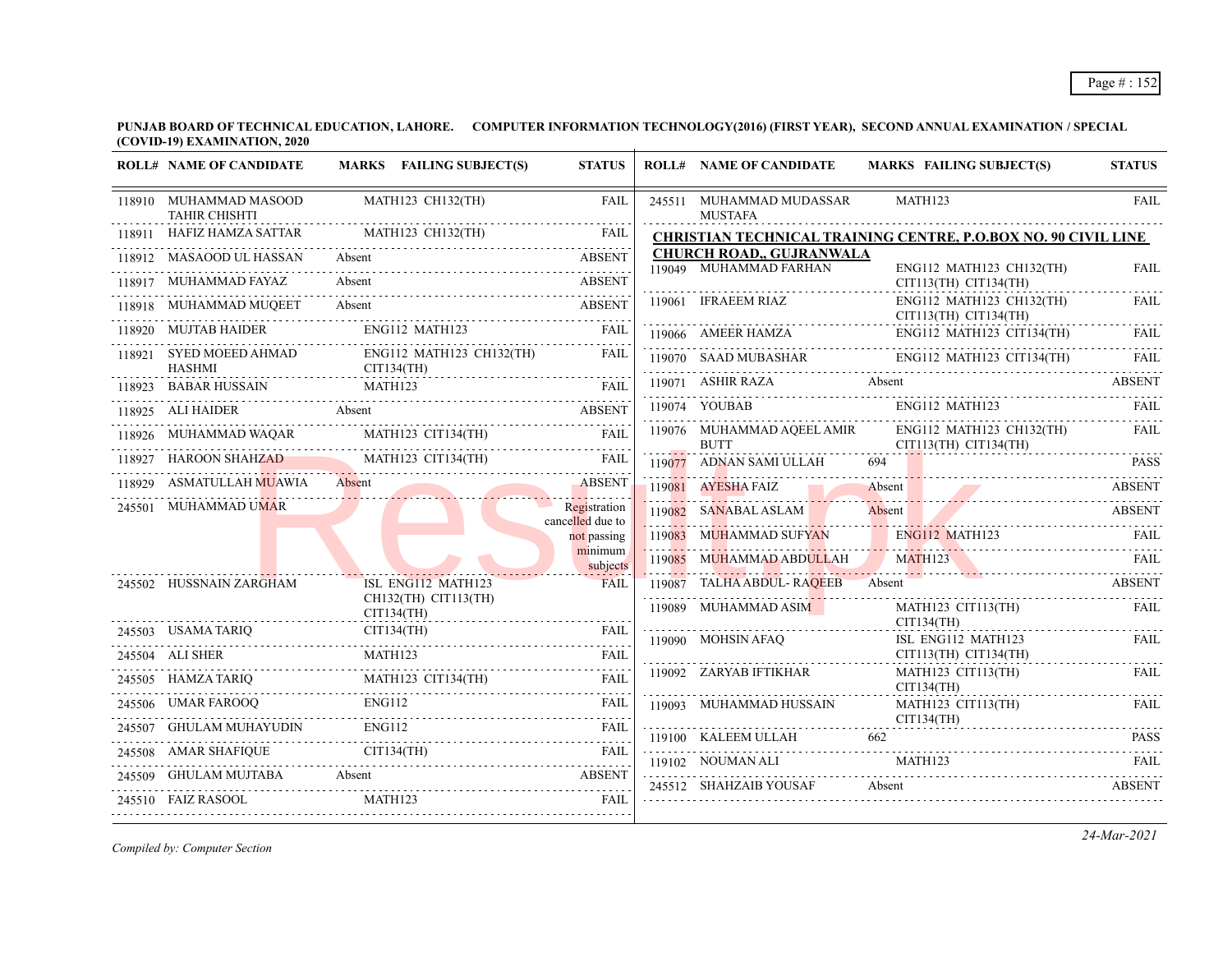**PUNJAB BOARD OF TECHNICAL EDUCATION, LAHORE. COMPUTER INFORMATION TECHNOLOGY(2016) (FIRST YEAR), SECOND ANNUAL EXAMINATION / SPECIAL (COVID-19) EXAMINATION, 2020**

| ROLL# | NAME OF CANDIDATE | MARKS | FAILING SUBJECT(S) | STATUS |
|---|---|---|---|---|
| 118910 | MUHAMMAD MASOOD TAHIR CHISHTI | | MATH123 CH132(TH) | FAIL |
| 118911 | HAFIZ HAMZA SATTAR | | MATH123 CH132(TH) | FAIL |
| 118912 | MASAOOD UL HASSAN | Absent | | ABSENT |
| 118917 | MUHAMMAD FAYAZ | Absent | | ABSENT |
| 118918 | MUHAMMAD MUQEET | Absent | | ABSENT |
| 118920 | MUJTAB HAIDER | | ENG112 MATH123 | FAIL |
| 118921 | SYED MOEED AHMAD HASHMI | | ENG112 MATH123 CH132(TH) CIT134(TH) | FAIL |
| 118923 | BABAR HUSSAIN | | MATH123 | FAIL |
| 118925 | ALI HAIDER | Absent | | ABSENT |
| 118926 | MUHAMMAD WAQAR | | MATH123 CIT134(TH) | FAIL |
| 118927 | HAROON SHAHZAD | | MATH123 CIT134(TH) | FAIL |
| 118929 | ASMATULLAH MUAWIA | Absent | | ABSENT |
| 245501 | MUHAMMAD UMAR | | | Registration cancelled due to not passing minimum subjects |
| 245502 | HUSSNAIN ZARGHAM | | ISL ENG112 MATH123 CH132(TH) CIT113(TH) CIT134(TH) | FAIL |
| 245503 | USAMA TARIQ | | CIT134(TH) | FAIL |
| 245504 | ALI SHER | | MATH123 | FAIL |
| 245505 | HAMZA TARIQ | | MATH123 CIT134(TH) | FAIL |
| 245506 | UMAR FAROOQ | | ENG112 | FAIL |
| 245507 | GHULAM MUHAYUDIN | | ENG112 | FAIL |
| 245508 | AMAR SHAFIQUE | | CIT134(TH) | FAIL |
| 245509 | GHULAM MUJTABA | Absent | | ABSENT |
| 245510 | FAIZ RASOOL | | MATH123 | FAIL |
| 245511 | MUHAMMAD MUDASSAR MUSTAFA | | MATH123 | FAIL |

**CHRISTIAN TECHNICAL TRAINING CENTRE, P.O.BOX NO. 90 CIVIL LINE CHURCH ROAD,, GUJRANWALA**

| ROLL# | NAME OF CANDIDATE | MARKS | FAILING SUBJECT(S) | STATUS |
|---|---|---|---|---|
| 119049 | MUHAMMAD FARHAN | | ENG112 MATH123 CH132(TH) CIT113(TH) CIT134(TH) | FAIL |
| 119061 | IFRAEEM RIAZ | | ENG112 MATH123 CH132(TH) CIT113(TH) CIT134(TH) | FAIL |
| 119066 | AMEER HAMZA | | ENG112 MATH123 CIT134(TH) | FAIL |
| 119070 | SAAD MUBASHAR | | ENG112 MATH123 CIT134(TH) | FAIL |
| 119071 | ASHIR RAZA | Absent | | ABSENT |
| 119074 | YOUBAB | | ENG112 MATH123 | FAIL |
| 119076 | MUHAMMAD AQEEL AMIR BUTT | | ENG112 MATH123 CH132(TH) CIT113(TH) CIT134(TH) | FAIL |
| 119077 | ADNAN SAMI ULLAH | 694 | | PASS |
| 119081 | AYESHA FAIZ | Absent | | ABSENT |
| 119082 | SANABAL ASLAM | Absent | | ABSENT |
| 119083 | MUHAMMAD SUFYAN | | ENG112 MATH123 | FAIL |
| 119085 | MUHAMMAD ABDULLAH | | MATH123 | FAIL |
| 119087 | TALHA ABDUL- RAQEEB | Absent | | ABSENT |
| 119089 | MUHAMMAD ASIM | | MATH123 CIT113(TH) CIT134(TH) | FAIL |
| 119090 | MOHSIN AFAQ | | ISL ENG112 MATH123 CIT113(TH) CIT134(TH) | FAIL |
| 119092 | ZARYAB IFTIKHAR | | MATH123 CIT113(TH) CIT134(TH) | FAIL |
| 119093 | MUHAMMAD HUSSAIN | | MATH123 CIT113(TH) CIT134(TH) | FAIL |
| 119100 | KALEEM ULLAH | 662 | | PASS |
| 119102 | NOUMAN ALI | | MATH123 | FAIL |
| 245512 | SHAHZAIB YOUSAF | Absent | | ABSENT |

*Compiled by: Computer Section*

*24-Mar-2021*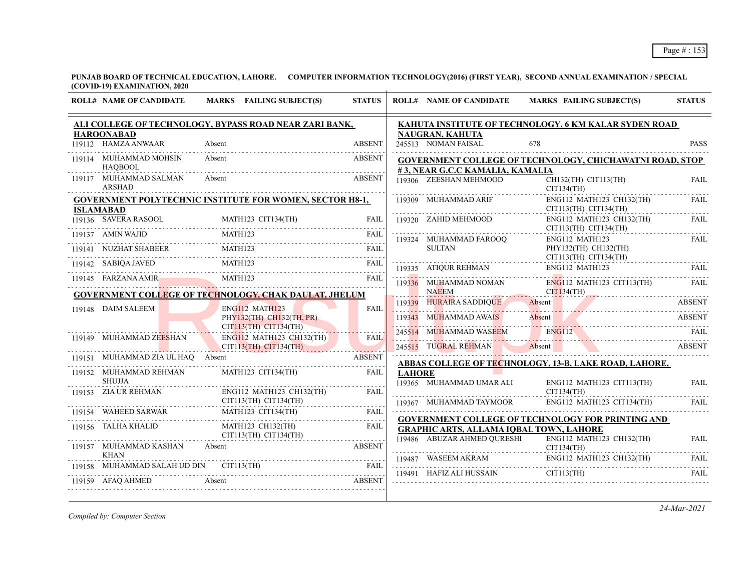PUNJAB BOARD OF TECHNICAL EDUCATION, LAHORE. COMPUTER INFORMATION TECHNOLOGY(2016) (FIRST YEAR), SECOND ANNUAL EXAMINATION / SPECIAL (COVID-19) EXAMINATION, 2020

**ALI COLLEGE OF TECHNOLOGY, BYPASS ROAD NEAR ZARI BANK, HAROONABAD**

| ROLL# | NAME OF CANDIDATE | MARKS | FAILING SUBJECT(S) | STATUS |
|---|---|---|---|---|
| 119112 | HAMZA ANWAAR | Absent | | ABSENT |
| 119114 | MUHAMMAD MOHSIN HAQBOOL | Absent | | ABSENT |
| 119117 | MUHAMMAD SALMAN ARSHAD | Absent | | ABSENT |

**GOVERNMENT POLYTECHNIC INSTITUTE FOR WOMEN, SECTOR H8-1, ISLAMABAD**

| ROLL# | NAME OF CANDIDATE | MARKS | FAILING SUBJECT(S) | STATUS |
|---|---|---|---|---|
| 119136 | SAVERA RASOOL | | MATH123 CIT134(TH) | FAIL |
| 119137 | AMIN WAJID | | MATH123 | FAIL |
| 119141 | NUZHAT SHABEER | | MATH123 | FAIL |
| 119142 | SABIQA JAVED | | MATH123 | FAIL |
| 119145 | FARZANA AMIR | | MATH123 | FAIL |

**GOVERNMENT COLLEGE OF TECHNOLOGY, CHAK DAULAT, JHELUM**

| ROLL# | NAME OF CANDIDATE | MARKS | FAILING SUBJECT(S) | STATUS |
|---|---|---|---|---|
| 119148 | DAIM SALEEM | | ENG112 MATH123 PHY132(TH) CH132(TH, PR) CIT113(TH) CIT134(TH) | FAIL |
| 119149 | MUHAMMAD ZEESHAN | | ENG112 MATH123 CH132(TH) CIT113(TH) CIT134(TH) | FAIL |
| 119151 | MUHAMMAD ZIA UL HAQ | Absent | | ABSENT |
| 119152 | MUHAMMAD REHMAN SHUJJA | | MATH123 CIT134(TH) | FAIL |
| 119153 | ZIA UR REHMAN | | ENG112 MATH123 CH132(TH) CIT113(TH) CIT134(TH) | FAIL |
| 119154 | WAHEED SARWAR | | MATH123 CIT134(TH) | FAIL |
| 119156 | TALHA KHALID | | MATH123 CH132(TH) CIT113(TH) CIT134(TH) | FAIL |
| 119157 | MUHAMMAD KASHAN KHAN | Absent | | ABSENT |
| 119158 | MUHAMMAD SALAH UD DIN | | CIT113(TH) | FAIL |
| 119159 | AFAQ AHMED | Absent | | ABSENT |

**KAHUTA INSTITUTE OF TECHNOLOGY, 6 KM KALAR SYDEN ROAD NAUGRAN, KAHUTA**

| ROLL# | NAME OF CANDIDATE | MARKS | FAILING SUBJECT(S) | STATUS |
|---|---|---|---|---|
| 245513 | NOMAN FAISAL | 678 | | PASS |

**GOVERNMENT COLLEGE OF TECHNOLOGY, CHICHAWATNI ROAD, STOP # 3, NEAR G.C.C KAMALIA, KAMALIA**

| ROLL# | NAME OF CANDIDATE | MARKS | FAILING SUBJECT(S) | STATUS |
|---|---|---|---|---|
| 119306 | ZEESHAN MEHMOOD | | CH132(TH) CIT113(TH) CIT134(TH) | FAIL |
| 119309 | MUHAMMAD ARIF | | ENG112 MATH123 CH132(TH) CIT113(TH) CIT134(TH) | FAIL |
| 119320 | ZAHID MEHMOOD | | ENG112 MATH123 CH132(TH) CIT113(TH) CIT134(TH) | FAIL |
| 119324 | MUHAMMAD FAROOQ SULTAN | | ENG112 MATH123 PHY132(TH) CH132(TH) CIT113(TH) CIT134(TH) | FAIL |
| 119335 | ATIQUR REHMAN | | ENG112 MATH123 | FAIL |
| 119336 | MUHAMMAD NOMAN NAEEM | | ENG112 MATH123 CIT113(TH) CIT134(TH) | FAIL |
| 119339 | HURAIRA SADDIQUE | Absent | | ABSENT |
| 119343 | MUHAMMAD AWAIS | Absent | | ABSENT |
| 245514 | MUHAMMAD WASEEM | | ENG112 | FAIL |
| 245515 | TUGRAL REHMAN | Absent | | ABSENT |

**ABBAS COLLEGE OF TECHNOLOGY, 13-B, LAKE ROAD, LAHORE, LAHORE**

| ROLL# | NAME OF CANDIDATE | MARKS | FAILING SUBJECT(S) | STATUS |
|---|---|---|---|---|
| 119365 | MUHAMMAD UMAR ALI | | ENG112 MATH123 CIT113(TH) CIT134(TH) | FAIL |
| 119367 | MUHAMMAD TAYMOOR | | ENG112 MATH123 CIT134(TH) | FAIL |

**GOVERNMENT COLLEGE OF TECHNOLOGY FOR PRINTING AND GRAPHIC ARTS, ALLAMA IQBAL TOWN, LAHORE**

| ROLL# | NAME OF CANDIDATE | MARKS | FAILING SUBJECT(S) | STATUS |
|---|---|---|---|---|
| 119486 | ABUZAR AHMED QURESHI | | ENG112 MATH123 CH132(TH) CIT134(TH) | FAIL |
| 119487 | WASEEM AKRAM | | ENG112 MATH123 CH132(TH) | FAIL |
| 119491 | HAFIZ ALI HUSSAIN | | CIT113(TH) | FAIL |

*Compiled by: Computer Section*

24-Mar-2021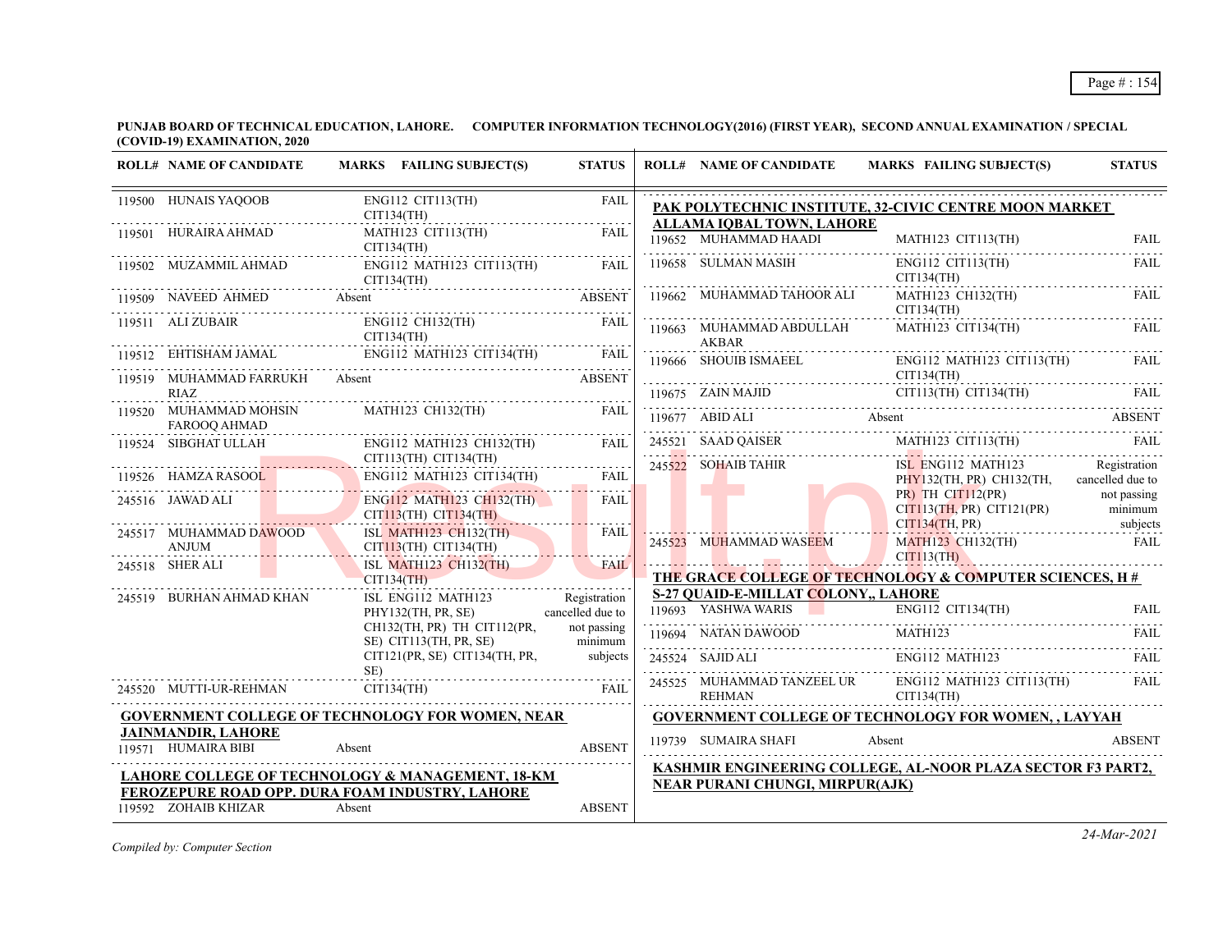**PUNJAB BOARD OF TECHNICAL EDUCATION, LAHORE. COMPUTER INFORMATION TECHNOLOGY(2016) (FIRST YEAR), SECOND ANNUAL EXAMINATION / SPECIAL (COVID-19) EXAMINATION, 2020**

| ROLL# | NAME OF CANDIDATE | MARKS | FAILING SUBJECT(S) | STATUS |
|---|---|---|---|---|
| 119500 | HUNAIS YAQOOB | | ENG112 CIT113(TH) CIT134(TH) | FAIL |
| 119501 | HURAIRA AHMAD | | MATH123 CIT113(TH) CIT134(TH) | FAIL |
| 119502 | MUZAMMIL AHMAD | | ENG112 MATH123 CIT113(TH) CIT134(TH) | FAIL |
| 119509 | NAVEED AHMED | Absent | | ABSENT |
| 119511 | ALI ZUBAIR | | ENG112 CH132(TH) CIT134(TH) | FAIL |
| 119512 | EHTISHAM JAMAL | | ENG112 MATH123 CIT134(TH) | FAIL |
| 119519 | MUHAMMAD FARRUKH RIAZ | Absent | | ABSENT |
| 119520 | MUHAMMAD MOHSIN FAROOQ AHMAD | | MATH123 CH132(TH) | FAIL |
| 119524 | SIBGHAT ULLAH | | ENG112 MATH123 CH132(TH) CIT113(TH) CIT134(TH) | FAIL |
| 119526 | HAMZA RASOOL | | ENG112 MATH123 CIT134(TH) | FAIL |
| 245516 | JAWAD ALI | | ENG112 MATH123 CH132(TH) CIT113(TH) CIT134(TH) | FAIL |
| 245517 | MUHAMMAD DAWOOD ANJUM | | ISL MATH123 CH132(TH) CIT113(TH) CIT134(TH) | FAIL |
| 245518 | SHER ALI | | ISL MATH123 CH132(TH) CIT134(TH) | FAIL |
| 245519 | BURHAN AHMAD KHAN | | ISL ENG112 MATH123 PHY132(TH, PR, SE) CH132(TH, PR) TH CIT112(PR, SE) CIT113(TH, PR, SE) CIT121(PR, SE) CIT134(TH, PR, SE) | Registration cancelled due to not passing minimum subjects |
| 245520 | MUTTI-UR-REHMAN | | CIT134(TH) | FAIL |

**GOVERNMENT COLLEGE OF TECHNOLOGY FOR WOMEN, NEAR JAINMANDIR, LAHORE**

| ROLL# | NAME OF CANDIDATE | MARKS | FAILING SUBJECT(S) | STATUS |
|---|---|---|---|---|
| 119571 | HUMAIRA BIBI | Absent | | ABSENT |

**LAHORE COLLEGE OF TECHNOLOGY & MANAGEMENT, 18-KM FEROZEPURE ROAD OPP. DURA FOAM INDUSTRY, LAHORE**

| ROLL# | NAME OF CANDIDATE | MARKS | FAILING SUBJECT(S) | STATUS |
|---|---|---|---|---|
| 119592 | ZOHAIB KHIZAR | Absent | | ABSENT |

**PAK POLYTECHNIC INSTITUTE, 32-CIVIC CENTRE MOON MARKET ALLAMA IQBAL TOWN, LAHORE**

| ROLL# | NAME OF CANDIDATE | MARKS | FAILING SUBJECT(S) | STATUS |
|---|---|---|---|---|
| 119652 | MUHAMMAD HAADI | | MATH123 CIT113(TH) | FAIL |
| 119658 | SULMAN MASIH | | ENG112 CIT113(TH) CIT134(TH) | FAIL |
| 119662 | MUHAMMAD TAHOOR ALI | | MATH123 CH132(TH) CIT134(TH) | FAIL |
| 119663 | MUHAMMAD ABDULLAH AKBAR | | MATH123 CIT134(TH) | FAIL |
| 119666 | SHOUIB ISMAEEL | | ENG112 MATH123 CIT113(TH) CIT134(TH) | FAIL |
| 119675 | ZAIN MAJID | | CIT113(TH) CIT134(TH) | FAIL |
| 119677 | ABID ALI | Absent | | ABSENT |
| 245521 | SAAD QAISER | | MATH123 CIT113(TH) | FAIL |
| 245522 | SOHAIB TAHIR | | ISL ENG112 MATH123 PHY132(TH, PR) CH132(TH, PR) TH CIT112(PR) CIT113(TH, PR) CIT121(PR) CIT134(TH, PR) | Registration cancelled due to not passing minimum subjects |
| 245523 | MUHAMMAD WASEEM | | MATH123 CH132(TH) CIT113(TH) | FAIL |

**THE GRACE COLLEGE OF TECHNOLOGY & COMPUTER SCIENCES, H # S-27 QUAID-E-MILLAT COLONY,, LAHORE**

| ROLL# | NAME OF CANDIDATE | MARKS | FAILING SUBJECT(S) | STATUS |
|---|---|---|---|---|
| 119693 | YASHWA WARIS | | ENG112 CIT134(TH) | FAIL |
| 119694 | NATAN DAWOOD | | MATH123 | FAIL |
| 245524 | SAJID ALI | | ENG112 MATH123 | FAIL |
| 245525 | MUHAMMAD TANZEEL UR REHMAN | | ENG112 MATH123 CIT113(TH) CIT134(TH) | FAIL |

**GOVERNMENT COLLEGE OF TECHNOLOGY FOR WOMEN, , LAYYAH**

| ROLL# | NAME OF CANDIDATE | MARKS | FAILING SUBJECT(S) | STATUS |
|---|---|---|---|---|
| 119739 | SUMAIRA SHAFI | Absent | | ABSENT |

**KASHMIR ENGINEERING COLLEGE, AL-NOOR PLAZA SECTOR F3 PART2, NEAR PURANI CHUNGI, MIRPUR(AJK)**

*Compiled by: Computer Section*

*24-Mar-2021*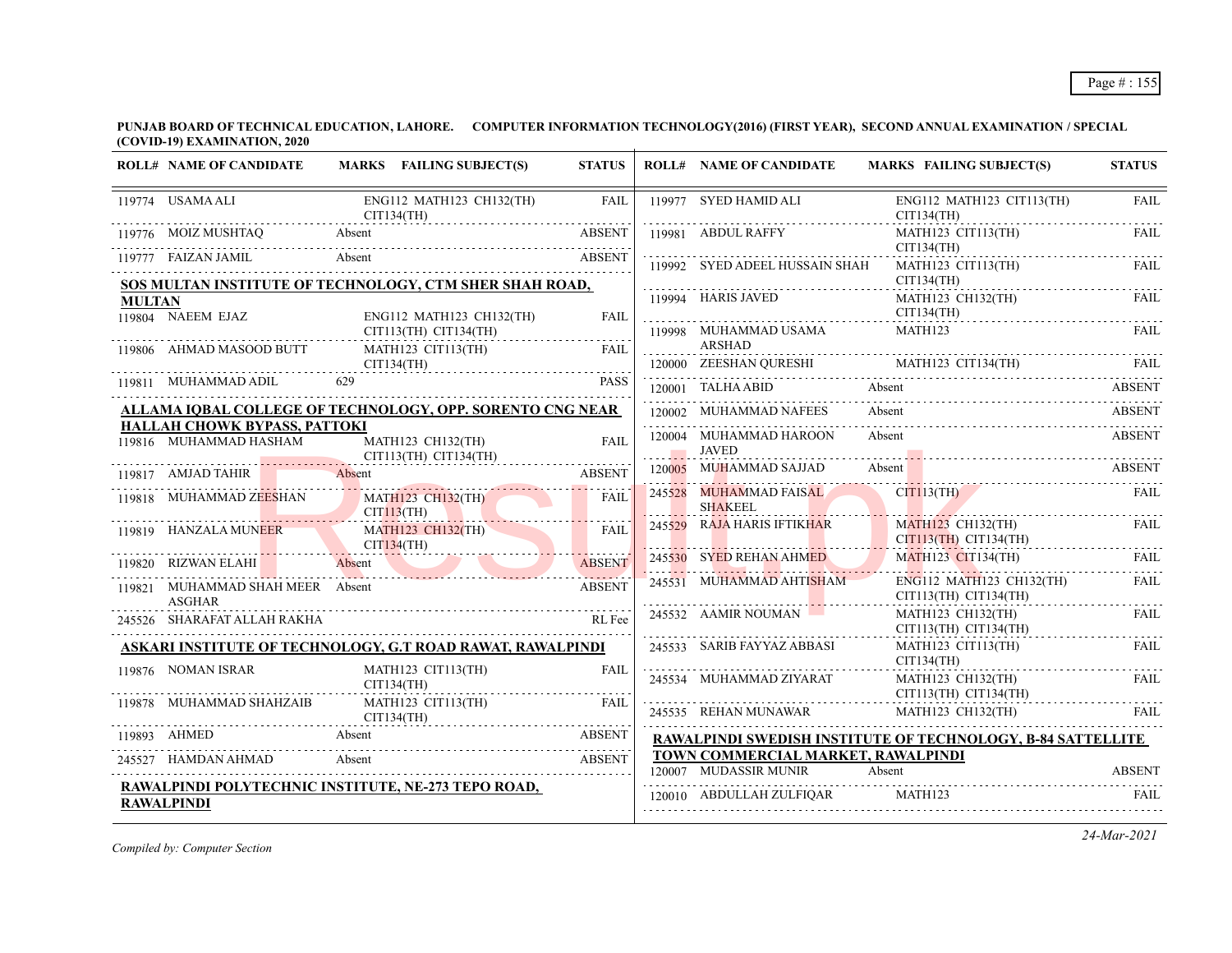**PUNJAB BOARD OF TECHNICAL EDUCATION, LAHORE. COMPUTER INFORMATION TECHNOLOGY(2016) (FIRST YEAR), SECOND ANNUAL EXAMINATION / SPECIAL (COVID-19) EXAMINATION, 2020**

| ROLL# | NAME OF CANDIDATE | MARKS | FAILING SUBJECT(S) | STATUS |
|---|---|---|---|---|
| 119774 | USAMA ALI | | ENG112 MATH123 CH132(TH) CIT134(TH) | FAIL |
| 119776 | MOIZ MUSHTAQ | Absent | | ABSENT |
| 119777 | FAIZAN JAMIL | Absent | | ABSENT |

**SOS MULTAN INSTITUTE OF TECHNOLOGY, CTM SHER SHAH ROAD, MULTAN**

| ROLL# | NAME OF CANDIDATE | MARKS | FAILING SUBJECT(S) | STATUS |
|---|---|---|---|---|
| 119804 | NAEEM EJAZ | | ENG112 MATH123 CH132(TH) CIT113(TH) CIT134(TH) | FAIL |
| 119806 | AHMAD MASOOD BUTT | | MATH123 CIT113(TH) CIT134(TH) | FAIL |
| 119811 | MUHAMMAD ADIL | 629 | | PASS |

**ALLAMA IQBAL COLLEGE OF TECHNOLOGY, OPP. SORENTO CNG NEAR HALLAH CHOWK BYPASS, PATTOKI**

| ROLL# | NAME OF CANDIDATE | MARKS | FAILING SUBJECT(S) | STATUS |
|---|---|---|---|---|
| 119816 | MUHAMMAD HASHAM | | MATH123 CH132(TH) CIT113(TH) CIT134(TH) | FAIL |
| 119817 | AMJAD TAHIR | Absent | | ABSENT |
| 119818 | MUHAMMAD ZEESHAN | | MATH123 CH132(TH) CIT113(TH) | FAIL |
| 119819 | HANZALA MUNEER | | MATH123 CH132(TH) CIT134(TH) | FAIL |
| 119820 | RIZWAN ELAHI | Absent | | ABSENT |
| 119821 | MUHAMMAD SHAH MEER ASGHAR | Absent | | ABSENT |
| 245526 | SHARAFAT ALLAH RAKHA | | | RL Fee |

**ASKARI INSTITUTE OF TECHNOLOGY, G.T ROAD RAWAT, RAWALPINDI**

| ROLL# | NAME OF CANDIDATE | MARKS | FAILING SUBJECT(S) | STATUS |
|---|---|---|---|---|
| 119876 | NOMAN ISRAR | | MATH123 CIT113(TH) CIT134(TH) | FAIL |
| 119878 | MUHAMMAD SHAHZAIB | | MATH123 CIT113(TH) CIT134(TH) | FAIL |
| 119893 | AHMED | Absent | | ABSENT |
| 245527 | HAMDAN AHMAD | Absent | | ABSENT |

**RAWALPINDI POLYTECHNIC INSTITUTE, NE-273 TEPO ROAD, RAWALPINDI**

| ROLL# | NAME OF CANDIDATE | MARKS | FAILING SUBJECT(S) | STATUS |
|---|---|---|---|---|
| 119977 | SYED HAMID ALI | | ENG112 MATH123 CIT113(TH) CIT134(TH) | FAIL |
| 119981 | ABDUL RAFFY | | MATH123 CIT113(TH) CIT134(TH) | FAIL |
| 119992 | SYED ADEEL HUSSAIN SHAH | | MATH123 CIT113(TH) CIT134(TH) | FAIL |
| 119994 | HARIS JAVED | | MATH123 CH132(TH) CIT134(TH) | FAIL |
| 119998 | MUHAMMAD USAMA ARSHAD | | MATH123 | FAIL |
| 120000 | ZEESHAN QURESHI | | MATH123 CIT134(TH) | FAIL |
| 120001 | TALHA ABID | Absent | | ABSENT |
| 120002 | MUHAMMAD NAFEES | Absent | | ABSENT |
| 120004 | MUHAMMAD HAROON JAVED | Absent | | ABSENT |
| 120005 | MUHAMMAD SAJJAD | Absent | | ABSENT |
| 245528 | MUHAMMAD FAISAL SHAKEEL | | CIT113(TH) | FAIL |
| 245529 | RAJA HARIS IFTIKHAR | | MATH123 CH132(TH) CIT113(TH) CIT134(TH) | FAIL |
| 245530 | SYED REHAN AHMED | | MATH123 CIT134(TH) | FAIL |
| 245531 | MUHAMMAD AHTISHAM | | ENG112 MATH123 CH132(TH) CIT113(TH) CIT134(TH) | FAIL |
| 245532 | AAMIR NOUMAN | | MATH123 CH132(TH) CIT113(TH) CIT134(TH) | FAIL |
| 245533 | SARIB FAYYAZ ABBASI | | MATH123 CIT113(TH) CIT134(TH) | FAIL |
| 245534 | MUHAMMAD ZIYARAT | | MATH123 CH132(TH) CIT113(TH) CIT134(TH) | FAIL |
| 245535 | REHAN MUNAWAR | | MATH123 CH132(TH) | FAIL |

**RAWALPINDI SWEDISH INSTITUTE OF TECHNOLOGY, B-84 SATTELLITE TOWN COMMERCIAL MARKET, RAWALPINDI**

| ROLL# | NAME OF CANDIDATE | MARKS | FAILING SUBJECT(S) | STATUS |
|---|---|---|---|---|
| 120007 | MUDASSIR MUNIR | Absent | | ABSENT |
| 120010 | ABDULLAH ZULFIQAR | | MATH123 | FAIL |

*Compiled by: Computer Section*

24-Mar-2021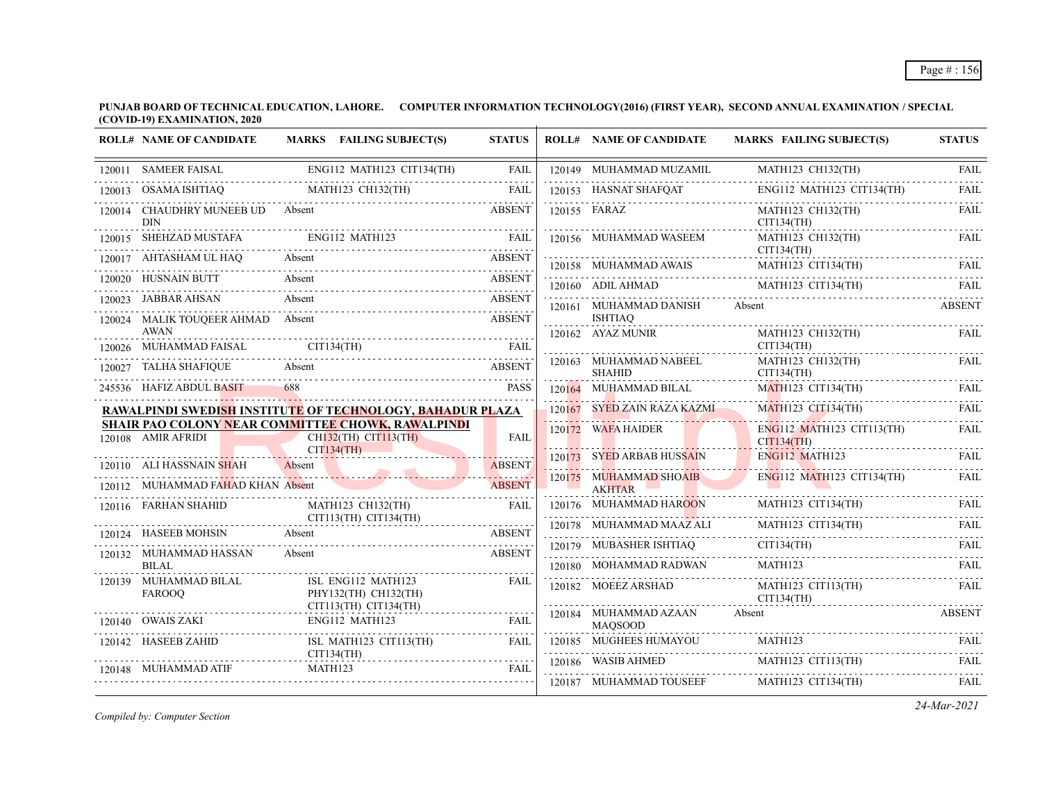**PUNJAB BOARD OF TECHNICAL EDUCATION, LAHORE. COMPUTER INFORMATION TECHNOLOGY(2016) (FIRST YEAR), SECOND ANNUAL EXAMINATION / SPECIAL (COVID-19) EXAMINATION, 2020**

| ROLL# | NAME OF CANDIDATE | MARKS | FAILING SUBJECT(S) | STATUS |
|---|---|---|---|---|
| 120011 | SAMEER FAISAL | | ENG112 MATH123 CIT134(TH) | FAIL |
| 120013 | OSAMA ISHTIAQ | | MATH123 CH132(TH) | FAIL |
| 120014 | CHAUDHRY MUNEEB UD DIN | Absent | | ABSENT |
| 120015 | SHEHZAD MUSTAFA | | ENG112 MATH123 | FAIL |
| 120017 | AHTASHAM UL HAQ | Absent | | ABSENT |
| 120020 | HUSNAIN BUTT | Absent | | ABSENT |
| 120023 | JABBAR AHSAN | Absent | | ABSENT |
| 120024 | MALIK TOUQEER AHMAD AWAN | Absent | | ABSENT |
| 120026 | MUHAMMAD FAISAL | | CIT134(TH) | FAIL |
| 120027 | TALHA SHAFIQUE | Absent | | ABSENT |
| 245536 | HAFIZ ABDUL BASIT | 688 | | PASS |

**RAWALPINDI SWEDISH INSTITUTE OF TECHNOLOGY, BAHADUR PLAZA SHAIR PAO COLONY NEAR COMMITTEE CHOWK, RAWALPINDI**

| ROLL# | NAME OF CANDIDATE | MARKS | FAILING SUBJECT(S) | STATUS |
|---|---|---|---|---|
| 120108 | AMIR AFRIDI | | CH132(TH) CIT113(TH) CIT134(TH) | FAIL |
| 120110 | ALI HASSNAIN SHAH | Absent | | ABSENT |
| 120112 | MUHAMMAD FAHAD KHAN | Absent | | ABSENT |
| 120116 | FARHAN SHAHID | | MATH123 CH132(TH) CIT113(TH) CIT134(TH) | FAIL |
| 120124 | HASEEB MOHSIN | Absent | | ABSENT |
| 120132 | MUHAMMAD HASSAN BILAL | Absent | | ABSENT |
| 120139 | MUHAMMAD BILAL FAROOQ | | ISL ENG112 MATH123 PHY132(TH) CH132(TH) CIT113(TH) CIT134(TH) | FAIL |
| 120140 | OWAIS ZAKI | | ENG112 MATH123 | FAIL |
| 120142 | HASEEB ZAHID | | ISL MATH123 CIT113(TH) CIT134(TH) | FAIL |
| 120148 | MUHAMMAD ATIF | | MATH123 | FAIL |
| 120149 | MUHAMMAD MUZAMIL | | MATH123 CH132(TH) | FAIL |
| 120153 | HASNAT SHAFQAT | | ENG112 MATH123 CIT134(TH) | FAIL |
| 120155 | FARAZ | | MATH123 CH132(TH) CIT134(TH) | FAIL |
| 120156 | MUHAMMAD WASEEM | | MATH123 CH132(TH) CIT134(TH) | FAIL |
| 120158 | MUHAMMAD AWAIS | | MATH123 CIT134(TH) | FAIL |
| 120160 | ADIL AHMAD | | MATH123 CIT134(TH) | FAIL |
| 120161 | MUHAMMAD DANISH ISHTIAQ | Absent | | ABSENT |
| 120162 | AYAZ MUNIR | | MATH123 CH132(TH) CIT134(TH) | FAIL |
| 120163 | MUHAMMAD NABEEL SHAHID | | MATH123 CH132(TH) CIT134(TH) | FAIL |
| 120164 | MUHAMMAD BILAL | | MATH123 CIT134(TH) | FAIL |
| 120167 | SYED ZAIN RAZA KAZMI | | MATH123 CIT134(TH) | FAIL |
| 120172 | WAFA HAIDER | | ENG112 MATH123 CIT113(TH) CIT134(TH) | FAIL |
| 120173 | SYED ARBAB HUSSAIN | | ENG112 MATH123 | FAIL |
| 120175 | MUHAMMAD SHOAIB AKHTAR | | ENG112 MATH123 CIT134(TH) | FAIL |
| 120176 | MUHAMMAD HAROON | | MATH123 CIT134(TH) | FAIL |
| 120178 | MUHAMMAD MAAZ ALI | | MATH123 CIT134(TH) | FAIL |
| 120179 | MUBASHER ISHTIAQ | | CIT134(TH) | FAIL |
| 120180 | MOHAMMAD RADWAN | | MATH123 | FAIL |
| 120182 | MOEEZ ARSHAD | | MATH123 CIT113(TH) CIT134(TH) | FAIL |
| 120184 | MUHAMMAD AZAAN MAQSOOD | Absent | | ABSENT |
| 120185 | MUGHEES HUMAYOU | | MATH123 | FAIL |
| 120186 | WASIB AHMED | | MATH123 CIT113(TH) | FAIL |
| 120187 | MUHAMMAD TOUSEEF | | MATH123 CIT134(TH) | FAIL |

*Compiled by: Computer Section*

*24-Mar-2021*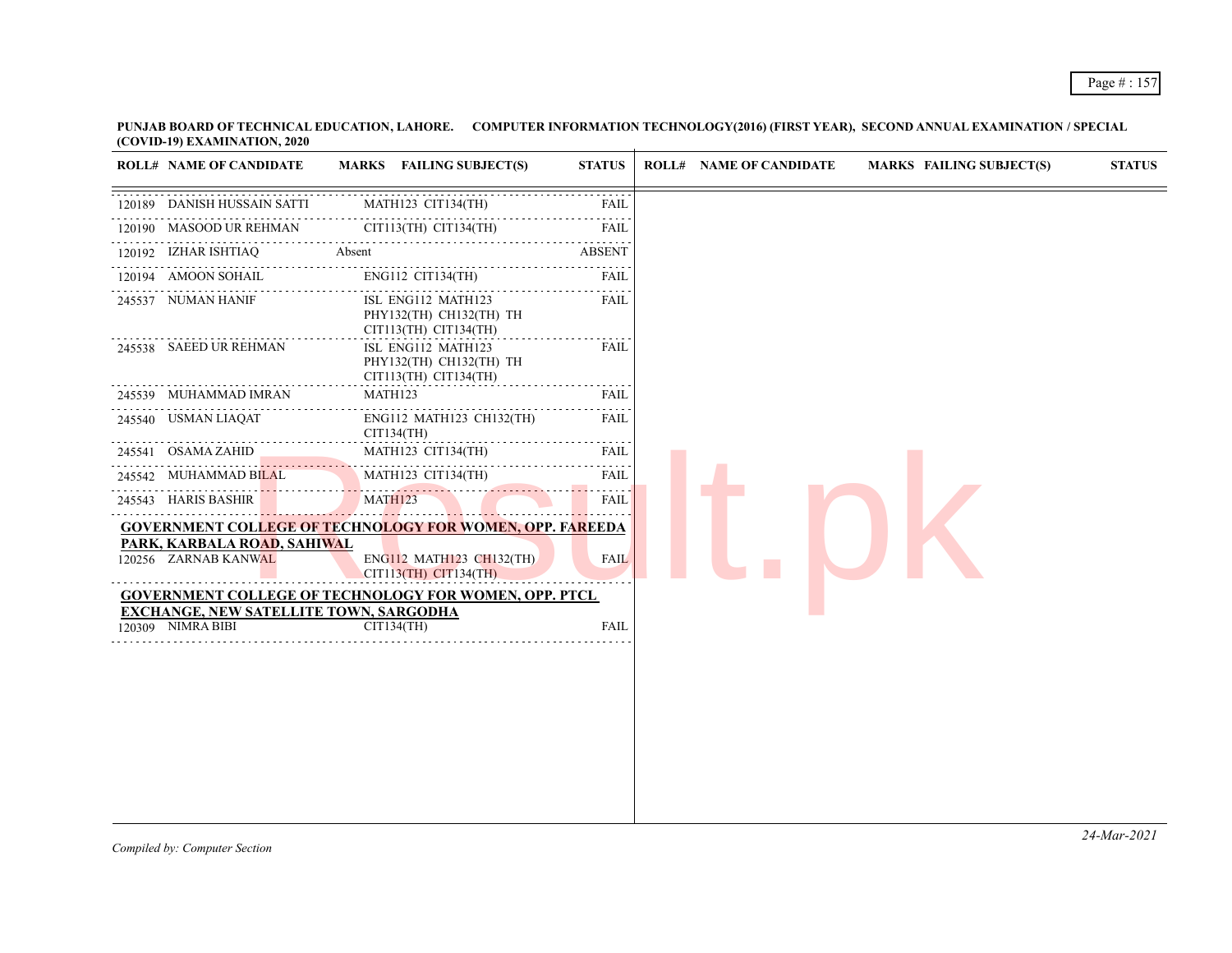**PUNJAB BOARD OF TECHNICAL EDUCATION, LAHORE. COMPUTER INFORMATION TECHNOLOGY(2016) (FIRST YEAR), SECOND ANNUAL EXAMINATION / SPECIAL (COVID-19) EXAMINATION, 2020**

| ROLL# | NAME OF CANDIDATE | MARKS | FAILING SUBJECT(S) | STATUS |
|---|---|---|---|---|
| 120189 | DANISH HUSSAIN SATTI | | MATH123 CIT134(TH) | FAIL |
| 120190 | MASOOD UR REHMAN | | CIT113(TH) CIT134(TH) | FAIL |
| 120192 | IZHAR ISHTIAQ | Absent | | ABSENT |
| 120194 | AMOON SOHAIL | | ENG112 CIT134(TH) | FAIL |
| 245537 | NUMAN HANIF | | ISL ENG112 MATH123 PHY132(TH) CH132(TH) TH CIT113(TH) CIT134(TH) | FAIL |
| 245538 | SAEED UR REHMAN | | ISL ENG112 MATH123 PHY132(TH) CH132(TH) TH CIT113(TH) CIT134(TH) | FAIL |
| 245539 | MUHAMMAD IMRAN | | MATH123 | FAIL |
| 245540 | USMAN LIAQAT | | ENG112 MATH123 CH132(TH) CIT134(TH) | FAIL |
| 245541 | OSAMA ZAHID | | MATH123 CIT134(TH) | FAIL |
| 245542 | MUHAMMAD BILAL | | MATH123 CIT134(TH) | FAIL |
| 245543 | HARIS BASHIR | | MATH123 | FAIL |
| **GOVERNMENT COLLEGE OF TECHNOLOGY FOR WOMEN, OPP. FAREEDA PARK, KARBALA ROAD, SAHIWAL** | | | | |
| 120256 | ZARNAB KANWAL | | ENG112 MATH123 CH132(TH) CIT113(TH) CIT134(TH) | FAIL |
| **GOVERNMENT COLLEGE OF TECHNOLOGY FOR WOMEN, OPP. PTCL EXCHANGE, NEW SATELLITE TOWN, SARGODHA** | | | | |
| 120309 | NIMRA BIBI | | CIT134(TH) | FAIL |

*Compiled by: Computer Section*

*24-Mar-2021*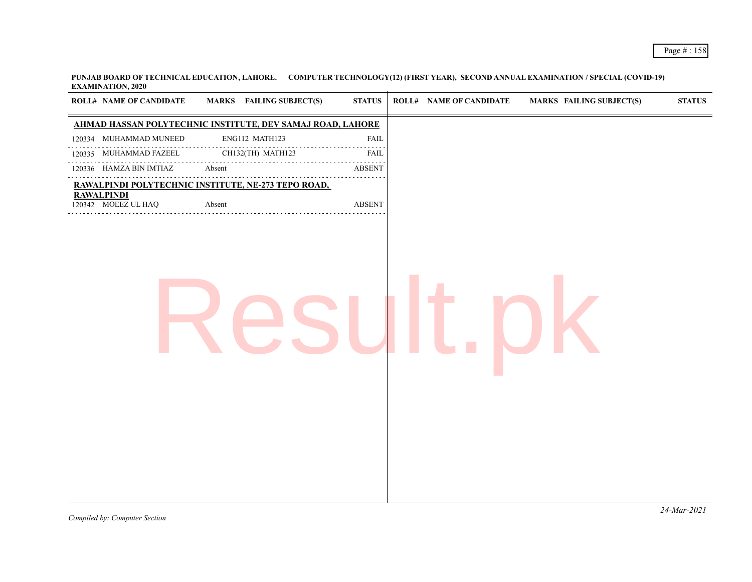**PUNJAB BOARD OF TECHNICAL EDUCATION, LAHORE. COMPUTER TECHNOLOGY(12) (FIRST YEAR), SECOND ANNUAL EXAMINATION / SPECIAL (COVID-19) EXAMINATION, 2020**

| ROLL# | NAME OF CANDIDATE | MARKS | FAILING SUBJECT(S) | STATUS |
|---|---|---|---|---|
| **AHMAD HASSAN POLYTECHNIC INSTITUTE, DEV SAMAJ ROAD, LAHORE** | | | | |
| 120334 | MUHAMMAD MUNEED | | ENG112 MATH123 | FAIL |
| 120335 | MUHAMMAD FAZEEL | | CH132(TH) MATH123 | FAIL |
| 120336 | HAMZA BIN IMTIAZ | Absent | | ABSENT |
| **RAWALPINDI POLYTECHNIC INSTITUTE, NE-273 TEPO ROAD, RAWALPINDI** | | | | |
| 120342 | MOEEZ UL HAQ | Absent | | ABSENT |

*Compiled by: Computer Section*

*24-Mar-2021*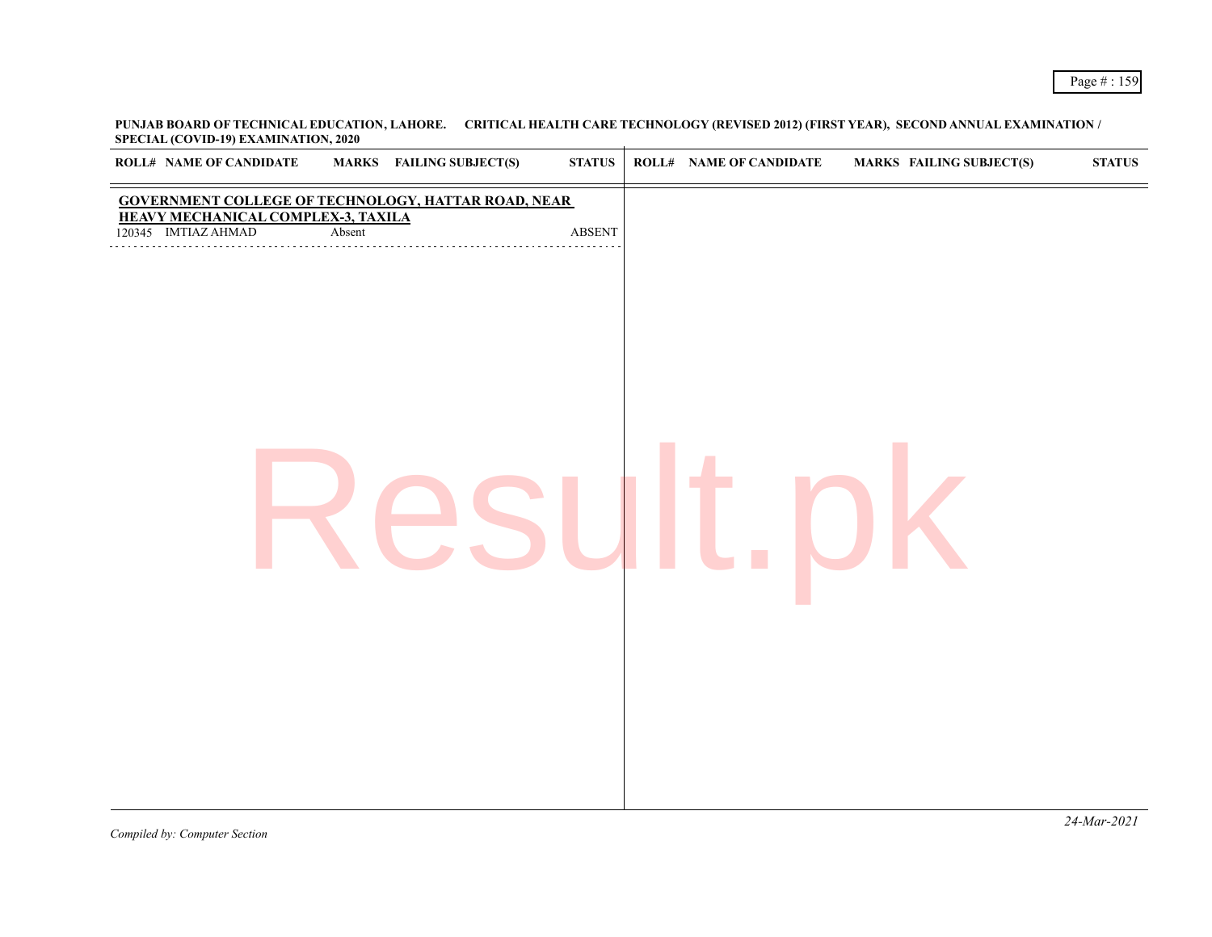**PUNJAB BOARD OF TECHNICAL EDUCATION, LAHORE. CRITICAL HEALTH CARE TECHNOLOGY (REVISED 2012) (FIRST YEAR), SECOND ANNUAL EXAMINATION / SPECIAL (COVID-19) EXAMINATION, 2020**

| ROLL# | NAME OF CANDIDATE | MARKS | FAILING SUBJECT(S) | STATUS |
|---|---|---|---|---|
| **GOVERNMENT COLLEGE OF TECHNOLOGY, HATTAR ROAD, NEAR HEAVY MECHANICAL COMPLEX-3, TAXILA** | | | | |
| 120345 | IMTIAZ AHMAD | Absent | | ABSENT |

*Compiled by: Computer Section*

*24-Mar-2021*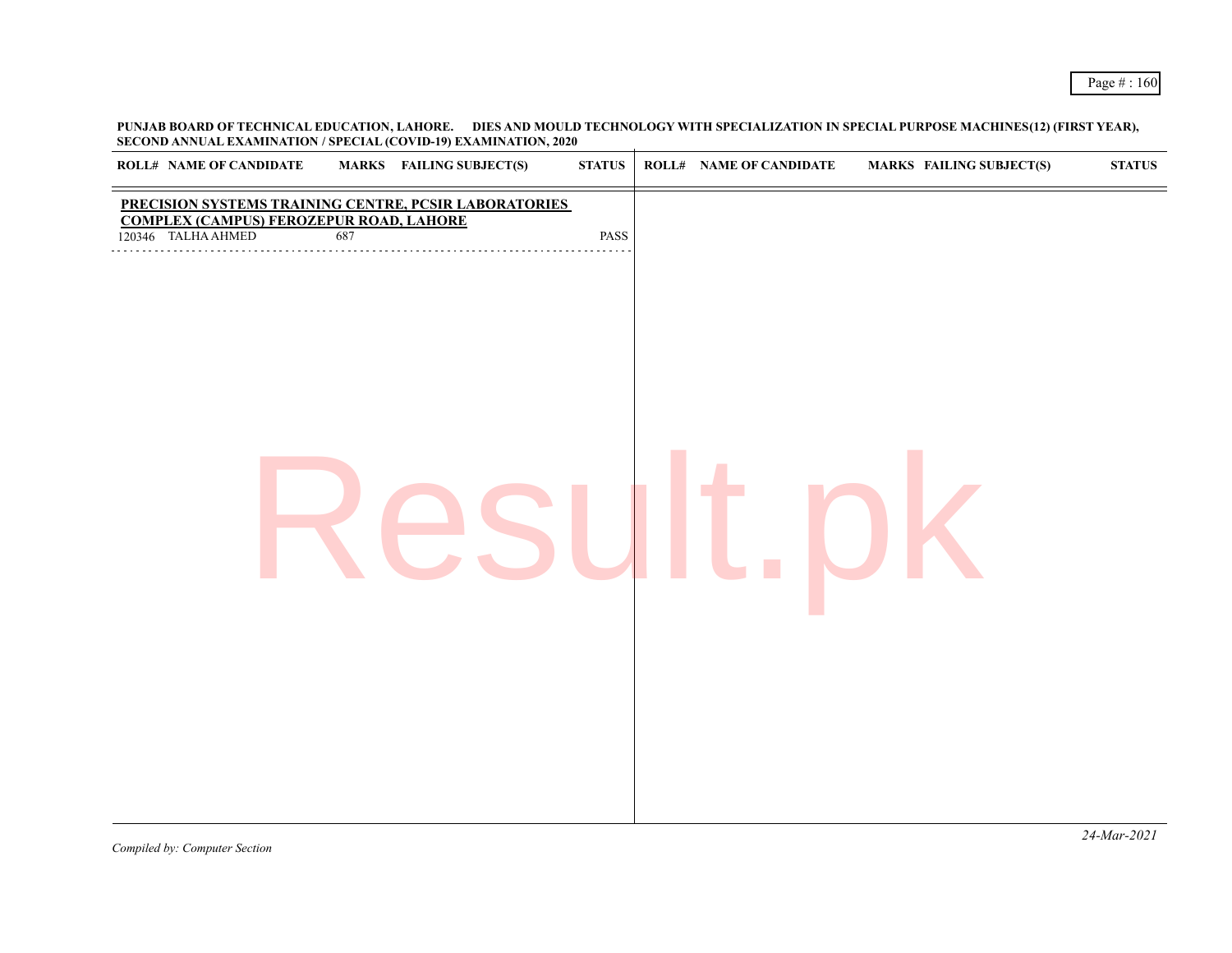**PUNJAB BOARD OF TECHNICAL EDUCATION, LAHORE. DIES AND MOULD TECHNOLOGY WITH SPECIALIZATION IN SPECIAL PURPOSE MACHINES(12) (FIRST YEAR), SECOND ANNUAL EXAMINATION / SPECIAL (COVID-19) EXAMINATION, 2020**

| ROLL# | NAME OF CANDIDATE | MARKS | FAILING SUBJECT(S) | STATUS |
|---|---|---|---|---|
| **PRECISION SYSTEMS TRAINING CENTRE, PCSIR LABORATORIES COMPLEX (CAMPUS) FEROZEPUR ROAD, LAHORE** | | | | |
| 120346 | TALHA AHMED | 687 | | PASS |

*Compiled by: Computer Section*

*24-Mar-2021*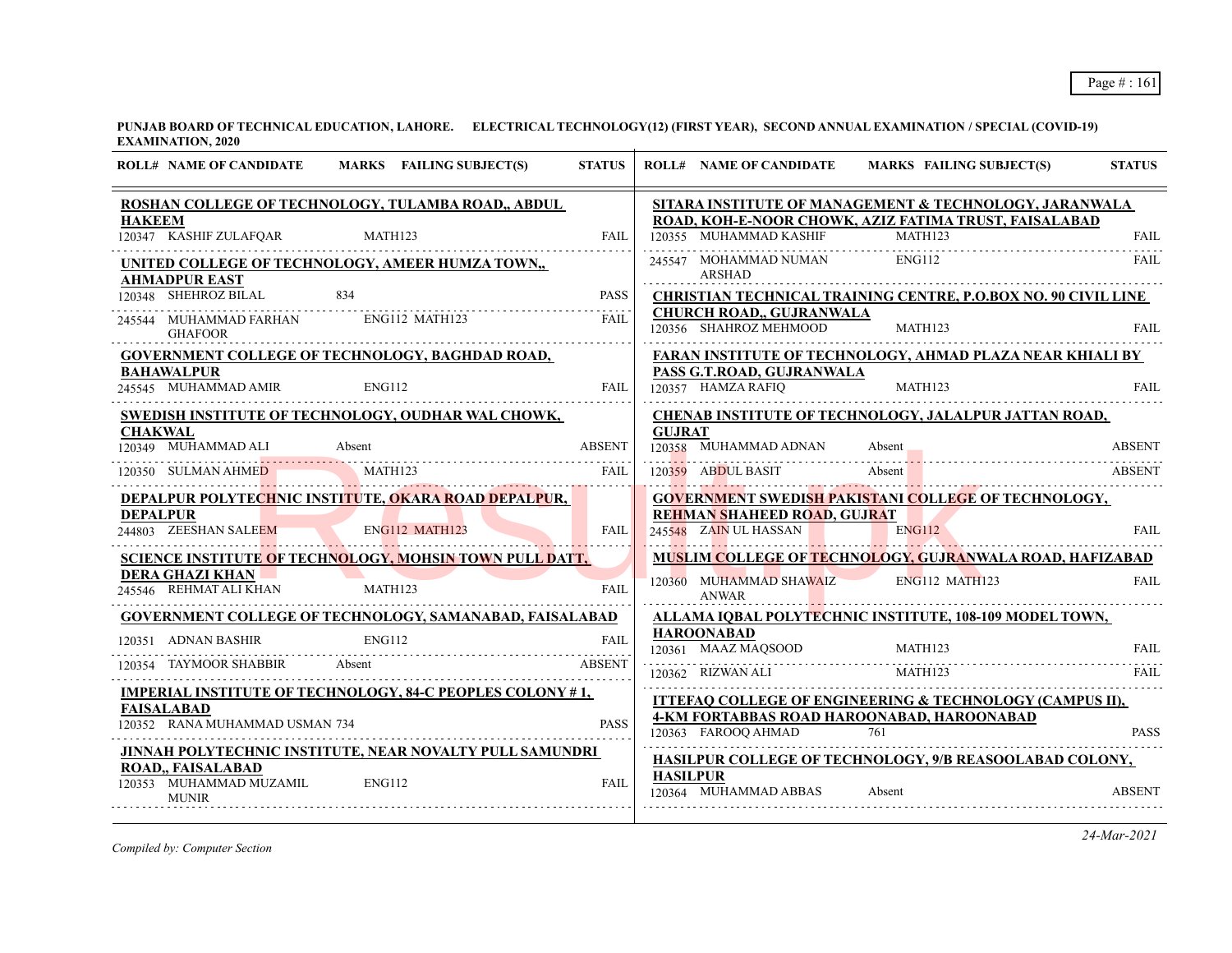PUNJAB BOARD OF TECHNICAL EDUCATION, LAHORE. ELECTRICAL TECHNOLOGY(12) (FIRST YEAR), SECOND ANNUAL EXAMINATION / SPECIAL (COVID-19) EXAMINATION, 2020

| ROLL# | NAME OF CANDIDATE | MARKS | FAILING SUBJECT(S) | STATUS |
|---|---|---|---|---|
| **ROSHAN COLLEGE OF TECHNOLOGY, TULAMBA ROAD,, ABDUL HAKEEM** | | | | |
| 120347 | KASHIF ZULFAQAR | | MATH123 | FAIL |
| **UNITED COLLEGE OF TECHNOLOGY, AMEER HUMZA TOWN,, AHMADPUR EAST** | | | | |
| 120348 | SHEHROZ BILAL | 834 | | PASS |
| 245544 | MUHAMMAD FARHAN GHAFOOR | | ENG112 MATH123 | FAIL |
| **GOVERNMENT COLLEGE OF TECHNOLOGY, BAGHDAD ROAD, BAHAWALPUR** | | | | |
| 245545 | MUHAMMAD AMIR | | ENG112 | FAIL |
| **SWEDISH INSTITUTE OF TECHNOLOGY, OUDHAR WAL CHOWK, CHAKWAL** | | | | |
| 120349 | MUHAMMAD ALI | Absent | | ABSENT |
| 120350 | SULMAN AHMED | | MATH123 | FAIL |
| **DEPALPUR POLYTECHNIC INSTITUTE, OKARA ROAD DEPALPUR, DEPALPUR** | | | | |
| 244803 | ZEESHAN SALEEM | | ENG112 MATH123 | FAIL |
| **SCIENCE INSTITUTE OF TECHNOLOGY, MOHSIN TOWN PULL DATT, DERA GHAZI KHAN** | | | | |
| 245546 | REHMAT ALI KHAN | | MATH123 | FAIL |
| **GOVERNMENT COLLEGE OF TECHNOLOGY, SAMANABAD, FAISALABAD** | | | | |
| 120351 | ADNAN BASHIR | | ENG112 | FAIL |
| 120354 | TAYMOOR SHABBIR | Absent | | ABSENT |
| **IMPERIAL INSTITUTE OF TECHNOLOGY, 84-C PEOPLES COLONY # 1, FAISALABAD** | | | | |
| 120352 | RANA MUHAMMAD USMAN | 734 | | PASS |
| **JINNAH POLYTECHNIC INSTITUTE, NEAR NOVALTY PULL SAMUNDRI ROAD,, FAISALABAD** | | | | |
| 120353 | MUHAMMAD MUZAMIL MUNIR | | ENG112 | FAIL |
| **SITARA INSTITUTE OF MANAGEMENT & TECHNOLOGY, JARANWALA ROAD, KOH-E-NOOR CHOWK, AZIZ FATIMA TRUST, FAISALABAD** | | | | |
| 120355 | MUHAMMAD KASHIF | | MATH123 | FAIL |
| 245547 | MOHAMMAD NUMAN ARSHAD | | ENG112 | FAIL |
| **CHRISTIAN TECHNICAL TRAINING CENTRE, P.O.BOX NO. 90 CIVIL LINE CHURCH ROAD,, GUJRANWALA** | | | | |
| 120356 | SHAHROZ MEHMOOD | | MATH123 | FAIL |
| **FARAN INSTITUTE OF TECHNOLOGY, AHMAD PLAZA NEAR KHIALI BY PASS G.T.ROAD, GUJRANWALA** | | | | |
| 120357 | HAMZA RAFIQ | | MATH123 | FAIL |
| **CHENAB INSTITUTE OF TECHNOLOGY, JALALPUR JATTAN ROAD, GUJRAT** | | | | |
| 120358 | MUHAMMAD ADNAN | Absent | | ABSENT |
| 120359 | ABDUL BASIT | Absent | | ABSENT |
| **GOVERNMENT SWEDISH PAKISTANI COLLEGE OF TECHNOLOGY, REHMAN SHAHEED ROAD, GUJRAT** | | | | |
| 245548 | ZAIN UL HASSAN | | ENG112 | FAIL |
| **MUSLIM COLLEGE OF TECHNOLOGY, GUJRANWALA ROAD, HAFIZABAD** | | | | |
| 120360 | MUHAMMAD SHAWAIZ ANWAR | | ENG112 MATH123 | FAIL |
| **ALLAMA IQBAL POLYTECHNIC INSTITUTE, 108-109 MODEL TOWN, HAROONABAD** | | | | |
| 120361 | MAAZ MAQSOOD | | MATH123 | FAIL |
| 120362 | RIZWAN ALI | | MATH123 | FAIL |
| **ITTEFAQ COLLEGE OF ENGINEERING & TECHNOLOGY (CAMPUS II), 4-KM FORTABBAS ROAD HAROONABAD, HAROONABAD** | | | | |
| 120363 | FAROOQ AHMAD | 761 | | PASS |
| **HASILPUR COLLEGE OF TECHNOLOGY, 9/B REASOOLABAD COLONY, HASILPUR** | | | | |
| 120364 | MUHAMMAD ABBAS | Absent | | ABSENT |

*Compiled by: Computer Section*

*24-Mar-2021*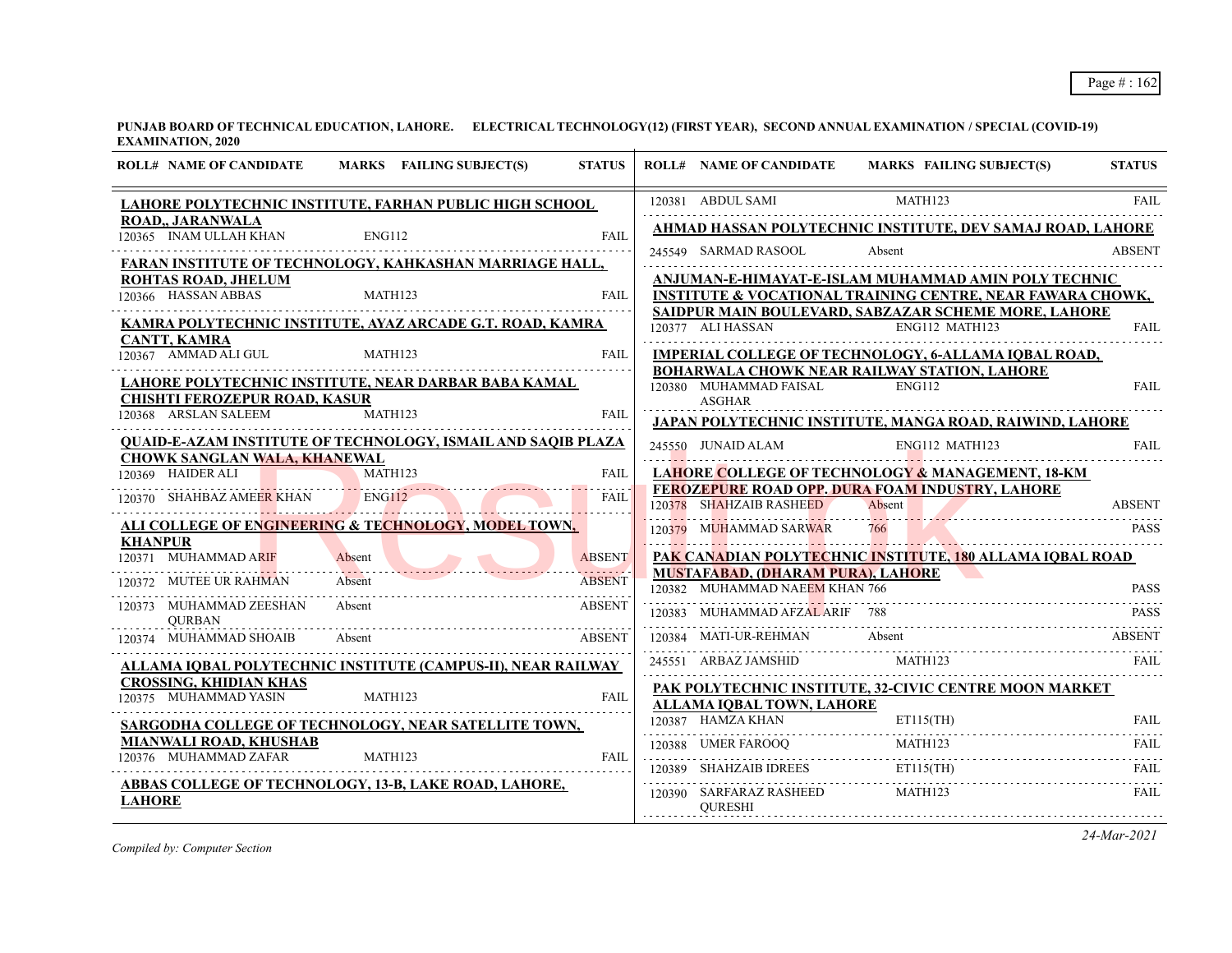**PUNJAB BOARD OF TECHNICAL EDUCATION, LAHORE. ELECTRICAL TECHNOLOGY(12) (FIRST YEAR), SECOND ANNUAL EXAMINATION / SPECIAL (COVID-19) EXAMINATION, 2020**

| ROLL# | NAME OF CANDIDATE | MARKS | FAILING SUBJECT(S) | STATUS |
|---|---|---|---|---|
| **LAHORE POLYTECHNIC INSTITUTE, FARHAN PUBLIC HIGH SCHOOL ROAD,, JARANWALA** | | | | |
| 120365 | INAM ULLAH KHAN | | ENG112 | FAIL |
| **FARAN INSTITUTE OF TECHNOLOGY, KAHKASHAN MARRIAGE HALL, ROHTAS ROAD, JHELUM** | | | | |
| 120366 | HASSAN ABBAS | | MATH123 | FAIL |
| **KAMRA POLYTECHNIC INSTITUTE, AYAZ ARCADE G.T. ROAD, KAMRA CANTT, KAMRA** | | | | |
| 120367 | AMMAD ALI GUL | | MATH123 | FAIL |
| **LAHORE POLYTECHNIC INSTITUTE, NEAR DARBAR BABA KAMAL CHISHTI FEROZEPUR ROAD, KASUR** | | | | |
| 120368 | ARSLAN SALEEM | | MATH123 | FAIL |
| **QUAID-E-AZAM INSTITUTE OF TECHNOLOGY, ISMAIL AND SAQIB PLAZA CHOWK SANGLAN WALA, KHANEWAL** | | | | |
| 120369 | HAIDER ALI | | MATH123 | FAIL |
| 120370 | SHAHBAZ AMEER KHAN | | ENG112 | FAIL |
| **ALI COLLEGE OF ENGINEERING & TECHNOLOGY, MODEL TOWN, KHANPUR** | | | | |
| 120371 | MUHAMMAD ARIF | Absent | | ABSENT |
| 120372 | MUTEE UR RAHMAN | Absent | | ABSENT |
| 120373 | MUHAMMAD ZEESHAN QURBAN | Absent | | ABSENT |
| 120374 | MUHAMMAD SHOAIB | Absent | | ABSENT |
| **ALLAMA IQBAL POLYTECHNIC INSTITUTE (CAMPUS-II), NEAR RAILWAY CROSSING, KHIDIAN KHAS** | | | | |
| 120375 | MUHAMMAD YASIN | | MATH123 | FAIL |
| **SARGODHA COLLEGE OF TECHNOLOGY, NEAR SATELLITE TOWN, MIANWALI ROAD, KHUSHAB** | | | | |
| 120376 | MUHAMMAD ZAFAR | | MATH123 | FAIL |
| **ABBAS COLLEGE OF TECHNOLOGY, 13-B, LAKE ROAD, LAHORE, LAHORE** | | | | |
| 120381 | ABDUL SAMI | | MATH123 | FAIL |
| **AHMAD HASSAN POLYTECHNIC INSTITUTE, DEV SAMAJ ROAD, LAHORE** | | | | |
| 245549 | SARMAD RASOOL | Absent | | ABSENT |
| **ANJUMAN-E-HIMAYAT-E-ISLAM MUHAMMAD AMIN POLY TECHNIC INSTITUTE & VOCATIONAL TRAINING CENTRE, NEAR FAWARA CHOWK, SAIDPUR MAIN BOULEVARD, SABZAZAR SCHEME MORE, LAHORE** | | | | |
| 120377 | ALI HASSAN | | ENG112 MATH123 | FAIL |
| **IMPERIAL COLLEGE OF TECHNOLOGY, 6-ALLAMA IQBAL ROAD, BOHARWALA CHOWK NEAR RAILWAY STATION, LAHORE** | | | | |
| 120380 | MUHAMMAD FAISAL ASGHAR | | ENG112 | FAIL |
| **JAPAN POLYTECHNIC INSTITUTE, MANGA ROAD, RAIWIND, LAHORE** | | | | |
| 245550 | JUNAID ALAM | | ENG112 MATH123 | FAIL |
| **LAHORE COLLEGE OF TECHNOLOGY & MANAGEMENT, 18-KM FEROZEPURE ROAD OPP. DURA FOAM INDUSTRY, LAHORE** | | | | |
| 120378 | SHAHZAIB RASHEED | Absent | | ABSENT |
| 120379 | MUHAMMAD SARWAR | 766 | | PASS |
| **PAK CANADIAN POLYTECHNIC INSTITUTE, 180 ALLAMA IQBAL ROAD MUSTAFABAD, (DHARAM PURA), LAHORE** | | | | |
| 120382 | MUHAMMAD NAEEM KHAN | 766 | | PASS |
| 120383 | MUHAMMAD AFZAL ARIF | 788 | | PASS |
| 120384 | MATI-UR-REHMAN | Absent | | ABSENT |
| 245551 | ARBAZ JAMSHID | | MATH123 | FAIL |
| **PAK POLYTECHNIC INSTITUTE, 32-CIVIC CENTRE MOON MARKET ALLAMA IQBAL TOWN, LAHORE** | | | | |
| 120387 | HAMZA KHAN | | ET115(TH) | FAIL |
| 120388 | UMER FAROOQ | | MATH123 | FAIL |
| 120389 | SHAHZAIB IDREES | | ET115(TH) | FAIL |
| 120390 | SARFARAZ RASHEED QURESHI | | MATH123 | FAIL |

*Compiled by: Computer Section*

*24-Mar-2021*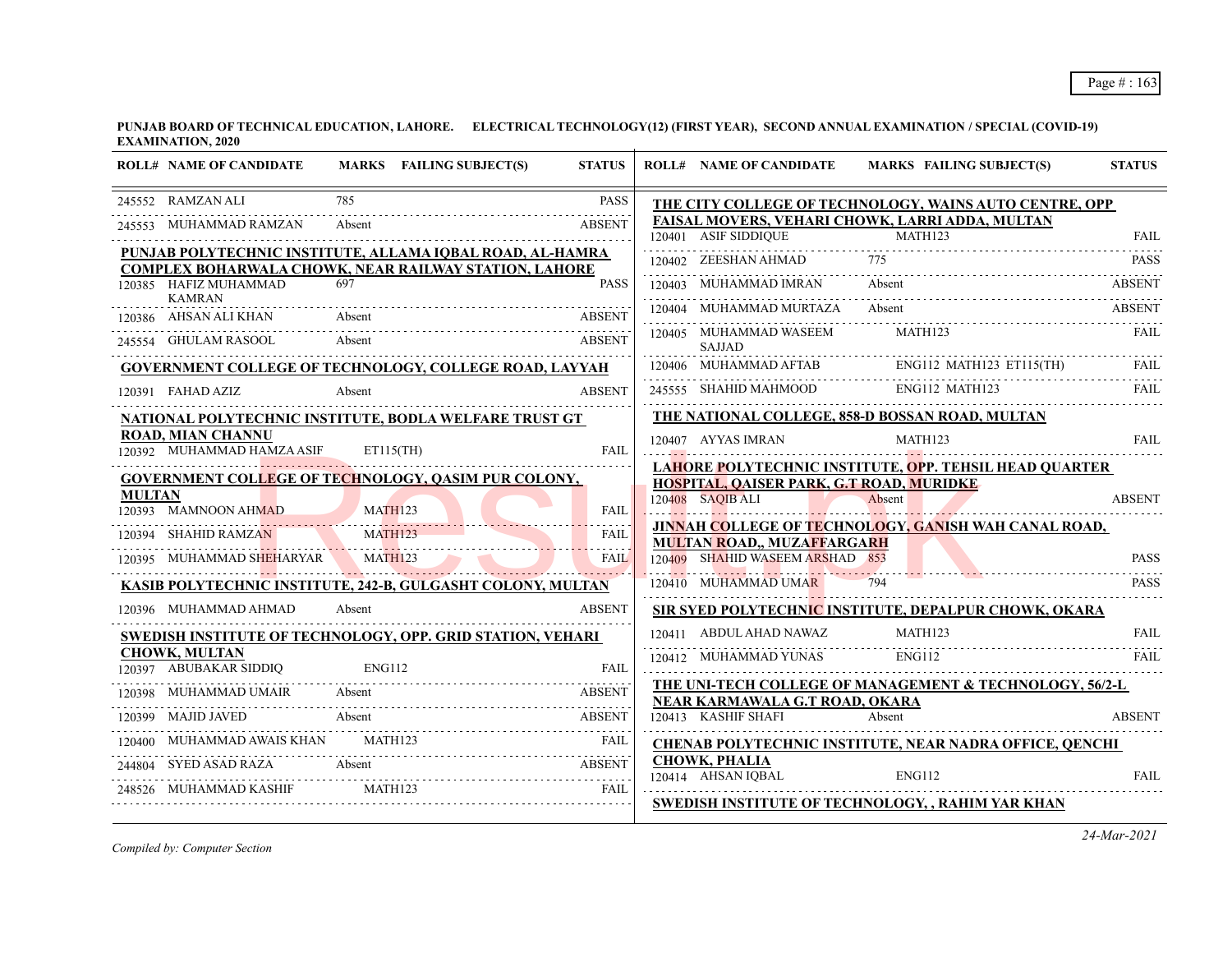**PUNJAB BOARD OF TECHNICAL EDUCATION, LAHORE. ELECTRICAL TECHNOLOGY(12) (FIRST YEAR), SECOND ANNUAL EXAMINATION / SPECIAL (COVID-19) EXAMINATION, 2020**

| ROLL# | NAME OF CANDIDATE | MARKS | FAILING SUBJECT(S) | STATUS |
|---|---|---|---|---|
| 245552 | RAMZAN ALI | 785 | | PASS |
| 245553 | MUHAMMAD RAMZAN | Absent | | ABSENT |
| **PUNJAB POLYTECHNIC INSTITUTE, ALLAMA IQBAL ROAD, AL-HAMRA COMPLEX BOHARWALA CHOWK, NEAR RAILWAY STATION, LAHORE** | | | | |
| 120385 | HAFIZ MUHAMMAD KAMRAN | 697 | | PASS |
| 120386 | AHSAN ALI KHAN | Absent | | ABSENT |
| 245554 | GHULAM RASOOL | Absent | | ABSENT |
| **GOVERNMENT COLLEGE OF TECHNOLOGY, COLLEGE ROAD, LAYYAH** | | | | |
| 120391 | FAHAD AZIZ | Absent | | ABSENT |
| **NATIONAL POLYTECHNIC INSTITUTE, BODLA WELFARE TRUST GT ROAD, MIAN CHANNU** | | | | |
| 120392 | MUHAMMAD HAMZA ASIF | | ET115(TH) | FAIL |
| **GOVERNMENT COLLEGE OF TECHNOLOGY, QASIM PUR COLONY, MULTAN** | | | | |
| 120393 | MAMNOON AHMAD | | MATH123 | FAIL |
| 120394 | SHAHID RAMZAN | | MATH123 | FAIL |
| 120395 | MUHAMMAD SHEHARYAR | | MATH123 | FAIL |
| **KASIB POLYTECHNIC INSTITUTE, 242-B, GULGASHT COLONY, MULTAN** | | | | |
| 120396 | MUHAMMAD AHMAD | Absent | | ABSENT |
| **SWEDISH INSTITUTE OF TECHNOLOGY, OPP. GRID STATION, VEHARI CHOWK, MULTAN** | | | | |
| 120397 | ABUBAKAR SIDDIQ | | ENG112 | FAIL |
| 120398 | MUHAMMAD UMAIR | Absent | | ABSENT |
| 120399 | MAJID JAVED | Absent | | ABSENT |
| 120400 | MUHAMMAD AWAIS KHAN | | MATH123 | FAIL |
| 244804 | SYED ASAD RAZA | Absent | | ABSENT |
| 248526 | MUHAMMAD KASHIF | | MATH123 | FAIL |
| **THE CITY COLLEGE OF TECHNOLOGY, WAINS AUTO CENTRE, OPP FAISAL MOVERS, VEHARI CHOWK, LARRI ADDA, MULTAN** | | | | |
| 120401 | ASIF SIDDIQUE | | MATH123 | FAIL |
| 120402 | ZEESHAN AHMAD | 775 | | PASS |
| 120403 | MUHAMMAD IMRAN | Absent | | ABSENT |
| 120404 | MUHAMMAD MURTAZA | Absent | | ABSENT |
| 120405 | MUHAMMAD WASEEM SAJJAD | | MATH123 | FAIL |
| 120406 | MUHAMMAD AFTAB | | ENG112 MATH123 ET115(TH) | FAIL |
| 245555 | SHAHID MAHMOOD | | ENG112 MATH123 | FAIL |
| **THE NATIONAL COLLEGE, 858-D BOSSAN ROAD, MULTAN** | | | | |
| 120407 | AYYAS IMRAN | | MATH123 | FAIL |
| **LAHORE POLYTECHNIC INSTITUTE, OPP. TEHSIL HEAD QUARTER HOSPITAL, QAISER PARK, G.T ROAD, MURIDKE** | | | | |
| 120408 | SAQIB ALI | Absent | | ABSENT |
| **JINNAH COLLEGE OF TECHNOLOGY, GANISH WAH CANAL ROAD, MULTAN ROAD,, MUZAFFARGARH** | | | | |
| 120409 | SHAHID WASEEM ARSHAD | 853 | | PASS |
| 120410 | MUHAMMAD UMAR | 794 | | PASS |
| **SIR SYED POLYTECHNIC INSTITUTE, DEPALPUR CHOWK, OKARA** | | | | |
| 120411 | ABDUL AHAD NAWAZ | | MATH123 | FAIL |
| 120412 | MUHAMMAD YUNAS | | ENG112 | FAIL |
| **THE UNI-TECH COLLEGE OF MANAGEMENT & TECHNOLOGY, 56/2-L NEAR KARMAWALA G.T ROAD, OKARA** | | | | |
| 120413 | KASHIF SHAFI | Absent | | ABSENT |
| **CHENAB POLYTECHNIC INSTITUTE, NEAR NADRA OFFICE, QENCHI CHOWK, PHALIA** | | | | |
| 120414 | AHSAN IQBAL | | ENG112 | FAIL |
| **SWEDISH INSTITUTE OF TECHNOLOGY, , RAHIM YAR KHAN** | | | | |

*Compiled by: Computer Section*

*24-Mar-2021*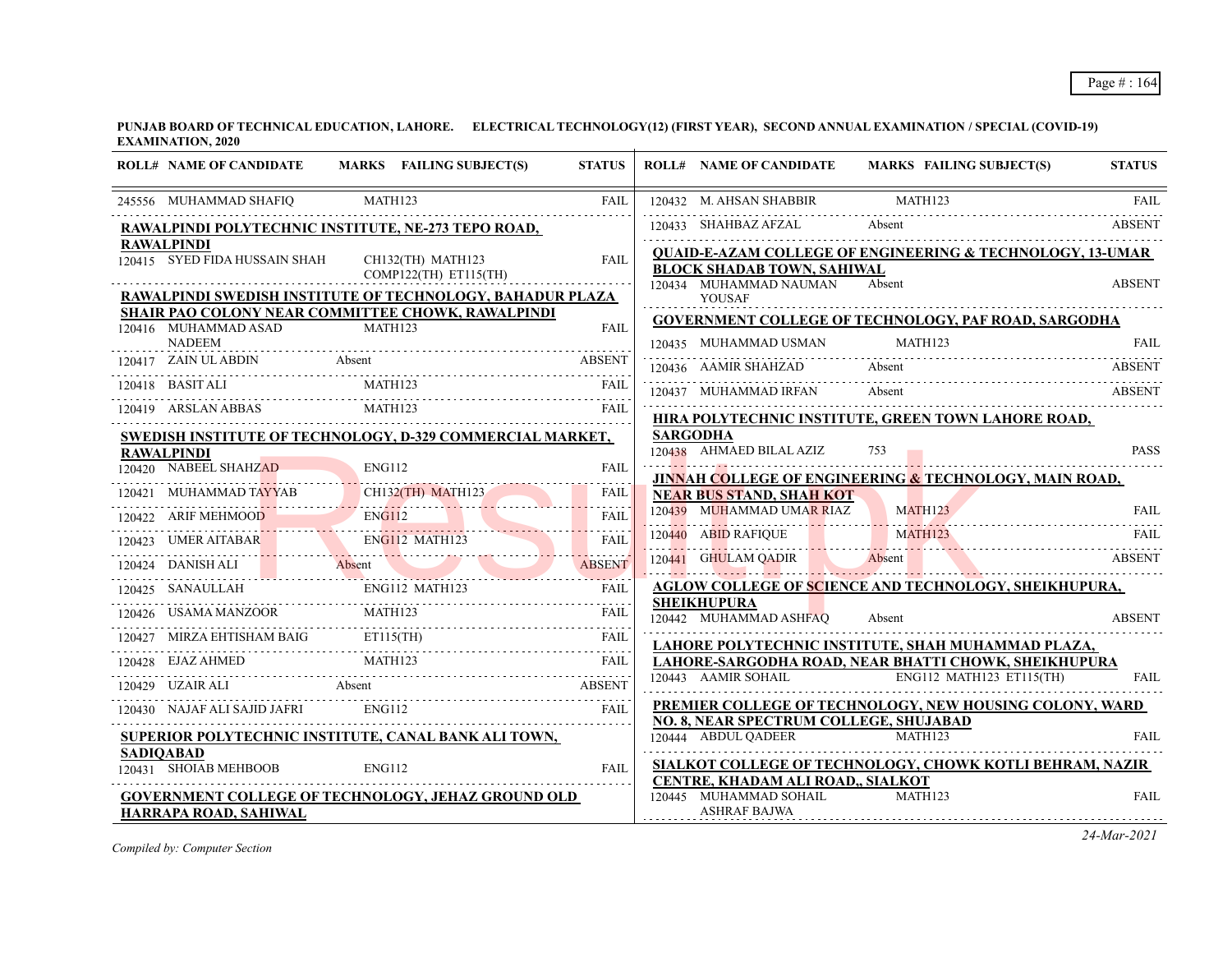**PUNJAB BOARD OF TECHNICAL EDUCATION, LAHORE. ELECTRICAL TECHNOLOGY(12) (FIRST YEAR), SECOND ANNUAL EXAMINATION / SPECIAL (COVID-19) EXAMINATION, 2020**

| ROLL# | NAME OF CANDIDATE | MARKS / FAILING SUBJECT(S) | STATUS |
|---|---|---|---|
| 245556 | MUHAMMAD SHAFIQ | MATH123 | FAIL |

**RAWALPINDI POLYTECHNIC INSTITUTE, NE-273 TEPO ROAD, RAWALPINDI**

| ROLL# | NAME OF CANDIDATE | MARKS / FAILING SUBJECT(S) | STATUS |
|---|---|---|---|
| 120415 | SYED FIDA HUSSAIN SHAH | CH132(TH) MATH123 COMP122(TH) ET115(TH) | FAIL |

**RAWALPINDI SWEDISH INSTITUTE OF TECHNOLOGY, BAHADUR PLAZA SHAIR PAO COLONY NEAR COMMITTEE CHOWK, RAWALPINDI**

| ROLL# | NAME OF CANDIDATE | MARKS / FAILING SUBJECT(S) | STATUS |
|---|---|---|---|
| 120416 | MUHAMMAD ASAD NADEEM | MATH123 | FAIL |
| 120417 | ZAIN UL ABDIN | Absent | ABSENT |
| 120418 | BASIT ALI | MATH123 | FAIL |
| 120419 | ARSLAN ABBAS | MATH123 | FAIL |

**SWEDISH INSTITUTE OF TECHNOLOGY, D-329 COMMERCIAL MARKET, RAWALPINDI**

| ROLL# | NAME OF CANDIDATE | MARKS / FAILING SUBJECT(S) | STATUS |
|---|---|---|---|
| 120420 | NABEEL SHAHZAD | ENG112 | FAIL |
| 120421 | MUHAMMAD TAYYAB | CH132(TH) MATH123 | FAIL |
| 120422 | ARIF MEHMOOD | ENG112 | FAIL |
| 120423 | UMER AITABAR | ENG112 MATH123 | FAIL |
| 120424 | DANISH ALI | Absent | ABSENT |
| 120425 | SANAULLAH | ENG112 MATH123 | FAIL |
| 120426 | USAMA MANZOOR | MATH123 | FAIL |
| 120427 | MIRZA EHTISHAM BAIG | ET115(TH) | FAIL |
| 120428 | EJAZ AHMED | MATH123 | FAIL |
| 120429 | UZAIR ALI | Absent | ABSENT |
| 120430 | NAJAF ALI SAJID JAFRI | ENG112 | FAIL |

**SUPERIOR POLYTECHNIC INSTITUTE, CANAL BANK ALI TOWN, SADIQABAD**

| ROLL# | NAME OF CANDIDATE | MARKS / FAILING SUBJECT(S) | STATUS |
|---|---|---|---|
| 120431 | SHOIAB MEHBOOB | ENG112 | FAIL |

**GOVERNMENT COLLEGE OF TECHNOLOGY, JEHAZ GROUND OLD HARRAPA ROAD, SAHIWAL**

| ROLL# | NAME OF CANDIDATE | MARKS / FAILING SUBJECT(S) | STATUS |
|---|---|---|---|
| 120432 | M. AHSAN SHABBIR | MATH123 | FAIL |
| 120433 | SHAHBAZ AFZAL | Absent | ABSENT |

**QUAID-E-AZAM COLLEGE OF ENGINEERING & TECHNOLOGY, 13-UMAR BLOCK SHADAB TOWN, SAHIWAL**

| ROLL# | NAME OF CANDIDATE | MARKS / FAILING SUBJECT(S) | STATUS |
|---|---|---|---|
| 120434 | MUHAMMAD NAUMAN YOUSAF | Absent | ABSENT |

**GOVERNMENT COLLEGE OF TECHNOLOGY, PAF ROAD, SARGODHA**

| ROLL# | NAME OF CANDIDATE | MARKS / FAILING SUBJECT(S) | STATUS |
|---|---|---|---|
| 120435 | MUHAMMAD USMAN | MATH123 | FAIL |
| 120436 | AAMIR SHAHZAD | Absent | ABSENT |
| 120437 | MUHAMMAD IRFAN | Absent | ABSENT |

**HIRA POLYTECHNIC INSTITUTE, GREEN TOWN LAHORE ROAD, SARGODHA**

| ROLL# | NAME OF CANDIDATE | MARKS / FAILING SUBJECT(S) | STATUS |
|---|---|---|---|
| 120438 | AHMAED BILAL AZIZ | 753 | PASS |

**JINNAH COLLEGE OF ENGINEERING & TECHNOLOGY, MAIN ROAD, NEAR BUS STAND, SHAH KOT**

| ROLL# | NAME OF CANDIDATE | MARKS / FAILING SUBJECT(S) | STATUS |
|---|---|---|---|
| 120439 | MUHAMMAD UMAR RIAZ | MATH123 | FAIL |
| 120440 | ABID RAFIQUE | MATH123 | FAIL |
| 120441 | GHULAM QADIR | Absent | ABSENT |

**AGLOW COLLEGE OF SCIENCE AND TECHNOLOGY, SHEIKHUPURA, SHEIKHUPURA**

| ROLL# | NAME OF CANDIDATE | MARKS / FAILING SUBJECT(S) | STATUS |
|---|---|---|---|
| 120442 | MUHAMMAD ASHFAQ | Absent | ABSENT |

**LAHORE POLYTECHNIC INSTITUTE, SHAH MUHAMMAD PLAZA, LAHORE-SARGODHA ROAD, NEAR BHATTI CHOWK, SHEIKHUPURA**

| ROLL# | NAME OF CANDIDATE | MARKS / FAILING SUBJECT(S) | STATUS |
|---|---|---|---|
| 120443 | AAMIR SOHAIL | ENG112 MATH123 ET115(TH) | FAIL |

**PREMIER COLLEGE OF TECHNOLOGY, NEW HOUSING COLONY, WARD NO. 8, NEAR SPECTRUM COLLEGE, SHUJABAD**

| ROLL# | NAME OF CANDIDATE | MARKS / FAILING SUBJECT(S) | STATUS |
|---|---|---|---|
| 120444 | ABDUL QADEER | MATH123 | FAIL |

**SIALKOT COLLEGE OF TECHNOLOGY, CHOWK KOTLI BEHRAM, NAZIR CENTRE, KHADAM ALI ROAD,, SIALKOT**

| ROLL# | NAME OF CANDIDATE | MARKS / FAILING SUBJECT(S) | STATUS |
|---|---|---|---|
| 120445 | MUHAMMAD SOHAIL ASHRAF BAJWA | MATH123 | FAIL |

*Compiled by: Computer Section*

*24-Mar-2021*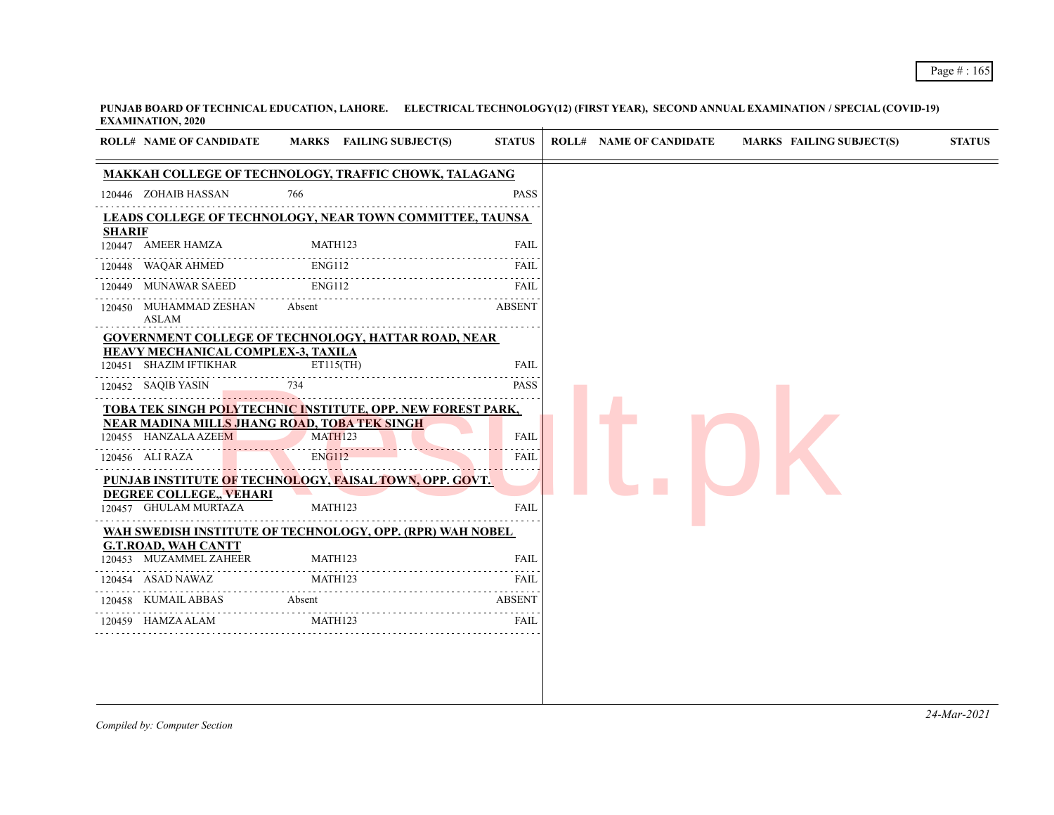**PUNJAB BOARD OF TECHNICAL EDUCATION, LAHORE. ELECTRICAL TECHNOLOGY(12) (FIRST YEAR), SECOND ANNUAL EXAMINATION / SPECIAL (COVID-19) EXAMINATION, 2020**

| ROLL# | NAME OF CANDIDATE | MARKS | FAILING SUBJECT(S) | STATUS |
|---|---|---|---|---|
| **MAKKAH COLLEGE OF TECHNOLOGY, TRAFFIC CHOWK, TALAGANG** | | | | |
| 120446 | ZOHAIB HASSAN | 766 | | PASS |
| **LEADS COLLEGE OF TECHNOLOGY, NEAR TOWN COMMITTEE, TAUNSA SHARIF** | | | | |
| 120447 | AMEER HAMZA | | MATH123 | FAIL |
| 120448 | WAQAR AHMED | | ENG112 | FAIL |
| 120449 | MUNAWAR SAEED | | ENG112 | FAIL |
| 120450 | MUHAMMAD ZESHAN ASLAM | Absent | | ABSENT |
| **GOVERNMENT COLLEGE OF TECHNOLOGY, HATTAR ROAD, NEAR HEAVY MECHANICAL COMPLEX-3, TAXILA** | | | | |
| 120451 | SHAZIM IFTIKHAR | | ET115(TH) | FAIL |
| 120452 | SAQIB YASIN | 734 | | PASS |
| **TOBA TEK SINGH POLYTECHNIC INSTITUTE, OPP. NEW FOREST PARK, NEAR MADINA MILLS JHANG ROAD, TOBA TEK SINGH** | | | | |
| 120455 | HANZALA AZEEM | | MATH123 | FAIL |
| 120456 | ALI RAZA | | ENG112 | FAIL |
| **PUNJAB INSTITUTE OF TECHNOLOGY, FAISAL TOWN, OPP. GOVT. DEGREE COLLEGE,, VEHARI** | | | | |
| 120457 | GHULAM MURTAZA | | MATH123 | FAIL |
| **WAH SWEDISH INSTITUTE OF TECHNOLOGY, OPP. (RPR) WAH NOBEL G.T.ROAD, WAH CANTT** | | | | |
| 120453 | MUZAMMEL ZAHEER | | MATH123 | FAIL |
| 120454 | ASAD NAWAZ | | MATH123 | FAIL |
| 120458 | KUMAIL ABBAS | Absent | | ABSENT |
| 120459 | HAMZA ALAM | | MATH123 | FAIL |

*Compiled by: Computer Section*

*24-Mar-2021*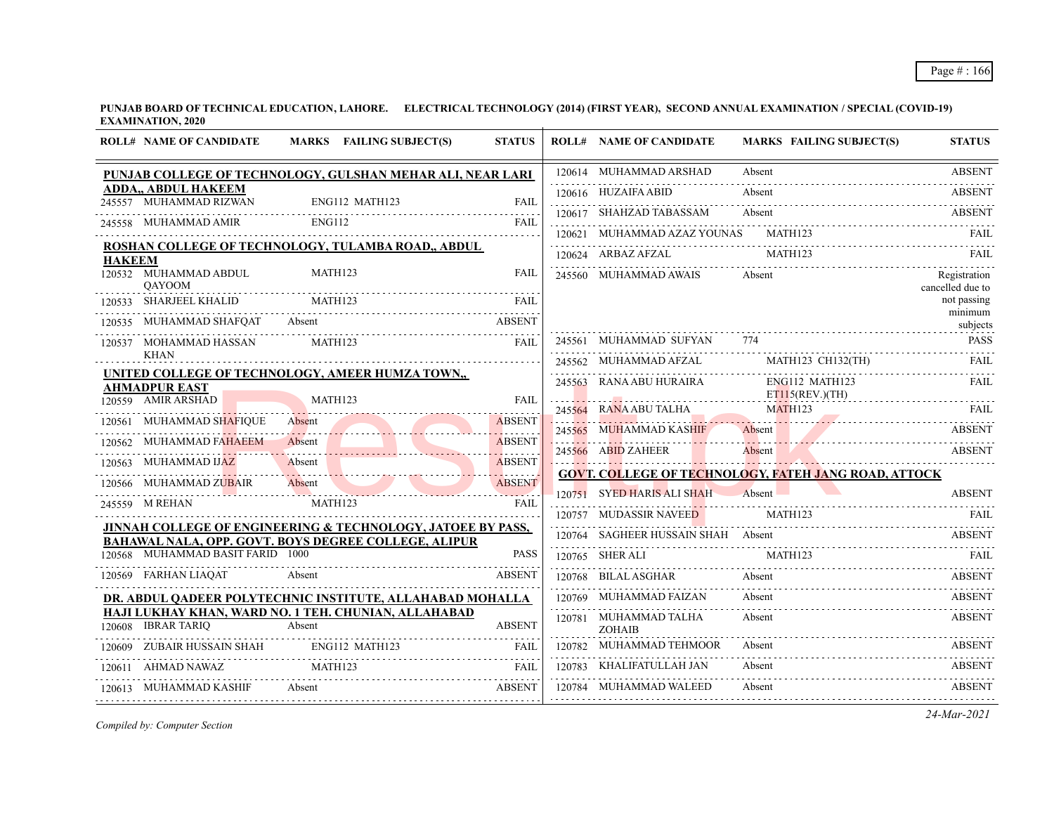**PUNJAB BOARD OF TECHNICAL EDUCATION, LAHORE. ELECTRICAL TECHNOLOGY (2014) (FIRST YEAR), SECOND ANNUAL EXAMINATION / SPECIAL (COVID-19) EXAMINATION, 2020**

| ROLL# | NAME OF CANDIDATE | MARKS | FAILING SUBJECT(S) | STATUS |
|---|---|---|---|---|
| **PUNJAB COLLEGE OF TECHNOLOGY, GULSHAN MEHAR ALI, NEAR LARI ADDA,, ABDUL HAKEEM** | | | | |
| 245557 | MUHAMMAD RIZWAN | | ENG112 MATH123 | FAIL |
| 245558 | MUHAMMAD AMIR | | ENG112 | FAIL |
| **ROSHAN COLLEGE OF TECHNOLOGY, TULAMBA ROAD,, ABDUL HAKEEM** | | | | |
| 120532 | MUHAMMAD ABDUL QAYOOM | | MATH123 | FAIL |
| 120533 | SHARJEEL KHALID | | MATH123 | FAIL |
| 120535 | MUHAMMAD SHAFQAT | Absent | | ABSENT |
| 120537 | MOHAMMAD HASSAN KHAN | | MATH123 | FAIL |
| **UNITED COLLEGE OF TECHNOLOGY, AMEER HUMZA TOWN,, AHMADPUR EAST** | | | | |
| 120559 | AMIR ARSHAD | | MATH123 | FAIL |
| 120561 | MUHAMMAD SHAFIQUE | Absent | | ABSENT |
| 120562 | MUHAMMAD FAHAEEM | Absent | | ABSENT |
| 120563 | MUHAMMAD IJAZ | Absent | | ABSENT |
| 120566 | MUHAMMAD ZUBAIR | Absent | | ABSENT |
| 245559 | M REHAN | | MATH123 | FAIL |
| **JINNAH COLLEGE OF ENGINEERING & TECHNOLOGY, JATOEE BY PASS, BAHAWAL NALA, OPP. GOVT. BOYS DEGREE COLLEGE, ALIPUR** | | | | |
| 120568 | MUHAMMAD BASIT FARID | 1000 | | PASS |
| 120569 | FARHAN LIAQAT | Absent | | ABSENT |
| **DR. ABDUL QADEER POLYTECHNIC INSTITUTE, ALLAHABAD MOHALLA HAJI LUKHAY KHAN, WARD NO. 1 TEH. CHUNIAN, ALLAHABAD** | | | | |
| 120608 | IBRAR TARIQ | Absent | | ABSENT |
| 120609 | ZUBAIR HUSSAIN SHAH | | ENG112 MATH123 | FAIL |
| 120611 | AHMAD NAWAZ | | MATH123 | FAIL |
| 120613 | MUHAMMAD KASHIF | Absent | | ABSENT |
| 120614 | MUHAMMAD ARSHAD | Absent | | ABSENT |
| 120616 | HUZAIFA ABID | Absent | | ABSENT |
| 120617 | SHAHZAD TABASSAM | Absent | | ABSENT |
| 120621 | MUHAMMAD AZAZ YOUNAS | | MATH123 | FAIL |
| 120624 | ARBAZ AFZAL | | MATH123 | FAIL |
| 245560 | MUHAMMAD AWAIS | Absent | | Registration cancelled due to not passing minimum subjects |
| 245561 | MUHAMMAD SUFYAN | 774 | | PASS |
| 245562 | MUHAMMAD AFZAL | | MATH123 CH132(TH) | FAIL |
| 245563 | RANA ABU HURAIRA | | ENG112 MATH123 ET115(REV.)(TH) | FAIL |
| 245564 | RANA ABU TALHA | | MATH123 | FAIL |
| 245565 | MUHAMMAD KASHIF | Absent | | ABSENT |
| 245566 | ABID ZAHEER | Absent | | ABSENT |
| **GOVT. COLLEGE OF TECHNOLOGY, FATEH JANG ROAD, ATTOCK** | | | | |
| 120751 | SYED HARIS ALI SHAH | Absent | | ABSENT |
| 120757 | MUDASSIR NAVEED | | MATH123 | FAIL |
| 120764 | SAGHEER HUSSAIN SHAH | Absent | | ABSENT |
| 120765 | SHER ALI | | MATH123 | FAIL |
| 120768 | BILAL ASGHAR | Absent | | ABSENT |
| 120769 | MUHAMMAD FAIZAN | Absent | | ABSENT |
| 120781 | MUHAMMAD TALHA ZOHAIB | Absent | | ABSENT |
| 120782 | MUHAMMAD TEHMOOR | Absent | | ABSENT |
| 120783 | KHALIFATULLAH JAN | Absent | | ABSENT |
| 120784 | MUHAMMAD WALEED | Absent | | ABSENT |

*Compiled by: Computer Section*

*24-Mar-2021*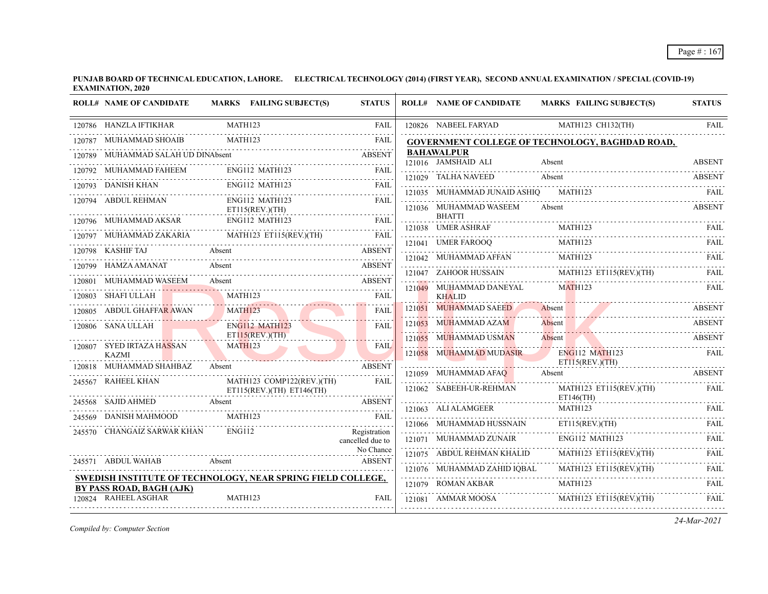**PUNJAB BOARD OF TECHNICAL EDUCATION, LAHORE. ELECTRICAL TECHNOLOGY (2014) (FIRST YEAR), SECOND ANNUAL EXAMINATION / SPECIAL (COVID-19) EXAMINATION, 2020**

| ROLL# | NAME OF CANDIDATE | MARKS | FAILING SUBJECT(S) | STATUS |
|---|---|---|---|---|
| 120786 | HANZLA IFTIKHAR | | MATH123 | FAIL |
| 120787 | MUHAMMAD SHOAIB | | MATH123 | FAIL |
| 120789 | MUHAMMAD SALAH UD DIN | Absent | | ABSENT |
| 120792 | MUHAMMAD FAHEEM | | ENG112 MATH123 | FAIL |
| 120793 | DANISH KHAN | | ENG112 MATH123 | FAIL |
| 120794 | ABDUL REHMAN | | ENG112 MATH123 ET115(REV.)(TH) | FAIL |
| 120796 | MUHAMMAD AKSAR | | ENG112 MATH123 | FAIL |
| 120797 | MUHAMMAD ZAKARIA | | MATH123 ET115(REV.)(TH) | FAIL |
| 120798 | KASHIF TAJ | Absent | | ABSENT |
| 120799 | HAMZA AMANAT | Absent | | ABSENT |
| 120801 | MUHAMMAD WASEEM | Absent | | ABSENT |
| 120803 | SHAFI ULLAH | | MATH123 | FAIL |
| 120805 | ABDUL GHAFFAR AWAN | | MATH123 | FAIL |
| 120806 | SANA ULLAH | | ENG112 MATH123 ET115(REV.)(TH) | FAIL |
| 120807 | SYED IRTAZA HASSAN KAZMI | | MATH123 | FAIL |
| 120818 | MUHAMMAD SHAHBAZ | Absent | | ABSENT |
| 245567 | RAHEEL KHAN | | MATH123 COMP122(REV.)(TH) ET115(REV.)(TH) ET146(TH) | FAIL |
| 245568 | SAJID AHMED | Absent | | ABSENT |
| 245569 | DANISH MAHMOOD | | MATH123 | FAIL |
| 245570 | CHANGAIZ SARWAR KHAN | | ENG112 | Registration cancelled due to No Chance |
| 245571 | ABDUL WAHAB | Absent | | ABSENT |

**SWEDISH INSTITUTE OF TECHNOLOGY, NEAR SPRING FIELD COLLEGE, BY PASS ROAD, BAGH (AJK)**

| ROLL# | NAME OF CANDIDATE | MARKS | FAILING SUBJECT(S) | STATUS |
|---|---|---|---|---|
| 120824 | RAHEEL ASGHAR | | MATH123 | FAIL |
| 120826 | NABEEL FARYAD | | MATH123 CH132(TH) | FAIL |

**GOVERNMENT COLLEGE OF TECHNOLOGY, BAGHDAD ROAD, BAHAWALPUR**

| ROLL# | NAME OF CANDIDATE | MARKS | FAILING SUBJECT(S) | STATUS |
|---|---|---|---|---|
| 121016 | JAMSHAID ALI | Absent | | ABSENT |
| 121029 | TALHA NAVEED | Absent | | ABSENT |
| 121035 | MUHAMMAD JUNAID ASHIQ | | MATH123 | FAIL |
| 121036 | MUHAMMAD WASEEM BHATTI | Absent | | ABSENT |
| 121038 | UMER ASHRAF | | MATH123 | FAIL |
| 121041 | UMER FAROOQ | | MATH123 | FAIL |
| 121042 | MUHAMMAD AFFAN | | MATH123 | FAIL |
| 121047 | ZAHOOR HUSSAIN | | MATH123 ET115(REV.)(TH) | FAIL |
| 121049 | MUHAMMAD DANEYAL KHALID | | MATH123 | FAIL |
| 121051 | MUHAMMAD SAEED | Absent | | ABSENT |
| 121053 | MUHAMMAD AZAM | Absent | | ABSENT |
| 121055 | MUHAMMAD USMAN | Absent | | ABSENT |
| 121058 | MUHAMMAD MUDASIR | | ENG112 MATH123 ET115(REV.)(TH) | FAIL |
| 121059 | MUHAMMAD AFAQ | Absent | | ABSENT |
| 121062 | SABEEH-UR-REHMAN | | MATH123 ET115(REV.)(TH) ET146(TH) | FAIL |
| 121063 | ALI ALAMGEER | | MATH123 | FAIL |
| 121066 | MUHAMMAD HUSSNAIN | | ET115(REV.)(TH) | FAIL |
| 121071 | MUHAMMAD ZUNAIR | | ENG112 MATH123 | FAIL |
| 121075 | ABDUL REHMAN KHALID | | MATH123 ET115(REV.)(TH) | FAIL |
| 121076 | MUHAMMAD ZAHID IQBAL | | MATH123 ET115(REV.)(TH) | FAIL |
| 121079 | ROMAN AKBAR | | MATH123 | FAIL |
| 121081 | AMMAR MOOSA | | MATH123 ET115(REV.)(TH) | FAIL |

*Compiled by: Computer Section*

24-Mar-2021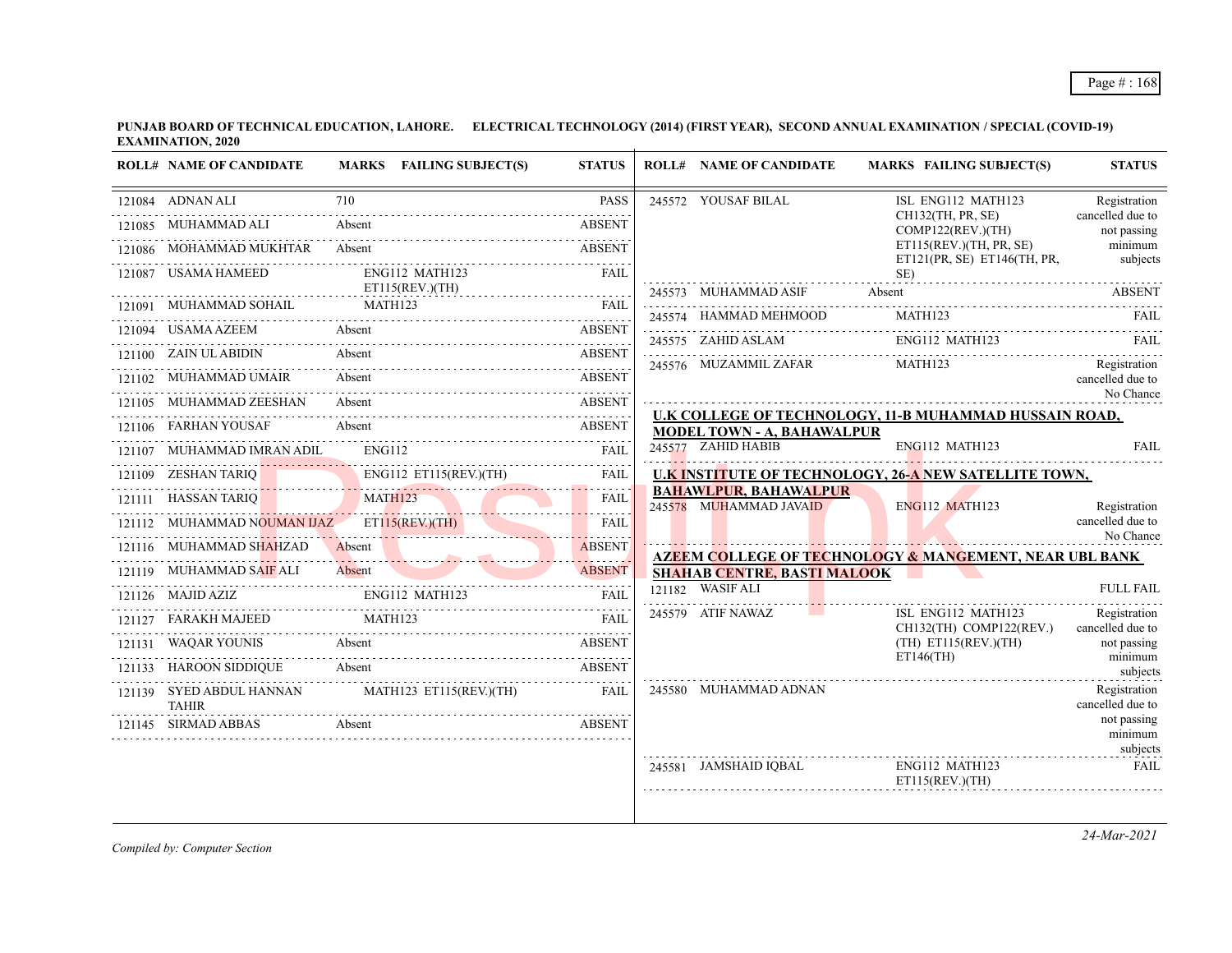**PUNJAB BOARD OF TECHNICAL EDUCATION, LAHORE. ELECTRICAL TECHNOLOGY (2014) (FIRST YEAR), SECOND ANNUAL EXAMINATION / SPECIAL (COVID-19) EXAMINATION, 2020**

| ROLL# | NAME OF CANDIDATE | MARKS | FAILING SUBJECT(S) | STATUS |
|---|---|---|---|---|
| 121084 | ADNAN ALI | 710 | | PASS |
| 121085 | MUHAMMAD ALI | Absent | | ABSENT |
| 121086 | MOHAMMAD MUKHTAR | Absent | | ABSENT |
| 121087 | USAMA HAMEED | | ENG112 MATH123 ET115(REV.)(TH) | FAIL |
| 121091 | MUHAMMAD SOHAIL | | MATH123 | FAIL |
| 121094 | USAMA AZEEM | Absent | | ABSENT |
| 121100 | ZAIN UL ABIDIN | Absent | | ABSENT |
| 121102 | MUHAMMAD UMAIR | Absent | | ABSENT |
| 121105 | MUHAMMAD ZEESHAN | Absent | | ABSENT |
| 121106 | FARHAN YOUSAF | Absent | | ABSENT |
| 121107 | MUHAMMAD IMRAN ADIL | | ENG112 | FAIL |
| 121109 | ZESHAN TARIQ | | ENG112 ET115(REV.)(TH) | FAIL |
| 121111 | HASSAN TARIQ | | MATH123 | FAIL |
| 121112 | MUHAMMAD NOUMAN IJAZ | | ET115(REV.)(TH) | FAIL |
| 121116 | MUHAMMAD SHAHZAD | Absent | | ABSENT |
| 121119 | MUHAMMAD SAIF ALI | Absent | | ABSENT |
| 121126 | MAJID AZIZ | | ENG112 MATH123 | FAIL |
| 121127 | FARAKH MAJEED | | MATH123 | FAIL |
| 121131 | WAQAR YOUNIS | Absent | | ABSENT |
| 121133 | HAROON SIDDIQUE | Absent | | ABSENT |
| 121139 | SYED ABDUL HANNAN TAHIR | | MATH123 ET115(REV.)(TH) | FAIL |
| 121145 | SIRMAD ABBAS | Absent | | ABSENT |
| 245572 | YOUSAF BILAL | | ISL ENG112 MATH123 CH132(TH, PR, SE) COMP122(REV.)(TH) ET115(REV.)(TH, PR, SE) ET121(PR, SE) ET146(TH, PR, SE) | Registration cancelled due to not passing minimum subjects |
| 245573 | MUHAMMAD ASIF | Absent | | ABSENT |
| 245574 | HAMMAD MEHMOOD | | MATH123 | FAIL |
| 245575 | ZAHID ASLAM | | ENG112 MATH123 | FAIL |
| 245576 | MUZAMMIL ZAFAR | | MATH123 | Registration cancelled due to No Chance |

**U.K COLLEGE OF TECHNOLOGY, 11-B MUHAMMAD HUSSAIN ROAD, MODEL TOWN - A, BAHAWALPUR**

| ROLL# | NAME OF CANDIDATE | MARKS | FAILING SUBJECT(S) | STATUS |
|---|---|---|---|---|
| 245577 | ZAHID HABIB | | ENG112 MATH123 | FAIL |

**U.K INSTITUTE OF TECHNOLOGY, 26-A NEW SATELLITE TOWN, BAHAWLPUR, BAHAWALPUR**

| ROLL# | NAME OF CANDIDATE | MARKS | FAILING SUBJECT(S) | STATUS |
|---|---|---|---|---|
| 245578 | MUHAMMAD JAVAID | | ENG112 MATH123 | Registration cancelled due to No Chance |

**AZEEM COLLEGE OF TECHNOLOGY & MANGEMENT, NEAR UBL BANK SHAHAB CENTRE, BASTI MALOOK**

| ROLL# | NAME OF CANDIDATE | MARKS | FAILING SUBJECT(S) | STATUS |
|---|---|---|---|---|
| 121182 | WASIF ALI | | | FULL FAIL |
| 245579 | ATIF NAWAZ | | ISL ENG112 MATH123 CH132(TH) COMP122(REV.)(TH) ET115(REV.)(TH) ET146(TH) | Registration cancelled due to not passing minimum subjects |
| 245580 | MUHAMMAD ADNAN | | | Registration cancelled due to not passing minimum subjects |
| 245581 | JAMSHAID IQBAL | | ENG112 MATH123 ET115(REV.)(TH) | FAIL |

*Compiled by: Computer Section*

*24-Mar-2021*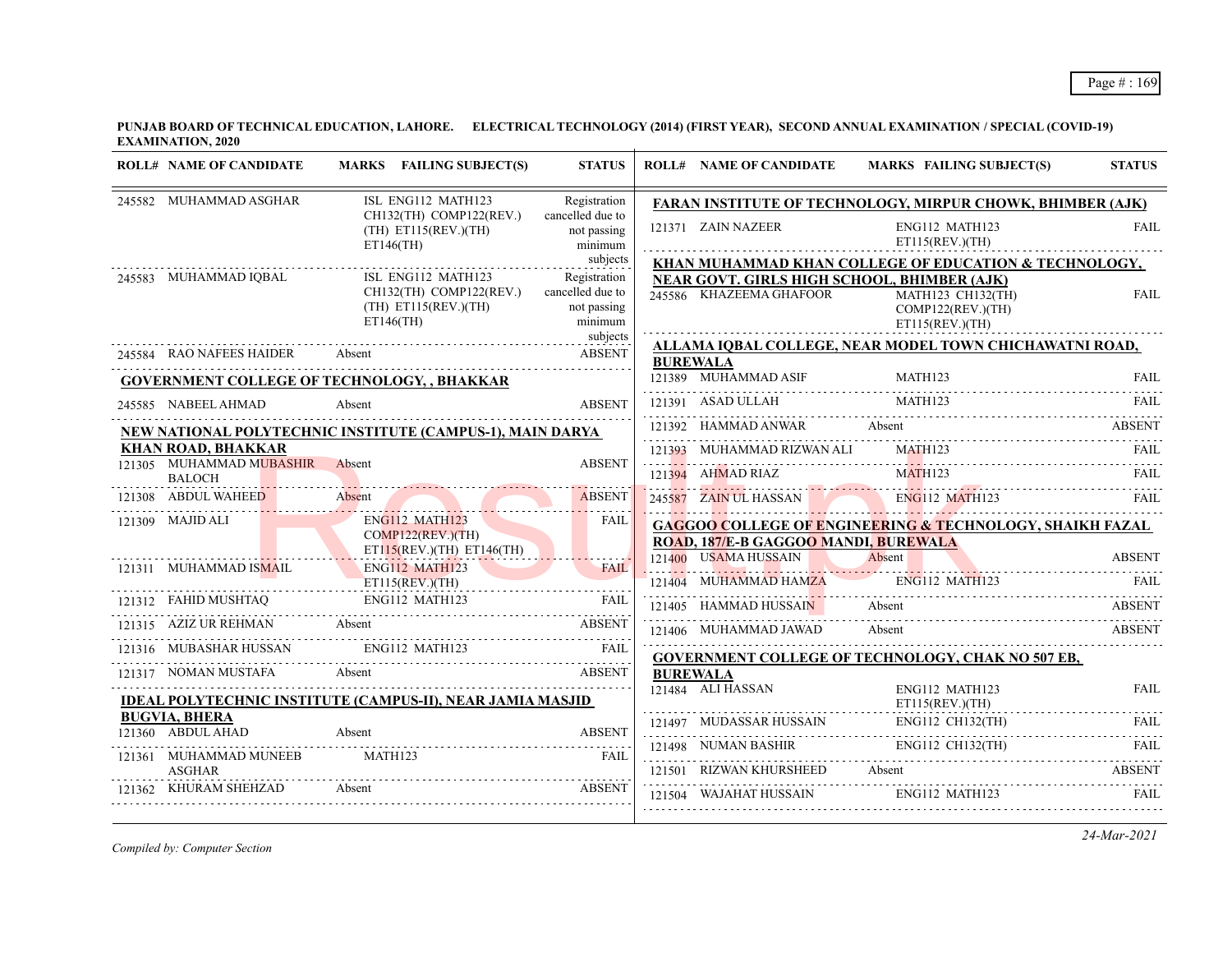**PUNJAB BOARD OF TECHNICAL EDUCATION, LAHORE. ELECTRICAL TECHNOLOGY (2014) (FIRST YEAR), SECOND ANNUAL EXAMINATION / SPECIAL (COVID-19) EXAMINATION, 2020**

| ROLL# | NAME OF CANDIDATE | MARKS | FAILING SUBJECT(S) | STATUS |
|---|---|---|---|---|
| 245582 | MUHAMMAD ASGHAR | | ISL ENG112 MATH123 CH132(TH) COMP122(REV.)(TH) ET115(REV.)(TH) ET146(TH) | Registration cancelled due to not passing minimum subjects |
| 245583 | MUHAMMAD IQBAL | | ISL ENG112 MATH123 CH132(TH) COMP122(REV.)(TH) ET115(REV.)(TH) ET146(TH) | Registration cancelled due to not passing minimum subjects |
| 245584 | RAO NAFEES HAIDER | Absent | | ABSENT |

**GOVERNMENT COLLEGE OF TECHNOLOGY, , BHAKKAR**

| ROLL# | NAME OF CANDIDATE | MARKS | FAILING SUBJECT(S) | STATUS |
|---|---|---|---|---|
| 245585 | NABEEL AHMAD | Absent | | ABSENT |

**NEW NATIONAL POLYTECHNIC INSTITUTE (CAMPUS-1), MAIN DARYA KHAN ROAD, BHAKKAR**

| ROLL# | NAME OF CANDIDATE | MARKS | FAILING SUBJECT(S) | STATUS |
|---|---|---|---|---|
| 121305 | MUHAMMAD MUBASHIR BALOCH | Absent | | ABSENT |
| 121308 | ABDUL WAHEED | Absent | | ABSENT |
| 121309 | MAJID ALI | | ENG112 MATH123 COMP122(REV.)(TH) ET115(REV.)(TH) ET146(TH) | FAIL |
| 121311 | MUHAMMAD ISMAIL | | ENG112 MATH123 ET115(REV.)(TH) | FAIL |
| 121312 | FAHID MUSHTAQ | | ENG112 MATH123 | FAIL |
| 121315 | AZIZ UR REHMAN | Absent | | ABSENT |
| 121316 | MUBASHAR HUSSAN | | ENG112 MATH123 | FAIL |
| 121317 | NOMAN MUSTAFA | Absent | | ABSENT |

**IDEAL POLYTECHNIC INSTITUTE (CAMPUS-II), NEAR JAMIA MASJID BUGVIA, BHERA**

| ROLL# | NAME OF CANDIDATE | MARKS | FAILING SUBJECT(S) | STATUS |
|---|---|---|---|---|
| 121360 | ABDUL AHAD | Absent | | ABSENT |
| 121361 | MUHAMMAD MUNEEB ASGHAR | | MATH123 | FAIL |
| 121362 | KHURAM SHEHZAD | Absent | | ABSENT |

**FARAN INSTITUTE OF TECHNOLOGY, MIRPUR CHOWK, BHIMBER (AJK)**

| ROLL# | NAME OF CANDIDATE | MARKS | FAILING SUBJECT(S) | STATUS |
|---|---|---|---|---|
| 121371 | ZAIN NAZEER | | ENG112 MATH123 ET115(REV.)(TH) | FAIL |

**KHAN MUHAMMAD KHAN COLLEGE OF EDUCATION & TECHNOLOGY, NEAR GOVT. GIRLS HIGH SCHOOL, BHIMBER (AJK)**

| ROLL# | NAME OF CANDIDATE | MARKS | FAILING SUBJECT(S) | STATUS |
|---|---|---|---|---|
| 245586 | KHAZEEMA GHAFOOR | | MATH123 CH132(TH) COMP122(REV.)(TH) ET115(REV.)(TH) | FAIL |

**ALLAMA IQBAL COLLEGE, NEAR MODEL TOWN CHICHAWATNI ROAD, BUREWALA**

| ROLL# | NAME OF CANDIDATE | MARKS | FAILING SUBJECT(S) | STATUS |
|---|---|---|---|---|
| 121389 | MUHAMMAD ASIF | | MATH123 | FAIL |
| 121391 | ASAD ULLAH | | MATH123 | FAIL |
| 121392 | HAMMAD ANWAR | Absent | | ABSENT |
| 121393 | MUHAMMAD RIZWAN ALI | | MATH123 | FAIL |
| 121394 | AHMAD RIAZ | | MATH123 | FAIL |
| 245587 | ZAIN UL HASSAN | | ENG112 MATH123 | FAIL |

**GAGGOO COLLEGE OF ENGINEERING & TECHNOLOGY, SHAIKH FAZAL ROAD, 187/E-B GAGGOO MANDI, BUREWALA**

| ROLL# | NAME OF CANDIDATE | MARKS | FAILING SUBJECT(S) | STATUS |
|---|---|---|---|---|
| 121400 | USAMA HUSSAIN | Absent | | ABSENT |
| 121404 | MUHAMMAD HAMZA | | ENG112 MATH123 | FAIL |
| 121405 | HAMMAD HUSSAIN | Absent | | ABSENT |
| 121406 | MUHAMMAD JAWAD | Absent | | ABSENT |

**GOVERNMENT COLLEGE OF TECHNOLOGY, CHAK NO 507 EB, BUREWALA**

| ROLL# | NAME OF CANDIDATE | MARKS | FAILING SUBJECT(S) | STATUS |
|---|---|---|---|---|
| 121484 | ALI HASSAN | | ENG112 MATH123 ET115(REV.)(TH) | FAIL |
| 121497 | MUDASSAR HUSSAIN | | ENG112 CH132(TH) | FAIL |
| 121498 | NUMAN BASHIR | | ENG112 CH132(TH) | FAIL |
| 121501 | RIZWAN KHURSHEED | Absent | | ABSENT |
| 121504 | WAJAHAT HUSSAIN | | ENG112 MATH123 | FAIL |

*Compiled by: Computer Section*

*24-Mar-2021*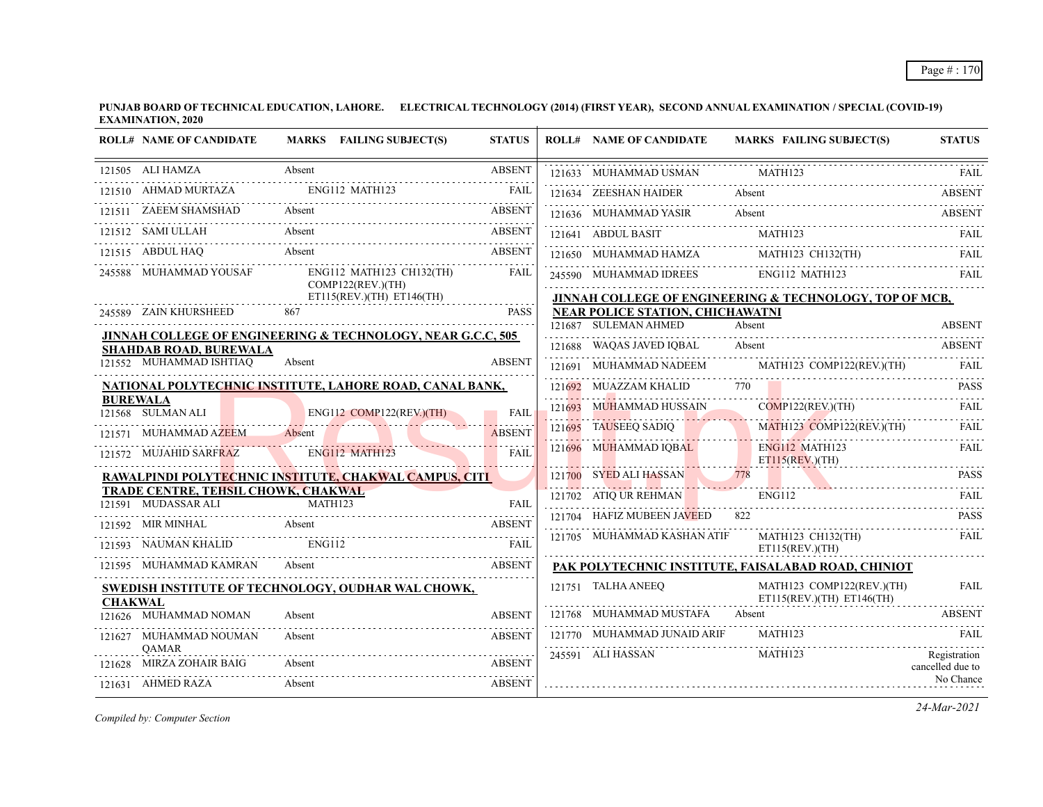**PUNJAB BOARD OF TECHNICAL EDUCATION, LAHORE. ELECTRICAL TECHNOLOGY (2014) (FIRST YEAR), SECOND ANNUAL EXAMINATION / SPECIAL (COVID-19) EXAMINATION, 2020**

| ROLL# | NAME OF CANDIDATE | MARKS | FAILING SUBJECT(S) | STATUS |
|---|---|---|---|---|
| 121505 | ALI HAMZA | Absent | | ABSENT |
| 121510 | AHMAD MURTAZA | | ENG112 MATH123 | FAIL |
| 121511 | ZAEEM SHAMSHAD | Absent | | ABSENT |
| 121512 | SAMI ULLAH | Absent | | ABSENT |
| 121515 | ABDUL HAQ | Absent | | ABSENT |
| 245588 | MUHAMMAD YOUSAF | | ENG112 MATH123 CH132(TH) COMP122(REV.)(TH) ET115(REV.)(TH) ET146(TH) | FAIL |
| 245589 | ZAIN KHURSHEED | 867 | | PASS |

**JINNAH COLLEGE OF ENGINEERING & TECHNOLOGY, NEAR G.C.C, 505 SHAHDAB ROAD, BUREWALA**

| ROLL# | NAME OF CANDIDATE | MARKS | FAILING SUBJECT(S) | STATUS |
|---|---|---|---|---|
| 121552 | MUHAMMAD ISHTIAQ | Absent | | ABSENT |

**NATIONAL POLYTECHNIC INSTITUTE, LAHORE ROAD, CANAL BANK, BUREWALA**

| ROLL# | NAME OF CANDIDATE | MARKS | FAILING SUBJECT(S) | STATUS |
|---|---|---|---|---|
| 121568 | SULMAN ALI | | ENG112 COMP122(REV.)(TH) | FAIL |
| 121571 | MUHAMMAD AZEEM | Absent | | ABSENT |
| 121572 | MUJAHID SARFRAZ | | ENG112 MATH123 | FAIL |

**RAWALPINDI POLYTECHNIC INSTITUTE, CHAKWAL CAMPUS, CITI TRADE CENTRE, TEHSIL CHOWK, CHAKWAL**

| ROLL# | NAME OF CANDIDATE | MARKS | FAILING SUBJECT(S) | STATUS |
|---|---|---|---|---|
| 121591 | MUDASSAR ALI | | MATH123 | FAIL |
| 121592 | MIR MINHAL | Absent | | ABSENT |
| 121593 | NAUMAN KHALID | | ENG112 | FAIL |
| 121595 | MUHAMMAD KAMRAN | Absent | | ABSENT |

**SWEDISH INSTITUTE OF TECHNOLOGY, OUDHAR WAL CHOWK, CHAKWAL**

| ROLL# | NAME OF CANDIDATE | MARKS | FAILING SUBJECT(S) | STATUS |
|---|---|---|---|---|
| 121626 | MUHAMMAD NOMAN | Absent | | ABSENT |
| 121627 | MUHAMMAD NOUMAN QAMAR | Absent | | ABSENT |
| 121628 | MIRZA ZOHAIR BAIG | Absent | | ABSENT |
| 121631 | AHMED RAZA | Absent | | ABSENT |
| 121633 | MUHAMMAD USMAN | | MATH123 | FAIL |
| 121634 | ZEESHAN HAIDER | Absent | | ABSENT |
| 121636 | MUHAMMAD YASIR | Absent | | ABSENT |
| 121641 | ABDUL BASIT | | MATH123 | FAIL |
| 121650 | MUHAMMAD HAMZA | | MATH123 CH132(TH) | FAIL |
| 245590 | MUHAMMAD IDREES | | ENG112 MATH123 | FAIL |

**JINNAH COLLEGE OF ENGINEERING & TECHNOLOGY, TOP OF MCB, NEAR POLICE STATION, CHICHAWATNI**

| ROLL# | NAME OF CANDIDATE | MARKS | FAILING SUBJECT(S) | STATUS |
|---|---|---|---|---|
| 121687 | SULEMAN AHMED | Absent | | ABSENT |
| 121688 | WAQAS JAVED IQBAL | Absent | | ABSENT |
| 121691 | MUHAMMAD NADEEM | | MATH123 COMP122(REV.)(TH) | FAIL |
| 121692 | MUAZZAM KHALID | 770 | | PASS |
| 121693 | MUHAMMAD HUSSAIN | | COMP122(REV.)(TH) | FAIL |
| 121695 | TAUSEEQ SADIQ | | MATH123 COMP122(REV.)(TH) | FAIL |
| 121696 | MUHAMMAD IQBAL | | ENG112 MATH123 ET115(REV.)(TH) | FAIL |
| 121700 | SYED ALI HASSAN | 778 | | PASS |
| 121702 | ATIQ UR REHMAN | | ENG112 | FAIL |
| 121704 | HAFIZ MUBEEN JAVEED | 822 | | PASS |
| 121705 | MUHAMMAD KASHAN ATIF | | MATH123 CH132(TH) ET115(REV.)(TH) | FAIL |

**PAK POLYTECHNIC INSTITUTE, FAISALABAD ROAD, CHINIOT**

| ROLL# | NAME OF CANDIDATE | MARKS | FAILING SUBJECT(S) | STATUS |
|---|---|---|---|---|
| 121751 | TALHA ANEEQ | | MATH123 COMP122(REV.)(TH) ET115(REV.)(TH) ET146(TH) | FAIL |
| 121768 | MUHAMMAD MUSTAFA | Absent | | ABSENT |
| 121770 | MUHAMMAD JUNAID ARIF | | MATH123 | FAIL |
| 245591 | ALI HASSAN | | MATH123 | Registration cancelled due to No Chance |

*Compiled by: Computer Section*

*24-Mar-2021*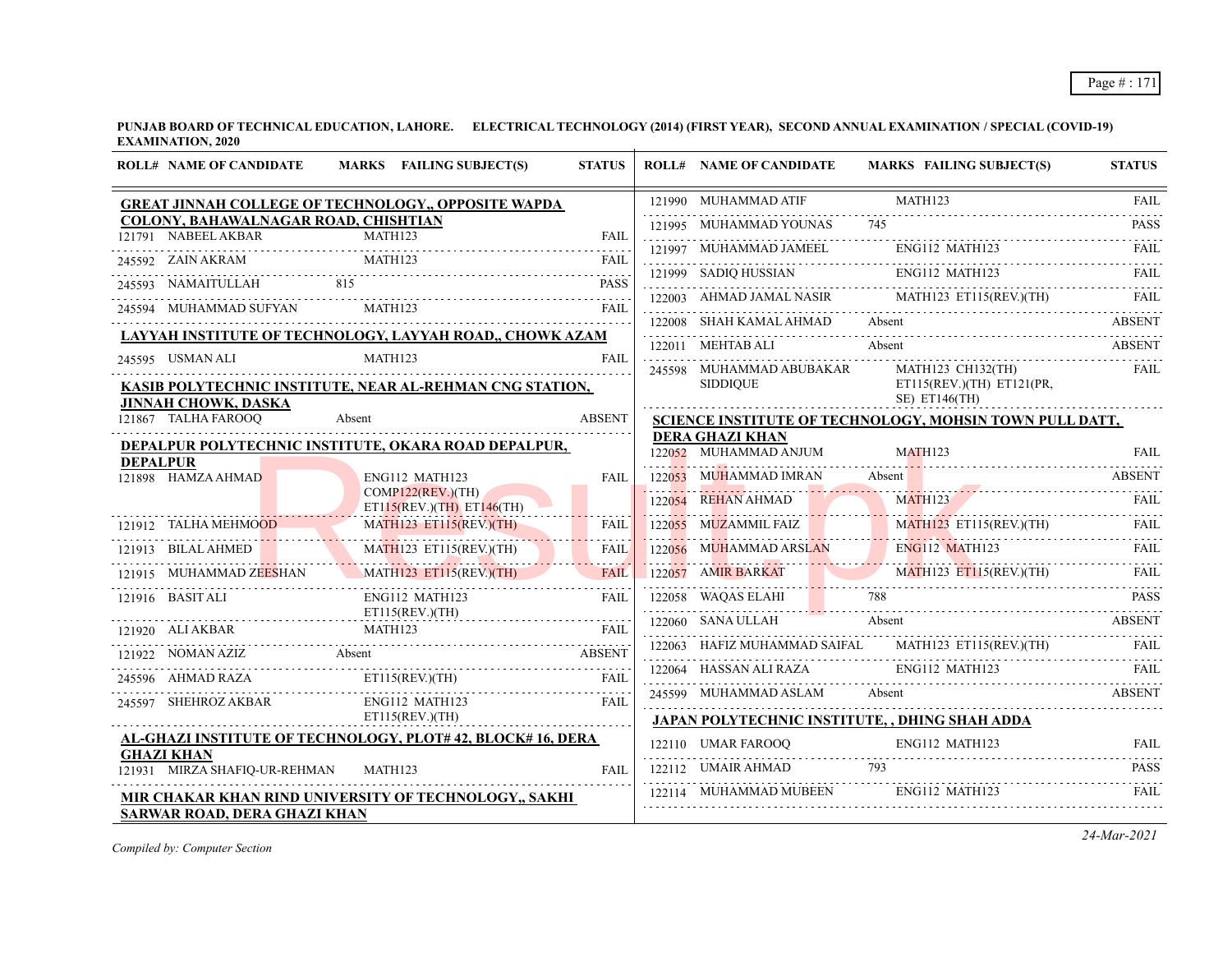**PUNJAB BOARD OF TECHNICAL EDUCATION, LAHORE. ELECTRICAL TECHNOLOGY (2014) (FIRST YEAR), SECOND ANNUAL EXAMINATION / SPECIAL (COVID-19) EXAMINATION, 2020**

| ROLL# | NAME OF CANDIDATE | MARKS | FAILING SUBJECT(S) | STATUS |
|---|---|---|---|---|
| **GREAT JINNAH COLLEGE OF TECHNOLOGY,, OPPOSITE WAPDA COLONY, BAHAWALNAGAR ROAD, CHISHTIAN** | | | | |
| 121791 | NABEEL AKBAR | | MATH123 | FAIL |
| 245592 | ZAIN AKRAM | | MATH123 | FAIL |
| 245593 | NAMAITULLAH | 815 | | PASS |
| 245594 | MUHAMMAD SUFYAN | | MATH123 | FAIL |
| **LAYYAH INSTITUTE OF TECHNOLOGY, LAYYAH ROAD,, CHOWK AZAM** | | | | |
| 245595 | USMAN ALI | | MATH123 | FAIL |
| **KASIB POLYTECHNIC INSTITUTE, NEAR AL-REHMAN CNG STATION, JINNAH CHOWK, DASKA** | | | | |
| 121867 | TALHA FAROOQ | Absent | | ABSENT |
| **DEPALPUR POLYTECHNIC INSTITUTE, OKARA ROAD DEPALPUR, DEPALPUR** | | | | |
| 121898 | HAMZA AHMAD | | ENG112 MATH123 COMP122(REV.)(TH) ET115(REV.)(TH) ET146(TH) | FAIL |
| 121912 | TALHA MEHMOOD | | MATH123 ET115(REV.)(TH) | FAIL |
| 121913 | BILAL AHMED | | MATH123 ET115(REV.)(TH) | FAIL |
| 121915 | MUHAMMAD ZEESHAN | | MATH123 ET115(REV.)(TH) | FAIL |
| 121916 | BASIT ALI | | ENG112 MATH123 ET115(REV.)(TH) | FAIL |
| 121920 | ALI AKBAR | | MATH123 | FAIL |
| 121922 | NOMAN AZIZ | Absent | | ABSENT |
| 245596 | AHMAD RAZA | | ET115(REV.)(TH) | FAIL |
| 245597 | SHEHROZ AKBAR | | ENG112 MATH123 ET115(REV.)(TH) | FAIL |
| **AL-GHAZI INSTITUTE OF TECHNOLOGY, PLOT# 42, BLOCK# 16, DERA GHAZI KHAN** | | | | |
| 121931 | MIRZA SHAFIQ-UR-REHMAN | | MATH123 | FAIL |
| **MIR CHAKAR KHAN RIND UNIVERSITY OF TECHNOLOGY,, SAKHI SARWAR ROAD, DERA GHAZI KHAN** | | | | |
| 121990 | MUHAMMAD ATIF | | MATH123 | FAIL |
| 121995 | MUHAMMAD YOUNAS | 745 | | PASS |
| 121997 | MUHAMMAD JAMEEL | | ENG112 MATH123 | FAIL |
| 121999 | SADIQ HUSSIAN | | ENG112 MATH123 | FAIL |
| 122003 | AHMAD JAMAL NASIR | | MATH123 ET115(REV.)(TH) | FAIL |
| 122008 | SHAH KAMAL AHMAD | Absent | | ABSENT |
| 122011 | MEHTAB ALI | Absent | | ABSENT |
| 245598 | MUHAMMAD ABUBAKAR SIDDIQUE | | MATH123 CH132(TH) ET115(REV.)(TH) ET121(PR, SE) ET146(TH) | FAIL |
| **SCIENCE INSTITUTE OF TECHNOLOGY, MOHSIN TOWN PULL DATT, DERA GHAZI KHAN** | | | | |
| 122052 | MUHAMMAD ANJUM | | MATH123 | FAIL |
| 122053 | MUHAMMAD IMRAN | Absent | | ABSENT |
| 122054 | REHAN AHMAD | | MATH123 | FAIL |
| 122055 | MUZAMMIL FAIZ | | MATH123 ET115(REV.)(TH) | FAIL |
| 122056 | MUHAMMAD ARSLAN | | ENG112 MATH123 | FAIL |
| 122057 | AMIR BARKAT | | MATH123 ET115(REV.)(TH) | FAIL |
| 122058 | WAQAS ELAHI | 788 | | PASS |
| 122060 | SANA ULLAH | Absent | | ABSENT |
| 122063 | HAFIZ MUHAMMAD SAIFAL | | MATH123 ET115(REV.)(TH) | FAIL |
| 122064 | HASSAN ALI RAZA | | ENG112 MATH123 | FAIL |
| 245599 | MUHAMMAD ASLAM | Absent | | ABSENT |
| **JAPAN POLYTECHNIC INSTITUTE, , DHING SHAH ADDA** | | | | |
| 122110 | UMAR FAROOQ | | ENG112 MATH123 | FAIL |
| 122112 | UMAIR AHMAD | 793 | | PASS |
| 122114 | MUHAMMAD MUBEEN | | ENG112 MATH123 | FAIL |

*Compiled by: Computer Section*

*24-Mar-2021*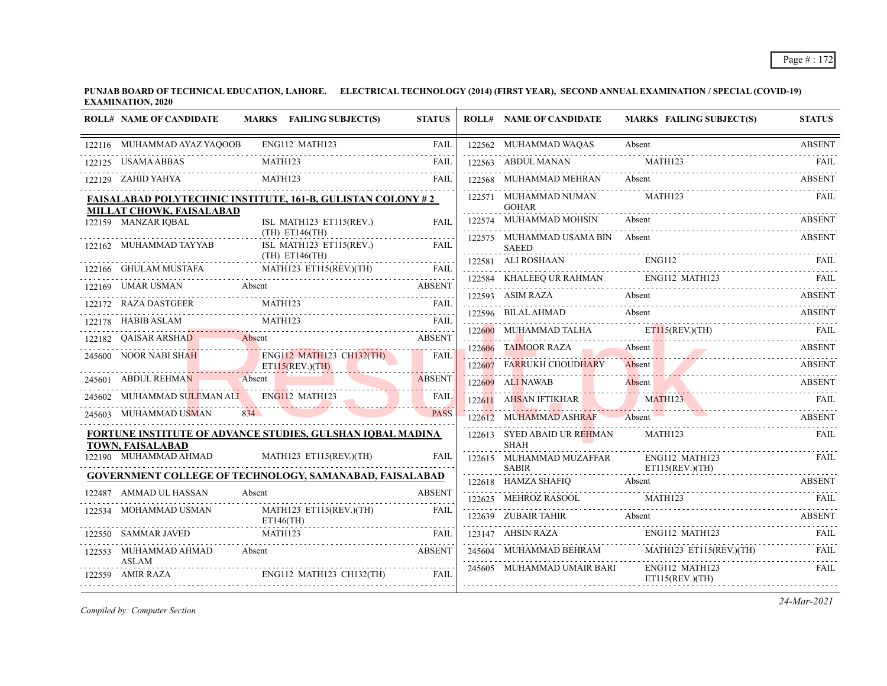**PUNJAB BOARD OF TECHNICAL EDUCATION, LAHORE. ELECTRICAL TECHNOLOGY (2014) (FIRST YEAR), SECOND ANNUAL EXAMINATION / SPECIAL (COVID-19) EXAMINATION, 2020**

| ROLL# | NAME OF CANDIDATE | MARKS | FAILING SUBJECT(S) | STATUS |
|---|---|---|---|---|
| 122116 | MUHAMMAD AYAZ YAQOOB | | ENG112 MATH123 | FAIL |
| 122125 | USAMA ABBAS | | MATH123 | FAIL |
| 122129 | ZAHID YAHYA | | MATH123 | FAIL |

**FAISALABAD POLYTECHNIC INSTITUTE, 161-B, GULISTAN COLONY # 2 MILLAT CHOWK, FAISALABAD**

| ROLL# | NAME OF CANDIDATE | MARKS | FAILING SUBJECT(S) | STATUS |
|---|---|---|---|---|
| 122159 | MANZAR IQBAL | | ISL MATH123 ET115(REV.)(TH) ET146(TH) | FAIL |
| 122162 | MUHAMMAD TAYYAB | | ISL MATH123 ET115(REV.)(TH) ET146(TH) | FAIL |
| 122166 | GHULAM MUSTAFA | | MATH123 ET115(REV.)(TH) | FAIL |
| 122169 | UMAR USMAN | Absent | | ABSENT |
| 122172 | RAZA DASTGEER | | MATH123 | FAIL |
| 122178 | HABIB ASLAM | | MATH123 | FAIL |
| 122182 | QAISAR ARSHAD | Absent | | ABSENT |
| 245600 | NOOR NABI SHAH | | ENG112 MATH123 CH132(TH) ET115(REV.)(TH) | FAIL |
| 245601 | ABDUL REHMAN | Absent | | ABSENT |
| 245602 | MUHAMMAD SULEMAN ALI | | ENG112 MATH123 | FAIL |
| 245603 | MUHAMMAD USMAN | 834 | | PASS |

**FORTUNE INSTITUTE OF ADVANCE STUDIES, GULSHAN IQBAL MADINA TOWN, FAISALABAD**

| ROLL# | NAME OF CANDIDATE | MARKS | FAILING SUBJECT(S) | STATUS |
|---|---|---|---|---|
| 122190 | MUHAMMAD AHMAD | | MATH123 ET115(REV.)(TH) | FAIL |

**GOVERNMENT COLLEGE OF TECHNOLOGY, SAMANABAD, FAISALABAD**

| ROLL# | NAME OF CANDIDATE | MARKS | FAILING SUBJECT(S) | STATUS |
|---|---|---|---|---|
| 122487 | AMMAD UL HASSAN | Absent | | ABSENT |
| 122534 | MOHAMMAD USMAN | | MATH123 ET115(REV.)(TH) ET146(TH) | FAIL |
| 122550 | SAMMAR JAVED | | MATH123 | FAIL |
| 122553 | MUHAMMAD AHMAD ASLAM | Absent | | ABSENT |
| 122559 | AMIR RAZA | | ENG112 MATH123 CH132(TH) | FAIL |
| 122562 | MUHAMMAD WAQAS | Absent | | ABSENT |
| 122563 | ABDUL MANAN | | MATH123 | FAIL |
| 122568 | MUHAMMAD MEHRAN | Absent | | ABSENT |
| 122571 | MUHAMMAD NUMAN GOHAR | | MATH123 | FAIL |
| 122574 | MUHAMMAD MOHSIN | Absent | | ABSENT |
| 122575 | MUHAMMAD USAMA BIN SAEED | Absent | | ABSENT |
| 122581 | ALI ROSHAAN | | ENG112 | FAIL |
| 122584 | KHALEEQ UR RAHMAN | | ENG112 MATH123 | FAIL |
| 122593 | ASIM RAZA | Absent | | ABSENT |
| 122596 | BILAL AHMAD | Absent | | ABSENT |
| 122600 | MUHAMMAD TALHA | | ET115(REV.)(TH) | FAIL |
| 122606 | TAIMOOR RAZA | Absent | | ABSENT |
| 122607 | FARRUKH CHOUDHARY | Absent | | ABSENT |
| 122609 | ALI NAWAB | Absent | | ABSENT |
| 122611 | AHSAN IFTIKHAR | | MATH123 | FAIL |
| 122612 | MUHAMMAD ASHRAF | Absent | | ABSENT |
| 122613 | SYED ABAID UR REHMAN SHAH | | MATH123 | FAIL |
| 122615 | MUHAMMAD MUZAFFAR SABIR | | ENG112 MATH123 ET115(REV.)(TH) | FAIL |
| 122618 | HAMZA SHAFIQ | Absent | | ABSENT |
| 122625 | MEHROZ RASOOL | | MATH123 | FAIL |
| 122639 | ZUBAIR TAHIR | Absent | | ABSENT |
| 123147 | AHSIN RAZA | | ENG112 MATH123 | FAIL |
| 245604 | MUHAMMAD BEHRAM | | MATH123 ET115(REV.)(TH) | FAIL |
| 245605 | MUHAMMAD UMAIR BARI | | ENG112 MATH123 ET115(REV.)(TH) | FAIL |

*Compiled by: Computer Section*

*24-Mar-2021*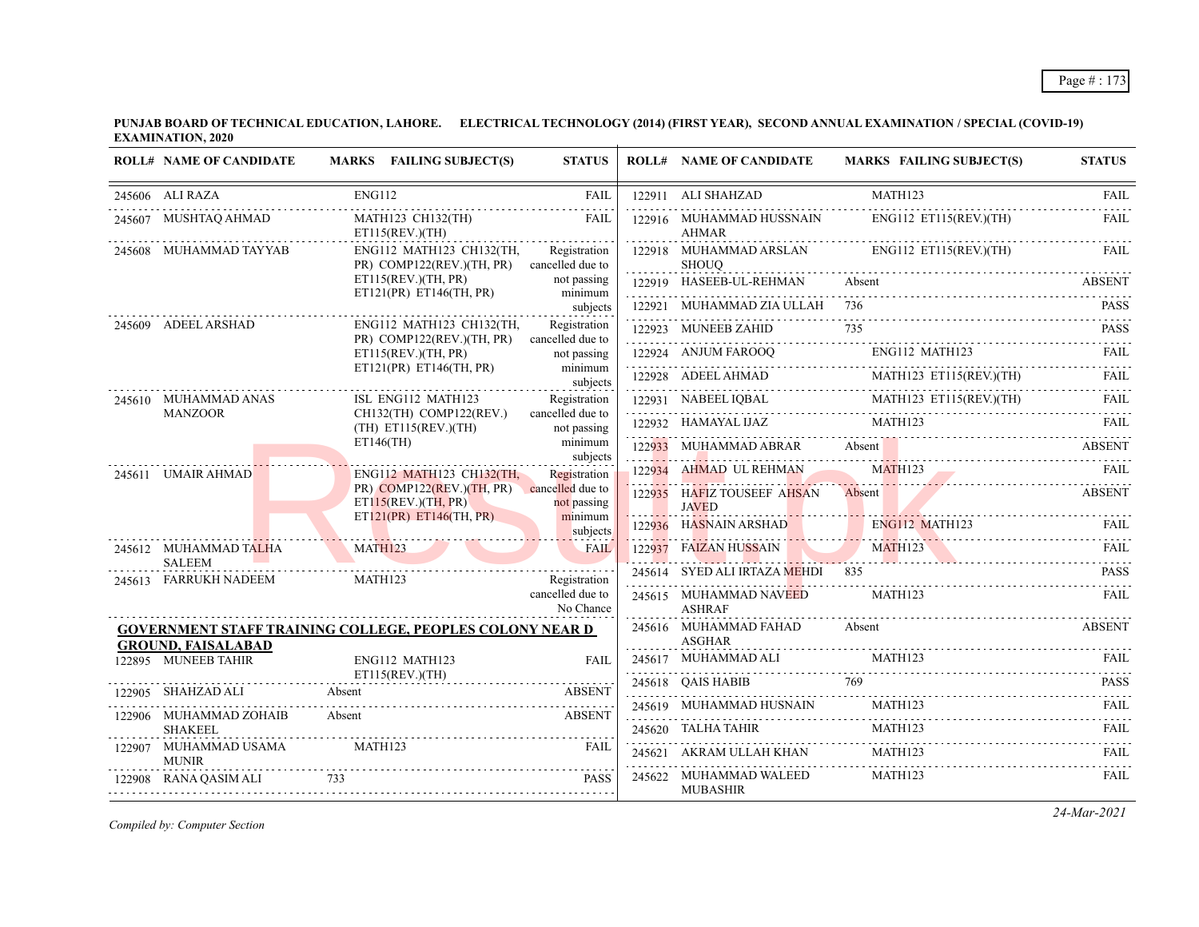**PUNJAB BOARD OF TECHNICAL EDUCATION, LAHORE. ELECTRICAL TECHNOLOGY (2014) (FIRST YEAR), SECOND ANNUAL EXAMINATION / SPECIAL (COVID-19) EXAMINATION, 2020**

| ROLL# | NAME OF CANDIDATE | MARKS | FAILING SUBJECT(S) | STATUS |
|---|---|---|---|---|
| 245606 | ALI RAZA | | ENG112 | FAIL |
| 245607 | MUSHTAQ AHMAD | | MATH123 CH132(TH) ET115(REV.)(TH) | FAIL |
| 245608 | MUHAMMAD TAYYAB | | ENG112 MATH123 CH132(TH, PR) COMP122(REV.)(TH, PR) ET115(REV.)(TH, PR) ET121(PR) ET146(TH, PR) | Registration cancelled due to not passing minimum subjects |
| 245609 | ADEEL ARSHAD | | ENG112 MATH123 CH132(TH, PR) COMP122(REV.)(TH, PR) ET115(REV.)(TH, PR) ET121(PR) ET146(TH, PR) | Registration cancelled due to not passing minimum subjects |
| 245610 | MUHAMMAD ANAS MANZOOR | | ISL ENG112 MATH123 CH132(TH) COMP122(REV.)(TH) ET115(REV.)(TH) ET146(TH) | Registration cancelled due to not passing minimum subjects |
| 245611 | UMAIR AHMAD | | ENG112 MATH123 CH132(TH, PR) COMP122(REV.)(TH, PR) ET115(REV.)(TH, PR) ET121(PR) ET146(TH, PR) | Registration cancelled due to not passing minimum subjects |
| 245612 | MUHAMMAD TALHA SALEEM | | MATH123 | FAIL |
| 245613 | FARRUKH NADEEM | | MATH123 | Registration cancelled due to No Chance |

**GOVERNMENT STAFF TRAINING COLLEGE, PEOPLES COLONY NEAR D GROUND, FAISALABAD**

| ROLL# | NAME OF CANDIDATE | MARKS | FAILING SUBJECT(S) | STATUS |
|---|---|---|---|---|
| 122895 | MUNEEB TAHIR | | ENG112 MATH123 ET115(REV.)(TH) | FAIL |
| 122905 | SHAHZAD ALI | Absent | | ABSENT |
| 122906 | MUHAMMAD ZOHAIB SHAKEEL | Absent | | ABSENT |
| 122907 | MUHAMMAD USAMA MUNIR | | MATH123 | FAIL |
| 122908 | RANA QASIM ALI | 733 | | PASS |
| 122911 | ALI SHAHZAD | | MATH123 | FAIL |
| 122916 | MUHAMMAD HUSSNAIN AHMAR | | ENG112 ET115(REV.)(TH) | FAIL |
| 122918 | MUHAMMAD ARSLAN SHOUQ | | ENG112 ET115(REV.)(TH) | FAIL |
| 122919 | HASEEB-UL-REHMAN | Absent | | ABSENT |
| 122921 | MUHAMMAD ZIA ULLAH | 736 | | PASS |
| 122923 | MUNEEB ZAHID | 735 | | PASS |
| 122924 | ANJUM FAROOQ | | ENG112 MATH123 | FAIL |
| 122928 | ADEEL AHMAD | | MATH123 ET115(REV.)(TH) | FAIL |
| 122931 | NABEEL IQBAL | | MATH123 ET115(REV.)(TH) | FAIL |
| 122932 | HAMAYAL IJAZ | | MATH123 | FAIL |
| 122933 | MUHAMMAD ABRAR | Absent | | ABSENT |
| 122934 | AHMAD UL REHMAN | | MATH123 | FAIL |
| 122935 | HAFIZ TOUSEEF AHSAN JAVED | Absent | | ABSENT |
| 122936 | HASNAIN ARSHAD | | ENG112 MATH123 | FAIL |
| 122937 | FAIZAN HUSSAIN | | MATH123 | FAIL |
| 245614 | SYED ALI IRTAZA MEHDI | 835 | | PASS |
| 245615 | MUHAMMAD NAVEED ASHRAF | | MATH123 | FAIL |
| 245616 | MUHAMMAD FAHAD ASGHAR | Absent | | ABSENT |
| 245617 | MUHAMMAD ALI | | MATH123 | FAIL |
| 245618 | QAIS HABIB | 769 | | PASS |
| 245619 | MUHAMMAD HUSNAIN | | MATH123 | FAIL |
| 245620 | TALHA TAHIR | | MATH123 | FAIL |
| 245621 | AKRAM ULLAH KHAN | | MATH123 | FAIL |
| 245622 | MUHAMMAD WALEED MUBASHIR | | MATH123 | FAIL |

*Compiled by: Computer Section*

*24-Mar-2021*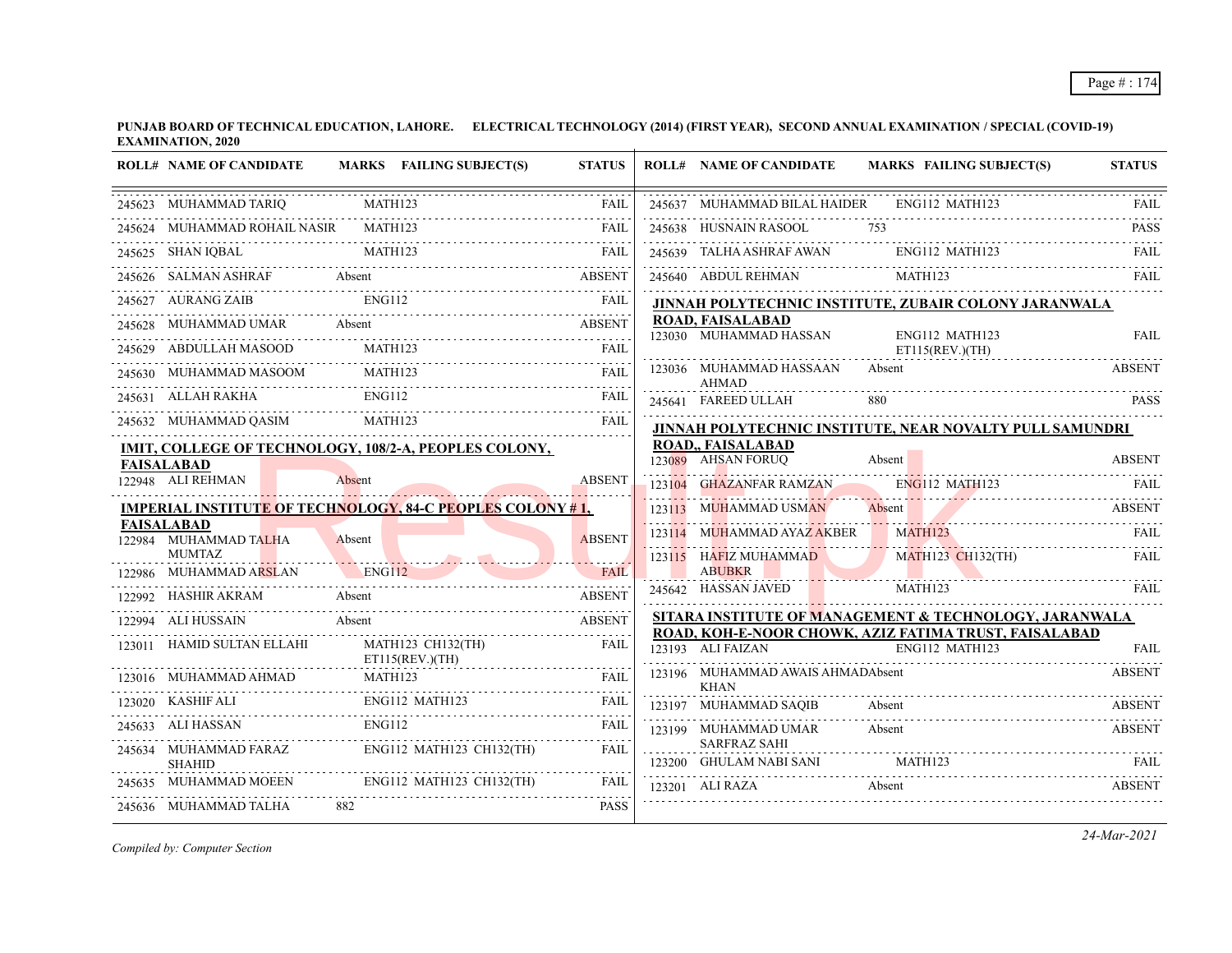**PUNJAB BOARD OF TECHNICAL EDUCATION, LAHORE. ELECTRICAL TECHNOLOGY (2014) (FIRST YEAR), SECOND ANNUAL EXAMINATION / SPECIAL (COVID-19) EXAMINATION, 2020**

| ROLL# | NAME OF CANDIDATE | MARKS | FAILING SUBJECT(S) | STATUS |
|---|---|---|---|---|
| 245623 | MUHAMMAD TARIQ | | MATH123 | FAIL |
| 245624 | MUHAMMAD ROHAIL NASIR | | MATH123 | FAIL |
| 245625 | SHAN IQBAL | | MATH123 | FAIL |
| 245626 | SALMAN ASHRAF | Absent | | ABSENT |
| 245627 | AURANG ZAIB | | ENG112 | FAIL |
| 245628 | MUHAMMAD UMAR | Absent | | ABSENT |
| 245629 | ABDULLAH MASOOD | | MATH123 | FAIL |
| 245630 | MUHAMMAD MASOOM | | MATH123 | FAIL |
| 245631 | ALLAH RAKHA | | ENG112 | FAIL |
| 245632 | MUHAMMAD QASIM | | MATH123 | FAIL |

**IMIT, COLLEGE OF TECHNOLOGY, 108/2-A, PEOPLES COLONY, FAISALABAD**

| ROLL# | NAME OF CANDIDATE | MARKS | FAILING SUBJECT(S) | STATUS |
|---|---|---|---|---|
| 122948 | ALI REHMAN | Absent | | ABSENT |

**IMPERIAL INSTITUTE OF TECHNOLOGY, 84-C PEOPLES COLONY # 1, FAISALABAD**

| ROLL# | NAME OF CANDIDATE | MARKS | FAILING SUBJECT(S) | STATUS |
|---|---|---|---|---|
| 122984 | MUHAMMAD TALHA MUMTAZ | Absent | | ABSENT |
| 122986 | MUHAMMAD ARSLAN | | ENG112 | FAIL |
| 122992 | HASHIR AKRAM | Absent | | ABSENT |
| 122994 | ALI HUSSAIN | Absent | | ABSENT |
| 123011 | HAMID SULTAN ELLAHI | | MATH123 CH132(TH) ET115(REV.)(TH) | FAIL |
| 123016 | MUHAMMAD AHMAD | | MATH123 | FAIL |
| 123020 | KASHIF ALI | | ENG112 MATH123 | FAIL |
| 245633 | ALI HASSAN | | ENG112 | FAIL |
| 245634 | MUHAMMAD FARAZ SHAHID | | ENG112 MATH123 CH132(TH) | FAIL |
| 245635 | MUHAMMAD MOEEN | | ENG112 MATH123 CH132(TH) | FAIL |
| 245636 | MUHAMMAD TALHA | 882 | | PASS |
| 245637 | MUHAMMAD BILAL HAIDER | | ENG112 MATH123 | FAIL |
| 245638 | HUSNAIN RASOOL | 753 | | PASS |
| 245639 | TALHA ASHRAF AWAN | | ENG112 MATH123 | FAIL |
| 245640 | ABDUL REHMAN | | MATH123 | FAIL |

**JINNAH POLYTECHNIC INSTITUTE, ZUBAIR COLONY JARANWALA ROAD, FAISALABAD**

| ROLL# | NAME OF CANDIDATE | MARKS | FAILING SUBJECT(S) | STATUS |
|---|---|---|---|---|
| 123030 | MUHAMMAD HASSAN | | ENG112 MATH123 ET115(REV.)(TH) | FAIL |
| 123036 | MUHAMMAD HASSAAN AHMAD | Absent | | ABSENT |
| 245641 | FAREED ULLAH | 880 | | PASS |

**JINNAH POLYTECHNIC INSTITUTE, NEAR NOVALTY PULL SAMUNDRI ROAD,, FAISALABAD**

| ROLL# | NAME OF CANDIDATE | MARKS | FAILING SUBJECT(S) | STATUS |
|---|---|---|---|---|
| 123089 | AHSAN FORUQ | Absent | | ABSENT |
| 123104 | GHAZANFAR RAMZAN | | ENG112 MATH123 | FAIL |
| 123113 | MUHAMMAD USMAN | Absent | | ABSENT |
| 123114 | MUHAMMAD AYAZ AKBER | | MATH123 | FAIL |
| 123115 | HAFIZ MUHAMMAD ABUBKR | | MATH123 CH132(TH) | FAIL |
| 245642 | HASSAN JAVED | | MATH123 | FAIL |

**SITARA INSTITUTE OF MANAGEMENT & TECHNOLOGY, JARANWALA ROAD, KOH-E-NOOR CHOWK, AZIZ FATIMA TRUST, FAISALABAD**

| ROLL# | NAME OF CANDIDATE | MARKS | FAILING SUBJECT(S) | STATUS |
|---|---|---|---|---|
| 123193 | ALI FAIZAN | | ENG112 MATH123 | FAIL |
| 123196 | MUHAMMAD AWAIS AHMAD KHAN | Absent | | ABSENT |
| 123197 | MUHAMMAD SAQIB | Absent | | ABSENT |
| 123199 | MUHAMMAD UMAR SARFRAZ SAHI | Absent | | ABSENT |
| 123200 | GHULAM NABI SANI | | MATH123 | FAIL |
| 123201 | ALI RAZA | Absent | | ABSENT |

*Compiled by: Computer Section*

*24-Mar-2021*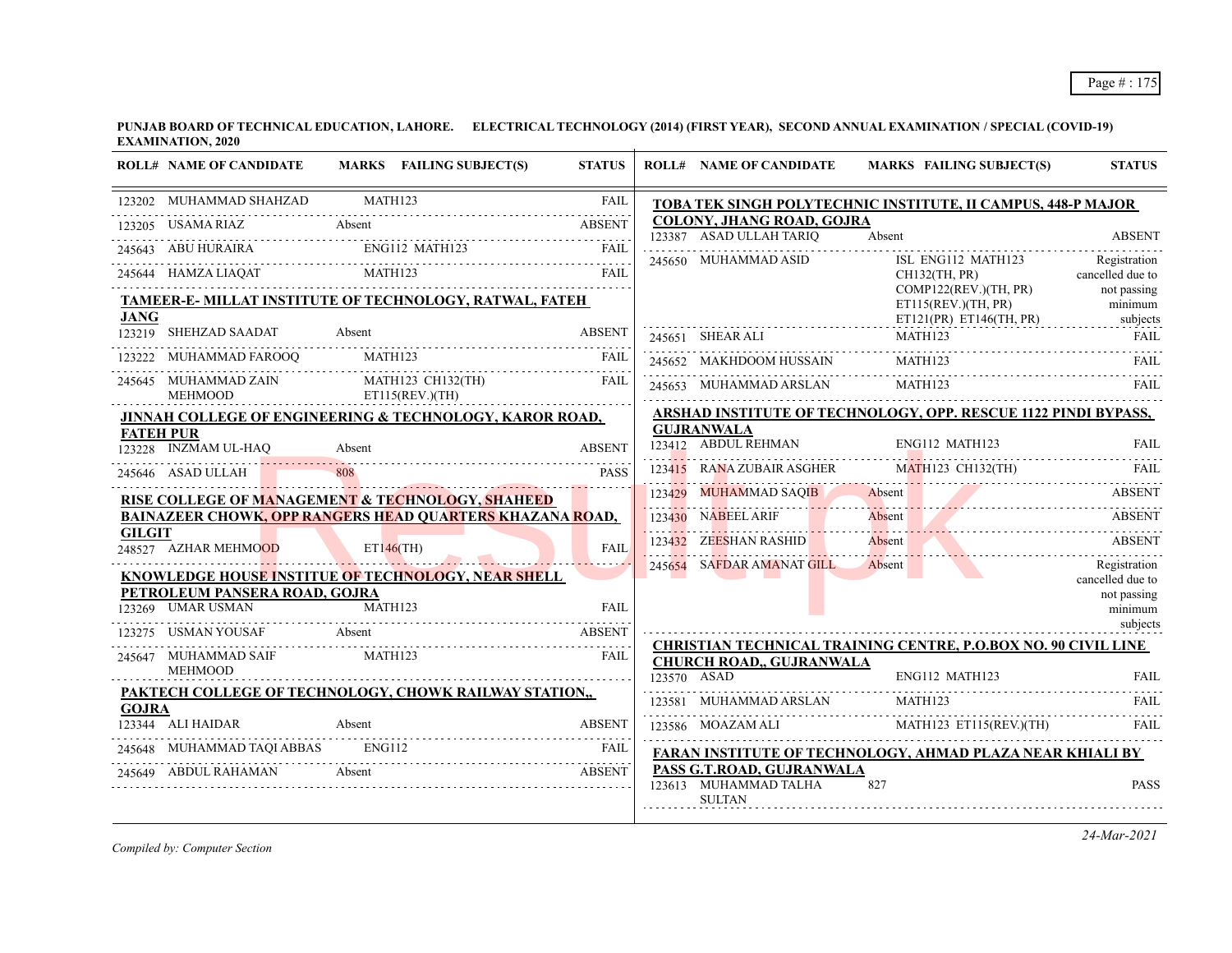**PUNJAB BOARD OF TECHNICAL EDUCATION, LAHORE. ELECTRICAL TECHNOLOGY (2014) (FIRST YEAR), SECOND ANNUAL EXAMINATION / SPECIAL (COVID-19) EXAMINATION, 2020**

| ROLL# | NAME OF CANDIDATE | MARKS | FAILING SUBJECT(S) | STATUS |
|---|---|---|---|---|
| 123202 | MUHAMMAD SHAHZAD | | MATH123 | FAIL |
| 123205 | USAMA RIAZ | Absent | | ABSENT |
| 245643 | ABU HURAIRA | | ENG112 MATH123 | FAIL |
| 245644 | HAMZA LIAQAT | | MATH123 | FAIL |

**TAMEER-E- MILLAT INSTITUTE OF TECHNOLOGY, RATWAL, FATEH JANG**

| ROLL# | NAME OF CANDIDATE | MARKS | FAILING SUBJECT(S) | STATUS |
|---|---|---|---|---|
| 123219 | SHEHZAD SAADAT | Absent | | ABSENT |
| 123222 | MUHAMMAD FAROOQ | | MATH123 | FAIL |
| 245645 | MUHAMMAD ZAIN MEHMOOD | | MATH123 CH132(TH) ET115(REV.)(TH) | FAIL |

**JINNAH COLLEGE OF ENGINEERING & TECHNOLOGY, KAROR ROAD, FATEH PUR**

| ROLL# | NAME OF CANDIDATE | MARKS | FAILING SUBJECT(S) | STATUS |
|---|---|---|---|---|
| 123228 | INZMAM UL-HAQ | Absent | | ABSENT |
| 245646 | ASAD ULLAH | 808 | | PASS |

**RISE COLLEGE OF MANAGEMENT & TECHNOLOGY, SHAHEED BAINAZEER CHOWK, OPP RANGERS HEAD QUARTERS KHAZANA ROAD, GILGIT**

| ROLL# | NAME OF CANDIDATE | MARKS | FAILING SUBJECT(S) | STATUS |
|---|---|---|---|---|
| 248527 | AZHAR MEHMOOD | | ET146(TH) | FAIL |

**KNOWLEDGE HOUSE INSTITUE OF TECHNOLOGY, NEAR SHELL PETROLEUM PANSERA ROAD, GOJRA**

| ROLL# | NAME OF CANDIDATE | MARKS | FAILING SUBJECT(S) | STATUS |
|---|---|---|---|---|
| 123269 | UMAR USMAN | | MATH123 | FAIL |
| 123275 | USMAN YOUSAF | Absent | | ABSENT |
| 245647 | MUHAMMAD SAIF MEHMOOD | | MATH123 | FAIL |

**PAKTECH COLLEGE OF TECHNOLOGY, CHOWK RAILWAY STATION,, GOJRA**

| ROLL# | NAME OF CANDIDATE | MARKS | FAILING SUBJECT(S) | STATUS |
|---|---|---|---|---|
| 123344 | ALI HAIDAR | Absent | | ABSENT |
| 245648 | MUHAMMAD TAQI ABBAS | | ENG112 | FAIL |
| 245649 | ABDUL RAHAMAN | Absent | | ABSENT |

**TOBA TEK SINGH POLYTECHNIC INSTITUTE, II CAMPUS, 448-P MAJOR COLONY, JHANG ROAD, GOJRA**

| ROLL# | NAME OF CANDIDATE | MARKS | FAILING SUBJECT(S) | STATUS |
|---|---|---|---|---|
| 123387 | ASAD ULLAH TARIQ | Absent | | ABSENT |
| 245650 | MUHAMMAD ASID | | ISL ENG112 MATH123 CH132(TH, PR) COMP122(REV.)(TH, PR) ET115(REV.)(TH, PR) ET121(PR) ET146(TH, PR) | Registration cancelled due to not passing minimum subjects |
| 245651 | SHEAR ALI | | MATH123 | FAIL |
| 245652 | MAKHDOOM HUSSAIN | | MATH123 | FAIL |
| 245653 | MUHAMMAD ARSLAN | | MATH123 | FAIL |

**ARSHAD INSTITUTE OF TECHNOLOGY, OPP. RESCUE 1122 PINDI BYPASS, GUJRANWALA**

| ROLL# | NAME OF CANDIDATE | MARKS | FAILING SUBJECT(S) | STATUS |
|---|---|---|---|---|
| 123412 | ABDUL REHMAN | | ENG112 MATH123 | FAIL |
| 123415 | RANA ZUBAIR ASGHER | | MATH123 CH132(TH) | FAIL |
| 123429 | MUHAMMAD SAQIB | Absent | | ABSENT |
| 123430 | NABEEL ARIF | Absent | | ABSENT |
| 123432 | ZEESHAN RASHID | Absent | | ABSENT |
| 245654 | SAFDAR AMANAT GILL | Absent | | Registration cancelled due to not passing minimum subjects |

**CHRISTIAN TECHNICAL TRAINING CENTRE, P.O.BOX NO. 90 CIVIL LINE CHURCH ROAD,, GUJRANWALA**

| ROLL# | NAME OF CANDIDATE | MARKS | FAILING SUBJECT(S) | STATUS |
|---|---|---|---|---|
| 123570 | ASAD | | ENG112 MATH123 | FAIL |
| 123581 | MUHAMMAD ARSLAN | | MATH123 | FAIL |
| 123586 | MOAZAM ALI | | MATH123 ET115(REV.)(TH) | FAIL |

**FARAN INSTITUTE OF TECHNOLOGY, AHMAD PLAZA NEAR KHIALI BY PASS G.T.ROAD, GUJRANWALA**

| ROLL# | NAME OF CANDIDATE | MARKS | FAILING SUBJECT(S) | STATUS |
|---|---|---|---|---|
| 123613 | MUHAMMAD TALHA SULTAN | 827 | | PASS |

*Compiled by: Computer Section*

*24-Mar-2021*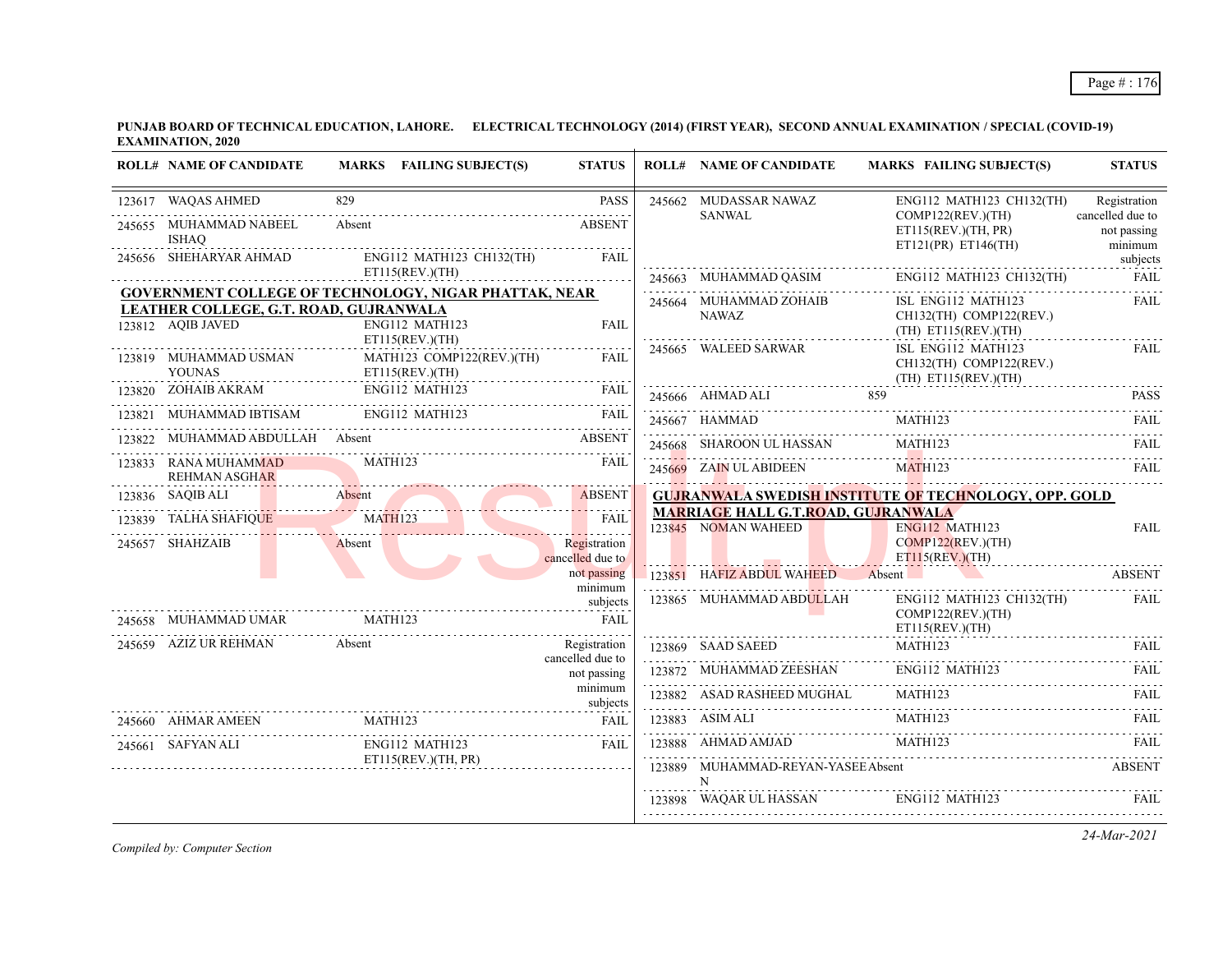**PUNJAB BOARD OF TECHNICAL EDUCATION, LAHORE. ELECTRICAL TECHNOLOGY (2014) (FIRST YEAR), SECOND ANNUAL EXAMINATION / SPECIAL (COVID-19) EXAMINATION, 2020**

| ROLL# | NAME OF CANDIDATE | MARKS | FAILING SUBJECT(S) | STATUS |
|---|---|---|---|---|
| 123617 | WAQAS AHMED | 829 | | PASS |
| 245655 | MUHAMMAD NABEEL ISHAQ | Absent | | ABSENT |
| 245656 | SHEHARYAR AHMAD | | ENG112 MATH123 CH132(TH) ET115(REV.)(TH) | FAIL |

**GOVERNMENT COLLEGE OF TECHNOLOGY, NIGAR PHATTAK, NEAR LEATHER COLLEGE, G.T. ROAD, GUJRANWALA**

| ROLL# | NAME OF CANDIDATE | MARKS | FAILING SUBJECT(S) | STATUS |
|---|---|---|---|---|
| 123812 | AQIB JAVED | | ENG112 MATH123 ET115(REV.)(TH) | FAIL |
| 123819 | MUHAMMAD USMAN YOUNAS | | MATH123 COMP122(REV.)(TH) ET115(REV.)(TH) | FAIL |
| 123820 | ZOHAIB AKRAM | | ENG112 MATH123 | FAIL |
| 123821 | MUHAMMAD IBTISAM | | ENG112 MATH123 | FAIL |
| 123822 | MUHAMMAD ABDULLAH | Absent | | ABSENT |
| 123833 | RANA MUHAMMAD REHMAN ASGHAR | | MATH123 | FAIL |
| 123836 | SAQIB ALI | Absent | | ABSENT |
| 123839 | TALHA SHAFIQUE | | MATH123 | FAIL |
| 245657 | SHAHZAIB | Absent | | Registration cancelled due to not passing minimum subjects |
| 245658 | MUHAMMAD UMAR | | MATH123 | FAIL |
| 245659 | AZIZ UR REHMAN | Absent | | Registration cancelled due to not passing minimum subjects |
| 245660 | AHMAR AMEEN | | MATH123 | FAIL |
| 245661 | SAFYAN ALI | | ENG112 MATH123 ET115(REV.)(TH, PR) | FAIL |
| 245662 | MUDASSAR NAWAZ SANWAL | | ENG112 MATH123 CH132(TH) COMP122(REV.)(TH) ET115(REV.)(TH, PR) ET121(PR) ET146(TH) | Registration cancelled due to not passing minimum subjects |
| 245663 | MUHAMMAD QASIM | | ENG112 MATH123 CH132(TH) | FAIL |
| 245664 | MUHAMMAD ZOHAIB NAWAZ | | ISL ENG112 MATH123 CH132(TH) COMP122(REV.)(TH) ET115(REV.)(TH) | FAIL |
| 245665 | WALEED SARWAR | | ISL ENG112 MATH123 CH132(TH) COMP122(REV.)(TH) ET115(REV.)(TH) | FAIL |
| 245666 | AHMAD ALI | 859 | | PASS |
| 245667 | HAMMAD | | MATH123 | FAIL |
| 245668 | SHAROON UL HASSAN | | MATH123 | FAIL |
| 245669 | ZAIN UL ABIDEEN | | MATH123 | FAIL |

**GUJRANWALA SWEDISH INSTITUTE OF TECHNOLOGY, OPP. GOLD MARRIAGE HALL G.T.ROAD, GUJRANWALA**

| ROLL# | NAME OF CANDIDATE | MARKS | FAILING SUBJECT(S) | STATUS |
|---|---|---|---|---|
| 123845 | NOMAN WAHEED | | ENG112 MATH123 COMP122(REV.)(TH) ET115(REV.)(TH) | FAIL |
| 123851 | HAFIZ ABDUL WAHEED | Absent | | ABSENT |
| 123865 | MUHAMMAD ABDULLAH | | ENG112 MATH123 CH132(TH) COMP122(REV.)(TH) ET115(REV.)(TH) | FAIL |
| 123869 | SAAD SAEED | | MATH123 | FAIL |
| 123872 | MUHAMMAD ZEESHAN | | ENG112 MATH123 | FAIL |
| 123882 | ASAD RASHEED MUGHAL | | MATH123 | FAIL |
| 123883 | ASIM ALI | | MATH123 | FAIL |
| 123888 | AHMAD AMJAD | | MATH123 | FAIL |
| 123889 | MUHAMMAD-REYAN-YASEEN | Absent | | ABSENT |
| 123898 | WAQAR UL HASSAN | | ENG112 MATH123 | FAIL |

*Compiled by: Computer Section*

*24-Mar-2021*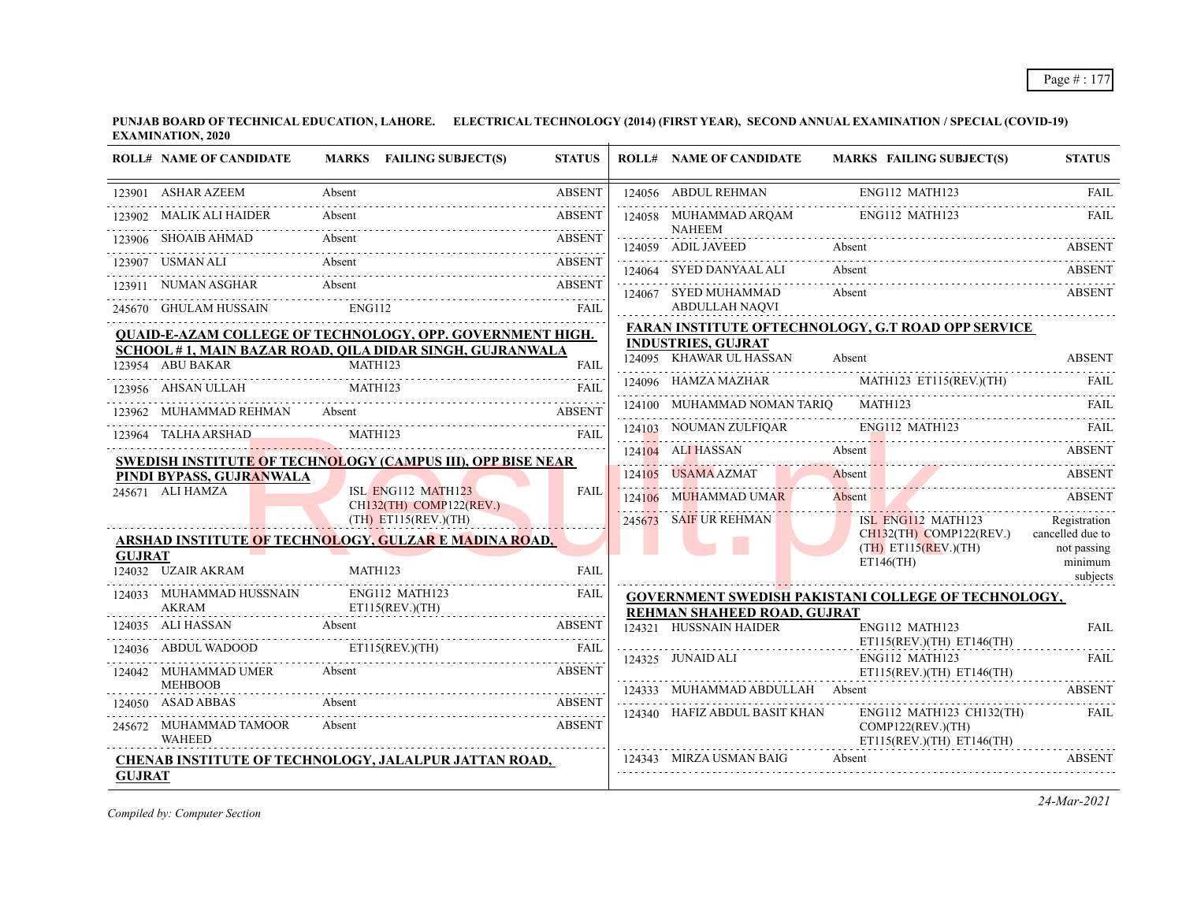**PUNJAB BOARD OF TECHNICAL EDUCATION, LAHORE. ELECTRICAL TECHNOLOGY (2014) (FIRST YEAR), SECOND ANNUAL EXAMINATION / SPECIAL (COVID-19) EXAMINATION, 2020**

| ROLL# | NAME OF CANDIDATE | MARKS | FAILING SUBJECT(S) | STATUS |
|---|---|---|---|---|
| 123901 | ASHAR AZEEM | Absent | | ABSENT |
| 123902 | MALIK ALI HAIDER | Absent | | ABSENT |
| 123906 | SHOAIB AHMAD | Absent | | ABSENT |
| 123907 | USMAN ALI | Absent | | ABSENT |
| 123911 | NUMAN ASGHAR | Absent | | ABSENT |
| 245670 | GHULAM HUSSAIN | | ENG112 | FAIL |

**QUAID-E-AZAM COLLEGE OF TECHNOLOGY, OPP. GOVERNMENT HIGH. SCHOOL # 1, MAIN BAZAR ROAD, QILA DIDAR SINGH, GUJRANWALA**

| ROLL# | NAME OF CANDIDATE | MARKS | FAILING SUBJECT(S) | STATUS |
|---|---|---|---|---|
| 123954 | ABU BAKAR | | MATH123 | FAIL |
| 123956 | AHSAN ULLAH | | MATH123 | FAIL |
| 123962 | MUHAMMAD REHMAN | Absent | | ABSENT |
| 123964 | TALHA ARSHAD | | MATH123 | FAIL |

**SWEDISH INSTITUTE OF TECHNOLOGY (CAMPUS III), OPP BISE NEAR PINDI BYPASS, GUJRANWALA**

| ROLL# | NAME OF CANDIDATE | MARKS | FAILING SUBJECT(S) | STATUS |
|---|---|---|---|---|
| 245671 | ALI HAMZA | | ISL ENG112 MATH123 CH132(TH) COMP122(REV.)(TH) ET115(REV.)(TH) | FAIL |

**ARSHAD INSTITUTE OF TECHNOLOGY, GULZAR E MADINA ROAD, GUJRAT**

| ROLL# | NAME OF CANDIDATE | MARKS | FAILING SUBJECT(S) | STATUS |
|---|---|---|---|---|
| 124032 | UZAIR AKRAM | | MATH123 | FAIL |
| 124033 | MUHAMMAD HUSSNAIN AKRAM | | ENG112 MATH123 ET115(REV.)(TH) | FAIL |
| 124035 | ALI HASSAN | Absent | | ABSENT |
| 124036 | ABDUL WADOOD | | ET115(REV.)(TH) | FAIL |
| 124042 | MUHAMMAD UMER MEHBOOB | Absent | | ABSENT |
| 124050 | ASAD ABBAS | Absent | | ABSENT |
| 245672 | MUHAMMAD TAMOOR WAHEED | Absent | | ABSENT |

**CHENAB INSTITUTE OF TECHNOLOGY, JALALPUR JATTAN ROAD, GUJRAT**

| ROLL# | NAME OF CANDIDATE | MARKS | FAILING SUBJECT(S) | STATUS |
|---|---|---|---|---|
| 124056 | ABDUL REHMAN | | ENG112 MATH123 | FAIL |
| 124058 | MUHAMMAD ARQAM NAHEEM | | ENG112 MATH123 | FAIL |
| 124059 | ADIL JAVEED | Absent | | ABSENT |
| 124064 | SYED DANYAAL ALI | Absent | | ABSENT |
| 124067 | SYED MUHAMMAD ABDULLAH NAQVI | Absent | | ABSENT |

**FARAN INSTITUTE OFTECHNOLOGY, G.T ROAD OPP SERVICE INDUSTRIES, GUJRAT**

| ROLL# | NAME OF CANDIDATE | MARKS | FAILING SUBJECT(S) | STATUS |
|---|---|---|---|---|
| 124095 | KHAWAR UL HASSAN | Absent | | ABSENT |
| 124096 | HAMZA MAZHAR | | MATH123 ET115(REV.)(TH) | FAIL |
| 124100 | MUHAMMAD NOMAN TARIQ | | MATH123 | FAIL |
| 124103 | NOUMAN ZULFIQAR | | ENG112 MATH123 | FAIL |
| 124104 | ALI HASSAN | Absent | | ABSENT |
| 124105 | USAMA AZMAT | Absent | | ABSENT |
| 124106 | MUHAMMAD UMAR | Absent | | ABSENT |
| 245673 | SAIF UR REHMAN | | ISL ENG112 MATH123 CH132(TH) COMP122(REV.)(TH) ET115(REV.)(TH) ET146(TH) | Registration cancelled due to not passing minimum subjects |

**GOVERNMENT SWEDISH PAKISTANI COLLEGE OF TECHNOLOGY, REHMAN SHAHEED ROAD, GUJRAT**

| ROLL# | NAME OF CANDIDATE | MARKS | FAILING SUBJECT(S) | STATUS |
|---|---|---|---|---|
| 124321 | HUSSNAIN HAIDER | | ENG112 MATH123 ET115(REV.)(TH) ET146(TH) | FAIL |
| 124325 | JUNAID ALI | | ENG112 MATH123 ET115(REV.)(TH) ET146(TH) | FAIL |
| 124333 | MUHAMMAD ABDULLAH | Absent | | ABSENT |
| 124340 | HAFIZ ABDUL BASIT KHAN | | ENG112 MATH123 CH132(TH) COMP122(REV.)(TH) ET115(REV.)(TH) ET146(TH) | FAIL |
| 124343 | MIRZA USMAN BAIG | Absent | | ABSENT |

*Compiled by: Computer Section*

*24-Mar-2021*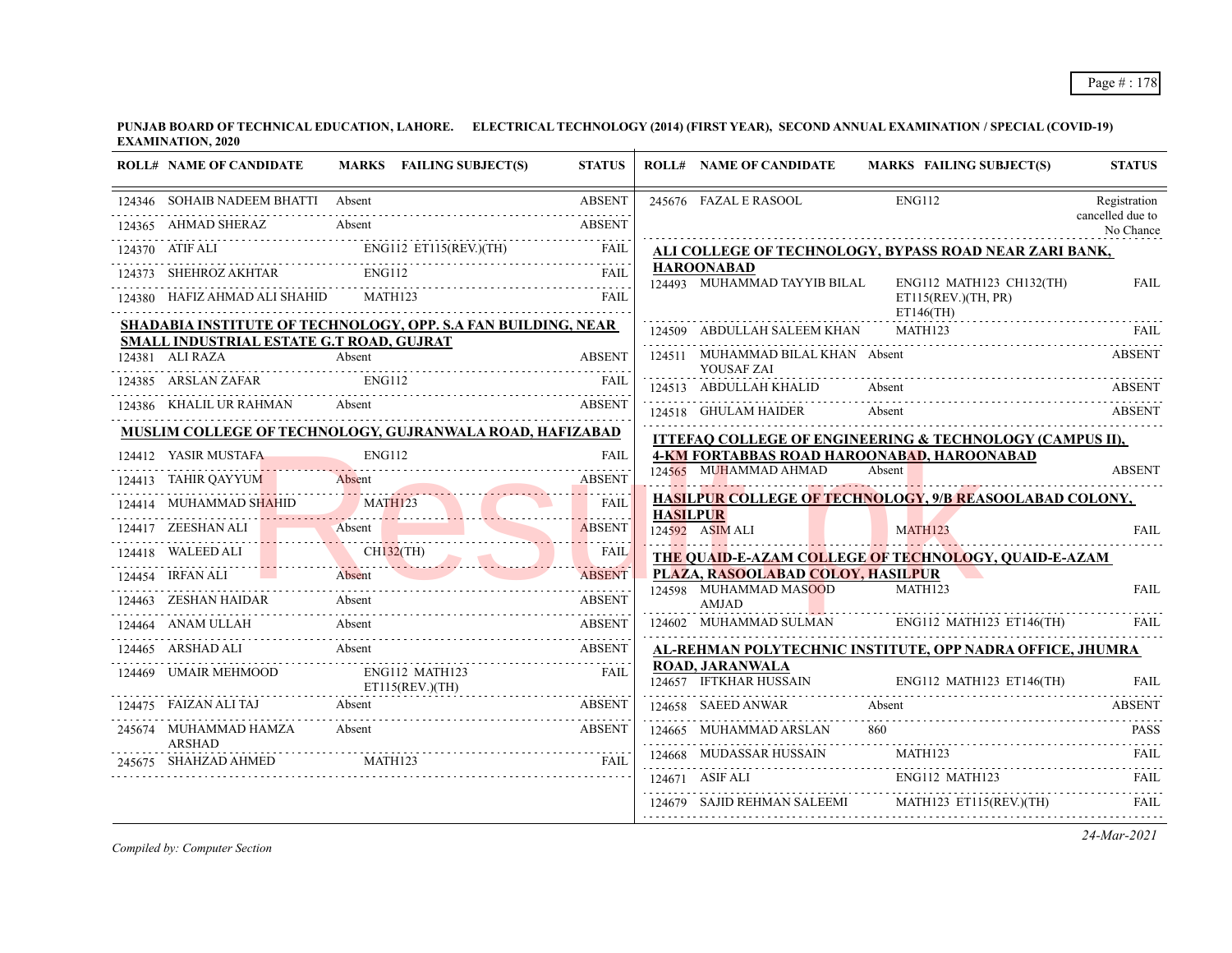**PUNJAB BOARD OF TECHNICAL EDUCATION, LAHORE. ELECTRICAL TECHNOLOGY (2014) (FIRST YEAR), SECOND ANNUAL EXAMINATION / SPECIAL (COVID-19) EXAMINATION, 2020**

| ROLL# | NAME OF CANDIDATE | MARKS | FAILING SUBJECT(S) | STATUS |
|---|---|---|---|---|
| 124346 | SOHAIB NADEEM BHATTI | Absent | | ABSENT |
| 124365 | AHMAD SHERAZ | Absent | | ABSENT |
| 124370 | ATIF ALI | | ENG112 ET115(REV.)(TH) | FAIL |
| 124373 | SHEHROZ AKHTAR | | ENG112 | FAIL |
| 124380 | HAFIZ AHMAD ALI SHAHID | | MATH123 | FAIL |

**SHADABIA INSTITUTE OF TECHNOLOGY, OPP. S.A FAN BUILDING, NEAR SMALL INDUSTRIAL ESTATE G.T ROAD, GUJRAT**

| ROLL# | NAME OF CANDIDATE | MARKS | FAILING SUBJECT(S) | STATUS |
|---|---|---|---|---|
| 124381 | ALI RAZA | Absent | | ABSENT |
| 124385 | ARSLAN ZAFAR | | ENG112 | FAIL |
| 124386 | KHALIL UR RAHMAN | Absent | | ABSENT |

**MUSLIM COLLEGE OF TECHNOLOGY, GUJRANWALA ROAD, HAFIZABAD**

| ROLL# | NAME OF CANDIDATE | MARKS | FAILING SUBJECT(S) | STATUS |
|---|---|---|---|---|
| 124412 | YASIR MUSTAFA | | ENG112 | FAIL |
| 124413 | TAHIR QAYYUM | Absent | | ABSENT |
| 124414 | MUHAMMAD SHAHID | | MATH123 | FAIL |
| 124417 | ZEESHAN ALI | Absent | | ABSENT |
| 124418 | WALEED ALI | | CH132(TH) | FAIL |
| 124454 | IRFAN ALI | Absent | | ABSENT |
| 124463 | ZESHAN HAIDAR | Absent | | ABSENT |
| 124464 | ANAM ULLAH | Absent | | ABSENT |
| 124465 | ARSHAD ALI | Absent | | ABSENT |
| 124469 | UMAIR MEHMOOD | | ENG112 MATH123 ET115(REV.)(TH) | FAIL |
| 124475 | FAIZAN ALI TAJ | Absent | | ABSENT |
| 245674 | MUHAMMAD HAMZA ARSHAD | Absent | | ABSENT |
| 245675 | SHAHZAD AHMED | | MATH123 | FAIL |
| 245676 | FAZAL E RASOOL | | ENG112 | Registration cancelled due to No Chance |

**ALI COLLEGE OF TECHNOLOGY, BYPASS ROAD NEAR ZARI BANK, HAROONABAD**

| ROLL# | NAME OF CANDIDATE | MARKS | FAILING SUBJECT(S) | STATUS |
|---|---|---|---|---|
| 124493 | MUHAMMAD TAYYIB BILAL | | ENG112 MATH123 CH132(TH) ET115(REV.)(TH, PR) ET146(TH) | FAIL |
| 124509 | ABDULLAH SALEEM KHAN | | MATH123 | FAIL |
| 124511 | MUHAMMAD BILAL KHAN YOUSAF ZAI | Absent | | ABSENT |
| 124513 | ABDULLAH KHALID | Absent | | ABSENT |
| 124518 | GHULAM HAIDER | Absent | | ABSENT |

**ITTEFAQ COLLEGE OF ENGINEERING & TECHNOLOGY (CAMPUS II), 4-KM FORTABBAS ROAD HAROONABAD, HAROONABAD**

| ROLL# | NAME OF CANDIDATE | MARKS | FAILING SUBJECT(S) | STATUS |
|---|---|---|---|---|
| 124565 | MUHAMMAD AHMAD | Absent | | ABSENT |

**HASILPUR COLLEGE OF TECHNOLOGY, 9/B REASOOLABAD COLONY, HASILPUR**

| ROLL# | NAME OF CANDIDATE | MARKS | FAILING SUBJECT(S) | STATUS |
|---|---|---|---|---|
| 124592 | ASIM ALI | | MATH123 | FAIL |

**THE QUAID-E-AZAM COLLEGE OF TECHNOLOGY, QUAID-E-AZAM PLAZA, RASOOLABAD COLOY, HASILPUR**

| ROLL# | NAME OF CANDIDATE | MARKS | FAILING SUBJECT(S) | STATUS |
|---|---|---|---|---|
| 124598 | MUHAMMAD MASOOD AMJAD | | MATH123 | FAIL |
| 124602 | MUHAMMAD SULMAN | | ENG112 MATH123 ET146(TH) | FAIL |

**AL-REHMAN POLYTECHNIC INSTITUTE, OPP NADRA OFFICE, JHUMRA ROAD, JARANWALA**

| ROLL# | NAME OF CANDIDATE | MARKS | FAILING SUBJECT(S) | STATUS |
|---|---|---|---|---|
| 124657 | IFTKHAR HUSSAIN | | ENG112 MATH123 ET146(TH) | FAIL |
| 124658 | SAEED ANWAR | Absent | | ABSENT |
| 124665 | MUHAMMAD ARSLAN | 860 | | PASS |
| 124668 | MUDASSAR HUSSAIN | | MATH123 | FAIL |
| 124671 | ASIF ALI | | ENG112 MATH123 | FAIL |
| 124679 | SAJID REHMAN SALEEMI | | MATH123 ET115(REV.)(TH) | FAIL |

*Compiled by: Computer Section*

*24-Mar-2021*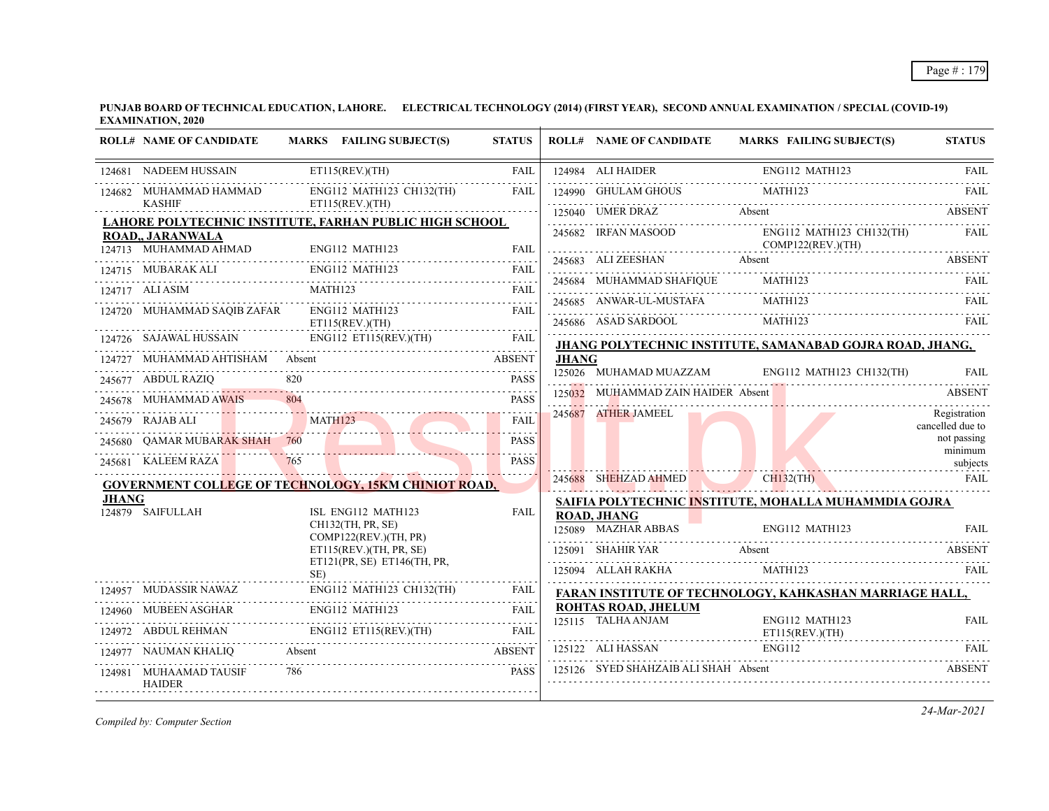**PUNJAB BOARD OF TECHNICAL EDUCATION, LAHORE. ELECTRICAL TECHNOLOGY (2014) (FIRST YEAR), SECOND ANNUAL EXAMINATION / SPECIAL (COVID-19) EXAMINATION, 2020**

| ROLL# | NAME OF CANDIDATE | MARKS | FAILING SUBJECT(S) | STATUS |
|---|---|---|---|---|
| 124681 | NADEEM HUSSAIN | | ET115(REV.)(TH) | FAIL |
| 124682 | MUHAMMAD HAMMAD KASHIF | | ENG112 MATH123 CH132(TH) ET115(REV.)(TH) | FAIL |

**LAHORE POLYTECHNIC INSTITUTE, FARHAN PUBLIC HIGH SCHOOL ROAD,, JARANWALA**

| ROLL# | NAME OF CANDIDATE | MARKS | FAILING SUBJECT(S) | STATUS |
|---|---|---|---|---|
| 124713 | MUHAMMAD AHMAD | | ENG112 MATH123 | FAIL |
| 124715 | MUBARAK ALI | | ENG112 MATH123 | FAIL |
| 124717 | ALI ASIM | | MATH123 | FAIL |
| 124720 | MUHAMMAD SAQIB ZAFAR | | ENG112 MATH123 ET115(REV.)(TH) | FAIL |
| 124726 | SAJAWAL HUSSAIN | | ENG112 ET115(REV.)(TH) | FAIL |
| 124727 | MUHAMMAD AHTISHAM | Absent | | ABSENT |
| 245677 | ABDUL RAZIQ | 820 | | PASS |
| 245678 | MUHAMMAD AWAIS | 804 | | PASS |
| 245679 | RAJAB ALI | | MATH123 | FAIL |
| 245680 | QAMAR MUBARAK SHAH | 760 | | PASS |
| 245681 | KALEEM RAZA | 765 | | PASS |

**GOVERNMENT COLLEGE OF TECHNOLOGY, 15KM CHINIOT ROAD, JHANG**

| ROLL# | NAME OF CANDIDATE | MARKS | FAILING SUBJECT(S) | STATUS |
|---|---|---|---|---|
| 124879 | SAIFULLAH | | ISL ENG112 MATH123 CH132(TH, PR, SE) COMP122(REV.)(TH, PR) ET115(REV.)(TH, PR, SE) ET121(PR, SE) ET146(TH, PR, SE) | FAIL |
| 124957 | MUDASSIR NAWAZ | | ENG112 MATH123 CH132(TH) | FAIL |
| 124960 | MUBEEN ASGHAR | | ENG112 MATH123 | FAIL |
| 124972 | ABDUL REHMAN | | ENG112 ET115(REV.)(TH) | FAIL |
| 124977 | NAUMAN KHALIQ | Absent | | ABSENT |
| 124981 | MUHAAMAD TAUSIF HAIDER | 786 | | PASS |
| 124984 | ALI HAIDER | | ENG112 MATH123 | FAIL |
| 124990 | GHULAM GHOUS | | MATH123 | FAIL |
| 125040 | UMER DRAZ | Absent | | ABSENT |
| 245682 | IRFAN MASOOD | | ENG112 MATH123 CH132(TH) COMP122(REV.)(TH) | FAIL |
| 245683 | ALI ZEESHAN | Absent | | ABSENT |
| 245684 | MUHAMMAD SHAFIQUE | | MATH123 | FAIL |
| 245685 | ANWAR-UL-MUSTAFA | | MATH123 | FAIL |
| 245686 | ASAD SARDOOL | | MATH123 | FAIL |

**JHANG POLYTECHNIC INSTITUTE, SAMANABAD GOJRA ROAD, JHANG, JHANG**

| ROLL# | NAME OF CANDIDATE | MARKS | FAILING SUBJECT(S) | STATUS |
|---|---|---|---|---|
| 125026 | MUHAMAD MUAZZAM | | ENG112 MATH123 CH132(TH) | FAIL |
| 125032 | MUHAMMAD ZAIN HAIDER | Absent | | ABSENT |
| 245687 | ATHER JAMEEL | | | Registration cancelled due to not passing minimum subjects |
| 245688 | SHEHZAD AHMED | | CH132(TH) | FAIL |

**SAIFIA POLYTECHNIC INSTITUTE, MOHALLA MUHAMMDIA GOJRA ROAD, JHANG**

| ROLL# | NAME OF CANDIDATE | MARKS | FAILING SUBJECT(S) | STATUS |
|---|---|---|---|---|
| 125089 | MAZHAR ABBAS | | ENG112 MATH123 | FAIL |
| 125091 | SHAHIR YAR | Absent | | ABSENT |
| 125094 | ALLAH RAKHA | | MATH123 | FAIL |

**FARAN INSTITUTE OF TECHNOLOGY, KAHKASHAN MARRIAGE HALL, ROHTAS ROAD, JHELUM**

| ROLL# | NAME OF CANDIDATE | MARKS | FAILING SUBJECT(S) | STATUS |
|---|---|---|---|---|
| 125115 | TALHA ANJAM | | ENG112 MATH123 ET115(REV.)(TH) | FAIL |
| 125122 | ALI HASSAN | | ENG112 | FAIL |
| 125126 | SYED SHAHZAIB ALI SHAH | Absent | | ABSENT |

*Compiled by: Computer Section*

*24-Mar-2021*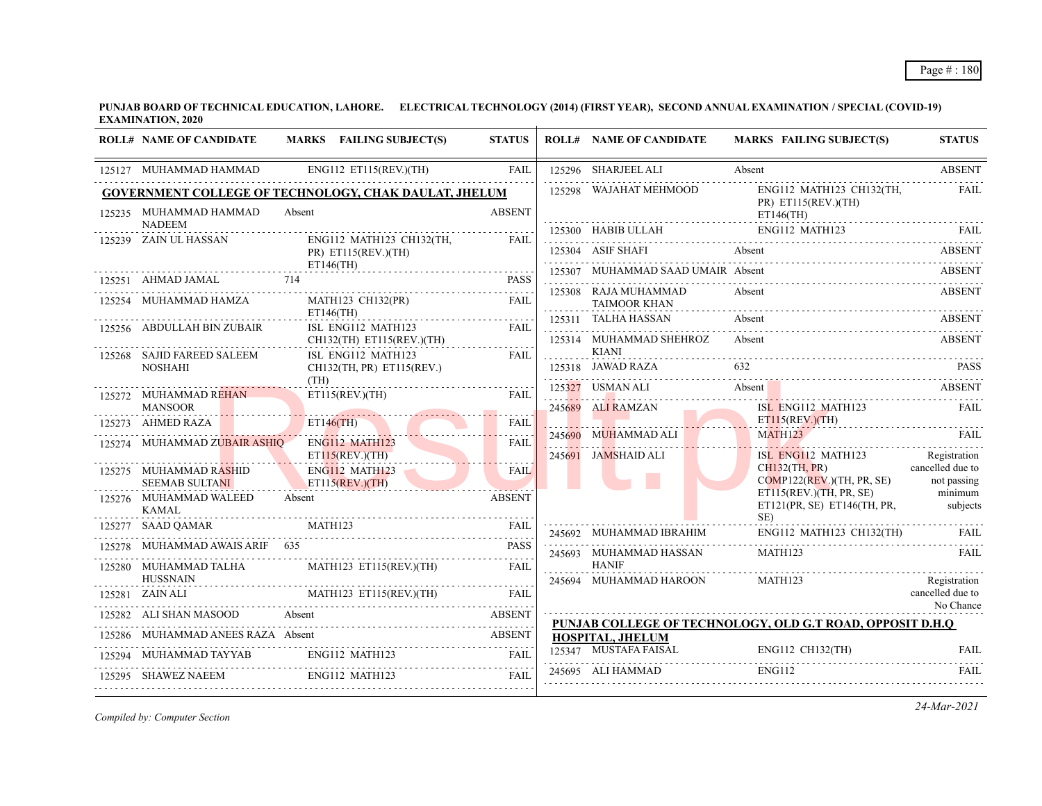**PUNJAB BOARD OF TECHNICAL EDUCATION, LAHORE. ELECTRICAL TECHNOLOGY (2014) (FIRST YEAR), SECOND ANNUAL EXAMINATION / SPECIAL (COVID-19) EXAMINATION, 2020**

| ROLL# | NAME OF CANDIDATE | MARKS | FAILING SUBJECT(S) | STATUS |
|---|---|---|---|---|
| 125127 | MUHAMMAD HAMMAD | | ENG112 ET115(REV.)(TH) | FAIL |
| **GOVERNMENT COLLEGE OF TECHNOLOGY, CHAK DAULAT, JHELUM** | | | | |
| 125235 | MUHAMMAD HAMMAD NADEEM | Absent | | ABSENT |
| 125239 | ZAIN UL HASSAN | | ENG112 MATH123 CH132(TH, PR) ET115(REV.)(TH) ET146(TH) | FAIL |
| 125251 | AHMAD JAMAL | 714 | | PASS |
| 125254 | MUHAMMAD HAMZA | | MATH123 CH132(PR) ET146(TH) | FAIL |
| 125256 | ABDULLAH BIN ZUBAIR | | ISL ENG112 MATH123 CH132(TH) ET115(REV.)(TH) | FAIL |
| 125268 | SAJID FAREED SALEEM NOSHAHI | | ISL ENG112 MATH123 CH132(TH, PR) ET115(REV.)(TH) | FAIL |
| 125272 | MUHAMMAD REHAN MANSOOR | | ET115(REV.)(TH) | FAIL |
| 125273 | AHMED RAZA | | ET146(TH) | FAIL |
| 125274 | MUHAMMAD ZUBAIR ASHIQ | | ENG112 MATH123 ET115(REV.)(TH) | FAIL |
| 125275 | MUHAMMAD RASHID SEEMAB SULTANI | | ENG112 MATH123 ET115(REV.)(TH) | FAIL |
| 125276 | MUHAMMAD WALEED KAMAL | Absent | | ABSENT |
| 125277 | SAAD QAMAR | | MATH123 | FAIL |
| 125278 | MUHAMMAD AWAIS ARIF | 635 | | PASS |
| 125280 | MUHAMMAD TALHA HUSSNAIN | | MATH123 ET115(REV.)(TH) | FAIL |
| 125281 | ZAIN ALI | | MATH123 ET115(REV.)(TH) | FAIL |
| 125282 | ALI SHAN MASOOD | Absent | | ABSENT |
| 125286 | MUHAMMAD ANEES RAZA | Absent | | ABSENT |
| 125294 | MUHAMMAD TAYYAB | | ENG112 MATH123 | FAIL |
| 125295 | SHAWEZ NAEEM | | ENG112 MATH123 | FAIL |
| 125296 | SHARJEEL ALI | Absent | | ABSENT |
| 125298 | WAJAHAT MEHMOOD | | ENG112 MATH123 CH132(TH, PR) ET115(REV.)(TH) ET146(TH) | FAIL |
| 125300 | HABIB ULLAH | | ENG112 MATH123 | FAIL |
| 125304 | ASIF SHAFI | Absent | | ABSENT |
| 125307 | MUHAMMAD SAAD UMAIR | Absent | | ABSENT |
| 125308 | RAJA MUHAMMAD TAIMOOR KHAN | Absent | | ABSENT |
| 125311 | TALHA HASSAN | Absent | | ABSENT |
| 125314 | MUHAMMAD SHEHROZ KIANI | Absent | | ABSENT |
| 125318 | JAWAD RAZA | 632 | | PASS |
| 125327 | USMAN ALI | Absent | | ABSENT |
| 245689 | ALI RAMZAN | | ISL ENG112 MATH123 ET115(REV.)(TH) | FAIL |
| 245690 | MUHAMMAD ALI | | MATH123 | FAIL |
| 245691 | JAMSHAID ALI | | ISL ENG112 MATH123 CH132(TH, PR) COMP122(REV.)(TH, PR, SE) ET115(REV.)(TH, PR, SE) ET121(PR, SE) ET146(TH, PR, SE) | Registration cancelled due to not passing minimum subjects |
| 245692 | MUHAMMAD IBRAHIM | | ENG112 MATH123 CH132(TH) | FAIL |
| 245693 | MUHAMMAD HASSAN HANIF | | MATH123 | FAIL |
| 245694 | MUHAMMAD HAROON | | MATH123 | Registration cancelled due to No Chance |
| **PUNJAB COLLEGE OF TECHNOLOGY, OLD G.T ROAD, OPPOSIT D.H.Q HOSPITAL, JHELUM** | | | | |
| 125347 | MUSTAFA FAISAL | | ENG112 CH132(TH) | FAIL |
| 245695 | ALI HAMMAD | | ENG112 | FAIL |

*Compiled by: Computer Section*

*24-Mar-2021*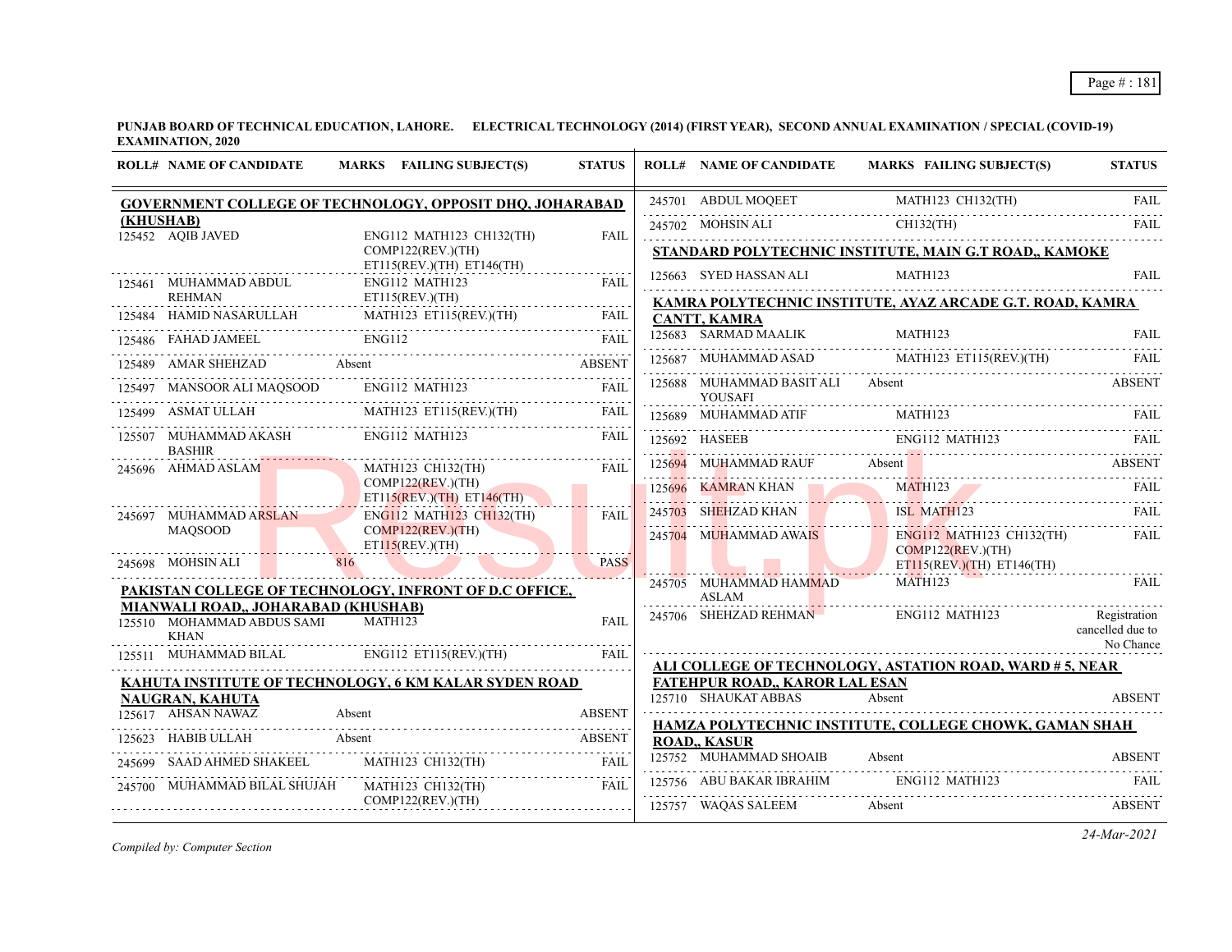**PUNJAB BOARD OF TECHNICAL EDUCATION, LAHORE. ELECTRICAL TECHNOLOGY (2014) (FIRST YEAR), SECOND ANNUAL EXAMINATION / SPECIAL (COVID-19) EXAMINATION, 2020**

| ROLL# | NAME OF CANDIDATE | MARKS | FAILING SUBJECT(S) | STATUS |
|---|---|---|---|---|
| **GOVERNMENT COLLEGE OF TECHNOLOGY, OPPOSIT DHQ, JOHARABAD (KHUSHAB)** | | | | |
| 125452 | AQIB JAVED | | ENG112 MATH123 CH132(TH) COMP122(REV.)(TH) ET115(REV.)(TH) ET146(TH) | FAIL |
| 125461 | MUHAMMAD ABDUL REHMAN | | ENG112 MATH123 ET115(REV.)(TH) | FAIL |
| 125484 | HAMID NASARULLAH | | MATH123 ET115(REV.)(TH) | FAIL |
| 125486 | FAHAD JAMEEL | | ENG112 | FAIL |
| 125489 | AMAR SHEHZAD | Absent | | ABSENT |
| 125497 | MANSOOR ALI MAQSOOD | | ENG112 MATH123 | FAIL |
| 125499 | ASMAT ULLAH | | MATH123 ET115(REV.)(TH) | FAIL |
| 125507 | MUHAMMAD AKASH BASHIR | | ENG112 MATH123 | FAIL |
| 245696 | AHMAD ASLAM | | MATH123 CH132(TH) COMP122(REV.)(TH) ET115(REV.)(TH) ET146(TH) | FAIL |
| 245697 | MUHAMMAD ARSLAN MAQSOOD | | ENG112 MATH123 CH132(TH) COMP122(REV.)(TH) ET115(REV.)(TH) | FAIL |
| 245698 | MOHSIN ALI | 816 | | PASS |
| **PAKISTAN COLLEGE OF TECHNOLOGY, INFRONT OF D.C OFFICE, MIANWALI ROAD,, JOHARABAD (KHUSHAB)** | | | | |
| 125510 | MOHAMMAD ABDUS SAMI KHAN | | MATH123 | FAIL |
| 125511 | MUHAMMAD BILAL | | ENG112 ET115(REV.)(TH) | FAIL |
| **KAHUTA INSTITUTE OF TECHNOLOGY, 6 KM KALAR SYDEN ROAD NAUGRAN, KAHUTA** | | | | |
| 125617 | AHSAN NAWAZ | Absent | | ABSENT |
| 125623 | HABIB ULLAH | Absent | | ABSENT |
| 245699 | SAAD AHMED SHAKEEL | | MATH123 CH132(TH) | FAIL |
| 245700 | MUHAMMAD BILAL SHUJAH | | MATH123 CH132(TH) COMP122(REV.)(TH) | FAIL |
| 245701 | ABDUL MOQEET | | MATH123 CH132(TH) | FAIL |
| 245702 | MOHSIN ALI | | CH132(TH) | FAIL |
| **STANDARD POLYTECHNIC INSTITUTE, MAIN G.T ROAD,, KAMOKE** | | | | |
| 125663 | SYED HASSAN ALI | | MATH123 | FAIL |
| **KAMRA POLYTECHNIC INSTITUTE, AYAZ ARCADE G.T. ROAD, KAMRA CANTT, KAMRA** | | | | |
| 125683 | SARMAD MAALIK | | MATH123 | FAIL |
| 125687 | MUHAMMAD ASAD | | MATH123 ET115(REV.)(TH) | FAIL |
| 125688 | MUHAMMAD BASIT ALI YOUSAFI | Absent | | ABSENT |
| 125689 | MUHAMMAD ATIF | | MATH123 | FAIL |
| 125692 | HASEEB | | ENG112 MATH123 | FAIL |
| 125694 | MUHAMMAD RAUF | Absent | | ABSENT |
| 125696 | KAMRAN KHAN | | MATH123 | FAIL |
| 245703 | SHEHZAD KHAN | | ISL MATH123 | FAIL |
| 245704 | MUHAMMAD AWAIS | | ENG112 MATH123 CH132(TH) COMP122(REV.)(TH) ET115(REV.)(TH) ET146(TH) | FAIL |
| 245705 | MUHAMMAD HAMMAD ASLAM | | MATH123 | FAIL |
| 245706 | SHEHZAD REHMAN | | ENG112 MATH123 | Registration cancelled due to No Chance |
| **ALI COLLEGE OF TECHNOLOGY, ASTATION ROAD, WARD # 5, NEAR FATEHPUR ROAD,, KAROR LAL ESAN** | | | | |
| 125710 | SHAUKAT ABBAS | Absent | | ABSENT |
| **HAMZA POLYTECHNIC INSTITUTE, COLLEGE CHOWK, GAMAN SHAH ROAD,, KASUR** | | | | |
| 125752 | MUHAMMAD SHOAIB | Absent | | ABSENT |
| 125756 | ABU BAKAR IBRAHIM | | ENG112 MATH123 | FAIL |
| 125757 | WAQAS SALEEM | Absent | | ABSENT |

*Compiled by: Computer Section*

*24-Mar-2021*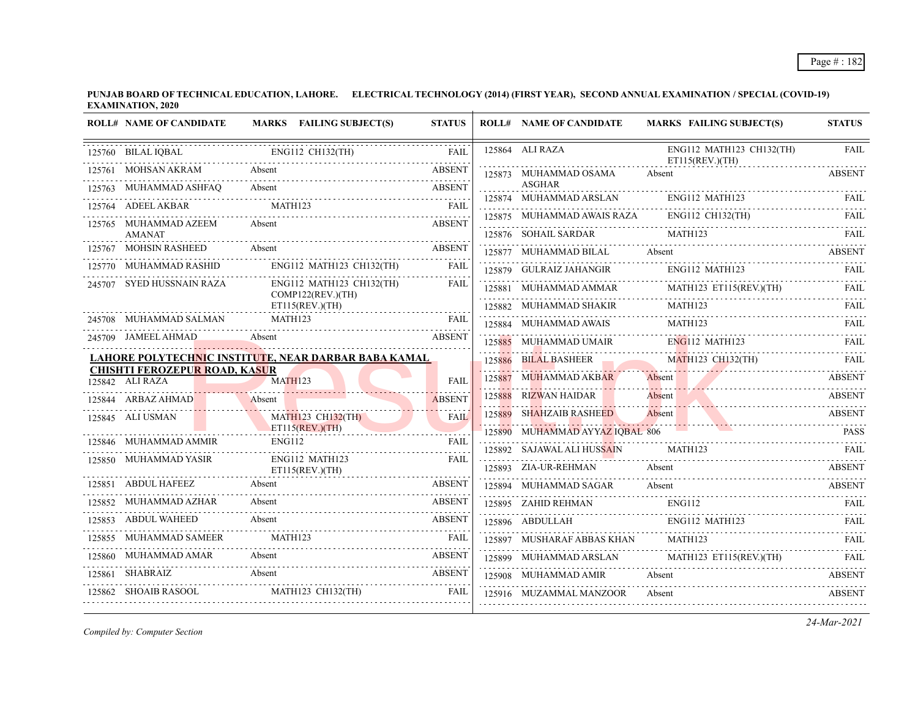**PUNJAB BOARD OF TECHNICAL EDUCATION, LAHORE. ELECTRICAL TECHNOLOGY (2014) (FIRST YEAR), SECOND ANNUAL EXAMINATION / SPECIAL (COVID-19) EXAMINATION, 2020**

| ROLL# | NAME OF CANDIDATE | MARKS | FAILING SUBJECT(S) | STATUS |
|---|---|---|---|---|
| 125760 | BILAL IQBAL | | ENG112 CH132(TH) | FAIL |
| 125761 | MOHSAN AKRAM | Absent | | ABSENT |
| 125763 | MUHAMMAD ASHFAQ | Absent | | ABSENT |
| 125764 | ADEEL AKBAR | | MATH123 | FAIL |
| 125765 | MUHAMMAD AZEEM AMANAT | Absent | | ABSENT |
| 125767 | MOHSIN RASHEED | Absent | | ABSENT |
| 125770 | MUHAMMAD RASHID | | ENG112 MATH123 CH132(TH) | FAIL |
| 245707 | SYED HUSSNAIN RAZA | | ENG112 MATH123 CH132(TH) COMP122(REV.)(TH) ET115(REV.)(TH) | FAIL |
| 245708 | MUHAMMAD SALMAN | | MATH123 | FAIL |
| 245709 | JAMEEL AHMAD | Absent | | ABSENT |

**LAHORE POLYTECHNIC INSTITUTE, NEAR DARBAR BABA KAMAL CHISHTI FEROZEPUR ROAD, KASUR**

| ROLL# | NAME OF CANDIDATE | MARKS | FAILING SUBJECT(S) | STATUS |
|---|---|---|---|---|
| 125842 | ALI RAZA | | MATH123 | FAIL |
| 125844 | ARBAZ AHMAD | Absent | | ABSENT |
| 125845 | ALI USMAN | | MATH123 CH132(TH) ET115(REV.)(TH) | FAIL |
| 125846 | MUHAMMAD AMMIR | | ENG112 | FAIL |
| 125850 | MUHAMMAD YASIR | | ENG112 MATH123 ET115(REV.)(TH) | FAIL |
| 125851 | ABDUL HAFEEZ | Absent | | ABSENT |
| 125852 | MUHAMMAD AZHAR | Absent | | ABSENT |
| 125853 | ABDUL WAHEED | Absent | | ABSENT |
| 125855 | MUHAMMAD SAMEER | | MATH123 | FAIL |
| 125860 | MUHAMMAD AMAR | Absent | | ABSENT |
| 125861 | SHABRAIZ | Absent | | ABSENT |
| 125862 | SHOAIB RASOOL | | MATH123 CH132(TH) | FAIL |
| 125864 | ALI RAZA | | ENG112 MATH123 CH132(TH) ET115(REV.)(TH) | FAIL |
| 125873 | MUHAMMAD OSAMA ASGHAR | Absent | | ABSENT |
| 125874 | MUHAMMAD ARSLAN | | ENG112 MATH123 | FAIL |
| 125875 | MUHAMMAD AWAIS RAZA | | ENG112 CH132(TH) | FAIL |
| 125876 | SOHAIL SARDAR | | MATH123 | FAIL |
| 125877 | MUHAMMAD BILAL | Absent | | ABSENT |
| 125879 | GULRAIZ JAHANGIR | | ENG112 MATH123 | FAIL |
| 125881 | MUHAMMAD AMMAR | | MATH123 ET115(REV.)(TH) | FAIL |
| 125882 | MUHAMMAD SHAKIR | | MATH123 | FAIL |
| 125884 | MUHAMMAD AWAIS | | MATH123 | FAIL |
| 125885 | MUHAMMAD UMAIR | | ENG112 MATH123 | FAIL |
| 125886 | BILAL BASHEER | | MATH123 CH132(TH) | FAIL |
| 125887 | MUHAMMAD AKBAR | Absent | | ABSENT |
| 125888 | RIZWAN HAIDAR | Absent | | ABSENT |
| 125889 | SHAHZAIB RASHEED | Absent | | ABSENT |
| 125890 | MUHAMMAD AYYAZ IQBAL | 806 | | PASS |
| 125892 | SAJAWAL ALI HUSSAIN | | MATH123 | FAIL |
| 125893 | ZIA-UR-REHMAN | Absent | | ABSENT |
| 125894 | MUHAMMAD SAGAR | Absent | | ABSENT |
| 125895 | ZAHID REHMAN | | ENG112 | FAIL |
| 125896 | ABDULLAH | | ENG112 MATH123 | FAIL |
| 125897 | MUSHARAF ABBAS KHAN | | MATH123 | FAIL |
| 125899 | MUHAMMAD ARSLAN | | MATH123 ET115(REV.)(TH) | FAIL |
| 125908 | MUHAMMAD AMIR | Absent | | ABSENT |
| 125916 | MUZAMMAL MANZOOR | Absent | | ABSENT |

*Compiled by: Computer Section*

*24-Mar-2021*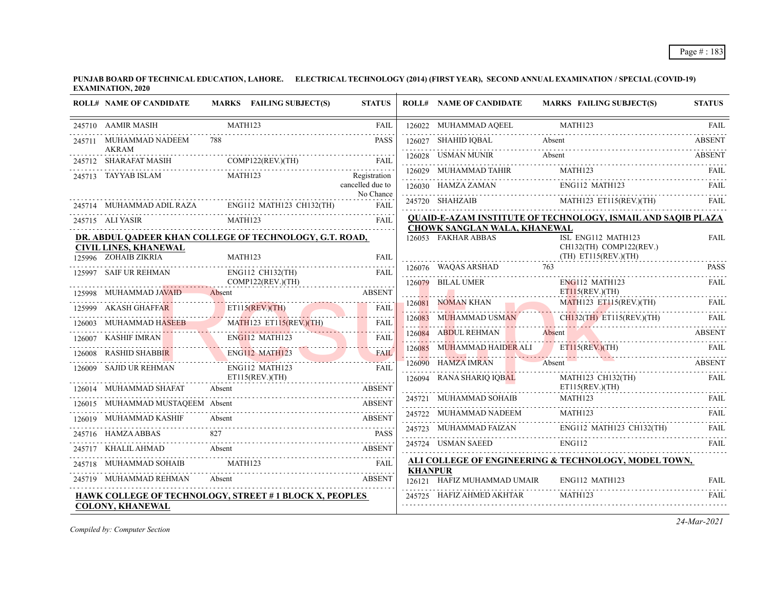**PUNJAB BOARD OF TECHNICAL EDUCATION, LAHORE. ELECTRICAL TECHNOLOGY (2014) (FIRST YEAR), SECOND ANNUAL EXAMINATION / SPECIAL (COVID-19) EXAMINATION, 2020**

| ROLL# | NAME OF CANDIDATE | MARKS | FAILING SUBJECT(S) | STATUS |
|---|---|---|---|---|
| 245710 | AAMIR MASIH | | MATH123 | FAIL |
| 245711 | MUHAMMAD NADEEM AKRAM | 788 | | PASS |
| 245712 | SHARAFAT MASIH | | COMP122(REV.)(TH) | FAIL |
| 245713 | TAYYAB ISLAM | | MATH123 | Registration cancelled due to No Chance |
| 245714 | MUHAMMAD ADIL RAZA | | ENG112 MATH123 CH132(TH) | FAIL |
| 245715 | ALI YASIR | | MATH123 | FAIL |

**DR. ABDUL QADEER KHAN COLLEGE OF TECHNOLOGY, G.T. ROAD, CIVIL LINES, KHANEWAL**

| ROLL# | NAME OF CANDIDATE | MARKS | FAILING SUBJECT(S) | STATUS |
|---|---|---|---|---|
| 125996 | ZOHAIB ZIKRIA | | MATH123 | FAIL |
| 125997 | SAIF UR REHMAN | | ENG112 CH132(TH) COMP122(REV.)(TH) | FAIL |
| 125998 | MUHAMMAD JAVAID | Absent | | ABSENT |
| 125999 | AKASH GHAFFAR | | ET115(REV.)(TH) | FAIL |
| 126003 | MUHAMMAD HASEEB | | MATH123 ET115(REV.)(TH) | FAIL |
| 126007 | KASHIF IMRAN | | ENG112 MATH123 | FAIL |
| 126008 | RASHID SHABBIR | | ENG112 MATH123 | FAIL |
| 126009 | SAJID UR REHMAN | | ENG112 MATH123 ET115(REV.)(TH) | FAIL |
| 126014 | MUHAMMAD SHAFAT | Absent | | ABSENT |
| 126015 | MUHAMMAD MUSTAQEEM | Absent | | ABSENT |
| 126019 | MUHAMMAD KASHIF | Absent | | ABSENT |
| 245716 | HAMZA ABBAS | 827 | | PASS |
| 245717 | KHALIL AHMAD | Absent | | ABSENT |
| 245718 | MUHAMMAD SOHAIB | | MATH123 | FAIL |
| 245719 | MUHAMMAD REHMAN | Absent | | ABSENT |

**HAWK COLLEGE OF TECHNOLOGY, STREET # 1 BLOCK X, PEOPLES COLONY, KHANEWAL**

| ROLL# | NAME OF CANDIDATE | MARKS | FAILING SUBJECT(S) | STATUS |
|---|---|---|---|---|
| 126022 | MUHAMMAD AQEEL | | MATH123 | FAIL |
| 126027 | SHAHID IQBAL | Absent | | ABSENT |
| 126028 | USMAN MUNIR | Absent | | ABSENT |
| 126029 | MUHAMMAD TAHIR | | MATH123 | FAIL |
| 126030 | HAMZA ZAMAN | | ENG112 MATH123 | FAIL |
| 245720 | SHAHZAIB | | MATH123 ET115(REV.)(TH) | FAIL |

**QUAID-E-AZAM INSTITUTE OF TECHNOLOGY, ISMAIL AND SAQIB PLAZA CHOWK SANGLAN WALA, KHANEWAL**

| ROLL# | NAME OF CANDIDATE | MARKS | FAILING SUBJECT(S) | STATUS |
|---|---|---|---|---|
| 126053 | FAKHAR ABBAS | | ISL ENG112 MATH123 CH132(TH) COMP122(REV.)(TH) ET115(REV.)(TH) | FAIL |
| 126076 | WAQAS ARSHAD | 763 | | PASS |
| 126079 | BILAL UMER | | ENG112 MATH123 ET115(REV.)(TH) | FAIL |
| 126081 | NOMAN KHAN | | MATH123 ET115(REV.)(TH) | FAIL |
| 126083 | MUHAMMAD USMAN | | CH132(TH) ET115(REV.)(TH) | FAIL |
| 126084 | ABDUL REHMAN | Absent | | ABSENT |
| 126085 | MUHAMMAD HAIDER ALI | | ET115(REV.)(TH) | FAIL |
| 126090 | HAMZA IMRAN | Absent | | ABSENT |
| 126094 | RANA SHARIQ IQBAL | | MATH123 CH132(TH) ET115(REV.)(TH) | FAIL |
| 245721 | MUHAMMAD SOHAIB | | MATH123 | FAIL |
| 245722 | MUHAMMAD NADEEM | | MATH123 | FAIL |
| 245723 | MUHAMMAD FAIZAN | | ENG112 MATH123 CH132(TH) | FAIL |
| 245724 | USMAN SAEED | | ENG112 | FAIL |

**ALI COLLEGE OF ENGINEERING & TECHNOLOGY, MODEL TOWN, KHANPUR**

| ROLL# | NAME OF CANDIDATE | MARKS | FAILING SUBJECT(S) | STATUS |
|---|---|---|---|---|
| 126121 | HAFIZ MUHAMMAD UMAIR | | ENG112 MATH123 | FAIL |
| 245725 | HAFIZ AHMED AKHTAR | | MATH123 | FAIL |

*Compiled by: Computer Section*

*24-Mar-2021*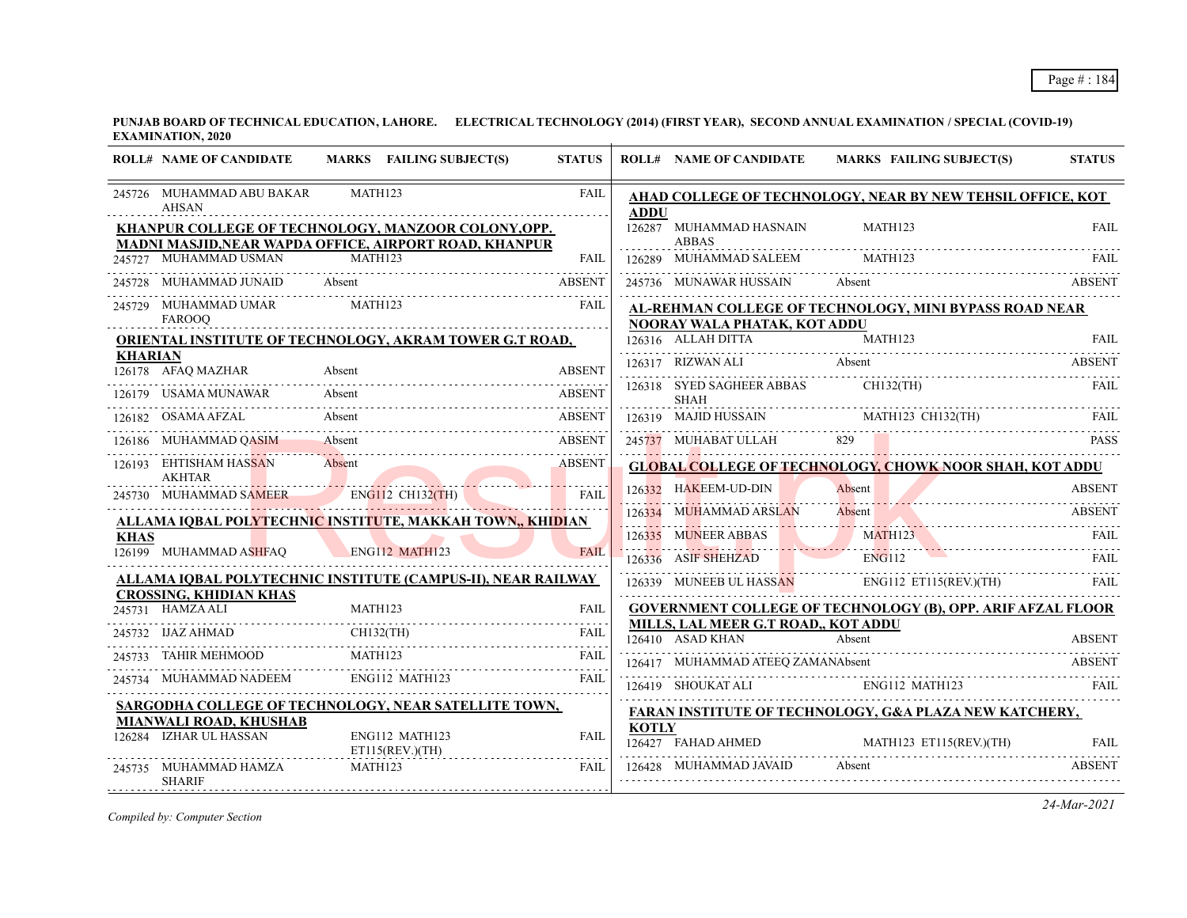**PUNJAB BOARD OF TECHNICAL EDUCATION, LAHORE. ELECTRICAL TECHNOLOGY (2014) (FIRST YEAR), SECOND ANNUAL EXAMINATION / SPECIAL (COVID-19) EXAMINATION, 2020**

| ROLL# | NAME OF CANDIDATE | MARKS | FAILING SUBJECT(S) | STATUS |
|---|---|---|---|---|
| 245726 | MUHAMMAD ABU BAKAR AHSAN | | MATH123 | FAIL |

**KHANPUR COLLEGE OF TECHNOLOGY, MANZOOR COLONY,OPP. MADNI MASJID,NEAR WAPDA OFFICE, AIRPORT ROAD, KHANPUR**

| ROLL# | NAME OF CANDIDATE | MARKS | FAILING SUBJECT(S) | STATUS |
|---|---|---|---|---|
| 245727 | MUHAMMAD USMAN | | MATH123 | FAIL |
| 245728 | MUHAMMAD JUNAID | Absent | | ABSENT |
| 245729 | MUHAMMAD UMAR FAROOQ | | MATH123 | FAIL |

**ORIENTAL INSTITUTE OF TECHNOLOGY, AKRAM TOWER G.T ROAD, KHARIAN**

| ROLL# | NAME OF CANDIDATE | MARKS | FAILING SUBJECT(S) | STATUS |
|---|---|---|---|---|
| 126178 | AFAQ MAZHAR | Absent | | ABSENT |
| 126179 | USAMA MUNAWAR | Absent | | ABSENT |
| 126182 | OSAMA AFZAL | Absent | | ABSENT |
| 126186 | MUHAMMAD QASIM | Absent | | ABSENT |
| 126193 | EHTISHAM HASSAN AKHTAR | Absent | | ABSENT |
| 245730 | MUHAMMAD SAMEER | | ENG112 CH132(TH) | FAIL |

**ALLAMA IQBAL POLYTECHNIC INSTITUTE, MAKKAH TOWN,, KHIDIAN KHAS**

| ROLL# | NAME OF CANDIDATE | MARKS | FAILING SUBJECT(S) | STATUS |
|---|---|---|---|---|
| 126199 | MUHAMMAD ASHFAQ | | ENG112 MATH123 | FAIL |

**ALLAMA IQBAL POLYTECHNIC INSTITUTE (CAMPUS-II), NEAR RAILWAY CROSSING, KHIDIAN KHAS**

| ROLL# | NAME OF CANDIDATE | MARKS | FAILING SUBJECT(S) | STATUS |
|---|---|---|---|---|
| 245731 | HAMZA ALI | | MATH123 | FAIL |
| 245732 | IJAZ AHMAD | | CH132(TH) | FAIL |
| 245733 | TAHIR MEHMOOD | | MATH123 | FAIL |
| 245734 | MUHAMMAD NADEEM | | ENG112 MATH123 | FAIL |

**SARGODHA COLLEGE OF TECHNOLOGY, NEAR SATELLITE TOWN, MIANWALI ROAD, KHUSHAB**

| ROLL# | NAME OF CANDIDATE | MARKS | FAILING SUBJECT(S) | STATUS |
|---|---|---|---|---|
| 126284 | IZHAR UL HASSAN | | ENG112 MATH123 ET115(REV.)(TH) | FAIL |
| 245735 | MUHAMMAD HAMZA SHARIF | | MATH123 | FAIL |

**AHAD COLLEGE OF TECHNOLOGY, NEAR BY NEW TEHSIL OFFICE, KOT ADDU**

| ROLL# | NAME OF CANDIDATE | MARKS | FAILING SUBJECT(S) | STATUS |
|---|---|---|---|---|
| 126287 | MUHAMMAD HASNAIN ABBAS | | MATH123 | FAIL |
| 126289 | MUHAMMAD SALEEM | | MATH123 | FAIL |
| 245736 | MUNAWAR HUSSAIN | Absent | | ABSENT |

**AL-REHMAN COLLEGE OF TECHNOLOGY, MINI BYPASS ROAD NEAR NOORAY WALA PHATAK, KOT ADDU**

| ROLL# | NAME OF CANDIDATE | MARKS | FAILING SUBJECT(S) | STATUS |
|---|---|---|---|---|
| 126316 | ALLAH DITTA | | MATH123 | FAIL |
| 126317 | RIZWAN ALI | Absent | | ABSENT |
| 126318 | SYED SAGHEER ABBAS SHAH | | CH132(TH) | FAIL |
| 126319 | MAJID HUSSAIN | | MATH123 CH132(TH) | FAIL |
| 245737 | MUHABAT ULLAH | 829 | | PASS |

**GLOBAL COLLEGE OF TECHNOLOGY, CHOWK NOOR SHAH, KOT ADDU**

| ROLL# | NAME OF CANDIDATE | MARKS | FAILING SUBJECT(S) | STATUS |
|---|---|---|---|---|
| 126332 | HAKEEM-UD-DIN | Absent | | ABSENT |
| 126334 | MUHAMMAD ARSLAN | Absent | | ABSENT |
| 126335 | MUNEER ABBAS | | MATH123 | FAIL |
| 126336 | ASIF SHEHZAD | | ENG112 | FAIL |
| 126339 | MUNEEB UL HASSAN | | ENG112 ET115(REV.)(TH) | FAIL |

**GOVERNMENT COLLEGE OF TECHNOLOGY (B), OPP. ARIF AFZAL FLOOR MILLS, LAL MEER G.T ROAD,, KOT ADDU**

| ROLL# | NAME OF CANDIDATE | MARKS | FAILING SUBJECT(S) | STATUS |
|---|---|---|---|---|
| 126410 | ASAD KHAN | Absent | | ABSENT |
| 126417 | MUHAMMAD ATEEQ ZAMAN | Absent | | ABSENT |
| 126419 | SHOUKAT ALI | | ENG112 MATH123 | FAIL |

**FARAN INSTITUTE OF TECHNOLOGY, G&A PLAZA NEW KATCHERY, KOTLY**

| ROLL# | NAME OF CANDIDATE | MARKS | FAILING SUBJECT(S) | STATUS |
|---|---|---|---|---|
| 126427 | FAHAD AHMED | | MATH123 ET115(REV.)(TH) | FAIL |
| 126428 | MUHAMMAD JAVAID | Absent | | ABSENT |

*Compiled by: Computer Section*

*24-Mar-2021*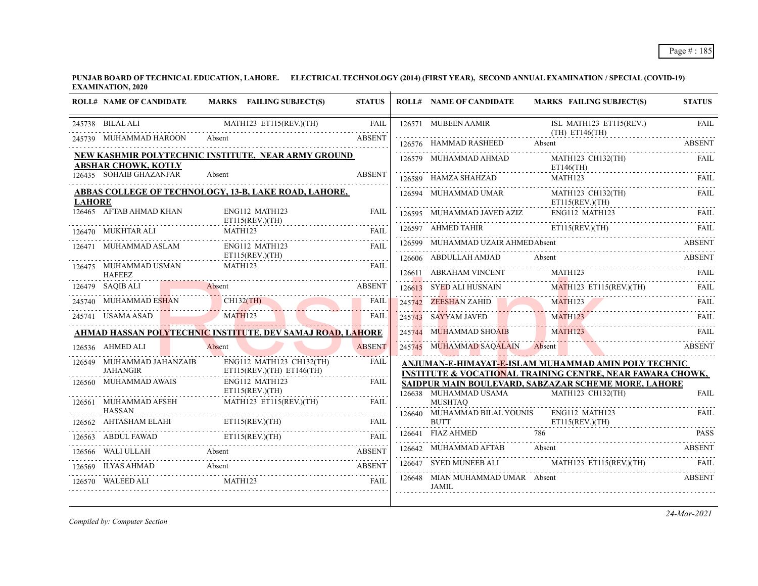**PUNJAB BOARD OF TECHNICAL EDUCATION, LAHORE. ELECTRICAL TECHNOLOGY (2014) (FIRST YEAR), SECOND ANNUAL EXAMINATION / SPECIAL (COVID-19) EXAMINATION, 2020**

| ROLL# | NAME OF CANDIDATE | MARKS | FAILING SUBJECT(S) | STATUS |
|---|---|---|---|---|
| 245738 | BILAL ALI | | MATH123 ET115(REV.)(TH) | FAIL |
| 245739 | MUHAMMAD HAROON | Absent | | ABSENT |

**NEW KASHMIR POLYTECHNIC INSTITUTE, NEAR ARMY GROUND ABSHAR CHOWK, KOTLY**

| ROLL# | NAME OF CANDIDATE | MARKS | FAILING SUBJECT(S) | STATUS |
|---|---|---|---|---|
| 126435 | SOHAIB GHAZANFAR | Absent | | ABSENT |

**ABBAS COLLEGE OF TECHNOLOGY, 13-B, LAKE ROAD, LAHORE, LAHORE**

| ROLL# | NAME OF CANDIDATE | MARKS | FAILING SUBJECT(S) | STATUS |
|---|---|---|---|---|
| 126465 | AFTAB AHMAD KHAN | | ENG112 MATH123 ET115(REV.)(TH) | FAIL |
| 126470 | MUKHTAR ALI | | MATH123 | FAIL |
| 126471 | MUHAMMAD ASLAM | | ENG112 MATH123 ET115(REV.)(TH) | FAIL |
| 126475 | MUHAMMAD USMAN HAFEEZ | | MATH123 | FAIL |
| 126479 | SAQIB ALI | Absent | | ABSENT |
| 245740 | MUHAMMAD ESHAN | | CH132(TH) | FAIL |
| 245741 | USAMA ASAD | | MATH123 | FAIL |

**AHMAD HASSAN POLYTECHNIC INSTITUTE, DEV SAMAJ ROAD, LAHORE**

| ROLL# | NAME OF CANDIDATE | MARKS | FAILING SUBJECT(S) | STATUS |
|---|---|---|---|---|
| 126536 | AHMED ALI | Absent | | ABSENT |
| 126549 | MUHAMMAD JAHANZAIB JAHANGIR | | ENG112 MATH123 CH132(TH) ET115(REV.)(TH) ET146(TH) | FAIL |
| 126560 | MUHAMMAD AWAIS | | ENG112 MATH123 ET115(REV.)(TH) | FAIL |
| 126561 | MUHAMMAD AFSEH HASSAN | | MATH123 ET115(REV.)(TH) | FAIL |
| 126562 | AHTASHAM ELAHI | | ET115(REV.)(TH) | FAIL |
| 126563 | ABDUL FAWAD | | ET115(REV.)(TH) | FAIL |
| 126566 | WALI ULLAH | Absent | | ABSENT |
| 126569 | ILYAS AHMAD | Absent | | ABSENT |
| 126570 | WALEED ALI | | MATH123 | FAIL |
| 126571 | MUBEEN AAMIR | | ISL MATH123 ET115(REV.)(TH) ET146(TH) | FAIL |
| 126576 | HAMMAD RASHEED | Absent | | ABSENT |
| 126579 | MUHAMMAD AHMAD | | MATH123 CH132(TH) ET146(TH) | FAIL |
| 126589 | HAMZA SHAHZAD | | MATH123 | FAIL |
| 126594 | MUHAMMAD UMAR | | MATH123 CH132(TH) ET115(REV.)(TH) | FAIL |
| 126595 | MUHAMMAD JAVED AZIZ | | ENG112 MATH123 | FAIL |
| 126597 | AHMED TAHIR | | ET115(REV.)(TH) | FAIL |
| 126599 | MUHAMMAD UZAIR AHMED | Absent | | ABSENT |
| 126606 | ABDULLAH AMJAD | Absent | | ABSENT |
| 126611 | ABRAHAM VINCENT | | MATH123 | FAIL |
| 126613 | SYED ALI HUSNAIN | | MATH123 ET115(REV.)(TH) | FAIL |
| 245742 | ZEESHAN ZAHID | | MATH123 | FAIL |
| 245743 | SAYYAM JAVED | | MATH123 | FAIL |
| 245744 | MUHAMMAD SHOAIB | | MATH123 | FAIL |
| 245745 | MUHAMMAD SAQALAIN | Absent | | ABSENT |

**ANJUMAN-E-HIMAYAT-E-ISLAM MUHAMMAD AMIN POLY TECHNIC INSTITUTE & VOCATIONAL TRAINING CENTRE, NEAR FAWARA CHOWK, SAIDPUR MAIN BOULEVARD, SABZAZAR SCHEME MORE, LAHORE**

| ROLL# | NAME OF CANDIDATE | MARKS | FAILING SUBJECT(S) | STATUS |
|---|---|---|---|---|
| 126638 | MUHAMMAD USAMA MUSHTAQ | | MATH123 CH132(TH) | FAIL |
| 126640 | MUHAMMAD BILAL YOUNIS BUTT | | ENG112 MATH123 ET115(REV.)(TH) | FAIL |
| 126641 | FIAZ AHMED | 786 | | PASS |
| 126642 | MUHAMMAD AFTAB | Absent | | ABSENT |
| 126647 | SYED MUNEEB ALI | | MATH123 ET115(REV.)(TH) | FAIL |
| 126648 | MIAN MUHAMMAD UMAR JAMIL | Absent | | ABSENT |

*Compiled by: Computer Section*

*24-Mar-2021*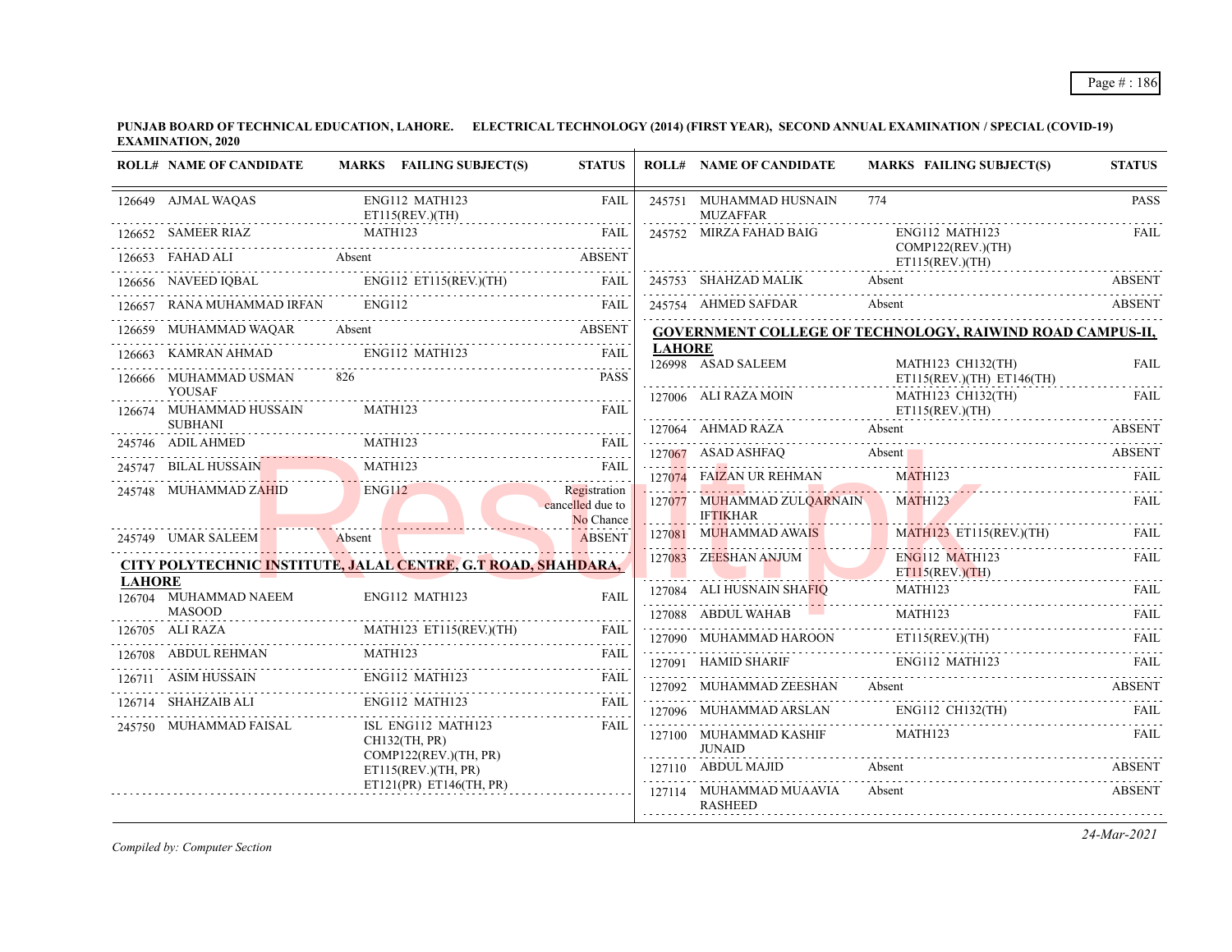**PUNJAB BOARD OF TECHNICAL EDUCATION, LAHORE. ELECTRICAL TECHNOLOGY (2014) (FIRST YEAR), SECOND ANNUAL EXAMINATION / SPECIAL (COVID-19) EXAMINATION, 2020**

| ROLL# | NAME OF CANDIDATE | MARKS | FAILING SUBJECT(S) | STATUS |
|---|---|---|---|---|
| 126649 | AJMAL WAQAS | | ENG112 MATH123 ET115(REV.)(TH) | FAIL |
| 126652 | SAMEER RIAZ | | MATH123 | FAIL |
| 126653 | FAHAD ALI | Absent | | ABSENT |
| 126656 | NAVEED IQBAL | | ENG112 ET115(REV.)(TH) | FAIL |
| 126657 | RANA MUHAMMAD IRFAN | | ENG112 | FAIL |
| 126659 | MUHAMMAD WAQAR | Absent | | ABSENT |
| 126663 | KAMRAN AHMAD | | ENG112 MATH123 | FAIL |
| 126666 | MUHAMMAD USMAN YOUSAF | 826 | | PASS |
| 126674 | MUHAMMAD HUSSAIN SUBHANI | | MATH123 | FAIL |
| 245746 | ADIL AHMED | | MATH123 | FAIL |
| 245747 | BILAL HUSSAIN | | MATH123 | FAIL |
| 245748 | MUHAMMAD ZAHID | | ENG112 | Registration cancelled due to No Chance |
| 245749 | UMAR SALEEM | Absent | | ABSENT |

**CITY POLYTECHNIC INSTITUTE, JALAL CENTRE, G.T ROAD, SHAHDARA, LAHORE**

| ROLL# | NAME OF CANDIDATE | MARKS | FAILING SUBJECT(S) | STATUS |
|---|---|---|---|---|
| 126704 | MUHAMMAD NAEEM MASOOD | | ENG112 MATH123 | FAIL |
| 126705 | ALI RAZA | | MATH123 ET115(REV.)(TH) | FAIL |
| 126708 | ABDUL REHMAN | | MATH123 | FAIL |
| 126711 | ASIM HUSSAIN | | ENG112 MATH123 | FAIL |
| 126714 | SHAHZAIB ALI | | ENG112 MATH123 | FAIL |
| 245750 | MUHAMMAD FAISAL | | ISL ENG112 MATH123 CH132(TH, PR) COMP122(REV.)(TH, PR) ET115(REV.)(TH, PR) ET121(PR) ET146(TH, PR) | FAIL |
| 245751 | MUHAMMAD HUSNAIN MUZAFFAR | 774 | | PASS |
| 245752 | MIRZA FAHAD BAIG | | ENG112 MATH123 COMP122(REV.)(TH) ET115(REV.)(TH) | FAIL |
| 245753 | SHAHZAD MALIK | Absent | | ABSENT |
| 245754 | AHMED SAFDAR | Absent | | ABSENT |

**GOVERNMENT COLLEGE OF TECHNOLOGY, RAIWIND ROAD CAMPUS-II, LAHORE**

| ROLL# | NAME OF CANDIDATE | MARKS | FAILING SUBJECT(S) | STATUS |
|---|---|---|---|---|
| 126998 | ASAD SALEEM | | MATH123 CH132(TH) ET115(REV.)(TH) ET146(TH) | FAIL |
| 127006 | ALI RAZA MOIN | | MATH123 CH132(TH) ET115(REV.)(TH) | FAIL |
| 127064 | AHMAD RAZA | Absent | | ABSENT |
| 127067 | ASAD ASHFAQ | Absent | | ABSENT |
| 127074 | FAIZAN UR REHMAN | | MATH123 | FAIL |
| 127077 | MUHAMMAD ZULQARNAIN IFTIKHAR | | MATH123 | FAIL |
| 127081 | MUHAMMAD AWAIS | | MATH123 ET115(REV.)(TH) | FAIL |
| 127083 | ZEESHAN ANJUM | | ENG112 MATH123 ET115(REV.)(TH) | FAIL |
| 127084 | ALI HUSNAIN SHAFIQ | | MATH123 | FAIL |
| 127088 | ABDUL WAHAB | | MATH123 | FAIL |
| 127090 | MUHAMMAD HAROON | | ET115(REV.)(TH) | FAIL |
| 127091 | HAMID SHARIF | | ENG112 MATH123 | FAIL |
| 127092 | MUHAMMAD ZEESHAN | Absent | | ABSENT |
| 127096 | MUHAMMAD ARSLAN | | ENG112 CH132(TH) | FAIL |
| 127100 | MUHAMMAD KASHIF JUNAID | | MATH123 | FAIL |
| 127110 | ABDUL MAJID | Absent | | ABSENT |
| 127114 | MUHAMMAD MUAAVIA RASHEED | Absent | | ABSENT |

*Compiled by: Computer Section*

24-Mar-2021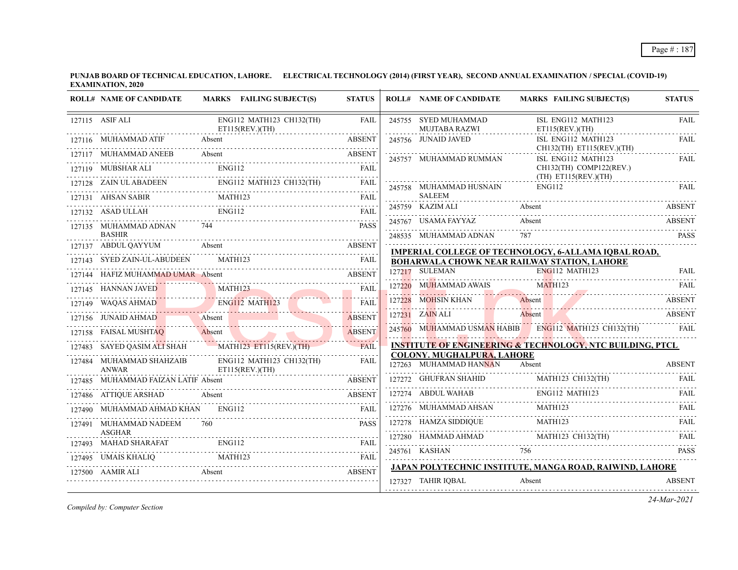**PUNJAB BOARD OF TECHNICAL EDUCATION, LAHORE. ELECTRICAL TECHNOLOGY (2014) (FIRST YEAR), SECOND ANNUAL EXAMINATION / SPECIAL (COVID-19) EXAMINATION, 2020**

| ROLL# | NAME OF CANDIDATE | MARKS | FAILING SUBJECT(S) | STATUS |
|---|---|---|---|---|
| 127115 | ASIF ALI | | ENG112 MATH123 CH132(TH) ET115(REV.)(TH) | FAIL |
| 127116 | MUHAMMAD ATIF | Absent | | ABSENT |
| 127117 | MUHAMMAD ANEEB | Absent | | ABSENT |
| 127119 | MUBSHAR ALI | | ENG112 | FAIL |
| 127128 | ZAIN UL ABADEEN | | ENG112 MATH123 CH132(TH) | FAIL |
| 127131 | AHSAN SABIR | | MATH123 | FAIL |
| 127132 | ASAD ULLAH | | ENG112 | FAIL |
| 127135 | MUHAMMAD ADNAN BASHIR | 744 | | PASS |
| 127137 | ABDUL QAYYUM | Absent | | ABSENT |
| 127143 | SYED ZAIN-UL-ABUDEEN | | MATH123 | FAIL |
| 127144 | HAFIZ MUHAMMAD UMAR | Absent | | ABSENT |
| 127145 | HANNAN JAVED | | MATH123 | FAIL |
| 127149 | WAQAS AHMAD | | ENG112 MATH123 | FAIL |
| 127156 | JUNAID AHMAD | Absent | | ABSENT |
| 127158 | FAISAL MUSHTAQ | Absent | | ABSENT |
| 127483 | SAYED QASIM ALI SHAH | | MATH123 ET115(REV.)(TH) | FAIL |
| 127484 | MUHAMMAD SHAHZAIB ANWAR | | ENG112 MATH123 CH132(TH) ET115(REV.)(TH) | FAIL |
| 127485 | MUHAMMAD FAIZAN LATIF | Absent | | ABSENT |
| 127486 | ATTIQUE ARSHAD | Absent | | ABSENT |
| 127490 | MUHAMMAD AHMAD KHAN | | ENG112 | FAIL |
| 127491 | MUHAMMAD NADEEM ASGHAR | 760 | | PASS |
| 127493 | MAHAD SHARAFAT | | ENG112 | FAIL |
| 127495 | UMAIS KHALIQ | | MATH123 | FAIL |
| 127500 | AAMIR ALI | Absent | | ABSENT |
| 245755 | SYED MUHAMMAD MUJTABA RAZWI | | ISL ENG112 MATH123 ET115(REV.)(TH) | FAIL |
| 245756 | JUNAID JAVED | | ISL ENG112 MATH123 CH132(TH) ET115(REV.)(TH) | FAIL |
| 245757 | MUHAMMAD RUMMAN | | ISL ENG112 MATH123 CH132(TH) COMP122(REV.)(TH) ET115(REV.)(TH) | FAIL |
| 245758 | MUHAMMAD HUSNAIN SALEEM | | ENG112 | FAIL |
| 245759 | KAZIM ALI | Absent | | ABSENT |
| 245767 | USAMA FAYYAZ | Absent | | ABSENT |
| 248535 | MUHAMMAD ADNAN | 787 | | PASS |

**IMPERIAL COLLEGE OF TECHNOLOGY, 6-ALLAMA IQBAL ROAD, BOHARWALA CHOWK NEAR RAILWAY STATION, LAHORE**

| ROLL# | NAME OF CANDIDATE | MARKS | FAILING SUBJECT(S) | STATUS |
|---|---|---|---|---|
| 127217 | SULEMAN | | ENG112 MATH123 | FAIL |
| 127220 | MUHAMMAD AWAIS | | MATH123 | FAIL |
| 127228 | MOHSIN KHAN | Absent | | ABSENT |
| 127231 | ZAIN ALI | Absent | | ABSENT |
| 245760 | MUHAMMAD USMAN HABIB | | ENG112 MATH123 CH132(TH) | FAIL |

**INSTITUTE OF ENGINEERING & TECHNOLOGY, NTC BUILDING, PTCL COLONY. MUGHALPURA, LAHORE**

| ROLL# | NAME OF CANDIDATE | MARKS | FAILING SUBJECT(S) | STATUS |
|---|---|---|---|---|
| 127263 | MUHAMMAD HANNAN | Absent | | ABSENT |
| 127272 | GHUFRAN SHAHID | | MATH123 CH132(TH) | FAIL |
| 127274 | ABDUL WAHAB | | ENG112 MATH123 | FAIL |
| 127276 | MUHAMMAD AHSAN | | MATH123 | FAIL |
| 127278 | HAMZA SIDDIQUE | | MATH123 | FAIL |
| 127280 | HAMMAD AHMAD | | MATH123 CH132(TH) | FAIL |
| 245761 | KASHAN | 756 | | PASS |

**JAPAN POLYTECHNIC INSTITUTE, MANGA ROAD, RAIWIND, LAHORE**

| ROLL# | NAME OF CANDIDATE | MARKS | FAILING SUBJECT(S) | STATUS |
|---|---|---|---|---|
| 127327 | TAHIR IQBAL | Absent | | ABSENT |

*Compiled by: Computer Section*

*24-Mar-2021*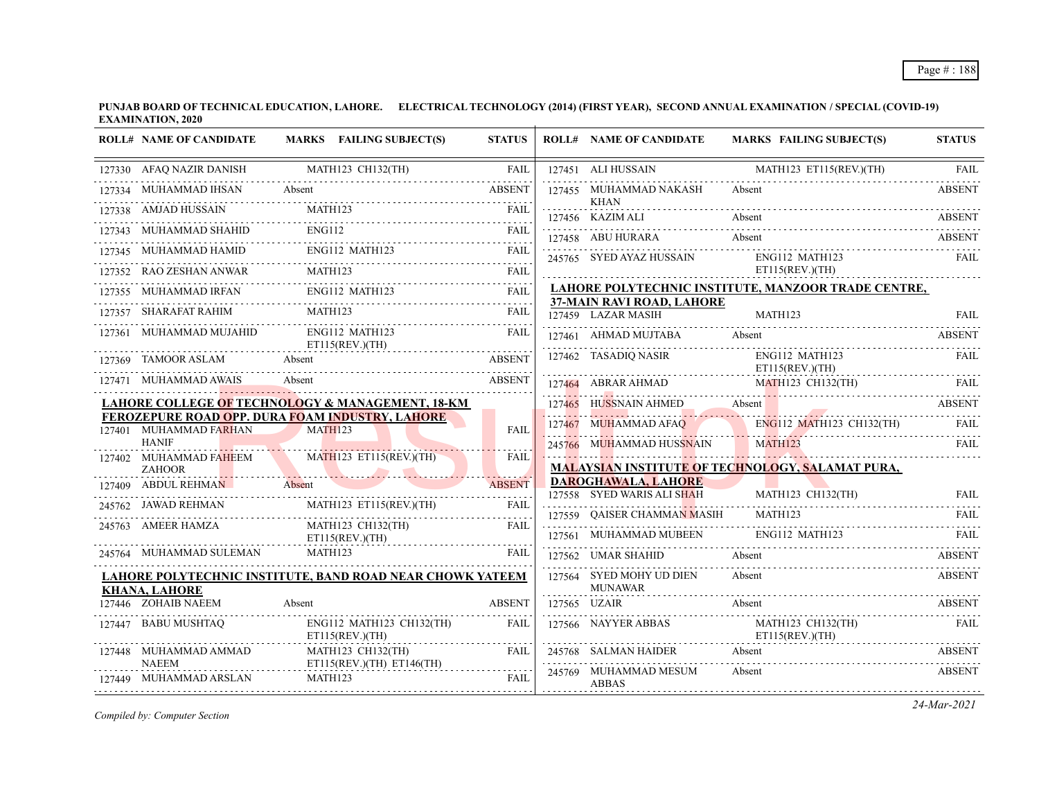**PUNJAB BOARD OF TECHNICAL EDUCATION, LAHORE. ELECTRICAL TECHNOLOGY (2014) (FIRST YEAR), SECOND ANNUAL EXAMINATION / SPECIAL (COVID-19) EXAMINATION, 2020**

| ROLL# | NAME OF CANDIDATE | MARKS | FAILING SUBJECT(S) | STATUS |
|---|---|---|---|---|
| 127330 | AFAQ NAZIR DANISH | | MATH123 CH132(TH) | FAIL |
| 127334 | MUHAMMAD IHSAN | Absent | | ABSENT |
| 127338 | AMJAD HUSSAIN | | MATH123 | FAIL |
| 127343 | MUHAMMAD SHAHID | | ENG112 | FAIL |
| 127345 | MUHAMMAD HAMID | | ENG112 MATH123 | FAIL |
| 127352 | RAO ZESHAN ANWAR | | MATH123 | FAIL |
| 127355 | MUHAMMAD IRFAN | | ENG112 MATH123 | FAIL |
| 127357 | SHARAFAT RAHIM | | MATH123 | FAIL |
| 127361 | MUHAMMAD MUJAHID | | ENG112 MATH123 ET115(REV.)(TH) | FAIL |
| 127369 | TAMOOR ASLAM | Absent | | ABSENT |
| 127471 | MUHAMMAD AWAIS | Absent | | ABSENT |

**LAHORE COLLEGE OF TECHNOLOGY & MANAGEMENT, 18-KM FEROZEPURE ROAD OPP. DURA FOAM INDUSTRY, LAHORE**

| ROLL# | NAME OF CANDIDATE | MARKS | FAILING SUBJECT(S) | STATUS |
|---|---|---|---|---|
| 127401 | MUHAMMAD FARHAN HANIF | | MATH123 | FAIL |
| 127402 | MUHAMMAD FAHEEM ZAHOOR | | MATH123 ET115(REV.)(TH) | FAIL |
| 127409 | ABDUL REHMAN | Absent | | ABSENT |
| 245762 | JAWAD REHMAN | | MATH123 ET115(REV.)(TH) | FAIL |
| 245763 | AMEER HAMZA | | MATH123 CH132(TH) ET115(REV.)(TH) | FAIL |
| 245764 | MUHAMMAD SULEMAN | | MATH123 | FAIL |

**LAHORE POLYTECHNIC INSTITUTE, BAND ROAD NEAR CHOWK YATEEM KHANA, LAHORE**

| ROLL# | NAME OF CANDIDATE | MARKS | FAILING SUBJECT(S) | STATUS |
|---|---|---|---|---|
| 127446 | ZOHAIB NAEEM | Absent | | ABSENT |
| 127447 | BABU MUSHTAQ | | ENG112 MATH123 CH132(TH) ET115(REV.)(TH) | FAIL |
| 127448 | MUHAMMAD AMMAD NAEEM | | MATH123 CH132(TH) ET115(REV.)(TH) ET146(TH) | FAIL |
| 127449 | MUHAMMAD ARSLAN | | MATH123 | FAIL |
| 127451 | ALI HUSSAIN | | MATH123 ET115(REV.)(TH) | FAIL |
| 127455 | MUHAMMAD NAKASH KHAN | Absent | | ABSENT |
| 127456 | KAZIM ALI | Absent | | ABSENT |
| 127458 | ABU HURARA | Absent | | ABSENT |
| 245765 | SYED AYAZ HUSSAIN | | ENG112 MATH123 ET115(REV.)(TH) | FAIL |

**LAHORE POLYTECHNIC INSTITUTE, MANZOOR TRADE CENTRE, 37-MAIN RAVI ROAD, LAHORE**

| ROLL# | NAME OF CANDIDATE | MARKS | FAILING SUBJECT(S) | STATUS |
|---|---|---|---|---|
| 127459 | LAZAR MASIH | | MATH123 | FAIL |
| 127461 | AHMAD MUJTABA | Absent | | ABSENT |
| 127462 | TASADIQ NASIR | | ENG112 MATH123 ET115(REV.)(TH) | FAIL |
| 127464 | ABRAR AHMAD | | MATH123 CH132(TH) | FAIL |
| 127465 | HUSSNAIN AHMED | Absent | | ABSENT |
| 127467 | MUHAMMAD AFAQ | | ENG112 MATH123 CH132(TH) | FAIL |
| 245766 | MUHAMMAD HUSSNAIN | | MATH123 | FAIL |

**MALAYSIAN INSTITUTE OF TECHNOLOGY, SALAMAT PURA, DAROGHAWALA, LAHORE**

| ROLL# | NAME OF CANDIDATE | MARKS | FAILING SUBJECT(S) | STATUS |
|---|---|---|---|---|
| 127558 | SYED WARIS ALI SHAH | | MATH123 CH132(TH) | FAIL |
| 127559 | QAISER CHAMMAN MASIH | | MATH123 | FAIL |
| 127561 | MUHAMMAD MUBEEN | | ENG112 MATH123 | FAIL |
| 127562 | UMAR SHAHID | Absent | | ABSENT |
| 127564 | SYED MOHY UD DIEN MUNAWAR | Absent | | ABSENT |
| 127565 | UZAIR | Absent | | ABSENT |
| 127566 | NAYYER ABBAS | | MATH123 CH132(TH) ET115(REV.)(TH) | FAIL |
| 245768 | SALMAN HAIDER | Absent | | ABSENT |
| 245769 | MUHAMMAD MESUM ABBAS | Absent | | ABSENT |

*Compiled by: Computer Section*

*24-Mar-2021*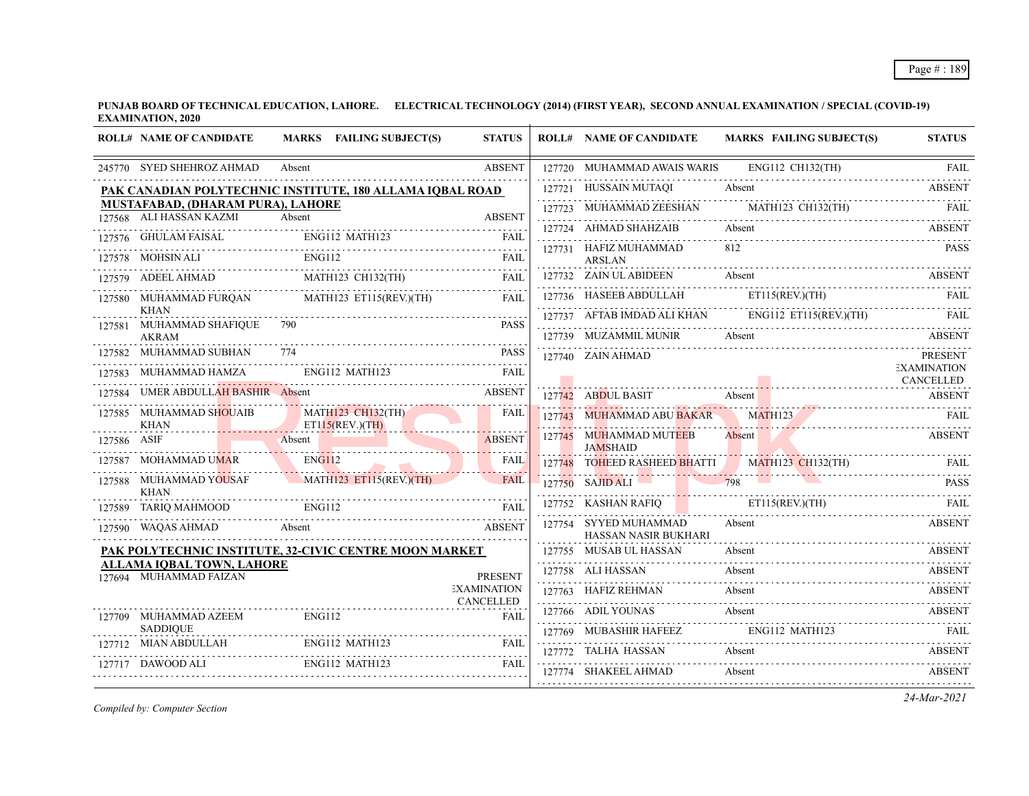**PUNJAB BOARD OF TECHNICAL EDUCATION, LAHORE. ELECTRICAL TECHNOLOGY (2014) (FIRST YEAR), SECOND ANNUAL EXAMINATION / SPECIAL (COVID-19) EXAMINATION, 2020**

| ROLL# | NAME OF CANDIDATE | MARKS | FAILING SUBJECT(S) | STATUS |
|---|---|---|---|---|
| 245770 | SYED SHEHROZ AHMAD | Absent | | ABSENT |

**PAK CANADIAN POLYTECHNIC INSTITUTE, 180 ALLAMA IQBAL ROAD MUSTAFABAD, (DHARAM PURA), LAHORE**

| ROLL# | NAME OF CANDIDATE | MARKS | FAILING SUBJECT(S) | STATUS |
|---|---|---|---|---|
| 127568 | ALI HASSAN KAZMI | Absent | | ABSENT |
| 127576 | GHULAM FAISAL | | ENG112 MATH123 | FAIL |
| 127578 | MOHSIN ALI | | ENG112 | FAIL |
| 127579 | ADEEL AHMAD | | MATH123 CH132(TH) | FAIL |
| 127580 | MUHAMMAD FURQAN KHAN | | MATH123 ET115(REV.)(TH) | FAIL |
| 127581 | MUHAMMAD SHAFIQUE AKRAM | 790 | | PASS |
| 127582 | MUHAMMAD SUBHAN | 774 | | PASS |
| 127583 | MUHAMMAD HAMZA | | ENG112 MATH123 | FAIL |
| 127584 | UMER ABDULLAH BASHIR | Absent | | ABSENT |
| 127585 | MUHAMMAD SHOUAIB KHAN | | MATH123 CH132(TH) ET115(REV.)(TH) | FAIL |
| 127586 | ASIF | Absent | | ABSENT |
| 127587 | MOHAMMAD UMAR | | ENG112 | FAIL |
| 127588 | MUHAMMAD YOUSAF KHAN | | MATH123 ET115(REV.)(TH) | FAIL |
| 127589 | TARIQ MAHMOOD | | ENG112 | FAIL |
| 127590 | WAQAS AHMAD | Absent | | ABSENT |

**PAK POLYTECHNIC INSTITUTE, 32-CIVIC CENTRE MOON MARKET ALLAMA IQBAL TOWN, LAHORE**

| ROLL# | NAME OF CANDIDATE | MARKS | FAILING SUBJECT(S) | STATUS |
|---|---|---|---|---|
| 127694 | MUHAMMAD FAIZAN | | | PRESENT EXAMINATION CANCELLED |
| 127709 | MUHAMMAD AZEEM SADDIQUE | | ENG112 | FAIL |
| 127712 | MIAN ABDULLAH | | ENG112 MATH123 | FAIL |
| 127717 | DAWOOD ALI | | ENG112 MATH123 | FAIL |
| 127720 | MUHAMMAD AWAIS WARIS | | ENG112 CH132(TH) | FAIL |
| 127721 | HUSSAIN MUTAQI | Absent | | ABSENT |
| 127723 | MUHAMMAD ZEESHAN | | MATH123 CH132(TH) | FAIL |
| 127724 | AHMAD SHAHZAIB | Absent | | ABSENT |
| 127731 | HAFIZ MUHAMMAD ARSLAN | 812 | | PASS |
| 127732 | ZAIN UL ABIDEEN | Absent | | ABSENT |
| 127736 | HASEEB ABDULLAH | | ET115(REV.)(TH) | FAIL |
| 127737 | AFTAB IMDAD ALI KHAN | | ENG112 ET115(REV.)(TH) | FAIL |
| 127739 | MUZAMMIL MUNIR | Absent | | ABSENT |
| 127740 | ZAIN AHMAD | | | PRESENT EXAMINATION CANCELLED |
| 127742 | ABDUL BASIT | Absent | | ABSENT |
| 127743 | MUHAMMAD ABU BAKAR | | MATH123 | FAIL |
| 127745 | MUHAMMAD MUTEEB JAMSHAID | Absent | | ABSENT |
| 127748 | TOHEED RASHEED BHATTI | | MATH123 CH132(TH) | FAIL |
| 127750 | SAJID ALI | 798 | | PASS |
| 127752 | KASHAN RAFIQ | | ET115(REV.)(TH) | FAIL |
| 127754 | SYYED MUHAMMAD HASSAN NASIR BUKHARI | Absent | | ABSENT |
| 127755 | MUSAB UL HASSAN | Absent | | ABSENT |
| 127758 | ALI HASSAN | Absent | | ABSENT |
| 127763 | HAFIZ REHMAN | Absent | | ABSENT |
| 127766 | ADIL YOUNAS | Absent | | ABSENT |
| 127769 | MUBASHIR HAFEEZ | | ENG112 MATH123 | FAIL |
| 127772 | TALHA HASSAN | Absent | | ABSENT |
| 127774 | SHAKEEL AHMAD | Absent | | ABSENT |

*Compiled by: Computer Section*

*24-Mar-2021*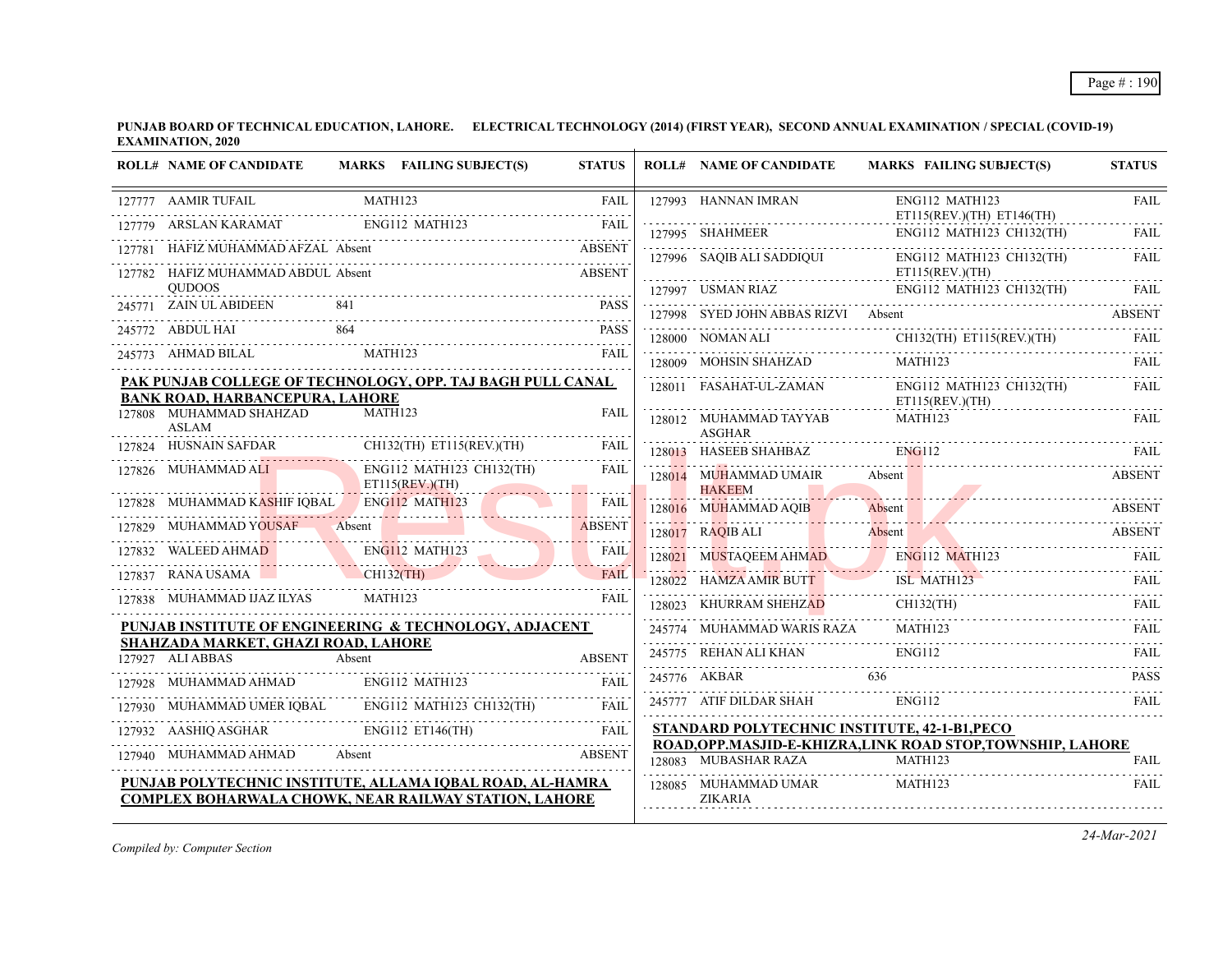**PUNJAB BOARD OF TECHNICAL EDUCATION, LAHORE. ELECTRICAL TECHNOLOGY (2014) (FIRST YEAR), SECOND ANNUAL EXAMINATION / SPECIAL (COVID-19) EXAMINATION, 2020**

| ROLL# | NAME OF CANDIDATE | MARKS | FAILING SUBJECT(S) | STATUS |
|---|---|---|---|---|
| 127777 | AAMIR TUFAIL | | MATH123 | FAIL |
| 127779 | ARSLAN KARAMAT | | ENG112 MATH123 | FAIL |
| 127781 | HAFIZ MUHAMMAD AFZAL | Absent | | ABSENT |
| 127782 | HAFIZ MUHAMMAD ABDUL QUDOOS | Absent | | ABSENT |
| 245771 | ZAIN UL ABIDEEN | 841 | | PASS |
| 245772 | ABDUL HAI | 864 | | PASS |
| 245773 | AHMAD BILAL | | MATH123 | FAIL |

**PAK PUNJAB COLLEGE OF TECHNOLOGY, OPP. TAJ BAGH PULL CANAL BANK ROAD, HARBANCEPURA, LAHORE**

| ROLL# | NAME OF CANDIDATE | MARKS | FAILING SUBJECT(S) | STATUS |
|---|---|---|---|---|
| 127808 | MUHAMMAD SHAHZAD ASLAM | | MATH123 | FAIL |
| 127824 | HUSNAIN SAFDAR | | CH132(TH) ET115(REV.)(TH) | FAIL |
| 127826 | MUHAMMAD ALI | | ENG112 MATH123 CH132(TH) ET115(REV.)(TH) | FAIL |
| 127828 | MUHAMMAD KASHIF IQBAL | | ENG112 MATH123 | FAIL |
| 127829 | MUHAMMAD YOUSAF | Absent | | ABSENT |
| 127832 | WALEED AHMAD | | ENG112 MATH123 | FAIL |
| 127837 | RANA USAMA | | CH132(TH) | FAIL |
| 127838 | MUHAMMAD IJAZ ILYAS | | MATH123 | FAIL |

**PUNJAB INSTITUTE OF ENGINEERING & TECHNOLOGY, ADJACENT SHAHZADA MARKET, GHAZI ROAD, LAHORE**

| ROLL# | NAME OF CANDIDATE | MARKS | FAILING SUBJECT(S) | STATUS |
|---|---|---|---|---|
| 127927 | ALI ABBAS | Absent | | ABSENT |
| 127928 | MUHAMMAD AHMAD | | ENG112 MATH123 | FAIL |
| 127930 | MUHAMMAD UMER IQBAL | | ENG112 MATH123 CH132(TH) | FAIL |
| 127932 | AASHIQ ASGHAR | | ENG112 ET146(TH) | FAIL |
| 127940 | MUHAMMAD AHMAD | Absent | | ABSENT |

**PUNJAB POLYTECHNIC INSTITUTE, ALLAMA IQBAL ROAD, AL-HAMRA COMPLEX BOHARWALA CHOWK, NEAR RAILWAY STATION, LAHORE**

| ROLL# | NAME OF CANDIDATE | MARKS | FAILING SUBJECT(S) | STATUS |
|---|---|---|---|---|
| 127993 | HANNAN IMRAN | | ENG112 MATH123 ET115(REV.)(TH) ET146(TH) | FAIL |
| 127995 | SHAHMEER | | ENG112 MATH123 CH132(TH) | FAIL |
| 127996 | SAQIB ALI SADDIQUI | | ENG112 MATH123 CH132(TH) ET115(REV.)(TH) | FAIL |
| 127997 | USMAN RIAZ | | ENG112 MATH123 CH132(TH) | FAIL |
| 127998 | SYED JOHN ABBAS RIZVI | Absent | | ABSENT |
| 128000 | NOMAN ALI | | CH132(TH) ET115(REV.)(TH) | FAIL |
| 128009 | MOHSIN SHAHZAD | | MATH123 | FAIL |
| 128011 | FASAHAT-UL-ZAMAN | | ENG112 MATH123 CH132(TH) ET115(REV.)(TH) | FAIL |
| 128012 | MUHAMMAD TAYYAB ASGHAR | | MATH123 | FAIL |
| 128013 | HASEEB SHAHBAZ | | ENG112 | FAIL |
| 128014 | MUHAMMAD UMAIR HAKEEM | Absent | | ABSENT |
| 128016 | MUHAMMAD AQIB | Absent | | ABSENT |
| 128017 | RAQIB ALI | Absent | | ABSENT |
| 128021 | MUSTAQEEM AHMAD | | ENG112 MATH123 | FAIL |
| 128022 | HAMZA AMIR BUTT | | ISL MATH123 | FAIL |
| 128023 | KHURRAM SHEHZAD | | CH132(TH) | FAIL |
| 245774 | MUHAMMAD WARIS RAZA | | MATH123 | FAIL |
| 245775 | REHAN ALI KHAN | | ENG112 | FAIL |
| 245776 | AKBAR | 636 | | PASS |
| 245777 | ATIF DILDAR SHAH | | ENG112 | FAIL |

**STANDARD POLYTECHNIC INSTITUTE, 42-1-B1,PECO ROAD,OPP.MASJID-E-KHIZRA,LINK ROAD STOP,TOWNSHIP, LAHORE**

| ROLL# | NAME OF CANDIDATE | MARKS | FAILING SUBJECT(S) | STATUS |
|---|---|---|---|---|
| 128083 | MUBASHAR RAZA | | MATH123 | FAIL |
| 128085 | MUHAMMAD UMAR ZIKARIA | | MATH123 | FAIL |

*Compiled by: Computer Section*

*24-Mar-2021*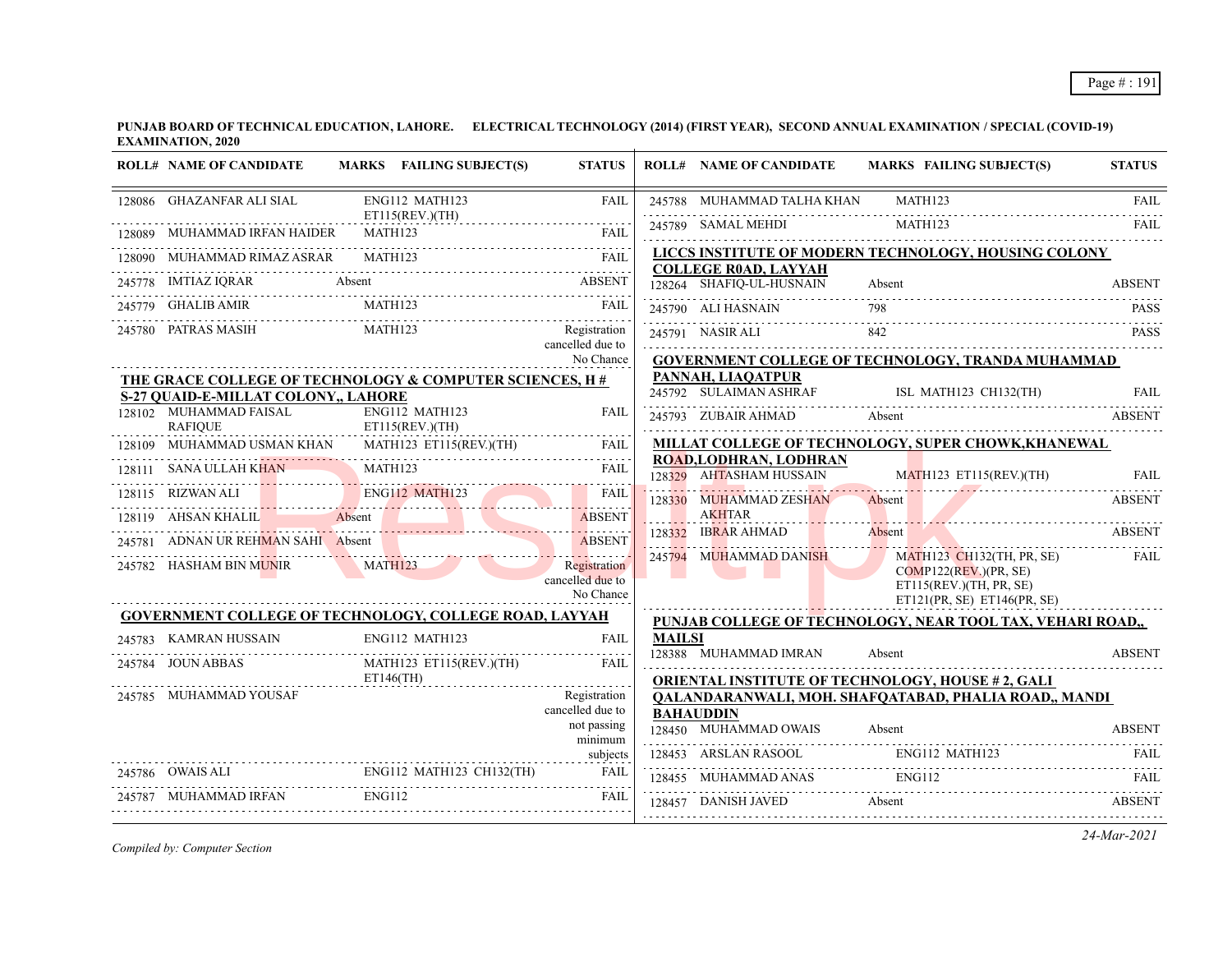**PUNJAB BOARD OF TECHNICAL EDUCATION, LAHORE. ELECTRICAL TECHNOLOGY (2014) (FIRST YEAR), SECOND ANNUAL EXAMINATION / SPECIAL (COVID-19) EXAMINATION, 2020**

| ROLL# | NAME OF CANDIDATE | MARKS | FAILING SUBJECT(S) | STATUS |
|---|---|---|---|---|
| 128086 | GHAZANFAR ALI SIAL | | ENG112 MATH123 ET115(REV.)(TH) | FAIL |
| 128089 | MUHAMMAD IRFAN HAIDER | | MATH123 | FAIL |
| 128090 | MUHAMMAD RIMAZ ASRAR | | MATH123 | FAIL |
| 245778 | IMTIAZ IQRAR | Absent | | ABSENT |
| 245779 | GHALIB AMIR | | MATH123 | FAIL |
| 245780 | PATRAS MASIH | | MATH123 | Registration cancelled due to No Chance |

**THE GRACE COLLEGE OF TECHNOLOGY & COMPUTER SCIENCES, H # S-27 QUAID-E-MILLAT COLONY,, LAHORE**

| ROLL# | NAME OF CANDIDATE | MARKS | FAILING SUBJECT(S) | STATUS |
|---|---|---|---|---|
| 128102 | MUHAMMAD FAISAL RAFIQUE | | ENG112 MATH123 ET115(REV.)(TH) | FAIL |
| 128109 | MUHAMMAD USMAN KHAN | | MATH123 ET115(REV.)(TH) | FAIL |
| 128111 | SANA ULLAH KHAN | | MATH123 | FAIL |
| 128115 | RIZWAN ALI | | ENG112 MATH123 | FAIL |
| 128119 | AHSAN KHALIL | Absent | | ABSENT |
| 245781 | ADNAN UR REHMAN SAHI | Absent | | ABSENT |
| 245782 | HASHAM BIN MUNIR | | MATH123 | Registration cancelled due to No Chance |

**GOVERNMENT COLLEGE OF TECHNOLOGY, COLLEGE ROAD, LAYYAH**

| ROLL# | NAME OF CANDIDATE | MARKS | FAILING SUBJECT(S) | STATUS |
|---|---|---|---|---|
| 245783 | KAMRAN HUSSAIN | | ENG112 MATH123 | FAIL |
| 245784 | JOUN ABBAS | | MATH123 ET115(REV.)(TH) ET146(TH) | FAIL |
| 245785 | MUHAMMAD YOUSAF | | | Registration cancelled due to not passing minimum subjects |
| 245786 | OWAIS ALI | | ENG112 MATH123 CH132(TH) | FAIL |
| 245787 | MUHAMMAD IRFAN | | ENG112 | FAIL |
| 245788 | MUHAMMAD TALHA KHAN | | MATH123 | FAIL |
| 245789 | SAMAL MEHDI | | MATH123 | FAIL |

**LICCS INSTITUTE OF MODERN TECHNOLOGY, HOUSING COLONY COLLEGE R0AD, LAYYAH**

| ROLL# | NAME OF CANDIDATE | MARKS | FAILING SUBJECT(S) | STATUS |
|---|---|---|---|---|
| 128264 | SHAFIQ-UL-HUSNAIN | Absent | | ABSENT |
| 245790 | ALI HASNAIN | 798 | | PASS |
| 245791 | NASIR ALI | 842 | | PASS |

**GOVERNMENT COLLEGE OF TECHNOLOGY, TRANDA MUHAMMAD PANNAH, LIAQATPUR**

| ROLL# | NAME OF CANDIDATE | MARKS | FAILING SUBJECT(S) | STATUS |
|---|---|---|---|---|
| 245792 | SULAIMAN ASHRAF | | ISL MATH123 CH132(TH) | FAIL |
| 245793 | ZUBAIR AHMAD | Absent | | ABSENT |

**MILLAT COLLEGE OF TECHNOLOGY, SUPER CHOWK,KHANEWAL ROAD,LODHRAN, LODHRAN**

| ROLL# | NAME OF CANDIDATE | MARKS | FAILING SUBJECT(S) | STATUS |
|---|---|---|---|---|
| 128329 | AHTASHAM HUSSAIN | | MATH123 ET115(REV.)(TH) | FAIL |
| 128330 | MUHAMMAD ZESHAN AKHTAR | Absent | | ABSENT |
| 128332 | IBRAR AHMAD | Absent | | ABSENT |
| 245794 | MUHAMMAD DANISH | | MATH123 CH132(TH, PR, SE) COMP122(REV.)(PR, SE) ET115(REV.)(TH, PR, SE) ET121(PR, SE) ET146(PR, SE) | FAIL |

**PUNJAB COLLEGE OF TECHNOLOGY, NEAR TOOL TAX, VEHARI ROAD,, MAILSI**

| ROLL# | NAME OF CANDIDATE | MARKS | FAILING SUBJECT(S) | STATUS |
|---|---|---|---|---|
| 128388 | MUHAMMAD IMRAN | Absent | | ABSENT |

**ORIENTAL INSTITUTE OF TECHNOLOGY, HOUSE # 2, GALI QALANDARANWALI, MOH. SHAFQATABAD, PHALIA ROAD,, MANDI BAHAUDDIN**

| ROLL# | NAME OF CANDIDATE | MARKS | FAILING SUBJECT(S) | STATUS |
|---|---|---|---|---|
| 128450 | MUHAMMAD OWAIS | Absent | | ABSENT |
| 128453 | ARSLAN RASOOL | | ENG112 MATH123 | FAIL |
| 128455 | MUHAMMAD ANAS | | ENG112 | FAIL |
| 128457 | DANISH JAVED | Absent | | ABSENT |

*Compiled by: Computer Section*

*24-Mar-2021*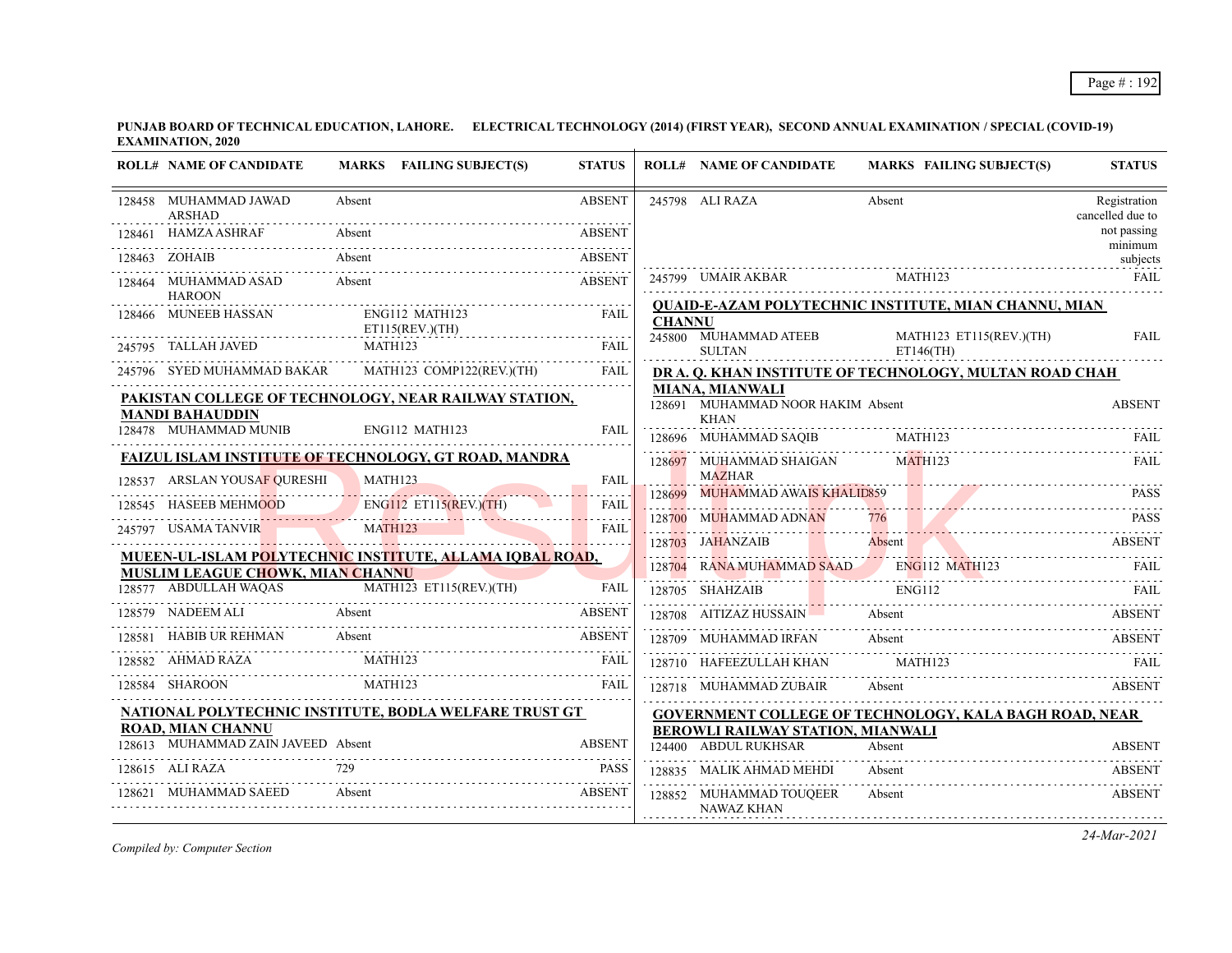**PUNJAB BOARD OF TECHNICAL EDUCATION, LAHORE. ELECTRICAL TECHNOLOGY (2014) (FIRST YEAR), SECOND ANNUAL EXAMINATION / SPECIAL (COVID-19) EXAMINATION, 2020**

| ROLL# | NAME OF CANDIDATE | MARKS | FAILING SUBJECT(S) | STATUS |
|---|---|---|---|---|
| 128458 | MUHAMMAD JAWAD ARSHAD | Absent | | ABSENT |
| 128461 | HAMZA ASHRAF | Absent | | ABSENT |
| 128463 | ZOHAIB | Absent | | ABSENT |
| 128464 | MUHAMMAD ASAD HAROON | Absent | | ABSENT |
| 128466 | MUNEEB HASSAN | | ENG112 MATH123 ET115(REV.)(TH) | FAIL |
| 245795 | TALLAH JAVED | | MATH123 | FAIL |
| 245796 | SYED MUHAMMAD BAKAR | | MATH123 COMP122(REV.)(TH) | FAIL |

**PAKISTAN COLLEGE OF TECHNOLOGY, NEAR RAILWAY STATION, MANDI BAHAUDDIN**

| ROLL# | NAME OF CANDIDATE | MARKS | FAILING SUBJECT(S) | STATUS |
|---|---|---|---|---|
| 128478 | MUHAMMAD MUNIB | | ENG112 MATH123 | FAIL |

**FAIZUL ISLAM INSTITUTE OF TECHNOLOGY, GT ROAD, MANDRA**

| ROLL# | NAME OF CANDIDATE | MARKS | FAILING SUBJECT(S) | STATUS |
|---|---|---|---|---|
| 128537 | ARSLAN YOUSAF QURESHI | | MATH123 | FAIL |
| 128545 | HASEEB MEHMOOD | | ENG112 ET115(REV.)(TH) | FAIL |
| 245797 | USAMA TANVIR | | MATH123 | FAIL |

**MUEEN-UL-ISLAM POLYTECHNIC INSTITUTE, ALLAMA IQBAL ROAD, MUSLIM LEAGUE CHOWK, MIAN CHANNU**

| ROLL# | NAME OF CANDIDATE | MARKS | FAILING SUBJECT(S) | STATUS |
|---|---|---|---|---|
| 128577 | ABDULLAH WAQAS | | MATH123 ET115(REV.)(TH) | FAIL |
| 128579 | NADEEM ALI | Absent | | ABSENT |
| 128581 | HABIB UR REHMAN | Absent | | ABSENT |
| 128582 | AHMAD RAZA | | MATH123 | FAIL |
| 128584 | SHAROON | | MATH123 | FAIL |

**NATIONAL POLYTECHNIC INSTITUTE, BODLA WELFARE TRUST GT ROAD, MIAN CHANNU**

| ROLL# | NAME OF CANDIDATE | MARKS | FAILING SUBJECT(S) | STATUS |
|---|---|---|---|---|
| 128613 | MUHAMMAD ZAIN JAVEED | Absent | | ABSENT |
| 128615 | ALI RAZA | 729 | | PASS |
| 128621 | MUHAMMAD SAEED | Absent | | ABSENT |
| 245798 | ALI RAZA | Absent | | Registration cancelled due to not passing minimum subjects |
| 245799 | UMAIR AKBAR | | MATH123 | FAIL |

**QUAID-E-AZAM POLYTECHNIC INSTITUTE, MIAN CHANNU, MIAN CHANNU**

| ROLL# | NAME OF CANDIDATE | MARKS | FAILING SUBJECT(S) | STATUS |
|---|---|---|---|---|
| 245800 | MUHAMMAD ATEEB SULTAN | | MATH123 ET115(REV.)(TH) ET146(TH) | FAIL |

**DR A. Q. KHAN INSTITUTE OF TECHNOLOGY, MULTAN ROAD CHAH MIANA, MIANWALI**

| ROLL# | NAME OF CANDIDATE | MARKS | FAILING SUBJECT(S) | STATUS |
|---|---|---|---|---|
| 128691 | MUHAMMAD NOOR HAKIM KHAN | Absent | | ABSENT |
| 128696 | MUHAMMAD SAQIB | | MATH123 | FAIL |
| 128697 | MUHAMMAD SHAIGAN MAZHAR | | MATH123 | FAIL |
| 128699 | MUHAMMAD AWAIS KHALID | 859 | | PASS |
| 128700 | MUHAMMAD ADNAN | 776 | | PASS |
| 128703 | JAHANZAIB | Absent | | ABSENT |
| 128704 | RANA MUHAMMAD SAAD | | ENG112 MATH123 | FAIL |
| 128705 | SHAHZAIB | | ENG112 | FAIL |
| 128708 | AITIZAZ HUSSAIN | Absent | | ABSENT |
| 128709 | MUHAMMAD IRFAN | Absent | | ABSENT |
| 128710 | HAFEEZULLAH KHAN | | MATH123 | FAIL |
| 128718 | MUHAMMAD ZUBAIR | Absent | | ABSENT |

**GOVERNMENT COLLEGE OF TECHNOLOGY, KALA BAGH ROAD, NEAR BEROWLI RAILWAY STATION, MIANWALI**

| ROLL# | NAME OF CANDIDATE | MARKS | FAILING SUBJECT(S) | STATUS |
|---|---|---|---|---|
| 124400 | ABDUL RUKHSAR | Absent | | ABSENT |
| 128835 | MALIK AHMAD MEHDI | Absent | | ABSENT |
| 128852 | MUHAMMAD TOUQEER NAWAZ KHAN | Absent | | ABSENT |

*Compiled by: Computer Section*

*24-Mar-2021*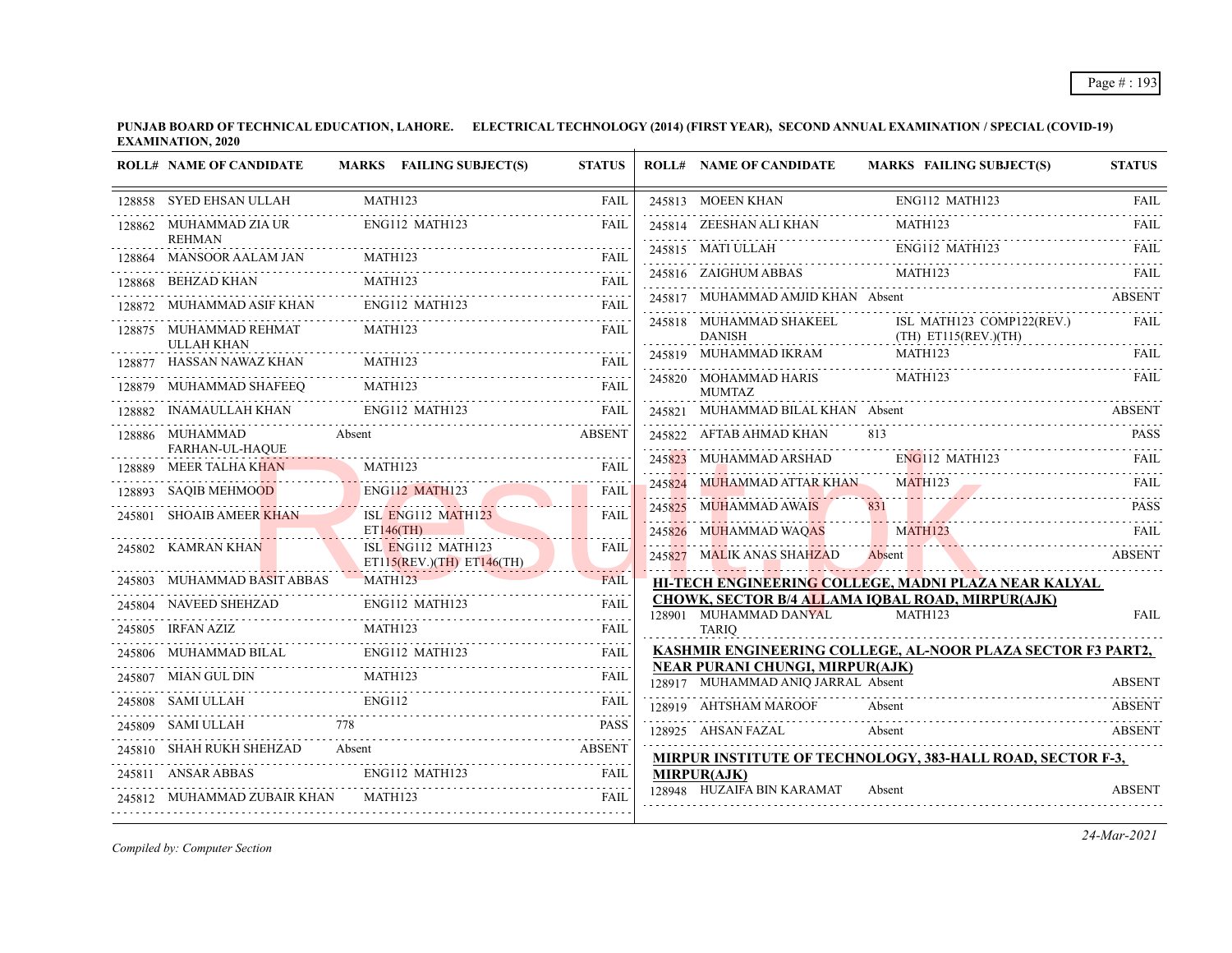**PUNJAB BOARD OF TECHNICAL EDUCATION, LAHORE. ELECTRICAL TECHNOLOGY (2014) (FIRST YEAR), SECOND ANNUAL EXAMINATION / SPECIAL (COVID-19) EXAMINATION, 2020**

| ROLL# | NAME OF CANDIDATE | MARKS | FAILING SUBJECT(S) | STATUS |
|---|---|---|---|---|
| 128858 | SYED EHSAN ULLAH | | MATH123 | FAIL |
| 128862 | MUHAMMAD ZIA UR REHMAN | | ENG112 MATH123 | FAIL |
| 128864 | MANSOOR AALAM JAN | | MATH123 | FAIL |
| 128868 | BEHZAD KHAN | | MATH123 | FAIL |
| 128872 | MUHAMMAD ASIF KHAN | | ENG112 MATH123 | FAIL |
| 128875 | MUHAMMAD REHMAT ULLAH KHAN | | MATH123 | FAIL |
| 128877 | HASSAN NAWAZ KHAN | | MATH123 | FAIL |
| 128879 | MUHAMMAD SHAFEEQ | | MATH123 | FAIL |
| 128882 | INAMAULLAH KHAN | | ENG112 MATH123 | FAIL |
| 128886 | MUHAMMAD FARHAN-UL-HAQUE | Absent | | ABSENT |
| 128889 | MEER TALHA KHAN | | MATH123 | FAIL |
| 128893 | SAQIB MEHMOOD | | ENG112 MATH123 | FAIL |
| 245801 | SHOAIB AMEER KHAN | | ISL ENG112 MATH123 ET146(TH) | FAIL |
| 245802 | KAMRAN KHAN | | ISL ENG112 MATH123 ET115(REV.)(TH) ET146(TH) | FAIL |
| 245803 | MUHAMMAD BASIT ABBAS | | MATH123 | FAIL |
| 245804 | NAVEED SHEHZAD | | ENG112 MATH123 | FAIL |
| 245805 | IRFAN AZIZ | | MATH123 | FAIL |
| 245806 | MUHAMMAD BILAL | | ENG112 MATH123 | FAIL |
| 245807 | MIAN GUL DIN | | MATH123 | FAIL |
| 245808 | SAMI ULLAH | | ENG112 | FAIL |
| 245809 | SAMI ULLAH | 778 | | PASS |
| 245810 | SHAH RUKH SHEHZAD | Absent | | ABSENT |
| 245811 | ANSAR ABBAS | | ENG112 MATH123 | FAIL |
| 245812 | MUHAMMAD ZUBAIR KHAN | | MATH123 | FAIL |
| 245813 | MOEEN KHAN | | ENG112 MATH123 | FAIL |
| 245814 | ZEESHAN ALI KHAN | | MATH123 | FAIL |
| 245815 | MATI ULLAH | | ENG112 MATH123 | FAIL |
| 245816 | ZAIGHUM ABBAS | | MATH123 | FAIL |
| 245817 | MUHAMMAD AMJID KHAN | Absent | | ABSENT |
| 245818 | MUHAMMAD SHAKEEL DANISH | | ISL MATH123 COMP122(REV.)(TH) ET115(REV.)(TH) | FAIL |
| 245819 | MUHAMMAD IKRAM | | MATH123 | FAIL |
| 245820 | MOHAMMAD HARIS MUMTAZ | | MATH123 | FAIL |
| 245821 | MUHAMMAD BILAL KHAN | Absent | | ABSENT |
| 245822 | AFTAB AHMAD KHAN | 813 | | PASS |
| 245823 | MUHAMMAD ARSHAD | | ENG112 MATH123 | FAIL |
| 245824 | MUHAMMAD ATTAR KHAN | | MATH123 | FAIL |
| 245825 | MUHAMMAD AWAIS | 831 | | PASS |
| 245826 | MUHAMMAD WAQAS | | MATH123 | FAIL |
| 245827 | MALIK ANAS SHAHZAD | Absent | | ABSENT |

**HI-TECH ENGINEERING COLLEGE, MADNI PLAZA NEAR KALYAL CHOWK, SECTOR B/4 ALLAMA IQBAL ROAD, MIRPUR(AJK)**

| ROLL# | NAME OF CANDIDATE | MARKS | FAILING SUBJECT(S) | STATUS |
|---|---|---|---|---|
| 128901 | MUHAMMAD DANYAL TARIQ | | MATH123 | FAIL |

**KASHMIR ENGINEERING COLLEGE, AL-NOOR PLAZA SECTOR F3 PART2, NEAR PURANI CHUNGI, MIRPUR(AJK)**

| ROLL# | NAME OF CANDIDATE | MARKS | FAILING SUBJECT(S) | STATUS |
|---|---|---|---|---|
| 128917 | MUHAMMAD ANIQ JARRAL | Absent | | ABSENT |
| 128919 | AHTSHAM MAROOF | Absent | | ABSENT |
| 128925 | AHSAN FAZAL | Absent | | ABSENT |

**MIRPUR INSTITUTE OF TECHNOLOGY, 383-HALL ROAD, SECTOR F-3, MIRPUR(AJK)**

| ROLL# | NAME OF CANDIDATE | MARKS | FAILING SUBJECT(S) | STATUS |
|---|---|---|---|---|
| 128948 | HUZAIFA BIN KARAMAT | Absent | | ABSENT |

*Compiled by: Computer Section*

*24-Mar-2021*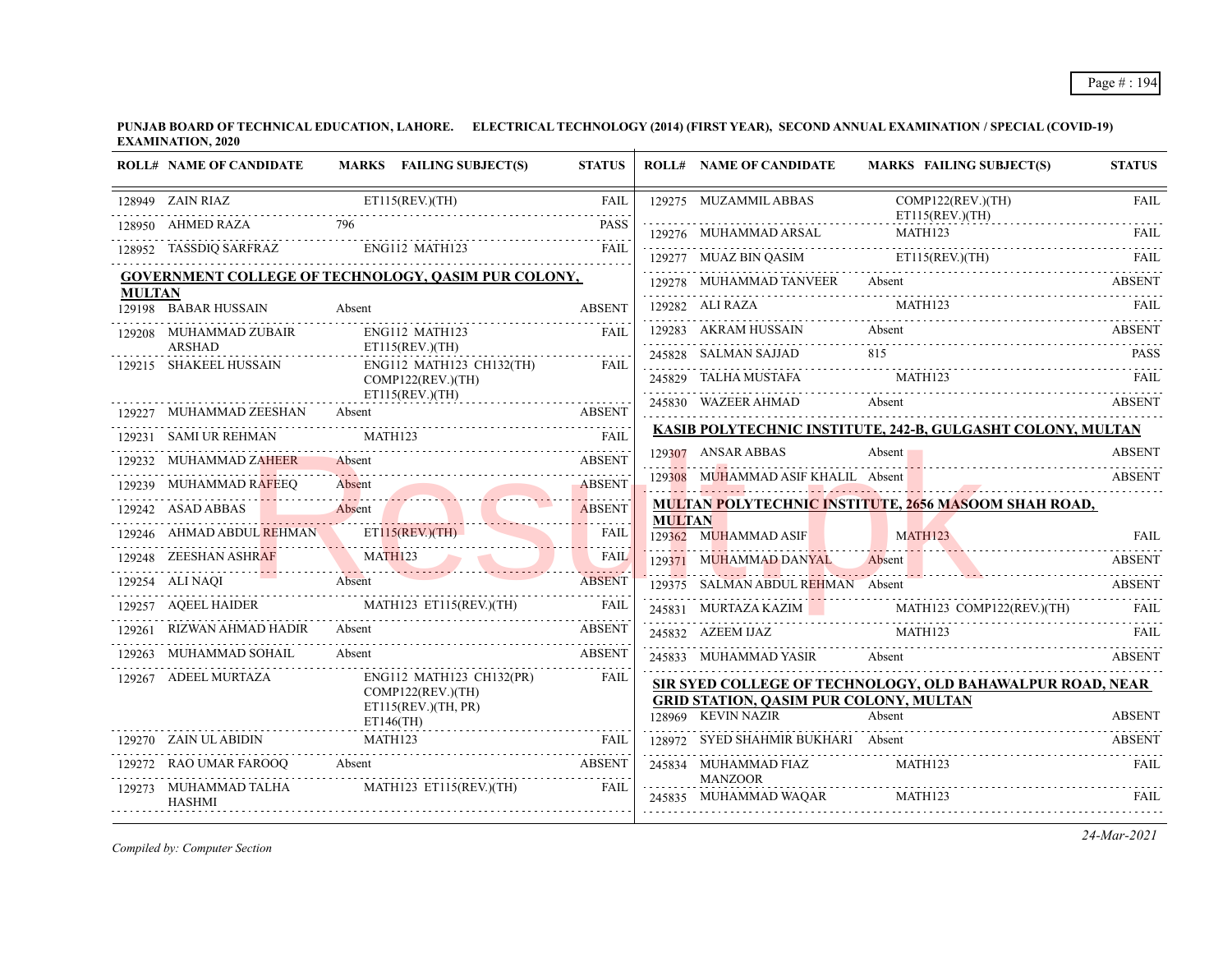**PUNJAB BOARD OF TECHNICAL EDUCATION, LAHORE. ELECTRICAL TECHNOLOGY (2014) (FIRST YEAR), SECOND ANNUAL EXAMINATION / SPECIAL (COVID-19) EXAMINATION, 2020**

| ROLL# | NAME OF CANDIDATE | MARKS | FAILING SUBJECT(S) | STATUS |
|---|---|---|---|---|
| 128949 | ZAIN RIAZ | | ET115(REV.)(TH) | FAIL |
| 128950 | AHMED RAZA | 796 | | PASS |
| 128952 | TASSDIQ SARFRAZ | | ENG112 MATH123 | FAIL |

**GOVERNMENT COLLEGE OF TECHNOLOGY, QASIM PUR COLONY, MULTAN**

| ROLL# | NAME OF CANDIDATE | MARKS | FAILING SUBJECT(S) | STATUS |
|---|---|---|---|---|
| 129198 | BABAR HUSSAIN | Absent | | ABSENT |
| 129208 | MUHAMMAD ZUBAIR ARSHAD | | ENG112 MATH123 ET115(REV.)(TH) | FAIL |
| 129215 | SHAKEEL HUSSAIN | | ENG112 MATH123 CH132(TH) COMP122(REV.)(TH) ET115(REV.)(TH) | FAIL |
| 129227 | MUHAMMAD ZEESHAN | Absent | | ABSENT |
| 129231 | SAMI UR REHMAN | | MATH123 | FAIL |
| 129232 | MUHAMMAD ZAHEER | Absent | | ABSENT |
| 129239 | MUHAMMAD RAFEEQ | Absent | | ABSENT |
| 129242 | ASAD ABBAS | Absent | | ABSENT |
| 129246 | AHMAD ABDUL REHMAN | | ET115(REV.)(TH) | FAIL |
| 129248 | ZEESHAN ASHRAF | | MATH123 | FAIL |
| 129254 | ALI NAQI | Absent | | ABSENT |
| 129257 | AQEEL HAIDER | | MATH123 ET115(REV.)(TH) | FAIL |
| 129261 | RIZWAN AHMAD HADIR | Absent | | ABSENT |
| 129263 | MUHAMMAD SOHAIL | Absent | | ABSENT |
| 129267 | ADEEL MURTAZA | | ENG112 MATH123 CH132(PR) COMP122(REV.)(TH) ET115(REV.)(TH, PR) ET146(TH) | FAIL |
| 129270 | ZAIN UL ABIDIN | | MATH123 | FAIL |
| 129272 | RAO UMAR FAROOQ | Absent | | ABSENT |
| 129273 | MUHAMMAD TALHA HASHMI | | MATH123 ET115(REV.)(TH) | FAIL |
| 129275 | MUZAMMIL ABBAS | | COMP122(REV.)(TH) ET115(REV.)(TH) | FAIL |
| 129276 | MUHAMMAD ARSAL | | MATH123 | FAIL |
| 129277 | MUAZ BIN QASIM | | ET115(REV.)(TH) | FAIL |
| 129278 | MUHAMMAD TANVEER | Absent | | ABSENT |
| 129282 | ALI RAZA | | MATH123 | FAIL |
| 129283 | AKRAM HUSSAIN | Absent | | ABSENT |
| 245828 | SALMAN SAJJAD | 815 | | PASS |
| 245829 | TALHA MUSTAFA | | MATH123 | FAIL |
| 245830 | WAZEER AHMAD | Absent | | ABSENT |

**KASIB POLYTECHNIC INSTITUTE, 242-B, GULGASHT COLONY, MULTAN**

| ROLL# | NAME OF CANDIDATE | MARKS | FAILING SUBJECT(S) | STATUS |
|---|---|---|---|---|
| 129307 | ANSAR ABBAS | Absent | | ABSENT |
| 129308 | MUHAMMAD ASIF KHALIL | Absent | | ABSENT |

**MULTAN POLYTECHNIC INSTITUTE, 2656 MASOOM SHAH ROAD, MULTAN**

| ROLL# | NAME OF CANDIDATE | MARKS | FAILING SUBJECT(S) | STATUS |
|---|---|---|---|---|
| 129362 | MUHAMMAD ASIF | | MATH123 | FAIL |
| 129371 | MUHAMMAD DANYAL | Absent | | ABSENT |
| 129375 | SALMAN ABDUL REHMAN | Absent | | ABSENT |
| 245831 | MURTAZA KAZIM | | MATH123 COMP122(REV.)(TH) | FAIL |
| 245832 | AZEEM IJAZ | | MATH123 | FAIL |
| 245833 | MUHAMMAD YASIR | Absent | | ABSENT |

**SIR SYED COLLEGE OF TECHNOLOGY, OLD BAHAWALPUR ROAD, NEAR GRID STATION, QASIM PUR COLONY, MULTAN**

| ROLL# | NAME OF CANDIDATE | MARKS | FAILING SUBJECT(S) | STATUS |
|---|---|---|---|---|
| 128969 | KEVIN NAZIR | Absent | | ABSENT |
| 128972 | SYED SHAHMIR BUKHARI | Absent | | ABSENT |
| 245834 | MUHAMMAD FIAZ MANZOOR | | MATH123 | FAIL |
| 245835 | MUHAMMAD WAQAR | | MATH123 | FAIL |

*Compiled by: Computer Section*

*24-Mar-2021*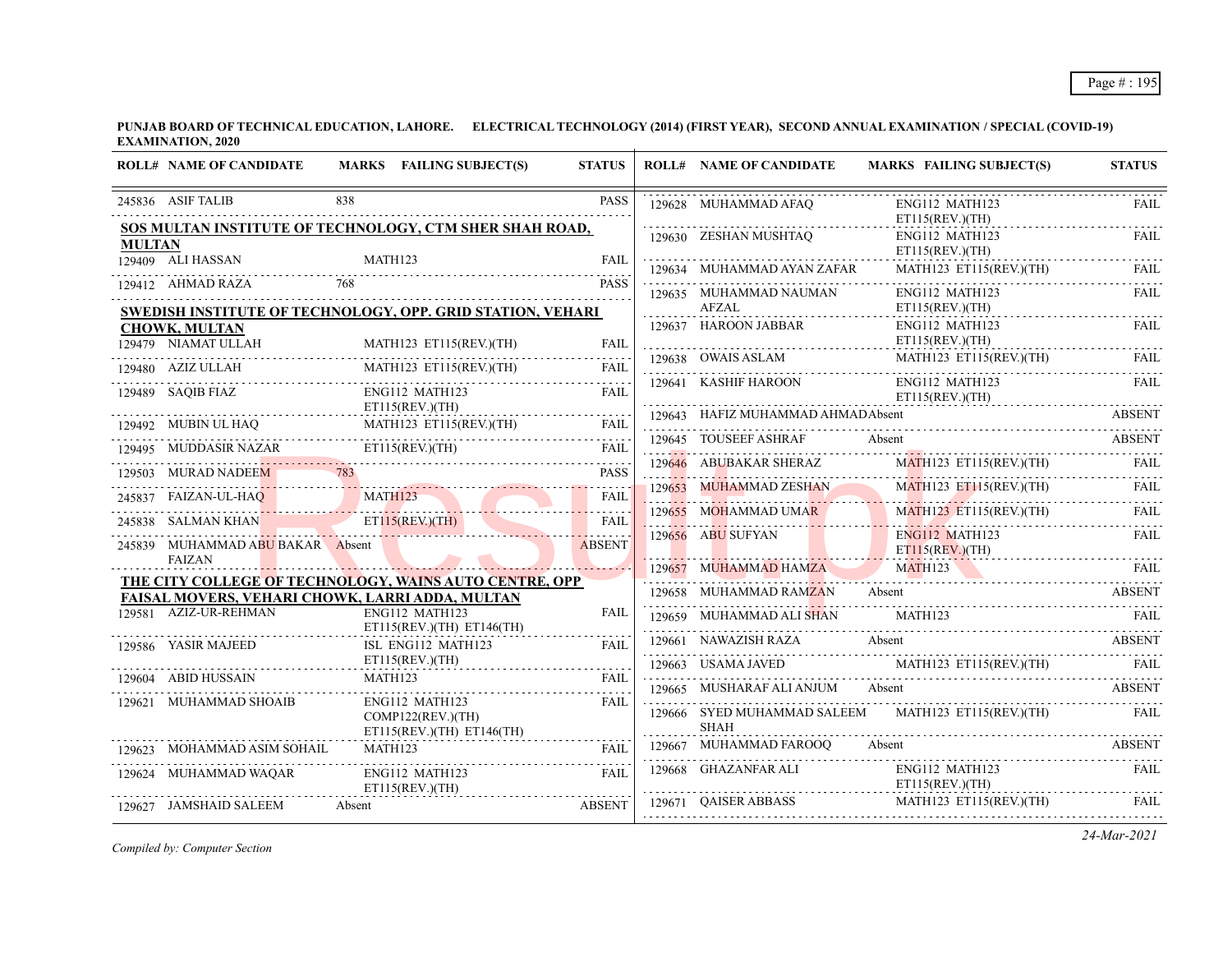**PUNJAB BOARD OF TECHNICAL EDUCATION, LAHORE. ELECTRICAL TECHNOLOGY (2014) (FIRST YEAR), SECOND ANNUAL EXAMINATION / SPECIAL (COVID-19) EXAMINATION, 2020**

| ROLL# | NAME OF CANDIDATE | MARKS | FAILING SUBJECT(S) | STATUS |
|---|---|---|---|---|
| 245836 | ASIF TALIB | 838 | | PASS |
| **SOS MULTAN INSTITUTE OF TECHNOLOGY, CTM SHER SHAH ROAD, MULTAN** | | | | |
| 129409 | ALI HASSAN | | MATH123 | FAIL |
| 129412 | AHMAD RAZA | 768 | | PASS |
| **SWEDISH INSTITUTE OF TECHNOLOGY, OPP. GRID STATION, VEHARI CHOWK, MULTAN** | | | | |
| 129479 | NIAMAT ULLAH | | MATH123 ET115(REV.)(TH) | FAIL |
| 129480 | AZIZ ULLAH | | MATH123 ET115(REV.)(TH) | FAIL |
| 129489 | SAQIB FIAZ | | ENG112 MATH123 ET115(REV.)(TH) | FAIL |
| 129492 | MUBIN UL HAQ | | MATH123 ET115(REV.)(TH) | FAIL |
| 129495 | MUDDASIR NAZAR | | ET115(REV.)(TH) | FAIL |
| 129503 | MURAD NADEEM | 783 | | PASS |
| 245837 | FAIZAN-UL-HAQ | | MATH123 | FAIL |
| 245838 | SALMAN KHAN | | ET115(REV.)(TH) | FAIL |
| 245839 | MUHAMMAD ABU BAKAR FAIZAN | Absent | | ABSENT |
| **THE CITY COLLEGE OF TECHNOLOGY, WAINS AUTO CENTRE, OPP FAISAL MOVERS, VEHARI CHOWK, LARRI ADDA, MULTAN** | | | | |
| 129581 | AZIZ-UR-REHMAN | | ENG112 MATH123 ET115(REV.)(TH) ET146(TH) | FAIL |
| 129586 | YASIR MAJEED | | ISL ENG112 MATH123 ET115(REV.)(TH) | FAIL |
| 129604 | ABID HUSSAIN | | MATH123 | FAIL |
| 129621 | MUHAMMAD SHOAIB | | ENG112 MATH123 COMP122(REV.)(TH) ET115(REV.)(TH) ET146(TH) | FAIL |
| 129623 | MOHAMMAD ASIM SOHAIL | | MATH123 | FAIL |
| 129624 | MUHAMMAD WAQAR | | ENG112 MATH123 ET115(REV.)(TH) | FAIL |
| 129627 | JAMSHAID SALEEM | Absent | | ABSENT |
| 129628 | MUHAMMAD AFAQ | | ENG112 MATH123 ET115(REV.)(TH) | FAIL |
| 129630 | ZESHAN MUSHTAQ | | ENG112 MATH123 ET115(REV.)(TH) | FAIL |
| 129634 | MUHAMMAD AYAN ZAFAR | | MATH123 ET115(REV.)(TH) | FAIL |
| 129635 | MUHAMMAD NAUMAN AFZAL | | ENG112 MATH123 ET115(REV.)(TH) | FAIL |
| 129637 | HAROON JABBAR | | ENG112 MATH123 ET115(REV.)(TH) | FAIL |
| 129638 | OWAIS ASLAM | | MATH123 ET115(REV.)(TH) | FAIL |
| 129641 | KASHIF HAROON | | ENG112 MATH123 ET115(REV.)(TH) | FAIL |
| 129643 | HAFIZ MUHAMMAD AHMAD | Absent | | ABSENT |
| 129645 | TOUSEEF ASHRAF | Absent | | ABSENT |
| 129646 | ABUBAKAR SHERAZ | | MATH123 ET115(REV.)(TH) | FAIL |
| 129653 | MUHAMMAD ZESHAN | | MATH123 ET115(REV.)(TH) | FAIL |
| 129655 | MOHAMMAD UMAR | | MATH123 ET115(REV.)(TH) | FAIL |
| 129656 | ABU SUFYAN | | ENG112 MATH123 ET115(REV.)(TH) | FAIL |
| 129657 | MUHAMMAD HAMZA | | MATH123 | FAIL |
| 129658 | MUHAMMAD RAMZAN | Absent | | ABSENT |
| 129659 | MUHAMMAD ALI SHAN | | MATH123 | FAIL |
| 129661 | NAWAZISH RAZA | Absent | | ABSENT |
| 129663 | USAMA JAVED | | MATH123 ET115(REV.)(TH) | FAIL |
| 129665 | MUSHARAF ALI ANJUM | Absent | | ABSENT |
| 129666 | SYED MUHAMMAD SALEEM SHAH | | MATH123 ET115(REV.)(TH) | FAIL |
| 129667 | MUHAMMAD FAROOQ | Absent | | ABSENT |
| 129668 | GHAZANFAR ALI | | ENG112 MATH123 ET115(REV.)(TH) | FAIL |
| 129671 | QAISER ABBASS | | MATH123 ET115(REV.)(TH) | FAIL |

*Compiled by: Computer Section*

*24-Mar-2021*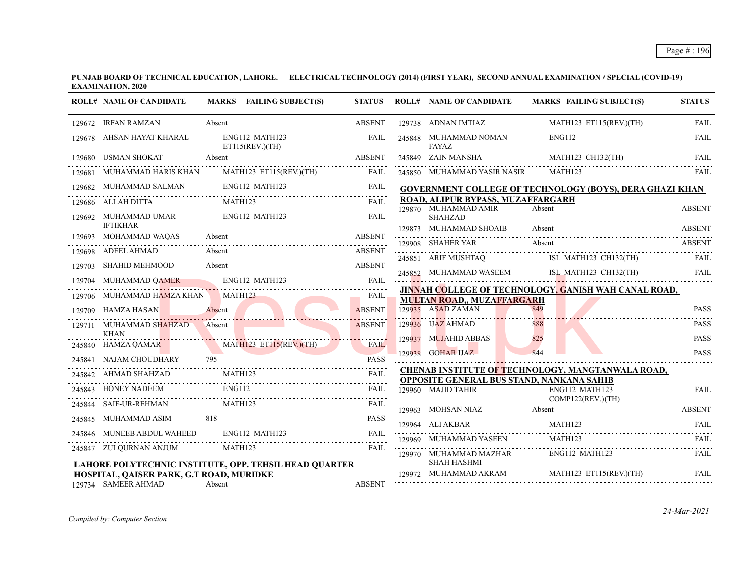**PUNJAB BOARD OF TECHNICAL EDUCATION, LAHORE. ELECTRICAL TECHNOLOGY (2014) (FIRST YEAR), SECOND ANNUAL EXAMINATION / SPECIAL (COVID-19) EXAMINATION, 2020**

| ROLL# | NAME OF CANDIDATE | MARKS | FAILING SUBJECT(S) | STATUS |
|---|---|---|---|---|
| 129672 | IRFAN RAMZAN | Absent | | ABSENT |
| 129678 | AHSAN HAYAT KHARAL | | ENG112 MATH123 ET115(REV.)(TH) | FAIL |
| 129680 | USMAN SHOKAT | Absent | | ABSENT |
| 129681 | MUHAMMAD HARIS KHAN | | MATH123 ET115(REV.)(TH) | FAIL |
| 129682 | MUHAMMAD SALMAN | | ENG112 MATH123 | FAIL |
| 129686 | ALLAH DITTA | | MATH123 | FAIL |
| 129692 | MUHAMMAD UMAR IFTIKHAR | | ENG112 MATH123 | FAIL |
| 129693 | MOHAMMAD WAQAS | Absent | | ABSENT |
| 129698 | ADEEL AHMAD | Absent | | ABSENT |
| 129703 | SHAHID MEHMOOD | Absent | | ABSENT |
| 129704 | MUHAMMAD QAMER | | ENG112 MATH123 | FAIL |
| 129706 | MUHAMMAD HAMZA KHAN | | MATH123 | FAIL |
| 129709 | HAMZA HASAN | Absent | | ABSENT |
| 129711 | MUHAMMAD SHAHZAD KHAN | Absent | | ABSENT |
| 245840 | HAMZA QAMAR | | MATH123 ET115(REV.)(TH) | FAIL |
| 245841 | NAJAM CHOUDHARY | 795 | | PASS |
| 245842 | AHMAD SHAHZAD | | MATH123 | FAIL |
| 245843 | HONEY NADEEM | | ENG112 | FAIL |
| 245844 | SAIF-UR-REHMAN | | MATH123 | FAIL |
| 245845 | MUHAMMAD ASIM | 818 | | PASS |
| 245846 | MUNEEB ABDUL WAHEED | | ENG112 MATH123 | FAIL |
| 245847 | ZULQURNAN ANJUM | | MATH123 | FAIL |

**LAHORE POLYTECHNIC INSTITUTE, OPP. TEHSIL HEAD QUARTER HOSPITAL, QAISER PARK, G.T ROAD, MURIDKE**

| ROLL# | NAME OF CANDIDATE | MARKS | FAILING SUBJECT(S) | STATUS |
|---|---|---|---|---|
| 129734 | SAMEER AHMAD | Absent | | ABSENT |
| 129738 | ADNAN IMTIAZ | | MATH123 ET115(REV.)(TH) | FAIL |
| 245848 | MUHAMMAD NOMAN FAYAZ | | ENG112 | FAIL |
| 245849 | ZAIN MANSHA | | MATH123 CH132(TH) | FAIL |
| 245850 | MUHAMMAD YASIR NASIR | | MATH123 | FAIL |

**GOVERNMENT COLLEGE OF TECHNOLOGY (BOYS), DERA GHAZI KHAN ROAD, ALIPUR BYPASS, MUZAFFARGARH**

| ROLL# | NAME OF CANDIDATE | MARKS | FAILING SUBJECT(S) | STATUS |
|---|---|---|---|---|
| 129870 | MUHAMMAD AMIR SHAHZAD | Absent | | ABSENT |
| 129873 | MUHAMMAD SHOAIB | Absent | | ABSENT |
| 129908 | SHAHER YAR | Absent | | ABSENT |
| 245851 | ARIF MUSHTAQ | | ISL MATH123 CH132(TH) | FAIL |
| 245852 | MUHAMMAD WASEEM | | ISL MATH123 CH132(TH) | FAIL |

**JINNAH COLLEGE OF TECHNOLOGY, GANISH WAH CANAL ROAD, MULTAN ROAD,, MUZAFFARGARH**

| ROLL# | NAME OF CANDIDATE | MARKS | FAILING SUBJECT(S) | STATUS |
|---|---|---|---|---|
| 129935 | ASAD ZAMAN | 849 | | PASS |
| 129936 | IJAZ AHMAD | 888 | | PASS |
| 129937 | MUJAHID ABBAS | 825 | | PASS |
| 129938 | GOHAR IJAZ | 844 | | PASS |

**CHENAB INSTITUTE OF TECHNOLOGY, MANGTANWALA ROAD, OPPOSITE GENERAL BUS STAND, NANKANA SAHIB**

| ROLL# | NAME OF CANDIDATE | MARKS | FAILING SUBJECT(S) | STATUS |
|---|---|---|---|---|
| 129960 | MAJID TAHIR | | ENG112 MATH123 COMP122(REV.)(TH) | FAIL |
| 129963 | MOHSAN NIAZ | Absent | | ABSENT |
| 129964 | ALI AKBAR | | MATH123 | FAIL |
| 129969 | MUHAMMAD YASEEN | | MATH123 | FAIL |
| 129970 | MUHAMMAD MAZHAR SHAH HASHMI | | ENG112 MATH123 | FAIL |
| 129972 | MUHAMMAD AKRAM | | MATH123 ET115(REV.)(TH) | FAIL |

*Compiled by: Computer Section*

*24-Mar-2021*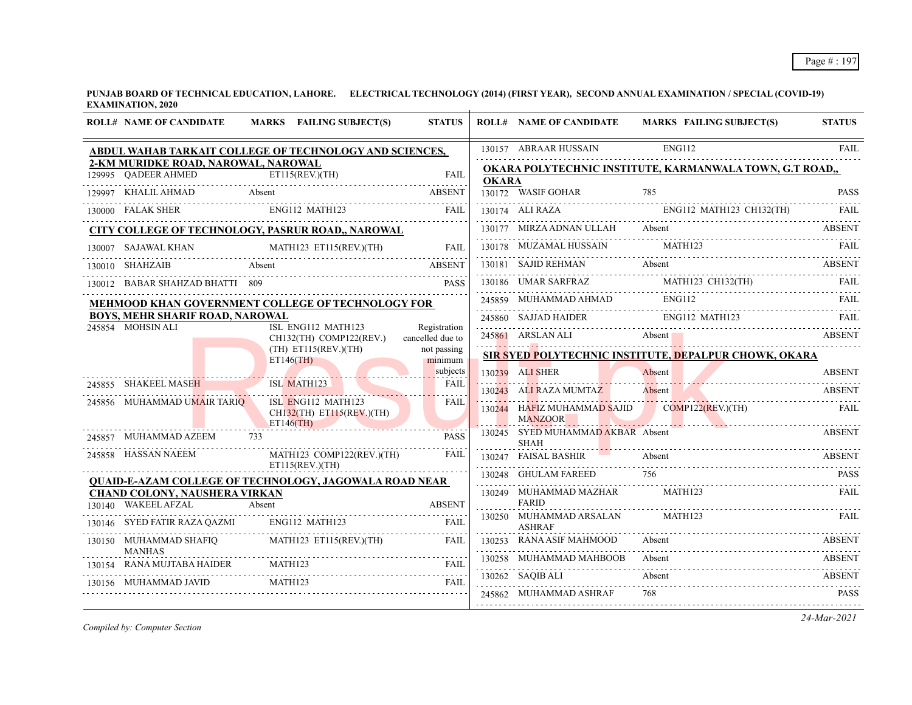**PUNJAB BOARD OF TECHNICAL EDUCATION, LAHORE. ELECTRICAL TECHNOLOGY (2014) (FIRST YEAR), SECOND ANNUAL EXAMINATION / SPECIAL (COVID-19) EXAMINATION, 2020**

| ROLL# | NAME OF CANDIDATE | MARKS | FAILING SUBJECT(S) | STATUS |
|---|---|---|---|---|
| **ABDUL WAHAB TARKAIT COLLEGE OF TECHNOLOGY AND SCIENCES, 2-KM MURIDKE ROAD, NAROWAL, NAROWAL** | | | | |
| 129995 | QADEER AHMED | | ET115(REV.)(TH) | FAIL |
| 129997 | KHALIL AHMAD | Absent | | ABSENT |
| 130000 | FALAK SHER | | ENG112 MATH123 | FAIL |
| **CITY COLLEGE OF TECHNOLOGY, PASRUR ROAD,, NAROWAL** | | | | |
| 130007 | SAJAWAL KHAN | | MATH123 ET115(REV.)(TH) | FAIL |
| 130010 | SHAHZAIB | Absent | | ABSENT |
| 130012 | BABAR SHAHZAD BHATTI | 809 | | PASS |
| **MEHMOOD KHAN GOVERNMENT COLLEGE OF TECHNOLOGY FOR BOYS, MEHR SHARIF ROAD, NAROWAL** | | | | |
| 245854 | MOHSIN ALI | | ISL ENG112 MATH123 CH132(TH) COMP122(REV.)(TH) ET115(REV.)(TH) ET146(TH) | Registration cancelled due to not passing minimum subjects |
| 245855 | SHAKEEL MASEH | | ISL MATH123 | FAIL |
| 245856 | MUHAMMAD UMAIR TARIQ | | ISL ENG112 MATH123 CH132(TH) ET115(REV.)(TH) ET146(TH) | FAIL |
| 245857 | MUHAMMAD AZEEM | 733 | | PASS |
| 245858 | HASSAN NAEEM | | MATH123 COMP122(REV.)(TH) ET115(REV.)(TH) | FAIL |
| **QUAID-E-AZAM COLLEGE OF TECHNOLOGY, JAGOWALA ROAD NEAR CHAND COLONY, NAUSHERA VIRKAN** | | | | |
| 130140 | WAKEEL AFZAL | Absent | | ABSENT |
| 130146 | SYED FATIR RAZA QAZMI | | ENG112 MATH123 | FAIL |
| 130150 | MUHAMMAD SHAFIQ MANHAS | | MATH123 ET115(REV.)(TH) | FAIL |
| 130154 | RANA MUJTABA HAIDER | | MATH123 | FAIL |
| 130156 | MUHAMMAD JAVID | | MATH123 | FAIL |
| 130157 | ABRAAR HUSSAIN | | ENG112 | FAIL |
| **OKARA POLYTECHNIC INSTITUTE, KARMANWALA TOWN, G.T ROAD,, OKARA** | | | | |
| 130172 | WASIF GOHAR | 785 | | PASS |
| 130174 | ALI RAZA | | ENG112 MATH123 CH132(TH) | FAIL |
| 130177 | MIRZA ADNAN ULLAH | Absent | | ABSENT |
| 130178 | MUZAMAL HUSSAIN | | MATH123 | FAIL |
| 130181 | SAJID REHMAN | Absent | | ABSENT |
| 130186 | UMAR SARFRAZ | | MATH123 CH132(TH) | FAIL |
| 245859 | MUHAMMAD AHMAD | | ENG112 | FAIL |
| 245860 | SAJJAD HAIDER | | ENG112 MATH123 | FAIL |
| 245861 | ARSLAN ALI | Absent | | ABSENT |
| **SIR SYED POLYTECHNIC INSTITUTE, DEPALPUR CHOWK, OKARA** | | | | |
| 130239 | ALI SHER | Absent | | ABSENT |
| 130243 | ALI RAZA MUMTAZ | Absent | | ABSENT |
| 130244 | HAFIZ MUHAMMAD SAJID MANZOOR | | COMP122(REV.)(TH) | FAIL |
| 130245 | SYED MUHAMMAD AKBAR SHAH | Absent | | ABSENT |
| 130247 | FAISAL BASHIR | Absent | | ABSENT |
| 130248 | GHULAM FAREED | 756 | | PASS |
| 130249 | MUHAMMAD MAZHAR FARID | | MATH123 | FAIL |
| 130250 | MUHAMMAD ARSALAN ASHRAF | | MATH123 | FAIL |
| 130253 | RANA ASIF MAHMOOD | Absent | | ABSENT |
| 130258 | MUHAMMAD MAHBOOB | Absent | | ABSENT |
| 130262 | SAQIB ALI | Absent | | ABSENT |
| 245862 | MUHAMMAD ASHRAF | 768 | | PASS |

*Compiled by: Computer Section*

*24-Mar-2021*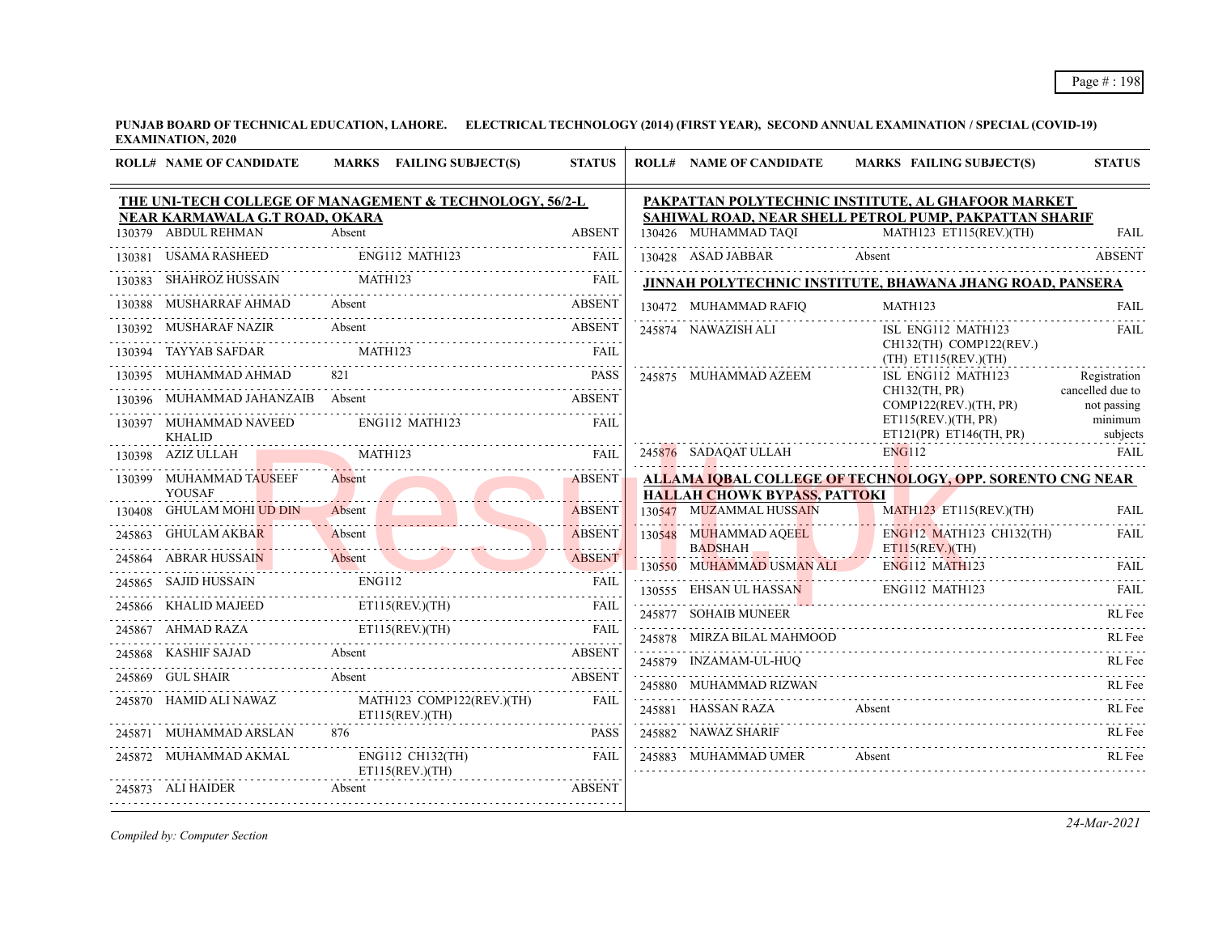**PUNJAB BOARD OF TECHNICAL EDUCATION, LAHORE. ELECTRICAL TECHNOLOGY (2014) (FIRST YEAR), SECOND ANNUAL EXAMINATION / SPECIAL (COVID-19) EXAMINATION, 2020**

### THE UNI-TECH COLLEGE OF MANAGEMENT & TECHNOLOGY, 56/2-L NEAR KARMAWALA G.T ROAD, OKARA

| ROLL# | NAME OF CANDIDATE | MARKS | FAILING SUBJECT(S) | STATUS |
|---|---|---|---|---|
| 130379 | ABDUL REHMAN | Absent | | ABSENT |
| 130381 | USAMA RASHEED | | ENG112 MATH123 | FAIL |
| 130383 | SHAHROZ HUSSAIN | | MATH123 | FAIL |
| 130388 | MUSHARRAF AHMAD | Absent | | ABSENT |
| 130392 | MUSHARAF NAZIR | Absent | | ABSENT |
| 130394 | TAYYAB SAFDAR | | MATH123 | FAIL |
| 130395 | MUHAMMAD AHMAD | 821 | | PASS |
| 130396 | MUHAMMAD JAHANZAIB | Absent | | ABSENT |
| 130397 | MUHAMMAD NAVEED KHALID | | ENG112 MATH123 | FAIL |
| 130398 | AZIZ ULLAH | | MATH123 | FAIL |
| 130399 | MUHAMMAD TAUSEEF YOUSAF | Absent | | ABSENT |
| 130408 | GHULAM MOHI UD DIN | Absent | | ABSENT |
| 245863 | GHULAM AKBAR | Absent | | ABSENT |
| 245864 | ABRAR HUSSAIN | Absent | | ABSENT |
| 245865 | SAJID HUSSAIN | | ENG112 | FAIL |
| 245866 | KHALID MAJEED | | ET115(REV.)(TH) | FAIL |
| 245867 | AHMAD RAZA | | ET115(REV.)(TH) | FAIL |
| 245868 | KASHIF SAJAD | Absent | | ABSENT |
| 245869 | GUL SHAIR | Absent | | ABSENT |
| 245870 | HAMID ALI NAWAZ | | MATH123 COMP122(REV.)(TH) ET115(REV.)(TH) | FAIL |
| 245871 | MUHAMMAD ARSLAN | 876 | | PASS |
| 245872 | MUHAMMAD AKMAL | | ENG112 CH132(TH) ET115(REV.)(TH) | FAIL |
| 245873 | ALI HAIDER | Absent | | ABSENT |

### PAKPATTAN POLYTECHNIC INSTITUTE, AL GHAFOOR MARKET SAHIWAL ROAD, NEAR SHELL PETROL PUMP, PAKPATTAN SHARIF

| ROLL# | NAME OF CANDIDATE | MARKS | FAILING SUBJECT(S) | STATUS |
|---|---|---|---|---|
| 130426 | MUHAMMAD TAQI | | MATH123 ET115(REV.)(TH) | FAIL |
| 130428 | ASAD JABBAR | Absent | | ABSENT |

### JINNAH POLYTECHNIC INSTITUTE, BHAWANA JHANG ROAD, PANSERA

| ROLL# | NAME OF CANDIDATE | MARKS | FAILING SUBJECT(S) | STATUS |
|---|---|---|---|---|
| 130472 | MUHAMMAD RAFIQ | | MATH123 | FAIL |
| 245874 | NAWAZISH ALI | | ISL ENG112 MATH123 CH132(TH) COMP122(REV.)(TH) ET115(REV.)(TH) | FAIL |
| 245875 | MUHAMMAD AZEEM | | ISL ENG112 MATH123 CH132(TH, PR) COMP122(REV.)(TH, PR) ET115(REV.)(TH, PR) ET121(PR) ET146(TH, PR) | Registration cancelled due to not passing minimum subjects |
| 245876 | SADAQAT ULLAH | | ENG112 | FAIL |

### ALLAMA IQBAL COLLEGE OF TECHNOLOGY, OPP. SORENTO CNG NEAR HALLAH CHOWK BYPASS, PATTOKI

| ROLL# | NAME OF CANDIDATE | MARKS | FAILING SUBJECT(S) | STATUS |
|---|---|---|---|---|
| 130547 | MUZAMMAL HUSSAIN | | MATH123 ET115(REV.)(TH) | FAIL |
| 130548 | MUHAMMAD AQEEL BADSHAH | | ENG112 MATH123 CH132(TH) ET115(REV.)(TH) | FAIL |
| 130550 | MUHAMMAD USMAN ALI | | ENG112 MATH123 | FAIL |
| 130555 | EHSAN UL HASSAN | | ENG112 MATH123 | FAIL |
| 245877 | SOHAIB MUNEER | | | RL Fee |
| 245878 | MIRZA BILAL MAHMOOD | | | RL Fee |
| 245879 | INZAMAM-UL-HUQ | | | RL Fee |
| 245880 | MUHAMMAD RIZWAN | | | RL Fee |
| 245881 | HASSAN RAZA | Absent | | RL Fee |
| 245882 | NAWAZ SHARIF | | | RL Fee |
| 245883 | MUHAMMAD UMER | Absent | | RL Fee |

*Compiled by: Computer Section*

*24-Mar-2021*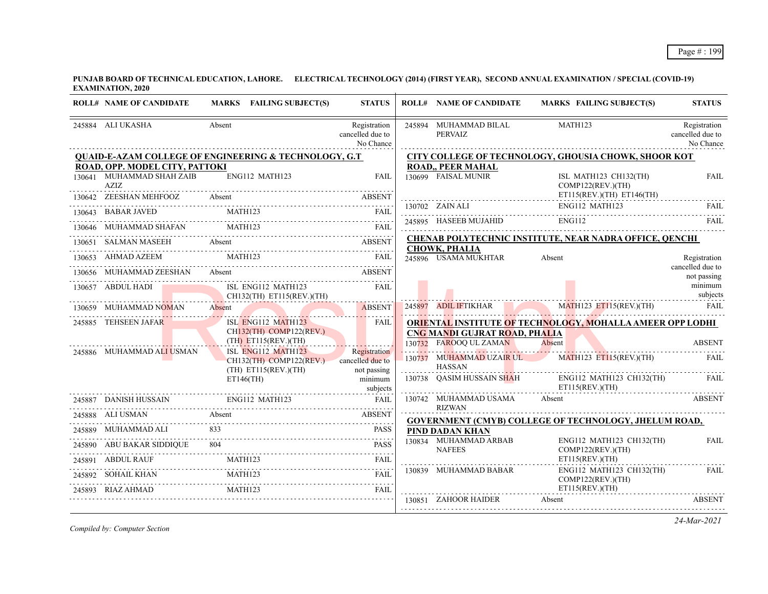**PUNJAB BOARD OF TECHNICAL EDUCATION, LAHORE. ELECTRICAL TECHNOLOGY (2014) (FIRST YEAR), SECOND ANNUAL EXAMINATION / SPECIAL (COVID-19) EXAMINATION, 2020**

| ROLL# | NAME OF CANDIDATE | MARKS | FAILING SUBJECT(S) | STATUS |
|---|---|---|---|---|
| 245884 | ALI UKASHA | Absent | | Registration cancelled due to No Chance |

**QUAID-E-AZAM COLLEGE OF ENGINEERING & TECHNOLOGY, G.T ROAD, OPP. MODEL CITY, PATTOKI**

| ROLL# | NAME OF CANDIDATE | MARKS | FAILING SUBJECT(S) | STATUS |
|---|---|---|---|---|
| 130641 | MUHAMMAD SHAH ZAIB AZIZ | | ENG112 MATH123 | FAIL |
| 130642 | ZEESHAN MEHFOOZ | Absent | | ABSENT |
| 130643 | BABAR JAVED | | MATH123 | FAIL |
| 130646 | MUHAMMAD SHAFAN | | MATH123 | FAIL |
| 130651 | SALMAN MASEEH | Absent | | ABSENT |
| 130653 | AHMAD AZEEM | | MATH123 | FAIL |
| 130656 | MUHAMMAD ZEESHAN | Absent | | ABSENT |
| 130657 | ABDUL HADI | | ISL ENG112 MATH123 CH132(TH) ET115(REV.)(TH) | FAIL |
| 130659 | MUHAMMAD NOMAN | Absent | | ABSENT |
| 245885 | TEHSEEN JAFAR | | ISL ENG112 MATH123 CH132(TH) COMP122(REV.)(TH) ET115(REV.)(TH) | FAIL |
| 245886 | MUHAMMAD ALI USMAN | | ISL ENG112 MATH123 CH132(TH) COMP122(REV.)(TH) ET115(REV.)(TH) ET146(TH) | Registration cancelled due to not passing minimum subjects |
| 245887 | DANISH HUSSAIN | | ENG112 MATH123 | FAIL |
| 245888 | ALI USMAN | Absent | | ABSENT |
| 245889 | MUHAMMAD ALI | 833 | | PASS |
| 245890 | ABU BAKAR SIDDIQUE | 804 | | PASS |
| 245891 | ABDUL RAUF | | MATH123 | FAIL |
| 245892 | SOHAIL KHAN | | MATH123 | FAIL |
| 245893 | RIAZ AHMAD | | MATH123 | FAIL |
| 245894 | MUHAMMAD BILAL PERVAIZ | | MATH123 | Registration cancelled due to No Chance |

**CITY COLLEGE OF TECHNOLOGY, GHOUSIA CHOWK, SHOOR KOT ROAD,, PEER MAHAL**

| ROLL# | NAME OF CANDIDATE | MARKS | FAILING SUBJECT(S) | STATUS |
|---|---|---|---|---|
| 130699 | FAISAL MUNIR | | ISL MATH123 CH132(TH) COMP122(REV.)(TH) ET115(REV.)(TH) ET146(TH) | FAIL |
| 130702 | ZAIN ALI | | ENG112 MATH123 | FAIL |
| 245895 | HASEEB MUJAHID | | ENG112 | FAIL |

**CHENAB POLYTECHNIC INSTITUTE, NEAR NADRA OFFICE, QENCHI CHOWK, PHALIA**

| ROLL# | NAME OF CANDIDATE | MARKS | FAILING SUBJECT(S) | STATUS |
|---|---|---|---|---|
| 245896 | USAMA MUKHTAR | Absent | | Registration cancelled due to not passing minimum subjects |
| 245897 | ADIL IFTIKHAR | | MATH123 ET115(REV.)(TH) | FAIL |

**ORIENTAL INSTITUTE OF TECHNOLOGY, MOHALLA AMEER OPP LODHI CNG MANDI GUJRAT ROAD, PHALIA**

| ROLL# | NAME OF CANDIDATE | MARKS | FAILING SUBJECT(S) | STATUS |
|---|---|---|---|---|
| 130732 | FAROOQ UL ZAMAN | Absent | | ABSENT |
| 130737 | MUHAMMAD UZAIR UL HASSAN | | MATH123 ET115(REV.)(TH) | FAIL |
| 130738 | QASIM HUSSAIN SHAH | | ENG112 MATH123 CH132(TH) ET115(REV.)(TH) | FAIL |
| 130742 | MUHAMMAD USAMA RIZWAN | Absent | | ABSENT |

**GOVERNMENT (CMYB) COLLEGE OF TECHNOLOGY, JHELUM ROAD, PIND DADAN KHAN**

| ROLL# | NAME OF CANDIDATE | MARKS | FAILING SUBJECT(S) | STATUS |
|---|---|---|---|---|
| 130834 | MUHAMMAD ARBAB NAFEES | | ENG112 MATH123 CH132(TH) COMP122(REV.)(TH) ET115(REV.)(TH) | FAIL |
| 130839 | MUHAMMAD BABAR | | ENG112 MATH123 CH132(TH) COMP122(REV.)(TH) ET115(REV.)(TH) | FAIL |
| 130851 | ZAHOOR HAIDER | Absent | | ABSENT |

*Compiled by: Computer Section*

*24-Mar-2021*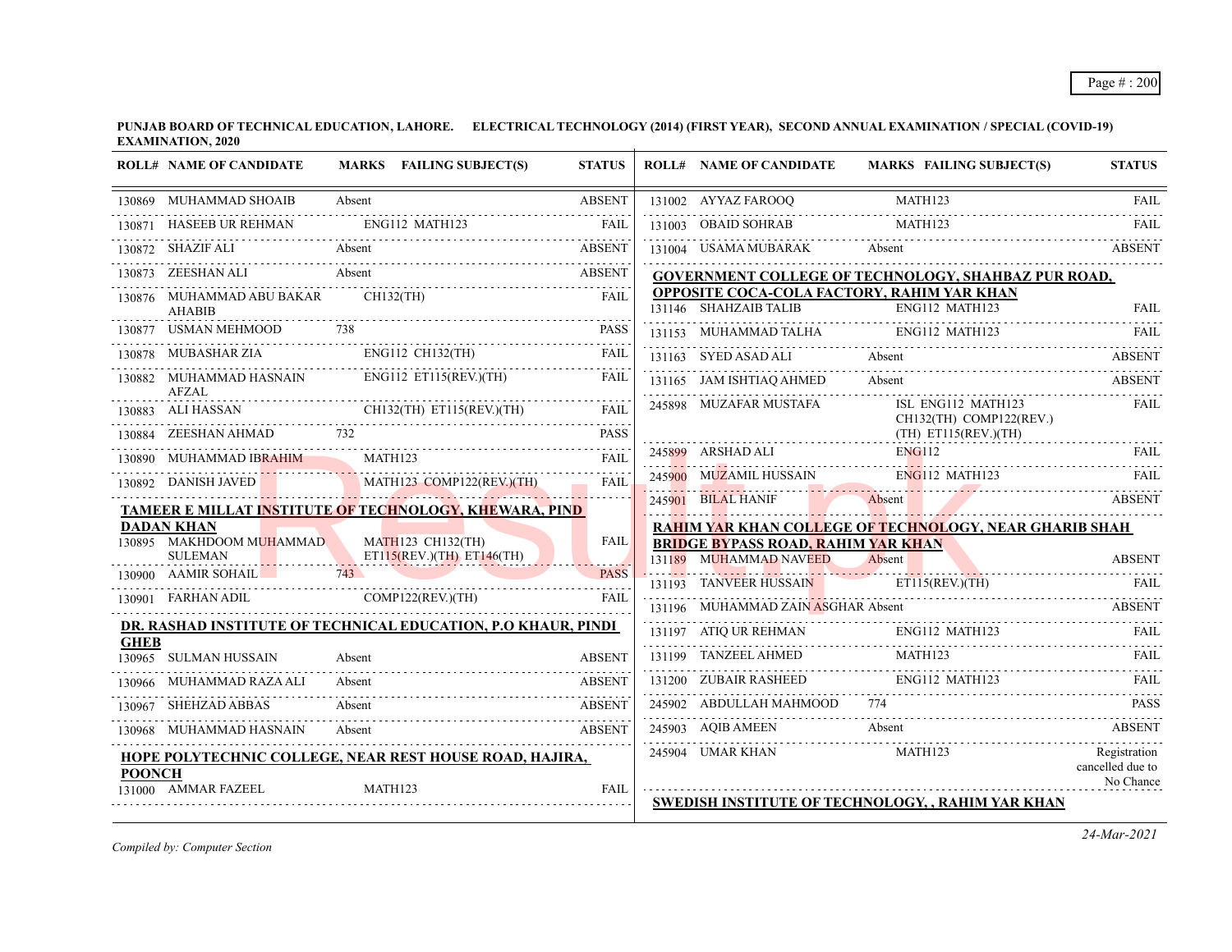**PUNJAB BOARD OF TECHNICAL EDUCATION, LAHORE. ELECTRICAL TECHNOLOGY (2014) (FIRST YEAR), SECOND ANNUAL EXAMINATION / SPECIAL (COVID-19) EXAMINATION, 2020**

| ROLL# | NAME OF CANDIDATE | MARKS | FAILING SUBJECT(S) | STATUS |
|---|---|---|---|---|
| 130869 | MUHAMMAD SHOAIB | Absent | | ABSENT |
| 130871 | HASEEB UR REHMAN | | ENG112 MATH123 | FAIL |
| 130872 | SHAZIF ALI | Absent | | ABSENT |
| 130873 | ZEESHAN ALI | Absent | | ABSENT |
| 130876 | MUHAMMAD ABU BAKAR AHABIB | | CH132(TH) | FAIL |
| 130877 | USMAN MEHMOOD | 738 | | PASS |
| 130878 | MUBASHAR ZIA | | ENG112 CH132(TH) | FAIL |
| 130882 | MUHAMMAD HASNAIN AFZAL | | ENG112 ET115(REV.)(TH) | FAIL |
| 130883 | ALI HASSAN | | CH132(TH) ET115(REV.)(TH) | FAIL |
| 130884 | ZEESHAN AHMAD | 732 | | PASS |
| 130890 | MUHAMMAD IBRAHIM | | MATH123 | FAIL |
| 130892 | DANISH JAVED | | MATH123 COMP122(REV.)(TH) | FAIL |

**TAMEER E MILLAT INSTITUTE OF TECHNOLOGY, KHEWARA, PIND DADAN KHAN**

| ROLL# | NAME OF CANDIDATE | MARKS | FAILING SUBJECT(S) | STATUS |
|---|---|---|---|---|
| 130895 | MAKHDOOM MUHAMMAD SULEMAN | | MATH123 CH132(TH) ET115(REV.)(TH) ET146(TH) | FAIL |
| 130900 | AAMIR SOHAIL | 743 | | PASS |
| 130901 | FARHAN ADIL | | COMP122(REV.)(TH) | FAIL |

**DR. RASHAD INSTITUTE OF TECHNICAL EDUCATION, P.O KHAUR, PINDI GHEB**

| ROLL# | NAME OF CANDIDATE | MARKS | FAILING SUBJECT(S) | STATUS |
|---|---|---|---|---|
| 130965 | SULMAN HUSSAIN | Absent | | ABSENT |
| 130966 | MUHAMMAD RAZA ALI | Absent | | ABSENT |
| 130967 | SHEHZAD ABBAS | Absent | | ABSENT |
| 130968 | MUHAMMAD HASNAIN | Absent | | ABSENT |

**HOPE POLYTECHNIC COLLEGE, NEAR REST HOUSE ROAD, HAJIRA, POONCH**

| ROLL# | NAME OF CANDIDATE | MARKS | FAILING SUBJECT(S) | STATUS |
|---|---|---|---|---|
| 131000 | AMMAR FAZEEL | | MATH123 | FAIL |
| 131002 | AYYAZ FAROOQ | | MATH123 | FAIL |
| 131003 | OBAID SOHRAB | | MATH123 | FAIL |
| 131004 | USAMA MUBARAK | Absent | | ABSENT |

**GOVERNMENT COLLEGE OF TECHNOLOGY, SHAHBAZ PUR ROAD, OPPOSITE COCA-COLA FACTORY, RAHIM YAR KHAN**

| ROLL# | NAME OF CANDIDATE | MARKS | FAILING SUBJECT(S) | STATUS |
|---|---|---|---|---|
| 131146 | SHAHZAIB TALIB | | ENG112 MATH123 | FAIL |
| 131153 | MUHAMMAD TALHA | | ENG112 MATH123 | FAIL |
| 131163 | SYED ASAD ALI | Absent | | ABSENT |
| 131165 | JAM ISHTIAQ AHMED | Absent | | ABSENT |
| 245898 | MUZAFAR MUSTAFA | | ISL ENG112 MATH123 CH132(TH) COMP122(REV.)(TH) ET115(REV.)(TH) | FAIL |
| 245899 | ARSHAD ALI | | ENG112 | FAIL |
| 245900 | MUZAMIL HUSSAIN | | ENG112 MATH123 | FAIL |
| 245901 | BILAL HANIF | Absent | | ABSENT |

**RAHIM YAR KHAN COLLEGE OF TECHNOLOGY, NEAR GHARIB SHAH BRIDGE BYPASS ROAD, RAHIM YAR KHAN**

| ROLL# | NAME OF CANDIDATE | MARKS | FAILING SUBJECT(S) | STATUS |
|---|---|---|---|---|
| 131189 | MUHAMMAD NAVEED | Absent | | ABSENT |
| 131193 | TANVEER HUSSAIN | | ET115(REV.)(TH) | FAIL |
| 131196 | MUHAMMAD ZAIN ASGHAR | Absent | | ABSENT |
| 131197 | ATIQ UR REHMAN | | ENG112 MATH123 | FAIL |
| 131199 | TANZEEL AHMED | | MATH123 | FAIL |
| 131200 | ZUBAIR RASHEED | | ENG112 MATH123 | FAIL |
| 245902 | ABDULLAH MAHMOOD | 774 | | PASS |
| 245903 | AQIB AMEEN | Absent | | ABSENT |
| 245904 | UMAR KHAN | | MATH123 | Registration cancelled due to No Chance |

**SWEDISH INSTITUTE OF TECHNOLOGY, , RAHIM YAR KHAN**

*Compiled by: Computer Section*

*24-Mar-2021*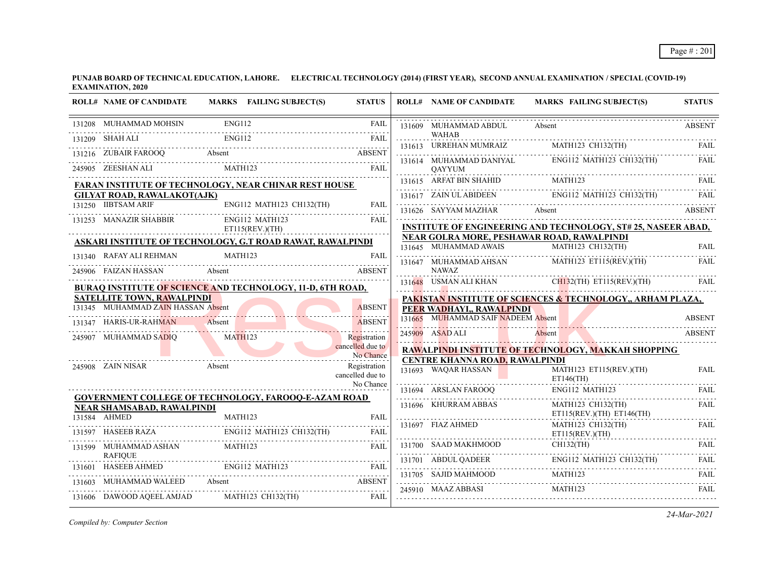**PUNJAB BOARD OF TECHNICAL EDUCATION, LAHORE. ELECTRICAL TECHNOLOGY (2014) (FIRST YEAR), SECOND ANNUAL EXAMINATION / SPECIAL (COVID-19) EXAMINATION, 2020**

| ROLL# | NAME OF CANDIDATE | MARKS | FAILING SUBJECT(S) | STATUS |
|---|---|---|---|---|
| 131208 | MUHAMMAD MOHSIN | | ENG112 | FAIL |
| 131209 | SHAH ALI | | ENG112 | FAIL |
| 131216 | ZUBAIR FAROOQ | Absent | | ABSENT |
| 245905 | ZEESHAN ALI | | MATH123 | FAIL |

**FARAN INSTITUTE OF TECHNOLOGY, NEAR CHINAR REST HOUSE GILYAT ROAD, RAWALAKOT(AJK)**

| ROLL# | NAME OF CANDIDATE | MARKS | FAILING SUBJECT(S) | STATUS |
|---|---|---|---|---|
| 131250 | IIBTSAM ARIF | | ENG112 MATH123 CH132(TH) | FAIL |
| 131253 | MANAZIR SHABBIR | | ENG112 MATH123 ET115(REV.)(TH) | FAIL |

**ASKARI INSTITUTE OF TECHNOLOGY, G.T ROAD RAWAT, RAWALPINDI**

| ROLL# | NAME OF CANDIDATE | MARKS | FAILING SUBJECT(S) | STATUS |
|---|---|---|---|---|
| 131340 | RAFAY ALI REHMAN | | MATH123 | FAIL |
| 245906 | FAIZAN HASSAN | Absent | | ABSENT |

**BURAQ INSTITUTE OF SCIENCE AND TECHNOLOGY, 11-D, 6TH ROAD, SATELLITE TOWN, RAWALPINDI**

| ROLL# | NAME OF CANDIDATE | MARKS | FAILING SUBJECT(S) | STATUS |
|---|---|---|---|---|
| 131345 | MUHAMMAD ZAIN HASSAN | Absent | | ABSENT |
| 131347 | HARIS-UR-RAHMAN | Absent | | ABSENT |
| 245907 | MUHAMMAD SADIQ | | MATH123 | Registration cancelled due to No Chance |
| 245908 | ZAIN NISAR | Absent | | Registration cancelled due to No Chance |

**GOVERNMENT COLLEGE OF TECHNOLOGY, FAROOQ-E-AZAM ROAD NEAR SHAMSABAD, RAWALPINDI**

| ROLL# | NAME OF CANDIDATE | MARKS | FAILING SUBJECT(S) | STATUS |
|---|---|---|---|---|
| 131584 | AHMED | | MATH123 | FAIL |
| 131597 | HASEEB RAZA | | ENG112 MATH123 CH132(TH) | FAIL |
| 131599 | MUHAMMAD ASHAN RAFIQUE | | MATH123 | FAIL |
| 131601 | HASEEB AHMED | | ENG112 MATH123 | FAIL |
| 131603 | MUHAMMAD WALEED | Absent | | ABSENT |
| 131606 | DAWOOD AQEEL AMJAD | | MATH123 CH132(TH) | FAIL |
| 131609 | MUHAMMAD ABDUL WAHAB | Absent | | ABSENT |
| 131613 | URREHAN MUMRAIZ | | MATH123 CH132(TH) | FAIL |
| 131614 | MUHAMMAD DANIYAL QAYYUM | | ENG112 MATH123 CH132(TH) | FAIL |
| 131615 | ARFAT BIN SHAHID | | MATH123 | FAIL |
| 131617 | ZAIN UL ABIDEEN | | ENG112 MATH123 CH132(TH) | FAIL |
| 131626 | SAYYAM MAZHAR | Absent | | ABSENT |

**INSTITUTE OF ENGINEERING AND TECHNOLOGY, ST# 25, NASEER ABAD, NEAR GOLRA MORE, PESHAWAR ROAD, RAWALPINDI**

| ROLL# | NAME OF CANDIDATE | MARKS | FAILING SUBJECT(S) | STATUS |
|---|---|---|---|---|
| 131645 | MUHAMMAD AWAIS | | MATH123 CH132(TH) | FAIL |
| 131647 | MUHAMMAD AHSAN NAWAZ | | MATH123 ET115(REV.)(TH) | FAIL |
| 131648 | USMAN ALI KHAN | | CH132(TH) ET115(REV.)(TH) | FAIL |

**PAKISTAN INSTITUTE OF SCIENCES & TECHNOLOGY,, ARHAM PLAZA, PEER WADHAYI,, RAWALPINDI**

| ROLL# | NAME OF CANDIDATE | MARKS | FAILING SUBJECT(S) | STATUS |
|---|---|---|---|---|
| 131665 | MUHAMMAD SAIF NADEEM | Absent | | ABSENT |
| 245909 | ASAD ALI | Absent | | ABSENT |

**RAWALPINDI INSTITUTE OF TECHNOLOGY, MAKKAH SHOPPING CENTRE KHANNA ROAD, RAWALPINDI**

| ROLL# | NAME OF CANDIDATE | MARKS | FAILING SUBJECT(S) | STATUS |
|---|---|---|---|---|
| 131693 | WAQAR HASSAN | | MATH123 ET115(REV.)(TH) ET146(TH) | FAIL |
| 131694 | ARSLAN FAROOQ | | ENG112 MATH123 | FAIL |
| 131696 | KHURRAM ABBAS | | MATH123 CH132(TH) ET115(REV.)(TH) ET146(TH) | FAIL |
| 131697 | FIAZ AHMED | | MATH123 CH132(TH) ET115(REV.)(TH) | FAIL |
| 131700 | SAAD MAKHMOOD | | CH132(TH) | FAIL |
| 131701 | ABDUL QADEER | | ENG112 MATH123 CH132(TH) | FAIL |
| 131705 | SAJID MAHMOOD | | MATH123 | FAIL |
| 245910 | MAAZ ABBASI | | MATH123 | FAIL |

*Compiled by: Computer Section*

*24-Mar-2021*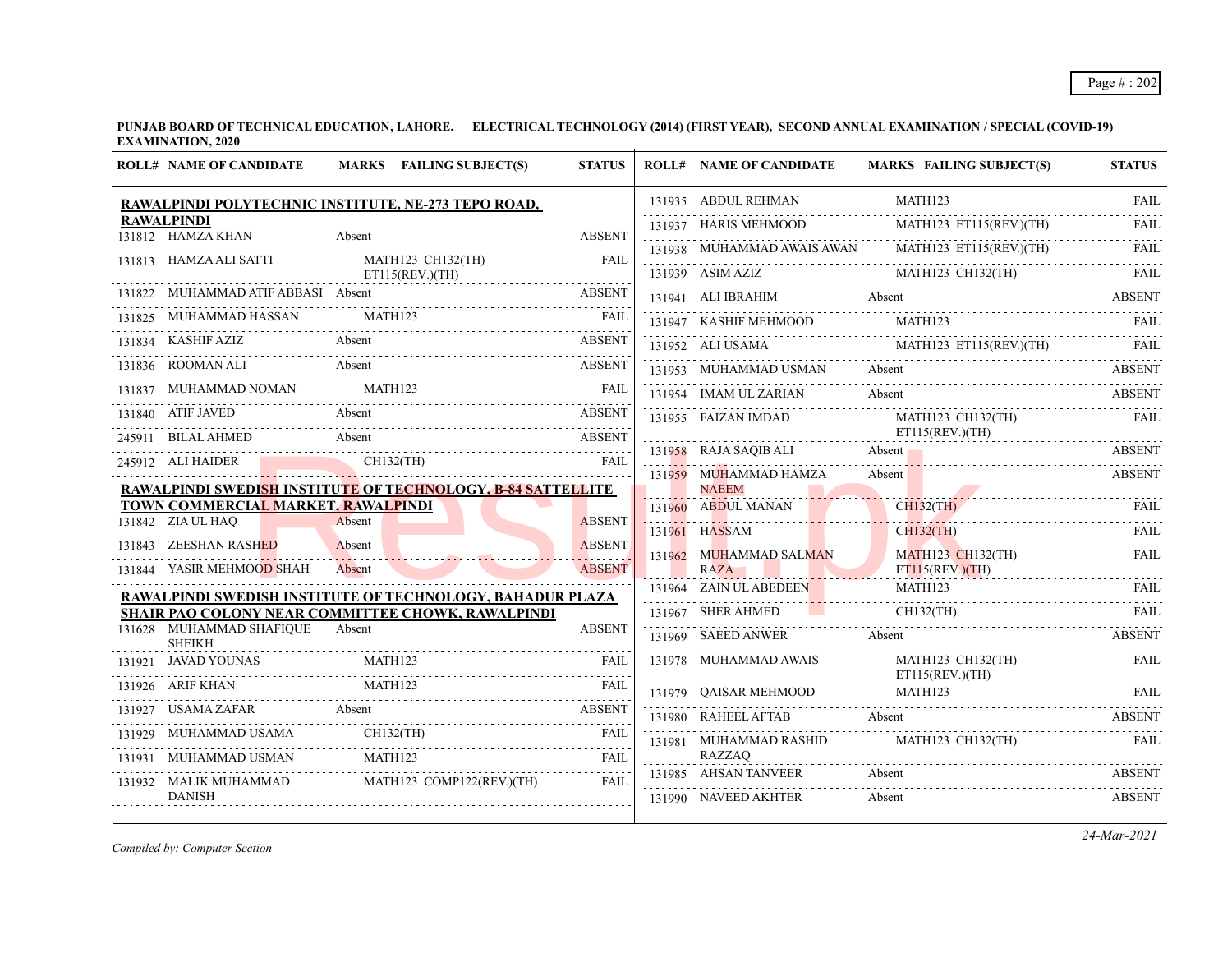**PUNJAB BOARD OF TECHNICAL EDUCATION, LAHORE. ELECTRICAL TECHNOLOGY (2014) (FIRST YEAR), SECOND ANNUAL EXAMINATION / SPECIAL (COVID-19) EXAMINATION, 2020**

### RAWALPINDI POLYTECHNIC INSTITUTE, NE-273 TEPO ROAD, RAWALPINDI

| ROLL# | NAME OF CANDIDATE | MARKS | FAILING SUBJECT(S) | STATUS |
|---|---|---|---|---|
| 131812 | HAMZA KHAN | Absent | | ABSENT |
| 131813 | HAMZA ALI SATTI | | MATH123 CH132(TH) ET115(REV.)(TH) | FAIL |
| 131822 | MUHAMMAD ATIF ABBASI | Absent | | ABSENT |
| 131825 | MUHAMMAD HASSAN | | MATH123 | FAIL |
| 131834 | KASHIF AZIZ | Absent | | ABSENT |
| 131836 | ROOMAN ALI | Absent | | ABSENT |
| 131837 | MUHAMMAD NOMAN | | MATH123 | FAIL |
| 131840 | ATIF JAVED | Absent | | ABSENT |
| 245911 | BILAL AHMED | Absent | | ABSENT |
| 245912 | ALI HAIDER | | CH132(TH) | FAIL |

### RAWALPINDI SWEDISH INSTITUTE OF TECHNOLOGY, B-84 SATTELLITE TOWN COMMERCIAL MARKET, RAWALPINDI

| ROLL# | NAME OF CANDIDATE | MARKS | FAILING SUBJECT(S) | STATUS |
|---|---|---|---|---|
| 131842 | ZIA UL HAQ | Absent | | ABSENT |
| 131843 | ZEESHAN RASHED | Absent | | ABSENT |
| 131844 | YASIR MEHMOOD SHAH | Absent | | ABSENT |

### RAWALPINDI SWEDISH INSTITUTE OF TECHNOLOGY, BAHADUR PLAZA SHAIR PAO COLONY NEAR COMMITTEE CHOWK, RAWALPINDI

| ROLL# | NAME OF CANDIDATE | MARKS | FAILING SUBJECT(S) | STATUS |
|---|---|---|---|---|
| 131628 | MUHAMMAD SHAFIQUE SHEIKH | Absent | | ABSENT |
| 131921 | JAVAD YOUNAS | | MATH123 | FAIL |
| 131926 | ARIF KHAN | | MATH123 | FAIL |
| 131927 | USAMA ZAFAR | Absent | | ABSENT |
| 131929 | MUHAMMAD USAMA | | CH132(TH) | FAIL |
| 131931 | MUHAMMAD USMAN | | MATH123 | FAIL |
| 131932 | MALIK MUHAMMAD DANISH | | MATH123 COMP122(REV.)(TH) | FAIL |
| 131935 | ABDUL REHMAN | | MATH123 | FAIL |
| 131937 | HARIS MEHMOOD | | MATH123 ET115(REV.)(TH) | FAIL |
| 131938 | MUHAMMAD AWAIS AWAN | | MATH123 ET115(REV.)(TH) | FAIL |
| 131939 | ASIM AZIZ | | MATH123 CH132(TH) | FAIL |
| 131941 | ALI IBRAHIM | Absent | | ABSENT |
| 131947 | KASHIF MEHMOOD | | MATH123 | FAIL |
| 131952 | ALI USAMA | | MATH123 ET115(REV.)(TH) | FAIL |
| 131953 | MUHAMMAD USMAN | Absent | | ABSENT |
| 131954 | IMAM UL ZARIAN | Absent | | ABSENT |
| 131955 | FAIZAN IMDAD | | MATH123 CH132(TH) ET115(REV.)(TH) | FAIL |
| 131958 | RAJA SAQIB ALI | Absent | | ABSENT |
| 131959 | MUHAMMAD HAMZA NAEEM | Absent | | ABSENT |
| 131960 | ABDUL MANAN | | CH132(TH) | FAIL |
| 131961 | HASSAM | | CH132(TH) | FAIL |
| 131962 | MUHAMMAD SALMAN RAZA | | MATH123 CH132(TH) ET115(REV.)(TH) | FAIL |
| 131964 | ZAIN UL ABEDEEN | | MATH123 | FAIL |
| 131967 | SHER AHMED | | CH132(TH) | FAIL |
| 131969 | SAEED ANWER | Absent | | ABSENT |
| 131978 | MUHAMMAD AWAIS | | MATH123 CH132(TH) ET115(REV.)(TH) | FAIL |
| 131979 | QAISAR MEHMOOD | | MATH123 | FAIL |
| 131980 | RAHEEL AFTAB | Absent | | ABSENT |
| 131981 | MUHAMMAD RASHID RAZZAQ | | MATH123 CH132(TH) | FAIL |
| 131985 | AHSAN TANVEER | Absent | | ABSENT |
| 131990 | NAVEED AKHTER | Absent | | ABSENT |

*Compiled by: Computer Section*

*24-Mar-2021*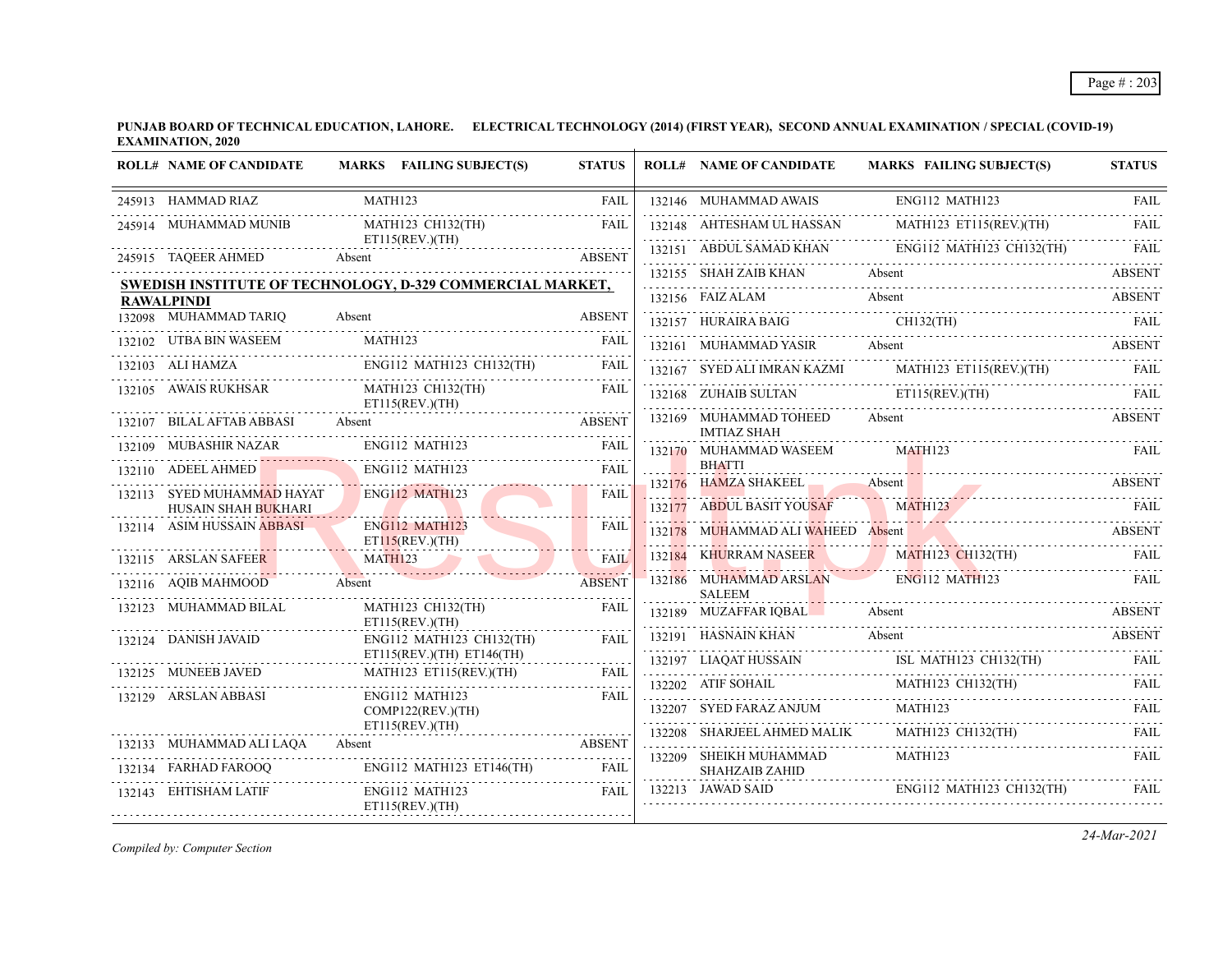**PUNJAB BOARD OF TECHNICAL EDUCATION, LAHORE. ELECTRICAL TECHNOLOGY (2014) (FIRST YEAR), SECOND ANNUAL EXAMINATION / SPECIAL (COVID-19) EXAMINATION, 2020**

| ROLL# | NAME OF CANDIDATE | MARKS | FAILING SUBJECT(S) | STATUS |
|---|---|---|---|---|
| 245913 | HAMMAD RIAZ | | MATH123 | FAIL |
| 245914 | MUHAMMAD MUNIB | | MATH123 CH132(TH) ET115(REV.)(TH) | FAIL |
| 245915 | TAQEER AHMED | Absent | | ABSENT |

**SWEDISH INSTITUTE OF TECHNOLOGY, D-329 COMMERCIAL MARKET, RAWALPINDI**

| ROLL# | NAME OF CANDIDATE | MARKS | FAILING SUBJECT(S) | STATUS |
|---|---|---|---|---|
| 132098 | MUHAMMAD TARIQ | Absent | | ABSENT |
| 132102 | UTBA BIN WASEEM | | MATH123 | FAIL |
| 132103 | ALI HAMZA | | ENG112 MATH123 CH132(TH) | FAIL |
| 132105 | AWAIS RUKHSAR | | MATH123 CH132(TH) ET115(REV.)(TH) | FAIL |
| 132107 | BILAL AFTAB ABBASI | Absent | | ABSENT |
| 132109 | MUBASHIR NAZAR | | ENG112 MATH123 | FAIL |
| 132110 | ADEEL AHMED | | ENG112 MATH123 | FAIL |
| 132113 | SYED MUHAMMAD HAYAT HUSAIN SHAH BUKHARI | | ENG112 MATH123 | FAIL |
| 132114 | ASIM HUSSAIN ABBASI | | ENG112 MATH123 ET115(REV.)(TH) | FAIL |
| 132115 | ARSLAN SAFEER | | MATH123 | FAIL |
| 132116 | AQIB MAHMOOD | Absent | | ABSENT |
| 132123 | MUHAMMAD BILAL | | MATH123 CH132(TH) ET115(REV.)(TH) | FAIL |
| 132124 | DANISH JAVAID | | ENG112 MATH123 CH132(TH) ET115(REV.)(TH) ET146(TH) | FAIL |
| 132125 | MUNEEB JAVED | | MATH123 ET115(REV.)(TH) | FAIL |
| 132129 | ARSLAN ABBASI | | ENG112 MATH123 COMP122(REV.)(TH) ET115(REV.)(TH) | FAIL |
| 132133 | MUHAMMAD ALI LAQA | Absent | | ABSENT |
| 132134 | FARHAD FAROOQ | | ENG112 MATH123 ET146(TH) | FAIL |
| 132143 | EHTISHAM LATIF | | ENG112 MATH123 ET115(REV.)(TH) | FAIL |
| 132146 | MUHAMMAD AWAIS | | ENG112 MATH123 | FAIL |
| 132148 | AHTESHAM UL HASSAN | | MATH123 ET115(REV.)(TH) | FAIL |
| 132151 | ABDUL SAMAD KHAN | | ENG112 MATH123 CH132(TH) | FAIL |
| 132155 | SHAH ZAIB KHAN | Absent | | ABSENT |
| 132156 | FAIZ ALAM | Absent | | ABSENT |
| 132157 | HURAIRA BAIG | | CH132(TH) | FAIL |
| 132161 | MUHAMMAD YASIR | Absent | | ABSENT |
| 132167 | SYED ALI IMRAN KAZMI | | MATH123 ET115(REV.)(TH) | FAIL |
| 132168 | ZUHAIB SULTAN | | ET115(REV.)(TH) | FAIL |
| 132169 | MUHAMMAD TOHEED IMTIAZ SHAH | Absent | | ABSENT |
| 132170 | MUHAMMAD WASEEM BHATTI | | MATH123 | FAIL |
| 132176 | HAMZA SHAKEEL | Absent | | ABSENT |
| 132177 | ABDUL BASIT YOUSAF | | MATH123 | FAIL |
| 132178 | MUHAMMAD ALI WAHEED | Absent | | ABSENT |
| 132184 | KHURRAM NASEER | | MATH123 CH132(TH) | FAIL |
| 132186 | MUHAMMAD ARSLAN SALEEM | | ENG112 MATH123 | FAIL |
| 132189 | MUZAFFAR IQBAL | Absent | | ABSENT |
| 132191 | HASNAIN KHAN | Absent | | ABSENT |
| 132197 | LIAQAT HUSSAIN | | ISL MATH123 CH132(TH) | FAIL |
| 132202 | ATIF SOHAIL | | MATH123 CH132(TH) | FAIL |
| 132207 | SYED FARAZ ANJUM | | MATH123 | FAIL |
| 132208 | SHARJEEL AHMED MALIK | | MATH123 CH132(TH) | FAIL |
| 132209 | SHEIKH MUHAMMAD SHAHZAIB ZAHID | | MATH123 | FAIL |
| 132213 | JAWAD SAID | | ENG112 MATH123 CH132(TH) | FAIL |

*Compiled by: Computer Section*

24-Mar-2021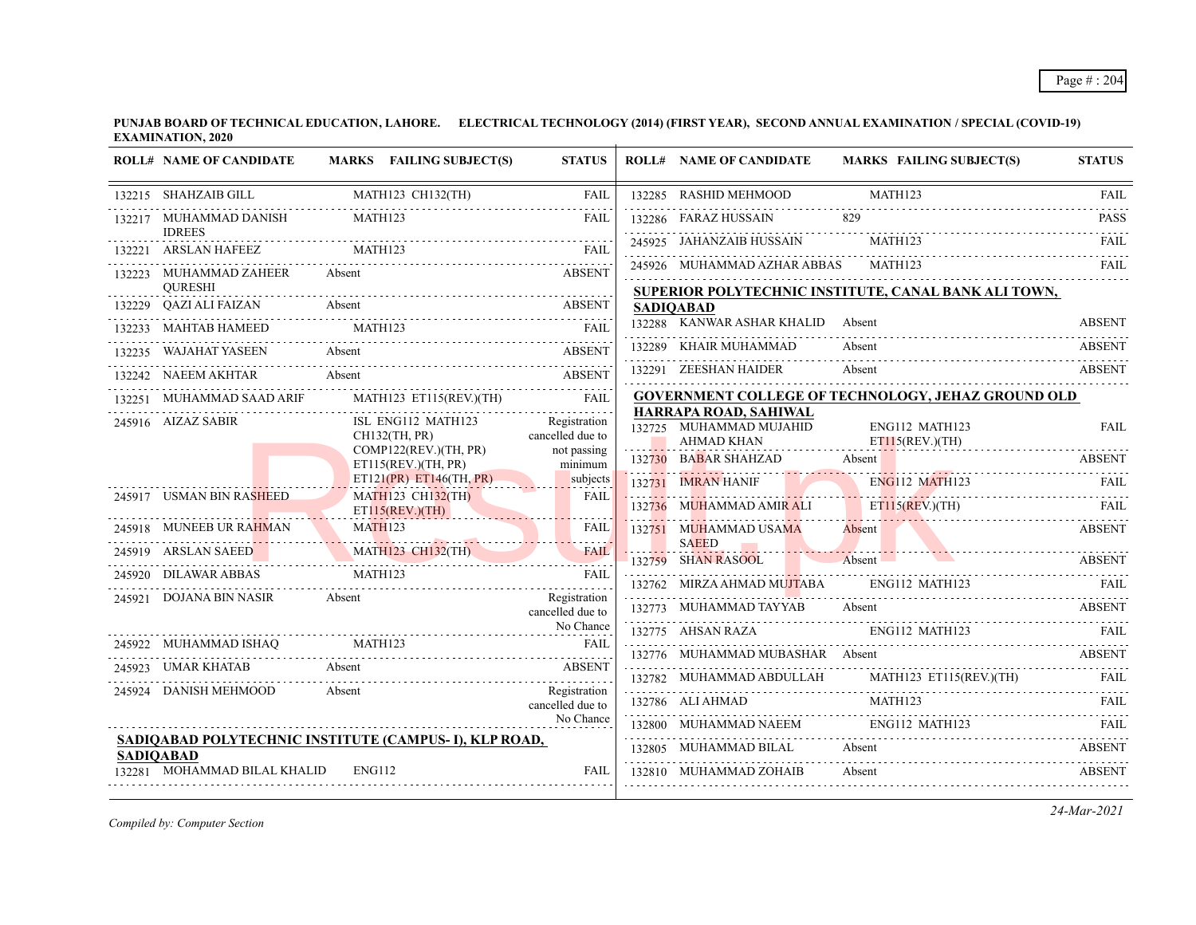**PUNJAB BOARD OF TECHNICAL EDUCATION, LAHORE. ELECTRICAL TECHNOLOGY (2014) (FIRST YEAR), SECOND ANNUAL EXAMINATION / SPECIAL (COVID-19) EXAMINATION, 2020**

| ROLL# | NAME OF CANDIDATE | MARKS | FAILING SUBJECT(S) | STATUS |
|---|---|---|---|---|
| 132215 | SHAHZAIB GILL | | MATH123 CH132(TH) | FAIL |
| 132217 | MUHAMMAD DANISH IDREES | | MATH123 | FAIL |
| 132221 | ARSLAN HAFEEZ | | MATH123 | FAIL |
| 132223 | MUHAMMAD ZAHEER QURESHI | Absent | | ABSENT |
| 132229 | QAZI ALI FAIZAN | Absent | | ABSENT |
| 132233 | MAHTAB HAMEED | | MATH123 | FAIL |
| 132235 | WAJAHAT YASEEN | Absent | | ABSENT |
| 132242 | NAEEM AKHTAR | Absent | | ABSENT |
| 132251 | MUHAMMAD SAAD ARIF | | MATH123 ET115(REV.)(TH) | FAIL |
| 245916 | AIZAZ SABIR | | ISL ENG112 MATH123 CH132(TH, PR) COMP122(REV.)(TH, PR) ET115(REV.)(TH, PR) ET121(PR) ET146(TH, PR) | Registration cancelled due to not passing minimum subjects |
| 245917 | USMAN BIN RASHEED | | MATH123 CH132(TH) ET115(REV.)(TH) | FAIL |
| 245918 | MUNEEB UR RAHMAN | | MATH123 | FAIL |
| 245919 | ARSLAN SAEED | | MATH123 CH132(TH) | FAIL |
| 245920 | DILAWAR ABBAS | | MATH123 | FAIL |
| 245921 | DOJANA BIN NASIR | Absent | | Registration cancelled due to No Chance |
| 245922 | MUHAMMAD ISHAQ | | MATH123 | FAIL |
| 245923 | UMAR KHATAB | Absent | | ABSENT |
| 245924 | DANISH MEHMOOD | Absent | | Registration cancelled due to No Chance |

**SADIQABAD POLYTECHNIC INSTITUTE (CAMPUS- I), KLP ROAD, SADIQABAD**

| ROLL# | NAME OF CANDIDATE | MARKS | FAILING SUBJECT(S) | STATUS |
|---|---|---|---|---|
| 132281 | MOHAMMAD BILAL KHALID | | ENG112 | FAIL |
| 132285 | RASHID MEHMOOD | | MATH123 | FAIL |
| 132286 | FARAZ HUSSAIN | 829 | | PASS |
| 245925 | JAHANZAIB HUSSAIN | | MATH123 | FAIL |
| 245926 | MUHAMMAD AZHAR ABBAS | | MATH123 | FAIL |

**SUPERIOR POLYTECHNIC INSTITUTE, CANAL BANK ALI TOWN, SADIQABAD**

| ROLL# | NAME OF CANDIDATE | MARKS | FAILING SUBJECT(S) | STATUS |
|---|---|---|---|---|
| 132288 | KANWAR ASHAR KHALID | Absent | | ABSENT |
| 132289 | KHAIR MUHAMMAD | Absent | | ABSENT |
| 132291 | ZEESHAN HAIDER | Absent | | ABSENT |

**GOVERNMENT COLLEGE OF TECHNOLOGY, JEHAZ GROUND OLD HARRAPA ROAD, SAHIWAL**

| ROLL# | NAME OF CANDIDATE | MARKS | FAILING SUBJECT(S) | STATUS |
|---|---|---|---|---|
| 132725 | MUHAMMAD MUJAHID AHMAD KHAN | | ENG112 MATH123 ET115(REV.)(TH) | FAIL |
| 132730 | BABAR SHAHZAD | Absent | | ABSENT |
| 132731 | IMRAN HANIF | | ENG112 MATH123 | FAIL |
| 132736 | MUHAMMAD AMIR ALI | | ET115(REV.)(TH) | FAIL |
| 132751 | MUHAMMAD USAMA SAEED | Absent | | ABSENT |
| 132759 | SHAN RASOOL | Absent | | ABSENT |
| 132762 | MIRZA AHMAD MUJTABA | | ENG112 MATH123 | FAIL |
| 132773 | MUHAMMAD TAYYAB | Absent | | ABSENT |
| 132775 | AHSAN RAZA | | ENG112 MATH123 | FAIL |
| 132776 | MUHAMMAD MUBASHAR | Absent | | ABSENT |
| 132782 | MUHAMMAD ABDULLAH | | MATH123 ET115(REV.)(TH) | FAIL |
| 132786 | ALI AHMAD | | MATH123 | FAIL |
| 132800 | MUHAMMAD NAEEM | | ENG112 MATH123 | FAIL |
| 132805 | MUHAMMAD BILAL | Absent | | ABSENT |
| 132810 | MUHAMMAD ZOHAIB | Absent | | ABSENT |

*Compiled by: Computer Section*

*24-Mar-2021*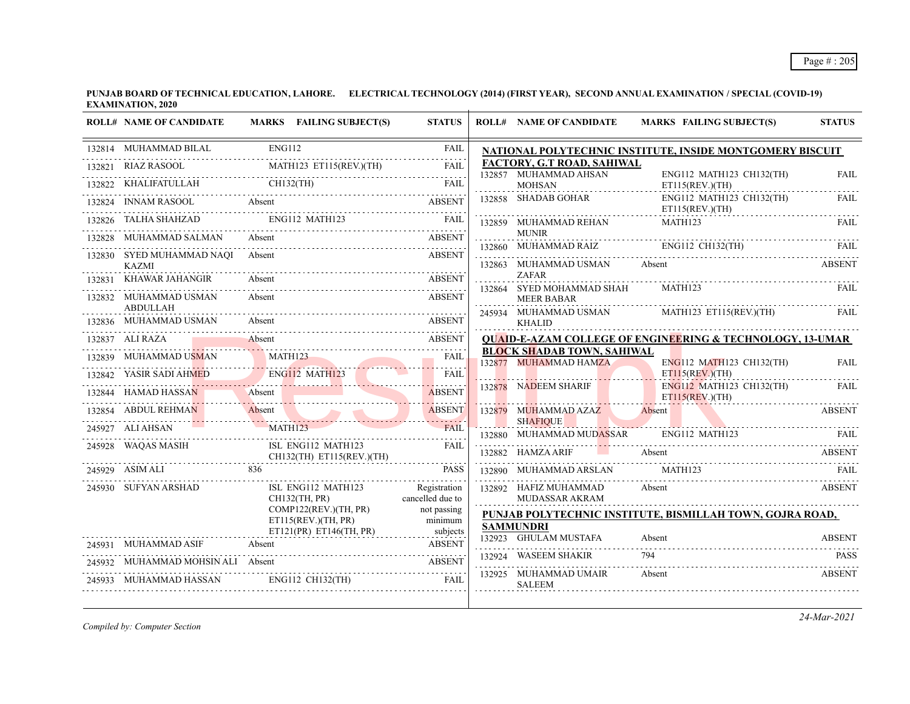**PUNJAB BOARD OF TECHNICAL EDUCATION, LAHORE. ELECTRICAL TECHNOLOGY (2014) (FIRST YEAR), SECOND ANNUAL EXAMINATION / SPECIAL (COVID-19) EXAMINATION, 2020**

| ROLL# | NAME OF CANDIDATE | MARKS | FAILING SUBJECT(S) | STATUS |
|---|---|---|---|---|
| 132814 | MUHAMMAD BILAL | | ENG112 | FAIL |
| 132821 | RIAZ RASOOL | | MATH123 ET115(REV.)(TH) | FAIL |
| 132822 | KHALIFATULLAH | | CH132(TH) | FAIL |
| 132824 | INNAM RASOOL | Absent | | ABSENT |
| 132826 | TALHA SHAHZAD | | ENG112 MATH123 | FAIL |
| 132828 | MUHAMMAD SALMAN | Absent | | ABSENT |
| 132830 | SYED MUHAMMAD NAQI KAZMI | Absent | | ABSENT |
| 132831 | KHAWAR JAHANGIR | Absent | | ABSENT |
| 132832 | MUHAMMAD USMAN ABDULLAH | Absent | | ABSENT |
| 132836 | MUHAMMAD USMAN | Absent | | ABSENT |
| 132837 | ALI RAZA | Absent | | ABSENT |
| 132839 | MUHAMMAD USMAN | | MATH123 | FAIL |
| 132842 | YASIR SADI AHMED | | ENG112 MATH123 | FAIL |
| 132844 | HAMAD HASSAN | Absent | | ABSENT |
| 132854 | ABDUL REHMAN | Absent | | ABSENT |
| 245927 | ALI AHSAN | | MATH123 | FAIL |
| 245928 | WAQAS MASIH | | ISL ENG112 MATH123 CH132(TH) ET115(REV.)(TH) | FAIL |
| 245929 | ASIM ALI | 836 | | PASS |
| 245930 | SUFYAN ARSHAD | | ISL ENG112 MATH123 CH132(TH, PR) COMP122(REV.)(TH, PR) ET115(REV.)(TH, PR) ET121(PR) ET146(TH, PR) | Registration cancelled due to not passing minimum subjects |
| 245931 | MUHAMMAD ASIF | Absent | | ABSENT |
| 245932 | MUHAMMAD MOHSIN ALI | Absent | | ABSENT |
| 245933 | MUHAMMAD HASSAN | | ENG112 CH132(TH) | FAIL |

**NATIONAL POLYTECHNIC INSTITUTE, INSIDE MONTGOMERY BISCUIT FACTORY, G.T ROAD, SAHIWAL**

| ROLL# | NAME OF CANDIDATE | MARKS | FAILING SUBJECT(S) | STATUS |
|---|---|---|---|---|
| 132857 | MUHAMMAD AHSAN MOHSAN | | ENG112 MATH123 CH132(TH) ET115(REV.)(TH) | FAIL |
| 132858 | SHADAB GOHAR | | ENG112 MATH123 CH132(TH) ET115(REV.)(TH) | FAIL |
| 132859 | MUHAMMAD REHAN MUNIR | | MATH123 | FAIL |
| 132860 | MUHAMMAD RAIZ | | ENG112 CH132(TH) | FAIL |
| 132863 | MUHAMMAD USMAN ZAFAR | Absent | | ABSENT |
| 132864 | SYED MOHAMMAD SHAH MEER BABAR | | MATH123 | FAIL |
| 245934 | MUHAMMAD USMAN KHALID | | MATH123 ET115(REV.)(TH) | FAIL |

**QUAID-E-AZAM COLLEGE OF ENGINEERING & TECHNOLOGY, 13-UMAR BLOCK SHADAB TOWN, SAHIWAL**

| ROLL# | NAME OF CANDIDATE | MARKS | FAILING SUBJECT(S) | STATUS |
|---|---|---|---|---|
| 132877 | MUHAMMAD HAMZA | | ENG112 MATH123 CH132(TH) ET115(REV.)(TH) | FAIL |
| 132878 | NADEEM SHARIF | | ENG112 MATH123 CH132(TH) ET115(REV.)(TH) | FAIL |
| 132879 | MUHAMMAD AZAZ SHAFIQUE | Absent | | ABSENT |
| 132880 | MUHAMMAD MUDASSAR | | ENG112 MATH123 | FAIL |
| 132882 | HAMZA ARIF | Absent | | ABSENT |
| 132890 | MUHAMMAD ARSLAN | | MATH123 | FAIL |
| 132892 | HAFIZ MUHAMMAD MUDASSAR AKRAM | Absent | | ABSENT |

**PUNJAB POLYTECHNIC INSTITUTE, BISMILLAH TOWN, GOJRA ROAD, SAMMUNDRI**

| ROLL# | NAME OF CANDIDATE | MARKS | FAILING SUBJECT(S) | STATUS |
|---|---|---|---|---|
| 132923 | GHULAM MUSTAFA | Absent | | ABSENT |
| 132924 | WASEEM SHAKIR | 794 | | PASS |
| 132925 | MUHAMMAD UMAIR SALEEM | Absent | | ABSENT |

*Compiled by: Computer Section*

*24-Mar-2021*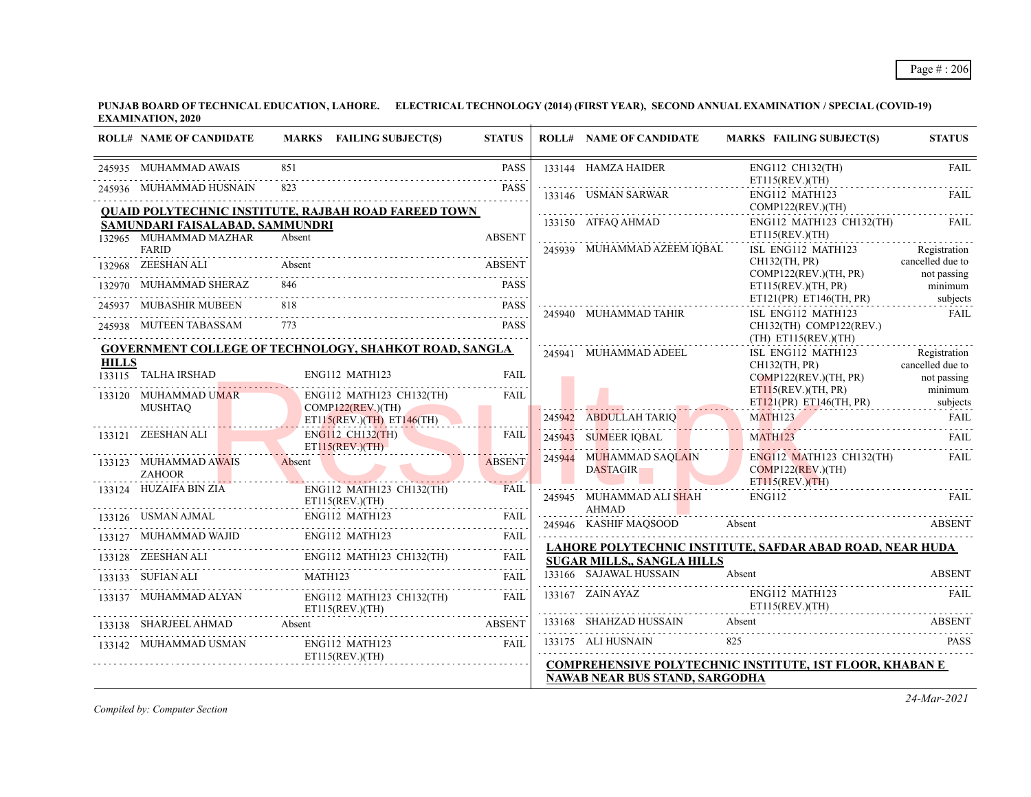**PUNJAB BOARD OF TECHNICAL EDUCATION, LAHORE. ELECTRICAL TECHNOLOGY (2014) (FIRST YEAR), SECOND ANNUAL EXAMINATION / SPECIAL (COVID-19) EXAMINATION, 2020**

| ROLL# | NAME OF CANDIDATE | MARKS | FAILING SUBJECT(S) | STATUS |
|---|---|---|---|---|
| 245935 | MUHAMMAD AWAIS | 851 | | PASS |
| 245936 | MUHAMMAD HUSNAIN | 823 | | PASS |

**QUAID POLYTECHNIC INSTITUTE, RAJBAH ROAD FAREED TOWN SAMUNDARI FAISALABAD, SAMMUNDRI**

| ROLL# | NAME OF CANDIDATE | MARKS | FAILING SUBJECT(S) | STATUS |
|---|---|---|---|---|
| 132965 | MUHAMMAD MAZHAR FARID | Absent | | ABSENT |
| 132968 | ZEESHAN ALI | Absent | | ABSENT |
| 132970 | MUHAMMAD SHERAZ | 846 | | PASS |
| 245937 | MUBASHIR MUBEEN | 818 | | PASS |
| 245938 | MUTEEN TABASSAM | 773 | | PASS |

**GOVERNMENT COLLEGE OF TECHNOLOGY, SHAHKOT ROAD, SANGLA HILLS**

| ROLL# | NAME OF CANDIDATE | MARKS | FAILING SUBJECT(S) | STATUS |
|---|---|---|---|---|
| 133115 | TALHA IRSHAD | | ENG112 MATH123 | FAIL |
| 133120 | MUHAMMAD UMAR MUSHTAQ | | ENG112 MATH123 CH132(TH) COMP122(REV.)(TH) ET115(REV.)(TH) ET146(TH) | FAIL |
| 133121 | ZEESHAN ALI | | ENG112 CH132(TH) ET115(REV.)(TH) | FAIL |
| 133123 | MUHAMMAD AWAIS ZAHOOR | Absent | | ABSENT |
| 133124 | HUZAIFA BIN ZIA | | ENG112 MATH123 CH132(TH) ET115(REV.)(TH) | FAIL |
| 133126 | USMAN AJMAL | | ENG112 MATH123 | FAIL |
| 133127 | MUHAMMAD WAJID | | ENG112 MATH123 | FAIL |
| 133128 | ZEESHAN ALI | | ENG112 MATH123 CH132(TH) | FAIL |
| 133133 | SUFIAN ALI | | MATH123 | FAIL |
| 133137 | MUHAMMAD ALYAN | | ENG112 MATH123 CH132(TH) ET115(REV.)(TH) | FAIL |
| 133138 | SHARJEEL AHMAD | Absent | | ABSENT |
| 133142 | MUHAMMAD USMAN | | ENG112 MATH123 ET115(REV.)(TH) | FAIL |
| 133144 | HAMZA HAIDER | | ENG112 CH132(TH) ET115(REV.)(TH) | FAIL |
| 133146 | USMAN SARWAR | | ENG112 MATH123 COMP122(REV.)(TH) | FAIL |
| 133150 | ATFAQ AHMAD | | ENG112 MATH123 CH132(TH) ET115(REV.)(TH) | FAIL |
| 245939 | MUHAMMAD AZEEM IQBAL | | ISL ENG112 MATH123 CH132(TH, PR) COMP122(REV.)(TH, PR) ET115(REV.)(TH, PR) ET121(PR) ET146(TH, PR) | Registration cancelled due to not passing minimum subjects |
| 245940 | MUHAMMAD TAHIR | | ISL ENG112 MATH123 CH132(TH) COMP122(REV.)(TH) ET115(REV.)(TH) | FAIL |
| 245941 | MUHAMMAD ADEEL | | ISL ENG112 MATH123 CH132(TH, PR) COMP122(REV.)(TH, PR) ET115(REV.)(TH, PR) ET121(PR) ET146(TH, PR) | Registration cancelled due to not passing minimum subjects |
| 245942 | ABDULLAH TARIQ | | MATH123 | FAIL |
| 245943 | SUMEER IQBAL | | MATH123 | FAIL |
| 245944 | MUHAMMAD SAQLAIN DASTAGIR | | ENG112 MATH123 CH132(TH) COMP122(REV.)(TH) ET115(REV.)(TH) | FAIL |
| 245945 | MUHAMMAD ALI SHAH AHMAD | | ENG112 | FAIL |
| 245946 | KASHIF MAQSOOD | Absent | | ABSENT |

**LAHORE POLYTECHNIC INSTITUTE, SAFDAR ABAD ROAD, NEAR HUDA SUGAR MILLS,, SANGLA HILLS**

| ROLL# | NAME OF CANDIDATE | MARKS | FAILING SUBJECT(S) | STATUS |
|---|---|---|---|---|
| 133166 | SAJAWAL HUSSAIN | Absent | | ABSENT |
| 133167 | ZAIN AYAZ | | ENG112 MATH123 ET115(REV.)(TH) | FAIL |
| 133168 | SHAHZAD HUSSAIN | Absent | | ABSENT |
| 133175 | ALI HUSNAIN | 825 | | PASS |

**COMPREHENSIVE POLYTECHNIC INSTITUTE, 1ST FLOOR, KHABAN E NAWAB NEAR BUS STAND, SARGODHA**

*Compiled by: Computer Section*

*24-Mar-2021*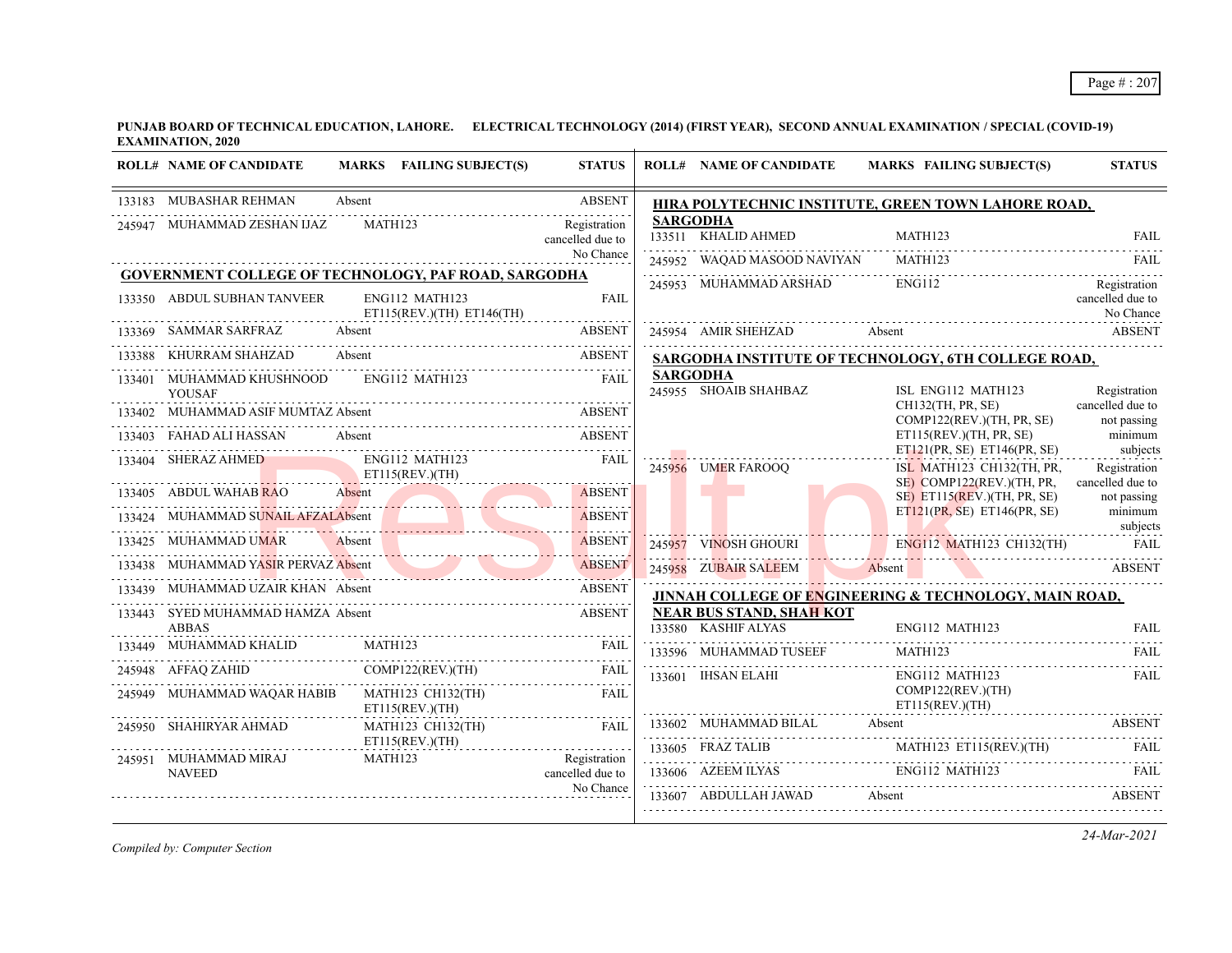**PUNJAB BOARD OF TECHNICAL EDUCATION, LAHORE. ELECTRICAL TECHNOLOGY (2014) (FIRST YEAR), SECOND ANNUAL EXAMINATION / SPECIAL (COVID-19) EXAMINATION, 2020**

| ROLL# | NAME OF CANDIDATE | MARKS | FAILING SUBJECT(S) | STATUS |
|---|---|---|---|---|
| 133183 | MUBASHAR REHMAN | Absent | | ABSENT |
| 245947 | MUHAMMAD ZESHAN IJAZ | | MATH123 | Registration cancelled due to No Chance |

**GOVERNMENT COLLEGE OF TECHNOLOGY, PAF ROAD, SARGODHA**

| ROLL# | NAME OF CANDIDATE | MARKS | FAILING SUBJECT(S) | STATUS |
|---|---|---|---|---|
| 133350 | ABDUL SUBHAN TANVEER | | ENG112 MATH123 ET115(REV.)(TH) ET146(TH) | FAIL |
| 133369 | SAMMAR SARFRAZ | Absent | | ABSENT |
| 133388 | KHURRAM SHAHZAD | Absent | | ABSENT |
| 133401 | MUHAMMAD KHUSHNOOD YOUSAF | | ENG112 MATH123 | FAIL |
| 133402 | MUHAMMAD ASIF MUMTAZ | Absent | | ABSENT |
| 133403 | FAHAD ALI HASSAN | Absent | | ABSENT |
| 133404 | SHERAZ AHMED | | ENG112 MATH123 ET115(REV.)(TH) | FAIL |
| 133405 | ABDUL WAHAB RAO | Absent | | ABSENT |
| 133424 | MUHAMMAD SUNAIL AFZAL | Absent | | ABSENT |
| 133425 | MUHAMMAD UMAR | Absent | | ABSENT |
| 133438 | MUHAMMAD YASIR PERVAZ | Absent | | ABSENT |
| 133439 | MUHAMMAD UZAIR KHAN | Absent | | ABSENT |
| 133443 | SYED MUHAMMAD HAMZA ABBAS | Absent | | ABSENT |
| 133449 | MUHAMMAD KHALID | | MATH123 | FAIL |
| 245948 | AFFAQ ZAHID | | COMP122(REV.)(TH) | FAIL |
| 245949 | MUHAMMAD WAQAR HABIB | | MATH123 CH132(TH) ET115(REV.)(TH) | FAIL |
| 245950 | SHAHIRYAR AHMAD | | MATH123 CH132(TH) ET115(REV.)(TH) | FAIL |
| 245951 | MUHAMMAD MIRAJ NAVEED | | MATH123 | Registration cancelled due to No Chance |

**HIRA POLYTECHNIC INSTITUTE, GREEN TOWN LAHORE ROAD, SARGODHA**

| ROLL# | NAME OF CANDIDATE | MARKS | FAILING SUBJECT(S) | STATUS |
|---|---|---|---|---|
| 133511 | KHALID AHMED | | MATH123 | FAIL |
| 245952 | WAQAD MASOOD NAVIYAN | | MATH123 | FAIL |
| 245953 | MUHAMMAD ARSHAD | | ENG112 | Registration cancelled due to No Chance |
| 245954 | AMIR SHEHZAD | Absent | | ABSENT |

**SARGODHA INSTITUTE OF TECHNOLOGY, 6TH COLLEGE ROAD, SARGODHA**

| ROLL# | NAME OF CANDIDATE | MARKS | FAILING SUBJECT(S) | STATUS |
|---|---|---|---|---|
| 245955 | SHOAIB SHAHBAZ | | ISL ENG112 MATH123 CH132(TH, PR, SE) COMP122(REV.)(TH, PR, SE) ET115(REV.)(TH, PR, SE) ET121(PR, SE) ET146(PR, SE) | Registration cancelled due to not passing minimum subjects |
| 245956 | UMER FAROOQ | | ISL MATH123 CH132(TH, PR, SE) COMP122(REV.)(TH, PR, SE) ET115(REV.)(TH, PR, SE) ET121(PR, SE) ET146(PR, SE) | Registration cancelled due to not passing minimum subjects |
| 245957 | VINOSH GHOURI | | ENG112 MATH123 CH132(TH) | FAIL |
| 245958 | ZUBAIR SALEEM | Absent | | ABSENT |

**JINNAH COLLEGE OF ENGINEERING & TECHNOLOGY, MAIN ROAD, NEAR BUS STAND, SHAH KOT**

| ROLL# | NAME OF CANDIDATE | MARKS | FAILING SUBJECT(S) | STATUS |
|---|---|---|---|---|
| 133580 | KASHIF ALYAS | | ENG112 MATH123 | FAIL |
| 133596 | MUHAMMAD TUSEEF | | MATH123 | FAIL |
| 133601 | IHSAN ELAHI | | ENG112 MATH123 COMP122(REV.)(TH) ET115(REV.)(TH) | FAIL |
| 133602 | MUHAMMAD BILAL | Absent | | ABSENT |
| 133605 | FRAZ TALIB | | MATH123 ET115(REV.)(TH) | FAIL |
| 133606 | AZEEM ILYAS | | ENG112 MATH123 | FAIL |
| 133607 | ABDULLAH JAWAD | Absent | | ABSENT |

*Compiled by: Computer Section*

*24-Mar-2021*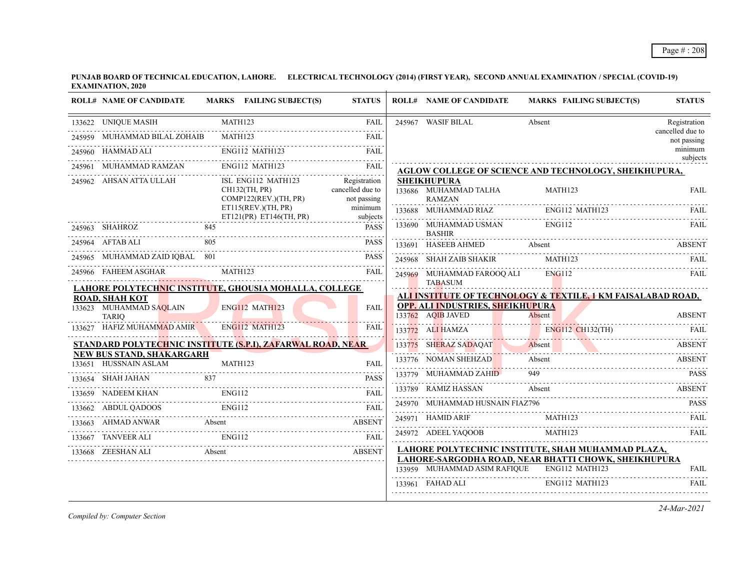**PUNJAB BOARD OF TECHNICAL EDUCATION, LAHORE. ELECTRICAL TECHNOLOGY (2014) (FIRST YEAR), SECOND ANNUAL EXAMINATION / SPECIAL (COVID-19) EXAMINATION, 2020**

| ROLL# | NAME OF CANDIDATE | MARKS | FAILING SUBJECT(S) | STATUS |
|---|---|---|---|---|
| 133622 | UNIQUE MASIH | | MATH123 | FAIL |
| 245959 | MUHAMMAD BILAL ZOHAIB | | MATH123 | FAIL |
| 245960 | HAMMAD ALI | | ENG112 MATH123 | FAIL |
| 245961 | MUHAMMAD RAMZAN | | ENG112 MATH123 | FAIL |
| 245962 | AHSAN ATTA ULLAH | | ISL ENG112 MATH123 CH132(TH, PR) COMP122(REV.)(TH, PR) ET115(REV.)(TH, PR) ET121(PR) ET146(TH, PR) | Registration cancelled due to not passing minimum subjects |
| 245963 | SHAHROZ | 845 | | PASS |
| 245964 | AFTAB ALI | 805 | | PASS |
| 245965 | MUHAMMAD ZAID IQBAL | 801 | | PASS |
| 245966 | FAHEEM ASGHAR | | MATH123 | FAIL |

**LAHORE POLYTECHNIC INSTITUTE, GHOUSIA MOHALLA, COLLEGE ROAD, SHAH KOT**

| ROLL# | NAME OF CANDIDATE | MARKS | FAILING SUBJECT(S) | STATUS |
|---|---|---|---|---|
| 133623 | MUHAMMAD SAQLAIN TARIQ | | ENG112 MATH123 | FAIL |
| 133627 | HAFIZ MUHAMMAD AMIR | | ENG112 MATH123 | FAIL |

**STANDARD POLYTECHNIC INSTITUTE (S.P.I), ZAFARWAL ROAD, NEAR NEW BUS STAND, SHAKARGARH**

| ROLL# | NAME OF CANDIDATE | MARKS | FAILING SUBJECT(S) | STATUS |
|---|---|---|---|---|
| 133651 | HUSSNAIN ASLAM | | MATH123 | FAIL |
| 133654 | SHAH JAHAN | 837 | | PASS |
| 133659 | NADEEM KHAN | | ENG112 | FAIL |
| 133662 | ABDUL QADOOS | | ENG112 | FAIL |
| 133663 | AHMAD ANWAR | Absent | | ABSENT |
| 133667 | TANVEER ALI | | ENG112 | FAIL |
| 133668 | ZEESHAN ALI | Absent | | ABSENT |
| 245967 | WASIF BILAL | Absent | | Registration cancelled due to not passing minimum subjects |

**AGLOW COLLEGE OF SCIENCE AND TECHNOLOGY, SHEIKHUPURA, SHEIKHUPURA**

| ROLL# | NAME OF CANDIDATE | MARKS | FAILING SUBJECT(S) | STATUS |
|---|---|---|---|---|
| 133686 | MUHAMMAD TALHA RAMZAN | | MATH123 | FAIL |
| 133688 | MUHAMMAD RIAZ | | ENG112 MATH123 | FAIL |
| 133690 | MUHAMMAD USMAN BASHIR | | ENG112 | FAIL |
| 133691 | HASEEB AHMED | Absent | | ABSENT |
| 245968 | SHAH ZAIB SHAKIR | | MATH123 | FAIL |
| 245969 | MUHAMMAD FAROOQ ALI TABASUM | | ENG112 | FAIL |

**ALI INSTITUTE OF TECHNOLOGY & TEXTILE, 1 KM FAISALABAD ROAD, OPP. ALI INDUSTRIES, SHEIKHUPURA**

| ROLL# | NAME OF CANDIDATE | MARKS | FAILING SUBJECT(S) | STATUS |
|---|---|---|---|---|
| 133762 | AQIB JAVED | Absent | | ABSENT |
| 133772 | ALI HAMZA | | ENG112 CH132(TH) | FAIL |
| 133775 | SHERAZ SADAQAT | Absent | | ABSENT |
| 133776 | NOMAN SHEHZAD | Absent | | ABSENT |
| 133779 | MUHAMMAD ZAHID | 949 | | PASS |
| 133789 | RAMIZ HASSAN | Absent | | ABSENT |
| 245970 | MUHAMMAD HUSNAIN FIAZ | 796 | | PASS |
| 245971 | HAMID ARIF | | MATH123 | FAIL |
| 245972 | ADEEL YAQOOB | | MATH123 | FAIL |

**LAHORE POLYTECHNIC INSTITUTE, SHAH MUHAMMAD PLAZA, LAHORE-SARGODHA ROAD, NEAR BHATTI CHOWK, SHEIKHUPURA**

| ROLL# | NAME OF CANDIDATE | MARKS | FAILING SUBJECT(S) | STATUS |
|---|---|---|---|---|
| 133959 | MUHAMMAD ASIM RAFIQUE | | ENG112 MATH123 | FAIL |
| 133961 | FAHAD ALI | | ENG112 MATH123 | FAIL |

*Compiled by: Computer Section*

*24-Mar-2021*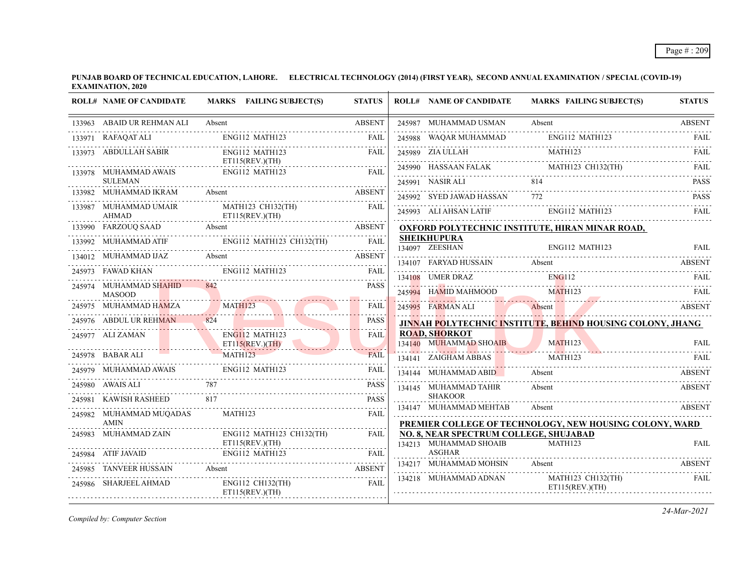**PUNJAB BOARD OF TECHNICAL EDUCATION, LAHORE. ELECTRICAL TECHNOLOGY (2014) (FIRST YEAR), SECOND ANNUAL EXAMINATION / SPECIAL (COVID-19) EXAMINATION, 2020**

| ROLL# | NAME OF CANDIDATE | MARKS | FAILING SUBJECT(S) | STATUS |
|---|---|---|---|---|
| 133963 | ABAID UR REHMAN ALI | Absent | | ABSENT |
| 133971 | RAFAQAT ALI | | ENG112 MATH123 | FAIL |
| 133973 | ABDULLAH SABIR | | ENG112 MATH123 ET115(REV.)(TH) | FAIL |
| 133978 | MUHAMMAD AWAIS SULEMAN | | ENG112 MATH123 | FAIL |
| 133982 | MUHAMMAD IKRAM | Absent | | ABSENT |
| 133987 | MUHAMMAD UMAIR AHMAD | | MATH123 CH132(TH) ET115(REV.)(TH) | FAIL |
| 133990 | FARZOUQ SAAD | Absent | | ABSENT |
| 133992 | MUHAMMAD ATIF | | ENG112 MATH123 CH132(TH) | FAIL |
| 134012 | MUHAMMAD IJAZ | Absent | | ABSENT |
| 245973 | FAWAD KHAN | | ENG112 MATH123 | FAIL |
| 245974 | MUHAMMAD SHAHID MASOOD | 842 | | PASS |
| 245975 | MUHAMMAD HAMZA | | MATH123 | FAIL |
| 245976 | ABDUL UR REHMAN | 824 | | PASS |
| 245977 | ALI ZAMAN | | ENG112 MATH123 ET115(REV.)(TH) | FAIL |
| 245978 | BABAR ALI | | MATH123 | FAIL |
| 245979 | MUHAMMAD AWAIS | | ENG112 MATH123 | FAIL |
| 245980 | AWAIS ALI | 787 | | PASS |
| 245981 | KAWISH RASHEED | 817 | | PASS |
| 245982 | MUHAMMAD MUQADAS AMIN | | MATH123 | FAIL |
| 245983 | MUHAMMAD ZAIN | | ENG112 MATH123 CH132(TH) ET115(REV.)(TH) | FAIL |
| 245984 | ATIF JAVAID | | ENG112 MATH123 | FAIL |
| 245985 | TANVEER HUSSAIN | Absent | | ABSENT |
| 245986 | SHARJEEL AHMAD | | ENG112 CH132(TH) ET115(REV.)(TH) | FAIL |
| 245987 | MUHAMMAD USMAN | Absent | | ABSENT |
| 245988 | WAQAR MUHAMMAD | | ENG112 MATH123 | FAIL |
| 245989 | ZIA ULLAH | | MATH123 | FAIL |
| 245990 | HASSAAN FALAK | | MATH123 CH132(TH) | FAIL |
| 245991 | NASIR ALI | 814 | | PASS |
| 245992 | SYED JAWAD HASSAN | 772 | | PASS |
| 245993 | ALI AHSAN LATIF | | ENG112 MATH123 | FAIL |

**OXFORD POLYTECHNIC INSTITUTE, HIRAN MINAR ROAD, SHEIKHUPURA**

| ROLL# | NAME OF CANDIDATE | MARKS | FAILING SUBJECT(S) | STATUS |
|---|---|---|---|---|
| 134097 | ZEESHAN | | ENG112 MATH123 | FAIL |
| 134107 | FARYAD HUSSAIN | Absent | | ABSENT |
| 134108 | UMER DRAZ | | ENG112 | FAIL |
| 245994 | HAMID MAHMOOD | | MATH123 | FAIL |
| 245995 | FARMAN ALI | Absent | | ABSENT |

**JINNAH POLYTECHNIC INSTITUTE, BEHIND HOUSING COLONY, JHANG ROAD, SHORKOT**

| ROLL# | NAME OF CANDIDATE | MARKS | FAILING SUBJECT(S) | STATUS |
|---|---|---|---|---|
| 134140 | MUHAMMAD SHOAIB | | MATH123 | FAIL |
| 134141 | ZAIGHAM ABBAS | | MATH123 | FAIL |
| 134144 | MUHAMMAD ABID | Absent | | ABSENT |
| 134145 | MUHAMMAD TAHIR SHAKOOR | Absent | | ABSENT |
| 134147 | MUHAMMAD MEHTAB | Absent | | ABSENT |

**PREMIER COLLEGE OF TECHNOLOGY, NEW HOUSING COLONY, WARD NO. 8, NEAR SPECTRUM COLLEGE, SHUJABAD**

| ROLL# | NAME OF CANDIDATE | MARKS | FAILING SUBJECT(S) | STATUS |
|---|---|---|---|---|
| 134213 | MUHAMMAD SHOAIB ASGHAR | | MATH123 | FAIL |
| 134217 | MUHAMMAD MOHSIN | Absent | | ABSENT |
| 134218 | MUHAMMAD ADNAN | | MATH123 CH132(TH) ET115(REV.)(TH) | FAIL |

*Compiled by: Computer Section*

*24-Mar-2021*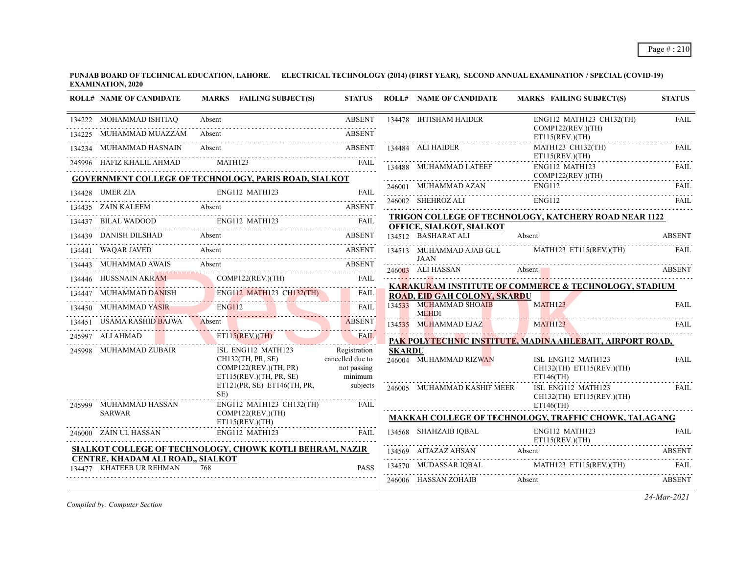**PUNJAB BOARD OF TECHNICAL EDUCATION, LAHORE. ELECTRICAL TECHNOLOGY (2014) (FIRST YEAR), SECOND ANNUAL EXAMINATION / SPECIAL (COVID-19) EXAMINATION, 2020**

| ROLL# | NAME OF CANDIDATE | MARKS | FAILING SUBJECT(S) | STATUS |
|---|---|---|---|---|
| 134222 | MOHAMMAD ISHTIAQ | Absent | | ABSENT |
| 134225 | MUHAMMAD MUAZZAM | Absent | | ABSENT |
| 134234 | MUHAMMAD HASNAIN | Absent | | ABSENT |
| 245996 | HAFIZ KHALIL AHMAD | | MATH123 | FAIL |

**GOVERNMENT COLLEGE OF TECHNOLOGY, PARIS ROAD, SIALKOT**

| ROLL# | NAME OF CANDIDATE | MARKS | FAILING SUBJECT(S) | STATUS |
|---|---|---|---|---|
| 134428 | UMER ZIA | | ENG112 MATH123 | FAIL |
| 134435 | ZAIN KALEEM | Absent | | ABSENT |
| 134437 | BILAL WADOOD | | ENG112 MATH123 | FAIL |
| 134439 | DANISH DILSHAD | Absent | | ABSENT |
| 134441 | WAQAR JAVED | Absent | | ABSENT |
| 134443 | MUHAMMAD AWAIS | Absent | | ABSENT |
| 134446 | HUSSNAIN AKRAM | | COMP122(REV.)(TH) | FAIL |
| 134447 | MUHAMMAD DANISH | | ENG112 MATH123 CH132(TH) | FAIL |
| 134450 | MUHAMMAD YASIR | | ENG112 | FAIL |
| 134451 | USAMA RASHID BAJWA | Absent | | ABSENT |
| 245997 | ALI AHMAD | | ET115(REV.)(TH) | FAIL |
| 245998 | MUHAMMAD ZUBAIR | | ISL ENG112 MATH123 CH132(TH, PR, SE) COMP122(REV.)(TH, PR) ET115(REV.)(TH, PR, SE) ET121(PR, SE) ET146(TH, PR, SE) | Registration cancelled due to not passing minimum subjects |
| 245999 | MUHAMMAD HASSAN SARWAR | | ENG112 MATH123 CH132(TH) COMP122(REV.)(TH) ET115(REV.)(TH) | FAIL |
| 246000 | ZAIN UL HASSAN | | ENG112 MATH123 | FAIL |

**SIALKOT COLLEGE OF TECHNOLOGY, CHOWK KOTLI BEHRAM, NAZIR CENTRE, KHADAM ALI ROAD,, SIALKOT**

| ROLL# | NAME OF CANDIDATE | MARKS | FAILING SUBJECT(S) | STATUS |
|---|---|---|---|---|
| 134477 | KHATEEB UR REHMAN | 768 | | PASS |
| 134478 | IHTISHAM HAIDER | | ENG112 MATH123 CH132(TH) COMP122(REV.)(TH) ET115(REV.)(TH) | FAIL |
| 134484 | ALI HAIDER | | MATH123 CH132(TH) ET115(REV.)(TH) | FAIL |
| 134488 | MUHAMMAD LATEEF | | ENG112 MATH123 COMP122(REV.)(TH) | FAIL |
| 246001 | MUHAMMAD AZAN | | ENG112 | FAIL |
| 246002 | SHEHROZ ALI | | ENG112 | FAIL |

**TRIGON COLLEGE OF TECHNOLOGY, KATCHERY ROAD NEAR 1122 OFFICE, SIALKOT, SIALKOT**

| ROLL# | NAME OF CANDIDATE | MARKS | FAILING SUBJECT(S) | STATUS |
|---|---|---|---|---|
| 134512 | BASHARAT ALI | Absent | | ABSENT |
| 134513 | MUHAMMAD AJAB GUL JAAN | | MATH123 ET115(REV.)(TH) | FAIL |
| 246003 | ALI HASSAN | Absent | | ABSENT |

**KARAKURAM INSTITUTE OF COMMERCE & TECHNOLOGY, STADIUM ROAD, EID GAH COLONY, SKARDU**

| ROLL# | NAME OF CANDIDATE | MARKS | FAILING SUBJECT(S) | STATUS |
|---|---|---|---|---|
| 134533 | MUHAMMAD SHOAIB MEHDI | | MATH123 | FAIL |
| 134535 | MUHAMMAD EJAZ | | MATH123 | FAIL |

**PAK POLYTECHNIC INSTITUTE, MADINA AHLEBAIT, AIRPORT ROAD, SKARDU**

| ROLL# | NAME OF CANDIDATE | MARKS | FAILING SUBJECT(S) | STATUS |
|---|---|---|---|---|
| 246004 | MUHAMMAD RIZWAN | | ISL ENG112 MATH123 CH132(TH) ET115(REV.)(TH) ET146(TH) | FAIL |
| 246005 | MUHAMMAD KASHIF MEER | | ISL ENG112 MATH123 CH132(TH) ET115(REV.)(TH) ET146(TH) | FAIL |

**MAKKAH COLLEGE OF TECHNOLOGY, TRAFFIC CHOWK, TALAGANG**

| ROLL# | NAME OF CANDIDATE | MARKS | FAILING SUBJECT(S) | STATUS |
|---|---|---|---|---|
| 134568 | SHAHZAIB IQBAL | | ENG112 MATH123 ET115(REV.)(TH) | FAIL |
| 134569 | AITAZAZ AHSAN | Absent | | ABSENT |
| 134570 | MUDASSAR IQBAL | | MATH123 ET115(REV.)(TH) | FAIL |
| 246006 | HASSAN ZOHAIB | Absent | | ABSENT |

*Compiled by: Computer Section*

*24-Mar-2021*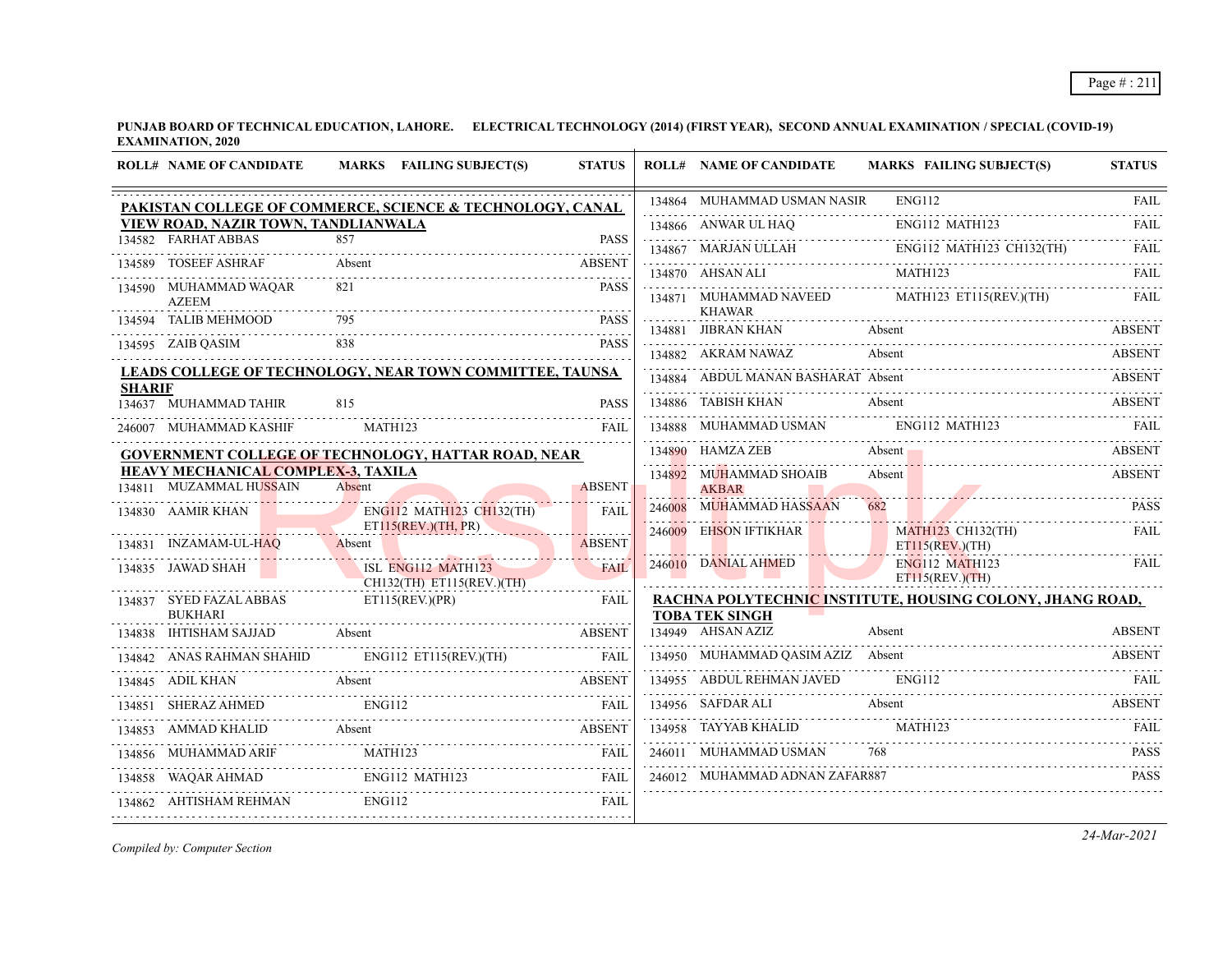**PUNJAB BOARD OF TECHNICAL EDUCATION, LAHORE. ELECTRICAL TECHNOLOGY (2014) (FIRST YEAR), SECOND ANNUAL EXAMINATION / SPECIAL (COVID-19) EXAMINATION, 2020**

| ROLL# | NAME OF CANDIDATE | MARKS | FAILING SUBJECT(S) | STATUS |
|---|---|---|---|---|
| **PAKISTAN COLLEGE OF COMMERCE, SCIENCE & TECHNOLOGY, CANAL VIEW ROAD, NAZIR TOWN, TANDLIANWALA** | | | | |
| 134582 | FARHAT ABBAS | 857 | | PASS |
| 134589 | TOSEEF ASHRAF | Absent | | ABSENT |
| 134590 | MUHAMMAD WAQAR AZEEM | 821 | | PASS |
| 134594 | TALIB MEHMOOD | 795 | | PASS |
| 134595 | ZAIB QASIM | 838 | | PASS |
| **LEADS COLLEGE OF TECHNOLOGY, NEAR TOWN COMMITTEE, TAUNSA SHARIF** | | | | |
| 134637 | MUHAMMAD TAHIR | 815 | | PASS |
| 246007 | MUHAMMAD KASHIF | | MATH123 | FAIL |
| **GOVERNMENT COLLEGE OF TECHNOLOGY, HATTAR ROAD, NEAR HEAVY MECHANICAL COMPLEX-3, TAXILA** | | | | |
| 134811 | MUZAMMAL HUSSAIN | Absent | | ABSENT |
| 134830 | AAMIR KHAN | | ENG112 MATH123 CH132(TH) ET115(REV.)(TH, PR) | FAIL |
| 134831 | INZAMAM-UL-HAQ | Absent | | ABSENT |
| 134835 | JAWAD SHAH | | ISL ENG112 MATH123 CH132(TH) ET115(REV.)(TH) | FAIL |
| 134837 | SYED FAZAL ABBAS BUKHARI | | ET115(REV.)(PR) | FAIL |
| 134838 | IHTISHAM SAJJAD | Absent | | ABSENT |
| 134842 | ANAS RAHMAN SHAHID | | ENG112 ET115(REV.)(TH) | FAIL |
| 134845 | ADIL KHAN | Absent | | ABSENT |
| 134851 | SHERAZ AHMED | | ENG112 | FAIL |
| 134853 | AMMAD KHALID | Absent | | ABSENT |
| 134856 | MUHAMMAD ARIF | | MATH123 | FAIL |
| 134858 | WAQAR AHMAD | | ENG112 MATH123 | FAIL |
| 134862 | AHTISHAM REHMAN | | ENG112 | FAIL |
| 134864 | MUHAMMAD USMAN NASIR | | ENG112 | FAIL |
| 134866 | ANWAR UL HAQ | | ENG112 MATH123 | FAIL |
| 134867 | MARJAN ULLAH | | ENG112 MATH123 CH132(TH) | FAIL |
| 134870 | AHSAN ALI | | MATH123 | FAIL |
| 134871 | MUHAMMAD NAVEED KHAWAR | | MATH123 ET115(REV.)(TH) | FAIL |
| 134881 | JIBRAN KHAN | Absent | | ABSENT |
| 134882 | AKRAM NAWAZ | Absent | | ABSENT |
| 134884 | ABDUL MANAN BASHARAT | Absent | | ABSENT |
| 134886 | TABISH KHAN | Absent | | ABSENT |
| 134888 | MUHAMMAD USMAN | | ENG112 MATH123 | FAIL |
| 134890 | HAMZA ZEB | Absent | | ABSENT |
| 134892 | MUHAMMAD SHOAIB AKBAR | Absent | | ABSENT |
| 246008 | MUHAMMAD HASSAAN | 682 | | PASS |
| 246009 | EHSON IFTIKHAR | | MATH123 CH132(TH) ET115(REV.)(TH) | FAIL |
| 246010 | DANIAL AHMED | | ENG112 MATH123 ET115(REV.)(TH) | FAIL |
| **RACHNA POLYTECHNIC INSTITUTE, HOUSING COLONY, JHANG ROAD, TOBA TEK SINGH** | | | | |
| 134949 | AHSAN AZIZ | Absent | | ABSENT |
| 134950 | MUHAMMAD QASIM AZIZ | Absent | | ABSENT |
| 134955 | ABDUL REHMAN JAVED | | ENG112 | FAIL |
| 134956 | SAFDAR ALI | Absent | | ABSENT |
| 134958 | TAYYAB KHALID | | MATH123 | FAIL |
| 246011 | MUHAMMAD USMAN | 768 | | PASS |
| 246012 | MUHAMMAD ADNAN ZAFAR | 887 | | PASS |

*Compiled by: Computer Section*

24-Mar-2021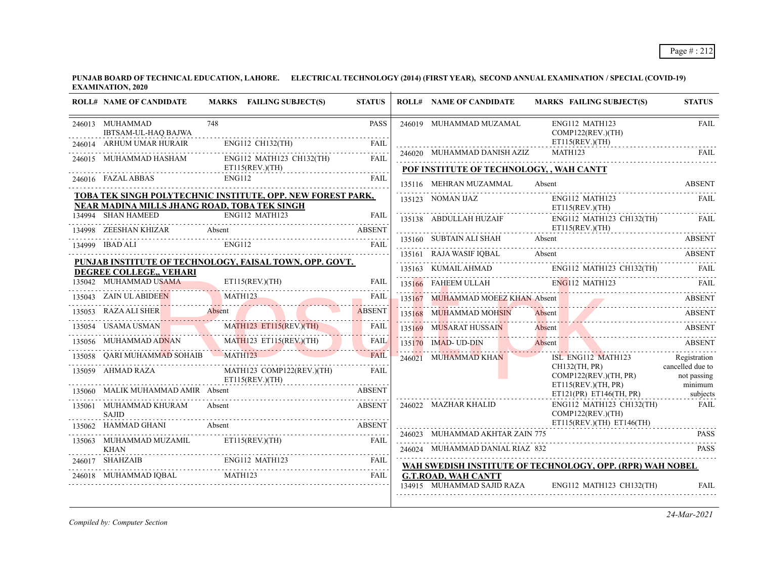**PUNJAB BOARD OF TECHNICAL EDUCATION, LAHORE. ELECTRICAL TECHNOLOGY (2014) (FIRST YEAR), SECOND ANNUAL EXAMINATION / SPECIAL (COVID-19) EXAMINATION, 2020**

| ROLL# | NAME OF CANDIDATE | MARKS | FAILING SUBJECT(S) | STATUS |
|---|---|---|---|---|
| 246013 | MUHAMMAD IBTSAM-UL-HAQ BAJWA | 748 | | PASS |
| 246014 | ARHUM UMAR HURAIR | | ENG112 CH132(TH) | FAIL |
| 246015 | MUHAMMAD HASHAM | | ENG112 MATH123 CH132(TH) ET115(REV.)(TH) | FAIL |
| 246016 | FAZAL ABBAS | | ENG112 | FAIL |

**TOBA TEK SINGH POLYTECHNIC INSTITUTE, OPP. NEW FOREST PARK, NEAR MADINA MILLS JHANG ROAD, TOBA TEK SINGH**

| ROLL# | NAME OF CANDIDATE | MARKS | FAILING SUBJECT(S) | STATUS |
|---|---|---|---|---|
| 134994 | SHAN HAMEED | | ENG112 MATH123 | FAIL |
| 134998 | ZEESHAN KHIZAR | Absent | | ABSENT |
| 134999 | IBAD ALI | | ENG112 | FAIL |

**PUNJAB INSTITUTE OF TECHNOLOGY, FAISAL TOWN, OPP. GOVT. DEGREE COLLEGE,, VEHARI**

| ROLL# | NAME OF CANDIDATE | MARKS | FAILING SUBJECT(S) | STATUS |
|---|---|---|---|---|
| 135042 | MUHAMMAD USAMA | | ET115(REV.)(TH) | FAIL |
| 135043 | ZAIN UL ABIDEEN | | MATH123 | FAIL |
| 135053 | RAZA ALI SHER | Absent | | ABSENT |
| 135054 | USAMA USMAN | | MATH123 ET115(REV.)(TH) | FAIL |
| 135056 | MUHAMMAD ADNAN | | MATH123 ET115(REV.)(TH) | FAIL |
| 135058 | QARI MUHAMMAD SOHAIB | | MATH123 | FAIL |
| 135059 | AHMAD RAZA | | MATH123 COMP122(REV.)(TH) ET115(REV.)(TH) | FAIL |
| 135060 | MALIK MUHAMMAD AMIR | Absent | | ABSENT |
| 135061 | MUHAMMAD KHURAM SAJID | Absent | | ABSENT |
| 135062 | HAMMAD GHANI | Absent | | ABSENT |
| 135063 | MUHAMMAD MUZAMIL KHAN | | ET115(REV.)(TH) | FAIL |
| 246017 | SHAHZAIB | | ENG112 MATH123 | FAIL |
| 246018 | MUHAMMAD IQBAL | | MATH123 | FAIL |
| 246019 | MUHAMMAD MUZAMAL | | ENG112 MATH123 COMP122(REV.)(TH) ET115(REV.)(TH) | FAIL |
| 246020 | MUHAMMAD DANISH AZIZ | | MATH123 | FAIL |

**POF INSTITUTE OF TECHNOLOGY, , WAH CANTT**

| ROLL# | NAME OF CANDIDATE | MARKS | FAILING SUBJECT(S) | STATUS |
|---|---|---|---|---|
| 135116 | MEHRAN MUZAMMAL | Absent | | ABSENT |
| 135123 | NOMAN IJAZ | | ENG112 MATH123 ET115(REV.)(TH) | FAIL |
| 135138 | ABDULLAH HUZAIF | | ENG112 MATH123 CH132(TH) ET115(REV.)(TH) | FAIL |
| 135160 | SUBTAIN ALI SHAH | Absent | | ABSENT |
| 135161 | RAJA WASIF IQBAL | Absent | | ABSENT |
| 135163 | KUMAIL AHMAD | | ENG112 MATH123 CH132(TH) | FAIL |
| 135166 | FAHEEM ULLAH | | ENG112 MATH123 | FAIL |
| 135167 | MUHAMMAD MOEEZ KHAN | Absent | | ABSENT |
| 135168 | MUHAMMAD MOHSIN | Absent | | ABSENT |
| 135169 | MUSARAT HUSSAIN | Absent | | ABSENT |
| 135170 | IMAD- UD-DIN | Absent | | ABSENT |
| 246021 | MUHAMMAD KHAN | | ISL ENG112 MATH123 CH132(TH, PR) COMP122(REV.)(TH, PR) ET115(REV.)(TH, PR) ET121(PR) ET146(TH, PR) | Registration cancelled due to not passing minimum subjects |
| 246022 | MAZHAR KHALID | | ENG112 MATH123 CH132(TH) COMP122(REV.)(TH) ET115(REV.)(TH) ET146(TH) | FAIL |
| 246023 | MUHAMMAD AKHTAR ZAIN | 775 | | PASS |
| 246024 | MUHAMMAD DANIAL RIAZ | 832 | | PASS |

**WAH SWEDISH INSTITUTE OF TECHNOLOGY, OPP. (RPR) WAH NOBEL G.T.ROAD, WAH CANTT**

| ROLL# | NAME OF CANDIDATE | MARKS | FAILING SUBJECT(S) | STATUS |
|---|---|---|---|---|
| 134915 | MUHAMMAD SAJID RAZA | | ENG112 MATH123 CH132(TH) | FAIL |

*Compiled by: Computer Section*

*24-Mar-2021*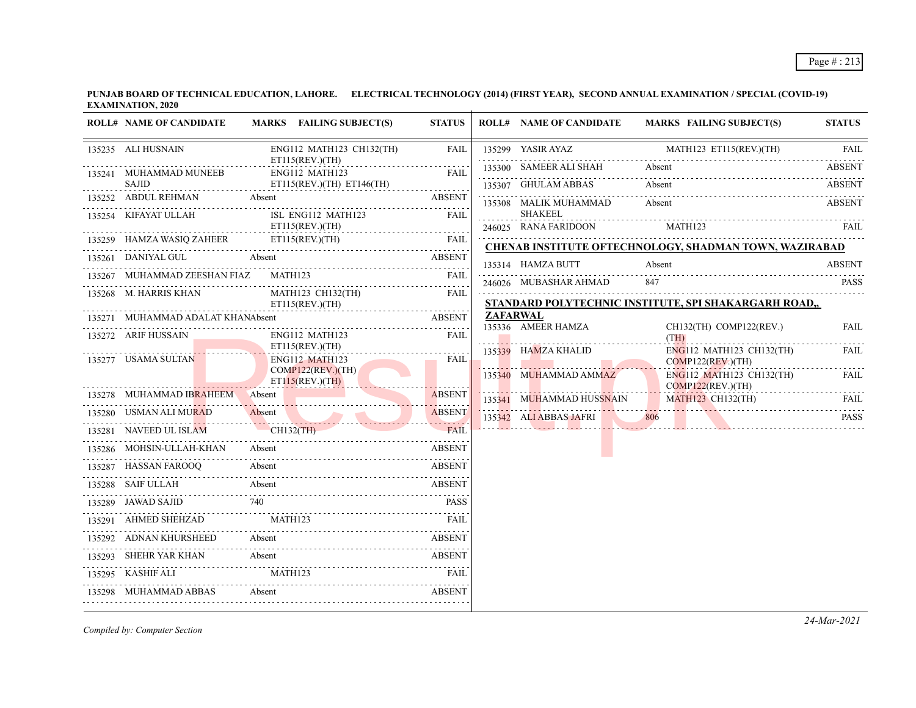**PUNJAB BOARD OF TECHNICAL EDUCATION, LAHORE. ELECTRICAL TECHNOLOGY (2014) (FIRST YEAR), SECOND ANNUAL EXAMINATION / SPECIAL (COVID-19) EXAMINATION, 2020**

| ROLL# | NAME OF CANDIDATE | MARKS | FAILING SUBJECT(S) | STATUS |
|---|---|---|---|---|
| 135235 | ALI HUSNAIN | | ENG112 MATH123 CH132(TH) ET115(REV.)(TH) | FAIL |
| 135241 | MUHAMMAD MUNEEB SAJID | | ENG112 MATH123 ET115(REV.)(TH) ET146(TH) | FAIL |
| 135252 | ABDUL REHMAN | Absent | | ABSENT |
| 135254 | KIFAYAT ULLAH | | ISL ENG112 MATH123 ET115(REV.)(TH) | FAIL |
| 135259 | HAMZA WASIQ ZAHEER | | ET115(REV.)(TH) | FAIL |
| 135261 | DANIYAL GUL | Absent | | ABSENT |
| 135267 | MUHAMMAD ZEESHAN FIAZ | | MATH123 | FAIL |
| 135268 | M. HARRIS KHAN | | MATH123 CH132(TH) ET115(REV.)(TH) | FAIL |
| 135271 | MUHAMMAD ADALAT KHAN | Absent | | ABSENT |
| 135272 | ARIF HUSSAIN | | ENG112 MATH123 ET115(REV.)(TH) | FAIL |
| 135277 | USAMA SULTAN | | ENG112 MATH123 COMP122(REV.)(TH) ET115(REV.)(TH) | FAIL |
| 135278 | MUHAMMAD IBRAHEEM | Absent | | ABSENT |
| 135280 | USMAN ALI MURAD | Absent | | ABSENT |
| 135281 | NAVEED UL ISLAM | | CH132(TH) | FAIL |
| 135286 | MOHSIN-ULLAH-KHAN | Absent | | ABSENT |
| 135287 | HASSAN FAROOQ | Absent | | ABSENT |
| 135288 | SAIF ULLAH | Absent | | ABSENT |
| 135289 | JAWAD SAJID | 740 | | PASS |
| 135291 | AHMED SHEHZAD | | MATH123 | FAIL |
| 135292 | ADNAN KHURSHEED | Absent | | ABSENT |
| 135293 | SHEHR YAR KHAN | Absent | | ABSENT |
| 135295 | KASHIF ALI | | MATH123 | FAIL |
| 135298 | MUHAMMAD ABBAS | Absent | | ABSENT |
| 135299 | YASIR AYAZ | | MATH123 ET115(REV.)(TH) | FAIL |
| 135300 | SAMEER ALI SHAH | Absent | | ABSENT |
| 135307 | GHULAM ABBAS | Absent | | ABSENT |
| 135308 | MALIK MUHAMMAD SHAKEEL | Absent | | ABSENT |
| 246025 | RANA FARIDOON | | MATH123 | FAIL |

**CHENAB INSTITUTE OFTECHNOLOGY, SHADMAN TOWN, WAZIRABAD**

| ROLL# | NAME OF CANDIDATE | MARKS | FAILING SUBJECT(S) | STATUS |
|---|---|---|---|---|
| 135314 | HAMZA BUTT | Absent | | ABSENT |
| 246026 | MUBASHAR AHMAD | 847 | | PASS |

**STANDARD POLYTECHNIC INSTITUTE, SPI SHAKARGARH ROAD,, ZAFARWAL**

| ROLL# | NAME OF CANDIDATE | MARKS | FAILING SUBJECT(S) | STATUS |
|---|---|---|---|---|
| 135336 | AMEER HAMZA | | CH132(TH) COMP122(REV.)(TH) | FAIL |
| 135339 | HAMZA KHALID | | ENG112 MATH123 CH132(TH) COMP122(REV.)(TH) | FAIL |
| 135340 | MUHAMMAD AMMAZ | | ENG112 MATH123 CH132(TH) COMP122(REV.)(TH) | FAIL |
| 135341 | MUHAMMAD HUSSNAIN | | MATH123 CH132(TH) | FAIL |
| 135342 | ALI ABBAS JAFRI | 806 | | PASS |

*Compiled by: Computer Section*

*24-Mar-2021*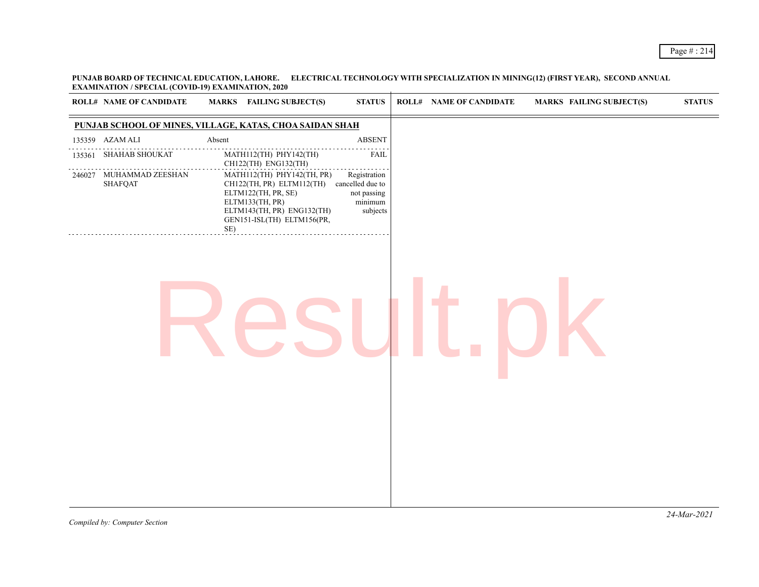**PUNJAB BOARD OF TECHNICAL EDUCATION, LAHORE. ELECTRICAL TECHNOLOGY WITH SPECIALIZATION IN MINING(12) (FIRST YEAR), SECOND ANNUAL EXAMINATION / SPECIAL (COVID-19) EXAMINATION, 2020**

| ROLL# | NAME OF CANDIDATE | MARKS | FAILING SUBJECT(S) | STATUS |
|---|---|---|---|---|
| **PUNJAB SCHOOL OF MINES, VILLAGE, KATAS, CHOA SAIDAN SHAH** | | | | |
| 135359 | AZAM ALI | Absent | | ABSENT |
| 135361 | SHAHAB SHOUKAT | | MATH112(TH) PHY142(TH) CH122(TH) ENG132(TH) | FAIL |
| 246027 | MUHAMMAD ZEESHAN SHAFQAT | | MATH112(TH) PHY142(TH, PR) CH122(TH, PR) ELTM112(TH) ELTM122(TH, PR, SE) ELTM133(TH, PR) ELTM143(TH, PR) ENG132(TH) GEN151-ISL(TH) ELTM156(PR, SE) | Registration cancelled due to not passing minimum subjects |

*Compiled by: Computer Section*

*24-Mar-2021*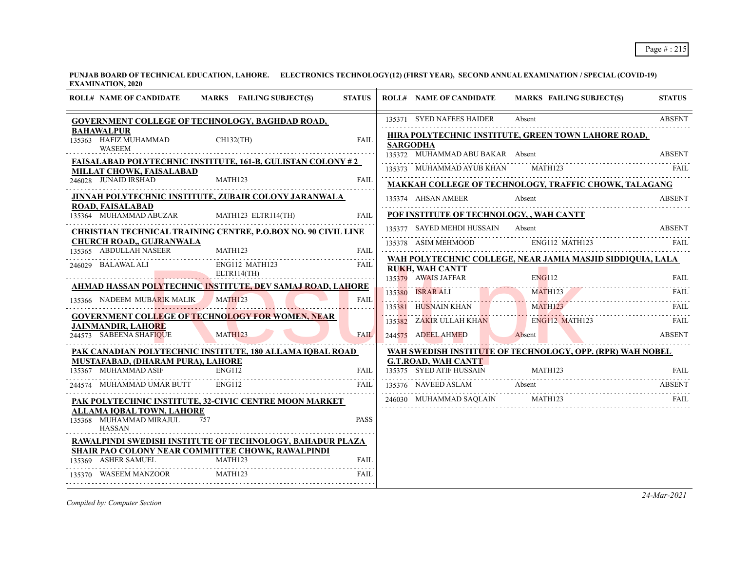**PUNJAB BOARD OF TECHNICAL EDUCATION, LAHORE. ELECTRONICS TECHNOLOGY(12) (FIRST YEAR), SECOND ANNUAL EXAMINATION / SPECIAL (COVID-19) EXAMINATION, 2020**

| ROLL# | NAME OF CANDIDATE | MARKS | FAILING SUBJECT(S) | STATUS |
|---|---|---|---|---|
| **GOVERNMENT COLLEGE OF TECHNOLOGY, BAGHDAD ROAD, BAHAWALPUR** | | | | |
| 135363 | HAFIZ MUHAMMAD WASEEM | | CH132(TH) | FAIL |
| **FAISALABAD POLYTECHNIC INSTITUTE, 161-B, GULISTAN COLONY # 2 MILLAT CHOWK, FAISALABAD** | | | | |
| 246028 | JUNAID IRSHAD | | MATH123 | FAIL |
| **JINNAH POLYTECHNIC INSTITUTE, ZUBAIR COLONY JARANWALA ROAD, FAISALABAD** | | | | |
| 135364 | MUHAMMAD ABUZAR | | MATH123 ELTR114(TH) | FAIL |
| **CHRISTIAN TECHNICAL TRAINING CENTRE, P.O.BOX NO. 90 CIVIL LINE CHURCH ROAD,, GUJRANWALA** | | | | |
| 135365 | ABDULLAH NASEER | | MATH123 | FAIL |
| 246029 | BALAWAL ALI | | ENG112 MATH123 ELTR114(TH) | FAIL |
| **AHMAD HASSAN POLYTECHNIC INSTITUTE, DEV SAMAJ ROAD, LAHORE** | | | | |
| 135366 | NADEEM MUBARIK MALIK | | MATH123 | FAIL |
| **GOVERNMENT COLLEGE OF TECHNOLOGY FOR WOMEN, NEAR JAINMANDIR, LAHORE** | | | | |
| 244573 | SABEENA SHAFIQUE | | MATH123 | FAIL |
| **PAK CANADIAN POLYTECHNIC INSTITUTE, 180 ALLAMA IQBAL ROAD MUSTAFABAD, (DHARAM PURA), LAHORE** | | | | |
| 135367 | MUHAMMAD ASIF | | ENG112 | FAIL |
| 244574 | MUHAMMAD UMAR BUTT | | ENG112 | FAIL |
| **PAK POLYTECHNIC INSTITUTE, 32-CIVIC CENTRE MOON MARKET ALLAMA IQBAL TOWN, LAHORE** | | | | |
| 135368 | MUHAMMAD MIRAJUL HASSAN | 757 | | PASS |
| **RAWALPINDI SWEDISH INSTITUTE OF TECHNOLOGY, BAHADUR PLAZA SHAIR PAO COLONY NEAR COMMITTEE CHOWK, RAWALPINDI** | | | | |
| 135369 | ASHER SAMUEL | | MATH123 | FAIL |
| 135370 | WASEEM MANZOOR | | MATH123 | FAIL |
| 135371 | SYED NAFEES HAIDER | Absent | | ABSENT |
| **HIRA POLYTECHNIC INSTITUTE, GREEN TOWN LAHORE ROAD, SARGODHA** | | | | |
| 135372 | MUHAMMAD ABU BAKAR | Absent | | ABSENT |
| 135373 | MUHAMMAD AYUB KHAN | | MATH123 | FAIL |
| **MAKKAH COLLEGE OF TECHNOLOGY, TRAFFIC CHOWK, TALAGANG** | | | | |
| 135374 | AHSAN AMEER | Absent | | ABSENT |
| **POF INSTITUTE OF TECHNOLOGY, , WAH CANTT** | | | | |
| 135377 | SAYED MEHDI HUSSAIN | Absent | | ABSENT |
| 135378 | ASIM MEHMOOD | | ENG112 MATH123 | FAIL |
| **WAH POLYTECHNIC COLLEGE, NEAR JAMIA MASJID SIDDIQUIA, LALA RUKH, WAH CANTT** | | | | |
| 135379 | AWAIS JAFFAR | | ENG112 | FAIL |
| 135380 | ISRAR ALI | | MATH123 | FAIL |
| 135381 | HUSNAIN KHAN | | MATH123 | FAIL |
| 135382 | ZAKIR ULLAH KHAN | | ENG112 MATH123 | FAIL |
| 244575 | ADEEL AHMED | Absent | | ABSENT |
| **WAH SWEDISH INSTITUTE OF TECHNOLOGY, OPP. (RPR) WAH NOBEL G.T.ROAD, WAH CANTT** | | | | |
| 135375 | SYED ATIF HUSSAIN | | MATH123 | FAIL |
| 135376 | NAVEED ASLAM | Absent | | ABSENT |
| 246030 | MUHAMMAD SAQLAIN | | MATH123 | FAIL |

*Compiled by: Computer Section*

24-Mar-2021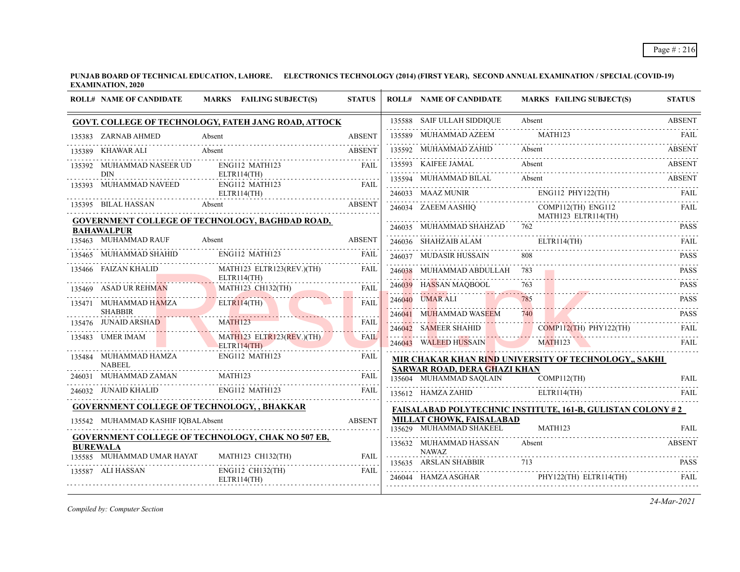**PUNJAB BOARD OF TECHNICAL EDUCATION, LAHORE. ELECTRONICS TECHNOLOGY (2014) (FIRST YEAR), SECOND ANNUAL EXAMINATION / SPECIAL (COVID-19) EXAMINATION, 2020**

| ROLL# | NAME OF CANDIDATE | MARKS | FAILING SUBJECT(S) | STATUS |
|---|---|---|---|---|
| **GOVT. COLLEGE OF TECHNOLOGY, FATEH JANG ROAD, ATTOCK** | | | | |
| 135383 | ZARNAB AHMED | Absent | | ABSENT |
| 135389 | KHAWAR ALI | Absent | | ABSENT |
| 135392 | MUHAMMAD NASEER UD DIN | | ENG112 MATH123 ELTR114(TH) | FAIL |
| 135393 | MUHAMMAD NAVEED | | ENG112 MATH123 ELTR114(TH) | FAIL |
| 135395 | BILAL HASSAN | Absent | | ABSENT |
| **GOVERNMENT COLLEGE OF TECHNOLOGY, BAGHDAD ROAD, BAHAWALPUR** | | | | |
| 135463 | MUHAMMAD RAUF | Absent | | ABSENT |
| 135465 | MUHAMMAD SHAHID | | ENG112 MATH123 | FAIL |
| 135466 | FAIZAN KHALID | | MATH123 ELTR123(REV.)(TH) ELTR114(TH) | FAIL |
| 135469 | ASAD UR REHMAN | | MATH123 CH132(TH) | FAIL |
| 135471 | MUHAMMAD HAMZA SHABBIR | | ELTR114(TH) | FAIL |
| 135476 | JUNAID ARSHAD | | MATH123 | FAIL |
| 135483 | UMER IMAM | | MATH123 ELTR123(REV.)(TH) ELTR114(TH) | FAIL |
| 135484 | MUHAMMAD HAMZA NABEEL | | ENG112 MATH123 | FAIL |
| 246031 | MUHAMMAD ZAMAN | | MATH123 | FAIL |
| 246032 | JUNAID KHALID | | ENG112 MATH123 | FAIL |
| **GOVERNMENT COLLEGE OF TECHNOLOGY, , BHAKKAR** | | | | |
| 135542 | MUHAMMAD KASHIF IQBAL | Absent | | ABSENT |
| **GOVERNMENT COLLEGE OF TECHNOLOGY, CHAK NO 507 EB, BUREWALA** | | | | |
| 135585 | MUHAMMAD UMAR HAYAT | | MATH123 CH132(TH) | FAIL |
| 135587 | ALI HASSAN | | ENG112 CH132(TH) ELTR114(TH) | FAIL |
| 135588 | SAIF ULLAH SIDDIQUE | Absent | | ABSENT |
| 135589 | MUHAMMAD AZEEM | | MATH123 | FAIL |
| 135592 | MUHAMMAD ZAHID | Absent | | ABSENT |
| 135593 | KAIFEE JAMAL | Absent | | ABSENT |
| 135594 | MUHAMMAD BILAL | Absent | | ABSENT |
| 246033 | MAAZ MUNIR | | ENG112 PHY122(TH) | FAIL |
| 246034 | ZAEEM AASHIQ | | COMP112(TH) ENG112 MATH123 ELTR114(TH) | FAIL |
| 246035 | MUHAMMAD SHAHZAD | 762 | | PASS |
| 246036 | SHAHZAIB ALAM | | ELTR114(TH) | FAIL |
| 246037 | MUDASIR HUSSAIN | 808 | | PASS |
| 246038 | MUHAMMAD ABDULLAH | 783 | | PASS |
| 246039 | HASSAN MAQBOOL | 763 | | PASS |
| 246040 | UMAR ALI | 785 | | PASS |
| 246041 | MUHAMMAD WASEEM | 740 | | PASS |
| 246042 | SAMEER SHAHID | | COMP112(TH) PHY122(TH) | FAIL |
| 246043 | WALEED HUSSAIN | | MATH123 | FAIL |
| **MIR CHAKAR KHAN RIND UNIVERSITY OF TECHNOLOGY,, SAKHI SARWAR ROAD, DERA GHAZI KHAN** | | | | |
| 135604 | MUHAMMAD SAQLAIN | | COMP112(TH) | FAIL |
| 135612 | HAMZA ZAHID | | ELTR114(TH) | FAIL |
| **FAISALABAD POLYTECHNIC INSTITUTE, 161-B, GULISTAN COLONY # 2 MILLAT CHOWK, FAISALABAD** | | | | |
| 135629 | MUHAMMAD SHAKEEL | | MATH123 | FAIL |
| 135632 | MUHAMMAD HASSAN NAWAZ | Absent | | ABSENT |
| 135635 | ARSLAN SHABBIR | 713 | | PASS |
| 246044 | HAMZA ASGHAR | | PHY122(TH) ELTR114(TH) | FAIL |

*Compiled by: Computer Section*

*24-Mar-2021*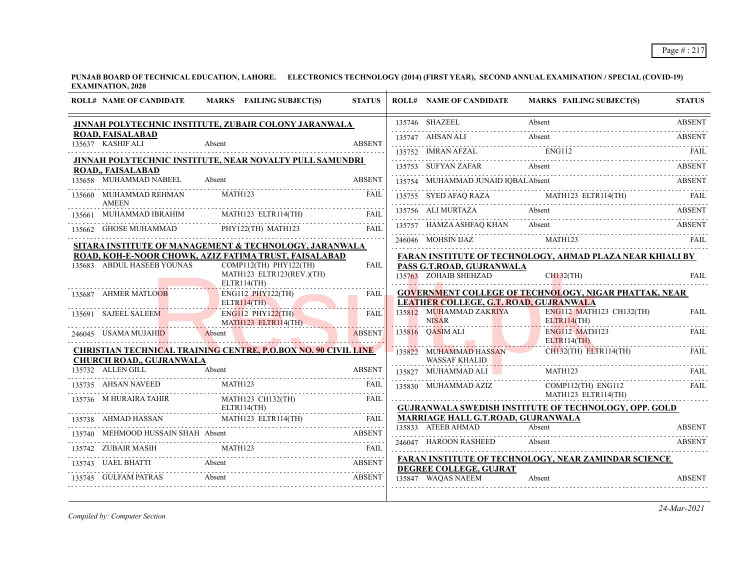**PUNJAB BOARD OF TECHNICAL EDUCATION, LAHORE. ELECTRONICS TECHNOLOGY (2014) (FIRST YEAR), SECOND ANNUAL EXAMINATION / SPECIAL (COVID-19) EXAMINATION, 2020**

| ROLL# | NAME OF CANDIDATE | MARKS | FAILING SUBJECT(S) | STATUS |
|---|---|---|---|---|
| **JINNAH POLYTECHNIC INSTITUTE, ZUBAIR COLONY JARANWALA ROAD, FAISALABAD** | | | | |
| 135637 | KASHIF ALI | Absent | | ABSENT |
| **JINNAH POLYTECHNIC INSTITUTE, NEAR NOVALTY PULL SAMUNDRI ROAD,, FAISALABAD** | | | | |
| 135658 | MUHAMMAD NABEEL | Absent | | ABSENT |
| 135660 | MUHAMMAD REHMAN AMEEN | | MATH123 | FAIL |
| 135661 | MUHAMMAD IBRAHIM | | MATH123 ELTR114(TH) | FAIL |
| 135662 | GHOSE MUHAMMAD | | PHY122(TH) MATH123 | FAIL |
| **SITARA INSTITUTE OF MANAGEMENT & TECHNOLOGY, JARANWALA ROAD, KOH-E-NOOR CHOWK, AZIZ FATIMA TRUST, FAISALABAD** | | | | |
| 135683 | ABDUL HASEEB YOUNAS | | COMP112(TH) PHY122(TH) MATH123 ELTR123(REV.)(TH) ELTR114(TH) | FAIL |
| 135687 | AHMER MATLOOB | | ENG112 PHY122(TH) ELTR114(TH) | FAIL |
| 135691 | SAJEEL SALEEM | | ENG112 PHY122(TH) MATH123 ELTR114(TH) | FAIL |
| 246045 | USAMA MUJAHID | Absent | | ABSENT |
| **CHRISTIAN TECHNICAL TRAINING CENTRE, P.O.BOX NO. 90 CIVIL LINE CHURCH ROAD,, GUJRANWALA** | | | | |
| 135732 | ALLEN GILL | Absent | | ABSENT |
| 135735 | AHSAN NAVEED | | MATH123 | FAIL |
| 135736 | M HURAIRA TAHIR | | MATH123 CH132(TH) ELTR114(TH) | FAIL |
| 135738 | AHMAD HASSAN | | MATH123 ELTR114(TH) | FAIL |
| 135740 | MEHMOOD HUSSAIN SHAH | Absent | | ABSENT |
| 135742 | ZUBAIR MASIH | | MATH123 | FAIL |
| 135743 | UAEL BHATTI | Absent | | ABSENT |
| 135745 | GULFAM PATRAS | Absent | | ABSENT |
| 135746 | SHAZEEL | Absent | | ABSENT |
| 135747 | AHSAN ALI | Absent | | ABSENT |
| 135752 | IMRAN AFZAL | | ENG112 | FAIL |
| 135753 | SUFYAN ZAFAR | Absent | | ABSENT |
| 135754 | MUHAMMAD JUNAID IQBAL | Absent | | ABSENT |
| 135755 | SYED AFAQ RAZA | | MATH123 ELTR114(TH) | FAIL |
| 135756 | ALI MURTAZA | Absent | | ABSENT |
| 135757 | HAMZA ASHFAQ KHAN | Absent | | ABSENT |
| 246046 | MOHSIN IJAZ | | MATH123 | FAIL |
| **FARAN INSTITUTE OF TECHNOLOGY, AHMAD PLAZA NEAR KHIALI BY PASS G.T.ROAD, GUJRANWALA** | | | | |
| 135763 | ZOHAIB SHEHZAD | | CH132(TH) | FAIL |
| **GOVERNMENT COLLEGE OF TECHNOLOGY, NIGAR PHATTAK, NEAR LEATHER COLLEGE, G.T. ROAD, GUJRANWALA** | | | | |
| 135812 | MUHAMMAD ZAKRIYA NISAR | | ENG112 MATH123 CH132(TH) ELTR114(TH) | FAIL |
| 135816 | QASIM ALI | | ENG112 MATH123 ELTR114(TH) | FAIL |
| 135822 | MUHAMMAD HASSAN WASSAF KHALID | | CH132(TH) ELTR114(TH) | FAIL |
| 135827 | MUHAMMAD ALI | | MATH123 | FAIL |
| 135830 | MUHAMMAD AZIZ | | COMP112(TH) ENG112 MATH123 ELTR114(TH) | FAIL |
| **GUJRANWALA SWEDISH INSTITUTE OF TECHNOLOGY, OPP. GOLD MARRIAGE HALL G.T.ROAD, GUJRANWALA** | | | | |
| 135833 | ATEEB AHMAD | Absent | | ABSENT |
| 246047 | HAROON RASHEED | Absent | | ABSENT |
| **FARAN INSTITUTE OF TECHNOLOGY, NEAR ZAMINDAR SCIENCE DEGREE COLLEGE, GUJRAT** | | | | |
| 135847 | WAQAS NAEEM | Absent | | ABSENT |

*Compiled by: Computer Section*

*24-Mar-2021*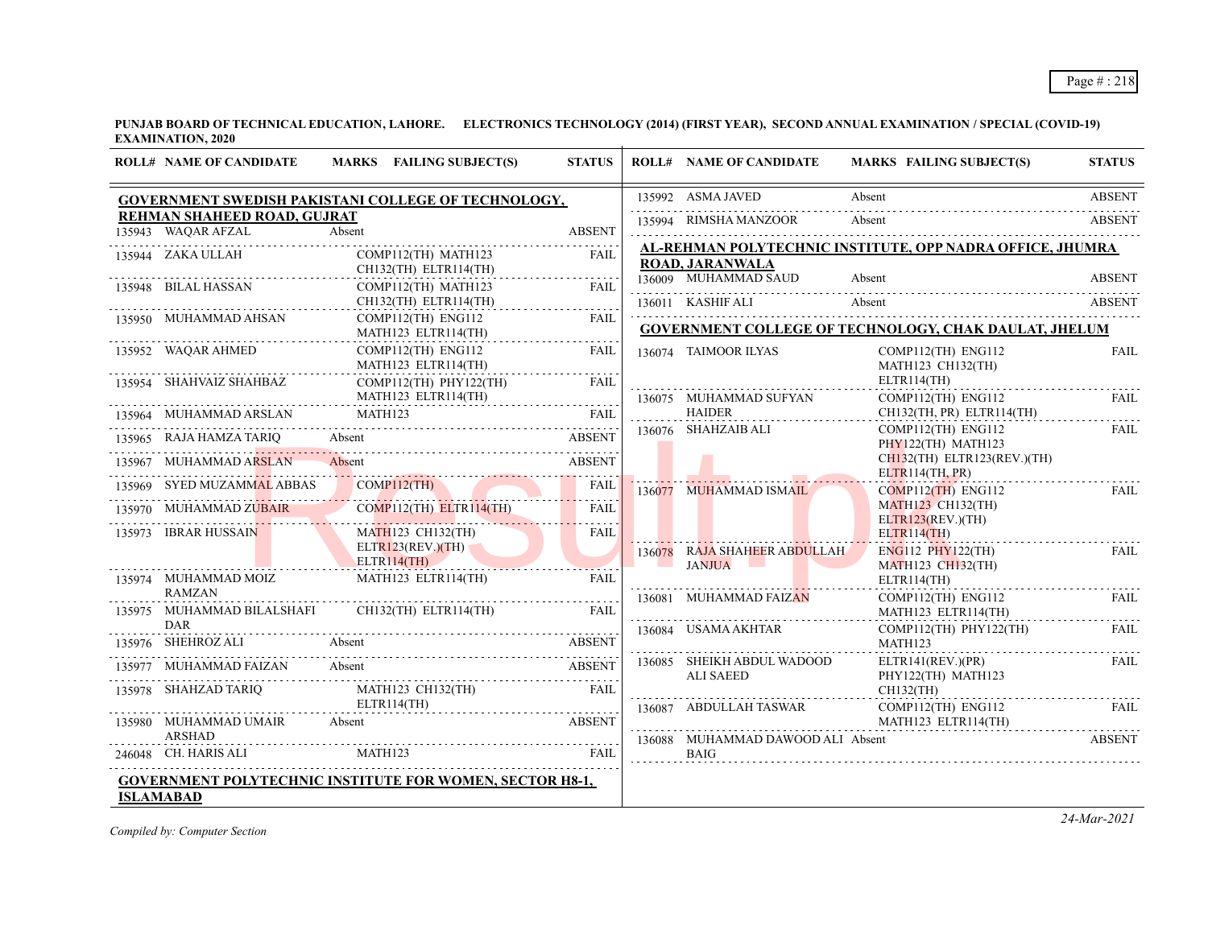**PUNJAB BOARD OF TECHNICAL EDUCATION, LAHORE. ELECTRONICS TECHNOLOGY (2014) (FIRST YEAR), SECOND ANNUAL EXAMINATION / SPECIAL (COVID-19) EXAMINATION, 2020**

| ROLL# | NAME OF CANDIDATE | MARKS | FAILING SUBJECT(S) | STATUS |
|---|---|---|---|---|
| **GOVERNMENT SWEDISH PAKISTANI COLLEGE OF TECHNOLOGY, REHMAN SHAHEED ROAD, GUJRAT** | | | | |
| 135943 | WAQAR AFZAL | Absent | | ABSENT |
| 135944 | ZAKA ULLAH | | COMP112(TH) MATH123 CH132(TH) ELTR114(TH) | FAIL |
| 135948 | BILAL HASSAN | | COMP112(TH) MATH123 CH132(TH) ELTR114(TH) | FAIL |
| 135950 | MUHAMMAD AHSAN | | COMP112(TH) ENG112 MATH123 ELTR114(TH) | FAIL |
| 135952 | WAQAR AHMED | | COMP112(TH) ENG112 MATH123 ELTR114(TH) | FAIL |
| 135954 | SHAHVAIZ SHAHBAZ | | COMP112(TH) PHY122(TH) MATH123 ELTR114(TH) | FAIL |
| 135964 | MUHAMMAD ARSLAN | | MATH123 | FAIL |
| 135965 | RAJA HAMZA TARIQ | Absent | | ABSENT |
| 135967 | MUHAMMAD ARSLAN | Absent | | ABSENT |
| 135969 | SYED MUZAMMAL ABBAS | | COMP112(TH) | FAIL |
| 135970 | MUHAMMAD ZUBAIR | | COMP112(TH) ELTR114(TH) | FAIL |
| 135973 | IBRAR HUSSAIN | | MATH123 CH132(TH) ELTR123(REV.)(TH) ELTR114(TH) | FAIL |
| 135974 | MUHAMMAD MOIZ RAMZAN | | MATH123 ELTR114(TH) | FAIL |
| 135975 | MUHAMMAD BILALSHAFI DAR | | CH132(TH) ELTR114(TH) | FAIL |
| 135976 | SHEHROZ ALI | Absent | | ABSENT |
| 135977 | MUHAMMAD FAIZAN | Absent | | ABSENT |
| 135978 | SHAHZAD TARIQ | | MATH123 CH132(TH) ELTR114(TH) | FAIL |
| 135980 | MUHAMMAD UMAIR ARSHAD | Absent | | ABSENT |
| 246048 | CH. HARIS ALI | | MATH123 | FAIL |
| **GOVERNMENT POLYTECHNIC INSTITUTE FOR WOMEN, SECTOR H8-1, ISLAMABAD** | | | | |
| 135992 | ASMA JAVED | Absent | | ABSENT |
| 135994 | RIMSHA MANZOOR | Absent | | ABSENT |
| **AL-REHMAN POLYTECHNIC INSTITUTE, OPP NADRA OFFICE, JHUMRA ROAD, JARANWALA** | | | | |
| 136009 | MUHAMMAD SAUD | Absent | | ABSENT |
| 136011 | KASHIF ALI | Absent | | ABSENT |
| **GOVERNMENT COLLEGE OF TECHNOLOGY, CHAK DAULAT, JHELUM** | | | | |
| 136074 | TAIMOOR ILYAS | | COMP112(TH) ENG112 MATH123 CH132(TH) ELTR114(TH) | FAIL |
| 136075 | MUHAMMAD SUFYAN HAIDER | | COMP112(TH) ENG112 CH132(TH, PR) ELTR114(TH) | FAIL |
| 136076 | SHAHZAIB ALI | | COMP112(TH) ENG112 PHY122(TH) MATH123 CH132(TH) ELTR123(REV.)(TH) ELTR114(TH, PR) | FAIL |
| 136077 | MUHAMMAD ISMAIL | | COMP112(TH) ENG112 MATH123 CH132(TH) ELTR123(REV.)(TH) ELTR114(TH) | FAIL |
| 136078 | RAJA SHAHEER ABDULLAH JANJUA | | ENG112 PHY122(TH) MATH123 CH132(TH) ELTR114(TH) | FAIL |
| 136081 | MUHAMMAD FAIZAN | | COMP112(TH) ENG112 MATH123 ELTR114(TH) | FAIL |
| 136084 | USAMA AKHTAR | | COMP112(TH) PHY122(TH) MATH123 | FAIL |
| 136085 | SHEIKH ABDUL WADOOD ALI SAEED | | ELTR141(REV.)(PR) PHY122(TH) MATH123 CH132(TH) | FAIL |
| 136087 | ABDULLAH TASWAR | | COMP112(TH) ENG112 MATH123 ELTR114(TH) | FAIL |
| 136088 | MUHAMMAD DAWOOD ALI BAIG | Absent | | ABSENT |

*Compiled by: Computer Section*

24-Mar-2021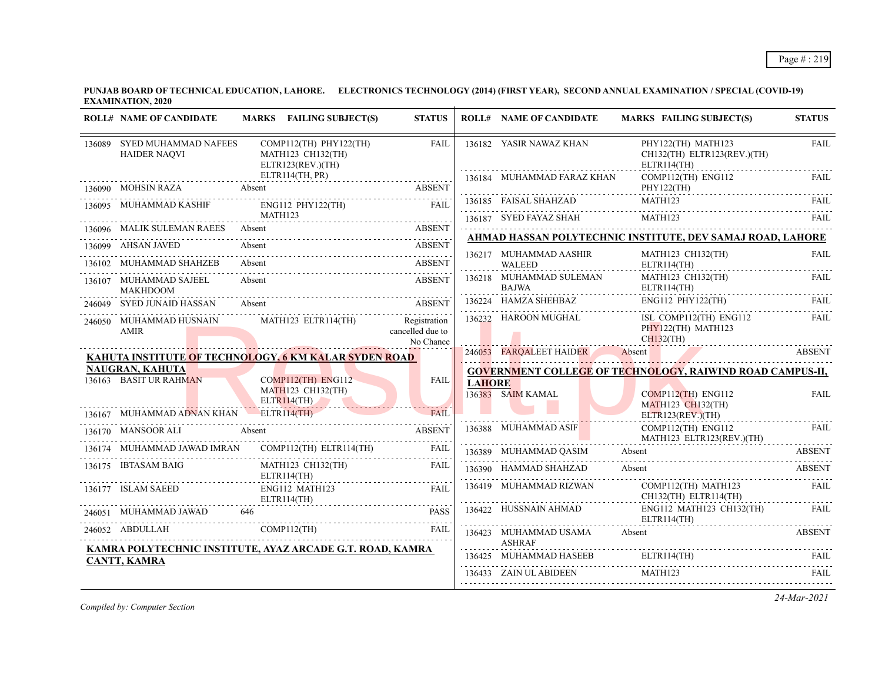**PUNJAB BOARD OF TECHNICAL EDUCATION, LAHORE. ELECTRONICS TECHNOLOGY (2014) (FIRST YEAR), SECOND ANNUAL EXAMINATION / SPECIAL (COVID-19) EXAMINATION, 2020**

| ROLL# | NAME OF CANDIDATE | MARKS | FAILING SUBJECT(S) | STATUS |
|---|---|---|---|---|
| 136089 | SYED MUHAMMAD NAFEES HAIDER NAQVI | | COMP112(TH) PHY122(TH) MATH123 CH132(TH) ELTR123(REV.)(TH) ELTR114(TH, PR) | FAIL |
| 136090 | MOHSIN RAZA | Absent | | ABSENT |
| 136095 | MUHAMMAD KASHIF | | ENG112 PHY122(TH) MATH123 | FAIL |
| 136096 | MALIK SULEMAN RAEES | Absent | | ABSENT |
| 136099 | AHSAN JAVED | Absent | | ABSENT |
| 136102 | MUHAMMAD SHAHZEB | Absent | | ABSENT |
| 136107 | MUHAMMAD SAJEEL MAKHDOOM | Absent | | ABSENT |
| 246049 | SYED JUNAID HASSAN | Absent | | ABSENT |
| 246050 | MUHAMMAD HUSNAIN AMIR | | MATH123 ELTR114(TH) | Registration cancelled due to No Chance |

**KAHUTA INSTITUTE OF TECHNOLOGY, 6 KM KALAR SYDEN ROAD NAUGRAN, KAHUTA**

| ROLL# | NAME OF CANDIDATE | MARKS | FAILING SUBJECT(S) | STATUS |
|---|---|---|---|---|
| 136163 | BASIT UR RAHMAN | | COMP112(TH) ENG112 MATH123 CH132(TH) ELTR114(TH) | FAIL |
| 136167 | MUHAMMAD ADNAN KHAN | | ELTR114(TH) | FAIL |
| 136170 | MANSOOR ALI | Absent | | ABSENT |
| 136174 | MUHAMMAD JAWAD IMRAN | | COMP112(TH) ELTR114(TH) | FAIL |
| 136175 | IBTASAM BAIG | | MATH123 CH132(TH) ELTR114(TH) | FAIL |
| 136177 | ISLAM SAEED | | ENG112 MATH123 ELTR114(TH) | FAIL |
| 246051 | MUHAMMAD JAWAD | 646 | | PASS |
| 246052 | ABDULLAH | | COMP112(TH) | FAIL |

**KAMRA POLYTECHNIC INSTITUTE, AYAZ ARCADE G.T. ROAD, KAMRA CANTT, KAMRA**

| ROLL# | NAME OF CANDIDATE | MARKS | FAILING SUBJECT(S) | STATUS |
|---|---|---|---|---|
| 136182 | YASIR NAWAZ KHAN | | PHY122(TH) MATH123 CH132(TH) ELTR123(REV.)(TH) ELTR114(TH) | FAIL |
| 136184 | MUHAMMAD FARAZ KHAN | | COMP112(TH) ENG112 PHY122(TH) | FAIL |
| 136185 | FAISAL SHAHZAD | | MATH123 | FAIL |
| 136187 | SYED FAYAZ SHAH | | MATH123 | FAIL |

**AHMAD HASSAN POLYTECHNIC INSTITUTE, DEV SAMAJ ROAD, LAHORE**

| ROLL# | NAME OF CANDIDATE | MARKS | FAILING SUBJECT(S) | STATUS |
|---|---|---|---|---|
| 136217 | MUHAMMAD AASHIR WALEED | | MATH123 CH132(TH) ELTR114(TH) | FAIL |
| 136218 | MUHAMMAD SULEMAN BAJWA | | MATH123 CH132(TH) ELTR114(TH) | FAIL |
| 136224 | HAMZA SHEHBAZ | | ENG112 PHY122(TH) | FAIL |
| 136232 | HAROON MUGHAL | | ISL COMP112(TH) ENG112 PHY122(TH) MATH123 CH132(TH) | FAIL |
| 246053 | FARQALEET HAIDER | Absent | | ABSENT |

**GOVERNMENT COLLEGE OF TECHNOLOGY, RAIWIND ROAD CAMPUS-II, LAHORE**

| ROLL# | NAME OF CANDIDATE | MARKS | FAILING SUBJECT(S) | STATUS |
|---|---|---|---|---|
| 136383 | SAIM KAMAL | | COMP112(TH) ENG112 MATH123 CH132(TH) ELTR123(REV.)(TH) | FAIL |
| 136388 | MUHAMMAD ASIF | | COMP112(TH) ENG112 MATH123 ELTR123(REV.)(TH) | FAIL |
| 136389 | MUHAMMAD QASIM | Absent | | ABSENT |
| 136390 | HAMMAD SHAHZAD | Absent | | ABSENT |
| 136419 | MUHAMMAD RIZWAN | | COMP112(TH) MATH123 CH132(TH) ELTR114(TH) | FAIL |
| 136422 | HUSSNAIN AHMAD | | ENG112 MATH123 CH132(TH) ELTR114(TH) | FAIL |
| 136423 | MUHAMMAD USAMA ASHRAF | Absent | | ABSENT |
| 136425 | MUHAMMAD HASEEB | | ELTR114(TH) | FAIL |
| 136433 | ZAIN UL ABIDEEN | | MATH123 | FAIL |

*Compiled by: Computer Section*

*24-Mar-2021*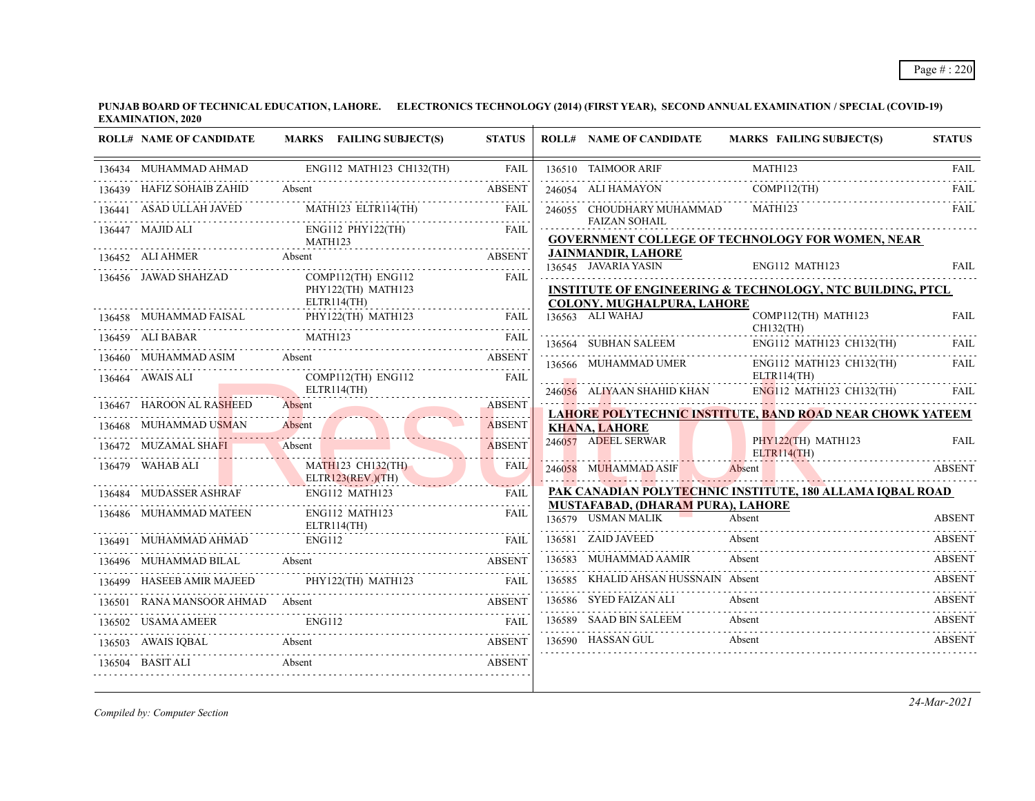**PUNJAB BOARD OF TECHNICAL EDUCATION, LAHORE. ELECTRONICS TECHNOLOGY (2014) (FIRST YEAR), SECOND ANNUAL EXAMINATION / SPECIAL (COVID-19) EXAMINATION, 2020**

| ROLL# | NAME OF CANDIDATE | MARKS | FAILING SUBJECT(S) | STATUS |
|---|---|---|---|---|
| 136434 | MUHAMMAD AHMAD | | ENG112 MATH123 CH132(TH) | FAIL |
| 136439 | HAFIZ SOHAIB ZAHID | Absent | | ABSENT |
| 136441 | ASAD ULLAH JAVED | | MATH123 ELTR114(TH) | FAIL |
| 136447 | MAJID ALI | | ENG112 PHY122(TH) MATH123 | FAIL |
| 136452 | ALI AHMER | Absent | | ABSENT |
| 136456 | JAWAD SHAHZAD | | COMP112(TH) ENG112 PHY122(TH) MATH123 ELTR114(TH) | FAIL |
| 136458 | MUHAMMAD FAISAL | | PHY122(TH) MATH123 | FAIL |
| 136459 | ALI BABAR | | MATH123 | FAIL |
| 136460 | MUHAMMAD ASIM | Absent | | ABSENT |
| 136464 | AWAIS ALI | | COMP112(TH) ENG112 ELTR114(TH) | FAIL |
| 136467 | HAROON AL RASHEED | Absent | | ABSENT |
| 136468 | MUHAMMAD USMAN | Absent | | ABSENT |
| 136472 | MUZAMAL SHAFI | Absent | | ABSENT |
| 136479 | WAHAB ALI | | MATH123 CH132(TH) ELTR123(REV.)(TH) | FAIL |
| 136484 | MUDASSER ASHRAF | | ENG112 MATH123 | FAIL |
| 136486 | MUHAMMAD MATEEN | | ENG112 MATH123 ELTR114(TH) | FAIL |
| 136491 | MUHAMMAD AHMAD | | ENG112 | FAIL |
| 136496 | MUHAMMAD BILAL | Absent | | ABSENT |
| 136499 | HASEEB AMIR MAJEED | | PHY122(TH) MATH123 | FAIL |
| 136501 | RANA MANSOOR AHMAD | Absent | | ABSENT |
| 136502 | USAMA AMEER | | ENG112 | FAIL |
| 136503 | AWAIS IQBAL | Absent | | ABSENT |
| 136504 | BASIT ALI | Absent | | ABSENT |
| 136510 | TAIMOOR ARIF | | MATH123 | FAIL |
| 246054 | ALI HAMAYON | | COMP112(TH) | FAIL |
| 246055 | CHOUDHARY MUHAMMAD FAIZAN SOHAIL | | MATH123 | FAIL |

**GOVERNMENT COLLEGE OF TECHNOLOGY FOR WOMEN, NEAR JAINMANDIR, LAHORE**

| ROLL# | NAME OF CANDIDATE | MARKS | FAILING SUBJECT(S) | STATUS |
|---|---|---|---|---|
| 136545 | JAVARIA YASIN | | ENG112 MATH123 | FAIL |

**INSTITUTE OF ENGINEERING & TECHNOLOGY, NTC BUILDING, PTCL COLONY. MUGHALPURA, LAHORE**

| ROLL# | NAME OF CANDIDATE | MARKS | FAILING SUBJECT(S) | STATUS |
|---|---|---|---|---|
| 136563 | ALI WAHAJ | | COMP112(TH) MATH123 CH132(TH) | FAIL |
| 136564 | SUBHAN SALEEM | | ENG112 MATH123 CH132(TH) | FAIL |
| 136566 | MUHAMMAD UMER | | ENG112 MATH123 CH132(TH) ELTR114(TH) | FAIL |
| 246056 | ALIYAAN SHAHID KHAN | | ENG112 MATH123 CH132(TH) | FAIL |

**LAHORE POLYTECHNIC INSTITUTE, BAND ROAD NEAR CHOWK YATEEM KHANA, LAHORE**

| ROLL# | NAME OF CANDIDATE | MARKS | FAILING SUBJECT(S) | STATUS |
|---|---|---|---|---|
| 246057 | ADEEL SERWAR | | PHY122(TH) MATH123 ELTR114(TH) | FAIL |
| 246058 | MUHAMMAD ASIF | Absent | | ABSENT |

**PAK CANADIAN POLYTECHNIC INSTITUTE, 180 ALLAMA IQBAL ROAD MUSTAFABAD, (DHARAM PURA), LAHORE**

| ROLL# | NAME OF CANDIDATE | MARKS | FAILING SUBJECT(S) | STATUS |
|---|---|---|---|---|
| 136579 | USMAN MALIK | Absent | | ABSENT |
| 136581 | ZAID JAVEED | Absent | | ABSENT |
| 136583 | MUHAMMAD AAMIR | Absent | | ABSENT |
| 136585 | KHALID AHSAN HUSSNAIN | Absent | | ABSENT |
| 136586 | SYED FAIZAN ALI | Absent | | ABSENT |
| 136589 | SAAD BIN SALEEM | Absent | | ABSENT |
| 136590 | HASSAN GUL | Absent | | ABSENT |

*Compiled by: Computer Section*

*24-Mar-2021*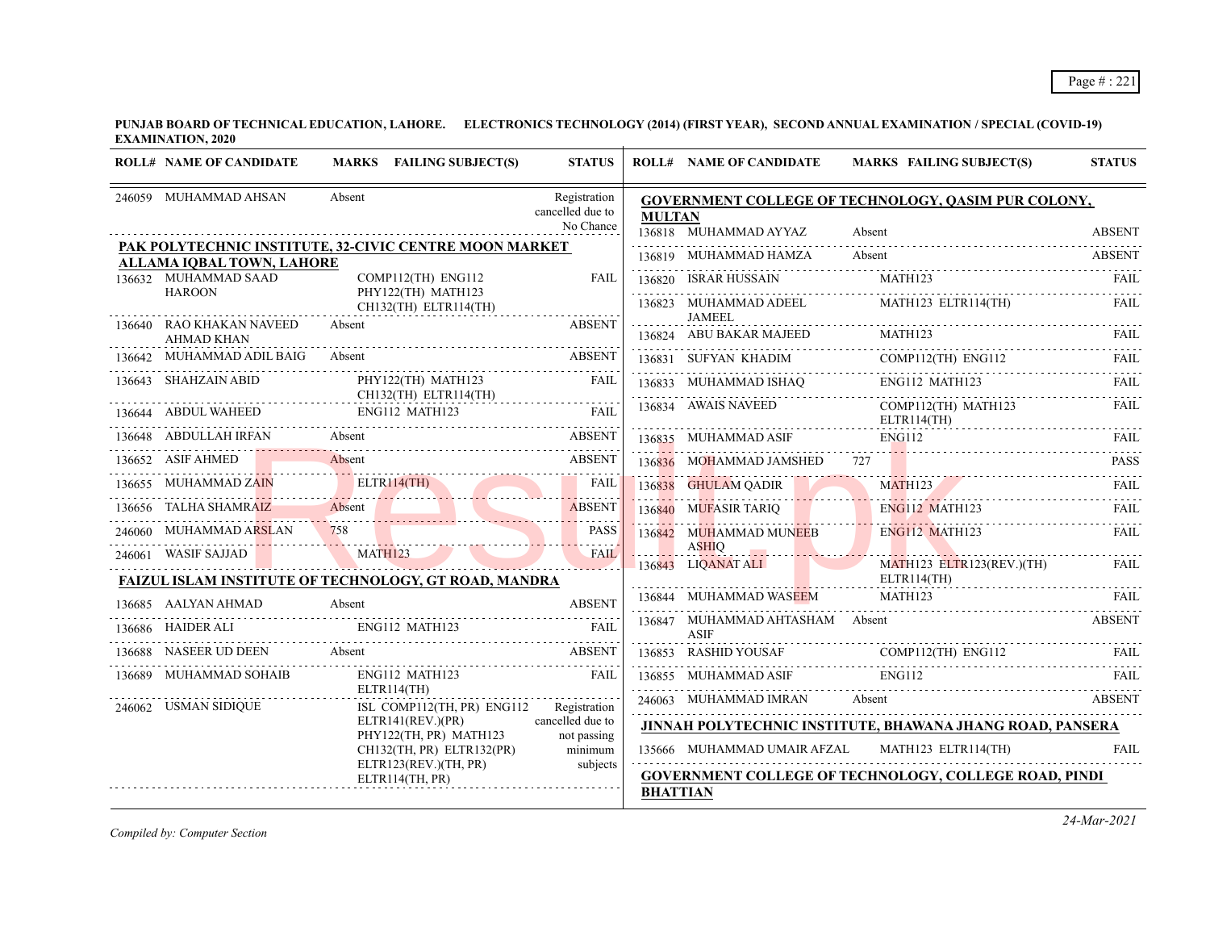**PUNJAB BOARD OF TECHNICAL EDUCATION, LAHORE. ELECTRONICS TECHNOLOGY (2014) (FIRST YEAR), SECOND ANNUAL EXAMINATION / SPECIAL (COVID-19) EXAMINATION, 2020**

| ROLL# | NAME OF CANDIDATE | MARKS | FAILING SUBJECT(S) | STATUS |
|---|---|---|---|---|
| 246059 | MUHAMMAD AHSAN | Absent | | Registration cancelled due to No Chance |

**PAK POLYTECHNIC INSTITUTE, 32-CIVIC CENTRE MOON MARKET ALLAMA IQBAL TOWN, LAHORE**

| ROLL# | NAME OF CANDIDATE | MARKS | FAILING SUBJECT(S) | STATUS |
|---|---|---|---|---|
| 136632 | MUHAMMAD SAAD HAROON | | COMP112(TH) ENG112 PHY122(TH) MATH123 CH132(TH) ELTR114(TH) | FAIL |
| 136640 | RAO KHAKAN NAVEED AHMAD KHAN | Absent | | ABSENT |
| 136642 | MUHAMMAD ADIL BAIG | Absent | | ABSENT |
| 136643 | SHAHZAIN ABID | | PHY122(TH) MATH123 CH132(TH) ELTR114(TH) | FAIL |
| 136644 | ABDUL WAHEED | | ENG112 MATH123 | FAIL |
| 136648 | ABDULLAH IRFAN | Absent | | ABSENT |
| 136652 | ASIF AHMED | Absent | | ABSENT |
| 136655 | MUHAMMAD ZAIN | | ELTR114(TH) | FAIL |
| 136656 | TALHA SHAMRAIZ | Absent | | ABSENT |
| 246060 | MUHAMMAD ARSLAN | 758 | | PASS |
| 246061 | WASIF SAJJAD | | MATH123 | FAIL |

**FAIZUL ISLAM INSTITUTE OF TECHNOLOGY, GT ROAD, MANDRA**

| ROLL# | NAME OF CANDIDATE | MARKS | FAILING SUBJECT(S) | STATUS |
|---|---|---|---|---|
| 136685 | AALYAN AHMAD | Absent | | ABSENT |
| 136686 | HAIDER ALI | | ENG112 MATH123 | FAIL |
| 136688 | NASEER UD DEEN | Absent | | ABSENT |
| 136689 | MUHAMMAD SOHAIB | | ENG112 MATH123 ELTR114(TH) | FAIL |
| 246062 | USMAN SIDIQUE | | ISL COMP112(TH, PR) ENG112 ELTR141(REV.)(PR) PHY122(TH, PR) MATH123 CH132(TH, PR) ELTR132(PR) ELTR123(REV.)(TH, PR) ELTR114(TH, PR) | Registration cancelled due to not passing minimum subjects |

**GOVERNMENT COLLEGE OF TECHNOLOGY, QASIM PUR COLONY, MULTAN**

| ROLL# | NAME OF CANDIDATE | MARKS | FAILING SUBJECT(S) | STATUS |
|---|---|---|---|---|
| 136818 | MUHAMMAD AYYAZ | Absent | | ABSENT |
| 136819 | MUHAMMAD HAMZA | Absent | | ABSENT |
| 136820 | ISRAR HUSSAIN | | MATH123 | FAIL |
| 136823 | MUHAMMAD ADEEL JAMEEL | | MATH123 ELTR114(TH) | FAIL |
| 136824 | ABU BAKAR MAJEED | | MATH123 | FAIL |
| 136831 | SUFYAN KHADIM | | COMP112(TH) ENG112 | FAIL |
| 136833 | MUHAMMAD ISHAQ | | ENG112 MATH123 | FAIL |
| 136834 | AWAIS NAVEED | | COMP112(TH) MATH123 ELTR114(TH) | FAIL |
| 136835 | MUHAMMAD ASIF | | ENG112 | FAIL |
| 136836 | MOHAMMAD JAMSHED | 727 | | PASS |
| 136838 | GHULAM QADIR | | MATH123 | FAIL |
| 136840 | MUFASIR TARIQ | | ENG112 MATH123 | FAIL |
| 136842 | MUHAMMAD MUNEEB ASHIQ | | ENG112 MATH123 | FAIL |
| 136843 | LIQANAT ALI | | MATH123 ELTR123(REV.)(TH) ELTR114(TH) | FAIL |
| 136844 | MUHAMMAD WASEEM | | MATH123 | FAIL |
| 136847 | MUHAMMAD AHTASHAM ASIF | Absent | | ABSENT |
| 136853 | RASHID YOUSAF | | COMP112(TH) ENG112 | FAIL |
| 136855 | MUHAMMAD ASIF | | ENG112 | FAIL |
| 246063 | MUHAMMAD IMRAN | Absent | | ABSENT |

**JINNAH POLYTECHNIC INSTITUTE, BHAWANA JHANG ROAD, PANSERA**

| ROLL# | NAME OF CANDIDATE | MARKS | FAILING SUBJECT(S) | STATUS |
|---|---|---|---|---|
| 135666 | MUHAMMAD UMAIR AFZAL | | MATH123 ELTR114(TH) | FAIL |

**GOVERNMENT COLLEGE OF TECHNOLOGY, COLLEGE ROAD, PINDI BHATTIAN**

*Compiled by: Computer Section*

*24-Mar-2021*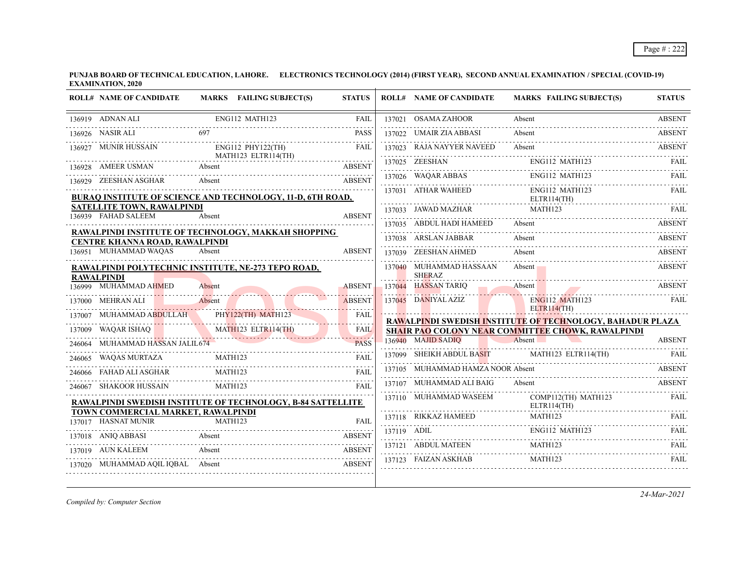**PUNJAB BOARD OF TECHNICAL EDUCATION, LAHORE. ELECTRONICS TECHNOLOGY (2014) (FIRST YEAR), SECOND ANNUAL EXAMINATION / SPECIAL (COVID-19) EXAMINATION, 2020**

| ROLL# | NAME OF CANDIDATE | MARKS | FAILING SUBJECT(S) | STATUS |
|---|---|---|---|---|
| 136919 | ADNAN ALI | | ENG112 MATH123 | FAIL |
| 136926 | NASIR ALI | 697 | | PASS |
| 136927 | MUNIR HUSSAIN | | ENG112 PHY122(TH) MATH123 ELTR114(TH) | FAIL |
| 136928 | AMEER USMAN | Absent | | ABSENT |
| 136929 | ZEESHAN ASGHAR | Absent | | ABSENT |

**BURAQ INSTITUTE OF SCIENCE AND TECHNOLOGY, 11-D, 6TH ROAD, SATELLITE TOWN, RAWALPINDI**

| ROLL# | NAME OF CANDIDATE | MARKS | FAILING SUBJECT(S) | STATUS |
|---|---|---|---|---|
| 136939 | FAHAD SALEEM | Absent | | ABSENT |

**RAWALPINDI INSTITUTE OF TECHNOLOGY, MAKKAH SHOPPING CENTRE KHANNA ROAD, RAWALPINDI**

| ROLL# | NAME OF CANDIDATE | MARKS | FAILING SUBJECT(S) | STATUS |
|---|---|---|---|---|
| 136951 | MUHAMMAD WAQAS | Absent | | ABSENT |

**RAWALPINDI POLYTECHNIC INSTITUTE, NE-273 TEPO ROAD, RAWALPINDI**

| ROLL# | NAME OF CANDIDATE | MARKS | FAILING SUBJECT(S) | STATUS |
|---|---|---|---|---|
| 136999 | MUHAMMAD AHMED | Absent | | ABSENT |
| 137000 | MEHRAN ALI | Absent | | ABSENT |
| 137007 | MUHAMMAD ABDULLAH | | PHY122(TH) MATH123 | FAIL |
| 137009 | WAQAR ISHAQ | | MATH123 ELTR114(TH) | FAIL |
| 246064 | MUHAMMAD HASSAN JALIL | 674 | | PASS |
| 246065 | WAQAS MURTAZA | | MATH123 | FAIL |
| 246066 | FAHAD ALI ASGHAR | | MATH123 | FAIL |
| 246067 | SHAKOOR HUSSAIN | | MATH123 | FAIL |

**RAWALPINDI SWEDISH INSTITUTE OF TECHNOLOGY, B-84 SATTELLITE TOWN COMMERCIAL MARKET, RAWALPINDI**

| ROLL# | NAME OF CANDIDATE | MARKS | FAILING SUBJECT(S) | STATUS |
|---|---|---|---|---|
| 137017 | HASNAT MUNIR | | MATH123 | FAIL |
| 137018 | ANIQ ABBASI | Absent | | ABSENT |
| 137019 | AUN KALEEM | Absent | | ABSENT |
| 137020 | MUHAMMAD AQIL IQBAL | Absent | | ABSENT |
| 137021 | OSAMA ZAHOOR | Absent | | ABSENT |
| 137022 | UMAIR ZIA ABBASI | Absent | | ABSENT |
| 137023 | RAJA NAYYER NAVEED | Absent | | ABSENT |
| 137025 | ZEESHAN | | ENG112 MATH123 | FAIL |
| 137026 | WAQAR ABBAS | | ENG112 MATH123 | FAIL |
| 137031 | ATHAR WAHEED | | ENG112 MATH123 ELTR114(TH) | FAIL |
| 137033 | JAWAD MAZHAR | | MATH123 | FAIL |
| 137035 | ABDUL HADI HAMEED | Absent | | ABSENT |
| 137038 | ARSLAN JABBAR | Absent | | ABSENT |
| 137039 | ZEESHAN AHMED | Absent | | ABSENT |
| 137040 | MUHAMMAD HASSAAN SHERAZ | Absent | | ABSENT |
| 137044 | HASSAN TARIQ | Absent | | ABSENT |
| 137045 | DANIYAL AZIZ | | ENG112 MATH123 ELTR114(TH) | FAIL |

**RAWALPINDI SWEDISH INSTITUTE OF TECHNOLOGY, BAHADUR PLAZA SHAIR PAO COLONY NEAR COMMITTEE CHOWK, RAWALPINDI**

| ROLL# | NAME OF CANDIDATE | MARKS | FAILING SUBJECT(S) | STATUS |
|---|---|---|---|---|
| 136940 | MAJID SADIQ | Absent | | ABSENT |
| 137099 | SHEIKH ABDUL BASIT | | MATH123 ELTR114(TH) | FAIL |
| 137105 | MUHAMMAD HAMZA NOOR | Absent | | ABSENT |
| 137107 | MUHAMMAD ALI BAIG | Absent | | ABSENT |
| 137110 | MUHAMMAD WASEEM | | COMP112(TH) MATH123 ELTR114(TH) | FAIL |
| 137118 | RIKKAZ HAMEED | | MATH123 | FAIL |
| 137119 | ADIL | | ENG112 MATH123 | FAIL |
| 137121 | ABDUL MATEEN | | MATH123 | FAIL |
| 137123 | FAIZAN ASKHAB | | MATH123 | FAIL |

*Compiled by: Computer Section*

*24-Mar-2021*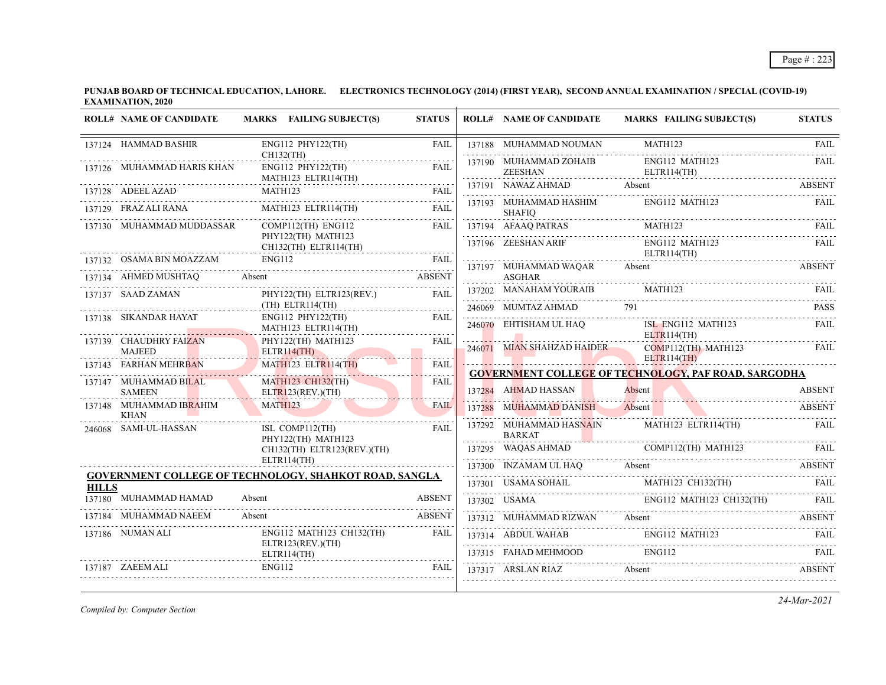**PUNJAB BOARD OF TECHNICAL EDUCATION, LAHORE. ELECTRONICS TECHNOLOGY (2014) (FIRST YEAR), SECOND ANNUAL EXAMINATION / SPECIAL (COVID-19) EXAMINATION, 2020**

| ROLL# | NAME OF CANDIDATE | MARKS | FAILING SUBJECT(S) | STATUS |
|---|---|---|---|---|
| 137124 | HAMMAD BASHIR | | ENG112 PHY122(TH) CH132(TH) | FAIL |
| 137126 | MUHAMMAD HARIS KHAN | | ENG112 PHY122(TH) MATH123 ELTR114(TH) | FAIL |
| 137128 | ADEEL AZAD | | MATH123 | FAIL |
| 137129 | FRAZ ALI RANA | | MATH123 ELTR114(TH) | FAIL |
| 137130 | MUHAMMAD MUDDASSAR | | COMP112(TH) ENG112 PHY122(TH) MATH123 CH132(TH) ELTR114(TH) | FAIL |
| 137132 | OSAMA BIN MOAZZAM | | ENG112 | FAIL |
| 137134 | AHMED MUSHTAQ | Absent | | ABSENT |
| 137137 | SAAD ZAMAN | | PHY122(TH) ELTR123(REV.)(TH) ELTR114(TH) | FAIL |
| 137138 | SIKANDAR HAYAT | | ENG112 PHY122(TH) MATH123 ELTR114(TH) | FAIL |
| 137139 | CHAUDHRY FAIZAN MAJEED | | PHY122(TH) MATH123 ELTR114(TH) | FAIL |
| 137143 | FARHAN MEHRBAN | | MATH123 ELTR114(TH) | FAIL |
| 137147 | MUHAMMAD BILAL SAMEEN | | MATH123 CH132(TH) ELTR123(REV.)(TH) | FAIL |
| 137148 | MUHAMMAD IBRAHIM KHAN | | MATH123 | FAIL |
| 246068 | SAMI-UL-HASSAN | | ISL COMP112(TH) PHY122(TH) MATH123 CH132(TH) ELTR123(REV.)(TH) ELTR114(TH) | FAIL |

**GOVERNMENT COLLEGE OF TECHNOLOGY, SHAHKOT ROAD, SANGLA HILLS**

| ROLL# | NAME OF CANDIDATE | MARKS | FAILING SUBJECT(S) | STATUS |
|---|---|---|---|---|
| 137180 | MUHAMMAD HAMAD | Absent | | ABSENT |
| 137184 | MUHAMMAD NAEEM | Absent | | ABSENT |
| 137186 | NUMAN ALI | | ENG112 MATH123 CH132(TH) ELTR123(REV.)(TH) ELTR114(TH) | FAIL |
| 137187 | ZAEEM ALI | | ENG112 | FAIL |
| 137188 | MUHAMMAD NOUMAN | | MATH123 | FAIL |
| 137190 | MUHAMMAD ZOHAIB ZEESHAN | | ENG112 MATH123 ELTR114(TH) | FAIL |
| 137191 | NAWAZ AHMAD | Absent | | ABSENT |
| 137193 | MUHAMMAD HASHIM SHAFIQ | | ENG112 MATH123 | FAIL |
| 137194 | AFAAQ PATRAS | | MATH123 | FAIL |
| 137196 | ZEESHAN ARIF | | ENG112 MATH123 ELTR114(TH) | FAIL |
| 137197 | MUHAMMAD WAQAR ASGHAR | Absent | | ABSENT |
| 137202 | MANAHAM YOURAIB | | MATH123 | FAIL |
| 246069 | MUMTAZ AHMAD | 791 | | PASS |
| 246070 | EHTISHAM UL HAQ | | ISL ENG112 MATH123 ELTR114(TH) | FAIL |
| 246071 | MIAN SHAHZAD HAIDER | | COMP112(TH) MATH123 ELTR114(TH) | FAIL |

**GOVERNMENT COLLEGE OF TECHNOLOGY, PAF ROAD, SARGODHA**

| ROLL# | NAME OF CANDIDATE | MARKS | FAILING SUBJECT(S) | STATUS |
|---|---|---|---|---|
| 137284 | AHMAD HASSAN | Absent | | ABSENT |
| 137288 | MUHAMMAD DANISH | Absent | | ABSENT |
| 137292 | MUHAMMAD HASNAIN BARKAT | | MATH123 ELTR114(TH) | FAIL |
| 137295 | WAQAS AHMAD | | COMP112(TH) MATH123 | FAIL |
| 137300 | INZAMAM UL HAQ | Absent | | ABSENT |
| 137301 | USAMA SOHAIL | | MATH123 CH132(TH) | FAIL |
| 137302 | USAMA | | ENG112 MATH123 CH132(TH) | FAIL |
| 137312 | MUHAMMAD RIZWAN | Absent | | ABSENT |
| 137314 | ABDUL WAHAB | | ENG112 MATH123 | FAIL |
| 137315 | FAHAD MEHMOOD | | ENG112 | FAIL |
| 137317 | ARSLAN RIAZ | Absent | | ABSENT |

*Compiled by: Computer Section*

*24-Mar-2021*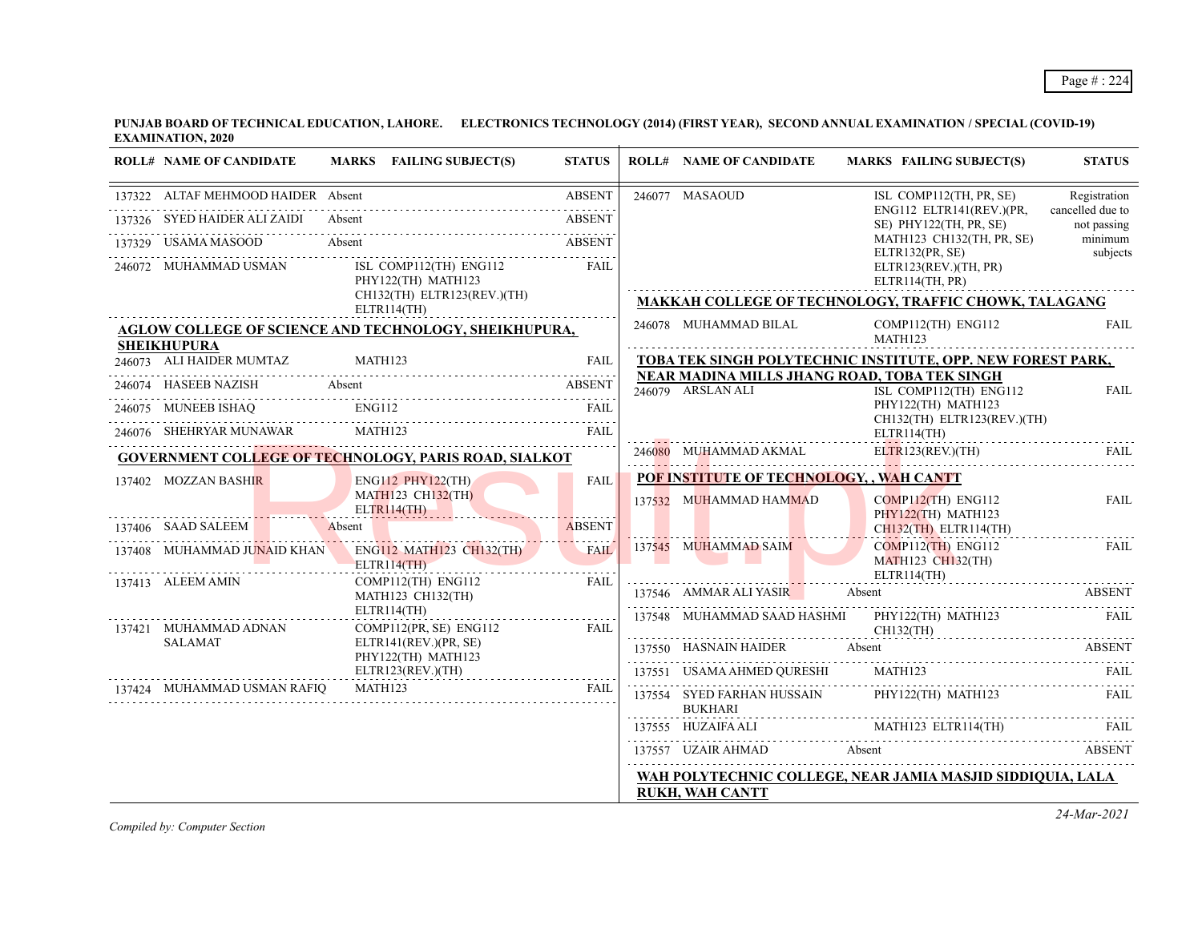**PUNJAB BOARD OF TECHNICAL EDUCATION, LAHORE. ELECTRONICS TECHNOLOGY (2014) (FIRST YEAR), SECOND ANNUAL EXAMINATION / SPECIAL (COVID-19) EXAMINATION, 2020**

| ROLL# | NAME OF CANDIDATE | MARKS | FAILING SUBJECT(S) | STATUS |
|---|---|---|---|---|
| 137322 | ALTAF MEHMOOD HAIDER | Absent | | ABSENT |
| 137326 | SYED HAIDER ALI ZAIDI | Absent | | ABSENT |
| 137329 | USAMA MASOOD | Absent | | ABSENT |
| 246072 | MUHAMMAD USMAN | | ISL COMP112(TH) ENG112 PHY122(TH) MATH123 CH132(TH) ELTR123(REV.)(TH) ELTR114(TH) | FAIL |

**AGLOW COLLEGE OF SCIENCE AND TECHNOLOGY, SHEIKHUPURA, SHEIKHUPURA**

| ROLL# | NAME OF CANDIDATE | MARKS | FAILING SUBJECT(S) | STATUS |
|---|---|---|---|---|
| 246073 | ALI HAIDER MUMTAZ | | MATH123 | FAIL |
| 246074 | HASEEB NAZISH | Absent | | ABSENT |
| 246075 | MUNEEB ISHAQ | | ENG112 | FAIL |
| 246076 | SHEHRYAR MUNAWAR | | MATH123 | FAIL |

**GOVERNMENT COLLEGE OF TECHNOLOGY, PARIS ROAD, SIALKOT**

| ROLL# | NAME OF CANDIDATE | MARKS | FAILING SUBJECT(S) | STATUS |
|---|---|---|---|---|
| 137402 | MOZZAN BASHIR | | ENG112 PHY122(TH) MATH123 CH132(TH) ELTR114(TH) | FAIL |
| 137406 | SAAD SALEEM | Absent | | ABSENT |
| 137408 | MUHAMMAD JUNAID KHAN | | ENG112 MATH123 CH132(TH) ELTR114(TH) | FAIL |
| 137413 | ALEEM AMIN | | COMP112(TH) ENG112 MATH123 CH132(TH) ELTR114(TH) | FAIL |
| 137421 | MUHAMMAD ADNAN SALAMAT | | COMP112(PR, SE) ENG112 ELTR141(REV.)(PR, SE) PHY122(TH) MATH123 ELTR123(REV.)(TH) | FAIL |
| 137424 | MUHAMMAD USMAN RAFIQ | | MATH123 | FAIL |
| 246077 | MASAOUD | | ISL COMP112(TH, PR, SE) ENG112 ELTR141(REV.)(PR, SE) PHY122(TH, PR, SE) MATH123 CH132(TH, PR, SE) ELTR132(PR, SE) ELTR123(REV.)(TH, PR) ELTR114(TH, PR) | Registration cancelled due to not passing minimum subjects |

**MAKKAH COLLEGE OF TECHNOLOGY, TRAFFIC CHOWK, TALAGANG**

| ROLL# | NAME OF CANDIDATE | MARKS | FAILING SUBJECT(S) | STATUS |
|---|---|---|---|---|
| 246078 | MUHAMMAD BILAL | | COMP112(TH) ENG112 MATH123 | FAIL |

**TOBA TEK SINGH POLYTECHNIC INSTITUTE, OPP. NEW FOREST PARK, NEAR MADINA MILLS JHANG ROAD, TOBA TEK SINGH**

| ROLL# | NAME OF CANDIDATE | MARKS | FAILING SUBJECT(S) | STATUS |
|---|---|---|---|---|
| 246079 | ARSLAN ALI | | ISL COMP112(TH) ENG112 PHY122(TH) MATH123 CH132(TH) ELTR123(REV.)(TH) ELTR114(TH) | FAIL |
| 246080 | MUHAMMAD AKMAL | | ELTR123(REV.)(TH) | FAIL |

**POF INSTITUTE OF TECHNOLOGY, , WAH CANTT**

| ROLL# | NAME OF CANDIDATE | MARKS | FAILING SUBJECT(S) | STATUS |
|---|---|---|---|---|
| 137532 | MUHAMMAD HAMMAD | | COMP112(TH) ENG112 PHY122(TH) MATH123 CH132(TH) ELTR114(TH) | FAIL |
| 137545 | MUHAMMAD SAIM | | COMP112(TH) ENG112 MATH123 CH132(TH) ELTR114(TH) | FAIL |
| 137546 | AMMAR ALI YASIR | Absent | | ABSENT |
| 137548 | MUHAMMAD SAAD HASHMI | | PHY122(TH) MATH123 CH132(TH) | FAIL |
| 137550 | HASNAIN HAIDER | Absent | | ABSENT |
| 137551 | USAMA AHMED QURESHI | | MATH123 | FAIL |
| 137554 | SYED FARHAN HUSSAIN BUKHARI | | PHY122(TH) MATH123 | FAIL |
| 137555 | HUZAIFA ALI | | MATH123 ELTR114(TH) | FAIL |
| 137557 | UZAIR AHMAD | Absent | | ABSENT |

**WAH POLYTECHNIC COLLEGE, NEAR JAMIA MASJID SIDDIQUIA, LALA RUKH, WAH CANTT**

*Compiled by: Computer Section*

*24-Mar-2021*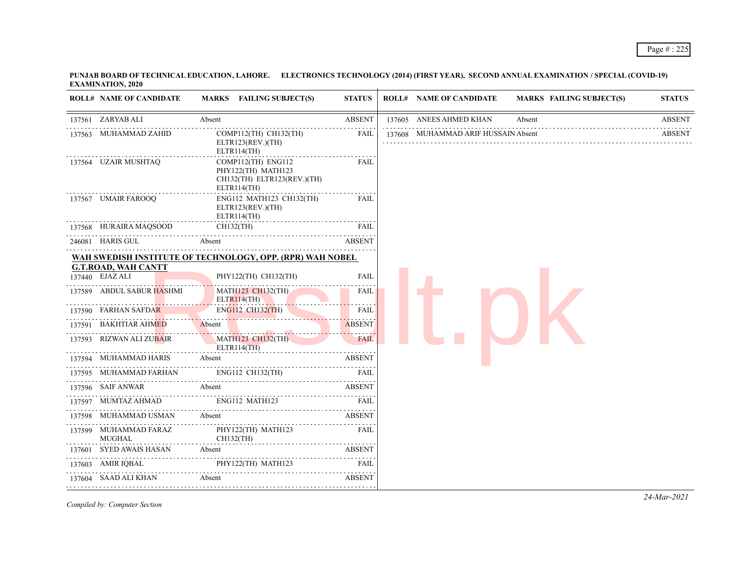**PUNJAB BOARD OF TECHNICAL EDUCATION, LAHORE. ELECTRONICS TECHNOLOGY (2014) (FIRST YEAR), SECOND ANNUAL EXAMINATION / SPECIAL (COVID-19) EXAMINATION, 2020**

| ROLL# | NAME OF CANDIDATE | MARKS | FAILING SUBJECT(S) | STATUS |
|---|---|---|---|---|
| 137561 | ZARYAB ALI | Absent | | ABSENT |
| 137563 | MUHAMMAD ZAHID | | COMP112(TH) CH132(TH) ELTR123(REV.)(TH) ELTR114(TH) | FAIL |
| 137564 | UZAIR MUSHTAQ | | COMP112(TH) ENG112 PHY122(TH) MATH123 CH132(TH) ELTR123(REV.)(TH) ELTR114(TH) | FAIL |
| 137567 | UMAIR FAROOQ | | ENG112 MATH123 CH132(TH) ELTR123(REV.)(TH) ELTR114(TH) | FAIL |
| 137568 | HURAIRA MAQSOOD | | CH132(TH) | FAIL |
| 246081 | HARIS GUL | Absent | | ABSENT |

**WAH SWEDISH INSTITUTE OF TECHNOLOGY, OPP. (RPR) WAH NOBEL G.T.ROAD, WAH CANTT**

| ROLL# | NAME OF CANDIDATE | MARKS | FAILING SUBJECT(S) | STATUS |
|---|---|---|---|---|
| 137440 | EJAZ ALI | | PHY122(TH) CH132(TH) | FAIL |
| 137589 | ABDUL SABUR HASHMI | | MATH123 CH132(TH) ELTR114(TH) | FAIL |
| 137590 | FARHAN SAFDAR | | ENG112 CH132(TH) | FAIL |
| 137591 | BAKHTIAR AHMED | Absent | | ABSENT |
| 137593 | RIZWAN ALI ZUBAIR | | MATH123 CH132(TH) ELTR114(TH) | FAIL |
| 137594 | MUHAMMAD HARIS | Absent | | ABSENT |
| 137595 | MUHAMMAD FARHAN | | ENG112 CH132(TH) | FAIL |
| 137596 | SAIF ANWAR | Absent | | ABSENT |
| 137597 | MUMTAZ AHMAD | | ENG112 MATH123 | FAIL |
| 137598 | MUHAMMAD USMAN | Absent | | ABSENT |
| 137599 | MUHAMMAD FARAZ MUGHAL | | PHY122(TH) MATH123 CH132(TH) | FAIL |
| 137601 | SYED AWAIS HASAN | Absent | | ABSENT |
| 137603 | AMIR IQBAL | | PHY122(TH) MATH123 | FAIL |
| 137604 | SAAD ALI KHAN | Absent | | ABSENT |
| 137605 | ANEES AHMED KHAN | Absent | | ABSENT |
| 137608 | MUHAMMAD ARIF HUSSAIN | Absent | | ABSENT |

*Compiled by: Computer Section*

*24-Mar-2021*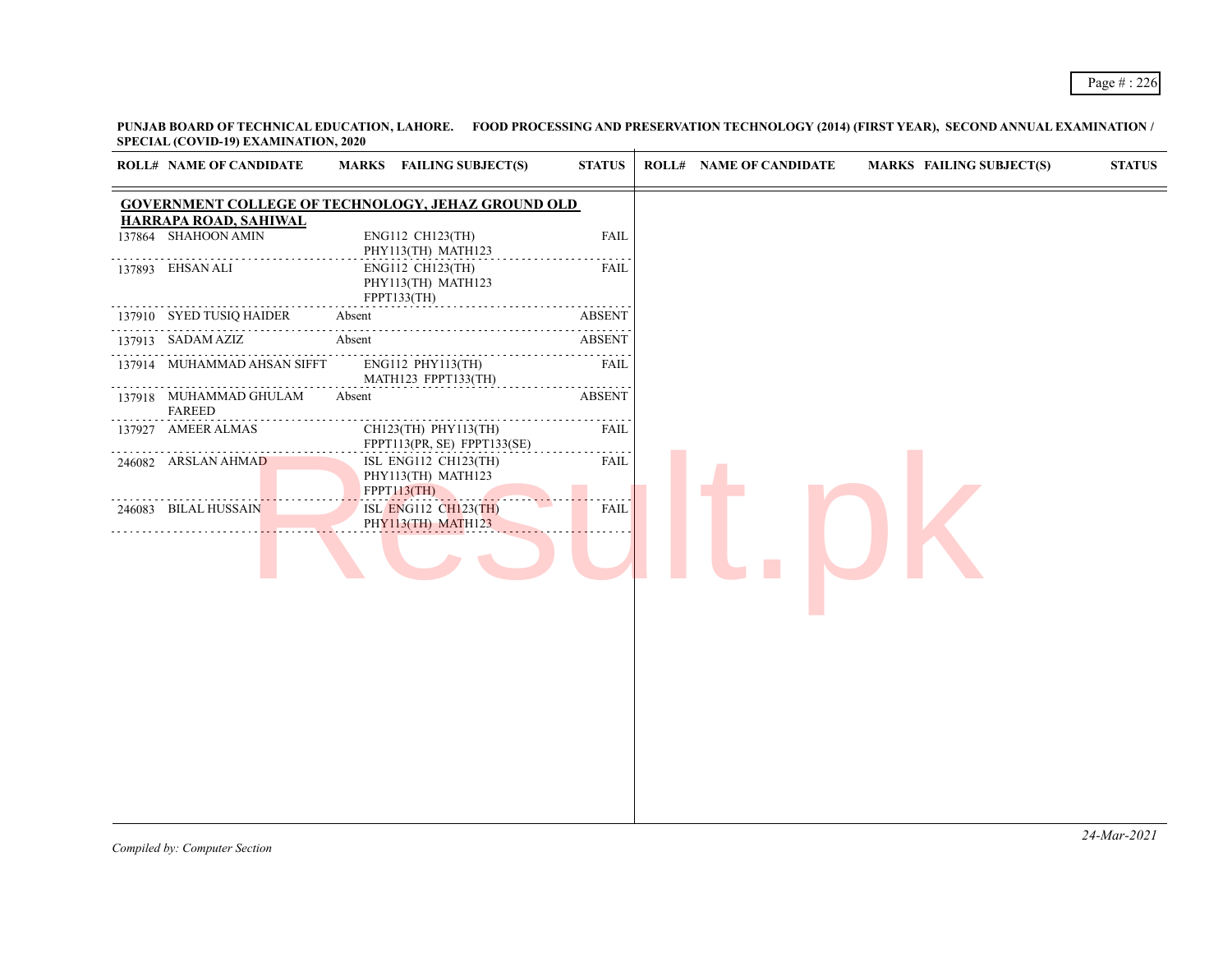**PUNJAB BOARD OF TECHNICAL EDUCATION, LAHORE. FOOD PROCESSING AND PRESERVATION TECHNOLOGY (2014) (FIRST YEAR), SECOND ANNUAL EXAMINATION / SPECIAL (COVID-19) EXAMINATION, 2020**

**GOVERNMENT COLLEGE OF TECHNOLOGY, JEHAZ GROUND OLD HARRAPA ROAD, SAHIWAL**

| ROLL# | NAME OF CANDIDATE | MARKS | FAILING SUBJECT(S) | STATUS |
|---|---|---|---|---|
| 137864 | SHAHOON AMIN | | ENG112 CH123(TH) PHY113(TH) MATH123 | FAIL |
| 137893 | EHSAN ALI | | ENG112 CH123(TH) PHY113(TH) MATH123 FPPT133(TH) | FAIL |
| 137910 | SYED TUSIQ HAIDER | Absent | | ABSENT |
| 137913 | SADAM AZIZ | Absent | | ABSENT |
| 137914 | MUHAMMAD AHSAN SIFFT | | ENG112 PHY113(TH) MATH123 FPPT133(TH) | FAIL |
| 137918 | MUHAMMAD GHULAM FAREED | Absent | | ABSENT |
| 137927 | AMEER ALMAS | | CH123(TH) PHY113(TH) FPPT113(PR, SE) FPPT133(SE) | FAIL |
| 246082 | ARSLAN AHMAD | | ISL ENG112 CH123(TH) PHY113(TH) MATH123 FPPT113(TH) | FAIL |
| 246083 | BILAL HUSSAIN | | ISL ENG112 CH123(TH) PHY113(TH) MATH123 | FAIL |

*Compiled by: Computer Section*

*24-Mar-2021*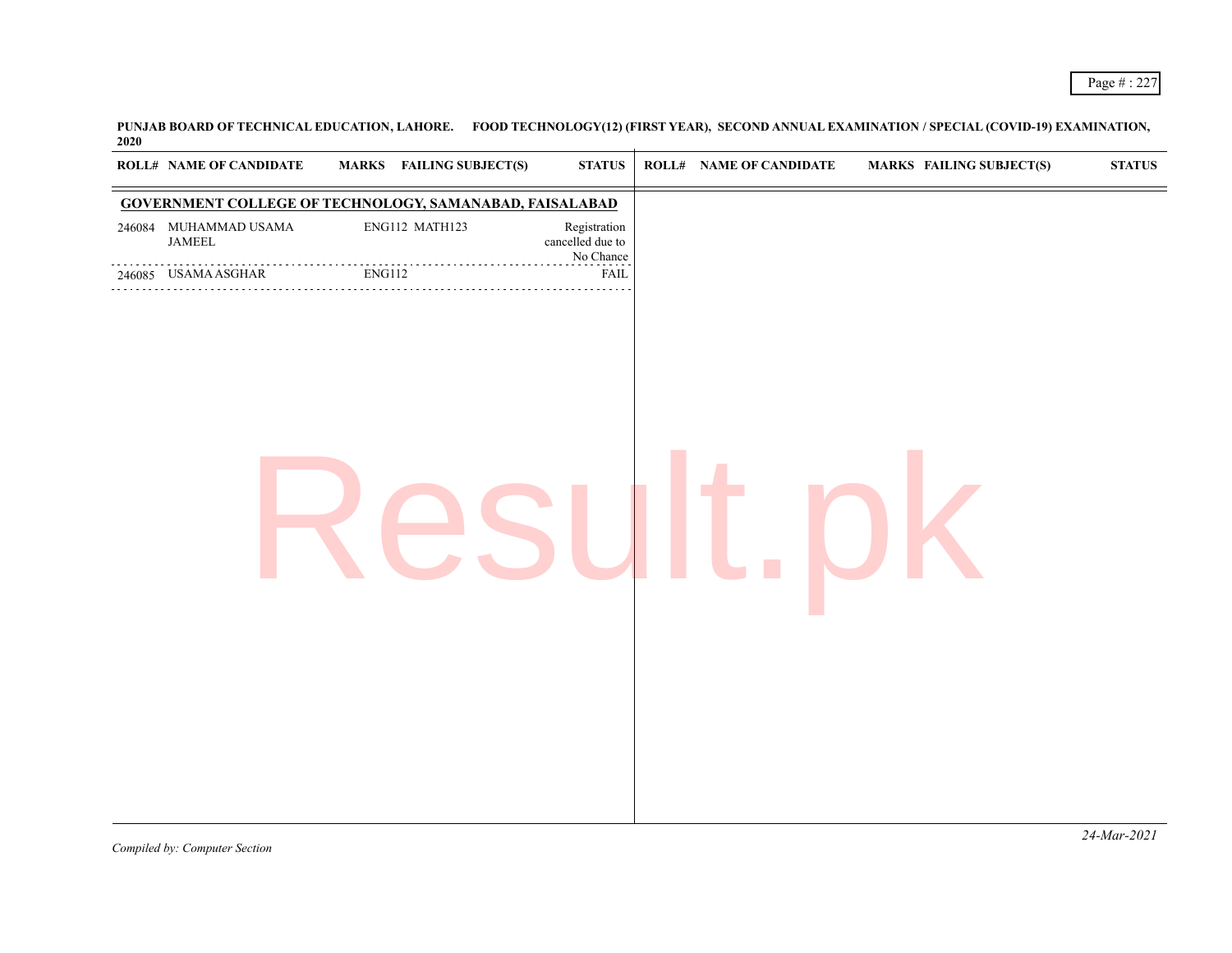**PUNJAB BOARD OF TECHNICAL EDUCATION, LAHORE. FOOD TECHNOLOGY(12) (FIRST YEAR), SECOND ANNUAL EXAMINATION / SPECIAL (COVID-19) EXAMINATION, 2020**

| ROLL# | NAME OF CANDIDATE | MARKS | FAILING SUBJECT(S) | STATUS |
|---|---|---|---|---|
| **GOVERNMENT COLLEGE OF TECHNOLOGY, SAMANABAD, FAISALABAD** | | | | |
| 246084 | MUHAMMAD USAMA JAMEEL | | ENG112 MATH123 | Registration cancelled due to No Chance |
| 246085 | USAMA ASGHAR | | ENG112 | FAIL |

*Compiled by: Computer Section*

*24-Mar-2021*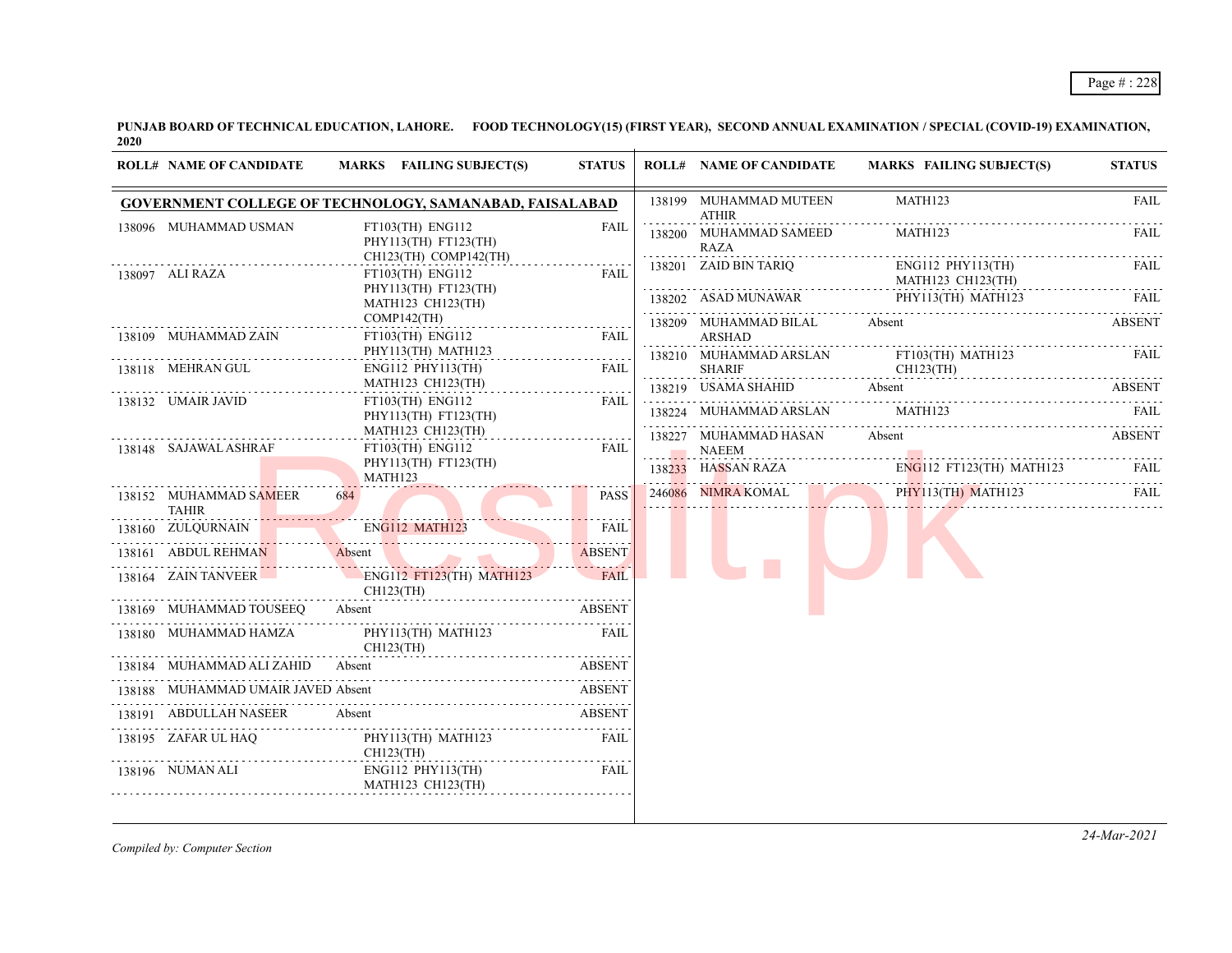**PUNJAB BOARD OF TECHNICAL EDUCATION, LAHORE. FOOD TECHNOLOGY(15) (FIRST YEAR), SECOND ANNUAL EXAMINATION / SPECIAL (COVID-19) EXAMINATION, 2020**

**GOVERNMENT COLLEGE OF TECHNOLOGY, SAMANABAD, FAISALABAD**

| ROLL# | NAME OF CANDIDATE | MARKS | FAILING SUBJECT(S) | STATUS |
|---|---|---|---|---|
| 138096 | MUHAMMAD USMAN | | FT103(TH) ENG112 PHY113(TH) FT123(TH) CH123(TH) COMP142(TH) | FAIL |
| 138097 | ALI RAZA | | FT103(TH) ENG112 PHY113(TH) FT123(TH) MATH123 CH123(TH) COMP142(TH) | FAIL |
| 138109 | MUHAMMAD ZAIN | | FT103(TH) ENG112 PHY113(TH) MATH123 | FAIL |
| 138118 | MEHRAN GUL | | ENG112 PHY113(TH) MATH123 CH123(TH) | FAIL |
| 138132 | UMAIR JAVID | | FT103(TH) ENG112 PHY113(TH) FT123(TH) MATH123 CH123(TH) | FAIL |
| 138148 | SAJAWAL ASHRAF | | FT103(TH) ENG112 PHY113(TH) FT123(TH) MATH123 | FAIL |
| 138152 | MUHAMMAD SAMEER TAHIR | 684 | | PASS |
| 138160 | ZULQURNAIN | | ENG112 MATH123 | FAIL |
| 138161 | ABDUL REHMAN | Absent | | ABSENT |
| 138164 | ZAIN TANVEER | | ENG112 FT123(TH) MATH123 CH123(TH) | FAIL |
| 138169 | MUHAMMAD TOUSEEQ | Absent | | ABSENT |
| 138180 | MUHAMMAD HAMZA | | PHY113(TH) MATH123 CH123(TH) | FAIL |
| 138184 | MUHAMMAD ALI ZAHID | Absent | | ABSENT |
| 138188 | MUHAMMAD UMAIR JAVED | Absent | | ABSENT |
| 138191 | ABDULLAH NASEER | Absent | | ABSENT |
| 138195 | ZAFAR UL HAQ | | PHY113(TH) MATH123 CH123(TH) | FAIL |
| 138196 | NUMAN ALI | | ENG112 PHY113(TH) MATH123 CH123(TH) | FAIL |
| 138199 | MUHAMMAD MUTEEN ATHIR | | MATH123 | FAIL |
| 138200 | MUHAMMAD SAMEED RAZA | | MATH123 | FAIL |
| 138201 | ZAID BIN TARIQ | | ENG112 PHY113(TH) MATH123 CH123(TH) | FAIL |
| 138202 | ASAD MUNAWAR | | PHY113(TH) MATH123 | FAIL |
| 138209 | MUHAMMAD BILAL ARSHAD | Absent | | ABSENT |
| 138210 | MUHAMMAD ARSLAN SHARIF | | FT103(TH) MATH123 CH123(TH) | FAIL |
| 138219 | USAMA SHAHID | Absent | | ABSENT |
| 138224 | MUHAMMAD ARSLAN | | MATH123 | FAIL |
| 138227 | MUHAMMAD HASAN NAEEM | Absent | | ABSENT |
| 138233 | HASSAN RAZA | | ENG112 FT123(TH) MATH123 | FAIL |
| 246086 | NIMRA KOMAL | | PHY113(TH) MATH123 | FAIL |

*Compiled by: Computer Section*

*24-Mar-2021*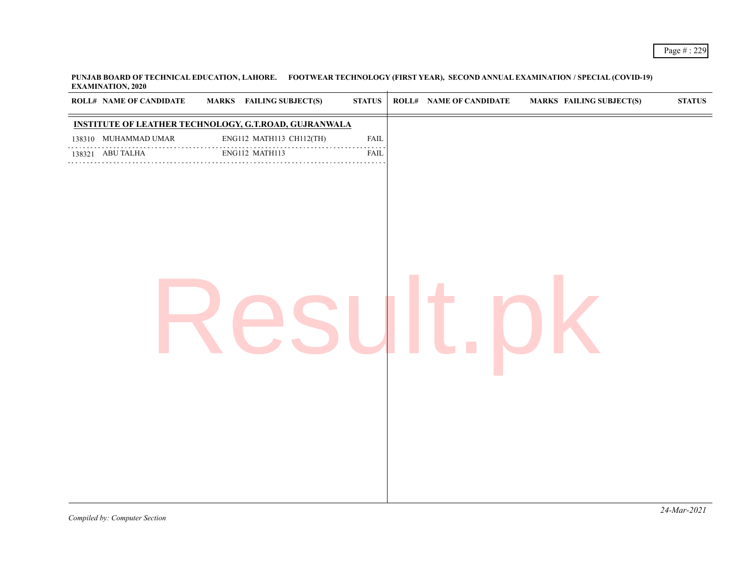**PUNJAB BOARD OF TECHNICAL EDUCATION, LAHORE. FOOTWEAR TECHNOLOGY (FIRST YEAR), SECOND ANNUAL EXAMINATION / SPECIAL (COVID-19) EXAMINATION, 2020**

| ROLL# | NAME OF CANDIDATE | MARKS | FAILING SUBJECT(S) | STATUS |
|---|---|---|---|---|
| **INSTITUTE OF LEATHER TECHNOLOGY, G.T.ROAD, GUJRANWALA** | | | | |
| 138310 | MUHAMMAD UMAR | | ENG112 MATH113 CH112(TH) | FAIL |
| 138321 | ABU TALHA | | ENG112 MATH113 | FAIL |

24-Mar-2021

*Compiled by: Computer Section*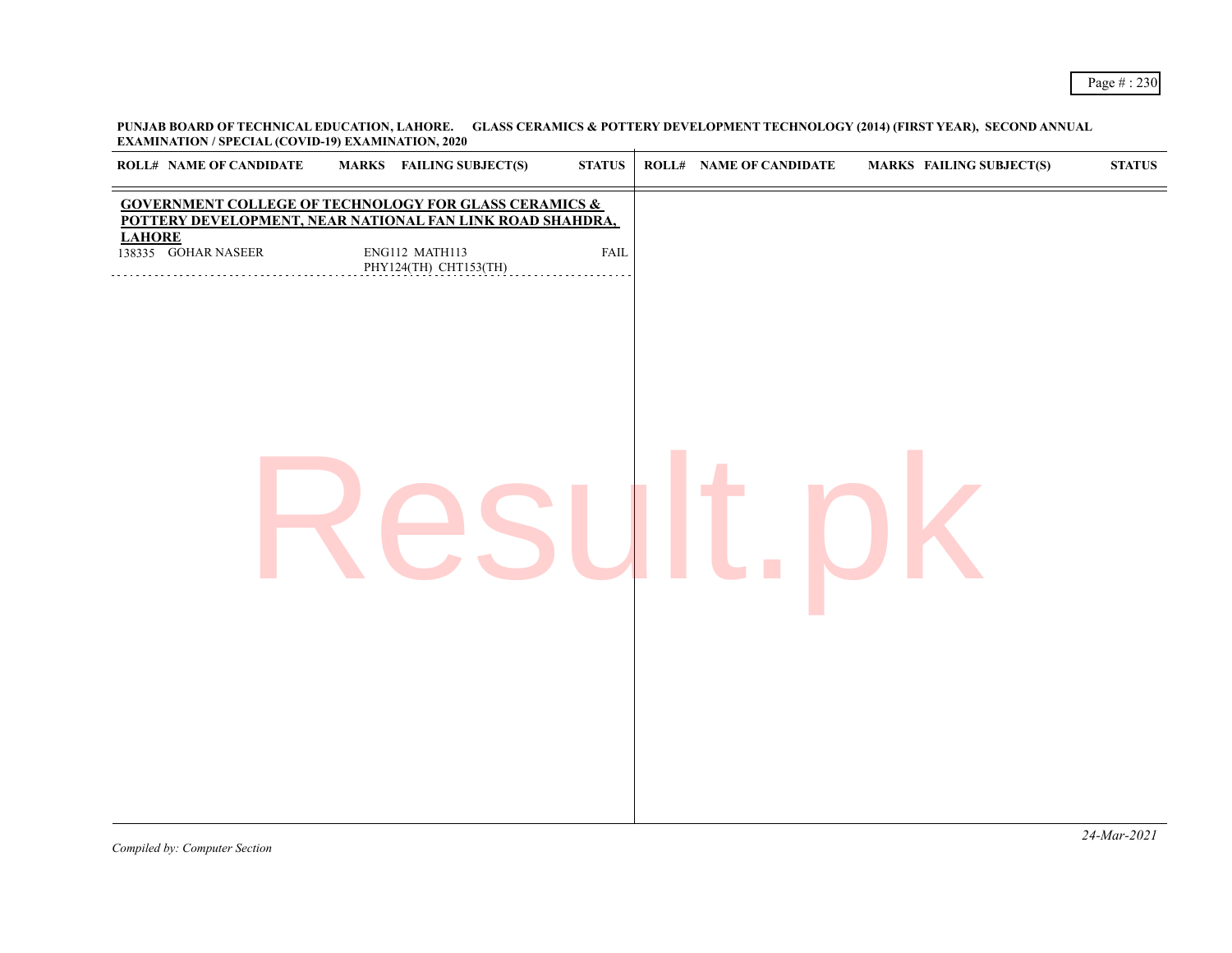**PUNJAB BOARD OF TECHNICAL EDUCATION, LAHORE. GLASS CERAMICS & POTTERY DEVELOPMENT TECHNOLOGY (2014) (FIRST YEAR), SECOND ANNUAL EXAMINATION / SPECIAL (COVID-19) EXAMINATION, 2020**

| ROLL# | NAME OF CANDIDATE | MARKS | FAILING SUBJECT(S) | STATUS |
|---|---|---|---|---|
| **GOVERNMENT COLLEGE OF TECHNOLOGY FOR GLASS CERAMICS & POTTERY DEVELOPMENT, NEAR NATIONAL FAN LINK ROAD SHAHDRA, LAHORE** | | | | |
| 138335 | GOHAR NASEER | | ENG112 MATH113 PHY124(TH) CHT153(TH) | FAIL |

*Compiled by: Computer Section*

*24-Mar-2021*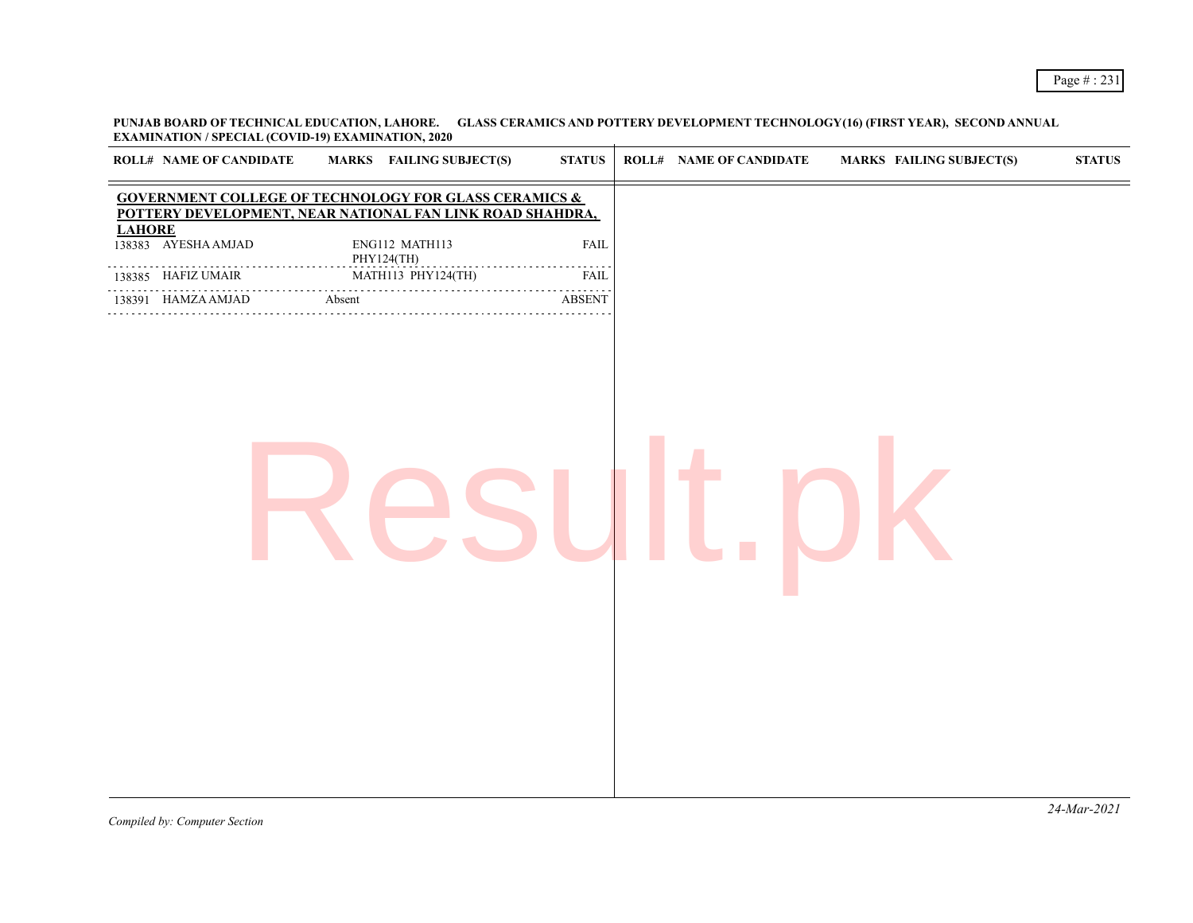**PUNJAB BOARD OF TECHNICAL EDUCATION, LAHORE. GLASS CERAMICS AND POTTERY DEVELOPMENT TECHNOLOGY(16) (FIRST YEAR), SECOND ANNUAL EXAMINATION / SPECIAL (COVID-19) EXAMINATION, 2020**

**GOVERNMENT COLLEGE OF TECHNOLOGY FOR GLASS CERAMICS & POTTERY DEVELOPMENT, NEAR NATIONAL FAN LINK ROAD SHAHDRA, LAHORE**

| ROLL# | NAME OF CANDIDATE | MARKS | FAILING SUBJECT(S) | STATUS |
|---|---|---|---|---|
| 138383 | AYESHA AMJAD | | ENG112 MATH113 PHY124(TH) | FAIL |
| 138385 | HAFIZ UMAIR | | MATH113 PHY124(TH) | FAIL |
| 138391 | HAMZA AMJAD | Absent | | ABSENT |

*Compiled by: Computer Section*

*24-Mar-2021*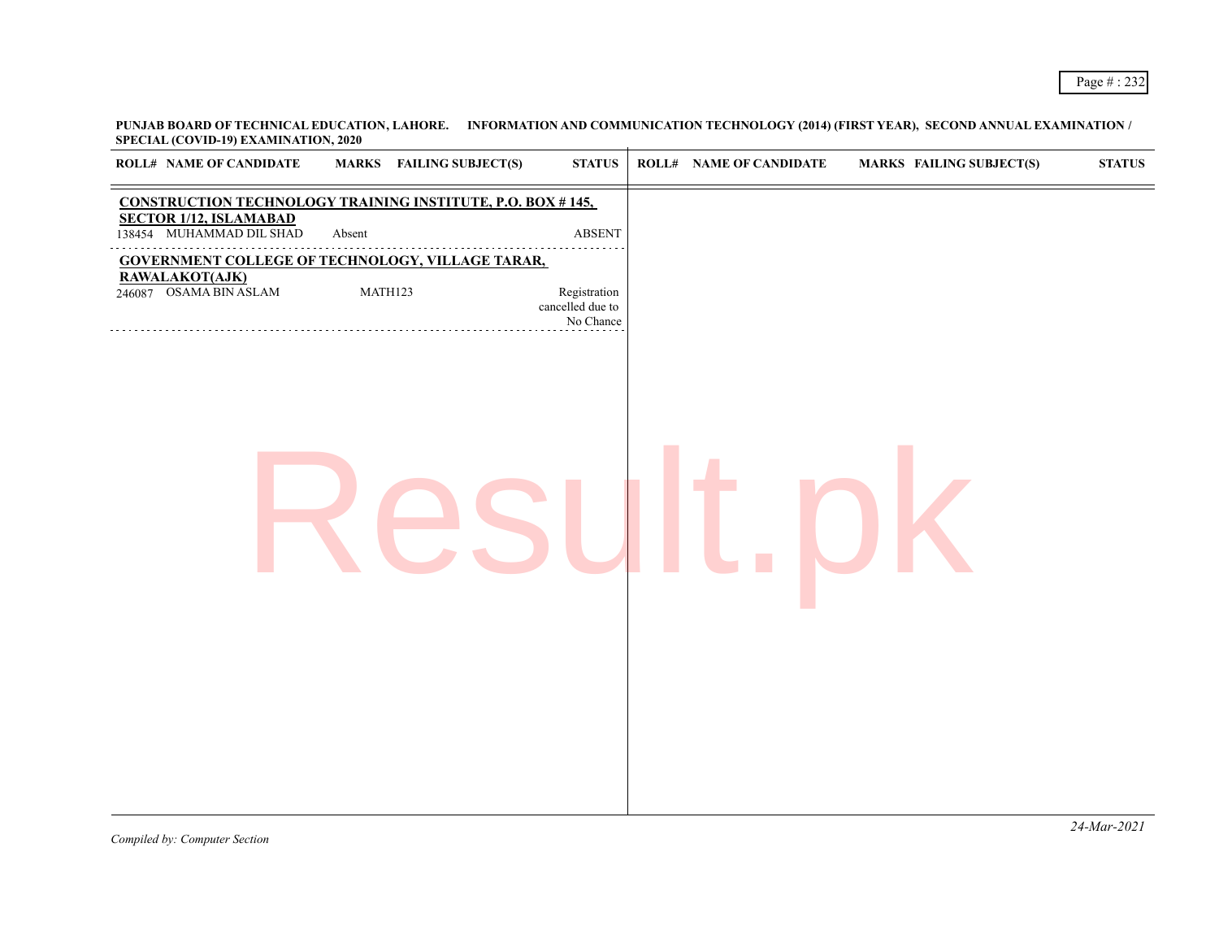**PUNJAB BOARD OF TECHNICAL EDUCATION, LAHORE. INFORMATION AND COMMUNICATION TECHNOLOGY (2014) (FIRST YEAR), SECOND ANNUAL EXAMINATION / SPECIAL (COVID-19) EXAMINATION, 2020**

| ROLL# | NAME OF CANDIDATE | MARKS | FAILING SUBJECT(S) | STATUS |
|---|---|---|---|---|
| **CONSTRUCTION TECHNOLOGY TRAINING INSTITUTE, P.O. BOX # 145, SECTOR 1/12, ISLAMABAD** | | | | |
| 138454 | MUHAMMAD DIL SHAD | Absent | | ABSENT |
| **GOVERNMENT COLLEGE OF TECHNOLOGY, VILLAGE TARAR, RAWALAKOT(AJK)** | | | | |
| 246087 | OSAMA BIN ASLAM | | MATH123 | Registration cancelled due to No Chance |

*Compiled by: Computer Section*

*24-Mar-2021*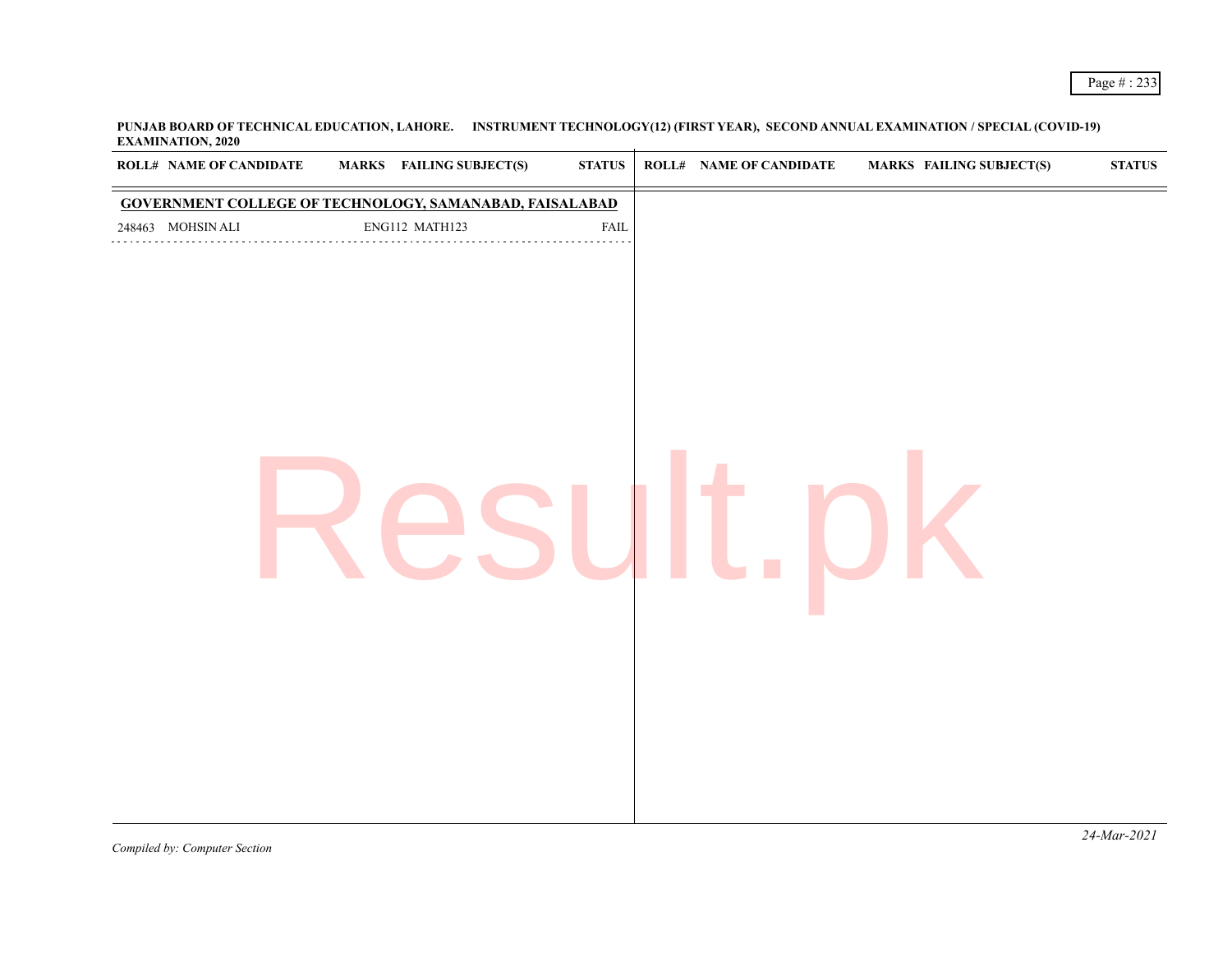**PUNJAB BOARD OF TECHNICAL EDUCATION, LAHORE. INSTRUMENT TECHNOLOGY(12) (FIRST YEAR), SECOND ANNUAL EXAMINATION / SPECIAL (COVID-19) EXAMINATION, 2020**

| ROLL# | NAME OF CANDIDATE | MARKS | FAILING SUBJECT(S) | STATUS |
|---|---|---|---|---|
| **GOVERNMENT COLLEGE OF TECHNOLOGY, SAMANABAD, FAISALABAD** | | | | |
| 248463 | MOHSIN ALI | | ENG112 MATH123 | FAIL |

*Compiled by: Computer Section*

*24-Mar-2021*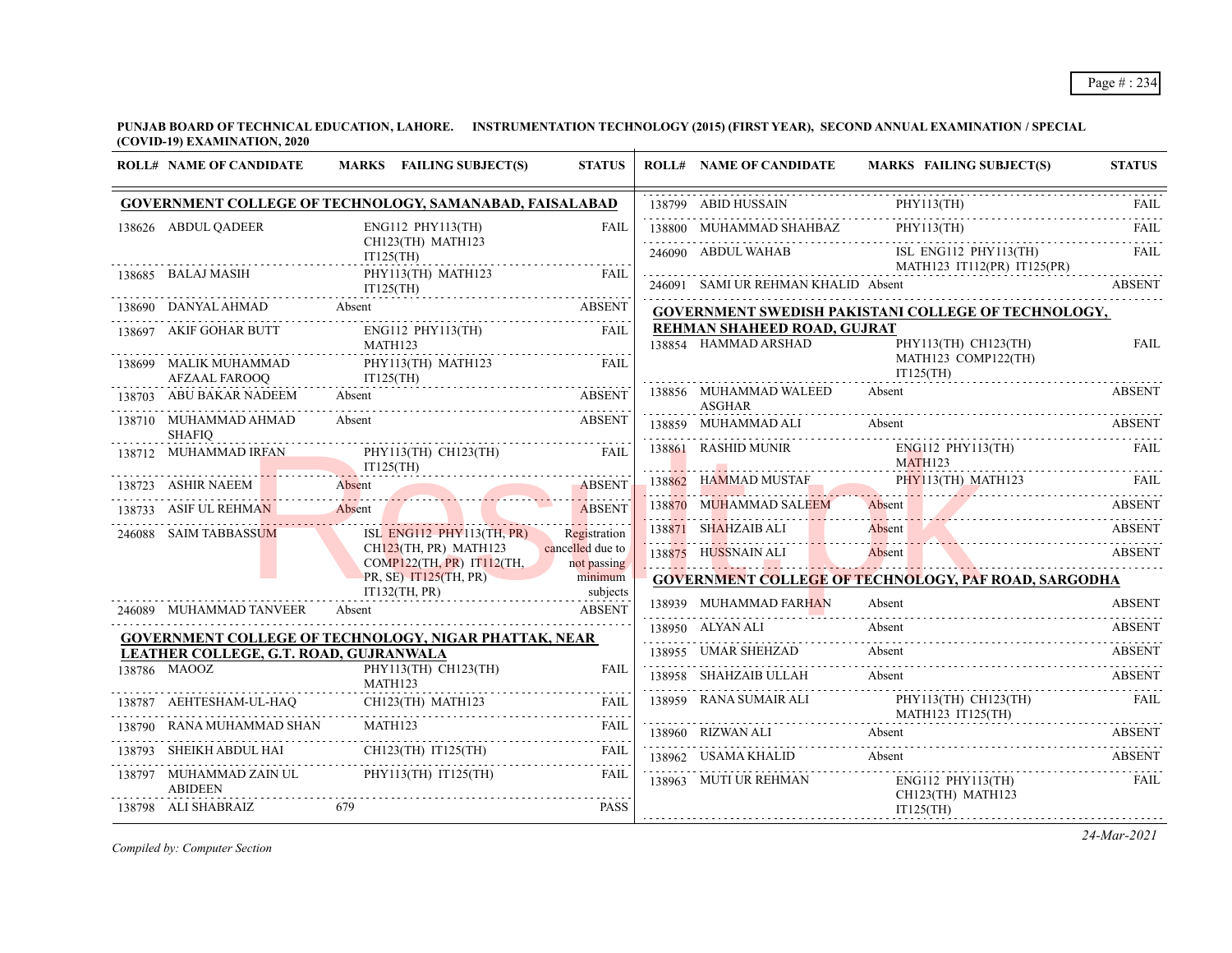PUNJAB BOARD OF TECHNICAL EDUCATION, LAHORE. INSTRUMENTATION TECHNOLOGY (2015) (FIRST YEAR), SECOND ANNUAL EXAMINATION / SPECIAL (COVID-19) EXAMINATION, 2020

| ROLL# | NAME OF CANDIDATE | MARKS | FAILING SUBJECT(S) | STATUS |
|---|---|---|---|---|
| **GOVERNMENT COLLEGE OF TECHNOLOGY, SAMANABAD, FAISALABAD** | | | | |
| 138626 | ABDUL QADEER | | ENG112 PHY113(TH) CH123(TH) MATH123 IT125(TH) | FAIL |
| 138685 | BALAJ MASIH | | PHY113(TH) MATH123 IT125(TH) | FAIL |
| 138690 | DANYAL AHMAD | Absent | | ABSENT |
| 138697 | AKIF GOHAR BUTT | | ENG112 PHY113(TH) MATH123 | FAIL |
| 138699 | MALIK MUHAMMAD AFZAAL FAROOQ | | PHY113(TH) MATH123 IT125(TH) | FAIL |
| 138703 | ABU BAKAR NADEEM | Absent | | ABSENT |
| 138710 | MUHAMMAD AHMAD SHAFIQ | Absent | | ABSENT |
| 138712 | MUHAMMAD IRFAN | | PHY113(TH) CH123(TH) IT125(TH) | FAIL |
| 138723 | ASHIR NAEEM | Absent | | ABSENT |
| 138733 | ASIF UL REHMAN | Absent | | ABSENT |
| 246088 | SAIM TABBASSUM | | ISL ENG112 PHY113(TH, PR) CH123(TH, PR) MATH123 COMP122(TH, PR) IT112(TH, PR, SE) IT125(TH, PR) IT132(TH, PR) | Registration cancelled due to not passing minimum subjects |
| 246089 | MUHAMMAD TANVEER | Absent | | ABSENT |
| **GOVERNMENT COLLEGE OF TECHNOLOGY, NIGAR PHATTAK, NEAR LEATHER COLLEGE, G.T. ROAD, GUJRANWALA** | | | | |
| 138786 | MAOOZ | | PHY113(TH) CH123(TH) MATH123 | FAIL |
| 138787 | AEHTESHAM-UL-HAQ | | CH123(TH) MATH123 | FAIL |
| 138790 | RANA MUHAMMAD SHAN | | MATH123 | FAIL |
| 138793 | SHEIKH ABDUL HAI | | CH123(TH) IT125(TH) | FAIL |
| 138797 | MUHAMMAD ZAIN UL ABIDEEN | | PHY113(TH) IT125(TH) | FAIL |
| 138798 | ALI SHABRAIZ | 679 | | PASS |
| 138799 | ABID HUSSAIN | | PHY113(TH) | FAIL |
| 138800 | MUHAMMAD SHAHBAZ | | PHY113(TH) | FAIL |
| 246090 | ABDUL WAHAB | | ISL ENG112 PHY113(TH) MATH123 IT112(PR) IT125(PR) | FAIL |
| 246091 | SAMI UR REHMAN KHALID | Absent | | ABSENT |
| **GOVERNMENT SWEDISH PAKISTANI COLLEGE OF TECHNOLOGY, REHMAN SHAHEED ROAD, GUJRAT** | | | | |
| 138854 | HAMMAD ARSHAD | | PHY113(TH) CH123(TH) MATH123 COMP122(TH) IT125(TH) | FAIL |
| 138856 | MUHAMMAD WALEED ASGHAR | Absent | | ABSENT |
| 138859 | MUHAMMAD ALI | Absent | | ABSENT |
| 138861 | RASHID MUNIR | | ENG112 PHY113(TH) MATH123 | FAIL |
| 138862 | HAMMAD MUSTAF | | PHY113(TH) MATH123 | FAIL |
| 138870 | MUHAMMAD SALEEM | Absent | | ABSENT |
| 138871 | SHAHZAIB ALI | Absent | | ABSENT |
| 138875 | HUSSNAIN ALI | Absent | | ABSENT |
| **GOVERNMENT COLLEGE OF TECHNOLOGY, PAF ROAD, SARGODHA** | | | | |
| 138939 | MUHAMMAD FARHAN | Absent | | ABSENT |
| 138950 | ALYAN ALI | Absent | | ABSENT |
| 138955 | UMAR SHEHZAD | Absent | | ABSENT |
| 138958 | SHAHZAIB ULLAH | Absent | | ABSENT |
| 138959 | RANA SUMAIR ALI | | PHY113(TH) CH123(TH) MATH123 IT125(TH) | FAIL |
| 138960 | RIZWAN ALI | Absent | | ABSENT |
| 138962 | USAMA KHALID | Absent | | ABSENT |
| 138963 | MUTI UR REHMAN | | ENG112 PHY113(TH) CH123(TH) MATH123 IT125(TH) | FAIL |

*Compiled by: Computer Section*

*24-Mar-2021*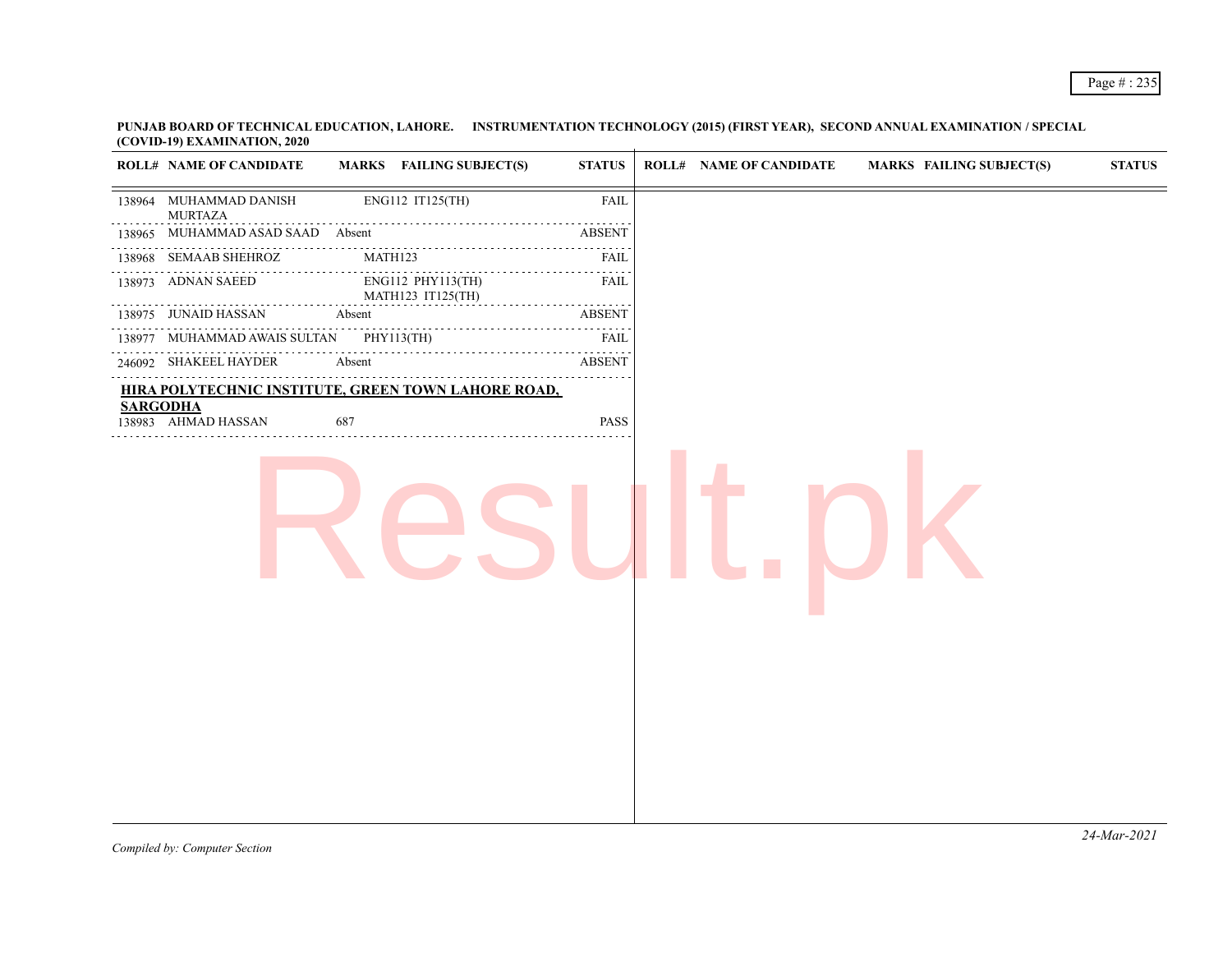**PUNJAB BOARD OF TECHNICAL EDUCATION, LAHORE. INSTRUMENTATION TECHNOLOGY (2015) (FIRST YEAR), SECOND ANNUAL EXAMINATION / SPECIAL (COVID-19) EXAMINATION, 2020**

| ROLL# | NAME OF CANDIDATE | MARKS | FAILING SUBJECT(S) | STATUS |
|---|---|---|---|---|
| 138964 | MUHAMMAD DANISH MURTAZA | | ENG112 IT125(TH) | FAIL |
| 138965 | MUHAMMAD ASAD SAAD | Absent | | ABSENT |
| 138968 | SEMAAB SHEHROZ | | MATH123 | FAIL |
| 138973 | ADNAN SAEED | | ENG112 PHY113(TH) MATH123 IT125(TH) | FAIL |
| 138975 | JUNAID HASSAN | Absent | | ABSENT |
| 138977 | MUHAMMAD AWAIS SULTAN | | PHY113(TH) | FAIL |
| 246092 | SHAKEEL HAYDER | Absent | | ABSENT |

**HIRA POLYTECHNIC INSTITUTE, GREEN TOWN LAHORE ROAD, SARGODHA**

| ROLL# | NAME OF CANDIDATE | MARKS | FAILING SUBJECT(S) | STATUS |
|---|---|---|---|---|
| 138983 | AHMAD HASSAN | 687 | | PASS |

*Compiled by: Computer Section*

*24-Mar-2021*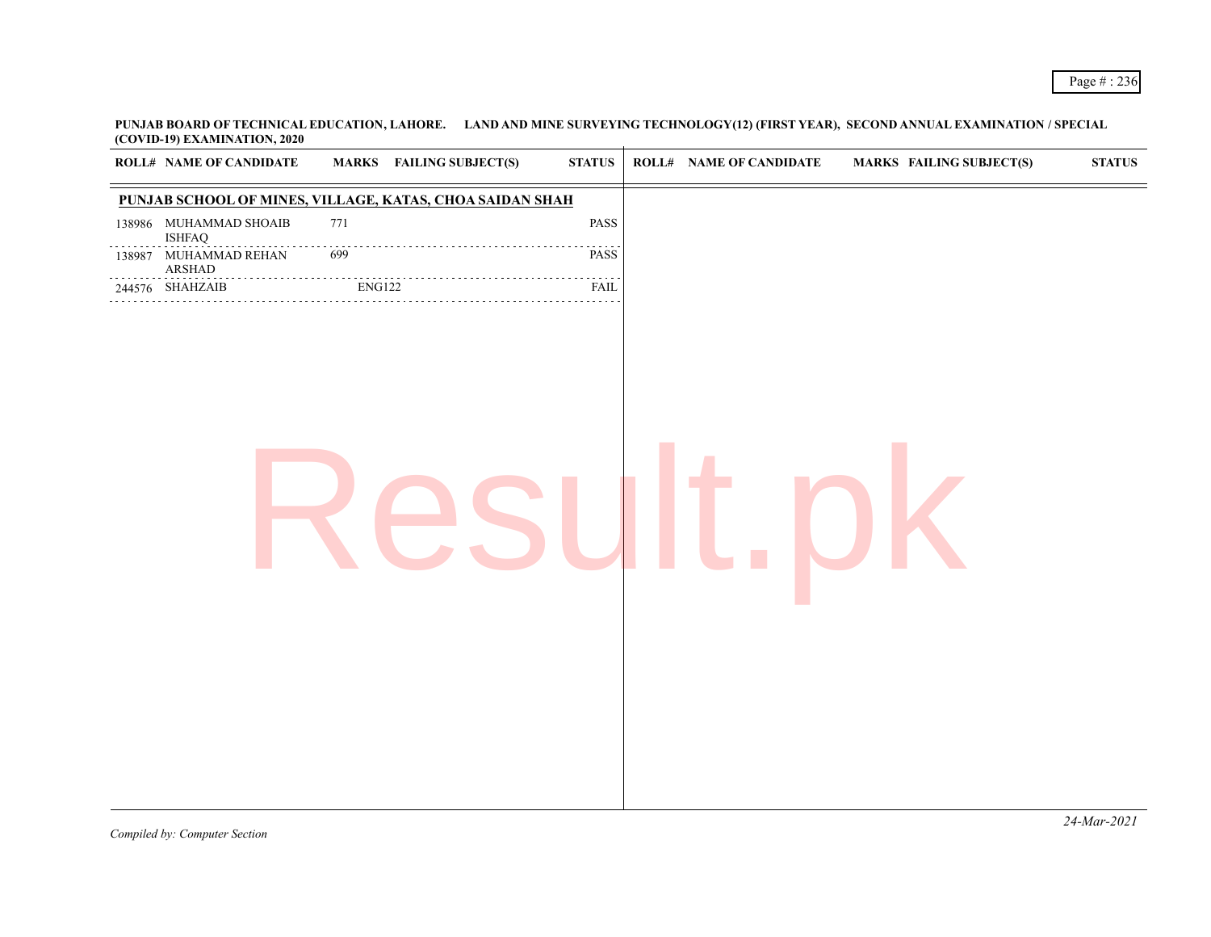**PUNJAB BOARD OF TECHNICAL EDUCATION, LAHORE. LAND AND MINE SURVEYING TECHNOLOGY(12) (FIRST YEAR), SECOND ANNUAL EXAMINATION / SPECIAL (COVID-19) EXAMINATION, 2020**

| ROLL# | NAME OF CANDIDATE | MARKS | FAILING SUBJECT(S) | STATUS |
|---|---|---|---|---|
| **PUNJAB SCHOOL OF MINES, VILLAGE, KATAS, CHOA SAIDAN SHAH** | | | | |
| 138986 | MUHAMMAD SHOAIB ISHFAQ | 771 | | PASS |
| 138987 | MUHAMMAD REHAN ARSHAD | 699 | | PASS |
| 244576 | SHAHZAIB | | ENG122 | FAIL |

*Compiled by: Computer Section*

*24-Mar-2021*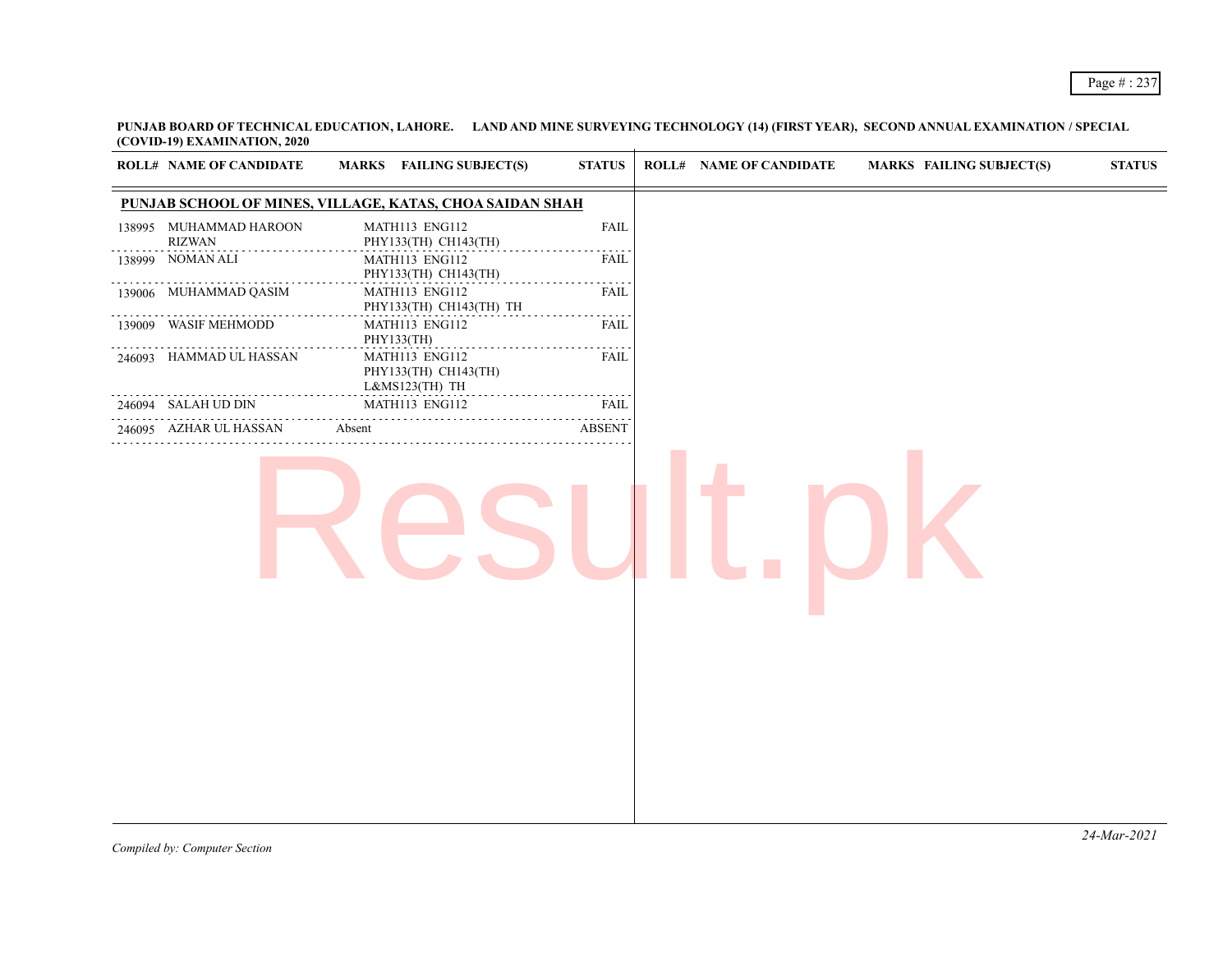**PUNJAB BOARD OF TECHNICAL EDUCATION, LAHORE. LAND AND MINE SURVEYING TECHNOLOGY (14) (FIRST YEAR), SECOND ANNUAL EXAMINATION / SPECIAL (COVID-19) EXAMINATION, 2020**

| ROLL# | NAME OF CANDIDATE | MARKS | FAILING SUBJECT(S) | STATUS |
|---|---|---|---|---|
| **PUNJAB SCHOOL OF MINES, VILLAGE, KATAS, CHOA SAIDAN SHAH** | | | | |
| 138995 | MUHAMMAD HAROON RIZWAN | | MATH113 ENG112 PHY133(TH) CH143(TH) | FAIL |
| 138999 | NOMAN ALI | | MATH113 ENG112 PHY133(TH) CH143(TH) | FAIL |
| 139006 | MUHAMMAD QASIM | | MATH113 ENG112 PHY133(TH) CH143(TH) TH | FAIL |
| 139009 | WASIF MEHMODD | | MATH113 ENG112 PHY133(TH) | FAIL |
| 246093 | HAMMAD UL HASSAN | | MATH113 ENG112 PHY133(TH) CH143(TH) L&MS123(TH) TH | FAIL |
| 246094 | SALAH UD DIN | | MATH113 ENG112 | FAIL |
| 246095 | AZHAR UL HASSAN | Absent | | ABSENT |

*Compiled by: Computer Section*

*24-Mar-2021*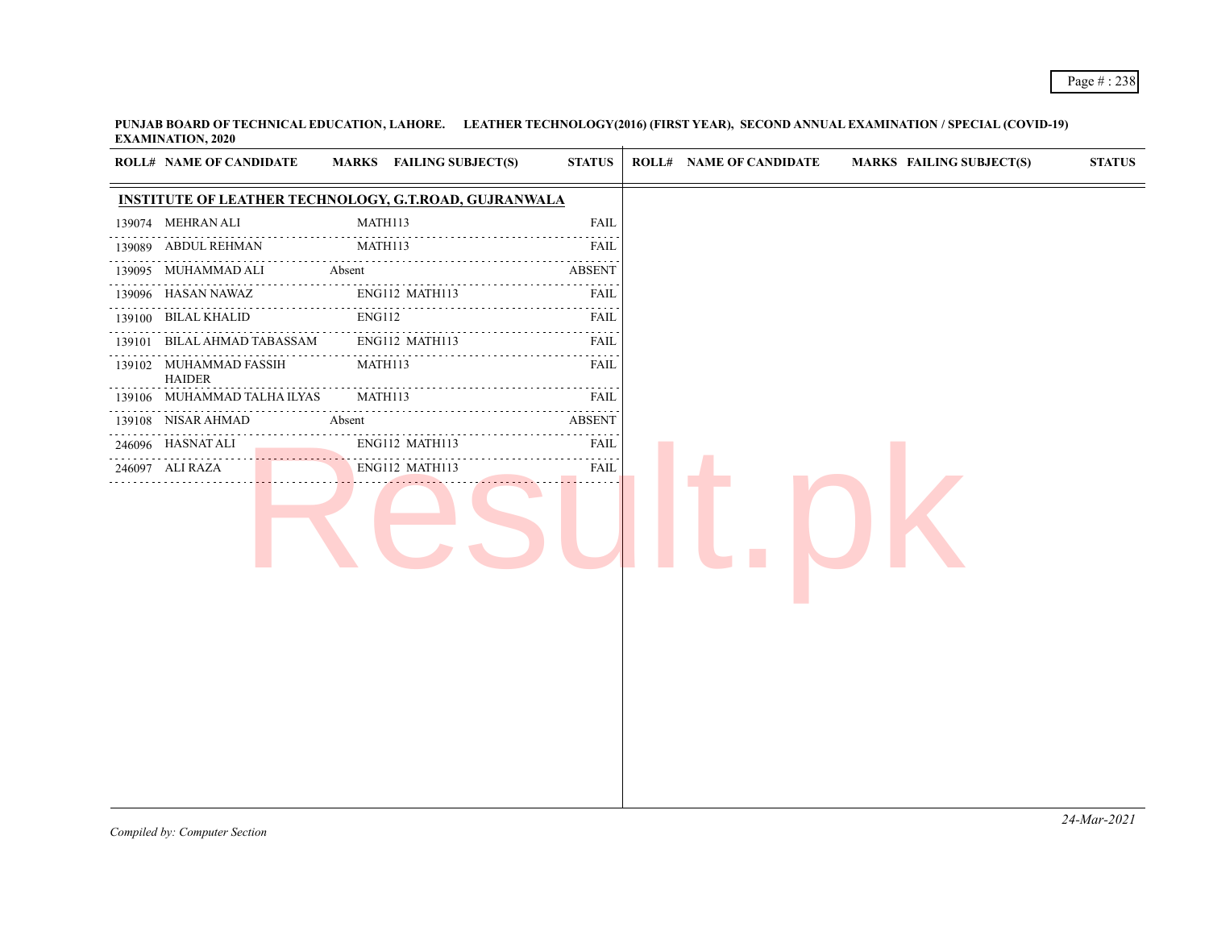**PUNJAB BOARD OF TECHNICAL EDUCATION, LAHORE. LEATHER TECHNOLOGY(2016) (FIRST YEAR), SECOND ANNUAL EXAMINATION / SPECIAL (COVID-19) EXAMINATION, 2020**

| ROLL# | NAME OF CANDIDATE | MARKS | FAILING SUBJECT(S) | STATUS |
|---|---|---|---|---|
| **INSTITUTE OF LEATHER TECHNOLOGY, G.T.ROAD, GUJRANWALA** | | | | |
| 139074 | MEHRAN ALI | | MATH113 | FAIL |
| 139089 | ABDUL REHMAN | | MATH113 | FAIL |
| 139095 | MUHAMMAD ALI | Absent | | ABSENT |
| 139096 | HASAN NAWAZ | | ENG112 MATH113 | FAIL |
| 139100 | BILAL KHALID | | ENG112 | FAIL |
| 139101 | BILAL AHMAD TABASSAM | | ENG112 MATH113 | FAIL |
| 139102 | MUHAMMAD FASSIH HAIDER | | MATH113 | FAIL |
| 139106 | MUHAMMAD TALHA ILYAS | | MATH113 | FAIL |
| 139108 | NISAR AHMAD | Absent | | ABSENT |
| 246096 | HASNAT ALI | | ENG112 MATH113 | FAIL |
| 246097 | ALI RAZA | | ENG112 MATH113 | FAIL |

*Compiled by: Computer Section*

*24-Mar-2021*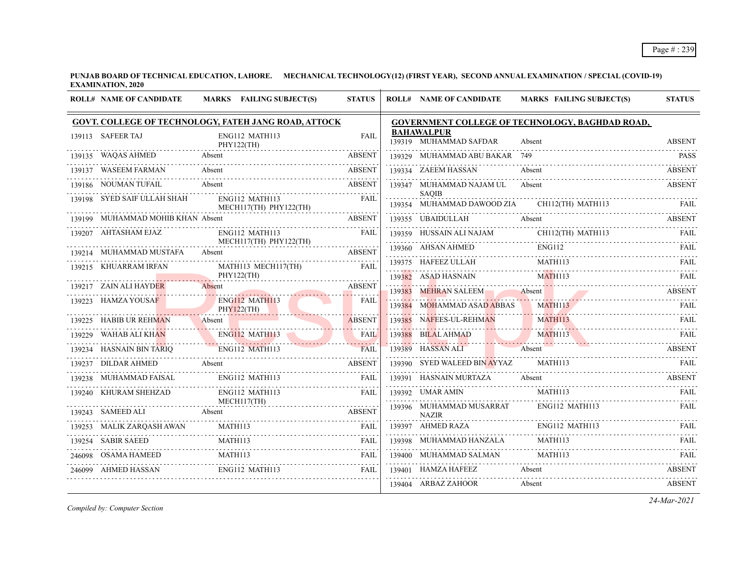**PUNJAB BOARD OF TECHNICAL EDUCATION, LAHORE. MECHANICAL TECHNOLOGY(12) (FIRST YEAR), SECOND ANNUAL EXAMINATION / SPECIAL (COVID-19) EXAMINATION, 2020**

### GOVT. COLLEGE OF TECHNOLOGY, FATEH JANG ROAD, ATTOCK

| ROLL# | NAME OF CANDIDATE | MARKS | FAILING SUBJECT(S) | STATUS |
|---|---|---|---|---|
| 139113 | SAFEER TAJ | | ENG112 MATH113 PHY122(TH) | FAIL |
| 139135 | WAQAS AHMED | Absent | | ABSENT |
| 139137 | WASEEM FARMAN | Absent | | ABSENT |
| 139186 | NOUMAN TUFAIL | Absent | | ABSENT |
| 139198 | SYED SAIF ULLAH SHAH | | ENG112 MATH113 MECH117(TH) PHY122(TH) | FAIL |
| 139199 | MUHAMMAD MOHIB KHAN | Absent | | ABSENT |
| 139207 | AHTASHAM EJAZ | | ENG112 MATH113 MECH117(TH) PHY122(TH) | FAIL |
| 139214 | MUHAMMAD MUSTAFA | Absent | | ABSENT |
| 139215 | KHUARRAM IRFAN | | MATH113 MECH117(TH) PHY122(TH) | FAIL |
| 139217 | ZAIN ALI HAYDER | Absent | | ABSENT |
| 139223 | HAMZA YOUSAF | | ENG112 MATH113 PHY122(TH) | FAIL |
| 139225 | HABIB UR REHMAN | Absent | | ABSENT |
| 139229 | WAHAB ALI KHAN | | ENG112 MATH113 | FAIL |
| 139234 | HASNAIN BIN TARIQ | | ENG112 MATH113 | FAIL |
| 139237 | DILDAR AHMED | Absent | | ABSENT |
| 139238 | MUHAMMAD FAISAL | | ENG112 MATH113 | FAIL |
| 139240 | KHURAM SHEHZAD | | ENG112 MATH113 MECH117(TH) | FAIL |
| 139243 | SAMEED ALI | Absent | | ABSENT |
| 139253 | MALIK ZARQASH AWAN | | MATH113 | FAIL |
| 139254 | SABIR SAEED | | MATH113 | FAIL |
| 246098 | OSAMA HAMEED | | MATH113 | FAIL |
| 246099 | AHMED HASSAN | | ENG112 MATH113 | FAIL |

### GOVERNMENT COLLEGE OF TECHNOLOGY, BAGHDAD ROAD, BAHAWALPUR

| ROLL# | NAME OF CANDIDATE | MARKS | FAILING SUBJECT(S) | STATUS |
|---|---|---|---|---|
| 139319 | MUHAMMAD SAFDAR | Absent | | ABSENT |
| 139329 | MUHAMMAD ABU BAKAR | 749 | | PASS |
| 139334 | ZAEEM HASSAN | Absent | | ABSENT |
| 139347 | MUHAMMAD NAJAM UL SAQIB | Absent | | ABSENT |
| 139354 | MUHAMMAD DAWOOD ZIA | | CH112(TH) MATH113 | FAIL |
| 139355 | UBAIDULLAH | Absent | | ABSENT |
| 139359 | HUSSAIN ALI NAJAM | | CH112(TH) MATH113 | FAIL |
| 139360 | AHSAN AHMED | | ENG112 | FAIL |
| 139375 | HAFEEZ ULLAH | | MATH113 | FAIL |
| 139382 | ASAD HASNAIN | | MATH113 | FAIL |
| 139383 | MEHRAN SALEEM | Absent | | ABSENT |
| 139384 | MOHAMMAD ASAD ABBAS | | MATH113 | FAIL |
| 139385 | NAFEES-UL-REHMAN | | MATH113 | FAIL |
| 139388 | BILAL AHMAD | | MATH113 | FAIL |
| 139389 | HASSAN ALI | Absent | | ABSENT |
| 139390 | SYED WALEED BIN AYYAZ | | MATH113 | FAIL |
| 139391 | HASNAIN MURTAZA | Absent | | ABSENT |
| 139392 | UMAR AMIN | | MATH113 | FAIL |
| 139396 | MUHAMMAD MUSARRAT NAZIR | | ENG112 MATH113 | FAIL |
| 139397 | AHMED RAZA | | ENG112 MATH113 | FAIL |
| 139398 | MUHAMMAD HANZALA | | MATH113 | FAIL |
| 139400 | MUHAMMAD SALMAN | | MATH113 | FAIL |
| 139401 | HAMZA HAFEEZ | Absent | | ABSENT |
| 139404 | ARBAZ ZAHOOR | Absent | | ABSENT |

*Compiled by: Computer Section*

*24-Mar-2021*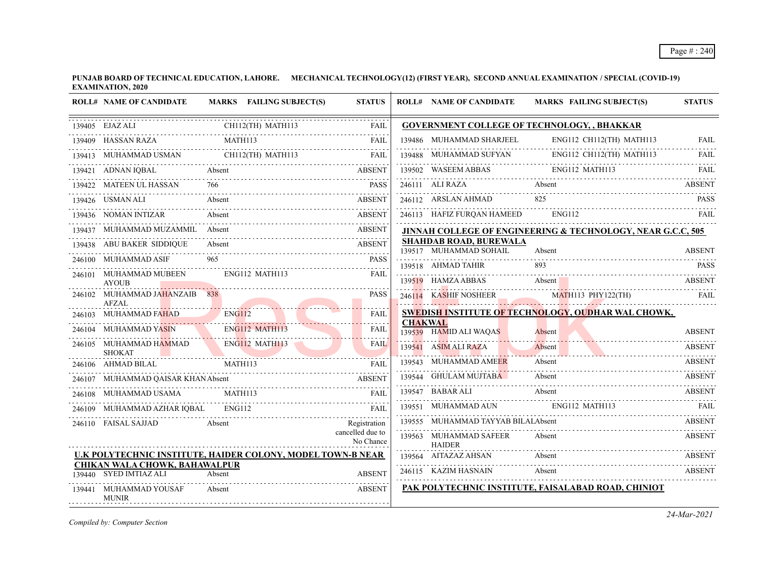**PUNJAB BOARD OF TECHNICAL EDUCATION, LAHORE. MECHANICAL TECHNOLOGY(12) (FIRST YEAR), SECOND ANNUAL EXAMINATION / SPECIAL (COVID-19) EXAMINATION, 2020**

| ROLL# | NAME OF CANDIDATE | MARKS | FAILING SUBJECT(S) | STATUS |
|---|---|---|---|---|
| 139405 | EJAZ ALI | | CH112(TH) MATH113 | FAIL |
| 139409 | HASSAN RAZA | | MATH113 | FAIL |
| 139413 | MUHAMMAD USMAN | | CH112(TH) MATH113 | FAIL |
| 139421 | ADNAN IQBAL | Absent | | ABSENT |
| 139422 | MATEEN UL HASSAN | 766 | | PASS |
| 139426 | USMAN ALI | Absent | | ABSENT |
| 139436 | NOMAN INTIZAR | Absent | | ABSENT |
| 139437 | MUHAMMAD MUZAMMIL | Absent | | ABSENT |
| 139438 | ABU BAKER SIDDIQUE | Absent | | ABSENT |
| 246100 | MUHAMMAD ASIF | 965 | | PASS |
| 246101 | MUHAMMAD MUBEEN AYOUB | | ENG112 MATH113 | FAIL |
| 246102 | MUHAMMAD JAHANZAIB AFZAL | 838 | | PASS |
| 246103 | MUHAMMAD FAHAD | | ENG112 | FAIL |
| 246104 | MUHAMMAD YASIN | | ENG112 MATH113 | FAIL |
| 246105 | MUHAMMAD HAMMAD SHOKAT | | ENG112 MATH113 | FAIL |
| 246106 | AHMAD BILAL | | MATH113 | FAIL |
| 246107 | MUHAMMAD QAISAR KHAN | Absent | | ABSENT |
| 246108 | MUHAMMAD USAMA | | MATH113 | FAIL |
| 246109 | MUHAMMAD AZHAR IQBAL | | ENG112 | FAIL |
| 246110 | FAISAL SAJJAD | Absent | | Registration cancelled due to No Chance |

**U.K POLYTECHNIC INSTITUTE, HAIDER COLONY, MODEL TOWN-B NEAR CHIKAN WALA CHOWK, BAHAWALPUR**

| ROLL# | NAME OF CANDIDATE | MARKS | FAILING SUBJECT(S) | STATUS |
|---|---|---|---|---|
| 139440 | SYED IMTIAZ ALI | Absent | | ABSENT |
| 139441 | MUHAMMAD YOUSAF MUNIR | Absent | | ABSENT |

**GOVERNMENT COLLEGE OF TECHNOLOGY, , BHAKKAR**

| ROLL# | NAME OF CANDIDATE | MARKS | FAILING SUBJECT(S) | STATUS |
|---|---|---|---|---|
| 139486 | MUHAMMAD SHARJEEL | | ENG112 CH112(TH) MATH113 | FAIL |
| 139488 | MUHAMMAD SUFYAN | | ENG112 CH112(TH) MATH113 | FAIL |
| 139502 | WASEEM ABBAS | | ENG112 MATH113 | FAIL |
| 246111 | ALI RAZA | Absent | | ABSENT |
| 246112 | ARSLAN AHMAD | 825 | | PASS |
| 246113 | HAFIZ FURQAN HAMEED | | ENG112 | FAIL |

**JINNAH COLLEGE OF ENGINEERING & TECHNOLOGY, NEAR G.C.C, 505 SHAHDAB ROAD, BUREWALA**

| ROLL# | NAME OF CANDIDATE | MARKS | FAILING SUBJECT(S) | STATUS |
|---|---|---|---|---|
| 139517 | MUHAMMAD SOHAIL | Absent | | ABSENT |
| 139518 | AHMAD TAHIR | 893 | | PASS |
| 139519 | HAMZA ABBAS | Absent | | ABSENT |
| 246114 | KASHIF NOSHEER | | MATH113 PHY122(TH) | FAIL |

**SWEDISH INSTITUTE OF TECHNOLOGY, OUDHAR WAL CHOWK, CHAKWAL**

| ROLL# | NAME OF CANDIDATE | MARKS | FAILING SUBJECT(S) | STATUS |
|---|---|---|---|---|
| 139539 | HAMID ALI WAQAS | Absent | | ABSENT |
| 139541 | ASIM ALI RAZA | Absent | | ABSENT |
| 139543 | MUHAMMAD AMEER | Absent | | ABSENT |
| 139544 | GHULAM MUJTABA | Absent | | ABSENT |
| 139547 | BABAR ALI | Absent | | ABSENT |
| 139551 | MUHAMMAD AUN | | ENG112 MATH113 | FAIL |
| 139555 | MUHAMMAD TAYYAB BILAL | Absent | | ABSENT |
| 139563 | MUHAMMAD SAFEER HAIDER | Absent | | ABSENT |
| 139564 | AITAZAZ AHSAN | Absent | | ABSENT |
| 246115 | KAZIM HASNAIN | Absent | | ABSENT |

**PAK POLYTECHNIC INSTITUTE, FAISALABAD ROAD, CHINIOT**

*Compiled by: Computer Section*

24-Mar-2021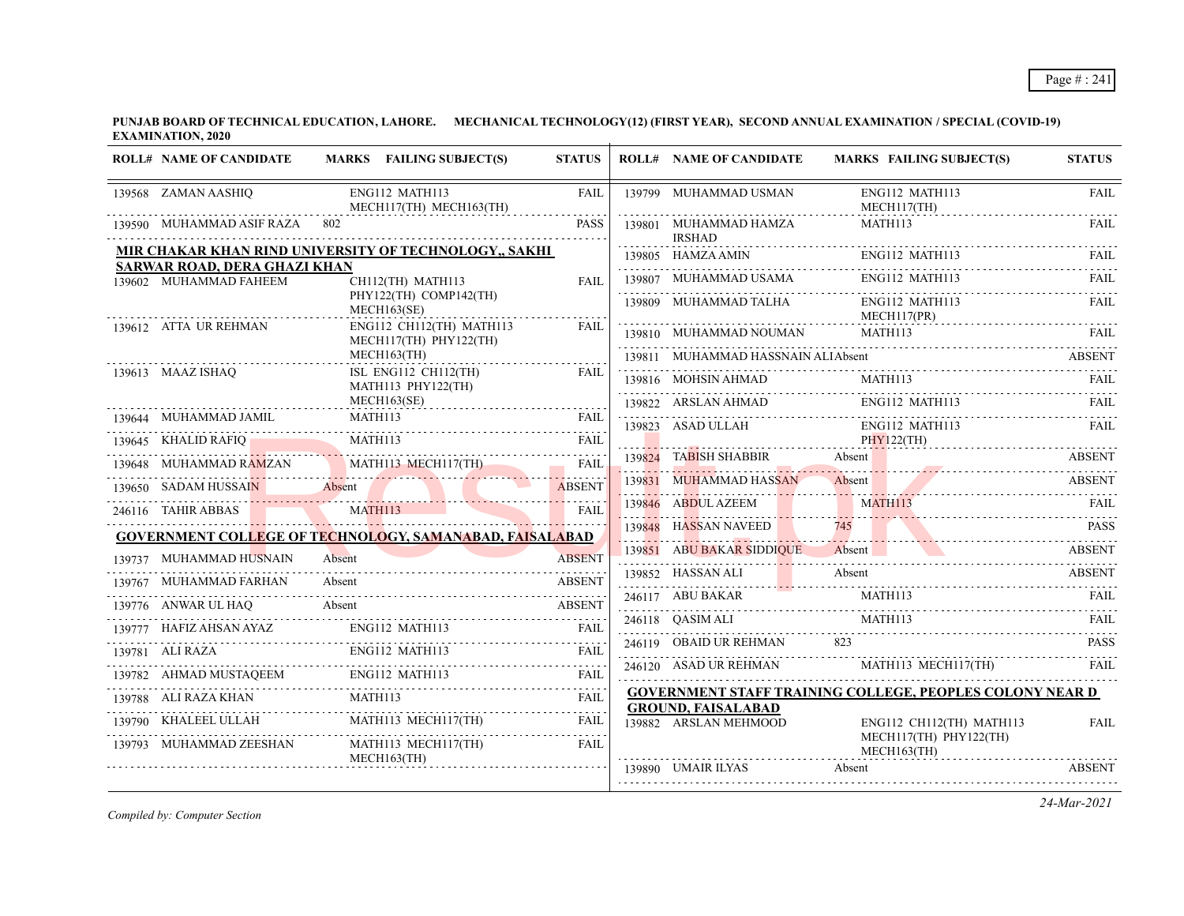**PUNJAB BOARD OF TECHNICAL EDUCATION, LAHORE. MECHANICAL TECHNOLOGY(12) (FIRST YEAR), SECOND ANNUAL EXAMINATION / SPECIAL (COVID-19) EXAMINATION, 2020**

| ROLL# | NAME OF CANDIDATE | MARKS | FAILING SUBJECT(S) | STATUS |
|---|---|---|---|---|
| 139568 | ZAMAN AASHIQ | | ENG112 MATH113 MECH117(TH) MECH163(TH) | FAIL |
| 139590 | MUHAMMAD ASIF RAZA | 802 | | PASS |

**MIR CHAKAR KHAN RIND UNIVERSITY OF TECHNOLOGY,, SAKHI SARWAR ROAD, DERA GHAZI KHAN**

| ROLL# | NAME OF CANDIDATE | MARKS | FAILING SUBJECT(S) | STATUS |
|---|---|---|---|---|
| 139602 | MUHAMMAD FAHEEM | | CH112(TH) MATH113 PHY122(TH) COMP142(TH) MECH163(SE) | FAIL |
| 139612 | ATTA UR REHMAN | | ENG112 CH112(TH) MATH113 MECH117(TH) PHY122(TH) MECH163(TH) | FAIL |
| 139613 | MAAZ ISHAQ | | ISL ENG112 CH112(TH) MATH113 PHY122(TH) MECH163(SE) | FAIL |
| 139644 | MUHAMMAD JAMIL | | MATH113 | FAIL |
| 139645 | KHALID RAFIQ | | MATH113 | FAIL |
| 139648 | MUHAMMAD RAMZAN | | MATH113 MECH117(TH) | FAIL |
| 139650 | SADAM HUSSAIN | Absent | | ABSENT |
| 246116 | TAHIR ABBAS | | MATH113 | FAIL |

**GOVERNMENT COLLEGE OF TECHNOLOGY, SAMANABAD, FAISALABAD**

| ROLL# | NAME OF CANDIDATE | MARKS | FAILING SUBJECT(S) | STATUS |
|---|---|---|---|---|
| 139737 | MUHAMMAD HUSNAIN | Absent | | ABSENT |
| 139767 | MUHAMMAD FARHAN | Absent | | ABSENT |
| 139776 | ANWAR UL HAQ | Absent | | ABSENT |
| 139777 | HAFIZ AHSAN AYAZ | | ENG112 MATH113 | FAIL |
| 139781 | ALI RAZA | | ENG112 MATH113 | FAIL |
| 139782 | AHMAD MUSTAQEEM | | ENG112 MATH113 | FAIL |
| 139788 | ALI RAZA KHAN | | MATH113 | FAIL |
| 139790 | KHALEEL ULLAH | | MATH113 MECH117(TH) | FAIL |
| 139793 | MUHAMMAD ZEESHAN | | MATH113 MECH117(TH) MECH163(TH) | FAIL |
| 139799 | MUHAMMAD USMAN | | ENG112 MATH113 MECH117(TH) | FAIL |
| 139801 | MUHAMMAD HAMZA IRSHAD | | MATH113 | FAIL |
| 139805 | HAMZA AMIN | | ENG112 MATH113 | FAIL |
| 139807 | MUHAMMAD USAMA | | ENG112 MATH113 | FAIL |
| 139809 | MUHAMMAD TALHA | | ENG112 MATH113 MECH117(PR) | FAIL |
| 139810 | MUHAMMAD NOUMAN | | MATH113 | FAIL |
| 139811 | MUHAMMAD HASSNAIN ALI | Absent | | ABSENT |
| 139816 | MOHSIN AHMAD | | MATH113 | FAIL |
| 139822 | ARSLAN AHMAD | | ENG112 MATH113 | FAIL |
| 139823 | ASAD ULLAH | | ENG112 MATH113 PHY122(TH) | FAIL |
| 139824 | TABISH SHABBIR | Absent | | ABSENT |
| 139831 | MUHAMMAD HASSAN | Absent | | ABSENT |
| 139846 | ABDUL AZEEM | | MATH113 | FAIL |
| 139848 | HASSAN NAVEED | 745 | | PASS |
| 139851 | ABU BAKAR SIDDIQUE | Absent | | ABSENT |
| 139852 | HASSAN ALI | Absent | | ABSENT |
| 246117 | ABU BAKAR | | MATH113 | FAIL |
| 246118 | QASIM ALI | | MATH113 | FAIL |
| 246119 | OBAID UR REHMAN | 823 | | PASS |
| 246120 | ASAD UR REHMAN | | MATH113 MECH117(TH) | FAIL |

**GOVERNMENT STAFF TRAINING COLLEGE, PEOPLES COLONY NEAR D GROUND, FAISALABAD**

| ROLL# | NAME OF CANDIDATE | MARKS | FAILING SUBJECT(S) | STATUS |
|---|---|---|---|---|
| 139882 | ARSLAN MEHMOOD | | ENG112 CH112(TH) MATH113 MECH117(TH) PHY122(TH) MECH163(TH) | FAIL |
| 139890 | UMAIR ILYAS | Absent | | ABSENT |

*Compiled by: Computer Section*

*24-Mar-2021*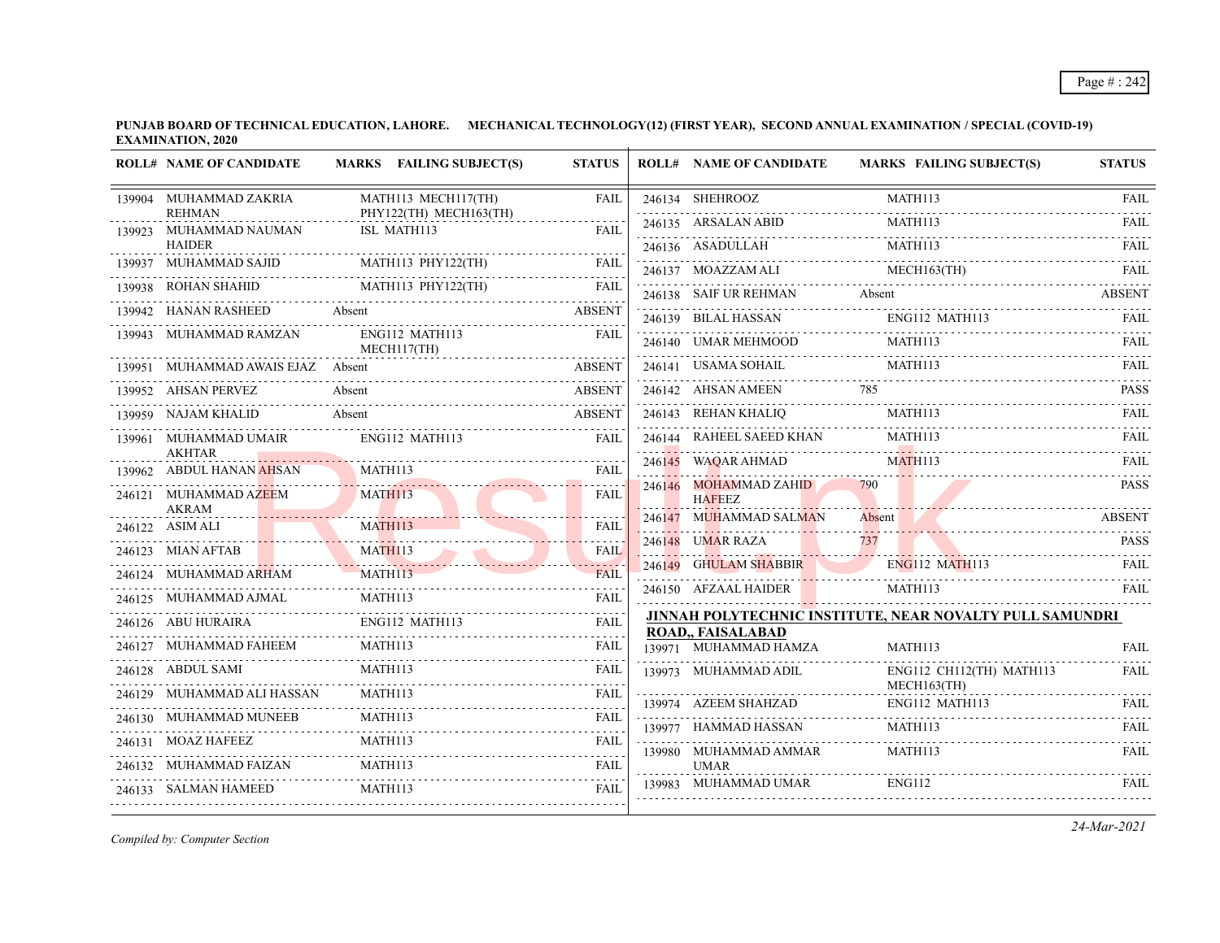**PUNJAB BOARD OF TECHNICAL EDUCATION, LAHORE. MECHANICAL TECHNOLOGY(12) (FIRST YEAR), SECOND ANNUAL EXAMINATION / SPECIAL (COVID-19) EXAMINATION, 2020**

| ROLL# | NAME OF CANDIDATE | MARKS | FAILING SUBJECT(S) | STATUS |
|---|---|---|---|---|
| 139904 | MUHAMMAD ZAKRIA REHMAN | | MATH113 MECH117(TH) PHY122(TH) MECH163(TH) | FAIL |
| 139923 | MUHAMMAD NAUMAN HAIDER | | ISL MATH113 | FAIL |
| 139937 | MUHAMMAD SAJID | | MATH113 PHY122(TH) | FAIL |
| 139938 | ROHAN SHAHID | | MATH113 PHY122(TH) | FAIL |
| 139942 | HANAN RASHEED | Absent | | ABSENT |
| 139943 | MUHAMMAD RAMZAN | | ENG112 MATH113 MECH117(TH) | FAIL |
| 139951 | MUHAMMAD AWAIS EJAZ | Absent | | ABSENT |
| 139952 | AHSAN PERVEZ | Absent | | ABSENT |
| 139959 | NAJAM KHALID | Absent | | ABSENT |
| 139961 | MUHAMMAD UMAIR AKHTAR | | ENG112 MATH113 | FAIL |
| 139962 | ABDUL HANAN AHSAN | | MATH113 | FAIL |
| 246121 | MUHAMMAD AZEEM AKRAM | | MATH113 | FAIL |
| 246122 | ASIM ALI | | MATH113 | FAIL |
| 246123 | MIAN AFTAB | | MATH113 | FAIL |
| 246124 | MUHAMMAD ARHAM | | MATH113 | FAIL |
| 246125 | MUHAMMAD AJMAL | | MATH113 | FAIL |
| 246126 | ABU HURAIRA | | ENG112 MATH113 | FAIL |
| 246127 | MUHAMMAD FAHEEM | | MATH113 | FAIL |
| 246128 | ABDUL SAMI | | MATH113 | FAIL |
| 246129 | MUHAMMAD ALI HASSAN | | MATH113 | FAIL |
| 246130 | MUHAMMAD MUNEEB | | MATH113 | FAIL |
| 246131 | MOAZ HAFEEZ | | MATH113 | FAIL |
| 246132 | MUHAMMAD FAIZAN | | MATH113 | FAIL |
| 246133 | SALMAN HAMEED | | MATH113 | FAIL |
| 246134 | SHEHROOZ | | MATH113 | FAIL |
| 246135 | ARSALAN ABID | | MATH113 | FAIL |
| 246136 | ASADULLAH | | MATH113 | FAIL |
| 246137 | MOAZZAM ALI | | MECH163(TH) | FAIL |
| 246138 | SAIF UR REHMAN | Absent | | ABSENT |
| 246139 | BILAL HASSAN | | ENG112 MATH113 | FAIL |
| 246140 | UMAR MEHMOOD | | MATH113 | FAIL |
| 246141 | USAMA SOHAIL | | MATH113 | FAIL |
| 246142 | AHSAN AMEEN | 785 | | PASS |
| 246143 | REHAN KHALIQ | | MATH113 | FAIL |
| 246144 | RAHEEL SAEED KHAN | | MATH113 | FAIL |
| 246145 | WAQAR AHMAD | | MATH113 | FAIL |
| 246146 | MOHAMMAD ZAHID HAFEEZ | 790 | | PASS |
| 246147 | MUHAMMAD SALMAN | Absent | | ABSENT |
| 246148 | UMAR RAZA | 737 | | PASS |
| 246149 | GHULAM SHABBIR | | ENG112 MATH113 | FAIL |
| 246150 | AFZAAL HAIDER | | MATH113 | FAIL |

**JINNAH POLYTECHNIC INSTITUTE, NEAR NOVALTY PULL SAMUNDRI ROAD,, FAISALABAD**

| ROLL# | NAME OF CANDIDATE | MARKS | FAILING SUBJECT(S) | STATUS |
|---|---|---|---|---|
| 139971 | MUHAMMAD HAMZA | | MATH113 | FAIL |
| 139973 | MUHAMMAD ADIL | | ENG112 CH112(TH) MATH113 MECH163(TH) | FAIL |
| 139974 | AZEEM SHAHZAD | | ENG112 MATH113 | FAIL |
| 139977 | HAMMAD HASSAN | | MATH113 | FAIL |
| 139980 | MUHAMMAD AMMAR UMAR | | MATH113 | FAIL |
| 139983 | MUHAMMAD UMAR | | ENG112 | FAIL |

*Compiled by: Computer Section*

*24-Mar-2021*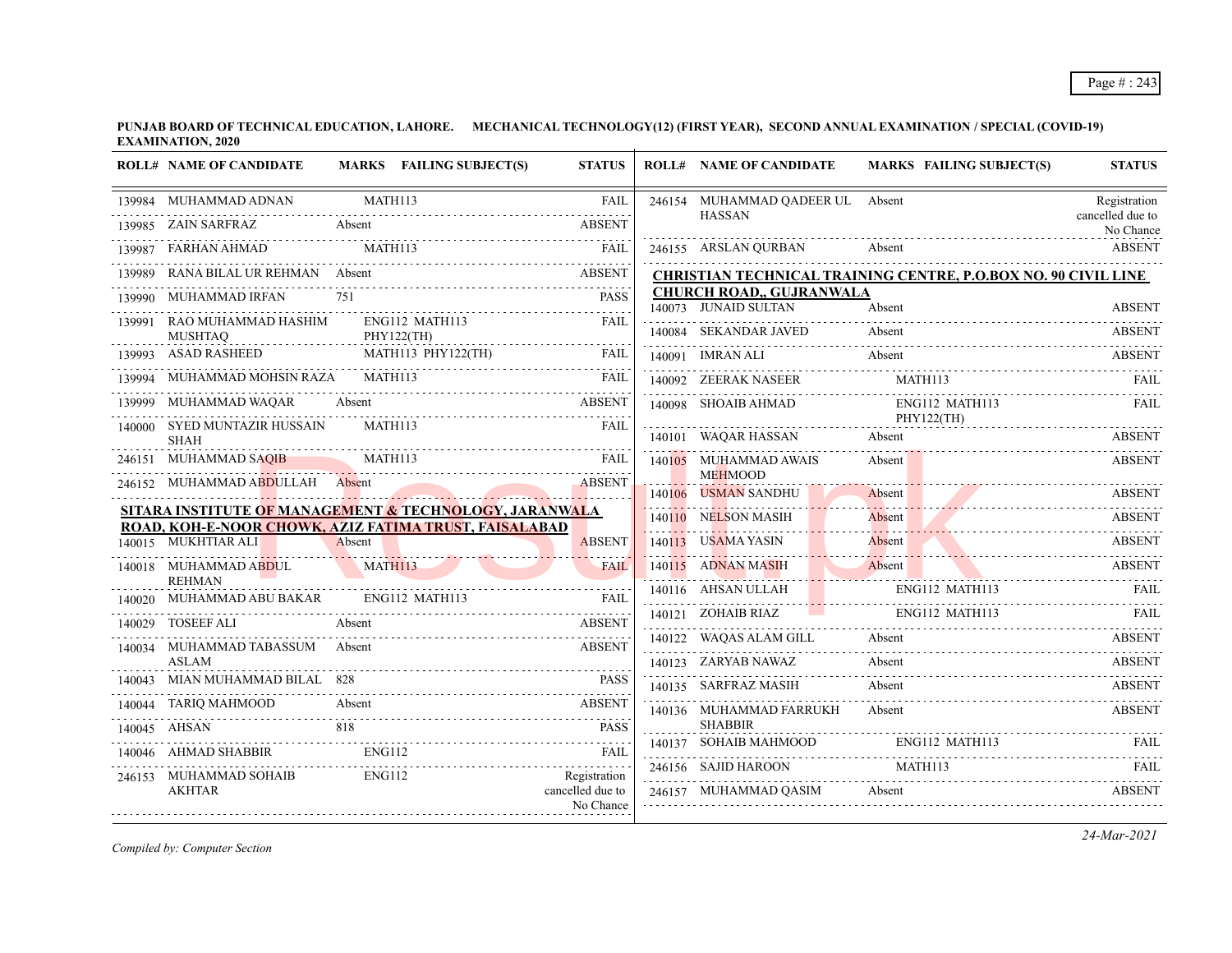**PUNJAB BOARD OF TECHNICAL EDUCATION, LAHORE. MECHANICAL TECHNOLOGY(12) (FIRST YEAR), SECOND ANNUAL EXAMINATION / SPECIAL (COVID-19) EXAMINATION, 2020**

| ROLL# | NAME OF CANDIDATE | MARKS | FAILING SUBJECT(S) | STATUS |
|---|---|---|---|---|
| 139984 | MUHAMMAD ADNAN | | MATH113 | FAIL |
| 139985 | ZAIN SARFRAZ | Absent | | ABSENT |
| 139987 | FARHAN AHMAD | | MATH113 | FAIL |
| 139989 | RANA BILAL UR REHMAN | Absent | | ABSENT |
| 139990 | MUHAMMAD IRFAN | 751 | | PASS |
| 139991 | RAO MUHAMMAD HASHIM MUSHTAQ | | ENG112 MATH113 PHY122(TH) | FAIL |
| 139993 | ASAD RASHEED | | MATH113 PHY122(TH) | FAIL |
| 139994 | MUHAMMAD MOHSIN RAZA | | MATH113 | FAIL |
| 139999 | MUHAMMAD WAQAR | Absent | | ABSENT |
| 140000 | SYED MUNTAZIR HUSSAIN SHAH | | MATH113 | FAIL |
| 246151 | MUHAMMAD SAQIB | | MATH113 | FAIL |
| 246152 | MUHAMMAD ABDULLAH | Absent | | ABSENT |

**SITARA INSTITUTE OF MANAGEMENT & TECHNOLOGY, JARANWALA ROAD, KOH-E-NOOR CHOWK, AZIZ FATIMA TRUST, FAISALABAD**

| ROLL# | NAME OF CANDIDATE | MARKS | FAILING SUBJECT(S) | STATUS |
|---|---|---|---|---|
| 140015 | MUKHTIAR ALI | Absent | | ABSENT |
| 140018 | MUHAMMAD ABDUL REHMAN | | MATH113 | FAIL |
| 140020 | MUHAMMAD ABU BAKAR | | ENG112 MATH113 | FAIL |
| 140029 | TOSEEF ALI | Absent | | ABSENT |
| 140034 | MUHAMMAD TABASSUM ASLAM | Absent | | ABSENT |
| 140043 | MIAN MUHAMMAD BILAL | 828 | | PASS |
| 140044 | TARIQ MAHMOOD | Absent | | ABSENT |
| 140045 | AHSAN | 818 | | PASS |
| 140046 | AHMAD SHABBIR | | ENG112 | FAIL |
| 246153 | MUHAMMAD SOHAIB AKHTAR | | ENG112 | Registration cancelled due to No Chance |
| 246154 | MUHAMMAD QADEER UL HASSAN | Absent | | Registration cancelled due to No Chance |
| 246155 | ARSLAN QURBAN | Absent | | ABSENT |

**CHRISTIAN TECHNICAL TRAINING CENTRE, P.O.BOX NO. 90 CIVIL LINE CHURCH ROAD,, GUJRANWALA**

| ROLL# | NAME OF CANDIDATE | MARKS | FAILING SUBJECT(S) | STATUS |
|---|---|---|---|---|
| 140073 | JUNAID SULTAN | Absent | | ABSENT |
| 140084 | SEKANDAR JAVED | Absent | | ABSENT |
| 140091 | IMRAN ALI | Absent | | ABSENT |
| 140092 | ZEERAK NASEER | | MATH113 | FAIL |
| 140098 | SHOAIB AHMAD | | ENG112 MATH113 PHY122(TH) | FAIL |
| 140101 | WAQAR HASSAN | Absent | | ABSENT |
| 140105 | MUHAMMAD AWAIS MEHMOOD | Absent | | ABSENT |
| 140106 | USMAN SANDHU | Absent | | ABSENT |
| 140110 | NELSON MASIH | Absent | | ABSENT |
| 140113 | USAMA YASIN | Absent | | ABSENT |
| 140115 | ADNAN MASIH | Absent | | ABSENT |
| 140116 | AHSAN ULLAH | | ENG112 MATH113 | FAIL |
| 140121 | ZOHAIB RIAZ | | ENG112 MATH113 | FAIL |
| 140122 | WAQAS ALAM GILL | Absent | | ABSENT |
| 140123 | ZARYAB NAWAZ | Absent | | ABSENT |
| 140135 | SARFRAZ MASIH | Absent | | ABSENT |
| 140136 | MUHAMMAD FARRUKH SHABBIR | Absent | | ABSENT |
| 140137 | SOHAIB MAHMOOD | | ENG112 MATH113 | FAIL |
| 246156 | SAJID HAROON | | MATH113 | FAIL |
| 246157 | MUHAMMAD QASIM | Absent | | ABSENT |

*Compiled by: Computer Section*

*24-Mar-2021*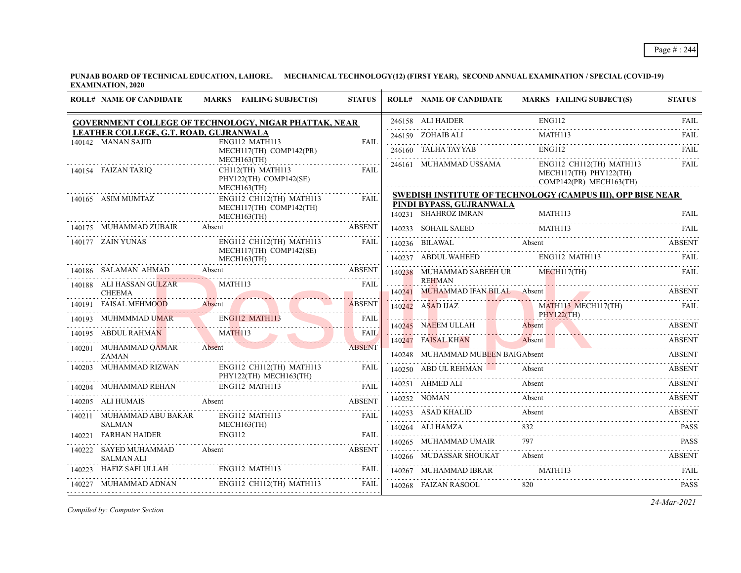**PUNJAB BOARD OF TECHNICAL EDUCATION, LAHORE. MECHANICAL TECHNOLOGY(12) (FIRST YEAR), SECOND ANNUAL EXAMINATION / SPECIAL (COVID-19) EXAMINATION, 2020**

| ROLL# | NAME OF CANDIDATE | MARKS | FAILING SUBJECT(S) | STATUS |
|---|---|---|---|---|
| **GOVERNMENT COLLEGE OF TECHNOLOGY, NIGAR PHATTAK, NEAR LEATHER COLLEGE, G.T. ROAD, GUJRANWALA** | | | | |
| 140142 | MANAN SAJID | | ENG112 MATH113 MECH117(TH) COMP142(PR) MECH163(TH) | FAIL |
| 140154 | FAIZAN TARIQ | | CH112(TH) MATH113 PHY122(TH) COMP142(SE) MECH163(TH) | FAIL |
| 140165 | ASIM MUMTAZ | | ENG112 CH112(TH) MATH113 MECH117(TH) COMP142(TH) MECH163(TH) | FAIL |
| 140175 | MUHAMMAD ZUBAIR | Absent | | ABSENT |
| 140177 | ZAIN YUNAS | | ENG112 CH112(TH) MATH113 MECH117(TH) COMP142(SE) MECH163(TH) | FAIL |
| 140186 | SALAMAN AHMAD | Absent | | ABSENT |
| 140188 | ALI HASSAN GULZAR CHEEMA | | MATH113 | FAIL |
| 140191 | FAISAL MEHMOOD | Absent | | ABSENT |
| 140193 | MUHMMMAD UMAR | | ENG112 MATH113 | FAIL |
| 140195 | ABDUL RAHMAN | | MATH113 | FAIL |
| 140201 | MUHAMMAD QAMAR ZAMAN | Absent | | ABSENT |
| 140203 | MUHAMMAD RIZWAN | | ENG112 CH112(TH) MATH113 PHY122(TH) MECH163(TH) | FAIL |
| 140204 | MUHAMMAD REHAN | | ENG112 MATH113 | FAIL |
| 140205 | ALI HUMAIS | Absent | | ABSENT |
| 140211 | MUHAMMAD ABU BAKAR SALMAN | | ENG112 MATH113 MECH163(TH) | FAIL |
| 140221 | FARHAN HAIDER | | ENG112 | FAIL |
| 140222 | SAYED MUHAMMAD SALMAN ALI | Absent | | ABSENT |
| 140223 | HAFIZ SAFI ULLAH | | ENG112 MATH113 | FAIL |
| 140227 | MUHAMMAD ADNAN | | ENG112 CH112(TH) MATH113 | FAIL |
| 246158 | ALI HAIDER | | ENG112 | FAIL |
| 246159 | ZOHAIB ALI | | MATH113 | FAIL |
| 246160 | TALHA TAYYAB | | ENG112 | FAIL |
| 246161 | MUHAMMAD USSAMA | | ENG112 CH112(TH) MATH113 MECH117(TH) PHY122(TH) COMP142(PR) MECH163(TH) | FAIL |
| **SWEDISH INSTITUTE OF TECHNOLOGY (CAMPUS III), OPP BISE NEAR PINDI BYPASS, GUJRANWALA** | | | | |
| 140231 | SHAHROZ IMRAN | | MATH113 | FAIL |
| 140233 | SOHAIL SAEED | | MATH113 | FAIL |
| 140236 | BILAWAL | Absent | | ABSENT |
| 140237 | ABDUL WAHEED | | ENG112 MATH113 | FAIL |
| 140238 | MUHAMMAD SABEEH UR REHMAN | | MECH117(TH) | FAIL |
| 140241 | MUHAMMAD IFAN BILAL | Absent | | ABSENT |
| 140242 | ASAD IJAZ | | MATH113 MECH117(TH) PHY122(TH) | FAIL |
| 140245 | NAEEM ULLAH | Absent | | ABSENT |
| 140247 | FAISAL KHAN | Absent | | ABSENT |
| 140248 | MUHAMMAD MUBEEN BAIG | Absent | | ABSENT |
| 140250 | ABD UL REHMAN | Absent | | ABSENT |
| 140251 | AHMED ALI | Absent | | ABSENT |
| 140252 | NOMAN | Absent | | ABSENT |
| 140253 | ASAD KHALID | Absent | | ABSENT |
| 140264 | ALI HAMZA | 832 | | PASS |
| 140265 | MUHAMMAD UMAIR | 797 | | PASS |
| 140266 | MUDASSAR SHOUKAT | Absent | | ABSENT |
| 140267 | MUHAMMAD IBRAR | | MATH113 | FAIL |
| 140268 | FAIZAN RASOOL | 820 | | PASS |

*Compiled by: Computer Section*

*24-Mar-2021*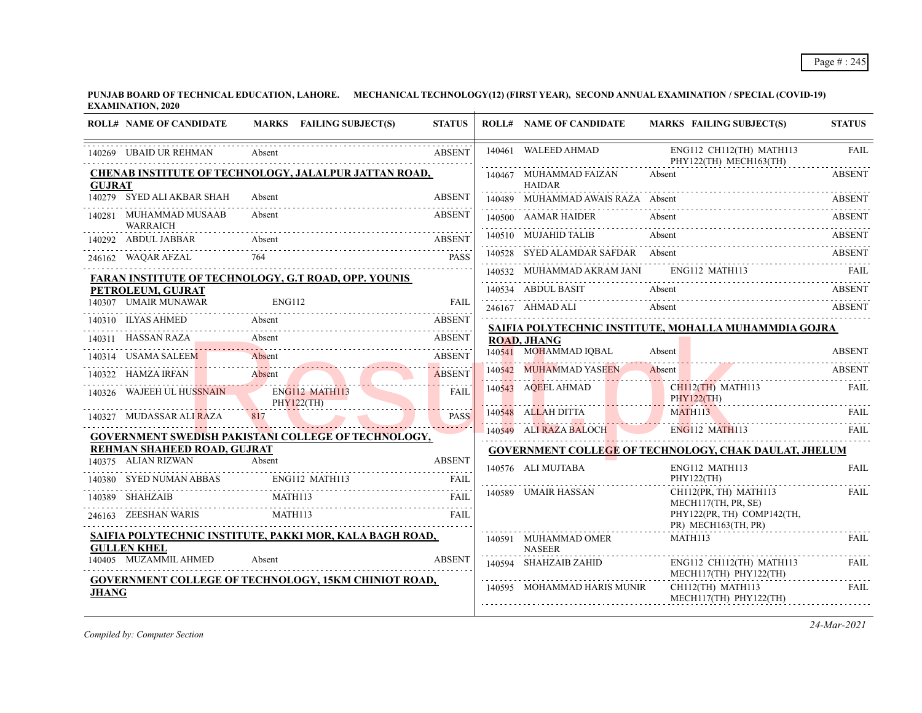**PUNJAB BOARD OF TECHNICAL EDUCATION, LAHORE. MECHANICAL TECHNOLOGY(12) (FIRST YEAR), SECOND ANNUAL EXAMINATION / SPECIAL (COVID-19) EXAMINATION, 2020**

| ROLL# | NAME OF CANDIDATE | MARKS | FAILING SUBJECT(S) | STATUS |
|---|---|---|---|---|
| 140269 | UBAID UR REHMAN | Absent | | ABSENT |

**CHENAB INSTITUTE OF TECHNOLOGY, JALALPUR JATTAN ROAD, GUJRAT**

| ROLL# | NAME OF CANDIDATE | MARKS | FAILING SUBJECT(S) | STATUS |
|---|---|---|---|---|
| 140279 | SYED ALI AKBAR SHAH | Absent | | ABSENT |
| 140281 | MUHAMMAD MUSAAB WARRAICH | Absent | | ABSENT |
| 140292 | ABDUL JABBAR | Absent | | ABSENT |
| 246162 | WAQAR AFZAL | 764 | | PASS |

**FARAN INSTITUTE OF TECHNOLOGY, G.T ROAD, OPP. YOUNIS PETROLEUM, GUJRAT**

| ROLL# | NAME OF CANDIDATE | MARKS | FAILING SUBJECT(S) | STATUS |
|---|---|---|---|---|
| 140307 | UMAIR MUNAWAR | | ENG112 | FAIL |
| 140310 | ILYAS AHMED | Absent | | ABSENT |
| 140311 | HASSAN RAZA | Absent | | ABSENT |
| 140314 | USAMA SALEEM | Absent | | ABSENT |
| 140322 | HAMZA IRFAN | Absent | | ABSENT |
| 140326 | WAJEEH UL HUSSNAIN | | ENG112 MATH113 PHY122(TH) | FAIL |
| 140327 | MUDASSAR ALI RAZA | 817 | | PASS |

**GOVERNMENT SWEDISH PAKISTANI COLLEGE OF TECHNOLOGY, REHMAN SHAHEED ROAD, GUJRAT**

| ROLL# | NAME OF CANDIDATE | MARKS | FAILING SUBJECT(S) | STATUS |
|---|---|---|---|---|
| 140375 | ALIAN RIZWAN | Absent | | ABSENT |
| 140380 | SYED NUMAN ABBAS | | ENG112 MATH113 | FAIL |
| 140389 | SHAHZAIB | | MATH113 | FAIL |
| 246163 | ZEESHAN WARIS | | MATH113 | FAIL |

**SAIFIA POLYTECHNIC INSTITUTE, PAKKI MOR, KALA BAGH ROAD, GULLEN KHEL**

| ROLL# | NAME OF CANDIDATE | MARKS | FAILING SUBJECT(S) | STATUS |
|---|---|---|---|---|
| 140405 | MUZAMMIL AHMED | Absent | | ABSENT |

**GOVERNMENT COLLEGE OF TECHNOLOGY, 15KM CHINIOT ROAD, JHANG**

| ROLL# | NAME OF CANDIDATE | MARKS | FAILING SUBJECT(S) | STATUS |
|---|---|---|---|---|
| 140461 | WALEED AHMAD | | ENG112 CH112(TH) MATH113 PHY122(TH) MECH163(TH) | FAIL |
| 140467 | MUHAMMAD FAIZAN HAIDAR | Absent | | ABSENT |
| 140489 | MUHAMMAD AWAIS RAZA | Absent | | ABSENT |
| 140500 | AAMAR HAIDER | Absent | | ABSENT |
| 140510 | MUJAHID TALIB | Absent | | ABSENT |
| 140528 | SYED ALAMDAR SAFDAR | Absent | | ABSENT |
| 140532 | MUHAMMAD AKRAM JANI | | ENG112 MATH113 | FAIL |
| 140534 | ABDUL BASIT | Absent | | ABSENT |
| 246167 | AHMAD ALI | Absent | | ABSENT |

**SAIFIA POLYTECHNIC INSTITUTE, MOHALLA MUHAMMDIA GOJRA ROAD, JHANG**

| ROLL# | NAME OF CANDIDATE | MARKS | FAILING SUBJECT(S) | STATUS |
|---|---|---|---|---|
| 140541 | MOHAMMAD IQBAL | Absent | | ABSENT |
| 140542 | MUHAMMAD YASEEN | Absent | | ABSENT |
| 140543 | AQEEL AHMAD | | CH112(TH) MATH113 PHY122(TH) | FAIL |
| 140548 | ALLAH DITTA | | MATH113 | FAIL |
| 140549 | ALI RAZA BALOCH | | ENG112 MATH113 | FAIL |

**GOVERNMENT COLLEGE OF TECHNOLOGY, CHAK DAULAT, JHELUM**

| ROLL# | NAME OF CANDIDATE | MARKS | FAILING SUBJECT(S) | STATUS |
|---|---|---|---|---|
| 140576 | ALI MUJTABA | | ENG112 MATH113 PHY122(TH) | FAIL |
| 140589 | UMAIR HASSAN | | CH112(PR, TH) MATH113 MECH117(TH, PR, SE) PHY122(PR, TH) COMP142(TH, PR) MECH163(TH, PR) | FAIL |
| 140591 | MUHAMMAD OMER NASEER | | MATH113 | FAIL |
| 140594 | SHAHZAIB ZAHID | | ENG112 CH112(TH) MATH113 MECH117(TH) PHY122(TH) | FAIL |
| 140595 | MOHAMMAD HARIS MUNIR | | CH112(TH) MATH113 MECH117(TH) PHY122(TH) | FAIL |

*Compiled by: Computer Section*

*24-Mar-2021*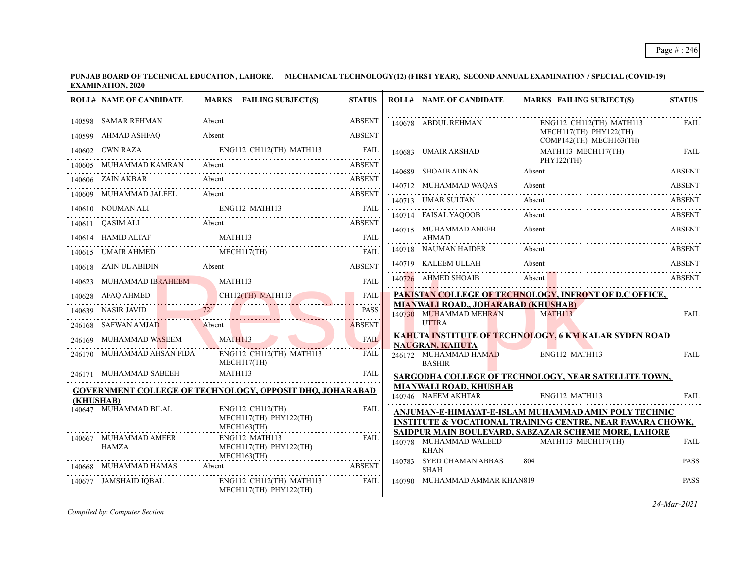**PUNJAB BOARD OF TECHNICAL EDUCATION, LAHORE. MECHANICAL TECHNOLOGY(12) (FIRST YEAR), SECOND ANNUAL EXAMINATION / SPECIAL (COVID-19) EXAMINATION, 2020**

| ROLL# | NAME OF CANDIDATE | MARKS | FAILING SUBJECT(S) | STATUS |
|---|---|---|---|---|
| 140598 | SAMAR REHMAN | Absent | | ABSENT |
| 140599 | AHMAD ASHFAQ | Absent | | ABSENT |
| 140602 | OWN RAZA | | ENG112 CH112(TH) MATH113 | FAIL |
| 140605 | MUHAMMAD KAMRAN | Absent | | ABSENT |
| 140606 | ZAIN AKBAR | Absent | | ABSENT |
| 140609 | MUHAMMAD JALEEL | Absent | | ABSENT |
| 140610 | NOUMAN ALI | | ENG112 MATH113 | FAIL |
| 140611 | QASIM ALI | Absent | | ABSENT |
| 140614 | HAMID ALTAF | | MATH113 | FAIL |
| 140615 | UMAIR AHMED | | MECH117(TH) | FAIL |
| 140618 | ZAIN UL ABIDIN | Absent | | ABSENT |
| 140623 | MUHAMMAD IBRAHEEM | | MATH113 | FAIL |
| 140628 | AFAQ AHMED | | CH112(TH) MATH113 | FAIL |
| 140639 | NASIR JAVID | 721 | | PASS |
| 246168 | SAFWAN AMJAD | Absent | | ABSENT |
| 246169 | MUHAMMAD WASEEM | | MATH113 | FAIL |
| 246170 | MUHAMMAD AHSAN FIDA | | ENG112 CH112(TH) MATH113 MECH117(TH) | FAIL |
| 246171 | MUHAMMAD SABEEH | | MATH113 | FAIL |

**GOVERNMENT COLLEGE OF TECHNOLOGY, OPPOSIT DHQ, JOHARABAD (KHUSHAB)**

| ROLL# | NAME OF CANDIDATE | MARKS | FAILING SUBJECT(S) | STATUS |
|---|---|---|---|---|
| 140647 | MUHAMMAD BILAL | | ENG112 CH112(TH) MECH117(TH) PHY122(TH) MECH163(TH) | FAIL |
| 140667 | MUHAMMAD AMEER HAMZA | | ENG112 MATH113 MECH117(TH) PHY122(TH) MECH163(TH) | FAIL |
| 140668 | MUHAMMAD HAMAS | Absent | | ABSENT |
| 140677 | JAMSHAID IQBAL | | ENG112 CH112(TH) MATH113 MECH117(TH) PHY122(TH) | FAIL |
| 140678 | ABDUL REHMAN | | ENG112 CH112(TH) MATH113 MECH117(TH) PHY122(TH) COMP142(TH) MECH163(TH) | FAIL |
| 140683 | UMAIR ARSHAD | | MATH113 MECH117(TH) PHY122(TH) | FAIL |
| 140689 | SHOAIB ADNAN | Absent | | ABSENT |
| 140712 | MUHAMMAD WAQAS | Absent | | ABSENT |
| 140713 | UMAR SULTAN | Absent | | ABSENT |
| 140714 | FAISAL YAQOOB | Absent | | ABSENT |
| 140715 | MUHAMMAD ANEEB AHMAD | Absent | | ABSENT |
| 140718 | NAUMAN HAIDER | Absent | | ABSENT |
| 140719 | KALEEM ULLAH | Absent | | ABSENT |
| 140726 | AHMED SHOAIB | Absent | | ABSENT |

**PAKISTAN COLLEGE OF TECHNOLOGY, INFRONT OF D.C OFFICE, MIANWALI ROAD,, JOHARABAD (KHUSHAB)**

| ROLL# | NAME OF CANDIDATE | MARKS | FAILING SUBJECT(S) | STATUS |
|---|---|---|---|---|
| 140730 | MUHAMMAD MEHRAN UTTRA | | MATH113 | FAIL |

**KAHUTA INSTITUTE OF TECHNOLOGY, 6 KM KALAR SYDEN ROAD NAUGRAN, KAHUTA**

| ROLL# | NAME OF CANDIDATE | MARKS | FAILING SUBJECT(S) | STATUS |
|---|---|---|---|---|
| 246172 | MUHAMMAD HAMAD BASHIR | | ENG112 MATH113 | FAIL |

**SARGODHA COLLEGE OF TECHNOLOGY, NEAR SATELLITE TOWN, MIANWALI ROAD, KHUSHAB**

| ROLL# | NAME OF CANDIDATE | MARKS | FAILING SUBJECT(S) | STATUS |
|---|---|---|---|---|
| 140746 | NAEEM AKHTAR | | ENG112 MATH113 | FAIL |

**ANJUMAN-E-HIMAYAT-E-ISLAM MUHAMMAD AMIN POLY TECHNIC INSTITUTE & VOCATIONAL TRAINING CENTRE, NEAR FAWARA CHOWK, SAIDPUR MAIN BOULEVARD, SABZAZAR SCHEME MORE, LAHORE**

| ROLL# | NAME OF CANDIDATE | MARKS | FAILING SUBJECT(S) | STATUS |
|---|---|---|---|---|
| 140778 | MUHAMMAD WALEED KHAN | | MATH113 MECH117(TH) | FAIL |
| 140783 | SYED CHAMAN ABBAS SHAH | 804 | | PASS |
| 140790 | MUHAMMAD AMMAR KHAN | 819 | | PASS |

*Compiled by: Computer Section*

*24-Mar-2021*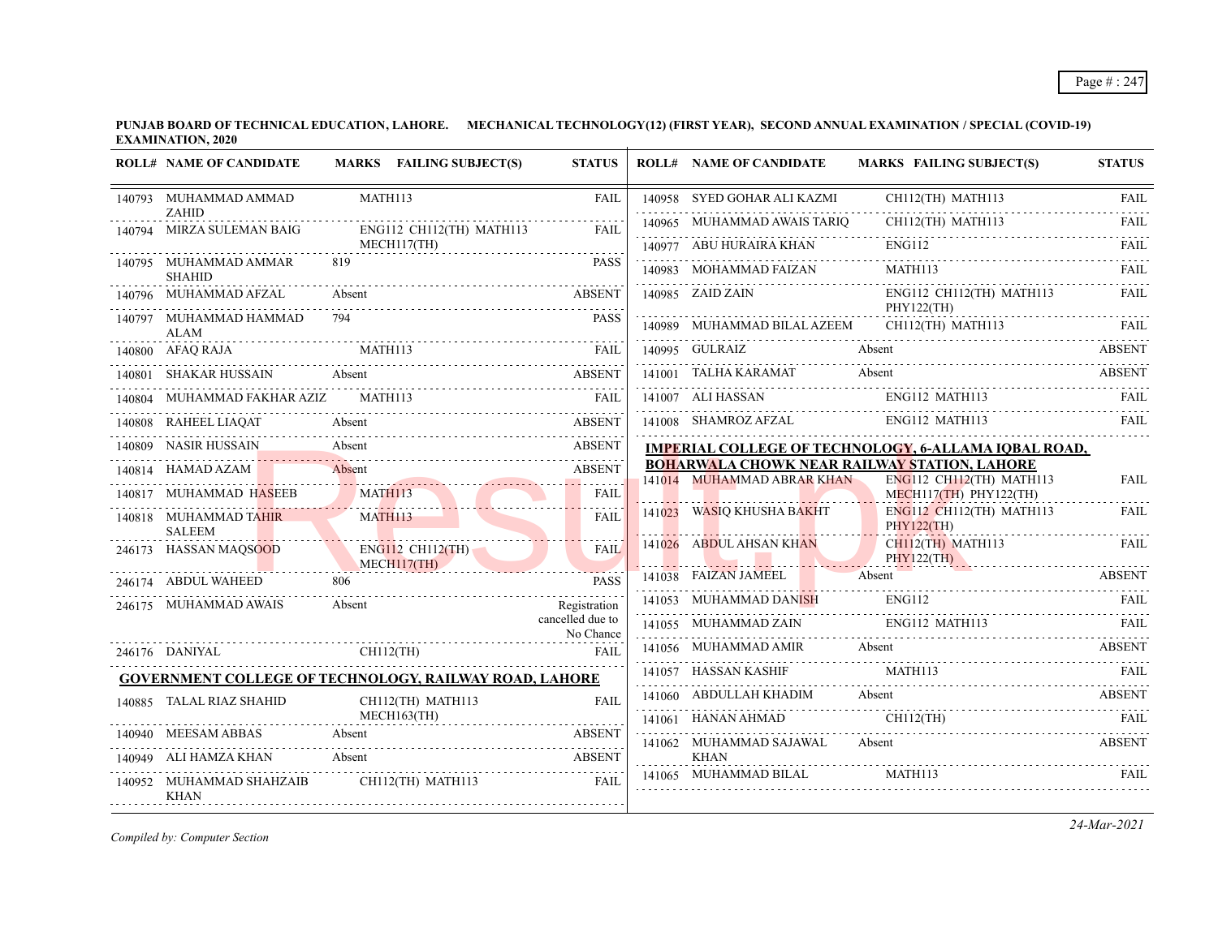**PUNJAB BOARD OF TECHNICAL EDUCATION, LAHORE. MECHANICAL TECHNOLOGY(12) (FIRST YEAR), SECOND ANNUAL EXAMINATION / SPECIAL (COVID-19) EXAMINATION, 2020**

| ROLL# | NAME OF CANDIDATE | MARKS | FAILING SUBJECT(S) | STATUS |
|---|---|---|---|---|
| 140793 | MUHAMMAD AMMAD ZAHID | | MATH113 | FAIL |
| 140794 | MIRZA SULEMAN BAIG | | ENG112 CH112(TH) MATH113 MECH117(TH) | FAIL |
| 140795 | MUHAMMAD AMMAR SHAHID | 819 | | PASS |
| 140796 | MUHAMMAD AFZAL | Absent | | ABSENT |
| 140797 | MUHAMMAD HAMMAD ALAM | 794 | | PASS |
| 140800 | AFAQ RAJA | | MATH113 | FAIL |
| 140801 | SHAKAR HUSSAIN | Absent | | ABSENT |
| 140804 | MUHAMMAD FAKHAR AZIZ | | MATH113 | FAIL |
| 140808 | RAHEEL LIAQAT | Absent | | ABSENT |
| 140809 | NASIR HUSSAIN | Absent | | ABSENT |
| 140814 | HAMAD AZAM | Absent | | ABSENT |
| 140817 | MUHAMMAD HASEEB | | MATH113 | FAIL |
| 140818 | MUHAMMAD TAHIR SALEEM | | MATH113 | FAIL |
| 246173 | HASSAN MAQSOOD | | ENG112 CH112(TH) MECH117(TH) | FAIL |
| 246174 | ABDUL WAHEED | 806 | | PASS |
| 246175 | MUHAMMAD AWAIS | Absent | | Registration cancelled due to No Chance |
| 246176 | DANIYAL | | CH112(TH) | FAIL |

**GOVERNMENT COLLEGE OF TECHNOLOGY, RAILWAY ROAD, LAHORE**

| ROLL# | NAME OF CANDIDATE | MARKS | FAILING SUBJECT(S) | STATUS |
|---|---|---|---|---|
| 140885 | TALAL RIAZ SHAHID | | CH112(TH) MATH113 MECH163(TH) | FAIL |
| 140940 | MEESAM ABBAS | Absent | | ABSENT |
| 140949 | ALI HAMZA KHAN | Absent | | ABSENT |
| 140952 | MUHAMMAD SHAHZAIB KHAN | | CH112(TH) MATH113 | FAIL |
| 140958 | SYED GOHAR ALI KAZMI | | CH112(TH) MATH113 | FAIL |
| 140965 | MUHAMMAD AWAIS TARIQ | | CH112(TH) MATH113 | FAIL |
| 140977 | ABU HURAIRA KHAN | | ENG112 | FAIL |
| 140983 | MOHAMMAD FAIZAN | | MATH113 | FAIL |
| 140985 | ZAID ZAIN | | ENG112 CH112(TH) MATH113 PHY122(TH) | FAIL |
| 140989 | MUHAMMAD BILAL AZEEM | | CH112(TH) MATH113 | FAIL |
| 140995 | GULRAIZ | Absent | | ABSENT |
| 141001 | TALHA KARAMAT | Absent | | ABSENT |
| 141007 | ALI HASSAN | | ENG112 MATH113 | FAIL |
| 141008 | SHAMROZ AFZAL | | ENG112 MATH113 | FAIL |

**IMPERIAL COLLEGE OF TECHNOLOGY, 6-ALLAMA IQBAL ROAD, BOHARWALA CHOWK NEAR RAILWAY STATION, LAHORE**

| ROLL# | NAME OF CANDIDATE | MARKS | FAILING SUBJECT(S) | STATUS |
|---|---|---|---|---|
| 141014 | MUHAMMAD ABRAR KHAN | | ENG112 CH112(TH) MATH113 MECH117(TH) PHY122(TH) | FAIL |
| 141023 | WASIQ KHUSHA BAKHT | | ENG112 CH112(TH) MATH113 PHY122(TH) | FAIL |
| 141026 | ABDUL AHSAN KHAN | | CH112(TH) MATH113 PHY122(TH) | FAIL |
| 141038 | FAIZAN JAMEEL | Absent | | ABSENT |
| 141053 | MUHAMMAD DANISH | | ENG112 | FAIL |
| 141055 | MUHAMMAD ZAIN | | ENG112 MATH113 | FAIL |
| 141056 | MUHAMMAD AMIR | Absent | | ABSENT |
| 141057 | HASSAN KASHIF | | MATH113 | FAIL |
| 141060 | ABDULLAH KHADIM | Absent | | ABSENT |
| 141061 | HANAN AHMAD | | CH112(TH) | FAIL |
| 141062 | MUHAMMAD SAJAWAL KHAN | Absent | | ABSENT |
| 141065 | MUHAMMAD BILAL | | MATH113 | FAIL |

*Compiled by: Computer Section*

*24-Mar-2021*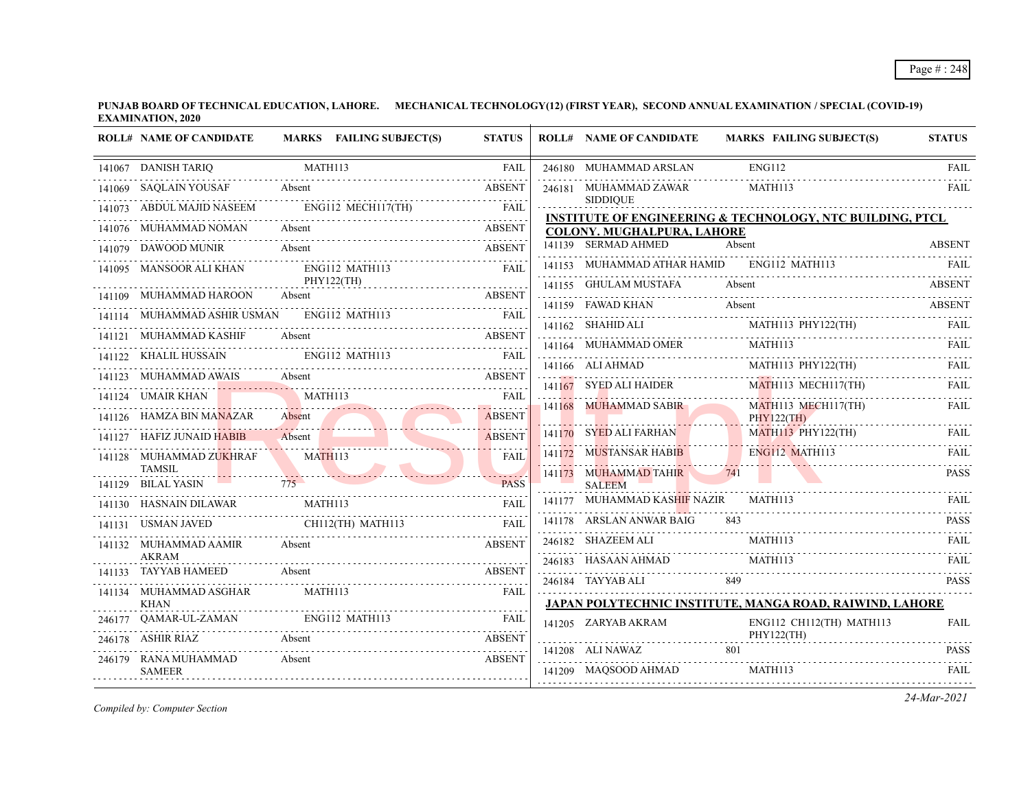**PUNJAB BOARD OF TECHNICAL EDUCATION, LAHORE. MECHANICAL TECHNOLOGY(12) (FIRST YEAR), SECOND ANNUAL EXAMINATION / SPECIAL (COVID-19) EXAMINATION, 2020**

| ROLL# | NAME OF CANDIDATE | MARKS | FAILING SUBJECT(S) | STATUS |
|---|---|---|---|---|
| 141067 | DANISH TARIQ | | MATH113 | FAIL |
| 141069 | SAQLAIN YOUSAF | Absent | | ABSENT |
| 141073 | ABDUL MAJID NASEEM | | ENG112 MECH117(TH) | FAIL |
| 141076 | MUHAMMAD NOMAN | Absent | | ABSENT |
| 141079 | DAWOOD MUNIR | Absent | | ABSENT |
| 141095 | MANSOOR ALI KHAN | | ENG112 MATH113 PHY122(TH) | FAIL |
| 141109 | MUHAMMAD HAROON | Absent | | ABSENT |
| 141114 | MUHAMMAD ASHIR USMAN | | ENG112 MATH113 | FAIL |
| 141121 | MUHAMMAD KASHIF | Absent | | ABSENT |
| 141122 | KHALIL HUSSAIN | | ENG112 MATH113 | FAIL |
| 141123 | MUHAMMAD AWAIS | Absent | | ABSENT |
| 141124 | UMAIR KHAN | | MATH113 | FAIL |
| 141126 | HAMZA BIN MANAZAR | Absent | | ABSENT |
| 141127 | HAFIZ JUNAID HABIB | Absent | | ABSENT |
| 141128 | MUHAMMAD ZUKHRAF TAMSIL | | MATH113 | FAIL |
| 141129 | BILAL YASIN | 775 | | PASS |
| 141130 | HASNAIN DILAWAR | | MATH113 | FAIL |
| 141131 | USMAN JAVED | | CH112(TH) MATH113 | FAIL |
| 141132 | MUHAMMAD AAMIR AKRAM | Absent | | ABSENT |
| 141133 | TAYYAB HAMEED | Absent | | ABSENT |
| 141134 | MUHAMMAD ASGHAR KHAN | | MATH113 | FAIL |
| 246177 | QAMAR-UL-ZAMAN | | ENG112 MATH113 | FAIL |
| 246178 | ASHIR RIAZ | Absent | | ABSENT |
| 246179 | RANA MUHAMMAD SAMEER | Absent | | ABSENT |
| 246180 | MUHAMMAD ARSLAN | | ENG112 | FAIL |
| 246181 | MUHAMMAD ZAWAR SIDDIQUE | | MATH113 | FAIL |

**INSTITUTE OF ENGINEERING & TECHNOLOGY, NTC BUILDING, PTCL COLONY. MUGHALPURA, LAHORE**

| ROLL# | NAME OF CANDIDATE | MARKS | FAILING SUBJECT(S) | STATUS |
|---|---|---|---|---|
| 141139 | SERMAD AHMED | Absent | | ABSENT |
| 141153 | MUHAMMAD ATHAR HAMID | | ENG112 MATH113 | FAIL |
| 141155 | GHULAM MUSTAFA | Absent | | ABSENT |
| 141159 | FAWAD KHAN | Absent | | ABSENT |
| 141162 | SHAHID ALI | | MATH113 PHY122(TH) | FAIL |
| 141164 | MUHAMMAD OMER | | MATH113 | FAIL |
| 141166 | ALI AHMAD | | MATH113 PHY122(TH) | FAIL |
| 141167 | SYED ALI HAIDER | | MATH113 MECH117(TH) | FAIL |
| 141168 | MUHAMMAD SABIR | | MATH113 MECH117(TH) PHY122(TH) | FAIL |
| 141170 | SYED ALI FARHAN | | MATH113 PHY122(TH) | FAIL |
| 141172 | MUSTANSAR HABIB | | ENG112 MATH113 | FAIL |
| 141173 | MUHAMMAD TAHIR SALEEM | 741 | | PASS |
| 141177 | MUHAMMAD KASHIF NAZIR | | MATH113 | FAIL |
| 141178 | ARSLAN ANWAR BAIG | 843 | | PASS |
| 246182 | SHAZEEM ALI | | MATH113 | FAIL |
| 246183 | HASAAN AHMAD | | MATH113 | FAIL |
| 246184 | TAYYAB ALI | 849 | | PASS |

**JAPAN POLYTECHNIC INSTITUTE, MANGA ROAD, RAIWIND, LAHORE**

| ROLL# | NAME OF CANDIDATE | MARKS | FAILING SUBJECT(S) | STATUS |
|---|---|---|---|---|
| 141205 | ZARYAB AKRAM | | ENG112 CH112(TH) MATH113 PHY122(TH) | FAIL |
| 141208 | ALI NAWAZ | 801 | | PASS |
| 141209 | MAQSOOD AHMAD | | MATH113 | FAIL |

*Compiled by: Computer Section*

*24-Mar-2021*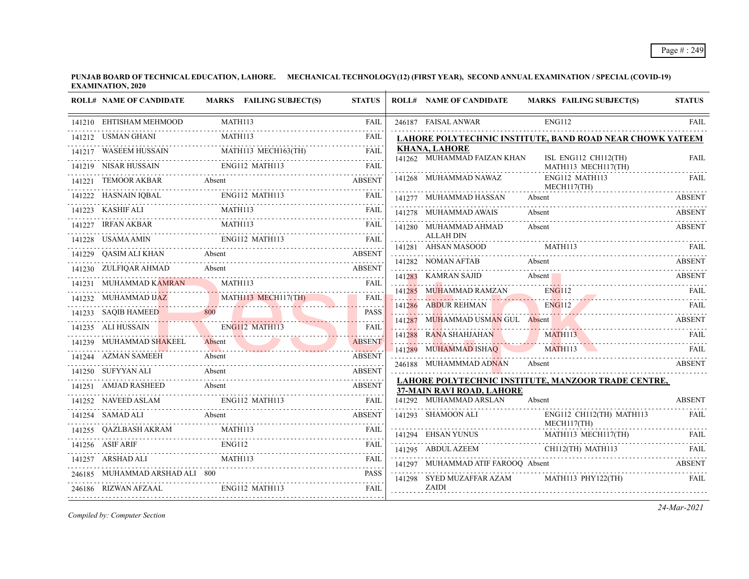**PUNJAB BOARD OF TECHNICAL EDUCATION, LAHORE. MECHANICAL TECHNOLOGY(12) (FIRST YEAR), SECOND ANNUAL EXAMINATION / SPECIAL (COVID-19) EXAMINATION, 2020**

| ROLL# | NAME OF CANDIDATE | MARKS | FAILING SUBJECT(S) | STATUS |
|---|---|---|---|---|
| 141210 | EHTISHAM MEHMOOD | | MATH113 | FAIL |
| 141212 | USMAN GHANI | | MATH113 | FAIL |
| 141217 | WASEEM HUSSAIN | | MATH113 MECH163(TH) | FAIL |
| 141219 | NISAR HUSSAIN | | ENG112 MATH113 | FAIL |
| 141221 | TEMOOR AKBAR | Absent | | ABSENT |
| 141222 | HASNAIN IQBAL | | ENG112 MATH113 | FAIL |
| 141223 | KASHIF ALI | | MATH113 | FAIL |
| 141227 | IRFAN AKBAR | | MATH113 | FAIL |
| 141228 | USAMA AMIN | | ENG112 MATH113 | FAIL |
| 141229 | QASIM ALI KHAN | Absent | | ABSENT |
| 141230 | ZULFIQAR AHMAD | Absent | | ABSENT |
| 141231 | MUHAMMAD KAMRAN | | MATH113 | FAIL |
| 141232 | MUHAMMAD IJAZ | | MATH113 MECH117(TH) | FAIL |
| 141233 | SAQIB HAMEED | 800 | | PASS |
| 141235 | ALI HUSSAIN | | ENG112 MATH113 | FAIL |
| 141239 | MUHAMMAD SHAKEEL | Absent | | ABSENT |
| 141244 | AZMAN SAMEEH | Absent | | ABSENT |
| 141250 | SUFYYAN ALI | Absent | | ABSENT |
| 141251 | AMJAD RASHEED | Absent | | ABSENT |
| 141252 | NAVEED ASLAM | | ENG112 MATH113 | FAIL |
| 141254 | SAMAD ALI | Absent | | ABSENT |
| 141255 | QAZLBASH AKRAM | | MATH113 | FAIL |
| 141256 | ASIF ARIF | | ENG112 | FAIL |
| 141257 | ARSHAD ALI | | MATH113 | FAIL |
| 246185 | MUHAMMAD ARSHAD ALI | 800 | | PASS |
| 246186 | RIZWAN AFZAAL | | ENG112 MATH113 | FAIL |
| 246187 | FAISAL ANWAR | | ENG112 | FAIL |

**LAHORE POLYTECHNIC INSTITUTE, BAND ROAD NEAR CHOWK YATEEM KHANA, LAHORE**

| ROLL# | NAME OF CANDIDATE | MARKS | FAILING SUBJECT(S) | STATUS |
|---|---|---|---|---|
| 141262 | MUHAMMAD FAIZAN KHAN | | ISL ENG112 CH112(TH) MATH113 MECH117(TH) | FAIL |
| 141268 | MUHAMMAD NAWAZ | | ENG112 MATH113 MECH117(TH) | FAIL |
| 141277 | MUHAMMAD HASSAN | Absent | | ABSENT |
| 141278 | MUHAMMAD AWAIS | Absent | | ABSENT |
| 141280 | MUHAMMAD AHMAD ALLAH DIN | Absent | | ABSENT |
| 141281 | AHSAN MASOOD | | MATH113 | FAIL |
| 141282 | NOMAN AFTAB | Absent | | ABSENT |
| 141283 | KAMRAN SAJID | Absent | | ABSENT |
| 141285 | MUHAMMAD RAMZAN | | ENG112 | FAIL |
| 141286 | ABDUR REHMAN | | ENG112 | FAIL |
| 141287 | MUHAMMAD USMAN GUL | Absent | | ABSENT |
| 141288 | RANA SHAHJAHAN | | MATH113 | FAIL |
| 141289 | MUHAMMAD ISHAQ | | MATH113 | FAIL |
| 246188 | MUHAMMMAD ADNAN | Absent | | ABSENT |

**LAHORE POLYTECHNIC INSTITUTE, MANZOOR TRADE CENTRE, 37-MAIN RAVI ROAD, LAHORE**

| ROLL# | NAME OF CANDIDATE | MARKS | FAILING SUBJECT(S) | STATUS |
|---|---|---|---|---|
| 141292 | MUHAMMAD ARSLAN | Absent | | ABSENT |
| 141293 | SHAMOON ALI | | ENG112 CH112(TH) MATH113 MECH117(TH) | FAIL |
| 141294 | EHSAN YUNUS | | MATH113 MECH117(TH) | FAIL |
| 141295 | ABDUL AZEEM | | CH112(TH) MATH113 | FAIL |
| 141297 | MUHAMMAD ATIF FAROOQ | Absent | | ABSENT |
| 141298 | SYED MUZAFFAR AZAM ZAIDI | | MATH113 PHY122(TH) | FAIL |

*Compiled by: Computer Section*

*24-Mar-2021*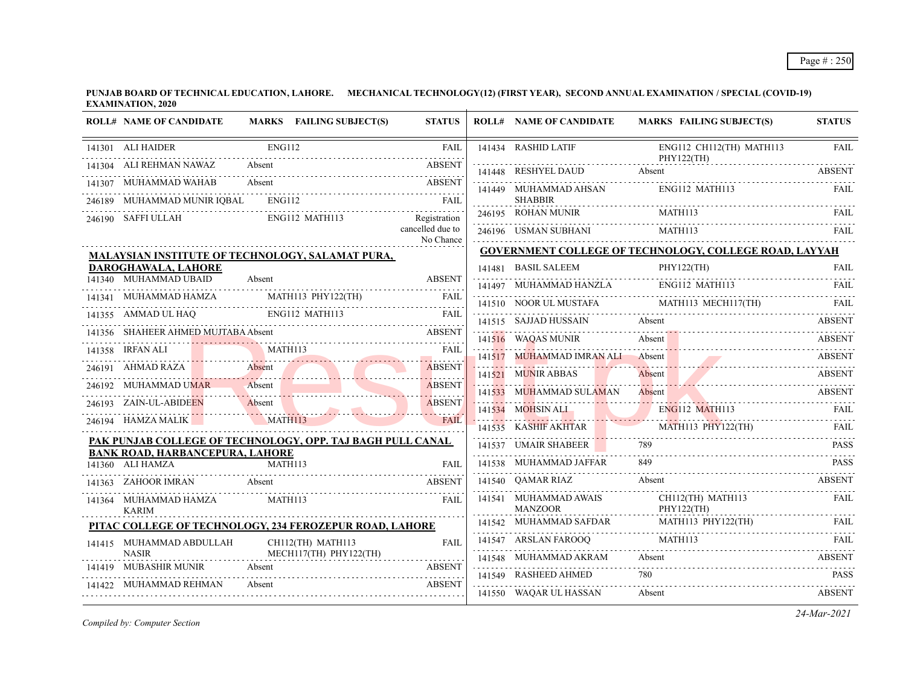**PUNJAB BOARD OF TECHNICAL EDUCATION, LAHORE. MECHANICAL TECHNOLOGY(12) (FIRST YEAR), SECOND ANNUAL EXAMINATION / SPECIAL (COVID-19) EXAMINATION, 2020**

| ROLL# | NAME OF CANDIDATE | MARKS | FAILING SUBJECT(S) | STATUS |
|---|---|---|---|---|
| 141301 | ALI HAIDER | | ENG112 | FAIL |
| 141304 | ALI REHMAN NAWAZ | Absent | | ABSENT |
| 141307 | MUHAMMAD WAHAB | Absent | | ABSENT |
| 246189 | MUHAMMAD MUNIR IQBAL | | ENG112 | FAIL |
| 246190 | SAFFI ULLAH | | ENG112 MATH113 | Registration cancelled due to No Chance |

**MALAYSIAN INSTITUTE OF TECHNOLOGY, SALAMAT PURA, DAROGHAWALA, LAHORE**

| ROLL# | NAME OF CANDIDATE | MARKS | FAILING SUBJECT(S) | STATUS |
|---|---|---|---|---|
| 141340 | MUHAMMAD UBAID | Absent | | ABSENT |
| 141341 | MUHAMMAD HAMZA | | MATH113 PHY122(TH) | FAIL |
| 141355 | AMMAD UL HAQ | | ENG112 MATH113 | FAIL |
| 141356 | SHAHEER AHMED MUJTABA | Absent | | ABSENT |
| 141358 | IRFAN ALI | | MATH113 | FAIL |
| 246191 | AHMAD RAZA | Absent | | ABSENT |
| 246192 | MUHAMMAD UMAR | Absent | | ABSENT |
| 246193 | ZAIN-UL-ABIDEEN | Absent | | ABSENT |
| 246194 | HAMZA MALIK | | MATH113 | FAIL |

**PAK PUNJAB COLLEGE OF TECHNOLOGY, OPP. TAJ BAGH PULL CANAL BANK ROAD, HARBANCEPURA, LAHORE**

| ROLL# | NAME OF CANDIDATE | MARKS | FAILING SUBJECT(S) | STATUS |
|---|---|---|---|---|
| 141360 | ALI HAMZA | | MATH113 | FAIL |
| 141363 | ZAHOOR IMRAN | Absent | | ABSENT |
| 141364 | MUHAMMAD HAMZA KARIM | | MATH113 | FAIL |

**PITAC COLLEGE OF TECHNOLOGY, 234 FEROZEPUR ROAD, LAHORE**

| ROLL# | NAME OF CANDIDATE | MARKS | FAILING SUBJECT(S) | STATUS |
|---|---|---|---|---|
| 141415 | MUHAMMAD ABDULLAH NASIR | | CH112(TH) MATH113 MECH117(TH) PHY122(TH) | FAIL |
| 141419 | MUBASHIR MUNIR | Absent | | ABSENT |
| 141422 | MUHAMMAD REHMAN | Absent | | ABSENT |
| 141434 | RASHID LATIF | | ENG112 CH112(TH) MATH113 PHY122(TH) | FAIL |
| 141448 | RESHYEL DAUD | Absent | | ABSENT |
| 141449 | MUHAMMAD AHSAN SHABBIR | | ENG112 MATH113 | FAIL |
| 246195 | ROHAN MUNIR | | MATH113 | FAIL |
| 246196 | USMAN SUBHANI | | MATH113 | FAIL |

**GOVERNMENT COLLEGE OF TECHNOLOGY, COLLEGE ROAD, LAYYAH**

| ROLL# | NAME OF CANDIDATE | MARKS | FAILING SUBJECT(S) | STATUS |
|---|---|---|---|---|
| 141481 | BASIL SALEEM | | PHY122(TH) | FAIL |
| 141497 | MUHAMMAD HANZLA | | ENG112 MATH113 | FAIL |
| 141510 | NOOR UL MUSTAFA | | MATH113 MECH117(TH) | FAIL |
| 141515 | SAJJAD HUSSAIN | Absent | | ABSENT |
| 141516 | WAQAS MUNIR | Absent | | ABSENT |
| 141517 | MUHAMMAD IMRAN ALI | Absent | | ABSENT |
| 141521 | MUNIR ABBAS | Absent | | ABSENT |
| 141533 | MUHAMMAD SULAMAN | Absent | | ABSENT |
| 141534 | MOHSIN ALI | | ENG112 MATH113 | FAIL |
| 141535 | KASHIF AKHTAR | | MATH113 PHY122(TH) | FAIL |
| 141537 | UMAIR SHABEER | 789 | | PASS |
| 141538 | MUHAMMAD JAFFAR | 849 | | PASS |
| 141540 | QAMAR RIAZ | Absent | | ABSENT |
| 141541 | MUHAMMAD AWAIS MANZOOR | | CH112(TH) MATH113 PHY122(TH) | FAIL |
| 141542 | MUHAMMAD SAFDAR | | MATH113 PHY122(TH) | FAIL |
| 141547 | ARSLAN FAROOQ | | MATH113 | FAIL |
| 141548 | MUHAMMAD AKRAM | Absent | | ABSENT |
| 141549 | RASHEED AHMED | 780 | | PASS |
| 141550 | WAQAR UL HASSAN | Absent | | ABSENT |

*Compiled by: Computer Section*

*24-Mar-2021*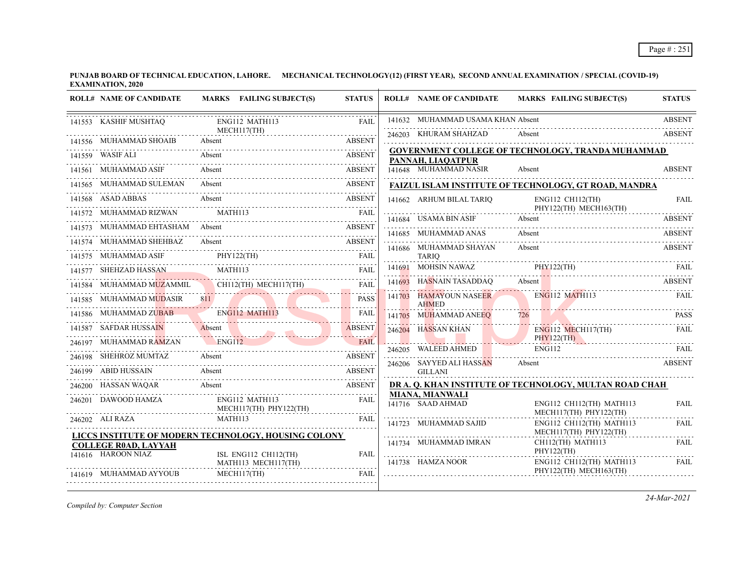**PUNJAB BOARD OF TECHNICAL EDUCATION, LAHORE. MECHANICAL TECHNOLOGY(12) (FIRST YEAR), SECOND ANNUAL EXAMINATION / SPECIAL (COVID-19) EXAMINATION, 2020**

| ROLL# | NAME OF CANDIDATE | MARKS | FAILING SUBJECT(S) | STATUS |
|---|---|---|---|---|
| 141553 | KASHIF MUSHTAQ | | ENG112 MATH113 MECH117(TH) | FAIL |
| 141556 | MUHAMMAD SHOAIB | Absent | | ABSENT |
| 141559 | WASIF ALI | Absent | | ABSENT |
| 141561 | MUHAMMAD ASIF | Absent | | ABSENT |
| 141565 | MUHAMMAD SULEMAN | Absent | | ABSENT |
| 141568 | ASAD ABBAS | Absent | | ABSENT |
| 141572 | MUHAMMAD RIZWAN | | MATH113 | FAIL |
| 141573 | MUHAMMAD EHTASHAM | Absent | | ABSENT |
| 141574 | MUHAMMAD SHEHBAZ | Absent | | ABSENT |
| 141575 | MUHAMMAD ASIF | | PHY122(TH) | FAIL |
| 141577 | SHEHZAD HASSAN | | MATH113 | FAIL |
| 141584 | MUHAMMAD MUZAMMIL | | CH112(TH) MECH117(TH) | FAIL |
| 141585 | MUHAMMAD MUDASIR | 811 | | PASS |
| 141586 | MUHAMMAD ZUBAB | | ENG112 MATH113 | FAIL |
| 141587 | SAFDAR HUSSAIN | Absent | | ABSENT |
| 246197 | MUHAMMAD RAMZAN | | ENG112 | FAIL |
| 246198 | SHEHROZ MUMTAZ | Absent | | ABSENT |
| 246199 | ABID HUSSAIN | Absent | | ABSENT |
| 246200 | HASSAN WAQAR | Absent | | ABSENT |
| 246201 | DAWOOD HAMZA | | ENG112 MATH113 MECH117(TH) PHY122(TH) | FAIL |
| 246202 | ALI RAZA | | MATH113 | FAIL |

**LICCS INSTITUTE OF MODERN TECHNOLOGY, HOUSING COLONY COLLEGE R0AD, LAYYAH**

| ROLL# | NAME OF CANDIDATE | MARKS | FAILING SUBJECT(S) | STATUS |
|---|---|---|---|---|
| 141616 | HAROON NIAZ | | ISL ENG112 CH112(TH) MATH113 MECH117(TH) | FAIL |
| 141619 | MUHAMMAD AYYOUB | | MECH117(TH) | FAIL |
| 141632 | MUHAMMAD USAMA KHAN | Absent | | ABSENT |
| 246203 | KHURAM SHAHZAD | Absent | | ABSENT |

**GOVERNMENT COLLEGE OF TECHNOLOGY, TRANDA MUHAMMAD PANNAH, LIAQATPUR**

| ROLL# | NAME OF CANDIDATE | MARKS | FAILING SUBJECT(S) | STATUS |
|---|---|---|---|---|
| 141648 | MUHAMMAD NASIR | Absent | | ABSENT |

**FAIZUL ISLAM INSTITUTE OF TECHNOLOGY, GT ROAD, MANDRA**

| ROLL# | NAME OF CANDIDATE | MARKS | FAILING SUBJECT(S) | STATUS |
|---|---|---|---|---|
| 141662 | ARHUM BILAL TARIQ | | ENG112 CH112(TH) PHY122(TH) MECH163(TH) | FAIL |
| 141684 | USAMA BIN ASIF | Absent | | ABSENT |
| 141685 | MUHAMMAD ANAS | Absent | | ABSENT |
| 141686 | MUHAMMAD SHAYAN TARIQ | Absent | | ABSENT |
| 141691 | MOHSIN NAWAZ | | PHY122(TH) | FAIL |
| 141693 | HASNAIN TASADDAQ | Absent | | ABSENT |
| 141703 | HAMAYOUN NASEER AHMED | | ENG112 MATH113 | FAIL |
| 141705 | MUHAMMAD ANEEQ | 726 | | PASS |
| 246204 | HASSAN KHAN | | ENG112 MECH117(TH) PHY122(TH) | FAIL |
| 246205 | WALEED AHMED | | ENG112 | FAIL |
| 246206 | SAYYED ALI HASSAN GILLANI | Absent | | ABSENT |

**DR A. Q. KHAN INSTITUTE OF TECHNOLOGY, MULTAN ROAD CHAH MIANA, MIANWALI**

| ROLL# | NAME OF CANDIDATE | MARKS | FAILING SUBJECT(S) | STATUS |
|---|---|---|---|---|
| 141716 | SAAD AHMAD | | ENG112 CH112(TH) MATH113 MECH117(TH) PHY122(TH) | FAIL |
| 141723 | MUHAMMAD SAJID | | ENG112 CH112(TH) MATH113 MECH117(TH) PHY122(TH) | FAIL |
| 141734 | MUHAMMAD IMRAN | | CH112(TH) MATH113 PHY122(TH) | FAIL |
| 141738 | HAMZA NOOR | | ENG112 CH112(TH) MATH113 PHY122(TH) MECH163(TH) | FAIL |

*Compiled by: Computer Section*

*24-Mar-2021*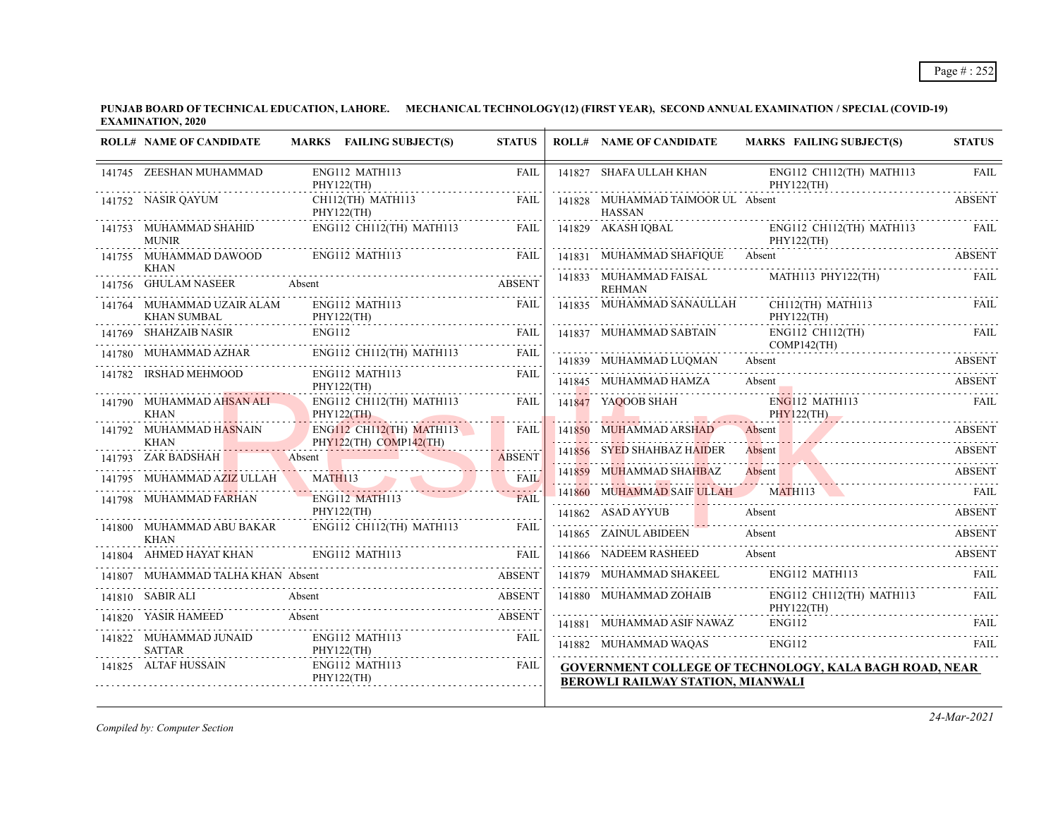**PUNJAB BOARD OF TECHNICAL EDUCATION, LAHORE. MECHANICAL TECHNOLOGY(12) (FIRST YEAR), SECOND ANNUAL EXAMINATION / SPECIAL (COVID-19) EXAMINATION, 2020**

| ROLL# | NAME OF CANDIDATE | MARKS | FAILING SUBJECT(S) | STATUS |
|---|---|---|---|---|
| 141745 | ZEESHAN MUHAMMAD | | ENG112 MATH113 PHY122(TH) | FAIL |
| 141752 | NASIR QAYUM | | CH112(TH) MATH113 PHY122(TH) | FAIL |
| 141753 | MUHAMMAD SHAHID MUNIR | | ENG112 CH112(TH) MATH113 | FAIL |
| 141755 | MUHAMMAD DAWOOD KHAN | | ENG112 MATH113 | FAIL |
| 141756 | GHULAM NASEER | Absent | | ABSENT |
| 141764 | MUHAMMAD UZAIR ALAM KHAN SUMBAL | | ENG112 MATH113 PHY122(TH) | FAIL |
| 141769 | SHAHZAIB NASIR | | ENG112 | FAIL |
| 141780 | MUHAMMAD AZHAR | | ENG112 CH112(TH) MATH113 | FAIL |
| 141782 | IRSHAD MEHMOOD | | ENG112 MATH113 PHY122(TH) | FAIL |
| 141790 | MUHAMMAD AHSAN ALI KHAN | | ENG112 CH112(TH) MATH113 PHY122(TH) | FAIL |
| 141792 | MUHAMMAD HASNAIN KHAN | | ENG112 CH112(TH) MATH113 PHY122(TH) COMP142(TH) | FAIL |
| 141793 | ZAR BADSHAH | Absent | | ABSENT |
| 141795 | MUHAMMAD AZIZ ULLAH | | MATH113 | FAIL |
| 141798 | MUHAMMAD FARHAN | | ENG112 MATH113 PHY122(TH) | FAIL |
| 141800 | MUHAMMAD ABU BAKAR KHAN | | ENG112 CH112(TH) MATH113 | FAIL |
| 141804 | AHMED HAYAT KHAN | | ENG112 MATH113 | FAIL |
| 141807 | MUHAMMAD TALHA KHAN | Absent | | ABSENT |
| 141810 | SABIR ALI | Absent | | ABSENT |
| 141820 | YASIR HAMEED | Absent | | ABSENT |
| 141822 | MUHAMMAD JUNAID SATTAR | | ENG112 MATH113 PHY122(TH) | FAIL |
| 141825 | ALTAF HUSSAIN | | ENG112 MATH113 PHY122(TH) | FAIL |
| 141827 | SHAFA ULLAH KHAN | | ENG112 CH112(TH) MATH113 PHY122(TH) | FAIL |
| 141828 | MUHAMMAD TAIMOOR UL HASSAN | Absent | | ABSENT |
| 141829 | AKASH IQBAL | | ENG112 CH112(TH) MATH113 PHY122(TH) | FAIL |
| 141831 | MUHAMMAD SHAFIQUE | Absent | | ABSENT |
| 141833 | MUHAMMAD FAISAL REHMAN | | MATH113 PHY122(TH) | FAIL |
| 141835 | MUHAMMAD SANAULLAH | | CH112(TH) MATH113 PHY122(TH) | FAIL |
| 141837 | MUHAMMAD SABTAIN | | ENG112 CH112(TH) COMP142(TH) | FAIL |
| 141839 | MUHAMMAD LUQMAN | Absent | | ABSENT |
| 141845 | MUHAMMAD HAMZA | Absent | | ABSENT |
| 141847 | YAQOOB SHAH | | ENG112 MATH113 PHY122(TH) | FAIL |
| 141850 | MUHAMMAD ARSHAD | Absent | | ABSENT |
| 141856 | SYED SHAHBAZ HAIDER | Absent | | ABSENT |
| 141859 | MUHAMMAD SHAHBAZ | Absent | | ABSENT |
| 141860 | MUHAMMAD SAIF ULLAH | | MATH113 | FAIL |
| 141862 | ASAD AYYUB | Absent | | ABSENT |
| 141865 | ZAINUL ABIDEEN | Absent | | ABSENT |
| 141866 | NADEEM RASHEED | Absent | | ABSENT |
| 141879 | MUHAMMAD SHAKEEL | | ENG112 MATH113 | FAIL |
| 141880 | MUHAMMAD ZOHAIB | | ENG112 CH112(TH) MATH113 PHY122(TH) | FAIL |
| 141881 | MUHAMMAD ASIF NAWAZ | | ENG112 | FAIL |
| 141882 | MUHAMMAD WAQAS | | ENG112 | FAIL |

**GOVERNMENT COLLEGE OF TECHNOLOGY, KALA BAGH ROAD, NEAR BEROWLI RAILWAY STATION, MIANWALI**

*Compiled by: Computer Section*

*24-Mar-2021*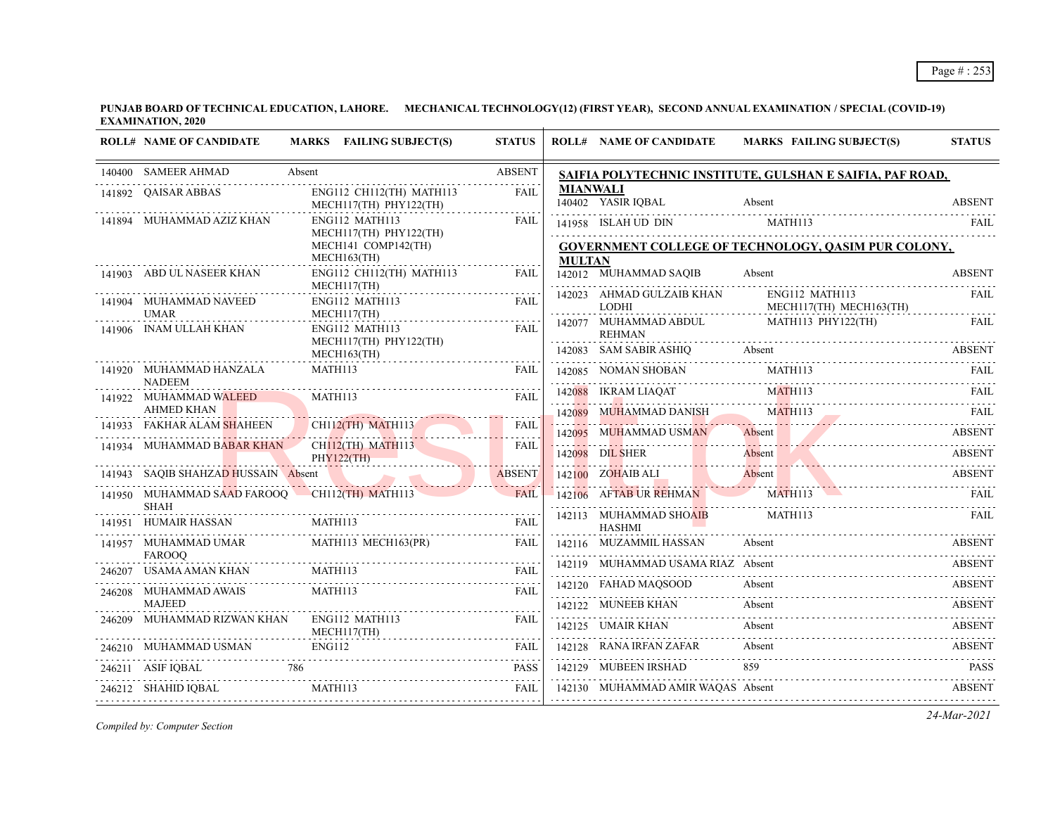**PUNJAB BOARD OF TECHNICAL EDUCATION, LAHORE. MECHANICAL TECHNOLOGY(12) (FIRST YEAR), SECOND ANNUAL EXAMINATION / SPECIAL (COVID-19) EXAMINATION, 2020**

| ROLL# | NAME OF CANDIDATE | MARKS | FAILING SUBJECT(S) | STATUS |
|---|---|---|---|---|
| 140400 | SAMEER AHMAD | Absent | | ABSENT |
| 141892 | QAISAR ABBAS | | ENG112 CH112(TH) MATH113 MECH117(TH) PHY122(TH) | FAIL |
| 141894 | MUHAMMAD AZIZ KHAN | | ENG112 MATH113 MECH117(TH) PHY122(TH) MECH141 COMP142(TH) MECH163(TH) | FAIL |
| 141903 | ABD UL NASEER KHAN | | ENG112 CH112(TH) MATH113 MECH117(TH) | FAIL |
| 141904 | MUHAMMAD NAVEED UMAR | | ENG112 MATH113 MECH117(TH) | FAIL |
| 141906 | INAM ULLAH KHAN | | ENG112 MATH113 MECH117(TH) PHY122(TH) MECH163(TH) | FAIL |
| 141920 | MUHAMMAD HANZALA NADEEM | | MATH113 | FAIL |
| 141922 | MUHAMMAD WALEED AHMED KHAN | | MATH113 | FAIL |
| 141933 | FAKHAR ALAM SHAHEEN | | CH112(TH) MATH113 | FAIL |
| 141934 | MUHAMMAD BABAR KHAN | | CH112(TH) MATH113 PHY122(TH) | FAIL |
| 141943 | SAQIB SHAHZAD HUSSAIN | Absent | | ABSENT |
| 141950 | MUHAMMAD SAAD FAROOQ SHAH | | CH112(TH) MATH113 | FAIL |
| 141951 | HUMAIR HASSAN | | MATH113 | FAIL |
| 141957 | MUHAMMAD UMAR FAROOQ | | MATH113 MECH163(PR) | FAIL |
| 246207 | USAMA AMAN KHAN | | MATH113 | FAIL |
| 246208 | MUHAMMAD AWAIS MAJEED | | MATH113 | FAIL |
| 246209 | MUHAMMAD RIZWAN KHAN | | ENG112 MATH113 MECH117(TH) | FAIL |
| 246210 | MUHAMMAD USMAN | | ENG112 | FAIL |
| 246211 | ASIF IQBAL | 786 | | PASS |
| 246212 | SHAHID IQBAL | | MATH113 | FAIL |

**SAIFIA POLYTECHNIC INSTITUTE, GULSHAN E SAIFIA, PAF ROAD, MIANWALI**

| ROLL# | NAME OF CANDIDATE | MARKS | FAILING SUBJECT(S) | STATUS |
|---|---|---|---|---|
| 140402 | YASIR IQBAL | Absent | | ABSENT |
| 141958 | ISLAH UD DIN | | MATH113 | FAIL |

**GOVERNMENT COLLEGE OF TECHNOLOGY, QASIM PUR COLONY, MULTAN**

| ROLL# | NAME OF CANDIDATE | MARKS | FAILING SUBJECT(S) | STATUS |
|---|---|---|---|---|
| 142012 | MUHAMMAD SAQIB | Absent | | ABSENT |
| 142023 | AHMAD GULZAIB KHAN LODHI | | ENG112 MATH113 MECH117(TH) MECH163(TH) | FAIL |
| 142077 | MUHAMMAD ABDUL REHMAN | | MATH113 PHY122(TH) | FAIL |
| 142083 | SAM SABIR ASHIQ | Absent | | ABSENT |
| 142085 | NOMAN SHOBAN | | MATH113 | FAIL |
| 142088 | IKRAM LIAQAT | | MATH113 | FAIL |
| 142089 | MUHAMMAD DANISH | | MATH113 | FAIL |
| 142095 | MUHAMMAD USMAN | Absent | | ABSENT |
| 142098 | DIL SHER | Absent | | ABSENT |
| 142100 | ZOHAIB ALI | Absent | | ABSENT |
| 142106 | AFTAB UR REHMAN | | MATH113 | FAIL |
| 142113 | MUHAMMAD SHOAIB HASHMI | | MATH113 | FAIL |
| 142116 | MUZAMMIL HASSAN | Absent | | ABSENT |
| 142119 | MUHAMMAD USAMA RIAZ | Absent | | ABSENT |
| 142120 | FAHAD MAQSOOD | Absent | | ABSENT |
| 142122 | MUNEEB KHAN | Absent | | ABSENT |
| 142125 | UMAIR KHAN | Absent | | ABSENT |
| 142128 | RANA IRFAN ZAFAR | Absent | | ABSENT |
| 142129 | MUBEEN IRSHAD | 859 | | PASS |
| 142130 | MUHAMMAD AMIR WAQAS | Absent | | ABSENT |

*Compiled by: Computer Section*

*24-Mar-2021*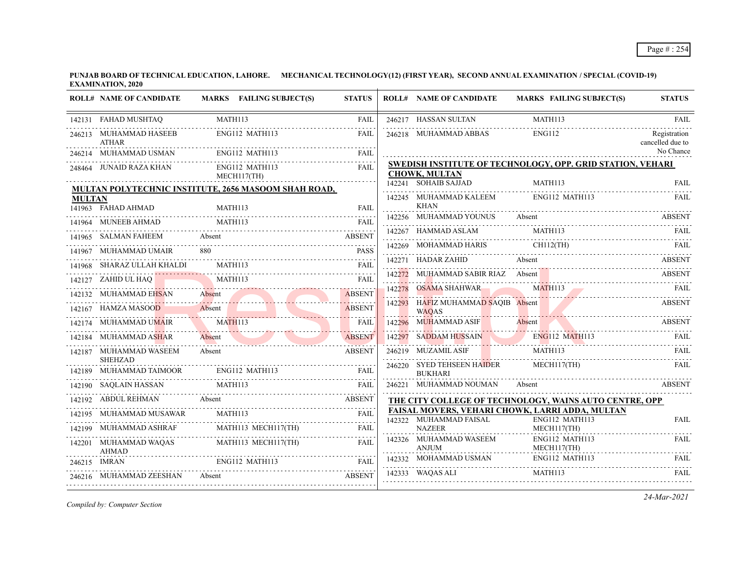**PUNJAB BOARD OF TECHNICAL EDUCATION, LAHORE. MECHANICAL TECHNOLOGY(12) (FIRST YEAR), SECOND ANNUAL EXAMINATION / SPECIAL (COVID-19) EXAMINATION, 2020**

| ROLL# | NAME OF CANDIDATE | MARKS | FAILING SUBJECT(S) | STATUS |
|---|---|---|---|---|
| 142131 | FAHAD MUSHTAQ | | MATH113 | FAIL |
| 246213 | MUHAMMAD HASEEB ATHAR | | ENG112 MATH113 | FAIL |
| 246214 | MUHAMMAD USMAN | | ENG112 MATH113 | FAIL |
| 248464 | JUNAID RAZA KHAN | | ENG112 MATH113 MECH117(TH) | FAIL |

**MULTAN POLYTECHNIC INSTITUTE, 2656 MASOOM SHAH ROAD, MULTAN**

| ROLL# | NAME OF CANDIDATE | MARKS | FAILING SUBJECT(S) | STATUS |
|---|---|---|---|---|
| 141963 | FAHAD AHMAD | | MATH113 | FAIL |
| 141964 | MUNEEB AHMAD | | MATH113 | FAIL |
| 141965 | SALMAN FAHEEM | Absent | | ABSENT |
| 141967 | MUHAMMAD UMAIR | 880 | | PASS |
| 141968 | SHARAZ ULLAH KHALDI | | MATH113 | FAIL |
| 142127 | ZAHID UL HAQ | | MATH113 | FAIL |
| 142132 | MUHAMMAD EHSAN | Absent | | ABSENT |
| 142167 | HAMZA MASOOD | Absent | | ABSENT |
| 142174 | MUHAMMAD UMAIR | | MATH113 | FAIL |
| 142184 | MUHAMMAD ASHAR | Absent | | ABSENT |
| 142187 | MUHAMMAD WASEEM SHEHZAD | Absent | | ABSENT |
| 142189 | MUHAMMAD TAIMOOR | | ENG112 MATH113 | FAIL |
| 142190 | SAQLAIN HASSAN | | MATH113 | FAIL |
| 142192 | ABDUL REHMAN | Absent | | ABSENT |
| 142195 | MUHAMMAD MUSAWAR | | MATH113 | FAIL |
| 142199 | MUHAMMAD ASHRAF | | MATH113 MECH117(TH) | FAIL |
| 142201 | MUHAMMAD WAQAS AHMAD | | MATH113 MECH117(TH) | FAIL |
| 246215 | IMRAN | | ENG112 MATH113 | FAIL |
| 246216 | MUHAMMAD ZEESHAN | Absent | | ABSENT |
| 246217 | HASSAN SULTAN | | MATH113 | FAIL |
| 246218 | MUHAMMAD ABBAS | | ENG112 | Registration cancelled due to No Chance |

**SWEDISH INSTITUTE OF TECHNOLOGY, OPP. GRID STATION, VEHARI CHOWK, MULTAN**

| ROLL# | NAME OF CANDIDATE | MARKS | FAILING SUBJECT(S) | STATUS |
|---|---|---|---|---|
| 142241 | SOHAIB SAJJAD | | MATH113 | FAIL |
| 142245 | MUHAMMAD KALEEM KHAN | | ENG112 MATH113 | FAIL |
| 142256 | MUHAMMAD YOUNUS | Absent | | ABSENT |
| 142267 | HAMMAD ASLAM | | MATH113 | FAIL |
| 142269 | MOHAMMAD HARIS | | CH112(TH) | FAIL |
| 142271 | HADAR ZAHID | Absent | | ABSENT |
| 142272 | MUHAMMAD SABIR RIAZ | Absent | | ABSENT |
| 142278 | OSAMA SHAHWAR | | MATH113 | FAIL |
| 142293 | HAFIZ MUHAMMAD SAQIB WAQAS | Absent | | ABSENT |
| 142296 | MUHAMMAD ASIF | Absent | | ABSENT |
| 142297 | SADDAM HUSSAIN | | ENG112 MATH113 | FAIL |
| 246219 | MUZAMIL ASIF | | MATH113 | FAIL |
| 246220 | SYED TEHSEEN HAIDER BUKHARI | | MECH117(TH) | FAIL |
| 246221 | MUHAMMAD NOUMAN | Absent | | ABSENT |

**THE CITY COLLEGE OF TECHNOLOGY, WAINS AUTO CENTRE, OPP FAISAL MOVERS, VEHARI CHOWK, LARRI ADDA, MULTAN**

| ROLL# | NAME OF CANDIDATE | MARKS | FAILING SUBJECT(S) | STATUS |
|---|---|---|---|---|
| 142322 | MUHAMMAD FAISAL NAZEER | | ENG112 MATH113 MECH117(TH) | FAIL |
| 142326 | MUHAMMAD WASEEM ANJUM | | ENG112 MATH113 MECH117(TH) | FAIL |
| 142332 | MOHAMMAD USMAN | | ENG112 MATH113 | FAIL |
| 142333 | WAQAS ALI | | MATH113 | FAIL |

*Compiled by: Computer Section*

*24-Mar-2021*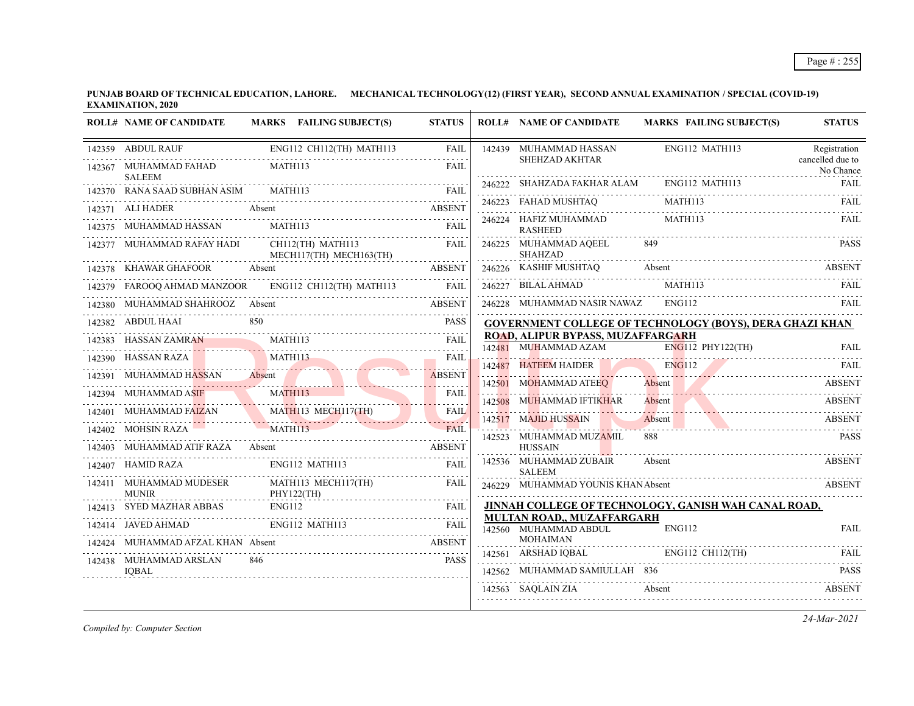**PUNJAB BOARD OF TECHNICAL EDUCATION, LAHORE. MECHANICAL TECHNOLOGY(12) (FIRST YEAR), SECOND ANNUAL EXAMINATION / SPECIAL (COVID-19) EXAMINATION, 2020**

| ROLL# | NAME OF CANDIDATE | MARKS | FAILING SUBJECT(S) | STATUS |
|---|---|---|---|---|
| 142359 | ABDUL RAUF | | ENG112 CH112(TH) MATH113 | FAIL |
| 142367 | MUHAMMAD FAHAD SALEEM | | MATH113 | FAIL |
| 142370 | RANA SAAD SUBHAN ASIM | | MATH113 | FAIL |
| 142371 | ALI HADER | Absent | | ABSENT |
| 142375 | MUHAMMAD HASSAN | | MATH113 | FAIL |
| 142377 | MUHAMMAD RAFAY HADI | | CH112(TH) MATH113 MECH117(TH) MECH163(TH) | FAIL |
| 142378 | KHAWAR GHAFOOR | Absent | | ABSENT |
| 142379 | FAROOQ AHMAD MANZOOR | | ENG112 CH112(TH) MATH113 | FAIL |
| 142380 | MUHAMMAD SHAHROOZ | Absent | | ABSENT |
| 142382 | ABDUL HAAI | 850 | | PASS |
| 142383 | HASSAN ZAMRAN | | MATH113 | FAIL |
| 142390 | HASSAN RAZA | | MATH113 | FAIL |
| 142391 | MUHAMMAD HASSAN | Absent | | ABSENT |
| 142394 | MUHAMMAD ASIF | | MATH113 | FAIL |
| 142401 | MUHAMMAD FAIZAN | | MATH113 MECH117(TH) | FAIL |
| 142402 | MOHSIN RAZA | | MATH113 | FAIL |
| 142403 | MUHAMMAD ATIF RAZA | Absent | | ABSENT |
| 142407 | HAMID RAZA | | ENG112 MATH113 | FAIL |
| 142411 | MUHAMMAD MUDESER MUNIR | | MATH113 MECH117(TH) PHY122(TH) | FAIL |
| 142413 | SYED MAZHAR ABBAS | | ENG112 | FAIL |
| 142414 | JAVED AHMAD | | ENG112 MATH113 | FAIL |
| 142424 | MUHAMMAD AFZAL KHAN | Absent | | ABSENT |
| 142438 | MUHAMMAD ARSLAN IQBAL | 846 | | PASS |
| 142439 | MUHAMMAD HASSAN SHEHZAD AKHTAR | | ENG112 MATH113 | Registration cancelled due to No Chance |
| 246222 | SHAHZADA FAKHAR ALAM | | ENG112 MATH113 | FAIL |
| 246223 | FAHAD MUSHTAQ | | MATH113 | FAIL |
| 246224 | HAFIZ MUHAMMAD RASHEED | | MATH113 | FAIL |
| 246225 | MUHAMMAD AQEEL SHAHZAD | 849 | | PASS |
| 246226 | KASHIF MUSHTAQ | Absent | | ABSENT |
| 246227 | BILAL AHMAD | | MATH113 | FAIL |
| 246228 | MUHAMMAD NASIR NAWAZ | | ENG112 | FAIL |

**GOVERNMENT COLLEGE OF TECHNOLOGY (BOYS), DERA GHAZI KHAN ROAD, ALIPUR BYPASS, MUZAFFARGARH**

| ROLL# | NAME OF CANDIDATE | MARKS | FAILING SUBJECT(S) | STATUS |
|---|---|---|---|---|
| 142481 | MUHAMMAD AZAM | | ENG112 PHY122(TH) | FAIL |
| 142487 | HATEEM HAIDER | | ENG112 | FAIL |
| 142501 | MOHAMMAD ATEEQ | Absent | | ABSENT |
| 142508 | MUHAMMAD IFTIKHAR | Absent | | ABSENT |
| 142517 | MAJID HUSSAIN | Absent | | ABSENT |
| 142523 | MUHAMMAD MUZAMIL HUSSAIN | 888 | | PASS |
| 142536 | MUHAMMAD ZUBAIR SALEEM | Absent | | ABSENT |
| 246229 | MUHAMMAD YOUNIS KHAN | Absent | | ABSENT |

**JINNAH COLLEGE OF TECHNOLOGY, GANISH WAH CANAL ROAD, MULTAN ROAD,, MUZAFFARGARH**

| ROLL# | NAME OF CANDIDATE | MARKS | FAILING SUBJECT(S) | STATUS |
|---|---|---|---|---|
| 142560 | MUHAMMAD ABDUL MOHAIMAN | | ENG112 | FAIL |
| 142561 | ARSHAD IQBAL | | ENG112 CH112(TH) | FAIL |
| 142562 | MUHAMMAD SAMIULLAH | 836 | | PASS |
| 142563 | SAQLAIN ZIA | Absent | | ABSENT |

*Compiled by: Computer Section*

*24-Mar-2021*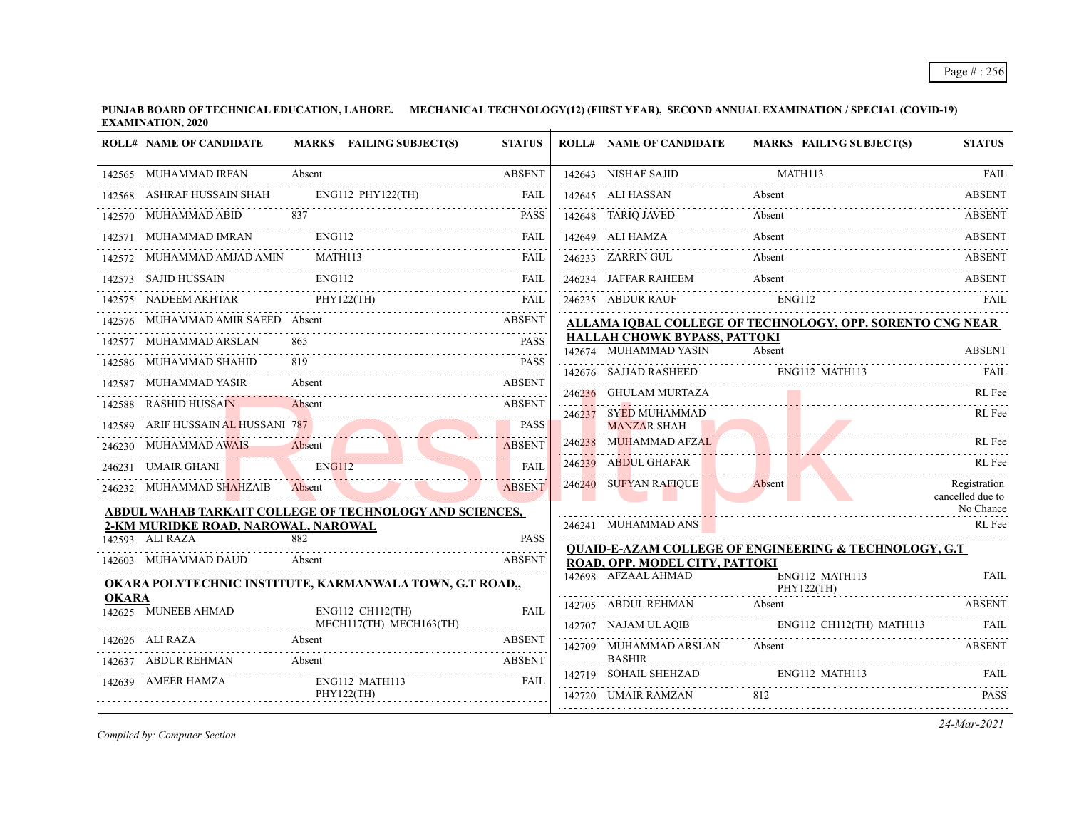**PUNJAB BOARD OF TECHNICAL EDUCATION, LAHORE. MECHANICAL TECHNOLOGY(12) (FIRST YEAR), SECOND ANNUAL EXAMINATION / SPECIAL (COVID-19) EXAMINATION, 2020**

| ROLL# | NAME OF CANDIDATE | MARKS | FAILING SUBJECT(S) | STATUS |
|---|---|---|---|---|
| 142565 | MUHAMMAD IRFAN | Absent | | ABSENT |
| 142568 | ASHRAF HUSSAIN SHAH | | ENG112 PHY122(TH) | FAIL |
| 142570 | MUHAMMAD ABID | 837 | | PASS |
| 142571 | MUHAMMAD IMRAN | | ENG112 | FAIL |
| 142572 | MUHAMMAD AMJAD AMIN | | MATH113 | FAIL |
| 142573 | SAJID HUSSAIN | | ENG112 | FAIL |
| 142575 | NADEEM AKHTAR | | PHY122(TH) | FAIL |
| 142576 | MUHAMMAD AMIR SAEED | Absent | | ABSENT |
| 142577 | MUHAMMAD ARSLAN | 865 | | PASS |
| 142586 | MUHAMMAD SHAHID | 819 | | PASS |
| 142587 | MUHAMMAD YASIR | Absent | | ABSENT |
| 142588 | RASHID HUSSAIN | Absent | | ABSENT |
| 142589 | ARIF HUSSAIN AL HUSSANI | 787 | | PASS |
| 246230 | MUHAMMAD AWAIS | Absent | | ABSENT |
| 246231 | UMAIR GHANI | | ENG112 | FAIL |
| 246232 | MUHAMMAD SHAHZAIB | Absent | | ABSENT |

**ABDUL WAHAB TARKAIT COLLEGE OF TECHNOLOGY AND SCIENCES, 2-KM MURIDKE ROAD, NAROWAL, NAROWAL**

| ROLL# | NAME OF CANDIDATE | MARKS | FAILING SUBJECT(S) | STATUS |
|---|---|---|---|---|
| 142593 | ALI RAZA | 882 | | PASS |
| 142603 | MUHAMMAD DAUD | Absent | | ABSENT |

**OKARA POLYTECHNIC INSTITUTE, KARMANWALA TOWN, G.T ROAD,, OKARA**

| ROLL# | NAME OF CANDIDATE | MARKS | FAILING SUBJECT(S) | STATUS |
|---|---|---|---|---|
| 142625 | MUNEEB AHMAD | | ENG112 CH112(TH) MECH117(TH) MECH163(TH) | FAIL |
| 142626 | ALI RAZA | Absent | | ABSENT |
| 142637 | ABDUR REHMAN | Absent | | ABSENT |
| 142639 | AMEER HAMZA | | ENG112 MATH113 PHY122(TH) | FAIL |
| 142643 | NISHAF SAJID | | MATH113 | FAIL |
| 142645 | ALI HASSAN | Absent | | ABSENT |
| 142648 | TARIQ JAVED | Absent | | ABSENT |
| 142649 | ALI HAMZA | Absent | | ABSENT |
| 246233 | ZARRIN GUL | Absent | | ABSENT |
| 246234 | JAFFAR RAHEEM | Absent | | ABSENT |
| 246235 | ABDUR RAUF | | ENG112 | FAIL |

**ALLAMA IQBAL COLLEGE OF TECHNOLOGY, OPP. SORENTO CNG NEAR HALLAH CHOWK BYPASS, PATTOKI**

| ROLL# | NAME OF CANDIDATE | MARKS | FAILING SUBJECT(S) | STATUS |
|---|---|---|---|---|
| 142674 | MUHAMMAD YASIN | Absent | | ABSENT |
| 142676 | SAJJAD RASHEED | | ENG112 MATH113 | FAIL |
| 246236 | GHULAM MURTAZA | | | RL Fee |
| 246237 | SYED MUHAMMAD MANZAR SHAH | | | RL Fee |
| 246238 | MUHAMMAD AFZAL | | | RL Fee |
| 246239 | ABDUL GHAFAR | | | RL Fee |
| 246240 | SUFYAN RAFIQUE | Absent | | Registration cancelled due to No Chance |
| 246241 | MUHAMMAD ANS | | | RL Fee |

**QUAID-E-AZAM COLLEGE OF ENGINEERING & TECHNOLOGY, G.T ROAD, OPP. MODEL CITY, PATTOKI**

| ROLL# | NAME OF CANDIDATE | MARKS | FAILING SUBJECT(S) | STATUS |
|---|---|---|---|---|
| 142698 | AFZAAL AHMAD | | ENG112 MATH113 PHY122(TH) | FAIL |
| 142705 | ABDUL REHMAN | Absent | | ABSENT |
| 142707 | NAJAM UL AQIB | | ENG112 CH112(TH) MATH113 | FAIL |
| 142709 | MUHAMMAD ARSLAN BASHIR | Absent | | ABSENT |
| 142719 | SOHAIL SHEHZAD | | ENG112 MATH113 | FAIL |
| 142720 | UMAIR RAMZAN | 812 | | PASS |

*Compiled by: Computer Section*

*24-Mar-2021*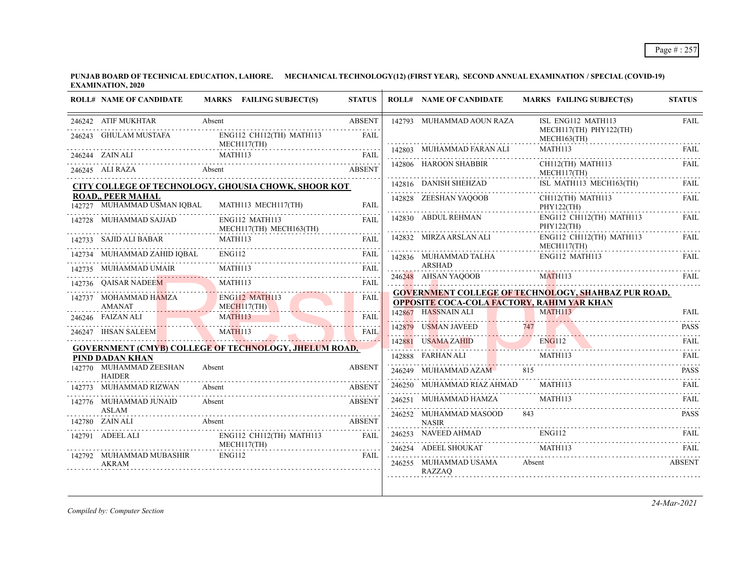**PUNJAB BOARD OF TECHNICAL EDUCATION, LAHORE. MECHANICAL TECHNOLOGY(12) (FIRST YEAR), SECOND ANNUAL EXAMINATION / SPECIAL (COVID-19) EXAMINATION, 2020**

| ROLL# | NAME OF CANDIDATE | MARKS | FAILING SUBJECT(S) | STATUS |
|---|---|---|---|---|
| 246242 | ATIF MUKHTAR | Absent | | ABSENT |
| 246243 | GHULAM MUSTAFA | | ENG112 CH112(TH) MATH113 MECH117(TH) | FAIL |
| 246244 | ZAIN ALI | | MATH113 | FAIL |
| 246245 | ALI RAZA | Absent | | ABSENT |

**CITY COLLEGE OF TECHNOLOGY, GHOUSIA CHOWK, SHOOR KOT ROAD,, PEER MAHAL**

| ROLL# | NAME OF CANDIDATE | MARKS | FAILING SUBJECT(S) | STATUS |
|---|---|---|---|---|
| 142727 | MUHAMMAD USMAN IQBAL | | MATH113 MECH117(TH) | FAIL |
| 142728 | MUHAMMAD SAJJAD | | ENG112 MATH113 MECH117(TH) MECH163(TH) | FAIL |
| 142733 | SAJID ALI BABAR | | MATH113 | FAIL |
| 142734 | MUHAMMAD ZAHID IQBAL | | ENG112 | FAIL |
| 142735 | MUHAMMAD UMAIR | | MATH113 | FAIL |
| 142736 | QAISAR NADEEM | | MATH113 | FAIL |
| 142737 | MOHAMMAD HAMZA AMANAT | | ENG112 MATH113 MECH117(TH) | FAIL |
| 246246 | FAIZAN ALI | | MATH113 | FAIL |
| 246247 | IHSAN SALEEM | | MATH113 | FAIL |

**GOVERNMENT (CMYB) COLLEGE OF TECHNOLOGY, JHELUM ROAD, PIND DADAN KHAN**

| ROLL# | NAME OF CANDIDATE | MARKS | FAILING SUBJECT(S) | STATUS |
|---|---|---|---|---|
| 142770 | MUHAMMAD ZEESHAN HAIDER | Absent | | ABSENT |
| 142773 | MUHAMMAD RIZWAN | Absent | | ABSENT |
| 142776 | MUHAMMAD JUNAID ASLAM | Absent | | ABSENT |
| 142780 | ZAIN ALI | Absent | | ABSENT |
| 142791 | ADEEL ALI | | ENG112 CH112(TH) MATH113 MECH117(TH) | FAIL |
| 142792 | MUHAMMAD MUBASHIR AKRAM | | ENG112 | FAIL |
| 142793 | MUHAMMAD AOUN RAZA | | ISL ENG112 MATH113 MECH117(TH) PHY122(TH) MECH163(TH) | FAIL |
| 142803 | MUHAMMAD FARAN ALI | | MATH113 | FAIL |
| 142806 | HAROON SHABBIR | | CH112(TH) MATH113 MECH117(TH) | FAIL |
| 142816 | DANISH SHEHZAD | | ISL MATH113 MECH163(TH) | FAIL |
| 142828 | ZEESHAN YAQOOB | | CH112(TH) MATH113 PHY122(TH) | FAIL |
| 142830 | ABDUL REHMAN | | ENG112 CH112(TH) MATH113 PHY122(TH) | FAIL |
| 142832 | MIRZA ARSLAN ALI | | ENG112 CH112(TH) MATH113 MECH117(TH) | FAIL |
| 142836 | MUHAMMAD TALHA ARSHAD | | ENG112 MATH113 | FAIL |
| 246248 | AHSAN YAQOOB | | MATH113 | FAIL |

**GOVERNMENT COLLEGE OF TECHNOLOGY, SHAHBAZ PUR ROAD, OPPOSITE COCA-COLA FACTORY, RAHIM YAR KHAN**

| ROLL# | NAME OF CANDIDATE | MARKS | FAILING SUBJECT(S) | STATUS |
|---|---|---|---|---|
| 142867 | HASSNAIN ALI | | MATH113 | FAIL |
| 142879 | USMAN JAVEED | 747 | | PASS |
| 142881 | USAMA ZAHID | | ENG112 | FAIL |
| 142888 | FARHAN ALI | | MATH113 | FAIL |
| 246249 | MUHAMMAD AZAM | 815 | | PASS |
| 246250 | MUHAMMAD RIAZ AHMAD | | MATH113 | FAIL |
| 246251 | MUHAMMAD HAMZA | | MATH113 | FAIL |
| 246252 | MUHAMMAD MASOOD NASIR | 843 | | PASS |
| 246253 | NAVEED AHMAD | | ENG112 | FAIL |
| 246254 | ADEEL SHOUKAT | | MATH113 | FAIL |
| 246255 | MUHAMMAD USAMA RAZZAQ | Absent | | ABSENT |

*Compiled by: Computer Section*

*24-Mar-2021*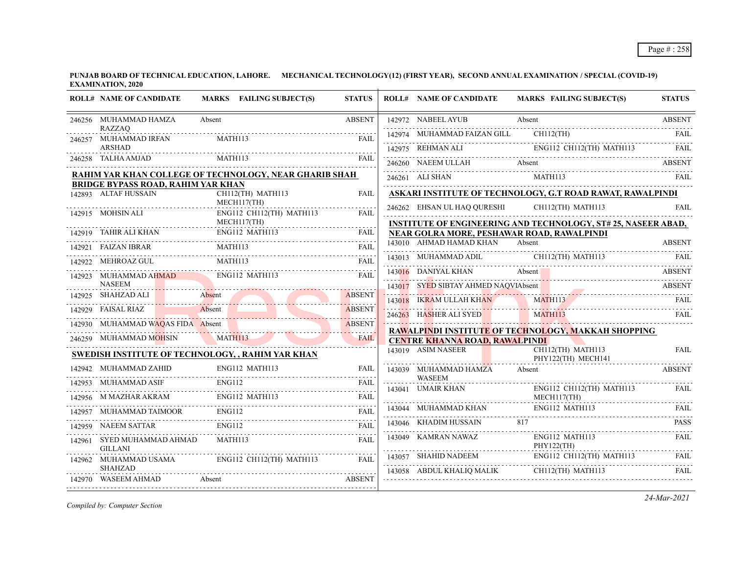**PUNJAB BOARD OF TECHNICAL EDUCATION, LAHORE. MECHANICAL TECHNOLOGY(12) (FIRST YEAR), SECOND ANNUAL EXAMINATION / SPECIAL (COVID-19) EXAMINATION, 2020**

| ROLL# | NAME OF CANDIDATE | MARKS | FAILING SUBJECT(S) | STATUS |
|---|---|---|---|---|
| 246256 | MUHAMMAD HAMZA RAZZAQ | Absent | | ABSENT |
| 246257 | MUHAMMAD IRFAN ARSHAD | | MATH113 | FAIL |
| 246258 | TALHA AMJAD | | MATH113 | FAIL |

**RAHIM YAR KHAN COLLEGE OF TECHNOLOGY, NEAR GHARIB SHAH BRIDGE BYPASS ROAD, RAHIM YAR KHAN**

| ROLL# | NAME OF CANDIDATE | MARKS | FAILING SUBJECT(S) | STATUS |
|---|---|---|---|---|
| 142893 | ALTAF HUSSAIN | | CH112(TH) MATH113 MECH117(TH) | FAIL |
| 142915 | MOHSIN ALI | | ENG112 CH112(TH) MATH113 MECH117(TH) | FAIL |
| 142919 | TAHIR ALI KHAN | | ENG112 MATH113 | FAIL |
| 142921 | FAIZAN IBRAR | | MATH113 | FAIL |
| 142922 | MEHROAZ GUL | | MATH113 | FAIL |
| 142923 | MUHAMMAD AHMAD NASEEM | | ENG112 MATH113 | FAIL |
| 142925 | SHAHZAD ALI | Absent | | ABSENT |
| 142929 | FAISAL RIAZ | Absent | | ABSENT |
| 142930 | MUHAMMAD WAQAS FIDA | Absent | | ABSENT |
| 246259 | MUHAMMAD MOHSIN | | MATH113 | FAIL |

**SWEDISH INSTITUTE OF TECHNOLOGY, , RAHIM YAR KHAN**

| ROLL# | NAME OF CANDIDATE | MARKS | FAILING SUBJECT(S) | STATUS |
|---|---|---|---|---|
| 142942 | MUHAMMAD ZAHID | | ENG112 MATH113 | FAIL |
| 142953 | MUHAMMAD ASIF | | ENG112 | FAIL |
| 142956 | M MAZHAR AKRAM | | ENG112 MATH113 | FAIL |
| 142957 | MUHAMMAD TAIMOOR | | ENG112 | FAIL |
| 142959 | NAEEM SATTAR | | ENG112 | FAIL |
| 142961 | SYED MUHAMMAD AHMAD GILLANI | | MATH113 | FAIL |
| 142962 | MUHAMMAD USAMA SHAHZAD | | ENG112 CH112(TH) MATH113 | FAIL |
| 142970 | WASEEM AHMAD | Absent | | ABSENT |
| 142972 | NABEEL AYUB | Absent | | ABSENT |
| 142974 | MUHAMMAD FAIZAN GILL | | CH112(TH) | FAIL |
| 142975 | REHMAN ALI | | ENG112 CH112(TH) MATH113 | FAIL |
| 246260 | NAEEM ULLAH | Absent | | ABSENT |
| 246261 | ALI SHAN | | MATH113 | FAIL |

**ASKARI INSTITUTE OF TECHNOLOGY, G.T ROAD RAWAT, RAWALPINDI**

| ROLL# | NAME OF CANDIDATE | MARKS | FAILING SUBJECT(S) | STATUS |
|---|---|---|---|---|
| 246262 | EHSAN UL HAQ QURESHI | | CH112(TH) MATH113 | FAIL |

**INSTITUTE OF ENGINEERING AND TECHNOLOGY, ST# 25, NASEER ABAD, NEAR GOLRA MORE, PESHAWAR ROAD, RAWALPINDI**

| ROLL# | NAME OF CANDIDATE | MARKS | FAILING SUBJECT(S) | STATUS |
|---|---|---|---|---|
| 143010 | AHMAD HAMAD KHAN | Absent | | ABSENT |
| 143013 | MUHAMMAD ADIL | | CH112(TH) MATH113 | FAIL |
| 143016 | DANIYAL KHAN | Absent | | ABSENT |
| 143017 | SYED SIBTAY AHMED NAQVI | Absent | | ABSENT |
| 143018 | IKRAM ULLAH KHAN | | MATH113 | FAIL |
| 246263 | HASHER ALI SYED | | MATH113 | FAIL |

**RAWALPINDI INSTITUTE OF TECHNOLOGY, MAKKAH SHOPPING CENTRE KHANNA ROAD, RAWALPINDI**

| ROLL# | NAME OF CANDIDATE | MARKS | FAILING SUBJECT(S) | STATUS |
|---|---|---|---|---|
| 143019 | ASIM NASEER | | CH112(TH) MATH113 PHY122(TH) MECH141 | FAIL |
| 143039 | MUHAMMAD HAMZA WASEEM | Absent | | ABSENT |
| 143041 | UMAIR KHAN | | ENG112 CH112(TH) MATH113 MECH117(TH) | FAIL |
| 143044 | MUHAMMAD KHAN | | ENG112 MATH113 | FAIL |
| 143046 | KHADIM HUSSAIN | 817 | | PASS |
| 143049 | KAMRAN NAWAZ | | ENG112 MATH113 PHY122(TH) | FAIL |
| 143057 | SHAHID NADEEM | | ENG112 CH112(TH) MATH113 | FAIL |
| 143058 | ABDUL KHALIQ MALIK | | CH112(TH) MATH113 | FAIL |

*Compiled by: Computer Section*

*24-Mar-2021*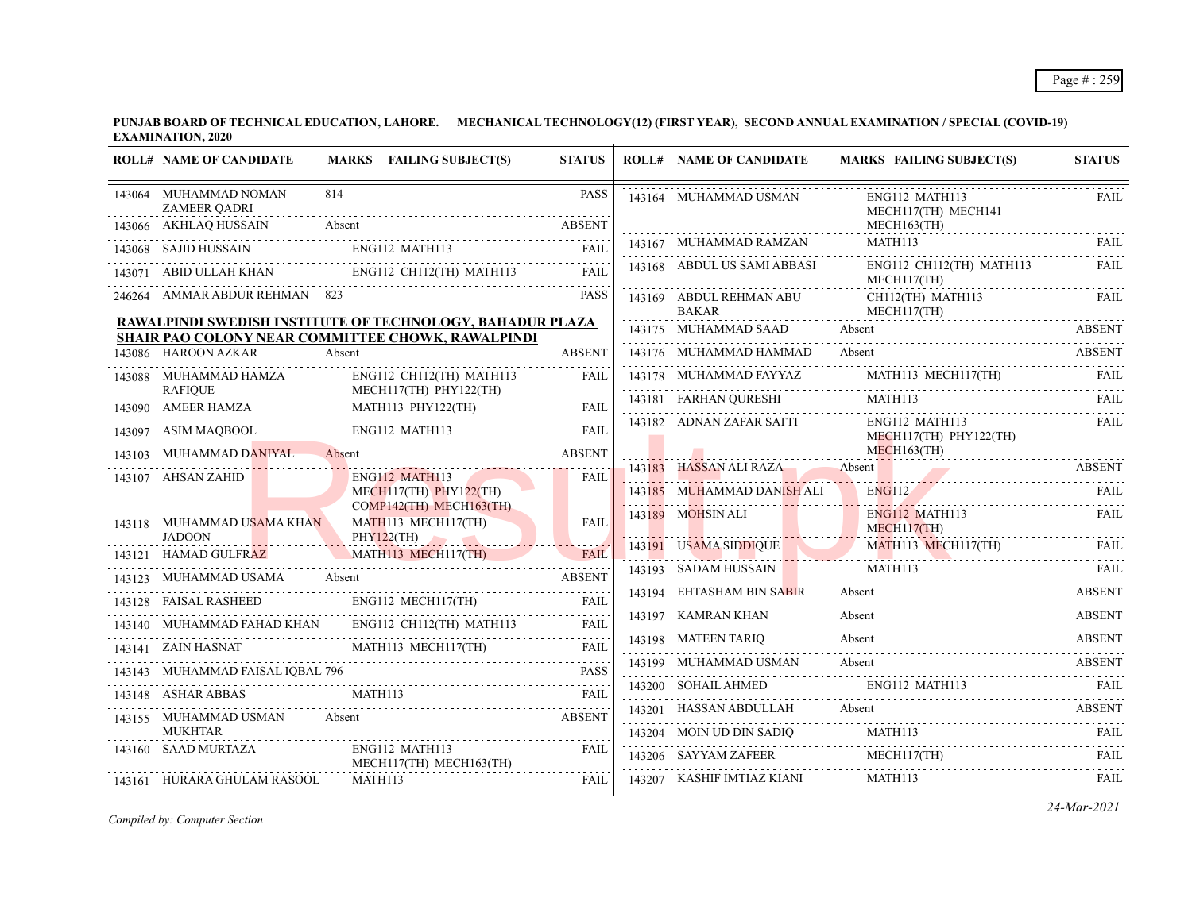**PUNJAB BOARD OF TECHNICAL EDUCATION, LAHORE. MECHANICAL TECHNOLOGY(12) (FIRST YEAR), SECOND ANNUAL EXAMINATION / SPECIAL (COVID-19) EXAMINATION, 2020**

| ROLL# | NAME OF CANDIDATE | MARKS | FAILING SUBJECT(S) | STATUS |
|---|---|---|---|---|
| 143064 | MUHAMMAD NOMAN ZAMEER QADRI | 814 | | PASS |
| 143066 | AKHLAQ HUSSAIN | Absent | | ABSENT |
| 143068 | SAJID HUSSAIN | | ENG112 MATH113 | FAIL |
| 143071 | ABID ULLAH KHAN | | ENG112 CH112(TH) MATH113 | FAIL |
| 246264 | AMMAR ABDUR REHMAN | 823 | | PASS |

**RAWALPINDI SWEDISH INSTITUTE OF TECHNOLOGY, BAHADUR PLAZA SHAIR PAO COLONY NEAR COMMITTEE CHOWK, RAWALPINDI**

| ROLL# | NAME OF CANDIDATE | MARKS | FAILING SUBJECT(S) | STATUS |
|---|---|---|---|---|
| 143086 | HAROON AZKAR | Absent | | ABSENT |
| 143088 | MUHAMMAD HAMZA RAFIQUE | | ENG112 CH112(TH) MATH113 MECH117(TH) PHY122(TH) | FAIL |
| 143090 | AMEER HAMZA | | MATH113 PHY122(TH) | FAIL |
| 143097 | ASIM MAQBOOL | | ENG112 MATH113 | FAIL |
| 143103 | MUHAMMAD DANIYAL | Absent | | ABSENT |
| 143107 | AHSAN ZAHID | | ENG112 MATH113 MECH117(TH) PHY122(TH) COMP142(TH) MECH163(TH) | FAIL |
| 143118 | MUHAMMAD USAMA KHAN JADOON | | MATH113 MECH117(TH) PHY122(TH) | FAIL |
| 143121 | HAMAD GULFRAZ | | MATH113 MECH117(TH) | FAIL |
| 143123 | MUHAMMAD USAMA | Absent | | ABSENT |
| 143128 | FAISAL RASHEED | | ENG112 MECH117(TH) | FAIL |
| 143140 | MUHAMMAD FAHAD KHAN | | ENG112 CH112(TH) MATH113 | FAIL |
| 143141 | ZAIN HASNAT | | MATH113 MECH117(TH) | FAIL |
| 143143 | MUHAMMAD FAISAL IQBAL | 796 | | PASS |
| 143148 | ASHAR ABBAS | | MATH113 | FAIL |
| 143155 | MUHAMMAD USMAN MUKHTAR | Absent | | ABSENT |
| 143160 | SAAD MURTAZA | | ENG112 MATH113 MECH117(TH) MECH163(TH) | FAIL |
| 143161 | HURARA GHULAM RASOOL | | MATH113 | FAIL |
| 143164 | MUHAMMAD USMAN | | ENG112 MATH113 MECH117(TH) MECH141 MECH163(TH) | FAIL |
| 143167 | MUHAMMAD RAMZAN | | MATH113 | FAIL |
| 143168 | ABDUL US SAMI ABBASI | | ENG112 CH112(TH) MATH113 MECH117(TH) | FAIL |
| 143169 | ABDUL REHMAN ABU BAKAR | | CH112(TH) MATH113 MECH117(TH) | FAIL |
| 143175 | MUHAMMAD SAAD | Absent | | ABSENT |
| 143176 | MUHAMMAD HAMMAD | Absent | | ABSENT |
| 143178 | MUHAMMAD FAYYAZ | | MATH113 MECH117(TH) | FAIL |
| 143181 | FARHAN QURESHI | | MATH113 | FAIL |
| 143182 | ADNAN ZAFAR SATTI | | ENG112 MATH113 MECH117(TH) PHY122(TH) MECH163(TH) | FAIL |
| 143183 | HASSAN ALI RAZA | Absent | | ABSENT |
| 143185 | MUHAMMAD DANISH ALI | | ENG112 | FAIL |
| 143189 | MOHSIN ALI | | ENG112 MATH113 MECH117(TH) | FAIL |
| 143191 | USAMA SIDDIQUE | | MATH113 MECH117(TH) | FAIL |
| 143193 | SADAM HUSSAIN | | MATH113 | FAIL |
| 143194 | EHTASHAM BIN SABIR | Absent | | ABSENT |
| 143197 | KAMRAN KHAN | Absent | | ABSENT |
| 143198 | MATEEN TARIQ | Absent | | ABSENT |
| 143199 | MUHAMMAD USMAN | Absent | | ABSENT |
| 143200 | SOHAIL AHMED | | ENG112 MATH113 | FAIL |
| 143201 | HASSAN ABDULLAH | Absent | | ABSENT |
| 143204 | MOIN UD DIN SADIQ | | MATH113 | FAIL |
| 143206 | SAYYAM ZAFEER | | MECH117(TH) | FAIL |
| 143207 | KASHIF IMTIAZ KIANI | | MATH113 | FAIL |

*Compiled by: Computer Section*

*24-Mar-2021*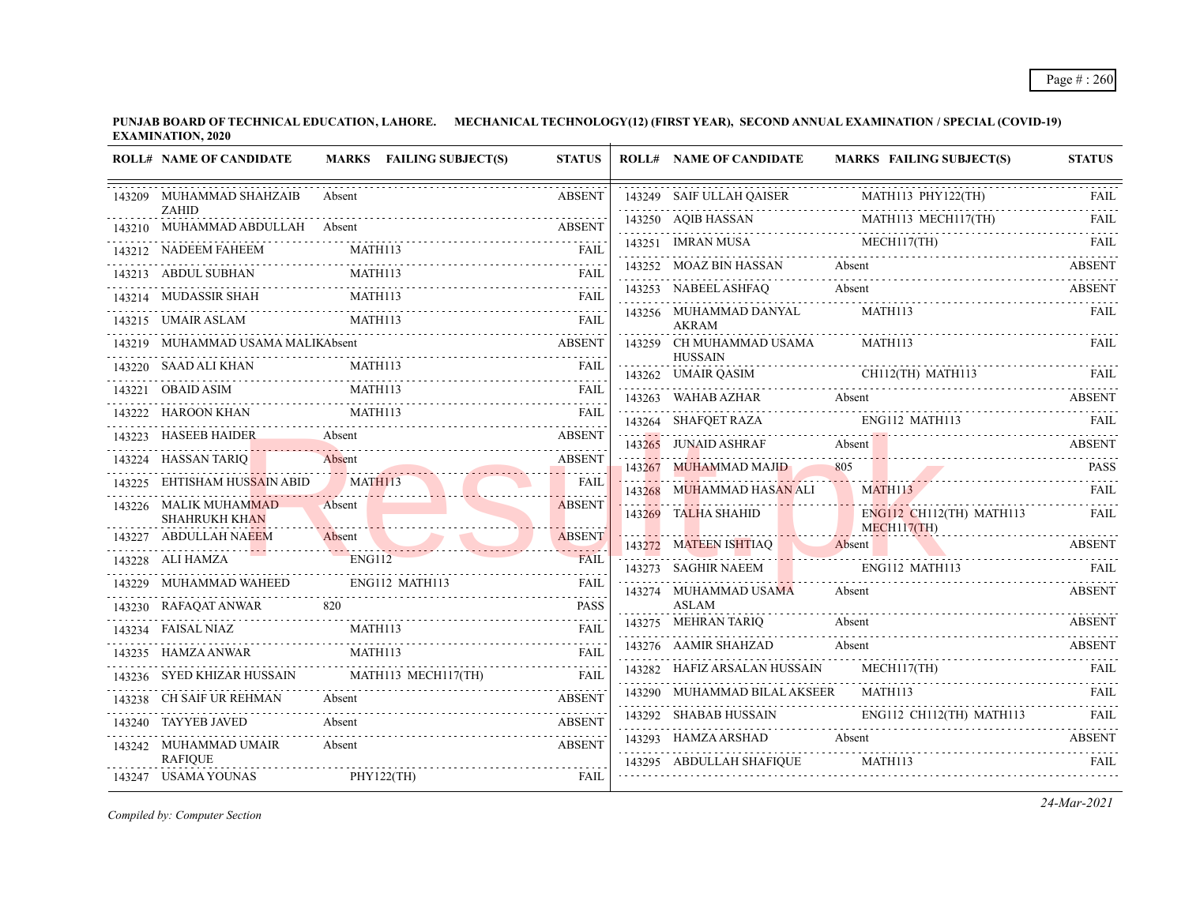**PUNJAB BOARD OF TECHNICAL EDUCATION, LAHORE. MECHANICAL TECHNOLOGY(12) (FIRST YEAR), SECOND ANNUAL EXAMINATION / SPECIAL (COVID-19) EXAMINATION, 2020**

| ROLL# | NAME OF CANDIDATE | MARKS | FAILING SUBJECT(S) | STATUS |
|---|---|---|---|---|
| 143209 | MUHAMMAD SHAHZAIB ZAHID | Absent | | ABSENT |
| 143210 | MUHAMMAD ABDULLAH | Absent | | ABSENT |
| 143212 | NADEEM FAHEEM | | MATH113 | FAIL |
| 143213 | ABDUL SUBHAN | | MATH113 | FAIL |
| 143214 | MUDASSIR SHAH | | MATH113 | FAIL |
| 143215 | UMAIR ASLAM | | MATH113 | FAIL |
| 143219 | MUHAMMAD USAMA MALIK | Absent | | ABSENT |
| 143220 | SAAD ALI KHAN | | MATH113 | FAIL |
| 143221 | OBAID ASIM | | MATH113 | FAIL |
| 143222 | HAROON KHAN | | MATH113 | FAIL |
| 143223 | HASEEB HAIDER | Absent | | ABSENT |
| 143224 | HASSAN TARIQ | Absent | | ABSENT |
| 143225 | EHTISHAM HUSSAIN ABID | | MATH113 | FAIL |
| 143226 | MALIK MUHAMMAD SHAHRUKH KHAN | Absent | | ABSENT |
| 143227 | ABDULLAH NAEEM | Absent | | ABSENT |
| 143228 | ALI HAMZA | | ENG112 | FAIL |
| 143229 | MUHAMMAD WAHEED | | ENG112 MATH113 | FAIL |
| 143230 | RAFAQAT ANWAR | 820 | | PASS |
| 143234 | FAISAL NIAZ | | MATH113 | FAIL |
| 143235 | HAMZA ANWAR | | MATH113 | FAIL |
| 143236 | SYED KHIZAR HUSSAIN | | MATH113 MECH117(TH) | FAIL |
| 143238 | CH SAIF UR REHMAN | Absent | | ABSENT |
| 143240 | TAYYEB JAVED | Absent | | ABSENT |
| 143242 | MUHAMMAD UMAIR RAFIQUE | Absent | | ABSENT |
| 143247 | USAMA YOUNAS | | PHY122(TH) | FAIL |
| 143249 | SAIF ULLAH QAISER | | MATH113 PHY122(TH) | FAIL |
| 143250 | AQIB HASSAN | | MATH113 MECH117(TH) | FAIL |
| 143251 | IMRAN MUSA | | MECH117(TH) | FAIL |
| 143252 | MOAZ BIN HASSAN | Absent | | ABSENT |
| 143253 | NABEEL ASHFAQ | Absent | | ABSENT |
| 143256 | MUHAMMAD DANYAL AKRAM | | MATH113 | FAIL |
| 143259 | CH MUHAMMAD USAMA HUSSAIN | | MATH113 | FAIL |
| 143262 | UMAIR QASIM | | CH112(TH) MATH113 | FAIL |
| 143263 | WAHAB AZHAR | Absent | | ABSENT |
| 143264 | SHAFQET RAZA | | ENG112 MATH113 | FAIL |
| 143265 | JUNAID ASHRAF | Absent | | ABSENT |
| 143267 | MUHAMMAD MAJID | 805 | | PASS |
| 143268 | MUHAMMAD HASAN ALI | | MATH113 | FAIL |
| 143269 | TALHA SHAHID | | ENG112 CH112(TH) MATH113 MECH117(TH) | FAIL |
| 143272 | MATEEN ISHTIAQ | Absent | | ABSENT |
| 143273 | SAGHIR NAEEM | | ENG112 MATH113 | FAIL |
| 143274 | MUHAMMAD USAMA ASLAM | Absent | | ABSENT |
| 143275 | MEHRAN TARIQ | Absent | | ABSENT |
| 143276 | AAMIR SHAHZAD | Absent | | ABSENT |
| 143282 | HAFIZ ARSALAN HUSSAIN | | MECH117(TH) | FAIL |
| 143290 | MUHAMMAD BILAL AKSEER | | MATH113 | FAIL |
| 143292 | SHABAB HUSSAIN | | ENG112 CH112(TH) MATH113 | FAIL |
| 143293 | HAMZA ARSHAD | Absent | | ABSENT |
| 143295 | ABDULLAH SHAFIQUE | | MATH113 | FAIL |

*Compiled by: Computer Section*

*24-Mar-2021*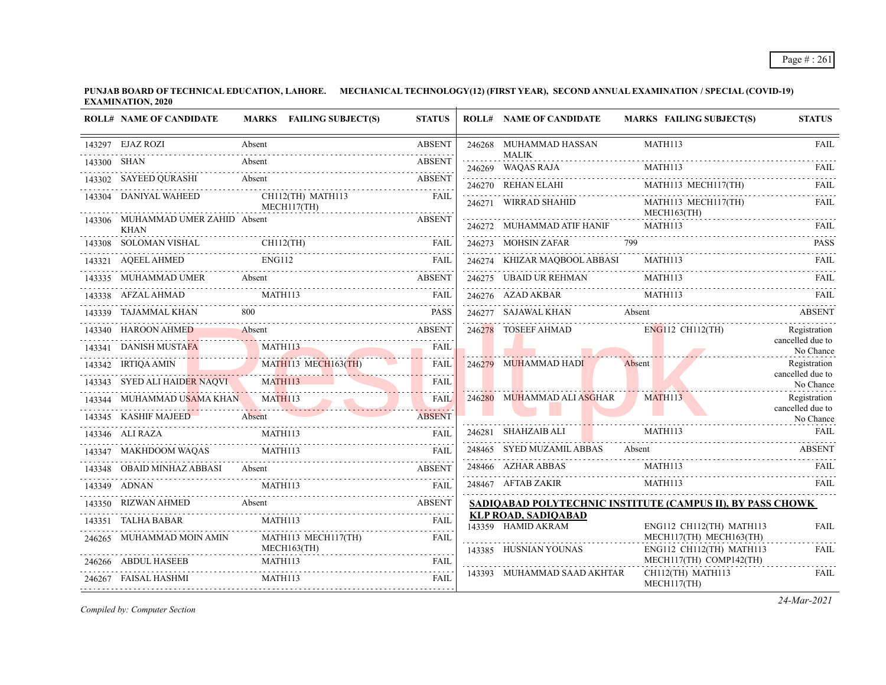**PUNJAB BOARD OF TECHNICAL EDUCATION, LAHORE. MECHANICAL TECHNOLOGY(12) (FIRST YEAR), SECOND ANNUAL EXAMINATION / SPECIAL (COVID-19) EXAMINATION, 2020**

| ROLL# | NAME OF CANDIDATE | MARKS | FAILING SUBJECT(S) | STATUS |
|---|---|---|---|---|
| 143297 | EJAZ ROZI | Absent | | ABSENT |
| 143300 | SHAN | Absent | | ABSENT |
| 143302 | SAYEED QURASHI | Absent | | ABSENT |
| 143304 | DANIYAL WAHEED | | CH112(TH) MATH113 MECH117(TH) | FAIL |
| 143306 | MUHAMMAD UMER ZAHID KHAN | Absent | | ABSENT |
| 143308 | SOLOMAN VISHAL | | CH112(TH) | FAIL |
| 143321 | AQEEL AHMED | | ENG112 | FAIL |
| 143335 | MUHAMMAD UMER | Absent | | ABSENT |
| 143338 | AFZAL AHMAD | | MATH113 | FAIL |
| 143339 | TAJAMMAL KHAN | 800 | | PASS |
| 143340 | HAROON AHMED | Absent | | ABSENT |
| 143341 | DANISH MUSTAFA | | MATH113 | FAIL |
| 143342 | IRTIQA AMIN | | MATH113 MECH163(TH) | FAIL |
| 143343 | SYED ALI HAIDER NAQVI | | MATH113 | FAIL |
| 143344 | MUHAMMAD USAMA KHAN | | MATH113 | FAIL |
| 143345 | KASHIF MAJEED | Absent | | ABSENT |
| 143346 | ALI RAZA | | MATH113 | FAIL |
| 143347 | MAKHDOOM WAQAS | | MATH113 | FAIL |
| 143348 | OBAID MINHAZ ABBASI | Absent | | ABSENT |
| 143349 | ADNAN | | MATH113 | FAIL |
| 143350 | RIZWAN AHMED | Absent | | ABSENT |
| 143351 | TALHA BABAR | | MATH113 | FAIL |
| 246265 | MUHAMMAD MOIN AMIN | | MATH113 MECH117(TH) MECH163(TH) | FAIL |
| 246266 | ABDUL HASEEB | | MATH113 | FAIL |
| 246267 | FAISAL HASHMI | | MATH113 | FAIL |
| 246268 | MUHAMMAD HASSAN MALIK | | MATH113 | FAIL |
| 246269 | WAQAS RAJA | | MATH113 | FAIL |
| 246270 | REHAN ELAHI | | MATH113 MECH117(TH) | FAIL |
| 246271 | WIRRAD SHAHID | | MATH113 MECH117(TH) MECH163(TH) | FAIL |
| 246272 | MUHAMMAD ATIF HANIF | | MATH113 | FAIL |
| 246273 | MOHSIN ZAFAR | 799 | | PASS |
| 246274 | KHIZAR MAQBOOL ABBASI | | MATH113 | FAIL |
| 246275 | UBAID UR REHMAN | | MATH113 | FAIL |
| 246276 | AZAD AKBAR | | MATH113 | FAIL |
| 246277 | SAJAWAL KHAN | Absent | | ABSENT |
| 246278 | TOSEEF AHMAD | | ENG112 CH112(TH) | Registration cancelled due to No Chance |
| 246279 | MUHAMMAD HADI | Absent | | Registration cancelled due to No Chance |
| 246280 | MUHAMMAD ALI ASGHAR | | MATH113 | Registration cancelled due to No Chance |
| 246281 | SHAHZAIB ALI | | MATH113 | FAIL |
| 248465 | SYED MUZAMIL ABBAS | Absent | | ABSENT |
| 248466 | AZHAR ABBAS | | MATH113 | FAIL |
| 248467 | AFTAB ZAKIR | | MATH113 | FAIL |

**SADIQABAD POLYTECHNIC INSTITUTE (CAMPUS II), BY PASS CHOWK KLP ROAD, SADIQABAD**

| ROLL# | NAME OF CANDIDATE | MARKS | FAILING SUBJECT(S) | STATUS |
|---|---|---|---|---|
| 143359 | HAMID AKRAM | | ENG112 CH112(TH) MATH113 MECH117(TH) MECH163(TH) | FAIL |
| 143385 | HUSNIAN YOUNAS | | ENG112 CH112(TH) MATH113 MECH117(TH) COMP142(TH) | FAIL |
| 143393 | MUHAMMAD SAAD AKHTAR | | CH112(TH) MATH113 MECH117(TH) | FAIL |

*Compiled by: Computer Section*

*24-Mar-2021*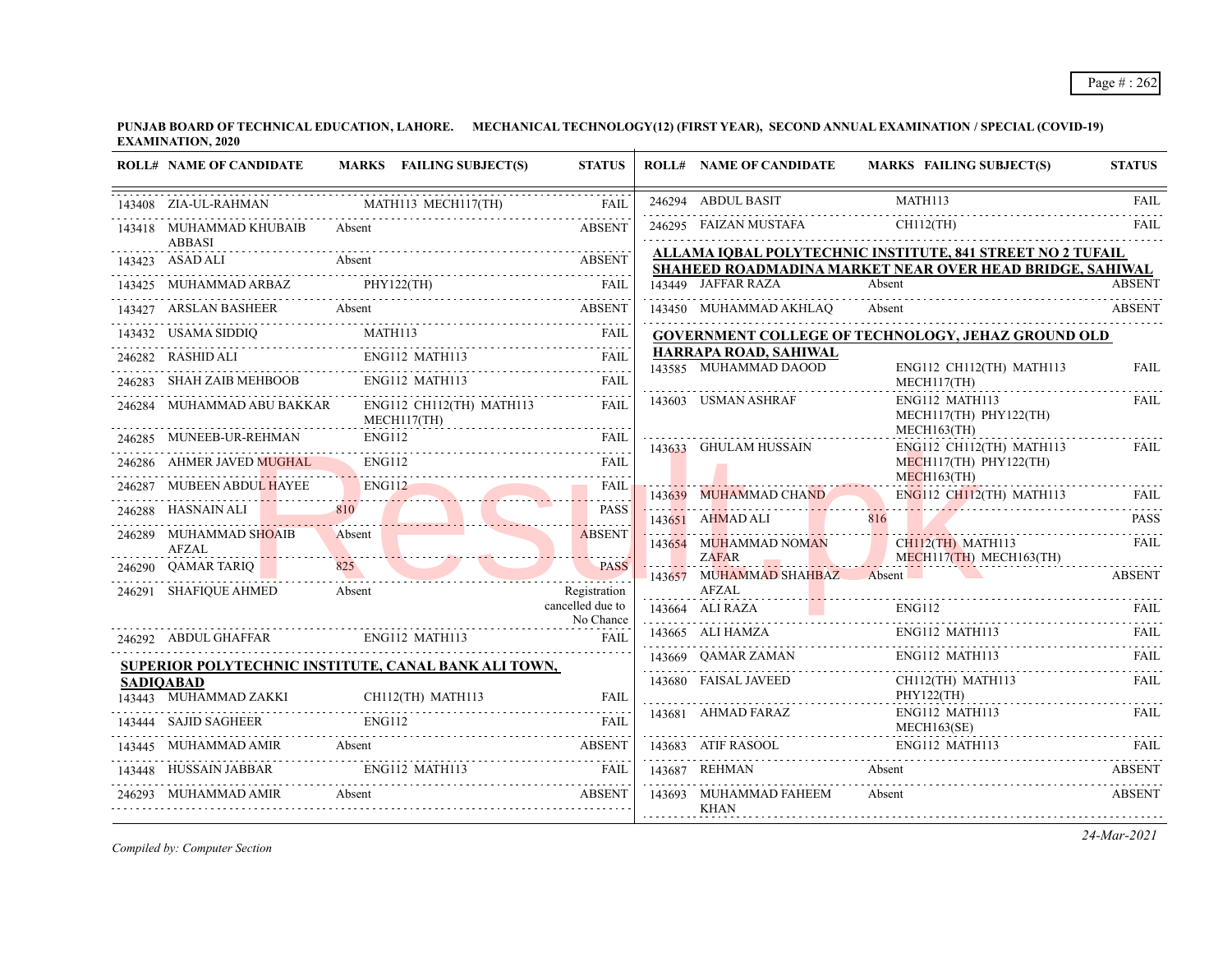**PUNJAB BOARD OF TECHNICAL EDUCATION, LAHORE. MECHANICAL TECHNOLOGY(12) (FIRST YEAR), SECOND ANNUAL EXAMINATION / SPECIAL (COVID-19) EXAMINATION, 2020**

| ROLL# | NAME OF CANDIDATE | MARKS | FAILING SUBJECT(S) | STATUS |
|---|---|---|---|---|
| 143408 | ZIA-UL-RAHMAN | | MATH113 MECH117(TH) | FAIL |
| 143418 | MUHAMMAD KHUBAIB ABBASI | Absent | | ABSENT |
| 143423 | ASAD ALI | Absent | | ABSENT |
| 143425 | MUHAMMAD ARBAZ | | PHY122(TH) | FAIL |
| 143427 | ARSLAN BASHEER | Absent | | ABSENT |
| 143432 | USAMA SIDDIQ | | MATH113 | FAIL |
| 246282 | RASHID ALI | | ENG112 MATH113 | FAIL |
| 246283 | SHAH ZAIB MEHBOOB | | ENG112 MATH113 | FAIL |
| 246284 | MUHAMMAD ABU BAKKAR | | ENG112 CH112(TH) MATH113 MECH117(TH) | FAIL |
| 246285 | MUNEEB-UR-REHMAN | | ENG112 | FAIL |
| 246286 | AHMER JAVED MUGHAL | | ENG112 | FAIL |
| 246287 | MUBEEN ABDUL HAYEE | | ENG112 | FAIL |
| 246288 | HASNAIN ALI | 810 | | PASS |
| 246289 | MUHAMMAD SHOAIB AFZAL | Absent | | ABSENT |
| 246290 | QAMAR TARIQ | 825 | | PASS |
| 246291 | SHAFIQUE AHMED | Absent | | Registration cancelled due to No Chance |
| 246292 | ABDUL GHAFFAR | | ENG112 MATH113 | FAIL |

**SUPERIOR POLYTECHNIC INSTITUTE, CANAL BANK ALI TOWN, SADIQABAD**

| ROLL# | NAME OF CANDIDATE | MARKS | FAILING SUBJECT(S) | STATUS |
|---|---|---|---|---|
| 143443 | MUHAMMAD ZAKKI | | CH112(TH) MATH113 | FAIL |
| 143444 | SAJID SAGHEER | | ENG112 | FAIL |
| 143445 | MUHAMMAD AMIR | Absent | | ABSENT |
| 143448 | HUSSAIN JABBAR | | ENG112 MATH113 | FAIL |
| 246293 | MUHAMMAD AMIR | Absent | | ABSENT |
| 246294 | ABDUL BASIT | | MATH113 | FAIL |
| 246295 | FAIZAN MUSTAFA | | CH112(TH) | FAIL |

**ALLAMA IQBAL POLYTECHNIC INSTITUTE, 841 STREET NO 2 TUFAIL SHAHEED ROADMADINA MARKET NEAR OVER HEAD BRIDGE, SAHIWAL**

| ROLL# | NAME OF CANDIDATE | MARKS | FAILING SUBJECT(S) | STATUS |
|---|---|---|---|---|
| 143449 | JAFFAR RAZA | Absent | | ABSENT |
| 143450 | MUHAMMAD AKHLAQ | Absent | | ABSENT |

**GOVERNMENT COLLEGE OF TECHNOLOGY, JEHAZ GROUND OLD HARRAPA ROAD, SAHIWAL**

| ROLL# | NAME OF CANDIDATE | MARKS | FAILING SUBJECT(S) | STATUS |
|---|---|---|---|---|
| 143585 | MUHAMMAD DAOOD | | ENG112 CH112(TH) MATH113 MECH117(TH) | FAIL |
| 143603 | USMAN ASHRAF | | ENG112 MATH113 MECH117(TH) PHY122(TH) MECH163(TH) | FAIL |
| 143633 | GHULAM HUSSAIN | | ENG112 CH112(TH) MATH113 MECH117(TH) PHY122(TH) MECH163(TH) | FAIL |
| 143639 | MUHAMMAD CHAND | | ENG112 CH112(TH) MATH113 | FAIL |
| 143651 | AHMAD ALI | 816 | | PASS |
| 143654 | MUHAMMAD NOMAN ZAFAR | | CH112(TH) MATH113 MECH117(TH) MECH163(TH) | FAIL |
| 143657 | MUHAMMAD SHAHBAZ AFZAL | Absent | | ABSENT |
| 143664 | ALI RAZA | | ENG112 | FAIL |
| 143665 | ALI HAMZA | | ENG112 MATH113 | FAIL |
| 143669 | QAMAR ZAMAN | | ENG112 MATH113 | FAIL |
| 143680 | FAISAL JAVEED | | CH112(TH) MATH113 PHY122(TH) | FAIL |
| 143681 | AHMAD FARAZ | | ENG112 MATH113 MECH163(SE) | FAIL |
| 143683 | ATIF RASOOL | | ENG112 MATH113 | FAIL |
| 143687 | REHMAN | Absent | | ABSENT |
| 143693 | MUHAMMAD FAHEEM KHAN | Absent | | ABSENT |

*Compiled by: Computer Section*

*24-Mar-2021*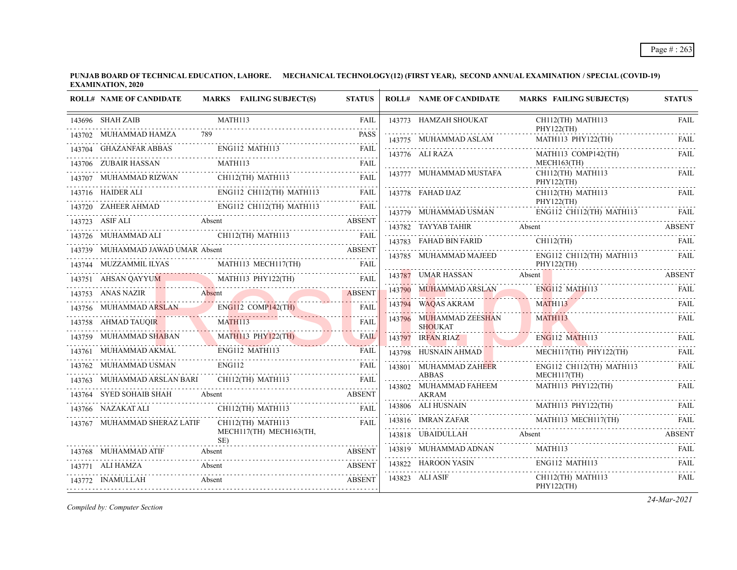**PUNJAB BOARD OF TECHNICAL EDUCATION, LAHORE. MECHANICAL TECHNOLOGY(12) (FIRST YEAR), SECOND ANNUAL EXAMINATION / SPECIAL (COVID-19) EXAMINATION, 2020**

| ROLL# | NAME OF CANDIDATE | MARKS | FAILING SUBJECT(S) | STATUS |
|---|---|---|---|---|
| 143696 | SHAH ZAIB | | MATH113 | FAIL |
| 143702 | MUHAMMAD HAMZA | 789 | | PASS |
| 143704 | GHAZANFAR ABBAS | | ENG112 MATH113 | FAIL |
| 143706 | ZUBAIR HASSAN | | MATH113 | FAIL |
| 143707 | MUHAMMAD RIZWAN | | CH112(TH) MATH113 | FAIL |
| 143716 | HAIDER ALI | | ENG112 CH112(TH) MATH113 | FAIL |
| 143720 | ZAHEER AHMAD | | ENG112 CH112(TH) MATH113 | FAIL |
| 143723 | ASIF ALI | Absent | | ABSENT |
| 143726 | MUHAMMAD ALI | | CH112(TH) MATH113 | FAIL |
| 143739 | MUHAMMAD JAWAD UMAR | Absent | | ABSENT |
| 143744 | MUZZAMMIL ILYAS | | MATH113 MECH117(TH) | FAIL |
| 143751 | AHSAN QAYYUM | | MATH113 PHY122(TH) | FAIL |
| 143753 | ANAS NAZIR | Absent | | ABSENT |
| 143756 | MUHAMMAD ARSLAN | | ENG112 COMP142(TH) | FAIL |
| 143758 | AHMAD TAUQIR | | MATH113 | FAIL |
| 143759 | MUHAMMAD SHABAN | | MATH113 PHY122(TH) | FAIL |
| 143761 | MUHAMMAD AKMAL | | ENG112 MATH113 | FAIL |
| 143762 | MUHAMMAD USMAN | | ENG112 | FAIL |
| 143763 | MUHAMMAD ARSLAN BARI | | CH112(TH) MATH113 | FAIL |
| 143764 | SYED SOHAIB SHAH | Absent | | ABSENT |
| 143766 | NAZAKAT ALI | | CH112(TH) MATH113 | FAIL |
| 143767 | MUHAMMAD SHERAZ LATIF | | CH112(TH) MATH113 MECH117(TH) MECH163(TH, SE) | FAIL |
| 143768 | MUHAMMAD ATIF | Absent | | ABSENT |
| 143771 | ALI HAMZA | Absent | | ABSENT |
| 143772 | INAMULLAH | Absent | | ABSENT |
| 143773 | HAMZAH SHOUKAT | | CH112(TH) MATH113 PHY122(TH) | FAIL |
| 143775 | MUHAMMAD ASLAM | | MATH113 PHY122(TH) | FAIL |
| 143776 | ALI RAZA | | MATH113 COMP142(TH) MECH163(TH) | FAIL |
| 143777 | MUHAMMAD MUSTAFA | | CH112(TH) MATH113 PHY122(TH) | FAIL |
| 143778 | FAHAD IJAZ | | CH112(TH) MATH113 PHY122(TH) | FAIL |
| 143779 | MUHAMMAD USMAN | | ENG112 CH112(TH) MATH113 | FAIL |
| 143782 | TAYYAB TAHIR | Absent | | ABSENT |
| 143783 | FAHAD BIN FARID | | CH112(TH) | FAIL |
| 143785 | MUHAMMAD MAJEED | | ENG112 CH112(TH) MATH113 PHY122(TH) | FAIL |
| 143787 | UMAR HASSAN | Absent | | ABSENT |
| 143790 | MUHAMMAD ARSLAN | | ENG112 MATH113 | FAIL |
| 143794 | WAQAS AKRAM | | MATH113 | FAIL |
| 143796 | MUHAMMAD ZEESHAN SHOUKAT | | MATH113 | FAIL |
| 143797 | IRFAN RIAZ | | ENG112 MATH113 | FAIL |
| 143798 | HUSNAIN AHMAD | | MECH117(TH) PHY122(TH) | FAIL |
| 143801 | MUHAMMAD ZAHEER ABBAS | | ENG112 CH112(TH) MATH113 MECH117(TH) | FAIL |
| 143802 | MUHAMMAD FAHEEM AKRAM | | MATH113 PHY122(TH) | FAIL |
| 143806 | ALI HUSNAIN | | MATH113 PHY122(TH) | FAIL |
| 143816 | IMRAN ZAFAR | | MATH113 MECH117(TH) | FAIL |
| 143818 | UBAIDULLAH | Absent | | ABSENT |
| 143819 | MUHAMMAD ADNAN | | MATH113 | FAIL |
| 143822 | HAROON YASIN | | ENG112 MATH113 | FAIL |
| 143823 | ALI ASIF | | CH112(TH) MATH113 PHY122(TH) | FAIL |

*Compiled by: Computer Section*

*24-Mar-2021*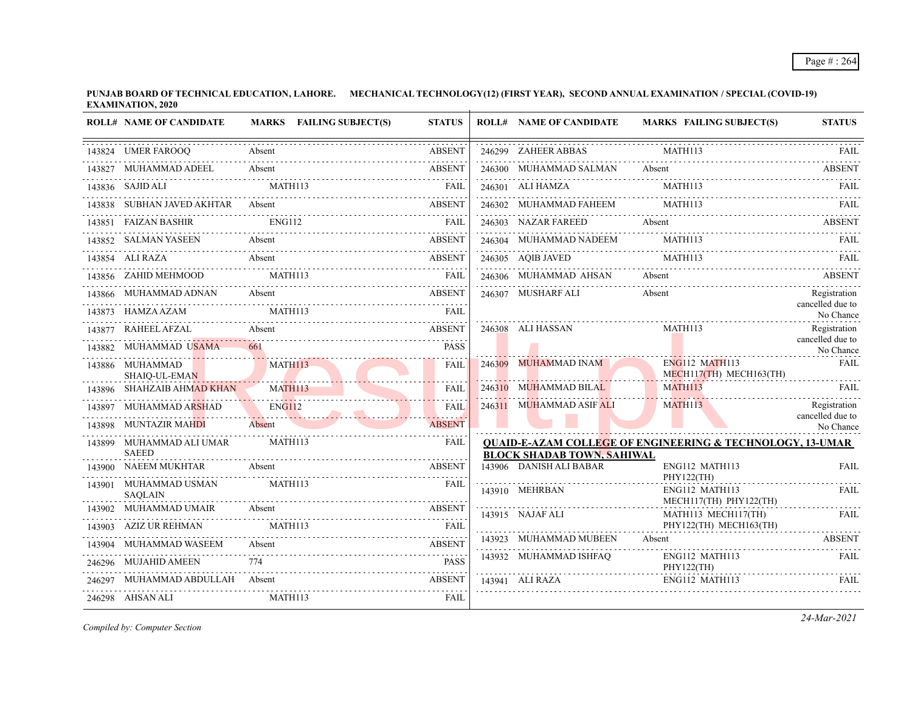**PUNJAB BOARD OF TECHNICAL EDUCATION, LAHORE. MECHANICAL TECHNOLOGY(12) (FIRST YEAR), SECOND ANNUAL EXAMINATION / SPECIAL (COVID-19) EXAMINATION, 2020**

| ROLL# | NAME OF CANDIDATE | MARKS | FAILING SUBJECT(S) | STATUS |
|---|---|---|---|---|
| 143824 | UMER FAROOQ | Absent | | ABSENT |
| 143827 | MUHAMMAD ADEEL | Absent | | ABSENT |
| 143836 | SAJID ALI | | MATH113 | FAIL |
| 143838 | SUBHAN JAVED AKHTAR | Absent | | ABSENT |
| 143851 | FAIZAN BASHIR | | ENG112 | FAIL |
| 143852 | SALMAN YASEEN | Absent | | ABSENT |
| 143854 | ALI RAZA | Absent | | ABSENT |
| 143856 | ZAHID MEHMOOD | | MATH113 | FAIL |
| 143866 | MUHAMMAD ADNAN | Absent | | ABSENT |
| 143873 | HAMZA AZAM | | MATH113 | FAIL |
| 143877 | RAHEEL AFZAL | Absent | | ABSENT |
| 143882 | MUHAMMAD USAMA | 661 | | PASS |
| 143886 | MUHAMMAD SHAIQ-UL-EMAN | | MATH113 | FAIL |
| 143896 | SHAHZAIB AHMAD KHAN | | MATH113 | FAIL |
| 143897 | MUHAMMAD ARSHAD | | ENG112 | FAIL |
| 143898 | MUNTAZIR MAHDI | Absent | | ABSENT |
| 143899 | MUHAMMAD ALI UMAR SAEED | | MATH113 | FAIL |
| 143900 | NAEEM MUKHTAR | Absent | | ABSENT |
| 143901 | MUHAMMAD USMAN SAQLAIN | | MATH113 | FAIL |
| 143902 | MUHAMMAD UMAIR | Absent | | ABSENT |
| 143903 | AZIZ UR REHMAN | | MATH113 | FAIL |
| 143904 | MUHAMMAD WASEEM | Absent | | ABSENT |
| 246296 | MUJAHID AMEEN | 774 | | PASS |
| 246297 | MUHAMMAD ABDULLAH | Absent | | ABSENT |
| 246298 | AHSAN ALI | | MATH113 | FAIL |
| 246299 | ZAHEER ABBAS | | MATH113 | FAIL |
| 246300 | MUHAMMAD SALMAN | Absent | | ABSENT |
| 246301 | ALI HAMZA | | MATH113 | FAIL |
| 246302 | MUHAMMAD FAHEEM | | MATH113 | FAIL |
| 246303 | NAZAR FAREED | Absent | | ABSENT |
| 246304 | MUHAMMAD NADEEM | | MATH113 | FAIL |
| 246305 | AQIB JAVED | | MATH113 | FAIL |
| 246306 | MUHAMMAD AHSAN | Absent | | ABSENT |
| 246307 | MUSHARF ALI | Absent | | Registration cancelled due to No Chance |
| 246308 | ALI HASSAN | | MATH113 | Registration cancelled due to No Chance |
| 246309 | MUHAMMAD INAM | | ENG112 MATH113 MECH117(TH) MECH163(TH) | FAIL |
| 246310 | MUHAMMAD BILAL | | MATH113 | FAIL |
| 246311 | MUHAMMAD ASIF ALI | | MATH113 | Registration cancelled due to No Chance |

**QUAID-E-AZAM COLLEGE OF ENGINEERING & TECHNOLOGY, 13-UMAR BLOCK SHADAB TOWN, SAHIWAL**

| ROLL# | NAME OF CANDIDATE | MARKS | FAILING SUBJECT(S) | STATUS |
|---|---|---|---|---|
| 143906 | DANISH ALI BABAR | | ENG112 MATH113 PHY122(TH) | FAIL |
| 143910 | MEHRBAN | | ENG112 MATH113 MECH117(TH) PHY122(TH) | FAIL |
| 143915 | NAJAF ALI | | MATH113 MECH117(TH) PHY122(TH) MECH163(TH) | FAIL |
| 143923 | MUHAMMAD MUBEEN | Absent | | ABSENT |
| 143932 | MUHAMMAD ISHFAQ | | ENG112 MATH113 PHY122(TH) | FAIL |
| 143941 | ALI RAZA | | ENG112 MATH113 | FAIL |

*Compiled by: Computer Section*

*24-Mar-2021*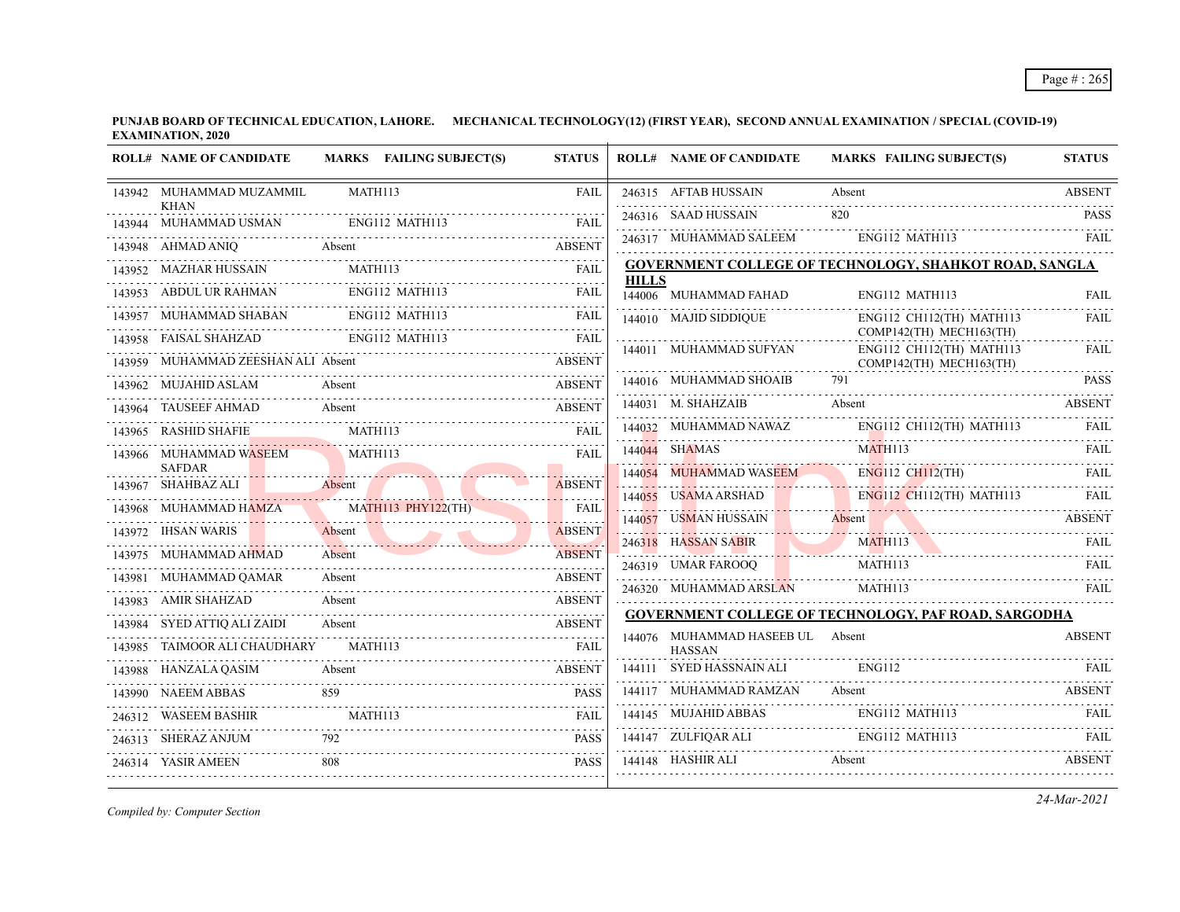**PUNJAB BOARD OF TECHNICAL EDUCATION, LAHORE. MECHANICAL TECHNOLOGY(12) (FIRST YEAR), SECOND ANNUAL EXAMINATION / SPECIAL (COVID-19) EXAMINATION, 2020**

| ROLL# | NAME OF CANDIDATE | MARKS | FAILING SUBJECT(S) | STATUS |
|---|---|---|---|---|
| 143942 | MUHAMMAD MUZAMMIL KHAN | | MATH113 | FAIL |
| 143944 | MUHAMMAD USMAN | | ENG112 MATH113 | FAIL |
| 143948 | AHMAD ANIQ | Absent | | ABSENT |
| 143952 | MAZHAR HUSSAIN | | MATH113 | FAIL |
| 143953 | ABDUL UR RAHMAN | | ENG112 MATH113 | FAIL |
| 143957 | MUHAMMAD SHABAN | | ENG112 MATH113 | FAIL |
| 143958 | FAISAL SHAHZAD | | ENG112 MATH113 | FAIL |
| 143959 | MUHAMMAD ZEESHAN ALI | Absent | | ABSENT |
| 143962 | MUJAHID ASLAM | Absent | | ABSENT |
| 143964 | TAUSEEF AHMAD | Absent | | ABSENT |
| 143965 | RASHID SHAFIE | | MATH113 | FAIL |
| 143966 | MUHAMMAD WASEEM SAFDAR | | MATH113 | FAIL |
| 143967 | SHAHBAZ ALI | Absent | | ABSENT |
| 143968 | MUHAMMAD HAMZA | | MATH113 PHY122(TH) | FAIL |
| 143972 | IHSAN WARIS | Absent | | ABSENT |
| 143975 | MUHAMMAD AHMAD | Absent | | ABSENT |
| 143981 | MUHAMMAD QAMAR | Absent | | ABSENT |
| 143983 | AMIR SHAHZAD | Absent | | ABSENT |
| 143984 | SYED ATTIQ ALI ZAIDI | Absent | | ABSENT |
| 143985 | TAIMOOR ALI CHAUDHARY | | MATH113 | FAIL |
| 143988 | HANZALA QASIM | Absent | | ABSENT |
| 143990 | NAEEM ABBAS | 859 | | PASS |
| 246312 | WASEEM BASHIR | | MATH113 | FAIL |
| 246313 | SHERAZ ANJUM | 792 | | PASS |
| 246314 | YASIR AMEEN | 808 | | PASS |
| 246315 | AFTAB HUSSAIN | Absent | | ABSENT |
| 246316 | SAAD HUSSAIN | 820 | | PASS |
| 246317 | MUHAMMAD SALEEM | | ENG112 MATH113 | FAIL |

**GOVERNMENT COLLEGE OF TECHNOLOGY, SHAHKOT ROAD, SANGLA HILLS**

| ROLL# | NAME OF CANDIDATE | MARKS | FAILING SUBJECT(S) | STATUS |
|---|---|---|---|---|
| 144006 | MUHAMMAD FAHAD | | ENG112 MATH113 | FAIL |
| 144010 | MAJID SIDDIQUE | | ENG112 CH112(TH) MATH113 COMP142(TH) MECH163(TH) | FAIL |
| 144011 | MUHAMMAD SUFYAN | | ENG112 CH112(TH) MATH113 COMP142(TH) MECH163(TH) | FAIL |
| 144016 | MUHAMMAD SHOAIB | 791 | | PASS |
| 144031 | M. SHAHZAIB | Absent | | ABSENT |
| 144032 | MUHAMMAD NAWAZ | | ENG112 CH112(TH) MATH113 | FAIL |
| 144044 | SHAMAS | | MATH113 | FAIL |
| 144054 | MUHAMMAD WASEEM | | ENG112 CH112(TH) | FAIL |
| 144055 | USAMA ARSHAD | | ENG112 CH112(TH) MATH113 | FAIL |
| 144057 | USMAN HUSSAIN | Absent | | ABSENT |
| 246318 | HASSAN SABIR | | MATH113 | FAIL |
| 246319 | UMAR FAROOQ | | MATH113 | FAIL |
| 246320 | MUHAMMAD ARSLAN | | MATH113 | FAIL |

**GOVERNMENT COLLEGE OF TECHNOLOGY, PAF ROAD, SARGODHA**

| ROLL# | NAME OF CANDIDATE | MARKS | FAILING SUBJECT(S) | STATUS |
|---|---|---|---|---|
| 144076 | MUHAMMAD HASEEB UL HASSAN | Absent | | ABSENT |
| 144111 | SYED HASSNAIN ALI | | ENG112 | FAIL |
| 144117 | MUHAMMAD RAMZAN | Absent | | ABSENT |
| 144145 | MUJAHID ABBAS | | ENG112 MATH113 | FAIL |
| 144147 | ZULFIQAR ALI | | ENG112 MATH113 | FAIL |
| 144148 | HASHIR ALI | Absent | | ABSENT |

*Compiled by: Computer Section*

*24-Mar-2021*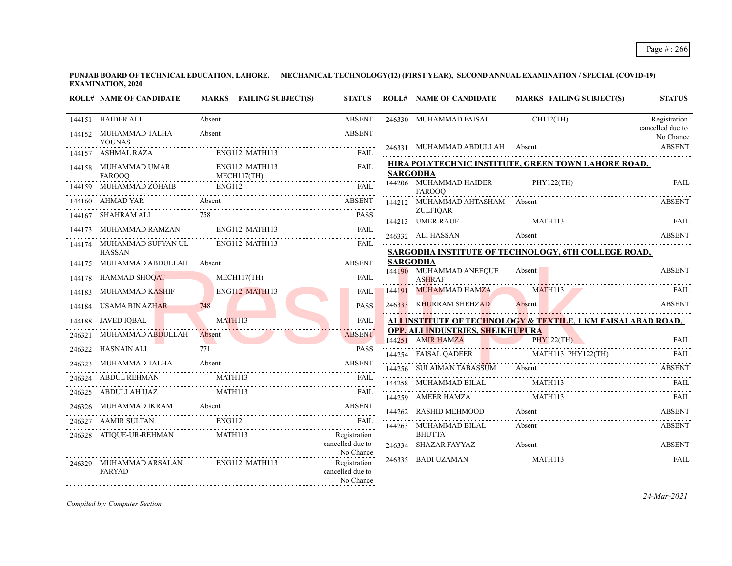**PUNJAB BOARD OF TECHNICAL EDUCATION, LAHORE. MECHANICAL TECHNOLOGY(12) (FIRST YEAR), SECOND ANNUAL EXAMINATION / SPECIAL (COVID-19) EXAMINATION, 2020**

| ROLL# | NAME OF CANDIDATE | MARKS | FAILING SUBJECT(S) | STATUS |
|---|---|---|---|---|
| 144151 | HAIDER ALI | Absent | | ABSENT |
| 144152 | MUHAMMAD TALHA YOUNAS | Absent | | ABSENT |
| 144157 | ASHMAL RAZA | | ENG112 MATH113 | FAIL |
| 144158 | MUHAMMAD UMAR FAROOQ | | ENG112 MATH113 MECH117(TH) | FAIL |
| 144159 | MUHAMMAD ZOHAIB | | ENG112 | FAIL |
| 144160 | AHMAD YAR | Absent | | ABSENT |
| 144167 | SHAHRAM ALI | 758 | | PASS |
| 144173 | MUHAMMAD RAMZAN | | ENG112 MATH113 | FAIL |
| 144174 | MUHAMMAD SUFYAN UL HASSAN | | ENG112 MATH113 | FAIL |
| 144175 | MUHAMMAD ABDULLAH | Absent | | ABSENT |
| 144178 | HAMMAD SHOQAT | | MECH117(TH) | FAIL |
| 144183 | MUHAMMAD KASHIF | | ENG112 MATH113 | FAIL |
| 144184 | USAMA BIN AZHAR | 748 | | PASS |
| 144188 | JAVED IQBAL | | MATH113 | FAIL |
| 246321 | MUHAMMAD ABDULLAH | Absent | | ABSENT |
| 246322 | HASNAIN ALI | 771 | | PASS |
| 246323 | MUHAMMAD TALHA | Absent | | ABSENT |
| 246324 | ABDUL REHMAN | | MATH113 | FAIL |
| 246325 | ABDULLAH IJAZ | | MATH113 | FAIL |
| 246326 | MUHAMMAD IKRAM | Absent | | ABSENT |
| 246327 | AAMIR SULTAN | | ENG112 | FAIL |
| 246328 | ATIQUE-UR-REHMAN | | MATH113 | Registration cancelled due to No Chance |
| 246329 | MUHAMMAD ARSALAN FARYAD | | ENG112 MATH113 | Registration cancelled due to No Chance |
| 246330 | MUHAMMAD FAISAL | | CH112(TH) | Registration cancelled due to No Chance |
| 246331 | MUHAMMAD ABDULLAH | Absent | | ABSENT |

**HIRA POLYTECHNIC INSTITUTE, GREEN TOWN LAHORE ROAD, SARGODHA**

| ROLL# | NAME OF CANDIDATE | MARKS | FAILING SUBJECT(S) | STATUS |
|---|---|---|---|---|
| 144206 | MUHAMMAD HAIDER FAROOQ | | PHY122(TH) | FAIL |
| 144212 | MUHAMMAD AHTASHAM ZULFIQAR | Absent | | ABSENT |
| 144213 | UMER RAUF | | MATH113 | FAIL |
| 246332 | ALI HASSAN | Absent | | ABSENT |

**SARGODHA INSTITUTE OF TECHNOLOGY, 6TH COLLEGE ROAD, SARGODHA**

| ROLL# | NAME OF CANDIDATE | MARKS | FAILING SUBJECT(S) | STATUS |
|---|---|---|---|---|
| 144190 | MUHAMMAD ANEEQUE ASHRAF | Absent | | ABSENT |
| 144191 | MUHAMMAD HAMZA | | MATH113 | FAIL |
| 246333 | KHURRAM SHEHZAD | Absent | | ABSENT |

**ALI INSTITUTE OF TECHNOLOGY & TEXTILE, 1 KM FAISALABAD ROAD, OPP. ALI INDUSTRIES, SHEIKHUPURA**

| ROLL# | NAME OF CANDIDATE | MARKS | FAILING SUBJECT(S) | STATUS |
|---|---|---|---|---|
| 144251 | AMIR HAMZA | | PHY122(TH) | FAIL |
| 144254 | FAISAL QADEER | | MATH113 PHY122(TH) | FAIL |
| 144256 | SULAIMAN TABASSUM | Absent | | ABSENT |
| 144258 | MUHAMMAD BILAL | | MATH113 | FAIL |
| 144259 | AMEER HAMZA | | MATH113 | FAIL |
| 144262 | RASHID MEHMOOD | Absent | | ABSENT |
| 144263 | MUHAMMAD BILAL BHUTTA | Absent | | ABSENT |
| 246334 | SHAZAR FAYYAZ | Absent | | ABSENT |
| 246335 | BADI UZAMAN | | MATH113 | FAIL |

*Compiled by: Computer Section*

*24-Mar-2021*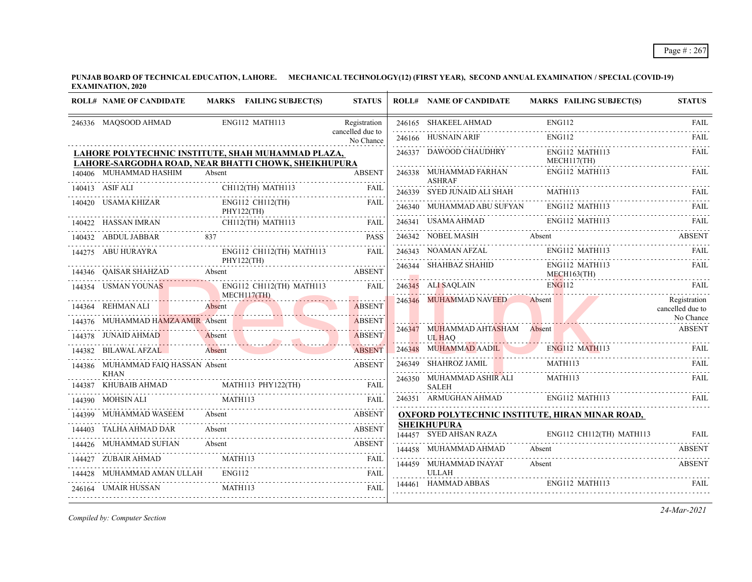**PUNJAB BOARD OF TECHNICAL EDUCATION, LAHORE. MECHANICAL TECHNOLOGY(12) (FIRST YEAR), SECOND ANNUAL EXAMINATION / SPECIAL (COVID-19) EXAMINATION, 2020**

| ROLL# | NAME OF CANDIDATE | MARKS | FAILING SUBJECT(S) | STATUS |
|---|---|---|---|---|
| 246336 | MAQSOOD AHMAD | | ENG112 MATH113 | Registration cancelled due to No Chance |

**LAHORE POLYTECHNIC INSTITUTE, SHAH MUHAMMAD PLAZA, LAHORE-SARGODHA ROAD, NEAR BHATTI CHOWK, SHEIKHUPURA**

| ROLL# | NAME OF CANDIDATE | MARKS | FAILING SUBJECT(S) | STATUS |
|---|---|---|---|---|
| 140406 | MUHAMMAD HASHIM | Absent | | ABSENT |
| 140413 | ASIF ALI | | CH112(TH) MATH113 | FAIL |
| 140420 | USAMA KHIZAR | | ENG112 CH112(TH) PHY122(TH) | FAIL |
| 140422 | HASSAN IMRAN | | CH112(TH) MATH113 | FAIL |
| 140432 | ABDUL JABBAR | 837 | | PASS |
| 144275 | ABU HURAYRA | | ENG112 CH112(TH) MATH113 PHY122(TH) | FAIL |
| 144346 | QAISAR SHAHZAD | Absent | | ABSENT |
| 144354 | USMAN YOUNAS | | ENG112 CH112(TH) MATH113 MECH117(TH) | FAIL |
| 144364 | REHMAN ALI | Absent | | ABSENT |
| 144376 | MUHAMMAD HAMZA AMIR | Absent | | ABSENT |
| 144378 | JUNAID AHMAD | Absent | | ABSENT |
| 144382 | BILAWAL AFZAL | Absent | | ABSENT |
| 144386 | MUHAMMAD FAIQ HASSAN KHAN | Absent | | ABSENT |
| 144387 | KHUBAIB AHMAD | | MATH113 PHY122(TH) | FAIL |
| 144390 | MOHSIN ALI | | MATH113 | FAIL |
| 144399 | MUHAMMAD WASEEM | Absent | | ABSENT |
| 144403 | TALHA AHMAD DAR | Absent | | ABSENT |
| 144426 | MUHAMMAD SUFIAN | Absent | | ABSENT |
| 144427 | ZUBAIR AHMAD | | MATH113 | FAIL |
| 144428 | MUHAMMAD AMAN ULLAH | | ENG112 | FAIL |
| 246164 | UMAIR HUSSAN | | MATH113 | FAIL |
| 246165 | SHAKEEL AHMAD | | ENG112 | FAIL |
| 246166 | HUSNAIN ARIF | | ENG112 | FAIL |
| 246337 | DAWOOD CHAUDHRY | | ENG112 MATH113 MECH117(TH) | FAIL |
| 246338 | MUHAMMAD FARHAN ASHRAF | | ENG112 MATH113 | FAIL |
| 246339 | SYED JUNAID ALI SHAH | | MATH113 | FAIL |
| 246340 | MUHAMMAD ABU SUFYAN | | ENG112 MATH113 | FAIL |
| 246341 | USAMA AHMAD | | ENG112 MATH113 | FAIL |
| 246342 | NOBEL MASIH | Absent | | ABSENT |
| 246343 | NOAMAN AFZAL | | ENG112 MATH113 | FAIL |
| 246344 | SHAHBAZ SHAHID | | ENG112 MATH113 MECH163(TH) | FAIL |
| 246345 | ALI SAQLAIN | | ENG112 | FAIL |
| 246346 | MUHAMMAD NAVEED | Absent | | Registration cancelled due to No Chance |
| 246347 | MUHAMMAD AHTASHAM UL HAQ | Absent | | ABSENT |
| 246348 | MUHAMMAD AADIL | | ENG112 MATH113 | FAIL |
| 246349 | SHAHROZ JAMIL | | MATH113 | FAIL |
| 246350 | MUHAMMAD ASHIR ALI SALEH | | MATH113 | FAIL |
| 246351 | ARMUGHAN AHMAD | | ENG112 MATH113 | FAIL |

**OXFORD POLYTECHNIC INSTITUTE, HIRAN MINAR ROAD, SHEIKHUPURA**

| ROLL# | NAME OF CANDIDATE | MARKS | FAILING SUBJECT(S) | STATUS |
|---|---|---|---|---|
| 144457 | SYED AHSAN RAZA | | ENG112 CH112(TH) MATH113 | FAIL |
| 144458 | MUHAMMAD AHMAD | Absent | | ABSENT |
| 144459 | MUHAMMAD INAYAT ULLAH | Absent | | ABSENT |
| 144461 | HAMMAD ABBAS | | ENG112 MATH113 | FAIL |

*Compiled by: Computer Section*

*24-Mar-2021*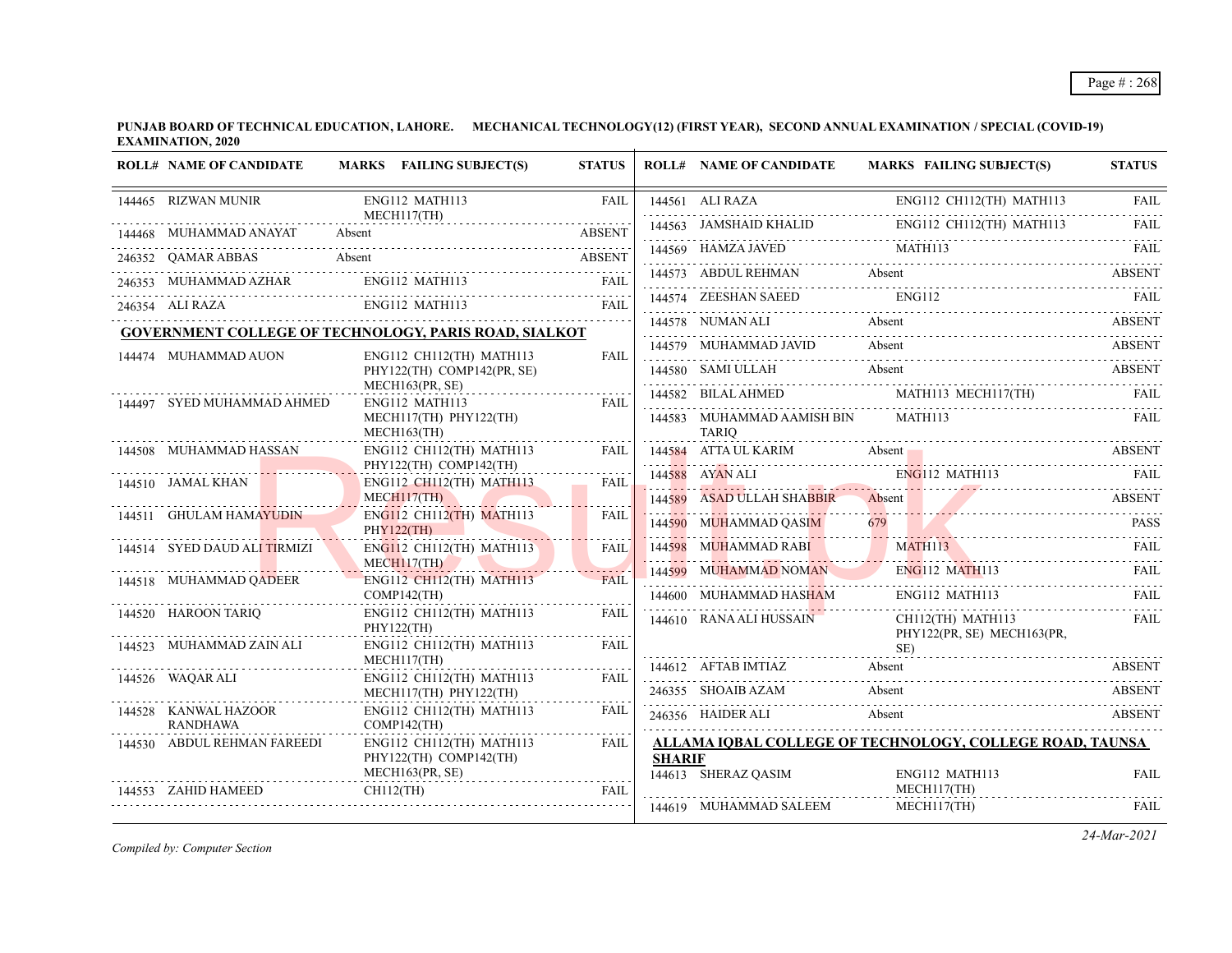**PUNJAB BOARD OF TECHNICAL EDUCATION, LAHORE. MECHANICAL TECHNOLOGY(12) (FIRST YEAR), SECOND ANNUAL EXAMINATION / SPECIAL (COVID-19) EXAMINATION, 2020**

| ROLL# | NAME OF CANDIDATE | MARKS | FAILING SUBJECT(S) | STATUS |
|---|---|---|---|---|
| 144465 | RIZWAN MUNIR | | ENG112 MATH113 MECH117(TH) | FAIL |
| 144468 | MUHAMMAD ANAYAT | Absent | | ABSENT |
| 246352 | QAMAR ABBAS | Absent | | ABSENT |
| 246353 | MUHAMMAD AZHAR | | ENG112 MATH113 | FAIL |
| 246354 | ALI RAZA | | ENG112 MATH113 | FAIL |

**GOVERNMENT COLLEGE OF TECHNOLOGY, PARIS ROAD, SIALKOT**

| ROLL# | NAME OF CANDIDATE | MARKS | FAILING SUBJECT(S) | STATUS |
|---|---|---|---|---|
| 144474 | MUHAMMAD AUON | | ENG112 CH112(TH) MATH113 PHY122(TH) COMP142(PR, SE) MECH163(PR, SE) | FAIL |
| 144497 | SYED MUHAMMAD AHMED | | ENG112 MATH113 MECH117(TH) PHY122(TH) MECH163(TH) | FAIL |
| 144508 | MUHAMMAD HASSAN | | ENG112 CH112(TH) MATH113 PHY122(TH) COMP142(TH) | FAIL |
| 144510 | JAMAL KHAN | | ENG112 CH112(TH) MATH113 MECH117(TH) | FAIL |
| 144511 | GHULAM HAMAYUDIN | | ENG112 CH112(TH) MATH113 PHY122(TH) | FAIL |
| 144514 | SYED DAUD ALI TIRMIZI | | ENG112 CH112(TH) MATH113 MECH117(TH) | FAIL |
| 144518 | MUHAMMAD QADEER | | ENG112 CH112(TH) MATH113 COMP142(TH) | FAIL |
| 144520 | HAROON TARIQ | | ENG112 CH112(TH) MATH113 PHY122(TH) | FAIL |
| 144523 | MUHAMMAD ZAIN ALI | | ENG112 CH112(TH) MATH113 MECH117(TH) | FAIL |
| 144526 | WAQAR ALI | | ENG112 CH112(TH) MATH113 MECH117(TH) PHY122(TH) | FAIL |
| 144528 | KANWAL HAZOOR RANDHAWA | | ENG112 CH112(TH) MATH113 COMP142(TH) | FAIL |
| 144530 | ABDUL REHMAN FAREEDI | | ENG112 CH112(TH) MATH113 PHY122(TH) COMP142(TH) MECH163(PR, SE) | FAIL |
| 144553 | ZAHID HAMEED | | CH112(TH) | FAIL |
| 144561 | ALI RAZA | | ENG112 CH112(TH) MATH113 | FAIL |
| 144563 | JAMSHAID KHALID | | ENG112 CH112(TH) MATH113 | FAIL |
| 144569 | HAMZA JAVED | | MATH113 | FAIL |
| 144573 | ABDUL REHMAN | Absent | | ABSENT |
| 144574 | ZEESHAN SAEED | | ENG112 | FAIL |
| 144578 | NUMAN ALI | Absent | | ABSENT |
| 144579 | MUHAMMAD JAVID | Absent | | ABSENT |
| 144580 | SAMI ULLAH | Absent | | ABSENT |
| 144582 | BILAL AHMED | | MATH113 MECH117(TH) | FAIL |
| 144583 | MUHAMMAD AAMISH BIN TARIQ | | MATH113 | FAIL |
| 144584 | ATTA UL KARIM | Absent | | ABSENT |
| 144588 | AYAN ALI | | ENG112 MATH113 | FAIL |
| 144589 | ASAD ULLAH SHABBIR | Absent | | ABSENT |
| 144590 | MUHAMMAD QASIM | 679 | | PASS |
| 144598 | MUHAMMAD RABI | | MATH113 | FAIL |
| 144599 | MUHAMMAD NOMAN | | ENG112 MATH113 | FAIL |
| 144600 | MUHAMMAD HASHAM | | ENG112 MATH113 | FAIL |
| 144610 | RANA ALI HUSSAIN | | CH112(TH) MATH113 PHY122(PR, SE) MECH163(PR, SE) | FAIL |
| 144612 | AFTAB IMTIAZ | Absent | | ABSENT |
| 246355 | SHOAIB AZAM | Absent | | ABSENT |
| 246356 | HAIDER ALI | Absent | | ABSENT |

**ALLAMA IQBAL COLLEGE OF TECHNOLOGY, COLLEGE ROAD, TAUNSA SHARIF**

| ROLL# | NAME OF CANDIDATE | MARKS | FAILING SUBJECT(S) | STATUS |
|---|---|---|---|---|
| 144613 | SHERAZ QASIM | | ENG112 MATH113 MECH117(TH) | FAIL |
| 144619 | MUHAMMAD SALEEM | | MECH117(TH) | FAIL |

*Compiled by: Computer Section*

*24-Mar-2021*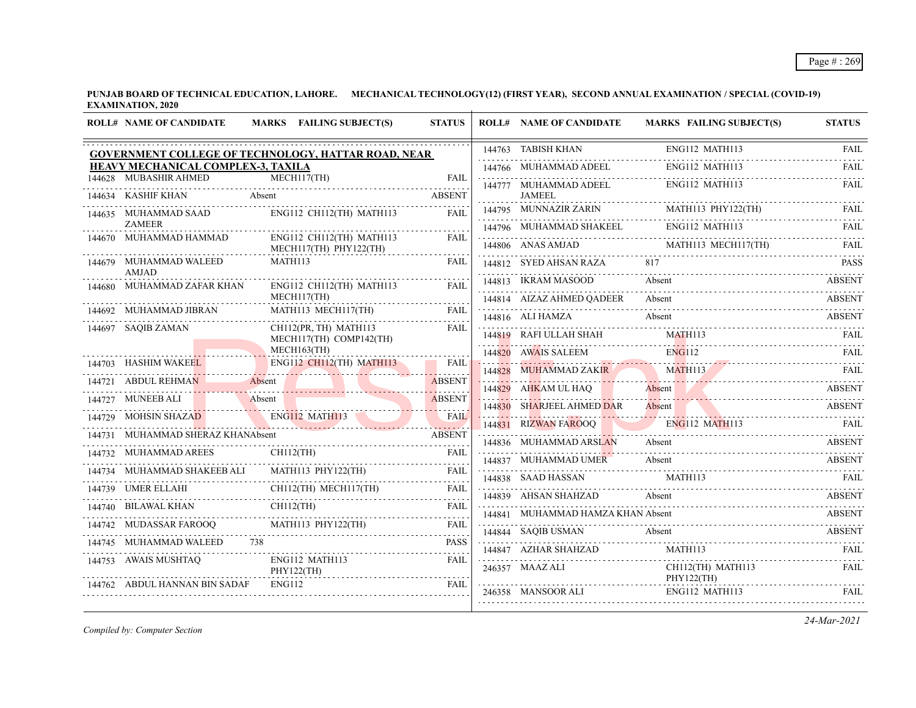**PUNJAB BOARD OF TECHNICAL EDUCATION, LAHORE. MECHANICAL TECHNOLOGY(12) (FIRST YEAR), SECOND ANNUAL EXAMINATION / SPECIAL (COVID-19) EXAMINATION, 2020**

**GOVERNMENT COLLEGE OF TECHNOLOGY, HATTAR ROAD, NEAR HEAVY MECHANICAL COMPLEX-3, TAXILA**

| ROLL# | NAME OF CANDIDATE | MARKS | FAILING SUBJECT(S) | STATUS |
|---|---|---|---|---|
| 144628 | MUBASHIR AHMED | | MECH117(TH) | FAIL |
| 144634 | KASHIF KHAN | Absent | | ABSENT |
| 144635 | MUHAMMAD SAAD ZAMEER | | ENG112 CH112(TH) MATH113 | FAIL |
| 144670 | MUHAMMAD HAMMAD | | ENG112 CH112(TH) MATH113 MECH117(TH) PHY122(TH) | FAIL |
| 144679 | MUHAMMAD WALEED AMJAD | | MATH113 | FAIL |
| 144680 | MUHAMMAD ZAFAR KHAN | | ENG112 CH112(TH) MATH113 MECH117(TH) | FAIL |
| 144692 | MUHAMMAD JIBRAN | | MATH113 MECH117(TH) | FAIL |
| 144697 | SAQIB ZAMAN | | CH112(PR, TH) MATH113 MECH117(TH) COMP142(TH) MECH163(TH) | FAIL |
| 144703 | HASHIM WAKEEL | | ENG112 CH112(TH) MATH113 | FAIL |
| 144721 | ABDUL REHMAN | Absent | | ABSENT |
| 144727 | MUNEEB ALI | Absent | | ABSENT |
| 144729 | MOHSIN SHAZAD | | ENG112 MATH113 | FAIL |
| 144731 | MUHAMMAD SHERAZ KHAN | Absent | | ABSENT |
| 144732 | MUHAMMAD AREES | | CH112(TH) | FAIL |
| 144734 | MUHAMMAD SHAKEEB ALI | | MATH113 PHY122(TH) | FAIL |
| 144739 | UMER ELLAHI | | CH112(TH) MECH117(TH) | FAIL |
| 144740 | BILAWAL KHAN | | CH112(TH) | FAIL |
| 144742 | MUDASSAR FAROOQ | | MATH113 PHY122(TH) | FAIL |
| 144745 | MUHAMMAD WALEED | 738 | | PASS |
| 144753 | AWAIS MUSHTAQ | | ENG112 MATH113 PHY122(TH) | FAIL |
| 144762 | ABDUL HANNAN BIN SADAF | | ENG112 | FAIL |
| 144763 | TABISH KHAN | | ENG112 MATH113 | FAIL |
| 144766 | MUHAMMAD ADEEL | | ENG112 MATH113 | FAIL |
| 144777 | MUHAMMAD ADEEL JAMEEL | | ENG112 MATH113 | FAIL |
| 144795 | MUNNAZIR ZARIN | | MATH113 PHY122(TH) | FAIL |
| 144796 | MUHAMMAD SHAKEEL | | ENG112 MATH113 | FAIL |
| 144806 | ANAS AMJAD | | MATH113 MECH117(TH) | FAIL |
| 144812 | SYED AHSAN RAZA | 817 | | PASS |
| 144813 | IKRAM MASOOD | Absent | | ABSENT |
| 144814 | AIZAZ AHMED QADEER | Absent | | ABSENT |
| 144816 | ALI HAMZA | Absent | | ABSENT |
| 144819 | RAFI ULLAH SHAH | | MATH113 | FAIL |
| 144820 | AWAIS SALEEM | | ENG112 | FAIL |
| 144828 | MUHAMMAD ZAKIR | | MATH113 | FAIL |
| 144829 | AHKAM UL HAQ | Absent | | ABSENT |
| 144830 | SHARJEEL AHMED DAR | Absent | | ABSENT |
| 144831 | RIZWAN FAROOQ | | ENG112 MATH113 | FAIL |
| 144836 | MUHAMMAD ARSLAN | Absent | | ABSENT |
| 144837 | MUHAMMAD UMER | Absent | | ABSENT |
| 144838 | SAAD HASSAN | | MATH113 | FAIL |
| 144839 | AHSAN SHAHZAD | Absent | | ABSENT |
| 144841 | MUHAMMAD HAMZA KHAN | Absent | | ABSENT |
| 144844 | SAQIB USMAN | Absent | | ABSENT |
| 144847 | AZHAR SHAHZAD | | MATH113 | FAIL |
| 246357 | MAAZ ALI | | CH112(TH) MATH113 PHY122(TH) | FAIL |
| 246358 | MANSOOR ALI | | ENG112 MATH113 | FAIL |

*Compiled by: Computer Section*

24-Mar-2021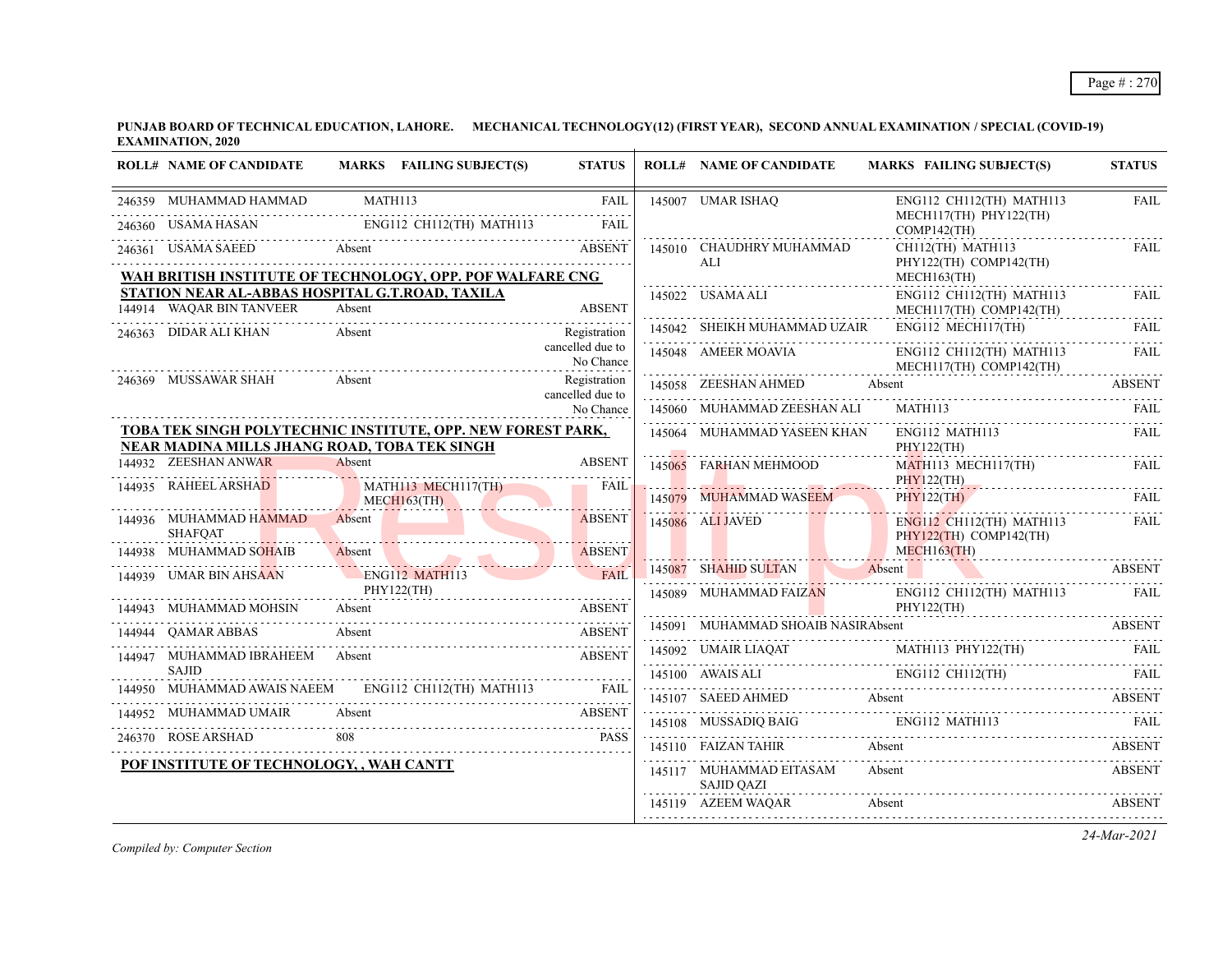**PUNJAB BOARD OF TECHNICAL EDUCATION, LAHORE. MECHANICAL TECHNOLOGY(12) (FIRST YEAR), SECOND ANNUAL EXAMINATION / SPECIAL (COVID-19) EXAMINATION, 2020**

| ROLL# | NAME OF CANDIDATE | MARKS | FAILING SUBJECT(S) | STATUS |
|---|---|---|---|---|
| 246359 | MUHAMMAD HAMMAD | | MATH113 | FAIL |
| 246360 | USAMA HASAN | | ENG112 CH112(TH) MATH113 | FAIL |
| 246361 | USAMA SAEED | Absent | | ABSENT |

**WAH BRITISH INSTITUTE OF TECHNOLOGY, OPP. POF WALFARE CNG STATION NEAR AL-ABBAS HOSPITAL G.T.ROAD, TAXILA**

| ROLL# | NAME OF CANDIDATE | MARKS | FAILING SUBJECT(S) | STATUS |
|---|---|---|---|---|
| 144914 | WAQAR BIN TANVEER | Absent | | ABSENT |
| 246363 | DIDAR ALI KHAN | Absent | | Registration cancelled due to No Chance |
| 246369 | MUSSAWAR SHAH | Absent | | Registration cancelled due to No Chance |

**TOBA TEK SINGH POLYTECHNIC INSTITUTE, OPP. NEW FOREST PARK, NEAR MADINA MILLS JHANG ROAD, TOBA TEK SINGH**

| ROLL# | NAME OF CANDIDATE | MARKS | FAILING SUBJECT(S) | STATUS |
|---|---|---|---|---|
| 144932 | ZEESHAN ANWAR | Absent | | ABSENT |
| 144935 | RAHEEL ARSHAD | | MATH113 MECH117(TH) MECH163(TH) | FAIL |
| 144936 | MUHAMMAD HAMMAD SHAFQAT | Absent | | ABSENT |
| 144938 | MUHAMMAD SOHAIB | Absent | | ABSENT |
| 144939 | UMAR BIN AHSAAN | | ENG112 MATH113 PHY122(TH) | FAIL |
| 144943 | MUHAMMAD MOHSIN | Absent | | ABSENT |
| 144944 | QAMAR ABBAS | Absent | | ABSENT |
| 144947 | MUHAMMAD IBRAHEEM SAJID | Absent | | ABSENT |
| 144950 | MUHAMMAD AWAIS NAEEM | | ENG112 CH112(TH) MATH113 | FAIL |
| 144952 | MUHAMMAD UMAIR | Absent | | ABSENT |
| 246370 | ROSE ARSHAD | 808 | | PASS |

**POF INSTITUTE OF TECHNOLOGY, , WAH CANTT**

| ROLL# | NAME OF CANDIDATE | MARKS | FAILING SUBJECT(S) | STATUS |
|---|---|---|---|---|
| 145007 | UMAR ISHAQ | | ENG112 CH112(TH) MATH113 MECH117(TH) PHY122(TH) COMP142(TH) | FAIL |
| 145010 | CHAUDHRY MUHAMMAD ALI | | CH112(TH) MATH113 PHY122(TH) COMP142(TH) MECH163(TH) | FAIL |
| 145022 | USAMA ALI | | ENG112 CH112(TH) MATH113 MECH117(TH) COMP142(TH) | FAIL |
| 145042 | SHEIKH MUHAMMAD UZAIR | | ENG112 MECH117(TH) | FAIL |
| 145048 | AMEER MOAVIA | | ENG112 CH112(TH) MATH113 MECH117(TH) COMP142(TH) | FAIL |
| 145058 | ZEESHAN AHMED | Absent | | ABSENT |
| 145060 | MUHAMMAD ZEESHAN ALI | | MATH113 | FAIL |
| 145064 | MUHAMMAD YASEEN KHAN | | ENG112 MATH113 PHY122(TH) | FAIL |
| 145065 | FARHAN MEHMOOD | | MATH113 MECH117(TH) PHY122(TH) | FAIL |
| 145079 | MUHAMMAD WASEEM | | PHY122(TH) | FAIL |
| 145086 | ALI JAVED | | ENG112 CH112(TH) MATH113 PHY122(TH) COMP142(TH) MECH163(TH) | FAIL |
| 145087 | SHAHID SULTAN | Absent | | ABSENT |
| 145089 | MUHAMMAD FAIZAN | | ENG112 CH112(TH) MATH113 PHY122(TH) | FAIL |
| 145091 | MUHAMMAD SHOAIB NASIR | Absent | | ABSENT |
| 145092 | UMAIR LIAQAT | | MATH113 PHY122(TH) | FAIL |
| 145100 | AWAIS ALI | | ENG112 CH112(TH) | FAIL |
| 145107 | SAEED AHMED | Absent | | ABSENT |
| 145108 | MUSSADIQ BAIG | | ENG112 MATH113 | FAIL |
| 145110 | FAIZAN TAHIR | Absent | | ABSENT |
| 145117 | MUHAMMAD EITASAM SAJID QAZI | Absent | | ABSENT |
| 145119 | AZEEM WAQAR | Absent | | ABSENT |

*Compiled by: Computer Section*

*24-Mar-2021*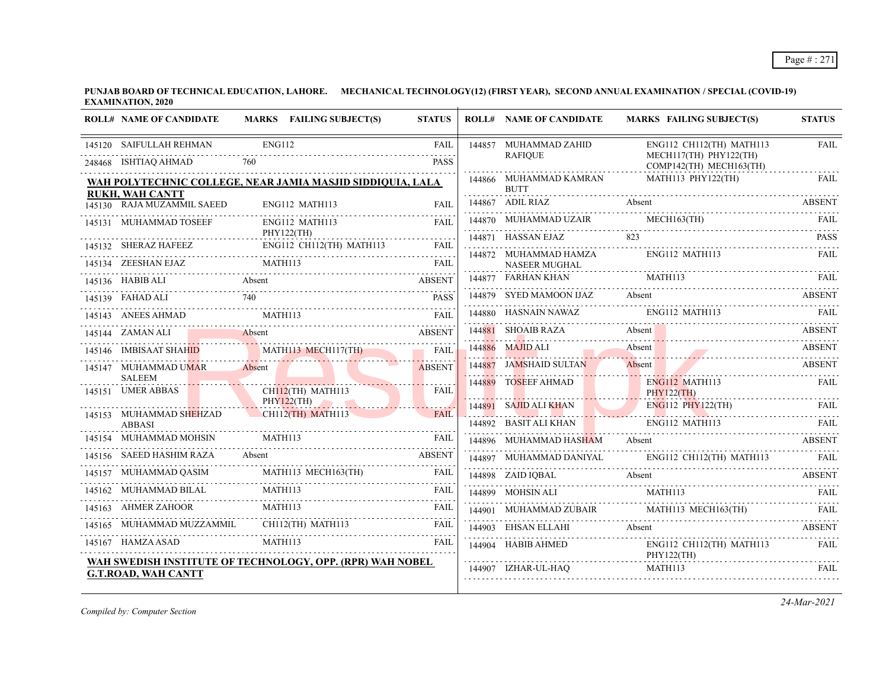**PUNJAB BOARD OF TECHNICAL EDUCATION, LAHORE. MECHANICAL TECHNOLOGY(12) (FIRST YEAR), SECOND ANNUAL EXAMINATION / SPECIAL (COVID-19) EXAMINATION, 2020**

| ROLL# | NAME OF CANDIDATE | MARKS | FAILING SUBJECT(S) | STATUS |
|---|---|---|---|---|
| 145120 | SAIFULLAH REHMAN | | ENG112 | FAIL |
| 248468 | ISHTIAQ AHMAD | 760 | | PASS |

**WAH POLYTECHNIC COLLEGE, NEAR JAMIA MASJID SIDDIQUIA, LALA RUKH, WAH CANTT**

| ROLL# | NAME OF CANDIDATE | MARKS | FAILING SUBJECT(S) | STATUS |
|---|---|---|---|---|
| 145130 | RAJA MUZAMMIL SAEED | | ENG112 MATH113 | FAIL |
| 145131 | MUHAMMAD TOSEEF | | ENG112 MATH113 PHY122(TH) | FAIL |
| 145132 | SHERAZ HAFEEZ | | ENG112 CH112(TH) MATH113 | FAIL |
| 145134 | ZEESHAN EJAZ | | MATH113 | FAIL |
| 145136 | HABIB ALI | Absent | | ABSENT |
| 145139 | FAHAD ALI | 740 | | PASS |
| 145143 | ANEES AHMAD | | MATH113 | FAIL |
| 145144 | ZAMAN ALI | Absent | | ABSENT |
| 145146 | IMBISAAT SHAHID | | MATH113 MECH117(TH) | FAIL |
| 145147 | MUHAMMAD UMAR SALEEM | Absent | | ABSENT |
| 145151 | UMER ABBAS | | CH112(TH) MATH113 PHY122(TH) | FAIL |
| 145153 | MUHAMMAD SHEHZAD ABBASI | | CH112(TH) MATH113 | FAIL |
| 145154 | MUHAMMAD MOHSIN | | MATH113 | FAIL |
| 145156 | SAEED HASHIM RAZA | Absent | | ABSENT |
| 145157 | MUHAMMAD QASIM | | MATH113 MECH163(TH) | FAIL |
| 145162 | MUHAMMAD BILAL | | MATH113 | FAIL |
| 145163 | AHMER ZAHOOR | | MATH113 | FAIL |
| 145165 | MUHAMMAD MUZZAMMIL | | CH112(TH) MATH113 | FAIL |
| 145167 | HAMZA ASAD | | MATH113 | FAIL |

**WAH SWEDISH INSTITUTE OF TECHNOLOGY, OPP. (RPR) WAH NOBEL G.T.ROAD, WAH CANTT**

| ROLL# | NAME OF CANDIDATE | MARKS | FAILING SUBJECT(S) | STATUS |
|---|---|---|---|---|
| 144857 | MUHAMMAD ZAHID RAFIQUE | | ENG112 CH112(TH) MATH113 MECH117(TH) PHY122(TH) COMP142(TH) MECH163(TH) | FAIL |
| 144866 | MUHAMMAD KAMRAN BUTT | | MATH113 PHY122(TH) | FAIL |
| 144867 | ADIL RIAZ | Absent | | ABSENT |
| 144870 | MUHAMMAD UZAIR | | MECH163(TH) | FAIL |
| 144871 | HASSAN EJAZ | 823 | | PASS |
| 144872 | MUHAMMAD HAMZA NASEER MUGHAL | | ENG112 MATH113 | FAIL |
| 144877 | FARHAN KHAN | | MATH113 | FAIL |
| 144879 | SYED MAMOON IJAZ | Absent | | ABSENT |
| 144880 | HASNAIN NAWAZ | | ENG112 MATH113 | FAIL |
| 144881 | SHOAIB RAZA | Absent | | ABSENT |
| 144886 | MAJID ALI | Absent | | ABSENT |
| 144887 | JAMSHAID SULTAN | Absent | | ABSENT |
| 144889 | TOSEEF AHMAD | | ENG112 MATH113 PHY122(TH) | FAIL |
| 144891 | SAJID ALI KHAN | | ENG112 PHY122(TH) | FAIL |
| 144892 | BASIT ALI KHAN | | ENG112 MATH113 | FAIL |
| 144896 | MUHAMMAD HASHAM | Absent | | ABSENT |
| 144897 | MUHAMMAD DANIYAL | | ENG112 CH112(TH) MATH113 | FAIL |
| 144898 | ZAID IQBAL | Absent | | ABSENT |
| 144899 | MOHSIN ALI | | MATH113 | FAIL |
| 144901 | MUHAMMAD ZUBAIR | | MATH113 MECH163(TH) | FAIL |
| 144903 | EHSAN ELLAHI | Absent | | ABSENT |
| 144904 | HABIB AHMED | | ENG112 CH112(TH) MATH113 PHY122(TH) | FAIL |
| 144907 | IZHAR-UL-HAQ | | MATH113 | FAIL |

*Compiled by: Computer Section*

*24-Mar-2021*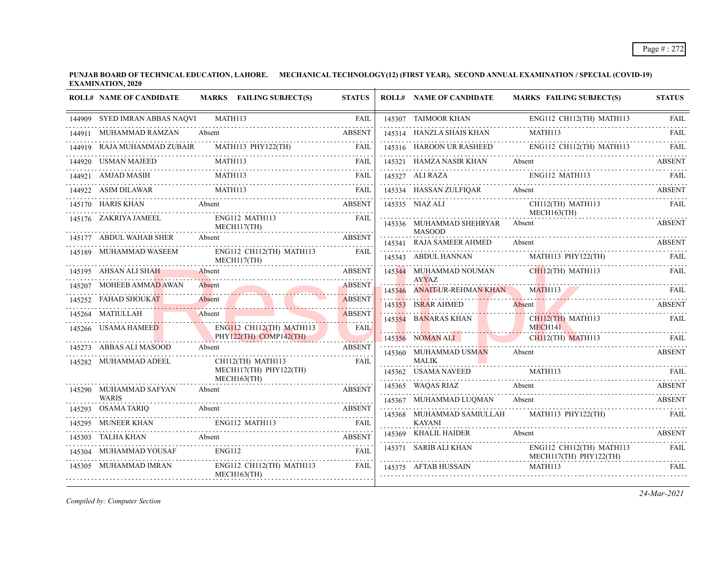**PUNJAB BOARD OF TECHNICAL EDUCATION, LAHORE. MECHANICAL TECHNOLOGY(12) (FIRST YEAR), SECOND ANNUAL EXAMINATION / SPECIAL (COVID-19) EXAMINATION, 2020**

| ROLL# | NAME OF CANDIDATE | MARKS FAILING SUBJECT(S) | STATUS |
|---|---|---|---|
| 144909 | SYED IMRAN ABBAS NAQVI | MATH113 | FAIL |
| 144911 | MUHAMMAD RAMZAN | Absent | ABSENT |
| 144919 | RAJA MUHAMMAD ZUBAIR | MATH113 PHY122(TH) | FAIL |
| 144920 | USMAN MAJEED | MATH113 | FAIL |
| 144921 | AMJAD MASIH | MATH113 | FAIL |
| 144922 | ASIM DILAWAR | MATH113 | FAIL |
| 145170 | HARIS KHAN | Absent | ABSENT |
| 145176 | ZAKRIYA JAMEEL | ENG112 MATH113 MECH117(TH) | FAIL |
| 145177 | ABDUL WAHAB SHER | Absent | ABSENT |
| 145189 | MUHAMMAD WASEEM | ENG112 CH112(TH) MATH113 MECH117(TH) | FAIL |
| 145195 | AHSAN ALI SHAH | Absent | ABSENT |
| 145207 | MOHEEB AMMAD AWAN | Absent | ABSENT |
| 145252 | FAHAD SHOUKAT | Absent | ABSENT |
| 145264 | MATIULLAH | Absent | ABSENT |
| 145266 | USAMA HAMEED | ENG112 CH112(TH) MATH113 PHY122(TH) COMP142(TH) | FAIL |
| 145273 | ABBAS ALI MASOOD | Absent | ABSENT |
| 145282 | MUHAMMAD ADEEL | CH112(TH) MATH113 MECH117(TH) PHY122(TH) MECH163(TH) | FAIL |
| 145290 | MUHAMMAD SAFYAN WARIS | Absent | ABSENT |
| 145293 | OSAMA TARIQ | Absent | ABSENT |
| 145295 | MUNEER KHAN | ENG112 MATH113 | FAIL |
| 145303 | TALHA KHAN | Absent | ABSENT |
| 145304 | MUHAMMAD YOUSAF | ENG112 | FAIL |
| 145305 | MUHAMMAD IMRAN | ENG112 CH112(TH) MATH113 MECH163(TH) | FAIL |
| 145307 | TAIMOOR KHAN | ENG112 CH112(TH) MATH113 | FAIL |
| 145314 | HANZLA SHAIS KHAN | MATH113 | FAIL |
| 145316 | HAROON UR RASHEED | ENG112 CH112(TH) MATH113 | FAIL |
| 145321 | HAMZA NASIR KHAN | Absent | ABSENT |
| 145327 | ALI RAZA | ENG112 MATH113 | FAIL |
| 145334 | HASSAN ZULFIQAR | Absent | ABSENT |
| 145335 | NIAZ ALI | CH112(TH) MATH113 MECH163(TH) | FAIL |
| 145336 | MUHAMMAD SHEHRYAR MASOOD | Absent | ABSENT |
| 145341 | RAJA SAMEER AHMED | Absent | ABSENT |
| 145343 | ABDUL HANNAN | MATH113 PHY122(TH) | FAIL |
| 145344 | MUHAMMAD NOUMAN AYYAZ | CH112(TH) MATH113 | FAIL |
| 145346 | ANAIT-UR-REHMAN KHAN | MATH113 | FAIL |
| 145353 | ISRAR AHMED | Absent | ABSENT |
| 145354 | BANARAS KHAN | CH112(TH) MATH113 MECH141 | FAIL |
| 145356 | NOMAN ALI | CH112(TH) MATH113 | FAIL |
| 145360 | MUHAMMAD USMAN MALIK | Absent | ABSENT |
| 145362 | USAMA NAVEED | MATH113 | FAIL |
| 145365 | WAQAS RIAZ | Absent | ABSENT |
| 145367 | MUHAMMAD LUQMAN | Absent | ABSENT |
| 145368 | MUHAMMAD SAMIULLAH KAYANI | MATH113 PHY122(TH) | FAIL |
| 145369 | KHALIL HAIDER | Absent | ABSENT |
| 145371 | SARIB ALI KHAN | ENG112 CH112(TH) MATH113 MECH117(TH) PHY122(TH) | FAIL |
| 145375 | AFTAB HUSSAIN | MATH113 | FAIL |

*Compiled by: Computer Section*

*24-Mar-2021*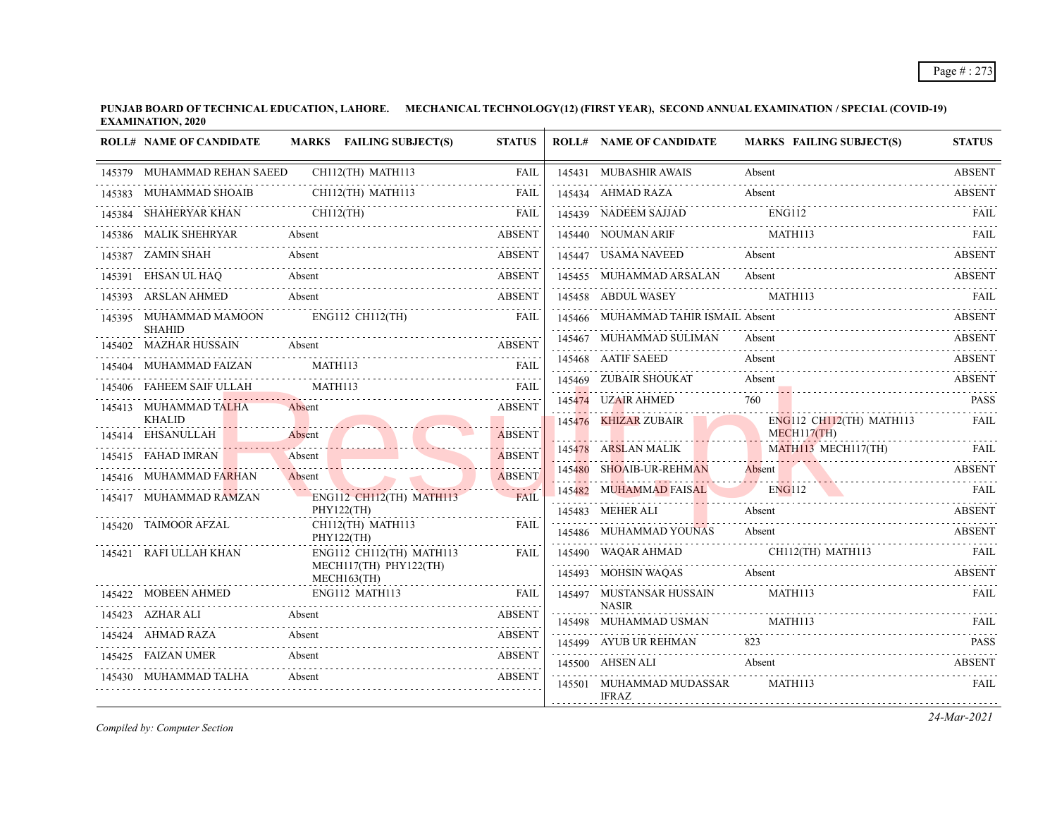**PUNJAB BOARD OF TECHNICAL EDUCATION, LAHORE. MECHANICAL TECHNOLOGY(12) (FIRST YEAR), SECOND ANNUAL EXAMINATION / SPECIAL (COVID-19) EXAMINATION, 2020**

| ROLL# | NAME OF CANDIDATE | MARKS | FAILING SUBJECT(S) | STATUS |
|---|---|---|---|---|
| 145379 | MUHAMMAD REHAN SAEED | | CH112(TH) MATH113 | FAIL |
| 145383 | MUHAMMAD SHOAIB | | CH112(TH) MATH113 | FAIL |
| 145384 | SHAHERYAR KHAN | | CH112(TH) | FAIL |
| 145386 | MALIK SHEHRYAR | Absent | | ABSENT |
| 145387 | ZAMIN SHAH | Absent | | ABSENT |
| 145391 | EHSAN UL HAQ | Absent | | ABSENT |
| 145393 | ARSLAN AHMED | Absent | | ABSENT |
| 145395 | MUHAMMAD MAMOON SHAHID | | ENG112 CH112(TH) | FAIL |
| 145402 | MAZHAR HUSSAIN | Absent | | ABSENT |
| 145404 | MUHAMMAD FAIZAN | | MATH113 | FAIL |
| 145406 | FAHEEM SAIF ULLAH | | MATH113 | FAIL |
| 145413 | MUHAMMAD TALHA KHALID | Absent | | ABSENT |
| 145414 | EHSANULLAH | Absent | | ABSENT |
| 145415 | FAHAD IMRAN | Absent | | ABSENT |
| 145416 | MUHAMMAD FARHAN | Absent | | ABSENT |
| 145417 | MUHAMMAD RAMZAN | | ENG112 CH112(TH) MATH113 PHY122(TH) | FAIL |
| 145420 | TAIMOOR AFZAL | | CH112(TH) MATH113 PHY122(TH) | FAIL |
| 145421 | RAFI ULLAH KHAN | | ENG112 CH112(TH) MATH113 MECH117(TH) PHY122(TH) MECH163(TH) | FAIL |
| 145422 | MOBEEN AHMED | | ENG112 MATH113 | FAIL |
| 145423 | AZHAR ALI | Absent | | ABSENT |
| 145424 | AHMAD RAZA | Absent | | ABSENT |
| 145425 | FAIZAN UMER | Absent | | ABSENT |
| 145430 | MUHAMMAD TALHA | Absent | | ABSENT |
| 145431 | MUBASHIR AWAIS | Absent | | ABSENT |
| 145434 | AHMAD RAZA | Absent | | ABSENT |
| 145439 | NADEEM SAJJAD | | ENG112 | FAIL |
| 145440 | NOUMAN ARIF | | MATH113 | FAIL |
| 145447 | USAMA NAVEED | Absent | | ABSENT |
| 145455 | MUHAMMAD ARSALAN | Absent | | ABSENT |
| 145458 | ABDUL WASEY | | MATH113 | FAIL |
| 145466 | MUHAMMAD TAHIR ISMAIL | Absent | | ABSENT |
| 145467 | MUHAMMAD SULIMAN | Absent | | ABSENT |
| 145468 | AATIF SAEED | Absent | | ABSENT |
| 145469 | ZUBAIR SHOUKAT | Absent | | ABSENT |
| 145474 | UZAIR AHMED | 760 | | PASS |
| 145476 | KHIZAR ZUBAIR | | ENG112 CH112(TH) MATH113 MECH117(TH) | FAIL |
| 145478 | ARSLAN MALIK | | MATH113 MECH117(TH) | FAIL |
| 145480 | SHOAIB-UR-REHMAN | Absent | | ABSENT |
| 145482 | MUHAMMAD FAISAL | | ENG112 | FAIL |
| 145483 | MEHER ALI | Absent | | ABSENT |
| 145486 | MUHAMMAD YOUNAS | Absent | | ABSENT |
| 145490 | WAQAR AHMAD | | CH112(TH) MATH113 | FAIL |
| 145493 | MOHSIN WAQAS | Absent | | ABSENT |
| 145497 | MUSTANSAR HUSSAIN NASIR | | MATH113 | FAIL |
| 145498 | MUHAMMAD USMAN | | MATH113 | FAIL |
| 145499 | AYUB UR REHMAN | 823 | | PASS |
| 145500 | AHSEN ALI | Absent | | ABSENT |
| 145501 | MUHAMMAD MUDASSAR IFRAZ | | MATH113 | FAIL |

*Compiled by: Computer Section*

*24-Mar-2021*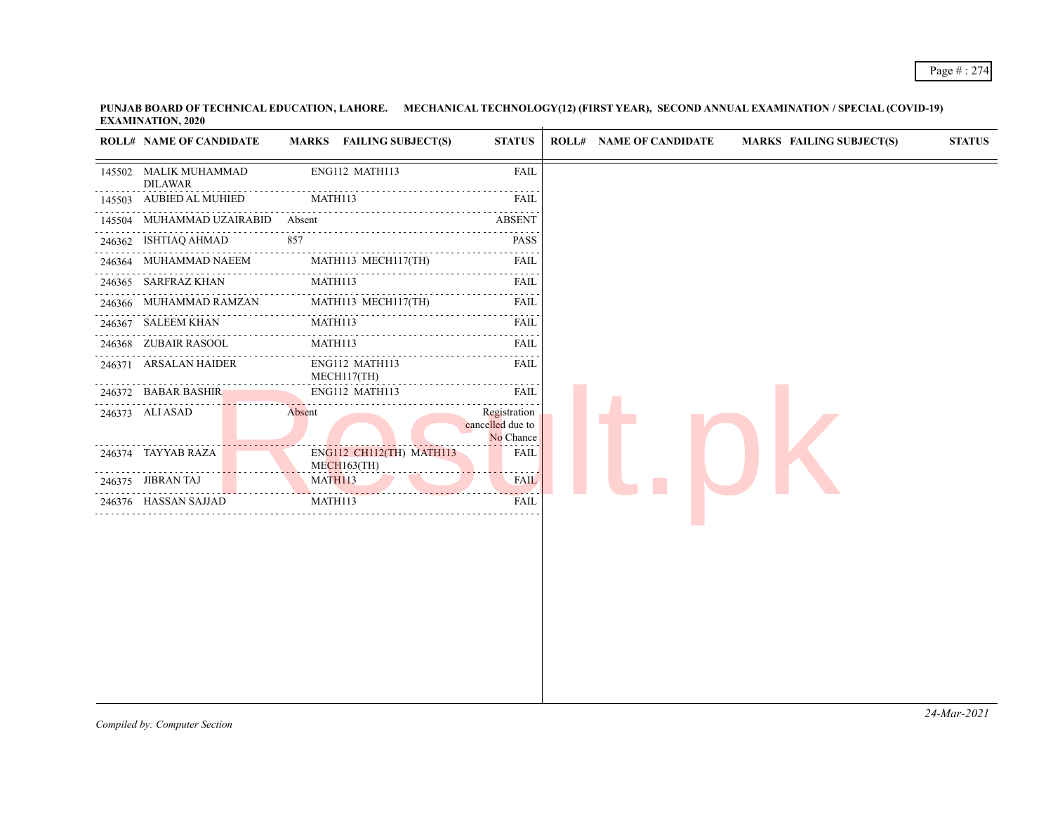**PUNJAB BOARD OF TECHNICAL EDUCATION, LAHORE. MECHANICAL TECHNOLOGY(12) (FIRST YEAR), SECOND ANNUAL EXAMINATION / SPECIAL (COVID-19) EXAMINATION, 2020**

| ROLL# | NAME OF CANDIDATE | MARKS | FAILING SUBJECT(S) | STATUS |
|---|---|---|---|---|
| 145502 | MALIK MUHAMMAD DILAWAR | | ENG112 MATH113 | FAIL |
| 145503 | AUBIED AL MUHIED | | MATH113 | FAIL |
| 145504 | MUHAMMAD UZAIRABID | Absent | | ABSENT |
| 246362 | ISHTIAQ AHMAD | 857 | | PASS |
| 246364 | MUHAMMAD NAEEM | | MATH113 MECH117(TH) | FAIL |
| 246365 | SARFRAZ KHAN | | MATH113 | FAIL |
| 246366 | MUHAMMAD RAMZAN | | MATH113 MECH117(TH) | FAIL |
| 246367 | SALEEM KHAN | | MATH113 | FAIL |
| 246368 | ZUBAIR RASOOL | | MATH113 | FAIL |
| 246371 | ARSALAN HAIDER | | ENG112 MATH113 MECH117(TH) | FAIL |
| 246372 | BABAR BASHIR | | ENG112 MATH113 | FAIL |
| 246373 | ALI ASAD | Absent | | Registration cancelled due to No Chance |
| 246374 | TAYYAB RAZA | | ENG112 CH112(TH) MATH113 MECH163(TH) | FAIL |
| 246375 | JIBRAN TAJ | | MATH113 | FAIL |
| 246376 | HASSAN SAJJAD | | MATH113 | FAIL |

*Compiled by: Computer Section*

*24-Mar-2021*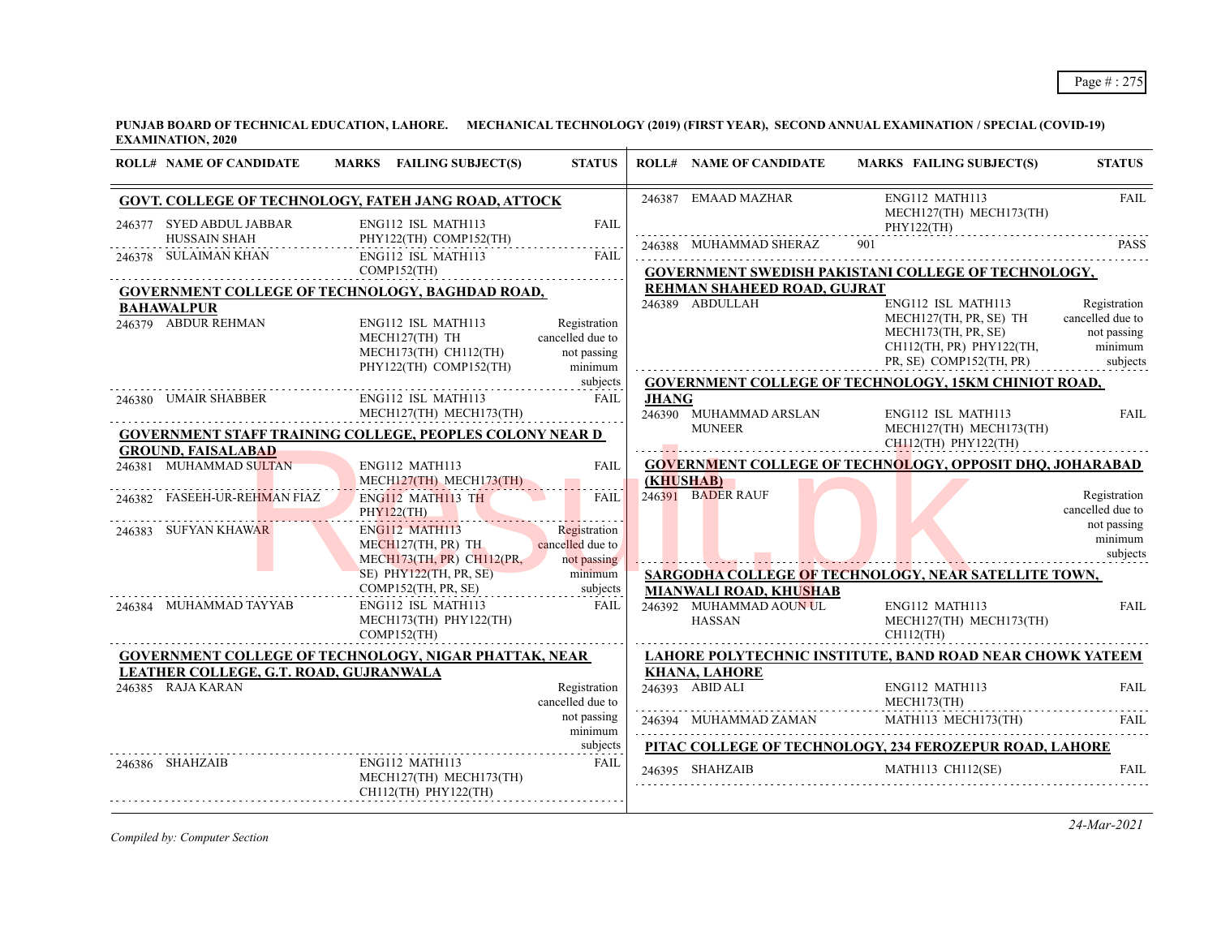**PUNJAB BOARD OF TECHNICAL EDUCATION, LAHORE. MECHANICAL TECHNOLOGY (2019) (FIRST YEAR), SECOND ANNUAL EXAMINATION / SPECIAL (COVID-19) EXAMINATION, 2020**

| ROLL# | NAME OF CANDIDATE | MARKS | FAILING SUBJECT(S) | STATUS |
|---|---|---|---|---|
| **GOVT. COLLEGE OF TECHNOLOGY, FATEH JANG ROAD, ATTOCK** | | | | |
| 246377 | SYED ABDUL JABBAR HUSSAIN SHAH | | ENG112 ISL MATH113 PHY122(TH) COMP152(TH) | FAIL |
| 246378 | SULAIMAN KHAN | | ENG112 ISL MATH113 COMP152(TH) | FAIL |
| **GOVERNMENT COLLEGE OF TECHNOLOGY, BAGHDAD ROAD, BAHAWALPUR** | | | | |
| 246379 | ABDUR REHMAN | | ENG112 ISL MATH113 MECH127(TH) TH MECH173(TH) CH112(TH) PHY122(TH) COMP152(TH) | Registration cancelled due to not passing minimum subjects |
| 246380 | UMAIR SHABBER | | ENG112 ISL MATH113 MECH127(TH) MECH173(TH) | FAIL |
| **GOVERNMENT STAFF TRAINING COLLEGE, PEOPLES COLONY NEAR D GROUND, FAISALABAD** | | | | |
| 246381 | MUHAMMAD SULTAN | | ENG112 MATH113 MECH127(TH) MECH173(TH) | FAIL |
| 246382 | FASEEH-UR-REHMAN FIAZ | | ENG112 MATH113 TH PHY122(TH) | FAIL |
| 246383 | SUFYAN KHAWAR | | ENG112 MATH113 MECH127(TH, PR) TH MECH173(TH, PR) CH112(PR, SE) PHY122(TH, PR, SE) COMP152(TH, PR, SE) | Registration cancelled due to not passing minimum subjects |
| 246384 | MUHAMMAD TAYYAB | | ENG112 ISL MATH113 MECH173(TH) PHY122(TH) COMP152(TH) | FAIL |
| **GOVERNMENT COLLEGE OF TECHNOLOGY, NIGAR PHATTAK, NEAR LEATHER COLLEGE, G.T. ROAD, GUJRANWALA** | | | | |
| 246385 | RAJA KARAN | | | Registration cancelled due to not passing minimum subjects |
| 246386 | SHAHZAIB | | ENG112 MATH113 MECH127(TH) MECH173(TH) CH112(TH) PHY122(TH) | FAIL |
| 246387 | EMAAD MAZHAR | | ENG112 MATH113 MECH127(TH) MECH173(TH) PHY122(TH) | FAIL |
| 246388 | MUHAMMAD SHERAZ | 901 | | PASS |
| **GOVERNMENT SWEDISH PAKISTANI COLLEGE OF TECHNOLOGY, REHMAN SHAHEED ROAD, GUJRAT** | | | | |
| 246389 | ABDULLAH | | ENG112 ISL MATH113 MECH127(TH, PR, SE) TH MECH173(TH, PR, SE) CH112(TH, PR) PHY122(TH, PR, SE) COMP152(TH, PR) | Registration cancelled due to not passing minimum subjects |
| **GOVERNMENT COLLEGE OF TECHNOLOGY, 15KM CHINIOT ROAD, JHANG** | | | | |
| 246390 | MUHAMMAD ARSLAN MUNEER | | ENG112 ISL MATH113 MECH127(TH) MECH173(TH) CH112(TH) PHY122(TH) | FAIL |
| **GOVERNMENT COLLEGE OF TECHNOLOGY, OPPOSIT DHQ, JOHARABAD (KHUSHAB)** | | | | |
| 246391 | BADER RAUF | | | Registration cancelled due to not passing minimum subjects |
| **SARGODHA COLLEGE OF TECHNOLOGY, NEAR SATELLITE TOWN, MIANWALI ROAD, KHUSHAB** | | | | |
| 246392 | MUHAMMAD AOUN UL HASSAN | | ENG112 MATH113 MECH127(TH) MECH173(TH) CH112(TH) | FAIL |
| **LAHORE POLYTECHNIC INSTITUTE, BAND ROAD NEAR CHOWK YATEEM KHANA, LAHORE** | | | | |
| 246393 | ABID ALI | | ENG112 MATH113 MECH173(TH) | FAIL |
| 246394 | MUHAMMAD ZAMAN | | MATH113 MECH173(TH) | FAIL |
| **PITAC COLLEGE OF TECHNOLOGY, 234 FEROZEPUR ROAD, LAHORE** | | | | |
| 246395 | SHAHZAIB | | MATH113 CH112(SE) | FAIL |

*Compiled by: Computer Section*

*24-Mar-2021*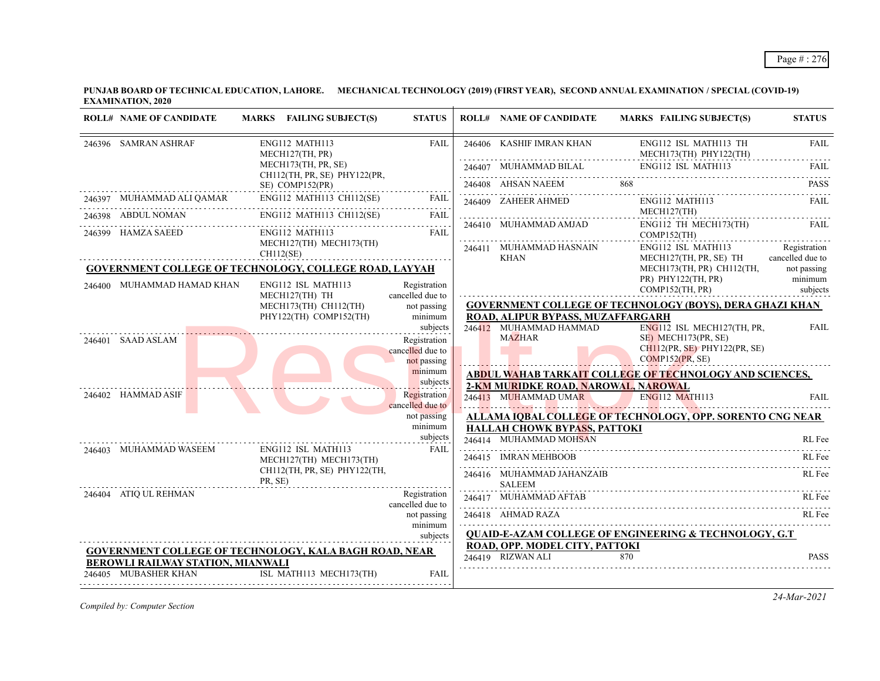**PUNJAB BOARD OF TECHNICAL EDUCATION, LAHORE. MECHANICAL TECHNOLOGY (2019) (FIRST YEAR), SECOND ANNUAL EXAMINATION / SPECIAL (COVID-19) EXAMINATION, 2020**

| ROLL# | NAME OF CANDIDATE | MARKS | FAILING SUBJECT(S) | STATUS |
|---|---|---|---|---|
| 246396 | SAMRAN ASHRAF | | ENG112 MATH113 MECH127(TH, PR) MECH173(TH, PR, SE) CH112(TH, PR, SE) PHY122(PR, SE) COMP152(PR) | FAIL |
| 246397 | MUHAMMAD ALI QAMAR | | ENG112 MATH113 CH112(SE) | FAIL |
| 246398 | ABDUL NOMAN | | ENG112 MATH113 CH112(SE) | FAIL |
| 246399 | HAMZA SAEED | | ENG112 MATH113 MECH127(TH) MECH173(TH) CH112(SE) | FAIL |

**GOVERNMENT COLLEGE OF TECHNOLOGY, COLLEGE ROAD, LAYYAH**

| ROLL# | NAME OF CANDIDATE | MARKS | FAILING SUBJECT(S) | STATUS |
|---|---|---|---|---|
| 246400 | MUHAMMAD HAMAD KHAN | | ENG112 ISL MATH113 MECH127(TH) TH MECH173(TH) CH112(TH) PHY122(TH) COMP152(TH) | Registration cancelled due to not passing minimum subjects |
| 246401 | SAAD ASLAM | | | Registration cancelled due to not passing minimum subjects |
| 246402 | HAMMAD ASIF | | | Registration cancelled due to not passing minimum subjects |
| 246403 | MUHAMMAD WASEEM | | ENG112 ISL MATH113 MECH127(TH) MECH173(TH) CH112(TH, PR, SE) PHY122(TH, PR, SE) | FAIL |
| 246404 | ATIQ UL REHMAN | | | Registration cancelled due to not passing minimum subjects |

**GOVERNMENT COLLEGE OF TECHNOLOGY, KALA BAGH ROAD, NEAR BEROWLI RAILWAY STATION, MIANWALI**

| ROLL# | NAME OF CANDIDATE | MARKS | FAILING SUBJECT(S) | STATUS |
|---|---|---|---|---|
| 246405 | MUBASHER KHAN | | ISL MATH113 MECH173(TH) | FAIL |
| 246406 | KASHIF IMRAN KHAN | | ENG112 ISL MATH113 TH MECH173(TH) PHY122(TH) | FAIL |
| 246407 | MUHAMMAD BILAL | | ENG112 ISL MATH113 | FAIL |
| 246408 | AHSAN NAEEM | 868 | | PASS |
| 246409 | ZAHEER AHMED | | ENG112 MATH113 MECH127(TH) | FAIL |
| 246410 | MUHAMMAD AMJAD | | ENG112 TH MECH173(TH) COMP152(TH) | FAIL |
| 246411 | MUHAMMAD HASNAIN KHAN | | ENG112 ISL MATH113 MECH127(TH, PR, SE) TH MECH173(TH, PR) CH112(TH, PR) PHY122(TH, PR) COMP152(TH, PR) | Registration cancelled due to not passing minimum subjects |

**GOVERNMENT COLLEGE OF TECHNOLOGY (BOYS), DERA GHAZI KHAN ROAD, ALIPUR BYPASS, MUZAFFARGARH**

| ROLL# | NAME OF CANDIDATE | MARKS | FAILING SUBJECT(S) | STATUS |
|---|---|---|---|---|
| 246412 | MUHAMMAD HAMMAD MAZHAR | | ENG112 ISL MECH127(TH, PR, SE) MECH173(PR, SE) CH112(PR, SE) PHY122(PR, SE) COMP152(PR, SE) | FAIL |

**ABDUL WAHAB TARKAIT COLLEGE OF TECHNOLOGY AND SCIENCES, 2-KM MURIDKE ROAD, NAROWAL, NAROWAL**

| ROLL# | NAME OF CANDIDATE | MARKS | FAILING SUBJECT(S) | STATUS |
|---|---|---|---|---|
| 246413 | MUHAMMAD UMAR | | ENG112 MATH113 | FAIL |

**ALLAMA IQBAL COLLEGE OF TECHNOLOGY, OPP. SORENTO CNG NEAR HALLAH CHOWK BYPASS, PATTOKI**

| ROLL# | NAME OF CANDIDATE | MARKS | FAILING SUBJECT(S) | STATUS |
|---|---|---|---|---|
| 246414 | MUHAMMAD MOHSAN | | | RL Fee |
| 246415 | IMRAN MEHBOOB | | | RL Fee |
| 246416 | MUHAMMAD JAHANZAIB SALEEM | | | RL Fee |
| 246417 | MUHAMMAD AFTAB | | | RL Fee |
| 246418 | AHMAD RAZA | | | RL Fee |

**QUAID-E-AZAM COLLEGE OF ENGINEERING & TECHNOLOGY, G.T ROAD, OPP. MODEL CITY, PATTOKI**

| ROLL# | NAME OF CANDIDATE | MARKS | FAILING SUBJECT(S) | STATUS |
|---|---|---|---|---|
| 246419 | RIZWAN ALI | 870 | | PASS |

*Compiled by: Computer Section*

*24-Mar-2021*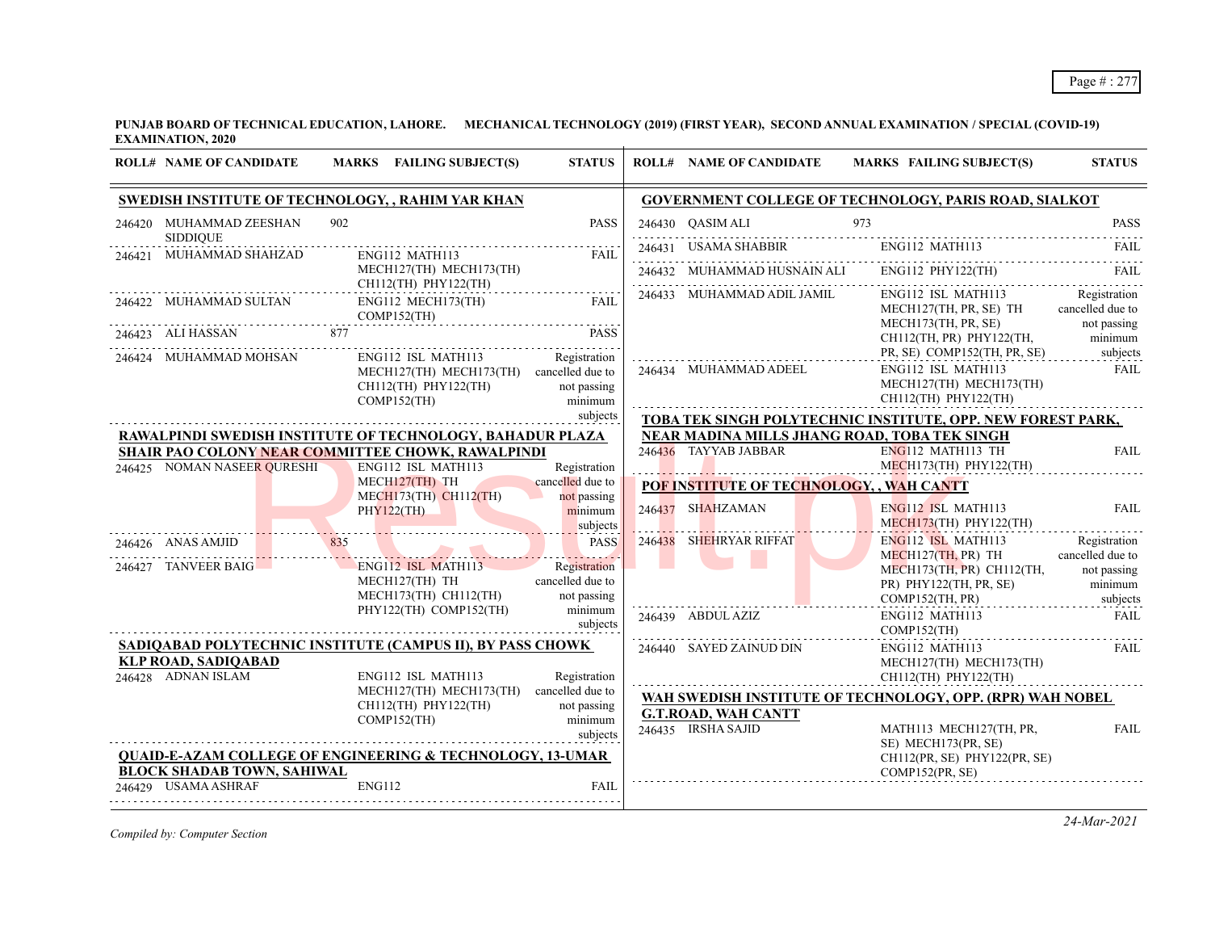**PUNJAB BOARD OF TECHNICAL EDUCATION, LAHORE. MECHANICAL TECHNOLOGY (2019) (FIRST YEAR), SECOND ANNUAL EXAMINATION / SPECIAL (COVID-19) EXAMINATION, 2020**

| ROLL# | NAME OF CANDIDATE | MARKS | FAILING SUBJECT(S) | STATUS |
|---|---|---|---|---|
| **SWEDISH INSTITUTE OF TECHNOLOGY, , RAHIM YAR KHAN** | | | | |
| 246420 | MUHAMMAD ZEESHAN SIDDIQUE | 902 | | PASS |
| 246421 | MUHAMMAD SHAHZAD | | ENG112 MATH113 MECH127(TH) MECH173(TH) CH112(TH) PHY122(TH) | FAIL |
| 246422 | MUHAMMAD SULTAN | | ENG112 MECH173(TH) COMP152(TH) | FAIL |
| 246423 | ALI HASSAN | 877 | | PASS |
| 246424 | MUHAMMAD MOHSAN | | ENG112 ISL MATH113 MECH127(TH) MECH173(TH) CH112(TH) PHY122(TH) COMP152(TH) | Registration cancelled due to not passing minimum subjects |
| **RAWALPINDI SWEDISH INSTITUTE OF TECHNOLOGY, BAHADUR PLAZA SHAIR PAO COLONY NEAR COMMITTEE CHOWK, RAWALPINDI** | | | | |
| 246425 | NOMAN NASEER QURESHI | | ENG112 ISL MATH113 MECH127(TH) TH MECH173(TH) CH112(TH) PHY122(TH) | Registration cancelled due to not passing minimum subjects |
| 246426 | ANAS AMJID | 835 | | PASS |
| 246427 | TANVEER BAIG | | ENG112 ISL MATH113 MECH127(TH) TH MECH173(TH) CH112(TH) PHY122(TH) COMP152(TH) | Registration cancelled due to not passing minimum subjects |
| **SADIQABAD POLYTECHNIC INSTITUTE (CAMPUS II), BY PASS CHOWK KLP ROAD, SADIQABAD** | | | | |
| 246428 | ADNAN ISLAM | | ENG112 ISL MATH113 MECH127(TH) MECH173(TH) CH112(TH) PHY122(TH) COMP152(TH) | Registration cancelled due to not passing minimum subjects |
| **QUAID-E-AZAM COLLEGE OF ENGINEERING & TECHNOLOGY, 13-UMAR BLOCK SHADAB TOWN, SAHIWAL** | | | | |
| 246429 | USAMA ASHRAF | | ENG112 | FAIL |
| **GOVERNMENT COLLEGE OF TECHNOLOGY, PARIS ROAD, SIALKOT** | | | | |
| 246430 | QASIM ALI | 973 | | PASS |
| 246431 | USAMA SHABBIR | | ENG112 MATH113 | FAIL |
| 246432 | MUHAMMAD HUSNAIN ALI | | ENG112 PHY122(TH) | FAIL |
| 246433 | MUHAMMAD ADIL JAMIL | | ENG112 ISL MATH113 MECH127(TH, PR, SE) TH MECH173(TH, PR, SE) CH112(TH, PR) PHY122(TH, PR, SE) COMP152(TH, PR, SE) | Registration cancelled due to not passing minimum subjects |
| 246434 | MUHAMMAD ADEEL | | ENG112 ISL MATH113 MECH127(TH) MECH173(TH) CH112(TH) PHY122(TH) | FAIL |
| **TOBA TEK SINGH POLYTECHNIC INSTITUTE, OPP. NEW FOREST PARK, NEAR MADINA MILLS JHANG ROAD, TOBA TEK SINGH** | | | | |
| 246436 | TAYYAB JABBAR | | ENG112 MATH113 TH MECH173(TH) PHY122(TH) | FAIL |
| **POF INSTITUTE OF TECHNOLOGY, , WAH CANTT** | | | | |
| 246437 | SHAHZAMAN | | ENG112 ISL MATH113 MECH173(TH) PHY122(TH) | FAIL |
| 246438 | SHEHRYAR RIFFAT | | ENG112 ISL MATH113 MECH127(TH, PR) TH MECH173(TH, PR) CH112(TH, PR) PHY122(TH, PR, SE) COMP152(TH, PR) | Registration cancelled due to not passing minimum subjects |
| 246439 | ABDUL AZIZ | | ENG112 MATH113 COMP152(TH) | FAIL |
| 246440 | SAYED ZAINUD DIN | | ENG112 MATH113 MECH127(TH) MECH173(TH) CH112(TH) PHY122(TH) | FAIL |
| **WAH SWEDISH INSTITUTE OF TECHNOLOGY, OPP. (RPR) WAH NOBEL G.T.ROAD, WAH CANTT** | | | | |
| 246435 | IRSHA SAJID | | MATH113 MECH127(TH, PR, SE) MECH173(PR, SE) CH112(PR, SE) PHY122(PR, SE) COMP152(PR, SE) | FAIL |

*Compiled by: Computer Section*

*24-Mar-2021*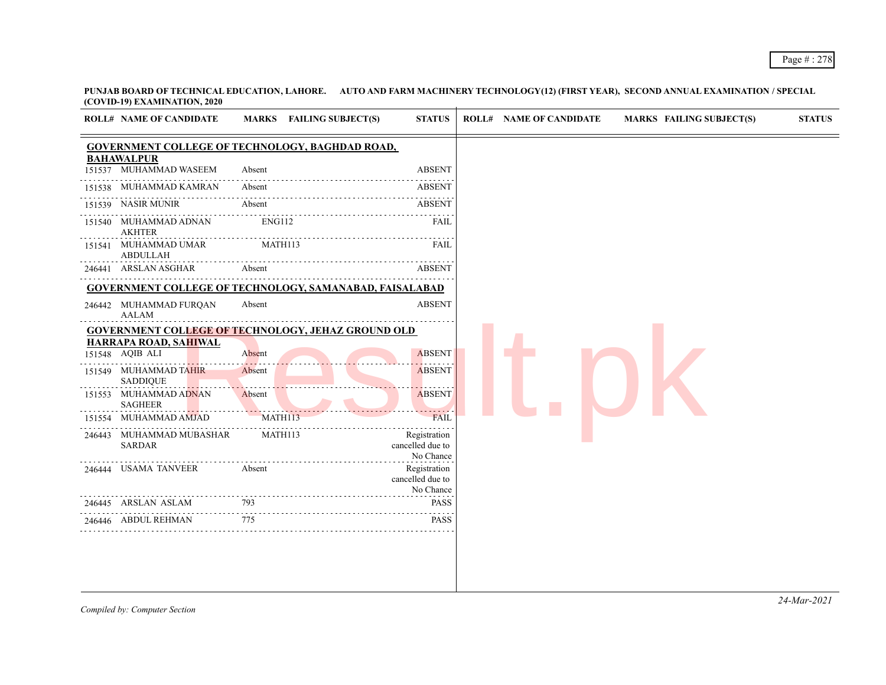**PUNJAB BOARD OF TECHNICAL EDUCATION, LAHORE. AUTO AND FARM MACHINERY TECHNOLOGY(12) (FIRST YEAR), SECOND ANNUAL EXAMINATION / SPECIAL (COVID-19) EXAMINATION, 2020**

| ROLL# | NAME OF CANDIDATE | MARKS | FAILING SUBJECT(S) | STATUS |
|---|---|---|---|---|
| **GOVERNMENT COLLEGE OF TECHNOLOGY, BAGHDAD ROAD, BAHAWALPUR** | | | | |
| 151537 | MUHAMMAD WASEEM | Absent | | ABSENT |
| 151538 | MUHAMMAD KAMRAN | Absent | | ABSENT |
| 151539 | NASIR MUNIR | Absent | | ABSENT |
| 151540 | MUHAMMAD ADNAN AKHTER | | ENG112 | FAIL |
| 151541 | MUHAMMAD UMAR ABDULLAH | | MATH113 | FAIL |
| 246441 | ARSLAN ASGHAR | Absent | | ABSENT |
| **GOVERNMENT COLLEGE OF TECHNOLOGY, SAMANABAD, FAISALABAD** | | | | |
| 246442 | MUHAMMAD FURQAN AALAM | Absent | | ABSENT |
| **GOVERNMENT COLLEGE OF TECHNOLOGY, JEHAZ GROUND OLD HARRAPA ROAD, SAHIWAL** | | | | |
| 151548 | AQIB ALI | Absent | | ABSENT |
| 151549 | MUHAMMAD TAHIR SADDIQUE | Absent | | ABSENT |
| 151553 | MUHAMMAD ADNAN SAGHEER | Absent | | ABSENT |
| 151554 | MUHAMMAD AMJAD | | MATH113 | FAIL |
| 246443 | MUHAMMAD MUBASHAR SARDAR | | MATH113 | Registration cancelled due to No Chance |
| 246444 | USAMA TANVEER | Absent | | Registration cancelled due to No Chance |
| 246445 | ARSLAN ASLAM | 793 | | PASS |
| 246446 | ABDUL REHMAN | 775 | | PASS |

*Compiled by: Computer Section*

*24-Mar-2021*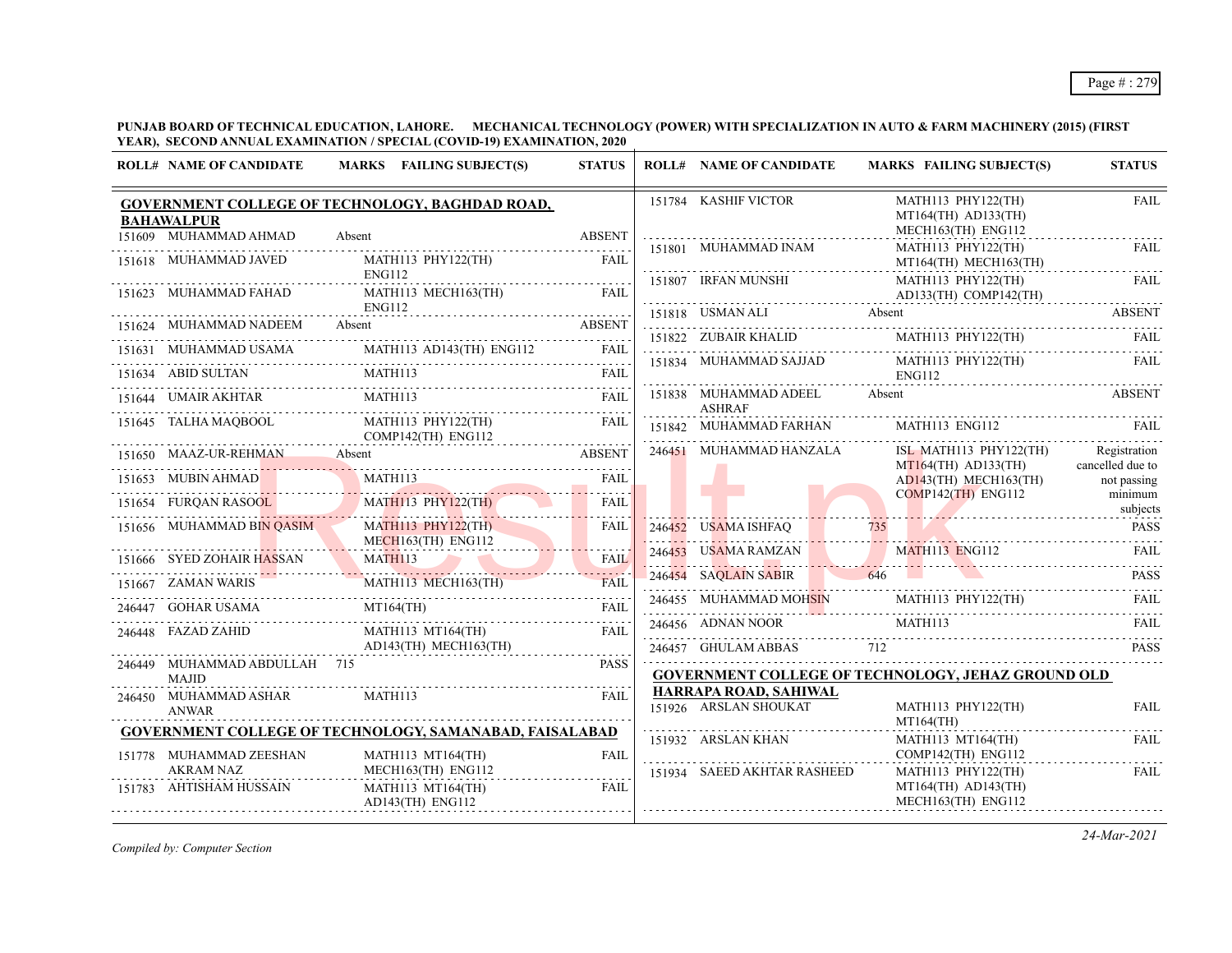**PUNJAB BOARD OF TECHNICAL EDUCATION, LAHORE. MECHANICAL TECHNOLOGY (POWER) WITH SPECIALIZATION IN AUTO & FARM MACHINERY (2015) (FIRST YEAR), SECOND ANNUAL EXAMINATION / SPECIAL (COVID-19) EXAMINATION, 2020**

## GOVERNMENT COLLEGE OF TECHNOLOGY, BAGHDAD ROAD, BAHAWALPUR

| ROLL# | NAME OF CANDIDATE | MARKS | FAILING SUBJECT(S) | STATUS |
|---|---|---|---|---|
| 151609 | MUHAMMAD AHMAD | Absent | | ABSENT |
| 151618 | MUHAMMAD JAVED | | MATH113 PHY122(TH) ENG112 | FAIL |
| 151623 | MUHAMMAD FAHAD | | MATH113 MECH163(TH) ENG112 | FAIL |
| 151624 | MUHAMMAD NADEEM | Absent | | ABSENT |
| 151631 | MUHAMMAD USAMA | | MATH113 AD143(TH) ENG112 | FAIL |
| 151634 | ABID SULTAN | | MATH113 | FAIL |
| 151644 | UMAIR AKHTAR | | MATH113 | FAIL |
| 151645 | TALHA MAQBOOL | | MATH113 PHY122(TH) COMP142(TH) ENG112 | FAIL |
| 151650 | MAAZ-UR-REHMAN | Absent | | ABSENT |
| 151653 | MUBIN AHMAD | | MATH113 | FAIL |
| 151654 | FURQAN RASOOL | | MATH113 PHY122(TH) | FAIL |
| 151656 | MUHAMMAD BIN QASIM | | MATH113 PHY122(TH) MECH163(TH) ENG112 | FAIL |
| 151666 | SYED ZOHAIR HASSAN | | MATH113 | FAIL |
| 151667 | ZAMAN WARIS | | MATH113 MECH163(TH) | FAIL |
| 246447 | GOHAR USAMA | | MT164(TH) | FAIL |
| 246448 | FAZAD ZAHID | | MATH113 MT164(TH) AD143(TH) MECH163(TH) | FAIL |
| 246449 | MUHAMMAD ABDULLAH MAJID | 715 | | PASS |
| 246450 | MUHAMMAD ASHAR ANWAR | | MATH113 | FAIL |

## GOVERNMENT COLLEGE OF TECHNOLOGY, SAMANABAD, FAISALABAD

| ROLL# | NAME OF CANDIDATE | MARKS | FAILING SUBJECT(S) | STATUS |
|---|---|---|---|---|
| 151778 | MUHAMMAD ZEESHAN AKRAM NAZ | | MATH113 MT164(TH) MECH163(TH) ENG112 | FAIL |
| 151783 | AHTISHAM HUSSAIN | | MATH113 MT164(TH) AD143(TH) ENG112 | FAIL |
| 151784 | KASHIF VICTOR | | MATH113 PHY122(TH) MT164(TH) AD133(TH) MECH163(TH) ENG112 | FAIL |
| 151801 | MUHAMMAD INAM | | MATH113 PHY122(TH) MT164(TH) MECH163(TH) | FAIL |
| 151807 | IRFAN MUNSHI | | MATH113 PHY122(TH) AD133(TH) COMP142(TH) | FAIL |
| 151818 | USMAN ALI | Absent | | ABSENT |
| 151822 | ZUBAIR KHALID | | MATH113 PHY122(TH) | FAIL |
| 151834 | MUHAMMAD SAJJAD | | MATH113 PHY122(TH) ENG112 | FAIL |
| 151838 | MUHAMMAD ADEEL ASHRAF | Absent | | ABSENT |
| 151842 | MUHAMMAD FARHAN | | MATH113 ENG112 | FAIL |
| 246451 | MUHAMMAD HANZALA | | ISL MATH113 PHY122(TH) MT164(TH) AD133(TH) AD143(TH) MECH163(TH) COMP142(TH) ENG112 | Registration cancelled due to not passing minimum subjects |
| 246452 | USAMA ISHFAQ | 735 | | PASS |
| 246453 | USAMA RAMZAN | | MATH113 ENG112 | FAIL |
| 246454 | SAQLAIN SABIR | 646 | | PASS |
| 246455 | MUHAMMAD MOHSIN | | MATH113 PHY122(TH) | FAIL |
| 246456 | ADNAN NOOR | | MATH113 | FAIL |
| 246457 | GHULAM ABBAS | 712 | | PASS |

## GOVERNMENT COLLEGE OF TECHNOLOGY, JEHAZ GROUND OLD HARRAPA ROAD, SAHIWAL

| ROLL# | NAME OF CANDIDATE | MARKS | FAILING SUBJECT(S) | STATUS |
|---|---|---|---|---|
| 151926 | ARSLAN SHOUKAT | | MATH113 PHY122(TH) MT164(TH) | FAIL |
| 151932 | ARSLAN KHAN | | MATH113 MT164(TH) COMP142(TH) ENG112 | FAIL |
| 151934 | SAEED AKHTAR RASHEED | | MATH113 PHY122(TH) MT164(TH) AD143(TH) MECH163(TH) ENG112 | FAIL |

*Compiled by: Computer Section*

*24-Mar-2021*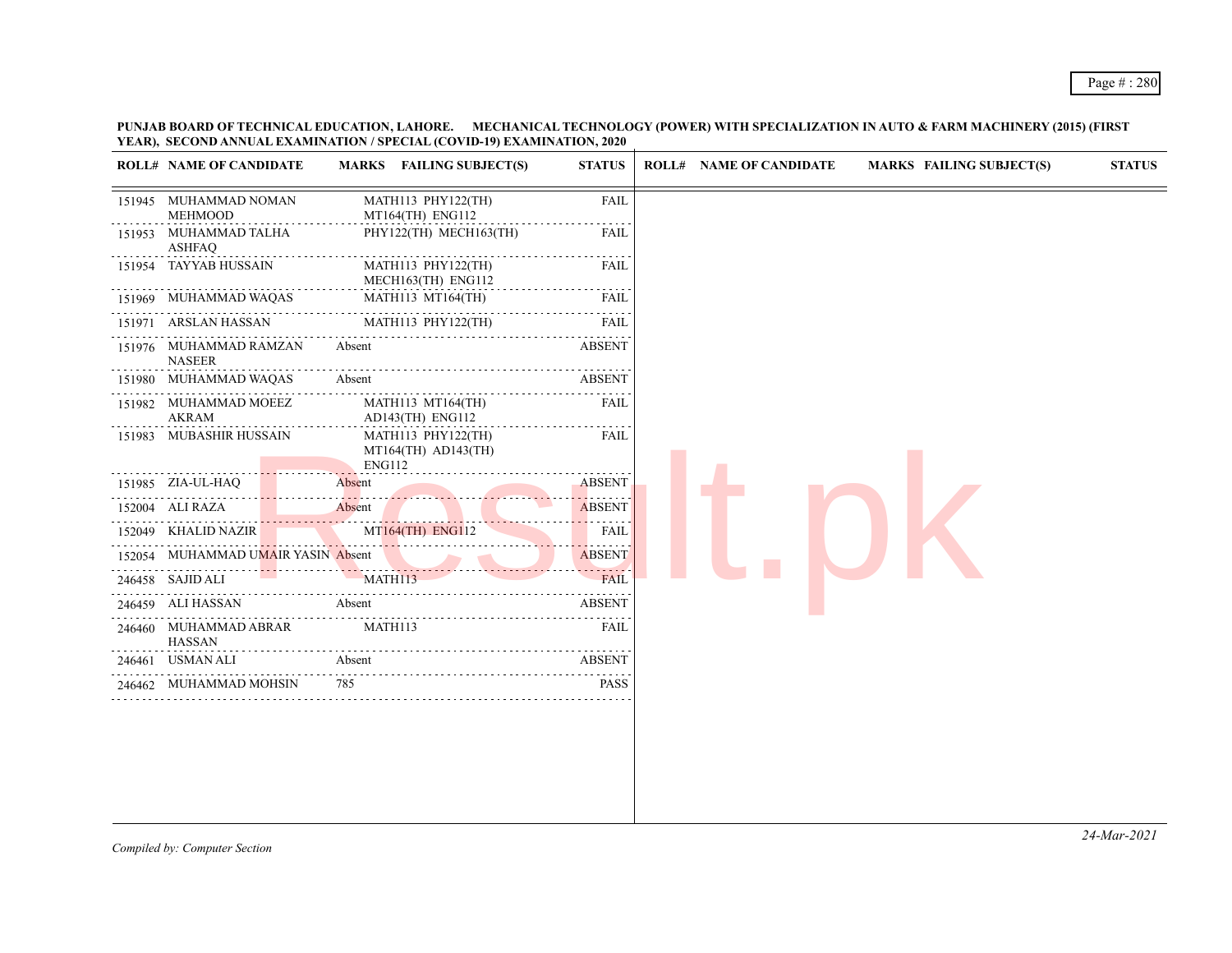**PUNJAB BOARD OF TECHNICAL EDUCATION, LAHORE. MECHANICAL TECHNOLOGY (POWER) WITH SPECIALIZATION IN AUTO & FARM MACHINERY (2015) (FIRST YEAR), SECOND ANNUAL EXAMINATION / SPECIAL (COVID-19) EXAMINATION, 2020**

| ROLL# | NAME OF CANDIDATE | MARKS | FAILING SUBJECT(S) | STATUS |
|---|---|---|---|---|
| 151945 | MUHAMMAD NOMAN MEHMOOD | | MATH113 PHY122(TH) MT164(TH) ENG112 | FAIL |
| 151953 | MUHAMMAD TALHA ASHFAQ | | PHY122(TH) MECH163(TH) | FAIL |
| 151954 | TAYYAB HUSSAIN | | MATH113 PHY122(TH) MECH163(TH) ENG112 | FAIL |
| 151969 | MUHAMMAD WAQAS | | MATH113 MT164(TH) | FAIL |
| 151971 | ARSLAN HASSAN | | MATH113 PHY122(TH) | FAIL |
| 151976 | MUHAMMAD RAMZAN NASEER | Absent | | ABSENT |
| 151980 | MUHAMMAD WAQAS | Absent | | ABSENT |
| 151982 | MUHAMMAD MOEEZ AKRAM | | MATH113 MT164(TH) AD143(TH) ENG112 | FAIL |
| 151983 | MUBASHIR HUSSAIN | | MATH113 PHY122(TH) MT164(TH) AD143(TH) ENG112 | FAIL |
| 151985 | ZIA-UL-HAQ | Absent | | ABSENT |
| 152004 | ALI RAZA | Absent | | ABSENT |
| 152049 | KHALID NAZIR | | MT164(TH) ENG112 | FAIL |
| 152054 | MUHAMMAD UMAIR YASIN | Absent | | ABSENT |
| 246458 | SAJID ALI | | MATH113 | FAIL |
| 246459 | ALI HASSAN | Absent | | ABSENT |
| 246460 | MUHAMMAD ABRAR HASSAN | | MATH113 | FAIL |
| 246461 | USMAN ALI | Absent | | ABSENT |
| 246462 | MUHAMMAD MOHSIN | 785 | | PASS |

*Compiled by: Computer Section*

*24-Mar-2021*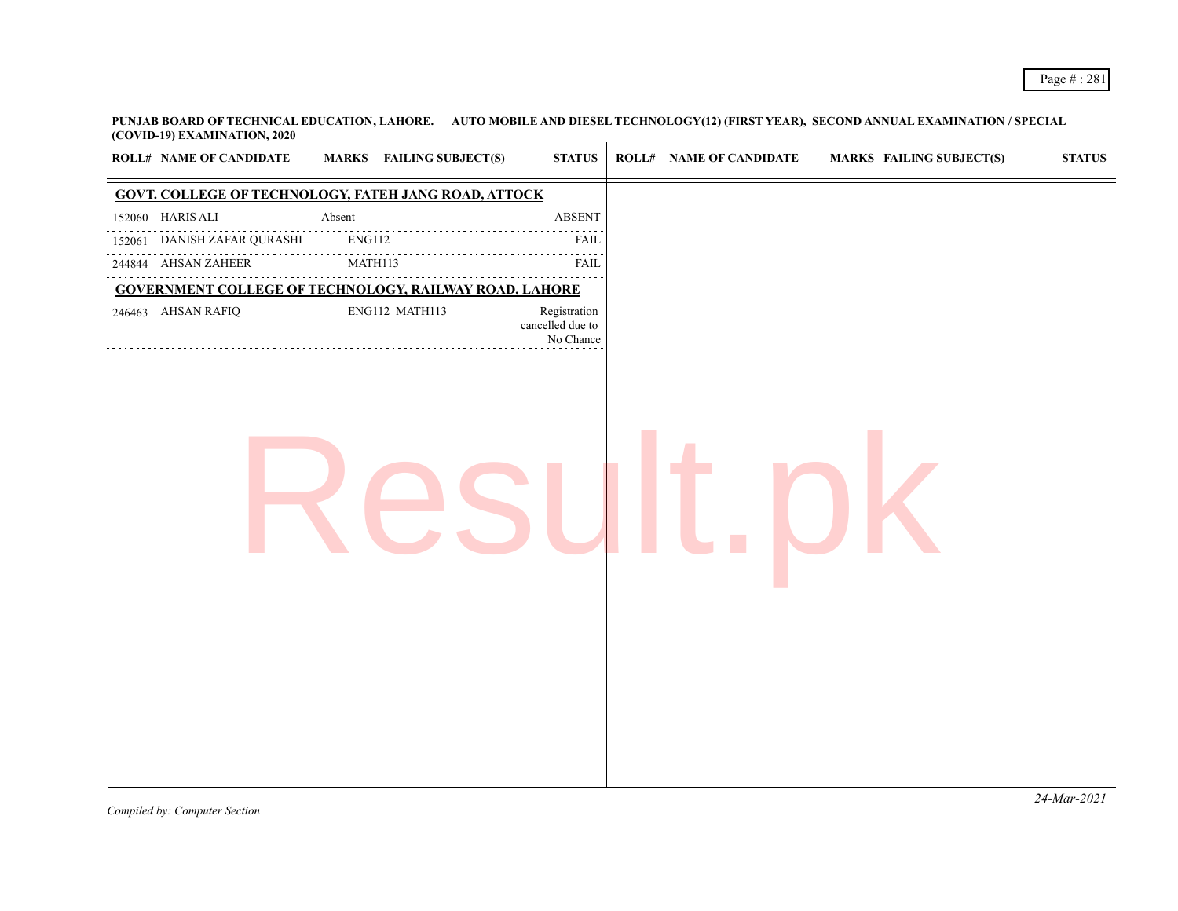**PUNJAB BOARD OF TECHNICAL EDUCATION, LAHORE. AUTO MOBILE AND DIESEL TECHNOLOGY(12) (FIRST YEAR), SECOND ANNUAL EXAMINATION / SPECIAL (COVID-19) EXAMINATION, 2020**

| ROLL# | NAME OF CANDIDATE | MARKS | FAILING SUBJECT(S) | STATUS |
|---|---|---|---|---|
| **GOVT. COLLEGE OF TECHNOLOGY, FATEH JANG ROAD, ATTOCK** | | | | |
| 152060 | HARIS ALI | Absent | | ABSENT |
| 152061 | DANISH ZAFAR QURASHI | | ENG112 | FAIL |
| 244844 | AHSAN ZAHEER | | MATH113 | FAIL |
| **GOVERNMENT COLLEGE OF TECHNOLOGY, RAILWAY ROAD, LAHORE** | | | | |
| 246463 | AHSAN RAFIQ | | ENG112 MATH113 | Registration cancelled due to No Chance |

24-Mar-2021

*Compiled by: Computer Section*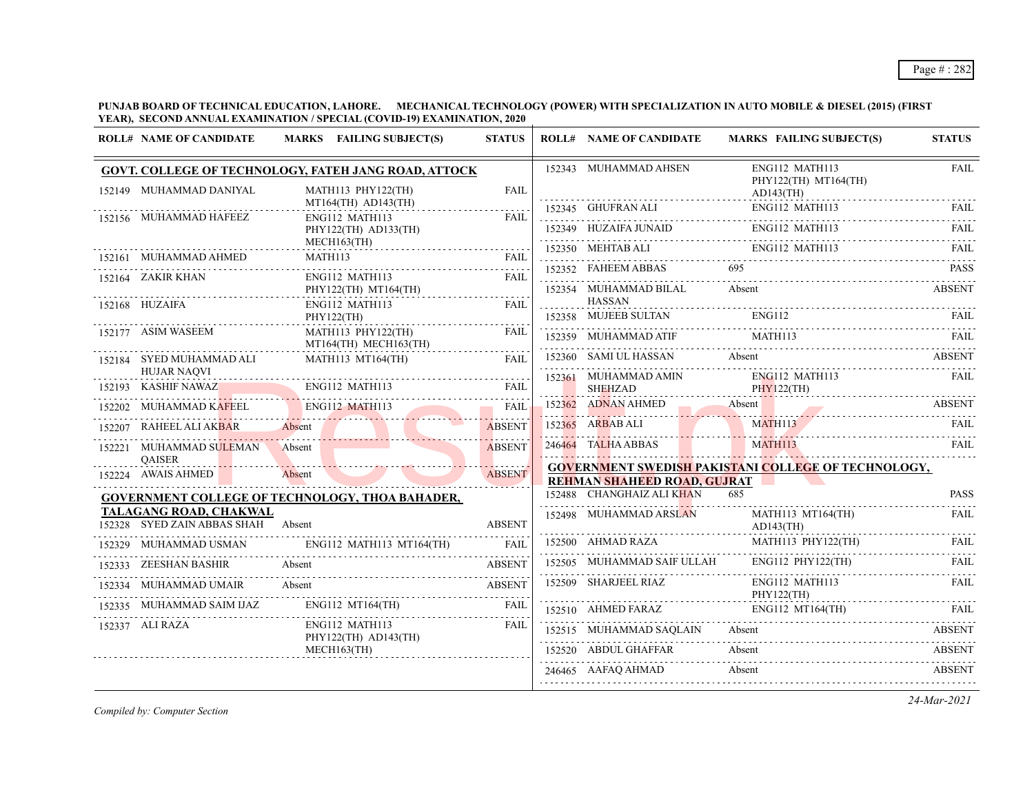**PUNJAB BOARD OF TECHNICAL EDUCATION, LAHORE. MECHANICAL TECHNOLOGY (POWER) WITH SPECIALIZATION IN AUTO MOBILE & DIESEL (2015) (FIRST YEAR), SECOND ANNUAL EXAMINATION / SPECIAL (COVID-19) EXAMINATION, 2020**

## GOVT. COLLEGE OF TECHNOLOGY, FATEH JANG ROAD, ATTOCK

| ROLL# | NAME OF CANDIDATE | MARKS | FAILING SUBJECT(S) | STATUS |
|---|---|---|---|---|
| 152149 | MUHAMMAD DANIYAL | | MATH113 PHY122(TH) MT164(TH) AD143(TH) | FAIL |
| 152156 | MUHAMMAD HAFEEZ | | ENG112 MATH113 PHY122(TH) AD133(TH) MECH163(TH) | FAIL |
| 152161 | MUHAMMAD AHMED | | MATH113 | FAIL |
| 152164 | ZAKIR KHAN | | ENG112 MATH113 PHY122(TH) MT164(TH) | FAIL |
| 152168 | HUZAIFA | | ENG112 MATH113 PHY122(TH) | FAIL |
| 152177 | ASIM WASEEM | | MATH113 PHY122(TH) MT164(TH) MECH163(TH) | FAIL |
| 152184 | SYED MUHAMMAD ALI HUJAR NAQVI | | MATH113 MT164(TH) | FAIL |
| 152193 | KASHIF NAWAZ | | ENG112 MATH113 | FAIL |
| 152202 | MUHAMMAD KAFEEL | | ENG112 MATH113 | FAIL |
| 152207 | RAHEEL ALI AKBAR | Absent | | ABSENT |
| 152221 | MUHAMMAD SULEMAN QAISER | Absent | | ABSENT |
| 152224 | AWAIS AHMED | Absent | | ABSENT |

## GOVERNMENT COLLEGE OF TECHNOLOGY, THOA BAHADER, TALAGANG ROAD, CHAKWAL

| ROLL# | NAME OF CANDIDATE | MARKS | FAILING SUBJECT(S) | STATUS |
|---|---|---|---|---|
| 152328 | SYED ZAIN ABBAS SHAH | Absent | | ABSENT |
| 152329 | MUHAMMAD USMAN | | ENG112 MATH113 MT164(TH) | FAIL |
| 152333 | ZEESHAN BASHIR | Absent | | ABSENT |
| 152334 | MUHAMMAD UMAIR | Absent | | ABSENT |
| 152335 | MUHAMMAD SAIM IJAZ | | ENG112 MT164(TH) | FAIL |
| 152337 | ALI RAZA | | ENG112 MATH113 PHY122(TH) AD143(TH) MECH163(TH) | FAIL |
| 152343 | MUHAMMAD AHSEN | | ENG112 MATH113 PHY122(TH) MT164(TH) AD143(TH) | FAIL |
| 152345 | GHUFRAN ALI | | ENG112 MATH113 | FAIL |
| 152349 | HUZAIFA JUNAID | | ENG112 MATH113 | FAIL |
| 152350 | MEHTAB ALI | | ENG112 MATH113 | FAIL |
| 152352 | FAHEEM ABBAS | 695 | | PASS |
| 152354 | MUHAMMAD BILAL HASSAN | Absent | | ABSENT |
| 152358 | MUJEEB SULTAN | | ENG112 | FAIL |
| 152359 | MUHAMMAD ATIF | | MATH113 | FAIL |
| 152360 | SAMI UL HASSAN | Absent | | ABSENT |
| 152361 | MUHAMMAD AMIN SHEHZAD | | ENG112 MATH113 PHY122(TH) | FAIL |
| 152362 | ADNAN AHMED | Absent | | ABSENT |
| 152365 | ARBAB ALI | | MATH113 | FAIL |
| 246464 | TALHA ABBAS | | MATH113 | FAIL |

## GOVERNMENT SWEDISH PAKISTANI COLLEGE OF TECHNOLOGY, REHMAN SHAHEED ROAD, GUJRAT

| ROLL# | NAME OF CANDIDATE | MARKS | FAILING SUBJECT(S) | STATUS |
|---|---|---|---|---|
| 152488 | CHANGHAIZ ALI KHAN | 685 | | PASS |
| 152498 | MUHAMMAD ARSLAN | | MATH113 MT164(TH) AD143(TH) | FAIL |
| 152500 | AHMAD RAZA | | MATH113 PHY122(TH) | FAIL |
| 152505 | MUHAMMAD SAIF ULLAH | | ENG112 PHY122(TH) | FAIL |
| 152509 | SHARJEEL RIAZ | | ENG112 MATH113 PHY122(TH) | FAIL |
| 152510 | AHMED FARAZ | | ENG112 MT164(TH) | FAIL |
| 152515 | MUHAMMAD SAQLAIN | Absent | | ABSENT |
| 152520 | ABDUL GHAFFAR | Absent | | ABSENT |
| 246465 | AAFAQ AHMAD | Absent | | ABSENT |

*Compiled by: Computer Section*

*24-Mar-2021*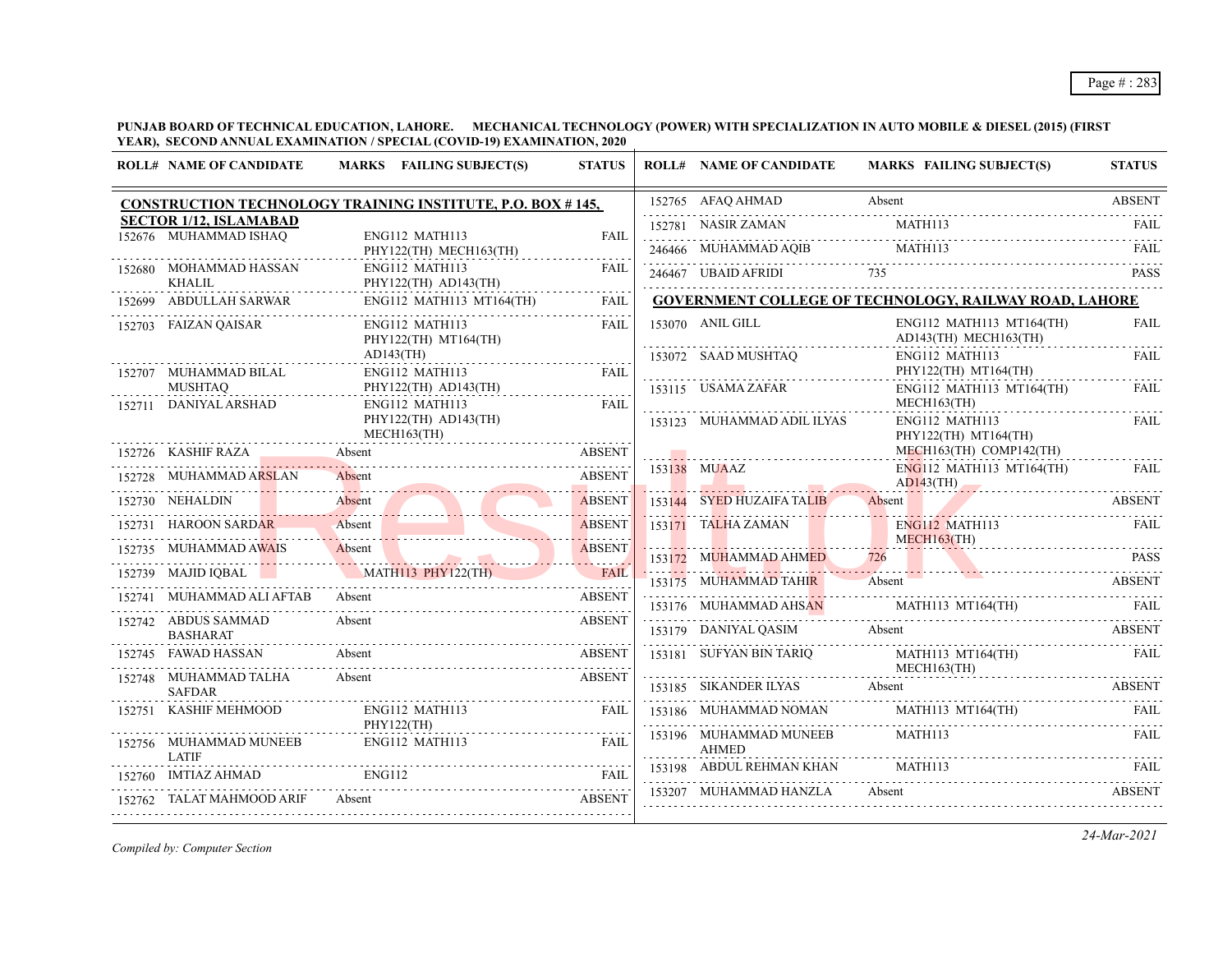PUNJAB BOARD OF TECHNICAL EDUCATION, LAHORE. MECHANICAL TECHNOLOGY (POWER) WITH SPECIALIZATION IN AUTO MOBILE & DIESEL (2015) (FIRST YEAR), SECOND ANNUAL EXAMINATION / SPECIAL (COVID-19) EXAMINATION, 2020

**CONSTRUCTION TECHNOLOGY TRAINING INSTITUTE, P.O. BOX # 145, SECTOR 1/12, ISLAMABAD**

| ROLL# | NAME OF CANDIDATE | MARKS | FAILING SUBJECT(S) | STATUS |
|---|---|---|---|---|
| 152676 | MUHAMMAD ISHAQ | | ENG112 MATH113 PHY122(TH) MECH163(TH) | FAIL |
| 152680 | MOHAMMAD HASSAN KHALIL | | ENG112 MATH113 PHY122(TH) AD143(TH) | FAIL |
| 152699 | ABDULLAH SARWAR | | ENG112 MATH113 MT164(TH) | FAIL |
| 152703 | FAIZAN QAISAR | | ENG112 MATH113 PHY122(TH) MT164(TH) AD143(TH) | FAIL |
| 152707 | MUHAMMAD BILAL MUSHTAQ | | ENG112 MATH113 PHY122(TH) AD143(TH) | FAIL |
| 152711 | DANIYAL ARSHAD | | ENG112 MATH113 PHY122(TH) AD143(TH) MECH163(TH) | FAIL |
| 152726 | KASHIF RAZA | Absent | | ABSENT |
| 152728 | MUHAMMAD ARSLAN | Absent | | ABSENT |
| 152730 | NEHALDIN | Absent | | ABSENT |
| 152731 | HAROON SARDAR | Absent | | ABSENT |
| 152735 | MUHAMMAD AWAIS | Absent | | ABSENT |
| 152739 | MAJID IQBAL | | MATH113 PHY122(TH) | FAIL |
| 152741 | MUHAMMAD ALI AFTAB | Absent | | ABSENT |
| 152742 | ABDUS SAMMAD BASHARAT | Absent | | ABSENT |
| 152745 | FAWAD HASSAN | Absent | | ABSENT |
| 152748 | MUHAMMAD TALHA SAFDAR | Absent | | ABSENT |
| 152751 | KASHIF MEHMOOD | | ENG112 MATH113 PHY122(TH) | FAIL |
| 152756 | MUHAMMAD MUNEEB LATIF | | ENG112 MATH113 | FAIL |
| 152760 | IMTIAZ AHMAD | | ENG112 | FAIL |
| 152762 | TALAT MAHMOOD ARIF | Absent | | ABSENT |
| 152765 | AFAQ AHMAD | Absent | | ABSENT |
| 152781 | NASIR ZAMAN | | MATH113 | FAIL |
| 246466 | MUHAMMAD AQIB | | MATH113 | FAIL |
| 246467 | UBAID AFRIDI | 735 | | PASS |

**GOVERNMENT COLLEGE OF TECHNOLOGY, RAILWAY ROAD, LAHORE**

| ROLL# | NAME OF CANDIDATE | MARKS | FAILING SUBJECT(S) | STATUS |
|---|---|---|---|---|
| 153070 | ANIL GILL | | ENG112 MATH113 MT164(TH) AD143(TH) MECH163(TH) | FAIL |
| 153072 | SAAD MUSHTAQ | | ENG112 MATH113 PHY122(TH) MT164(TH) | FAIL |
| 153115 | USAMA ZAFAR | | ENG112 MATH113 MT164(TH) MECH163(TH) | FAIL |
| 153123 | MUHAMMAD ADIL ILYAS | | ENG112 MATH113 PHY122(TH) MT164(TH) MECH163(TH) COMP142(TH) | FAIL |
| 153138 | MUAAZ | | ENG112 MATH113 MT164(TH) AD143(TH) | FAIL |
| 153144 | SYED HUZAIFA TALIB | Absent | | ABSENT |
| 153171 | TALHA ZAMAN | | ENG112 MATH113 MECH163(TH) | FAIL |
| 153172 | MUHAMMAD AHMED | 726 | | PASS |
| 153175 | MUHAMMAD TAHIR | Absent | | ABSENT |
| 153176 | MUHAMMAD AHSAN | | MATH113 MT164(TH) | FAIL |
| 153179 | DANIYAL QASIM | Absent | | ABSENT |
| 153181 | SUFYAN BIN TARIQ | | MATH113 MT164(TH) MECH163(TH) | FAIL |
| 153185 | SIKANDER ILYAS | Absent | | ABSENT |
| 153186 | MUHAMMAD NOMAN | | MATH113 MT164(TH) | FAIL |
| 153196 | MUHAMMAD MUNEEB AHMED | | MATH113 | FAIL |
| 153198 | ABDUL REHMAN KHAN | | MATH113 | FAIL |
| 153207 | MUHAMMAD HANZLA | Absent | | ABSENT |

*Compiled by: Computer Section*

24-Mar-2021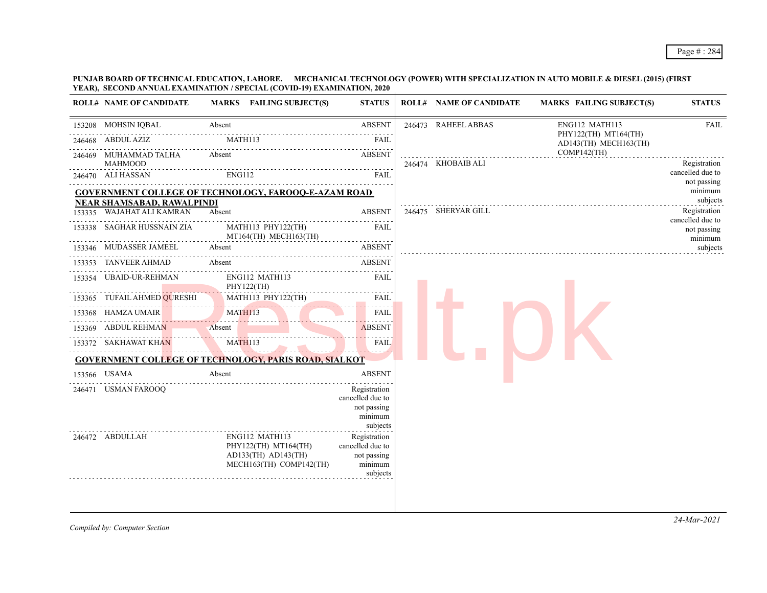PUNJAB BOARD OF TECHNICAL EDUCATION, LAHORE. MECHANICAL TECHNOLOGY (POWER) WITH SPECIALIZATION IN AUTO MOBILE & DIESEL (2015) (FIRST YEAR), SECOND ANNUAL EXAMINATION / SPECIAL (COVID-19) EXAMINATION, 2020

| ROLL# | NAME OF CANDIDATE | MARKS | FAILING SUBJECT(S) | STATUS |
|---|---|---|---|---|
| 153208 | MOHSIN IQBAL | Absent | | ABSENT |
| 246468 | ABDUL AZIZ | | MATH113 | FAIL |
| 246469 | MUHAMMAD TALHA MAHMOOD | Absent | | ABSENT |
| 246470 | ALI HASSAN | | ENG112 | FAIL |

**GOVERNMENT COLLEGE OF TECHNOLOGY, FAROOQ-E-AZAM ROAD NEAR SHAMSABAD, RAWALPINDI**

| ROLL# | NAME OF CANDIDATE | MARKS | FAILING SUBJECT(S) | STATUS |
|---|---|---|---|---|
| 153335 | WAJAHAT ALI KAMRAN | Absent | | ABSENT |
| 153338 | SAGHAR HUSSNAIN ZIA | | MATH113 PHY122(TH) MT164(TH) MECH163(TH) | FAIL |
| 153346 | MUDASSER JAMEEL | Absent | | ABSENT |
| 153353 | TANVEER AHMAD | Absent | | ABSENT |
| 153354 | UBAID-UR-REHMAN | | ENG112 MATH113 PHY122(TH) | FAIL |
| 153365 | TUFAIL AHMED QURESHI | | MATH113 PHY122(TH) | FAIL |
| 153368 | HAMZA UMAIR | | MATH113 | FAIL |
| 153369 | ABDUL REHMAN | Absent | | ABSENT |
| 153372 | SAKHAWAT KHAN | | MATH113 | FAIL |

**GOVERNMENT COLLEGE OF TECHNOLOGY, PARIS ROAD, SIALKOT**

| ROLL# | NAME OF CANDIDATE | MARKS | FAILING SUBJECT(S) | STATUS |
|---|---|---|---|---|
| 153566 | USAMA | Absent | | ABSENT |
| 246471 | USMAN FAROOQ | | | Registration cancelled due to not passing minimum subjects |
| 246472 | ABDULLAH | | ENG112 MATH113 PHY122(TH) MT164(TH) AD133(TH) AD143(TH) MECH163(TH) COMP142(TH) | Registration cancelled due to not passing minimum subjects |
| 246473 | RAHEEL ABBAS | | ENG112 MATH113 PHY122(TH) MT164(TH) AD143(TH) MECH163(TH) COMP142(TH) | FAIL |
| 246474 | KHOBAIB ALI | | | Registration cancelled due to not passing minimum subjects |
| 246475 | SHERYAR GILL | | | Registration cancelled due to not passing minimum subjects |

*Compiled by: Computer Section*

*24-Mar-2021*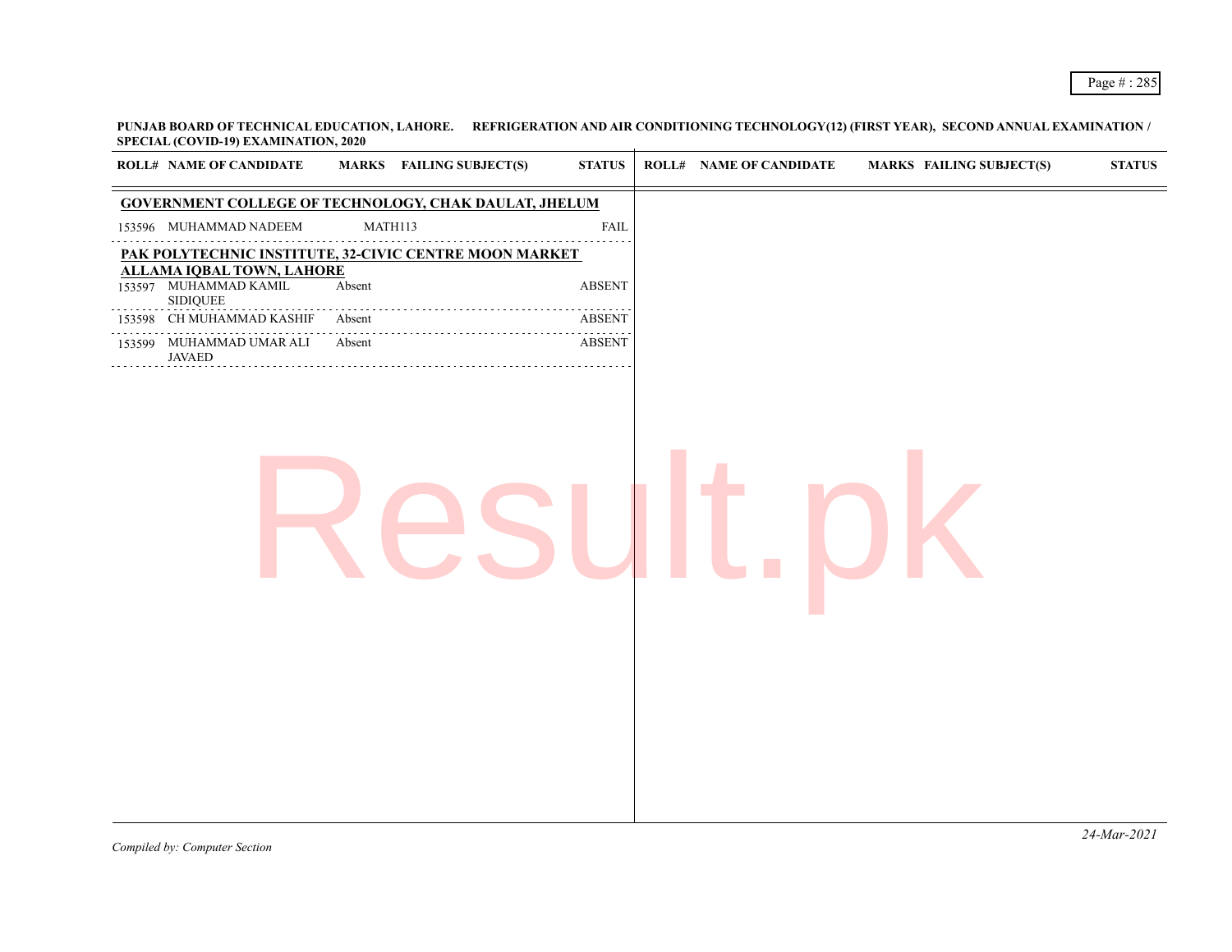**PUNJAB BOARD OF TECHNICAL EDUCATION, LAHORE. REFRIGERATION AND AIR CONDITIONING TECHNOLOGY(12) (FIRST YEAR), SECOND ANNUAL EXAMINATION / SPECIAL (COVID-19) EXAMINATION, 2020**

| ROLL# | NAME OF CANDIDATE | MARKS | FAILING SUBJECT(S) | STATUS |
|---|---|---|---|---|
| **GOVERNMENT COLLEGE OF TECHNOLOGY, CHAK DAULAT, JHELUM** | | | | |
| 153596 | MUHAMMAD NADEEM | | MATH113 | FAIL |
| **PAK POLYTECHNIC INSTITUTE, 32-CIVIC CENTRE MOON MARKET ALLAMA IQBAL TOWN, LAHORE** | | | | |
| 153597 | MUHAMMAD KAMIL SIDIQUEE | Absent | | ABSENT |
| 153598 | CH MUHAMMAD KASHIF | Absent | | ABSENT |
| 153599 | MUHAMMAD UMAR ALI JAVAED | Absent | | ABSENT |

*Compiled by: Computer Section*

*24-Mar-2021*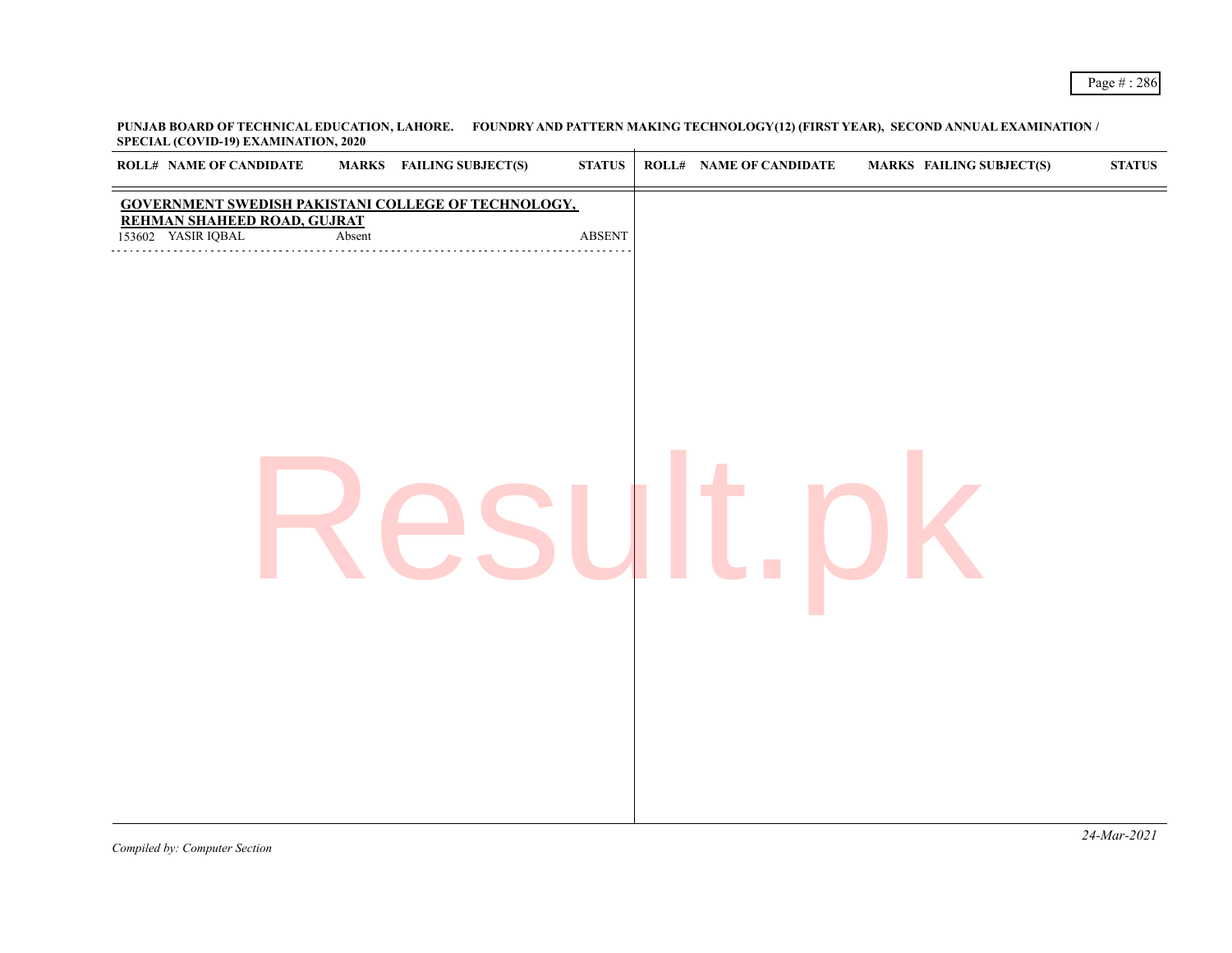**PUNJAB BOARD OF TECHNICAL EDUCATION, LAHORE. FOUNDRY AND PATTERN MAKING TECHNOLOGY(12) (FIRST YEAR), SECOND ANNUAL EXAMINATION / SPECIAL (COVID-19) EXAMINATION, 2020**

| ROLL# | NAME OF CANDIDATE | MARKS | FAILING SUBJECT(S) | STATUS |
|---|---|---|---|---|
| **GOVERNMENT SWEDISH PAKISTANI COLLEGE OF TECHNOLOGY, REHMAN SHAHEED ROAD, GUJRAT** | | | | |
| 153602 | YASIR IQBAL | Absent | | ABSENT |

*Compiled by: Computer Section*

*24-Mar-2021*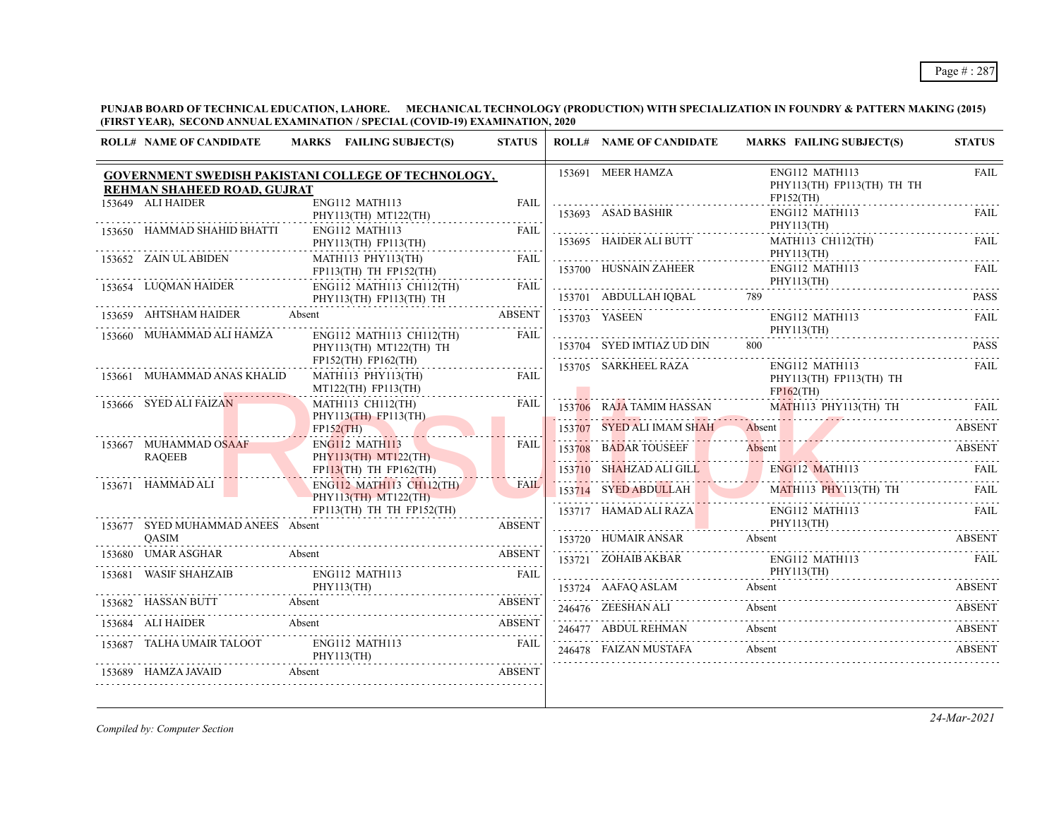**PUNJAB BOARD OF TECHNICAL EDUCATION, LAHORE. MECHANICAL TECHNOLOGY (PRODUCTION) WITH SPECIALIZATION IN FOUNDRY & PATTERN MAKING (2015) (FIRST YEAR), SECOND ANNUAL EXAMINATION / SPECIAL (COVID-19) EXAMINATION, 2020**

**GOVERNMENT SWEDISH PAKISTANI COLLEGE OF TECHNOLOGY, REHMAN SHAHEED ROAD, GUJRAT**

| ROLL# | NAME OF CANDIDATE | MARKS | FAILING SUBJECT(S) | STATUS |
|---|---|---|---|---|
| 153649 | ALI HAIDER | | ENG112 MATH113 PHY113(TH) MT122(TH) | FAIL |
| 153650 | HAMMAD SHAHID BHATTI | | ENG112 MATH113 PHY113(TH) FP113(TH) | FAIL |
| 153652 | ZAIN UL ABIDEN | | MATH113 PHY113(TH) FP113(TH) TH FP152(TH) | FAIL |
| 153654 | LUQMAN HAIDER | | ENG112 MATH113 CH112(TH) PHY113(TH) FP113(TH) TH | FAIL |
| 153659 | AHTSHAM HAIDER | Absent | | ABSENT |
| 153660 | MUHAMMAD ALI HAMZA | | ENG112 MATH113 CH112(TH) PHY113(TH) MT122(TH) TH FP152(TH) FP162(TH) | FAIL |
| 153661 | MUHAMMAD ANAS KHALID | | MATH113 PHY113(TH) MT122(TH) FP113(TH) | FAIL |
| 153666 | SYED ALI FAIZAN | | MATH113 CH112(TH) PHY113(TH) FP113(TH) FP152(TH) | FAIL |
| 153667 | MUHAMMAD OSAAF RAQEEB | | ENG112 MATH113 PHY113(TH) MT122(TH) FP113(TH) TH FP162(TH) | FAIL |
| 153671 | HAMMAD ALI | | ENG112 MATH113 CH112(TH) PHY113(TH) MT122(TH) FP113(TH) TH TH FP152(TH) | FAIL |
| 153677 | SYED MUHAMMAD ANEES QASIM | Absent | | ABSENT |
| 153680 | UMAR ASGHAR | Absent | | ABSENT |
| 153681 | WASIF SHAHZAIB | | ENG112 MATH113 PHY113(TH) | FAIL |
| 153682 | HASSAN BUTT | Absent | | ABSENT |
| 153684 | ALI HAIDER | Absent | | ABSENT |
| 153687 | TALHA UMAIR TALOOT | | ENG112 MATH113 PHY113(TH) | FAIL |
| 153689 | HAMZA JAVAID | Absent | | ABSENT |
| 153691 | MEER HAMZA | | ENG112 MATH113 PHY113(TH) FP113(TH) TH TH FP152(TH) | FAIL |
| 153693 | ASAD BASHIR | | ENG112 MATH113 PHY113(TH) | FAIL |
| 153695 | HAIDER ALI BUTT | | MATH113 CH112(TH) PHY113(TH) | FAIL |
| 153700 | HUSNAIN ZAHEER | | ENG112 MATH113 PHY113(TH) | FAIL |
| 153701 | ABDULLAH IQBAL | 789 | | PASS |
| 153703 | YASEEN | | ENG112 MATH113 PHY113(TH) | FAIL |
| 153704 | SYED IMTIAZ UD DIN | 800 | | PASS |
| 153705 | SARKHEEL RAZA | | ENG112 MATH113 PHY113(TH) FP113(TH) TH FP162(TH) | FAIL |
| 153706 | RAJA TAMIM HASSAN | | MATH113 PHY113(TH) TH | FAIL |
| 153707 | SYED ALI IMAM SHAH | Absent | | ABSENT |
| 153708 | BADAR TOUSEEF | Absent | | ABSENT |
| 153710 | SHAHZAD ALI GILL | | ENG112 MATH113 | FAIL |
| 153714 | SYED ABDULLAH | | MATH113 PHY113(TH) TH | FAIL |
| 153717 | HAMAD ALI RAZA | | ENG112 MATH113 PHY113(TH) | FAIL |
| 153720 | HUMAIR ANSAR | Absent | | ABSENT |
| 153721 | ZOHAIB AKBAR | | ENG112 MATH113 PHY113(TH) | FAIL |
| 153724 | AAFAQ ASLAM | Absent | | ABSENT |
| 246476 | ZEESHAN ALI | Absent | | ABSENT |
| 246477 | ABDUL REHMAN | Absent | | ABSENT |
| 246478 | FAIZAN MUSTAFA | Absent | | ABSENT |

*Compiled by: Computer Section*

*24-Mar-2021*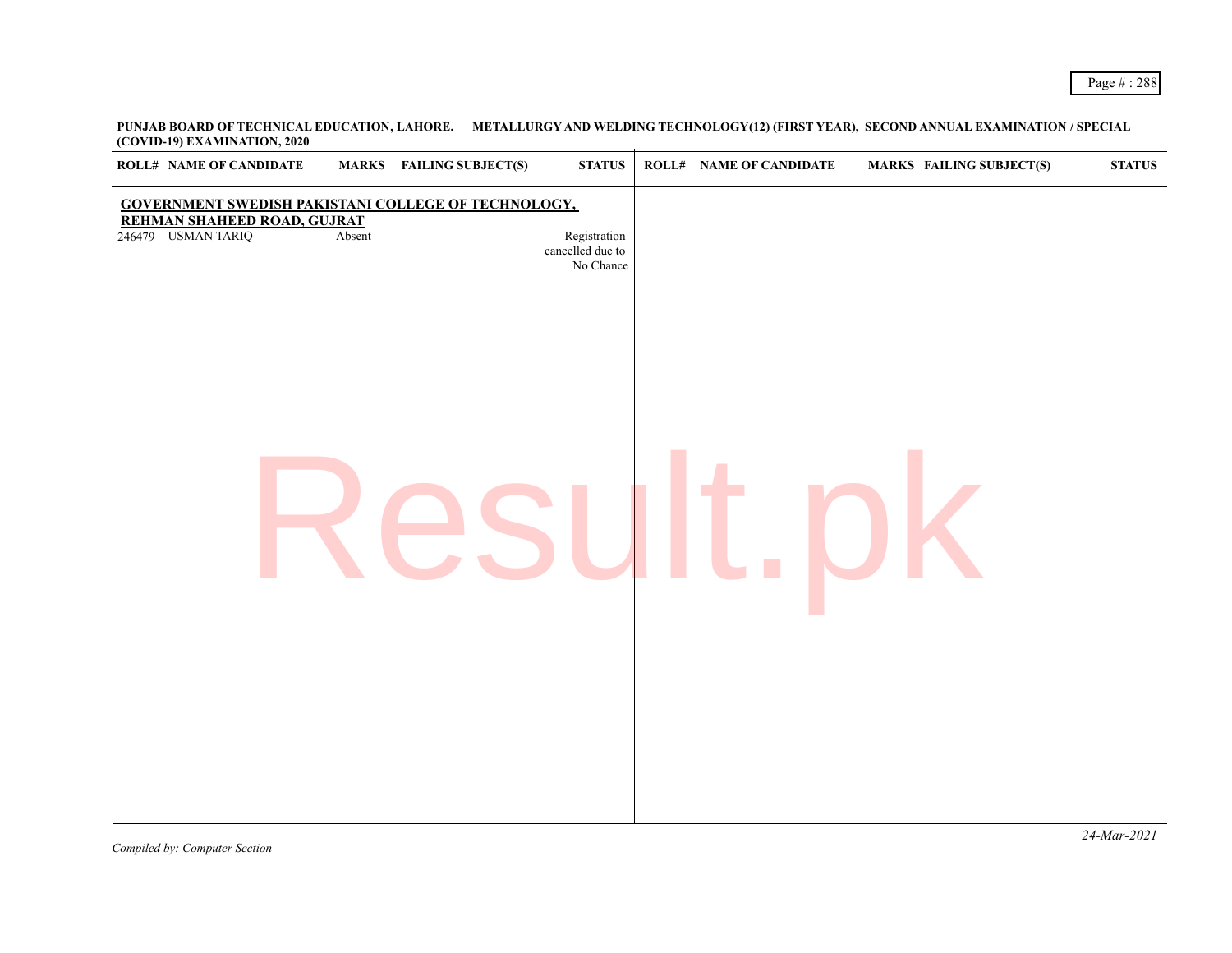**PUNJAB BOARD OF TECHNICAL EDUCATION, LAHORE. METALLURGY AND WELDING TECHNOLOGY(12) (FIRST YEAR), SECOND ANNUAL EXAMINATION / SPECIAL (COVID-19) EXAMINATION, 2020**

| ROLL# | NAME OF CANDIDATE | MARKS | FAILING SUBJECT(S) | STATUS |
|---|---|---|---|---|
| **GOVERNMENT SWEDISH PAKISTANI COLLEGE OF TECHNOLOGY, REHMAN SHAHEED ROAD, GUJRAT** | | | | |
| 246479 | USMAN TARIQ | Absent | | Registration cancelled due to No Chance |

*Compiled by: Computer Section*

*24-Mar-2021*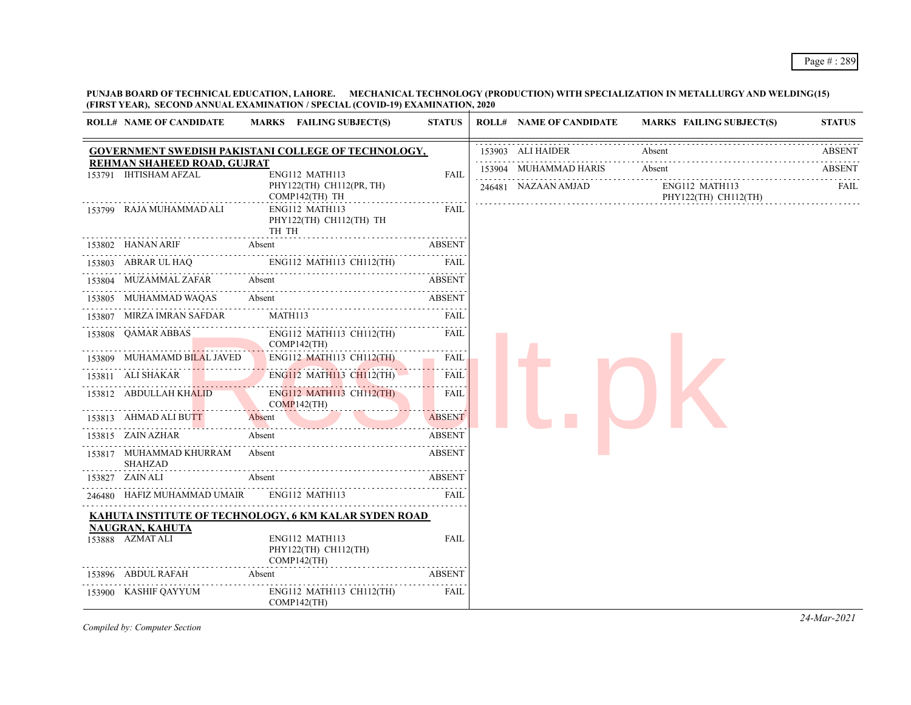**PUNJAB BOARD OF TECHNICAL EDUCATION, LAHORE. MECHANICAL TECHNOLOGY (PRODUCTION) WITH SPECIALIZATION IN METALLURGY AND WELDING(15) (FIRST YEAR), SECOND ANNUAL EXAMINATION / SPECIAL (COVID-19) EXAMINATION, 2020**

| ROLL# | NAME OF CANDIDATE | MARKS | FAILING SUBJECT(S) | STATUS |
|---|---|---|---|---|
| **GOVERNMENT SWEDISH PAKISTANI COLLEGE OF TECHNOLOGY, REHMAN SHAHEED ROAD, GUJRAT** | | | | |
| 153791 | IHTISHAM AFZAL | | ENG112 MATH113 PHY122(TH) CH112(PR, TH) COMP142(TH) TH | FAIL |
| 153799 | RAJA MUHAMMAD ALI | | ENG112 MATH113 PHY122(TH) CH112(TH) TH TH TH | FAIL |
| 153802 | HANAN ARIF | Absent | | ABSENT |
| 153803 | ABRAR UL HAQ | | ENG112 MATH113 CH112(TH) | FAIL |
| 153804 | MUZAMMAL ZAFAR | Absent | | ABSENT |
| 153805 | MUHAMMAD WAQAS | Absent | | ABSENT |
| 153807 | MIRZA IMRAN SAFDAR | | MATH113 | FAIL |
| 153808 | QAMAR ABBAS | | ENG112 MATH113 CH112(TH) COMP142(TH) | FAIL |
| 153809 | MUHAMAMD BILAL JAVED | | ENG112 MATH113 CH112(TH) | FAIL |
| 153811 | ALI SHAKAR | | ENG112 MATH113 CH112(TH) | FAIL |
| 153812 | ABDULLAH KHALID | | ENG112 MATH113 CH112(TH) COMP142(TH) | FAIL |
| 153813 | AHMAD ALI BUTT | Absent | | ABSENT |
| 153815 | ZAIN AZHAR | Absent | | ABSENT |
| 153817 | MUHAMMAD KHURRAM SHAHZAD | Absent | | ABSENT |
| 153827 | ZAIN ALI | Absent | | ABSENT |
| 246480 | HAFIZ MUHAMMAD UMAIR | | ENG112 MATH113 | FAIL |
| **KAHUTA INSTITUTE OF TECHNOLOGY, 6 KM KALAR SYDEN ROAD NAUGRAN, KAHUTA** | | | | |
| 153888 | AZMAT ALI | | ENG112 MATH113 PHY122(TH) CH112(TH) COMP142(TH) | FAIL |
| 153896 | ABDUL RAFAH | Absent | | ABSENT |
| 153900 | KASHIF QAYYUM | | ENG112 MATH113 CH112(TH) COMP142(TH) | FAIL |
| 153903 | ALI HAIDER | Absent | | ABSENT |
| 153904 | MUHAMMAD HARIS | Absent | | ABSENT |
| 246481 | NAZAAN AMJAD | | ENG112 MATH113 PHY122(TH) CH112(TH) | FAIL |

*Compiled by: Computer Section*

*24-Mar-2021*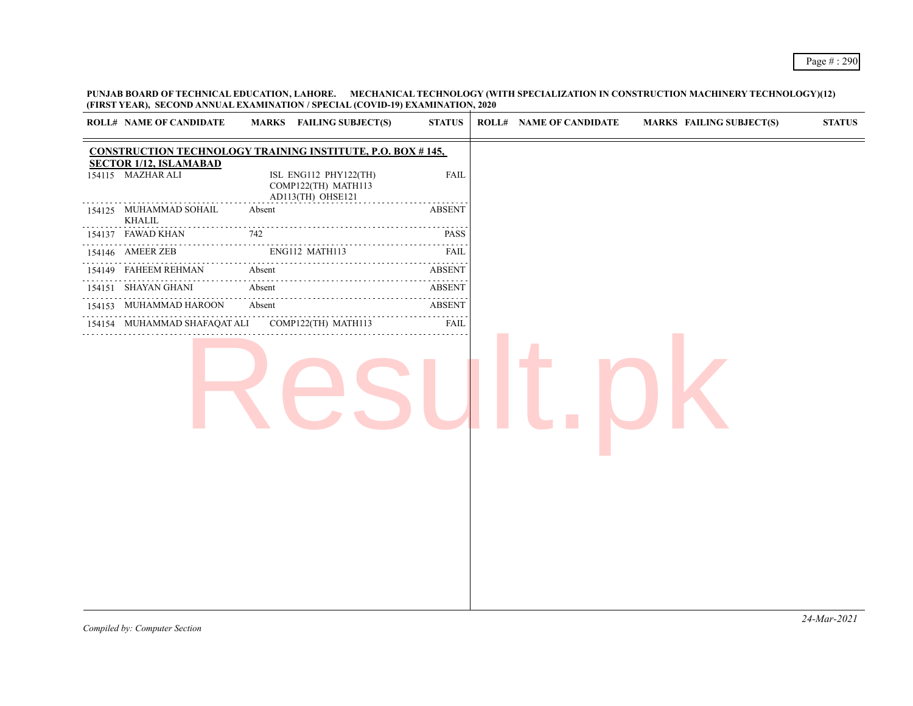**PUNJAB BOARD OF TECHNICAL EDUCATION, LAHORE. MECHANICAL TECHNOLOGY (WITH SPECIALIZATION IN CONSTRUCTION MACHINERY TECHNOLOGY)(12) (FIRST YEAR), SECOND ANNUAL EXAMINATION / SPECIAL (COVID-19) EXAMINATION, 2020**

**CONSTRUCTION TECHNOLOGY TRAINING INSTITUTE, P.O. BOX # 145, SECTOR 1/12, ISLAMABAD**

| ROLL# | NAME OF CANDIDATE | MARKS | FAILING SUBJECT(S) | STATUS |
|---|---|---|---|---|
| 154115 | MAZHAR ALI | | ISL ENG112 PHY122(TH) COMP122(TH) MATH113 AD113(TH) OHSE121 | FAIL |
| 154125 | MUHAMMAD SOHAIL KHALIL | Absent | | ABSENT |
| 154137 | FAWAD KHAN | 742 | | PASS |
| 154146 | AMEER ZEB | | ENG112 MATH113 | FAIL |
| 154149 | FAHEEM REHMAN | Absent | | ABSENT |
| 154151 | SHAYAN GHANI | Absent | | ABSENT |
| 154153 | MUHAMMAD HAROON | Absent | | ABSENT |
| 154154 | MUHAMMAD SHAFAQAT ALI | | COMP122(TH) MATH113 | FAIL |

*Compiled by: Computer Section*

*24-Mar-2021*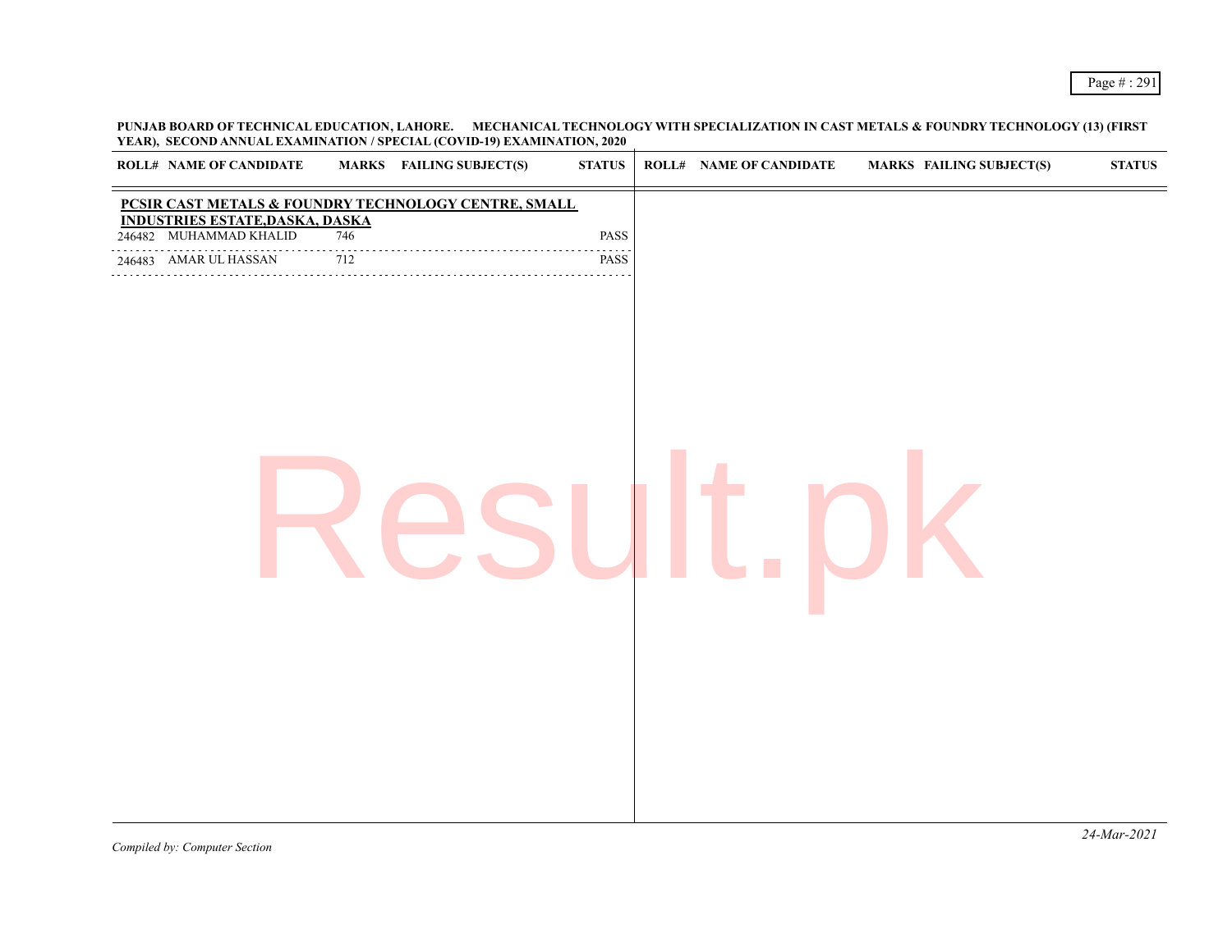**PUNJAB BOARD OF TECHNICAL EDUCATION, LAHORE. MECHANICAL TECHNOLOGY WITH SPECIALIZATION IN CAST METALS & FOUNDRY TECHNOLOGY (13) (FIRST YEAR), SECOND ANNUAL EXAMINATION / SPECIAL (COVID-19) EXAMINATION, 2020**

| ROLL# | NAME OF CANDIDATE | MARKS | FAILING SUBJECT(S) | STATUS |
|---|---|---|---|---|
| **PCSIR CAST METALS & FOUNDRY TECHNOLOGY CENTRE, SMALL INDUSTRIES ESTATE,DASKA, DASKA** | | | | |
| 246482 | MUHAMMAD KHALID | 746 | | PASS |
| 246483 | AMAR UL HASSAN | 712 | | PASS |

*Compiled by: Computer Section*

*24-Mar-2021*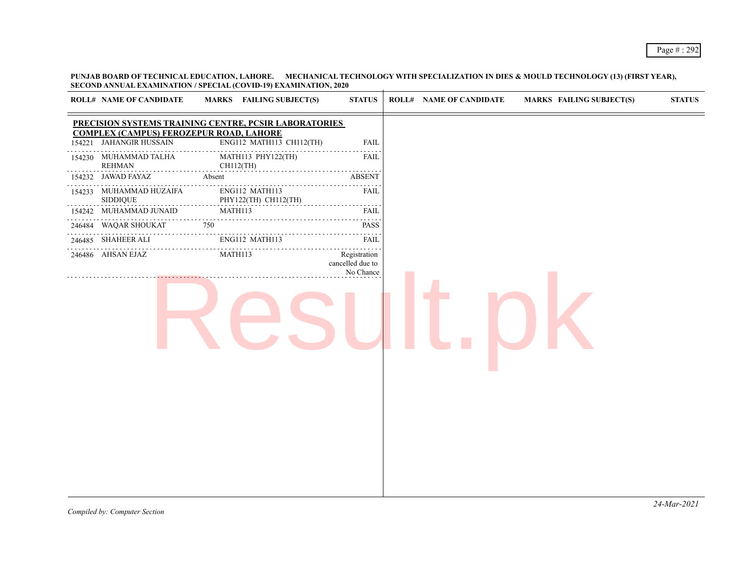**PUNJAB BOARD OF TECHNICAL EDUCATION, LAHORE. MECHANICAL TECHNOLOGY WITH SPECIALIZATION IN DIES & MOULD TECHNOLOGY (13) (FIRST YEAR), SECOND ANNUAL EXAMINATION / SPECIAL (COVID-19) EXAMINATION, 2020**

**PRECISION SYSTEMS TRAINING CENTRE, PCSIR LABORATORIES COMPLEX (CAMPUS) FEROZEPUR ROAD, LAHORE**

| ROLL# | NAME OF CANDIDATE | MARKS | FAILING SUBJECT(S) | STATUS |
|---|---|---|---|---|
| 154221 | JAHANGIR HUSSAIN | | ENG112 MATH113 CH112(TH) | FAIL |
| 154230 | MUHAMMAD TALHA REHMAN | | MATH113 PHY122(TH) CH112(TH) | FAIL |
| 154232 | JAWAD FAYAZ | Absent | | ABSENT |
| 154233 | MUHAMMAD HUZAIFA SIDDIQUE | | ENG112 MATH113 PHY122(TH) CH112(TH) | FAIL |
| 154242 | MUHAMMAD JUNAID | | MATH113 | FAIL |
| 246484 | WAQAR SHOUKAT | 750 | | PASS |
| 246485 | SHAHEER ALI | | ENG112 MATH113 | FAIL |
| 246486 | AHSAN EJAZ | | MATH113 | Registration cancelled due to No Chance |

*Compiled by: Computer Section*

*24-Mar-2021*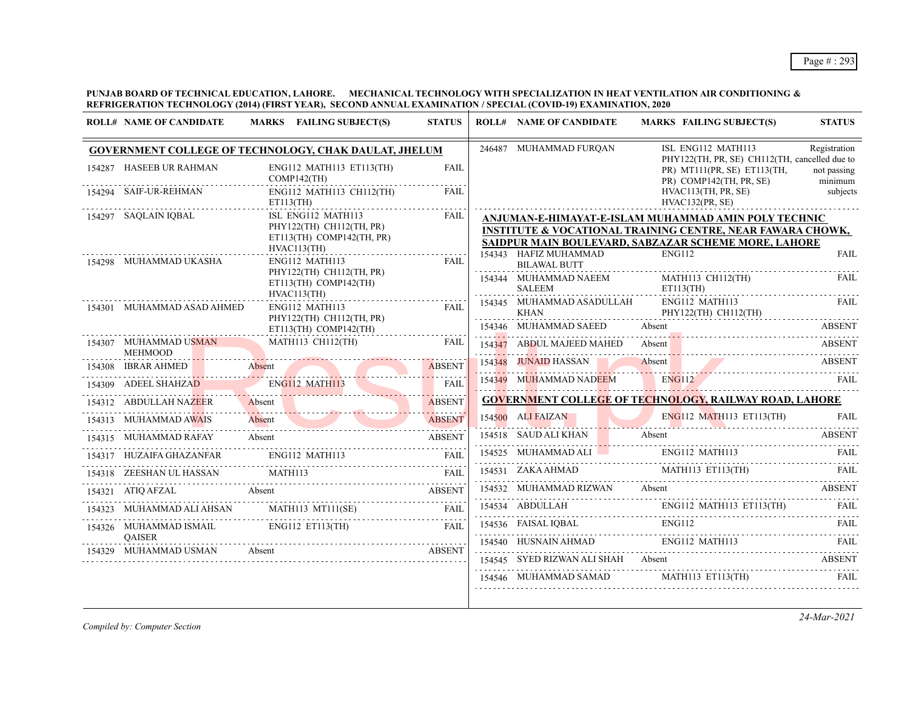**PUNJAB BOARD OF TECHNICAL EDUCATION, LAHORE. MECHANICAL TECHNOLOGY WITH SPECIALIZATION IN HEAT VENTILATION AIR CONDITIONING & REFRIGERATION TECHNOLOGY (2014) (FIRST YEAR), SECOND ANNUAL EXAMINATION / SPECIAL (COVID-19) EXAMINATION, 2020**

### GOVERNMENT COLLEGE OF TECHNOLOGY, CHAK DAULAT, JHELUM

| ROLL# | NAME OF CANDIDATE | MARKS | FAILING SUBJECT(S) | STATUS |
|---|---|---|---|---|
| 154287 | HASEEB UR RAHMAN | | ENG112 MATH113 ET113(TH) COMP142(TH) | FAIL |
| 154294 | SAIF-UR-REHMAN | | ENG112 MATH113 CH112(TH) ET113(TH) | FAIL |
| 154297 | SAQLAIN IQBAL | | ISL ENG112 MATH113 PHY122(TH) CH112(TH, PR) ET113(TH) COMP142(TH, PR) HVAC113(TH) | FAIL |
| 154298 | MUHAMMAD UKASHA | | ENG112 MATH113 PHY122(TH) CH112(TH, PR) ET113(TH) COMP142(TH) HVAC113(TH) | FAIL |
| 154301 | MUHAMMAD ASAD AHMED | | ENG112 MATH113 PHY122(TH) CH112(TH, PR) ET113(TH) COMP142(TH) | FAIL |
| 154307 | MUHAMMAD USMAN MEHMOOD | | MATH113 CH112(TH) | FAIL |
| 154308 | IBRAR AHMED | Absent | | ABSENT |
| 154309 | ADEEL SHAHZAD | | ENG112 MATH113 | FAIL |
| 154312 | ABDULLAH NAZEER | Absent | | ABSENT |
| 154313 | MUHAMMAD AWAIS | Absent | | ABSENT |
| 154315 | MUHAMMAD RAFAY | Absent | | ABSENT |
| 154317 | HUZAIFA GHAZANFAR | | ENG112 MATH113 | FAIL |
| 154318 | ZEESHAN UL HASSAN | | MATH113 | FAIL |
| 154321 | ATIQ AFZAL | Absent | | ABSENT |
| 154323 | MUHAMMAD ALI AHSAN | | MATH113 MT111(SE) | FAIL |
| 154326 | MUHAMMAD ISMAIL QAISER | | ENG112 ET113(TH) | FAIL |
| 154329 | MUHAMMAD USMAN | Absent | | ABSENT |
| 246487 | MUHAMMAD FURQAN | | ISL ENG112 MATH113 PHY122(TH, PR, SE) CH112(TH, cancelled due to PR) MT111(PR, SE) ET113(TH, PR) COMP142(TH, PR, SE) HVAC113(TH, PR, SE) HVAC132(PR, SE) | Registration not passing minimum subjects |

### ANJUMAN-E-HIMAYAT-E-ISLAM MUHAMMAD AMIN POLY TECHNIC INSTITUTE & VOCATIONAL TRAINING CENTRE, NEAR FAWARA CHOWK, SAIDPUR MAIN BOULEVARD, SABZAZAR SCHEME MORE, LAHORE

| ROLL# | NAME OF CANDIDATE | MARKS | FAILING SUBJECT(S) | STATUS |
|---|---|---|---|---|
| 154343 | HAFIZ MUHAMMAD BILAWAL BUTT | | ENG112 | FAIL |
| 154344 | MUHAMMAD NAEEM SALEEM | | MATH113 CH112(TH) ET113(TH) | FAIL |
| 154345 | MUHAMMAD ASADULLAH KHAN | | ENG112 MATH113 PHY122(TH) CH112(TH) | FAIL |
| 154346 | MUHAMMAD SAEED | Absent | | ABSENT |
| 154347 | ABDUL MAJEED MAHED | Absent | | ABSENT |
| 154348 | JUNAID HASSAN | Absent | | ABSENT |
| 154349 | MUHAMMAD NADEEM | | ENG112 | FAIL |

### GOVERNMENT COLLEGE OF TECHNOLOGY, RAILWAY ROAD, LAHORE

| ROLL# | NAME OF CANDIDATE | MARKS | FAILING SUBJECT(S) | STATUS |
|---|---|---|---|---|
| 154500 | ALI FAIZAN | | ENG112 MATH113 ET113(TH) | FAIL |
| 154518 | SAUD ALI KHAN | Absent | | ABSENT |
| 154525 | MUHAMMAD ALI | | ENG112 MATH113 | FAIL |
| 154531 | ZAKA AHMAD | | MATH113 ET113(TH) | FAIL |
| 154532 | MUHAMMAD RIZWAN | Absent | | ABSENT |
| 154534 | ABDULLAH | | ENG112 MATH113 ET113(TH) | FAIL |
| 154536 | FAISAL IQBAL | | ENG112 | FAIL |
| 154540 | HUSNAIN AHMAD | | ENG112 MATH113 | FAIL |
| 154545 | SYED RIZWAN ALI SHAH | Absent | | ABSENT |
| 154546 | MUHAMMAD SAMAD | | MATH113 ET113(TH) | FAIL |

*Compiled by: Computer Section*

*24-Mar-2021*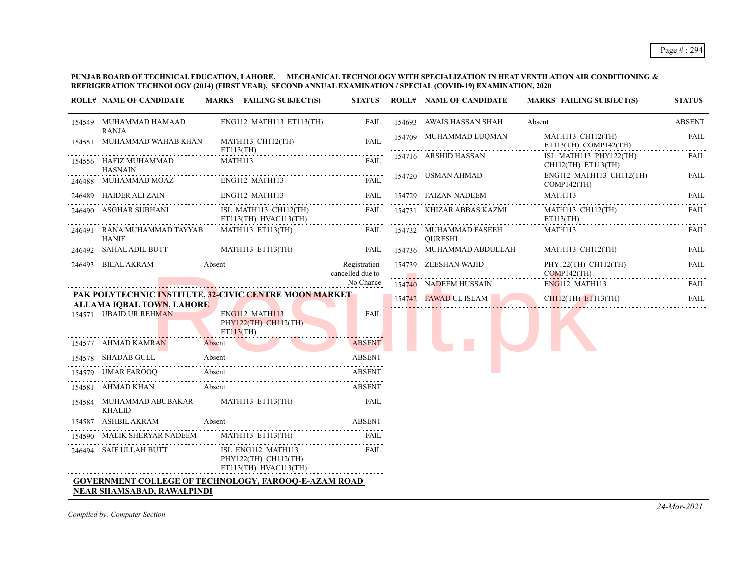**PUNJAB BOARD OF TECHNICAL EDUCATION, LAHORE. MECHANICAL TECHNOLOGY WITH SPECIALIZATION IN HEAT VENTILATION AIR CONDITIONING & REFRIGERATION TECHNOLOGY (2014) (FIRST YEAR), SECOND ANNUAL EXAMINATION / SPECIAL (COVID-19) EXAMINATION, 2020**

| ROLL# | NAME OF CANDIDATE | MARKS | FAILING SUBJECT(S) | STATUS |
|---|---|---|---|---|
| 154549 | MUHAMMAD HAMAAD RANJA | | ENG112 MATH113 ET113(TH) | FAIL |
| 154551 | MUHAMMAD WAHAB KHAN | | MATH113 CH112(TH) ET113(TH) | FAIL |
| 154556 | HAFIZ MUHAMMAD HASNAIN | | MATH113 | FAIL |
| 246488 | MUHAMMAD MOAZ | | ENG112 MATH113 | FAIL |
| 246489 | HAIDER ALI ZAIN | | ENG112 MATH113 | FAIL |
| 246490 | ASGHAR SUBHANI | | ISL MATH113 CH112(TH) ET113(TH) HVAC113(TH) | FAIL |
| 246491 | RANA MUHAMMAD TAYYAB HANIF | | MATH113 ET113(TH) | FAIL |
| 246492 | SAHAL ADIL BUTT | | MATH113 ET113(TH) | FAIL |
| 246493 | BILAL AKRAM | Absent | | Registration cancelled due to No Chance |

**PAK POLYTECHNIC INSTITUTE, 32-CIVIC CENTRE MOON MARKET ALLAMA IQBAL TOWN, LAHORE**

| ROLL# | NAME OF CANDIDATE | MARKS | FAILING SUBJECT(S) | STATUS |
|---|---|---|---|---|
| 154571 | UBAID UR REHMAN | | ENG112 MATH113 PHY122(TH) CH112(TH) ET113(TH) | FAIL |
| 154577 | AHMAD KAMRAN | Absent | | ABSENT |
| 154578 | SHADAB GULL | Absent | | ABSENT |
| 154579 | UMAR FAROOQ | Absent | | ABSENT |
| 154581 | AHMAD KHAN | Absent | | ABSENT |
| 154584 | MUHAMMAD ABUBAKAR KHALID | | MATH113 ET113(TH) | FAIL |
| 154587 | ASHBIL AKRAM | Absent | | ABSENT |
| 154590 | MALIK SHERYAR NADEEM | | MATH113 ET113(TH) | FAIL |
| 246494 | SAIF ULLAH BUTT | | ISL ENG112 MATH113 PHY122(TH) CH112(TH) ET113(TH) HVAC113(TH) | FAIL |

**GOVERNMENT COLLEGE OF TECHNOLOGY, FAROOQ-E-AZAM ROAD NEAR SHAMSABAD, RAWALPINDI**

| ROLL# | NAME OF CANDIDATE | MARKS | FAILING SUBJECT(S) | STATUS |
|---|---|---|---|---|
| 154693 | AWAIS HASSAN SHAH | Absent | | ABSENT |
| 154709 | MUHAMMAD LUQMAN | | MATH113 CH112(TH) ET113(TH) COMP142(TH) | FAIL |
| 154716 | ARSHID HASSAN | | ISL MATH113 PHY122(TH) CH112(TH) ET113(TH) | FAIL |
| 154720 | USMAN AHMAD | | ENG112 MATH113 CH112(TH) COMP142(TH) | FAIL |
| 154729 | FAIZAN NADEEM | | MATH113 | FAIL |
| 154731 | KHIZAR ABBAS KAZMI | | MATH113 CH112(TH) ET113(TH) | FAIL |
| 154732 | MUHAMMAD FASEEH QURESHI | | MATH113 | FAIL |
| 154736 | MUHAMMAD ABDULLAH | | MATH113 CH112(TH) | FAIL |
| 154739 | ZEESHAN WAJID | | PHY122(TH) CH112(TH) COMP142(TH) | FAIL |
| 154740 | NADEEM HUSSAIN | | ENG112 MATH113 | FAIL |
| 154742 | FAWAD UL ISLAM | | CH112(TH) ET113(TH) | FAIL |

*Compiled by: Computer Section*

*24-Mar-2021*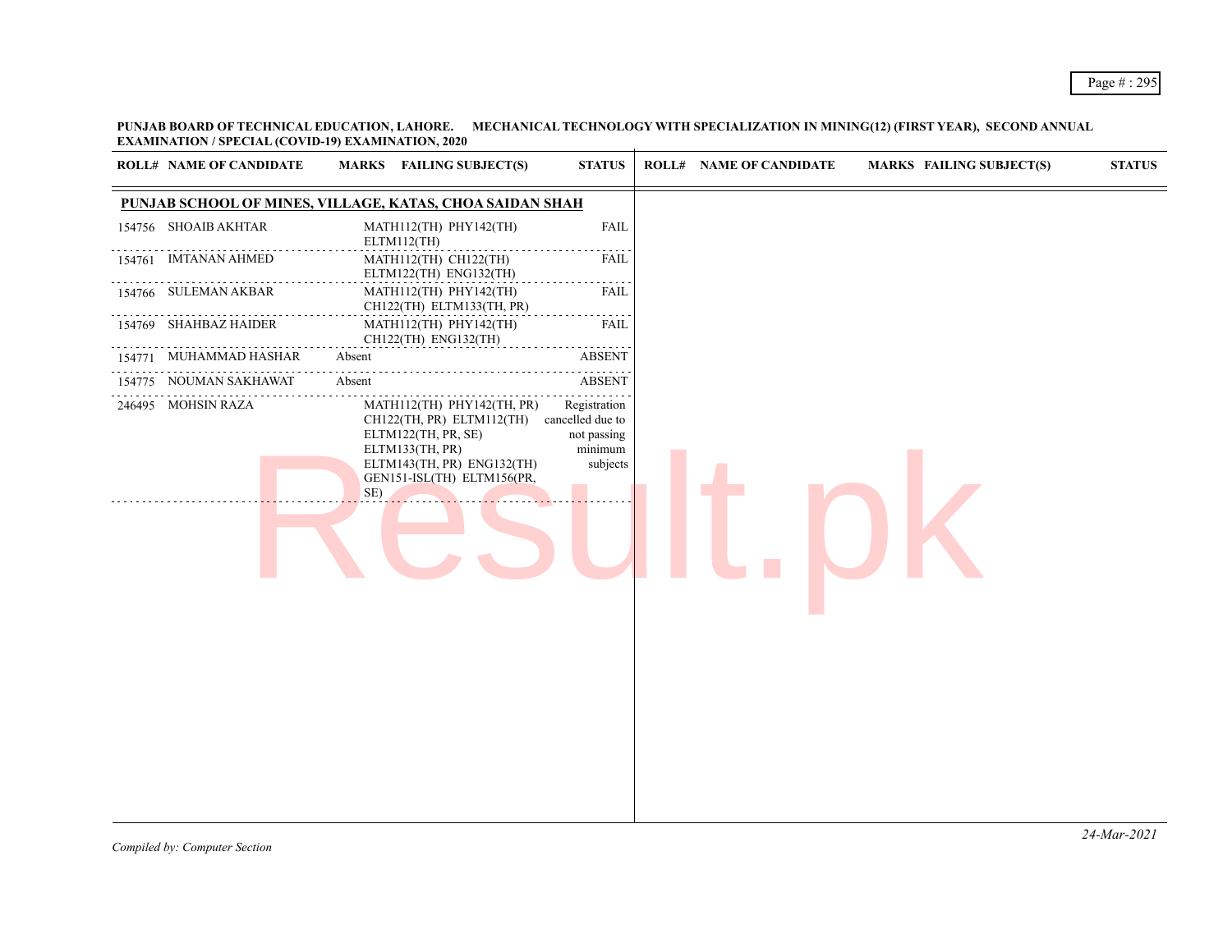**PUNJAB BOARD OF TECHNICAL EDUCATION, LAHORE. MECHANICAL TECHNOLOGY WITH SPECIALIZATION IN MINING(12) (FIRST YEAR), SECOND ANNUAL EXAMINATION / SPECIAL (COVID-19) EXAMINATION, 2020**

## PUNJAB SCHOOL OF MINES, VILLAGE, KATAS, CHOA SAIDAN SHAH

| ROLL# | NAME OF CANDIDATE | MARKS | FAILING SUBJECT(S) | STATUS |
|---|---|---|---|---|
| 154756 | SHOAIB AKHTAR | | MATH112(TH) PHY142(TH) ELTM112(TH) | FAIL |
| 154761 | IMTANAN AHMED | | MATH112(TH) CH122(TH) ELTM122(TH) ENG132(TH) | FAIL |
| 154766 | SULEMAN AKBAR | | MATH112(TH) PHY142(TH) CH122(TH) ELTM133(TH, PR) | FAIL |
| 154769 | SHAHBAZ HAIDER | | MATH112(TH) PHY142(TH) CH122(TH) ENG132(TH) | FAIL |
| 154771 | MUHAMMAD HASHAR | Absent | | ABSENT |
| 154775 | NOUMAN SAKHAWAT | Absent | | ABSENT |
| 246495 | MOHSIN RAZA | | MATH112(TH) PHY142(TH, PR) CH122(TH, PR) ELTM112(TH) ELTM122(TH, PR, SE) ELTM133(TH, PR) ELTM143(TH, PR) ENG132(TH) GEN151-ISL(TH) ELTM156(PR, SE) | Registration cancelled due to not passing minimum subjects |

*Compiled by: Computer Section*

*24-Mar-2021*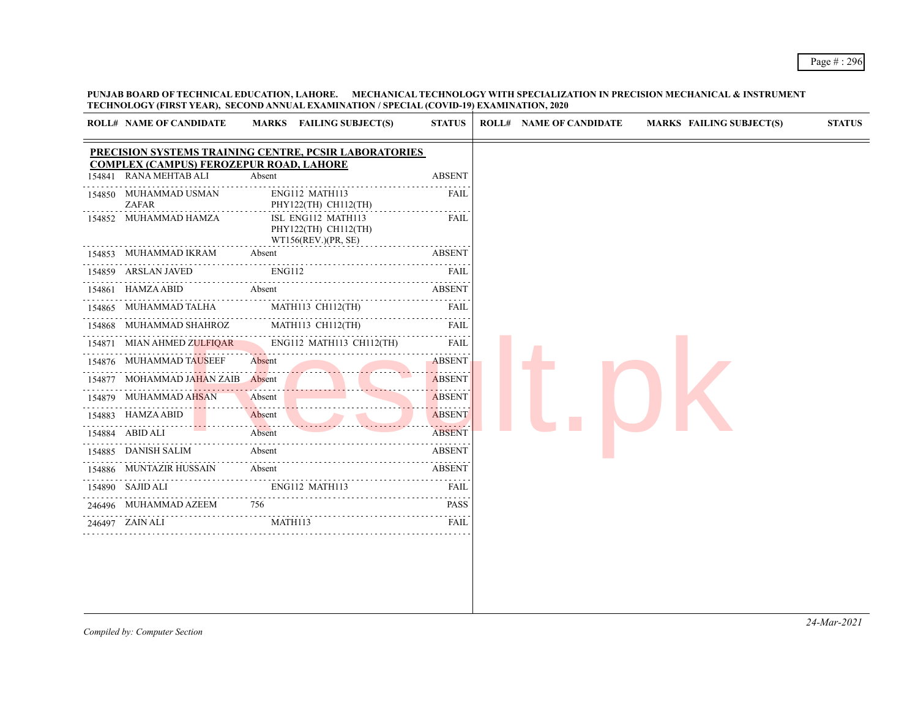**PUNJAB BOARD OF TECHNICAL EDUCATION, LAHORE. MECHANICAL TECHNOLOGY WITH SPECIALIZATION IN PRECISION MECHANICAL & INSTRUMENT TECHNOLOGY (FIRST YEAR), SECOND ANNUAL EXAMINATION / SPECIAL (COVID-19) EXAMINATION, 2020**

**PRECISION SYSTEMS TRAINING CENTRE, PCSIR LABORATORIES COMPLEX (CAMPUS) FEROZEPUR ROAD, LAHORE**

| ROLL# | NAME OF CANDIDATE | MARKS | FAILING SUBJECT(S) | STATUS |
|---|---|---|---|---|
| 154841 | RANA MEHTAB ALI | Absent | | ABSENT |
| 154850 | MUHAMMAD USMAN ZAFAR | | ENG112 MATH113 PHY122(TH) CH112(TH) | FAIL |
| 154852 | MUHAMMAD HAMZA | | ISL ENG112 MATH113 PHY122(TH) CH112(TH) WT156(REV.)(PR, SE) | FAIL |
| 154853 | MUHAMMAD IKRAM | Absent | | ABSENT |
| 154859 | ARSLAN JAVED | | ENG112 | FAIL |
| 154861 | HAMZA ABID | Absent | | ABSENT |
| 154865 | MUHAMMAD TALHA | | MATH113 CH112(TH) | FAIL |
| 154868 | MUHAMMAD SHAHROZ | | MATH113 CH112(TH) | FAIL |
| 154871 | MIAN AHMED ZULFIQAR | | ENG112 MATH113 CH112(TH) | FAIL |
| 154876 | MUHAMMAD TAUSEEF | Absent | | ABSENT |
| 154877 | MOHAMMAD JAHAN ZAIB | Absent | | ABSENT |
| 154879 | MUHAMMAD AHSAN | Absent | | ABSENT |
| 154883 | HAMZA ABID | Absent | | ABSENT |
| 154884 | ABID ALI | Absent | | ABSENT |
| 154885 | DANISH SALIM | Absent | | ABSENT |
| 154886 | MUNTAZIR HUSSAIN | Absent | | ABSENT |
| 154890 | SAJID ALI | | ENG112 MATH113 | FAIL |
| 246496 | MUHAMMAD AZEEM | 756 | | PASS |
| 246497 | ZAIN ALI | | MATH113 | FAIL |

*Compiled by: Computer Section*

*24-Mar-2021*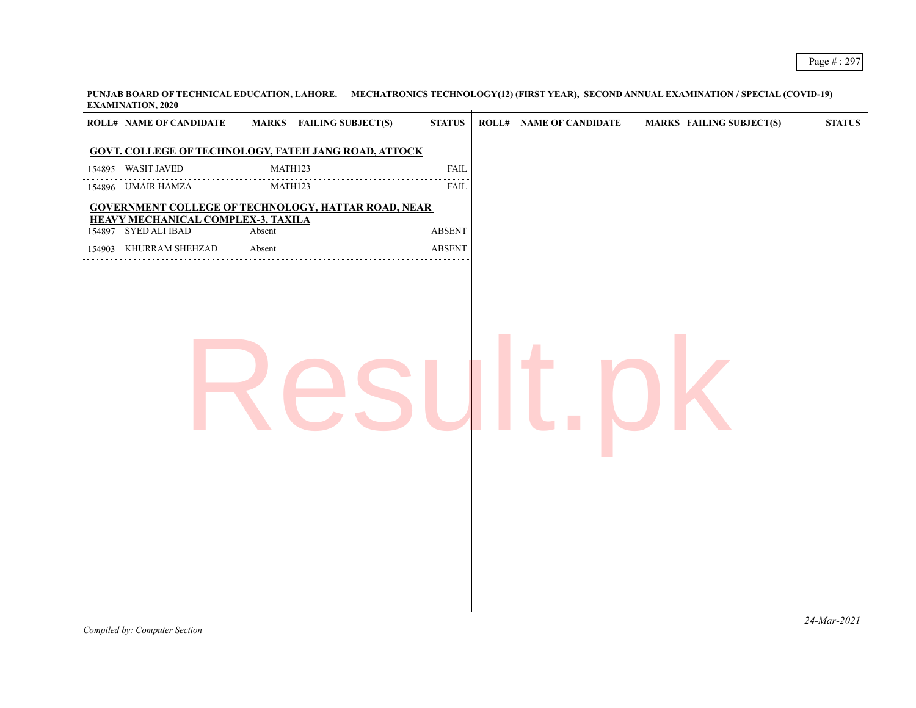**PUNJAB BOARD OF TECHNICAL EDUCATION, LAHORE. MECHATRONICS TECHNOLOGY(12) (FIRST YEAR), SECOND ANNUAL EXAMINATION / SPECIAL (COVID-19) EXAMINATION, 2020**

| ROLL# | NAME OF CANDIDATE | MARKS | FAILING SUBJECT(S) | STATUS |
|---|---|---|---|---|
| **GOVT. COLLEGE OF TECHNOLOGY, FATEH JANG ROAD, ATTOCK** | | | | |
| 154895 | WASIT JAVED | | MATH123 | FAIL |
| 154896 | UMAIR HAMZA | | MATH123 | FAIL |
| **GOVERNMENT COLLEGE OF TECHNOLOGY, HATTAR ROAD, NEAR HEAVY MECHANICAL COMPLEX-3, TAXILA** | | | | |
| 154897 | SYED ALI IBAD | Absent | | ABSENT |
| 154903 | KHURRAM SHEHZAD | Absent | | ABSENT |

*Compiled by: Computer Section*

*24-Mar-2021*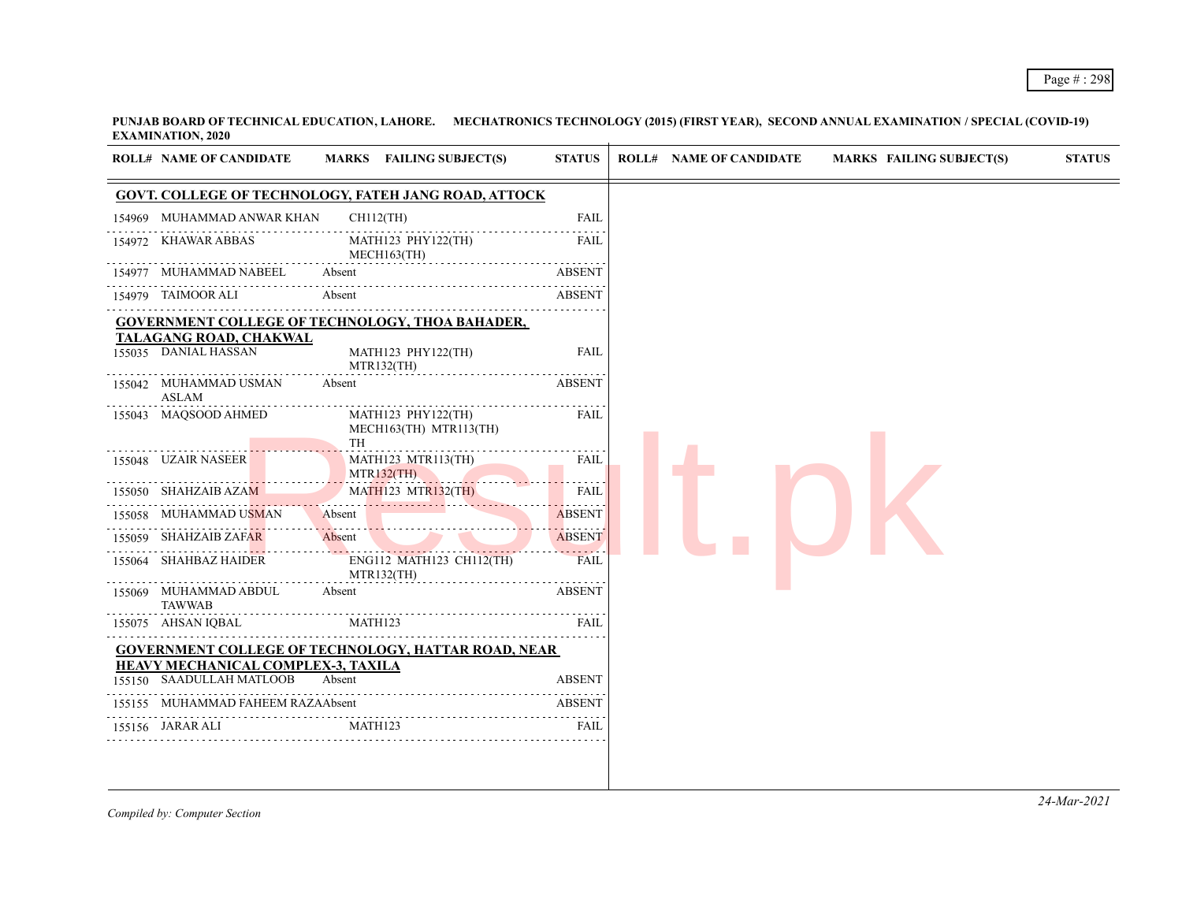**PUNJAB BOARD OF TECHNICAL EDUCATION, LAHORE. MECHATRONICS TECHNOLOGY (2015) (FIRST YEAR), SECOND ANNUAL EXAMINATION / SPECIAL (COVID-19) EXAMINATION, 2020**

| ROLL# | NAME OF CANDIDATE | MARKS | FAILING SUBJECT(S) | STATUS |
|---|---|---|---|---|
| **GOVT. COLLEGE OF TECHNOLOGY, FATEH JANG ROAD, ATTOCK** | | | | |
| 154969 | MUHAMMAD ANWAR KHAN | | CH112(TH) | FAIL |
| 154972 | KHAWAR ABBAS | | MATH123 PHY122(TH) MECH163(TH) | FAIL |
| 154977 | MUHAMMAD NABEEL | Absent | | ABSENT |
| 154979 | TAIMOOR ALI | Absent | | ABSENT |
| **GOVERNMENT COLLEGE OF TECHNOLOGY, THOA BAHADER, TALAGANG ROAD, CHAKWAL** | | | | |
| 155035 | DANIAL HASSAN | | MATH123 PHY122(TH) MTR132(TH) | FAIL |
| 155042 | MUHAMMAD USMAN ASLAM | Absent | | ABSENT |
| 155043 | MAQSOOD AHMED | | MATH123 PHY122(TH) MECH163(TH) MTR113(TH) TH | FAIL |
| 155048 | UZAIR NASEER | | MATH123 MTR113(TH) MTR132(TH) | FAIL |
| 155050 | SHAHZAIB AZAM | | MATH123 MTR132(TH) | FAIL |
| 155058 | MUHAMMAD USMAN | Absent | | ABSENT |
| 155059 | SHAHZAIB ZAFAR | Absent | | ABSENT |
| 155064 | SHAHBAZ HAIDER | | ENG112 MATH123 CH112(TH) MTR132(TH) | FAIL |
| 155069 | MUHAMMAD ABDUL TAWWAB | Absent | | ABSENT |
| 155075 | AHSAN IQBAL | | MATH123 | FAIL |
| **GOVERNMENT COLLEGE OF TECHNOLOGY, HATTAR ROAD, NEAR HEAVY MECHANICAL COMPLEX-3, TAXILA** | | | | |
| 155150 | SAADULLAH MATLOOB | Absent | | ABSENT |
| 155155 | MUHAMMAD FAHEEM RAZA | Absent | | ABSENT |
| 155156 | JARAR ALI | | MATH123 | FAIL |

*Compiled by: Computer Section*

*24-Mar-2021*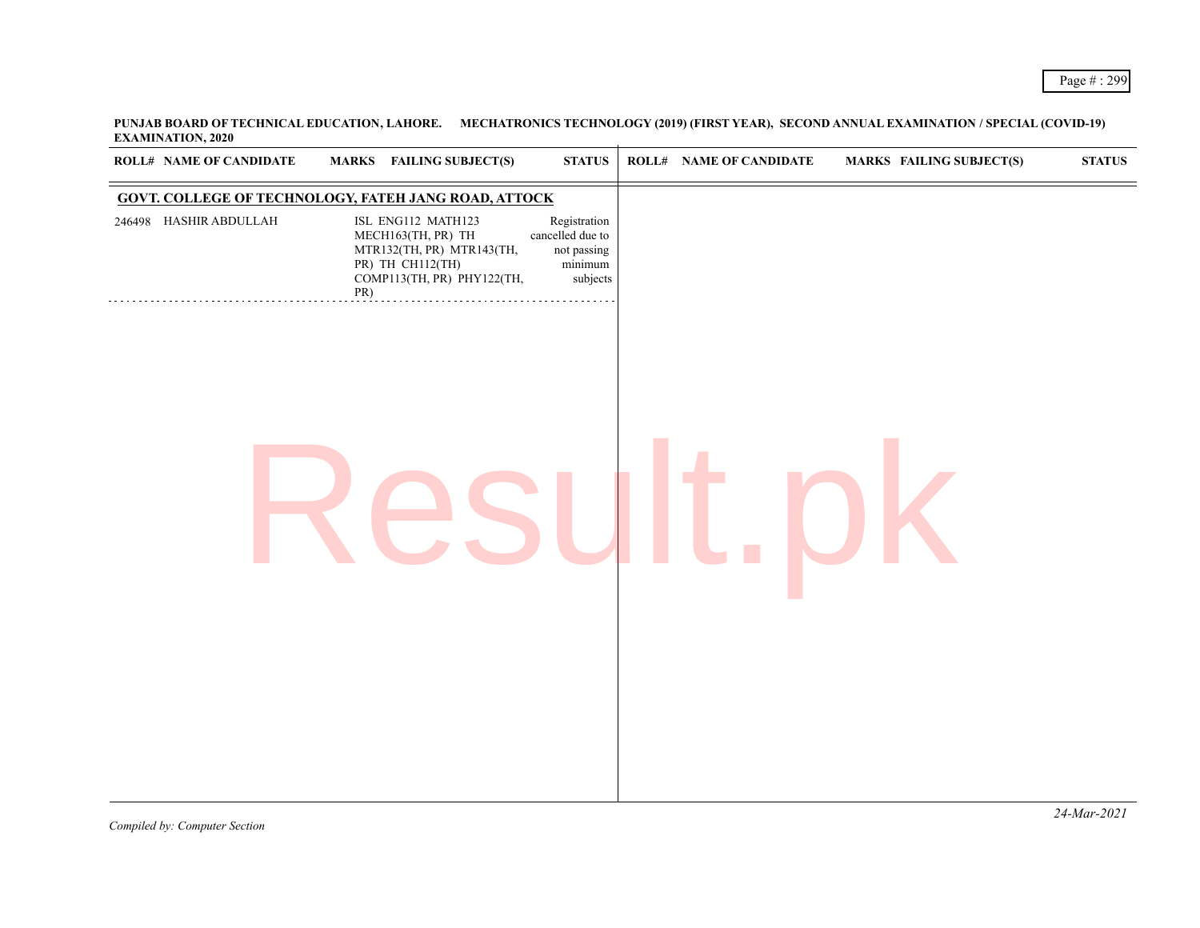**PUNJAB BOARD OF TECHNICAL EDUCATION, LAHORE. MECHATRONICS TECHNOLOGY (2019) (FIRST YEAR), SECOND ANNUAL EXAMINATION / SPECIAL (COVID-19) EXAMINATION, 2020**

| ROLL# | NAME OF CANDIDATE | MARKS | FAILING SUBJECT(S) | STATUS |
|---|---|---|---|---|
| **GOVT. COLLEGE OF TECHNOLOGY, FATEH JANG ROAD, ATTOCK** | | | | |
| 246498 | HASHIR ABDULLAH | | ISL ENG112 MATH123 MECH163(TH, PR) TH MTR132(TH, PR) MTR143(TH, PR) TH CH112(TH) COMP113(TH, PR) PHY122(TH, PR) | Registration cancelled due to not passing minimum subjects |

*Compiled by: Computer Section*

*24-Mar-2021*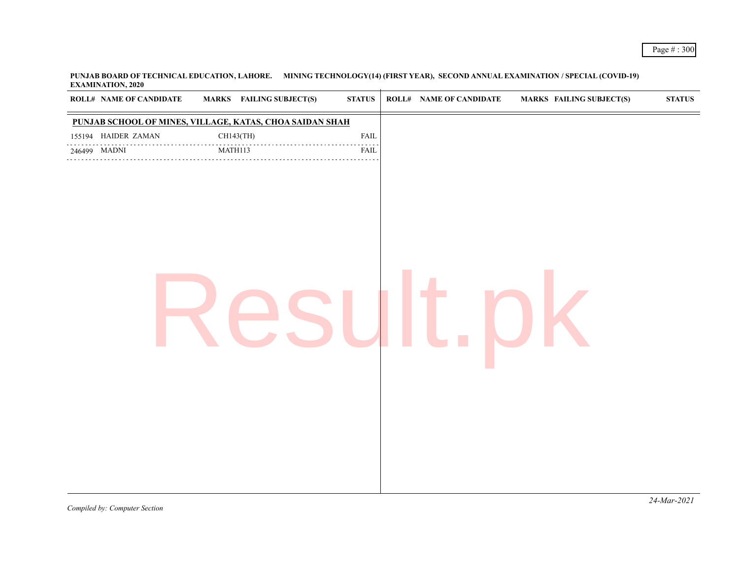**PUNJAB BOARD OF TECHNICAL EDUCATION, LAHORE. MINING TECHNOLOGY(14) (FIRST YEAR), SECOND ANNUAL EXAMINATION / SPECIAL (COVID-19) EXAMINATION, 2020**

| ROLL# | NAME OF CANDIDATE | MARKS | FAILING SUBJECT(S) | STATUS |
|---|---|---|---|---|
| **PUNJAB SCHOOL OF MINES, VILLAGE, KATAS, CHOA SAIDAN SHAH** | | | | |
| 155194 | HAIDER ZAMAN | | CH143(TH) | FAIL |
| 246499 | MADNI | | MATH113 | FAIL |

*Compiled by: Computer Section*

*24-Mar-2021*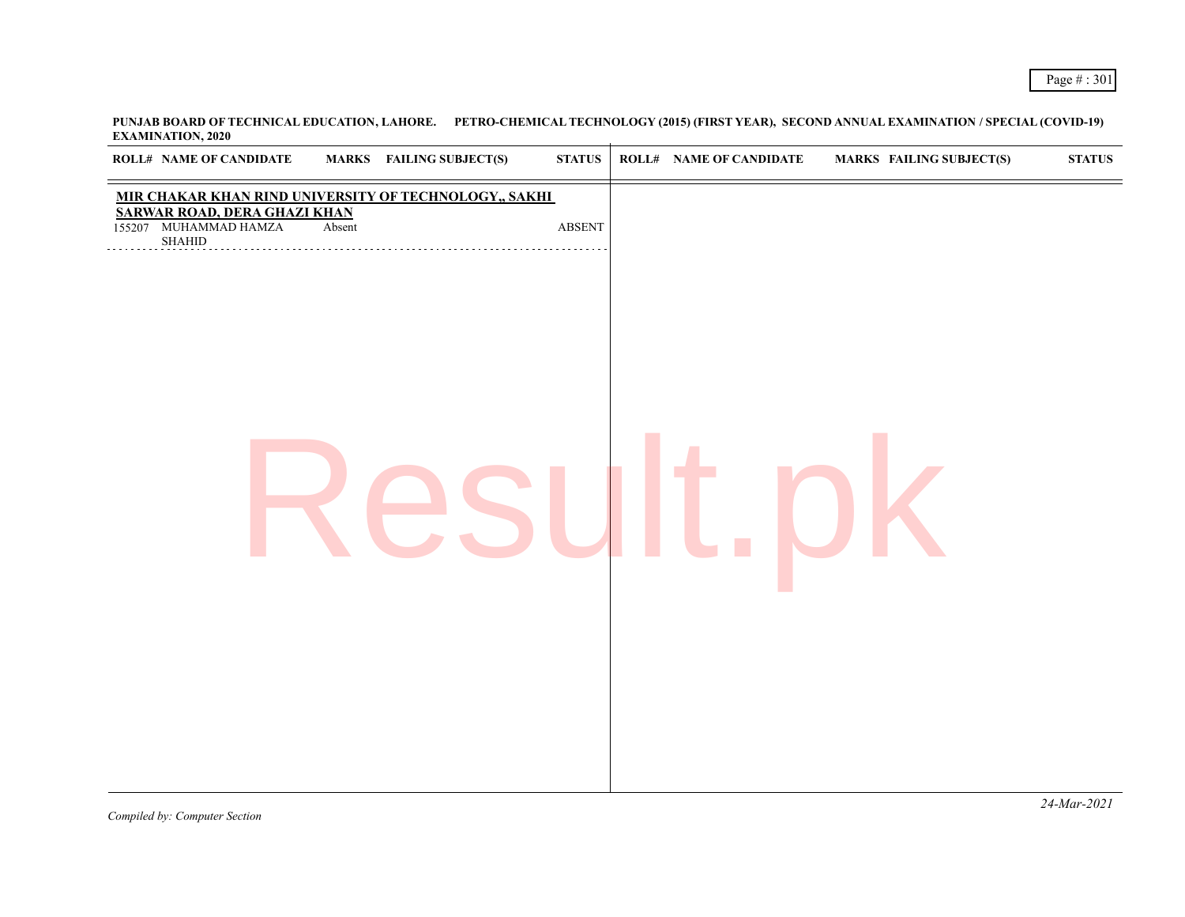**PUNJAB BOARD OF TECHNICAL EDUCATION, LAHORE. PETRO-CHEMICAL TECHNOLOGY (2015) (FIRST YEAR), SECOND ANNUAL EXAMINATION / SPECIAL (COVID-19) EXAMINATION, 2020**

| ROLL# | NAME OF CANDIDATE | MARKS | FAILING SUBJECT(S) | STATUS |
|---|---|---|---|---|
| **MIR CHAKAR KHAN RIND UNIVERSITY OF TECHNOLOGY,, SAKHI SARWAR ROAD, DERA GHAZI KHAN** | | | | |
| 155207 | MUHAMMAD HAMZA SHAHID | Absent | | ABSENT |

*Compiled by: Computer Section*

*24-Mar-2021*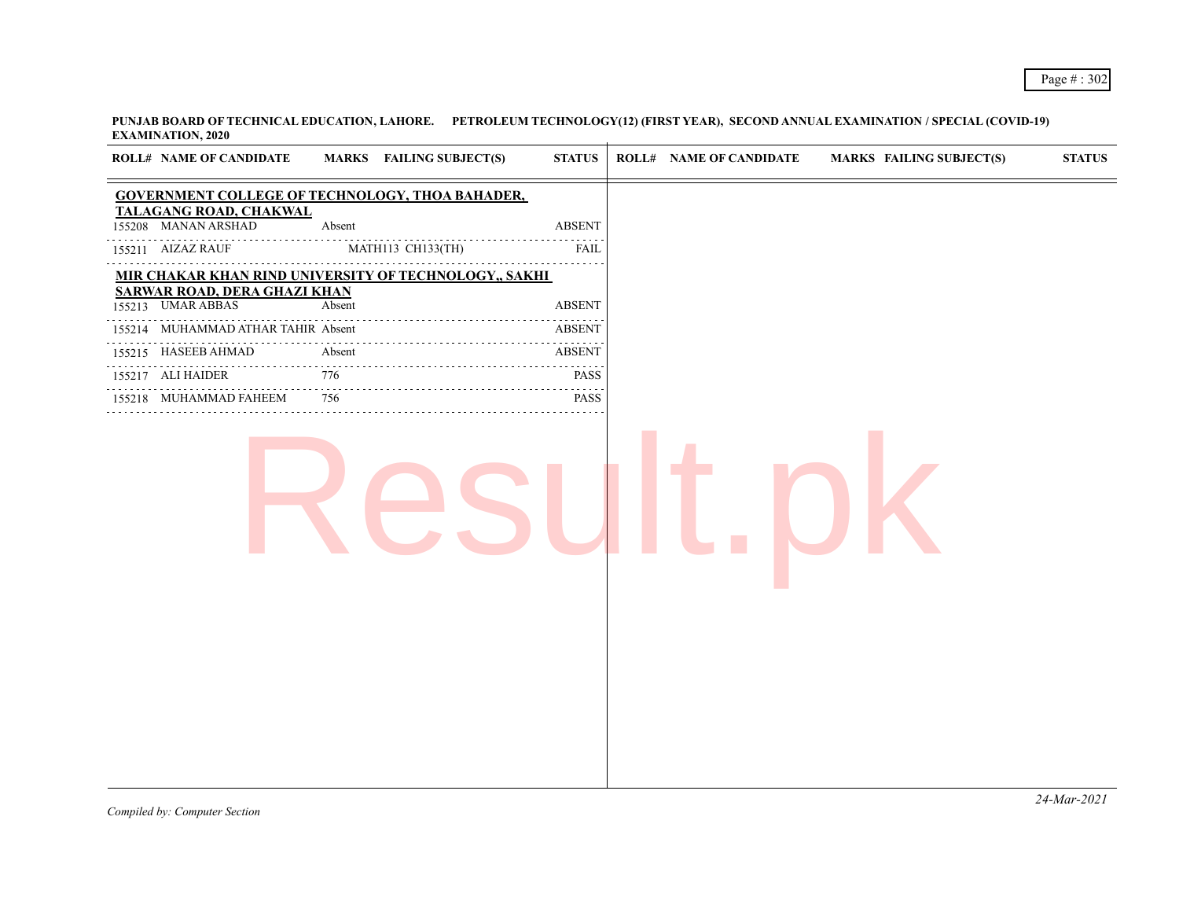**PUNJAB BOARD OF TECHNICAL EDUCATION, LAHORE. PETROLEUM TECHNOLOGY(12) (FIRST YEAR), SECOND ANNUAL EXAMINATION / SPECIAL (COVID-19) EXAMINATION, 2020**

| ROLL# | NAME OF CANDIDATE | MARKS | FAILING SUBJECT(S) | STATUS |
|---|---|---|---|---|
| **GOVERNMENT COLLEGE OF TECHNOLOGY, THOA BAHADER, TALAGANG ROAD, CHAKWAL** | | | | |
| 155208 | MANAN ARSHAD | Absent | | ABSENT |
| 155211 | AIZAZ RAUF | | MATH113 CH133(TH) | FAIL |
| **MIR CHAKAR KHAN RIND UNIVERSITY OF TECHNOLOGY,, SAKHI SARWAR ROAD, DERA GHAZI KHAN** | | | | |
| 155213 | UMAR ABBAS | Absent | | ABSENT |
| 155214 | MUHAMMAD ATHAR TAHIR | Absent | | ABSENT |
| 155215 | HASEEB AHMAD | Absent | | ABSENT |
| 155217 | ALI HAIDER | 776 | | PASS |
| 155218 | MUHAMMAD FAHEEM | 756 | | PASS |

*Compiled by: Computer Section*

*24-Mar-2021*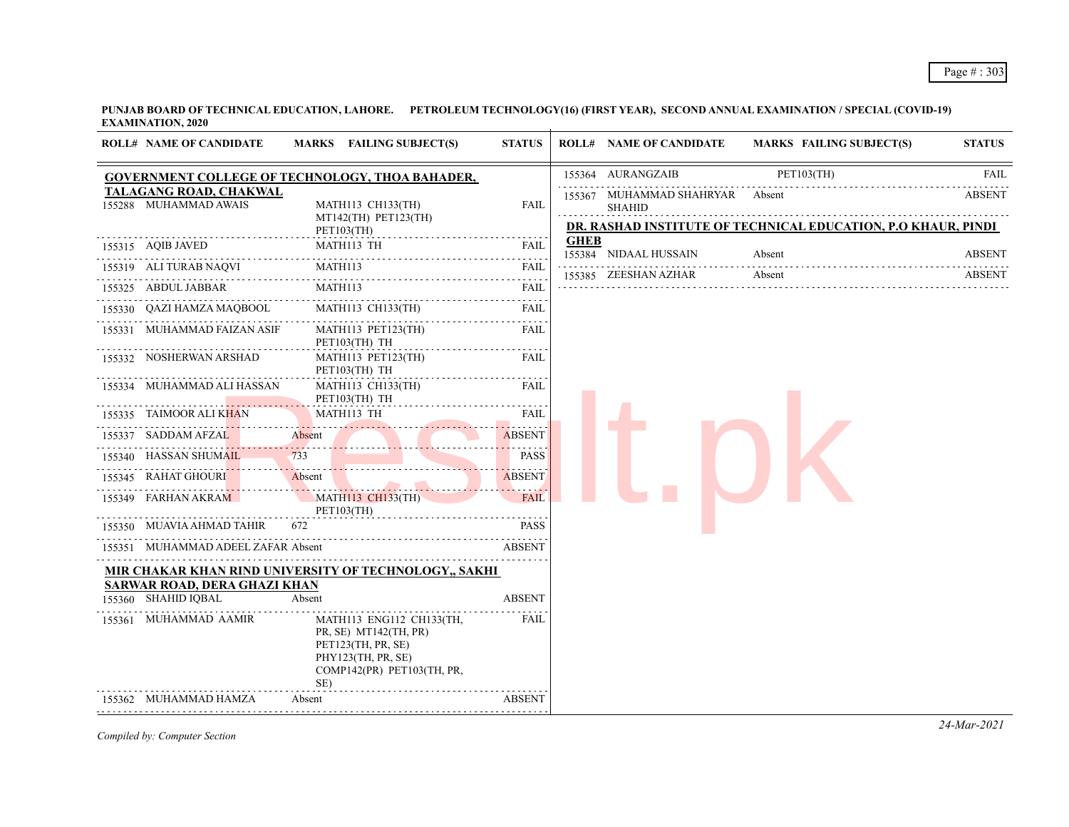**PUNJAB BOARD OF TECHNICAL EDUCATION, LAHORE. PETROLEUM TECHNOLOGY(16) (FIRST YEAR), SECOND ANNUAL EXAMINATION / SPECIAL (COVID-19) EXAMINATION, 2020**

| ROLL# | NAME OF CANDIDATE | MARKS | FAILING SUBJECT(S) | STATUS |
|---|---|---|---|---|
| **GOVERNMENT COLLEGE OF TECHNOLOGY, THOA BAHADER, TALAGANG ROAD, CHAKWAL** | | | | |
| 155288 | MUHAMMAD AWAIS | | MATH113 CH133(TH) MT142(TH) PET123(TH) PET103(TH) | FAIL |
| 155315 | AQIB JAVED | | MATH113 TH | FAIL |
| 155319 | ALI TURAB NAQVI | | MATH113 | FAIL |
| 155325 | ABDUL JABBAR | | MATH113 | FAIL |
| 155330 | QAZI HAMZA MAQBOOL | | MATH113 CH133(TH) | FAIL |
| 155331 | MUHAMMAD FAIZAN ASIF | | MATH113 PET123(TH) PET103(TH) TH | FAIL |
| 155332 | NOSHERWAN ARSHAD | | MATH113 PET123(TH) PET103(TH) TH | FAIL |
| 155334 | MUHAMMAD ALI HASSAN | | MATH113 CH133(TH) PET103(TH) TH | FAIL |
| 155335 | TAIMOOR ALI KHAN | | MATH113 TH | FAIL |
| 155337 | SADDAM AFZAL | Absent | | ABSENT |
| 155340 | HASSAN SHUMAIL | 733 | | PASS |
| 155345 | RAHAT GHOURI | Absent | | ABSENT |
| 155349 | FARHAN AKRAM | | MATH113 CH133(TH) PET103(TH) | FAIL |
| 155350 | MUAVIA AHMAD TAHIR | 672 | | PASS |
| 155351 | MUHAMMAD ADEEL ZAFAR | Absent | | ABSENT |
| **MIR CHAKAR KHAN RIND UNIVERSITY OF TECHNOLOGY,, SAKHI SARWAR ROAD, DERA GHAZI KHAN** | | | | |
| 155360 | SHAHID IQBAL | Absent | | ABSENT |
| 155361 | MUHAMMAD AAMIR | | MATH113 ENG112 CH133(TH, PR, SE) MT142(TH, PR) PET123(TH, PR, SE) PHY123(TH, PR, SE) COMP142(PR) PET103(TH, PR, SE) | FAIL |
| 155362 | MUHAMMAD HAMZA | Absent | | ABSENT |
| 155364 | AURANGZAIB | | PET103(TH) | FAIL |
| 155367 | MUHAMMAD SHAHRYAR SHAHID | Absent | | ABSENT |
| **DR. RASHAD INSTITUTE OF TECHNICAL EDUCATION, P.O KHAUR, PINDI GHEB** | | | | |
| 155384 | NIDAAL HUSSAIN | Absent | | ABSENT |
| 155385 | ZEESHAN AZHAR | Absent | | ABSENT |

*Compiled by: Computer Section*

*24-Mar-2021*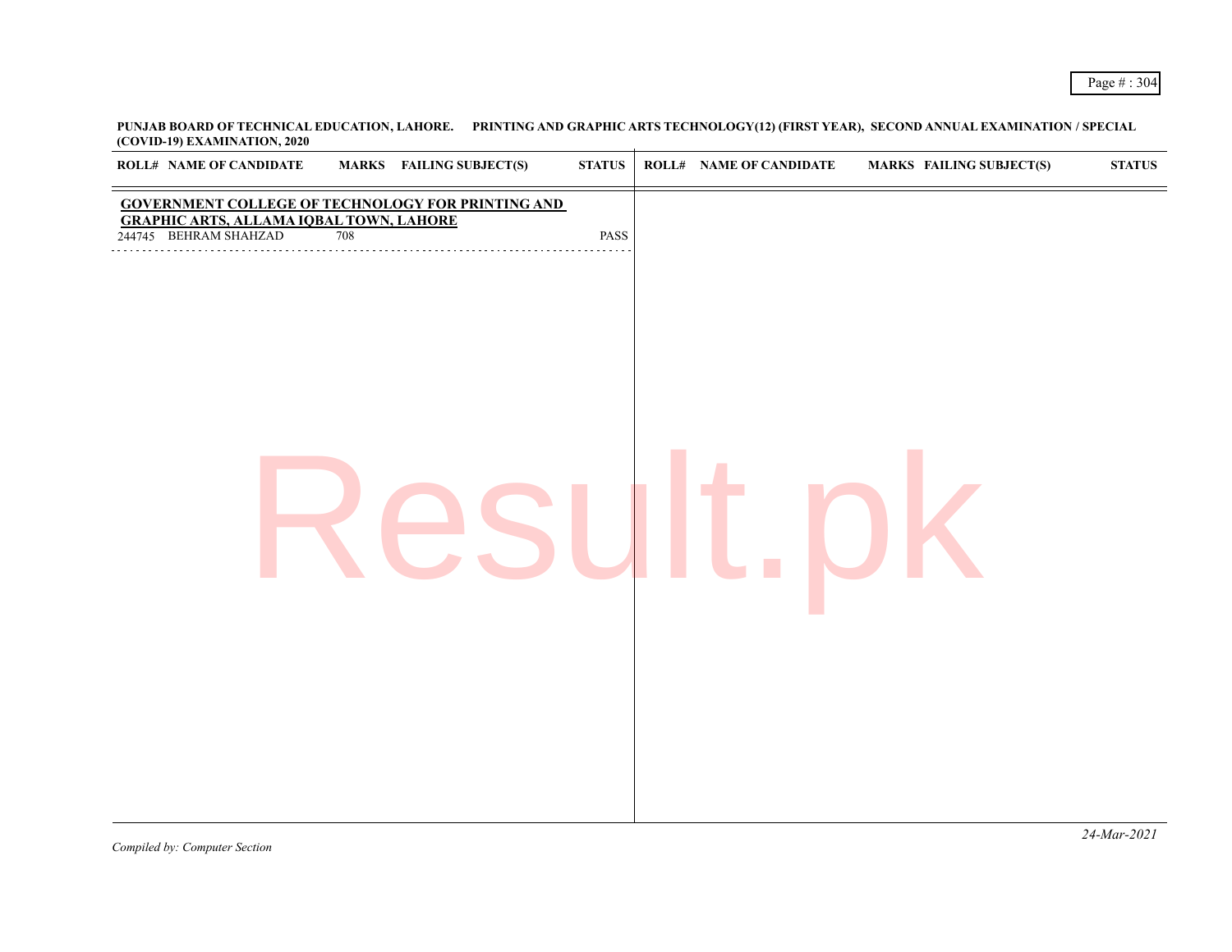**PUNJAB BOARD OF TECHNICAL EDUCATION, LAHORE. PRINTING AND GRAPHIC ARTS TECHNOLOGY(12) (FIRST YEAR), SECOND ANNUAL EXAMINATION / SPECIAL (COVID-19) EXAMINATION, 2020**

| ROLL# | NAME OF CANDIDATE | MARKS | FAILING SUBJECT(S) | STATUS |
|---|---|---|---|---|
| **GOVERNMENT COLLEGE OF TECHNOLOGY FOR PRINTING AND GRAPHIC ARTS, ALLAMA IQBAL TOWN, LAHORE** | | | | |
| 244745 | BEHRAM SHAHZAD | 708 | | PASS |

*Compiled by: Computer Section*

*24-Mar-2021*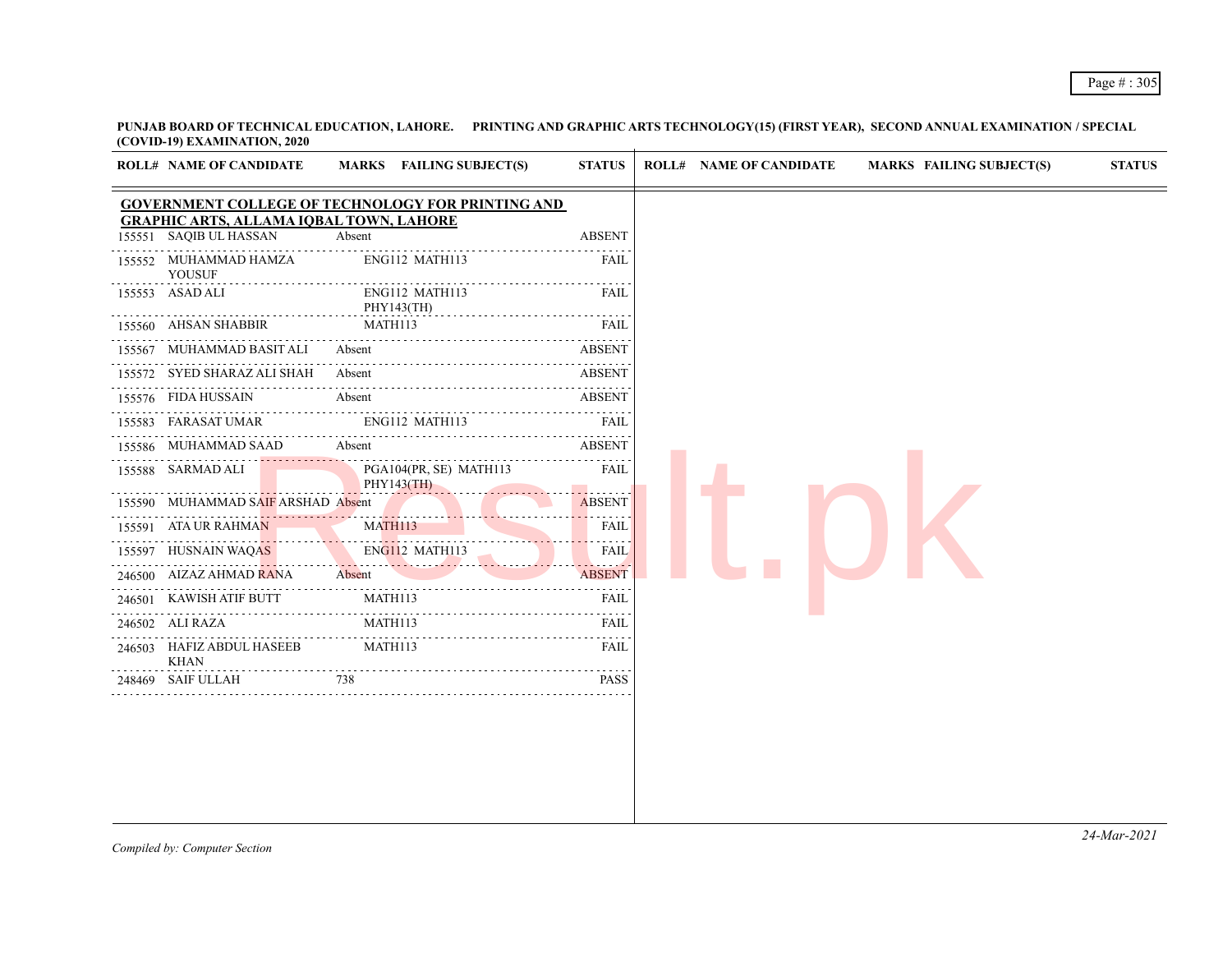**PUNJAB BOARD OF TECHNICAL EDUCATION, LAHORE. PRINTING AND GRAPHIC ARTS TECHNOLOGY(15) (FIRST YEAR), SECOND ANNUAL EXAMINATION / SPECIAL (COVID-19) EXAMINATION, 2020**

| ROLL# | NAME OF CANDIDATE | MARKS | FAILING SUBJECT(S) | STATUS |
|---|---|---|---|---|
| | **GOVERNMENT COLLEGE OF TECHNOLOGY FOR PRINTING AND GRAPHIC ARTS, ALLAMA IQBAL TOWN, LAHORE** | | | |
| 155551 | SAQIB UL HASSAN | Absent | | ABSENT |
| 155552 | MUHAMMAD HAMZA YOUSUF | | ENG112 MATH113 | FAIL |
| 155553 | ASAD ALI | | ENG112 MATH113 PHY143(TH) | FAIL |
| 155560 | AHSAN SHABBIR | | MATH113 | FAIL |
| 155567 | MUHAMMAD BASIT ALI | Absent | | ABSENT |
| 155572 | SYED SHARAZ ALI SHAH | Absent | | ABSENT |
| 155576 | FIDA HUSSAIN | Absent | | ABSENT |
| 155583 | FARASAT UMAR | | ENG112 MATH113 | FAIL |
| 155586 | MUHAMMAD SAAD | Absent | | ABSENT |
| 155588 | SARMAD ALI | | PGA104(PR, SE) MATH113 PHY143(TH) | FAIL |
| 155590 | MUHAMMAD SAIF ARSHAD | Absent | | ABSENT |
| 155591 | ATA UR RAHMAN | | MATH113 | FAIL |
| 155597 | HUSNAIN WAQAS | | ENG112 MATH113 | FAIL |
| 246500 | AIZAZ AHMAD RANA | Absent | | ABSENT |
| 246501 | KAWISH ATIF BUTT | | MATH113 | FAIL |
| 246502 | ALI RAZA | | MATH113 | FAIL |
| 246503 | HAFIZ ABDUL HASEEB KHAN | | MATH113 | FAIL |
| 248469 | SAIF ULLAH | 738 | | PASS |

*Compiled by: Computer Section*

*24-Mar-2021*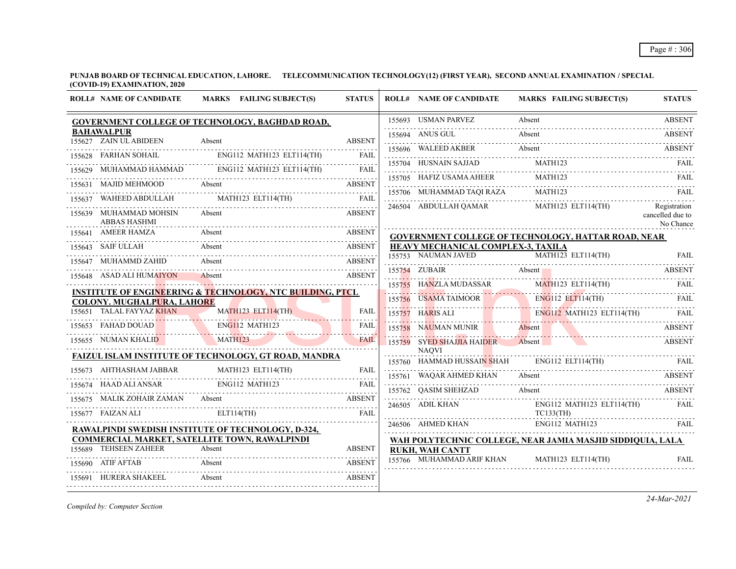**PUNJAB BOARD OF TECHNICAL EDUCATION, LAHORE. TELECOMMUNICATION TECHNOLOGY(12) (FIRST YEAR), SECOND ANNUAL EXAMINATION / SPECIAL (COVID-19) EXAMINATION, 2020**

| ROLL# | NAME OF CANDIDATE | MARKS | FAILING SUBJECT(S) | STATUS |
|---|---|---|---|---|
| **GOVERNMENT COLLEGE OF TECHNOLOGY, BAGHDAD ROAD, BAHAWALPUR** | | | | |
| 155627 | ZAIN UL ABIDEEN | Absent | | ABSENT |
| 155628 | FARHAN SOHAIL | | ENG112 MATH123 ELT114(TH) | FAIL |
| 155629 | MUHAMMAD HAMMAD | | ENG112 MATH123 ELT114(TH) | FAIL |
| 155631 | MAJID MEHMOOD | Absent | | ABSENT |
| 155637 | WAHEED ABDULLAH | | MATH123 ELT114(TH) | FAIL |
| 155639 | MUHAMMAD MOHSIN ABBAS HASHMI | Absent | | ABSENT |
| 155641 | AMEER HAMZA | Absent | | ABSENT |
| 155643 | SAIF ULLAH | Absent | | ABSENT |
| 155647 | MUHAMMD ZAHID | Absent | | ABSENT |
| 155648 | ASAD ALI HUMAIYON | Absent | | ABSENT |
| **INSTITUTE OF ENGINEERING & TECHNOLOGY, NTC BUILDING, PTCL COLONY. MUGHALPURA, LAHORE** | | | | |
| 155651 | TALAL FAYYAZ KHAN | | MATH123 ELT114(TH) | FAIL |
| 155653 | FAHAD DOUAD | | ENG112 MATH123 | FAIL |
| 155655 | NUMAN KHALID | | MATH123 | FAIL |
| **FAIZUL ISLAM INSTITUTE OF TECHNOLOGY, GT ROAD, MANDRA** | | | | |
| 155673 | AHTHASHAM JABBAR | | MATH123 ELT114(TH) | FAIL |
| 155674 | HAAD ALI ANSAR | | ENG112 MATH123 | FAIL |
| 155675 | MALIK ZOHAIR ZAMAN | Absent | | ABSENT |
| 155677 | FAIZAN ALI | | ELT114(TH) | FAIL |
| **RAWALPINDI SWEDISH INSTITUTE OF TECHNOLOGY, D-324, COMMERCIAL MARKET, SATELLITE TOWN, RAWALPINDI** | | | | |
| 155689 | TEHSEEN ZAHEER | Absent | | ABSENT |
| 155690 | ATIF AFTAB | Absent | | ABSENT |
| 155691 | HURERA SHAKEEL | Absent | | ABSENT |
| 155693 | USMAN PARVEZ | Absent | | ABSENT |
| 155694 | ANUS GUL | Absent | | ABSENT |
| 155696 | WALEED AKBER | Absent | | ABSENT |
| 155704 | HUSNAIN SAJJAD | | MATH123 | FAIL |
| 155705 | HAFIZ USAMA AHEER | | MATH123 | FAIL |
| 155706 | MUHAMMAD TAQI RAZA | | MATH123 | FAIL |
| 246504 | ABDULLAH QAMAR | | MATH123 ELT114(TH) | Registration cancelled due to No Chance |
| **GOVERNMENT COLLEGE OF TECHNOLOGY, HATTAR ROAD, NEAR HEAVY MECHANICAL COMPLEX-3, TAXILA** | | | | |
| 155753 | NAUMAN JAVED | | MATH123 ELT114(TH) | FAIL |
| 155754 | ZUBAIR | Absent | | ABSENT |
| 155755 | HANZLA MUDASSAR | | MATH123 ELT114(TH) | FAIL |
| 155756 | USAMA TAIMOOR | | ENG112 ELT114(TH) | FAIL |
| 155757 | HARIS ALI | | ENG112 MATH123 ELT114(TH) | FAIL |
| 155758 | NAUMAN MUNIR | Absent | | ABSENT |
| 155759 | SYED SHAJJIA HAIDER NAQVI | Absent | | ABSENT |
| 155760 | HAMMAD HUSSAIN SHAH | | ENG112 ELT114(TH) | FAIL |
| 155761 | WAQAR AHMED KHAN | Absent | | ABSENT |
| 155762 | QASIM SHEHZAD | Absent | | ABSENT |
| 246505 | ADIL KHAN | | ENG112 MATH123 ELT114(TH) TC133(TH) | FAIL |
| 246506 | AHMED KHAN | | ENG112 MATH123 | FAIL |
| **WAH POLYTECHNIC COLLEGE, NEAR JAMIA MASJID SIDDIQUIA, LALA RUKH, WAH CANTT** | | | | |
| 155766 | MUHAMMAD ARIF KHAN | | MATH123 ELT114(TH) | FAIL |

*Compiled by: Computer Section*

*24-Mar-2021*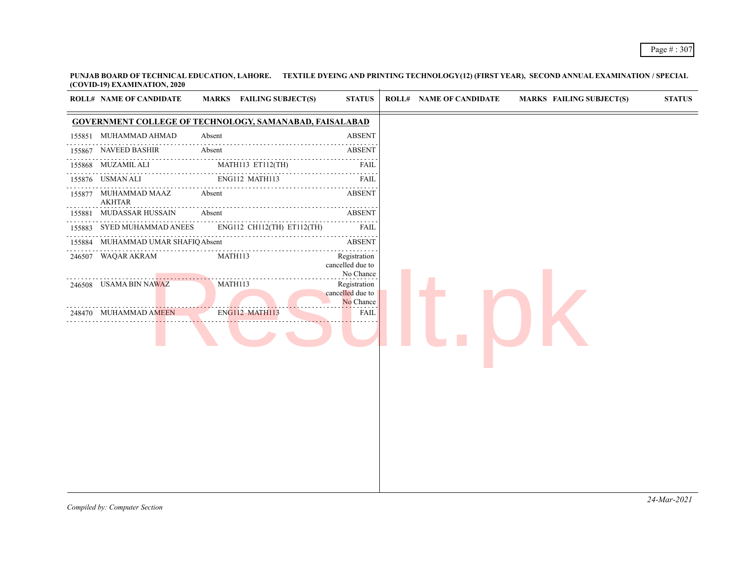**PUNJAB BOARD OF TECHNICAL EDUCATION, LAHORE. TEXTILE DYEING AND PRINTING TECHNOLOGY(12) (FIRST YEAR), SECOND ANNUAL EXAMINATION / SPECIAL (COVID-19) EXAMINATION, 2020**

| ROLL# | NAME OF CANDIDATE | MARKS | FAILING SUBJECT(S) | STATUS |
|---|---|---|---|---|
| **GOVERNMENT COLLEGE OF TECHNOLOGY, SAMANABAD, FAISALABAD** | | | | |
| 155851 | MUHAMMAD AHMAD | Absent | | ABSENT |
| 155867 | NAVEED BASHIR | Absent | | ABSENT |
| 155868 | MUZAMIL ALI | | MATH113 ET112(TH) | FAIL |
| 155876 | USMAN ALI | | ENG112 MATH113 | FAIL |
| 155877 | MUHAMMAD MAAZ AKHTAR | Absent | | ABSENT |
| 155881 | MUDASSAR HUSSAIN | Absent | | ABSENT |
| 155883 | SYED MUHAMMAD ANEES | | ENG112 CH112(TH) ET112(TH) | FAIL |
| 155884 | MUHAMMAD UMAR SHAFIQ | Absent | | ABSENT |
| 246507 | WAQAR AKRAM | | MATH113 | Registration cancelled due to No Chance |
| 246508 | USAMA BIN NAWAZ | | MATH113 | Registration cancelled due to No Chance |
| 248470 | MUHAMMAD AMEEN | | ENG112 MATH113 | FAIL |

*Compiled by: Computer Section*

*24-Mar-2021*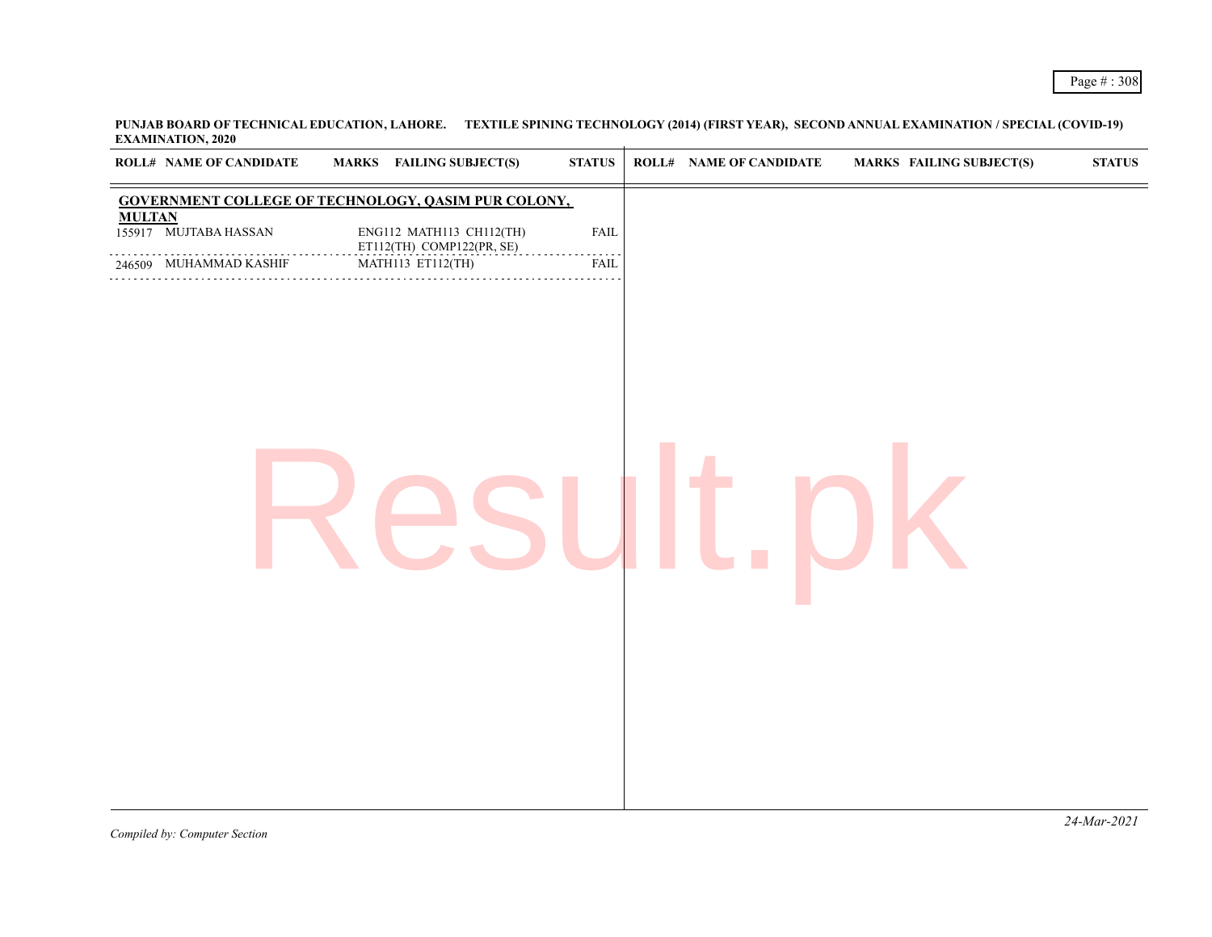**PUNJAB BOARD OF TECHNICAL EDUCATION, LAHORE. TEXTILE SPINING TECHNOLOGY (2014) (FIRST YEAR), SECOND ANNUAL EXAMINATION / SPECIAL (COVID-19) EXAMINATION, 2020**

| ROLL# | NAME OF CANDIDATE | MARKS | FAILING SUBJECT(S) | STATUS |
|---|---|---|---|---|
| **GOVERNMENT COLLEGE OF TECHNOLOGY, QASIM PUR COLONY, MULTAN** | | | | |
| 155917 | MUJTABA HASSAN | | ENG112 MATH113 CH112(TH) ET112(TH) COMP122(PR, SE) | FAIL |
| 246509 | MUHAMMAD KASHIF | | MATH113 ET112(TH) | FAIL |

*Compiled by: Computer Section*

*24-Mar-2021*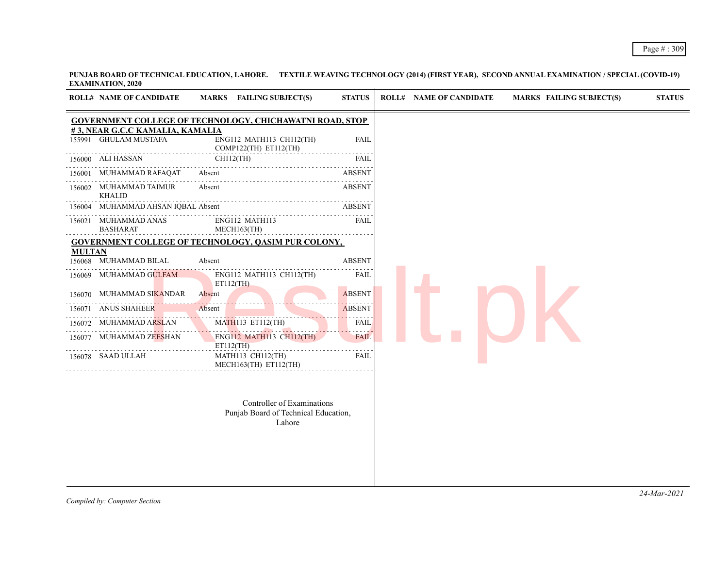**PUNJAB BOARD OF TECHNICAL EDUCATION, LAHORE. TEXTILE WEAVING TECHNOLOGY (2014) (FIRST YEAR), SECOND ANNUAL EXAMINATION / SPECIAL (COVID-19) EXAMINATION, 2020**

| ROLL# | NAME OF CANDIDATE | MARKS | FAILING SUBJECT(S) | STATUS |
|---|---|---|---|---|
| **GOVERNMENT COLLEGE OF TECHNOLOGY, CHICHAWATNI ROAD, STOP # 3, NEAR G.C.C KAMALIA, KAMALIA** | | | | |
| 155991 | GHULAM MUSTAFA | | ENG112 MATH113 CH112(TH) COMP122(TH) ET112(TH) | FAIL |
| 156000 | ALI HASSAN | | CH112(TH) | FAIL |
| 156001 | MUHAMMAD RAFAQAT | Absent | | ABSENT |
| 156002 | MUHAMMAD TAIMUR KHALID | Absent | | ABSENT |
| 156004 | MUHAMMAD AHSAN IQBAL | Absent | | ABSENT |
| 156021 | MUHAMMAD ANAS BASHARAT | | ENG112 MATH113 MECH163(TH) | FAIL |
| **GOVERNMENT COLLEGE OF TECHNOLOGY, QASIM PUR COLONY, MULTAN** | | | | |
| 156068 | MUHAMMAD BILAL | Absent | | ABSENT |
| 156069 | MUHAMMAD GULFAM | | ENG112 MATH113 CH112(TH) ET112(TH) | FAIL |
| 156070 | MUHAMMAD SIKANDAR | Absent | | ABSENT |
| 156071 | ANUS SHAHEER | Absent | | ABSENT |
| 156072 | MUHAMMAD ARSLAN | | MATH113 ET112(TH) | FAIL |
| 156077 | MUHAMMAD ZEESHAN | | ENG112 MATH113 CH112(TH) ET112(TH) | FAIL |
| 156078 | SAAD ULLAH | | MATH113 CH112(TH) MECH163(TH) ET112(TH) | FAIL |

Controller of Examinations
Punjab Board of Technical Education,
Lahore

*Compiled by: Computer Section*

*24-Mar-2021*